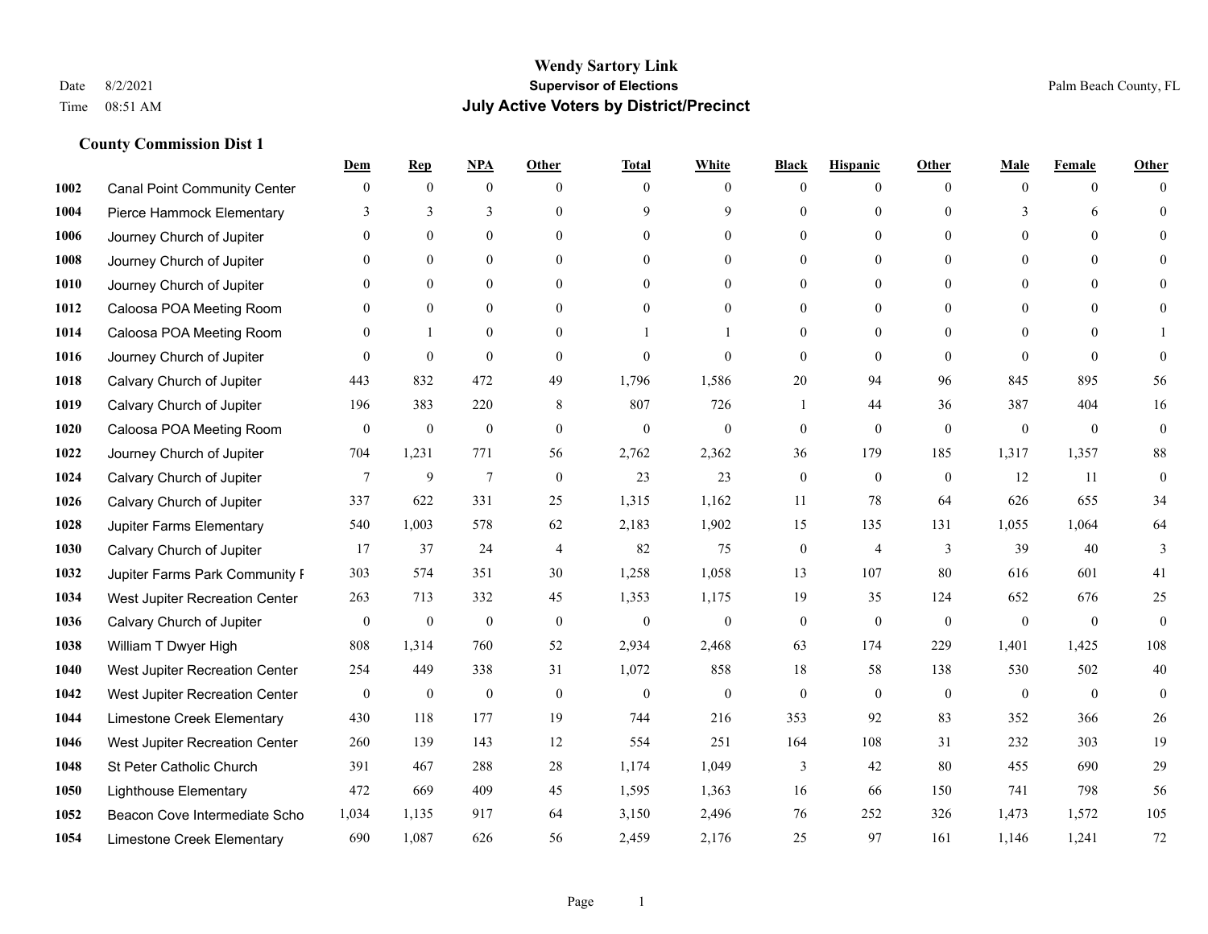# Wendy Sartory Link

## Supervisor of Elections

## July Active Voters by District/Precinct

Date 8/2/2021
Time 08:51 AM

Palm Beach County, FL

### County Commission Dist 1

| | | Dem | Rep | NPA | Other | Total | White | Black | Hispanic | Other | Male | Female | Other |
|---|---|---|---|---|---|---|---|---|---|---|---|---|---|
| 1002 | Canal Point Community Center | 0 | 0 | 0 | 0 | 0 | 0 | 0 | 0 | 0 | 0 | 0 | 0 |
| 1004 | Pierce Hammock Elementary | 3 | 3 | 3 | 0 | 9 | 9 | 0 | 0 | 0 | 3 | 6 | 0 |
| 1006 | Journey Church of Jupiter | 0 | 0 | 0 | 0 | 0 | 0 | 0 | 0 | 0 | 0 | 0 | 0 |
| 1008 | Journey Church of Jupiter | 0 | 0 | 0 | 0 | 0 | 0 | 0 | 0 | 0 | 0 | 0 | 0 |
| 1010 | Journey Church of Jupiter | 0 | 0 | 0 | 0 | 0 | 0 | 0 | 0 | 0 | 0 | 0 | 0 |
| 1012 | Caloosa POA Meeting Room | 0 | 0 | 0 | 0 | 0 | 0 | 0 | 0 | 0 | 0 | 0 | 0 |
| 1014 | Caloosa POA Meeting Room | 0 | 1 | 0 | 0 | 1 | 1 | 0 | 0 | 0 | 0 | 0 | 1 |
| 1016 | Journey Church of Jupiter | 0 | 0 | 0 | 0 | 0 | 0 | 0 | 0 | 0 | 0 | 0 | 0 |
| 1018 | Calvary Church of Jupiter | 443 | 832 | 472 | 49 | 1,796 | 1,586 | 20 | 94 | 96 | 845 | 895 | 56 |
| 1019 | Calvary Church of Jupiter | 196 | 383 | 220 | 8 | 807 | 726 | 1 | 44 | 36 | 387 | 404 | 16 |
| 1020 | Caloosa POA Meeting Room | 0 | 0 | 0 | 0 | 0 | 0 | 0 | 0 | 0 | 0 | 0 | 0 |
| 1022 | Journey Church of Jupiter | 704 | 1,231 | 771 | 56 | 2,762 | 2,362 | 36 | 179 | 185 | 1,317 | 1,357 | 88 |
| 1024 | Calvary Church of Jupiter | 7 | 9 | 7 | 0 | 23 | 23 | 0 | 0 | 0 | 12 | 11 | 0 |
| 1026 | Calvary Church of Jupiter | 337 | 622 | 331 | 25 | 1,315 | 1,162 | 11 | 78 | 64 | 626 | 655 | 34 |
| 1028 | Jupiter Farms Elementary | 540 | 1,003 | 578 | 62 | 2,183 | 1,902 | 15 | 135 | 131 | 1,055 | 1,064 | 64 |
| 1030 | Calvary Church of Jupiter | 17 | 37 | 24 | 4 | 82 | 75 | 0 | 4 | 3 | 39 | 40 | 3 |
| 1032 | Jupiter Farms Park Community F | 303 | 574 | 351 | 30 | 1,258 | 1,058 | 13 | 107 | 80 | 616 | 601 | 41 |
| 1034 | West Jupiter Recreation Center | 263 | 713 | 332 | 45 | 1,353 | 1,175 | 19 | 35 | 124 | 652 | 676 | 25 |
| 1036 | Calvary Church of Jupiter | 0 | 0 | 0 | 0 | 0 | 0 | 0 | 0 | 0 | 0 | 0 | 0 |
| 1038 | William T Dwyer High | 808 | 1,314 | 760 | 52 | 2,934 | 2,468 | 63 | 174 | 229 | 1,401 | 1,425 | 108 |
| 1040 | West Jupiter Recreation Center | 254 | 449 | 338 | 31 | 1,072 | 858 | 18 | 58 | 138 | 530 | 502 | 40 |
| 1042 | West Jupiter Recreation Center | 0 | 0 | 0 | 0 | 0 | 0 | 0 | 0 | 0 | 0 | 0 | 0 |
| 1044 | Limestone Creek Elementary | 430 | 118 | 177 | 19 | 744 | 216 | 353 | 92 | 83 | 352 | 366 | 26 |
| 1046 | West Jupiter Recreation Center | 260 | 139 | 143 | 12 | 554 | 251 | 164 | 108 | 31 | 232 | 303 | 19 |
| 1048 | St Peter Catholic Church | 391 | 467 | 288 | 28 | 1,174 | 1,049 | 3 | 42 | 80 | 455 | 690 | 29 |
| 1050 | Lighthouse Elementary | 472 | 669 | 409 | 45 | 1,595 | 1,363 | 16 | 66 | 150 | 741 | 798 | 56 |
| 1052 | Beacon Cove Intermediate Scho | 1,034 | 1,135 | 917 | 64 | 3,150 | 2,496 | 76 | 252 | 326 | 1,473 | 1,572 | 105 |
| 1054 | Limestone Creek Elementary | 690 | 1,087 | 626 | 56 | 2,459 | 2,176 | 25 | 97 | 161 | 1,146 | 1,241 | 72 |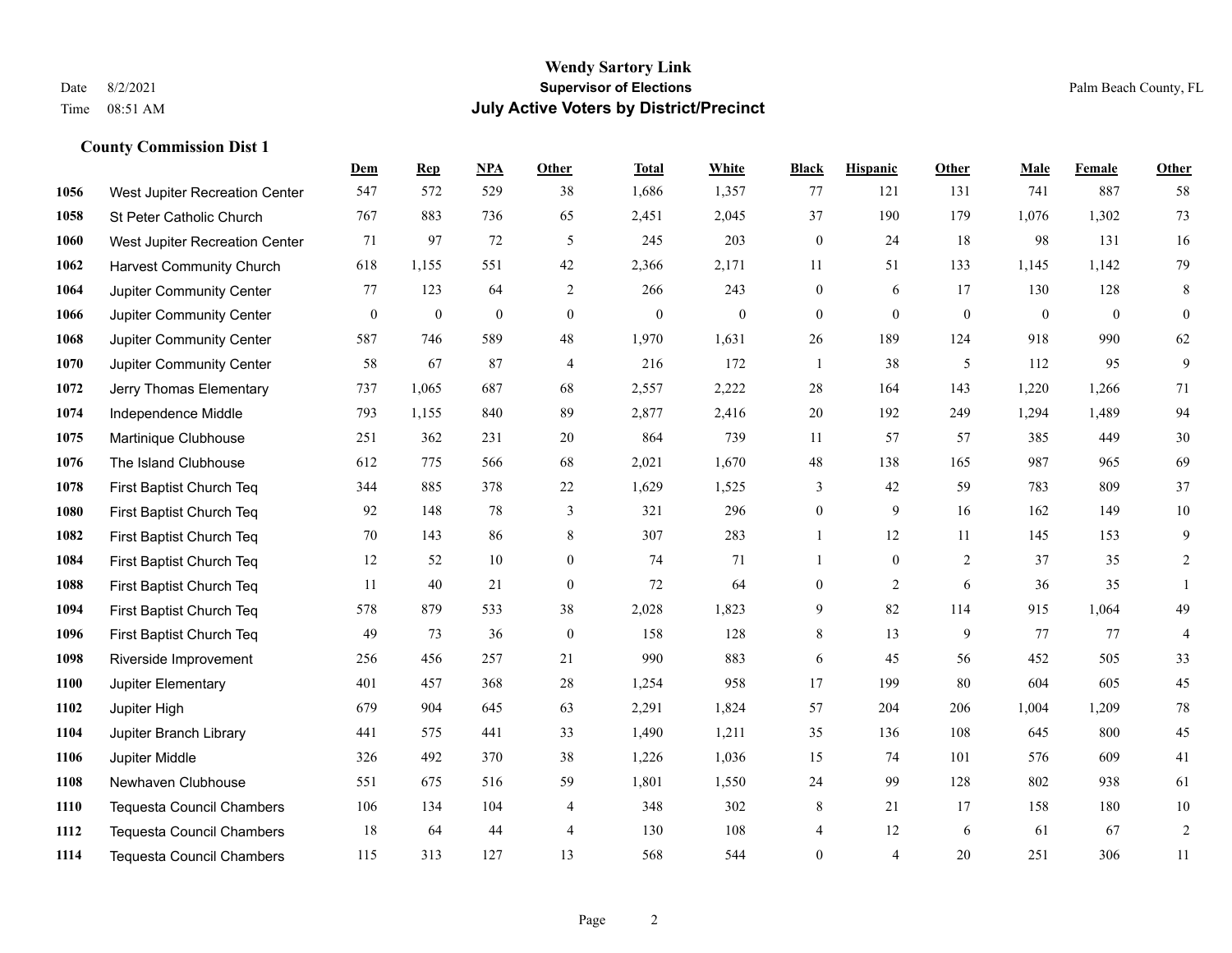# Wendy Sartory Link

**Supervisor of Elections**

**July Active Voters by District/Precinct**

Date 8/2/2021
Time 08:51 AM

Palm Beach County, FL

## County Commission Dist 1

| | | Dem | Rep | NPA | Other | Total | White | Black | Hispanic | Other | Male | Female | Other |
|---|---|---|---|---|---|---|---|---|---|---|---|---|---|
| 1056 | West Jupiter Recreation Center | 547 | 572 | 529 | 38 | 1,686 | 1,357 | 77 | 121 | 131 | 741 | 887 | 58 |
| 1058 | St Peter Catholic Church | 767 | 883 | 736 | 65 | 2,451 | 2,045 | 37 | 190 | 179 | 1,076 | 1,302 | 73 |
| 1060 | West Jupiter Recreation Center | 71 | 97 | 72 | 5 | 245 | 203 | 0 | 24 | 18 | 98 | 131 | 16 |
| 1062 | Harvest Community Church | 618 | 1,155 | 551 | 42 | 2,366 | 2,171 | 11 | 51 | 133 | 1,145 | 1,142 | 79 |
| 1064 | Jupiter Community Center | 77 | 123 | 64 | 2 | 266 | 243 | 0 | 6 | 17 | 130 | 128 | 8 |
| 1066 | Jupiter Community Center | 0 | 0 | 0 | 0 | 0 | 0 | 0 | 0 | 0 | 0 | 0 | 0 |
| 1068 | Jupiter Community Center | 587 | 746 | 589 | 48 | 1,970 | 1,631 | 26 | 189 | 124 | 918 | 990 | 62 |
| 1070 | Jupiter Community Center | 58 | 67 | 87 | 4 | 216 | 172 | 1 | 38 | 5 | 112 | 95 | 9 |
| 1072 | Jerry Thomas Elementary | 737 | 1,065 | 687 | 68 | 2,557 | 2,222 | 28 | 164 | 143 | 1,220 | 1,266 | 71 |
| 1074 | Independence Middle | 793 | 1,155 | 840 | 89 | 2,877 | 2,416 | 20 | 192 | 249 | 1,294 | 1,489 | 94 |
| 1075 | Martinique Clubhouse | 251 | 362 | 231 | 20 | 864 | 739 | 11 | 57 | 57 | 385 | 449 | 30 |
| 1076 | The Island Clubhouse | 612 | 775 | 566 | 68 | 2,021 | 1,670 | 48 | 138 | 165 | 987 | 965 | 69 |
| 1078 | First Baptist Church Teq | 344 | 885 | 378 | 22 | 1,629 | 1,525 | 3 | 42 | 59 | 783 | 809 | 37 |
| 1080 | First Baptist Church Teq | 92 | 148 | 78 | 3 | 321 | 296 | 0 | 9 | 16 | 162 | 149 | 10 |
| 1082 | First Baptist Church Teq | 70 | 143 | 86 | 8 | 307 | 283 | 1 | 12 | 11 | 145 | 153 | 9 |
| 1084 | First Baptist Church Teq | 12 | 52 | 10 | 0 | 74 | 71 | 1 | 0 | 2 | 37 | 35 | 2 |
| 1088 | First Baptist Church Teq | 11 | 40 | 21 | 0 | 72 | 64 | 0 | 2 | 6 | 36 | 35 | 1 |
| 1094 | First Baptist Church Teq | 578 | 879 | 533 | 38 | 2,028 | 1,823 | 9 | 82 | 114 | 915 | 1,064 | 49 |
| 1096 | First Baptist Church Teq | 49 | 73 | 36 | 0 | 158 | 128 | 8 | 13 | 9 | 77 | 77 | 4 |
| 1098 | Riverside Improvement | 256 | 456 | 257 | 21 | 990 | 883 | 6 | 45 | 56 | 452 | 505 | 33 |
| 1100 | Jupiter Elementary | 401 | 457 | 368 | 28 | 1,254 | 958 | 17 | 199 | 80 | 604 | 605 | 45 |
| 1102 | Jupiter High | 679 | 904 | 645 | 63 | 2,291 | 1,824 | 57 | 204 | 206 | 1,004 | 1,209 | 78 |
| 1104 | Jupiter Branch Library | 441 | 575 | 441 | 33 | 1,490 | 1,211 | 35 | 136 | 108 | 645 | 800 | 45 |
| 1106 | Jupiter Middle | 326 | 492 | 370 | 38 | 1,226 | 1,036 | 15 | 74 | 101 | 576 | 609 | 41 |
| 1108 | Newhaven Clubhouse | 551 | 675 | 516 | 59 | 1,801 | 1,550 | 24 | 99 | 128 | 802 | 938 | 61 |
| 1110 | Tequesta Council Chambers | 106 | 134 | 104 | 4 | 348 | 302 | 8 | 21 | 17 | 158 | 180 | 10 |
| 1112 | Tequesta Council Chambers | 18 | 64 | 44 | 4 | 130 | 108 | 4 | 12 | 6 | 61 | 67 | 2 |
| 1114 | Tequesta Council Chambers | 115 | 313 | 127 | 13 | 568 | 544 | 0 | 4 | 20 | 251 | 306 | 11 |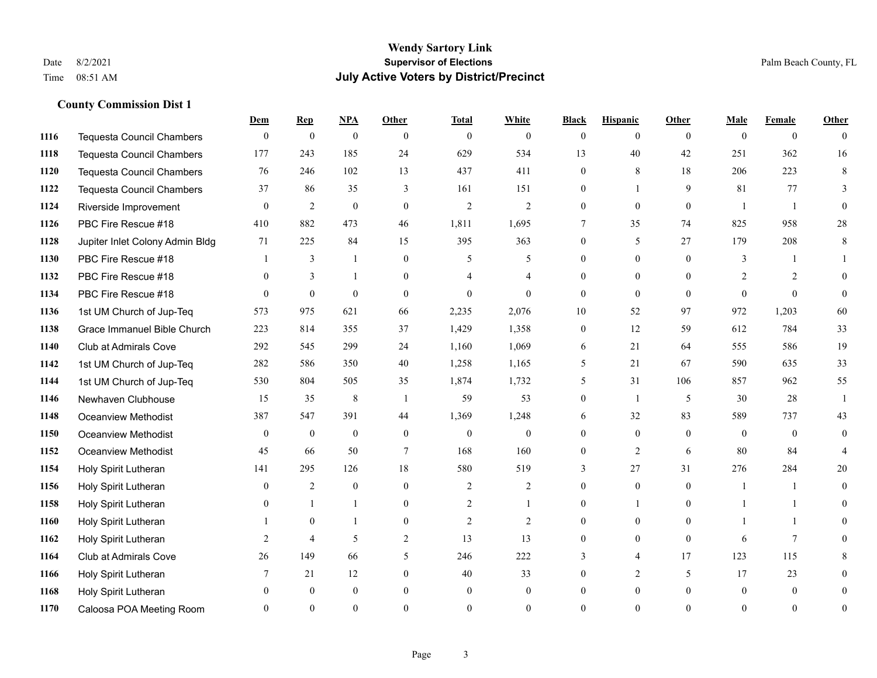# Wendy Sartory Link

**Supervisor of Elections**

**July Active Voters by District/Precinct**

Date 8/2/2021
Time 08:51 AM

Palm Beach County, FL

### County Commission Dist 1

| | | Dem | Rep | NPA | Other | Total | White | Black | Hispanic | Other | Male | Female | Other |
|---|---|---|---|---|---|---|---|---|---|---|---|---|---|
| 1116 | Tequesta Council Chambers | 0 | 0 | 0 | 0 | 0 | 0 | 0 | 0 | 0 | 0 | 0 | 0 |
| 1118 | Tequesta Council Chambers | 177 | 243 | 185 | 24 | 629 | 534 | 13 | 40 | 42 | 251 | 362 | 16 |
| 1120 | Tequesta Council Chambers | 76 | 246 | 102 | 13 | 437 | 411 | 0 | 8 | 18 | 206 | 223 | 8 |
| 1122 | Tequesta Council Chambers | 37 | 86 | 35 | 3 | 161 | 151 | 0 | 1 | 9 | 81 | 77 | 3 |
| 1124 | Riverside Improvement | 0 | 2 | 0 | 0 | 2 | 2 | 0 | 0 | 0 | 1 | 1 | 0 |
| 1126 | PBC Fire Rescue #18 | 410 | 882 | 473 | 46 | 1,811 | 1,695 | 7 | 35 | 74 | 825 | 958 | 28 |
| 1128 | Jupiter Inlet Colony Admin Bldg | 71 | 225 | 84 | 15 | 395 | 363 | 0 | 5 | 27 | 179 | 208 | 8 |
| 1130 | PBC Fire Rescue #18 | 1 | 3 | 1 | 0 | 5 | 5 | 0 | 0 | 0 | 3 | 1 | 1 |
| 1132 | PBC Fire Rescue #18 | 0 | 3 | 1 | 0 | 4 | 4 | 0 | 0 | 0 | 2 | 2 | 0 |
| 1134 | PBC Fire Rescue #18 | 0 | 0 | 0 | 0 | 0 | 0 | 0 | 0 | 0 | 0 | 0 | 0 |
| 1136 | 1st UM Church of Jup-Teq | 573 | 975 | 621 | 66 | 2,235 | 2,076 | 10 | 52 | 97 | 972 | 1,203 | 60 |
| 1138 | Grace Immanuel Bible Church | 223 | 814 | 355 | 37 | 1,429 | 1,358 | 0 | 12 | 59 | 612 | 784 | 33 |
| 1140 | Club at Admirals Cove | 292 | 545 | 299 | 24 | 1,160 | 1,069 | 6 | 21 | 64 | 555 | 586 | 19 |
| 1142 | 1st UM Church of Jup-Teq | 282 | 586 | 350 | 40 | 1,258 | 1,165 | 5 | 21 | 67 | 590 | 635 | 33 |
| 1144 | 1st UM Church of Jup-Teq | 530 | 804 | 505 | 35 | 1,874 | 1,732 | 5 | 31 | 106 | 857 | 962 | 55 |
| 1146 | Newhaven Clubhouse | 15 | 35 | 8 | 1 | 59 | 53 | 0 | 1 | 5 | 30 | 28 | 1 |
| 1148 | Oceanview Methodist | 387 | 547 | 391 | 44 | 1,369 | 1,248 | 6 | 32 | 83 | 589 | 737 | 43 |
| 1150 | Oceanview Methodist | 0 | 0 | 0 | 0 | 0 | 0 | 0 | 0 | 0 | 0 | 0 | 0 |
| 1152 | Oceanview Methodist | 45 | 66 | 50 | 7 | 168 | 160 | 0 | 2 | 6 | 80 | 84 | 4 |
| 1154 | Holy Spirit Lutheran | 141 | 295 | 126 | 18 | 580 | 519 | 3 | 27 | 31 | 276 | 284 | 20 |
| 1156 | Holy Spirit Lutheran | 0 | 2 | 0 | 0 | 2 | 2 | 0 | 0 | 0 | 1 | 1 | 0 |
| 1158 | Holy Spirit Lutheran | 0 | 1 | 1 | 0 | 2 | 1 | 0 | 1 | 0 | 1 | 1 | 0 |
| 1160 | Holy Spirit Lutheran | 1 | 0 | 1 | 0 | 2 | 2 | 0 | 0 | 0 | 1 | 1 | 0 |
| 1162 | Holy Spirit Lutheran | 2 | 4 | 5 | 2 | 13 | 13 | 0 | 0 | 0 | 6 | 7 | 0 |
| 1164 | Club at Admirals Cove | 26 | 149 | 66 | 5 | 246 | 222 | 3 | 4 | 17 | 123 | 115 | 8 |
| 1166 | Holy Spirit Lutheran | 7 | 21 | 12 | 0 | 40 | 33 | 0 | 2 | 5 | 17 | 23 | 0 |
| 1168 | Holy Spirit Lutheran | 0 | 0 | 0 | 0 | 0 | 0 | 0 | 0 | 0 | 0 | 0 | 0 |
| 1170 | Caloosa POA Meeting Room | 0 | 0 | 0 | 0 | 0 | 0 | 0 | 0 | 0 | 0 | 0 | 0 |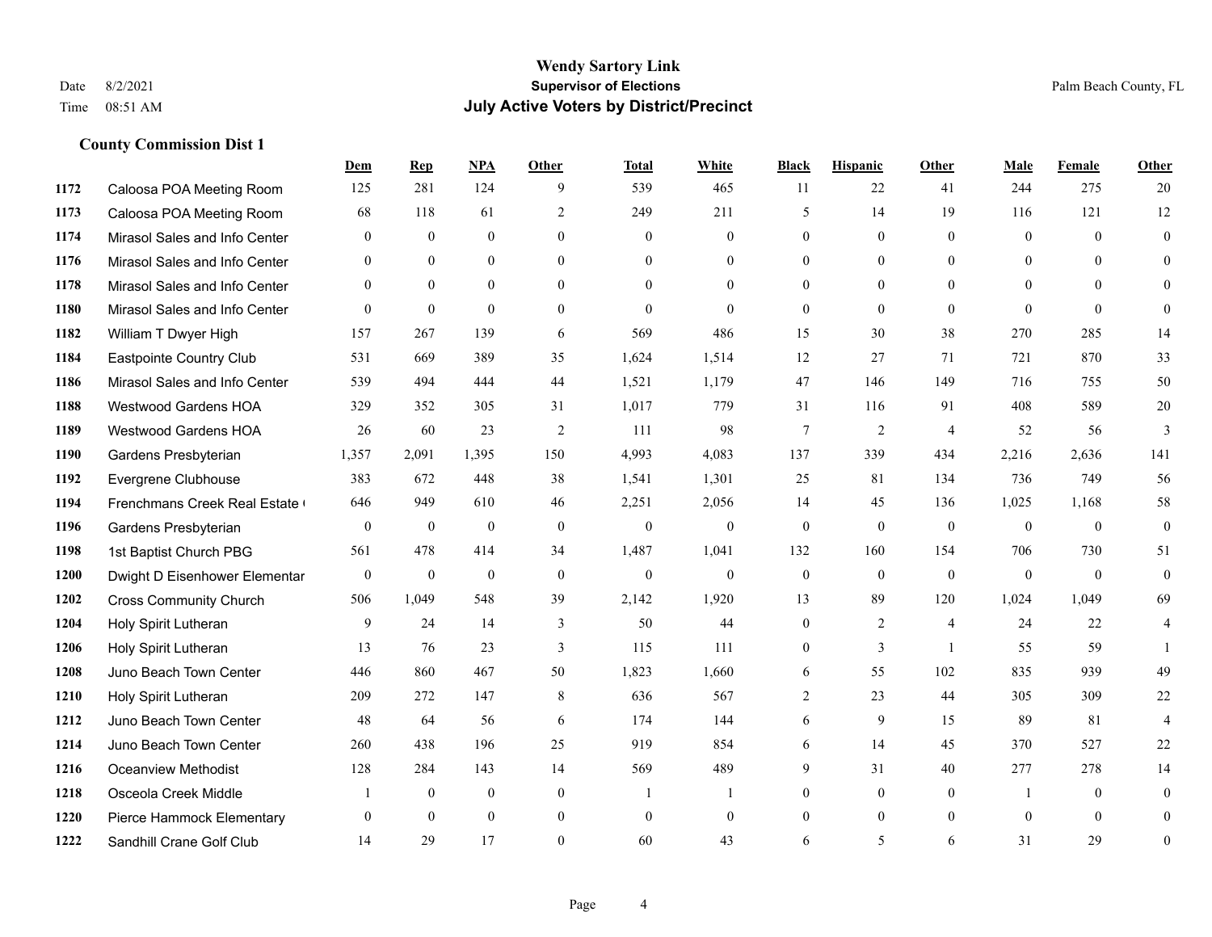# Wendy Sartory Link
## Supervisor of Elections
## July Active Voters by District/Precinct

Date 8/2/2021
Time 08:51 AM

Palm Beach County, FL

### County Commission Dist 1

| | | Dem | Rep | NPA | Other | Total | White | Black | Hispanic | Other | Male | Female | Other |
|---|---|---|---|---|---|---|---|---|---|---|---|---|---|
| 1172 | Caloosa POA Meeting Room | 125 | 281 | 124 | 9 | 539 | 465 | 11 | 22 | 41 | 244 | 275 | 20 |
| 1173 | Caloosa POA Meeting Room | 68 | 118 | 61 | 2 | 249 | 211 | 5 | 14 | 19 | 116 | 121 | 12 |
| 1174 | Mirasol Sales and Info Center | 0 | 0 | 0 | 0 | 0 | 0 | 0 | 0 | 0 | 0 | 0 | 0 |
| 1176 | Mirasol Sales and Info Center | 0 | 0 | 0 | 0 | 0 | 0 | 0 | 0 | 0 | 0 | 0 | 0 |
| 1178 | Mirasol Sales and Info Center | 0 | 0 | 0 | 0 | 0 | 0 | 0 | 0 | 0 | 0 | 0 | 0 |
| 1180 | Mirasol Sales and Info Center | 0 | 0 | 0 | 0 | 0 | 0 | 0 | 0 | 0 | 0 | 0 | 0 |
| 1182 | William T Dwyer High | 157 | 267 | 139 | 6 | 569 | 486 | 15 | 30 | 38 | 270 | 285 | 14 |
| 1184 | Eastpointe Country Club | 531 | 669 | 389 | 35 | 1,624 | 1,514 | 12 | 27 | 71 | 721 | 870 | 33 |
| 1186 | Mirasol Sales and Info Center | 539 | 494 | 444 | 44 | 1,521 | 1,179 | 47 | 146 | 149 | 716 | 755 | 50 |
| 1188 | Westwood Gardens HOA | 329 | 352 | 305 | 31 | 1,017 | 779 | 31 | 116 | 91 | 408 | 589 | 20 |
| 1189 | Westwood Gardens HOA | 26 | 60 | 23 | 2 | 111 | 98 | 7 | 2 | 4 | 52 | 56 | 3 |
| 1190 | Gardens Presbyterian | 1,357 | 2,091 | 1,395 | 150 | 4,993 | 4,083 | 137 | 339 | 434 | 2,216 | 2,636 | 141 |
| 1192 | Evergrene Clubhouse | 383 | 672 | 448 | 38 | 1,541 | 1,301 | 25 | 81 | 134 | 736 | 749 | 56 |
| 1194 | Frenchmans Creek Real Estate ( | 646 | 949 | 610 | 46 | 2,251 | 2,056 | 14 | 45 | 136 | 1,025 | 1,168 | 58 |
| 1196 | Gardens Presbyterian | 0 | 0 | 0 | 0 | 0 | 0 | 0 | 0 | 0 | 0 | 0 | 0 |
| 1198 | 1st Baptist Church PBG | 561 | 478 | 414 | 34 | 1,487 | 1,041 | 132 | 160 | 154 | 706 | 730 | 51 |
| 1200 | Dwight D Eisenhower Elementar | 0 | 0 | 0 | 0 | 0 | 0 | 0 | 0 | 0 | 0 | 0 | 0 |
| 1202 | Cross Community Church | 506 | 1,049 | 548 | 39 | 2,142 | 1,920 | 13 | 89 | 120 | 1,024 | 1,049 | 69 |
| 1204 | Holy Spirit Lutheran | 9 | 24 | 14 | 3 | 50 | 44 | 0 | 2 | 4 | 24 | 22 | 4 |
| 1206 | Holy Spirit Lutheran | 13 | 76 | 23 | 3 | 115 | 111 | 0 | 3 | 1 | 55 | 59 | 1 |
| 1208 | Juno Beach Town Center | 446 | 860 | 467 | 50 | 1,823 | 1,660 | 6 | 55 | 102 | 835 | 939 | 49 |
| 1210 | Holy Spirit Lutheran | 209 | 272 | 147 | 8 | 636 | 567 | 2 | 23 | 44 | 305 | 309 | 22 |
| 1212 | Juno Beach Town Center | 48 | 64 | 56 | 6 | 174 | 144 | 6 | 9 | 15 | 89 | 81 | 4 |
| 1214 | Juno Beach Town Center | 260 | 438 | 196 | 25 | 919 | 854 | 6 | 14 | 45 | 370 | 527 | 22 |
| 1216 | Oceanview Methodist | 128 | 284 | 143 | 14 | 569 | 489 | 9 | 31 | 40 | 277 | 278 | 14 |
| 1218 | Osceola Creek Middle | 1 | 0 | 0 | 0 | 1 | 1 | 0 | 0 | 0 | 1 | 0 | 0 |
| 1220 | Pierce Hammock Elementary | 0 | 0 | 0 | 0 | 0 | 0 | 0 | 0 | 0 | 0 | 0 | 0 |
| 1222 | Sandhill Crane Golf Club | 14 | 29 | 17 | 0 | 60 | 43 | 6 | 5 | 6 | 31 | 29 | 0 |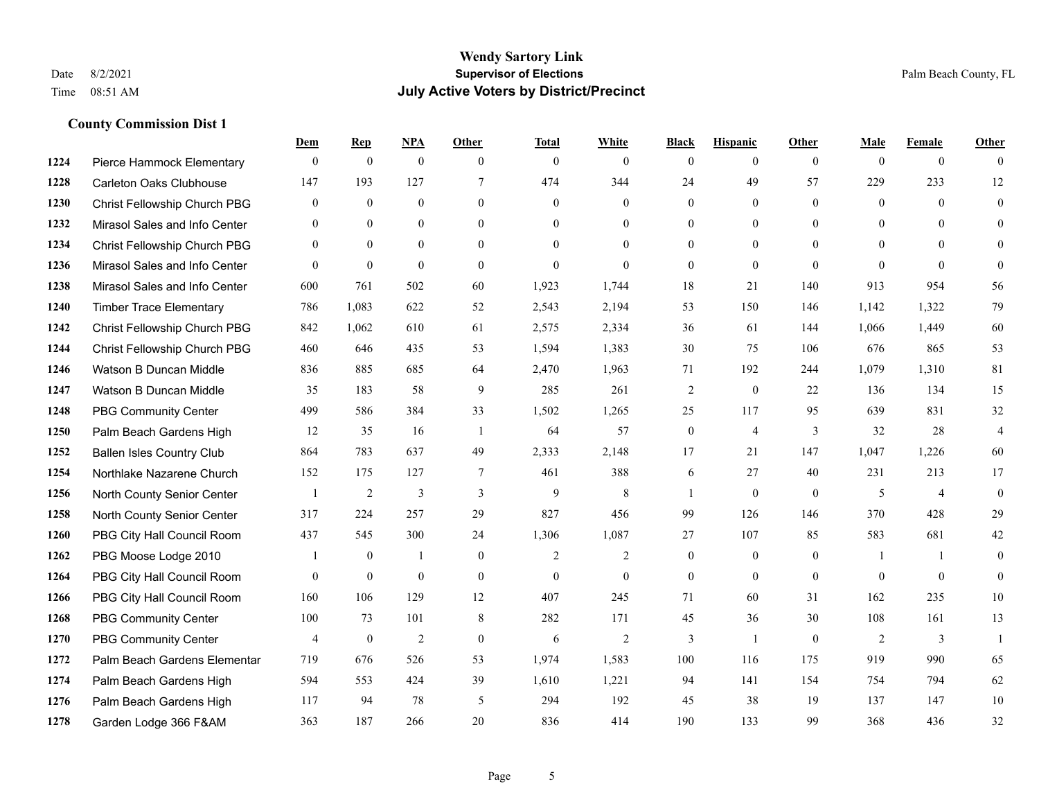# Wendy Sartory Link

**Supervisor of Elections**

**July Active Voters by District/Precinct**

Date 8/2/2021
Time 08:51 AM

Palm Beach County, FL

## County Commission Dist 1

| | | Dem | Rep | NPA | Other | Total | White | Black | Hispanic | Other | Male | Female | Other |
|---|---|---|---|---|---|---|---|---|---|---|---|---|---|
| 1224 | Pierce Hammock Elementary | 0 | 0 | 0 | 0 | 0 | 0 | 0 | 0 | 0 | 0 | 0 | 0 |
| 1228 | Carleton Oaks Clubhouse | 147 | 193 | 127 | 7 | 474 | 344 | 24 | 49 | 57 | 229 | 233 | 12 |
| 1230 | Christ Fellowship Church PBG | 0 | 0 | 0 | 0 | 0 | 0 | 0 | 0 | 0 | 0 | 0 | 0 |
| 1232 | Mirasol Sales and Info Center | 0 | 0 | 0 | 0 | 0 | 0 | 0 | 0 | 0 | 0 | 0 | 0 |
| 1234 | Christ Fellowship Church PBG | 0 | 0 | 0 | 0 | 0 | 0 | 0 | 0 | 0 | 0 | 0 | 0 |
| 1236 | Mirasol Sales and Info Center | 0 | 0 | 0 | 0 | 0 | 0 | 0 | 0 | 0 | 0 | 0 | 0 |
| 1238 | Mirasol Sales and Info Center | 600 | 761 | 502 | 60 | 1,923 | 1,744 | 18 | 21 | 140 | 913 | 954 | 56 |
| 1240 | Timber Trace Elementary | 786 | 1,083 | 622 | 52 | 2,543 | 2,194 | 53 | 150 | 146 | 1,142 | 1,322 | 79 |
| 1242 | Christ Fellowship Church PBG | 842 | 1,062 | 610 | 61 | 2,575 | 2,334 | 36 | 61 | 144 | 1,066 | 1,449 | 60 |
| 1244 | Christ Fellowship Church PBG | 460 | 646 | 435 | 53 | 1,594 | 1,383 | 30 | 75 | 106 | 676 | 865 | 53 |
| 1246 | Watson B Duncan Middle | 836 | 885 | 685 | 64 | 2,470 | 1,963 | 71 | 192 | 244 | 1,079 | 1,310 | 81 |
| 1247 | Watson B Duncan Middle | 35 | 183 | 58 | 9 | 285 | 261 | 2 | 0 | 22 | 136 | 134 | 15 |
| 1248 | PBG Community Center | 499 | 586 | 384 | 33 | 1,502 | 1,265 | 25 | 117 | 95 | 639 | 831 | 32 |
| 1250 | Palm Beach Gardens High | 12 | 35 | 16 | 1 | 64 | 57 | 0 | 4 | 3 | 32 | 28 | 4 |
| 1252 | Ballen Isles Country Club | 864 | 783 | 637 | 49 | 2,333 | 2,148 | 17 | 21 | 147 | 1,047 | 1,226 | 60 |
| 1254 | Northlake Nazarene Church | 152 | 175 | 127 | 7 | 461 | 388 | 6 | 27 | 40 | 231 | 213 | 17 |
| 1256 | North County Senior Center | 1 | 2 | 3 | 3 | 9 | 8 | 1 | 0 | 0 | 5 | 4 | 0 |
| 1258 | North County Senior Center | 317 | 224 | 257 | 29 | 827 | 456 | 99 | 126 | 146 | 370 | 428 | 29 |
| 1260 | PBG City Hall Council Room | 437 | 545 | 300 | 24 | 1,306 | 1,087 | 27 | 107 | 85 | 583 | 681 | 42 |
| 1262 | PBG Moose Lodge 2010 | 1 | 0 | 1 | 0 | 2 | 2 | 0 | 0 | 0 | 1 | 1 | 0 |
| 1264 | PBG City Hall Council Room | 0 | 0 | 0 | 0 | 0 | 0 | 0 | 0 | 0 | 0 | 0 | 0 |
| 1266 | PBG City Hall Council Room | 160 | 106 | 129 | 12 | 407 | 245 | 71 | 60 | 31 | 162 | 235 | 10 |
| 1268 | PBG Community Center | 100 | 73 | 101 | 8 | 282 | 171 | 45 | 36 | 30 | 108 | 161 | 13 |
| 1270 | PBG Community Center | 4 | 0 | 2 | 0 | 6 | 2 | 3 | 1 | 0 | 2 | 3 | 1 |
| 1272 | Palm Beach Gardens Elementar | 719 | 676 | 526 | 53 | 1,974 | 1,583 | 100 | 116 | 175 | 919 | 990 | 65 |
| 1274 | Palm Beach Gardens High | 594 | 553 | 424 | 39 | 1,610 | 1,221 | 94 | 141 | 154 | 754 | 794 | 62 |
| 1276 | Palm Beach Gardens High | 117 | 94 | 78 | 5 | 294 | 192 | 45 | 38 | 19 | 137 | 147 | 10 |
| 1278 | Garden Lodge 366 F&AM | 363 | 187 | 266 | 20 | 836 | 414 | 190 | 133 | 99 | 368 | 436 | 32 |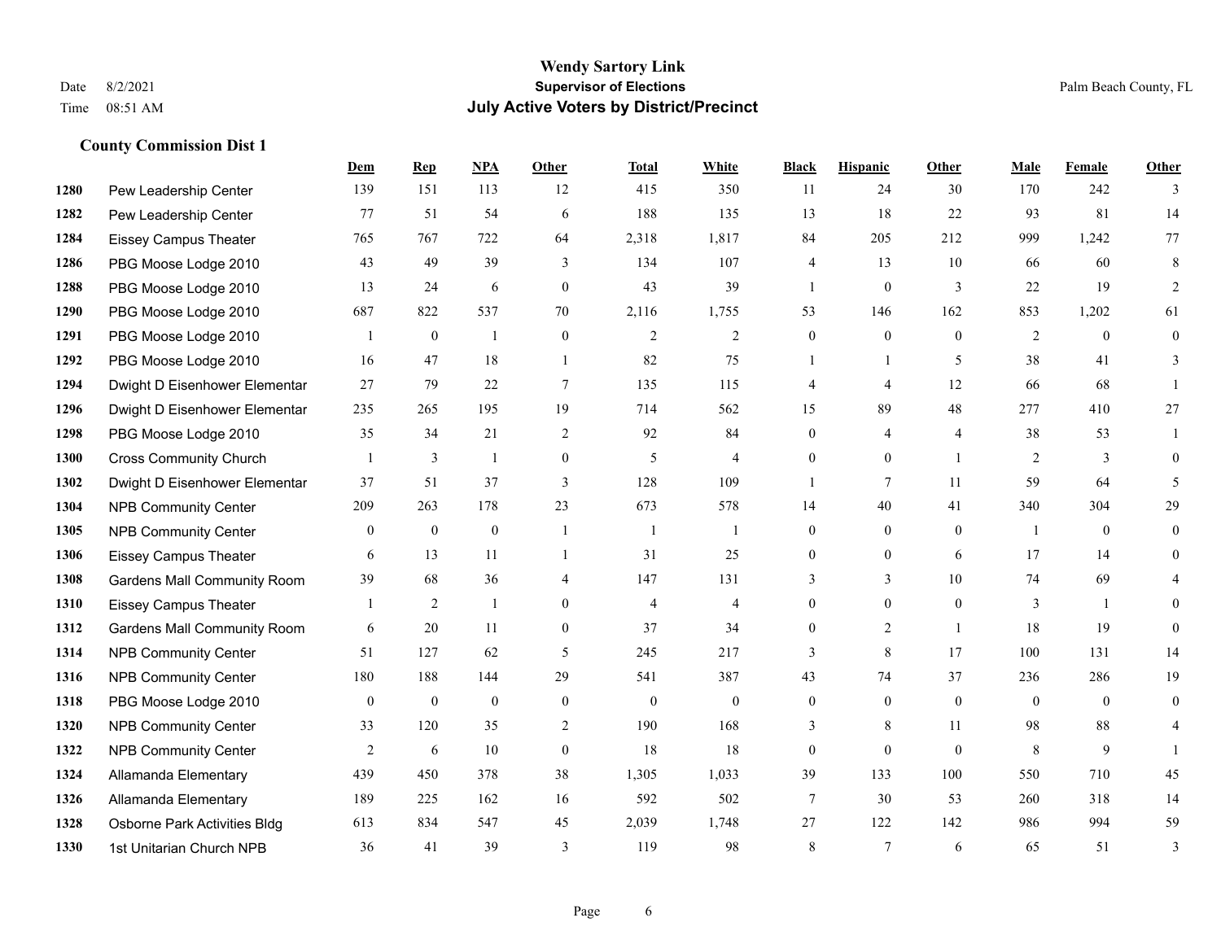**Wendy Sartory Link**
**Supervisor of Elections**
**July Active Voters by District/Precinct**

Date 8/2/2021
Time 08:51 AM

Palm Beach County, FL

### County Commission Dist 1

| | | Dem | Rep | NPA | Other | Total | White | Black | Hispanic | Other | Male | Female | Other |
|---|---|---|---|---|---|---|---|---|---|---|---|---|---|
| 1280 | Pew Leadership Center | 139 | 151 | 113 | 12 | 415 | 350 | 11 | 24 | 30 | 170 | 242 | 3 |
| 1282 | Pew Leadership Center | 77 | 51 | 54 | 6 | 188 | 135 | 13 | 18 | 22 | 93 | 81 | 14 |
| 1284 | Eissey Campus Theater | 765 | 767 | 722 | 64 | 2,318 | 1,817 | 84 | 205 | 212 | 999 | 1,242 | 77 |
| 1286 | PBG Moose Lodge 2010 | 43 | 49 | 39 | 3 | 134 | 107 | 4 | 13 | 10 | 66 | 60 | 8 |
| 1288 | PBG Moose Lodge 2010 | 13 | 24 | 6 | 0 | 43 | 39 | 1 | 0 | 3 | 22 | 19 | 2 |
| 1290 | PBG Moose Lodge 2010 | 687 | 822 | 537 | 70 | 2,116 | 1,755 | 53 | 146 | 162 | 853 | 1,202 | 61 |
| 1291 | PBG Moose Lodge 2010 | 1 | 0 | 1 | 0 | 2 | 2 | 0 | 0 | 0 | 2 | 0 | 0 |
| 1292 | PBG Moose Lodge 2010 | 16 | 47 | 18 | 1 | 82 | 75 | 1 | 1 | 5 | 38 | 41 | 3 |
| 1294 | Dwight D Eisenhower Elementar | 27 | 79 | 22 | 7 | 135 | 115 | 4 | 4 | 12 | 66 | 68 | 1 |
| 1296 | Dwight D Eisenhower Elementar | 235 | 265 | 195 | 19 | 714 | 562 | 15 | 89 | 48 | 277 | 410 | 27 |
| 1298 | PBG Moose Lodge 2010 | 35 | 34 | 21 | 2 | 92 | 84 | 0 | 4 | 4 | 38 | 53 | 1 |
| 1300 | Cross Community Church | 1 | 3 | 1 | 0 | 5 | 4 | 0 | 0 | 1 | 2 | 3 | 0 |
| 1302 | Dwight D Eisenhower Elementar | 37 | 51 | 37 | 3 | 128 | 109 | 1 | 7 | 11 | 59 | 64 | 5 |
| 1304 | NPB Community Center | 209 | 263 | 178 | 23 | 673 | 578 | 14 | 40 | 41 | 340 | 304 | 29 |
| 1305 | NPB Community Center | 0 | 0 | 0 | 1 | 1 | 1 | 0 | 0 | 0 | 1 | 0 | 0 |
| 1306 | Eissey Campus Theater | 6 | 13 | 11 | 1 | 31 | 25 | 0 | 0 | 6 | 17 | 14 | 0 |
| 1308 | Gardens Mall Community Room | 39 | 68 | 36 | 4 | 147 | 131 | 3 | 3 | 10 | 74 | 69 | 4 |
| 1310 | Eissey Campus Theater | 1 | 2 | 1 | 0 | 4 | 4 | 0 | 0 | 0 | 3 | 1 | 0 |
| 1312 | Gardens Mall Community Room | 6 | 20 | 11 | 0 | 37 | 34 | 0 | 2 | 1 | 18 | 19 | 0 |
| 1314 | NPB Community Center | 51 | 127 | 62 | 5 | 245 | 217 | 3 | 8 | 17 | 100 | 131 | 14 |
| 1316 | NPB Community Center | 180 | 188 | 144 | 29 | 541 | 387 | 43 | 74 | 37 | 236 | 286 | 19 |
| 1318 | PBG Moose Lodge 2010 | 0 | 0 | 0 | 0 | 0 | 0 | 0 | 0 | 0 | 0 | 0 | 0 |
| 1320 | NPB Community Center | 33 | 120 | 35 | 2 | 190 | 168 | 3 | 8 | 11 | 98 | 88 | 4 |
| 1322 | NPB Community Center | 2 | 6 | 10 | 0 | 18 | 18 | 0 | 0 | 0 | 8 | 9 | 1 |
| 1324 | Allamanda Elementary | 439 | 450 | 378 | 38 | 1,305 | 1,033 | 39 | 133 | 100 | 550 | 710 | 45 |
| 1326 | Allamanda Elementary | 189 | 225 | 162 | 16 | 592 | 502 | 7 | 30 | 53 | 260 | 318 | 14 |
| 1328 | Osborne Park Activities Bldg | 613 | 834 | 547 | 45 | 2,039 | 1,748 | 27 | 122 | 142 | 986 | 994 | 59 |
| 1330 | 1st Unitarian Church NPB | 36 | 41 | 39 | 3 | 119 | 98 | 8 | 7 | 6 | 65 | 51 | 3 |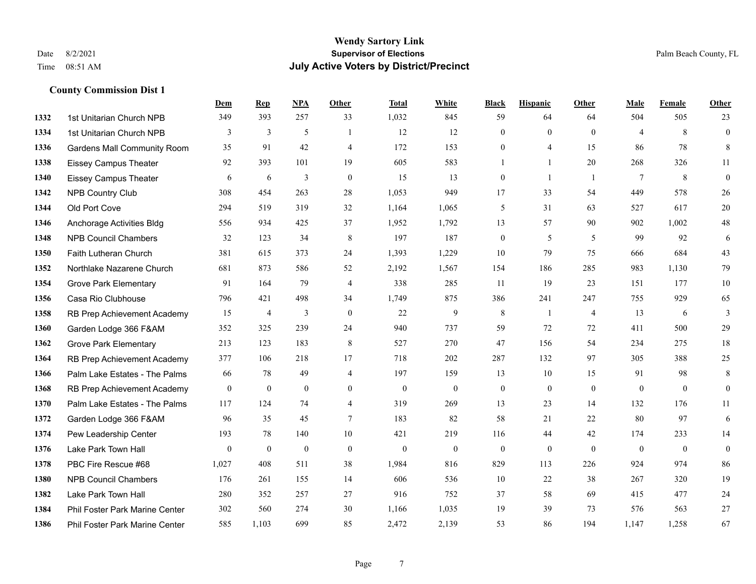# Wendy Sartory Link
## Supervisor of Elections
## July Active Voters by District/Precinct

Date 8/2/2021
Time 08:51 AM

Palm Beach County, FL

### County Commission Dist 1

| | | Dem | Rep | NPA | Other | Total | White | Black | Hispanic | Other | Male | Female | Other |
|---|---|---|---|---|---|---|---|---|---|---|---|---|---|
| 1332 | 1st Unitarian Church NPB | 349 | 393 | 257 | 33 | 1,032 | 845 | 59 | 64 | 64 | 504 | 505 | 23 |
| 1334 | 1st Unitarian Church NPB | 3 | 3 | 5 | 1 | 12 | 12 | 0 | 0 | 0 | 4 | 8 | 0 |
| 1336 | Gardens Mall Community Room | 35 | 91 | 42 | 4 | 172 | 153 | 0 | 4 | 15 | 86 | 78 | 8 |
| 1338 | Eissey Campus Theater | 92 | 393 | 101 | 19 | 605 | 583 | 1 | 1 | 20 | 268 | 326 | 11 |
| 1340 | Eissey Campus Theater | 6 | 6 | 3 | 0 | 15 | 13 | 0 | 1 | 1 | 7 | 8 | 0 |
| 1342 | NPB Country Club | 308 | 454 | 263 | 28 | 1,053 | 949 | 17 | 33 | 54 | 449 | 578 | 26 |
| 1344 | Old Port Cove | 294 | 519 | 319 | 32 | 1,164 | 1,065 | 5 | 31 | 63 | 527 | 617 | 20 |
| 1346 | Anchorage Activities Bldg | 556 | 934 | 425 | 37 | 1,952 | 1,792 | 13 | 57 | 90 | 902 | 1,002 | 48 |
| 1348 | NPB Council Chambers | 32 | 123 | 34 | 8 | 197 | 187 | 0 | 5 | 5 | 99 | 92 | 6 |
| 1350 | Faith Lutheran Church | 381 | 615 | 373 | 24 | 1,393 | 1,229 | 10 | 79 | 75 | 666 | 684 | 43 |
| 1352 | Northlake Nazarene Church | 681 | 873 | 586 | 52 | 2,192 | 1,567 | 154 | 186 | 285 | 983 | 1,130 | 79 |
| 1354 | Grove Park Elementary | 91 | 164 | 79 | 4 | 338 | 285 | 11 | 19 | 23 | 151 | 177 | 10 |
| 1356 | Casa Rio Clubhouse | 796 | 421 | 498 | 34 | 1,749 | 875 | 386 | 241 | 247 | 755 | 929 | 65 |
| 1358 | RB Prep Achievement Academy | 15 | 4 | 3 | 0 | 22 | 9 | 8 | 1 | 4 | 13 | 6 | 3 |
| 1360 | Garden Lodge 366 F&AM | 352 | 325 | 239 | 24 | 940 | 737 | 59 | 72 | 72 | 411 | 500 | 29 |
| 1362 | Grove Park Elementary | 213 | 123 | 183 | 8 | 527 | 270 | 47 | 156 | 54 | 234 | 275 | 18 |
| 1364 | RB Prep Achievement Academy | 377 | 106 | 218 | 17 | 718 | 202 | 287 | 132 | 97 | 305 | 388 | 25 |
| 1366 | Palm Lake Estates - The Palms | 66 | 78 | 49 | 4 | 197 | 159 | 13 | 10 | 15 | 91 | 98 | 8 |
| 1368 | RB Prep Achievement Academy | 0 | 0 | 0 | 0 | 0 | 0 | 0 | 0 | 0 | 0 | 0 | 0 |
| 1370 | Palm Lake Estates - The Palms | 117 | 124 | 74 | 4 | 319 | 269 | 13 | 23 | 14 | 132 | 176 | 11 |
| 1372 | Garden Lodge 366 F&AM | 96 | 35 | 45 | 7 | 183 | 82 | 58 | 21 | 22 | 80 | 97 | 6 |
| 1374 | Pew Leadership Center | 193 | 78 | 140 | 10 | 421 | 219 | 116 | 44 | 42 | 174 | 233 | 14 |
| 1376 | Lake Park Town Hall | 0 | 0 | 0 | 0 | 0 | 0 | 0 | 0 | 0 | 0 | 0 | 0 |
| 1378 | PBC Fire Rescue #68 | 1,027 | 408 | 511 | 38 | 1,984 | 816 | 829 | 113 | 226 | 924 | 974 | 86 |
| 1380 | NPB Council Chambers | 176 | 261 | 155 | 14 | 606 | 536 | 10 | 22 | 38 | 267 | 320 | 19 |
| 1382 | Lake Park Town Hall | 280 | 352 | 257 | 27 | 916 | 752 | 37 | 58 | 69 | 415 | 477 | 24 |
| 1384 | Phil Foster Park Marine Center | 302 | 560 | 274 | 30 | 1,166 | 1,035 | 19 | 39 | 73 | 576 | 563 | 27 |
| 1386 | Phil Foster Park Marine Center | 585 | 1,103 | 699 | 85 | 2,472 | 2,139 | 53 | 86 | 194 | 1,147 | 1,258 | 67 |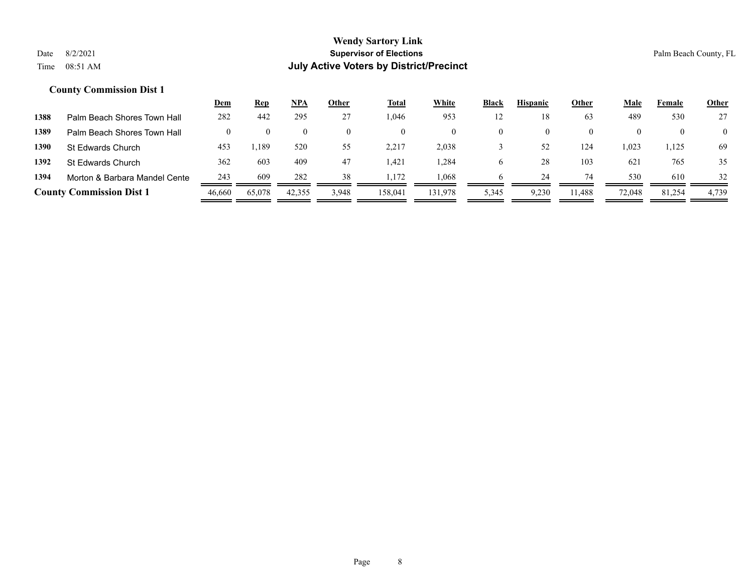**Wendy Sartory Link**
**Supervisor of Elections**
**July Active Voters by District/Precinct**

Date 8/2/2021
Time 08:51 AM
Palm Beach County, FL

### County Commission Dist 1

| | | Dem | Rep | NPA | Other | Total | White | Black | Hispanic | Other | Male | Female | Other |
|---|---|---|---|---|---|---|---|---|---|---|---|---|---|
| 1388 | Palm Beach Shores Town Hall | 282 | 442 | 295 | 27 | 1,046 | 953 | 12 | 18 | 63 | 489 | 530 | 27 |
| 1389 | Palm Beach Shores Town Hall | 0 | 0 | 0 | 0 | 0 | 0 | 0 | 0 | 0 | 0 | 0 | 0 |
| 1390 | St Edwards Church | 453 | 1,189 | 520 | 55 | 2,217 | 2,038 | 3 | 52 | 124 | 1,023 | 1,125 | 69 |
| 1392 | St Edwards Church | 362 | 603 | 409 | 47 | 1,421 | 1,284 | 6 | 28 | 103 | 621 | 765 | 35 |
| 1394 | Morton & Barbara Mandel Cente | 243 | 609 | 282 | 38 | 1,172 | 1,068 | 6 | 24 | 74 | 530 | 610 | 32 |
| **County Commission Dist 1** | | 46,660 | 65,078 | 42,355 | 3,948 | 158,041 | 131,978 | 5,345 | 9,230 | 11,488 | 72,048 | 81,254 | 4,739 |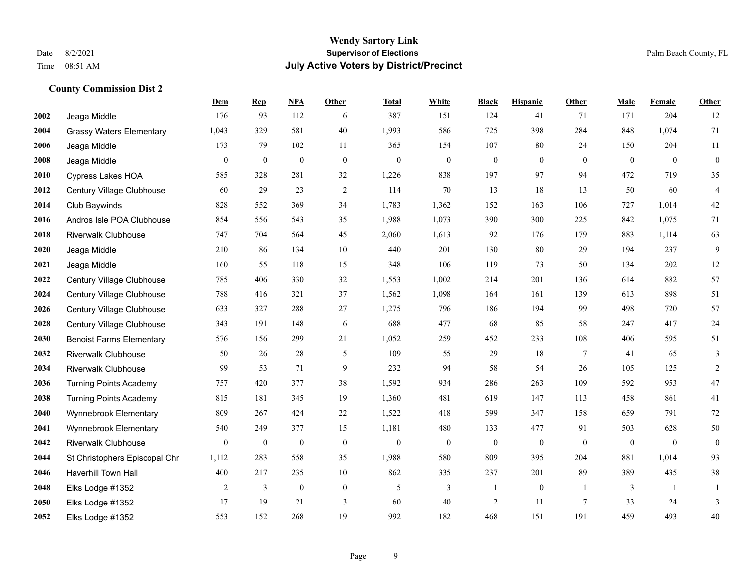# Wendy Sartory Link
## Supervisor of Elections
## July Active Voters by District/Precinct

Date 8/2/2021
Time 08:51 AM

Palm Beach County, FL

### County Commission Dist 2

| | | Dem | Rep | NPA | Other | Total | White | Black | Hispanic | Other | Male | Female | Other |
|---|---|---|---|---|---|---|---|---|---|---|---|---|---|
| 2002 | Jeaga Middle | 176 | 93 | 112 | 6 | 387 | 151 | 124 | 41 | 71 | 171 | 204 | 12 |
| 2004 | Grassy Waters Elementary | 1,043 | 329 | 581 | 40 | 1,993 | 586 | 725 | 398 | 284 | 848 | 1,074 | 71 |
| 2006 | Jeaga Middle | 173 | 79 | 102 | 11 | 365 | 154 | 107 | 80 | 24 | 150 | 204 | 11 |
| 2008 | Jeaga Middle | 0 | 0 | 0 | 0 | 0 | 0 | 0 | 0 | 0 | 0 | 0 | 0 |
| 2010 | Cypress Lakes HOA | 585 | 328 | 281 | 32 | 1,226 | 838 | 197 | 97 | 94 | 472 | 719 | 35 |
| 2012 | Century Village Clubhouse | 60 | 29 | 23 | 2 | 114 | 70 | 13 | 18 | 13 | 50 | 60 | 4 |
| 2014 | Club Baywinds | 828 | 552 | 369 | 34 | 1,783 | 1,362 | 152 | 163 | 106 | 727 | 1,014 | 42 |
| 2016 | Andros Isle POA Clubhouse | 854 | 556 | 543 | 35 | 1,988 | 1,073 | 390 | 300 | 225 | 842 | 1,075 | 71 |
| 2018 | Riverwalk Clubhouse | 747 | 704 | 564 | 45 | 2,060 | 1,613 | 92 | 176 | 179 | 883 | 1,114 | 63 |
| 2020 | Jeaga Middle | 210 | 86 | 134 | 10 | 440 | 201 | 130 | 80 | 29 | 194 | 237 | 9 |
| 2021 | Jeaga Middle | 160 | 55 | 118 | 15 | 348 | 106 | 119 | 73 | 50 | 134 | 202 | 12 |
| 2022 | Century Village Clubhouse | 785 | 406 | 330 | 32 | 1,553 | 1,002 | 214 | 201 | 136 | 614 | 882 | 57 |
| 2024 | Century Village Clubhouse | 788 | 416 | 321 | 37 | 1,562 | 1,098 | 164 | 161 | 139 | 613 | 898 | 51 |
| 2026 | Century Village Clubhouse | 633 | 327 | 288 | 27 | 1,275 | 796 | 186 | 194 | 99 | 498 | 720 | 57 |
| 2028 | Century Village Clubhouse | 343 | 191 | 148 | 6 | 688 | 477 | 68 | 85 | 58 | 247 | 417 | 24 |
| 2030 | Benoist Farms Elementary | 576 | 156 | 299 | 21 | 1,052 | 259 | 452 | 233 | 108 | 406 | 595 | 51 |
| 2032 | Riverwalk Clubhouse | 50 | 26 | 28 | 5 | 109 | 55 | 29 | 18 | 7 | 41 | 65 | 3 |
| 2034 | Riverwalk Clubhouse | 99 | 53 | 71 | 9 | 232 | 94 | 58 | 54 | 26 | 105 | 125 | 2 |
| 2036 | Turning Points Academy | 757 | 420 | 377 | 38 | 1,592 | 934 | 286 | 263 | 109 | 592 | 953 | 47 |
| 2038 | Turning Points Academy | 815 | 181 | 345 | 19 | 1,360 | 481 | 619 | 147 | 113 | 458 | 861 | 41 |
| 2040 | Wynnebrook Elementary | 809 | 267 | 424 | 22 | 1,522 | 418 | 599 | 347 | 158 | 659 | 791 | 72 |
| 2041 | Wynnebrook Elementary | 540 | 249 | 377 | 15 | 1,181 | 480 | 133 | 477 | 91 | 503 | 628 | 50 |
| 2042 | Riverwalk Clubhouse | 0 | 0 | 0 | 0 | 0 | 0 | 0 | 0 | 0 | 0 | 0 | 0 |
| 2044 | St Christophers Episcopal Chr | 1,112 | 283 | 558 | 35 | 1,988 | 580 | 809 | 395 | 204 | 881 | 1,014 | 93 |
| 2046 | Haverhill Town Hall | 400 | 217 | 235 | 10 | 862 | 335 | 237 | 201 | 89 | 389 | 435 | 38 |
| 2048 | Elks Lodge #1352 | 2 | 3 | 0 | 0 | 5 | 3 | 1 | 0 | 1 | 3 | 1 | 1 |
| 2050 | Elks Lodge #1352 | 17 | 19 | 21 | 3 | 60 | 40 | 2 | 11 | 7 | 33 | 24 | 3 |
| 2052 | Elks Lodge #1352 | 553 | 152 | 268 | 19 | 992 | 182 | 468 | 151 | 191 | 459 | 493 | 40 |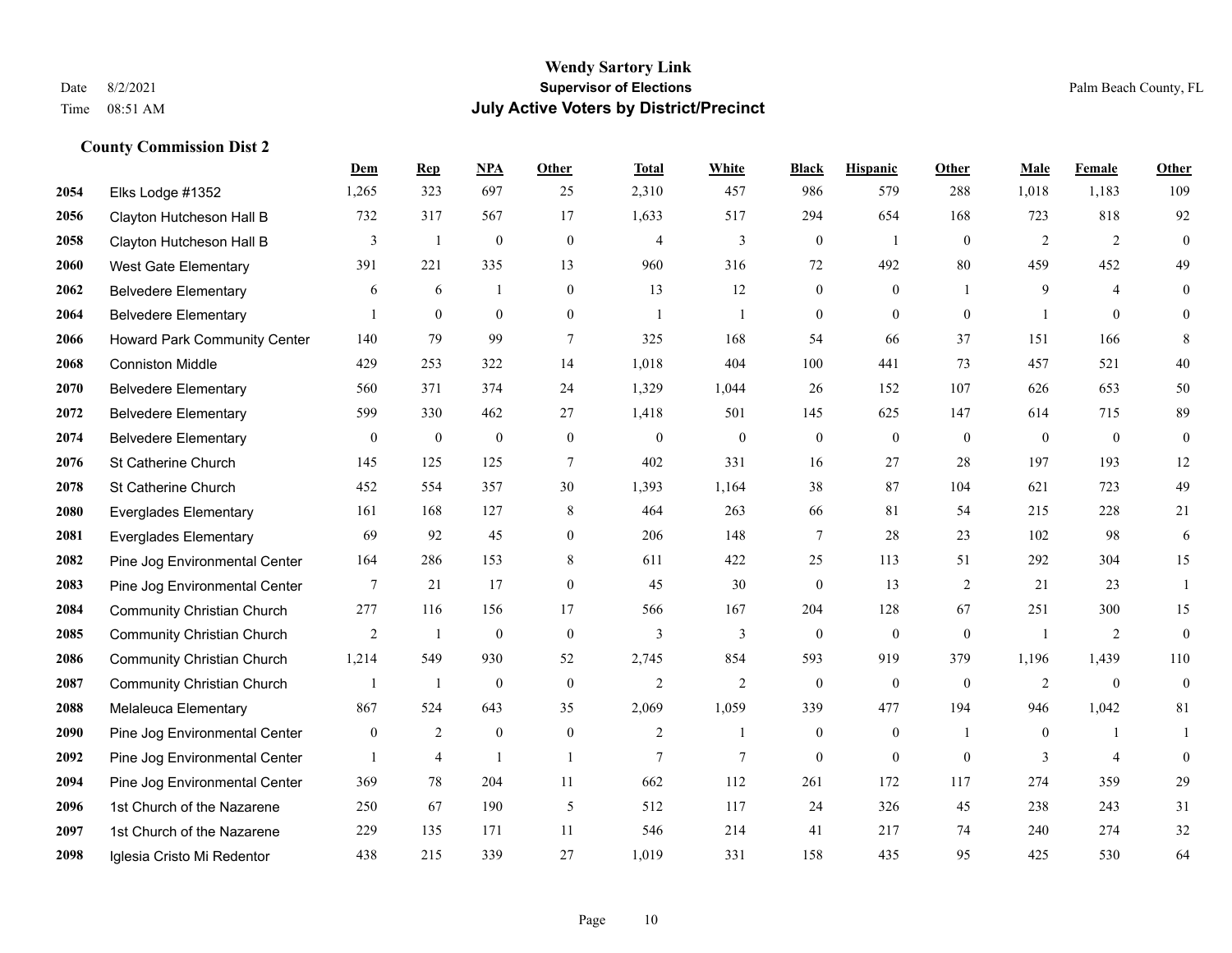## Wendy Sartory Link
### Supervisor of Elections
### July Active Voters by District/Precinct

Date 8/2/2021
Time 08:51 AM

Palm Beach County, FL

**County Commission Dist 2**

| | | Dem | Rep | NPA | Other | Total | White | Black | Hispanic | Other | Male | Female | Other |
|---|---|---|---|---|---|---|---|---|---|---|---|---|---|
| 2054 | Elks Lodge #1352 | 1,265 | 323 | 697 | 25 | 2,310 | 457 | 986 | 579 | 288 | 1,018 | 1,183 | 109 |
| 2056 | Clayton Hutcheson Hall B | 732 | 317 | 567 | 17 | 1,633 | 517 | 294 | 654 | 168 | 723 | 818 | 92 |
| 2058 | Clayton Hutcheson Hall B | 3 | 1 | 0 | 0 | 4 | 3 | 0 | 1 | 0 | 2 | 2 | 0 |
| 2060 | West Gate Elementary | 391 | 221 | 335 | 13 | 960 | 316 | 72 | 492 | 80 | 459 | 452 | 49 |
| 2062 | Belvedere Elementary | 6 | 6 | 1 | 0 | 13 | 12 | 0 | 0 | 1 | 9 | 4 | 0 |
| 2064 | Belvedere Elementary | 1 | 0 | 0 | 0 | 1 | 1 | 0 | 0 | 0 | 1 | 0 | 0 |
| 2066 | Howard Park Community Center | 140 | 79 | 99 | 7 | 325 | 168 | 54 | 66 | 37 | 151 | 166 | 8 |
| 2068 | Conniston Middle | 429 | 253 | 322 | 14 | 1,018 | 404 | 100 | 441 | 73 | 457 | 521 | 40 |
| 2070 | Belvedere Elementary | 560 | 371 | 374 | 24 | 1,329 | 1,044 | 26 | 152 | 107 | 626 | 653 | 50 |
| 2072 | Belvedere Elementary | 599 | 330 | 462 | 27 | 1,418 | 501 | 145 | 625 | 147 | 614 | 715 | 89 |
| 2074 | Belvedere Elementary | 0 | 0 | 0 | 0 | 0 | 0 | 0 | 0 | 0 | 0 | 0 | 0 |
| 2076 | St Catherine Church | 145 | 125 | 125 | 7 | 402 | 331 | 16 | 27 | 28 | 197 | 193 | 12 |
| 2078 | St Catherine Church | 452 | 554 | 357 | 30 | 1,393 | 1,164 | 38 | 87 | 104 | 621 | 723 | 49 |
| 2080 | Everglades Elementary | 161 | 168 | 127 | 8 | 464 | 263 | 66 | 81 | 54 | 215 | 228 | 21 |
| 2081 | Everglades Elementary | 69 | 92 | 45 | 0 | 206 | 148 | 7 | 28 | 23 | 102 | 98 | 6 |
| 2082 | Pine Jog Environmental Center | 164 | 286 | 153 | 8 | 611 | 422 | 25 | 113 | 51 | 292 | 304 | 15 |
| 2083 | Pine Jog Environmental Center | 7 | 21 | 17 | 0 | 45 | 30 | 0 | 13 | 2 | 21 | 23 | 1 |
| 2084 | Community Christian Church | 277 | 116 | 156 | 17 | 566 | 167 | 204 | 128 | 67 | 251 | 300 | 15 |
| 2085 | Community Christian Church | 2 | 1 | 0 | 0 | 3 | 3 | 0 | 0 | 0 | 1 | 2 | 0 |
| 2086 | Community Christian Church | 1,214 | 549 | 930 | 52 | 2,745 | 854 | 593 | 919 | 379 | 1,196 | 1,439 | 110 |
| 2087 | Community Christian Church | 1 | 1 | 0 | 0 | 2 | 2 | 0 | 0 | 0 | 2 | 0 | 0 |
| 2088 | Melaleuca Elementary | 867 | 524 | 643 | 35 | 2,069 | 1,059 | 339 | 477 | 194 | 946 | 1,042 | 81 |
| 2090 | Pine Jog Environmental Center | 0 | 2 | 0 | 0 | 2 | 1 | 0 | 0 | 1 | 0 | 1 | 1 |
| 2092 | Pine Jog Environmental Center | 1 | 4 | 1 | 1 | 7 | 7 | 0 | 0 | 0 | 3 | 4 | 0 |
| 2094 | Pine Jog Environmental Center | 369 | 78 | 204 | 11 | 662 | 112 | 261 | 172 | 117 | 274 | 359 | 29 |
| 2096 | 1st Church of the Nazarene | 250 | 67 | 190 | 5 | 512 | 117 | 24 | 326 | 45 | 238 | 243 | 31 |
| 2097 | 1st Church of the Nazarene | 229 | 135 | 171 | 11 | 546 | 214 | 41 | 217 | 74 | 240 | 274 | 32 |
| 2098 | Iglesia Cristo Mi Redentor | 438 | 215 | 339 | 27 | 1,019 | 331 | 158 | 435 | 95 | 425 | 530 | 64 |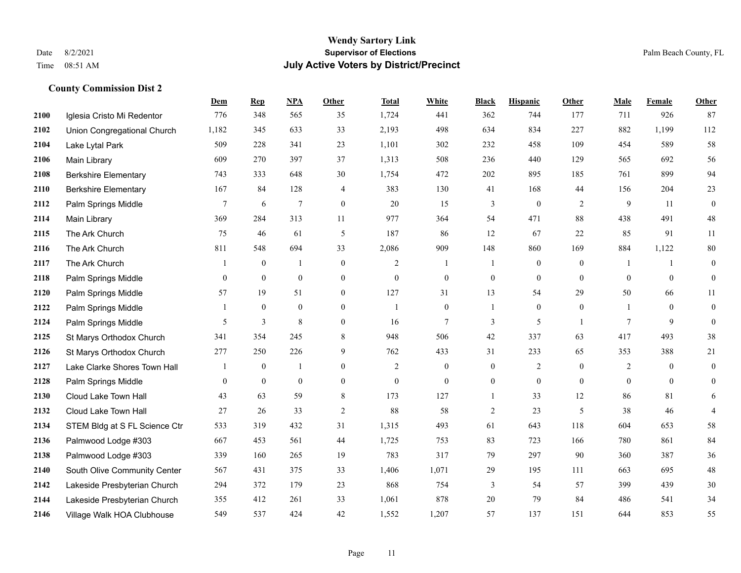# Wendy Sartory Link

**Supervisor of Elections**

**July Active Voters by District/Precinct**

Date 8/2/2021
Time 08:51 AM

Palm Beach County, FL

### County Commission Dist 2

| | | Dem | Rep | NPA | Other | Total | White | Black | Hispanic | Other | Male | Female | Other |
|---|---|---|---|---|---|---|---|---|---|---|---|---|---|
| 2100 | Iglesia Cristo Mi Redentor | 776 | 348 | 565 | 35 | 1,724 | 441 | 362 | 744 | 177 | 711 | 926 | 87 |
| 2102 | Union Congregational Church | 1,182 | 345 | 633 | 33 | 2,193 | 498 | 634 | 834 | 227 | 882 | 1,199 | 112 |
| 2104 | Lake Lytal Park | 509 | 228 | 341 | 23 | 1,101 | 302 | 232 | 458 | 109 | 454 | 589 | 58 |
| 2106 | Main Library | 609 | 270 | 397 | 37 | 1,313 | 508 | 236 | 440 | 129 | 565 | 692 | 56 |
| 2108 | Berkshire Elementary | 743 | 333 | 648 | 30 | 1,754 | 472 | 202 | 895 | 185 | 761 | 899 | 94 |
| 2110 | Berkshire Elementary | 167 | 84 | 128 | 4 | 383 | 130 | 41 | 168 | 44 | 156 | 204 | 23 |
| 2112 | Palm Springs Middle | 7 | 6 | 7 | 0 | 20 | 15 | 3 | 0 | 2 | 9 | 11 | 0 |
| 2114 | Main Library | 369 | 284 | 313 | 11 | 977 | 364 | 54 | 471 | 88 | 438 | 491 | 48 |
| 2115 | The Ark Church | 75 | 46 | 61 | 5 | 187 | 86 | 12 | 67 | 22 | 85 | 91 | 11 |
| 2116 | The Ark Church | 811 | 548 | 694 | 33 | 2,086 | 909 | 148 | 860 | 169 | 884 | 1,122 | 80 |
| 2117 | The Ark Church | 1 | 0 | 1 | 0 | 2 | 1 | 1 | 0 | 0 | 1 | 1 | 0 |
| 2118 | Palm Springs Middle | 0 | 0 | 0 | 0 | 0 | 0 | 0 | 0 | 0 | 0 | 0 | 0 |
| 2120 | Palm Springs Middle | 57 | 19 | 51 | 0 | 127 | 31 | 13 | 54 | 29 | 50 | 66 | 11 |
| 2122 | Palm Springs Middle | 1 | 0 | 0 | 0 | 1 | 0 | 1 | 0 | 0 | 1 | 0 | 0 |
| 2124 | Palm Springs Middle | 5 | 3 | 8 | 0 | 16 | 7 | 3 | 5 | 1 | 7 | 9 | 0 |
| 2125 | St Marys Orthodox Church | 341 | 354 | 245 | 8 | 948 | 506 | 42 | 337 | 63 | 417 | 493 | 38 |
| 2126 | St Marys Orthodox Church | 277 | 250 | 226 | 9 | 762 | 433 | 31 | 233 | 65 | 353 | 388 | 21 |
| 2127 | Lake Clarke Shores Town Hall | 1 | 0 | 1 | 0 | 2 | 0 | 0 | 2 | 0 | 2 | 0 | 0 |
| 2128 | Palm Springs Middle | 0 | 0 | 0 | 0 | 0 | 0 | 0 | 0 | 0 | 0 | 0 | 0 |
| 2130 | Cloud Lake Town Hall | 43 | 63 | 59 | 8 | 173 | 127 | 1 | 33 | 12 | 86 | 81 | 6 |
| 2132 | Cloud Lake Town Hall | 27 | 26 | 33 | 2 | 88 | 58 | 2 | 23 | 5 | 38 | 46 | 4 |
| 2134 | STEM Bldg at S FL Science Ctr | 533 | 319 | 432 | 31 | 1,315 | 493 | 61 | 643 | 118 | 604 | 653 | 58 |
| 2136 | Palmwood Lodge #303 | 667 | 453 | 561 | 44 | 1,725 | 753 | 83 | 723 | 166 | 780 | 861 | 84 |
| 2138 | Palmwood Lodge #303 | 339 | 160 | 265 | 19 | 783 | 317 | 79 | 297 | 90 | 360 | 387 | 36 |
| 2140 | South Olive Community Center | 567 | 431 | 375 | 33 | 1,406 | 1,071 | 29 | 195 | 111 | 663 | 695 | 48 |
| 2142 | Lakeside Presbyterian Church | 294 | 372 | 179 | 23 | 868 | 754 | 3 | 54 | 57 | 399 | 439 | 30 |
| 2144 | Lakeside Presbyterian Church | 355 | 412 | 261 | 33 | 1,061 | 878 | 20 | 79 | 84 | 486 | 541 | 34 |
| 2146 | Village Walk HOA Clubhouse | 549 | 537 | 424 | 42 | 1,552 | 1,207 | 57 | 137 | 151 | 644 | 853 | 55 |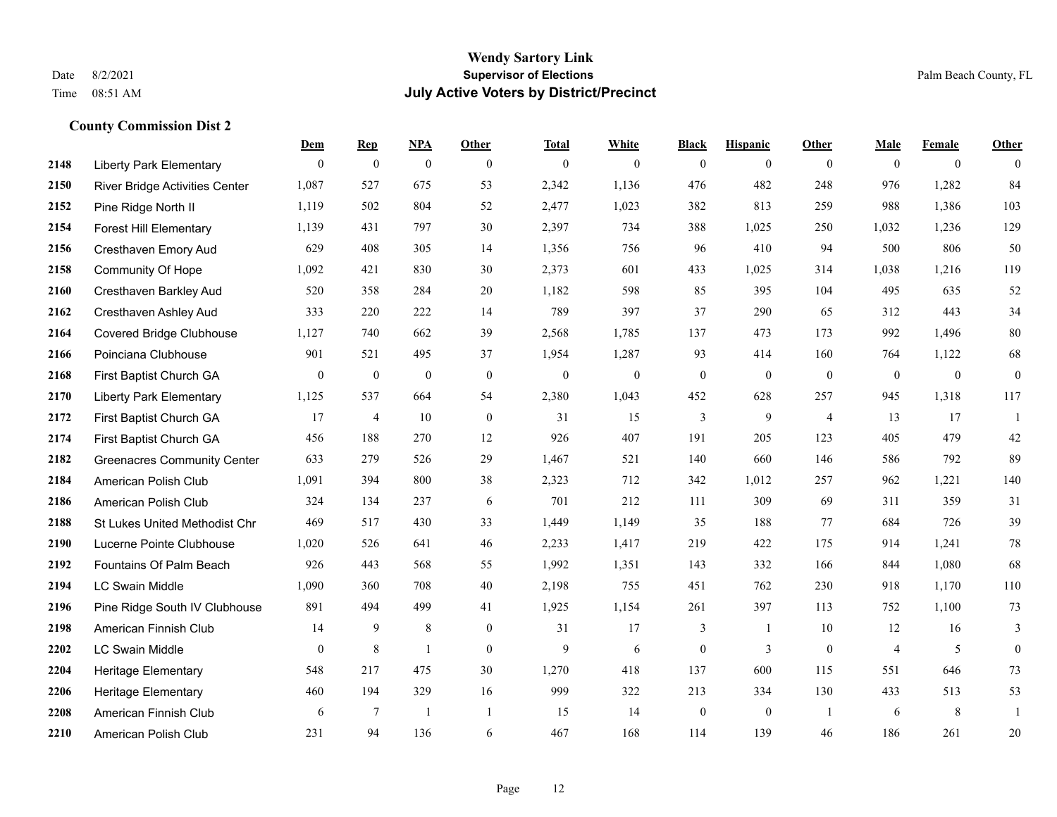# Wendy Sartory Link
## Supervisor of Elections
## July Active Voters by District/Precinct

Date 8/2/2021
Time 08:51 AM

Palm Beach County, FL

### County Commission Dist 2

| | | Dem | Rep | NPA | Other | Total | White | Black | Hispanic | Other | Male | Female | Other |
|---|---|---|---|---|---|---|---|---|---|---|---|---|---|
| 2148 | Liberty Park Elementary | 0 | 0 | 0 | 0 | 0 | 0 | 0 | 0 | 0 | 0 | 0 | 0 |
| 2150 | River Bridge Activities Center | 1,087 | 527 | 675 | 53 | 2,342 | 1,136 | 476 | 482 | 248 | 976 | 1,282 | 84 |
| 2152 | Pine Ridge North II | 1,119 | 502 | 804 | 52 | 2,477 | 1,023 | 382 | 813 | 259 | 988 | 1,386 | 103 |
| 2154 | Forest Hill Elementary | 1,139 | 431 | 797 | 30 | 2,397 | 734 | 388 | 1,025 | 250 | 1,032 | 1,236 | 129 |
| 2156 | Cresthaven Emory Aud | 629 | 408 | 305 | 14 | 1,356 | 756 | 96 | 410 | 94 | 500 | 806 | 50 |
| 2158 | Community Of Hope | 1,092 | 421 | 830 | 30 | 2,373 | 601 | 433 | 1,025 | 314 | 1,038 | 1,216 | 119 |
| 2160 | Cresthaven Barkley Aud | 520 | 358 | 284 | 20 | 1,182 | 598 | 85 | 395 | 104 | 495 | 635 | 52 |
| 2162 | Cresthaven Ashley Aud | 333 | 220 | 222 | 14 | 789 | 397 | 37 | 290 | 65 | 312 | 443 | 34 |
| 2164 | Covered Bridge Clubhouse | 1,127 | 740 | 662 | 39 | 2,568 | 1,785 | 137 | 473 | 173 | 992 | 1,496 | 80 |
| 2166 | Poinciana Clubhouse | 901 | 521 | 495 | 37 | 1,954 | 1,287 | 93 | 414 | 160 | 764 | 1,122 | 68 |
| 2168 | First Baptist Church GA | 0 | 0 | 0 | 0 | 0 | 0 | 0 | 0 | 0 | 0 | 0 | 0 |
| 2170 | Liberty Park Elementary | 1,125 | 537 | 664 | 54 | 2,380 | 1,043 | 452 | 628 | 257 | 945 | 1,318 | 117 |
| 2172 | First Baptist Church GA | 17 | 4 | 10 | 0 | 31 | 15 | 3 | 9 | 4 | 13 | 17 | 1 |
| 2174 | First Baptist Church GA | 456 | 188 | 270 | 12 | 926 | 407 | 191 | 205 | 123 | 405 | 479 | 42 |
| 2182 | Greenacres Community Center | 633 | 279 | 526 | 29 | 1,467 | 521 | 140 | 660 | 146 | 586 | 792 | 89 |
| 2184 | American Polish Club | 1,091 | 394 | 800 | 38 | 2,323 | 712 | 342 | 1,012 | 257 | 962 | 1,221 | 140 |
| 2186 | American Polish Club | 324 | 134 | 237 | 6 | 701 | 212 | 111 | 309 | 69 | 311 | 359 | 31 |
| 2188 | St Lukes United Methodist Chr | 469 | 517 | 430 | 33 | 1,449 | 1,149 | 35 | 188 | 77 | 684 | 726 | 39 |
| 2190 | Lucerne Pointe Clubhouse | 1,020 | 526 | 641 | 46 | 2,233 | 1,417 | 219 | 422 | 175 | 914 | 1,241 | 78 |
| 2192 | Fountains Of Palm Beach | 926 | 443 | 568 | 55 | 1,992 | 1,351 | 143 | 332 | 166 | 844 | 1,080 | 68 |
| 2194 | LC Swain Middle | 1,090 | 360 | 708 | 40 | 2,198 | 755 | 451 | 762 | 230 | 918 | 1,170 | 110 |
| 2196 | Pine Ridge South IV Clubhouse | 891 | 494 | 499 | 41 | 1,925 | 1,154 | 261 | 397 | 113 | 752 | 1,100 | 73 |
| 2198 | American Finnish Club | 14 | 9 | 8 | 0 | 31 | 17 | 3 | 1 | 10 | 12 | 16 | 3 |
| 2202 | LC Swain Middle | 0 | 8 | 1 | 0 | 9 | 6 | 0 | 3 | 0 | 4 | 5 | 0 |
| 2204 | Heritage Elementary | 548 | 217 | 475 | 30 | 1,270 | 418 | 137 | 600 | 115 | 551 | 646 | 73 |
| 2206 | Heritage Elementary | 460 | 194 | 329 | 16 | 999 | 322 | 213 | 334 | 130 | 433 | 513 | 53 |
| 2208 | American Finnish Club | 6 | 7 | 1 | 1 | 15 | 14 | 0 | 0 | 1 | 6 | 8 | 1 |
| 2210 | American Polish Club | 231 | 94 | 136 | 6 | 467 | 168 | 114 | 139 | 46 | 186 | 261 | 20 |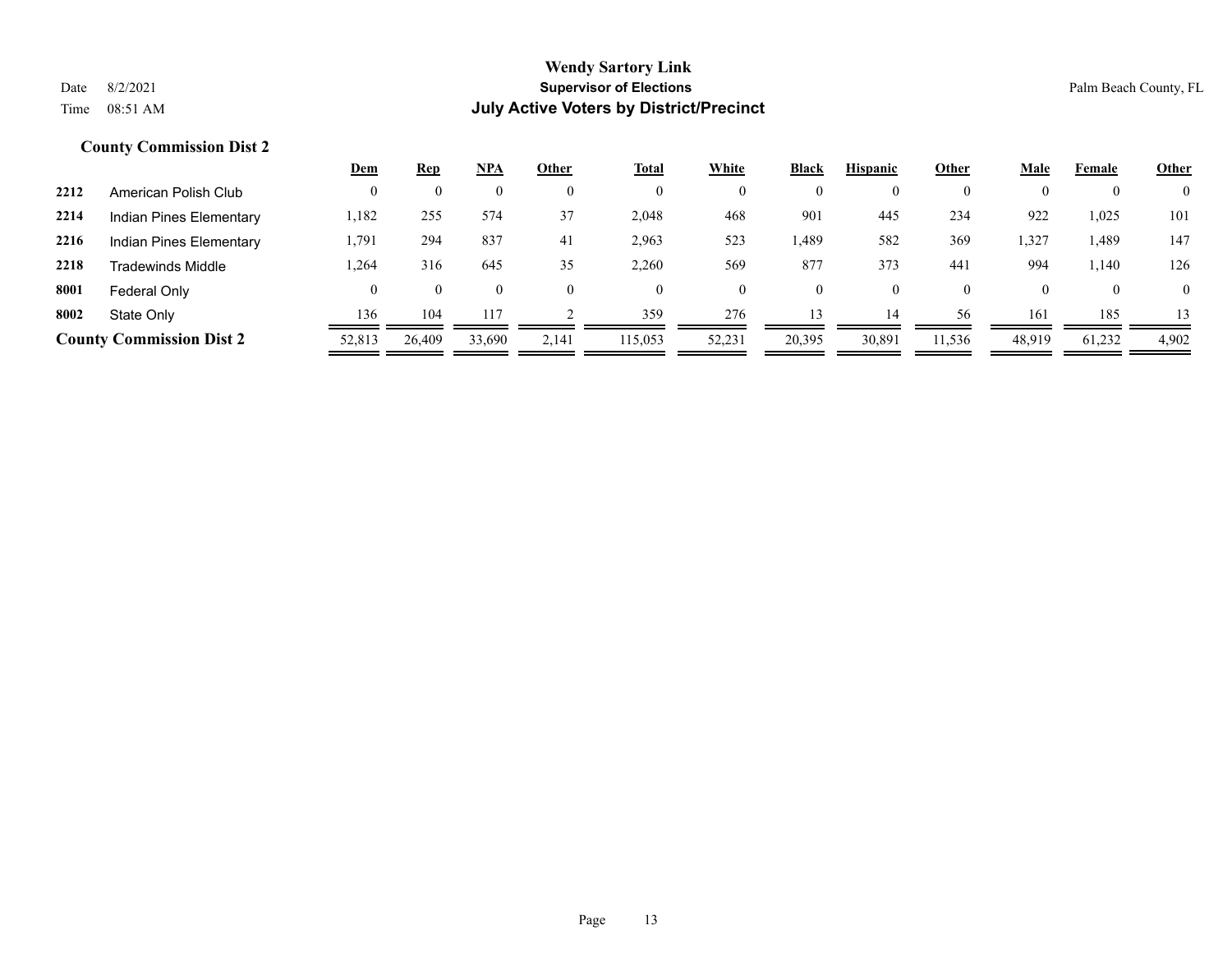**Wendy Sartory Link**
**Supervisor of Elections**
**July Active Voters by District/Precinct**

Date 8/2/2021
Time 08:51 AM

Palm Beach County, FL

### County Commission Dist 2

| | | Dem | Rep | NPA | Other | Total | White | Black | Hispanic | Other | Male | Female | Other |
|---|---|---|---|---|---|---|---|---|---|---|---|---|---|
| 2212 | American Polish Club | 0 | 0 | 0 | 0 | 0 | 0 | 0 | 0 | 0 | 0 | 0 | 0 |
| 2214 | Indian Pines Elementary | 1,182 | 255 | 574 | 37 | 2,048 | 468 | 901 | 445 | 234 | 922 | 1,025 | 101 |
| 2216 | Indian Pines Elementary | 1,791 | 294 | 837 | 41 | 2,963 | 523 | 1,489 | 582 | 369 | 1,327 | 1,489 | 147 |
| 2218 | Tradewinds Middle | 1,264 | 316 | 645 | 35 | 2,260 | 569 | 877 | 373 | 441 | 994 | 1,140 | 126 |
| 8001 | Federal Only | 0 | 0 | 0 | 0 | 0 | 0 | 0 | 0 | 0 | 0 | 0 | 0 |
| 8002 | State Only | 136 | 104 | 117 | 2 | 359 | 276 | 13 | 14 | 56 | 161 | 185 | 13 |
| **County Commission Dist 2** | | 52,813 | 26,409 | 33,690 | 2,141 | 115,053 | 52,231 | 20,395 | 30,891 | 11,536 | 48,919 | 61,232 | 4,902 |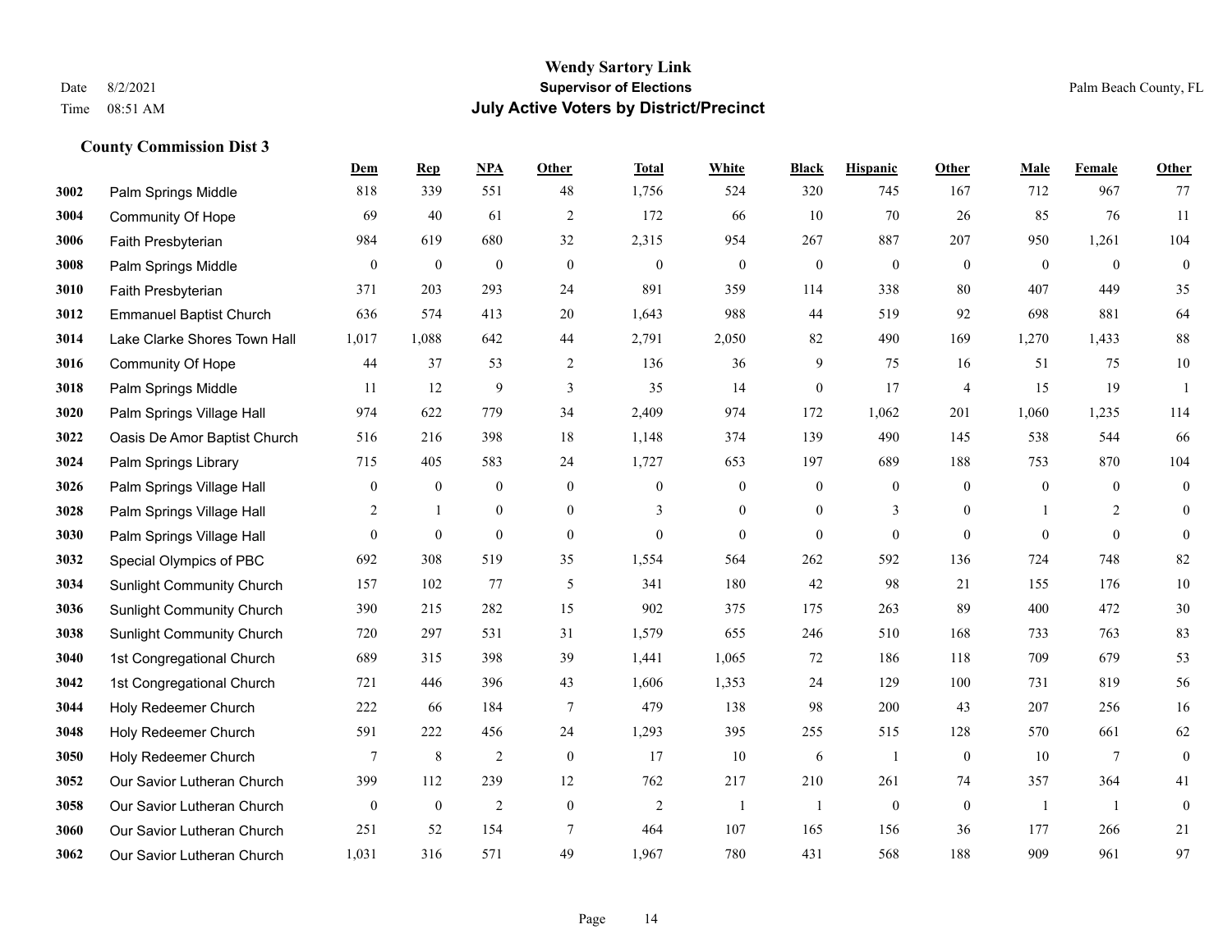# Wendy Sartory Link
## Supervisor of Elections
## July Active Voters by District/Precinct

Date 8/2/2021
Time 08:51 AM

Palm Beach County, FL

### County Commission Dist 3

| | | Dem | Rep | NPA | Other | Total | White | Black | Hispanic | Other | Male | Female | Other |
|---|---|---|---|---|---|---|---|---|---|---|---|---|---|
| 3002 | Palm Springs Middle | 818 | 339 | 551 | 48 | 1,756 | 524 | 320 | 745 | 167 | 712 | 967 | 77 |
| 3004 | Community Of Hope | 69 | 40 | 61 | 2 | 172 | 66 | 10 | 70 | 26 | 85 | 76 | 11 |
| 3006 | Faith Presbyterian | 984 | 619 | 680 | 32 | 2,315 | 954 | 267 | 887 | 207 | 950 | 1,261 | 104 |
| 3008 | Palm Springs Middle | 0 | 0 | 0 | 0 | 0 | 0 | 0 | 0 | 0 | 0 | 0 | 0 |
| 3010 | Faith Presbyterian | 371 | 203 | 293 | 24 | 891 | 359 | 114 | 338 | 80 | 407 | 449 | 35 |
| 3012 | Emmanuel Baptist Church | 636 | 574 | 413 | 20 | 1,643 | 988 | 44 | 519 | 92 | 698 | 881 | 64 |
| 3014 | Lake Clarke Shores Town Hall | 1,017 | 1,088 | 642 | 44 | 2,791 | 2,050 | 82 | 490 | 169 | 1,270 | 1,433 | 88 |
| 3016 | Community Of Hope | 44 | 37 | 53 | 2 | 136 | 36 | 9 | 75 | 16 | 51 | 75 | 10 |
| 3018 | Palm Springs Middle | 11 | 12 | 9 | 3 | 35 | 14 | 0 | 17 | 4 | 15 | 19 | 1 |
| 3020 | Palm Springs Village Hall | 974 | 622 | 779 | 34 | 2,409 | 974 | 172 | 1,062 | 201 | 1,060 | 1,235 | 114 |
| 3022 | Oasis De Amor Baptist Church | 516 | 216 | 398 | 18 | 1,148 | 374 | 139 | 490 | 145 | 538 | 544 | 66 |
| 3024 | Palm Springs Library | 715 | 405 | 583 | 24 | 1,727 | 653 | 197 | 689 | 188 | 753 | 870 | 104 |
| 3026 | Palm Springs Village Hall | 0 | 0 | 0 | 0 | 0 | 0 | 0 | 0 | 0 | 0 | 0 | 0 |
| 3028 | Palm Springs Village Hall | 2 | 1 | 0 | 0 | 3 | 0 | 0 | 3 | 0 | 1 | 2 | 0 |
| 3030 | Palm Springs Village Hall | 0 | 0 | 0 | 0 | 0 | 0 | 0 | 0 | 0 | 0 | 0 | 0 |
| 3032 | Special Olympics of PBC | 692 | 308 | 519 | 35 | 1,554 | 564 | 262 | 592 | 136 | 724 | 748 | 82 |
| 3034 | Sunlight Community Church | 157 | 102 | 77 | 5 | 341 | 180 | 42 | 98 | 21 | 155 | 176 | 10 |
| 3036 | Sunlight Community Church | 390 | 215 | 282 | 15 | 902 | 375 | 175 | 263 | 89 | 400 | 472 | 30 |
| 3038 | Sunlight Community Church | 720 | 297 | 531 | 31 | 1,579 | 655 | 246 | 510 | 168 | 733 | 763 | 83 |
| 3040 | 1st Congregational Church | 689 | 315 | 398 | 39 | 1,441 | 1,065 | 72 | 186 | 118 | 709 | 679 | 53 |
| 3042 | 1st Congregational Church | 721 | 446 | 396 | 43 | 1,606 | 1,353 | 24 | 129 | 100 | 731 | 819 | 56 |
| 3044 | Holy Redeemer Church | 222 | 66 | 184 | 7 | 479 | 138 | 98 | 200 | 43 | 207 | 256 | 16 |
| 3048 | Holy Redeemer Church | 591 | 222 | 456 | 24 | 1,293 | 395 | 255 | 515 | 128 | 570 | 661 | 62 |
| 3050 | Holy Redeemer Church | 7 | 8 | 2 | 0 | 17 | 10 | 6 | 1 | 0 | 10 | 7 | 0 |
| 3052 | Our Savior Lutheran Church | 399 | 112 | 239 | 12 | 762 | 217 | 210 | 261 | 74 | 357 | 364 | 41 |
| 3058 | Our Savior Lutheran Church | 0 | 0 | 2 | 0 | 2 | 1 | 1 | 0 | 0 | 1 | 1 | 0 |
| 3060 | Our Savior Lutheran Church | 251 | 52 | 154 | 7 | 464 | 107 | 165 | 156 | 36 | 177 | 266 | 21 |
| 3062 | Our Savior Lutheran Church | 1,031 | 316 | 571 | 49 | 1,967 | 780 | 431 | 568 | 188 | 909 | 961 | 97 |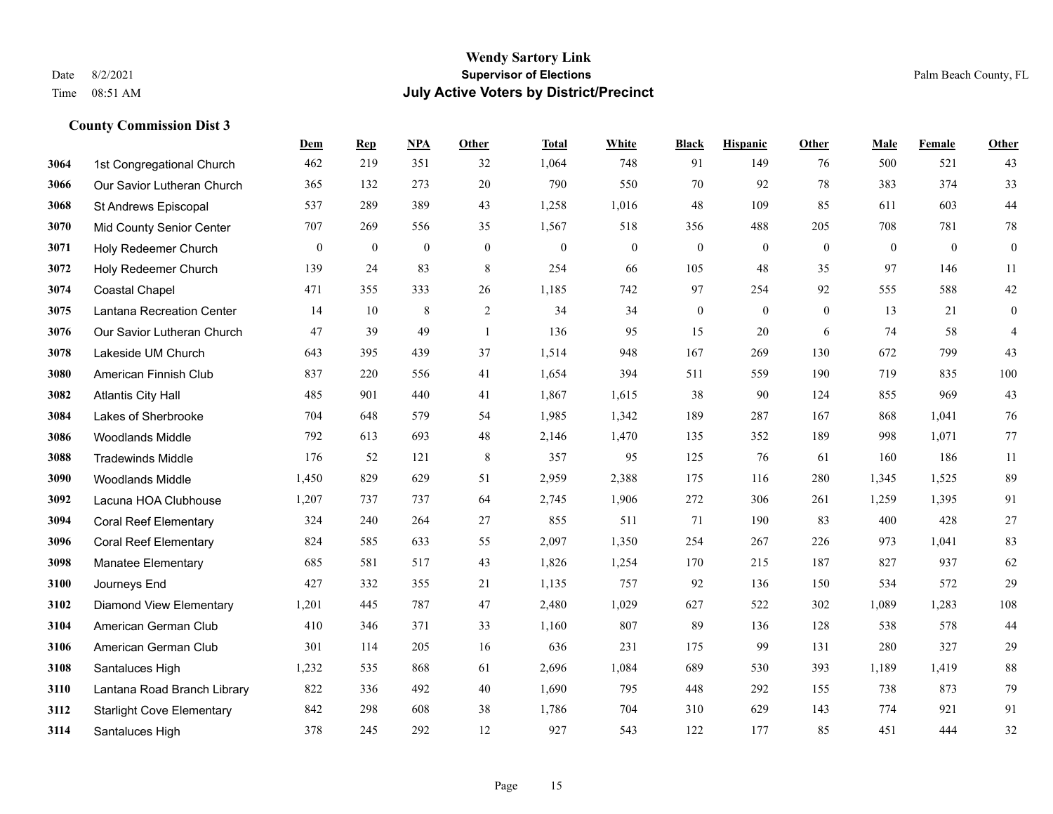**Wendy Sartory Link**
**Supervisor of Elections**
**July Active Voters by District/Precinct**

Date 8/2/2021
Time 08:51 AM
Palm Beach County, FL

### County Commission Dist 3

| | | Dem | Rep | NPA | Other | Total | White | Black | Hispanic | Other | Male | Female | Other |
|---|---|---|---|---|---|---|---|---|---|---|---|---|---|
| 3064 | 1st Congregational Church | 462 | 219 | 351 | 32 | 1,064 | 748 | 91 | 149 | 76 | 500 | 521 | 43 |
| 3066 | Our Savior Lutheran Church | 365 | 132 | 273 | 20 | 790 | 550 | 70 | 92 | 78 | 383 | 374 | 33 |
| 3068 | St Andrews Episcopal | 537 | 289 | 389 | 43 | 1,258 | 1,016 | 48 | 109 | 85 | 611 | 603 | 44 |
| 3070 | Mid County Senior Center | 707 | 269 | 556 | 35 | 1,567 | 518 | 356 | 488 | 205 | 708 | 781 | 78 |
| 3071 | Holy Redeemer Church | 0 | 0 | 0 | 0 | 0 | 0 | 0 | 0 | 0 | 0 | 0 | 0 |
| 3072 | Holy Redeemer Church | 139 | 24 | 83 | 8 | 254 | 66 | 105 | 48 | 35 | 97 | 146 | 11 |
| 3074 | Coastal Chapel | 471 | 355 | 333 | 26 | 1,185 | 742 | 97 | 254 | 92 | 555 | 588 | 42 |
| 3075 | Lantana Recreation Center | 14 | 10 | 8 | 2 | 34 | 34 | 0 | 0 | 0 | 13 | 21 | 0 |
| 3076 | Our Savior Lutheran Church | 47 | 39 | 49 | 1 | 136 | 95 | 15 | 20 | 6 | 74 | 58 | 4 |
| 3078 | Lakeside UM Church | 643 | 395 | 439 | 37 | 1,514 | 948 | 167 | 269 | 130 | 672 | 799 | 43 |
| 3080 | American Finnish Club | 837 | 220 | 556 | 41 | 1,654 | 394 | 511 | 559 | 190 | 719 | 835 | 100 |
| 3082 | Atlantis City Hall | 485 | 901 | 440 | 41 | 1,867 | 1,615 | 38 | 90 | 124 | 855 | 969 | 43 |
| 3084 | Lakes of Sherbrooke | 704 | 648 | 579 | 54 | 1,985 | 1,342 | 189 | 287 | 167 | 868 | 1,041 | 76 |
| 3086 | Woodlands Middle | 792 | 613 | 693 | 48 | 2,146 | 1,470 | 135 | 352 | 189 | 998 | 1,071 | 77 |
| 3088 | Tradewinds Middle | 176 | 52 | 121 | 8 | 357 | 95 | 125 | 76 | 61 | 160 | 186 | 11 |
| 3090 | Woodlands Middle | 1,450 | 829 | 629 | 51 | 2,959 | 2,388 | 175 | 116 | 280 | 1,345 | 1,525 | 89 |
| 3092 | Lacuna HOA Clubhouse | 1,207 | 737 | 737 | 64 | 2,745 | 1,906 | 272 | 306 | 261 | 1,259 | 1,395 | 91 |
| 3094 | Coral Reef Elementary | 324 | 240 | 264 | 27 | 855 | 511 | 71 | 190 | 83 | 400 | 428 | 27 |
| 3096 | Coral Reef Elementary | 824 | 585 | 633 | 55 | 2,097 | 1,350 | 254 | 267 | 226 | 973 | 1,041 | 83 |
| 3098 | Manatee Elementary | 685 | 581 | 517 | 43 | 1,826 | 1,254 | 170 | 215 | 187 | 827 | 937 | 62 |
| 3100 | Journeys End | 427 | 332 | 355 | 21 | 1,135 | 757 | 92 | 136 | 150 | 534 | 572 | 29 |
| 3102 | Diamond View Elementary | 1,201 | 445 | 787 | 47 | 2,480 | 1,029 | 627 | 522 | 302 | 1,089 | 1,283 | 108 |
| 3104 | American German Club | 410 | 346 | 371 | 33 | 1,160 | 807 | 89 | 136 | 128 | 538 | 578 | 44 |
| 3106 | American German Club | 301 | 114 | 205 | 16 | 636 | 231 | 175 | 99 | 131 | 280 | 327 | 29 |
| 3108 | Santaluces High | 1,232 | 535 | 868 | 61 | 2,696 | 1,084 | 689 | 530 | 393 | 1,189 | 1,419 | 88 |
| 3110 | Lantana Road Branch Library | 822 | 336 | 492 | 40 | 1,690 | 795 | 448 | 292 | 155 | 738 | 873 | 79 |
| 3112 | Starlight Cove Elementary | 842 | 298 | 608 | 38 | 1,786 | 704 | 310 | 629 | 143 | 774 | 921 | 91 |
| 3114 | Santaluces High | 378 | 245 | 292 | 12 | 927 | 543 | 122 | 177 | 85 | 451 | 444 | 32 |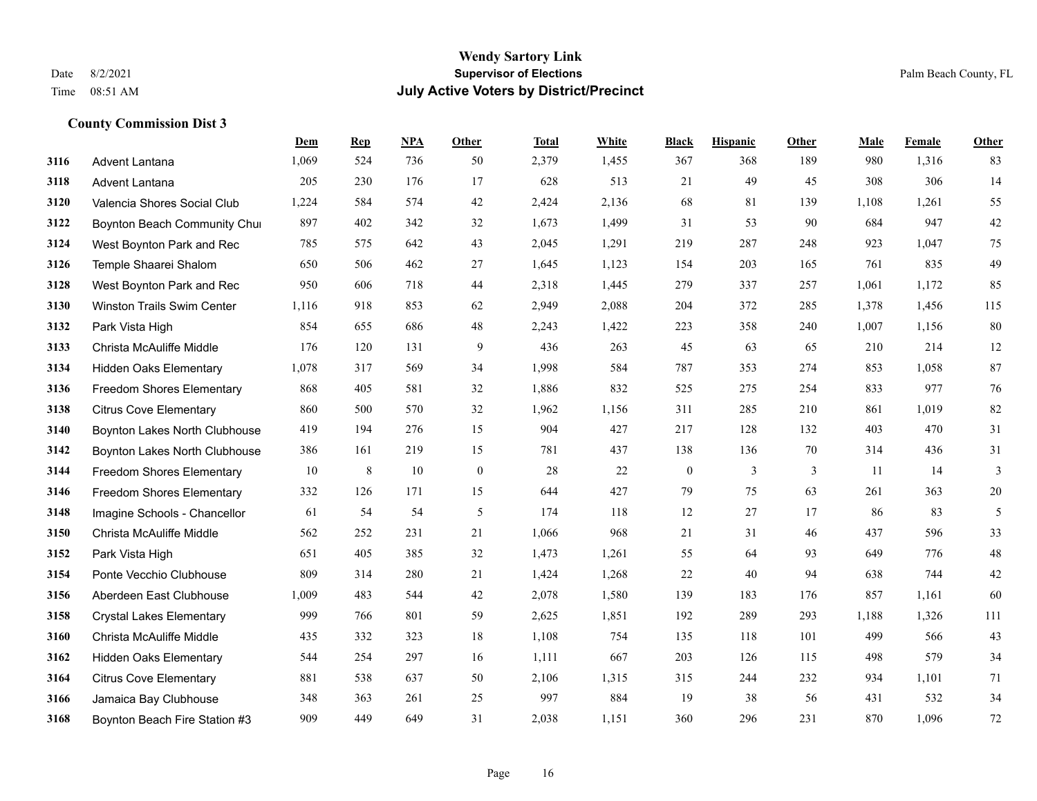# Wendy Sartory Link
## Supervisor of Elections
## July Active Voters by District/Precinct

Date 8/2/2021
Time 08:51 AM

Palm Beach County, FL

### County Commission Dist 3

| | | Dem | Rep | NPA | Other | Total | White | Black | Hispanic | Other | Male | Female | Other |
|---|---|---|---|---|---|---|---|---|---|---|---|---|---|
| 3116 | Advent Lantana | 1,069 | 524 | 736 | 50 | 2,379 | 1,455 | 367 | 368 | 189 | 980 | 1,316 | 83 |
| 3118 | Advent Lantana | 205 | 230 | 176 | 17 | 628 | 513 | 21 | 49 | 45 | 308 | 306 | 14 |
| 3120 | Valencia Shores Social Club | 1,224 | 584 | 574 | 42 | 2,424 | 2,136 | 68 | 81 | 139 | 1,108 | 1,261 | 55 |
| 3122 | Boynton Beach Community Chu | 897 | 402 | 342 | 32 | 1,673 | 1,499 | 31 | 53 | 90 | 684 | 947 | 42 |
| 3124 | West Boynton Park and Rec | 785 | 575 | 642 | 43 | 2,045 | 1,291 | 219 | 287 | 248 | 923 | 1,047 | 75 |
| 3126 | Temple Shaarei Shalom | 650 | 506 | 462 | 27 | 1,645 | 1,123 | 154 | 203 | 165 | 761 | 835 | 49 |
| 3128 | West Boynton Park and Rec | 950 | 606 | 718 | 44 | 2,318 | 1,445 | 279 | 337 | 257 | 1,061 | 1,172 | 85 |
| 3130 | Winston Trails Swim Center | 1,116 | 918 | 853 | 62 | 2,949 | 2,088 | 204 | 372 | 285 | 1,378 | 1,456 | 115 |
| 3132 | Park Vista High | 854 | 655 | 686 | 48 | 2,243 | 1,422 | 223 | 358 | 240 | 1,007 | 1,156 | 80 |
| 3133 | Christa McAuliffe Middle | 176 | 120 | 131 | 9 | 436 | 263 | 45 | 63 | 65 | 210 | 214 | 12 |
| 3134 | Hidden Oaks Elementary | 1,078 | 317 | 569 | 34 | 1,998 | 584 | 787 | 353 | 274 | 853 | 1,058 | 87 |
| 3136 | Freedom Shores Elementary | 868 | 405 | 581 | 32 | 1,886 | 832 | 525 | 275 | 254 | 833 | 977 | 76 |
| 3138 | Citrus Cove Elementary | 860 | 500 | 570 | 32 | 1,962 | 1,156 | 311 | 285 | 210 | 861 | 1,019 | 82 |
| 3140 | Boynton Lakes North Clubhouse | 419 | 194 | 276 | 15 | 904 | 427 | 217 | 128 | 132 | 403 | 470 | 31 |
| 3142 | Boynton Lakes North Clubhouse | 386 | 161 | 219 | 15 | 781 | 437 | 138 | 136 | 70 | 314 | 436 | 31 |
| 3144 | Freedom Shores Elementary | 10 | 8 | 10 | 0 | 28 | 22 | 0 | 3 | 3 | 11 | 14 | 3 |
| 3146 | Freedom Shores Elementary | 332 | 126 | 171 | 15 | 644 | 427 | 79 | 75 | 63 | 261 | 363 | 20 |
| 3148 | Imagine Schools - Chancellor | 61 | 54 | 54 | 5 | 174 | 118 | 12 | 27 | 17 | 86 | 83 | 5 |
| 3150 | Christa McAuliffe Middle | 562 | 252 | 231 | 21 | 1,066 | 968 | 21 | 31 | 46 | 437 | 596 | 33 |
| 3152 | Park Vista High | 651 | 405 | 385 | 32 | 1,473 | 1,261 | 55 | 64 | 93 | 649 | 776 | 48 |
| 3154 | Ponte Vecchio Clubhouse | 809 | 314 | 280 | 21 | 1,424 | 1,268 | 22 | 40 | 94 | 638 | 744 | 42 |
| 3156 | Aberdeen East Clubhouse | 1,009 | 483 | 544 | 42 | 2,078 | 1,580 | 139 | 183 | 176 | 857 | 1,161 | 60 |
| 3158 | Crystal Lakes Elementary | 999 | 766 | 801 | 59 | 2,625 | 1,851 | 192 | 289 | 293 | 1,188 | 1,326 | 111 |
| 3160 | Christa McAuliffe Middle | 435 | 332 | 323 | 18 | 1,108 | 754 | 135 | 118 | 101 | 499 | 566 | 43 |
| 3162 | Hidden Oaks Elementary | 544 | 254 | 297 | 16 | 1,111 | 667 | 203 | 126 | 115 | 498 | 579 | 34 |
| 3164 | Citrus Cove Elementary | 881 | 538 | 637 | 50 | 2,106 | 1,315 | 315 | 244 | 232 | 934 | 1,101 | 71 |
| 3166 | Jamaica Bay Clubhouse | 348 | 363 | 261 | 25 | 997 | 884 | 19 | 38 | 56 | 431 | 532 | 34 |
| 3168 | Boynton Beach Fire Station #3 | 909 | 449 | 649 | 31 | 2,038 | 1,151 | 360 | 296 | 231 | 870 | 1,096 | 72 |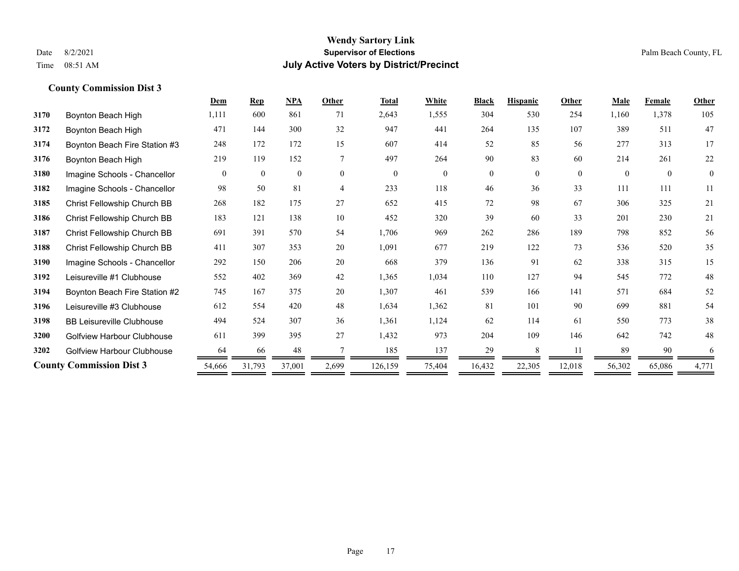**Wendy Sartory Link**
**Supervisor of Elections**
**July Active Voters by District/Precinct**

Date 8/2/2021
Time 08:51 AM

Palm Beach County, FL

### County Commission Dist 3

| | | Dem | Rep | NPA | Other | Total | White | Black | Hispanic | Other | Male | Female | Other |
|---|---|---|---|---|---|---|---|---|---|---|---|---|---|
| 3170 | Boynton Beach High | 1,111 | 600 | 861 | 71 | 2,643 | 1,555 | 304 | 530 | 254 | 1,160 | 1,378 | 105 |
| 3172 | Boynton Beach High | 471 | 144 | 300 | 32 | 947 | 441 | 264 | 135 | 107 | 389 | 511 | 47 |
| 3174 | Boynton Beach Fire Station #3 | 248 | 172 | 172 | 15 | 607 | 414 | 52 | 85 | 56 | 277 | 313 | 17 |
| 3176 | Boynton Beach High | 219 | 119 | 152 | 7 | 497 | 264 | 90 | 83 | 60 | 214 | 261 | 22 |
| 3180 | Imagine Schools - Chancellor | 0 | 0 | 0 | 0 | 0 | 0 | 0 | 0 | 0 | 0 | 0 | 0 |
| 3182 | Imagine Schools - Chancellor | 98 | 50 | 81 | 4 | 233 | 118 | 46 | 36 | 33 | 111 | 111 | 11 |
| 3185 | Christ Fellowship Church BB | 268 | 182 | 175 | 27 | 652 | 415 | 72 | 98 | 67 | 306 | 325 | 21 |
| 3186 | Christ Fellowship Church BB | 183 | 121 | 138 | 10 | 452 | 320 | 39 | 60 | 33 | 201 | 230 | 21 |
| 3187 | Christ Fellowship Church BB | 691 | 391 | 570 | 54 | 1,706 | 969 | 262 | 286 | 189 | 798 | 852 | 56 |
| 3188 | Christ Fellowship Church BB | 411 | 307 | 353 | 20 | 1,091 | 677 | 219 | 122 | 73 | 536 | 520 | 35 |
| 3190 | Imagine Schools - Chancellor | 292 | 150 | 206 | 20 | 668 | 379 | 136 | 91 | 62 | 338 | 315 | 15 |
| 3192 | Leisureville #1 Clubhouse | 552 | 402 | 369 | 42 | 1,365 | 1,034 | 110 | 127 | 94 | 545 | 772 | 48 |
| 3194 | Boynton Beach Fire Station #2 | 745 | 167 | 375 | 20 | 1,307 | 461 | 539 | 166 | 141 | 571 | 684 | 52 |
| 3196 | Leisureville #3 Clubhouse | 612 | 554 | 420 | 48 | 1,634 | 1,362 | 81 | 101 | 90 | 699 | 881 | 54 |
| 3198 | BB Leisureville Clubhouse | 494 | 524 | 307 | 36 | 1,361 | 1,124 | 62 | 114 | 61 | 550 | 773 | 38 |
| 3200 | Golfview Harbour Clubhouse | 611 | 399 | 395 | 27 | 1,432 | 973 | 204 | 109 | 146 | 642 | 742 | 48 |
| 3202 | Golfview Harbour Clubhouse | 64 | 66 | 48 | 7 | 185 | 137 | 29 | 8 | 11 | 89 | 90 | 6 |
| **County Commission Dist 3** | | 54,666 | 31,793 | 37,001 | 2,699 | 126,159 | 75,404 | 16,432 | 22,305 | 12,018 | 56,302 | 65,086 | 4,771 |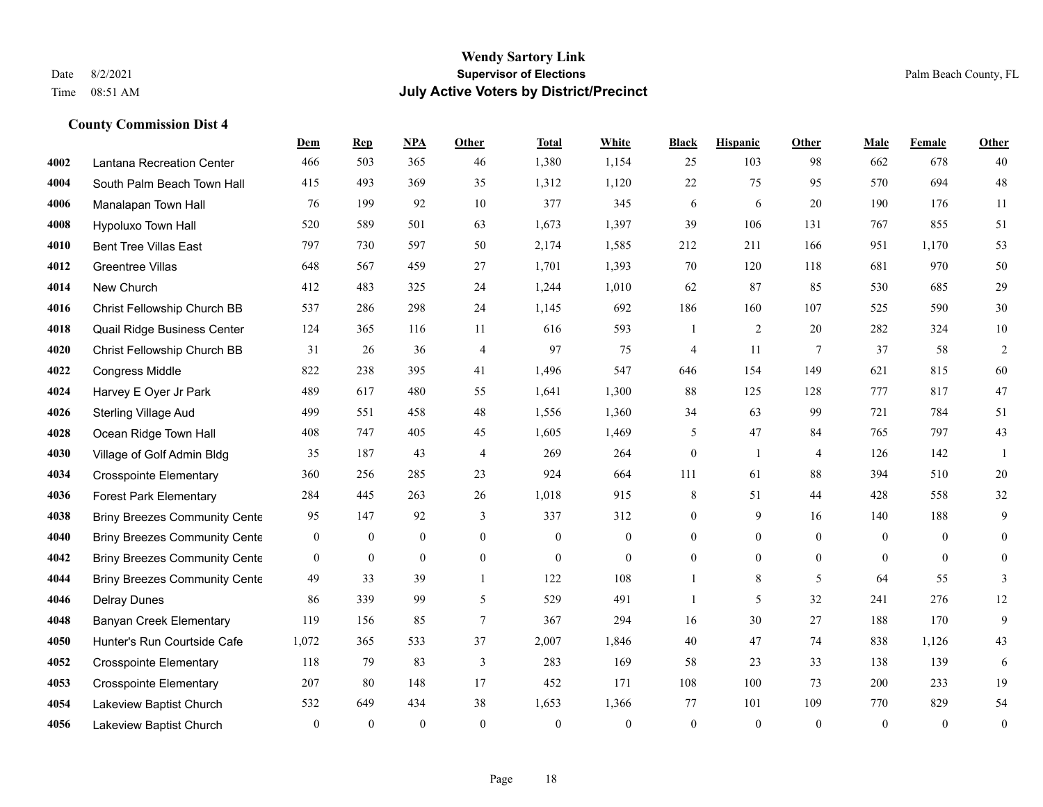# Wendy Sartory Link

**Supervisor of Elections**

**July Active Voters by District/Precinct**

Date 8/2/2021
Time 08:51 AM

Palm Beach County, FL

### County Commission Dist 4

| | | Dem | Rep | NPA | Other | Total | White | Black | Hispanic | Other | Male | Female | Other |
|---|---|---|---|---|---|---|---|---|---|---|---|---|---|
| 4002 | Lantana Recreation Center | 466 | 503 | 365 | 46 | 1,380 | 1,154 | 25 | 103 | 98 | 662 | 678 | 40 |
| 4004 | South Palm Beach Town Hall | 415 | 493 | 369 | 35 | 1,312 | 1,120 | 22 | 75 | 95 | 570 | 694 | 48 |
| 4006 | Manalapan Town Hall | 76 | 199 | 92 | 10 | 377 | 345 | 6 | 6 | 20 | 190 | 176 | 11 |
| 4008 | Hypoluxo Town Hall | 520 | 589 | 501 | 63 | 1,673 | 1,397 | 39 | 106 | 131 | 767 | 855 | 51 |
| 4010 | Bent Tree Villas East | 797 | 730 | 597 | 50 | 2,174 | 1,585 | 212 | 211 | 166 | 951 | 1,170 | 53 |
| 4012 | Greentree Villas | 648 | 567 | 459 | 27 | 1,701 | 1,393 | 70 | 120 | 118 | 681 | 970 | 50 |
| 4014 | New Church | 412 | 483 | 325 | 24 | 1,244 | 1,010 | 62 | 87 | 85 | 530 | 685 | 29 |
| 4016 | Christ Fellowship Church BB | 537 | 286 | 298 | 24 | 1,145 | 692 | 186 | 160 | 107 | 525 | 590 | 30 |
| 4018 | Quail Ridge Business Center | 124 | 365 | 116 | 11 | 616 | 593 | 1 | 2 | 20 | 282 | 324 | 10 |
| 4020 | Christ Fellowship Church BB | 31 | 26 | 36 | 4 | 97 | 75 | 4 | 11 | 7 | 37 | 58 | 2 |
| 4022 | Congress Middle | 822 | 238 | 395 | 41 | 1,496 | 547 | 646 | 154 | 149 | 621 | 815 | 60 |
| 4024 | Harvey E Oyer Jr Park | 489 | 617 | 480 | 55 | 1,641 | 1,300 | 88 | 125 | 128 | 777 | 817 | 47 |
| 4026 | Sterling Village Aud | 499 | 551 | 458 | 48 | 1,556 | 1,360 | 34 | 63 | 99 | 721 | 784 | 51 |
| 4028 | Ocean Ridge Town Hall | 408 | 747 | 405 | 45 | 1,605 | 1,469 | 5 | 47 | 84 | 765 | 797 | 43 |
| 4030 | Village of Golf Admin Bldg | 35 | 187 | 43 | 4 | 269 | 264 | 0 | 1 | 4 | 126 | 142 | 1 |
| 4034 | Crosspointe Elementary | 360 | 256 | 285 | 23 | 924 | 664 | 111 | 61 | 88 | 394 | 510 | 20 |
| 4036 | Forest Park Elementary | 284 | 445 | 263 | 26 | 1,018 | 915 | 8 | 51 | 44 | 428 | 558 | 32 |
| 4038 | Briny Breezes Community Cente | 95 | 147 | 92 | 3 | 337 | 312 | 0 | 9 | 16 | 140 | 188 | 9 |
| 4040 | Briny Breezes Community Cente | 0 | 0 | 0 | 0 | 0 | 0 | 0 | 0 | 0 | 0 | 0 | 0 |
| 4042 | Briny Breezes Community Cente | 0 | 0 | 0 | 0 | 0 | 0 | 0 | 0 | 0 | 0 | 0 | 0 |
| 4044 | Briny Breezes Community Cente | 49 | 33 | 39 | 1 | 122 | 108 | 1 | 8 | 5 | 64 | 55 | 3 |
| 4046 | Delray Dunes | 86 | 339 | 99 | 5 | 529 | 491 | 1 | 5 | 32 | 241 | 276 | 12 |
| 4048 | Banyan Creek Elementary | 119 | 156 | 85 | 7 | 367 | 294 | 16 | 30 | 27 | 188 | 170 | 9 |
| 4050 | Hunter's Run Courtside Cafe | 1,072 | 365 | 533 | 37 | 2,007 | 1,846 | 40 | 47 | 74 | 838 | 1,126 | 43 |
| 4052 | Crosspointe Elementary | 118 | 79 | 83 | 3 | 283 | 169 | 58 | 23 | 33 | 138 | 139 | 6 |
| 4053 | Crosspointe Elementary | 207 | 80 | 148 | 17 | 452 | 171 | 108 | 100 | 73 | 200 | 233 | 19 |
| 4054 | Lakeview Baptist Church | 532 | 649 | 434 | 38 | 1,653 | 1,366 | 77 | 101 | 109 | 770 | 829 | 54 |
| 4056 | Lakeview Baptist Church | 0 | 0 | 0 | 0 | 0 | 0 | 0 | 0 | 0 | 0 | 0 | 0 |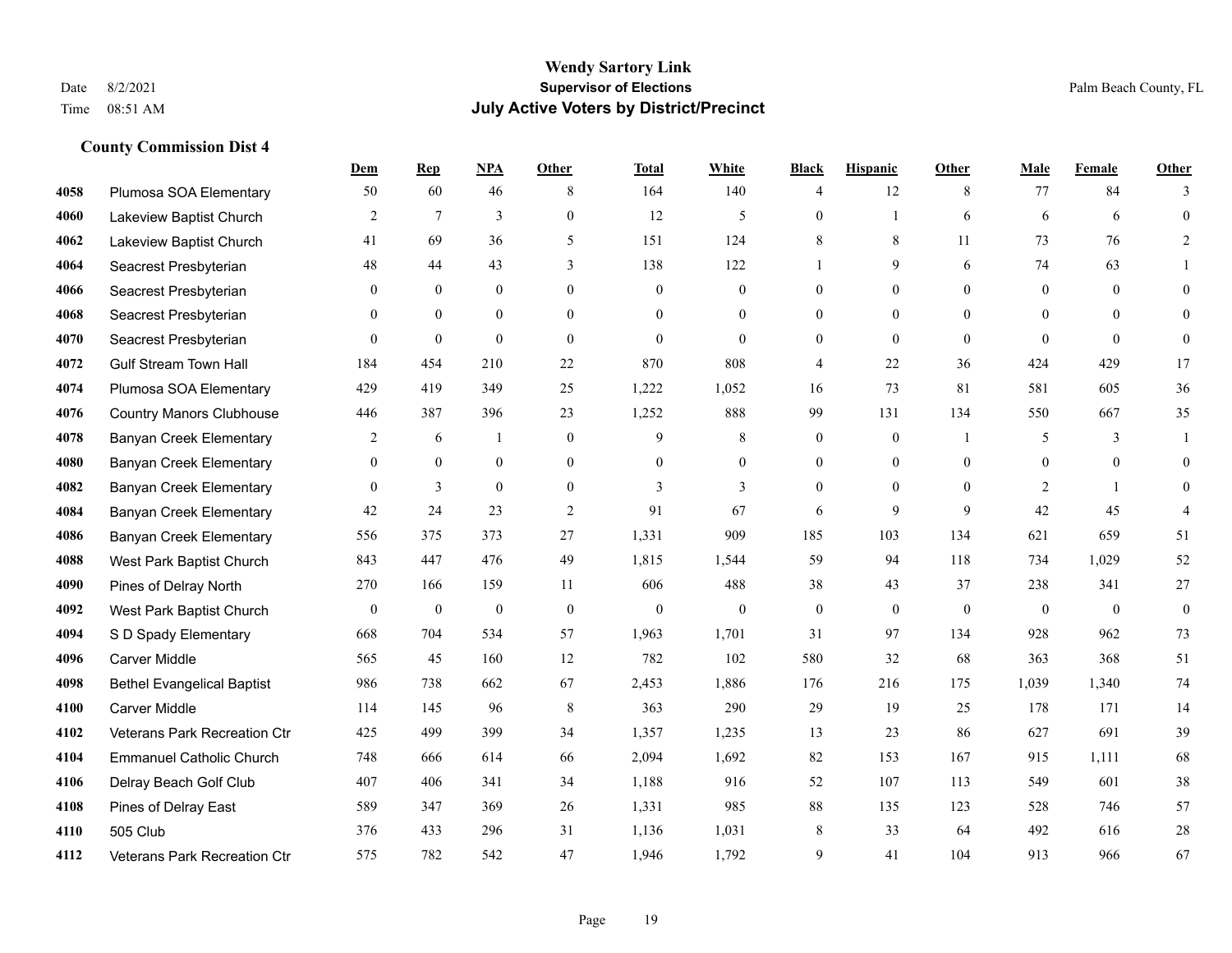# Wendy Sartory Link
## Supervisor of Elections
## July Active Voters by District/Precinct

Date 8/2/2021
Time 08:51 AM

Palm Beach County, FL

### County Commission Dist 4

| | | Dem | Rep | NPA | Other | Total | White | Black | Hispanic | Other | Male | Female | Other |
|---|---|---|---|---|---|---|---|---|---|---|---|---|---|
| 4058 | Plumosa SOA Elementary | 50 | 60 | 46 | 8 | 164 | 140 | 4 | 12 | 8 | 77 | 84 | 3 |
| 4060 | Lakeview Baptist Church | 2 | 7 | 3 | 0 | 12 | 5 | 0 | 1 | 6 | 6 | 6 | 0 |
| 4062 | Lakeview Baptist Church | 41 | 69 | 36 | 5 | 151 | 124 | 8 | 8 | 11 | 73 | 76 | 2 |
| 4064 | Seacrest Presbyterian | 48 | 44 | 43 | 3 | 138 | 122 | 1 | 9 | 6 | 74 | 63 | 1 |
| 4066 | Seacrest Presbyterian | 0 | 0 | 0 | 0 | 0 | 0 | 0 | 0 | 0 | 0 | 0 | 0 |
| 4068 | Seacrest Presbyterian | 0 | 0 | 0 | 0 | 0 | 0 | 0 | 0 | 0 | 0 | 0 | 0 |
| 4070 | Seacrest Presbyterian | 0 | 0 | 0 | 0 | 0 | 0 | 0 | 0 | 0 | 0 | 0 | 0 |
| 4072 | Gulf Stream Town Hall | 184 | 454 | 210 | 22 | 870 | 808 | 4 | 22 | 36 | 424 | 429 | 17 |
| 4074 | Plumosa SOA Elementary | 429 | 419 | 349 | 25 | 1,222 | 1,052 | 16 | 73 | 81 | 581 | 605 | 36 |
| 4076 | Country Manors Clubhouse | 446 | 387 | 396 | 23 | 1,252 | 888 | 99 | 131 | 134 | 550 | 667 | 35 |
| 4078 | Banyan Creek Elementary | 2 | 6 | 1 | 0 | 9 | 8 | 0 | 0 | 1 | 5 | 3 | 1 |
| 4080 | Banyan Creek Elementary | 0 | 0 | 0 | 0 | 0 | 0 | 0 | 0 | 0 | 0 | 0 | 0 |
| 4082 | Banyan Creek Elementary | 0 | 3 | 0 | 0 | 3 | 3 | 0 | 0 | 0 | 2 | 1 | 0 |
| 4084 | Banyan Creek Elementary | 42 | 24 | 23 | 2 | 91 | 67 | 6 | 9 | 9 | 42 | 45 | 4 |
| 4086 | Banyan Creek Elementary | 556 | 375 | 373 | 27 | 1,331 | 909 | 185 | 103 | 134 | 621 | 659 | 51 |
| 4088 | West Park Baptist Church | 843 | 447 | 476 | 49 | 1,815 | 1,544 | 59 | 94 | 118 | 734 | 1,029 | 52 |
| 4090 | Pines of Delray North | 270 | 166 | 159 | 11 | 606 | 488 | 38 | 43 | 37 | 238 | 341 | 27 |
| 4092 | West Park Baptist Church | 0 | 0 | 0 | 0 | 0 | 0 | 0 | 0 | 0 | 0 | 0 | 0 |
| 4094 | S D Spady Elementary | 668 | 704 | 534 | 57 | 1,963 | 1,701 | 31 | 97 | 134 | 928 | 962 | 73 |
| 4096 | Carver Middle | 565 | 45 | 160 | 12 | 782 | 102 | 580 | 32 | 68 | 363 | 368 | 51 |
| 4098 | Bethel Evangelical Baptist | 986 | 738 | 662 | 67 | 2,453 | 1,886 | 176 | 216 | 175 | 1,039 | 1,340 | 74 |
| 4100 | Carver Middle | 114 | 145 | 96 | 8 | 363 | 290 | 29 | 19 | 25 | 178 | 171 | 14 |
| 4102 | Veterans Park Recreation Ctr | 425 | 499 | 399 | 34 | 1,357 | 1,235 | 13 | 23 | 86 | 627 | 691 | 39 |
| 4104 | Emmanuel Catholic Church | 748 | 666 | 614 | 66 | 2,094 | 1,692 | 82 | 153 | 167 | 915 | 1,111 | 68 |
| 4106 | Delray Beach Golf Club | 407 | 406 | 341 | 34 | 1,188 | 916 | 52 | 107 | 113 | 549 | 601 | 38 |
| 4108 | Pines of Delray East | 589 | 347 | 369 | 26 | 1,331 | 985 | 88 | 135 | 123 | 528 | 746 | 57 |
| 4110 | 505 Club | 376 | 433 | 296 | 31 | 1,136 | 1,031 | 8 | 33 | 64 | 492 | 616 | 28 |
| 4112 | Veterans Park Recreation Ctr | 575 | 782 | 542 | 47 | 1,946 | 1,792 | 9 | 41 | 104 | 913 | 966 | 67 |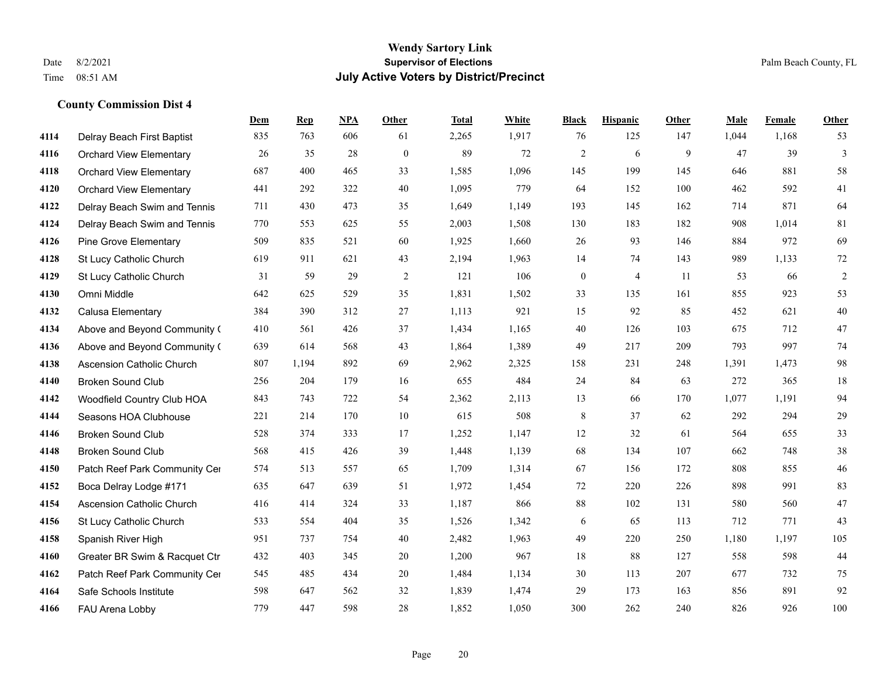# Wendy Sartory Link
## Supervisor of Elections
## July Active Voters by District/Precinct

Date 8/2/2021
Time 08:51 AM

Palm Beach County, FL

### County Commission Dist 4

| | | Dem | Rep | NPA | Other | Total | White | Black | Hispanic | Other | Male | Female | Other |
|---|---|---|---|---|---|---|---|---|---|---|---|---|---|
| 4114 | Delray Beach First Baptist | 835 | 763 | 606 | 61 | 2,265 | 1,917 | 76 | 125 | 147 | 1,044 | 1,168 | 53 |
| 4116 | Orchard View Elementary | 26 | 35 | 28 | 0 | 89 | 72 | 2 | 6 | 9 | 47 | 39 | 3 |
| 4118 | Orchard View Elementary | 687 | 400 | 465 | 33 | 1,585 | 1,096 | 145 | 199 | 145 | 646 | 881 | 58 |
| 4120 | Orchard View Elementary | 441 | 292 | 322 | 40 | 1,095 | 779 | 64 | 152 | 100 | 462 | 592 | 41 |
| 4122 | Delray Beach Swim and Tennis | 711 | 430 | 473 | 35 | 1,649 | 1,149 | 193 | 145 | 162 | 714 | 871 | 64 |
| 4124 | Delray Beach Swim and Tennis | 770 | 553 | 625 | 55 | 2,003 | 1,508 | 130 | 183 | 182 | 908 | 1,014 | 81 |
| 4126 | Pine Grove Elementary | 509 | 835 | 521 | 60 | 1,925 | 1,660 | 26 | 93 | 146 | 884 | 972 | 69 |
| 4128 | St Lucy Catholic Church | 619 | 911 | 621 | 43 | 2,194 | 1,963 | 14 | 74 | 143 | 989 | 1,133 | 72 |
| 4129 | St Lucy Catholic Church | 31 | 59 | 29 | 2 | 121 | 106 | 0 | 4 | 11 | 53 | 66 | 2 |
| 4130 | Omni Middle | 642 | 625 | 529 | 35 | 1,831 | 1,502 | 33 | 135 | 161 | 855 | 923 | 53 |
| 4132 | Calusa Elementary | 384 | 390 | 312 | 27 | 1,113 | 921 | 15 | 92 | 85 | 452 | 621 | 40 |
| 4134 | Above and Beyond Community ( | 410 | 561 | 426 | 37 | 1,434 | 1,165 | 40 | 126 | 103 | 675 | 712 | 47 |
| 4136 | Above and Beyond Community ( | 639 | 614 | 568 | 43 | 1,864 | 1,389 | 49 | 217 | 209 | 793 | 997 | 74 |
| 4138 | Ascension Catholic Church | 807 | 1,194 | 892 | 69 | 2,962 | 2,325 | 158 | 231 | 248 | 1,391 | 1,473 | 98 |
| 4140 | Broken Sound Club | 256 | 204 | 179 | 16 | 655 | 484 | 24 | 84 | 63 | 272 | 365 | 18 |
| 4142 | Woodfield Country Club HOA | 843 | 743 | 722 | 54 | 2,362 | 2,113 | 13 | 66 | 170 | 1,077 | 1,191 | 94 |
| 4144 | Seasons HOA Clubhouse | 221 | 214 | 170 | 10 | 615 | 508 | 8 | 37 | 62 | 292 | 294 | 29 |
| 4146 | Broken Sound Club | 528 | 374 | 333 | 17 | 1,252 | 1,147 | 12 | 32 | 61 | 564 | 655 | 33 |
| 4148 | Broken Sound Club | 568 | 415 | 426 | 39 | 1,448 | 1,139 | 68 | 134 | 107 | 662 | 748 | 38 |
| 4150 | Patch Reef Park Community Cer | 574 | 513 | 557 | 65 | 1,709 | 1,314 | 67 | 156 | 172 | 808 | 855 | 46 |
| 4152 | Boca Delray Lodge #171 | 635 | 647 | 639 | 51 | 1,972 | 1,454 | 72 | 220 | 226 | 898 | 991 | 83 |
| 4154 | Ascension Catholic Church | 416 | 414 | 324 | 33 | 1,187 | 866 | 88 | 102 | 131 | 580 | 560 | 47 |
| 4156 | St Lucy Catholic Church | 533 | 554 | 404 | 35 | 1,526 | 1,342 | 6 | 65 | 113 | 712 | 771 | 43 |
| 4158 | Spanish River High | 951 | 737 | 754 | 40 | 2,482 | 1,963 | 49 | 220 | 250 | 1,180 | 1,197 | 105 |
| 4160 | Greater BR Swim & Racquet Ctr | 432 | 403 | 345 | 20 | 1,200 | 967 | 18 | 88 | 127 | 558 | 598 | 44 |
| 4162 | Patch Reef Park Community Cer | 545 | 485 | 434 | 20 | 1,484 | 1,134 | 30 | 113 | 207 | 677 | 732 | 75 |
| 4164 | Safe Schools Institute | 598 | 647 | 562 | 32 | 1,839 | 1,474 | 29 | 173 | 163 | 856 | 891 | 92 |
| 4166 | FAU Arena Lobby | 779 | 447 | 598 | 28 | 1,852 | 1,050 | 300 | 262 | 240 | 826 | 926 | 100 |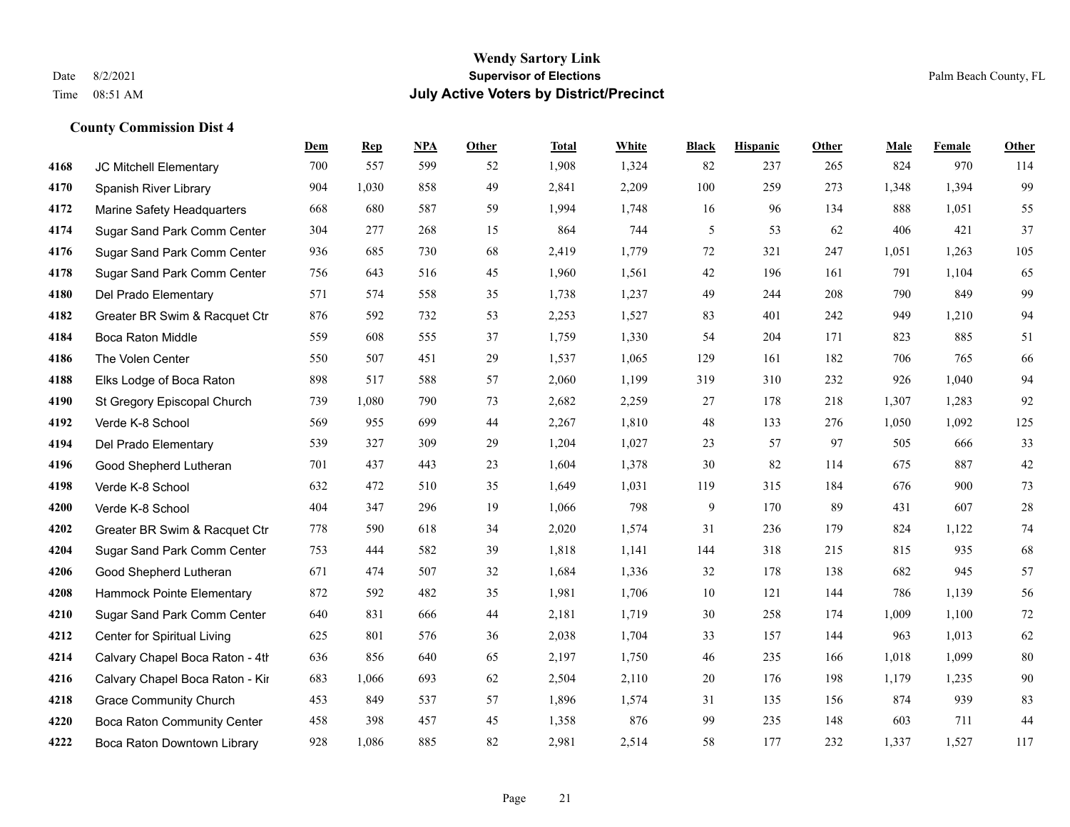**Wendy Sartory Link**
**Supervisor of Elections**
**July Active Voters by District/Precinct**

Date 8/2/2021
Time 08:51 AM

Palm Beach County, FL

### County Commission Dist 4

| | | Dem | Rep | NPA | Other | Total | White | Black | Hispanic | Other | Male | Female | Other |
|---|---|---|---|---|---|---|---|---|---|---|---|---|---|
| 4168 | JC Mitchell Elementary | 700 | 557 | 599 | 52 | 1,908 | 1,324 | 82 | 237 | 265 | 824 | 970 | 114 |
| 4170 | Spanish River Library | 904 | 1,030 | 858 | 49 | 2,841 | 2,209 | 100 | 259 | 273 | 1,348 | 1,394 | 99 |
| 4172 | Marine Safety Headquarters | 668 | 680 | 587 | 59 | 1,994 | 1,748 | 16 | 96 | 134 | 888 | 1,051 | 55 |
| 4174 | Sugar Sand Park Comm Center | 304 | 277 | 268 | 15 | 864 | 744 | 5 | 53 | 62 | 406 | 421 | 37 |
| 4176 | Sugar Sand Park Comm Center | 936 | 685 | 730 | 68 | 2,419 | 1,779 | 72 | 321 | 247 | 1,051 | 1,263 | 105 |
| 4178 | Sugar Sand Park Comm Center | 756 | 643 | 516 | 45 | 1,960 | 1,561 | 42 | 196 | 161 | 791 | 1,104 | 65 |
| 4180 | Del Prado Elementary | 571 | 574 | 558 | 35 | 1,738 | 1,237 | 49 | 244 | 208 | 790 | 849 | 99 |
| 4182 | Greater BR Swim & Racquet Ctr | 876 | 592 | 732 | 53 | 2,253 | 1,527 | 83 | 401 | 242 | 949 | 1,210 | 94 |
| 4184 | Boca Raton Middle | 559 | 608 | 555 | 37 | 1,759 | 1,330 | 54 | 204 | 171 | 823 | 885 | 51 |
| 4186 | The Volen Center | 550 | 507 | 451 | 29 | 1,537 | 1,065 | 129 | 161 | 182 | 706 | 765 | 66 |
| 4188 | Elks Lodge of Boca Raton | 898 | 517 | 588 | 57 | 2,060 | 1,199 | 319 | 310 | 232 | 926 | 1,040 | 94 |
| 4190 | St Gregory Episcopal Church | 739 | 1,080 | 790 | 73 | 2,682 | 2,259 | 27 | 178 | 218 | 1,307 | 1,283 | 92 |
| 4192 | Verde K-8 School | 569 | 955 | 699 | 44 | 2,267 | 1,810 | 48 | 133 | 276 | 1,050 | 1,092 | 125 |
| 4194 | Del Prado Elementary | 539 | 327 | 309 | 29 | 1,204 | 1,027 | 23 | 57 | 97 | 505 | 666 | 33 |
| 4196 | Good Shepherd Lutheran | 701 | 437 | 443 | 23 | 1,604 | 1,378 | 30 | 82 | 114 | 675 | 887 | 42 |
| 4198 | Verde K-8 School | 632 | 472 | 510 | 35 | 1,649 | 1,031 | 119 | 315 | 184 | 676 | 900 | 73 |
| 4200 | Verde K-8 School | 404 | 347 | 296 | 19 | 1,066 | 798 | 9 | 170 | 89 | 431 | 607 | 28 |
| 4202 | Greater BR Swim & Racquet Ctr | 778 | 590 | 618 | 34 | 2,020 | 1,574 | 31 | 236 | 179 | 824 | 1,122 | 74 |
| 4204 | Sugar Sand Park Comm Center | 753 | 444 | 582 | 39 | 1,818 | 1,141 | 144 | 318 | 215 | 815 | 935 | 68 |
| 4206 | Good Shepherd Lutheran | 671 | 474 | 507 | 32 | 1,684 | 1,336 | 32 | 178 | 138 | 682 | 945 | 57 |
| 4208 | Hammock Pointe Elementary | 872 | 592 | 482 | 35 | 1,981 | 1,706 | 10 | 121 | 144 | 786 | 1,139 | 56 |
| 4210 | Sugar Sand Park Comm Center | 640 | 831 | 666 | 44 | 2,181 | 1,719 | 30 | 258 | 174 | 1,009 | 1,100 | 72 |
| 4212 | Center for Spiritual Living | 625 | 801 | 576 | 36 | 2,038 | 1,704 | 33 | 157 | 144 | 963 | 1,013 | 62 |
| 4214 | Calvary Chapel Boca Raton - 4th | 636 | 856 | 640 | 65 | 2,197 | 1,750 | 46 | 235 | 166 | 1,018 | 1,099 | 80 |
| 4216 | Calvary Chapel Boca Raton - Kir | 683 | 1,066 | 693 | 62 | 2,504 | 2,110 | 20 | 176 | 198 | 1,179 | 1,235 | 90 |
| 4218 | Grace Community Church | 453 | 849 | 537 | 57 | 1,896 | 1,574 | 31 | 135 | 156 | 874 | 939 | 83 |
| 4220 | Boca Raton Community Center | 458 | 398 | 457 | 45 | 1,358 | 876 | 99 | 235 | 148 | 603 | 711 | 44 |
| 4222 | Boca Raton Downtown Library | 928 | 1,086 | 885 | 82 | 2,981 | 2,514 | 58 | 177 | 232 | 1,337 | 1,527 | 117 |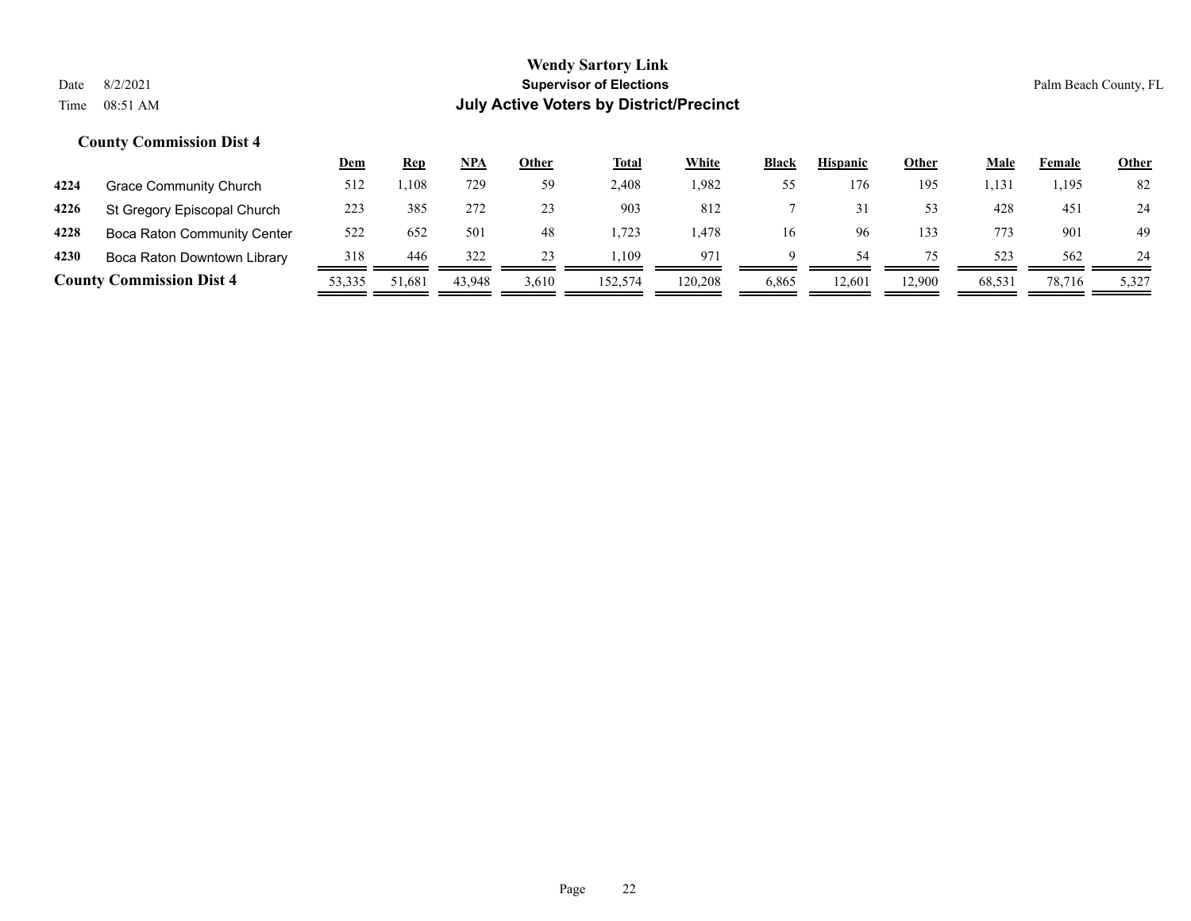**Wendy Sartory Link**
**Supervisor of Elections**
**July Active Voters by District/Precinct**

Date 8/2/2021
Time 08:51 AM

Palm Beach County, FL

### County Commission Dist 4

| | | Dem | Rep | NPA | Other | Total | White | Black | Hispanic | Other | Male | Female | Other |
|---|---|---|---|---|---|---|---|---|---|---|---|---|---|
| 4224 | Grace Community Church | 512 | 1,108 | 729 | 59 | 2,408 | 1,982 | 55 | 176 | 195 | 1,131 | 1,195 | 82 |
| 4226 | St Gregory Episcopal Church | 223 | 385 | 272 | 23 | 903 | 812 | 7 | 31 | 53 | 428 | 451 | 24 |
| 4228 | Boca Raton Community Center | 522 | 652 | 501 | 48 | 1,723 | 1,478 | 16 | 96 | 133 | 773 | 901 | 49 |
| 4230 | Boca Raton Downtown Library | 318 | 446 | 322 | 23 | 1,109 | 971 | 9 | 54 | 75 | 523 | 562 | 24 |
| **County Commission Dist 4** | | 53,335 | 51,681 | 43,948 | 3,610 | 152,574 | 120,208 | 6,865 | 12,601 | 12,900 | 68,531 | 78,716 | 5,327 |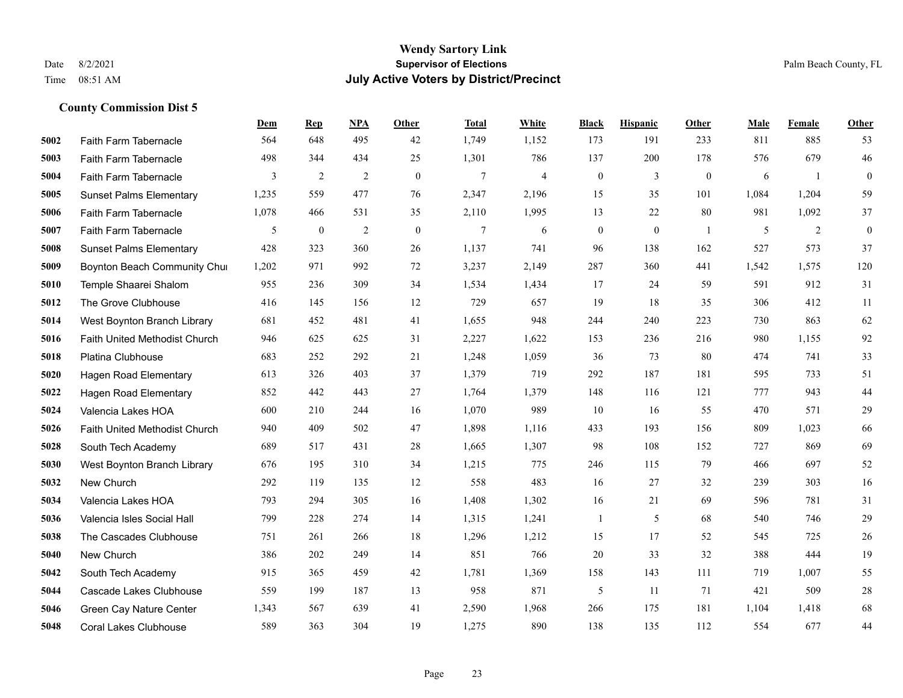# Wendy Sartory Link

**Supervisor of Elections**

**July Active Voters by District/Precinct**

Date 8/2/2021
Time 08:51 AM

Palm Beach County, FL

## County Commission Dist 5

| | | Dem | Rep | NPA | Other | Total | White | Black | Hispanic | Other | Male | Female | Other |
|---|---|---|---|---|---|---|---|---|---|---|---|---|---|
| 5002 | Faith Farm Tabernacle | 564 | 648 | 495 | 42 | 1,749 | 1,152 | 173 | 191 | 233 | 811 | 885 | 53 |
| 5003 | Faith Farm Tabernacle | 498 | 344 | 434 | 25 | 1,301 | 786 | 137 | 200 | 178 | 576 | 679 | 46 |
| 5004 | Faith Farm Tabernacle | 3 | 2 | 2 | 0 | 7 | 4 | 0 | 3 | 0 | 6 | 1 | 0 |
| 5005 | Sunset Palms Elementary | 1,235 | 559 | 477 | 76 | 2,347 | 2,196 | 15 | 35 | 101 | 1,084 | 1,204 | 59 |
| 5006 | Faith Farm Tabernacle | 1,078 | 466 | 531 | 35 | 2,110 | 1,995 | 13 | 22 | 80 | 981 | 1,092 | 37 |
| 5007 | Faith Farm Tabernacle | 5 | 0 | 2 | 0 | 7 | 6 | 0 | 0 | 1 | 5 | 2 | 0 |
| 5008 | Sunset Palms Elementary | 428 | 323 | 360 | 26 | 1,137 | 741 | 96 | 138 | 162 | 527 | 573 | 37 |
| 5009 | Boynton Beach Community Chu | 1,202 | 971 | 992 | 72 | 3,237 | 2,149 | 287 | 360 | 441 | 1,542 | 1,575 | 120 |
| 5010 | Temple Shaarei Shalom | 955 | 236 | 309 | 34 | 1,534 | 1,434 | 17 | 24 | 59 | 591 | 912 | 31 |
| 5012 | The Grove Clubhouse | 416 | 145 | 156 | 12 | 729 | 657 | 19 | 18 | 35 | 306 | 412 | 11 |
| 5014 | West Boynton Branch Library | 681 | 452 | 481 | 41 | 1,655 | 948 | 244 | 240 | 223 | 730 | 863 | 62 |
| 5016 | Faith United Methodist Church | 946 | 625 | 625 | 31 | 2,227 | 1,622 | 153 | 236 | 216 | 980 | 1,155 | 92 |
| 5018 | Platina Clubhouse | 683 | 252 | 292 | 21 | 1,248 | 1,059 | 36 | 73 | 80 | 474 | 741 | 33 |
| 5020 | Hagen Road Elementary | 613 | 326 | 403 | 37 | 1,379 | 719 | 292 | 187 | 181 | 595 | 733 | 51 |
| 5022 | Hagen Road Elementary | 852 | 442 | 443 | 27 | 1,764 | 1,379 | 148 | 116 | 121 | 777 | 943 | 44 |
| 5024 | Valencia Lakes HOA | 600 | 210 | 244 | 16 | 1,070 | 989 | 10 | 16 | 55 | 470 | 571 | 29 |
| 5026 | Faith United Methodist Church | 940 | 409 | 502 | 47 | 1,898 | 1,116 | 433 | 193 | 156 | 809 | 1,023 | 66 |
| 5028 | South Tech Academy | 689 | 517 | 431 | 28 | 1,665 | 1,307 | 98 | 108 | 152 | 727 | 869 | 69 |
| 5030 | West Boynton Branch Library | 676 | 195 | 310 | 34 | 1,215 | 775 | 246 | 115 | 79 | 466 | 697 | 52 |
| 5032 | New Church | 292 | 119 | 135 | 12 | 558 | 483 | 16 | 27 | 32 | 239 | 303 | 16 |
| 5034 | Valencia Lakes HOA | 793 | 294 | 305 | 16 | 1,408 | 1,302 | 16 | 21 | 69 | 596 | 781 | 31 |
| 5036 | Valencia Isles Social Hall | 799 | 228 | 274 | 14 | 1,315 | 1,241 | 1 | 5 | 68 | 540 | 746 | 29 |
| 5038 | The Cascades Clubhouse | 751 | 261 | 266 | 18 | 1,296 | 1,212 | 15 | 17 | 52 | 545 | 725 | 26 |
| 5040 | New Church | 386 | 202 | 249 | 14 | 851 | 766 | 20 | 33 | 32 | 388 | 444 | 19 |
| 5042 | South Tech Academy | 915 | 365 | 459 | 42 | 1,781 | 1,369 | 158 | 143 | 111 | 719 | 1,007 | 55 |
| 5044 | Cascade Lakes Clubhouse | 559 | 199 | 187 | 13 | 958 | 871 | 5 | 11 | 71 | 421 | 509 | 28 |
| 5046 | Green Cay Nature Center | 1,343 | 567 | 639 | 41 | 2,590 | 1,968 | 266 | 175 | 181 | 1,104 | 1,418 | 68 |
| 5048 | Coral Lakes Clubhouse | 589 | 363 | 304 | 19 | 1,275 | 890 | 138 | 135 | 112 | 554 | 677 | 44 |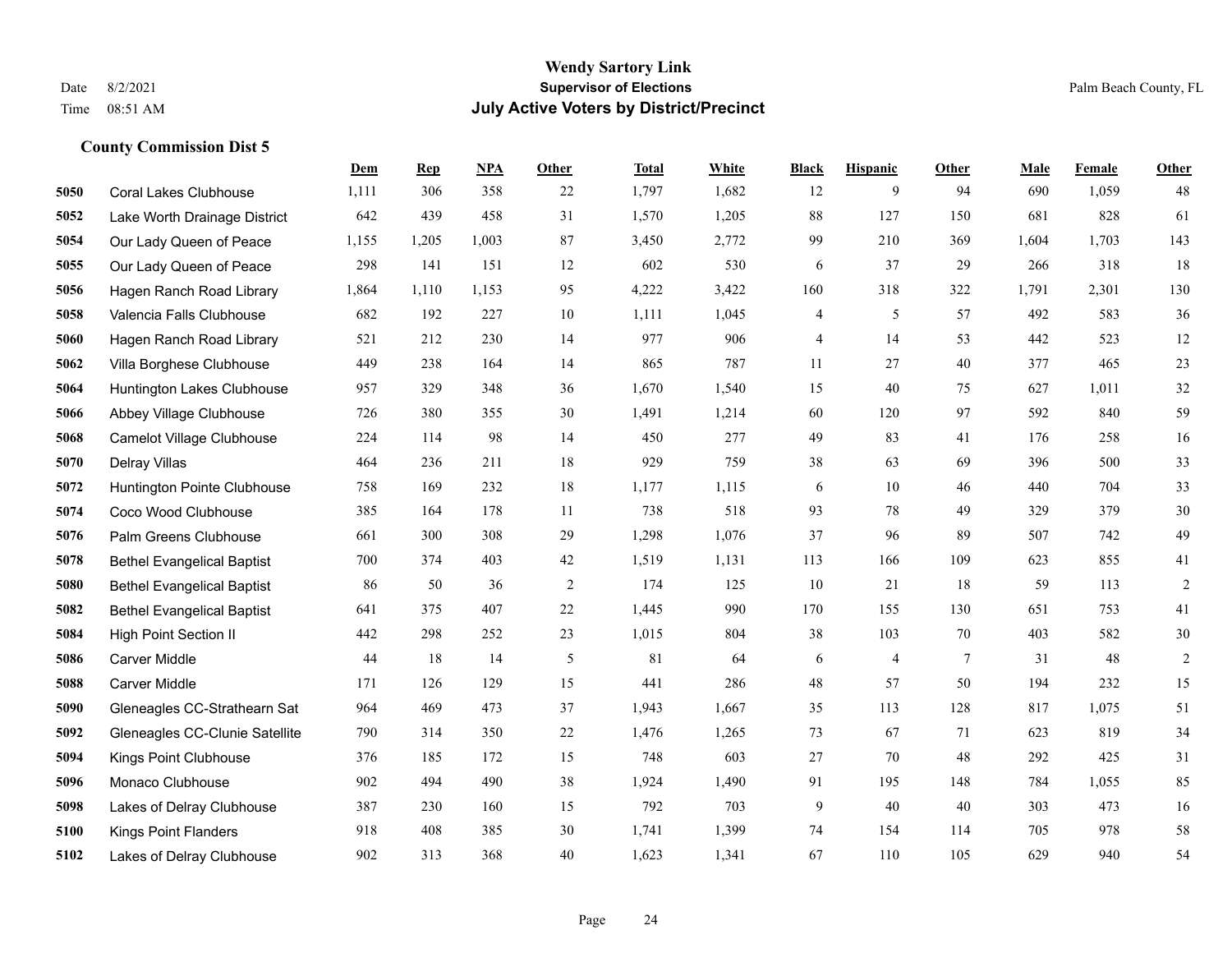**Wendy Sartory Link**
**Supervisor of Elections**
**July Active Voters by District/Precinct**

Date 8/2/2021
Time 08:51 AM

Palm Beach County, FL

### County Commission Dist 5

| | | Dem | Rep | NPA | Other | Total | White | Black | Hispanic | Other | Male | Female | Other |
|---|---|---|---|---|---|---|---|---|---|---|---|---|---|
| 5050 | Coral Lakes Clubhouse | 1,111 | 306 | 358 | 22 | 1,797 | 1,682 | 12 | 9 | 94 | 690 | 1,059 | 48 |
| 5052 | Lake Worth Drainage District | 642 | 439 | 458 | 31 | 1,570 | 1,205 | 88 | 127 | 150 | 681 | 828 | 61 |
| 5054 | Our Lady Queen of Peace | 1,155 | 1,205 | 1,003 | 87 | 3,450 | 2,772 | 99 | 210 | 369 | 1,604 | 1,703 | 143 |
| 5055 | Our Lady Queen of Peace | 298 | 141 | 151 | 12 | 602 | 530 | 6 | 37 | 29 | 266 | 318 | 18 |
| 5056 | Hagen Ranch Road Library | 1,864 | 1,110 | 1,153 | 95 | 4,222 | 3,422 | 160 | 318 | 322 | 1,791 | 2,301 | 130 |
| 5058 | Valencia Falls Clubhouse | 682 | 192 | 227 | 10 | 1,111 | 1,045 | 4 | 5 | 57 | 492 | 583 | 36 |
| 5060 | Hagen Ranch Road Library | 521 | 212 | 230 | 14 | 977 | 906 | 4 | 14 | 53 | 442 | 523 | 12 |
| 5062 | Villa Borghese Clubhouse | 449 | 238 | 164 | 14 | 865 | 787 | 11 | 27 | 40 | 377 | 465 | 23 |
| 5064 | Huntington Lakes Clubhouse | 957 | 329 | 348 | 36 | 1,670 | 1,540 | 15 | 40 | 75 | 627 | 1,011 | 32 |
| 5066 | Abbey Village Clubhouse | 726 | 380 | 355 | 30 | 1,491 | 1,214 | 60 | 120 | 97 | 592 | 840 | 59 |
| 5068 | Camelot Village Clubhouse | 224 | 114 | 98 | 14 | 450 | 277 | 49 | 83 | 41 | 176 | 258 | 16 |
| 5070 | Delray Villas | 464 | 236 | 211 | 18 | 929 | 759 | 38 | 63 | 69 | 396 | 500 | 33 |
| 5072 | Huntington Pointe Clubhouse | 758 | 169 | 232 | 18 | 1,177 | 1,115 | 6 | 10 | 46 | 440 | 704 | 33 |
| 5074 | Coco Wood Clubhouse | 385 | 164 | 178 | 11 | 738 | 518 | 93 | 78 | 49 | 329 | 379 | 30 |
| 5076 | Palm Greens Clubhouse | 661 | 300 | 308 | 29 | 1,298 | 1,076 | 37 | 96 | 89 | 507 | 742 | 49 |
| 5078 | Bethel Evangelical Baptist | 700 | 374 | 403 | 42 | 1,519 | 1,131 | 113 | 166 | 109 | 623 | 855 | 41 |
| 5080 | Bethel Evangelical Baptist | 86 | 50 | 36 | 2 | 174 | 125 | 10 | 21 | 18 | 59 | 113 | 2 |
| 5082 | Bethel Evangelical Baptist | 641 | 375 | 407 | 22 | 1,445 | 990 | 170 | 155 | 130 | 651 | 753 | 41 |
| 5084 | High Point Section II | 442 | 298 | 252 | 23 | 1,015 | 804 | 38 | 103 | 70 | 403 | 582 | 30 |
| 5086 | Carver Middle | 44 | 18 | 14 | 5 | 81 | 64 | 6 | 4 | 7 | 31 | 48 | 2 |
| 5088 | Carver Middle | 171 | 126 | 129 | 15 | 441 | 286 | 48 | 57 | 50 | 194 | 232 | 15 |
| 5090 | Gleneagles CC-Strathearn Sat | 964 | 469 | 473 | 37 | 1,943 | 1,667 | 35 | 113 | 128 | 817 | 1,075 | 51 |
| 5092 | Gleneagles CC-Clunie Satellite | 790 | 314 | 350 | 22 | 1,476 | 1,265 | 73 | 67 | 71 | 623 | 819 | 34 |
| 5094 | Kings Point Clubhouse | 376 | 185 | 172 | 15 | 748 | 603 | 27 | 70 | 48 | 292 | 425 | 31 |
| 5096 | Monaco Clubhouse | 902 | 494 | 490 | 38 | 1,924 | 1,490 | 91 | 195 | 148 | 784 | 1,055 | 85 |
| 5098 | Lakes of Delray Clubhouse | 387 | 230 | 160 | 15 | 792 | 703 | 9 | 40 | 40 | 303 | 473 | 16 |
| 5100 | Kings Point Flanders | 918 | 408 | 385 | 30 | 1,741 | 1,399 | 74 | 154 | 114 | 705 | 978 | 58 |
| 5102 | Lakes of Delray Clubhouse | 902 | 313 | 368 | 40 | 1,623 | 1,341 | 67 | 110 | 105 | 629 | 940 | 54 |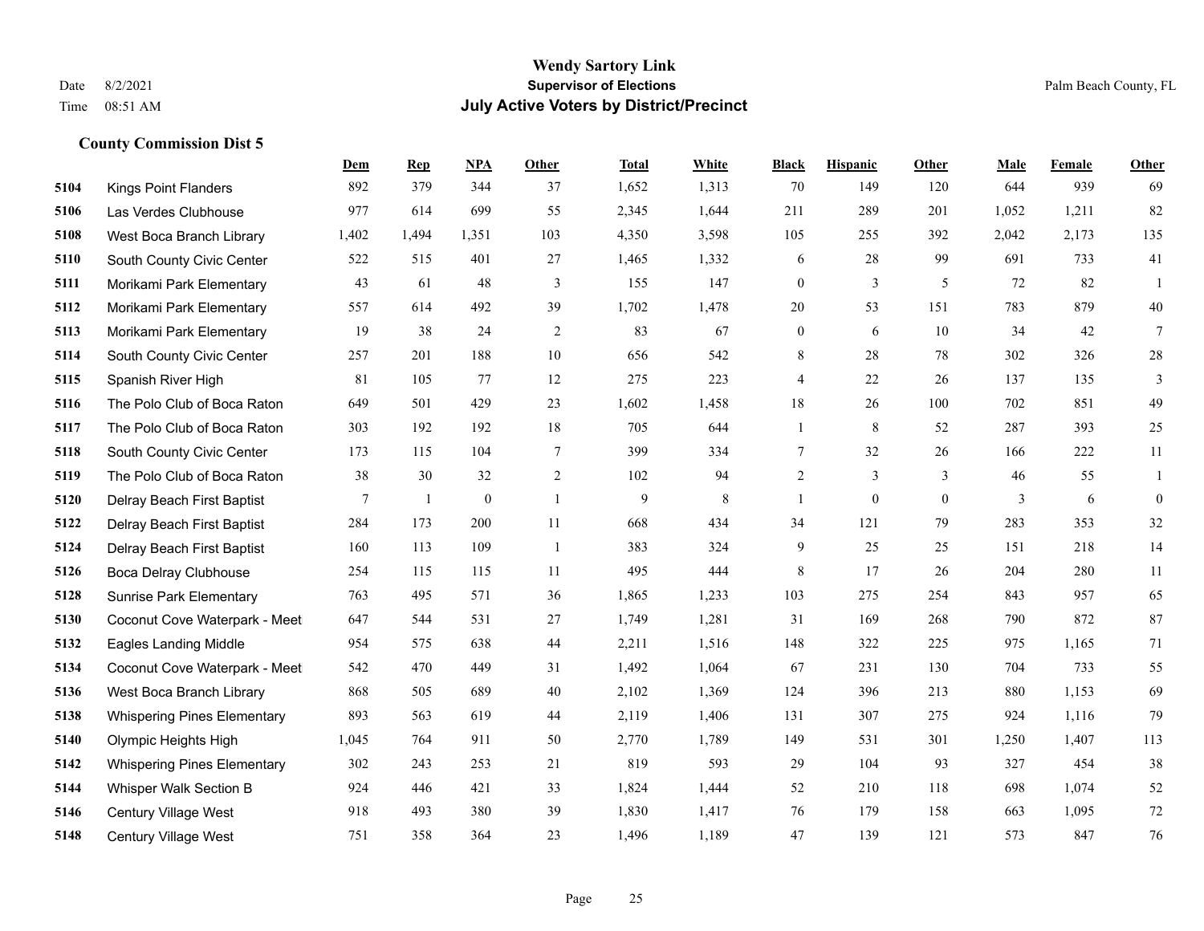**Wendy Sartory Link**

Date 8/2/2021 **Supervisor of Elections** Palm Beach County, FL

Time 08:51 AM **July Active Voters by District/Precinct**

**County Commission Dist 5**

| | | Dem | Rep | NPA | Other | Total | White | Black | Hispanic | Other | Male | Female | Other |
|---|---|---|---|---|---|---|---|---|---|---|---|---|---|
| 5104 | Kings Point Flanders | 892 | 379 | 344 | 37 | 1,652 | 1,313 | 70 | 149 | 120 | 644 | 939 | 69 |
| 5106 | Las Verdes Clubhouse | 977 | 614 | 699 | 55 | 2,345 | 1,644 | 211 | 289 | 201 | 1,052 | 1,211 | 82 |
| 5108 | West Boca Branch Library | 1,402 | 1,494 | 1,351 | 103 | 4,350 | 3,598 | 105 | 255 | 392 | 2,042 | 2,173 | 135 |
| 5110 | South County Civic Center | 522 | 515 | 401 | 27 | 1,465 | 1,332 | 6 | 28 | 99 | 691 | 733 | 41 |
| 5111 | Morikami Park Elementary | 43 | 61 | 48 | 3 | 155 | 147 | 0 | 3 | 5 | 72 | 82 | 1 |
| 5112 | Morikami Park Elementary | 557 | 614 | 492 | 39 | 1,702 | 1,478 | 20 | 53 | 151 | 783 | 879 | 40 |
| 5113 | Morikami Park Elementary | 19 | 38 | 24 | 2 | 83 | 67 | 0 | 6 | 10 | 34 | 42 | 7 |
| 5114 | South County Civic Center | 257 | 201 | 188 | 10 | 656 | 542 | 8 | 28 | 78 | 302 | 326 | 28 |
| 5115 | Spanish River High | 81 | 105 | 77 | 12 | 275 | 223 | 4 | 22 | 26 | 137 | 135 | 3 |
| 5116 | The Polo Club of Boca Raton | 649 | 501 | 429 | 23 | 1,602 | 1,458 | 18 | 26 | 100 | 702 | 851 | 49 |
| 5117 | The Polo Club of Boca Raton | 303 | 192 | 192 | 18 | 705 | 644 | 1 | 8 | 52 | 287 | 393 | 25 |
| 5118 | South County Civic Center | 173 | 115 | 104 | 7 | 399 | 334 | 7 | 32 | 26 | 166 | 222 | 11 |
| 5119 | The Polo Club of Boca Raton | 38 | 30 | 32 | 2 | 102 | 94 | 2 | 3 | 3 | 46 | 55 | 1 |
| 5120 | Delray Beach First Baptist | 7 | 1 | 0 | 1 | 9 | 8 | 1 | 0 | 0 | 3 | 6 | 0 |
| 5122 | Delray Beach First Baptist | 284 | 173 | 200 | 11 | 668 | 434 | 34 | 121 | 79 | 283 | 353 | 32 |
| 5124 | Delray Beach First Baptist | 160 | 113 | 109 | 1 | 383 | 324 | 9 | 25 | 25 | 151 | 218 | 14 |
| 5126 | Boca Delray Clubhouse | 254 | 115 | 115 | 11 | 495 | 444 | 8 | 17 | 26 | 204 | 280 | 11 |
| 5128 | Sunrise Park Elementary | 763 | 495 | 571 | 36 | 1,865 | 1,233 | 103 | 275 | 254 | 843 | 957 | 65 |
| 5130 | Coconut Cove Waterpark - Meet | 647 | 544 | 531 | 27 | 1,749 | 1,281 | 31 | 169 | 268 | 790 | 872 | 87 |
| 5132 | Eagles Landing Middle | 954 | 575 | 638 | 44 | 2,211 | 1,516 | 148 | 322 | 225 | 975 | 1,165 | 71 |
| 5134 | Coconut Cove Waterpark - Meet | 542 | 470 | 449 | 31 | 1,492 | 1,064 | 67 | 231 | 130 | 704 | 733 | 55 |
| 5136 | West Boca Branch Library | 868 | 505 | 689 | 40 | 2,102 | 1,369 | 124 | 396 | 213 | 880 | 1,153 | 69 |
| 5138 | Whispering Pines Elementary | 893 | 563 | 619 | 44 | 2,119 | 1,406 | 131 | 307 | 275 | 924 | 1,116 | 79 |
| 5140 | Olympic Heights High | 1,045 | 764 | 911 | 50 | 2,770 | 1,789 | 149 | 531 | 301 | 1,250 | 1,407 | 113 |
| 5142 | Whispering Pines Elementary | 302 | 243 | 253 | 21 | 819 | 593 | 29 | 104 | 93 | 327 | 454 | 38 |
| 5144 | Whisper Walk Section B | 924 | 446 | 421 | 33 | 1,824 | 1,444 | 52 | 210 | 118 | 698 | 1,074 | 52 |
| 5146 | Century Village West | 918 | 493 | 380 | 39 | 1,830 | 1,417 | 76 | 179 | 158 | 663 | 1,095 | 72 |
| 5148 | Century Village West | 751 | 358 | 364 | 23 | 1,496 | 1,189 | 47 | 139 | 121 | 573 | 847 | 76 |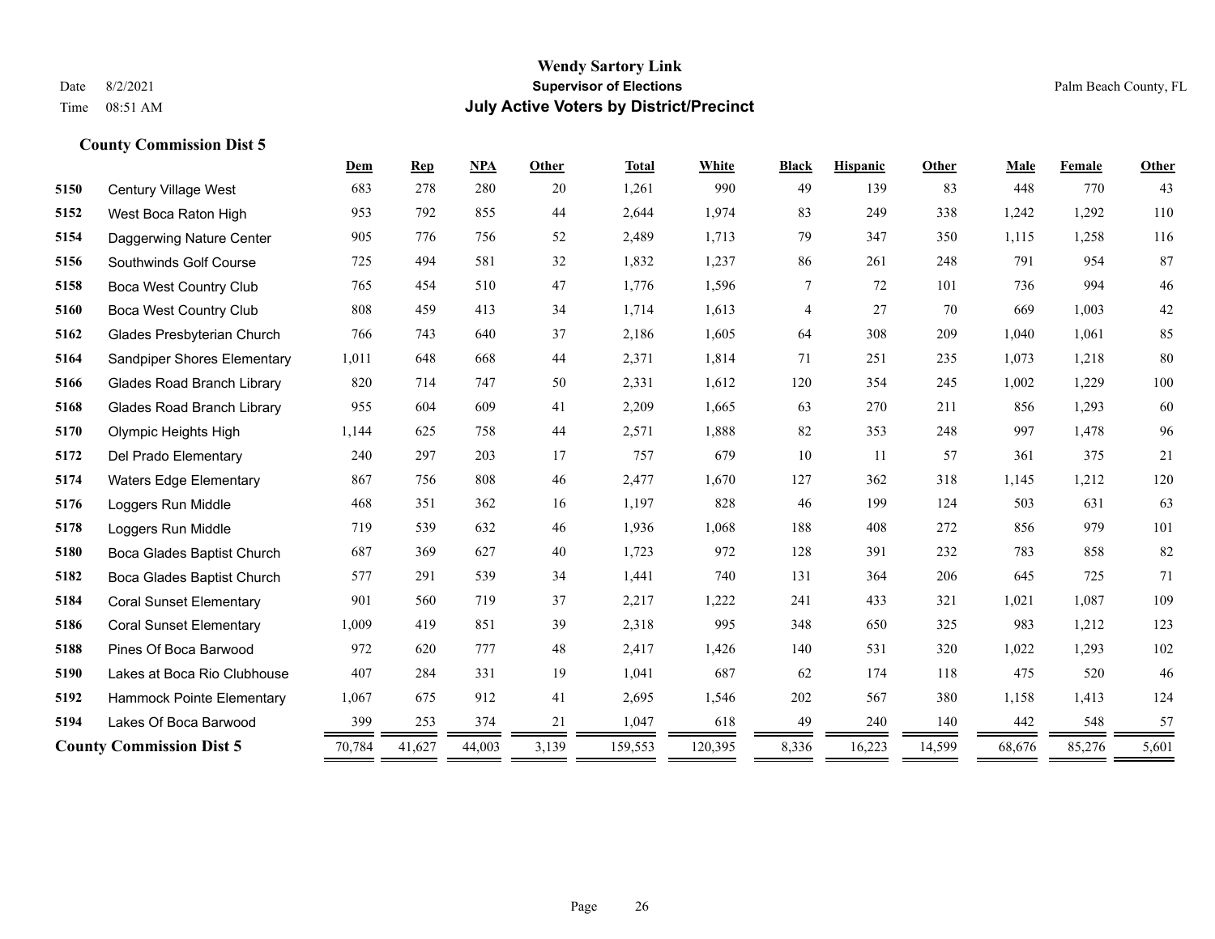# Wendy Sartory Link
## Supervisor of Elections
## July Active Voters by District/Precinct

Date 8/2/2021
Time 08:51 AM

Palm Beach County, FL

### County Commission Dist 5

| | | Dem | Rep | NPA | Other | Total | White | Black | Hispanic | Other | Male | Female | Other |
|---|---|---|---|---|---|---|---|---|---|---|---|---|---|
| 5150 | Century Village West | 683 | 278 | 280 | 20 | 1,261 | 990 | 49 | 139 | 83 | 448 | 770 | 43 |
| 5152 | West Boca Raton High | 953 | 792 | 855 | 44 | 2,644 | 1,974 | 83 | 249 | 338 | 1,242 | 1,292 | 110 |
| 5154 | Daggerwing Nature Center | 905 | 776 | 756 | 52 | 2,489 | 1,713 | 79 | 347 | 350 | 1,115 | 1,258 | 116 |
| 5156 | Southwinds Golf Course | 725 | 494 | 581 | 32 | 1,832 | 1,237 | 86 | 261 | 248 | 791 | 954 | 87 |
| 5158 | Boca West Country Club | 765 | 454 | 510 | 47 | 1,776 | 1,596 | 7 | 72 | 101 | 736 | 994 | 46 |
| 5160 | Boca West Country Club | 808 | 459 | 413 | 34 | 1,714 | 1,613 | 4 | 27 | 70 | 669 | 1,003 | 42 |
| 5162 | Glades Presbyterian Church | 766 | 743 | 640 | 37 | 2,186 | 1,605 | 64 | 308 | 209 | 1,040 | 1,061 | 85 |
| 5164 | Sandpiper Shores Elementary | 1,011 | 648 | 668 | 44 | 2,371 | 1,814 | 71 | 251 | 235 | 1,073 | 1,218 | 80 |
| 5166 | Glades Road Branch Library | 820 | 714 | 747 | 50 | 2,331 | 1,612 | 120 | 354 | 245 | 1,002 | 1,229 | 100 |
| 5168 | Glades Road Branch Library | 955 | 604 | 609 | 41 | 2,209 | 1,665 | 63 | 270 | 211 | 856 | 1,293 | 60 |
| 5170 | Olympic Heights High | 1,144 | 625 | 758 | 44 | 2,571 | 1,888 | 82 | 353 | 248 | 997 | 1,478 | 96 |
| 5172 | Del Prado Elementary | 240 | 297 | 203 | 17 | 757 | 679 | 10 | 11 | 57 | 361 | 375 | 21 |
| 5174 | Waters Edge Elementary | 867 | 756 | 808 | 46 | 2,477 | 1,670 | 127 | 362 | 318 | 1,145 | 1,212 | 120 |
| 5176 | Loggers Run Middle | 468 | 351 | 362 | 16 | 1,197 | 828 | 46 | 199 | 124 | 503 | 631 | 63 |
| 5178 | Loggers Run Middle | 719 | 539 | 632 | 46 | 1,936 | 1,068 | 188 | 408 | 272 | 856 | 979 | 101 |
| 5180 | Boca Glades Baptist Church | 687 | 369 | 627 | 40 | 1,723 | 972 | 128 | 391 | 232 | 783 | 858 | 82 |
| 5182 | Boca Glades Baptist Church | 577 | 291 | 539 | 34 | 1,441 | 740 | 131 | 364 | 206 | 645 | 725 | 71 |
| 5184 | Coral Sunset Elementary | 901 | 560 | 719 | 37 | 2,217 | 1,222 | 241 | 433 | 321 | 1,021 | 1,087 | 109 |
| 5186 | Coral Sunset Elementary | 1,009 | 419 | 851 | 39 | 2,318 | 995 | 348 | 650 | 325 | 983 | 1,212 | 123 |
| 5188 | Pines Of Boca Barwood | 972 | 620 | 777 | 48 | 2,417 | 1,426 | 140 | 531 | 320 | 1,022 | 1,293 | 102 |
| 5190 | Lakes at Boca Rio Clubhouse | 407 | 284 | 331 | 19 | 1,041 | 687 | 62 | 174 | 118 | 475 | 520 | 46 |
| 5192 | Hammock Pointe Elementary | 1,067 | 675 | 912 | 41 | 2,695 | 1,546 | 202 | 567 | 380 | 1,158 | 1,413 | 124 |
| 5194 | Lakes Of Boca Barwood | 399 | 253 | 374 | 21 | 1,047 | 618 | 49 | 240 | 140 | 442 | 548 | 57 |
| **County Commission Dist 5** | | 70,784 | 41,627 | 44,003 | 3,139 | 159,553 | 120,395 | 8,336 | 16,223 | 14,599 | 68,676 | 85,276 | 5,601 |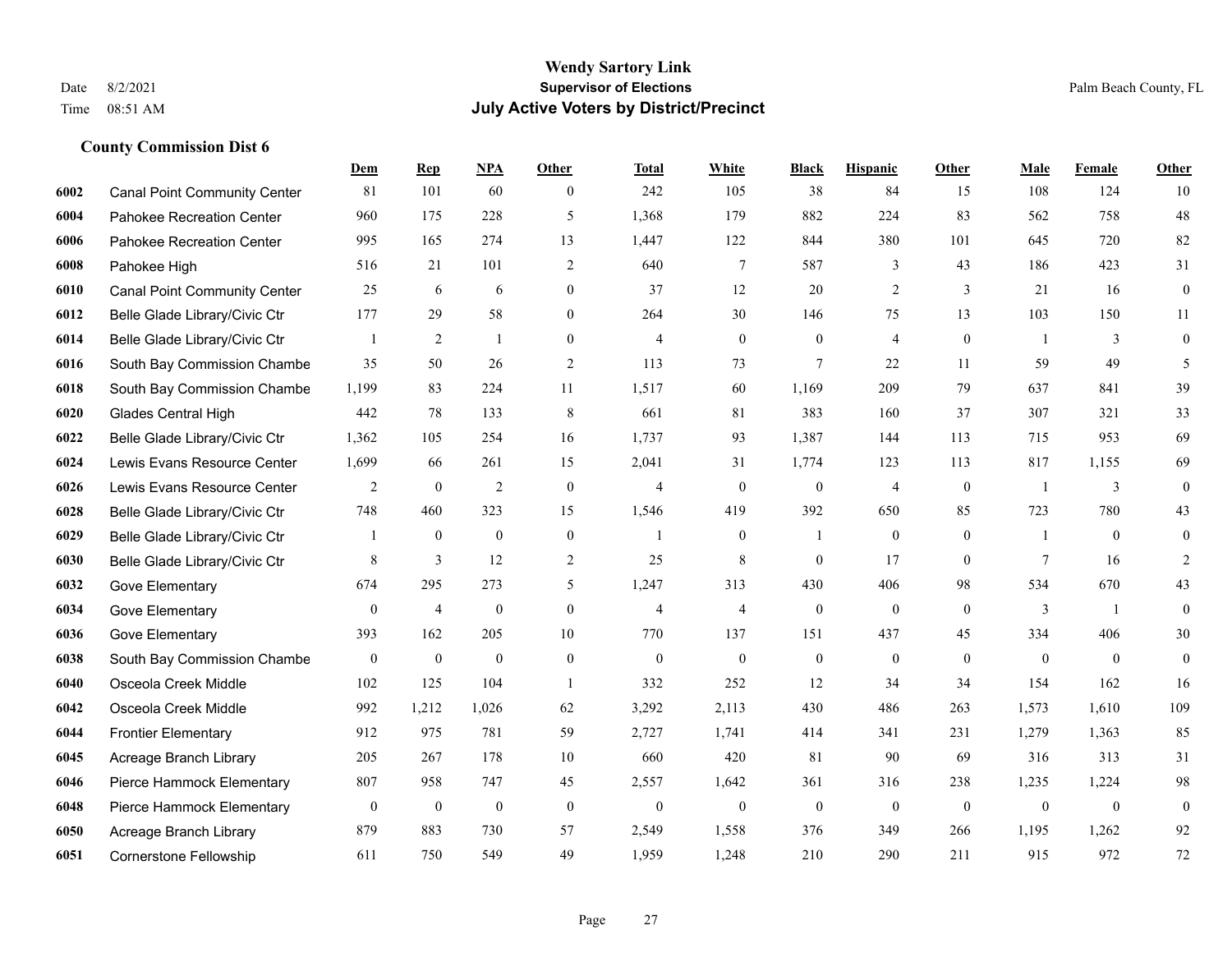# Wendy Sartory Link

**Supervisor of Elections**

**July Active Voters by District/Precinct**

Date 8/2/2021

Time 08:51 AM

Palm Beach County, FL

### County Commission Dist 6

| | | Dem | Rep | NPA | Other | Total | White | Black | Hispanic | Other | Male | Female | Other |
|---|---|---|---|---|---|---|---|---|---|---|---|---|---|
| 6002 | Canal Point Community Center | 81 | 101 | 60 | 0 | 242 | 105 | 38 | 84 | 15 | 108 | 124 | 10 |
| 6004 | Pahokee Recreation Center | 960 | 175 | 228 | 5 | 1,368 | 179 | 882 | 224 | 83 | 562 | 758 | 48 |
| 6006 | Pahokee Recreation Center | 995 | 165 | 274 | 13 | 1,447 | 122 | 844 | 380 | 101 | 645 | 720 | 82 |
| 6008 | Pahokee High | 516 | 21 | 101 | 2 | 640 | 7 | 587 | 3 | 43 | 186 | 423 | 31 |
| 6010 | Canal Point Community Center | 25 | 6 | 6 | 0 | 37 | 12 | 20 | 2 | 3 | 21 | 16 | 0 |
| 6012 | Belle Glade Library/Civic Ctr | 177 | 29 | 58 | 0 | 264 | 30 | 146 | 75 | 13 | 103 | 150 | 11 |
| 6014 | Belle Glade Library/Civic Ctr | 1 | 2 | 1 | 0 | 4 | 0 | 0 | 4 | 0 | 1 | 3 | 0 |
| 6016 | South Bay Commission Chambe | 35 | 50 | 26 | 2 | 113 | 73 | 7 | 22 | 11 | 59 | 49 | 5 |
| 6018 | South Bay Commission Chambe | 1,199 | 83 | 224 | 11 | 1,517 | 60 | 1,169 | 209 | 79 | 637 | 841 | 39 |
| 6020 | Glades Central High | 442 | 78 | 133 | 8 | 661 | 81 | 383 | 160 | 37 | 307 | 321 | 33 |
| 6022 | Belle Glade Library/Civic Ctr | 1,362 | 105 | 254 | 16 | 1,737 | 93 | 1,387 | 144 | 113 | 715 | 953 | 69 |
| 6024 | Lewis Evans Resource Center | 1,699 | 66 | 261 | 15 | 2,041 | 31 | 1,774 | 123 | 113 | 817 | 1,155 | 69 |
| 6026 | Lewis Evans Resource Center | 2 | 0 | 2 | 0 | 4 | 0 | 0 | 4 | 0 | 1 | 3 | 0 |
| 6028 | Belle Glade Library/Civic Ctr | 748 | 460 | 323 | 15 | 1,546 | 419 | 392 | 650 | 85 | 723 | 780 | 43 |
| 6029 | Belle Glade Library/Civic Ctr | 1 | 0 | 0 | 0 | 1 | 0 | 1 | 0 | 0 | 1 | 0 | 0 |
| 6030 | Belle Glade Library/Civic Ctr | 8 | 3 | 12 | 2 | 25 | 8 | 0 | 17 | 0 | 7 | 16 | 2 |
| 6032 | Gove Elementary | 674 | 295 | 273 | 5 | 1,247 | 313 | 430 | 406 | 98 | 534 | 670 | 43 |
| 6034 | Gove Elementary | 0 | 4 | 0 | 0 | 4 | 4 | 0 | 0 | 0 | 3 | 1 | 0 |
| 6036 | Gove Elementary | 393 | 162 | 205 | 10 | 770 | 137 | 151 | 437 | 45 | 334 | 406 | 30 |
| 6038 | South Bay Commission Chambe | 0 | 0 | 0 | 0 | 0 | 0 | 0 | 0 | 0 | 0 | 0 | 0 |
| 6040 | Osceola Creek Middle | 102 | 125 | 104 | 1 | 332 | 252 | 12 | 34 | 34 | 154 | 162 | 16 |
| 6042 | Osceola Creek Middle | 992 | 1,212 | 1,026 | 62 | 3,292 | 2,113 | 430 | 486 | 263 | 1,573 | 1,610 | 109 |
| 6044 | Frontier Elementary | 912 | 975 | 781 | 59 | 2,727 | 1,741 | 414 | 341 | 231 | 1,279 | 1,363 | 85 |
| 6045 | Acreage Branch Library | 205 | 267 | 178 | 10 | 660 | 420 | 81 | 90 | 69 | 316 | 313 | 31 |
| 6046 | Pierce Hammock Elementary | 807 | 958 | 747 | 45 | 2,557 | 1,642 | 361 | 316 | 238 | 1,235 | 1,224 | 98 |
| 6048 | Pierce Hammock Elementary | 0 | 0 | 0 | 0 | 0 | 0 | 0 | 0 | 0 | 0 | 0 | 0 |
| 6050 | Acreage Branch Library | 879 | 883 | 730 | 57 | 2,549 | 1,558 | 376 | 349 | 266 | 1,195 | 1,262 | 92 |
| 6051 | Cornerstone Fellowship | 611 | 750 | 549 | 49 | 1,959 | 1,248 | 210 | 290 | 211 | 915 | 972 | 72 |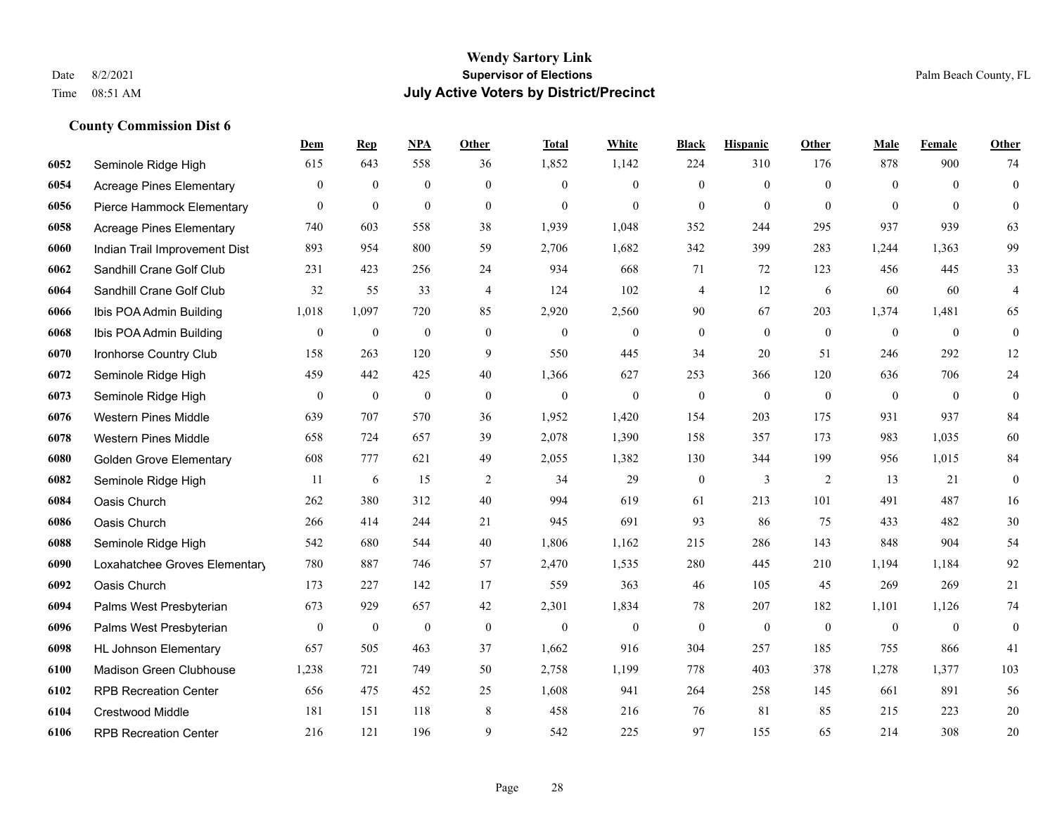**Wendy Sartory Link**
**Supervisor of Elections**
**July Active Voters by District/Precinct**

Date 8/2/2021 Time 08:51 AM — Palm Beach County, FL

### County Commission Dist 6

| | | Dem | Rep | NPA | Other | Total | White | Black | Hispanic | Other | Male | Female | Other |
|---|---|---|---|---|---|---|---|---|---|---|---|---|---|
| 6052 | Seminole Ridge High | 615 | 643 | 558 | 36 | 1,852 | 1,142 | 224 | 310 | 176 | 878 | 900 | 74 |
| 6054 | Acreage Pines Elementary | 0 | 0 | 0 | 0 | 0 | 0 | 0 | 0 | 0 | 0 | 0 | 0 |
| 6056 | Pierce Hammock Elementary | 0 | 0 | 0 | 0 | 0 | 0 | 0 | 0 | 0 | 0 | 0 | 0 |
| 6058 | Acreage Pines Elementary | 740 | 603 | 558 | 38 | 1,939 | 1,048 | 352 | 244 | 295 | 937 | 939 | 63 |
| 6060 | Indian Trail Improvement Dist | 893 | 954 | 800 | 59 | 2,706 | 1,682 | 342 | 399 | 283 | 1,244 | 1,363 | 99 |
| 6062 | Sandhill Crane Golf Club | 231 | 423 | 256 | 24 | 934 | 668 | 71 | 72 | 123 | 456 | 445 | 33 |
| 6064 | Sandhill Crane Golf Club | 32 | 55 | 33 | 4 | 124 | 102 | 4 | 12 | 6 | 60 | 60 | 4 |
| 6066 | Ibis POA Admin Building | 1,018 | 1,097 | 720 | 85 | 2,920 | 2,560 | 90 | 67 | 203 | 1,374 | 1,481 | 65 |
| 6068 | Ibis POA Admin Building | 0 | 0 | 0 | 0 | 0 | 0 | 0 | 0 | 0 | 0 | 0 | 0 |
| 6070 | Ironhorse Country Club | 158 | 263 | 120 | 9 | 550 | 445 | 34 | 20 | 51 | 246 | 292 | 12 |
| 6072 | Seminole Ridge High | 459 | 442 | 425 | 40 | 1,366 | 627 | 253 | 366 | 120 | 636 | 706 | 24 |
| 6073 | Seminole Ridge High | 0 | 0 | 0 | 0 | 0 | 0 | 0 | 0 | 0 | 0 | 0 | 0 |
| 6076 | Western Pines Middle | 639 | 707 | 570 | 36 | 1,952 | 1,420 | 154 | 203 | 175 | 931 | 937 | 84 |
| 6078 | Western Pines Middle | 658 | 724 | 657 | 39 | 2,078 | 1,390 | 158 | 357 | 173 | 983 | 1,035 | 60 |
| 6080 | Golden Grove Elementary | 608 | 777 | 621 | 49 | 2,055 | 1,382 | 130 | 344 | 199 | 956 | 1,015 | 84 |
| 6082 | Seminole Ridge High | 11 | 6 | 15 | 2 | 34 | 29 | 0 | 3 | 2 | 13 | 21 | 0 |
| 6084 | Oasis Church | 262 | 380 | 312 | 40 | 994 | 619 | 61 | 213 | 101 | 491 | 487 | 16 |
| 6086 | Oasis Church | 266 | 414 | 244 | 21 | 945 | 691 | 93 | 86 | 75 | 433 | 482 | 30 |
| 6088 | Seminole Ridge High | 542 | 680 | 544 | 40 | 1,806 | 1,162 | 215 | 286 | 143 | 848 | 904 | 54 |
| 6090 | Loxahatchee Groves Elementary | 780 | 887 | 746 | 57 | 2,470 | 1,535 | 280 | 445 | 210 | 1,194 | 1,184 | 92 |
| 6092 | Oasis Church | 173 | 227 | 142 | 17 | 559 | 363 | 46 | 105 | 45 | 269 | 269 | 21 |
| 6094 | Palms West Presbyterian | 673 | 929 | 657 | 42 | 2,301 | 1,834 | 78 | 207 | 182 | 1,101 | 1,126 | 74 |
| 6096 | Palms West Presbyterian | 0 | 0 | 0 | 0 | 0 | 0 | 0 | 0 | 0 | 0 | 0 | 0 |
| 6098 | HL Johnson Elementary | 657 | 505 | 463 | 37 | 1,662 | 916 | 304 | 257 | 185 | 755 | 866 | 41 |
| 6100 | Madison Green Clubhouse | 1,238 | 721 | 749 | 50 | 2,758 | 1,199 | 778 | 403 | 378 | 1,278 | 1,377 | 103 |
| 6102 | RPB Recreation Center | 656 | 475 | 452 | 25 | 1,608 | 941 | 264 | 258 | 145 | 661 | 891 | 56 |
| 6104 | Crestwood Middle | 181 | 151 | 118 | 8 | 458 | 216 | 76 | 81 | 85 | 215 | 223 | 20 |
| 6106 | RPB Recreation Center | 216 | 121 | 196 | 9 | 542 | 225 | 97 | 155 | 65 | 214 | 308 | 20 |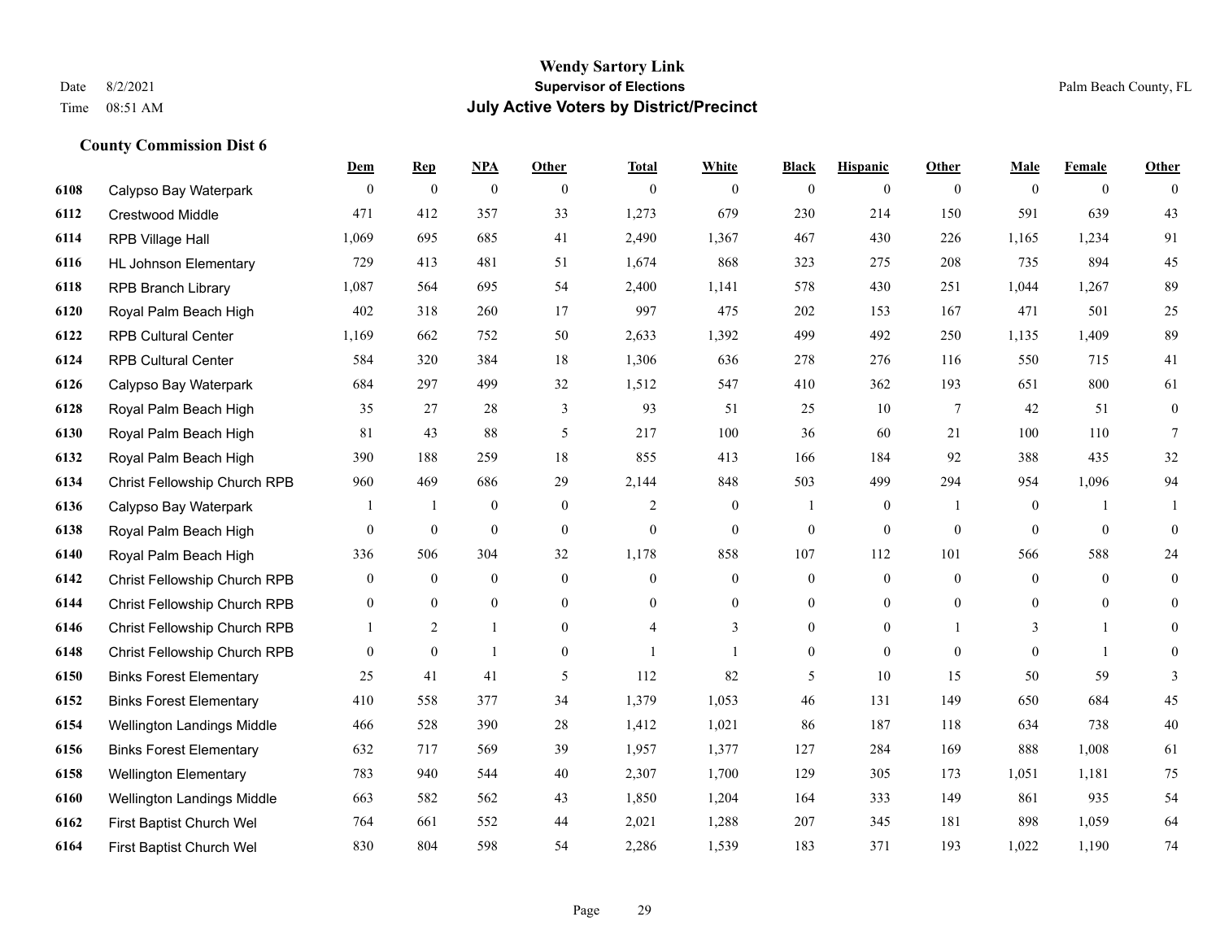# Wendy Sartory Link
## Supervisor of Elections
## July Active Voters by District/Precinct

Date 8/2/2021
Time 08:51 AM

Palm Beach County, FL

### County Commission Dist 6

| | | Dem | Rep | NPA | Other | Total | White | Black | Hispanic | Other | Male | Female | Other |
|---|---|---|---|---|---|---|---|---|---|---|---|---|---|
| 6108 | Calypso Bay Waterpark | 0 | 0 | 0 | 0 | 0 | 0 | 0 | 0 | 0 | 0 | 0 | 0 |
| 6112 | Crestwood Middle | 471 | 412 | 357 | 33 | 1,273 | 679 | 230 | 214 | 150 | 591 | 639 | 43 |
| 6114 | RPB Village Hall | 1,069 | 695 | 685 | 41 | 2,490 | 1,367 | 467 | 430 | 226 | 1,165 | 1,234 | 91 |
| 6116 | HL Johnson Elementary | 729 | 413 | 481 | 51 | 1,674 | 868 | 323 | 275 | 208 | 735 | 894 | 45 |
| 6118 | RPB Branch Library | 1,087 | 564 | 695 | 54 | 2,400 | 1,141 | 578 | 430 | 251 | 1,044 | 1,267 | 89 |
| 6120 | Royal Palm Beach High | 402 | 318 | 260 | 17 | 997 | 475 | 202 | 153 | 167 | 471 | 501 | 25 |
| 6122 | RPB Cultural Center | 1,169 | 662 | 752 | 50 | 2,633 | 1,392 | 499 | 492 | 250 | 1,135 | 1,409 | 89 |
| 6124 | RPB Cultural Center | 584 | 320 | 384 | 18 | 1,306 | 636 | 278 | 276 | 116 | 550 | 715 | 41 |
| 6126 | Calypso Bay Waterpark | 684 | 297 | 499 | 32 | 1,512 | 547 | 410 | 362 | 193 | 651 | 800 | 61 |
| 6128 | Royal Palm Beach High | 35 | 27 | 28 | 3 | 93 | 51 | 25 | 10 | 7 | 42 | 51 | 0 |
| 6130 | Royal Palm Beach High | 81 | 43 | 88 | 5 | 217 | 100 | 36 | 60 | 21 | 100 | 110 | 7 |
| 6132 | Royal Palm Beach High | 390 | 188 | 259 | 18 | 855 | 413 | 166 | 184 | 92 | 388 | 435 | 32 |
| 6134 | Christ Fellowship Church RPB | 960 | 469 | 686 | 29 | 2,144 | 848 | 503 | 499 | 294 | 954 | 1,096 | 94 |
| 6136 | Calypso Bay Waterpark | 1 | 1 | 0 | 0 | 2 | 0 | 1 | 0 | 1 | 0 | 1 | 1 |
| 6138 | Royal Palm Beach High | 0 | 0 | 0 | 0 | 0 | 0 | 0 | 0 | 0 | 0 | 0 | 0 |
| 6140 | Royal Palm Beach High | 336 | 506 | 304 | 32 | 1,178 | 858 | 107 | 112 | 101 | 566 | 588 | 24 |
| 6142 | Christ Fellowship Church RPB | 0 | 0 | 0 | 0 | 0 | 0 | 0 | 0 | 0 | 0 | 0 | 0 |
| 6144 | Christ Fellowship Church RPB | 0 | 0 | 0 | 0 | 0 | 0 | 0 | 0 | 0 | 0 | 0 | 0 |
| 6146 | Christ Fellowship Church RPB | 1 | 2 | 1 | 0 | 4 | 3 | 0 | 0 | 1 | 3 | 1 | 0 |
| 6148 | Christ Fellowship Church RPB | 0 | 0 | 1 | 0 | 1 | 1 | 0 | 0 | 0 | 0 | 1 | 0 |
| 6150 | Binks Forest Elementary | 25 | 41 | 41 | 5 | 112 | 82 | 5 | 10 | 15 | 50 | 59 | 3 |
| 6152 | Binks Forest Elementary | 410 | 558 | 377 | 34 | 1,379 | 1,053 | 46 | 131 | 149 | 650 | 684 | 45 |
| 6154 | Wellington Landings Middle | 466 | 528 | 390 | 28 | 1,412 | 1,021 | 86 | 187 | 118 | 634 | 738 | 40 |
| 6156 | Binks Forest Elementary | 632 | 717 | 569 | 39 | 1,957 | 1,377 | 127 | 284 | 169 | 888 | 1,008 | 61 |
| 6158 | Wellington Elementary | 783 | 940 | 544 | 40 | 2,307 | 1,700 | 129 | 305 | 173 | 1,051 | 1,181 | 75 |
| 6160 | Wellington Landings Middle | 663 | 582 | 562 | 43 | 1,850 | 1,204 | 164 | 333 | 149 | 861 | 935 | 54 |
| 6162 | First Baptist Church Wel | 764 | 661 | 552 | 44 | 2,021 | 1,288 | 207 | 345 | 181 | 898 | 1,059 | 64 |
| 6164 | First Baptist Church Wel | 830 | 804 | 598 | 54 | 2,286 | 1,539 | 183 | 371 | 193 | 1,022 | 1,190 | 74 |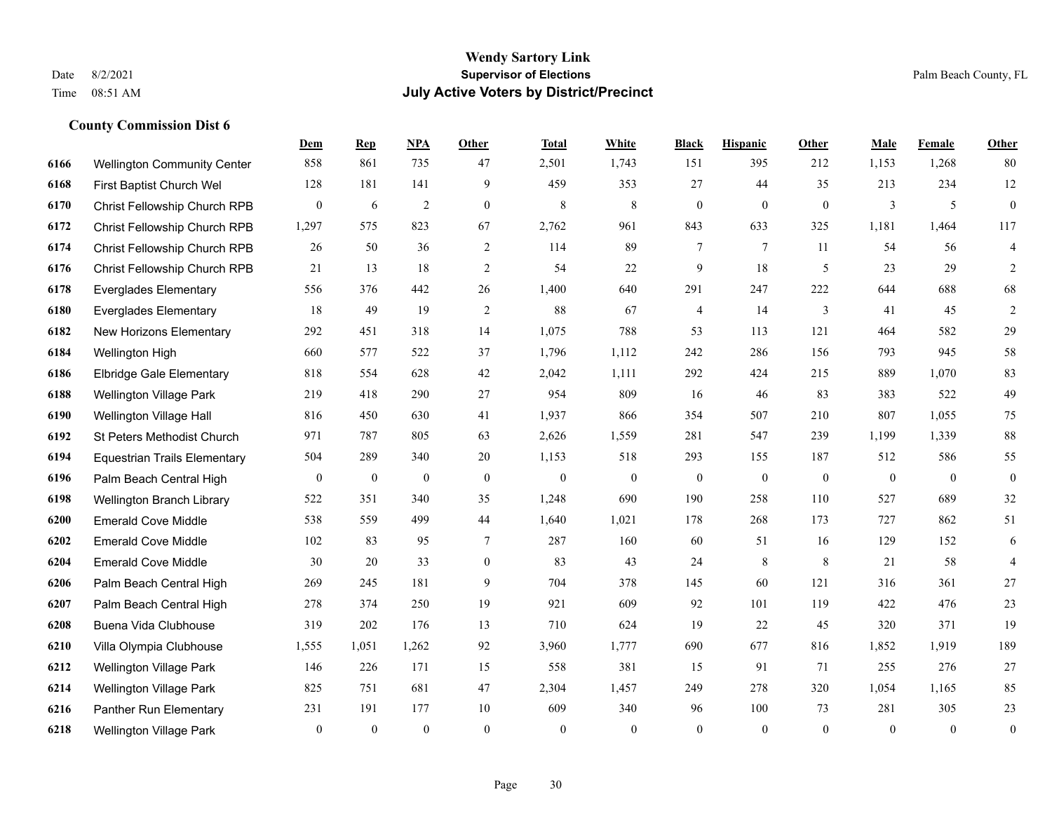**Wendy Sartory Link**
**Supervisor of Elections**
**July Active Voters by District/Precinct**

Date 8/2/2021
Time 08:51 AM

Palm Beach County, FL

### County Commission Dist 6

| | | Dem | Rep | NPA | Other | Total | White | Black | Hispanic | Other | Male | Female | Other |
|---|---|---|---|---|---|---|---|---|---|---|---|---|---|
| 6166 | Wellington Community Center | 858 | 861 | 735 | 47 | 2,501 | 1,743 | 151 | 395 | 212 | 1,153 | 1,268 | 80 |
| 6168 | First Baptist Church Wel | 128 | 181 | 141 | 9 | 459 | 353 | 27 | 44 | 35 | 213 | 234 | 12 |
| 6170 | Christ Fellowship Church RPB | 0 | 6 | 2 | 0 | 8 | 8 | 0 | 0 | 0 | 3 | 5 | 0 |
| 6172 | Christ Fellowship Church RPB | 1,297 | 575 | 823 | 67 | 2,762 | 961 | 843 | 633 | 325 | 1,181 | 1,464 | 117 |
| 6174 | Christ Fellowship Church RPB | 26 | 50 | 36 | 2 | 114 | 89 | 7 | 7 | 11 | 54 | 56 | 4 |
| 6176 | Christ Fellowship Church RPB | 21 | 13 | 18 | 2 | 54 | 22 | 9 | 18 | 5 | 23 | 29 | 2 |
| 6178 | Everglades Elementary | 556 | 376 | 442 | 26 | 1,400 | 640 | 291 | 247 | 222 | 644 | 688 | 68 |
| 6180 | Everglades Elementary | 18 | 49 | 19 | 2 | 88 | 67 | 4 | 14 | 3 | 41 | 45 | 2 |
| 6182 | New Horizons Elementary | 292 | 451 | 318 | 14 | 1,075 | 788 | 53 | 113 | 121 | 464 | 582 | 29 |
| 6184 | Wellington High | 660 | 577 | 522 | 37 | 1,796 | 1,112 | 242 | 286 | 156 | 793 | 945 | 58 |
| 6186 | Elbridge Gale Elementary | 818 | 554 | 628 | 42 | 2,042 | 1,111 | 292 | 424 | 215 | 889 | 1,070 | 83 |
| 6188 | Wellington Village Park | 219 | 418 | 290 | 27 | 954 | 809 | 16 | 46 | 83 | 383 | 522 | 49 |
| 6190 | Wellington Village Hall | 816 | 450 | 630 | 41 | 1,937 | 866 | 354 | 507 | 210 | 807 | 1,055 | 75 |
| 6192 | St Peters Methodist Church | 971 | 787 | 805 | 63 | 2,626 | 1,559 | 281 | 547 | 239 | 1,199 | 1,339 | 88 |
| 6194 | Equestrian Trails Elementary | 504 | 289 | 340 | 20 | 1,153 | 518 | 293 | 155 | 187 | 512 | 586 | 55 |
| 6196 | Palm Beach Central High | 0 | 0 | 0 | 0 | 0 | 0 | 0 | 0 | 0 | 0 | 0 | 0 |
| 6198 | Wellington Branch Library | 522 | 351 | 340 | 35 | 1,248 | 690 | 190 | 258 | 110 | 527 | 689 | 32 |
| 6200 | Emerald Cove Middle | 538 | 559 | 499 | 44 | 1,640 | 1,021 | 178 | 268 | 173 | 727 | 862 | 51 |
| 6202 | Emerald Cove Middle | 102 | 83 | 95 | 7 | 287 | 160 | 60 | 51 | 16 | 129 | 152 | 6 |
| 6204 | Emerald Cove Middle | 30 | 20 | 33 | 0 | 83 | 43 | 24 | 8 | 8 | 21 | 58 | 4 |
| 6206 | Palm Beach Central High | 269 | 245 | 181 | 9 | 704 | 378 | 145 | 60 | 121 | 316 | 361 | 27 |
| 6207 | Palm Beach Central High | 278 | 374 | 250 | 19 | 921 | 609 | 92 | 101 | 119 | 422 | 476 | 23 |
| 6208 | Buena Vida Clubhouse | 319 | 202 | 176 | 13 | 710 | 624 | 19 | 22 | 45 | 320 | 371 | 19 |
| 6210 | Villa Olympia Clubhouse | 1,555 | 1,051 | 1,262 | 92 | 3,960 | 1,777 | 690 | 677 | 816 | 1,852 | 1,919 | 189 |
| 6212 | Wellington Village Park | 146 | 226 | 171 | 15 | 558 | 381 | 15 | 91 | 71 | 255 | 276 | 27 |
| 6214 | Wellington Village Park | 825 | 751 | 681 | 47 | 2,304 | 1,457 | 249 | 278 | 320 | 1,054 | 1,165 | 85 |
| 6216 | Panther Run Elementary | 231 | 191 | 177 | 10 | 609 | 340 | 96 | 100 | 73 | 281 | 305 | 23 |
| 6218 | Wellington Village Park | 0 | 0 | 0 | 0 | 0 | 0 | 0 | 0 | 0 | 0 | 0 | 0 |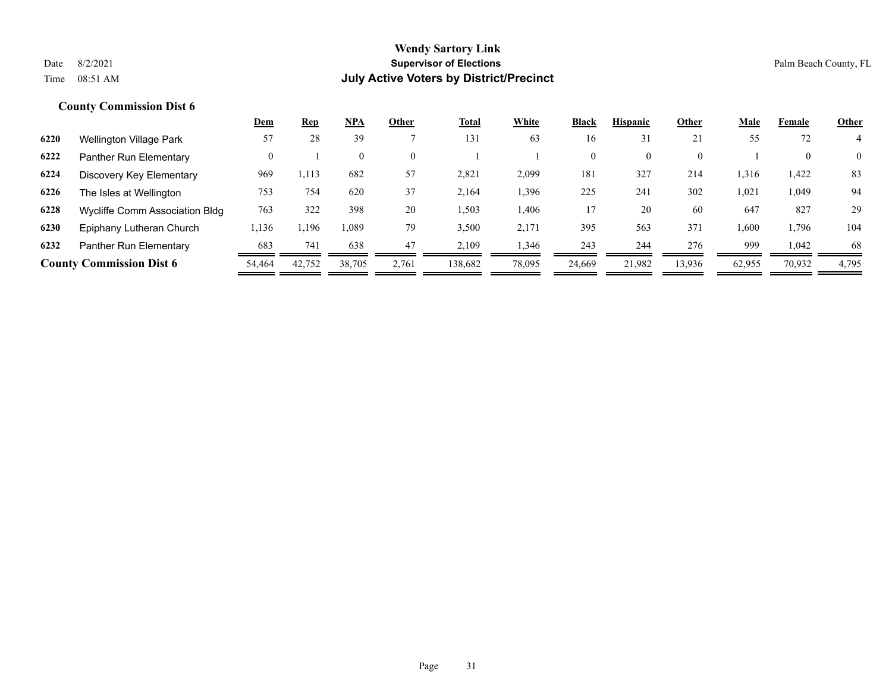## County Commission Dist 6

| | | Dem | Rep | NPA | Other | Total | White | Black | Hispanic | Other | Male | Female | Other |
|---|---|---|---|---|---|---|---|---|---|---|---|---|---|
| 6220 | Wellington Village Park | 57 | 28 | 39 | 7 | 131 | 63 | 16 | 31 | 21 | 55 | 72 | 4 |
| 6222 | Panther Run Elementary | 0 | 1 | 0 | 0 | 1 | 1 | 0 | 0 | 0 | 1 | 0 | 0 |
| 6224 | Discovery Key Elementary | 969 | 1,113 | 682 | 57 | 2,821 | 2,099 | 181 | 327 | 214 | 1,316 | 1,422 | 83 |
| 6226 | The Isles at Wellington | 753 | 754 | 620 | 37 | 2,164 | 1,396 | 225 | 241 | 302 | 1,021 | 1,049 | 94 |
| 6228 | Wycliffe Comm Association Bldg | 763 | 322 | 398 | 20 | 1,503 | 1,406 | 17 | 20 | 60 | 647 | 827 | 29 |
| 6230 | Epiphany Lutheran Church | 1,136 | 1,196 | 1,089 | 79 | 3,500 | 2,171 | 395 | 563 | 371 | 1,600 | 1,796 | 104 |
| 6232 | Panther Run Elementary | 683 | 741 | 638 | 47 | 2,109 | 1,346 | 243 | 244 | 276 | 999 | 1,042 | 68 |
| **County Commission Dist 6** | | 54,464 | 42,752 | 38,705 | 2,761 | 138,682 | 78,095 | 24,669 | 21,982 | 13,936 | 62,955 | 70,932 | 4,795 |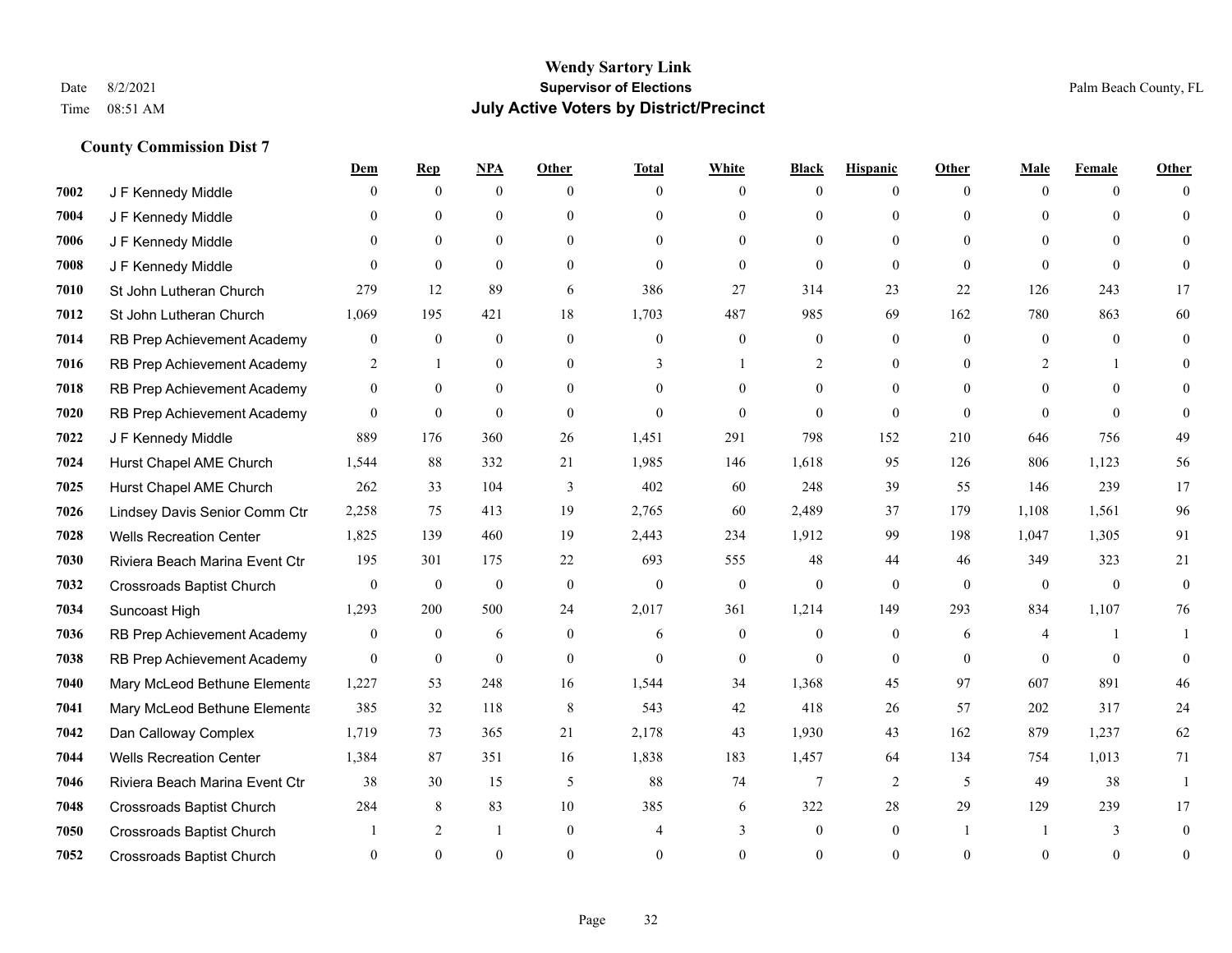# Wendy Sartory Link
## Supervisor of Elections
## July Active Voters by District/Precinct

Date 8/2/2021
Time 08:51 AM

Palm Beach County, FL

### County Commission Dist 7

| | | Dem | Rep | NPA | Other | Total | White | Black | Hispanic | Other | Male | Female | Other |
|---|---|---|---|---|---|---|---|---|---|---|---|---|---|
| 7002 | J F Kennedy Middle | 0 | 0 | 0 | 0 | 0 | 0 | 0 | 0 | 0 | 0 | 0 | 0 |
| 7004 | J F Kennedy Middle | 0 | 0 | 0 | 0 | 0 | 0 | 0 | 0 | 0 | 0 | 0 | 0 |
| 7006 | J F Kennedy Middle | 0 | 0 | 0 | 0 | 0 | 0 | 0 | 0 | 0 | 0 | 0 | 0 |
| 7008 | J F Kennedy Middle | 0 | 0 | 0 | 0 | 0 | 0 | 0 | 0 | 0 | 0 | 0 | 0 |
| 7010 | St John Lutheran Church | 279 | 12 | 89 | 6 | 386 | 27 | 314 | 23 | 22 | 126 | 243 | 17 |
| 7012 | St John Lutheran Church | 1,069 | 195 | 421 | 18 | 1,703 | 487 | 985 | 69 | 162 | 780 | 863 | 60 |
| 7014 | RB Prep Achievement Academy | 0 | 0 | 0 | 0 | 0 | 0 | 0 | 0 | 0 | 0 | 0 | 0 |
| 7016 | RB Prep Achievement Academy | 2 | 1 | 0 | 0 | 3 | 1 | 2 | 0 | 0 | 2 | 1 | 0 |
| 7018 | RB Prep Achievement Academy | 0 | 0 | 0 | 0 | 0 | 0 | 0 | 0 | 0 | 0 | 0 | 0 |
| 7020 | RB Prep Achievement Academy | 0 | 0 | 0 | 0 | 0 | 0 | 0 | 0 | 0 | 0 | 0 | 0 |
| 7022 | J F Kennedy Middle | 889 | 176 | 360 | 26 | 1,451 | 291 | 798 | 152 | 210 | 646 | 756 | 49 |
| 7024 | Hurst Chapel AME Church | 1,544 | 88 | 332 | 21 | 1,985 | 146 | 1,618 | 95 | 126 | 806 | 1,123 | 56 |
| 7025 | Hurst Chapel AME Church | 262 | 33 | 104 | 3 | 402 | 60 | 248 | 39 | 55 | 146 | 239 | 17 |
| 7026 | Lindsey Davis Senior Comm Ctr | 2,258 | 75 | 413 | 19 | 2,765 | 60 | 2,489 | 37 | 179 | 1,108 | 1,561 | 96 |
| 7028 | Wells Recreation Center | 1,825 | 139 | 460 | 19 | 2,443 | 234 | 1,912 | 99 | 198 | 1,047 | 1,305 | 91 |
| 7030 | Riviera Beach Marina Event Ctr | 195 | 301 | 175 | 22 | 693 | 555 | 48 | 44 | 46 | 349 | 323 | 21 |
| 7032 | Crossroads Baptist Church | 0 | 0 | 0 | 0 | 0 | 0 | 0 | 0 | 0 | 0 | 0 | 0 |
| 7034 | Suncoast High | 1,293 | 200 | 500 | 24 | 2,017 | 361 | 1,214 | 149 | 293 | 834 | 1,107 | 76 |
| 7036 | RB Prep Achievement Academy | 0 | 0 | 6 | 0 | 6 | 0 | 0 | 0 | 6 | 4 | 1 | 1 |
| 7038 | RB Prep Achievement Academy | 0 | 0 | 0 | 0 | 0 | 0 | 0 | 0 | 0 | 0 | 0 | 0 |
| 7040 | Mary McLeod Bethune Elementa | 1,227 | 53 | 248 | 16 | 1,544 | 34 | 1,368 | 45 | 97 | 607 | 891 | 46 |
| 7041 | Mary McLeod Bethune Elementa | 385 | 32 | 118 | 8 | 543 | 42 | 418 | 26 | 57 | 202 | 317 | 24 |
| 7042 | Dan Calloway Complex | 1,719 | 73 | 365 | 21 | 2,178 | 43 | 1,930 | 43 | 162 | 879 | 1,237 | 62 |
| 7044 | Wells Recreation Center | 1,384 | 87 | 351 | 16 | 1,838 | 183 | 1,457 | 64 | 134 | 754 | 1,013 | 71 |
| 7046 | Riviera Beach Marina Event Ctr | 38 | 30 | 15 | 5 | 88 | 74 | 7 | 2 | 5 | 49 | 38 | 1 |
| 7048 | Crossroads Baptist Church | 284 | 8 | 83 | 10 | 385 | 6 | 322 | 28 | 29 | 129 | 239 | 17 |
| 7050 | Crossroads Baptist Church | 1 | 2 | 1 | 0 | 4 | 3 | 0 | 0 | 1 | 1 | 3 | 0 |
| 7052 | Crossroads Baptist Church | 0 | 0 | 0 | 0 | 0 | 0 | 0 | 0 | 0 | 0 | 0 | 0 |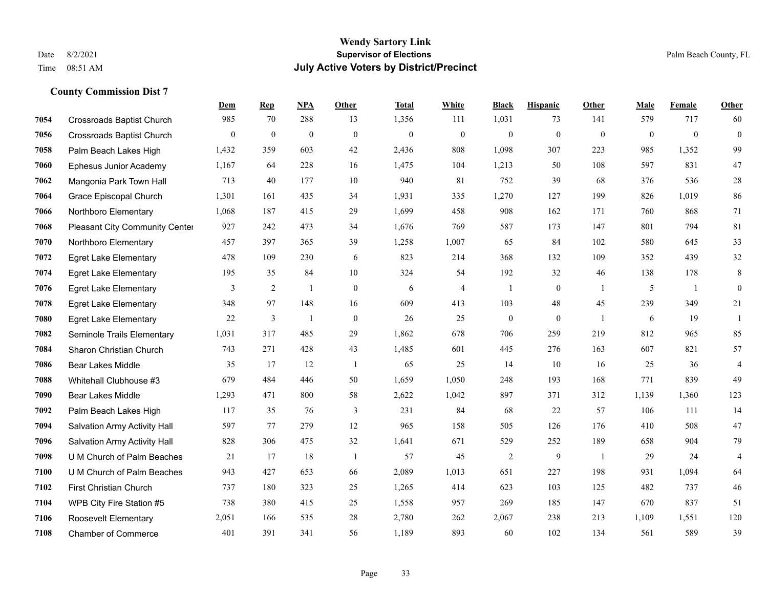# Wendy Sartory Link

**Supervisor of Elections**

**July Active Voters by District/Precinct**

Date 8/2/2021
Time 08:51 AM

Palm Beach County, FL

## County Commission Dist 7

| | | Dem | Rep | NPA | Other | Total | White | Black | Hispanic | Other | Male | Female | Other |
|---|---|---|---|---|---|---|---|---|---|---|---|---|---|
| 7054 | Crossroads Baptist Church | 985 | 70 | 288 | 13 | 1,356 | 111 | 1,031 | 73 | 141 | 579 | 717 | 60 |
| 7056 | Crossroads Baptist Church | 0 | 0 | 0 | 0 | 0 | 0 | 0 | 0 | 0 | 0 | 0 | 0 |
| 7058 | Palm Beach Lakes High | 1,432 | 359 | 603 | 42 | 2,436 | 808 | 1,098 | 307 | 223 | 985 | 1,352 | 99 |
| 7060 | Ephesus Junior Academy | 1,167 | 64 | 228 | 16 | 1,475 | 104 | 1,213 | 50 | 108 | 597 | 831 | 47 |
| 7062 | Mangonia Park Town Hall | 713 | 40 | 177 | 10 | 940 | 81 | 752 | 39 | 68 | 376 | 536 | 28 |
| 7064 | Grace Episcopal Church | 1,301 | 161 | 435 | 34 | 1,931 | 335 | 1,270 | 127 | 199 | 826 | 1,019 | 86 |
| 7066 | Northboro Elementary | 1,068 | 187 | 415 | 29 | 1,699 | 458 | 908 | 162 | 171 | 760 | 868 | 71 |
| 7068 | Pleasant City Community Center | 927 | 242 | 473 | 34 | 1,676 | 769 | 587 | 173 | 147 | 801 | 794 | 81 |
| 7070 | Northboro Elementary | 457 | 397 | 365 | 39 | 1,258 | 1,007 | 65 | 84 | 102 | 580 | 645 | 33 |
| 7072 | Egret Lake Elementary | 478 | 109 | 230 | 6 | 823 | 214 | 368 | 132 | 109 | 352 | 439 | 32 |
| 7074 | Egret Lake Elementary | 195 | 35 | 84 | 10 | 324 | 54 | 192 | 32 | 46 | 138 | 178 | 8 |
| 7076 | Egret Lake Elementary | 3 | 2 | 1 | 0 | 6 | 4 | 1 | 0 | 1 | 5 | 1 | 0 |
| 7078 | Egret Lake Elementary | 348 | 97 | 148 | 16 | 609 | 413 | 103 | 48 | 45 | 239 | 349 | 21 |
| 7080 | Egret Lake Elementary | 22 | 3 | 1 | 0 | 26 | 25 | 0 | 0 | 1 | 6 | 19 | 1 |
| 7082 | Seminole Trails Elementary | 1,031 | 317 | 485 | 29 | 1,862 | 678 | 706 | 259 | 219 | 812 | 965 | 85 |
| 7084 | Sharon Christian Church | 743 | 271 | 428 | 43 | 1,485 | 601 | 445 | 276 | 163 | 607 | 821 | 57 |
| 7086 | Bear Lakes Middle | 35 | 17 | 12 | 1 | 65 | 25 | 14 | 10 | 16 | 25 | 36 | 4 |
| 7088 | Whitehall Clubhouse #3 | 679 | 484 | 446 | 50 | 1,659 | 1,050 | 248 | 193 | 168 | 771 | 839 | 49 |
| 7090 | Bear Lakes Middle | 1,293 | 471 | 800 | 58 | 2,622 | 1,042 | 897 | 371 | 312 | 1,139 | 1,360 | 123 |
| 7092 | Palm Beach Lakes High | 117 | 35 | 76 | 3 | 231 | 84 | 68 | 22 | 57 | 106 | 111 | 14 |
| 7094 | Salvation Army Activity Hall | 597 | 77 | 279 | 12 | 965 | 158 | 505 | 126 | 176 | 410 | 508 | 47 |
| 7096 | Salvation Army Activity Hall | 828 | 306 | 475 | 32 | 1,641 | 671 | 529 | 252 | 189 | 658 | 904 | 79 |
| 7098 | U M Church of Palm Beaches | 21 | 17 | 18 | 1 | 57 | 45 | 2 | 9 | 1 | 29 | 24 | 4 |
| 7100 | U M Church of Palm Beaches | 943 | 427 | 653 | 66 | 2,089 | 1,013 | 651 | 227 | 198 | 931 | 1,094 | 64 |
| 7102 | First Christian Church | 737 | 180 | 323 | 25 | 1,265 | 414 | 623 | 103 | 125 | 482 | 737 | 46 |
| 7104 | WPB City Fire Station #5 | 738 | 380 | 415 | 25 | 1,558 | 957 | 269 | 185 | 147 | 670 | 837 | 51 |
| 7106 | Roosevelt Elementary | 2,051 | 166 | 535 | 28 | 2,780 | 262 | 2,067 | 238 | 213 | 1,109 | 1,551 | 120 |
| 7108 | Chamber of Commerce | 401 | 391 | 341 | 56 | 1,189 | 893 | 60 | 102 | 134 | 561 | 589 | 39 |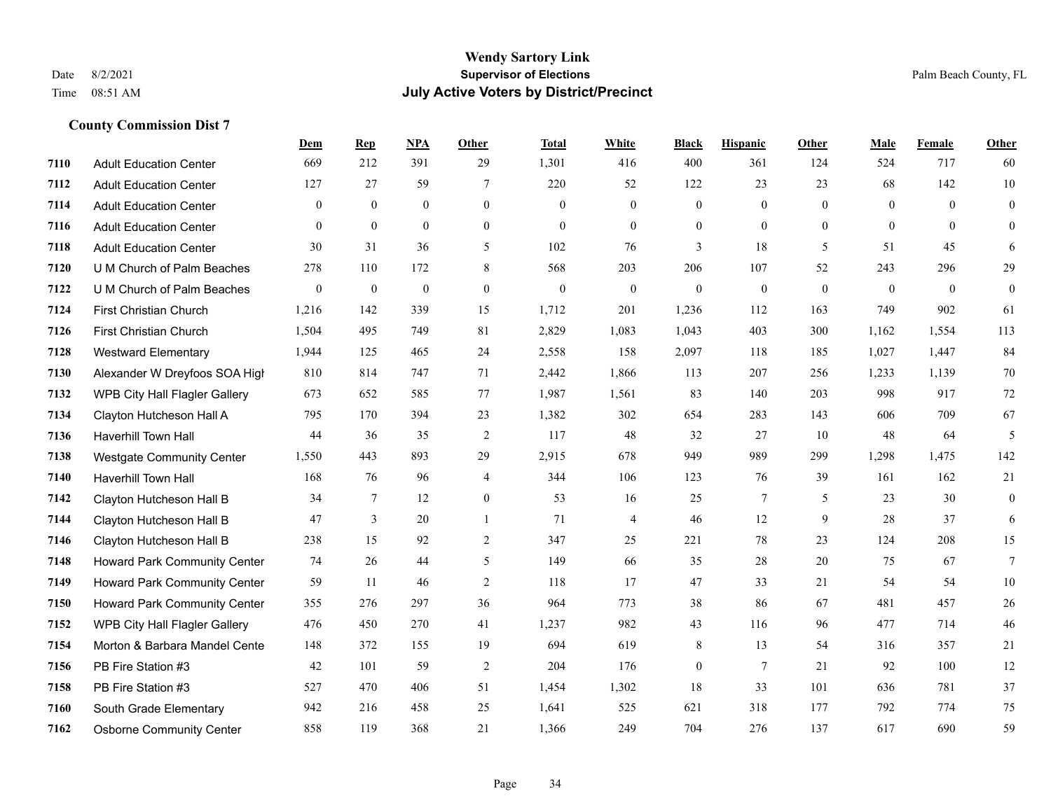# Wendy Sartory Link
## Supervisor of Elections
## July Active Voters by District/Precinct

Date 8/2/2021
Time 08:51 AM

Palm Beach County, FL

### County Commission Dist 7

| | | Dem | Rep | NPA | Other | Total | White | Black | Hispanic | Other | Male | Female | Other |
|---|---|---|---|---|---|---|---|---|---|---|---|---|---|
| 7110 | Adult Education Center | 669 | 212 | 391 | 29 | 1,301 | 416 | 400 | 361 | 124 | 524 | 717 | 60 |
| 7112 | Adult Education Center | 127 | 27 | 59 | 7 | 220 | 52 | 122 | 23 | 23 | 68 | 142 | 10 |
| 7114 | Adult Education Center | 0 | 0 | 0 | 0 | 0 | 0 | 0 | 0 | 0 | 0 | 0 | 0 |
| 7116 | Adult Education Center | 0 | 0 | 0 | 0 | 0 | 0 | 0 | 0 | 0 | 0 | 0 | 0 |
| 7118 | Adult Education Center | 30 | 31 | 36 | 5 | 102 | 76 | 3 | 18 | 5 | 51 | 45 | 6 |
| 7120 | U M Church of Palm Beaches | 278 | 110 | 172 | 8 | 568 | 203 | 206 | 107 | 52 | 243 | 296 | 29 |
| 7122 | U M Church of Palm Beaches | 0 | 0 | 0 | 0 | 0 | 0 | 0 | 0 | 0 | 0 | 0 | 0 |
| 7124 | First Christian Church | 1,216 | 142 | 339 | 15 | 1,712 | 201 | 1,236 | 112 | 163 | 749 | 902 | 61 |
| 7126 | First Christian Church | 1,504 | 495 | 749 | 81 | 2,829 | 1,083 | 1,043 | 403 | 300 | 1,162 | 1,554 | 113 |
| 7128 | Westward Elementary | 1,944 | 125 | 465 | 24 | 2,558 | 158 | 2,097 | 118 | 185 | 1,027 | 1,447 | 84 |
| 7130 | Alexander W Dreyfoos SOA High | 810 | 814 | 747 | 71 | 2,442 | 1,866 | 113 | 207 | 256 | 1,233 | 1,139 | 70 |
| 7132 | WPB City Hall Flagler Gallery | 673 | 652 | 585 | 77 | 1,987 | 1,561 | 83 | 140 | 203 | 998 | 917 | 72 |
| 7134 | Clayton Hutcheson Hall A | 795 | 170 | 394 | 23 | 1,382 | 302 | 654 | 283 | 143 | 606 | 709 | 67 |
| 7136 | Haverhill Town Hall | 44 | 36 | 35 | 2 | 117 | 48 | 32 | 27 | 10 | 48 | 64 | 5 |
| 7138 | Westgate Community Center | 1,550 | 443 | 893 | 29 | 2,915 | 678 | 949 | 989 | 299 | 1,298 | 1,475 | 142 |
| 7140 | Haverhill Town Hall | 168 | 76 | 96 | 4 | 344 | 106 | 123 | 76 | 39 | 161 | 162 | 21 |
| 7142 | Clayton Hutcheson Hall B | 34 | 7 | 12 | 0 | 53 | 16 | 25 | 7 | 5 | 23 | 30 | 0 |
| 7144 | Clayton Hutcheson Hall B | 47 | 3 | 20 | 1 | 71 | 4 | 46 | 12 | 9 | 28 | 37 | 6 |
| 7146 | Clayton Hutcheson Hall B | 238 | 15 | 92 | 2 | 347 | 25 | 221 | 78 | 23 | 124 | 208 | 15 |
| 7148 | Howard Park Community Center | 74 | 26 | 44 | 5 | 149 | 66 | 35 | 28 | 20 | 75 | 67 | 7 |
| 7149 | Howard Park Community Center | 59 | 11 | 46 | 2 | 118 | 17 | 47 | 33 | 21 | 54 | 54 | 10 |
| 7150 | Howard Park Community Center | 355 | 276 | 297 | 36 | 964 | 773 | 38 | 86 | 67 | 481 | 457 | 26 |
| 7152 | WPB City Hall Flagler Gallery | 476 | 450 | 270 | 41 | 1,237 | 982 | 43 | 116 | 96 | 477 | 714 | 46 |
| 7154 | Morton & Barbara Mandel Cente | 148 | 372 | 155 | 19 | 694 | 619 | 8 | 13 | 54 | 316 | 357 | 21 |
| 7156 | PB Fire Station #3 | 42 | 101 | 59 | 2 | 204 | 176 | 0 | 7 | 21 | 92 | 100 | 12 |
| 7158 | PB Fire Station #3 | 527 | 470 | 406 | 51 | 1,454 | 1,302 | 18 | 33 | 101 | 636 | 781 | 37 |
| 7160 | South Grade Elementary | 942 | 216 | 458 | 25 | 1,641 | 525 | 621 | 318 | 177 | 792 | 774 | 75 |
| 7162 | Osborne Community Center | 858 | 119 | 368 | 21 | 1,366 | 249 | 704 | 276 | 137 | 617 | 690 | 59 |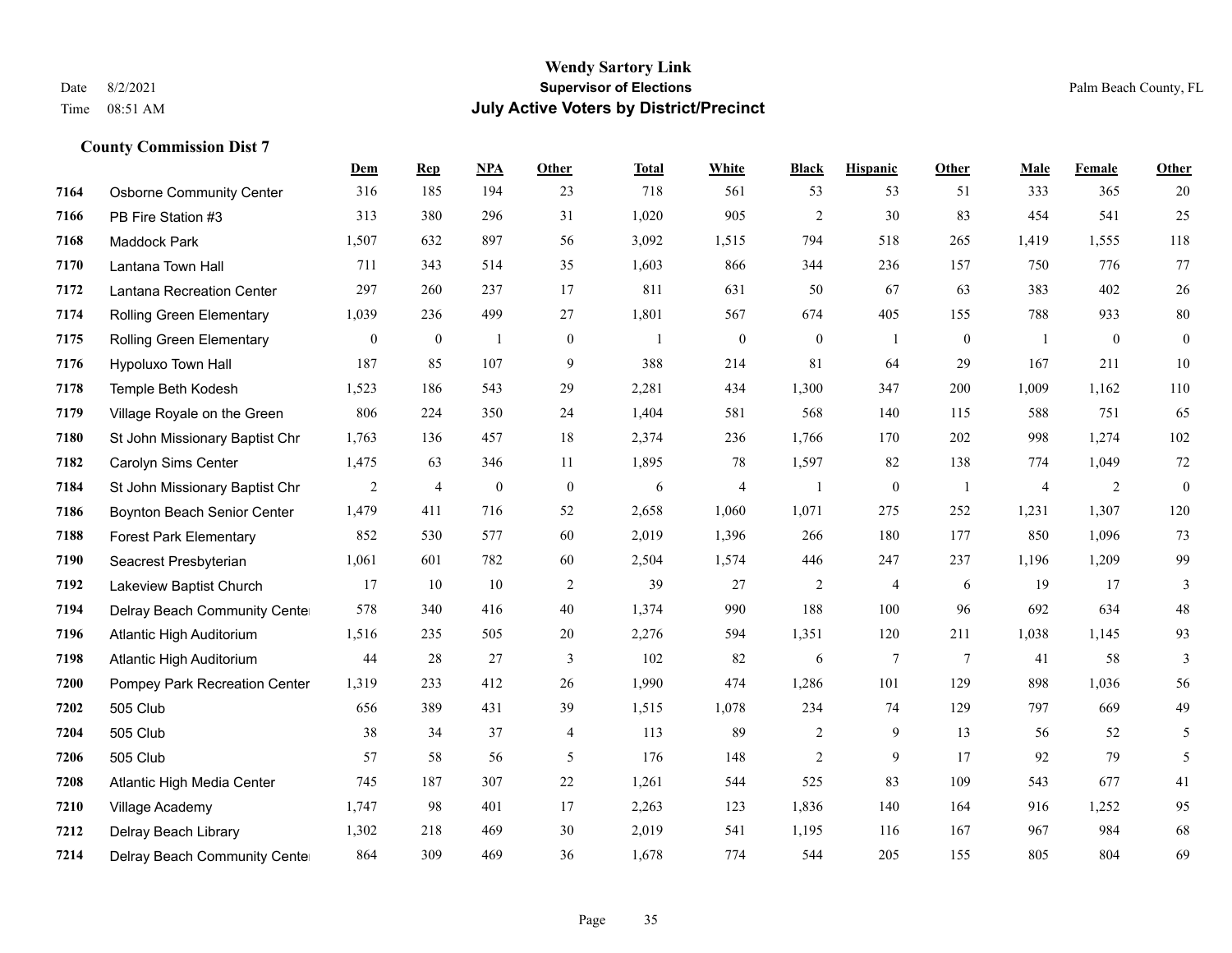# Wendy Sartory Link

## Supervisor of Elections

## July Active Voters by District/Precinct

Date 8/2/2021
Time 08:51 AM

Palm Beach County, FL

### County Commission Dist 7

| | | Dem | Rep | NPA | Other | Total | White | Black | Hispanic | Other | Male | Female | Other |
|---|---|---|---|---|---|---|---|---|---|---|---|---|---|
| 7164 | Osborne Community Center | 316 | 185 | 194 | 23 | 718 | 561 | 53 | 53 | 51 | 333 | 365 | 20 |
| 7166 | PB Fire Station #3 | 313 | 380 | 296 | 31 | 1,020 | 905 | 2 | 30 | 83 | 454 | 541 | 25 |
| 7168 | Maddock Park | 1,507 | 632 | 897 | 56 | 3,092 | 1,515 | 794 | 518 | 265 | 1,419 | 1,555 | 118 |
| 7170 | Lantana Town Hall | 711 | 343 | 514 | 35 | 1,603 | 866 | 344 | 236 | 157 | 750 | 776 | 77 |
| 7172 | Lantana Recreation Center | 297 | 260 | 237 | 17 | 811 | 631 | 50 | 67 | 63 | 383 | 402 | 26 |
| 7174 | Rolling Green Elementary | 1,039 | 236 | 499 | 27 | 1,801 | 567 | 674 | 405 | 155 | 788 | 933 | 80 |
| 7175 | Rolling Green Elementary | 0 | 0 | 1 | 0 | 1 | 0 | 0 | 1 | 0 | 1 | 0 | 0 |
| 7176 | Hypoluxo Town Hall | 187 | 85 | 107 | 9 | 388 | 214 | 81 | 64 | 29 | 167 | 211 | 10 |
| 7178 | Temple Beth Kodesh | 1,523 | 186 | 543 | 29 | 2,281 | 434 | 1,300 | 347 | 200 | 1,009 | 1,162 | 110 |
| 7179 | Village Royale on the Green | 806 | 224 | 350 | 24 | 1,404 | 581 | 568 | 140 | 115 | 588 | 751 | 65 |
| 7180 | St John Missionary Baptist Chr | 1,763 | 136 | 457 | 18 | 2,374 | 236 | 1,766 | 170 | 202 | 998 | 1,274 | 102 |
| 7182 | Carolyn Sims Center | 1,475 | 63 | 346 | 11 | 1,895 | 78 | 1,597 | 82 | 138 | 774 | 1,049 | 72 |
| 7184 | St John Missionary Baptist Chr | 2 | 4 | 0 | 0 | 6 | 4 | 1 | 0 | 1 | 4 | 2 | 0 |
| 7186 | Boynton Beach Senior Center | 1,479 | 411 | 716 | 52 | 2,658 | 1,060 | 1,071 | 275 | 252 | 1,231 | 1,307 | 120 |
| 7188 | Forest Park Elementary | 852 | 530 | 577 | 60 | 2,019 | 1,396 | 266 | 180 | 177 | 850 | 1,096 | 73 |
| 7190 | Seacrest Presbyterian | 1,061 | 601 | 782 | 60 | 2,504 | 1,574 | 446 | 247 | 237 | 1,196 | 1,209 | 99 |
| 7192 | Lakeview Baptist Church | 17 | 10 | 10 | 2 | 39 | 27 | 2 | 4 | 6 | 19 | 17 | 3 |
| 7194 | Delray Beach Community Cente | 578 | 340 | 416 | 40 | 1,374 | 990 | 188 | 100 | 96 | 692 | 634 | 48 |
| 7196 | Atlantic High Auditorium | 1,516 | 235 | 505 | 20 | 2,276 | 594 | 1,351 | 120 | 211 | 1,038 | 1,145 | 93 |
| 7198 | Atlantic High Auditorium | 44 | 28 | 27 | 3 | 102 | 82 | 6 | 7 | 7 | 41 | 58 | 3 |
| 7200 | Pompey Park Recreation Center | 1,319 | 233 | 412 | 26 | 1,990 | 474 | 1,286 | 101 | 129 | 898 | 1,036 | 56 |
| 7202 | 505 Club | 656 | 389 | 431 | 39 | 1,515 | 1,078 | 234 | 74 | 129 | 797 | 669 | 49 |
| 7204 | 505 Club | 38 | 34 | 37 | 4 | 113 | 89 | 2 | 9 | 13 | 56 | 52 | 5 |
| 7206 | 505 Club | 57 | 58 | 56 | 5 | 176 | 148 | 2 | 9 | 17 | 92 | 79 | 5 |
| 7208 | Atlantic High Media Center | 745 | 187 | 307 | 22 | 1,261 | 544 | 525 | 83 | 109 | 543 | 677 | 41 |
| 7210 | Village Academy | 1,747 | 98 | 401 | 17 | 2,263 | 123 | 1,836 | 140 | 164 | 916 | 1,252 | 95 |
| 7212 | Delray Beach Library | 1,302 | 218 | 469 | 30 | 2,019 | 541 | 1,195 | 116 | 167 | 967 | 984 | 68 |
| 7214 | Delray Beach Community Cente | 864 | 309 | 469 | 36 | 1,678 | 774 | 544 | 205 | 155 | 805 | 804 | 69 |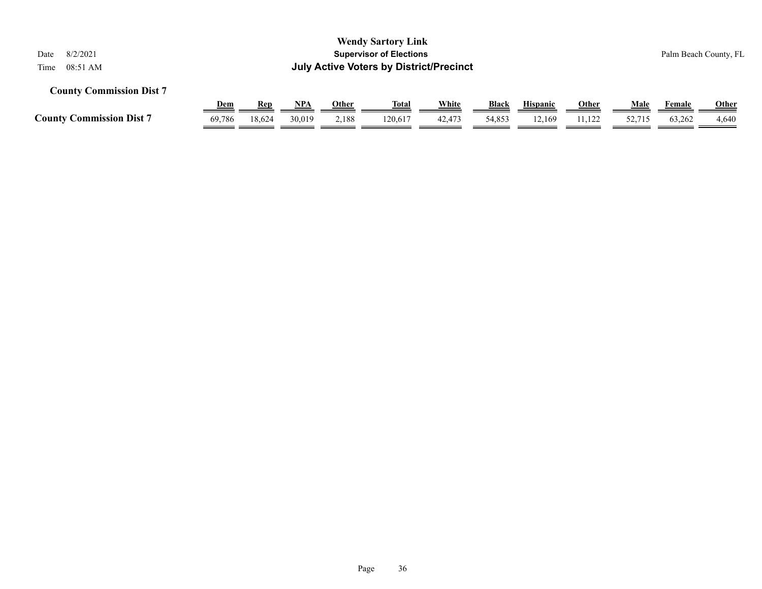# Wendy Sartory Link
## Supervisor of Elections
## July Active Voters by District/Precinct

Date 8/2/2021
Time 08:51 AM

Palm Beach County, FL

**County Commission Dist 7**

| | Dem | Rep | NPA | Other | Total | White | Black | Hispanic | Other | Male | Female | Other |
|---|---|---|---|---|---|---|---|---|---|---|---|---|
| **County Commission Dist 7** | 69,786 | 18,624 | 30,019 | 2,188 | 120,617 | 42,473 | 54,853 | 12,169 | 11,122 | 52,715 | 63,262 | 4,640 |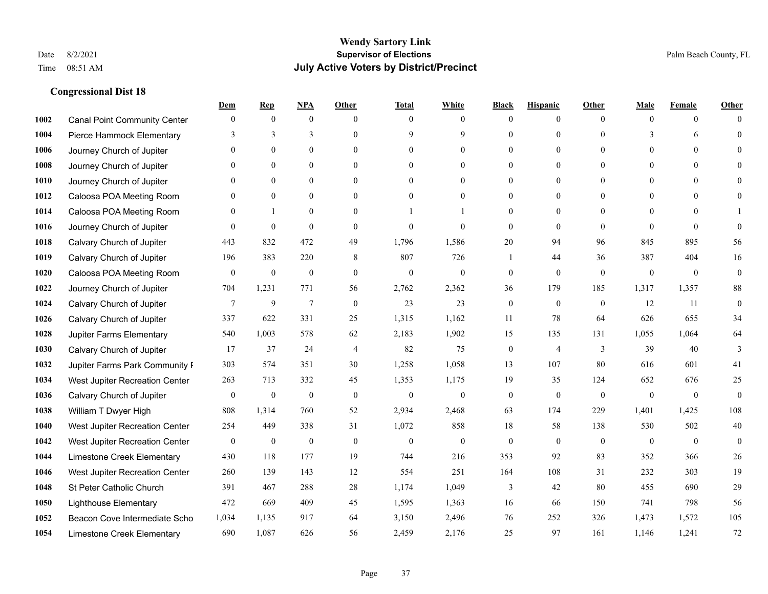# Wendy Sartory Link
## Supervisor of Elections
## July Active Voters by District/Precinct

Date 8/2/2021
Time 08:51 AM

Palm Beach County, FL

### Congressional Dist 18

| | | Dem | Rep | NPA | Other | Total | White | Black | Hispanic | Other | Male | Female | Other |
|---|---|---|---|---|---|---|---|---|---|---|---|---|---|
| 1002 | Canal Point Community Center | 0 | 0 | 0 | 0 | 0 | 0 | 0 | 0 | 0 | 0 | 0 | 0 |
| 1004 | Pierce Hammock Elementary | 3 | 3 | 3 | 0 | 9 | 9 | 0 | 0 | 0 | 3 | 6 | 0 |
| 1006 | Journey Church of Jupiter | 0 | 0 | 0 | 0 | 0 | 0 | 0 | 0 | 0 | 0 | 0 | 0 |
| 1008 | Journey Church of Jupiter | 0 | 0 | 0 | 0 | 0 | 0 | 0 | 0 | 0 | 0 | 0 | 0 |
| 1010 | Journey Church of Jupiter | 0 | 0 | 0 | 0 | 0 | 0 | 0 | 0 | 0 | 0 | 0 | 0 |
| 1012 | Caloosa POA Meeting Room | 0 | 0 | 0 | 0 | 0 | 0 | 0 | 0 | 0 | 0 | 0 | 0 |
| 1014 | Caloosa POA Meeting Room | 0 | 1 | 0 | 0 | 1 | 1 | 0 | 0 | 0 | 0 | 0 | 1 |
| 1016 | Journey Church of Jupiter | 0 | 0 | 0 | 0 | 0 | 0 | 0 | 0 | 0 | 0 | 0 | 0 |
| 1018 | Calvary Church of Jupiter | 443 | 832 | 472 | 49 | 1,796 | 1,586 | 20 | 94 | 96 | 845 | 895 | 56 |
| 1019 | Calvary Church of Jupiter | 196 | 383 | 220 | 8 | 807 | 726 | 1 | 44 | 36 | 387 | 404 | 16 |
| 1020 | Caloosa POA Meeting Room | 0 | 0 | 0 | 0 | 0 | 0 | 0 | 0 | 0 | 0 | 0 | 0 |
| 1022 | Journey Church of Jupiter | 704 | 1,231 | 771 | 56 | 2,762 | 2,362 | 36 | 179 | 185 | 1,317 | 1,357 | 88 |
| 1024 | Calvary Church of Jupiter | 7 | 9 | 7 | 0 | 23 | 23 | 0 | 0 | 0 | 12 | 11 | 0 |
| 1026 | Calvary Church of Jupiter | 337 | 622 | 331 | 25 | 1,315 | 1,162 | 11 | 78 | 64 | 626 | 655 | 34 |
| 1028 | Jupiter Farms Elementary | 540 | 1,003 | 578 | 62 | 2,183 | 1,902 | 15 | 135 | 131 | 1,055 | 1,064 | 64 |
| 1030 | Calvary Church of Jupiter | 17 | 37 | 24 | 4 | 82 | 75 | 0 | 4 | 3 | 39 | 40 | 3 |
| 1032 | Jupiter Farms Park Community F | 303 | 574 | 351 | 30 | 1,258 | 1,058 | 13 | 107 | 80 | 616 | 601 | 41 |
| 1034 | West Jupiter Recreation Center | 263 | 713 | 332 | 45 | 1,353 | 1,175 | 19 | 35 | 124 | 652 | 676 | 25 |
| 1036 | Calvary Church of Jupiter | 0 | 0 | 0 | 0 | 0 | 0 | 0 | 0 | 0 | 0 | 0 | 0 |
| 1038 | William T Dwyer High | 808 | 1,314 | 760 | 52 | 2,934 | 2,468 | 63 | 174 | 229 | 1,401 | 1,425 | 108 |
| 1040 | West Jupiter Recreation Center | 254 | 449 | 338 | 31 | 1,072 | 858 | 18 | 58 | 138 | 530 | 502 | 40 |
| 1042 | West Jupiter Recreation Center | 0 | 0 | 0 | 0 | 0 | 0 | 0 | 0 | 0 | 0 | 0 | 0 |
| 1044 | Limestone Creek Elementary | 430 | 118 | 177 | 19 | 744 | 216 | 353 | 92 | 83 | 352 | 366 | 26 |
| 1046 | West Jupiter Recreation Center | 260 | 139 | 143 | 12 | 554 | 251 | 164 | 108 | 31 | 232 | 303 | 19 |
| 1048 | St Peter Catholic Church | 391 | 467 | 288 | 28 | 1,174 | 1,049 | 3 | 42 | 80 | 455 | 690 | 29 |
| 1050 | Lighthouse Elementary | 472 | 669 | 409 | 45 | 1,595 | 1,363 | 16 | 66 | 150 | 741 | 798 | 56 |
| 1052 | Beacon Cove Intermediate Scho | 1,034 | 1,135 | 917 | 64 | 3,150 | 2,496 | 76 | 252 | 326 | 1,473 | 1,572 | 105 |
| 1054 | Limestone Creek Elementary | 690 | 1,087 | 626 | 56 | 2,459 | 2,176 | 25 | 97 | 161 | 1,146 | 1,241 | 72 |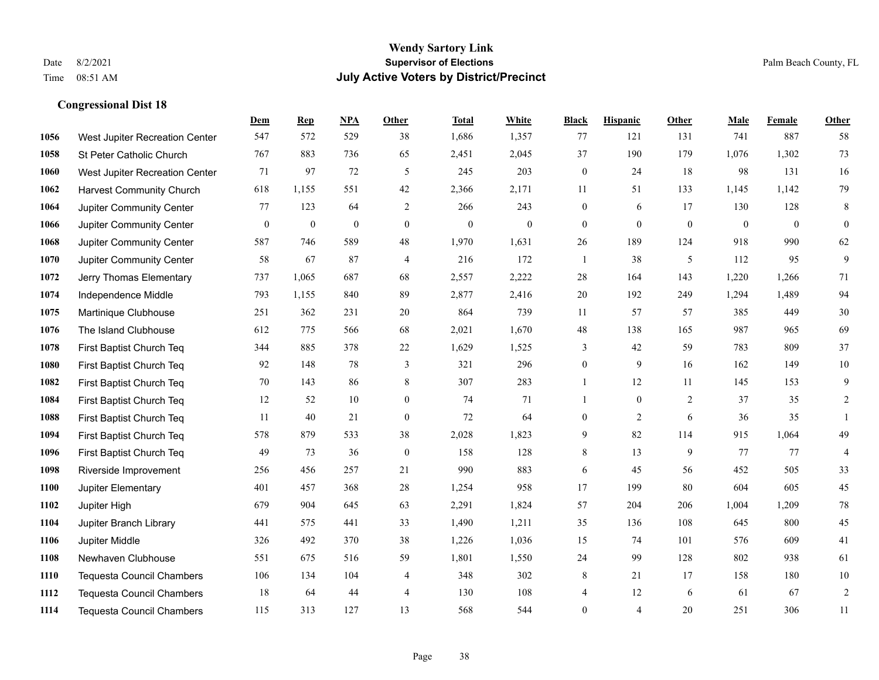# Wendy Sartory Link
## Supervisor of Elections
## July Active Voters by District/Precinct

Date 8/2/2021
Time 08:51 AM

Palm Beach County, FL

### Congressional Dist 18

| | | Dem | Rep | NPA | Other | Total | White | Black | Hispanic | Other | Male | Female | Other |
|---|---|---|---|---|---|---|---|---|---|---|---|---|---|
| 1056 | West Jupiter Recreation Center | 547 | 572 | 529 | 38 | 1,686 | 1,357 | 77 | 121 | 131 | 741 | 887 | 58 |
| 1058 | St Peter Catholic Church | 767 | 883 | 736 | 65 | 2,451 | 2,045 | 37 | 190 | 179 | 1,076 | 1,302 | 73 |
| 1060 | West Jupiter Recreation Center | 71 | 97 | 72 | 5 | 245 | 203 | 0 | 24 | 18 | 98 | 131 | 16 |
| 1062 | Harvest Community Church | 618 | 1,155 | 551 | 42 | 2,366 | 2,171 | 11 | 51 | 133 | 1,145 | 1,142 | 79 |
| 1064 | Jupiter Community Center | 77 | 123 | 64 | 2 | 266 | 243 | 0 | 6 | 17 | 130 | 128 | 8 |
| 1066 | Jupiter Community Center | 0 | 0 | 0 | 0 | 0 | 0 | 0 | 0 | 0 | 0 | 0 | 0 |
| 1068 | Jupiter Community Center | 587 | 746 | 589 | 48 | 1,970 | 1,631 | 26 | 189 | 124 | 918 | 990 | 62 |
| 1070 | Jupiter Community Center | 58 | 67 | 87 | 4 | 216 | 172 | 1 | 38 | 5 | 112 | 95 | 9 |
| 1072 | Jerry Thomas Elementary | 737 | 1,065 | 687 | 68 | 2,557 | 2,222 | 28 | 164 | 143 | 1,220 | 1,266 | 71 |
| 1074 | Independence Middle | 793 | 1,155 | 840 | 89 | 2,877 | 2,416 | 20 | 192 | 249 | 1,294 | 1,489 | 94 |
| 1075 | Martinique Clubhouse | 251 | 362 | 231 | 20 | 864 | 739 | 11 | 57 | 57 | 385 | 449 | 30 |
| 1076 | The Island Clubhouse | 612 | 775 | 566 | 68 | 2,021 | 1,670 | 48 | 138 | 165 | 987 | 965 | 69 |
| 1078 | First Baptist Church Teq | 344 | 885 | 378 | 22 | 1,629 | 1,525 | 3 | 42 | 59 | 783 | 809 | 37 |
| 1080 | First Baptist Church Teq | 92 | 148 | 78 | 3 | 321 | 296 | 0 | 9 | 16 | 162 | 149 | 10 |
| 1082 | First Baptist Church Teq | 70 | 143 | 86 | 8 | 307 | 283 | 1 | 12 | 11 | 145 | 153 | 9 |
| 1084 | First Baptist Church Teq | 12 | 52 | 10 | 0 | 74 | 71 | 1 | 0 | 2 | 37 | 35 | 2 |
| 1088 | First Baptist Church Teq | 11 | 40 | 21 | 0 | 72 | 64 | 0 | 2 | 6 | 36 | 35 | 1 |
| 1094 | First Baptist Church Teq | 578 | 879 | 533 | 38 | 2,028 | 1,823 | 9 | 82 | 114 | 915 | 1,064 | 49 |
| 1096 | First Baptist Church Teq | 49 | 73 | 36 | 0 | 158 | 128 | 8 | 13 | 9 | 77 | 77 | 4 |
| 1098 | Riverside Improvement | 256 | 456 | 257 | 21 | 990 | 883 | 6 | 45 | 56 | 452 | 505 | 33 |
| 1100 | Jupiter Elementary | 401 | 457 | 368 | 28 | 1,254 | 958 | 17 | 199 | 80 | 604 | 605 | 45 |
| 1102 | Jupiter High | 679 | 904 | 645 | 63 | 2,291 | 1,824 | 57 | 204 | 206 | 1,004 | 1,209 | 78 |
| 1104 | Jupiter Branch Library | 441 | 575 | 441 | 33 | 1,490 | 1,211 | 35 | 136 | 108 | 645 | 800 | 45 |
| 1106 | Jupiter Middle | 326 | 492 | 370 | 38 | 1,226 | 1,036 | 15 | 74 | 101 | 576 | 609 | 41 |
| 1108 | Newhaven Clubhouse | 551 | 675 | 516 | 59 | 1,801 | 1,550 | 24 | 99 | 128 | 802 | 938 | 61 |
| 1110 | Tequesta Council Chambers | 106 | 134 | 104 | 4 | 348 | 302 | 8 | 21 | 17 | 158 | 180 | 10 |
| 1112 | Tequesta Council Chambers | 18 | 64 | 44 | 4 | 130 | 108 | 4 | 12 | 6 | 61 | 67 | 2 |
| 1114 | Tequesta Council Chambers | 115 | 313 | 127 | 13 | 568 | 544 | 0 | 4 | 20 | 251 | 306 | 11 |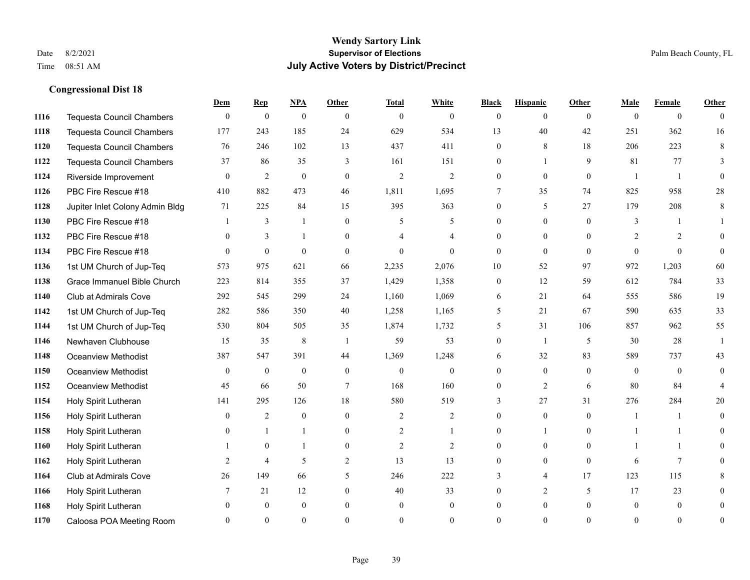# Wendy Sartory Link
## Supervisor of Elections
## July Active Voters by District/Precinct

Date 8/2/2021
Time 08:51 AM

Palm Beach County, FL

### Congressional Dist 18

| | | Dem | Rep | NPA | Other | Total | White | Black | Hispanic | Other | Male | Female | Other |
|---|---|---|---|---|---|---|---|---|---|---|---|---|---|
| 1116 | Tequesta Council Chambers | 0 | 0 | 0 | 0 | 0 | 0 | 0 | 0 | 0 | 0 | 0 | 0 |
| 1118 | Tequesta Council Chambers | 177 | 243 | 185 | 24 | 629 | 534 | 13 | 40 | 42 | 251 | 362 | 16 |
| 1120 | Tequesta Council Chambers | 76 | 246 | 102 | 13 | 437 | 411 | 0 | 8 | 18 | 206 | 223 | 8 |
| 1122 | Tequesta Council Chambers | 37 | 86 | 35 | 3 | 161 | 151 | 0 | 1 | 9 | 81 | 77 | 3 |
| 1124 | Riverside Improvement | 0 | 2 | 0 | 0 | 2 | 2 | 0 | 0 | 0 | 1 | 1 | 0 |
| 1126 | PBC Fire Rescue #18 | 410 | 882 | 473 | 46 | 1,811 | 1,695 | 7 | 35 | 74 | 825 | 958 | 28 |
| 1128 | Jupiter Inlet Colony Admin Bldg | 71 | 225 | 84 | 15 | 395 | 363 | 0 | 5 | 27 | 179 | 208 | 8 |
| 1130 | PBC Fire Rescue #18 | 1 | 3 | 1 | 0 | 5 | 5 | 0 | 0 | 0 | 3 | 1 | 1 |
| 1132 | PBC Fire Rescue #18 | 0 | 3 | 1 | 0 | 4 | 4 | 0 | 0 | 0 | 2 | 2 | 0 |
| 1134 | PBC Fire Rescue #18 | 0 | 0 | 0 | 0 | 0 | 0 | 0 | 0 | 0 | 0 | 0 | 0 |
| 1136 | 1st UM Church of Jup-Teq | 573 | 975 | 621 | 66 | 2,235 | 2,076 | 10 | 52 | 97 | 972 | 1,203 | 60 |
| 1138 | Grace Immanuel Bible Church | 223 | 814 | 355 | 37 | 1,429 | 1,358 | 0 | 12 | 59 | 612 | 784 | 33 |
| 1140 | Club at Admirals Cove | 292 | 545 | 299 | 24 | 1,160 | 1,069 | 6 | 21 | 64 | 555 | 586 | 19 |
| 1142 | 1st UM Church of Jup-Teq | 282 | 586 | 350 | 40 | 1,258 | 1,165 | 5 | 21 | 67 | 590 | 635 | 33 |
| 1144 | 1st UM Church of Jup-Teq | 530 | 804 | 505 | 35 | 1,874 | 1,732 | 5 | 31 | 106 | 857 | 962 | 55 |
| 1146 | Newhaven Clubhouse | 15 | 35 | 8 | 1 | 59 | 53 | 0 | 1 | 5 | 30 | 28 | 1 |
| 1148 | Oceanview Methodist | 387 | 547 | 391 | 44 | 1,369 | 1,248 | 6 | 32 | 83 | 589 | 737 | 43 |
| 1150 | Oceanview Methodist | 0 | 0 | 0 | 0 | 0 | 0 | 0 | 0 | 0 | 0 | 0 | 0 |
| 1152 | Oceanview Methodist | 45 | 66 | 50 | 7 | 168 | 160 | 0 | 2 | 6 | 80 | 84 | 4 |
| 1154 | Holy Spirit Lutheran | 141 | 295 | 126 | 18 | 580 | 519 | 3 | 27 | 31 | 276 | 284 | 20 |
| 1156 | Holy Spirit Lutheran | 0 | 2 | 0 | 0 | 2 | 2 | 0 | 0 | 0 | 1 | 1 | 0 |
| 1158 | Holy Spirit Lutheran | 0 | 1 | 1 | 0 | 2 | 1 | 0 | 1 | 0 | 1 | 1 | 0 |
| 1160 | Holy Spirit Lutheran | 1 | 0 | 1 | 0 | 2 | 2 | 0 | 0 | 0 | 1 | 1 | 0 |
| 1162 | Holy Spirit Lutheran | 2 | 4 | 5 | 2 | 13 | 13 | 0 | 0 | 0 | 6 | 7 | 0 |
| 1164 | Club at Admirals Cove | 26 | 149 | 66 | 5 | 246 | 222 | 3 | 4 | 17 | 123 | 115 | 8 |
| 1166 | Holy Spirit Lutheran | 7 | 21 | 12 | 0 | 40 | 33 | 0 | 2 | 5 | 17 | 23 | 0 |
| 1168 | Holy Spirit Lutheran | 0 | 0 | 0 | 0 | 0 | 0 | 0 | 0 | 0 | 0 | 0 | 0 |
| 1170 | Caloosa POA Meeting Room | 0 | 0 | 0 | 0 | 0 | 0 | 0 | 0 | 0 | 0 | 0 | 0 |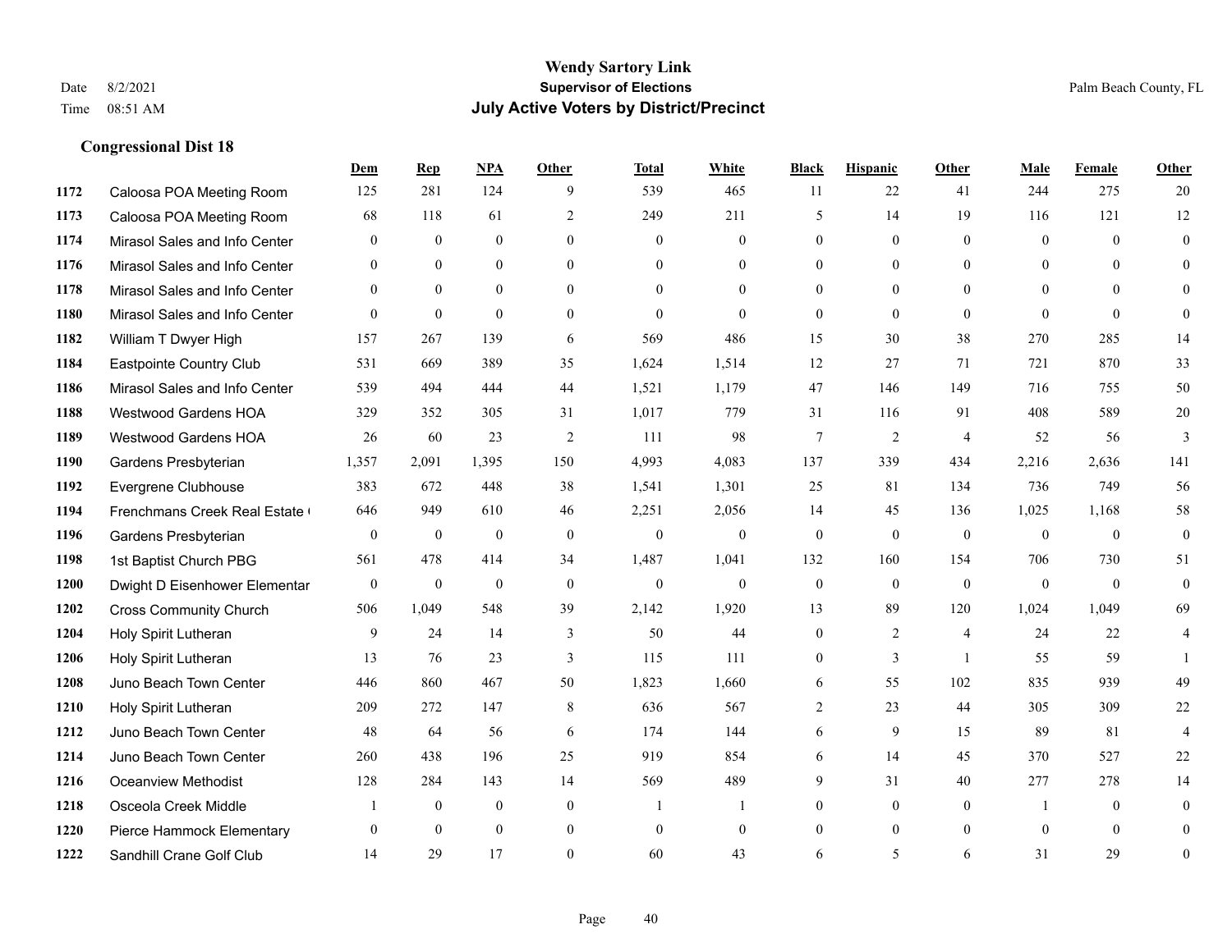# Wendy Sartory Link
## Supervisor of Elections
## July Active Voters by District/Precinct

Date 8/2/2021
Time 08:51 AM

Palm Beach County, FL

### Congressional Dist 18

| | | Dem | Rep | NPA | Other | Total | White | Black | Hispanic | Other | Male | Female | Other |
|---|---|---|---|---|---|---|---|---|---|---|---|---|---|
| 1172 | Caloosa POA Meeting Room | 125 | 281 | 124 | 9 | 539 | 465 | 11 | 22 | 41 | 244 | 275 | 20 |
| 1173 | Caloosa POA Meeting Room | 68 | 118 | 61 | 2 | 249 | 211 | 5 | 14 | 19 | 116 | 121 | 12 |
| 1174 | Mirasol Sales and Info Center | 0 | 0 | 0 | 0 | 0 | 0 | 0 | 0 | 0 | 0 | 0 | 0 |
| 1176 | Mirasol Sales and Info Center | 0 | 0 | 0 | 0 | 0 | 0 | 0 | 0 | 0 | 0 | 0 | 0 |
| 1178 | Mirasol Sales and Info Center | 0 | 0 | 0 | 0 | 0 | 0 | 0 | 0 | 0 | 0 | 0 | 0 |
| 1180 | Mirasol Sales and Info Center | 0 | 0 | 0 | 0 | 0 | 0 | 0 | 0 | 0 | 0 | 0 | 0 |
| 1182 | William T Dwyer High | 157 | 267 | 139 | 6 | 569 | 486 | 15 | 30 | 38 | 270 | 285 | 14 |
| 1184 | Eastpointe Country Club | 531 | 669 | 389 | 35 | 1,624 | 1,514 | 12 | 27 | 71 | 721 | 870 | 33 |
| 1186 | Mirasol Sales and Info Center | 539 | 494 | 444 | 44 | 1,521 | 1,179 | 47 | 146 | 149 | 716 | 755 | 50 |
| 1188 | Westwood Gardens HOA | 329 | 352 | 305 | 31 | 1,017 | 779 | 31 | 116 | 91 | 408 | 589 | 20 |
| 1189 | Westwood Gardens HOA | 26 | 60 | 23 | 2 | 111 | 98 | 7 | 2 | 4 | 52 | 56 | 3 |
| 1190 | Gardens Presbyterian | 1,357 | 2,091 | 1,395 | 150 | 4,993 | 4,083 | 137 | 339 | 434 | 2,216 | 2,636 | 141 |
| 1192 | Evergrene Clubhouse | 383 | 672 | 448 | 38 | 1,541 | 1,301 | 25 | 81 | 134 | 736 | 749 | 56 |
| 1194 | Frenchmans Creek Real Estate ( | 646 | 949 | 610 | 46 | 2,251 | 2,056 | 14 | 45 | 136 | 1,025 | 1,168 | 58 |
| 1196 | Gardens Presbyterian | 0 | 0 | 0 | 0 | 0 | 0 | 0 | 0 | 0 | 0 | 0 | 0 |
| 1198 | 1st Baptist Church PBG | 561 | 478 | 414 | 34 | 1,487 | 1,041 | 132 | 160 | 154 | 706 | 730 | 51 |
| 1200 | Dwight D Eisenhower Elementar | 0 | 0 | 0 | 0 | 0 | 0 | 0 | 0 | 0 | 0 | 0 | 0 |
| 1202 | Cross Community Church | 506 | 1,049 | 548 | 39 | 2,142 | 1,920 | 13 | 89 | 120 | 1,024 | 1,049 | 69 |
| 1204 | Holy Spirit Lutheran | 9 | 24 | 14 | 3 | 50 | 44 | 0 | 2 | 4 | 24 | 22 | 4 |
| 1206 | Holy Spirit Lutheran | 13 | 76 | 23 | 3 | 115 | 111 | 0 | 3 | 1 | 55 | 59 | 1 |
| 1208 | Juno Beach Town Center | 446 | 860 | 467 | 50 | 1,823 | 1,660 | 6 | 55 | 102 | 835 | 939 | 49 |
| 1210 | Holy Spirit Lutheran | 209 | 272 | 147 | 8 | 636 | 567 | 2 | 23 | 44 | 305 | 309 | 22 |
| 1212 | Juno Beach Town Center | 48 | 64 | 56 | 6 | 174 | 144 | 6 | 9 | 15 | 89 | 81 | 4 |
| 1214 | Juno Beach Town Center | 260 | 438 | 196 | 25 | 919 | 854 | 6 | 14 | 45 | 370 | 527 | 22 |
| 1216 | Oceanview Methodist | 128 | 284 | 143 | 14 | 569 | 489 | 9 | 31 | 40 | 277 | 278 | 14 |
| 1218 | Osceola Creek Middle | 1 | 0 | 0 | 0 | 1 | 1 | 0 | 0 | 0 | 1 | 0 | 0 |
| 1220 | Pierce Hammock Elementary | 0 | 0 | 0 | 0 | 0 | 0 | 0 | 0 | 0 | 0 | 0 | 0 |
| 1222 | Sandhill Crane Golf Club | 14 | 29 | 17 | 0 | 60 | 43 | 6 | 5 | 6 | 31 | 29 | 0 |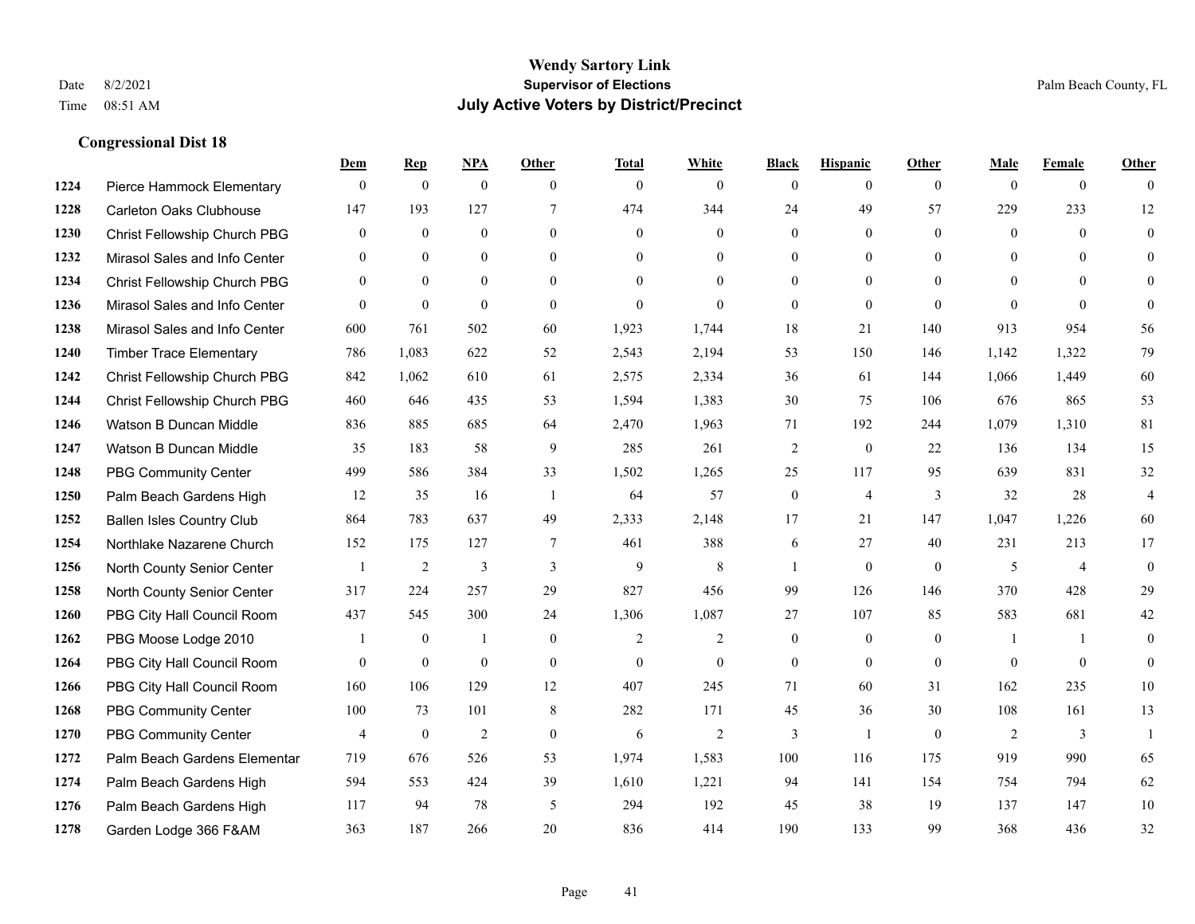# Wendy Sartory Link
## Supervisor of Elections
## July Active Voters by District/Precinct

Date 8/2/2021
Time 08:51 AM

Palm Beach County, FL

### Congressional Dist 18

| | | Dem | Rep | NPA | Other | Total | White | Black | Hispanic | Other | Male | Female | Other |
|---|---|---|---|---|---|---|---|---|---|---|---|---|---|
| 1224 | Pierce Hammock Elementary | 0 | 0 | 0 | 0 | 0 | 0 | 0 | 0 | 0 | 0 | 0 | 0 |
| 1228 | Carleton Oaks Clubhouse | 147 | 193 | 127 | 7 | 474 | 344 | 24 | 49 | 57 | 229 | 233 | 12 |
| 1230 | Christ Fellowship Church PBG | 0 | 0 | 0 | 0 | 0 | 0 | 0 | 0 | 0 | 0 | 0 | 0 |
| 1232 | Mirasol Sales and Info Center | 0 | 0 | 0 | 0 | 0 | 0 | 0 | 0 | 0 | 0 | 0 | 0 |
| 1234 | Christ Fellowship Church PBG | 0 | 0 | 0 | 0 | 0 | 0 | 0 | 0 | 0 | 0 | 0 | 0 |
| 1236 | Mirasol Sales and Info Center | 0 | 0 | 0 | 0 | 0 | 0 | 0 | 0 | 0 | 0 | 0 | 0 |
| 1238 | Mirasol Sales and Info Center | 600 | 761 | 502 | 60 | 1,923 | 1,744 | 18 | 21 | 140 | 913 | 954 | 56 |
| 1240 | Timber Trace Elementary | 786 | 1,083 | 622 | 52 | 2,543 | 2,194 | 53 | 150 | 146 | 1,142 | 1,322 | 79 |
| 1242 | Christ Fellowship Church PBG | 842 | 1,062 | 610 | 61 | 2,575 | 2,334 | 36 | 61 | 144 | 1,066 | 1,449 | 60 |
| 1244 | Christ Fellowship Church PBG | 460 | 646 | 435 | 53 | 1,594 | 1,383 | 30 | 75 | 106 | 676 | 865 | 53 |
| 1246 | Watson B Duncan Middle | 836 | 885 | 685 | 64 | 2,470 | 1,963 | 71 | 192 | 244 | 1,079 | 1,310 | 81 |
| 1247 | Watson B Duncan Middle | 35 | 183 | 58 | 9 | 285 | 261 | 2 | 0 | 22 | 136 | 134 | 15 |
| 1248 | PBG Community Center | 499 | 586 | 384 | 33 | 1,502 | 1,265 | 25 | 117 | 95 | 639 | 831 | 32 |
| 1250 | Palm Beach Gardens High | 12 | 35 | 16 | 1 | 64 | 57 | 0 | 4 | 3 | 32 | 28 | 4 |
| 1252 | Ballen Isles Country Club | 864 | 783 | 637 | 49 | 2,333 | 2,148 | 17 | 21 | 147 | 1,047 | 1,226 | 60 |
| 1254 | Northlake Nazarene Church | 152 | 175 | 127 | 7 | 461 | 388 | 6 | 27 | 40 | 231 | 213 | 17 |
| 1256 | North County Senior Center | 1 | 2 | 3 | 3 | 9 | 8 | 1 | 0 | 0 | 5 | 4 | 0 |
| 1258 | North County Senior Center | 317 | 224 | 257 | 29 | 827 | 456 | 99 | 126 | 146 | 370 | 428 | 29 |
| 1260 | PBG City Hall Council Room | 437 | 545 | 300 | 24 | 1,306 | 1,087 | 27 | 107 | 85 | 583 | 681 | 42 |
| 1262 | PBG Moose Lodge 2010 | 1 | 0 | 1 | 0 | 2 | 2 | 0 | 0 | 0 | 1 | 1 | 0 |
| 1264 | PBG City Hall Council Room | 0 | 0 | 0 | 0 | 0 | 0 | 0 | 0 | 0 | 0 | 0 | 0 |
| 1266 | PBG City Hall Council Room | 160 | 106 | 129 | 12 | 407 | 245 | 71 | 60 | 31 | 162 | 235 | 10 |
| 1268 | PBG Community Center | 100 | 73 | 101 | 8 | 282 | 171 | 45 | 36 | 30 | 108 | 161 | 13 |
| 1270 | PBG Community Center | 4 | 0 | 2 | 0 | 6 | 2 | 3 | 1 | 0 | 2 | 3 | 1 |
| 1272 | Palm Beach Gardens Elementar | 719 | 676 | 526 | 53 | 1,974 | 1,583 | 100 | 116 | 175 | 919 | 990 | 65 |
| 1274 | Palm Beach Gardens High | 594 | 553 | 424 | 39 | 1,610 | 1,221 | 94 | 141 | 154 | 754 | 794 | 62 |
| 1276 | Palm Beach Gardens High | 117 | 94 | 78 | 5 | 294 | 192 | 45 | 38 | 19 | 137 | 147 | 10 |
| 1278 | Garden Lodge 366 F&AM | 363 | 187 | 266 | 20 | 836 | 414 | 190 | 133 | 99 | 368 | 436 | 32 |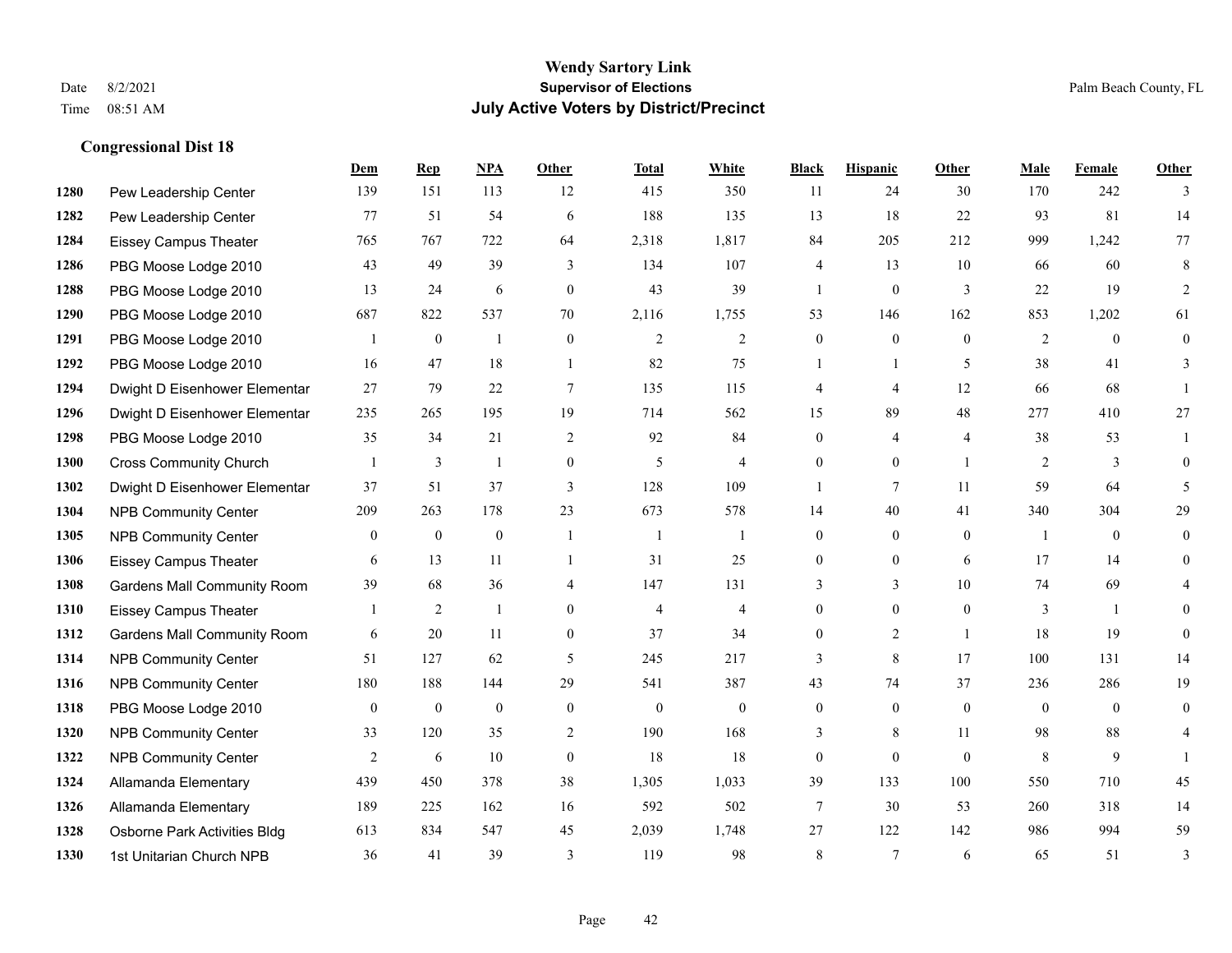**Wendy Sartory Link**
**Supervisor of Elections**
**July Active Voters by District/Precinct**

Date 8/2/2021
Time 08:51 AM
Palm Beach County, FL

### Congressional Dist 18

| | | Dem | Rep | NPA | Other | Total | White | Black | Hispanic | Other | Male | Female | Other |
|---|---|---|---|---|---|---|---|---|---|---|---|---|---|
| 1280 | Pew Leadership Center | 139 | 151 | 113 | 12 | 415 | 350 | 11 | 24 | 30 | 170 | 242 | 3 |
| 1282 | Pew Leadership Center | 77 | 51 | 54 | 6 | 188 | 135 | 13 | 18 | 22 | 93 | 81 | 14 |
| 1284 | Eissey Campus Theater | 765 | 767 | 722 | 64 | 2,318 | 1,817 | 84 | 205 | 212 | 999 | 1,242 | 77 |
| 1286 | PBG Moose Lodge 2010 | 43 | 49 | 39 | 3 | 134 | 107 | 4 | 13 | 10 | 66 | 60 | 8 |
| 1288 | PBG Moose Lodge 2010 | 13 | 24 | 6 | 0 | 43 | 39 | 1 | 0 | 3 | 22 | 19 | 2 |
| 1290 | PBG Moose Lodge 2010 | 687 | 822 | 537 | 70 | 2,116 | 1,755 | 53 | 146 | 162 | 853 | 1,202 | 61 |
| 1291 | PBG Moose Lodge 2010 | 1 | 0 | 1 | 0 | 2 | 2 | 0 | 0 | 0 | 2 | 0 | 0 |
| 1292 | PBG Moose Lodge 2010 | 16 | 47 | 18 | 1 | 82 | 75 | 1 | 1 | 5 | 38 | 41 | 3 |
| 1294 | Dwight D Eisenhower Elementar | 27 | 79 | 22 | 7 | 135 | 115 | 4 | 4 | 12 | 66 | 68 | 1 |
| 1296 | Dwight D Eisenhower Elementar | 235 | 265 | 195 | 19 | 714 | 562 | 15 | 89 | 48 | 277 | 410 | 27 |
| 1298 | PBG Moose Lodge 2010 | 35 | 34 | 21 | 2 | 92 | 84 | 0 | 4 | 4 | 38 | 53 | 1 |
| 1300 | Cross Community Church | 1 | 3 | 1 | 0 | 5 | 4 | 0 | 0 | 1 | 2 | 3 | 0 |
| 1302 | Dwight D Eisenhower Elementar | 37 | 51 | 37 | 3 | 128 | 109 | 1 | 7 | 11 | 59 | 64 | 5 |
| 1304 | NPB Community Center | 209 | 263 | 178 | 23 | 673 | 578 | 14 | 40 | 41 | 340 | 304 | 29 |
| 1305 | NPB Community Center | 0 | 0 | 0 | 1 | 1 | 1 | 0 | 0 | 0 | 1 | 0 | 0 |
| 1306 | Eissey Campus Theater | 6 | 13 | 11 | 1 | 31 | 25 | 0 | 0 | 6 | 17 | 14 | 0 |
| 1308 | Gardens Mall Community Room | 39 | 68 | 36 | 4 | 147 | 131 | 3 | 3 | 10 | 74 | 69 | 4 |
| 1310 | Eissey Campus Theater | 1 | 2 | 1 | 0 | 4 | 4 | 0 | 0 | 0 | 3 | 1 | 0 |
| 1312 | Gardens Mall Community Room | 6 | 20 | 11 | 0 | 37 | 34 | 0 | 2 | 1 | 18 | 19 | 0 |
| 1314 | NPB Community Center | 51 | 127 | 62 | 5 | 245 | 217 | 3 | 8 | 17 | 100 | 131 | 14 |
| 1316 | NPB Community Center | 180 | 188 | 144 | 29 | 541 | 387 | 43 | 74 | 37 | 236 | 286 | 19 |
| 1318 | PBG Moose Lodge 2010 | 0 | 0 | 0 | 0 | 0 | 0 | 0 | 0 | 0 | 0 | 0 | 0 |
| 1320 | NPB Community Center | 33 | 120 | 35 | 2 | 190 | 168 | 3 | 8 | 11 | 98 | 88 | 4 |
| 1322 | NPB Community Center | 2 | 6 | 10 | 0 | 18 | 18 | 0 | 0 | 0 | 8 | 9 | 1 |
| 1324 | Allamanda Elementary | 439 | 450 | 378 | 38 | 1,305 | 1,033 | 39 | 133 | 100 | 550 | 710 | 45 |
| 1326 | Allamanda Elementary | 189 | 225 | 162 | 16 | 592 | 502 | 7 | 30 | 53 | 260 | 318 | 14 |
| 1328 | Osborne Park Activities Bldg | 613 | 834 | 547 | 45 | 2,039 | 1,748 | 27 | 122 | 142 | 986 | 994 | 59 |
| 1330 | 1st Unitarian Church NPB | 36 | 41 | 39 | 3 | 119 | 98 | 8 | 7 | 6 | 65 | 51 | 3 |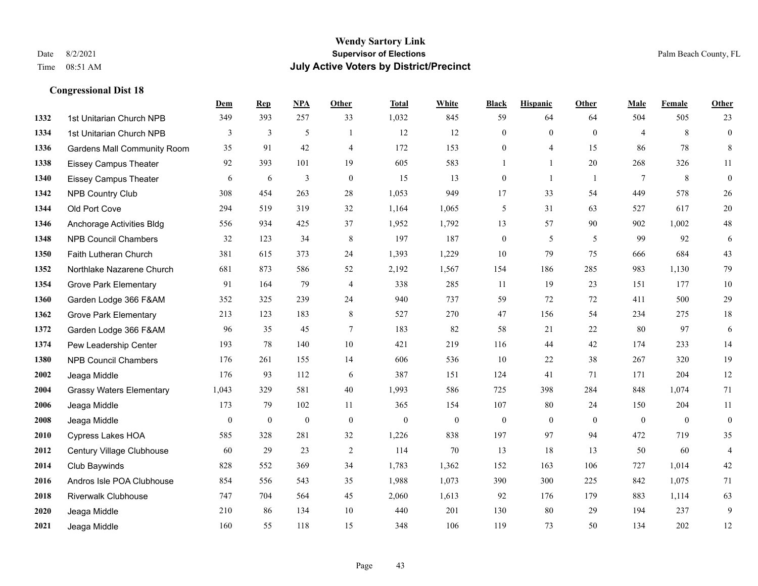**Wendy Sartory Link**
**Supervisor of Elections**
**July Active Voters by District/Precinct**

Date 8/2/2021
Time 08:51 AM

Palm Beach County, FL

### Congressional Dist 18

| | | Dem | Rep | NPA | Other | Total | White | Black | Hispanic | Other | Male | Female | Other |
|---|---|---|---|---|---|---|---|---|---|---|---|---|---|
| 1332 | 1st Unitarian Church NPB | 349 | 393 | 257 | 33 | 1,032 | 845 | 59 | 64 | 64 | 504 | 505 | 23 |
| 1334 | 1st Unitarian Church NPB | 3 | 3 | 5 | 1 | 12 | 12 | 0 | 0 | 0 | 4 | 8 | 0 |
| 1336 | Gardens Mall Community Room | 35 | 91 | 42 | 4 | 172 | 153 | 0 | 4 | 15 | 86 | 78 | 8 |
| 1338 | Eissey Campus Theater | 92 | 393 | 101 | 19 | 605 | 583 | 1 | 1 | 20 | 268 | 326 | 11 |
| 1340 | Eissey Campus Theater | 6 | 6 | 3 | 0 | 15 | 13 | 0 | 1 | 1 | 7 | 8 | 0 |
| 1342 | NPB Country Club | 308 | 454 | 263 | 28 | 1,053 | 949 | 17 | 33 | 54 | 449 | 578 | 26 |
| 1344 | Old Port Cove | 294 | 519 | 319 | 32 | 1,164 | 1,065 | 5 | 31 | 63 | 527 | 617 | 20 |
| 1346 | Anchorage Activities Bldg | 556 | 934 | 425 | 37 | 1,952 | 1,792 | 13 | 57 | 90 | 902 | 1,002 | 48 |
| 1348 | NPB Council Chambers | 32 | 123 | 34 | 8 | 197 | 187 | 0 | 5 | 5 | 99 | 92 | 6 |
| 1350 | Faith Lutheran Church | 381 | 615 | 373 | 24 | 1,393 | 1,229 | 10 | 79 | 75 | 666 | 684 | 43 |
| 1352 | Northlake Nazarene Church | 681 | 873 | 586 | 52 | 2,192 | 1,567 | 154 | 186 | 285 | 983 | 1,130 | 79 |
| 1354 | Grove Park Elementary | 91 | 164 | 79 | 4 | 338 | 285 | 11 | 19 | 23 | 151 | 177 | 10 |
| 1360 | Garden Lodge 366 F&AM | 352 | 325 | 239 | 24 | 940 | 737 | 59 | 72 | 72 | 411 | 500 | 29 |
| 1362 | Grove Park Elementary | 213 | 123 | 183 | 8 | 527 | 270 | 47 | 156 | 54 | 234 | 275 | 18 |
| 1372 | Garden Lodge 366 F&AM | 96 | 35 | 45 | 7 | 183 | 82 | 58 | 21 | 22 | 80 | 97 | 6 |
| 1374 | Pew Leadership Center | 193 | 78 | 140 | 10 | 421 | 219 | 116 | 44 | 42 | 174 | 233 | 14 |
| 1380 | NPB Council Chambers | 176 | 261 | 155 | 14 | 606 | 536 | 10 | 22 | 38 | 267 | 320 | 19 |
| 2002 | Jeaga Middle | 176 | 93 | 112 | 6 | 387 | 151 | 124 | 41 | 71 | 171 | 204 | 12 |
| 2004 | Grassy Waters Elementary | 1,043 | 329 | 581 | 40 | 1,993 | 586 | 725 | 398 | 284 | 848 | 1,074 | 71 |
| 2006 | Jeaga Middle | 173 | 79 | 102 | 11 | 365 | 154 | 107 | 80 | 24 | 150 | 204 | 11 |
| 2008 | Jeaga Middle | 0 | 0 | 0 | 0 | 0 | 0 | 0 | 0 | 0 | 0 | 0 | 0 |
| 2010 | Cypress Lakes HOA | 585 | 328 | 281 | 32 | 1,226 | 838 | 197 | 97 | 94 | 472 | 719 | 35 |
| 2012 | Century Village Clubhouse | 60 | 29 | 23 | 2 | 114 | 70 | 13 | 18 | 13 | 50 | 60 | 4 |
| 2014 | Club Baywinds | 828 | 552 | 369 | 34 | 1,783 | 1,362 | 152 | 163 | 106 | 727 | 1,014 | 42 |
| 2016 | Andros Isle POA Clubhouse | 854 | 556 | 543 | 35 | 1,988 | 1,073 | 390 | 300 | 225 | 842 | 1,075 | 71 |
| 2018 | Riverwalk Clubhouse | 747 | 704 | 564 | 45 | 2,060 | 1,613 | 92 | 176 | 179 | 883 | 1,114 | 63 |
| 2020 | Jeaga Middle | 210 | 86 | 134 | 10 | 440 | 201 | 130 | 80 | 29 | 194 | 237 | 9 |
| 2021 | Jeaga Middle | 160 | 55 | 118 | 15 | 348 | 106 | 119 | 73 | 50 | 134 | 202 | 12 |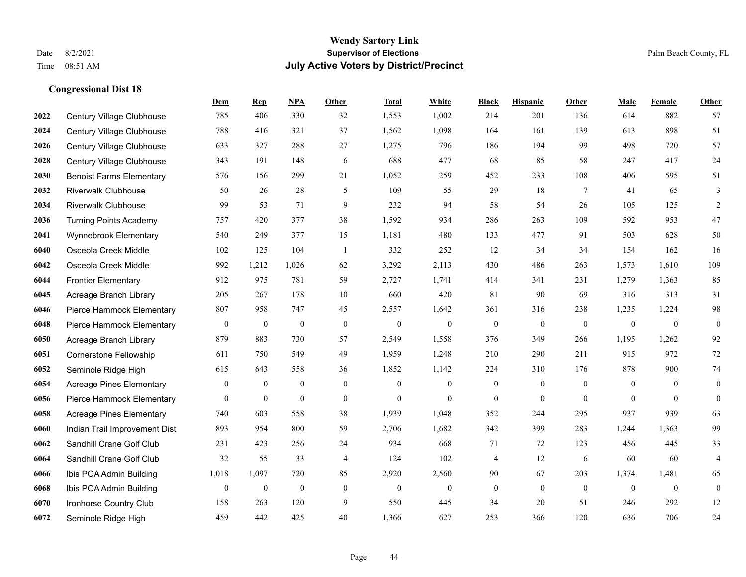# Wendy Sartory Link
## Supervisor of Elections
## July Active Voters by District/Precinct

Date 8/2/2021
Time 08:51 AM

Palm Beach County, FL

### Congressional Dist 18

| | | Dem | Rep | NPA | Other | Total | White | Black | Hispanic | Other | Male | Female | Other |
|---|---|---|---|---|---|---|---|---|---|---|---|---|---|
| 2022 | Century Village Clubhouse | 785 | 406 | 330 | 32 | 1,553 | 1,002 | 214 | 201 | 136 | 614 | 882 | 57 |
| 2024 | Century Village Clubhouse | 788 | 416 | 321 | 37 | 1,562 | 1,098 | 164 | 161 | 139 | 613 | 898 | 51 |
| 2026 | Century Village Clubhouse | 633 | 327 | 288 | 27 | 1,275 | 796 | 186 | 194 | 99 | 498 | 720 | 57 |
| 2028 | Century Village Clubhouse | 343 | 191 | 148 | 6 | 688 | 477 | 68 | 85 | 58 | 247 | 417 | 24 |
| 2030 | Benoist Farms Elementary | 576 | 156 | 299 | 21 | 1,052 | 259 | 452 | 233 | 108 | 406 | 595 | 51 |
| 2032 | Riverwalk Clubhouse | 50 | 26 | 28 | 5 | 109 | 55 | 29 | 18 | 7 | 41 | 65 | 3 |
| 2034 | Riverwalk Clubhouse | 99 | 53 | 71 | 9 | 232 | 94 | 58 | 54 | 26 | 105 | 125 | 2 |
| 2036 | Turning Points Academy | 757 | 420 | 377 | 38 | 1,592 | 934 | 286 | 263 | 109 | 592 | 953 | 47 |
| 2041 | Wynnebrook Elementary | 540 | 249 | 377 | 15 | 1,181 | 480 | 133 | 477 | 91 | 503 | 628 | 50 |
| 6040 | Osceola Creek Middle | 102 | 125 | 104 | 1 | 332 | 252 | 12 | 34 | 34 | 154 | 162 | 16 |
| 6042 | Osceola Creek Middle | 992 | 1,212 | 1,026 | 62 | 3,292 | 2,113 | 430 | 486 | 263 | 1,573 | 1,610 | 109 |
| 6044 | Frontier Elementary | 912 | 975 | 781 | 59 | 2,727 | 1,741 | 414 | 341 | 231 | 1,279 | 1,363 | 85 |
| 6045 | Acreage Branch Library | 205 | 267 | 178 | 10 | 660 | 420 | 81 | 90 | 69 | 316 | 313 | 31 |
| 6046 | Pierce Hammock Elementary | 807 | 958 | 747 | 45 | 2,557 | 1,642 | 361 | 316 | 238 | 1,235 | 1,224 | 98 |
| 6048 | Pierce Hammock Elementary | 0 | 0 | 0 | 0 | 0 | 0 | 0 | 0 | 0 | 0 | 0 | 0 |
| 6050 | Acreage Branch Library | 879 | 883 | 730 | 57 | 2,549 | 1,558 | 376 | 349 | 266 | 1,195 | 1,262 | 92 |
| 6051 | Cornerstone Fellowship | 611 | 750 | 549 | 49 | 1,959 | 1,248 | 210 | 290 | 211 | 915 | 972 | 72 |
| 6052 | Seminole Ridge High | 615 | 643 | 558 | 36 | 1,852 | 1,142 | 224 | 310 | 176 | 878 | 900 | 74 |
| 6054 | Acreage Pines Elementary | 0 | 0 | 0 | 0 | 0 | 0 | 0 | 0 | 0 | 0 | 0 | 0 |
| 6056 | Pierce Hammock Elementary | 0 | 0 | 0 | 0 | 0 | 0 | 0 | 0 | 0 | 0 | 0 | 0 |
| 6058 | Acreage Pines Elementary | 740 | 603 | 558 | 38 | 1,939 | 1,048 | 352 | 244 | 295 | 937 | 939 | 63 |
| 6060 | Indian Trail Improvement Dist | 893 | 954 | 800 | 59 | 2,706 | 1,682 | 342 | 399 | 283 | 1,244 | 1,363 | 99 |
| 6062 | Sandhill Crane Golf Club | 231 | 423 | 256 | 24 | 934 | 668 | 71 | 72 | 123 | 456 | 445 | 33 |
| 6064 | Sandhill Crane Golf Club | 32 | 55 | 33 | 4 | 124 | 102 | 4 | 12 | 6 | 60 | 60 | 4 |
| 6066 | Ibis POA Admin Building | 1,018 | 1,097 | 720 | 85 | 2,920 | 2,560 | 90 | 67 | 203 | 1,374 | 1,481 | 65 |
| 6068 | Ibis POA Admin Building | 0 | 0 | 0 | 0 | 0 | 0 | 0 | 0 | 0 | 0 | 0 | 0 |
| 6070 | Ironhorse Country Club | 158 | 263 | 120 | 9 | 550 | 445 | 34 | 20 | 51 | 246 | 292 | 12 |
| 6072 | Seminole Ridge High | 459 | 442 | 425 | 40 | 1,366 | 627 | 253 | 366 | 120 | 636 | 706 | 24 |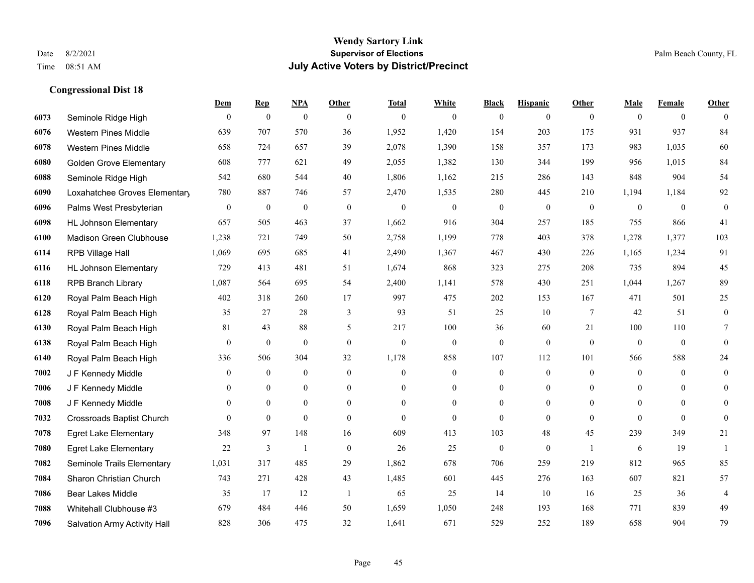# Wendy Sartory Link
## Supervisor of Elections
## July Active Voters by District/Precinct

Date 8/2/2021
Time 08:51 AM

Palm Beach County, FL

### Congressional Dist 18

| | | Dem | Rep | NPA | Other | Total | White | Black | Hispanic | Other | Male | Female | Other |
|---|---|---|---|---|---|---|---|---|---|---|---|---|---|
| 6073 | Seminole Ridge High | 0 | 0 | 0 | 0 | 0 | 0 | 0 | 0 | 0 | 0 | 0 | 0 |
| 6076 | Western Pines Middle | 639 | 707 | 570 | 36 | 1,952 | 1,420 | 154 | 203 | 175 | 931 | 937 | 84 |
| 6078 | Western Pines Middle | 658 | 724 | 657 | 39 | 2,078 | 1,390 | 158 | 357 | 173 | 983 | 1,035 | 60 |
| 6080 | Golden Grove Elementary | 608 | 777 | 621 | 49 | 2,055 | 1,382 | 130 | 344 | 199 | 956 | 1,015 | 84 |
| 6088 | Seminole Ridge High | 542 | 680 | 544 | 40 | 1,806 | 1,162 | 215 | 286 | 143 | 848 | 904 | 54 |
| 6090 | Loxahatchee Groves Elementary | 780 | 887 | 746 | 57 | 2,470 | 1,535 | 280 | 445 | 210 | 1,194 | 1,184 | 92 |
| 6096 | Palms West Presbyterian | 0 | 0 | 0 | 0 | 0 | 0 | 0 | 0 | 0 | 0 | 0 | 0 |
| 6098 | HL Johnson Elementary | 657 | 505 | 463 | 37 | 1,662 | 916 | 304 | 257 | 185 | 755 | 866 | 41 |
| 6100 | Madison Green Clubhouse | 1,238 | 721 | 749 | 50 | 2,758 | 1,199 | 778 | 403 | 378 | 1,278 | 1,377 | 103 |
| 6114 | RPB Village Hall | 1,069 | 695 | 685 | 41 | 2,490 | 1,367 | 467 | 430 | 226 | 1,165 | 1,234 | 91 |
| 6116 | HL Johnson Elementary | 729 | 413 | 481 | 51 | 1,674 | 868 | 323 | 275 | 208 | 735 | 894 | 45 |
| 6118 | RPB Branch Library | 1,087 | 564 | 695 | 54 | 2,400 | 1,141 | 578 | 430 | 251 | 1,044 | 1,267 | 89 |
| 6120 | Royal Palm Beach High | 402 | 318 | 260 | 17 | 997 | 475 | 202 | 153 | 167 | 471 | 501 | 25 |
| 6128 | Royal Palm Beach High | 35 | 27 | 28 | 3 | 93 | 51 | 25 | 10 | 7 | 42 | 51 | 0 |
| 6130 | Royal Palm Beach High | 81 | 43 | 88 | 5 | 217 | 100 | 36 | 60 | 21 | 100 | 110 | 7 |
| 6138 | Royal Palm Beach High | 0 | 0 | 0 | 0 | 0 | 0 | 0 | 0 | 0 | 0 | 0 | 0 |
| 6140 | Royal Palm Beach High | 336 | 506 | 304 | 32 | 1,178 | 858 | 107 | 112 | 101 | 566 | 588 | 24 |
| 7002 | J F Kennedy Middle | 0 | 0 | 0 | 0 | 0 | 0 | 0 | 0 | 0 | 0 | 0 | 0 |
| 7006 | J F Kennedy Middle | 0 | 0 | 0 | 0 | 0 | 0 | 0 | 0 | 0 | 0 | 0 | 0 |
| 7008 | J F Kennedy Middle | 0 | 0 | 0 | 0 | 0 | 0 | 0 | 0 | 0 | 0 | 0 | 0 |
| 7032 | Crossroads Baptist Church | 0 | 0 | 0 | 0 | 0 | 0 | 0 | 0 | 0 | 0 | 0 | 0 |
| 7078 | Egret Lake Elementary | 348 | 97 | 148 | 16 | 609 | 413 | 103 | 48 | 45 | 239 | 349 | 21 |
| 7080 | Egret Lake Elementary | 22 | 3 | 1 | 0 | 26 | 25 | 0 | 0 | 1 | 6 | 19 | 1 |
| 7082 | Seminole Trails Elementary | 1,031 | 317 | 485 | 29 | 1,862 | 678 | 706 | 259 | 219 | 812 | 965 | 85 |
| 7084 | Sharon Christian Church | 743 | 271 | 428 | 43 | 1,485 | 601 | 445 | 276 | 163 | 607 | 821 | 57 |
| 7086 | Bear Lakes Middle | 35 | 17 | 12 | 1 | 65 | 25 | 14 | 10 | 16 | 25 | 36 | 4 |
| 7088 | Whitehall Clubhouse #3 | 679 | 484 | 446 | 50 | 1,659 | 1,050 | 248 | 193 | 168 | 771 | 839 | 49 |
| 7096 | Salvation Army Activity Hall | 828 | 306 | 475 | 32 | 1,641 | 671 | 529 | 252 | 189 | 658 | 904 | 79 |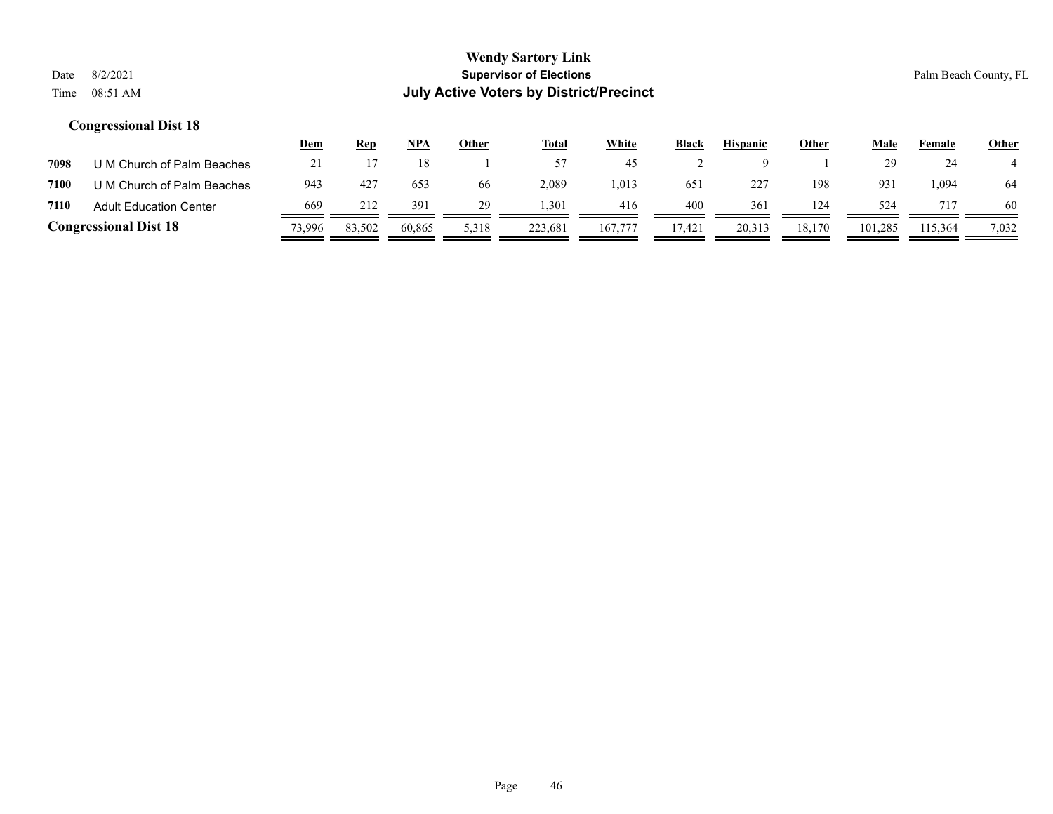# Wendy Sartory Link

## Supervisor of Elections

## July Active Voters by District/Precinct

Date 8/2/2021
Time 08:51 AM

Palm Beach County, FL

### Congressional Dist 18

| | | Dem | Rep | NPA | Other | Total | White | Black | Hispanic | Other | Male | Female | Other |
|---|---|---|---|---|---|---|---|---|---|---|---|---|---|
| **7098** | U M Church of Palm Beaches | 21 | 17 | 18 | 1 | 57 | 45 | 2 | 9 | 1 | 29 | 24 | 4 |
| **7100** | U M Church of Palm Beaches | 943 | 427 | 653 | 66 | 2,089 | 1,013 | 651 | 227 | 198 | 931 | 1,094 | 64 |
| **7110** | Adult Education Center | 669 | 212 | 391 | 29 | 1,301 | 416 | 400 | 361 | 124 | 524 | 717 | 60 |
| **Congressional Dist 18** | | 73,996 | 83,502 | 60,865 | 5,318 | 223,681 | 167,777 | 17,421 | 20,313 | 18,170 | 101,285 | 115,364 | 7,032 |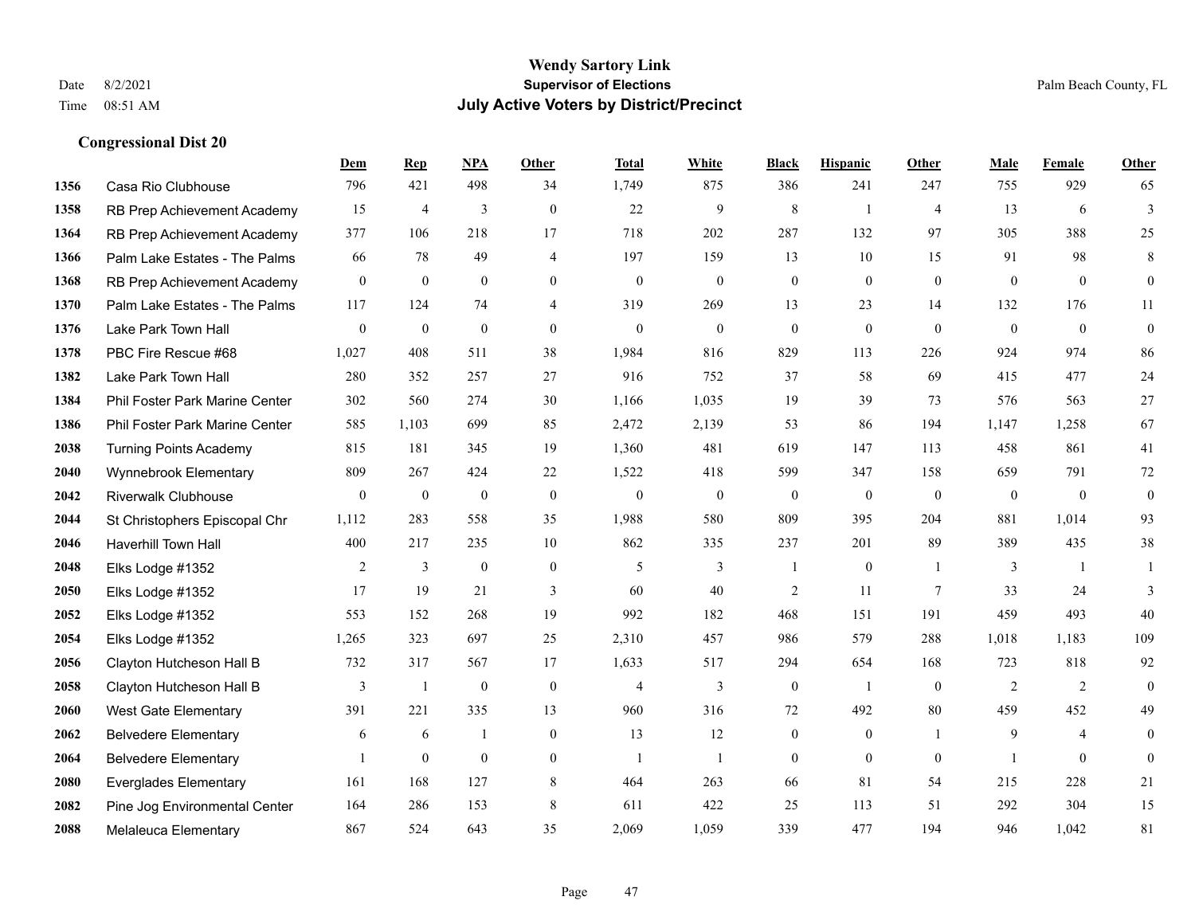**Wendy Sartory Link**
**Supervisor of Elections**
**July Active Voters by District/Precinct**

Date 8/2/2021
Time 08:51 AM

Palm Beach County, FL

### Congressional Dist 20

| | | Dem | Rep | NPA | Other | Total | White | Black | Hispanic | Other | Male | Female | Other |
|---|---|---|---|---|---|---|---|---|---|---|---|---|---|
| 1356 | Casa Rio Clubhouse | 796 | 421 | 498 | 34 | 1,749 | 875 | 386 | 241 | 247 | 755 | 929 | 65 |
| 1358 | RB Prep Achievement Academy | 15 | 4 | 3 | 0 | 22 | 9 | 8 | 1 | 4 | 13 | 6 | 3 |
| 1364 | RB Prep Achievement Academy | 377 | 106 | 218 | 17 | 718 | 202 | 287 | 132 | 97 | 305 | 388 | 25 |
| 1366 | Palm Lake Estates - The Palms | 66 | 78 | 49 | 4 | 197 | 159 | 13 | 10 | 15 | 91 | 98 | 8 |
| 1368 | RB Prep Achievement Academy | 0 | 0 | 0 | 0 | 0 | 0 | 0 | 0 | 0 | 0 | 0 | 0 |
| 1370 | Palm Lake Estates - The Palms | 117 | 124 | 74 | 4 | 319 | 269 | 13 | 23 | 14 | 132 | 176 | 11 |
| 1376 | Lake Park Town Hall | 0 | 0 | 0 | 0 | 0 | 0 | 0 | 0 | 0 | 0 | 0 | 0 |
| 1378 | PBC Fire Rescue #68 | 1,027 | 408 | 511 | 38 | 1,984 | 816 | 829 | 113 | 226 | 924 | 974 | 86 |
| 1382 | Lake Park Town Hall | 280 | 352 | 257 | 27 | 916 | 752 | 37 | 58 | 69 | 415 | 477 | 24 |
| 1384 | Phil Foster Park Marine Center | 302 | 560 | 274 | 30 | 1,166 | 1,035 | 19 | 39 | 73 | 576 | 563 | 27 |
| 1386 | Phil Foster Park Marine Center | 585 | 1,103 | 699 | 85 | 2,472 | 2,139 | 53 | 86 | 194 | 1,147 | 1,258 | 67 |
| 2038 | Turning Points Academy | 815 | 181 | 345 | 19 | 1,360 | 481 | 619 | 147 | 113 | 458 | 861 | 41 |
| 2040 | Wynnebrook Elementary | 809 | 267 | 424 | 22 | 1,522 | 418 | 599 | 347 | 158 | 659 | 791 | 72 |
| 2042 | Riverwalk Clubhouse | 0 | 0 | 0 | 0 | 0 | 0 | 0 | 0 | 0 | 0 | 0 | 0 |
| 2044 | St Christophers Episcopal Chr | 1,112 | 283 | 558 | 35 | 1,988 | 580 | 809 | 395 | 204 | 881 | 1,014 | 93 |
| 2046 | Haverhill Town Hall | 400 | 217 | 235 | 10 | 862 | 335 | 237 | 201 | 89 | 389 | 435 | 38 |
| 2048 | Elks Lodge #1352 | 2 | 3 | 0 | 0 | 5 | 3 | 1 | 0 | 1 | 3 | 1 | 1 |
| 2050 | Elks Lodge #1352 | 17 | 19 | 21 | 3 | 60 | 40 | 2 | 11 | 7 | 33 | 24 | 3 |
| 2052 | Elks Lodge #1352 | 553 | 152 | 268 | 19 | 992 | 182 | 468 | 151 | 191 | 459 | 493 | 40 |
| 2054 | Elks Lodge #1352 | 1,265 | 323 | 697 | 25 | 2,310 | 457 | 986 | 579 | 288 | 1,018 | 1,183 | 109 |
| 2056 | Clayton Hutcheson Hall B | 732 | 317 | 567 | 17 | 1,633 | 517 | 294 | 654 | 168 | 723 | 818 | 92 |
| 2058 | Clayton Hutcheson Hall B | 3 | 1 | 0 | 0 | 4 | 3 | 0 | 1 | 0 | 2 | 2 | 0 |
| 2060 | West Gate Elementary | 391 | 221 | 335 | 13 | 960 | 316 | 72 | 492 | 80 | 459 | 452 | 49 |
| 2062 | Belvedere Elementary | 6 | 6 | 1 | 0 | 13 | 12 | 0 | 0 | 1 | 9 | 4 | 0 |
| 2064 | Belvedere Elementary | 1 | 0 | 0 | 0 | 1 | 1 | 0 | 0 | 0 | 1 | 0 | 0 |
| 2080 | Everglades Elementary | 161 | 168 | 127 | 8 | 464 | 263 | 66 | 81 | 54 | 215 | 228 | 21 |
| 2082 | Pine Jog Environmental Center | 164 | 286 | 153 | 8 | 611 | 422 | 25 | 113 | 51 | 292 | 304 | 15 |
| 2088 | Melaleuca Elementary | 867 | 524 | 643 | 35 | 2,069 | 1,059 | 339 | 477 | 194 | 946 | 1,042 | 81 |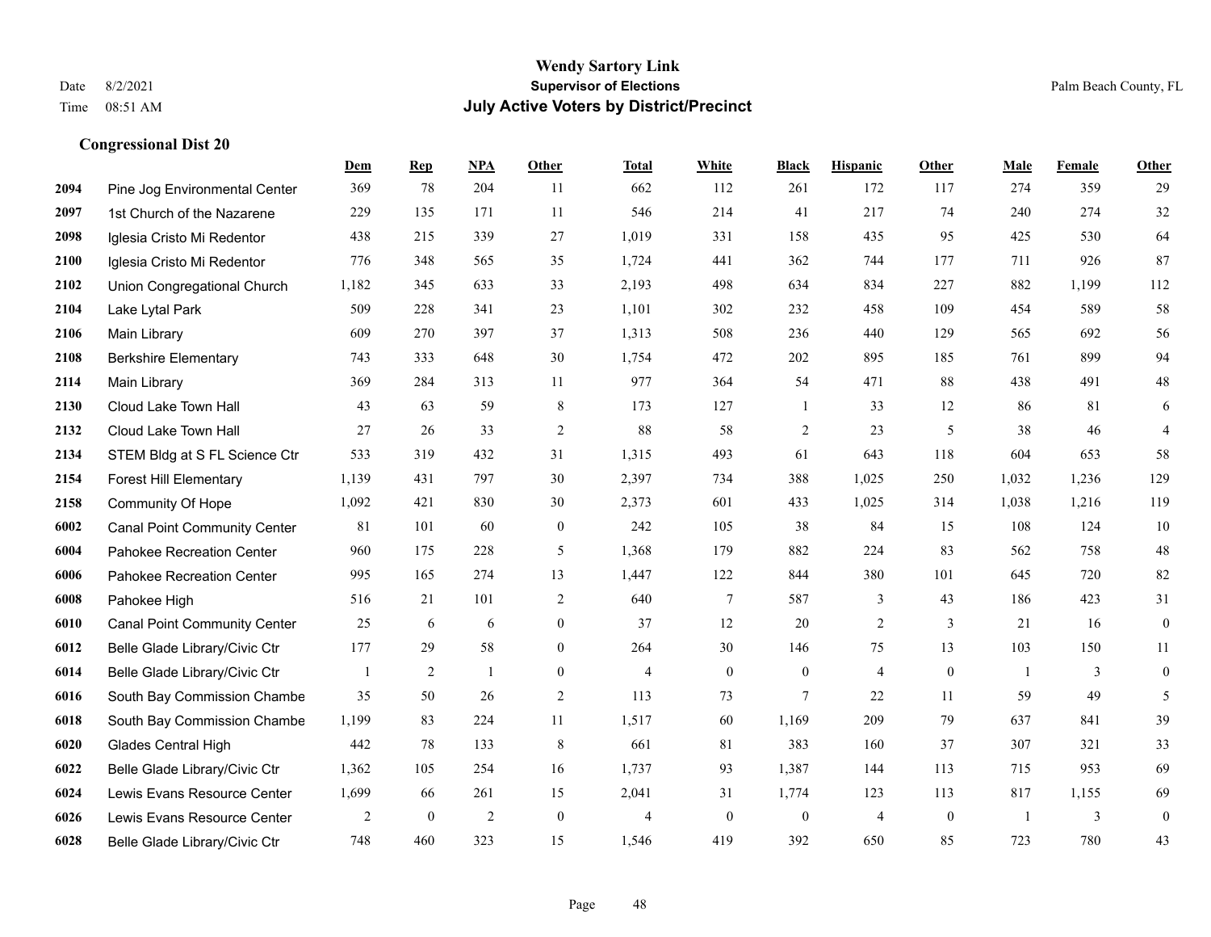# Wendy Sartory Link

**Supervisor of Elections**

**July Active Voters by District/Precinct**

Date 8/2/2021
Time 08:51 AM

Palm Beach County, FL

### Congressional Dist 20

| | | Dem | Rep | NPA | Other | Total | White | Black | Hispanic | Other | Male | Female | Other |
|---|---|---|---|---|---|---|---|---|---|---|---|---|---|
| 2094 | Pine Jog Environmental Center | 369 | 78 | 204 | 11 | 662 | 112 | 261 | 172 | 117 | 274 | 359 | 29 |
| 2097 | 1st Church of the Nazarene | 229 | 135 | 171 | 11 | 546 | 214 | 41 | 217 | 74 | 240 | 274 | 32 |
| 2098 | Iglesia Cristo Mi Redentor | 438 | 215 | 339 | 27 | 1,019 | 331 | 158 | 435 | 95 | 425 | 530 | 64 |
| 2100 | Iglesia Cristo Mi Redentor | 776 | 348 | 565 | 35 | 1,724 | 441 | 362 | 744 | 177 | 711 | 926 | 87 |
| 2102 | Union Congregational Church | 1,182 | 345 | 633 | 33 | 2,193 | 498 | 634 | 834 | 227 | 882 | 1,199 | 112 |
| 2104 | Lake Lytal Park | 509 | 228 | 341 | 23 | 1,101 | 302 | 232 | 458 | 109 | 454 | 589 | 58 |
| 2106 | Main Library | 609 | 270 | 397 | 37 | 1,313 | 508 | 236 | 440 | 129 | 565 | 692 | 56 |
| 2108 | Berkshire Elementary | 743 | 333 | 648 | 30 | 1,754 | 472 | 202 | 895 | 185 | 761 | 899 | 94 |
| 2114 | Main Library | 369 | 284 | 313 | 11 | 977 | 364 | 54 | 471 | 88 | 438 | 491 | 48 |
| 2130 | Cloud Lake Town Hall | 43 | 63 | 59 | 8 | 173 | 127 | 1 | 33 | 12 | 86 | 81 | 6 |
| 2132 | Cloud Lake Town Hall | 27 | 26 | 33 | 2 | 88 | 58 | 2 | 23 | 5 | 38 | 46 | 4 |
| 2134 | STEM Bldg at S FL Science Ctr | 533 | 319 | 432 | 31 | 1,315 | 493 | 61 | 643 | 118 | 604 | 653 | 58 |
| 2154 | Forest Hill Elementary | 1,139 | 431 | 797 | 30 | 2,397 | 734 | 388 | 1,025 | 250 | 1,032 | 1,236 | 129 |
| 2158 | Community Of Hope | 1,092 | 421 | 830 | 30 | 2,373 | 601 | 433 | 1,025 | 314 | 1,038 | 1,216 | 119 |
| 6002 | Canal Point Community Center | 81 | 101 | 60 | 0 | 242 | 105 | 38 | 84 | 15 | 108 | 124 | 10 |
| 6004 | Pahokee Recreation Center | 960 | 175 | 228 | 5 | 1,368 | 179 | 882 | 224 | 83 | 562 | 758 | 48 |
| 6006 | Pahokee Recreation Center | 995 | 165 | 274 | 13 | 1,447 | 122 | 844 | 380 | 101 | 645 | 720 | 82 |
| 6008 | Pahokee High | 516 | 21 | 101 | 2 | 640 | 7 | 587 | 3 | 43 | 186 | 423 | 31 |
| 6010 | Canal Point Community Center | 25 | 6 | 6 | 0 | 37 | 12 | 20 | 2 | 3 | 21 | 16 | 0 |
| 6012 | Belle Glade Library/Civic Ctr | 177 | 29 | 58 | 0 | 264 | 30 | 146 | 75 | 13 | 103 | 150 | 11 |
| 6014 | Belle Glade Library/Civic Ctr | 1 | 2 | 1 | 0 | 4 | 0 | 0 | 4 | 0 | 1 | 3 | 0 |
| 6016 | South Bay Commission Chambe | 35 | 50 | 26 | 2 | 113 | 73 | 7 | 22 | 11 | 59 | 49 | 5 |
| 6018 | South Bay Commission Chambe | 1,199 | 83 | 224 | 11 | 1,517 | 60 | 1,169 | 209 | 79 | 637 | 841 | 39 |
| 6020 | Glades Central High | 442 | 78 | 133 | 8 | 661 | 81 | 383 | 160 | 37 | 307 | 321 | 33 |
| 6022 | Belle Glade Library/Civic Ctr | 1,362 | 105 | 254 | 16 | 1,737 | 93 | 1,387 | 144 | 113 | 715 | 953 | 69 |
| 6024 | Lewis Evans Resource Center | 1,699 | 66 | 261 | 15 | 2,041 | 31 | 1,774 | 123 | 113 | 817 | 1,155 | 69 |
| 6026 | Lewis Evans Resource Center | 2 | 0 | 2 | 0 | 4 | 0 | 0 | 4 | 0 | 1 | 3 | 0 |
| 6028 | Belle Glade Library/Civic Ctr | 748 | 460 | 323 | 15 | 1,546 | 419 | 392 | 650 | 85 | 723 | 780 | 43 |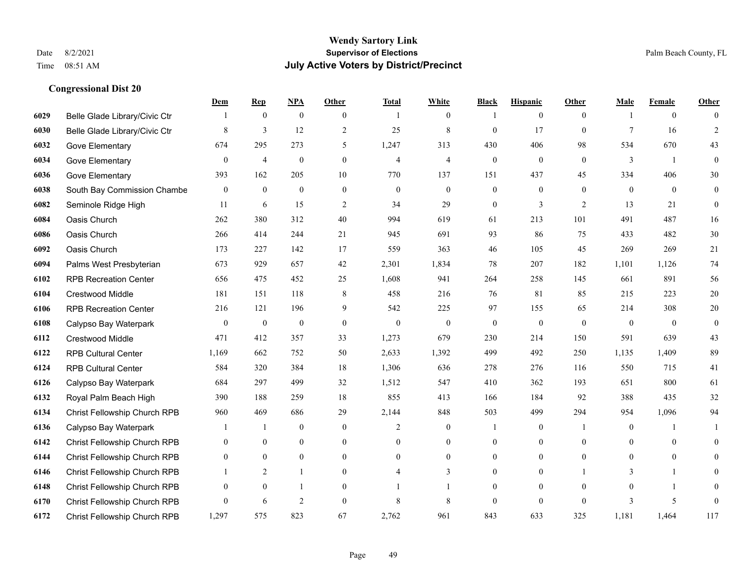# Wendy Sartory Link
## Supervisor of Elections
## July Active Voters by District/Precinct

Date 8/2/2021
Time 08:51 AM
Palm Beach County, FL

### Congressional Dist 20

| | | Dem | Rep | NPA | Other | Total | White | Black | Hispanic | Other | Male | Female | Other |
|---|---|---|---|---|---|---|---|---|---|---|---|---|---|
| 6029 | Belle Glade Library/Civic Ctr | 1 | 0 | 0 | 0 | 1 | 0 | 1 | 0 | 0 | 1 | 0 | 0 |
| 6030 | Belle Glade Library/Civic Ctr | 8 | 3 | 12 | 2 | 25 | 8 | 0 | 17 | 0 | 7 | 16 | 2 |
| 6032 | Gove Elementary | 674 | 295 | 273 | 5 | 1,247 | 313 | 430 | 406 | 98 | 534 | 670 | 43 |
| 6034 | Gove Elementary | 0 | 4 | 0 | 0 | 4 | 4 | 0 | 0 | 0 | 3 | 1 | 0 |
| 6036 | Gove Elementary | 393 | 162 | 205 | 10 | 770 | 137 | 151 | 437 | 45 | 334 | 406 | 30 |
| 6038 | South Bay Commission Chambe | 0 | 0 | 0 | 0 | 0 | 0 | 0 | 0 | 0 | 0 | 0 | 0 |
| 6082 | Seminole Ridge High | 11 | 6 | 15 | 2 | 34 | 29 | 0 | 3 | 2 | 13 | 21 | 0 |
| 6084 | Oasis Church | 262 | 380 | 312 | 40 | 994 | 619 | 61 | 213 | 101 | 491 | 487 | 16 |
| 6086 | Oasis Church | 266 | 414 | 244 | 21 | 945 | 691 | 93 | 86 | 75 | 433 | 482 | 30 |
| 6092 | Oasis Church | 173 | 227 | 142 | 17 | 559 | 363 | 46 | 105 | 45 | 269 | 269 | 21 |
| 6094 | Palms West Presbyterian | 673 | 929 | 657 | 42 | 2,301 | 1,834 | 78 | 207 | 182 | 1,101 | 1,126 | 74 |
| 6102 | RPB Recreation Center | 656 | 475 | 452 | 25 | 1,608 | 941 | 264 | 258 | 145 | 661 | 891 | 56 |
| 6104 | Crestwood Middle | 181 | 151 | 118 | 8 | 458 | 216 | 76 | 81 | 85 | 215 | 223 | 20 |
| 6106 | RPB Recreation Center | 216 | 121 | 196 | 9 | 542 | 225 | 97 | 155 | 65 | 214 | 308 | 20 |
| 6108 | Calypso Bay Waterpark | 0 | 0 | 0 | 0 | 0 | 0 | 0 | 0 | 0 | 0 | 0 | 0 |
| 6112 | Crestwood Middle | 471 | 412 | 357 | 33 | 1,273 | 679 | 230 | 214 | 150 | 591 | 639 | 43 |
| 6122 | RPB Cultural Center | 1,169 | 662 | 752 | 50 | 2,633 | 1,392 | 499 | 492 | 250 | 1,135 | 1,409 | 89 |
| 6124 | RPB Cultural Center | 584 | 320 | 384 | 18 | 1,306 | 636 | 278 | 276 | 116 | 550 | 715 | 41 |
| 6126 | Calypso Bay Waterpark | 684 | 297 | 499 | 32 | 1,512 | 547 | 410 | 362 | 193 | 651 | 800 | 61 |
| 6132 | Royal Palm Beach High | 390 | 188 | 259 | 18 | 855 | 413 | 166 | 184 | 92 | 388 | 435 | 32 |
| 6134 | Christ Fellowship Church RPB | 960 | 469 | 686 | 29 | 2,144 | 848 | 503 | 499 | 294 | 954 | 1,096 | 94 |
| 6136 | Calypso Bay Waterpark | 1 | 1 | 0 | 0 | 2 | 0 | 1 | 0 | 1 | 0 | 1 | 1 |
| 6142 | Christ Fellowship Church RPB | 0 | 0 | 0 | 0 | 0 | 0 | 0 | 0 | 0 | 0 | 0 | 0 |
| 6144 | Christ Fellowship Church RPB | 0 | 0 | 0 | 0 | 0 | 0 | 0 | 0 | 0 | 0 | 0 | 0 |
| 6146 | Christ Fellowship Church RPB | 1 | 2 | 1 | 0 | 4 | 3 | 0 | 0 | 1 | 3 | 1 | 0 |
| 6148 | Christ Fellowship Church RPB | 0 | 0 | 1 | 0 | 1 | 1 | 0 | 0 | 0 | 0 | 1 | 0 |
| 6170 | Christ Fellowship Church RPB | 0 | 6 | 2 | 0 | 8 | 8 | 0 | 0 | 0 | 3 | 5 | 0 |
| 6172 | Christ Fellowship Church RPB | 1,297 | 575 | 823 | 67 | 2,762 | 961 | 843 | 633 | 325 | 1,181 | 1,464 | 117 |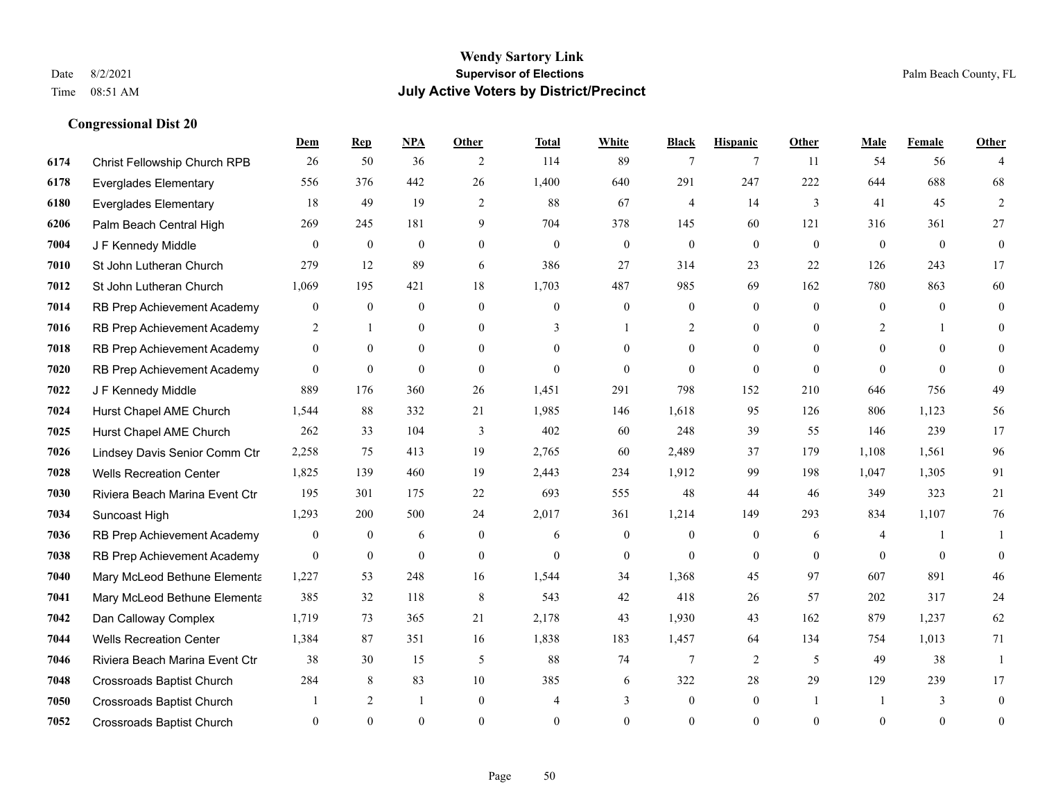# Wendy Sartory Link

**Supervisor of Elections**

**July Active Voters by District/Precinct**

Date 8/2/2021
Time 08:51 AM

Palm Beach County, FL

### Congressional Dist 20

| | | Dem | Rep | NPA | Other | Total | White | Black | Hispanic | Other | Male | Female | Other |
|---|---|---|---|---|---|---|---|---|---|---|---|---|---|
| 6174 | Christ Fellowship Church RPB | 26 | 50 | 36 | 2 | 114 | 89 | 7 | 7 | 11 | 54 | 56 | 4 |
| 6178 | Everglades Elementary | 556 | 376 | 442 | 26 | 1,400 | 640 | 291 | 247 | 222 | 644 | 688 | 68 |
| 6180 | Everglades Elementary | 18 | 49 | 19 | 2 | 88 | 67 | 4 | 14 | 3 | 41 | 45 | 2 |
| 6206 | Palm Beach Central High | 269 | 245 | 181 | 9 | 704 | 378 | 145 | 60 | 121 | 316 | 361 | 27 |
| 7004 | J F Kennedy Middle | 0 | 0 | 0 | 0 | 0 | 0 | 0 | 0 | 0 | 0 | 0 | 0 |
| 7010 | St John Lutheran Church | 279 | 12 | 89 | 6 | 386 | 27 | 314 | 23 | 22 | 126 | 243 | 17 |
| 7012 | St John Lutheran Church | 1,069 | 195 | 421 | 18 | 1,703 | 487 | 985 | 69 | 162 | 780 | 863 | 60 |
| 7014 | RB Prep Achievement Academy | 0 | 0 | 0 | 0 | 0 | 0 | 0 | 0 | 0 | 0 | 0 | 0 |
| 7016 | RB Prep Achievement Academy | 2 | 1 | 0 | 0 | 3 | 1 | 2 | 0 | 0 | 2 | 1 | 0 |
| 7018 | RB Prep Achievement Academy | 0 | 0 | 0 | 0 | 0 | 0 | 0 | 0 | 0 | 0 | 0 | 0 |
| 7020 | RB Prep Achievement Academy | 0 | 0 | 0 | 0 | 0 | 0 | 0 | 0 | 0 | 0 | 0 | 0 |
| 7022 | J F Kennedy Middle | 889 | 176 | 360 | 26 | 1,451 | 291 | 798 | 152 | 210 | 646 | 756 | 49 |
| 7024 | Hurst Chapel AME Church | 1,544 | 88 | 332 | 21 | 1,985 | 146 | 1,618 | 95 | 126 | 806 | 1,123 | 56 |
| 7025 | Hurst Chapel AME Church | 262 | 33 | 104 | 3 | 402 | 60 | 248 | 39 | 55 | 146 | 239 | 17 |
| 7026 | Lindsey Davis Senior Comm Ctr | 2,258 | 75 | 413 | 19 | 2,765 | 60 | 2,489 | 37 | 179 | 1,108 | 1,561 | 96 |
| 7028 | Wells Recreation Center | 1,825 | 139 | 460 | 19 | 2,443 | 234 | 1,912 | 99 | 198 | 1,047 | 1,305 | 91 |
| 7030 | Riviera Beach Marina Event Ctr | 195 | 301 | 175 | 22 | 693 | 555 | 48 | 44 | 46 | 349 | 323 | 21 |
| 7034 | Suncoast High | 1,293 | 200 | 500 | 24 | 2,017 | 361 | 1,214 | 149 | 293 | 834 | 1,107 | 76 |
| 7036 | RB Prep Achievement Academy | 0 | 0 | 6 | 0 | 6 | 0 | 0 | 0 | 6 | 4 | 1 | 1 |
| 7038 | RB Prep Achievement Academy | 0 | 0 | 0 | 0 | 0 | 0 | 0 | 0 | 0 | 0 | 0 | 0 |
| 7040 | Mary McLeod Bethune Elementa | 1,227 | 53 | 248 | 16 | 1,544 | 34 | 1,368 | 45 | 97 | 607 | 891 | 46 |
| 7041 | Mary McLeod Bethune Elementa | 385 | 32 | 118 | 8 | 543 | 42 | 418 | 26 | 57 | 202 | 317 | 24 |
| 7042 | Dan Calloway Complex | 1,719 | 73 | 365 | 21 | 2,178 | 43 | 1,930 | 43 | 162 | 879 | 1,237 | 62 |
| 7044 | Wells Recreation Center | 1,384 | 87 | 351 | 16 | 1,838 | 183 | 1,457 | 64 | 134 | 754 | 1,013 | 71 |
| 7046 | Riviera Beach Marina Event Ctr | 38 | 30 | 15 | 5 | 88 | 74 | 7 | 2 | 5 | 49 | 38 | 1 |
| 7048 | Crossroads Baptist Church | 284 | 8 | 83 | 10 | 385 | 6 | 322 | 28 | 29 | 129 | 239 | 17 |
| 7050 | Crossroads Baptist Church | 1 | 2 | 1 | 0 | 4 | 3 | 0 | 0 | 1 | 1 | 3 | 0 |
| 7052 | Crossroads Baptist Church | 0 | 0 | 0 | 0 | 0 | 0 | 0 | 0 | 0 | 0 | 0 | 0 |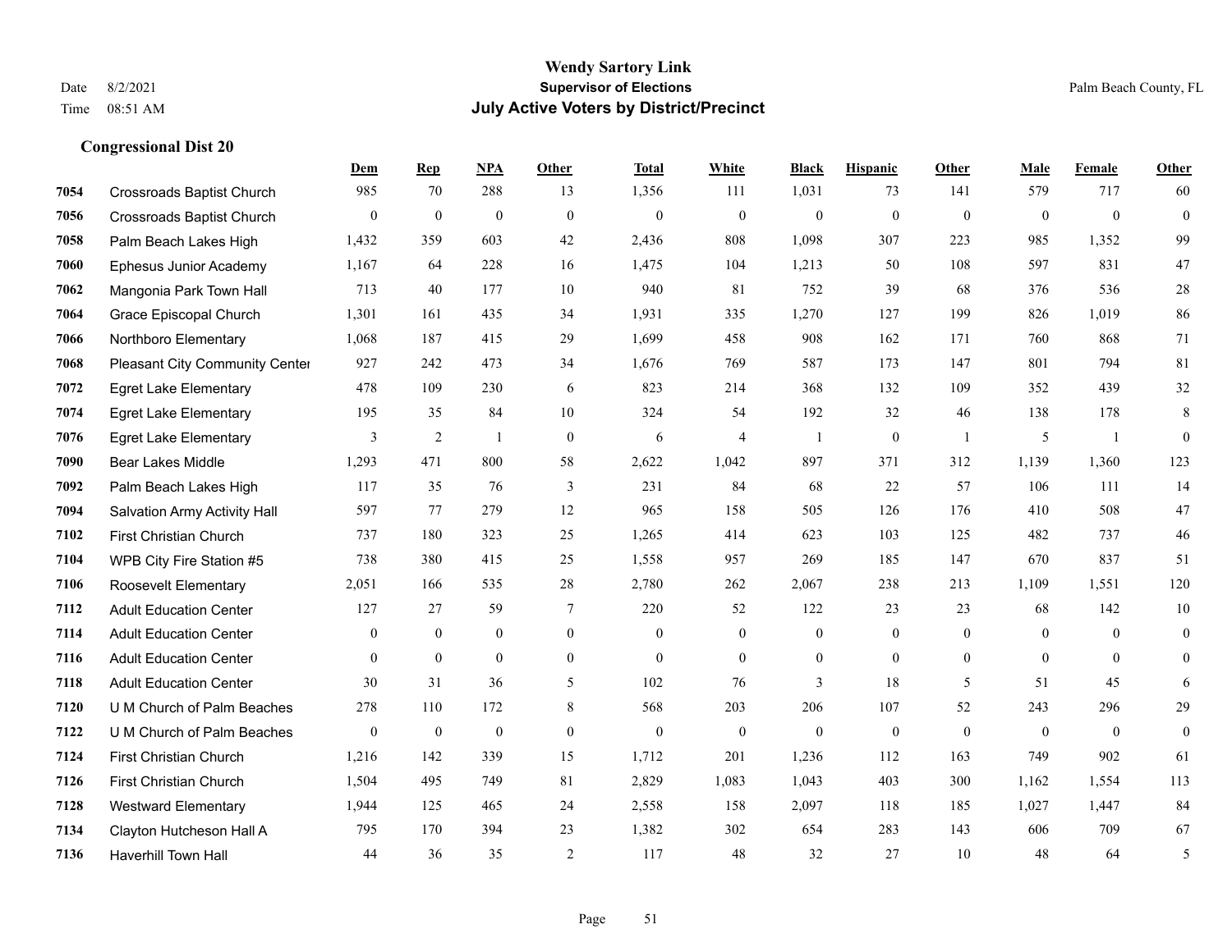**Wendy Sartory Link**
**Supervisor of Elections**
**July Active Voters by District/Precinct**

Date 8/2/2021
Time 08:51 AM

Palm Beach County, FL

## Congressional Dist 20

| | | Dem | Rep | NPA | Other | Total | White | Black | Hispanic | Other | Male | Female | Other |
|---|---|---|---|---|---|---|---|---|---|---|---|---|---|
| 7054 | Crossroads Baptist Church | 985 | 70 | 288 | 13 | 1,356 | 111 | 1,031 | 73 | 141 | 579 | 717 | 60 |
| 7056 | Crossroads Baptist Church | 0 | 0 | 0 | 0 | 0 | 0 | 0 | 0 | 0 | 0 | 0 | 0 |
| 7058 | Palm Beach Lakes High | 1,432 | 359 | 603 | 42 | 2,436 | 808 | 1,098 | 307 | 223 | 985 | 1,352 | 99 |
| 7060 | Ephesus Junior Academy | 1,167 | 64 | 228 | 16 | 1,475 | 104 | 1,213 | 50 | 108 | 597 | 831 | 47 |
| 7062 | Mangonia Park Town Hall | 713 | 40 | 177 | 10 | 940 | 81 | 752 | 39 | 68 | 376 | 536 | 28 |
| 7064 | Grace Episcopal Church | 1,301 | 161 | 435 | 34 | 1,931 | 335 | 1,270 | 127 | 199 | 826 | 1,019 | 86 |
| 7066 | Northboro Elementary | 1,068 | 187 | 415 | 29 | 1,699 | 458 | 908 | 162 | 171 | 760 | 868 | 71 |
| 7068 | Pleasant City Community Center | 927 | 242 | 473 | 34 | 1,676 | 769 | 587 | 173 | 147 | 801 | 794 | 81 |
| 7072 | Egret Lake Elementary | 478 | 109 | 230 | 6 | 823 | 214 | 368 | 132 | 109 | 352 | 439 | 32 |
| 7074 | Egret Lake Elementary | 195 | 35 | 84 | 10 | 324 | 54 | 192 | 32 | 46 | 138 | 178 | 8 |
| 7076 | Egret Lake Elementary | 3 | 2 | 1 | 0 | 6 | 4 | 1 | 0 | 1 | 5 | 1 | 0 |
| 7090 | Bear Lakes Middle | 1,293 | 471 | 800 | 58 | 2,622 | 1,042 | 897 | 371 | 312 | 1,139 | 1,360 | 123 |
| 7092 | Palm Beach Lakes High | 117 | 35 | 76 | 3 | 231 | 84 | 68 | 22 | 57 | 106 | 111 | 14 |
| 7094 | Salvation Army Activity Hall | 597 | 77 | 279 | 12 | 965 | 158 | 505 | 126 | 176 | 410 | 508 | 47 |
| 7102 | First Christian Church | 737 | 180 | 323 | 25 | 1,265 | 414 | 623 | 103 | 125 | 482 | 737 | 46 |
| 7104 | WPB City Fire Station #5 | 738 | 380 | 415 | 25 | 1,558 | 957 | 269 | 185 | 147 | 670 | 837 | 51 |
| 7106 | Roosevelt Elementary | 2,051 | 166 | 535 | 28 | 2,780 | 262 | 2,067 | 238 | 213 | 1,109 | 1,551 | 120 |
| 7112 | Adult Education Center | 127 | 27 | 59 | 7 | 220 | 52 | 122 | 23 | 23 | 68 | 142 | 10 |
| 7114 | Adult Education Center | 0 | 0 | 0 | 0 | 0 | 0 | 0 | 0 | 0 | 0 | 0 | 0 |
| 7116 | Adult Education Center | 0 | 0 | 0 | 0 | 0 | 0 | 0 | 0 | 0 | 0 | 0 | 0 |
| 7118 | Adult Education Center | 30 | 31 | 36 | 5 | 102 | 76 | 3 | 18 | 5 | 51 | 45 | 6 |
| 7120 | U M Church of Palm Beaches | 278 | 110 | 172 | 8 | 568 | 203 | 206 | 107 | 52 | 243 | 296 | 29 |
| 7122 | U M Church of Palm Beaches | 0 | 0 | 0 | 0 | 0 | 0 | 0 | 0 | 0 | 0 | 0 | 0 |
| 7124 | First Christian Church | 1,216 | 142 | 339 | 15 | 1,712 | 201 | 1,236 | 112 | 163 | 749 | 902 | 61 |
| 7126 | First Christian Church | 1,504 | 495 | 749 | 81 | 2,829 | 1,083 | 1,043 | 403 | 300 | 1,162 | 1,554 | 113 |
| 7128 | Westward Elementary | 1,944 | 125 | 465 | 24 | 2,558 | 158 | 2,097 | 118 | 185 | 1,027 | 1,447 | 84 |
| 7134 | Clayton Hutcheson Hall A | 795 | 170 | 394 | 23 | 1,382 | 302 | 654 | 283 | 143 | 606 | 709 | 67 |
| 7136 | Haverhill Town Hall | 44 | 36 | 35 | 2 | 117 | 48 | 32 | 27 | 10 | 48 | 64 | 5 |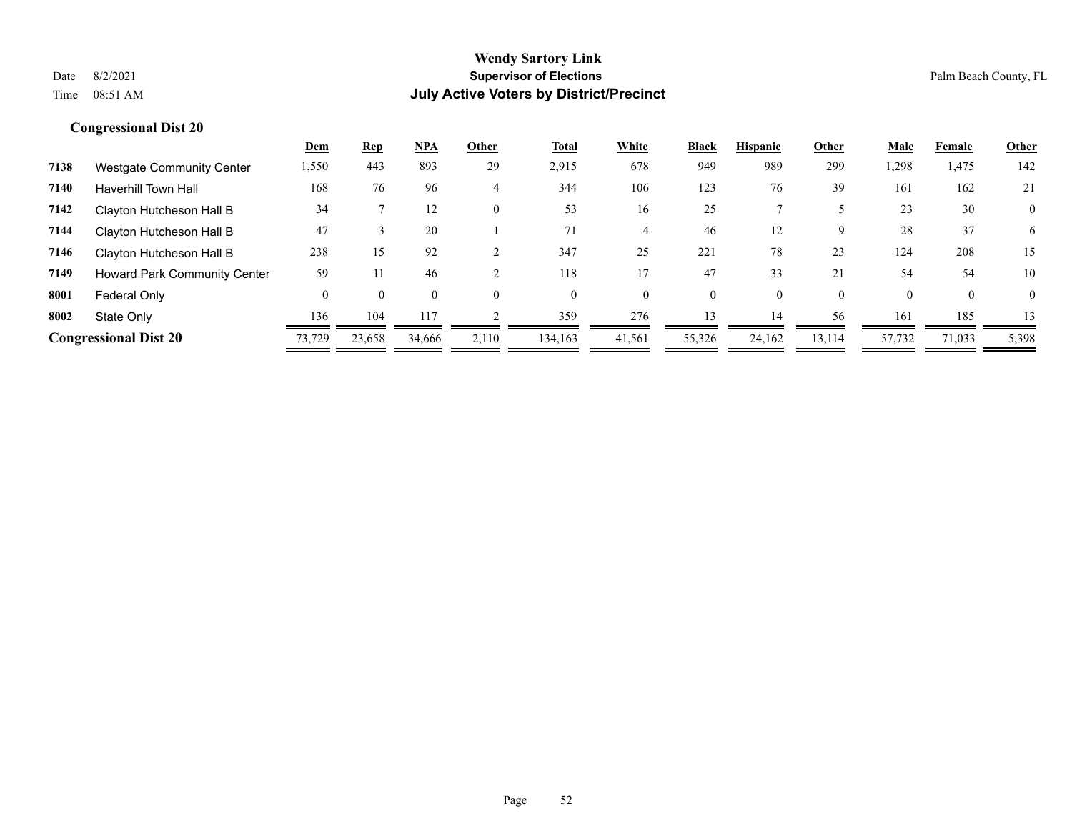# Wendy Sartory Link

## Supervisor of Elections

## July Active Voters by District/Precinct

Date 8/2/2021
Time 08:51 AM

Palm Beach County, FL

### Congressional Dist 20

| | | Dem | Rep | NPA | Other | Total | White | Black | Hispanic | Other | Male | Female | Other |
|---|---|---|---|---|---|---|---|---|---|---|---|---|---|
| 7138 | Westgate Community Center | 1,550 | 443 | 893 | 29 | 2,915 | 678 | 949 | 989 | 299 | 1,298 | 1,475 | 142 |
| 7140 | Haverhill Town Hall | 168 | 76 | 96 | 4 | 344 | 106 | 123 | 76 | 39 | 161 | 162 | 21 |
| 7142 | Clayton Hutcheson Hall B | 34 | 7 | 12 | 0 | 53 | 16 | 25 | 7 | 5 | 23 | 30 | 0 |
| 7144 | Clayton Hutcheson Hall B | 47 | 3 | 20 | 1 | 71 | 4 | 46 | 12 | 9 | 28 | 37 | 6 |
| 7146 | Clayton Hutcheson Hall B | 238 | 15 | 92 | 2 | 347 | 25 | 221 | 78 | 23 | 124 | 208 | 15 |
| 7149 | Howard Park Community Center | 59 | 11 | 46 | 2 | 118 | 17 | 47 | 33 | 21 | 54 | 54 | 10 |
| 8001 | Federal Only | 0 | 0 | 0 | 0 | 0 | 0 | 0 | 0 | 0 | 0 | 0 | 0 |
| 8002 | State Only | 136 | 104 | 117 | 2 | 359 | 276 | 13 | 14 | 56 | 161 | 185 | 13 |
| **Congressional Dist 20** | | 73,729 | 23,658 | 34,666 | 2,110 | 134,163 | 41,561 | 55,326 | 24,162 | 13,114 | 57,732 | 71,033 | 5,398 |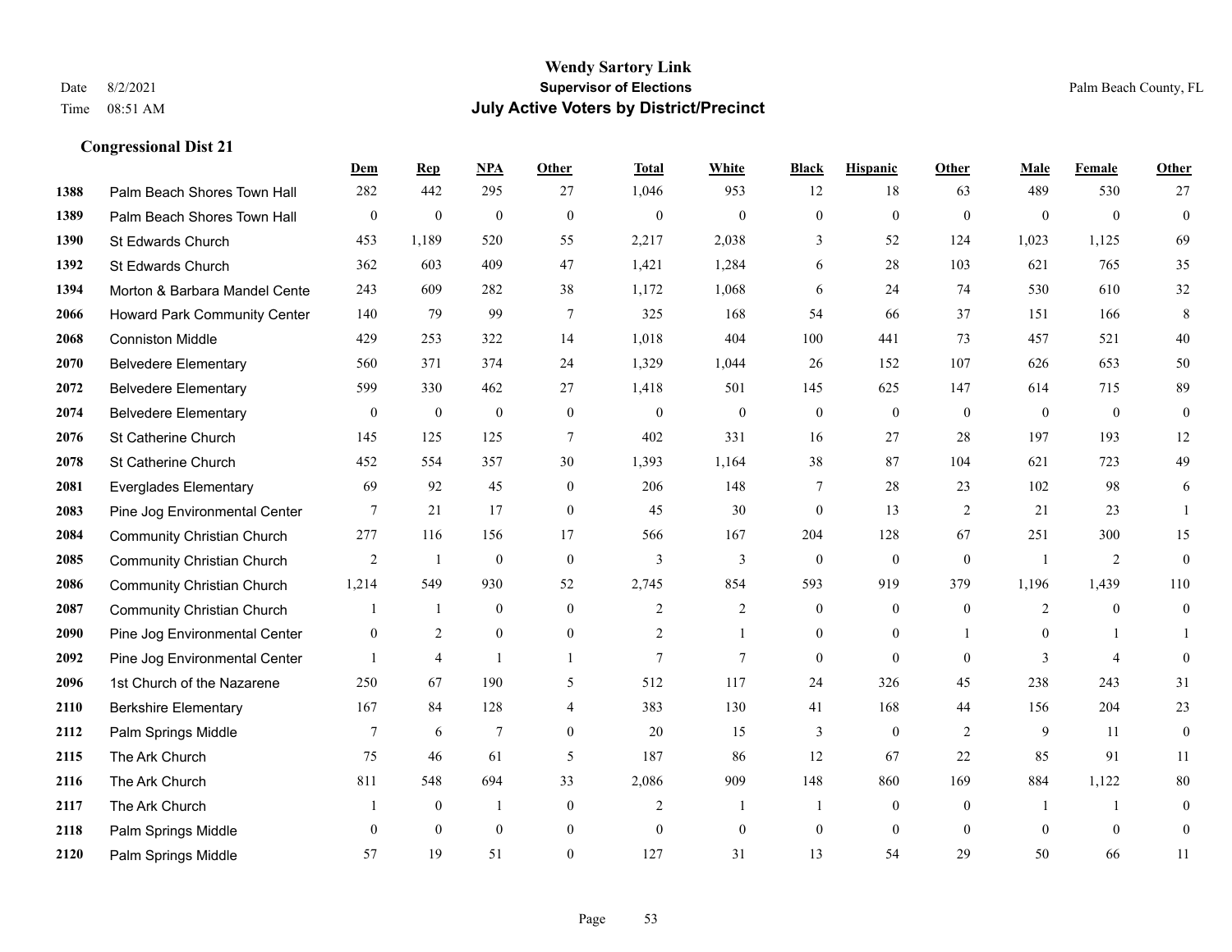# Wendy Sartory Link
## Supervisor of Elections
## July Active Voters by District/Precinct

Date 8/2/2021
Time 08:51 AM

Palm Beach County, FL

### Congressional Dist 21

| | | Dem | Rep | NPA | Other | Total | White | Black | Hispanic | Other | Male | Female | Other |
|---|---|---|---|---|---|---|---|---|---|---|---|---|---|
| 1388 | Palm Beach Shores Town Hall | 282 | 442 | 295 | 27 | 1,046 | 953 | 12 | 18 | 63 | 489 | 530 | 27 |
| 1389 | Palm Beach Shores Town Hall | 0 | 0 | 0 | 0 | 0 | 0 | 0 | 0 | 0 | 0 | 0 | 0 |
| 1390 | St Edwards Church | 453 | 1,189 | 520 | 55 | 2,217 | 2,038 | 3 | 52 | 124 | 1,023 | 1,125 | 69 |
| 1392 | St Edwards Church | 362 | 603 | 409 | 47 | 1,421 | 1,284 | 6 | 28 | 103 | 621 | 765 | 35 |
| 1394 | Morton & Barbara Mandel Cente | 243 | 609 | 282 | 38 | 1,172 | 1,068 | 6 | 24 | 74 | 530 | 610 | 32 |
| 2066 | Howard Park Community Center | 140 | 79 | 99 | 7 | 325 | 168 | 54 | 66 | 37 | 151 | 166 | 8 |
| 2068 | Conniston Middle | 429 | 253 | 322 | 14 | 1,018 | 404 | 100 | 441 | 73 | 457 | 521 | 40 |
| 2070 | Belvedere Elementary | 560 | 371 | 374 | 24 | 1,329 | 1,044 | 26 | 152 | 107 | 626 | 653 | 50 |
| 2072 | Belvedere Elementary | 599 | 330 | 462 | 27 | 1,418 | 501 | 145 | 625 | 147 | 614 | 715 | 89 |
| 2074 | Belvedere Elementary | 0 | 0 | 0 | 0 | 0 | 0 | 0 | 0 | 0 | 0 | 0 | 0 |
| 2076 | St Catherine Church | 145 | 125 | 125 | 7 | 402 | 331 | 16 | 27 | 28 | 197 | 193 | 12 |
| 2078 | St Catherine Church | 452 | 554 | 357 | 30 | 1,393 | 1,164 | 38 | 87 | 104 | 621 | 723 | 49 |
| 2081 | Everglades Elementary | 69 | 92 | 45 | 0 | 206 | 148 | 7 | 28 | 23 | 102 | 98 | 6 |
| 2083 | Pine Jog Environmental Center | 7 | 21 | 17 | 0 | 45 | 30 | 0 | 13 | 2 | 21 | 23 | 1 |
| 2084 | Community Christian Church | 277 | 116 | 156 | 17 | 566 | 167 | 204 | 128 | 67 | 251 | 300 | 15 |
| 2085 | Community Christian Church | 2 | 1 | 0 | 0 | 3 | 3 | 0 | 0 | 0 | 1 | 2 | 0 |
| 2086 | Community Christian Church | 1,214 | 549 | 930 | 52 | 2,745 | 854 | 593 | 919 | 379 | 1,196 | 1,439 | 110 |
| 2087 | Community Christian Church | 1 | 1 | 0 | 0 | 2 | 2 | 0 | 0 | 0 | 2 | 0 | 0 |
| 2090 | Pine Jog Environmental Center | 0 | 2 | 0 | 0 | 2 | 1 | 0 | 0 | 1 | 0 | 1 | 1 |
| 2092 | Pine Jog Environmental Center | 1 | 4 | 1 | 1 | 7 | 7 | 0 | 0 | 0 | 3 | 4 | 0 |
| 2096 | 1st Church of the Nazarene | 250 | 67 | 190 | 5 | 512 | 117 | 24 | 326 | 45 | 238 | 243 | 31 |
| 2110 | Berkshire Elementary | 167 | 84 | 128 | 4 | 383 | 130 | 41 | 168 | 44 | 156 | 204 | 23 |
| 2112 | Palm Springs Middle | 7 | 6 | 7 | 0 | 20 | 15 | 3 | 0 | 2 | 9 | 11 | 0 |
| 2115 | The Ark Church | 75 | 46 | 61 | 5 | 187 | 86 | 12 | 67 | 22 | 85 | 91 | 11 |
| 2116 | The Ark Church | 811 | 548 | 694 | 33 | 2,086 | 909 | 148 | 860 | 169 | 884 | 1,122 | 80 |
| 2117 | The Ark Church | 1 | 0 | 1 | 0 | 2 | 1 | 1 | 0 | 0 | 1 | 1 | 0 |
| 2118 | Palm Springs Middle | 0 | 0 | 0 | 0 | 0 | 0 | 0 | 0 | 0 | 0 | 0 | 0 |
| 2120 | Palm Springs Middle | 57 | 19 | 51 | 0 | 127 | 31 | 13 | 54 | 29 | 50 | 66 | 11 |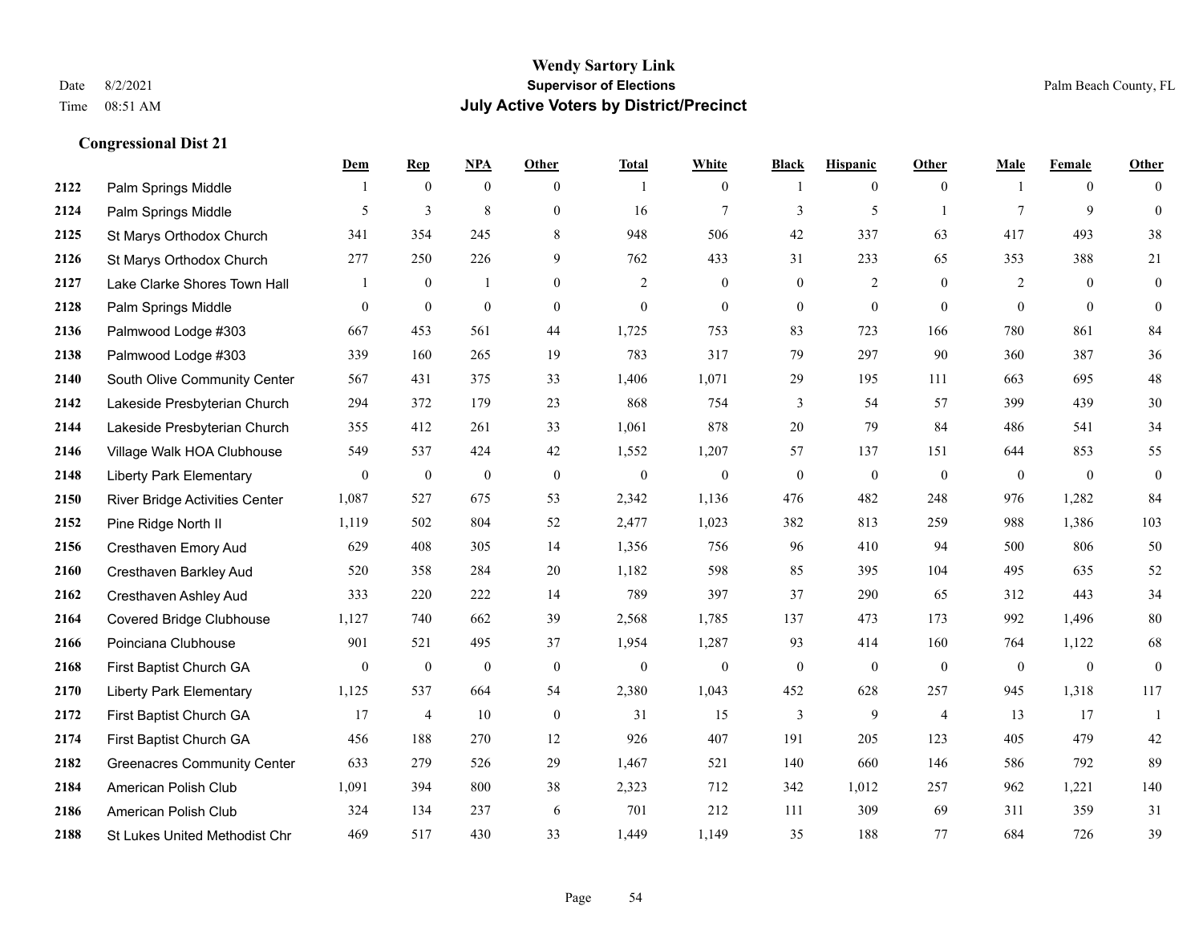# Wendy Sartory Link

**Supervisor of Elections**

**July Active Voters by District/Precinct**

Date 8/2/2021
Time 08:51 AM

Palm Beach County, FL

### Congressional Dist 21

| | | Dem | Rep | NPA | Other | Total | White | Black | Hispanic | Other | Male | Female | Other |
|---|---|---|---|---|---|---|---|---|---|---|---|---|---|
| 2122 | Palm Springs Middle | 1 | 0 | 0 | 0 | 1 | 0 | 1 | 0 | 0 | 1 | 0 | 0 |
| 2124 | Palm Springs Middle | 5 | 3 | 8 | 0 | 16 | 7 | 3 | 5 | 1 | 7 | 9 | 0 |
| 2125 | St Marys Orthodox Church | 341 | 354 | 245 | 8 | 948 | 506 | 42 | 337 | 63 | 417 | 493 | 38 |
| 2126 | St Marys Orthodox Church | 277 | 250 | 226 | 9 | 762 | 433 | 31 | 233 | 65 | 353 | 388 | 21 |
| 2127 | Lake Clarke Shores Town Hall | 1 | 0 | 1 | 0 | 2 | 0 | 0 | 2 | 0 | 2 | 0 | 0 |
| 2128 | Palm Springs Middle | 0 | 0 | 0 | 0 | 0 | 0 | 0 | 0 | 0 | 0 | 0 | 0 |
| 2136 | Palmwood Lodge #303 | 667 | 453 | 561 | 44 | 1,725 | 753 | 83 | 723 | 166 | 780 | 861 | 84 |
| 2138 | Palmwood Lodge #303 | 339 | 160 | 265 | 19 | 783 | 317 | 79 | 297 | 90 | 360 | 387 | 36 |
| 2140 | South Olive Community Center | 567 | 431 | 375 | 33 | 1,406 | 1,071 | 29 | 195 | 111 | 663 | 695 | 48 |
| 2142 | Lakeside Presbyterian Church | 294 | 372 | 179 | 23 | 868 | 754 | 3 | 54 | 57 | 399 | 439 | 30 |
| 2144 | Lakeside Presbyterian Church | 355 | 412 | 261 | 33 | 1,061 | 878 | 20 | 79 | 84 | 486 | 541 | 34 |
| 2146 | Village Walk HOA Clubhouse | 549 | 537 | 424 | 42 | 1,552 | 1,207 | 57 | 137 | 151 | 644 | 853 | 55 |
| 2148 | Liberty Park Elementary | 0 | 0 | 0 | 0 | 0 | 0 | 0 | 0 | 0 | 0 | 0 | 0 |
| 2150 | River Bridge Activities Center | 1,087 | 527 | 675 | 53 | 2,342 | 1,136 | 476 | 482 | 248 | 976 | 1,282 | 84 |
| 2152 | Pine Ridge North II | 1,119 | 502 | 804 | 52 | 2,477 | 1,023 | 382 | 813 | 259 | 988 | 1,386 | 103 |
| 2156 | Cresthaven Emory Aud | 629 | 408 | 305 | 14 | 1,356 | 756 | 96 | 410 | 94 | 500 | 806 | 50 |
| 2160 | Cresthaven Barkley Aud | 520 | 358 | 284 | 20 | 1,182 | 598 | 85 | 395 | 104 | 495 | 635 | 52 |
| 2162 | Cresthaven Ashley Aud | 333 | 220 | 222 | 14 | 789 | 397 | 37 | 290 | 65 | 312 | 443 | 34 |
| 2164 | Covered Bridge Clubhouse | 1,127 | 740 | 662 | 39 | 2,568 | 1,785 | 137 | 473 | 173 | 992 | 1,496 | 80 |
| 2166 | Poinciana Clubhouse | 901 | 521 | 495 | 37 | 1,954 | 1,287 | 93 | 414 | 160 | 764 | 1,122 | 68 |
| 2168 | First Baptist Church GA | 0 | 0 | 0 | 0 | 0 | 0 | 0 | 0 | 0 | 0 | 0 | 0 |
| 2170 | Liberty Park Elementary | 1,125 | 537 | 664 | 54 | 2,380 | 1,043 | 452 | 628 | 257 | 945 | 1,318 | 117 |
| 2172 | First Baptist Church GA | 17 | 4 | 10 | 0 | 31 | 15 | 3 | 9 | 4 | 13 | 17 | 1 |
| 2174 | First Baptist Church GA | 456 | 188 | 270 | 12 | 926 | 407 | 191 | 205 | 123 | 405 | 479 | 42 |
| 2182 | Greenacres Community Center | 633 | 279 | 526 | 29 | 1,467 | 521 | 140 | 660 | 146 | 586 | 792 | 89 |
| 2184 | American Polish Club | 1,091 | 394 | 800 | 38 | 2,323 | 712 | 342 | 1,012 | 257 | 962 | 1,221 | 140 |
| 2186 | American Polish Club | 324 | 134 | 237 | 6 | 701 | 212 | 111 | 309 | 69 | 311 | 359 | 31 |
| 2188 | St Lukes United Methodist Chr | 469 | 517 | 430 | 33 | 1,449 | 1,149 | 35 | 188 | 77 | 684 | 726 | 39 |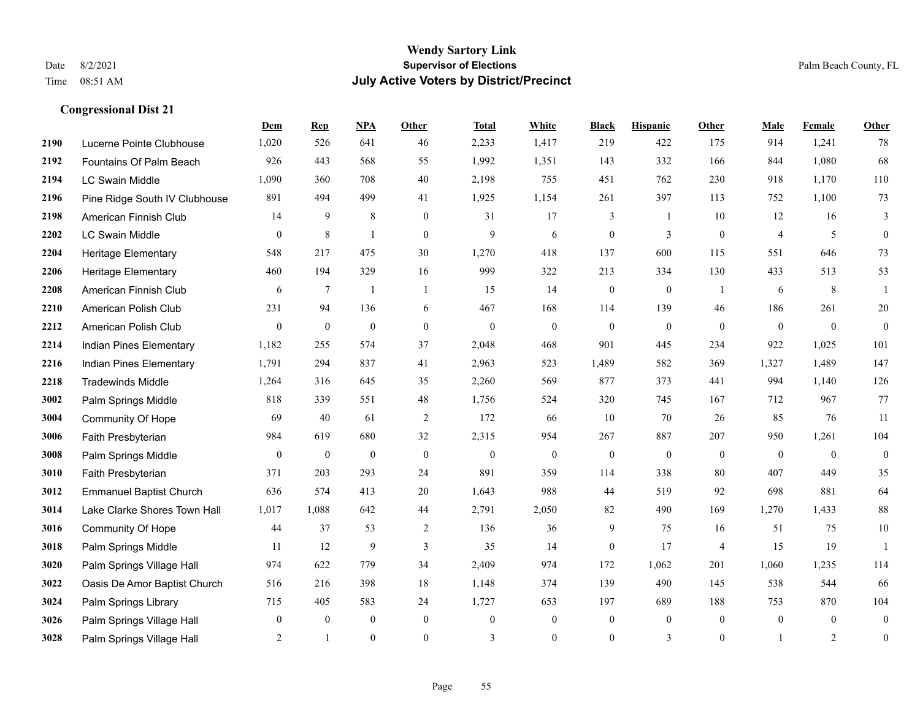# Wendy Sartory Link
## Supervisor of Elections
## July Active Voters by District/Precinct

Date 8/2/2021
Time 08:51 AM

Palm Beach County, FL

### Congressional Dist 21

| | | Dem | Rep | NPA | Other | Total | White | Black | Hispanic | Other | Male | Female | Other |
|---|---|---|---|---|---|---|---|---|---|---|---|---|---|
| 2190 | Lucerne Pointe Clubhouse | 1,020 | 526 | 641 | 46 | 2,233 | 1,417 | 219 | 422 | 175 | 914 | 1,241 | 78 |
| 2192 | Fountains Of Palm Beach | 926 | 443 | 568 | 55 | 1,992 | 1,351 | 143 | 332 | 166 | 844 | 1,080 | 68 |
| 2194 | LC Swain Middle | 1,090 | 360 | 708 | 40 | 2,198 | 755 | 451 | 762 | 230 | 918 | 1,170 | 110 |
| 2196 | Pine Ridge South IV Clubhouse | 891 | 494 | 499 | 41 | 1,925 | 1,154 | 261 | 397 | 113 | 752 | 1,100 | 73 |
| 2198 | American Finnish Club | 14 | 9 | 8 | 0 | 31 | 17 | 3 | 1 | 10 | 12 | 16 | 3 |
| 2202 | LC Swain Middle | 0 | 8 | 1 | 0 | 9 | 6 | 0 | 3 | 0 | 4 | 5 | 0 |
| 2204 | Heritage Elementary | 548 | 217 | 475 | 30 | 1,270 | 418 | 137 | 600 | 115 | 551 | 646 | 73 |
| 2206 | Heritage Elementary | 460 | 194 | 329 | 16 | 999 | 322 | 213 | 334 | 130 | 433 | 513 | 53 |
| 2208 | American Finnish Club | 6 | 7 | 1 | 1 | 15 | 14 | 0 | 0 | 1 | 6 | 8 | 1 |
| 2210 | American Polish Club | 231 | 94 | 136 | 6 | 467 | 168 | 114 | 139 | 46 | 186 | 261 | 20 |
| 2212 | American Polish Club | 0 | 0 | 0 | 0 | 0 | 0 | 0 | 0 | 0 | 0 | 0 | 0 |
| 2214 | Indian Pines Elementary | 1,182 | 255 | 574 | 37 | 2,048 | 468 | 901 | 445 | 234 | 922 | 1,025 | 101 |
| 2216 | Indian Pines Elementary | 1,791 | 294 | 837 | 41 | 2,963 | 523 | 1,489 | 582 | 369 | 1,327 | 1,489 | 147 |
| 2218 | Tradewinds Middle | 1,264 | 316 | 645 | 35 | 2,260 | 569 | 877 | 373 | 441 | 994 | 1,140 | 126 |
| 3002 | Palm Springs Middle | 818 | 339 | 551 | 48 | 1,756 | 524 | 320 | 745 | 167 | 712 | 967 | 77 |
| 3004 | Community Of Hope | 69 | 40 | 61 | 2 | 172 | 66 | 10 | 70 | 26 | 85 | 76 | 11 |
| 3006 | Faith Presbyterian | 984 | 619 | 680 | 32 | 2,315 | 954 | 267 | 887 | 207 | 950 | 1,261 | 104 |
| 3008 | Palm Springs Middle | 0 | 0 | 0 | 0 | 0 | 0 | 0 | 0 | 0 | 0 | 0 | 0 |
| 3010 | Faith Presbyterian | 371 | 203 | 293 | 24 | 891 | 359 | 114 | 338 | 80 | 407 | 449 | 35 |
| 3012 | Emmanuel Baptist Church | 636 | 574 | 413 | 20 | 1,643 | 988 | 44 | 519 | 92 | 698 | 881 | 64 |
| 3014 | Lake Clarke Shores Town Hall | 1,017 | 1,088 | 642 | 44 | 2,791 | 2,050 | 82 | 490 | 169 | 1,270 | 1,433 | 88 |
| 3016 | Community Of Hope | 44 | 37 | 53 | 2 | 136 | 36 | 9 | 75 | 16 | 51 | 75 | 10 |
| 3018 | Palm Springs Middle | 11 | 12 | 9 | 3 | 35 | 14 | 0 | 17 | 4 | 15 | 19 | 1 |
| 3020 | Palm Springs Village Hall | 974 | 622 | 779 | 34 | 2,409 | 974 | 172 | 1,062 | 201 | 1,060 | 1,235 | 114 |
| 3022 | Oasis De Amor Baptist Church | 516 | 216 | 398 | 18 | 1,148 | 374 | 139 | 490 | 145 | 538 | 544 | 66 |
| 3024 | Palm Springs Library | 715 | 405 | 583 | 24 | 1,727 | 653 | 197 | 689 | 188 | 753 | 870 | 104 |
| 3026 | Palm Springs Village Hall | 0 | 0 | 0 | 0 | 0 | 0 | 0 | 0 | 0 | 0 | 0 | 0 |
| 3028 | Palm Springs Village Hall | 2 | 1 | 0 | 0 | 3 | 0 | 0 | 3 | 0 | 1 | 2 | 0 |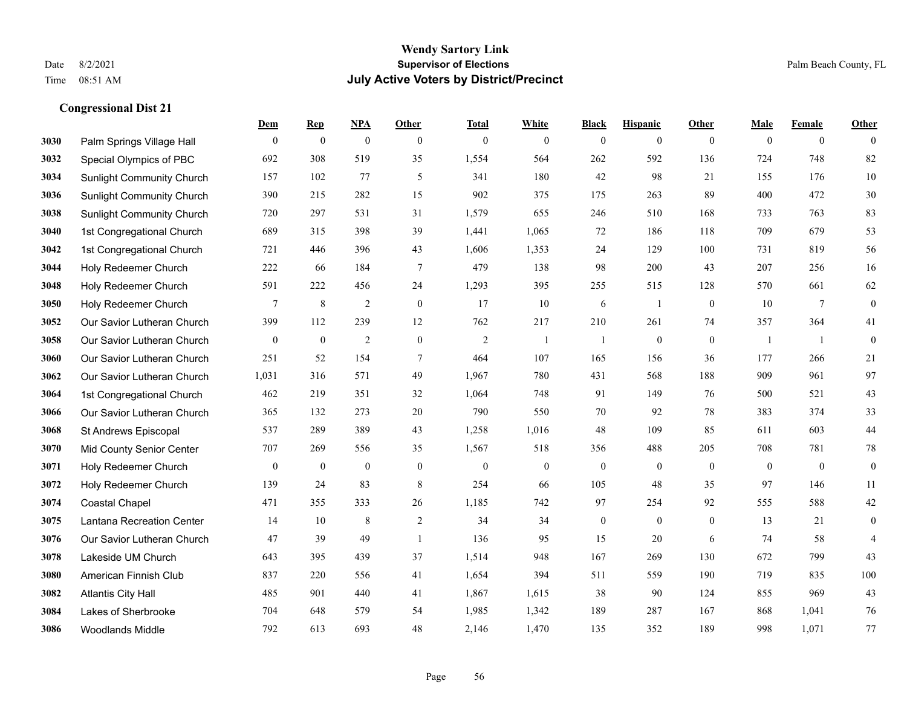**Wendy Sartory Link**
**Supervisor of Elections**
**July Active Voters by District/Precinct**

Date 8/2/2021
Time 08:51 AM

Palm Beach County, FL

### Congressional Dist 21

| | | Dem | Rep | NPA | Other | Total | White | Black | Hispanic | Other | Male | Female | Other |
|---|---|---|---|---|---|---|---|---|---|---|---|---|---|
| 3030 | Palm Springs Village Hall | 0 | 0 | 0 | 0 | 0 | 0 | 0 | 0 | 0 | 0 | 0 | 0 |
| 3032 | Special Olympics of PBC | 692 | 308 | 519 | 35 | 1,554 | 564 | 262 | 592 | 136 | 724 | 748 | 82 |
| 3034 | Sunlight Community Church | 157 | 102 | 77 | 5 | 341 | 180 | 42 | 98 | 21 | 155 | 176 | 10 |
| 3036 | Sunlight Community Church | 390 | 215 | 282 | 15 | 902 | 375 | 175 | 263 | 89 | 400 | 472 | 30 |
| 3038 | Sunlight Community Church | 720 | 297 | 531 | 31 | 1,579 | 655 | 246 | 510 | 168 | 733 | 763 | 83 |
| 3040 | 1st Congregational Church | 689 | 315 | 398 | 39 | 1,441 | 1,065 | 72 | 186 | 118 | 709 | 679 | 53 |
| 3042 | 1st Congregational Church | 721 | 446 | 396 | 43 | 1,606 | 1,353 | 24 | 129 | 100 | 731 | 819 | 56 |
| 3044 | Holy Redeemer Church | 222 | 66 | 184 | 7 | 479 | 138 | 98 | 200 | 43 | 207 | 256 | 16 |
| 3048 | Holy Redeemer Church | 591 | 222 | 456 | 24 | 1,293 | 395 | 255 | 515 | 128 | 570 | 661 | 62 |
| 3050 | Holy Redeemer Church | 7 | 8 | 2 | 0 | 17 | 10 | 6 | 1 | 0 | 10 | 7 | 0 |
| 3052 | Our Savior Lutheran Church | 399 | 112 | 239 | 12 | 762 | 217 | 210 | 261 | 74 | 357 | 364 | 41 |
| 3058 | Our Savior Lutheran Church | 0 | 0 | 2 | 0 | 2 | 1 | 1 | 0 | 0 | 1 | 1 | 0 |
| 3060 | Our Savior Lutheran Church | 251 | 52 | 154 | 7 | 464 | 107 | 165 | 156 | 36 | 177 | 266 | 21 |
| 3062 | Our Savior Lutheran Church | 1,031 | 316 | 571 | 49 | 1,967 | 780 | 431 | 568 | 188 | 909 | 961 | 97 |
| 3064 | 1st Congregational Church | 462 | 219 | 351 | 32 | 1,064 | 748 | 91 | 149 | 76 | 500 | 521 | 43 |
| 3066 | Our Savior Lutheran Church | 365 | 132 | 273 | 20 | 790 | 550 | 70 | 92 | 78 | 383 | 374 | 33 |
| 3068 | St Andrews Episcopal | 537 | 289 | 389 | 43 | 1,258 | 1,016 | 48 | 109 | 85 | 611 | 603 | 44 |
| 3070 | Mid County Senior Center | 707 | 269 | 556 | 35 | 1,567 | 518 | 356 | 488 | 205 | 708 | 781 | 78 |
| 3071 | Holy Redeemer Church | 0 | 0 | 0 | 0 | 0 | 0 | 0 | 0 | 0 | 0 | 0 | 0 |
| 3072 | Holy Redeemer Church | 139 | 24 | 83 | 8 | 254 | 66 | 105 | 48 | 35 | 97 | 146 | 11 |
| 3074 | Coastal Chapel | 471 | 355 | 333 | 26 | 1,185 | 742 | 97 | 254 | 92 | 555 | 588 | 42 |
| 3075 | Lantana Recreation Center | 14 | 10 | 8 | 2 | 34 | 34 | 0 | 0 | 0 | 13 | 21 | 0 |
| 3076 | Our Savior Lutheran Church | 47 | 39 | 49 | 1 | 136 | 95 | 15 | 20 | 6 | 74 | 58 | 4 |
| 3078 | Lakeside UM Church | 643 | 395 | 439 | 37 | 1,514 | 948 | 167 | 269 | 130 | 672 | 799 | 43 |
| 3080 | American Finnish Club | 837 | 220 | 556 | 41 | 1,654 | 394 | 511 | 559 | 190 | 719 | 835 | 100 |
| 3082 | Atlantis City Hall | 485 | 901 | 440 | 41 | 1,867 | 1,615 | 38 | 90 | 124 | 855 | 969 | 43 |
| 3084 | Lakes of Sherbrooke | 704 | 648 | 579 | 54 | 1,985 | 1,342 | 189 | 287 | 167 | 868 | 1,041 | 76 |
| 3086 | Woodlands Middle | 792 | 613 | 693 | 48 | 2,146 | 1,470 | 135 | 352 | 189 | 998 | 1,071 | 77 |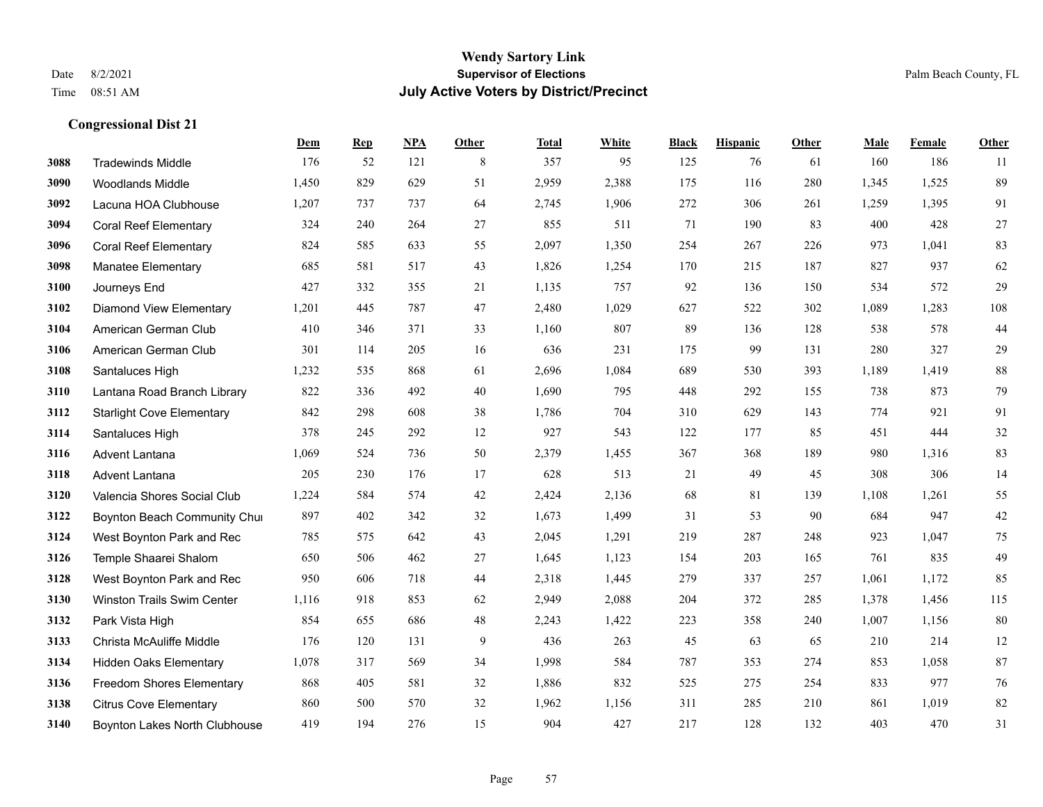**Wendy Sartory Link**
**Supervisor of Elections**
**July Active Voters by District/Precinct**

Date 8/2/2021
Time 08:51 AM

Palm Beach County, FL

### Congressional Dist 21

| | | Dem | Rep | NPA | Other | Total | White | Black | Hispanic | Other | Male | Female | Other |
|---|---|---|---|---|---|---|---|---|---|---|---|---|---|
| 3088 | Tradewinds Middle | 176 | 52 | 121 | 8 | 357 | 95 | 125 | 76 | 61 | 160 | 186 | 11 |
| 3090 | Woodlands Middle | 1,450 | 829 | 629 | 51 | 2,959 | 2,388 | 175 | 116 | 280 | 1,345 | 1,525 | 89 |
| 3092 | Lacuna HOA Clubhouse | 1,207 | 737 | 737 | 64 | 2,745 | 1,906 | 272 | 306 | 261 | 1,259 | 1,395 | 91 |
| 3094 | Coral Reef Elementary | 324 | 240 | 264 | 27 | 855 | 511 | 71 | 190 | 83 | 400 | 428 | 27 |
| 3096 | Coral Reef Elementary | 824 | 585 | 633 | 55 | 2,097 | 1,350 | 254 | 267 | 226 | 973 | 1,041 | 83 |
| 3098 | Manatee Elementary | 685 | 581 | 517 | 43 | 1,826 | 1,254 | 170 | 215 | 187 | 827 | 937 | 62 |
| 3100 | Journeys End | 427 | 332 | 355 | 21 | 1,135 | 757 | 92 | 136 | 150 | 534 | 572 | 29 |
| 3102 | Diamond View Elementary | 1,201 | 445 | 787 | 47 | 2,480 | 1,029 | 627 | 522 | 302 | 1,089 | 1,283 | 108 |
| 3104 | American German Club | 410 | 346 | 371 | 33 | 1,160 | 807 | 89 | 136 | 128 | 538 | 578 | 44 |
| 3106 | American German Club | 301 | 114 | 205 | 16 | 636 | 231 | 175 | 99 | 131 | 280 | 327 | 29 |
| 3108 | Santaluces High | 1,232 | 535 | 868 | 61 | 2,696 | 1,084 | 689 | 530 | 393 | 1,189 | 1,419 | 88 |
| 3110 | Lantana Road Branch Library | 822 | 336 | 492 | 40 | 1,690 | 795 | 448 | 292 | 155 | 738 | 873 | 79 |
| 3112 | Starlight Cove Elementary | 842 | 298 | 608 | 38 | 1,786 | 704 | 310 | 629 | 143 | 774 | 921 | 91 |
| 3114 | Santaluces High | 378 | 245 | 292 | 12 | 927 | 543 | 122 | 177 | 85 | 451 | 444 | 32 |
| 3116 | Advent Lantana | 1,069 | 524 | 736 | 50 | 2,379 | 1,455 | 367 | 368 | 189 | 980 | 1,316 | 83 |
| 3118 | Advent Lantana | 205 | 230 | 176 | 17 | 628 | 513 | 21 | 49 | 45 | 308 | 306 | 14 |
| 3120 | Valencia Shores Social Club | 1,224 | 584 | 574 | 42 | 2,424 | 2,136 | 68 | 81 | 139 | 1,108 | 1,261 | 55 |
| 3122 | Boynton Beach Community Chu | 897 | 402 | 342 | 32 | 1,673 | 1,499 | 31 | 53 | 90 | 684 | 947 | 42 |
| 3124 | West Boynton Park and Rec | 785 | 575 | 642 | 43 | 2,045 | 1,291 | 219 | 287 | 248 | 923 | 1,047 | 75 |
| 3126 | Temple Shaarei Shalom | 650 | 506 | 462 | 27 | 1,645 | 1,123 | 154 | 203 | 165 | 761 | 835 | 49 |
| 3128 | West Boynton Park and Rec | 950 | 606 | 718 | 44 | 2,318 | 1,445 | 279 | 337 | 257 | 1,061 | 1,172 | 85 |
| 3130 | Winston Trails Swim Center | 1,116 | 918 | 853 | 62 | 2,949 | 2,088 | 204 | 372 | 285 | 1,378 | 1,456 | 115 |
| 3132 | Park Vista High | 854 | 655 | 686 | 48 | 2,243 | 1,422 | 223 | 358 | 240 | 1,007 | 1,156 | 80 |
| 3133 | Christa McAuliffe Middle | 176 | 120 | 131 | 9 | 436 | 263 | 45 | 63 | 65 | 210 | 214 | 12 |
| 3134 | Hidden Oaks Elementary | 1,078 | 317 | 569 | 34 | 1,998 | 584 | 787 | 353 | 274 | 853 | 1,058 | 87 |
| 3136 | Freedom Shores Elementary | 868 | 405 | 581 | 32 | 1,886 | 832 | 525 | 275 | 254 | 833 | 977 | 76 |
| 3138 | Citrus Cove Elementary | 860 | 500 | 570 | 32 | 1,962 | 1,156 | 311 | 285 | 210 | 861 | 1,019 | 82 |
| 3140 | Boynton Lakes North Clubhouse | 419 | 194 | 276 | 15 | 904 | 427 | 217 | 128 | 132 | 403 | 470 | 31 |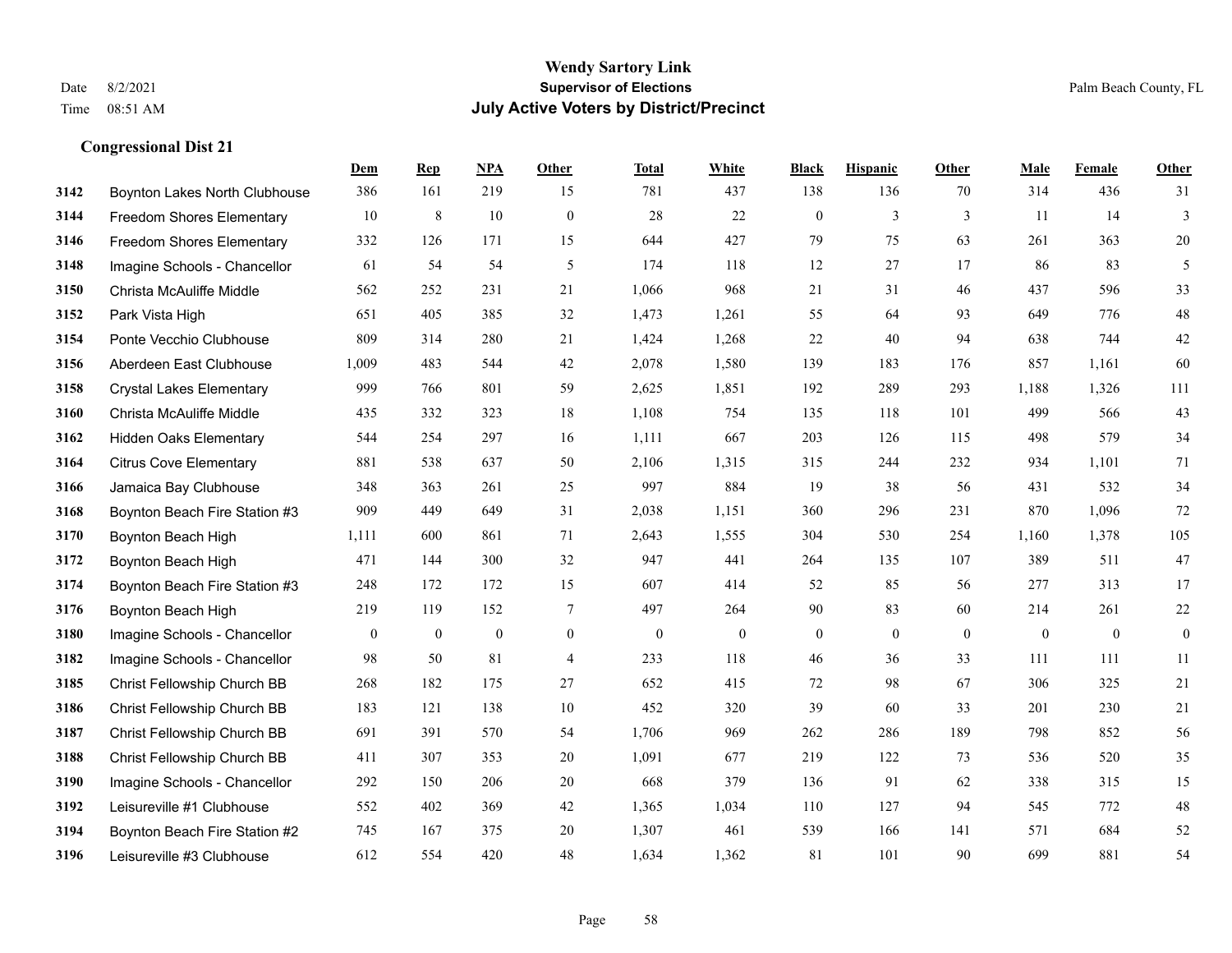# Wendy Sartory Link
## Supervisor of Elections
## July Active Voters by District/Precinct

Date 8/2/2021
Time 08:51 AM

Palm Beach County, FL

### Congressional Dist 21

| | | Dem | Rep | NPA | Other | Total | White | Black | Hispanic | Other | Male | Female | Other |
|---|---|---|---|---|---|---|---|---|---|---|---|---|---|
| 3142 | Boynton Lakes North Clubhouse | 386 | 161 | 219 | 15 | 781 | 437 | 138 | 136 | 70 | 314 | 436 | 31 |
| 3144 | Freedom Shores Elementary | 10 | 8 | 10 | 0 | 28 | 22 | 0 | 3 | 3 | 11 | 14 | 3 |
| 3146 | Freedom Shores Elementary | 332 | 126 | 171 | 15 | 644 | 427 | 79 | 75 | 63 | 261 | 363 | 20 |
| 3148 | Imagine Schools - Chancellor | 61 | 54 | 54 | 5 | 174 | 118 | 12 | 27 | 17 | 86 | 83 | 5 |
| 3150 | Christa McAuliffe Middle | 562 | 252 | 231 | 21 | 1,066 | 968 | 21 | 31 | 46 | 437 | 596 | 33 |
| 3152 | Park Vista High | 651 | 405 | 385 | 32 | 1,473 | 1,261 | 55 | 64 | 93 | 649 | 776 | 48 |
| 3154 | Ponte Vecchio Clubhouse | 809 | 314 | 280 | 21 | 1,424 | 1,268 | 22 | 40 | 94 | 638 | 744 | 42 |
| 3156 | Aberdeen East Clubhouse | 1,009 | 483 | 544 | 42 | 2,078 | 1,580 | 139 | 183 | 176 | 857 | 1,161 | 60 |
| 3158 | Crystal Lakes Elementary | 999 | 766 | 801 | 59 | 2,625 | 1,851 | 192 | 289 | 293 | 1,188 | 1,326 | 111 |
| 3160 | Christa McAuliffe Middle | 435 | 332 | 323 | 18 | 1,108 | 754 | 135 | 118 | 101 | 499 | 566 | 43 |
| 3162 | Hidden Oaks Elementary | 544 | 254 | 297 | 16 | 1,111 | 667 | 203 | 126 | 115 | 498 | 579 | 34 |
| 3164 | Citrus Cove Elementary | 881 | 538 | 637 | 50 | 2,106 | 1,315 | 315 | 244 | 232 | 934 | 1,101 | 71 |
| 3166 | Jamaica Bay Clubhouse | 348 | 363 | 261 | 25 | 997 | 884 | 19 | 38 | 56 | 431 | 532 | 34 |
| 3168 | Boynton Beach Fire Station #3 | 909 | 449 | 649 | 31 | 2,038 | 1,151 | 360 | 296 | 231 | 870 | 1,096 | 72 |
| 3170 | Boynton Beach High | 1,111 | 600 | 861 | 71 | 2,643 | 1,555 | 304 | 530 | 254 | 1,160 | 1,378 | 105 |
| 3172 | Boynton Beach High | 471 | 144 | 300 | 32 | 947 | 441 | 264 | 135 | 107 | 389 | 511 | 47 |
| 3174 | Boynton Beach Fire Station #3 | 248 | 172 | 172 | 15 | 607 | 414 | 52 | 85 | 56 | 277 | 313 | 17 |
| 3176 | Boynton Beach High | 219 | 119 | 152 | 7 | 497 | 264 | 90 | 83 | 60 | 214 | 261 | 22 |
| 3180 | Imagine Schools - Chancellor | 0 | 0 | 0 | 0 | 0 | 0 | 0 | 0 | 0 | 0 | 0 | 0 |
| 3182 | Imagine Schools - Chancellor | 98 | 50 | 81 | 4 | 233 | 118 | 46 | 36 | 33 | 111 | 111 | 11 |
| 3185 | Christ Fellowship Church BB | 268 | 182 | 175 | 27 | 652 | 415 | 72 | 98 | 67 | 306 | 325 | 21 |
| 3186 | Christ Fellowship Church BB | 183 | 121 | 138 | 10 | 452 | 320 | 39 | 60 | 33 | 201 | 230 | 21 |
| 3187 | Christ Fellowship Church BB | 691 | 391 | 570 | 54 | 1,706 | 969 | 262 | 286 | 189 | 798 | 852 | 56 |
| 3188 | Christ Fellowship Church BB | 411 | 307 | 353 | 20 | 1,091 | 677 | 219 | 122 | 73 | 536 | 520 | 35 |
| 3190 | Imagine Schools - Chancellor | 292 | 150 | 206 | 20 | 668 | 379 | 136 | 91 | 62 | 338 | 315 | 15 |
| 3192 | Leisureville #1 Clubhouse | 552 | 402 | 369 | 42 | 1,365 | 1,034 | 110 | 127 | 94 | 545 | 772 | 48 |
| 3194 | Boynton Beach Fire Station #2 | 745 | 167 | 375 | 20 | 1,307 | 461 | 539 | 166 | 141 | 571 | 684 | 52 |
| 3196 | Leisureville #3 Clubhouse | 612 | 554 | 420 | 48 | 1,634 | 1,362 | 81 | 101 | 90 | 699 | 881 | 54 |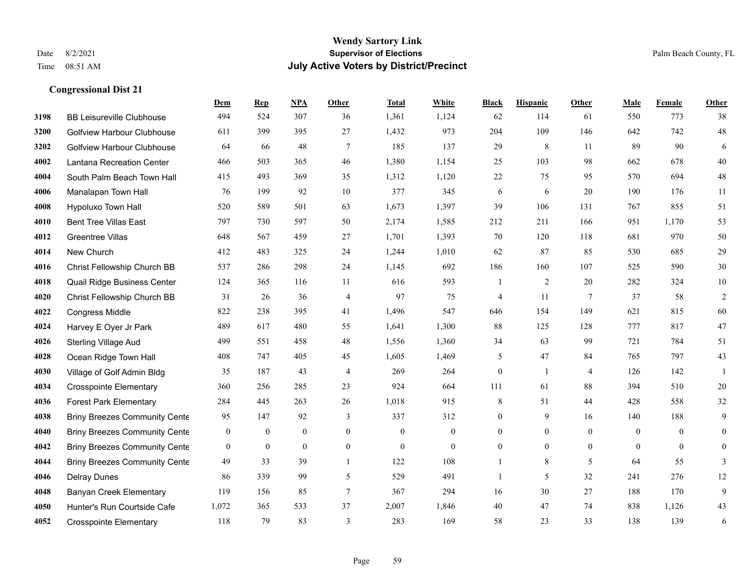# Wendy Sartory Link
## Supervisor of Elections
## July Active Voters by District/Precinct

Date 8/2/2021
Time 08:51 AM

Palm Beach County, FL

### Congressional Dist 21

| | | Dem | Rep | NPA | Other | Total | White | Black | Hispanic | Other | Male | Female | Other |
|---|---|---|---|---|---|---|---|---|---|---|---|---|---|
| 3198 | BB Leisureville Clubhouse | 494 | 524 | 307 | 36 | 1,361 | 1,124 | 62 | 114 | 61 | 550 | 773 | 38 |
| 3200 | Golfview Harbour Clubhouse | 611 | 399 | 395 | 27 | 1,432 | 973 | 204 | 109 | 146 | 642 | 742 | 48 |
| 3202 | Golfview Harbour Clubhouse | 64 | 66 | 48 | 7 | 185 | 137 | 29 | 8 | 11 | 89 | 90 | 6 |
| 4002 | Lantana Recreation Center | 466 | 503 | 365 | 46 | 1,380 | 1,154 | 25 | 103 | 98 | 662 | 678 | 40 |
| 4004 | South Palm Beach Town Hall | 415 | 493 | 369 | 35 | 1,312 | 1,120 | 22 | 75 | 95 | 570 | 694 | 48 |
| 4006 | Manalapan Town Hall | 76 | 199 | 92 | 10 | 377 | 345 | 6 | 6 | 20 | 190 | 176 | 11 |
| 4008 | Hypoluxo Town Hall | 520 | 589 | 501 | 63 | 1,673 | 1,397 | 39 | 106 | 131 | 767 | 855 | 51 |
| 4010 | Bent Tree Villas East | 797 | 730 | 597 | 50 | 2,174 | 1,585 | 212 | 211 | 166 | 951 | 1,170 | 53 |
| 4012 | Greentree Villas | 648 | 567 | 459 | 27 | 1,701 | 1,393 | 70 | 120 | 118 | 681 | 970 | 50 |
| 4014 | New Church | 412 | 483 | 325 | 24 | 1,244 | 1,010 | 62 | 87 | 85 | 530 | 685 | 29 |
| 4016 | Christ Fellowship Church BB | 537 | 286 | 298 | 24 | 1,145 | 692 | 186 | 160 | 107 | 525 | 590 | 30 |
| 4018 | Quail Ridge Business Center | 124 | 365 | 116 | 11 | 616 | 593 | 1 | 2 | 20 | 282 | 324 | 10 |
| 4020 | Christ Fellowship Church BB | 31 | 26 | 36 | 4 | 97 | 75 | 4 | 11 | 7 | 37 | 58 | 2 |
| 4022 | Congress Middle | 822 | 238 | 395 | 41 | 1,496 | 547 | 646 | 154 | 149 | 621 | 815 | 60 |
| 4024 | Harvey E Oyer Jr Park | 489 | 617 | 480 | 55 | 1,641 | 1,300 | 88 | 125 | 128 | 777 | 817 | 47 |
| 4026 | Sterling Village Aud | 499 | 551 | 458 | 48 | 1,556 | 1,360 | 34 | 63 | 99 | 721 | 784 | 51 |
| 4028 | Ocean Ridge Town Hall | 408 | 747 | 405 | 45 | 1,605 | 1,469 | 5 | 47 | 84 | 765 | 797 | 43 |
| 4030 | Village of Golf Admin Bldg | 35 | 187 | 43 | 4 | 269 | 264 | 0 | 1 | 4 | 126 | 142 | 1 |
| 4034 | Crosspointe Elementary | 360 | 256 | 285 | 23 | 924 | 664 | 111 | 61 | 88 | 394 | 510 | 20 |
| 4036 | Forest Park Elementary | 284 | 445 | 263 | 26 | 1,018 | 915 | 8 | 51 | 44 | 428 | 558 | 32 |
| 4038 | Briny Breezes Community Cente | 95 | 147 | 92 | 3 | 337 | 312 | 0 | 9 | 16 | 140 | 188 | 9 |
| 4040 | Briny Breezes Community Cente | 0 | 0 | 0 | 0 | 0 | 0 | 0 | 0 | 0 | 0 | 0 | 0 |
| 4042 | Briny Breezes Community Cente | 0 | 0 | 0 | 0 | 0 | 0 | 0 | 0 | 0 | 0 | 0 | 0 |
| 4044 | Briny Breezes Community Cente | 49 | 33 | 39 | 1 | 122 | 108 | 1 | 8 | 5 | 64 | 55 | 3 |
| 4046 | Delray Dunes | 86 | 339 | 99 | 5 | 529 | 491 | 1 | 5 | 32 | 241 | 276 | 12 |
| 4048 | Banyan Creek Elementary | 119 | 156 | 85 | 7 | 367 | 294 | 16 | 30 | 27 | 188 | 170 | 9 |
| 4050 | Hunter's Run Courtside Cafe | 1,072 | 365 | 533 | 37 | 2,007 | 1,846 | 40 | 47 | 74 | 838 | 1,126 | 43 |
| 4052 | Crosspointe Elementary | 118 | 79 | 83 | 3 | 283 | 169 | 58 | 23 | 33 | 138 | 139 | 6 |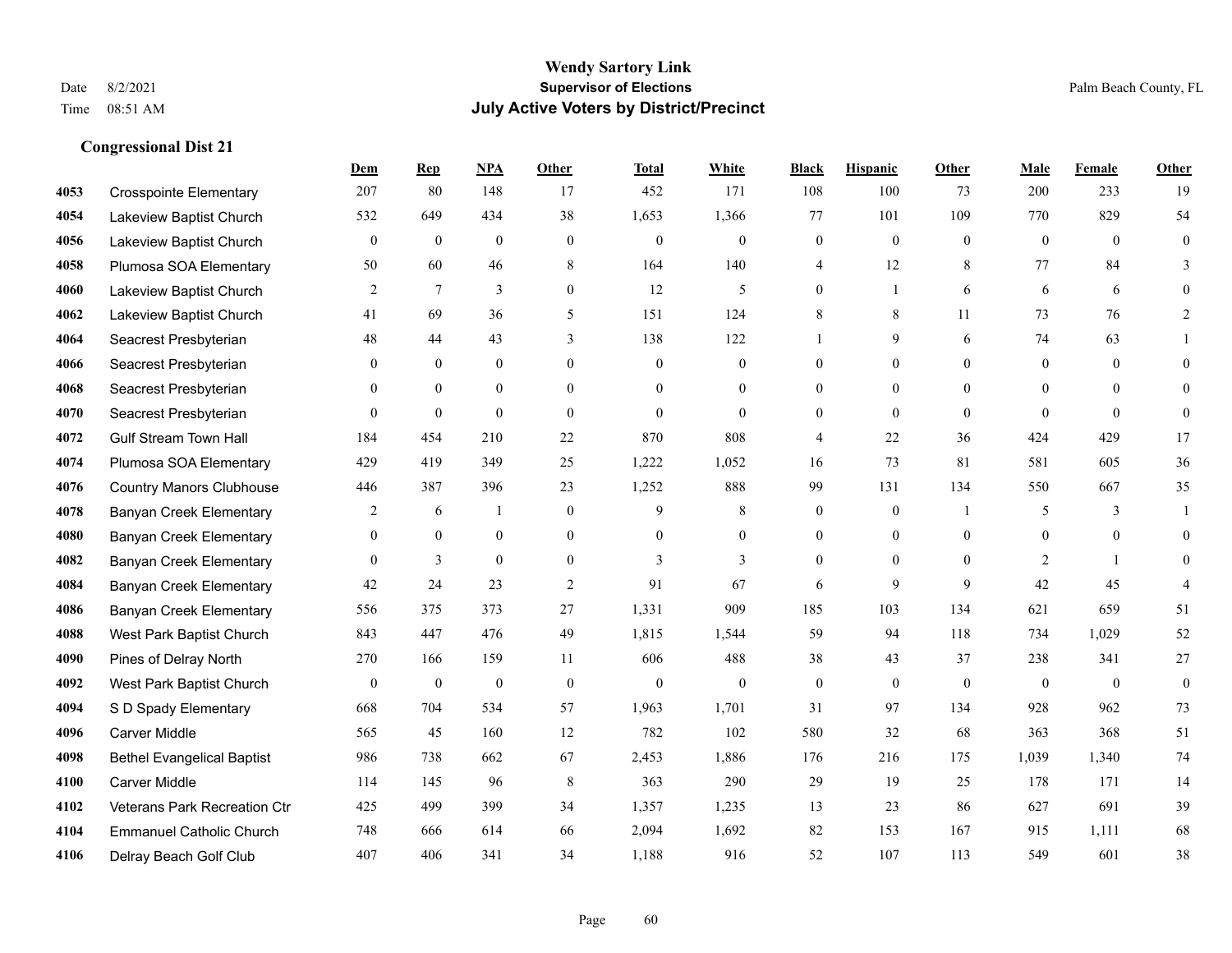**Wendy Sartory Link**
**Supervisor of Elections**
**July Active Voters by District/Precinct**

Date 8/2/2021
Time 08:51 AM

Palm Beach County, FL

## Congressional Dist 21

| | | Dem | Rep | NPA | Other | Total | White | Black | Hispanic | Other | Male | Female | Other |
|---|---|---|---|---|---|---|---|---|---|---|---|---|---|
| 4053 | Crosspointe Elementary | 207 | 80 | 148 | 17 | 452 | 171 | 108 | 100 | 73 | 200 | 233 | 19 |
| 4054 | Lakeview Baptist Church | 532 | 649 | 434 | 38 | 1,653 | 1,366 | 77 | 101 | 109 | 770 | 829 | 54 |
| 4056 | Lakeview Baptist Church | 0 | 0 | 0 | 0 | 0 | 0 | 0 | 0 | 0 | 0 | 0 | 0 |
| 4058 | Plumosa SOA Elementary | 50 | 60 | 46 | 8 | 164 | 140 | 4 | 12 | 8 | 77 | 84 | 3 |
| 4060 | Lakeview Baptist Church | 2 | 7 | 3 | 0 | 12 | 5 | 0 | 1 | 6 | 6 | 6 | 0 |
| 4062 | Lakeview Baptist Church | 41 | 69 | 36 | 5 | 151 | 124 | 8 | 8 | 11 | 73 | 76 | 2 |
| 4064 | Seacrest Presbyterian | 48 | 44 | 43 | 3 | 138 | 122 | 1 | 9 | 6 | 74 | 63 | 1 |
| 4066 | Seacrest Presbyterian | 0 | 0 | 0 | 0 | 0 | 0 | 0 | 0 | 0 | 0 | 0 | 0 |
| 4068 | Seacrest Presbyterian | 0 | 0 | 0 | 0 | 0 | 0 | 0 | 0 | 0 | 0 | 0 | 0 |
| 4070 | Seacrest Presbyterian | 0 | 0 | 0 | 0 | 0 | 0 | 0 | 0 | 0 | 0 | 0 | 0 |
| 4072 | Gulf Stream Town Hall | 184 | 454 | 210 | 22 | 870 | 808 | 4 | 22 | 36 | 424 | 429 | 17 |
| 4074 | Plumosa SOA Elementary | 429 | 419 | 349 | 25 | 1,222 | 1,052 | 16 | 73 | 81 | 581 | 605 | 36 |
| 4076 | Country Manors Clubhouse | 446 | 387 | 396 | 23 | 1,252 | 888 | 99 | 131 | 134 | 550 | 667 | 35 |
| 4078 | Banyan Creek Elementary | 2 | 6 | 1 | 0 | 9 | 8 | 0 | 0 | 1 | 5 | 3 | 1 |
| 4080 | Banyan Creek Elementary | 0 | 0 | 0 | 0 | 0 | 0 | 0 | 0 | 0 | 0 | 0 | 0 |
| 4082 | Banyan Creek Elementary | 0 | 3 | 0 | 0 | 3 | 3 | 0 | 0 | 0 | 2 | 1 | 0 |
| 4084 | Banyan Creek Elementary | 42 | 24 | 23 | 2 | 91 | 67 | 6 | 9 | 9 | 42 | 45 | 4 |
| 4086 | Banyan Creek Elementary | 556 | 375 | 373 | 27 | 1,331 | 909 | 185 | 103 | 134 | 621 | 659 | 51 |
| 4088 | West Park Baptist Church | 843 | 447 | 476 | 49 | 1,815 | 1,544 | 59 | 94 | 118 | 734 | 1,029 | 52 |
| 4090 | Pines of Delray North | 270 | 166 | 159 | 11 | 606 | 488 | 38 | 43 | 37 | 238 | 341 | 27 |
| 4092 | West Park Baptist Church | 0 | 0 | 0 | 0 | 0 | 0 | 0 | 0 | 0 | 0 | 0 | 0 |
| 4094 | S D Spady Elementary | 668 | 704 | 534 | 57 | 1,963 | 1,701 | 31 | 97 | 134 | 928 | 962 | 73 |
| 4096 | Carver Middle | 565 | 45 | 160 | 12 | 782 | 102 | 580 | 32 | 68 | 363 | 368 | 51 |
| 4098 | Bethel Evangelical Baptist | 986 | 738 | 662 | 67 | 2,453 | 1,886 | 176 | 216 | 175 | 1,039 | 1,340 | 74 |
| 4100 | Carver Middle | 114 | 145 | 96 | 8 | 363 | 290 | 29 | 19 | 25 | 178 | 171 | 14 |
| 4102 | Veterans Park Recreation Ctr | 425 | 499 | 399 | 34 | 1,357 | 1,235 | 13 | 23 | 86 | 627 | 691 | 39 |
| 4104 | Emmanuel Catholic Church | 748 | 666 | 614 | 66 | 2,094 | 1,692 | 82 | 153 | 167 | 915 | 1,111 | 68 |
| 4106 | Delray Beach Golf Club | 407 | 406 | 341 | 34 | 1,188 | 916 | 52 | 107 | 113 | 549 | 601 | 38 |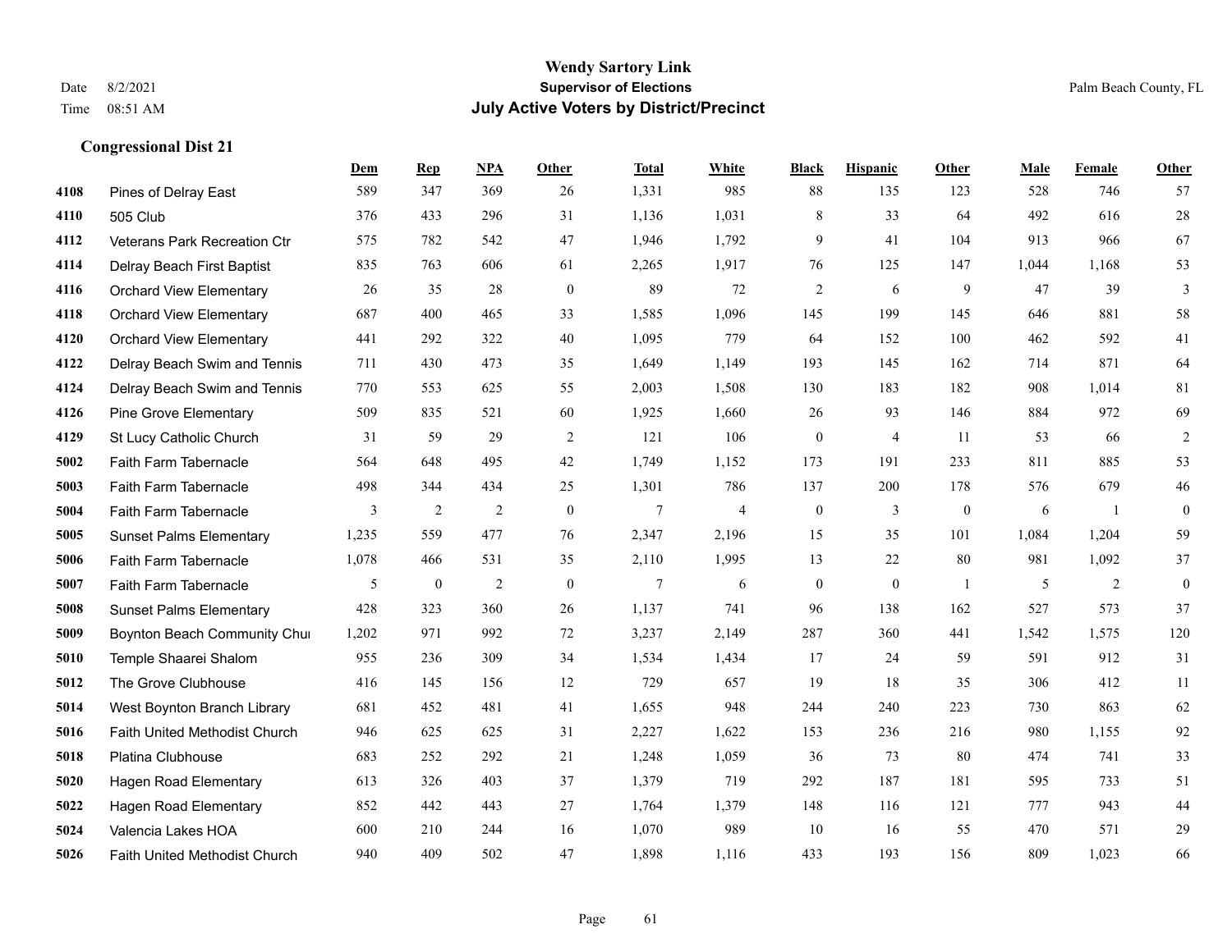**Wendy Sartory Link**
**Supervisor of Elections**
**July Active Voters by District/Precinct**

Date 8/2/2021
Time 08:51 AM

Palm Beach County, FL

### Congressional Dist 21

| | | Dem | Rep | NPA | Other | Total | White | Black | Hispanic | Other | Male | Female | Other |
|---|---|---|---|---|---|---|---|---|---|---|---|---|---|
| 4108 | Pines of Delray East | 589 | 347 | 369 | 26 | 1,331 | 985 | 88 | 135 | 123 | 528 | 746 | 57 |
| 4110 | 505 Club | 376 | 433 | 296 | 31 | 1,136 | 1,031 | 8 | 33 | 64 | 492 | 616 | 28 |
| 4112 | Veterans Park Recreation Ctr | 575 | 782 | 542 | 47 | 1,946 | 1,792 | 9 | 41 | 104 | 913 | 966 | 67 |
| 4114 | Delray Beach First Baptist | 835 | 763 | 606 | 61 | 2,265 | 1,917 | 76 | 125 | 147 | 1,044 | 1,168 | 53 |
| 4116 | Orchard View Elementary | 26 | 35 | 28 | 0 | 89 | 72 | 2 | 6 | 9 | 47 | 39 | 3 |
| 4118 | Orchard View Elementary | 687 | 400 | 465 | 33 | 1,585 | 1,096 | 145 | 199 | 145 | 646 | 881 | 58 |
| 4120 | Orchard View Elementary | 441 | 292 | 322 | 40 | 1,095 | 779 | 64 | 152 | 100 | 462 | 592 | 41 |
| 4122 | Delray Beach Swim and Tennis | 711 | 430 | 473 | 35 | 1,649 | 1,149 | 193 | 145 | 162 | 714 | 871 | 64 |
| 4124 | Delray Beach Swim and Tennis | 770 | 553 | 625 | 55 | 2,003 | 1,508 | 130 | 183 | 182 | 908 | 1,014 | 81 |
| 4126 | Pine Grove Elementary | 509 | 835 | 521 | 60 | 1,925 | 1,660 | 26 | 93 | 146 | 884 | 972 | 69 |
| 4129 | St Lucy Catholic Church | 31 | 59 | 29 | 2 | 121 | 106 | 0 | 4 | 11 | 53 | 66 | 2 |
| 5002 | Faith Farm Tabernacle | 564 | 648 | 495 | 42 | 1,749 | 1,152 | 173 | 191 | 233 | 811 | 885 | 53 |
| 5003 | Faith Farm Tabernacle | 498 | 344 | 434 | 25 | 1,301 | 786 | 137 | 200 | 178 | 576 | 679 | 46 |
| 5004 | Faith Farm Tabernacle | 3 | 2 | 2 | 0 | 7 | 4 | 0 | 3 | 0 | 6 | 1 | 0 |
| 5005 | Sunset Palms Elementary | 1,235 | 559 | 477 | 76 | 2,347 | 2,196 | 15 | 35 | 101 | 1,084 | 1,204 | 59 |
| 5006 | Faith Farm Tabernacle | 1,078 | 466 | 531 | 35 | 2,110 | 1,995 | 13 | 22 | 80 | 981 | 1,092 | 37 |
| 5007 | Faith Farm Tabernacle | 5 | 0 | 2 | 0 | 7 | 6 | 0 | 0 | 1 | 5 | 2 | 0 |
| 5008 | Sunset Palms Elementary | 428 | 323 | 360 | 26 | 1,137 | 741 | 96 | 138 | 162 | 527 | 573 | 37 |
| 5009 | Boynton Beach Community Chui | 1,202 | 971 | 992 | 72 | 3,237 | 2,149 | 287 | 360 | 441 | 1,542 | 1,575 | 120 |
| 5010 | Temple Shaarei Shalom | 955 | 236 | 309 | 34 | 1,534 | 1,434 | 17 | 24 | 59 | 591 | 912 | 31 |
| 5012 | The Grove Clubhouse | 416 | 145 | 156 | 12 | 729 | 657 | 19 | 18 | 35 | 306 | 412 | 11 |
| 5014 | West Boynton Branch Library | 681 | 452 | 481 | 41 | 1,655 | 948 | 244 | 240 | 223 | 730 | 863 | 62 |
| 5016 | Faith United Methodist Church | 946 | 625 | 625 | 31 | 2,227 | 1,622 | 153 | 236 | 216 | 980 | 1,155 | 92 |
| 5018 | Platina Clubhouse | 683 | 252 | 292 | 21 | 1,248 | 1,059 | 36 | 73 | 80 | 474 | 741 | 33 |
| 5020 | Hagen Road Elementary | 613 | 326 | 403 | 37 | 1,379 | 719 | 292 | 187 | 181 | 595 | 733 | 51 |
| 5022 | Hagen Road Elementary | 852 | 442 | 443 | 27 | 1,764 | 1,379 | 148 | 116 | 121 | 777 | 943 | 44 |
| 5024 | Valencia Lakes HOA | 600 | 210 | 244 | 16 | 1,070 | 989 | 10 | 16 | 55 | 470 | 571 | 29 |
| 5026 | Faith United Methodist Church | 940 | 409 | 502 | 47 | 1,898 | 1,116 | 433 | 193 | 156 | 809 | 1,023 | 66 |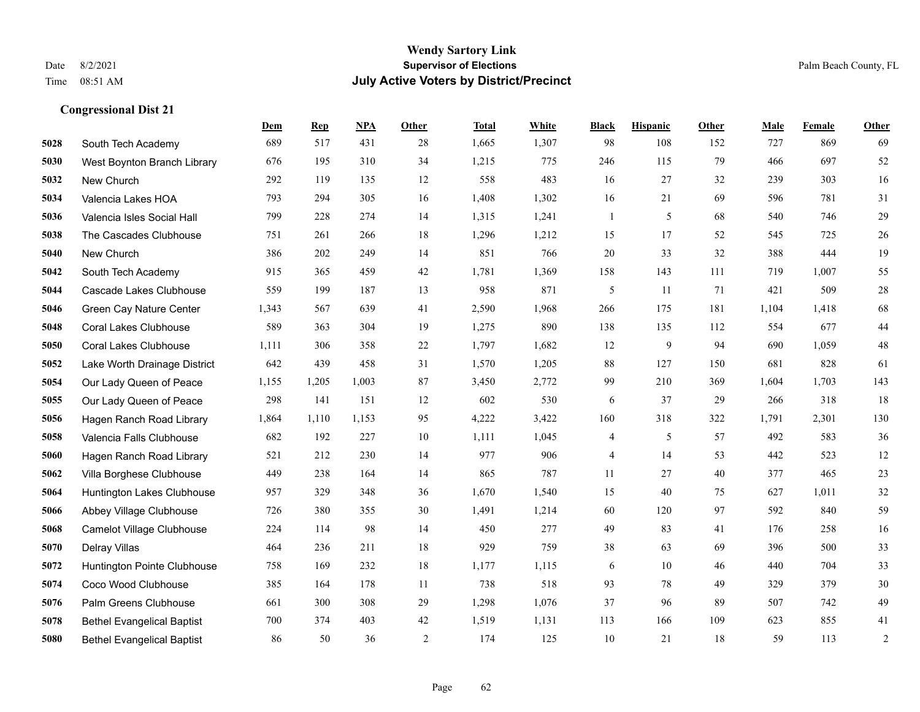# Wendy Sartory Link
## Supervisor of Elections
## July Active Voters by District/Precinct

Date 8/2/2021
Time 08:51 AM

Palm Beach County, FL

### Congressional Dist 21

| | | Dem | Rep | NPA | Other | Total | White | Black | Hispanic | Other | Male | Female | Other |
|---|---|---|---|---|---|---|---|---|---|---|---|---|---|
| 5028 | South Tech Academy | 689 | 517 | 431 | 28 | 1,665 | 1,307 | 98 | 108 | 152 | 727 | 869 | 69 |
| 5030 | West Boynton Branch Library | 676 | 195 | 310 | 34 | 1,215 | 775 | 246 | 115 | 79 | 466 | 697 | 52 |
| 5032 | New Church | 292 | 119 | 135 | 12 | 558 | 483 | 16 | 27 | 32 | 239 | 303 | 16 |
| 5034 | Valencia Lakes HOA | 793 | 294 | 305 | 16 | 1,408 | 1,302 | 16 | 21 | 69 | 596 | 781 | 31 |
| 5036 | Valencia Isles Social Hall | 799 | 228 | 274 | 14 | 1,315 | 1,241 | 1 | 5 | 68 | 540 | 746 | 29 |
| 5038 | The Cascades Clubhouse | 751 | 261 | 266 | 18 | 1,296 | 1,212 | 15 | 17 | 52 | 545 | 725 | 26 |
| 5040 | New Church | 386 | 202 | 249 | 14 | 851 | 766 | 20 | 33 | 32 | 388 | 444 | 19 |
| 5042 | South Tech Academy | 915 | 365 | 459 | 42 | 1,781 | 1,369 | 158 | 143 | 111 | 719 | 1,007 | 55 |
| 5044 | Cascade Lakes Clubhouse | 559 | 199 | 187 | 13 | 958 | 871 | 5 | 11 | 71 | 421 | 509 | 28 |
| 5046 | Green Cay Nature Center | 1,343 | 567 | 639 | 41 | 2,590 | 1,968 | 266 | 175 | 181 | 1,104 | 1,418 | 68 |
| 5048 | Coral Lakes Clubhouse | 589 | 363 | 304 | 19 | 1,275 | 890 | 138 | 135 | 112 | 554 | 677 | 44 |
| 5050 | Coral Lakes Clubhouse | 1,111 | 306 | 358 | 22 | 1,797 | 1,682 | 12 | 9 | 94 | 690 | 1,059 | 48 |
| 5052 | Lake Worth Drainage District | 642 | 439 | 458 | 31 | 1,570 | 1,205 | 88 | 127 | 150 | 681 | 828 | 61 |
| 5054 | Our Lady Queen of Peace | 1,155 | 1,205 | 1,003 | 87 | 3,450 | 2,772 | 99 | 210 | 369 | 1,604 | 1,703 | 143 |
| 5055 | Our Lady Queen of Peace | 298 | 141 | 151 | 12 | 602 | 530 | 6 | 37 | 29 | 266 | 318 | 18 |
| 5056 | Hagen Ranch Road Library | 1,864 | 1,110 | 1,153 | 95 | 4,222 | 3,422 | 160 | 318 | 322 | 1,791 | 2,301 | 130 |
| 5058 | Valencia Falls Clubhouse | 682 | 192 | 227 | 10 | 1,111 | 1,045 | 4 | 5 | 57 | 492 | 583 | 36 |
| 5060 | Hagen Ranch Road Library | 521 | 212 | 230 | 14 | 977 | 906 | 4 | 14 | 53 | 442 | 523 | 12 |
| 5062 | Villa Borghese Clubhouse | 449 | 238 | 164 | 14 | 865 | 787 | 11 | 27 | 40 | 377 | 465 | 23 |
| 5064 | Huntington Lakes Clubhouse | 957 | 329 | 348 | 36 | 1,670 | 1,540 | 15 | 40 | 75 | 627 | 1,011 | 32 |
| 5066 | Abbey Village Clubhouse | 726 | 380 | 355 | 30 | 1,491 | 1,214 | 60 | 120 | 97 | 592 | 840 | 59 |
| 5068 | Camelot Village Clubhouse | 224 | 114 | 98 | 14 | 450 | 277 | 49 | 83 | 41 | 176 | 258 | 16 |
| 5070 | Delray Villas | 464 | 236 | 211 | 18 | 929 | 759 | 38 | 63 | 69 | 396 | 500 | 33 |
| 5072 | Huntington Pointe Clubhouse | 758 | 169 | 232 | 18 | 1,177 | 1,115 | 6 | 10 | 46 | 440 | 704 | 33 |
| 5074 | Coco Wood Clubhouse | 385 | 164 | 178 | 11 | 738 | 518 | 93 | 78 | 49 | 329 | 379 | 30 |
| 5076 | Palm Greens Clubhouse | 661 | 300 | 308 | 29 | 1,298 | 1,076 | 37 | 96 | 89 | 507 | 742 | 49 |
| 5078 | Bethel Evangelical Baptist | 700 | 374 | 403 | 42 | 1,519 | 1,131 | 113 | 166 | 109 | 623 | 855 | 41 |
| 5080 | Bethel Evangelical Baptist | 86 | 50 | 36 | 2 | 174 | 125 | 10 | 21 | 18 | 59 | 113 | 2 |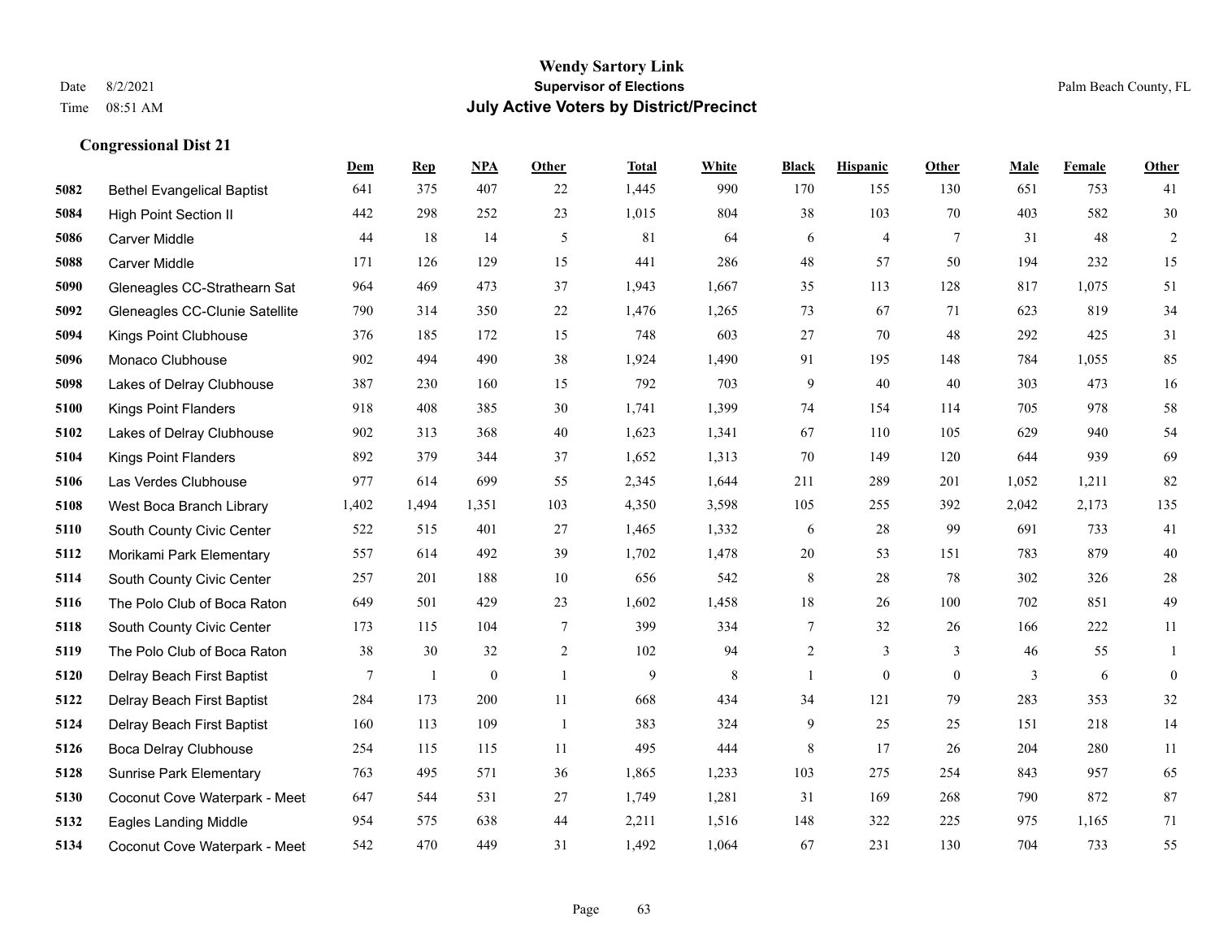**Wendy Sartory Link**

**Supervisor of Elections**

**July Active Voters by District/Precinct**

Date 8/2/2021 | Palm Beach County, FL

Time 08:51 AM

### Congressional Dist 21

| | | Dem | Rep | NPA | Other | Total | White | Black | Hispanic | Other | Male | Female | Other |
|---|---|---|---|---|---|---|---|---|---|---|---|---|---|
| 5082 | Bethel Evangelical Baptist | 641 | 375 | 407 | 22 | 1,445 | 990 | 170 | 155 | 130 | 651 | 753 | 41 |
| 5084 | High Point Section II | 442 | 298 | 252 | 23 | 1,015 | 804 | 38 | 103 | 70 | 403 | 582 | 30 |
| 5086 | Carver Middle | 44 | 18 | 14 | 5 | 81 | 64 | 6 | 4 | 7 | 31 | 48 | 2 |
| 5088 | Carver Middle | 171 | 126 | 129 | 15 | 441 | 286 | 48 | 57 | 50 | 194 | 232 | 15 |
| 5090 | Gleneagles CC-Strathearn Sat | 964 | 469 | 473 | 37 | 1,943 | 1,667 | 35 | 113 | 128 | 817 | 1,075 | 51 |
| 5092 | Gleneagles CC-Clunie Satellite | 790 | 314 | 350 | 22 | 1,476 | 1,265 | 73 | 67 | 71 | 623 | 819 | 34 |
| 5094 | Kings Point Clubhouse | 376 | 185 | 172 | 15 | 748 | 603 | 27 | 70 | 48 | 292 | 425 | 31 |
| 5096 | Monaco Clubhouse | 902 | 494 | 490 | 38 | 1,924 | 1,490 | 91 | 195 | 148 | 784 | 1,055 | 85 |
| 5098 | Lakes of Delray Clubhouse | 387 | 230 | 160 | 15 | 792 | 703 | 9 | 40 | 40 | 303 | 473 | 16 |
| 5100 | Kings Point Flanders | 918 | 408 | 385 | 30 | 1,741 | 1,399 | 74 | 154 | 114 | 705 | 978 | 58 |
| 5102 | Lakes of Delray Clubhouse | 902 | 313 | 368 | 40 | 1,623 | 1,341 | 67 | 110 | 105 | 629 | 940 | 54 |
| 5104 | Kings Point Flanders | 892 | 379 | 344 | 37 | 1,652 | 1,313 | 70 | 149 | 120 | 644 | 939 | 69 |
| 5106 | Las Verdes Clubhouse | 977 | 614 | 699 | 55 | 2,345 | 1,644 | 211 | 289 | 201 | 1,052 | 1,211 | 82 |
| 5108 | West Boca Branch Library | 1,402 | 1,494 | 1,351 | 103 | 4,350 | 3,598 | 105 | 255 | 392 | 2,042 | 2,173 | 135 |
| 5110 | South County Civic Center | 522 | 515 | 401 | 27 | 1,465 | 1,332 | 6 | 28 | 99 | 691 | 733 | 41 |
| 5112 | Morikami Park Elementary | 557 | 614 | 492 | 39 | 1,702 | 1,478 | 20 | 53 | 151 | 783 | 879 | 40 |
| 5114 | South County Civic Center | 257 | 201 | 188 | 10 | 656 | 542 | 8 | 28 | 78 | 302 | 326 | 28 |
| 5116 | The Polo Club of Boca Raton | 649 | 501 | 429 | 23 | 1,602 | 1,458 | 18 | 26 | 100 | 702 | 851 | 49 |
| 5118 | South County Civic Center | 173 | 115 | 104 | 7 | 399 | 334 | 7 | 32 | 26 | 166 | 222 | 11 |
| 5119 | The Polo Club of Boca Raton | 38 | 30 | 32 | 2 | 102 | 94 | 2 | 3 | 3 | 46 | 55 | 1 |
| 5120 | Delray Beach First Baptist | 7 | 1 | 0 | 1 | 9 | 8 | 1 | 0 | 0 | 3 | 6 | 0 |
| 5122 | Delray Beach First Baptist | 284 | 173 | 200 | 11 | 668 | 434 | 34 | 121 | 79 | 283 | 353 | 32 |
| 5124 | Delray Beach First Baptist | 160 | 113 | 109 | 1 | 383 | 324 | 9 | 25 | 25 | 151 | 218 | 14 |
| 5126 | Boca Delray Clubhouse | 254 | 115 | 115 | 11 | 495 | 444 | 8 | 17 | 26 | 204 | 280 | 11 |
| 5128 | Sunrise Park Elementary | 763 | 495 | 571 | 36 | 1,865 | 1,233 | 103 | 275 | 254 | 843 | 957 | 65 |
| 5130 | Coconut Cove Waterpark - Meet | 647 | 544 | 531 | 27 | 1,749 | 1,281 | 31 | 169 | 268 | 790 | 872 | 87 |
| 5132 | Eagles Landing Middle | 954 | 575 | 638 | 44 | 2,211 | 1,516 | 148 | 322 | 225 | 975 | 1,165 | 71 |
| 5134 | Coconut Cove Waterpark - Meet | 542 | 470 | 449 | 31 | 1,492 | 1,064 | 67 | 231 | 130 | 704 | 733 | 55 |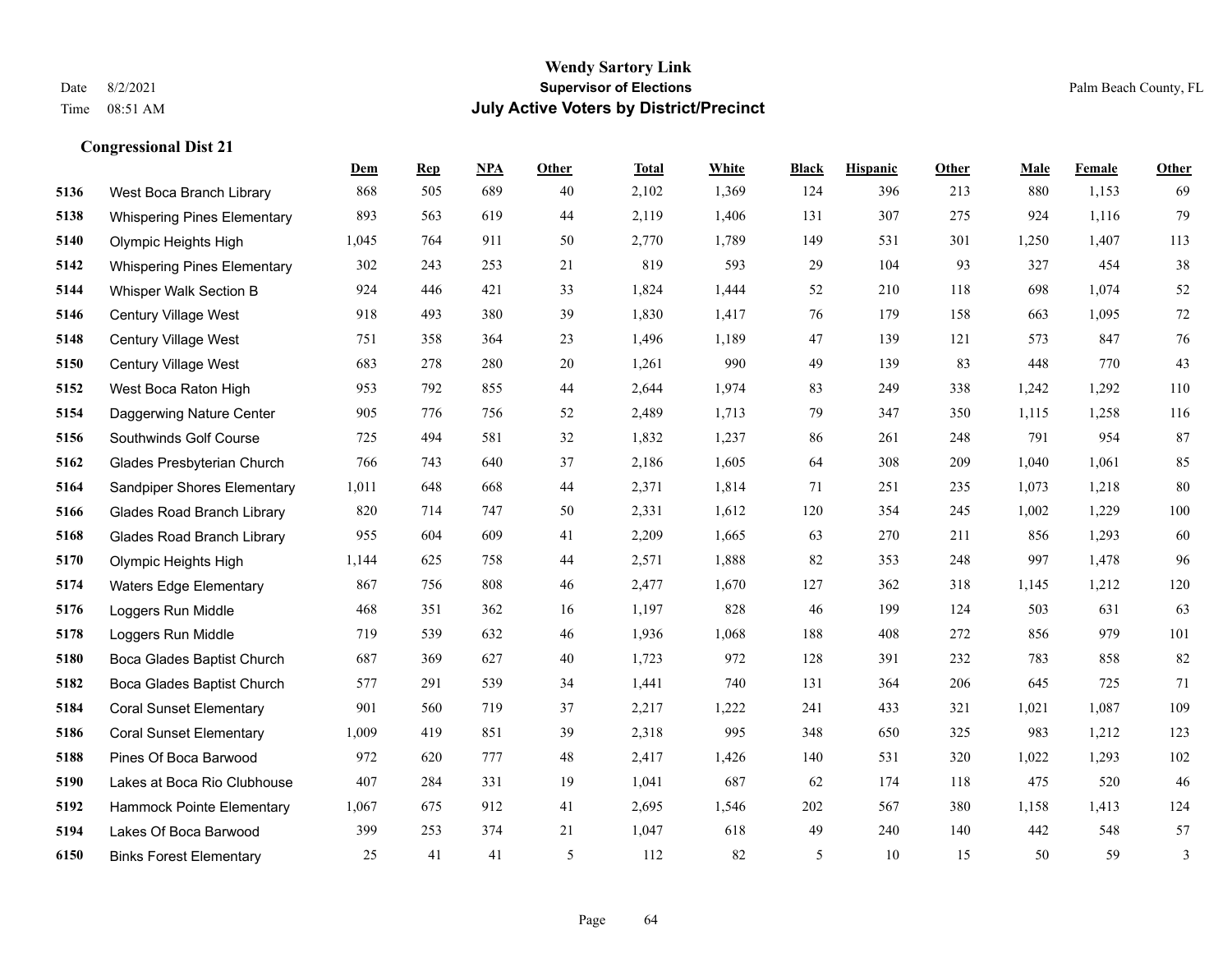**Wendy Sartory Link**
**Supervisor of Elections**
**July Active Voters by District/Precinct**

Date 8/2/2021
Time 08:51 AM
Palm Beach County, FL

## Congressional Dist 21

| | | Dem | Rep | NPA | Other | Total | White | Black | Hispanic | Other | Male | Female | Other |
|---|---|---|---|---|---|---|---|---|---|---|---|---|---|
| 5136 | West Boca Branch Library | 868 | 505 | 689 | 40 | 2,102 | 1,369 | 124 | 396 | 213 | 880 | 1,153 | 69 |
| 5138 | Whispering Pines Elementary | 893 | 563 | 619 | 44 | 2,119 | 1,406 | 131 | 307 | 275 | 924 | 1,116 | 79 |
| 5140 | Olympic Heights High | 1,045 | 764 | 911 | 50 | 2,770 | 1,789 | 149 | 531 | 301 | 1,250 | 1,407 | 113 |
| 5142 | Whispering Pines Elementary | 302 | 243 | 253 | 21 | 819 | 593 | 29 | 104 | 93 | 327 | 454 | 38 |
| 5144 | Whisper Walk Section B | 924 | 446 | 421 | 33 | 1,824 | 1,444 | 52 | 210 | 118 | 698 | 1,074 | 52 |
| 5146 | Century Village West | 918 | 493 | 380 | 39 | 1,830 | 1,417 | 76 | 179 | 158 | 663 | 1,095 | 72 |
| 5148 | Century Village West | 751 | 358 | 364 | 23 | 1,496 | 1,189 | 47 | 139 | 121 | 573 | 847 | 76 |
| 5150 | Century Village West | 683 | 278 | 280 | 20 | 1,261 | 990 | 49 | 139 | 83 | 448 | 770 | 43 |
| 5152 | West Boca Raton High | 953 | 792 | 855 | 44 | 2,644 | 1,974 | 83 | 249 | 338 | 1,242 | 1,292 | 110 |
| 5154 | Daggerwing Nature Center | 905 | 776 | 756 | 52 | 2,489 | 1,713 | 79 | 347 | 350 | 1,115 | 1,258 | 116 |
| 5156 | Southwinds Golf Course | 725 | 494 | 581 | 32 | 1,832 | 1,237 | 86 | 261 | 248 | 791 | 954 | 87 |
| 5162 | Glades Presbyterian Church | 766 | 743 | 640 | 37 | 2,186 | 1,605 | 64 | 308 | 209 | 1,040 | 1,061 | 85 |
| 5164 | Sandpiper Shores Elementary | 1,011 | 648 | 668 | 44 | 2,371 | 1,814 | 71 | 251 | 235 | 1,073 | 1,218 | 80 |
| 5166 | Glades Road Branch Library | 820 | 714 | 747 | 50 | 2,331 | 1,612 | 120 | 354 | 245 | 1,002 | 1,229 | 100 |
| 5168 | Glades Road Branch Library | 955 | 604 | 609 | 41 | 2,209 | 1,665 | 63 | 270 | 211 | 856 | 1,293 | 60 |
| 5170 | Olympic Heights High | 1,144 | 625 | 758 | 44 | 2,571 | 1,888 | 82 | 353 | 248 | 997 | 1,478 | 96 |
| 5174 | Waters Edge Elementary | 867 | 756 | 808 | 46 | 2,477 | 1,670 | 127 | 362 | 318 | 1,145 | 1,212 | 120 |
| 5176 | Loggers Run Middle | 468 | 351 | 362 | 16 | 1,197 | 828 | 46 | 199 | 124 | 503 | 631 | 63 |
| 5178 | Loggers Run Middle | 719 | 539 | 632 | 46 | 1,936 | 1,068 | 188 | 408 | 272 | 856 | 979 | 101 |
| 5180 | Boca Glades Baptist Church | 687 | 369 | 627 | 40 | 1,723 | 972 | 128 | 391 | 232 | 783 | 858 | 82 |
| 5182 | Boca Glades Baptist Church | 577 | 291 | 539 | 34 | 1,441 | 740 | 131 | 364 | 206 | 645 | 725 | 71 |
| 5184 | Coral Sunset Elementary | 901 | 560 | 719 | 37 | 2,217 | 1,222 | 241 | 433 | 321 | 1,021 | 1,087 | 109 |
| 5186 | Coral Sunset Elementary | 1,009 | 419 | 851 | 39 | 2,318 | 995 | 348 | 650 | 325 | 983 | 1,212 | 123 |
| 5188 | Pines Of Boca Barwood | 972 | 620 | 777 | 48 | 2,417 | 1,426 | 140 | 531 | 320 | 1,022 | 1,293 | 102 |
| 5190 | Lakes at Boca Rio Clubhouse | 407 | 284 | 331 | 19 | 1,041 | 687 | 62 | 174 | 118 | 475 | 520 | 46 |
| 5192 | Hammock Pointe Elementary | 1,067 | 675 | 912 | 41 | 2,695 | 1,546 | 202 | 567 | 380 | 1,158 | 1,413 | 124 |
| 5194 | Lakes Of Boca Barwood | 399 | 253 | 374 | 21 | 1,047 | 618 | 49 | 240 | 140 | 442 | 548 | 57 |
| 6150 | Binks Forest Elementary | 25 | 41 | 41 | 5 | 112 | 82 | 5 | 10 | 15 | 50 | 59 | 3 |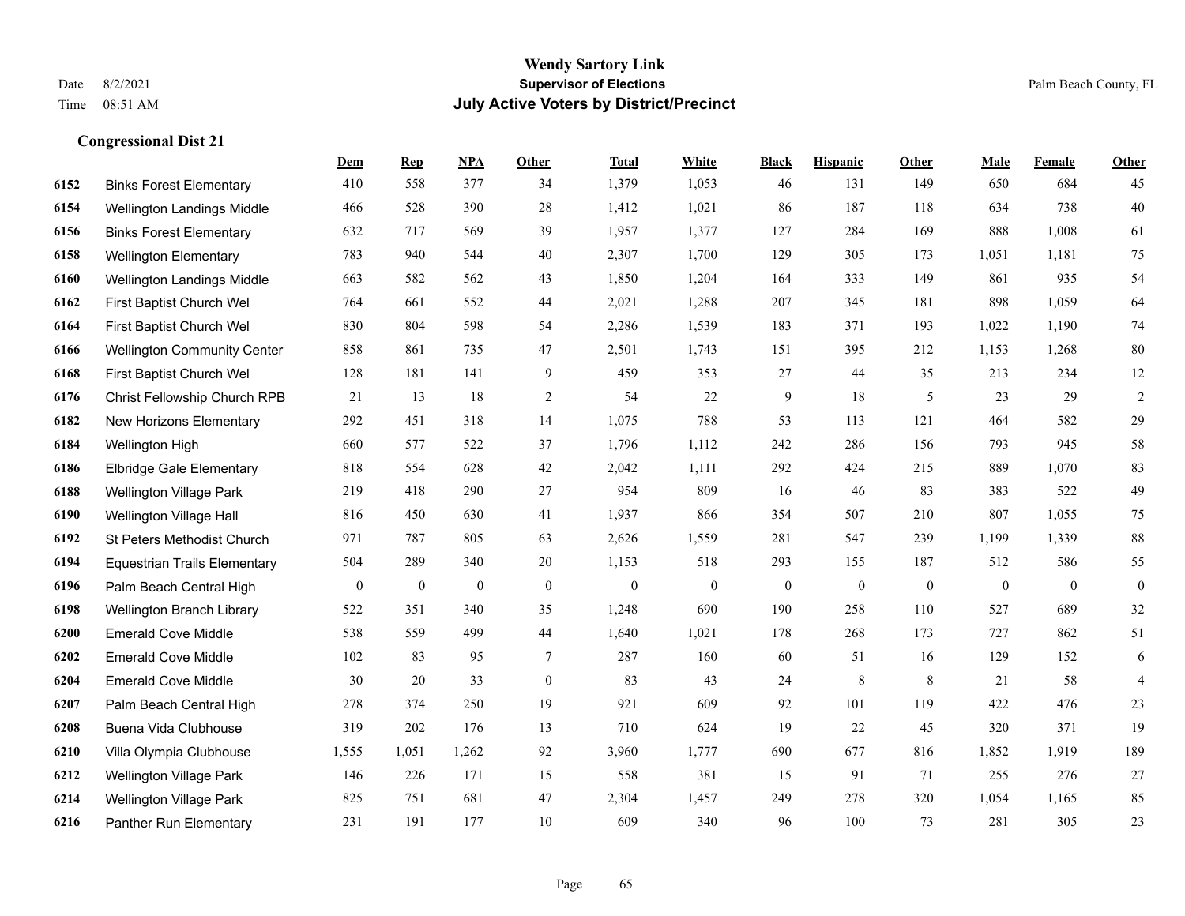# Wendy Sartory Link

**Supervisor of Elections**

**July Active Voters by District/Precinct**

Date 8/2/2021
Time 08:51 AM

Palm Beach County, FL

## Congressional Dist 21

| | | Dem | Rep | NPA | Other | Total | White | Black | Hispanic | Other | Male | Female | Other |
|---|---|---|---|---|---|---|---|---|---|---|---|---|---|
| 6152 | Binks Forest Elementary | 410 | 558 | 377 | 34 | 1,379 | 1,053 | 46 | 131 | 149 | 650 | 684 | 45 |
| 6154 | Wellington Landings Middle | 466 | 528 | 390 | 28 | 1,412 | 1,021 | 86 | 187 | 118 | 634 | 738 | 40 |
| 6156 | Binks Forest Elementary | 632 | 717 | 569 | 39 | 1,957 | 1,377 | 127 | 284 | 169 | 888 | 1,008 | 61 |
| 6158 | Wellington Elementary | 783 | 940 | 544 | 40 | 2,307 | 1,700 | 129 | 305 | 173 | 1,051 | 1,181 | 75 |
| 6160 | Wellington Landings Middle | 663 | 582 | 562 | 43 | 1,850 | 1,204 | 164 | 333 | 149 | 861 | 935 | 54 |
| 6162 | First Baptist Church Wel | 764 | 661 | 552 | 44 | 2,021 | 1,288 | 207 | 345 | 181 | 898 | 1,059 | 64 |
| 6164 | First Baptist Church Wel | 830 | 804 | 598 | 54 | 2,286 | 1,539 | 183 | 371 | 193 | 1,022 | 1,190 | 74 |
| 6166 | Wellington Community Center | 858 | 861 | 735 | 47 | 2,501 | 1,743 | 151 | 395 | 212 | 1,153 | 1,268 | 80 |
| 6168 | First Baptist Church Wel | 128 | 181 | 141 | 9 | 459 | 353 | 27 | 44 | 35 | 213 | 234 | 12 |
| 6176 | Christ Fellowship Church RPB | 21 | 13 | 18 | 2 | 54 | 22 | 9 | 18 | 5 | 23 | 29 | 2 |
| 6182 | New Horizons Elementary | 292 | 451 | 318 | 14 | 1,075 | 788 | 53 | 113 | 121 | 464 | 582 | 29 |
| 6184 | Wellington High | 660 | 577 | 522 | 37 | 1,796 | 1,112 | 242 | 286 | 156 | 793 | 945 | 58 |
| 6186 | Elbridge Gale Elementary | 818 | 554 | 628 | 42 | 2,042 | 1,111 | 292 | 424 | 215 | 889 | 1,070 | 83 |
| 6188 | Wellington Village Park | 219 | 418 | 290 | 27 | 954 | 809 | 16 | 46 | 83 | 383 | 522 | 49 |
| 6190 | Wellington Village Hall | 816 | 450 | 630 | 41 | 1,937 | 866 | 354 | 507 | 210 | 807 | 1,055 | 75 |
| 6192 | St Peters Methodist Church | 971 | 787 | 805 | 63 | 2,626 | 1,559 | 281 | 547 | 239 | 1,199 | 1,339 | 88 |
| 6194 | Equestrian Trails Elementary | 504 | 289 | 340 | 20 | 1,153 | 518 | 293 | 155 | 187 | 512 | 586 | 55 |
| 6196 | Palm Beach Central High | 0 | 0 | 0 | 0 | 0 | 0 | 0 | 0 | 0 | 0 | 0 | 0 |
| 6198 | Wellington Branch Library | 522 | 351 | 340 | 35 | 1,248 | 690 | 190 | 258 | 110 | 527 | 689 | 32 |
| 6200 | Emerald Cove Middle | 538 | 559 | 499 | 44 | 1,640 | 1,021 | 178 | 268 | 173 | 727 | 862 | 51 |
| 6202 | Emerald Cove Middle | 102 | 83 | 95 | 7 | 287 | 160 | 60 | 51 | 16 | 129 | 152 | 6 |
| 6204 | Emerald Cove Middle | 30 | 20 | 33 | 0 | 83 | 43 | 24 | 8 | 8 | 21 | 58 | 4 |
| 6207 | Palm Beach Central High | 278 | 374 | 250 | 19 | 921 | 609 | 92 | 101 | 119 | 422 | 476 | 23 |
| 6208 | Buena Vida Clubhouse | 319 | 202 | 176 | 13 | 710 | 624 | 19 | 22 | 45 | 320 | 371 | 19 |
| 6210 | Villa Olympia Clubhouse | 1,555 | 1,051 | 1,262 | 92 | 3,960 | 1,777 | 690 | 677 | 816 | 1,852 | 1,919 | 189 |
| 6212 | Wellington Village Park | 146 | 226 | 171 | 15 | 558 | 381 | 15 | 91 | 71 | 255 | 276 | 27 |
| 6214 | Wellington Village Park | 825 | 751 | 681 | 47 | 2,304 | 1,457 | 249 | 278 | 320 | 1,054 | 1,165 | 85 |
| 6216 | Panther Run Elementary | 231 | 191 | 177 | 10 | 609 | 340 | 96 | 100 | 73 | 281 | 305 | 23 |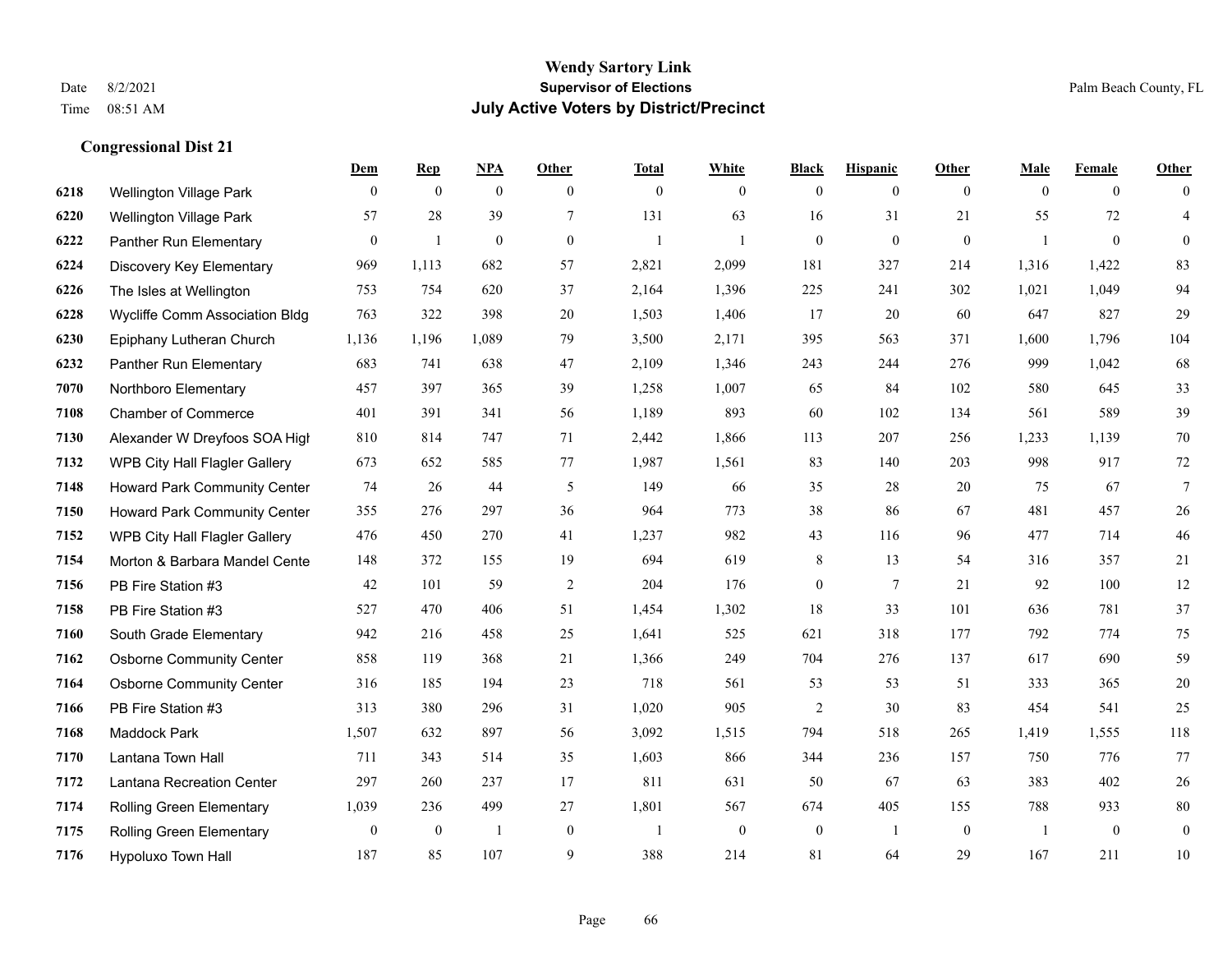**Wendy Sartory Link**
**Supervisor of Elections**
**July Active Voters by District/Precinct**

Date 8/2/2021
Time 08:51 AM

Palm Beach County, FL

## Congressional Dist 21

| | | Dem | Rep | NPA | Other | Total | White | Black | Hispanic | Other | Male | Female | Other |
|---|---|---|---|---|---|---|---|---|---|---|---|---|---|
| 6218 | Wellington Village Park | 0 | 0 | 0 | 0 | 0 | 0 | 0 | 0 | 0 | 0 | 0 | 0 |
| 6220 | Wellington Village Park | 57 | 28 | 39 | 7 | 131 | 63 | 16 | 31 | 21 | 55 | 72 | 4 |
| 6222 | Panther Run Elementary | 0 | 1 | 0 | 0 | 1 | 1 | 0 | 0 | 0 | 1 | 0 | 0 |
| 6224 | Discovery Key Elementary | 969 | 1,113 | 682 | 57 | 2,821 | 2,099 | 181 | 327 | 214 | 1,316 | 1,422 | 83 |
| 6226 | The Isles at Wellington | 753 | 754 | 620 | 37 | 2,164 | 1,396 | 225 | 241 | 302 | 1,021 | 1,049 | 94 |
| 6228 | Wycliffe Comm Association Bldg | 763 | 322 | 398 | 20 | 1,503 | 1,406 | 17 | 20 | 60 | 647 | 827 | 29 |
| 6230 | Epiphany Lutheran Church | 1,136 | 1,196 | 1,089 | 79 | 3,500 | 2,171 | 395 | 563 | 371 | 1,600 | 1,796 | 104 |
| 6232 | Panther Run Elementary | 683 | 741 | 638 | 47 | 2,109 | 1,346 | 243 | 244 | 276 | 999 | 1,042 | 68 |
| 7070 | Northboro Elementary | 457 | 397 | 365 | 39 | 1,258 | 1,007 | 65 | 84 | 102 | 580 | 645 | 33 |
| 7108 | Chamber of Commerce | 401 | 391 | 341 | 56 | 1,189 | 893 | 60 | 102 | 134 | 561 | 589 | 39 |
| 7130 | Alexander W Dreyfoos SOA High | 810 | 814 | 747 | 71 | 2,442 | 1,866 | 113 | 207 | 256 | 1,233 | 1,139 | 70 |
| 7132 | WPB City Hall Flagler Gallery | 673 | 652 | 585 | 77 | 1,987 | 1,561 | 83 | 140 | 203 | 998 | 917 | 72 |
| 7148 | Howard Park Community Center | 74 | 26 | 44 | 5 | 149 | 66 | 35 | 28 | 20 | 75 | 67 | 7 |
| 7150 | Howard Park Community Center | 355 | 276 | 297 | 36 | 964 | 773 | 38 | 86 | 67 | 481 | 457 | 26 |
| 7152 | WPB City Hall Flagler Gallery | 476 | 450 | 270 | 41 | 1,237 | 982 | 43 | 116 | 96 | 477 | 714 | 46 |
| 7154 | Morton & Barbara Mandel Cente | 148 | 372 | 155 | 19 | 694 | 619 | 8 | 13 | 54 | 316 | 357 | 21 |
| 7156 | PB Fire Station #3 | 42 | 101 | 59 | 2 | 204 | 176 | 0 | 7 | 21 | 92 | 100 | 12 |
| 7158 | PB Fire Station #3 | 527 | 470 | 406 | 51 | 1,454 | 1,302 | 18 | 33 | 101 | 636 | 781 | 37 |
| 7160 | South Grade Elementary | 942 | 216 | 458 | 25 | 1,641 | 525 | 621 | 318 | 177 | 792 | 774 | 75 |
| 7162 | Osborne Community Center | 858 | 119 | 368 | 21 | 1,366 | 249 | 704 | 276 | 137 | 617 | 690 | 59 |
| 7164 | Osborne Community Center | 316 | 185 | 194 | 23 | 718 | 561 | 53 | 53 | 51 | 333 | 365 | 20 |
| 7166 | PB Fire Station #3 | 313 | 380 | 296 | 31 | 1,020 | 905 | 2 | 30 | 83 | 454 | 541 | 25 |
| 7168 | Maddock Park | 1,507 | 632 | 897 | 56 | 3,092 | 1,515 | 794 | 518 | 265 | 1,419 | 1,555 | 118 |
| 7170 | Lantana Town Hall | 711 | 343 | 514 | 35 | 1,603 | 866 | 344 | 236 | 157 | 750 | 776 | 77 |
| 7172 | Lantana Recreation Center | 297 | 260 | 237 | 17 | 811 | 631 | 50 | 67 | 63 | 383 | 402 | 26 |
| 7174 | Rolling Green Elementary | 1,039 | 236 | 499 | 27 | 1,801 | 567 | 674 | 405 | 155 | 788 | 933 | 80 |
| 7175 | Rolling Green Elementary | 0 | 0 | 1 | 0 | 1 | 0 | 0 | 1 | 0 | 1 | 0 | 0 |
| 7176 | Hypoluxo Town Hall | 187 | 85 | 107 | 9 | 388 | 214 | 81 | 64 | 29 | 167 | 211 | 10 |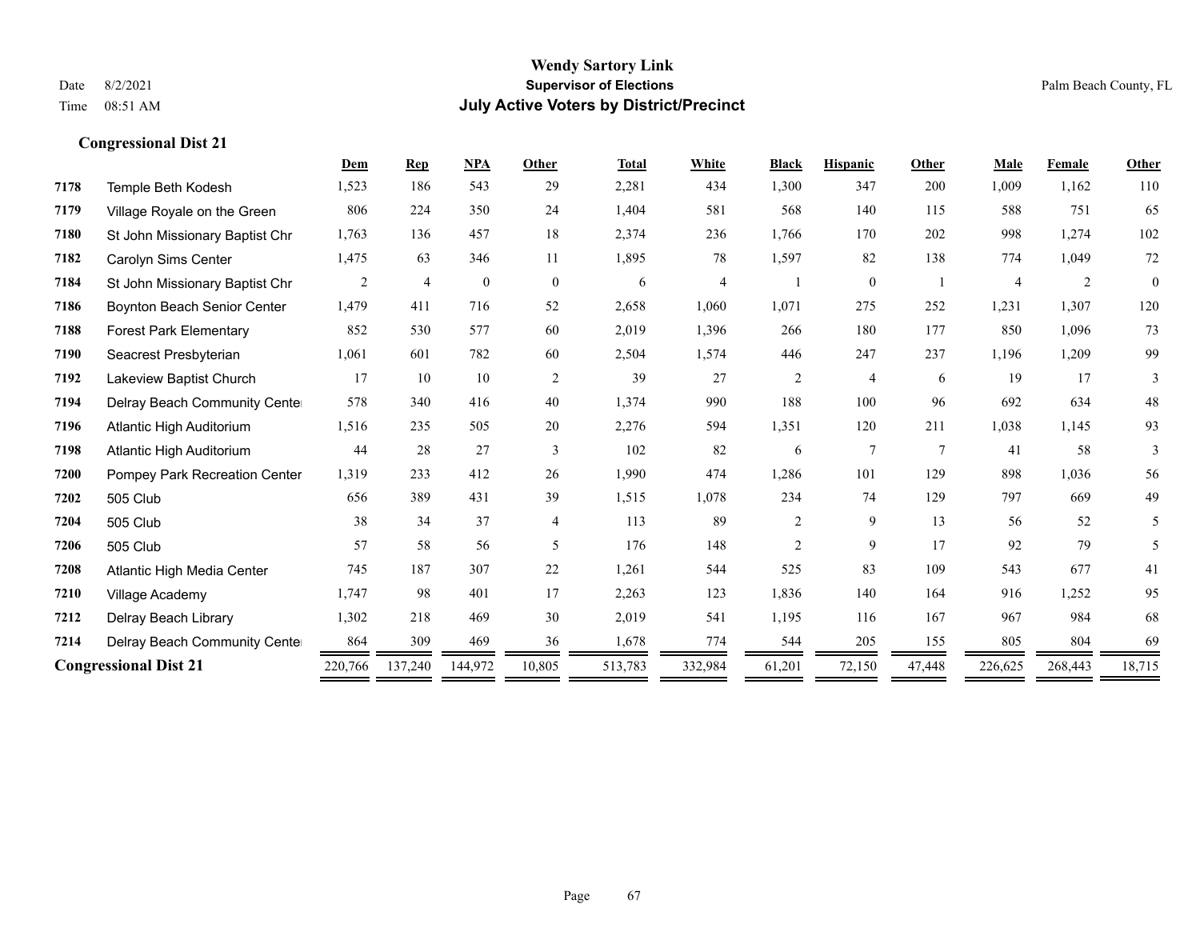# Wendy Sartory Link
## Supervisor of Elections
## July Active Voters by District/Precinct

Date 8/2/2021
Time 08:51 AM

Palm Beach County, FL

### Congressional Dist 21

| | | Dem | Rep | NPA | Other | Total | White | Black | Hispanic | Other | Male | Female | Other |
|---|---|---|---|---|---|---|---|---|---|---|---|---|---|
| 7178 | Temple Beth Kodesh | 1,523 | 186 | 543 | 29 | 2,281 | 434 | 1,300 | 347 | 200 | 1,009 | 1,162 | 110 |
| 7179 | Village Royale on the Green | 806 | 224 | 350 | 24 | 1,404 | 581 | 568 | 140 | 115 | 588 | 751 | 65 |
| 7180 | St John Missionary Baptist Chr | 1,763 | 136 | 457 | 18 | 2,374 | 236 | 1,766 | 170 | 202 | 998 | 1,274 | 102 |
| 7182 | Carolyn Sims Center | 1,475 | 63 | 346 | 11 | 1,895 | 78 | 1,597 | 82 | 138 | 774 | 1,049 | 72 |
| 7184 | St John Missionary Baptist Chr | 2 | 4 | 0 | 0 | 6 | 4 | 1 | 0 | 1 | 4 | 2 | 0 |
| 7186 | Boynton Beach Senior Center | 1,479 | 411 | 716 | 52 | 2,658 | 1,060 | 1,071 | 275 | 252 | 1,231 | 1,307 | 120 |
| 7188 | Forest Park Elementary | 852 | 530 | 577 | 60 | 2,019 | 1,396 | 266 | 180 | 177 | 850 | 1,096 | 73 |
| 7190 | Seacrest Presbyterian | 1,061 | 601 | 782 | 60 | 2,504 | 1,574 | 446 | 247 | 237 | 1,196 | 1,209 | 99 |
| 7192 | Lakeview Baptist Church | 17 | 10 | 10 | 2 | 39 | 27 | 2 | 4 | 6 | 19 | 17 | 3 |
| 7194 | Delray Beach Community Cente | 578 | 340 | 416 | 40 | 1,374 | 990 | 188 | 100 | 96 | 692 | 634 | 48 |
| 7196 | Atlantic High Auditorium | 1,516 | 235 | 505 | 20 | 2,276 | 594 | 1,351 | 120 | 211 | 1,038 | 1,145 | 93 |
| 7198 | Atlantic High Auditorium | 44 | 28 | 27 | 3 | 102 | 82 | 6 | 7 | 7 | 41 | 58 | 3 |
| 7200 | Pompey Park Recreation Center | 1,319 | 233 | 412 | 26 | 1,990 | 474 | 1,286 | 101 | 129 | 898 | 1,036 | 56 |
| 7202 | 505 Club | 656 | 389 | 431 | 39 | 1,515 | 1,078 | 234 | 74 | 129 | 797 | 669 | 49 |
| 7204 | 505 Club | 38 | 34 | 37 | 4 | 113 | 89 | 2 | 9 | 13 | 56 | 52 | 5 |
| 7206 | 505 Club | 57 | 58 | 56 | 5 | 176 | 148 | 2 | 9 | 17 | 92 | 79 | 5 |
| 7208 | Atlantic High Media Center | 745 | 187 | 307 | 22 | 1,261 | 544 | 525 | 83 | 109 | 543 | 677 | 41 |
| 7210 | Village Academy | 1,747 | 98 | 401 | 17 | 2,263 | 123 | 1,836 | 140 | 164 | 916 | 1,252 | 95 |
| 7212 | Delray Beach Library | 1,302 | 218 | 469 | 30 | 2,019 | 541 | 1,195 | 116 | 167 | 967 | 984 | 68 |
| 7214 | Delray Beach Community Cente | 864 | 309 | 469 | 36 | 1,678 | 774 | 544 | 205 | 155 | 805 | 804 | 69 |
| **Congressional Dist 21** | | 220,766 | 137,240 | 144,972 | 10,805 | 513,783 | 332,984 | 61,201 | 72,150 | 47,448 | 226,625 | 268,443 | 18,715 |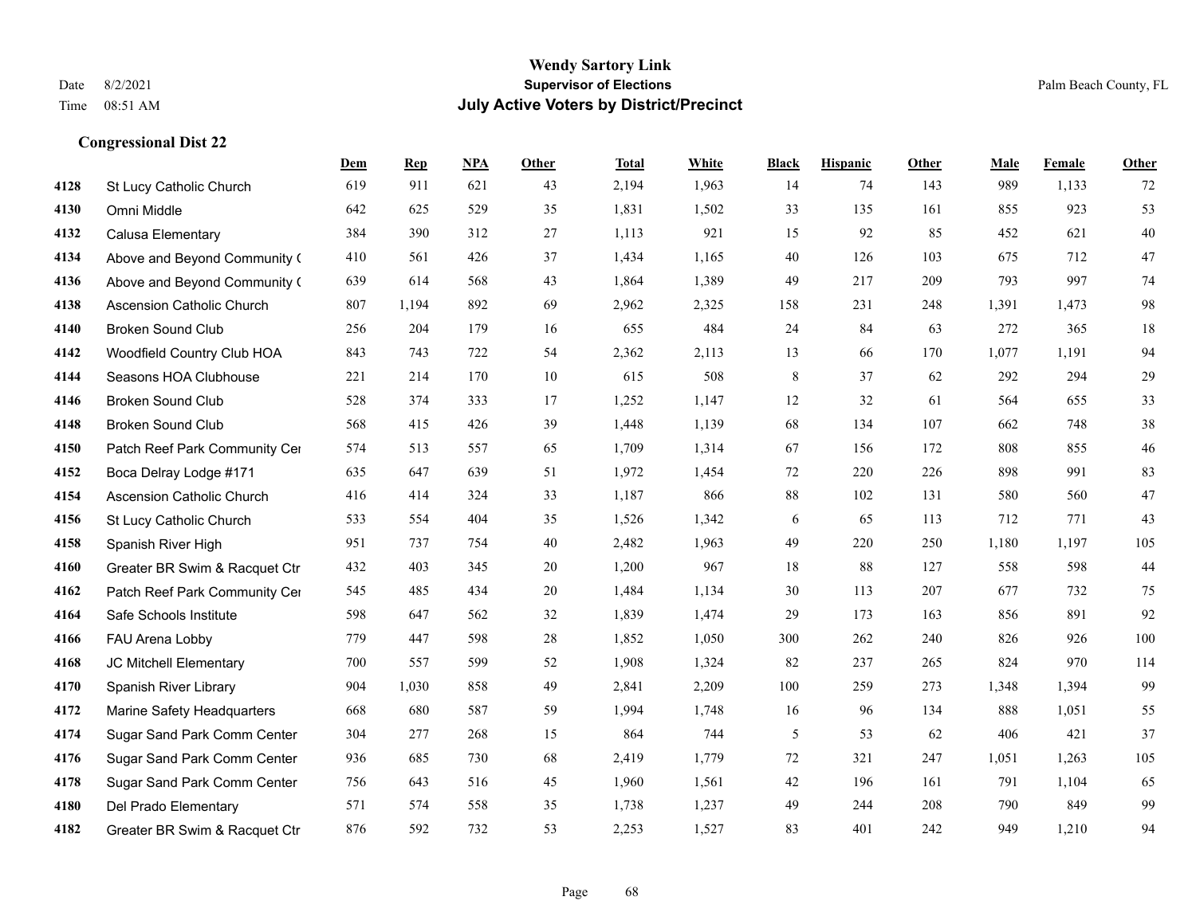**Wendy Sartory Link**
**Supervisor of Elections**
**July Active Voters by District/Precinct**

Date 8/2/2021 Palm Beach County, FL
Time 08:51 AM

## Congressional Dist 22

| | | Dem | Rep | NPA | Other | Total | White | Black | Hispanic | Other | Male | Female | Other |
|---|---|---|---|---|---|---|---|---|---|---|---|---|---|
| 4128 | St Lucy Catholic Church | 619 | 911 | 621 | 43 | 2,194 | 1,963 | 14 | 74 | 143 | 989 | 1,133 | 72 |
| 4130 | Omni Middle | 642 | 625 | 529 | 35 | 1,831 | 1,502 | 33 | 135 | 161 | 855 | 923 | 53 |
| 4132 | Calusa Elementary | 384 | 390 | 312 | 27 | 1,113 | 921 | 15 | 92 | 85 | 452 | 621 | 40 |
| 4134 | Above and Beyond Community ( | 410 | 561 | 426 | 37 | 1,434 | 1,165 | 40 | 126 | 103 | 675 | 712 | 47 |
| 4136 | Above and Beyond Community ( | 639 | 614 | 568 | 43 | 1,864 | 1,389 | 49 | 217 | 209 | 793 | 997 | 74 |
| 4138 | Ascension Catholic Church | 807 | 1,194 | 892 | 69 | 2,962 | 2,325 | 158 | 231 | 248 | 1,391 | 1,473 | 98 |
| 4140 | Broken Sound Club | 256 | 204 | 179 | 16 | 655 | 484 | 24 | 84 | 63 | 272 | 365 | 18 |
| 4142 | Woodfield Country Club HOA | 843 | 743 | 722 | 54 | 2,362 | 2,113 | 13 | 66 | 170 | 1,077 | 1,191 | 94 |
| 4144 | Seasons HOA Clubhouse | 221 | 214 | 170 | 10 | 615 | 508 | 8 | 37 | 62 | 292 | 294 | 29 |
| 4146 | Broken Sound Club | 528 | 374 | 333 | 17 | 1,252 | 1,147 | 12 | 32 | 61 | 564 | 655 | 33 |
| 4148 | Broken Sound Club | 568 | 415 | 426 | 39 | 1,448 | 1,139 | 68 | 134 | 107 | 662 | 748 | 38 |
| 4150 | Patch Reef Park Community Cer | 574 | 513 | 557 | 65 | 1,709 | 1,314 | 67 | 156 | 172 | 808 | 855 | 46 |
| 4152 | Boca Delray Lodge #171 | 635 | 647 | 639 | 51 | 1,972 | 1,454 | 72 | 220 | 226 | 898 | 991 | 83 |
| 4154 | Ascension Catholic Church | 416 | 414 | 324 | 33 | 1,187 | 866 | 88 | 102 | 131 | 580 | 560 | 47 |
| 4156 | St Lucy Catholic Church | 533 | 554 | 404 | 35 | 1,526 | 1,342 | 6 | 65 | 113 | 712 | 771 | 43 |
| 4158 | Spanish River High | 951 | 737 | 754 | 40 | 2,482 | 1,963 | 49 | 220 | 250 | 1,180 | 1,197 | 105 |
| 4160 | Greater BR Swim & Racquet Ctr | 432 | 403 | 345 | 20 | 1,200 | 967 | 18 | 88 | 127 | 558 | 598 | 44 |
| 4162 | Patch Reef Park Community Cer | 545 | 485 | 434 | 20 | 1,484 | 1,134 | 30 | 113 | 207 | 677 | 732 | 75 |
| 4164 | Safe Schools Institute | 598 | 647 | 562 | 32 | 1,839 | 1,474 | 29 | 173 | 163 | 856 | 891 | 92 |
| 4166 | FAU Arena Lobby | 779 | 447 | 598 | 28 | 1,852 | 1,050 | 300 | 262 | 240 | 826 | 926 | 100 |
| 4168 | JC Mitchell Elementary | 700 | 557 | 599 | 52 | 1,908 | 1,324 | 82 | 237 | 265 | 824 | 970 | 114 |
| 4170 | Spanish River Library | 904 | 1,030 | 858 | 49 | 2,841 | 2,209 | 100 | 259 | 273 | 1,348 | 1,394 | 99 |
| 4172 | Marine Safety Headquarters | 668 | 680 | 587 | 59 | 1,994 | 1,748 | 16 | 96 | 134 | 888 | 1,051 | 55 |
| 4174 | Sugar Sand Park Comm Center | 304 | 277 | 268 | 15 | 864 | 744 | 5 | 53 | 62 | 406 | 421 | 37 |
| 4176 | Sugar Sand Park Comm Center | 936 | 685 | 730 | 68 | 2,419 | 1,779 | 72 | 321 | 247 | 1,051 | 1,263 | 105 |
| 4178 | Sugar Sand Park Comm Center | 756 | 643 | 516 | 45 | 1,960 | 1,561 | 42 | 196 | 161 | 791 | 1,104 | 65 |
| 4180 | Del Prado Elementary | 571 | 574 | 558 | 35 | 1,738 | 1,237 | 49 | 244 | 208 | 790 | 849 | 99 |
| 4182 | Greater BR Swim & Racquet Ctr | 876 | 592 | 732 | 53 | 2,253 | 1,527 | 83 | 401 | 242 | 949 | 1,210 | 94 |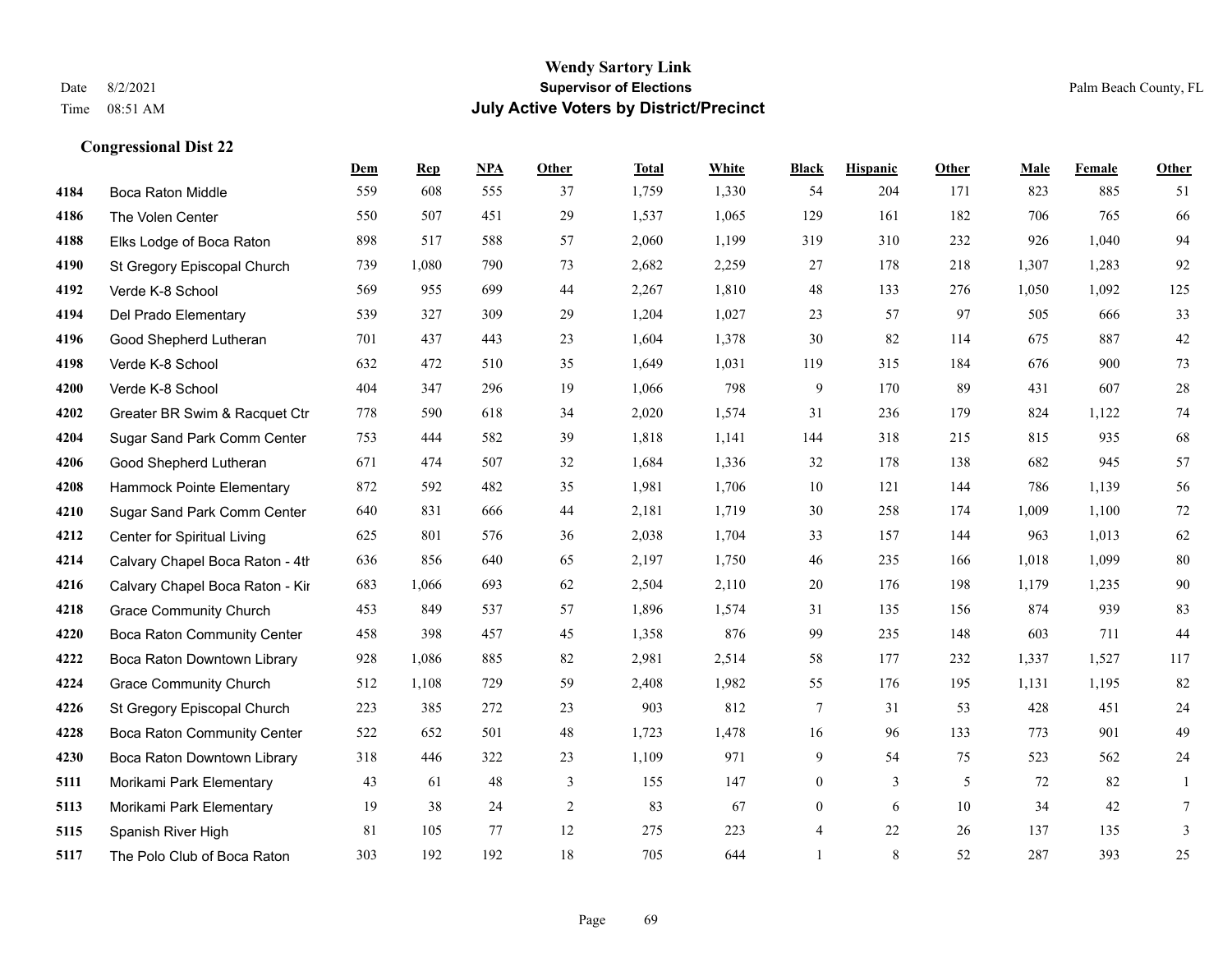# Wendy Sartory Link
## Supervisor of Elections
## July Active Voters by District/Precinct

Date 8/2/2021
Time 08:51 AM
Palm Beach County, FL

### Congressional Dist 22

| | | Dem | Rep | NPA | Other | Total | White | Black | Hispanic | Other | Male | Female | Other |
|---|---|---|---|---|---|---|---|---|---|---|---|---|---|
| 4184 | Boca Raton Middle | 559 | 608 | 555 | 37 | 1,759 | 1,330 | 54 | 204 | 171 | 823 | 885 | 51 |
| 4186 | The Volen Center | 550 | 507 | 451 | 29 | 1,537 | 1,065 | 129 | 161 | 182 | 706 | 765 | 66 |
| 4188 | Elks Lodge of Boca Raton | 898 | 517 | 588 | 57 | 2,060 | 1,199 | 319 | 310 | 232 | 926 | 1,040 | 94 |
| 4190 | St Gregory Episcopal Church | 739 | 1,080 | 790 | 73 | 2,682 | 2,259 | 27 | 178 | 218 | 1,307 | 1,283 | 92 |
| 4192 | Verde K-8 School | 569 | 955 | 699 | 44 | 2,267 | 1,810 | 48 | 133 | 276 | 1,050 | 1,092 | 125 |
| 4194 | Del Prado Elementary | 539 | 327 | 309 | 29 | 1,204 | 1,027 | 23 | 57 | 97 | 505 | 666 | 33 |
| 4196 | Good Shepherd Lutheran | 701 | 437 | 443 | 23 | 1,604 | 1,378 | 30 | 82 | 114 | 675 | 887 | 42 |
| 4198 | Verde K-8 School | 632 | 472 | 510 | 35 | 1,649 | 1,031 | 119 | 315 | 184 | 676 | 900 | 73 |
| 4200 | Verde K-8 School | 404 | 347 | 296 | 19 | 1,066 | 798 | 9 | 170 | 89 | 431 | 607 | 28 |
| 4202 | Greater BR Swim & Racquet Ctr | 778 | 590 | 618 | 34 | 2,020 | 1,574 | 31 | 236 | 179 | 824 | 1,122 | 74 |
| 4204 | Sugar Sand Park Comm Center | 753 | 444 | 582 | 39 | 1,818 | 1,141 | 144 | 318 | 215 | 815 | 935 | 68 |
| 4206 | Good Shepherd Lutheran | 671 | 474 | 507 | 32 | 1,684 | 1,336 | 32 | 178 | 138 | 682 | 945 | 57 |
| 4208 | Hammock Pointe Elementary | 872 | 592 | 482 | 35 | 1,981 | 1,706 | 10 | 121 | 144 | 786 | 1,139 | 56 |
| 4210 | Sugar Sand Park Comm Center | 640 | 831 | 666 | 44 | 2,181 | 1,719 | 30 | 258 | 174 | 1,009 | 1,100 | 72 |
| 4212 | Center for Spiritual Living | 625 | 801 | 576 | 36 | 2,038 | 1,704 | 33 | 157 | 144 | 963 | 1,013 | 62 |
| 4214 | Calvary Chapel Boca Raton - 4th | 636 | 856 | 640 | 65 | 2,197 | 1,750 | 46 | 235 | 166 | 1,018 | 1,099 | 80 |
| 4216 | Calvary Chapel Boca Raton - Kir | 683 | 1,066 | 693 | 62 | 2,504 | 2,110 | 20 | 176 | 198 | 1,179 | 1,235 | 90 |
| 4218 | Grace Community Church | 453 | 849 | 537 | 57 | 1,896 | 1,574 | 31 | 135 | 156 | 874 | 939 | 83 |
| 4220 | Boca Raton Community Center | 458 | 398 | 457 | 45 | 1,358 | 876 | 99 | 235 | 148 | 603 | 711 | 44 |
| 4222 | Boca Raton Downtown Library | 928 | 1,086 | 885 | 82 | 2,981 | 2,514 | 58 | 177 | 232 | 1,337 | 1,527 | 117 |
| 4224 | Grace Community Church | 512 | 1,108 | 729 | 59 | 2,408 | 1,982 | 55 | 176 | 195 | 1,131 | 1,195 | 82 |
| 4226 | St Gregory Episcopal Church | 223 | 385 | 272 | 23 | 903 | 812 | 7 | 31 | 53 | 428 | 451 | 24 |
| 4228 | Boca Raton Community Center | 522 | 652 | 501 | 48 | 1,723 | 1,478 | 16 | 96 | 133 | 773 | 901 | 49 |
| 4230 | Boca Raton Downtown Library | 318 | 446 | 322 | 23 | 1,109 | 971 | 9 | 54 | 75 | 523 | 562 | 24 |
| 5111 | Morikami Park Elementary | 43 | 61 | 48 | 3 | 155 | 147 | 0 | 3 | 5 | 72 | 82 | 1 |
| 5113 | Morikami Park Elementary | 19 | 38 | 24 | 2 | 83 | 67 | 0 | 6 | 10 | 34 | 42 | 7 |
| 5115 | Spanish River High | 81 | 105 | 77 | 12 | 275 | 223 | 4 | 22 | 26 | 137 | 135 | 3 |
| 5117 | The Polo Club of Boca Raton | 303 | 192 | 192 | 18 | 705 | 644 | 1 | 8 | 52 | 287 | 393 | 25 |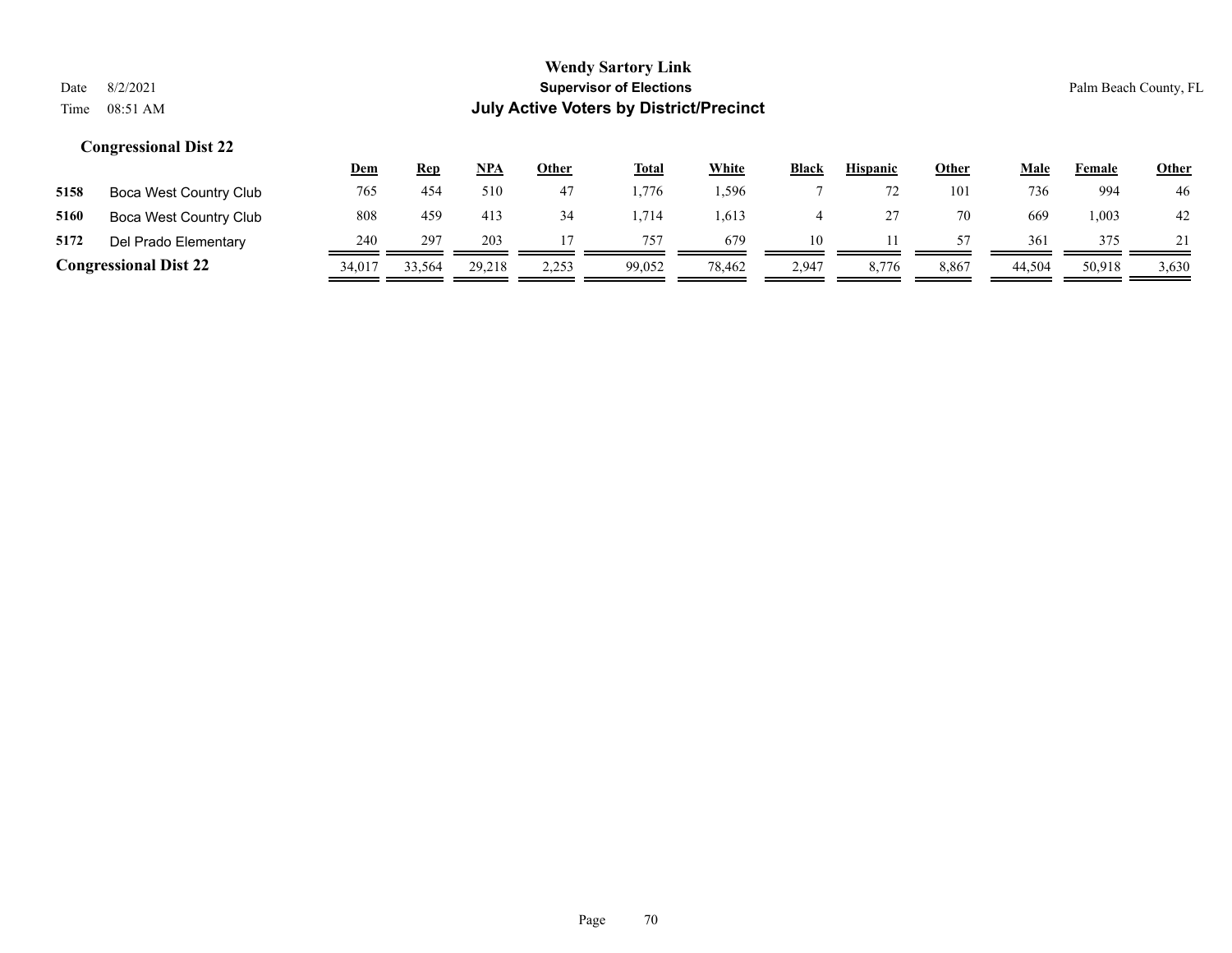**Wendy Sartory Link**
**Supervisor of Elections**
**July Active Voters by District/Precinct**

Date 8/2/2021
Time 08:51 AM

Palm Beach County, FL

### Congressional Dist 22

| | | Dem | Rep | NPA | Other | Total | White | Black | Hispanic | Other | Male | Female | Other |
|---|---|---|---|---|---|---|---|---|---|---|---|---|---|
| **5158** | Boca West Country Club | 765 | 454 | 510 | 47 | 1,776 | 1,596 | 7 | 72 | 101 | 736 | 994 | 46 |
| **5160** | Boca West Country Club | 808 | 459 | 413 | 34 | 1,714 | 1,613 | 4 | 27 | 70 | 669 | 1,003 | 42 |
| **5172** | Del Prado Elementary | 240 | 297 | 203 | 17 | 757 | 679 | 10 | 11 | 57 | 361 | 375 | 21 |
| **Congressional Dist 22** | | 34,017 | 33,564 | 29,218 | 2,253 | 99,052 | 78,462 | 2,947 | 8,776 | 8,867 | 44,504 | 50,918 | 3,630 |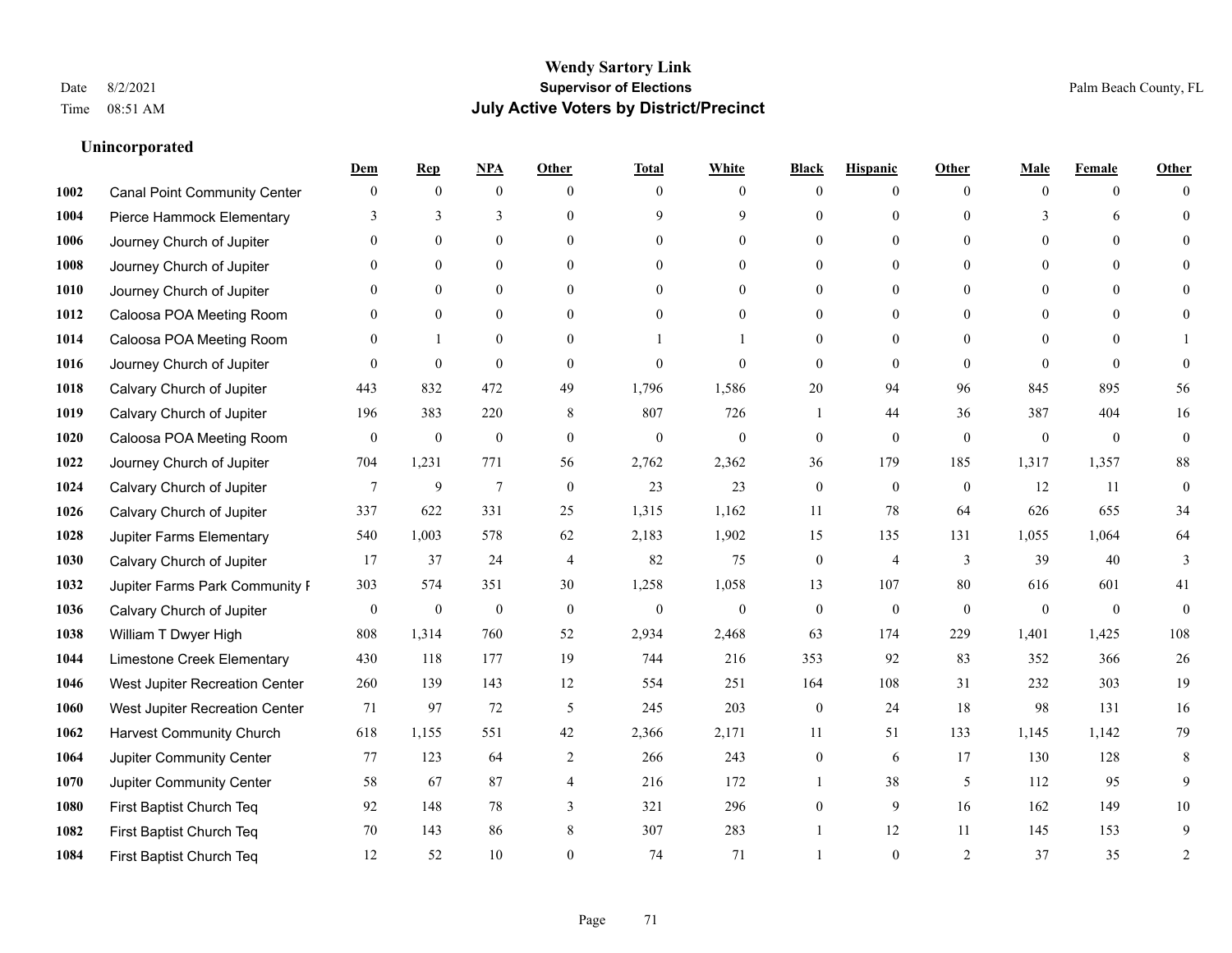# Wendy Sartory Link

**Supervisor of Elections**

**July Active Voters by District/Precinct**

Date 8/2/2021
Time 08:51 AM

Palm Beach County, FL

## Unincorporated

| | | Dem | Rep | NPA | Other | Total | White | Black | Hispanic | Other | Male | Female | Other |
|---|---|---|---|---|---|---|---|---|---|---|---|---|---|
| 1002 | Canal Point Community Center | 0 | 0 | 0 | 0 | 0 | 0 | 0 | 0 | 0 | 0 | 0 | 0 |
| 1004 | Pierce Hammock Elementary | 3 | 3 | 3 | 0 | 9 | 9 | 0 | 0 | 0 | 3 | 6 | 0 |
| 1006 | Journey Church of Jupiter | 0 | 0 | 0 | 0 | 0 | 0 | 0 | 0 | 0 | 0 | 0 | 0 |
| 1008 | Journey Church of Jupiter | 0 | 0 | 0 | 0 | 0 | 0 | 0 | 0 | 0 | 0 | 0 | 0 |
| 1010 | Journey Church of Jupiter | 0 | 0 | 0 | 0 | 0 | 0 | 0 | 0 | 0 | 0 | 0 | 0 |
| 1012 | Caloosa POA Meeting Room | 0 | 0 | 0 | 0 | 0 | 0 | 0 | 0 | 0 | 0 | 0 | 0 |
| 1014 | Caloosa POA Meeting Room | 0 | 1 | 0 | 0 | 1 | 1 | 0 | 0 | 0 | 0 | 0 | 1 |
| 1016 | Journey Church of Jupiter | 0 | 0 | 0 | 0 | 0 | 0 | 0 | 0 | 0 | 0 | 0 | 0 |
| 1018 | Calvary Church of Jupiter | 443 | 832 | 472 | 49 | 1,796 | 1,586 | 20 | 94 | 96 | 845 | 895 | 56 |
| 1019 | Calvary Church of Jupiter | 196 | 383 | 220 | 8 | 807 | 726 | 1 | 44 | 36 | 387 | 404 | 16 |
| 1020 | Caloosa POA Meeting Room | 0 | 0 | 0 | 0 | 0 | 0 | 0 | 0 | 0 | 0 | 0 | 0 |
| 1022 | Journey Church of Jupiter | 704 | 1,231 | 771 | 56 | 2,762 | 2,362 | 36 | 179 | 185 | 1,317 | 1,357 | 88 |
| 1024 | Calvary Church of Jupiter | 7 | 9 | 7 | 0 | 23 | 23 | 0 | 0 | 0 | 12 | 11 | 0 |
| 1026 | Calvary Church of Jupiter | 337 | 622 | 331 | 25 | 1,315 | 1,162 | 11 | 78 | 64 | 626 | 655 | 34 |
| 1028 | Jupiter Farms Elementary | 540 | 1,003 | 578 | 62 | 2,183 | 1,902 | 15 | 135 | 131 | 1,055 | 1,064 | 64 |
| 1030 | Calvary Church of Jupiter | 17 | 37 | 24 | 4 | 82 | 75 | 0 | 4 | 3 | 39 | 40 | 3 |
| 1032 | Jupiter Farms Park Community F | 303 | 574 | 351 | 30 | 1,258 | 1,058 | 13 | 107 | 80 | 616 | 601 | 41 |
| 1036 | Calvary Church of Jupiter | 0 | 0 | 0 | 0 | 0 | 0 | 0 | 0 | 0 | 0 | 0 | 0 |
| 1038 | William T Dwyer High | 808 | 1,314 | 760 | 52 | 2,934 | 2,468 | 63 | 174 | 229 | 1,401 | 1,425 | 108 |
| 1044 | Limestone Creek Elementary | 430 | 118 | 177 | 19 | 744 | 216 | 353 | 92 | 83 | 352 | 366 | 26 |
| 1046 | West Jupiter Recreation Center | 260 | 139 | 143 | 12 | 554 | 251 | 164 | 108 | 31 | 232 | 303 | 19 |
| 1060 | West Jupiter Recreation Center | 71 | 97 | 72 | 5 | 245 | 203 | 0 | 24 | 18 | 98 | 131 | 16 |
| 1062 | Harvest Community Church | 618 | 1,155 | 551 | 42 | 2,366 | 2,171 | 11 | 51 | 133 | 1,145 | 1,142 | 79 |
| 1064 | Jupiter Community Center | 77 | 123 | 64 | 2 | 266 | 243 | 0 | 6 | 17 | 130 | 128 | 8 |
| 1070 | Jupiter Community Center | 58 | 67 | 87 | 4 | 216 | 172 | 1 | 38 | 5 | 112 | 95 | 9 |
| 1080 | First Baptist Church Teq | 92 | 148 | 78 | 3 | 321 | 296 | 0 | 9 | 16 | 162 | 149 | 10 |
| 1082 | First Baptist Church Teq | 70 | 143 | 86 | 8 | 307 | 283 | 1 | 12 | 11 | 145 | 153 | 9 |
| 1084 | First Baptist Church Teq | 12 | 52 | 10 | 0 | 74 | 71 | 1 | 0 | 2 | 37 | 35 | 2 |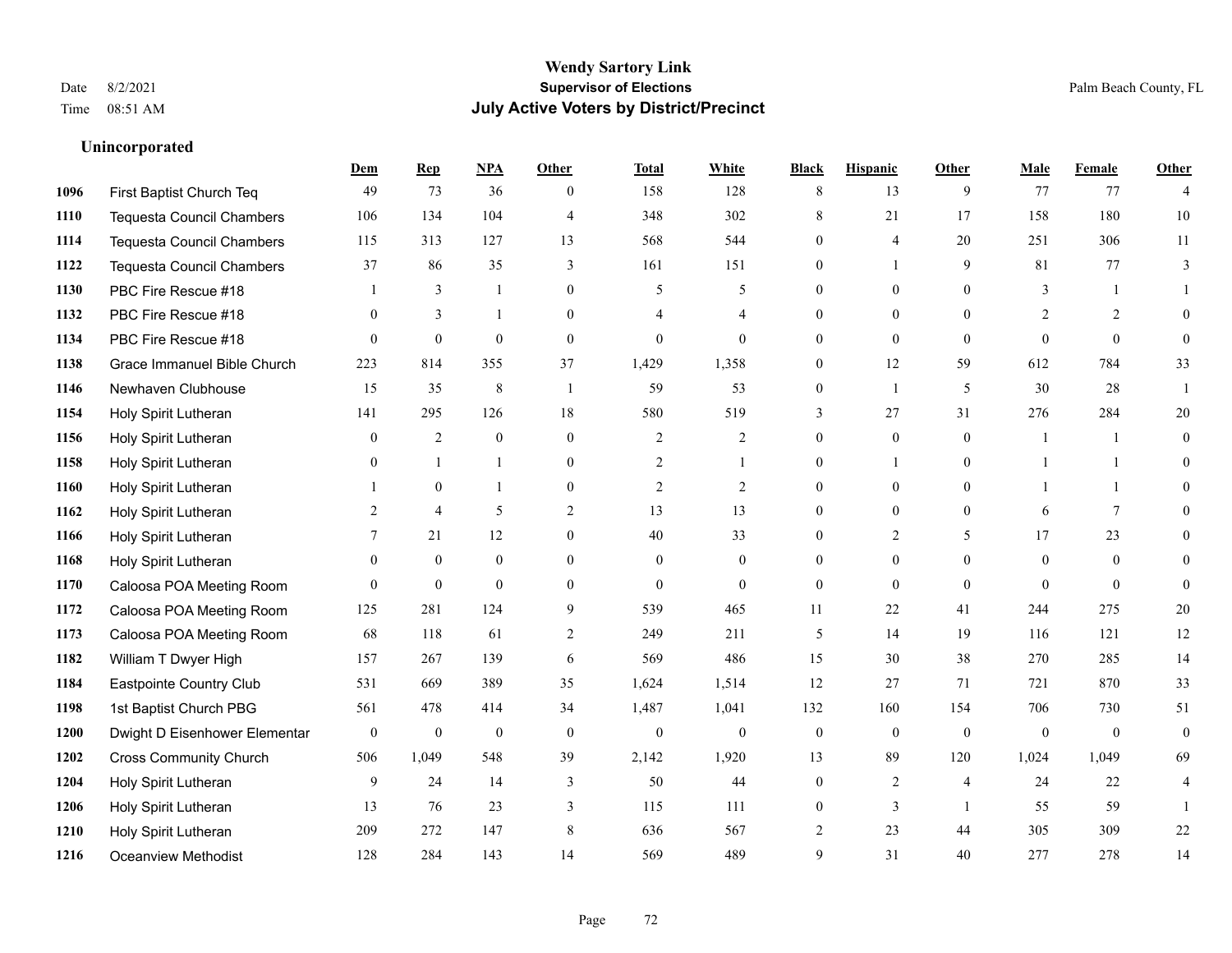# Wendy Sartory Link
## Supervisor of Elections
## July Active Voters by District/Precinct

Date 8/2/2021
Time 08:51 AM

Palm Beach County, FL

### Unincorporated

| | | Dem | Rep | NPA | Other | Total | White | Black | Hispanic | Other | Male | Female | Other |
|---|---|---|---|---|---|---|---|---|---|---|---|---|---|
| 1096 | First Baptist Church Teq | 49 | 73 | 36 | 0 | 158 | 128 | 8 | 13 | 9 | 77 | 77 | 4 |
| 1110 | Tequesta Council Chambers | 106 | 134 | 104 | 4 | 348 | 302 | 8 | 21 | 17 | 158 | 180 | 10 |
| 1114 | Tequesta Council Chambers | 115 | 313 | 127 | 13 | 568 | 544 | 0 | 4 | 20 | 251 | 306 | 11 |
| 1122 | Tequesta Council Chambers | 37 | 86 | 35 | 3 | 161 | 151 | 0 | 1 | 9 | 81 | 77 | 3 |
| 1130 | PBC Fire Rescue #18 | 1 | 3 | 1 | 0 | 5 | 5 | 0 | 0 | 0 | 3 | 1 | 1 |
| 1132 | PBC Fire Rescue #18 | 0 | 3 | 1 | 0 | 4 | 4 | 0 | 0 | 0 | 2 | 2 | 0 |
| 1134 | PBC Fire Rescue #18 | 0 | 0 | 0 | 0 | 0 | 0 | 0 | 0 | 0 | 0 | 0 | 0 |
| 1138 | Grace Immanuel Bible Church | 223 | 814 | 355 | 37 | 1,429 | 1,358 | 0 | 12 | 59 | 612 | 784 | 33 |
| 1146 | Newhaven Clubhouse | 15 | 35 | 8 | 1 | 59 | 53 | 0 | 1 | 5 | 30 | 28 | 1 |
| 1154 | Holy Spirit Lutheran | 141 | 295 | 126 | 18 | 580 | 519 | 3 | 27 | 31 | 276 | 284 | 20 |
| 1156 | Holy Spirit Lutheran | 0 | 2 | 0 | 0 | 2 | 2 | 0 | 0 | 0 | 1 | 1 | 0 |
| 1158 | Holy Spirit Lutheran | 0 | 1 | 1 | 0 | 2 | 1 | 0 | 1 | 0 | 1 | 1 | 0 |
| 1160 | Holy Spirit Lutheran | 1 | 0 | 1 | 0 | 2 | 2 | 0 | 0 | 0 | 1 | 1 | 0 |
| 1162 | Holy Spirit Lutheran | 2 | 4 | 5 | 2 | 13 | 13 | 0 | 0 | 0 | 6 | 7 | 0 |
| 1166 | Holy Spirit Lutheran | 7 | 21 | 12 | 0 | 40 | 33 | 0 | 2 | 5 | 17 | 23 | 0 |
| 1168 | Holy Spirit Lutheran | 0 | 0 | 0 | 0 | 0 | 0 | 0 | 0 | 0 | 0 | 0 | 0 |
| 1170 | Caloosa POA Meeting Room | 0 | 0 | 0 | 0 | 0 | 0 | 0 | 0 | 0 | 0 | 0 | 0 |
| 1172 | Caloosa POA Meeting Room | 125 | 281 | 124 | 9 | 539 | 465 | 11 | 22 | 41 | 244 | 275 | 20 |
| 1173 | Caloosa POA Meeting Room | 68 | 118 | 61 | 2 | 249 | 211 | 5 | 14 | 19 | 116 | 121 | 12 |
| 1182 | William T Dwyer High | 157 | 267 | 139 | 6 | 569 | 486 | 15 | 30 | 38 | 270 | 285 | 14 |
| 1184 | Eastpointe Country Club | 531 | 669 | 389 | 35 | 1,624 | 1,514 | 12 | 27 | 71 | 721 | 870 | 33 |
| 1198 | 1st Baptist Church PBG | 561 | 478 | 414 | 34 | 1,487 | 1,041 | 132 | 160 | 154 | 706 | 730 | 51 |
| 1200 | Dwight D Eisenhower Elementar | 0 | 0 | 0 | 0 | 0 | 0 | 0 | 0 | 0 | 0 | 0 | 0 |
| 1202 | Cross Community Church | 506 | 1,049 | 548 | 39 | 2,142 | 1,920 | 13 | 89 | 120 | 1,024 | 1,049 | 69 |
| 1204 | Holy Spirit Lutheran | 9 | 24 | 14 | 3 | 50 | 44 | 0 | 2 | 4 | 24 | 22 | 4 |
| 1206 | Holy Spirit Lutheran | 13 | 76 | 23 | 3 | 115 | 111 | 0 | 3 | 1 | 55 | 59 | 1 |
| 1210 | Holy Spirit Lutheran | 209 | 272 | 147 | 8 | 636 | 567 | 2 | 23 | 44 | 305 | 309 | 22 |
| 1216 | Oceanview Methodist | 128 | 284 | 143 | 14 | 569 | 489 | 9 | 31 | 40 | 277 | 278 | 14 |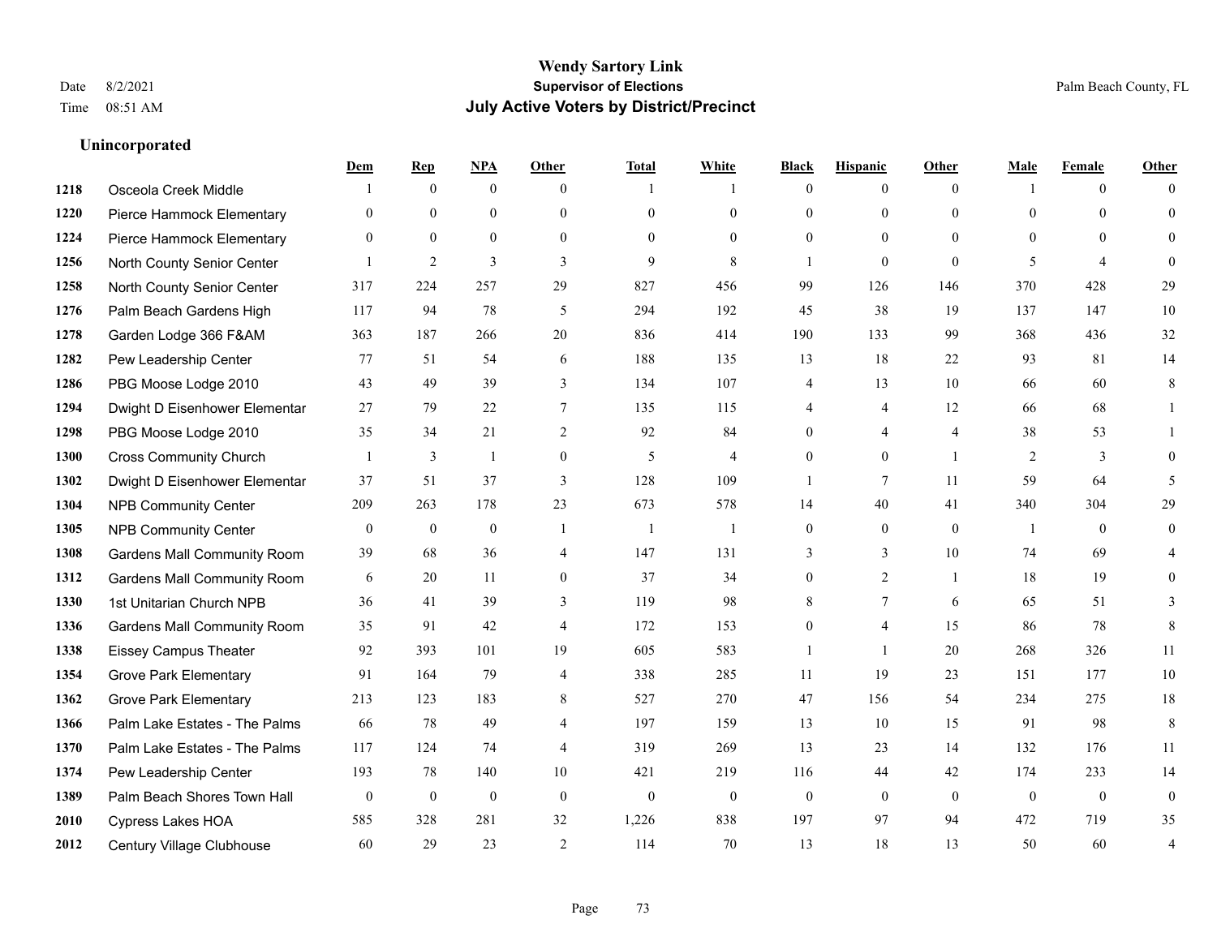**Wendy Sartory Link**
**Supervisor of Elections**
**July Active Voters by District/Precinct**

Date 8/2/2021
Time 08:51 AM

Palm Beach County, FL

### Unincorporated

| | | Dem | Rep | NPA | Other | Total | White | Black | Hispanic | Other | Male | Female | Other |
|---|---|---|---|---|---|---|---|---|---|---|---|---|---|
| 1218 | Osceola Creek Middle | 1 | 0 | 0 | 0 | 1 | 1 | 0 | 0 | 0 | 1 | 0 | 0 |
| 1220 | Pierce Hammock Elementary | 0 | 0 | 0 | 0 | 0 | 0 | 0 | 0 | 0 | 0 | 0 | 0 |
| 1224 | Pierce Hammock Elementary | 0 | 0 | 0 | 0 | 0 | 0 | 0 | 0 | 0 | 0 | 0 | 0 |
| 1256 | North County Senior Center | 1 | 2 | 3 | 3 | 9 | 8 | 1 | 0 | 0 | 5 | 4 | 0 |
| 1258 | North County Senior Center | 317 | 224 | 257 | 29 | 827 | 456 | 99 | 126 | 146 | 370 | 428 | 29 |
| 1276 | Palm Beach Gardens High | 117 | 94 | 78 | 5 | 294 | 192 | 45 | 38 | 19 | 137 | 147 | 10 |
| 1278 | Garden Lodge 366 F&AM | 363 | 187 | 266 | 20 | 836 | 414 | 190 | 133 | 99 | 368 | 436 | 32 |
| 1282 | Pew Leadership Center | 77 | 51 | 54 | 6 | 188 | 135 | 13 | 18 | 22 | 93 | 81 | 14 |
| 1286 | PBG Moose Lodge 2010 | 43 | 49 | 39 | 3 | 134 | 107 | 4 | 13 | 10 | 66 | 60 | 8 |
| 1294 | Dwight D Eisenhower Elementar | 27 | 79 | 22 | 7 | 135 | 115 | 4 | 4 | 12 | 66 | 68 | 1 |
| 1298 | PBG Moose Lodge 2010 | 35 | 34 | 21 | 2 | 92 | 84 | 0 | 4 | 4 | 38 | 53 | 1 |
| 1300 | Cross Community Church | 1 | 3 | 1 | 0 | 5 | 4 | 0 | 0 | 1 | 2 | 3 | 0 |
| 1302 | Dwight D Eisenhower Elementar | 37 | 51 | 37 | 3 | 128 | 109 | 1 | 7 | 11 | 59 | 64 | 5 |
| 1304 | NPB Community Center | 209 | 263 | 178 | 23 | 673 | 578 | 14 | 40 | 41 | 340 | 304 | 29 |
| 1305 | NPB Community Center | 0 | 0 | 0 | 1 | 1 | 1 | 0 | 0 | 0 | 1 | 0 | 0 |
| 1308 | Gardens Mall Community Room | 39 | 68 | 36 | 4 | 147 | 131 | 3 | 3 | 10 | 74 | 69 | 4 |
| 1312 | Gardens Mall Community Room | 6 | 20 | 11 | 0 | 37 | 34 | 0 | 2 | 1 | 18 | 19 | 0 |
| 1330 | 1st Unitarian Church NPB | 36 | 41 | 39 | 3 | 119 | 98 | 8 | 7 | 6 | 65 | 51 | 3 |
| 1336 | Gardens Mall Community Room | 35 | 91 | 42 | 4 | 172 | 153 | 0 | 4 | 15 | 86 | 78 | 8 |
| 1338 | Eissey Campus Theater | 92 | 393 | 101 | 19 | 605 | 583 | 1 | 1 | 20 | 268 | 326 | 11 |
| 1354 | Grove Park Elementary | 91 | 164 | 79 | 4 | 338 | 285 | 11 | 19 | 23 | 151 | 177 | 10 |
| 1362 | Grove Park Elementary | 213 | 123 | 183 | 8 | 527 | 270 | 47 | 156 | 54 | 234 | 275 | 18 |
| 1366 | Palm Lake Estates - The Palms | 66 | 78 | 49 | 4 | 197 | 159 | 13 | 10 | 15 | 91 | 98 | 8 |
| 1370 | Palm Lake Estates - The Palms | 117 | 124 | 74 | 4 | 319 | 269 | 13 | 23 | 14 | 132 | 176 | 11 |
| 1374 | Pew Leadership Center | 193 | 78 | 140 | 10 | 421 | 219 | 116 | 44 | 42 | 174 | 233 | 14 |
| 1389 | Palm Beach Shores Town Hall | 0 | 0 | 0 | 0 | 0 | 0 | 0 | 0 | 0 | 0 | 0 | 0 |
| 2010 | Cypress Lakes HOA | 585 | 328 | 281 | 32 | 1,226 | 838 | 197 | 97 | 94 | 472 | 719 | 35 |
| 2012 | Century Village Clubhouse | 60 | 29 | 23 | 2 | 114 | 70 | 13 | 18 | 13 | 50 | 60 | 4 |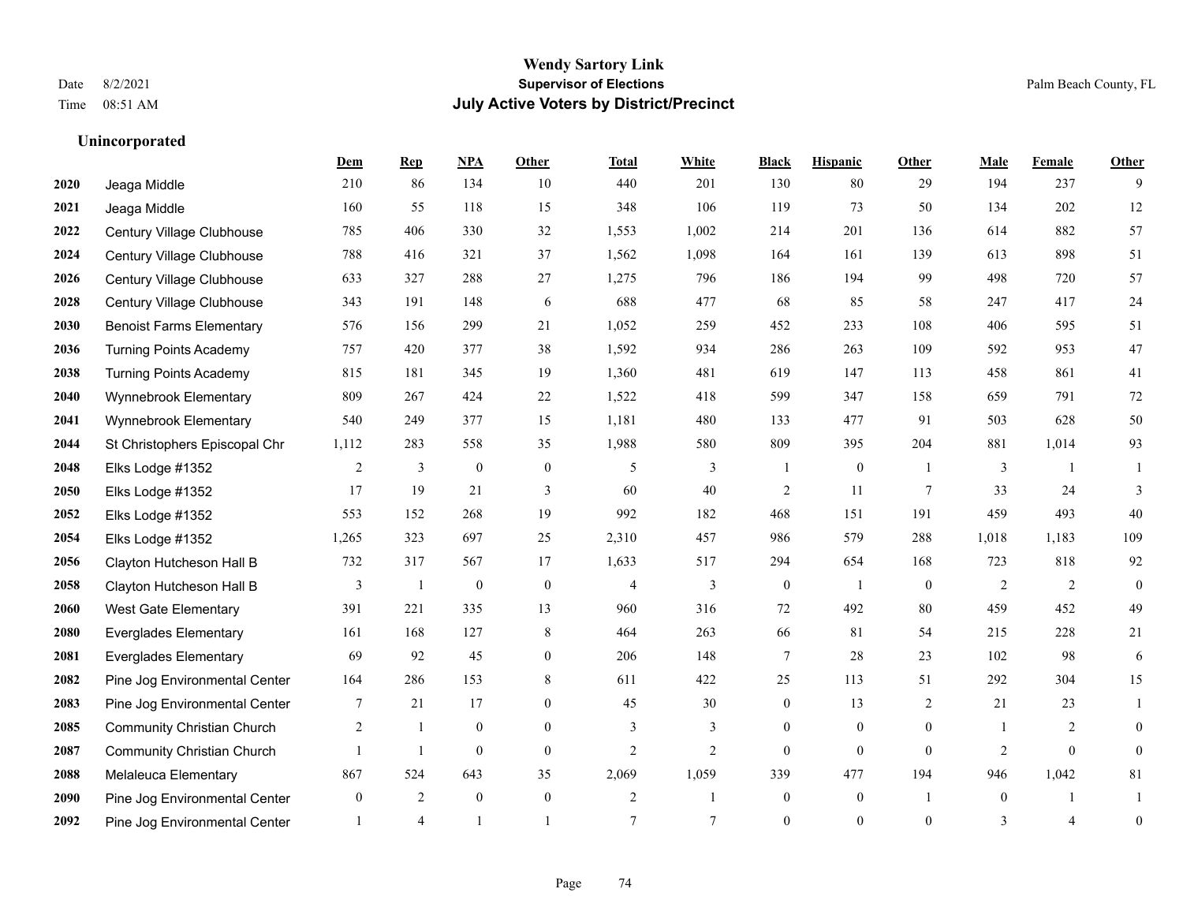**Wendy Sartory Link**
**Supervisor of Elections**
**July Active Voters by District/Precinct**

Date 8/2/2021
Time 08:51 AM
Palm Beach County, FL

## Unincorporated

| | | Dem | Rep | NPA | Other | Total | White | Black | Hispanic | Other | Male | Female | Other |
|---|---|---|---|---|---|---|---|---|---|---|---|---|---|
| 2020 | Jeaga Middle | 210 | 86 | 134 | 10 | 440 | 201 | 130 | 80 | 29 | 194 | 237 | 9 |
| 2021 | Jeaga Middle | 160 | 55 | 118 | 15 | 348 | 106 | 119 | 73 | 50 | 134 | 202 | 12 |
| 2022 | Century Village Clubhouse | 785 | 406 | 330 | 32 | 1,553 | 1,002 | 214 | 201 | 136 | 614 | 882 | 57 |
| 2024 | Century Village Clubhouse | 788 | 416 | 321 | 37 | 1,562 | 1,098 | 164 | 161 | 139 | 613 | 898 | 51 |
| 2026 | Century Village Clubhouse | 633 | 327 | 288 | 27 | 1,275 | 796 | 186 | 194 | 99 | 498 | 720 | 57 |
| 2028 | Century Village Clubhouse | 343 | 191 | 148 | 6 | 688 | 477 | 68 | 85 | 58 | 247 | 417 | 24 |
| 2030 | Benoist Farms Elementary | 576 | 156 | 299 | 21 | 1,052 | 259 | 452 | 233 | 108 | 406 | 595 | 51 |
| 2036 | Turning Points Academy | 757 | 420 | 377 | 38 | 1,592 | 934 | 286 | 263 | 109 | 592 | 953 | 47 |
| 2038 | Turning Points Academy | 815 | 181 | 345 | 19 | 1,360 | 481 | 619 | 147 | 113 | 458 | 861 | 41 |
| 2040 | Wynnebrook Elementary | 809 | 267 | 424 | 22 | 1,522 | 418 | 599 | 347 | 158 | 659 | 791 | 72 |
| 2041 | Wynnebrook Elementary | 540 | 249 | 377 | 15 | 1,181 | 480 | 133 | 477 | 91 | 503 | 628 | 50 |
| 2044 | St Christophers Episcopal Chr | 1,112 | 283 | 558 | 35 | 1,988 | 580 | 809 | 395 | 204 | 881 | 1,014 | 93 |
| 2048 | Elks Lodge #1352 | 2 | 3 | 0 | 0 | 5 | 3 | 1 | 0 | 1 | 3 | 1 | 1 |
| 2050 | Elks Lodge #1352 | 17 | 19 | 21 | 3 | 60 | 40 | 2 | 11 | 7 | 33 | 24 | 3 |
| 2052 | Elks Lodge #1352 | 553 | 152 | 268 | 19 | 992 | 182 | 468 | 151 | 191 | 459 | 493 | 40 |
| 2054 | Elks Lodge #1352 | 1,265 | 323 | 697 | 25 | 2,310 | 457 | 986 | 579 | 288 | 1,018 | 1,183 | 109 |
| 2056 | Clayton Hutcheson Hall B | 732 | 317 | 567 | 17 | 1,633 | 517 | 294 | 654 | 168 | 723 | 818 | 92 |
| 2058 | Clayton Hutcheson Hall B | 3 | 1 | 0 | 0 | 4 | 3 | 0 | 1 | 0 | 2 | 2 | 0 |
| 2060 | West Gate Elementary | 391 | 221 | 335 | 13 | 960 | 316 | 72 | 492 | 80 | 459 | 452 | 49 |
| 2080 | Everglades Elementary | 161 | 168 | 127 | 8 | 464 | 263 | 66 | 81 | 54 | 215 | 228 | 21 |
| 2081 | Everglades Elementary | 69 | 92 | 45 | 0 | 206 | 148 | 7 | 28 | 23 | 102 | 98 | 6 |
| 2082 | Pine Jog Environmental Center | 164 | 286 | 153 | 8 | 611 | 422 | 25 | 113 | 51 | 292 | 304 | 15 |
| 2083 | Pine Jog Environmental Center | 7 | 21 | 17 | 0 | 45 | 30 | 0 | 13 | 2 | 21 | 23 | 1 |
| 2085 | Community Christian Church | 2 | 1 | 0 | 0 | 3 | 3 | 0 | 0 | 0 | 1 | 2 | 0 |
| 2087 | Community Christian Church | 1 | 1 | 0 | 0 | 2 | 2 | 0 | 0 | 0 | 2 | 0 | 0 |
| 2088 | Melaleuca Elementary | 867 | 524 | 643 | 35 | 2,069 | 1,059 | 339 | 477 | 194 | 946 | 1,042 | 81 |
| 2090 | Pine Jog Environmental Center | 0 | 2 | 0 | 0 | 2 | 1 | 0 | 0 | 1 | 0 | 1 | 1 |
| 2092 | Pine Jog Environmental Center | 1 | 4 | 1 | 1 | 7 | 7 | 0 | 0 | 0 | 3 | 4 | 0 |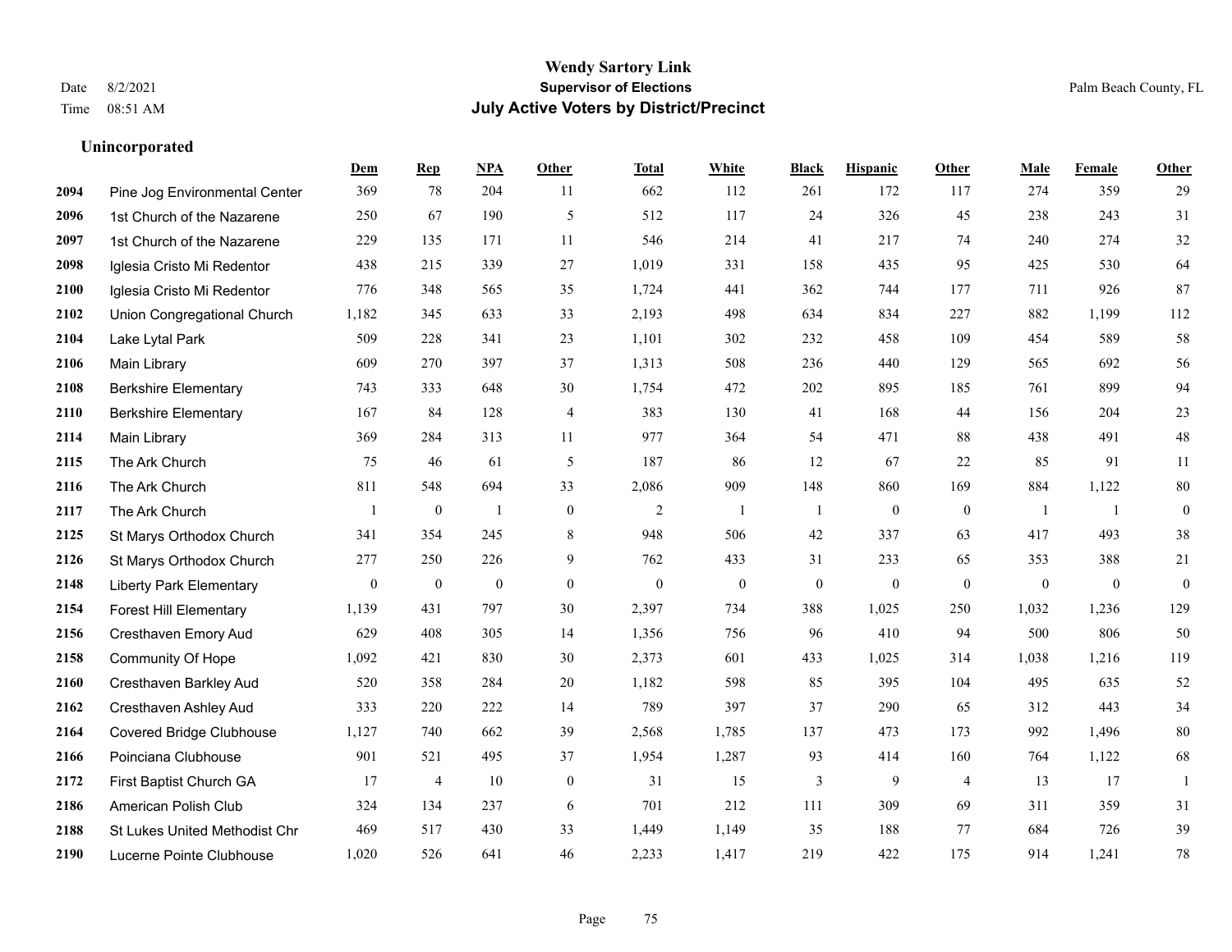**Wendy Sartory Link**
**Supervisor of Elections**
**July Active Voters by District/Precinct**

Date 8/2/2021
Time 08:51 AM

Palm Beach County, FL

### Unincorporated

| | | Dem | Rep | NPA | Other | Total | White | Black | Hispanic | Other | Male | Female | Other |
|---|---|---|---|---|---|---|---|---|---|---|---|---|---|
| 2094 | Pine Jog Environmental Center | 369 | 78 | 204 | 11 | 662 | 112 | 261 | 172 | 117 | 274 | 359 | 29 |
| 2096 | 1st Church of the Nazarene | 250 | 67 | 190 | 5 | 512 | 117 | 24 | 326 | 45 | 238 | 243 | 31 |
| 2097 | 1st Church of the Nazarene | 229 | 135 | 171 | 11 | 546 | 214 | 41 | 217 | 74 | 240 | 274 | 32 |
| 2098 | Iglesia Cristo Mi Redentor | 438 | 215 | 339 | 27 | 1,019 | 331 | 158 | 435 | 95 | 425 | 530 | 64 |
| 2100 | Iglesia Cristo Mi Redentor | 776 | 348 | 565 | 35 | 1,724 | 441 | 362 | 744 | 177 | 711 | 926 | 87 |
| 2102 | Union Congregational Church | 1,182 | 345 | 633 | 33 | 2,193 | 498 | 634 | 834 | 227 | 882 | 1,199 | 112 |
| 2104 | Lake Lytal Park | 509 | 228 | 341 | 23 | 1,101 | 302 | 232 | 458 | 109 | 454 | 589 | 58 |
| 2106 | Main Library | 609 | 270 | 397 | 37 | 1,313 | 508 | 236 | 440 | 129 | 565 | 692 | 56 |
| 2108 | Berkshire Elementary | 743 | 333 | 648 | 30 | 1,754 | 472 | 202 | 895 | 185 | 761 | 899 | 94 |
| 2110 | Berkshire Elementary | 167 | 84 | 128 | 4 | 383 | 130 | 41 | 168 | 44 | 156 | 204 | 23 |
| 2114 | Main Library | 369 | 284 | 313 | 11 | 977 | 364 | 54 | 471 | 88 | 438 | 491 | 48 |
| 2115 | The Ark Church | 75 | 46 | 61 | 5 | 187 | 86 | 12 | 67 | 22 | 85 | 91 | 11 |
| 2116 | The Ark Church | 811 | 548 | 694 | 33 | 2,086 | 909 | 148 | 860 | 169 | 884 | 1,122 | 80 |
| 2117 | The Ark Church | 1 | 0 | 1 | 0 | 2 | 1 | 1 | 0 | 0 | 1 | 1 | 0 |
| 2125 | St Marys Orthodox Church | 341 | 354 | 245 | 8 | 948 | 506 | 42 | 337 | 63 | 417 | 493 | 38 |
| 2126 | St Marys Orthodox Church | 277 | 250 | 226 | 9 | 762 | 433 | 31 | 233 | 65 | 353 | 388 | 21 |
| 2148 | Liberty Park Elementary | 0 | 0 | 0 | 0 | 0 | 0 | 0 | 0 | 0 | 0 | 0 | 0 |
| 2154 | Forest Hill Elementary | 1,139 | 431 | 797 | 30 | 2,397 | 734 | 388 | 1,025 | 250 | 1,032 | 1,236 | 129 |
| 2156 | Cresthaven Emory Aud | 629 | 408 | 305 | 14 | 1,356 | 756 | 96 | 410 | 94 | 500 | 806 | 50 |
| 2158 | Community Of Hope | 1,092 | 421 | 830 | 30 | 2,373 | 601 | 433 | 1,025 | 314 | 1,038 | 1,216 | 119 |
| 2160 | Cresthaven Barkley Aud | 520 | 358 | 284 | 20 | 1,182 | 598 | 85 | 395 | 104 | 495 | 635 | 52 |
| 2162 | Cresthaven Ashley Aud | 333 | 220 | 222 | 14 | 789 | 397 | 37 | 290 | 65 | 312 | 443 | 34 |
| 2164 | Covered Bridge Clubhouse | 1,127 | 740 | 662 | 39 | 2,568 | 1,785 | 137 | 473 | 173 | 992 | 1,496 | 80 |
| 2166 | Poinciana Clubhouse | 901 | 521 | 495 | 37 | 1,954 | 1,287 | 93 | 414 | 160 | 764 | 1,122 | 68 |
| 2172 | First Baptist Church GA | 17 | 4 | 10 | 0 | 31 | 15 | 3 | 9 | 4 | 13 | 17 | 1 |
| 2186 | American Polish Club | 324 | 134 | 237 | 6 | 701 | 212 | 111 | 309 | 69 | 311 | 359 | 31 |
| 2188 | St Lukes United Methodist Chr | 469 | 517 | 430 | 33 | 1,449 | 1,149 | 35 | 188 | 77 | 684 | 726 | 39 |
| 2190 | Lucerne Pointe Clubhouse | 1,020 | 526 | 641 | 46 | 2,233 | 1,417 | 219 | 422 | 175 | 914 | 1,241 | 78 |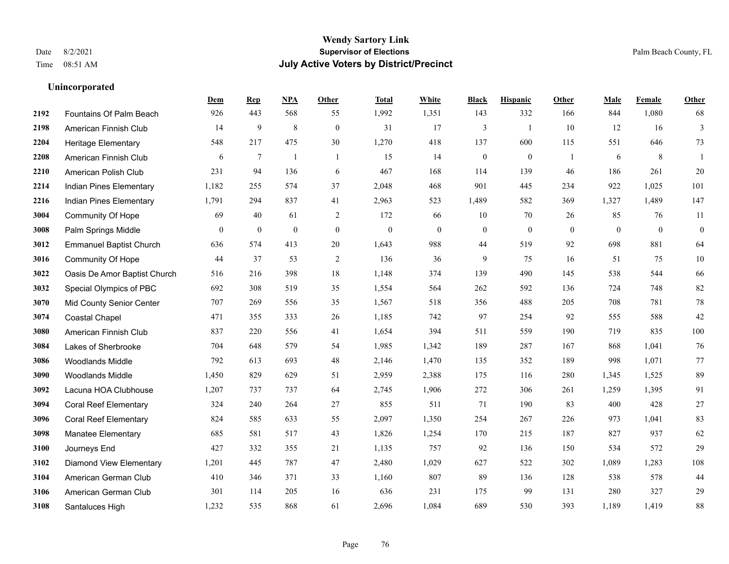**Wendy Sartory Link**
**Supervisor of Elections**
**July Active Voters by District/Precinct**

Date 8/2/2021
Time 08:51 AM

Palm Beach County, FL

### Unincorporated

| | | Dem | Rep | NPA | Other | Total | White | Black | Hispanic | Other | Male | Female | Other |
|---|---|---|---|---|---|---|---|---|---|---|---|---|---|
| 2192 | Fountains Of Palm Beach | 926 | 443 | 568 | 55 | 1,992 | 1,351 | 143 | 332 | 166 | 844 | 1,080 | 68 |
| 2198 | American Finnish Club | 14 | 9 | 8 | 0 | 31 | 17 | 3 | 1 | 10 | 12 | 16 | 3 |
| 2204 | Heritage Elementary | 548 | 217 | 475 | 30 | 1,270 | 418 | 137 | 600 | 115 | 551 | 646 | 73 |
| 2208 | American Finnish Club | 6 | 7 | 1 | 1 | 15 | 14 | 0 | 0 | 1 | 6 | 8 | 1 |
| 2210 | American Polish Club | 231 | 94 | 136 | 6 | 467 | 168 | 114 | 139 | 46 | 186 | 261 | 20 |
| 2214 | Indian Pines Elementary | 1,182 | 255 | 574 | 37 | 2,048 | 468 | 901 | 445 | 234 | 922 | 1,025 | 101 |
| 2216 | Indian Pines Elementary | 1,791 | 294 | 837 | 41 | 2,963 | 523 | 1,489 | 582 | 369 | 1,327 | 1,489 | 147 |
| 3004 | Community Of Hope | 69 | 40 | 61 | 2 | 172 | 66 | 10 | 70 | 26 | 85 | 76 | 11 |
| 3008 | Palm Springs Middle | 0 | 0 | 0 | 0 | 0 | 0 | 0 | 0 | 0 | 0 | 0 | 0 |
| 3012 | Emmanuel Baptist Church | 636 | 574 | 413 | 20 | 1,643 | 988 | 44 | 519 | 92 | 698 | 881 | 64 |
| 3016 | Community Of Hope | 44 | 37 | 53 | 2 | 136 | 36 | 9 | 75 | 16 | 51 | 75 | 10 |
| 3022 | Oasis De Amor Baptist Church | 516 | 216 | 398 | 18 | 1,148 | 374 | 139 | 490 | 145 | 538 | 544 | 66 |
| 3032 | Special Olympics of PBC | 692 | 308 | 519 | 35 | 1,554 | 564 | 262 | 592 | 136 | 724 | 748 | 82 |
| 3070 | Mid County Senior Center | 707 | 269 | 556 | 35 | 1,567 | 518 | 356 | 488 | 205 | 708 | 781 | 78 |
| 3074 | Coastal Chapel | 471 | 355 | 333 | 26 | 1,185 | 742 | 97 | 254 | 92 | 555 | 588 | 42 |
| 3080 | American Finnish Club | 837 | 220 | 556 | 41 | 1,654 | 394 | 511 | 559 | 190 | 719 | 835 | 100 |
| 3084 | Lakes of Sherbrooke | 704 | 648 | 579 | 54 | 1,985 | 1,342 | 189 | 287 | 167 | 868 | 1,041 | 76 |
| 3086 | Woodlands Middle | 792 | 613 | 693 | 48 | 2,146 | 1,470 | 135 | 352 | 189 | 998 | 1,071 | 77 |
| 3090 | Woodlands Middle | 1,450 | 829 | 629 | 51 | 2,959 | 2,388 | 175 | 116 | 280 | 1,345 | 1,525 | 89 |
| 3092 | Lacuna HOA Clubhouse | 1,207 | 737 | 737 | 64 | 2,745 | 1,906 | 272 | 306 | 261 | 1,259 | 1,395 | 91 |
| 3094 | Coral Reef Elementary | 324 | 240 | 264 | 27 | 855 | 511 | 71 | 190 | 83 | 400 | 428 | 27 |
| 3096 | Coral Reef Elementary | 824 | 585 | 633 | 55 | 2,097 | 1,350 | 254 | 267 | 226 | 973 | 1,041 | 83 |
| 3098 | Manatee Elementary | 685 | 581 | 517 | 43 | 1,826 | 1,254 | 170 | 215 | 187 | 827 | 937 | 62 |
| 3100 | Journeys End | 427 | 332 | 355 | 21 | 1,135 | 757 | 92 | 136 | 150 | 534 | 572 | 29 |
| 3102 | Diamond View Elementary | 1,201 | 445 | 787 | 47 | 2,480 | 1,029 | 627 | 522 | 302 | 1,089 | 1,283 | 108 |
| 3104 | American German Club | 410 | 346 | 371 | 33 | 1,160 | 807 | 89 | 136 | 128 | 538 | 578 | 44 |
| 3106 | American German Club | 301 | 114 | 205 | 16 | 636 | 231 | 175 | 99 | 131 | 280 | 327 | 29 |
| 3108 | Santaluces High | 1,232 | 535 | 868 | 61 | 2,696 | 1,084 | 689 | 530 | 393 | 1,189 | 1,419 | 88 |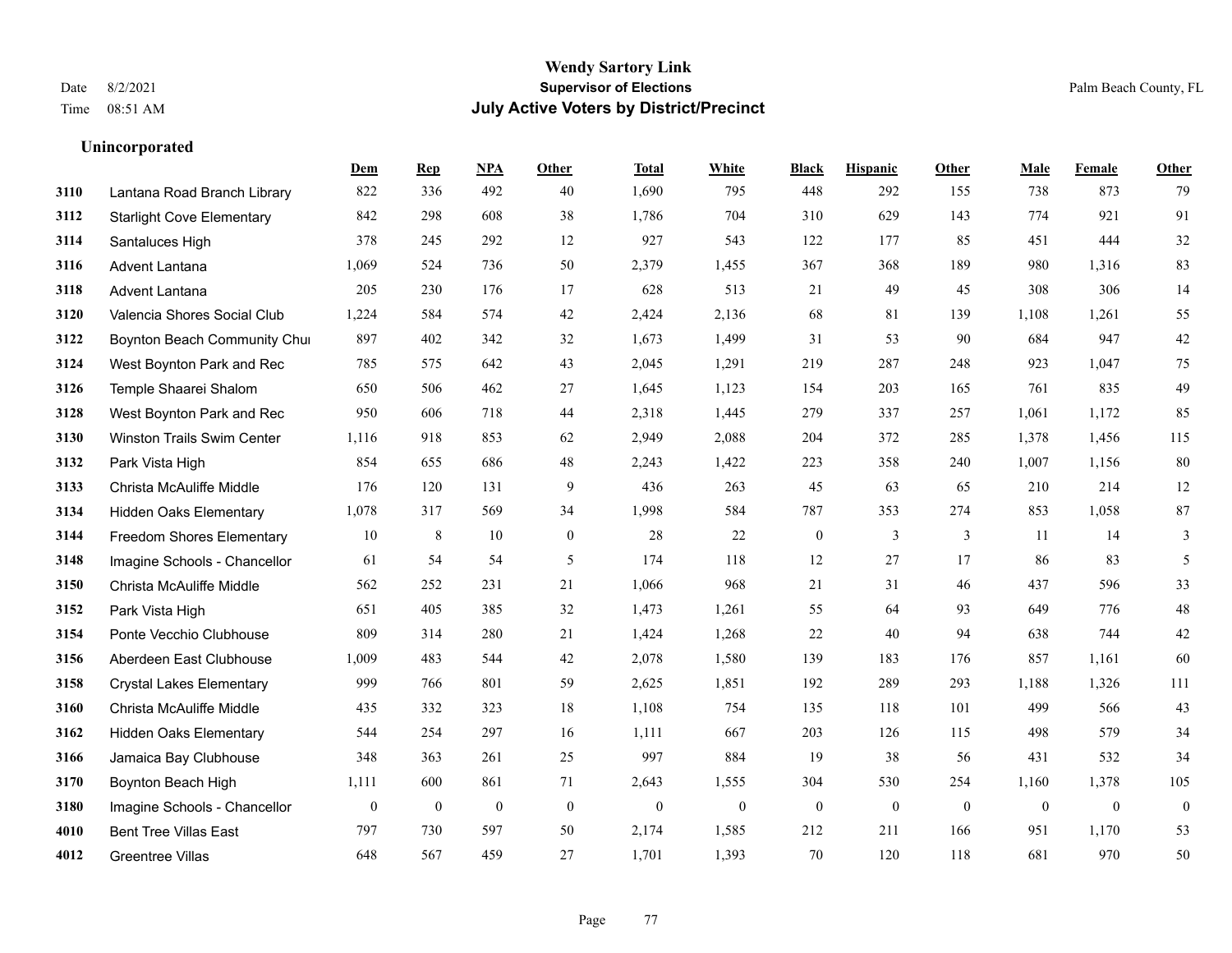# Wendy Sartory Link
## Supervisor of Elections
## July Active Voters by District/Precinct

Date 8/2/2021
Time 08:51 AM

Palm Beach County, FL

### Unincorporated

| | | Dem | Rep | NPA | Other | Total | White | Black | Hispanic | Other | Male | Female | Other |
|---|---|---|---|---|---|---|---|---|---|---|---|---|---|
| 3110 | Lantana Road Branch Library | 822 | 336 | 492 | 40 | 1,690 | 795 | 448 | 292 | 155 | 738 | 873 | 79 |
| 3112 | Starlight Cove Elementary | 842 | 298 | 608 | 38 | 1,786 | 704 | 310 | 629 | 143 | 774 | 921 | 91 |
| 3114 | Santaluces High | 378 | 245 | 292 | 12 | 927 | 543 | 122 | 177 | 85 | 451 | 444 | 32 |
| 3116 | Advent Lantana | 1,069 | 524 | 736 | 50 | 2,379 | 1,455 | 367 | 368 | 189 | 980 | 1,316 | 83 |
| 3118 | Advent Lantana | 205 | 230 | 176 | 17 | 628 | 513 | 21 | 49 | 45 | 308 | 306 | 14 |
| 3120 | Valencia Shores Social Club | 1,224 | 584 | 574 | 42 | 2,424 | 2,136 | 68 | 81 | 139 | 1,108 | 1,261 | 55 |
| 3122 | Boynton Beach Community Chur | 897 | 402 | 342 | 32 | 1,673 | 1,499 | 31 | 53 | 90 | 684 | 947 | 42 |
| 3124 | West Boynton Park and Rec | 785 | 575 | 642 | 43 | 2,045 | 1,291 | 219 | 287 | 248 | 923 | 1,047 | 75 |
| 3126 | Temple Shaarei Shalom | 650 | 506 | 462 | 27 | 1,645 | 1,123 | 154 | 203 | 165 | 761 | 835 | 49 |
| 3128 | West Boynton Park and Rec | 950 | 606 | 718 | 44 | 2,318 | 1,445 | 279 | 337 | 257 | 1,061 | 1,172 | 85 |
| 3130 | Winston Trails Swim Center | 1,116 | 918 | 853 | 62 | 2,949 | 2,088 | 204 | 372 | 285 | 1,378 | 1,456 | 115 |
| 3132 | Park Vista High | 854 | 655 | 686 | 48 | 2,243 | 1,422 | 223 | 358 | 240 | 1,007 | 1,156 | 80 |
| 3133 | Christa McAuliffe Middle | 176 | 120 | 131 | 9 | 436 | 263 | 45 | 63 | 65 | 210 | 214 | 12 |
| 3134 | Hidden Oaks Elementary | 1,078 | 317 | 569 | 34 | 1,998 | 584 | 787 | 353 | 274 | 853 | 1,058 | 87 |
| 3144 | Freedom Shores Elementary | 10 | 8 | 10 | 0 | 28 | 22 | 0 | 3 | 3 | 11 | 14 | 3 |
| 3148 | Imagine Schools - Chancellor | 61 | 54 | 54 | 5 | 174 | 118 | 12 | 27 | 17 | 86 | 83 | 5 |
| 3150 | Christa McAuliffe Middle | 562 | 252 | 231 | 21 | 1,066 | 968 | 21 | 31 | 46 | 437 | 596 | 33 |
| 3152 | Park Vista High | 651 | 405 | 385 | 32 | 1,473 | 1,261 | 55 | 64 | 93 | 649 | 776 | 48 |
| 3154 | Ponte Vecchio Clubhouse | 809 | 314 | 280 | 21 | 1,424 | 1,268 | 22 | 40 | 94 | 638 | 744 | 42 |
| 3156 | Aberdeen East Clubhouse | 1,009 | 483 | 544 | 42 | 2,078 | 1,580 | 139 | 183 | 176 | 857 | 1,161 | 60 |
| 3158 | Crystal Lakes Elementary | 999 | 766 | 801 | 59 | 2,625 | 1,851 | 192 | 289 | 293 | 1,188 | 1,326 | 111 |
| 3160 | Christa McAuliffe Middle | 435 | 332 | 323 | 18 | 1,108 | 754 | 135 | 118 | 101 | 499 | 566 | 43 |
| 3162 | Hidden Oaks Elementary | 544 | 254 | 297 | 16 | 1,111 | 667 | 203 | 126 | 115 | 498 | 579 | 34 |
| 3166 | Jamaica Bay Clubhouse | 348 | 363 | 261 | 25 | 997 | 884 | 19 | 38 | 56 | 431 | 532 | 34 |
| 3170 | Boynton Beach High | 1,111 | 600 | 861 | 71 | 2,643 | 1,555 | 304 | 530 | 254 | 1,160 | 1,378 | 105 |
| 3180 | Imagine Schools - Chancellor | 0 | 0 | 0 | 0 | 0 | 0 | 0 | 0 | 0 | 0 | 0 | 0 |
| 4010 | Bent Tree Villas East | 797 | 730 | 597 | 50 | 2,174 | 1,585 | 212 | 211 | 166 | 951 | 1,170 | 53 |
| 4012 | Greentree Villas | 648 | 567 | 459 | 27 | 1,701 | 1,393 | 70 | 120 | 118 | 681 | 970 | 50 |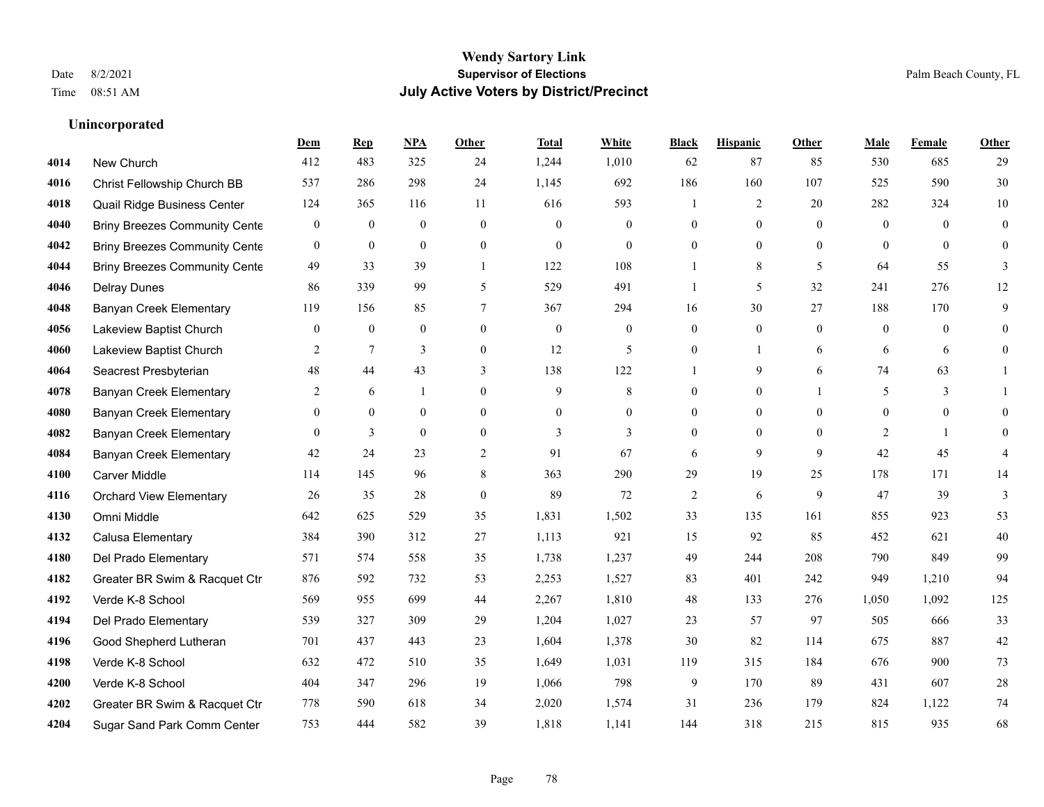**Wendy Sartory Link**
**Supervisor of Elections**
**July Active Voters by District/Precinct**

Date 8/2/2021
Time 08:51 AM

Palm Beach County, FL

### Unincorporated

| | | Dem | Rep | NPA | Other | Total | White | Black | Hispanic | Other | Male | Female | Other |
|---|---|---|---|---|---|---|---|---|---|---|---|---|---|
| 4014 | New Church | 412 | 483 | 325 | 24 | 1,244 | 1,010 | 62 | 87 | 85 | 530 | 685 | 29 |
| 4016 | Christ Fellowship Church BB | 537 | 286 | 298 | 24 | 1,145 | 692 | 186 | 160 | 107 | 525 | 590 | 30 |
| 4018 | Quail Ridge Business Center | 124 | 365 | 116 | 11 | 616 | 593 | 1 | 2 | 20 | 282 | 324 | 10 |
| 4040 | Briny Breezes Community Cente | 0 | 0 | 0 | 0 | 0 | 0 | 0 | 0 | 0 | 0 | 0 | 0 |
| 4042 | Briny Breezes Community Cente | 0 | 0 | 0 | 0 | 0 | 0 | 0 | 0 | 0 | 0 | 0 | 0 |
| 4044 | Briny Breezes Community Cente | 49 | 33 | 39 | 1 | 122 | 108 | 1 | 8 | 5 | 64 | 55 | 3 |
| 4046 | Delray Dunes | 86 | 339 | 99 | 5 | 529 | 491 | 1 | 5 | 32 | 241 | 276 | 12 |
| 4048 | Banyan Creek Elementary | 119 | 156 | 85 | 7 | 367 | 294 | 16 | 30 | 27 | 188 | 170 | 9 |
| 4056 | Lakeview Baptist Church | 0 | 0 | 0 | 0 | 0 | 0 | 0 | 0 | 0 | 0 | 0 | 0 |
| 4060 | Lakeview Baptist Church | 2 | 7 | 3 | 0 | 12 | 5 | 0 | 1 | 6 | 6 | 6 | 0 |
| 4064 | Seacrest Presbyterian | 48 | 44 | 43 | 3 | 138 | 122 | 1 | 9 | 6 | 74 | 63 | 1 |
| 4078 | Banyan Creek Elementary | 2 | 6 | 1 | 0 | 9 | 8 | 0 | 0 | 1 | 5 | 3 | 1 |
| 4080 | Banyan Creek Elementary | 0 | 0 | 0 | 0 | 0 | 0 | 0 | 0 | 0 | 0 | 0 | 0 |
| 4082 | Banyan Creek Elementary | 0 | 3 | 0 | 0 | 3 | 3 | 0 | 0 | 0 | 2 | 1 | 0 |
| 4084 | Banyan Creek Elementary | 42 | 24 | 23 | 2 | 91 | 67 | 6 | 9 | 9 | 42 | 45 | 4 |
| 4100 | Carver Middle | 114 | 145 | 96 | 8 | 363 | 290 | 29 | 19 | 25 | 178 | 171 | 14 |
| 4116 | Orchard View Elementary | 26 | 35 | 28 | 0 | 89 | 72 | 2 | 6 | 9 | 47 | 39 | 3 |
| 4130 | Omni Middle | 642 | 625 | 529 | 35 | 1,831 | 1,502 | 33 | 135 | 161 | 855 | 923 | 53 |
| 4132 | Calusa Elementary | 384 | 390 | 312 | 27 | 1,113 | 921 | 15 | 92 | 85 | 452 | 621 | 40 |
| 4180 | Del Prado Elementary | 571 | 574 | 558 | 35 | 1,738 | 1,237 | 49 | 244 | 208 | 790 | 849 | 99 |
| 4182 | Greater BR Swim & Racquet Ctr | 876 | 592 | 732 | 53 | 2,253 | 1,527 | 83 | 401 | 242 | 949 | 1,210 | 94 |
| 4192 | Verde K-8 School | 569 | 955 | 699 | 44 | 2,267 | 1,810 | 48 | 133 | 276 | 1,050 | 1,092 | 125 |
| 4194 | Del Prado Elementary | 539 | 327 | 309 | 29 | 1,204 | 1,027 | 23 | 57 | 97 | 505 | 666 | 33 |
| 4196 | Good Shepherd Lutheran | 701 | 437 | 443 | 23 | 1,604 | 1,378 | 30 | 82 | 114 | 675 | 887 | 42 |
| 4198 | Verde K-8 School | 632 | 472 | 510 | 35 | 1,649 | 1,031 | 119 | 315 | 184 | 676 | 900 | 73 |
| 4200 | Verde K-8 School | 404 | 347 | 296 | 19 | 1,066 | 798 | 9 | 170 | 89 | 431 | 607 | 28 |
| 4202 | Greater BR Swim & Racquet Ctr | 778 | 590 | 618 | 34 | 2,020 | 1,574 | 31 | 236 | 179 | 824 | 1,122 | 74 |
| 4204 | Sugar Sand Park Comm Center | 753 | 444 | 582 | 39 | 1,818 | 1,141 | 144 | 318 | 215 | 815 | 935 | 68 |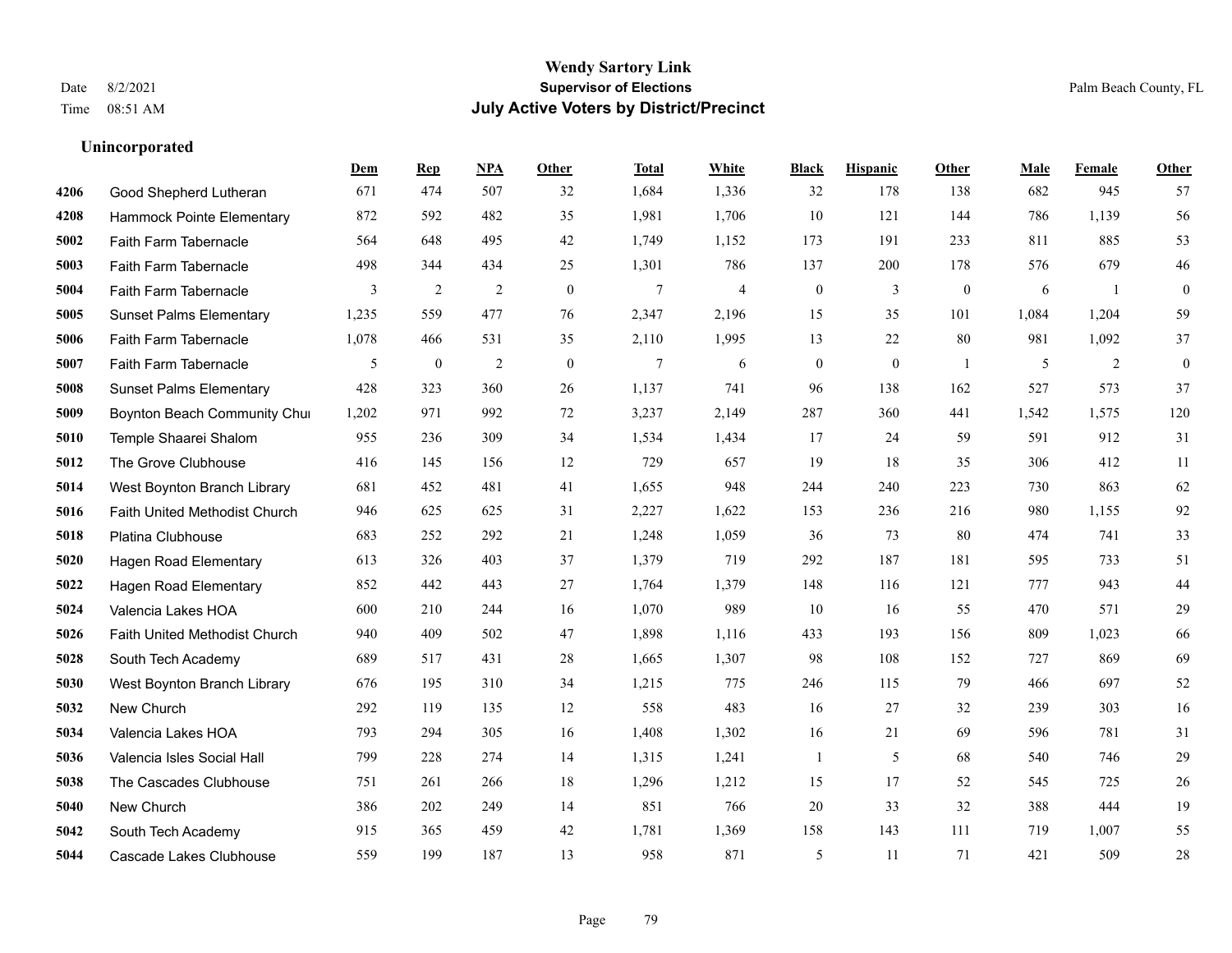**Wendy Sartory Link**
**Supervisor of Elections**
**July Active Voters by District/Precinct**

Date 8/2/2021
Time 08:51 AM

Palm Beach County, FL

### Unincorporated

| | | Dem | Rep | NPA | Other | Total | White | Black | Hispanic | Other | Male | Female | Other |
|---|---|---|---|---|---|---|---|---|---|---|---|---|---|
| 4206 | Good Shepherd Lutheran | 671 | 474 | 507 | 32 | 1,684 | 1,336 | 32 | 178 | 138 | 682 | 945 | 57 |
| 4208 | Hammock Pointe Elementary | 872 | 592 | 482 | 35 | 1,981 | 1,706 | 10 | 121 | 144 | 786 | 1,139 | 56 |
| 5002 | Faith Farm Tabernacle | 564 | 648 | 495 | 42 | 1,749 | 1,152 | 173 | 191 | 233 | 811 | 885 | 53 |
| 5003 | Faith Farm Tabernacle | 498 | 344 | 434 | 25 | 1,301 | 786 | 137 | 200 | 178 | 576 | 679 | 46 |
| 5004 | Faith Farm Tabernacle | 3 | 2 | 2 | 0 | 7 | 4 | 0 | 3 | 0 | 6 | 1 | 0 |
| 5005 | Sunset Palms Elementary | 1,235 | 559 | 477 | 76 | 2,347 | 2,196 | 15 | 35 | 101 | 1,084 | 1,204 | 59 |
| 5006 | Faith Farm Tabernacle | 1,078 | 466 | 531 | 35 | 2,110 | 1,995 | 13 | 22 | 80 | 981 | 1,092 | 37 |
| 5007 | Faith Farm Tabernacle | 5 | 0 | 2 | 0 | 7 | 6 | 0 | 0 | 1 | 5 | 2 | 0 |
| 5008 | Sunset Palms Elementary | 428 | 323 | 360 | 26 | 1,137 | 741 | 96 | 138 | 162 | 527 | 573 | 37 |
| 5009 | Boynton Beach Community Chu | 1,202 | 971 | 992 | 72 | 3,237 | 2,149 | 287 | 360 | 441 | 1,542 | 1,575 | 120 |
| 5010 | Temple Shaarei Shalom | 955 | 236 | 309 | 34 | 1,534 | 1,434 | 17 | 24 | 59 | 591 | 912 | 31 |
| 5012 | The Grove Clubhouse | 416 | 145 | 156 | 12 | 729 | 657 | 19 | 18 | 35 | 306 | 412 | 11 |
| 5014 | West Boynton Branch Library | 681 | 452 | 481 | 41 | 1,655 | 948 | 244 | 240 | 223 | 730 | 863 | 62 |
| 5016 | Faith United Methodist Church | 946 | 625 | 625 | 31 | 2,227 | 1,622 | 153 | 236 | 216 | 980 | 1,155 | 92 |
| 5018 | Platina Clubhouse | 683 | 252 | 292 | 21 | 1,248 | 1,059 | 36 | 73 | 80 | 474 | 741 | 33 |
| 5020 | Hagen Road Elementary | 613 | 326 | 403 | 37 | 1,379 | 719 | 292 | 187 | 181 | 595 | 733 | 51 |
| 5022 | Hagen Road Elementary | 852 | 442 | 443 | 27 | 1,764 | 1,379 | 148 | 116 | 121 | 777 | 943 | 44 |
| 5024 | Valencia Lakes HOA | 600 | 210 | 244 | 16 | 1,070 | 989 | 10 | 16 | 55 | 470 | 571 | 29 |
| 5026 | Faith United Methodist Church | 940 | 409 | 502 | 47 | 1,898 | 1,116 | 433 | 193 | 156 | 809 | 1,023 | 66 |
| 5028 | South Tech Academy | 689 | 517 | 431 | 28 | 1,665 | 1,307 | 98 | 108 | 152 | 727 | 869 | 69 |
| 5030 | West Boynton Branch Library | 676 | 195 | 310 | 34 | 1,215 | 775 | 246 | 115 | 79 | 466 | 697 | 52 |
| 5032 | New Church | 292 | 119 | 135 | 12 | 558 | 483 | 16 | 27 | 32 | 239 | 303 | 16 |
| 5034 | Valencia Lakes HOA | 793 | 294 | 305 | 16 | 1,408 | 1,302 | 16 | 21 | 69 | 596 | 781 | 31 |
| 5036 | Valencia Isles Social Hall | 799 | 228 | 274 | 14 | 1,315 | 1,241 | 1 | 5 | 68 | 540 | 746 | 29 |
| 5038 | The Cascades Clubhouse | 751 | 261 | 266 | 18 | 1,296 | 1,212 | 15 | 17 | 52 | 545 | 725 | 26 |
| 5040 | New Church | 386 | 202 | 249 | 14 | 851 | 766 | 20 | 33 | 32 | 388 | 444 | 19 |
| 5042 | South Tech Academy | 915 | 365 | 459 | 42 | 1,781 | 1,369 | 158 | 143 | 111 | 719 | 1,007 | 55 |
| 5044 | Cascade Lakes Clubhouse | 559 | 199 | 187 | 13 | 958 | 871 | 5 | 11 | 71 | 421 | 509 | 28 |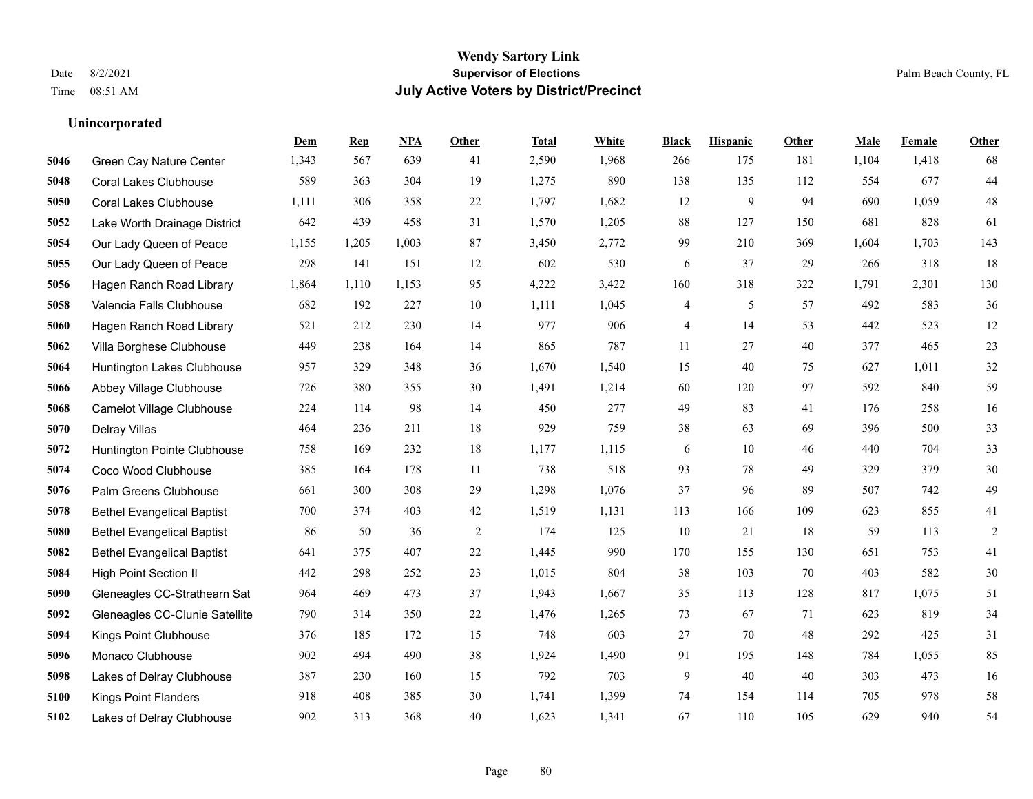# Wendy Sartory Link

**Supervisor of Elections**

**July Active Voters by District/Precinct**

Date 8/2/2021

Time 08:51 AM

Palm Beach County, FL

### Unincorporated

| | | Dem | Rep | NPA | Other | Total | White | Black | Hispanic | Other | Male | Female | Other |
|---|---|---|---|---|---|---|---|---|---|---|---|---|---|
| **5046** | Green Cay Nature Center | 1,343 | 567 | 639 | 41 | 2,590 | 1,968 | 266 | 175 | 181 | 1,104 | 1,418 | 68 |
| **5048** | Coral Lakes Clubhouse | 589 | 363 | 304 | 19 | 1,275 | 890 | 138 | 135 | 112 | 554 | 677 | 44 |
| **5050** | Coral Lakes Clubhouse | 1,111 | 306 | 358 | 22 | 1,797 | 1,682 | 12 | 9 | 94 | 690 | 1,059 | 48 |
| **5052** | Lake Worth Drainage District | 642 | 439 | 458 | 31 | 1,570 | 1,205 | 88 | 127 | 150 | 681 | 828 | 61 |
| **5054** | Our Lady Queen of Peace | 1,155 | 1,205 | 1,003 | 87 | 3,450 | 2,772 | 99 | 210 | 369 | 1,604 | 1,703 | 143 |
| **5055** | Our Lady Queen of Peace | 298 | 141 | 151 | 12 | 602 | 530 | 6 | 37 | 29 | 266 | 318 | 18 |
| **5056** | Hagen Ranch Road Library | 1,864 | 1,110 | 1,153 | 95 | 4,222 | 3,422 | 160 | 318 | 322 | 1,791 | 2,301 | 130 |
| **5058** | Valencia Falls Clubhouse | 682 | 192 | 227 | 10 | 1,111 | 1,045 | 4 | 5 | 57 | 492 | 583 | 36 |
| **5060** | Hagen Ranch Road Library | 521 | 212 | 230 | 14 | 977 | 906 | 4 | 14 | 53 | 442 | 523 | 12 |
| **5062** | Villa Borghese Clubhouse | 449 | 238 | 164 | 14 | 865 | 787 | 11 | 27 | 40 | 377 | 465 | 23 |
| **5064** | Huntington Lakes Clubhouse | 957 | 329 | 348 | 36 | 1,670 | 1,540 | 15 | 40 | 75 | 627 | 1,011 | 32 |
| **5066** | Abbey Village Clubhouse | 726 | 380 | 355 | 30 | 1,491 | 1,214 | 60 | 120 | 97 | 592 | 840 | 59 |
| **5068** | Camelot Village Clubhouse | 224 | 114 | 98 | 14 | 450 | 277 | 49 | 83 | 41 | 176 | 258 | 16 |
| **5070** | Delray Villas | 464 | 236 | 211 | 18 | 929 | 759 | 38 | 63 | 69 | 396 | 500 | 33 |
| **5072** | Huntington Pointe Clubhouse | 758 | 169 | 232 | 18 | 1,177 | 1,115 | 6 | 10 | 46 | 440 | 704 | 33 |
| **5074** | Coco Wood Clubhouse | 385 | 164 | 178 | 11 | 738 | 518 | 93 | 78 | 49 | 329 | 379 | 30 |
| **5076** | Palm Greens Clubhouse | 661 | 300 | 308 | 29 | 1,298 | 1,076 | 37 | 96 | 89 | 507 | 742 | 49 |
| **5078** | Bethel Evangelical Baptist | 700 | 374 | 403 | 42 | 1,519 | 1,131 | 113 | 166 | 109 | 623 | 855 | 41 |
| **5080** | Bethel Evangelical Baptist | 86 | 50 | 36 | 2 | 174 | 125 | 10 | 21 | 18 | 59 | 113 | 2 |
| **5082** | Bethel Evangelical Baptist | 641 | 375 | 407 | 22 | 1,445 | 990 | 170 | 155 | 130 | 651 | 753 | 41 |
| **5084** | High Point Section II | 442 | 298 | 252 | 23 | 1,015 | 804 | 38 | 103 | 70 | 403 | 582 | 30 |
| **5090** | Gleneagles CC-Strathearn Sat | 964 | 469 | 473 | 37 | 1,943 | 1,667 | 35 | 113 | 128 | 817 | 1,075 | 51 |
| **5092** | Gleneagles CC-Clunie Satellite | 790 | 314 | 350 | 22 | 1,476 | 1,265 | 73 | 67 | 71 | 623 | 819 | 34 |
| **5094** | Kings Point Clubhouse | 376 | 185 | 172 | 15 | 748 | 603 | 27 | 70 | 48 | 292 | 425 | 31 |
| **5096** | Monaco Clubhouse | 902 | 494 | 490 | 38 | 1,924 | 1,490 | 91 | 195 | 148 | 784 | 1,055 | 85 |
| **5098** | Lakes of Delray Clubhouse | 387 | 230 | 160 | 15 | 792 | 703 | 9 | 40 | 40 | 303 | 473 | 16 |
| **5100** | Kings Point Flanders | 918 | 408 | 385 | 30 | 1,741 | 1,399 | 74 | 154 | 114 | 705 | 978 | 58 |
| **5102** | Lakes of Delray Clubhouse | 902 | 313 | 368 | 40 | 1,623 | 1,341 | 67 | 110 | 105 | 629 | 940 | 54 |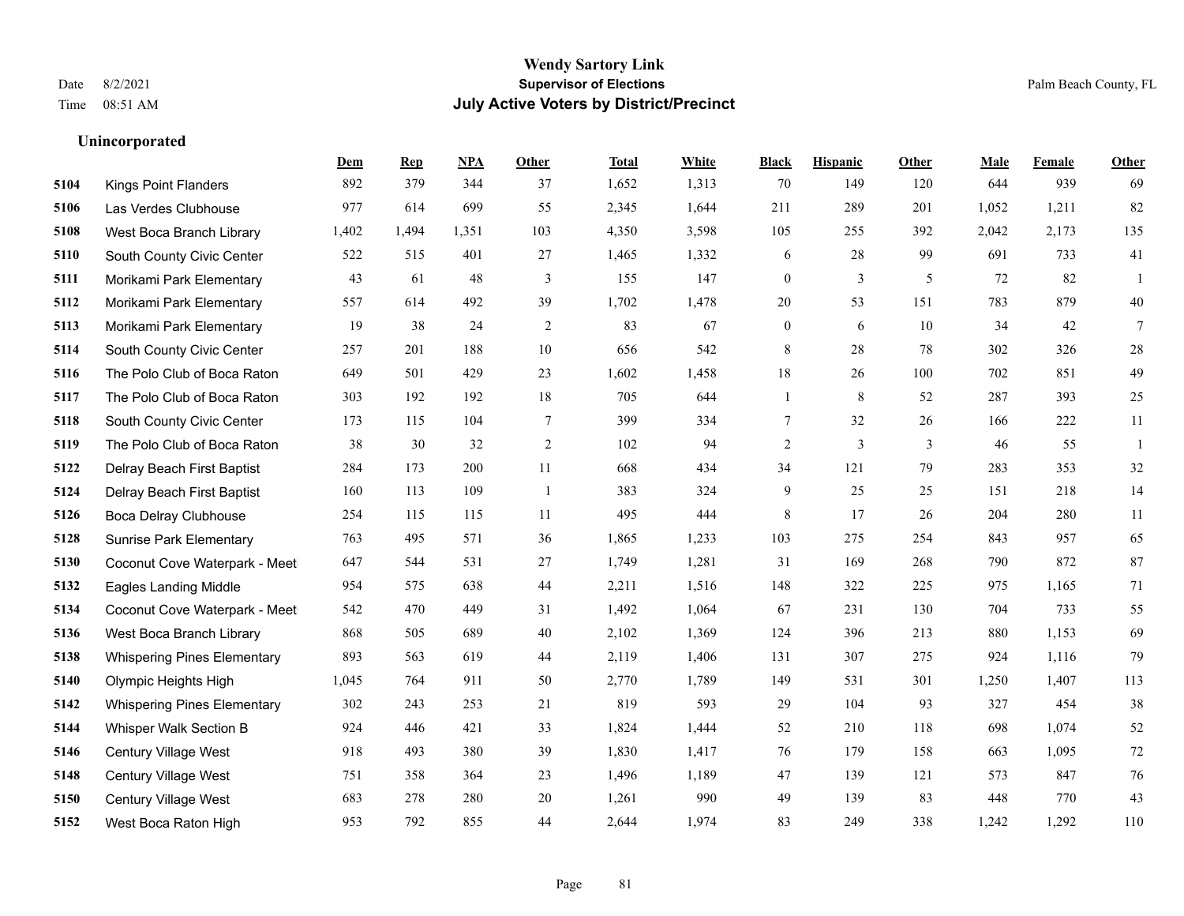**Wendy Sartory Link**
**Supervisor of Elections**
**July Active Voters by District/Precinct**

Date 8/2/2021
Time 08:51 AM

Palm Beach County, FL

### Unincorporated

| | | Dem | Rep | NPA | Other | Total | White | Black | Hispanic | Other | Male | Female | Other |
|---|---|---|---|---|---|---|---|---|---|---|---|---|---|
| 5104 | Kings Point Flanders | 892 | 379 | 344 | 37 | 1,652 | 1,313 | 70 | 149 | 120 | 644 | 939 | 69 |
| 5106 | Las Verdes Clubhouse | 977 | 614 | 699 | 55 | 2,345 | 1,644 | 211 | 289 | 201 | 1,052 | 1,211 | 82 |
| 5108 | West Boca Branch Library | 1,402 | 1,494 | 1,351 | 103 | 4,350 | 3,598 | 105 | 255 | 392 | 2,042 | 2,173 | 135 |
| 5110 | South County Civic Center | 522 | 515 | 401 | 27 | 1,465 | 1,332 | 6 | 28 | 99 | 691 | 733 | 41 |
| 5111 | Morikami Park Elementary | 43 | 61 | 48 | 3 | 155 | 147 | 0 | 3 | 5 | 72 | 82 | 1 |
| 5112 | Morikami Park Elementary | 557 | 614 | 492 | 39 | 1,702 | 1,478 | 20 | 53 | 151 | 783 | 879 | 40 |
| 5113 | Morikami Park Elementary | 19 | 38 | 24 | 2 | 83 | 67 | 0 | 6 | 10 | 34 | 42 | 7 |
| 5114 | South County Civic Center | 257 | 201 | 188 | 10 | 656 | 542 | 8 | 28 | 78 | 302 | 326 | 28 |
| 5116 | The Polo Club of Boca Raton | 649 | 501 | 429 | 23 | 1,602 | 1,458 | 18 | 26 | 100 | 702 | 851 | 49 |
| 5117 | The Polo Club of Boca Raton | 303 | 192 | 192 | 18 | 705 | 644 | 1 | 8 | 52 | 287 | 393 | 25 |
| 5118 | South County Civic Center | 173 | 115 | 104 | 7 | 399 | 334 | 7 | 32 | 26 | 166 | 222 | 11 |
| 5119 | The Polo Club of Boca Raton | 38 | 30 | 32 | 2 | 102 | 94 | 2 | 3 | 3 | 46 | 55 | 1 |
| 5122 | Delray Beach First Baptist | 284 | 173 | 200 | 11 | 668 | 434 | 34 | 121 | 79 | 283 | 353 | 32 |
| 5124 | Delray Beach First Baptist | 160 | 113 | 109 | 1 | 383 | 324 | 9 | 25 | 25 | 151 | 218 | 14 |
| 5126 | Boca Delray Clubhouse | 254 | 115 | 115 | 11 | 495 | 444 | 8 | 17 | 26 | 204 | 280 | 11 |
| 5128 | Sunrise Park Elementary | 763 | 495 | 571 | 36 | 1,865 | 1,233 | 103 | 275 | 254 | 843 | 957 | 65 |
| 5130 | Coconut Cove Waterpark - Meet | 647 | 544 | 531 | 27 | 1,749 | 1,281 | 31 | 169 | 268 | 790 | 872 | 87 |
| 5132 | Eagles Landing Middle | 954 | 575 | 638 | 44 | 2,211 | 1,516 | 148 | 322 | 225 | 975 | 1,165 | 71 |
| 5134 | Coconut Cove Waterpark - Meet | 542 | 470 | 449 | 31 | 1,492 | 1,064 | 67 | 231 | 130 | 704 | 733 | 55 |
| 5136 | West Boca Branch Library | 868 | 505 | 689 | 40 | 2,102 | 1,369 | 124 | 396 | 213 | 880 | 1,153 | 69 |
| 5138 | Whispering Pines Elementary | 893 | 563 | 619 | 44 | 2,119 | 1,406 | 131 | 307 | 275 | 924 | 1,116 | 79 |
| 5140 | Olympic Heights High | 1,045 | 764 | 911 | 50 | 2,770 | 1,789 | 149 | 531 | 301 | 1,250 | 1,407 | 113 |
| 5142 | Whispering Pines Elementary | 302 | 243 | 253 | 21 | 819 | 593 | 29 | 104 | 93 | 327 | 454 | 38 |
| 5144 | Whisper Walk Section B | 924 | 446 | 421 | 33 | 1,824 | 1,444 | 52 | 210 | 118 | 698 | 1,074 | 52 |
| 5146 | Century Village West | 918 | 493 | 380 | 39 | 1,830 | 1,417 | 76 | 179 | 158 | 663 | 1,095 | 72 |
| 5148 | Century Village West | 751 | 358 | 364 | 23 | 1,496 | 1,189 | 47 | 139 | 121 | 573 | 847 | 76 |
| 5150 | Century Village West | 683 | 278 | 280 | 20 | 1,261 | 990 | 49 | 139 | 83 | 448 | 770 | 43 |
| 5152 | West Boca Raton High | 953 | 792 | 855 | 44 | 2,644 | 1,974 | 83 | 249 | 338 | 1,242 | 1,292 | 110 |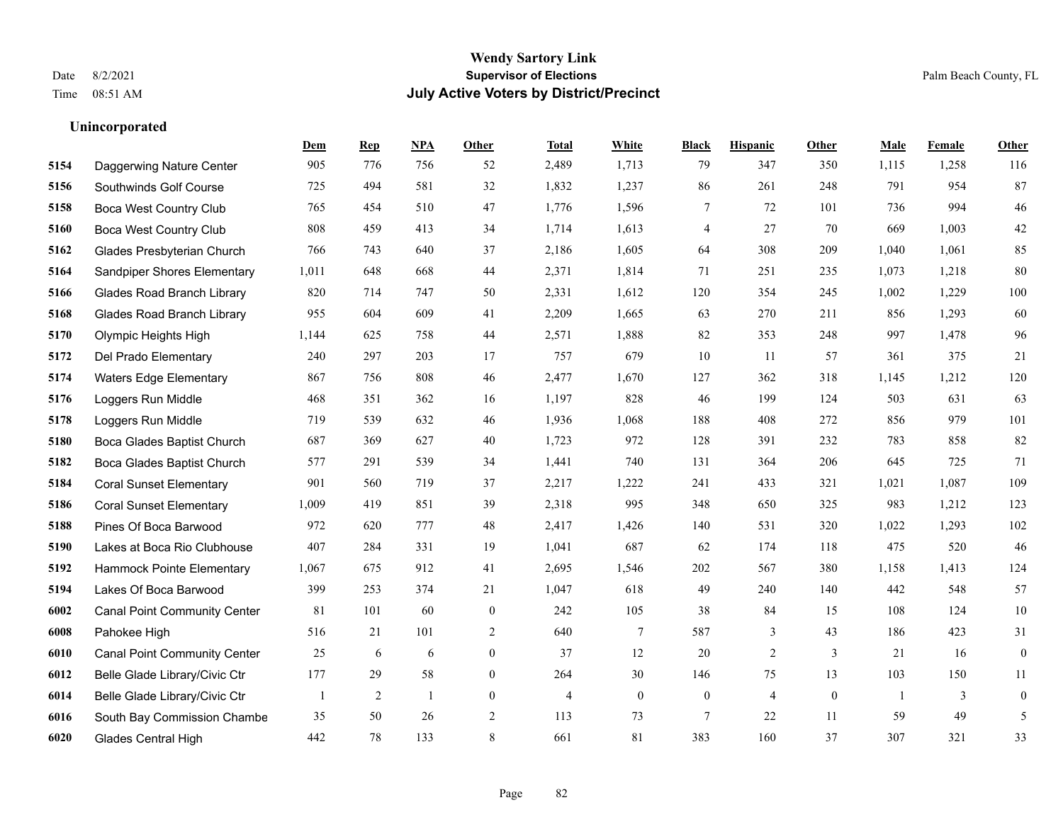# Wendy Sartory Link
## Supervisor of Elections
## July Active Voters by District/Precinct

Date 8/2/2021
Time 08:51 AM

Palm Beach County, FL

### Unincorporated

| | | Dem | Rep | NPA | Other | Total | White | Black | Hispanic | Other | Male | Female | Other |
|---|---|---|---|---|---|---|---|---|---|---|---|---|---|
| 5154 | Daggerwing Nature Center | 905 | 776 | 756 | 52 | 2,489 | 1,713 | 79 | 347 | 350 | 1,115 | 1,258 | 116 |
| 5156 | Southwinds Golf Course | 725 | 494 | 581 | 32 | 1,832 | 1,237 | 86 | 261 | 248 | 791 | 954 | 87 |
| 5158 | Boca West Country Club | 765 | 454 | 510 | 47 | 1,776 | 1,596 | 7 | 72 | 101 | 736 | 994 | 46 |
| 5160 | Boca West Country Club | 808 | 459 | 413 | 34 | 1,714 | 1,613 | 4 | 27 | 70 | 669 | 1,003 | 42 |
| 5162 | Glades Presbyterian Church | 766 | 743 | 640 | 37 | 2,186 | 1,605 | 64 | 308 | 209 | 1,040 | 1,061 | 85 |
| 5164 | Sandpiper Shores Elementary | 1,011 | 648 | 668 | 44 | 2,371 | 1,814 | 71 | 251 | 235 | 1,073 | 1,218 | 80 |
| 5166 | Glades Road Branch Library | 820 | 714 | 747 | 50 | 2,331 | 1,612 | 120 | 354 | 245 | 1,002 | 1,229 | 100 |
| 5168 | Glades Road Branch Library | 955 | 604 | 609 | 41 | 2,209 | 1,665 | 63 | 270 | 211 | 856 | 1,293 | 60 |
| 5170 | Olympic Heights High | 1,144 | 625 | 758 | 44 | 2,571 | 1,888 | 82 | 353 | 248 | 997 | 1,478 | 96 |
| 5172 | Del Prado Elementary | 240 | 297 | 203 | 17 | 757 | 679 | 10 | 11 | 57 | 361 | 375 | 21 |
| 5174 | Waters Edge Elementary | 867 | 756 | 808 | 46 | 2,477 | 1,670 | 127 | 362 | 318 | 1,145 | 1,212 | 120 |
| 5176 | Loggers Run Middle | 468 | 351 | 362 | 16 | 1,197 | 828 | 46 | 199 | 124 | 503 | 631 | 63 |
| 5178 | Loggers Run Middle | 719 | 539 | 632 | 46 | 1,936 | 1,068 | 188 | 408 | 272 | 856 | 979 | 101 |
| 5180 | Boca Glades Baptist Church | 687 | 369 | 627 | 40 | 1,723 | 972 | 128 | 391 | 232 | 783 | 858 | 82 |
| 5182 | Boca Glades Baptist Church | 577 | 291 | 539 | 34 | 1,441 | 740 | 131 | 364 | 206 | 645 | 725 | 71 |
| 5184 | Coral Sunset Elementary | 901 | 560 | 719 | 37 | 2,217 | 1,222 | 241 | 433 | 321 | 1,021 | 1,087 | 109 |
| 5186 | Coral Sunset Elementary | 1,009 | 419 | 851 | 39 | 2,318 | 995 | 348 | 650 | 325 | 983 | 1,212 | 123 |
| 5188 | Pines Of Boca Barwood | 972 | 620 | 777 | 48 | 2,417 | 1,426 | 140 | 531 | 320 | 1,022 | 1,293 | 102 |
| 5190 | Lakes at Boca Rio Clubhouse | 407 | 284 | 331 | 19 | 1,041 | 687 | 62 | 174 | 118 | 475 | 520 | 46 |
| 5192 | Hammock Pointe Elementary | 1,067 | 675 | 912 | 41 | 2,695 | 1,546 | 202 | 567 | 380 | 1,158 | 1,413 | 124 |
| 5194 | Lakes Of Boca Barwood | 399 | 253 | 374 | 21 | 1,047 | 618 | 49 | 240 | 140 | 442 | 548 | 57 |
| 6002 | Canal Point Community Center | 81 | 101 | 60 | 0 | 242 | 105 | 38 | 84 | 15 | 108 | 124 | 10 |
| 6008 | Pahokee High | 516 | 21 | 101 | 2 | 640 | 7 | 587 | 3 | 43 | 186 | 423 | 31 |
| 6010 | Canal Point Community Center | 25 | 6 | 6 | 0 | 37 | 12 | 20 | 2 | 3 | 21 | 16 | 0 |
| 6012 | Belle Glade Library/Civic Ctr | 177 | 29 | 58 | 0 | 264 | 30 | 146 | 75 | 13 | 103 | 150 | 11 |
| 6014 | Belle Glade Library/Civic Ctr | 1 | 2 | 1 | 0 | 4 | 0 | 0 | 4 | 0 | 1 | 3 | 0 |
| 6016 | South Bay Commission Chambe | 35 | 50 | 26 | 2 | 113 | 73 | 7 | 22 | 11 | 59 | 49 | 5 |
| 6020 | Glades Central High | 442 | 78 | 133 | 8 | 661 | 81 | 383 | 160 | 37 | 307 | 321 | 33 |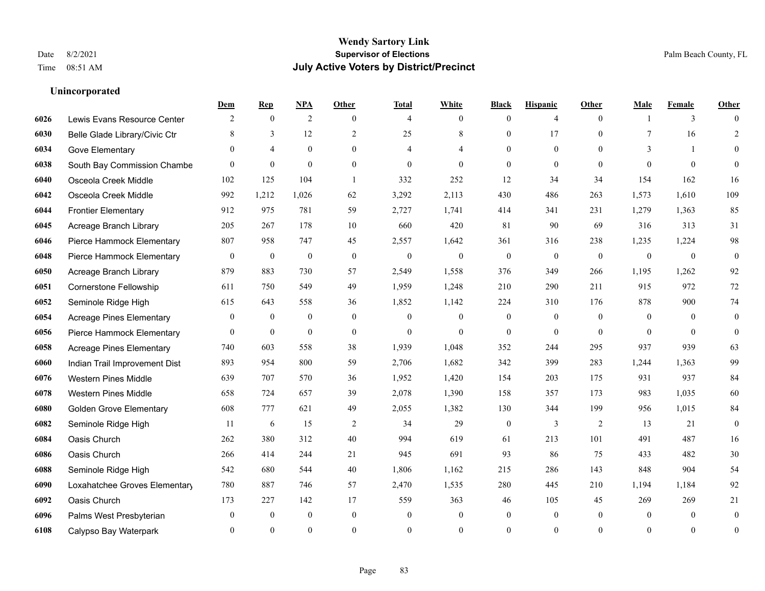**Wendy Sartory Link**
**Supervisor of Elections**
**July Active Voters by District/Precinct**

Date 8/2/2021
Time 08:51 AM

Palm Beach County, FL

### Unincorporated

| | | Dem | Rep | NPA | Other | Total | White | Black | Hispanic | Other | Male | Female | Other |
|---|---|---|---|---|---|---|---|---|---|---|---|---|---|
| 6026 | Lewis Evans Resource Center | 2 | 0 | 2 | 0 | 4 | 0 | 0 | 4 | 0 | 1 | 3 | 0 |
| 6030 | Belle Glade Library/Civic Ctr | 8 | 3 | 12 | 2 | 25 | 8 | 0 | 17 | 0 | 7 | 16 | 2 |
| 6034 | Gove Elementary | 0 | 4 | 0 | 0 | 4 | 4 | 0 | 0 | 0 | 3 | 1 | 0 |
| 6038 | South Bay Commission Chambe | 0 | 0 | 0 | 0 | 0 | 0 | 0 | 0 | 0 | 0 | 0 | 0 |
| 6040 | Osceola Creek Middle | 102 | 125 | 104 | 1 | 332 | 252 | 12 | 34 | 34 | 154 | 162 | 16 |
| 6042 | Osceola Creek Middle | 992 | 1,212 | 1,026 | 62 | 3,292 | 2,113 | 430 | 486 | 263 | 1,573 | 1,610 | 109 |
| 6044 | Frontier Elementary | 912 | 975 | 781 | 59 | 2,727 | 1,741 | 414 | 341 | 231 | 1,279 | 1,363 | 85 |
| 6045 | Acreage Branch Library | 205 | 267 | 178 | 10 | 660 | 420 | 81 | 90 | 69 | 316 | 313 | 31 |
| 6046 | Pierce Hammock Elementary | 807 | 958 | 747 | 45 | 2,557 | 1,642 | 361 | 316 | 238 | 1,235 | 1,224 | 98 |
| 6048 | Pierce Hammock Elementary | 0 | 0 | 0 | 0 | 0 | 0 | 0 | 0 | 0 | 0 | 0 | 0 |
| 6050 | Acreage Branch Library | 879 | 883 | 730 | 57 | 2,549 | 1,558 | 376 | 349 | 266 | 1,195 | 1,262 | 92 |
| 6051 | Cornerstone Fellowship | 611 | 750 | 549 | 49 | 1,959 | 1,248 | 210 | 290 | 211 | 915 | 972 | 72 |
| 6052 | Seminole Ridge High | 615 | 643 | 558 | 36 | 1,852 | 1,142 | 224 | 310 | 176 | 878 | 900 | 74 |
| 6054 | Acreage Pines Elementary | 0 | 0 | 0 | 0 | 0 | 0 | 0 | 0 | 0 | 0 | 0 | 0 |
| 6056 | Pierce Hammock Elementary | 0 | 0 | 0 | 0 | 0 | 0 | 0 | 0 | 0 | 0 | 0 | 0 |
| 6058 | Acreage Pines Elementary | 740 | 603 | 558 | 38 | 1,939 | 1,048 | 352 | 244 | 295 | 937 | 939 | 63 |
| 6060 | Indian Trail Improvement Dist | 893 | 954 | 800 | 59 | 2,706 | 1,682 | 342 | 399 | 283 | 1,244 | 1,363 | 99 |
| 6076 | Western Pines Middle | 639 | 707 | 570 | 36 | 1,952 | 1,420 | 154 | 203 | 175 | 931 | 937 | 84 |
| 6078 | Western Pines Middle | 658 | 724 | 657 | 39 | 2,078 | 1,390 | 158 | 357 | 173 | 983 | 1,035 | 60 |
| 6080 | Golden Grove Elementary | 608 | 777 | 621 | 49 | 2,055 | 1,382 | 130 | 344 | 199 | 956 | 1,015 | 84 |
| 6082 | Seminole Ridge High | 11 | 6 | 15 | 2 | 34 | 29 | 0 | 3 | 2 | 13 | 21 | 0 |
| 6084 | Oasis Church | 262 | 380 | 312 | 40 | 994 | 619 | 61 | 213 | 101 | 491 | 487 | 16 |
| 6086 | Oasis Church | 266 | 414 | 244 | 21 | 945 | 691 | 93 | 86 | 75 | 433 | 482 | 30 |
| 6088 | Seminole Ridge High | 542 | 680 | 544 | 40 | 1,806 | 1,162 | 215 | 286 | 143 | 848 | 904 | 54 |
| 6090 | Loxahatchee Groves Elementary | 780 | 887 | 746 | 57 | 2,470 | 1,535 | 280 | 445 | 210 | 1,194 | 1,184 | 92 |
| 6092 | Oasis Church | 173 | 227 | 142 | 17 | 559 | 363 | 46 | 105 | 45 | 269 | 269 | 21 |
| 6096 | Palms West Presbyterian | 0 | 0 | 0 | 0 | 0 | 0 | 0 | 0 | 0 | 0 | 0 | 0 |
| 6108 | Calypso Bay Waterpark | 0 | 0 | 0 | 0 | 0 | 0 | 0 | 0 | 0 | 0 | 0 | 0 |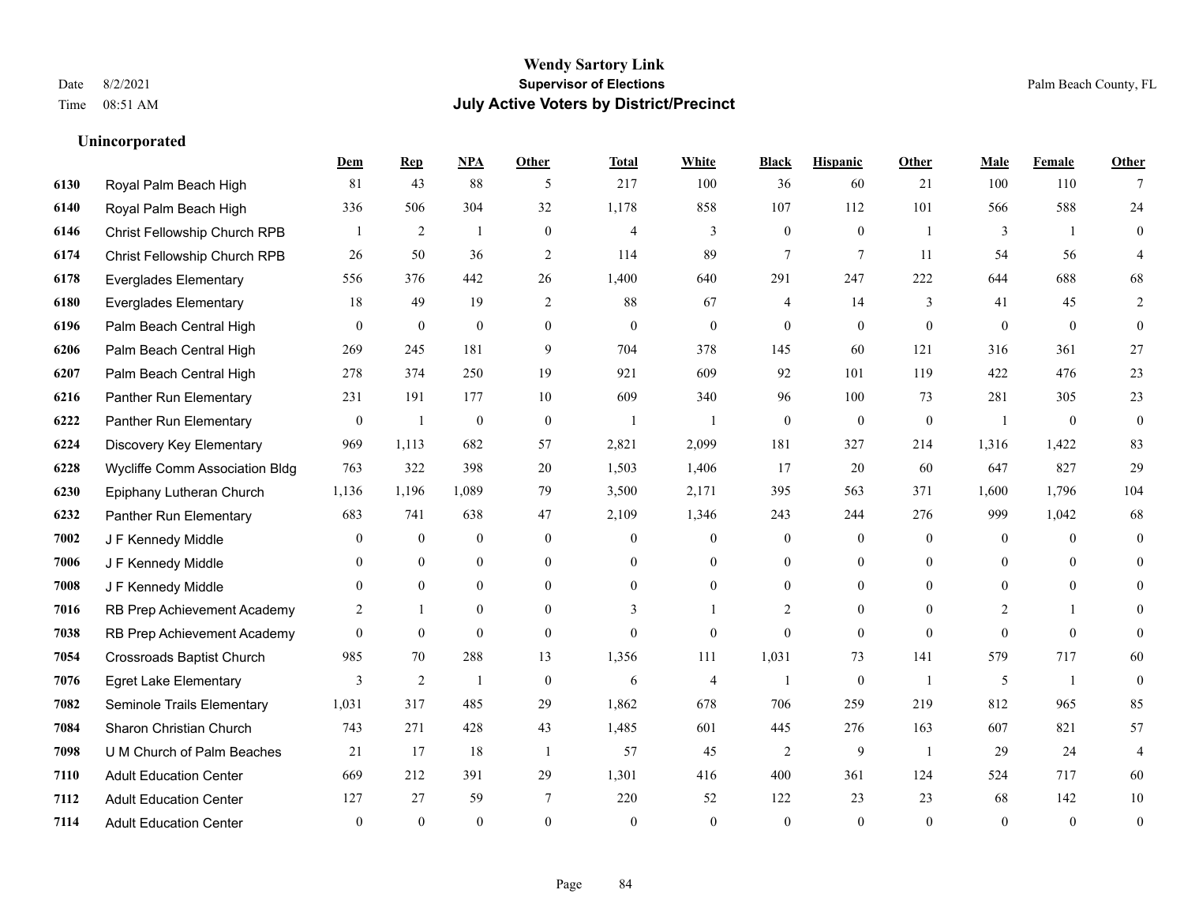# Wendy Sartory Link
## Supervisor of Elections
## July Active Voters by District/Precinct

Date 8/2/2021
Time 08:51 AM
Palm Beach County, FL

### Unincorporated

| | | Dem | Rep | NPA | Other | Total | White | Black | Hispanic | Other | Male | Female | Other |
|---|---|---|---|---|---|---|---|---|---|---|---|---|---|
| 6130 | Royal Palm Beach High | 81 | 43 | 88 | 5 | 217 | 100 | 36 | 60 | 21 | 100 | 110 | 7 |
| 6140 | Royal Palm Beach High | 336 | 506 | 304 | 32 | 1,178 | 858 | 107 | 112 | 101 | 566 | 588 | 24 |
| 6146 | Christ Fellowship Church RPB | 1 | 2 | 1 | 0 | 4 | 3 | 0 | 0 | 1 | 3 | 1 | 0 |
| 6174 | Christ Fellowship Church RPB | 26 | 50 | 36 | 2 | 114 | 89 | 7 | 7 | 11 | 54 | 56 | 4 |
| 6178 | Everglades Elementary | 556 | 376 | 442 | 26 | 1,400 | 640 | 291 | 247 | 222 | 644 | 688 | 68 |
| 6180 | Everglades Elementary | 18 | 49 | 19 | 2 | 88 | 67 | 4 | 14 | 3 | 41 | 45 | 2 |
| 6196 | Palm Beach Central High | 0 | 0 | 0 | 0 | 0 | 0 | 0 | 0 | 0 | 0 | 0 | 0 |
| 6206 | Palm Beach Central High | 269 | 245 | 181 | 9 | 704 | 378 | 145 | 60 | 121 | 316 | 361 | 27 |
| 6207 | Palm Beach Central High | 278 | 374 | 250 | 19 | 921 | 609 | 92 | 101 | 119 | 422 | 476 | 23 |
| 6216 | Panther Run Elementary | 231 | 191 | 177 | 10 | 609 | 340 | 96 | 100 | 73 | 281 | 305 | 23 |
| 6222 | Panther Run Elementary | 0 | 1 | 0 | 0 | 1 | 1 | 0 | 0 | 0 | 1 | 0 | 0 |
| 6224 | Discovery Key Elementary | 969 | 1,113 | 682 | 57 | 2,821 | 2,099 | 181 | 327 | 214 | 1,316 | 1,422 | 83 |
| 6228 | Wycliffe Comm Association Bldg | 763 | 322 | 398 | 20 | 1,503 | 1,406 | 17 | 20 | 60 | 647 | 827 | 29 |
| 6230 | Epiphany Lutheran Church | 1,136 | 1,196 | 1,089 | 79 | 3,500 | 2,171 | 395 | 563 | 371 | 1,600 | 1,796 | 104 |
| 6232 | Panther Run Elementary | 683 | 741 | 638 | 47 | 2,109 | 1,346 | 243 | 244 | 276 | 999 | 1,042 | 68 |
| 7002 | J F Kennedy Middle | 0 | 0 | 0 | 0 | 0 | 0 | 0 | 0 | 0 | 0 | 0 | 0 |
| 7006 | J F Kennedy Middle | 0 | 0 | 0 | 0 | 0 | 0 | 0 | 0 | 0 | 0 | 0 | 0 |
| 7008 | J F Kennedy Middle | 0 | 0 | 0 | 0 | 0 | 0 | 0 | 0 | 0 | 0 | 0 | 0 |
| 7016 | RB Prep Achievement Academy | 2 | 1 | 0 | 0 | 3 | 1 | 2 | 0 | 0 | 2 | 1 | 0 |
| 7038 | RB Prep Achievement Academy | 0 | 0 | 0 | 0 | 0 | 0 | 0 | 0 | 0 | 0 | 0 | 0 |
| 7054 | Crossroads Baptist Church | 985 | 70 | 288 | 13 | 1,356 | 111 | 1,031 | 73 | 141 | 579 | 717 | 60 |
| 7076 | Egret Lake Elementary | 3 | 2 | 1 | 0 | 6 | 4 | 1 | 0 | 1 | 5 | 1 | 0 |
| 7082 | Seminole Trails Elementary | 1,031 | 317 | 485 | 29 | 1,862 | 678 | 706 | 259 | 219 | 812 | 965 | 85 |
| 7084 | Sharon Christian Church | 743 | 271 | 428 | 43 | 1,485 | 601 | 445 | 276 | 163 | 607 | 821 | 57 |
| 7098 | U M Church of Palm Beaches | 21 | 17 | 18 | 1 | 57 | 45 | 2 | 9 | 1 | 29 | 24 | 4 |
| 7110 | Adult Education Center | 669 | 212 | 391 | 29 | 1,301 | 416 | 400 | 361 | 124 | 524 | 717 | 60 |
| 7112 | Adult Education Center | 127 | 27 | 59 | 7 | 220 | 52 | 122 | 23 | 23 | 68 | 142 | 10 |
| 7114 | Adult Education Center | 0 | 0 | 0 | 0 | 0 | 0 | 0 | 0 | 0 | 0 | 0 | 0 |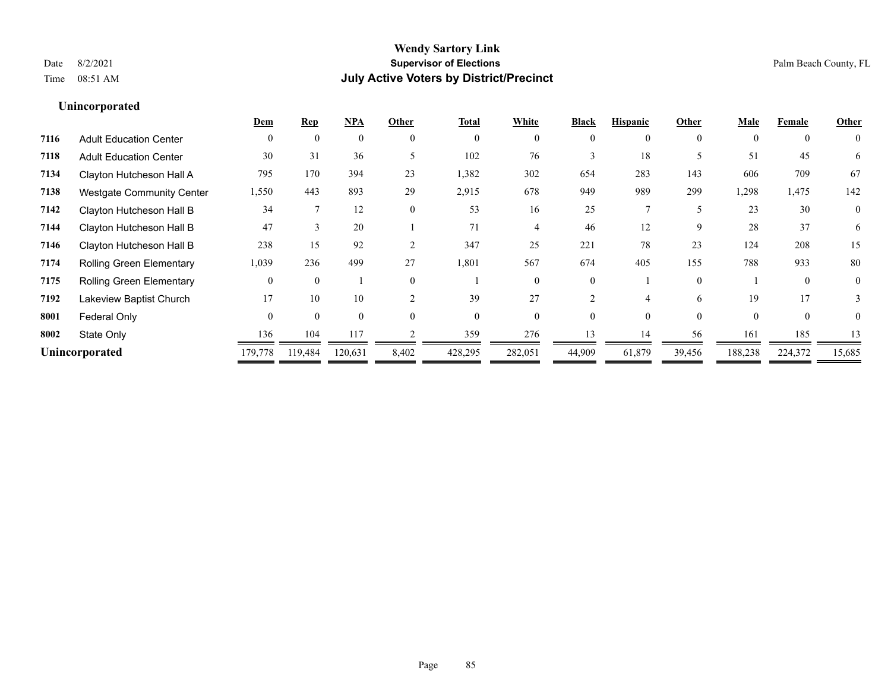# Wendy Sartory Link

**Supervisor of Elections**

**July Active Voters by District/Precinct**

Date 8/2/2021

Time 08:51 AM

Palm Beach County, FL

## Unincorporated

| | | Dem | Rep | NPA | Other | Total | White | Black | Hispanic | Other | Male | Female | Other |
|---|---|---|---|---|---|---|---|---|---|---|---|---|---|
| 7116 | Adult Education Center | 0 | 0 | 0 | 0 | 0 | 0 | 0 | 0 | 0 | 0 | 0 | 0 |
| 7118 | Adult Education Center | 30 | 31 | 36 | 5 | 102 | 76 | 3 | 18 | 5 | 51 | 45 | 6 |
| 7134 | Clayton Hutcheson Hall A | 795 | 170 | 394 | 23 | 1,382 | 302 | 654 | 283 | 143 | 606 | 709 | 67 |
| 7138 | Westgate Community Center | 1,550 | 443 | 893 | 29 | 2,915 | 678 | 949 | 989 | 299 | 1,298 | 1,475 | 142 |
| 7142 | Clayton Hutcheson Hall B | 34 | 7 | 12 | 0 | 53 | 16 | 25 | 7 | 5 | 23 | 30 | 0 |
| 7144 | Clayton Hutcheson Hall B | 47 | 3 | 20 | 1 | 71 | 4 | 46 | 12 | 9 | 28 | 37 | 6 |
| 7146 | Clayton Hutcheson Hall B | 238 | 15 | 92 | 2 | 347 | 25 | 221 | 78 | 23 | 124 | 208 | 15 |
| 7174 | Rolling Green Elementary | 1,039 | 236 | 499 | 27 | 1,801 | 567 | 674 | 405 | 155 | 788 | 933 | 80 |
| 7175 | Rolling Green Elementary | 0 | 0 | 1 | 0 | 1 | 0 | 0 | 1 | 0 | 1 | 0 | 0 |
| 7192 | Lakeview Baptist Church | 17 | 10 | 10 | 2 | 39 | 27 | 2 | 4 | 6 | 19 | 17 | 3 |
| 8001 | Federal Only | 0 | 0 | 0 | 0 | 0 | 0 | 0 | 0 | 0 | 0 | 0 | 0 |
| 8002 | State Only | 136 | 104 | 117 | 2 | 359 | 276 | 13 | 14 | 56 | 161 | 185 | 13 |
| **Unincorporated** | | 179,778 | 119,484 | 120,631 | 8,402 | 428,295 | 282,051 | 44,909 | 61,879 | 39,456 | 188,238 | 224,372 | 15,685 |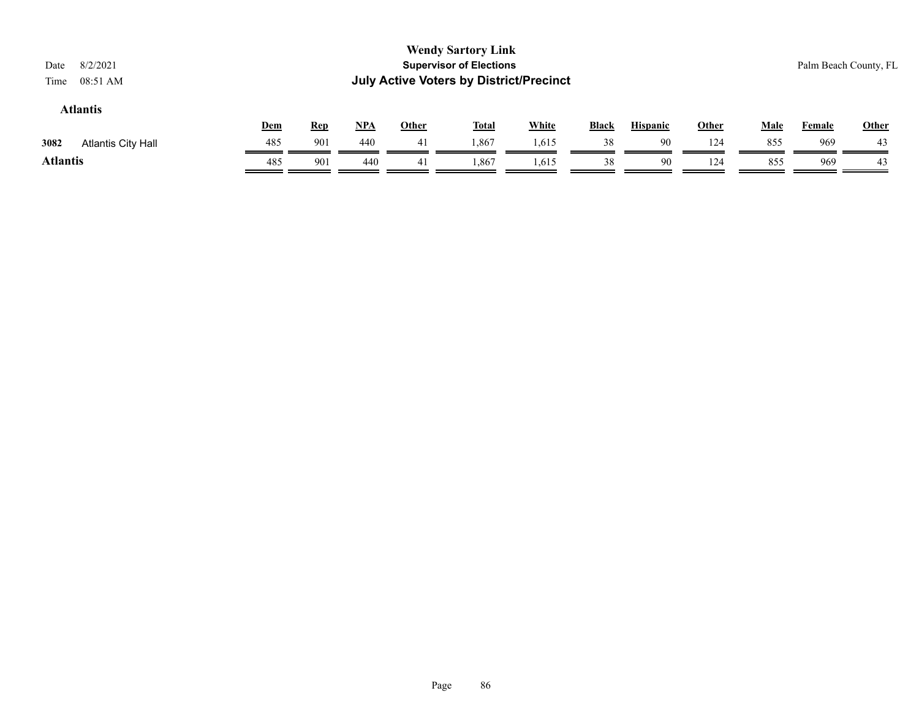## Atlantis

| | | Dem | Rep | NPA | Other | Total | White | Black | Hispanic | Other | Male | Female | Other |
|---|---|---|---|---|---|---|---|---|---|---|---|---|---|
| 3082 | Atlantis City Hall | 485 | 901 | 440 | 41 | 1,867 | 1,615 | 38 | 90 | 124 | 855 | 969 | 43 |
| **Atlantis** | | 485 | 901 | 440 | 41 | 1,867 | 1,615 | 38 | 90 | 124 | 855 | 969 | 43 |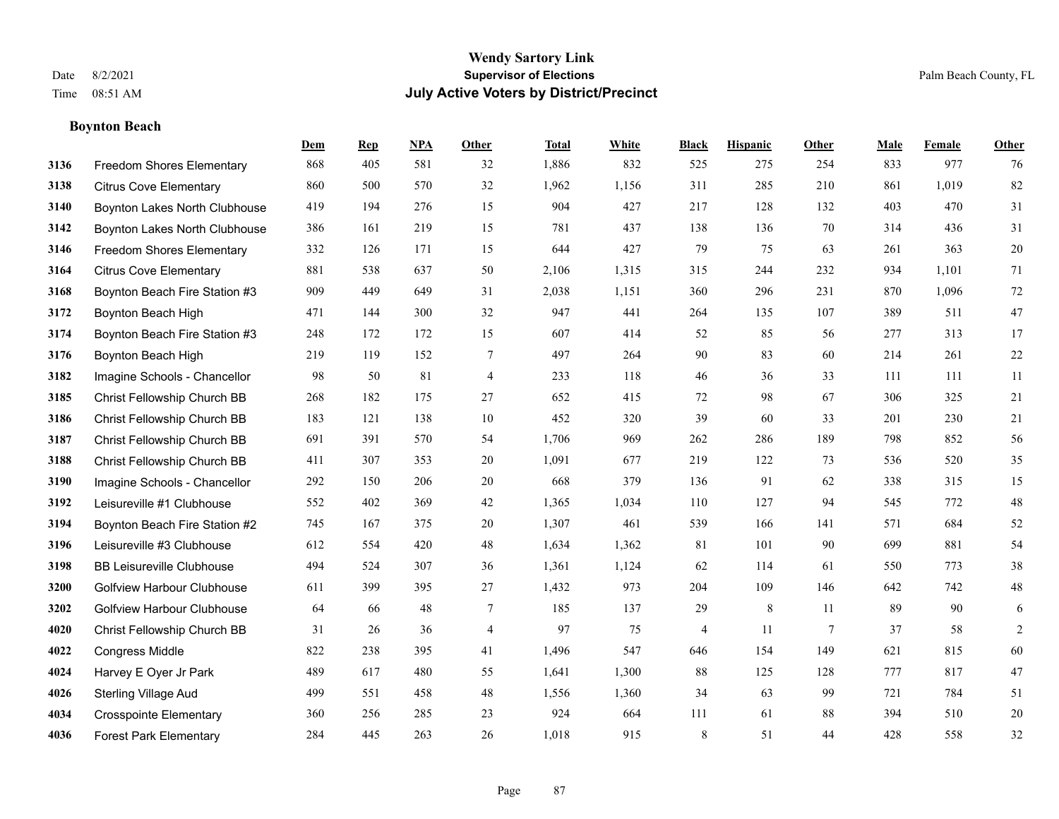**Wendy Sartory Link**
**Supervisor of Elections**
**July Active Voters by District/Precinct**

Date 8/2/2021
Time 08:51 AM

Palm Beach County, FL

## Boynton Beach

| | | Dem | Rep | NPA | Other | Total | White | Black | Hispanic | Other | Male | Female | Other |
|---|---|---|---|---|---|---|---|---|---|---|---|---|---|
| 3136 | Freedom Shores Elementary | 868 | 405 | 581 | 32 | 1,886 | 832 | 525 | 275 | 254 | 833 | 977 | 76 |
| 3138 | Citrus Cove Elementary | 860 | 500 | 570 | 32 | 1,962 | 1,156 | 311 | 285 | 210 | 861 | 1,019 | 82 |
| 3140 | Boynton Lakes North Clubhouse | 419 | 194 | 276 | 15 | 904 | 427 | 217 | 128 | 132 | 403 | 470 | 31 |
| 3142 | Boynton Lakes North Clubhouse | 386 | 161 | 219 | 15 | 781 | 437 | 138 | 136 | 70 | 314 | 436 | 31 |
| 3146 | Freedom Shores Elementary | 332 | 126 | 171 | 15 | 644 | 427 | 79 | 75 | 63 | 261 | 363 | 20 |
| 3164 | Citrus Cove Elementary | 881 | 538 | 637 | 50 | 2,106 | 1,315 | 315 | 244 | 232 | 934 | 1,101 | 71 |
| 3168 | Boynton Beach Fire Station #3 | 909 | 449 | 649 | 31 | 2,038 | 1,151 | 360 | 296 | 231 | 870 | 1,096 | 72 |
| 3172 | Boynton Beach High | 471 | 144 | 300 | 32 | 947 | 441 | 264 | 135 | 107 | 389 | 511 | 47 |
| 3174 | Boynton Beach Fire Station #3 | 248 | 172 | 172 | 15 | 607 | 414 | 52 | 85 | 56 | 277 | 313 | 17 |
| 3176 | Boynton Beach High | 219 | 119 | 152 | 7 | 497 | 264 | 90 | 83 | 60 | 214 | 261 | 22 |
| 3182 | Imagine Schools - Chancellor | 98 | 50 | 81 | 4 | 233 | 118 | 46 | 36 | 33 | 111 | 111 | 11 |
| 3185 | Christ Fellowship Church BB | 268 | 182 | 175 | 27 | 652 | 415 | 72 | 98 | 67 | 306 | 325 | 21 |
| 3186 | Christ Fellowship Church BB | 183 | 121 | 138 | 10 | 452 | 320 | 39 | 60 | 33 | 201 | 230 | 21 |
| 3187 | Christ Fellowship Church BB | 691 | 391 | 570 | 54 | 1,706 | 969 | 262 | 286 | 189 | 798 | 852 | 56 |
| 3188 | Christ Fellowship Church BB | 411 | 307 | 353 | 20 | 1,091 | 677 | 219 | 122 | 73 | 536 | 520 | 35 |
| 3190 | Imagine Schools - Chancellor | 292 | 150 | 206 | 20 | 668 | 379 | 136 | 91 | 62 | 338 | 315 | 15 |
| 3192 | Leisureville #1 Clubhouse | 552 | 402 | 369 | 42 | 1,365 | 1,034 | 110 | 127 | 94 | 545 | 772 | 48 |
| 3194 | Boynton Beach Fire Station #2 | 745 | 167 | 375 | 20 | 1,307 | 461 | 539 | 166 | 141 | 571 | 684 | 52 |
| 3196 | Leisureville #3 Clubhouse | 612 | 554 | 420 | 48 | 1,634 | 1,362 | 81 | 101 | 90 | 699 | 881 | 54 |
| 3198 | BB Leisureville Clubhouse | 494 | 524 | 307 | 36 | 1,361 | 1,124 | 62 | 114 | 61 | 550 | 773 | 38 |
| 3200 | Golfview Harbour Clubhouse | 611 | 399 | 395 | 27 | 1,432 | 973 | 204 | 109 | 146 | 642 | 742 | 48 |
| 3202 | Golfview Harbour Clubhouse | 64 | 66 | 48 | 7 | 185 | 137 | 29 | 8 | 11 | 89 | 90 | 6 |
| 4020 | Christ Fellowship Church BB | 31 | 26 | 36 | 4 | 97 | 75 | 4 | 11 | 7 | 37 | 58 | 2 |
| 4022 | Congress Middle | 822 | 238 | 395 | 41 | 1,496 | 547 | 646 | 154 | 149 | 621 | 815 | 60 |
| 4024 | Harvey E Oyer Jr Park | 489 | 617 | 480 | 55 | 1,641 | 1,300 | 88 | 125 | 128 | 777 | 817 | 47 |
| 4026 | Sterling Village Aud | 499 | 551 | 458 | 48 | 1,556 | 1,360 | 34 | 63 | 99 | 721 | 784 | 51 |
| 4034 | Crosspointe Elementary | 360 | 256 | 285 | 23 | 924 | 664 | 111 | 61 | 88 | 394 | 510 | 20 |
| 4036 | Forest Park Elementary | 284 | 445 | 263 | 26 | 1,018 | 915 | 8 | 51 | 44 | 428 | 558 | 32 |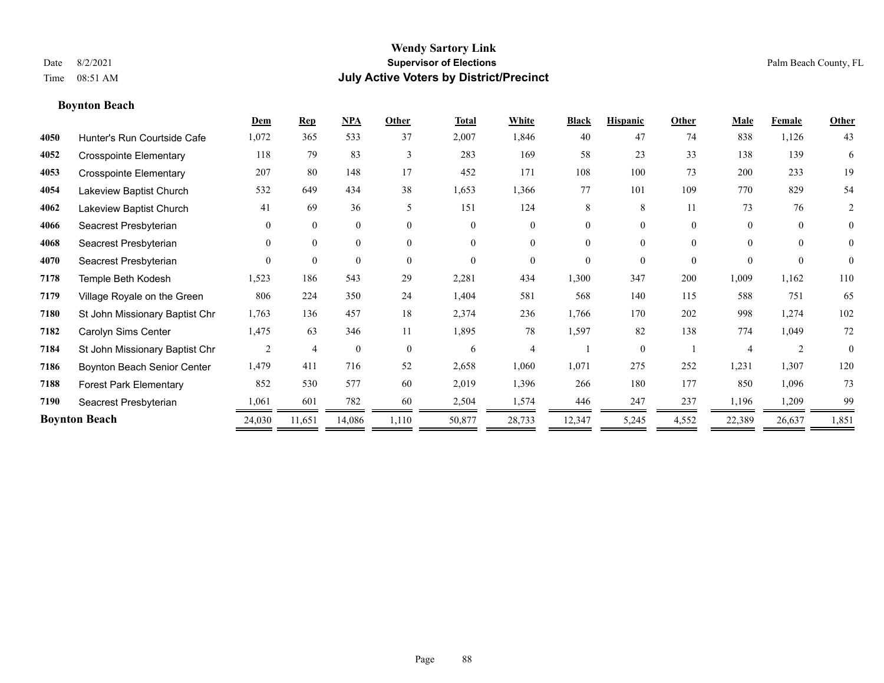# Wendy Sartory Link

## Supervisor of Elections

## July Active Voters by District/Precinct

Date 8/2/2021
Time 08:51 AM

Palm Beach County, FL

### Boynton Beach

| | | Dem | Rep | NPA | Other | Total | White | Black | Hispanic | Other | Male | Female | Other |
|---|---|---|---|---|---|---|---|---|---|---|---|---|---|
| 4050 | Hunter's Run Courtside Cafe | 1,072 | 365 | 533 | 37 | 2,007 | 1,846 | 40 | 47 | 74 | 838 | 1,126 | 43 |
| 4052 | Crosspointe Elementary | 118 | 79 | 83 | 3 | 283 | 169 | 58 | 23 | 33 | 138 | 139 | 6 |
| 4053 | Crosspointe Elementary | 207 | 80 | 148 | 17 | 452 | 171 | 108 | 100 | 73 | 200 | 233 | 19 |
| 4054 | Lakeview Baptist Church | 532 | 649 | 434 | 38 | 1,653 | 1,366 | 77 | 101 | 109 | 770 | 829 | 54 |
| 4062 | Lakeview Baptist Church | 41 | 69 | 36 | 5 | 151 | 124 | 8 | 8 | 11 | 73 | 76 | 2 |
| 4066 | Seacrest Presbyterian | 0 | 0 | 0 | 0 | 0 | 0 | 0 | 0 | 0 | 0 | 0 | 0 |
| 4068 | Seacrest Presbyterian | 0 | 0 | 0 | 0 | 0 | 0 | 0 | 0 | 0 | 0 | 0 | 0 |
| 4070 | Seacrest Presbyterian | 0 | 0 | 0 | 0 | 0 | 0 | 0 | 0 | 0 | 0 | 0 | 0 |
| 7178 | Temple Beth Kodesh | 1,523 | 186 | 543 | 29 | 2,281 | 434 | 1,300 | 347 | 200 | 1,009 | 1,162 | 110 |
| 7179 | Village Royale on the Green | 806 | 224 | 350 | 24 | 1,404 | 581 | 568 | 140 | 115 | 588 | 751 | 65 |
| 7180 | St John Missionary Baptist Chr | 1,763 | 136 | 457 | 18 | 2,374 | 236 | 1,766 | 170 | 202 | 998 | 1,274 | 102 |
| 7182 | Carolyn Sims Center | 1,475 | 63 | 346 | 11 | 1,895 | 78 | 1,597 | 82 | 138 | 774 | 1,049 | 72 |
| 7184 | St John Missionary Baptist Chr | 2 | 4 | 0 | 0 | 6 | 4 | 1 | 0 | 1 | 4 | 2 | 0 |
| 7186 | Boynton Beach Senior Center | 1,479 | 411 | 716 | 52 | 2,658 | 1,060 | 1,071 | 275 | 252 | 1,231 | 1,307 | 120 |
| 7188 | Forest Park Elementary | 852 | 530 | 577 | 60 | 2,019 | 1,396 | 266 | 180 | 177 | 850 | 1,096 | 73 |
| 7190 | Seacrest Presbyterian | 1,061 | 601 | 782 | 60 | 2,504 | 1,574 | 446 | 247 | 237 | 1,196 | 1,209 | 99 |
| **Boynton Beach** | | 24,030 | 11,651 | 14,086 | 1,110 | 50,877 | 28,733 | 12,347 | 5,245 | 4,552 | 22,389 | 26,637 | 1,851 |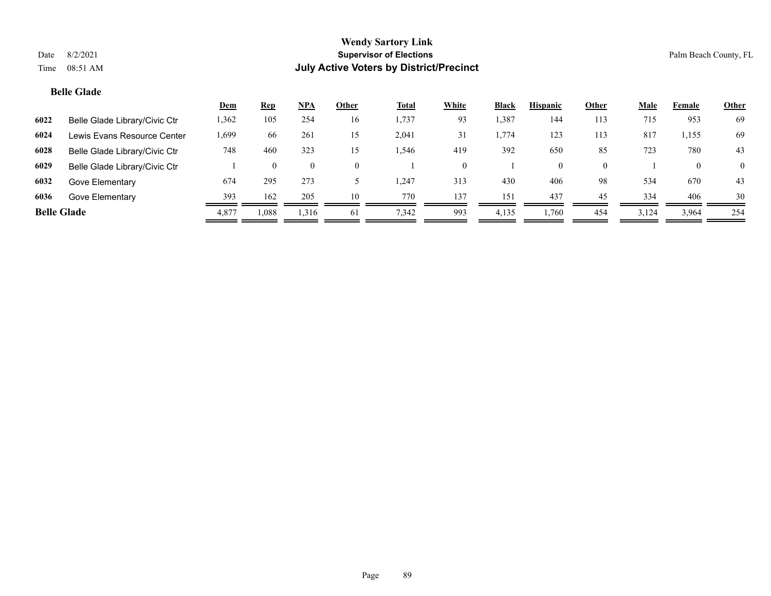# Wendy Sartory Link
## Supervisor of Elections
## July Active Voters by District/Precinct

Date 8/2/2021
Time 08:51 AM

Palm Beach County, FL

### Belle Glade

| | | Dem | Rep | NPA | Other | Total | White | Black | Hispanic | Other | Male | Female | Other |
|---|---|---|---|---|---|---|---|---|---|---|---|---|---|
| 6022 | Belle Glade Library/Civic Ctr | 1,362 | 105 | 254 | 16 | 1,737 | 93 | 1,387 | 144 | 113 | 715 | 953 | 69 |
| 6024 | Lewis Evans Resource Center | 1,699 | 66 | 261 | 15 | 2,041 | 31 | 1,774 | 123 | 113 | 817 | 1,155 | 69 |
| 6028 | Belle Glade Library/Civic Ctr | 748 | 460 | 323 | 15 | 1,546 | 419 | 392 | 650 | 85 | 723 | 780 | 43 |
| 6029 | Belle Glade Library/Civic Ctr | 1 | 0 | 0 | 0 | 1 | 0 | 1 | 0 | 0 | 1 | 0 | 0 |
| 6032 | Gove Elementary | 674 | 295 | 273 | 5 | 1,247 | 313 | 430 | 406 | 98 | 534 | 670 | 43 |
| 6036 | Gove Elementary | 393 | 162 | 205 | 10 | 770 | 137 | 151 | 437 | 45 | 334 | 406 | 30 |
| **Belle Glade** | | 4,877 | 1,088 | 1,316 | 61 | 7,342 | 993 | 4,135 | 1,760 | 454 | 3,124 | 3,964 | 254 |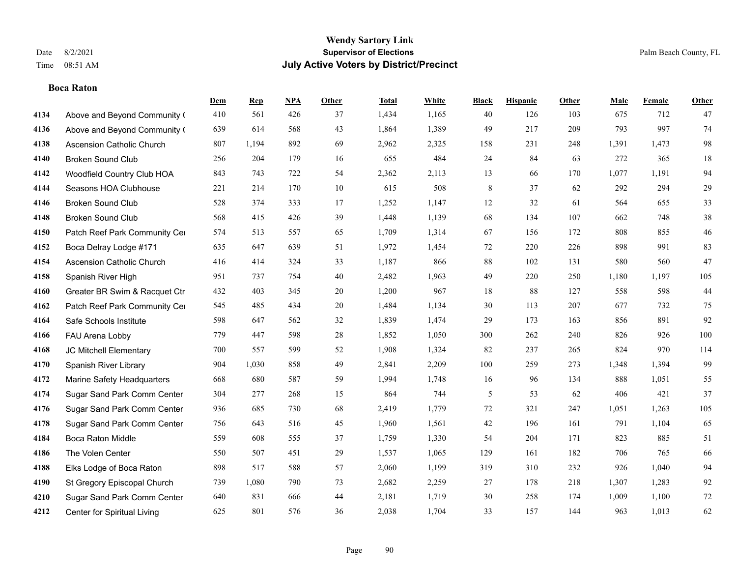# Wendy Sartory Link

**Supervisor of Elections**

**July Active Voters by District/Precinct**

Date 8/2/2021
Time 08:51 AM

Palm Beach County, FL

### Boca Raton

| | | Dem | Rep | NPA | Other | Total | White | Black | Hispanic | Other | Male | Female | Other |
|---|---|---|---|---|---|---|---|---|---|---|---|---|---|
| 4134 | Above and Beyond Community ( | 410 | 561 | 426 | 37 | 1,434 | 1,165 | 40 | 126 | 103 | 675 | 712 | 47 |
| 4136 | Above and Beyond Community ( | 639 | 614 | 568 | 43 | 1,864 | 1,389 | 49 | 217 | 209 | 793 | 997 | 74 |
| 4138 | Ascension Catholic Church | 807 | 1,194 | 892 | 69 | 2,962 | 2,325 | 158 | 231 | 248 | 1,391 | 1,473 | 98 |
| 4140 | Broken Sound Club | 256 | 204 | 179 | 16 | 655 | 484 | 24 | 84 | 63 | 272 | 365 | 18 |
| 4142 | Woodfield Country Club HOA | 843 | 743 | 722 | 54 | 2,362 | 2,113 | 13 | 66 | 170 | 1,077 | 1,191 | 94 |
| 4144 | Seasons HOA Clubhouse | 221 | 214 | 170 | 10 | 615 | 508 | 8 | 37 | 62 | 292 | 294 | 29 |
| 4146 | Broken Sound Club | 528 | 374 | 333 | 17 | 1,252 | 1,147 | 12 | 32 | 61 | 564 | 655 | 33 |
| 4148 | Broken Sound Club | 568 | 415 | 426 | 39 | 1,448 | 1,139 | 68 | 134 | 107 | 662 | 748 | 38 |
| 4150 | Patch Reef Park Community Cer | 574 | 513 | 557 | 65 | 1,709 | 1,314 | 67 | 156 | 172 | 808 | 855 | 46 |
| 4152 | Boca Delray Lodge #171 | 635 | 647 | 639 | 51 | 1,972 | 1,454 | 72 | 220 | 226 | 898 | 991 | 83 |
| 4154 | Ascension Catholic Church | 416 | 414 | 324 | 33 | 1,187 | 866 | 88 | 102 | 131 | 580 | 560 | 47 |
| 4158 | Spanish River High | 951 | 737 | 754 | 40 | 2,482 | 1,963 | 49 | 220 | 250 | 1,180 | 1,197 | 105 |
| 4160 | Greater BR Swim & Racquet Ctr | 432 | 403 | 345 | 20 | 1,200 | 967 | 18 | 88 | 127 | 558 | 598 | 44 |
| 4162 | Patch Reef Park Community Cer | 545 | 485 | 434 | 20 | 1,484 | 1,134 | 30 | 113 | 207 | 677 | 732 | 75 |
| 4164 | Safe Schools Institute | 598 | 647 | 562 | 32 | 1,839 | 1,474 | 29 | 173 | 163 | 856 | 891 | 92 |
| 4166 | FAU Arena Lobby | 779 | 447 | 598 | 28 | 1,852 | 1,050 | 300 | 262 | 240 | 826 | 926 | 100 |
| 4168 | JC Mitchell Elementary | 700 | 557 | 599 | 52 | 1,908 | 1,324 | 82 | 237 | 265 | 824 | 970 | 114 |
| 4170 | Spanish River Library | 904 | 1,030 | 858 | 49 | 2,841 | 2,209 | 100 | 259 | 273 | 1,348 | 1,394 | 99 |
| 4172 | Marine Safety Headquarters | 668 | 680 | 587 | 59 | 1,994 | 1,748 | 16 | 96 | 134 | 888 | 1,051 | 55 |
| 4174 | Sugar Sand Park Comm Center | 304 | 277 | 268 | 15 | 864 | 744 | 5 | 53 | 62 | 406 | 421 | 37 |
| 4176 | Sugar Sand Park Comm Center | 936 | 685 | 730 | 68 | 2,419 | 1,779 | 72 | 321 | 247 | 1,051 | 1,263 | 105 |
| 4178 | Sugar Sand Park Comm Center | 756 | 643 | 516 | 45 | 1,960 | 1,561 | 42 | 196 | 161 | 791 | 1,104 | 65 |
| 4184 | Boca Raton Middle | 559 | 608 | 555 | 37 | 1,759 | 1,330 | 54 | 204 | 171 | 823 | 885 | 51 |
| 4186 | The Volen Center | 550 | 507 | 451 | 29 | 1,537 | 1,065 | 129 | 161 | 182 | 706 | 765 | 66 |
| 4188 | Elks Lodge of Boca Raton | 898 | 517 | 588 | 57 | 2,060 | 1,199 | 319 | 310 | 232 | 926 | 1,040 | 94 |
| 4190 | St Gregory Episcopal Church | 739 | 1,080 | 790 | 73 | 2,682 | 2,259 | 27 | 178 | 218 | 1,307 | 1,283 | 92 |
| 4210 | Sugar Sand Park Comm Center | 640 | 831 | 666 | 44 | 2,181 | 1,719 | 30 | 258 | 174 | 1,009 | 1,100 | 72 |
| 4212 | Center for Spiritual Living | 625 | 801 | 576 | 36 | 2,038 | 1,704 | 33 | 157 | 144 | 963 | 1,013 | 62 |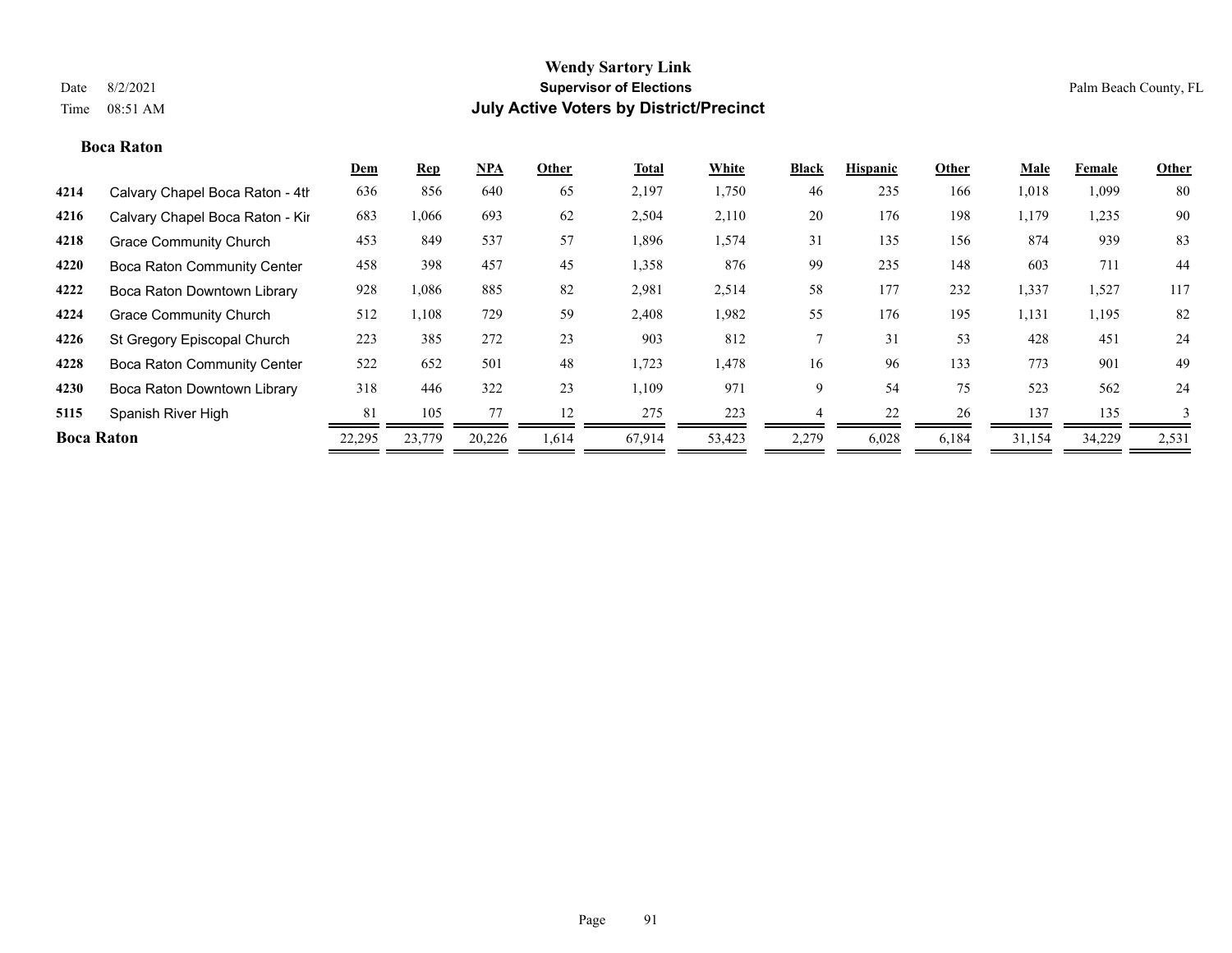# Wendy Sartory Link

## Supervisor of Elections

## July Active Voters by District/Precinct

Date 8/2/2021
Time 08:51 AM

Palm Beach County, FL

### Boca Raton

| | | Dem | Rep | NPA | Other | Total | White | Black | Hispanic | Other | Male | Female | Other |
|---|---|---|---|---|---|---|---|---|---|---|---|---|---|
| 4214 | Calvary Chapel Boca Raton - 4th | 636 | 856 | 640 | 65 | 2,197 | 1,750 | 46 | 235 | 166 | 1,018 | 1,099 | 80 |
| 4216 | Calvary Chapel Boca Raton - Kir | 683 | 1,066 | 693 | 62 | 2,504 | 2,110 | 20 | 176 | 198 | 1,179 | 1,235 | 90 |
| 4218 | Grace Community Church | 453 | 849 | 537 | 57 | 1,896 | 1,574 | 31 | 135 | 156 | 874 | 939 | 83 |
| 4220 | Boca Raton Community Center | 458 | 398 | 457 | 45 | 1,358 | 876 | 99 | 235 | 148 | 603 | 711 | 44 |
| 4222 | Boca Raton Downtown Library | 928 | 1,086 | 885 | 82 | 2,981 | 2,514 | 58 | 177 | 232 | 1,337 | 1,527 | 117 |
| 4224 | Grace Community Church | 512 | 1,108 | 729 | 59 | 2,408 | 1,982 | 55 | 176 | 195 | 1,131 | 1,195 | 82 |
| 4226 | St Gregory Episcopal Church | 223 | 385 | 272 | 23 | 903 | 812 | 7 | 31 | 53 | 428 | 451 | 24 |
| 4228 | Boca Raton Community Center | 522 | 652 | 501 | 48 | 1,723 | 1,478 | 16 | 96 | 133 | 773 | 901 | 49 |
| 4230 | Boca Raton Downtown Library | 318 | 446 | 322 | 23 | 1,109 | 971 | 9 | 54 | 75 | 523 | 562 | 24 |
| 5115 | Spanish River High | 81 | 105 | 77 | 12 | 275 | 223 | 4 | 22 | 26 | 137 | 135 | 3 |
| **Boca Raton** | | 22,295 | 23,779 | 20,226 | 1,614 | 67,914 | 53,423 | 2,279 | 6,028 | 6,184 | 31,154 | 34,229 | 2,531 |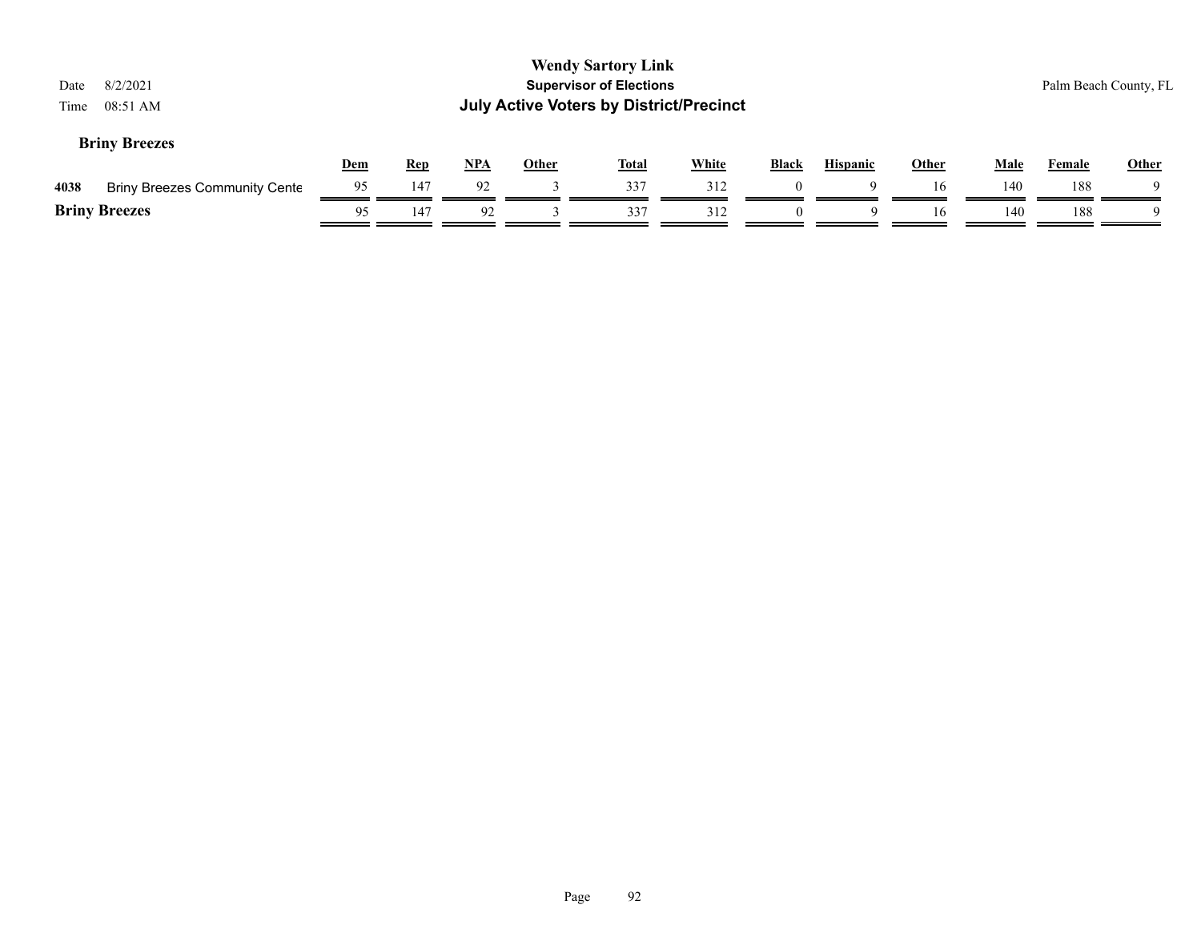## Briny Breezes

| | | Dem | Rep | NPA | Other | Total | White | Black | Hispanic | Other | Male | Female | Other |
|---|---|---|---|---|---|---|---|---|---|---|---|---|---|
| 4038 | Briny Breezes Community Cente | 95 | 147 | 92 | 3 | 337 | 312 | 0 | 9 | 16 | 140 | 188 | 9 |
| **Briny Breezes** | | 95 | 147 | 92 | 3 | 337 | 312 | 0 | 9 | 16 | 140 | 188 | 9 |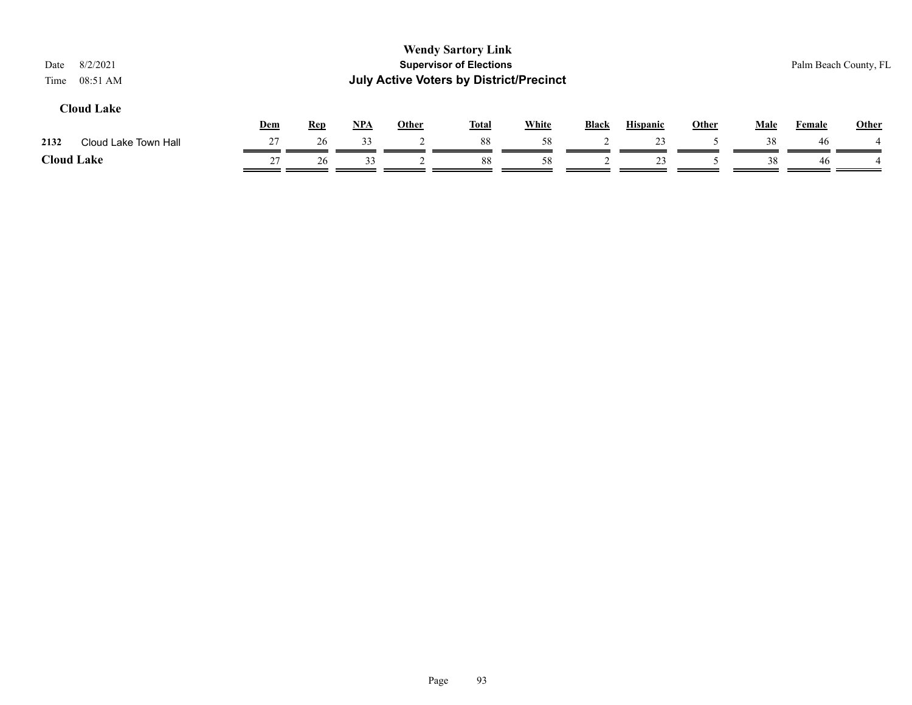Wendy Sartory Link
Supervisor of Elections
July Active Voters by District/Precinct

Date 8/2/2021
Time 08:51 AM

Palm Beach County, FL

### Cloud Lake

| | | Dem | Rep | NPA | Other | Total | White | Black | Hispanic | Other | Male | Female | Other |
|---|---|---|---|---|---|---|---|---|---|---|---|---|---|
| 2132 | Cloud Lake Town Hall | 27 | 26 | 33 | 2 | 88 | 58 | 2 | 23 | 5 | 38 | 46 | 4 |
| **Cloud Lake** | | 27 | 26 | 33 | 2 | 88 | 58 | 2 | 23 | 5 | 38 | 46 | 4 |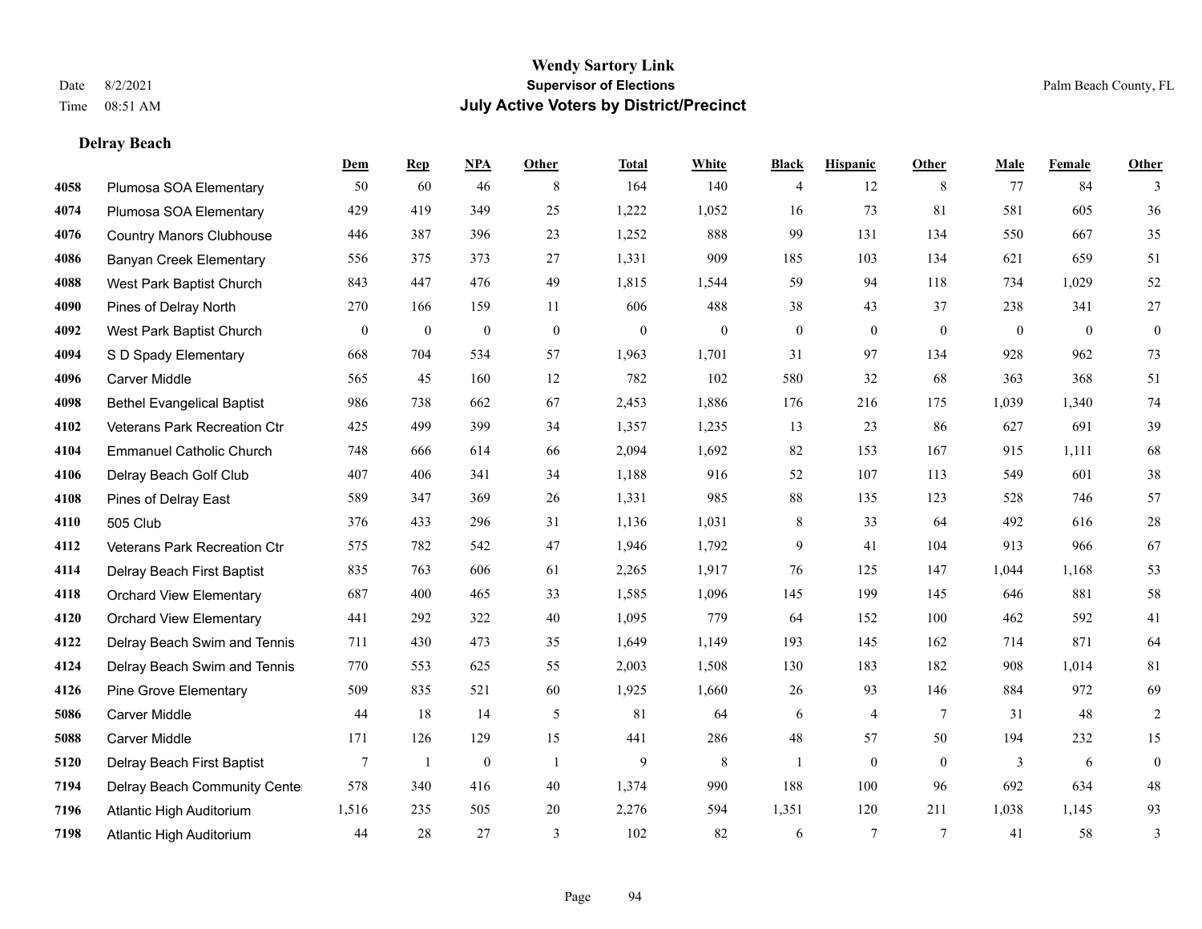**Wendy Sartory Link**
**Supervisor of Elections**
**July Active Voters by District/Precinct**

Date 8/2/2021
Time 08:51 AM
Palm Beach County, FL

## Delray Beach

| | | Dem | Rep | NPA | Other | Total | White | Black | Hispanic | Other | Male | Female | Other |
|---|---|---|---|---|---|---|---|---|---|---|---|---|---|
| 4058 | Plumosa SOA Elementary | 50 | 60 | 46 | 8 | 164 | 140 | 4 | 12 | 8 | 77 | 84 | 3 |
| 4074 | Plumosa SOA Elementary | 429 | 419 | 349 | 25 | 1,222 | 1,052 | 16 | 73 | 81 | 581 | 605 | 36 |
| 4076 | Country Manors Clubhouse | 446 | 387 | 396 | 23 | 1,252 | 888 | 99 | 131 | 134 | 550 | 667 | 35 |
| 4086 | Banyan Creek Elementary | 556 | 375 | 373 | 27 | 1,331 | 909 | 185 | 103 | 134 | 621 | 659 | 51 |
| 4088 | West Park Baptist Church | 843 | 447 | 476 | 49 | 1,815 | 1,544 | 59 | 94 | 118 | 734 | 1,029 | 52 |
| 4090 | Pines of Delray North | 270 | 166 | 159 | 11 | 606 | 488 | 38 | 43 | 37 | 238 | 341 | 27 |
| 4092 | West Park Baptist Church | 0 | 0 | 0 | 0 | 0 | 0 | 0 | 0 | 0 | 0 | 0 | 0 |
| 4094 | S D Spady Elementary | 668 | 704 | 534 | 57 | 1,963 | 1,701 | 31 | 97 | 134 | 928 | 962 | 73 |
| 4096 | Carver Middle | 565 | 45 | 160 | 12 | 782 | 102 | 580 | 32 | 68 | 363 | 368 | 51 |
| 4098 | Bethel Evangelical Baptist | 986 | 738 | 662 | 67 | 2,453 | 1,886 | 176 | 216 | 175 | 1,039 | 1,340 | 74 |
| 4102 | Veterans Park Recreation Ctr | 425 | 499 | 399 | 34 | 1,357 | 1,235 | 13 | 23 | 86 | 627 | 691 | 39 |
| 4104 | Emmanuel Catholic Church | 748 | 666 | 614 | 66 | 2,094 | 1,692 | 82 | 153 | 167 | 915 | 1,111 | 68 |
| 4106 | Delray Beach Golf Club | 407 | 406 | 341 | 34 | 1,188 | 916 | 52 | 107 | 113 | 549 | 601 | 38 |
| 4108 | Pines of Delray East | 589 | 347 | 369 | 26 | 1,331 | 985 | 88 | 135 | 123 | 528 | 746 | 57 |
| 4110 | 505 Club | 376 | 433 | 296 | 31 | 1,136 | 1,031 | 8 | 33 | 64 | 492 | 616 | 28 |
| 4112 | Veterans Park Recreation Ctr | 575 | 782 | 542 | 47 | 1,946 | 1,792 | 9 | 41 | 104 | 913 | 966 | 67 |
| 4114 | Delray Beach First Baptist | 835 | 763 | 606 | 61 | 2,265 | 1,917 | 76 | 125 | 147 | 1,044 | 1,168 | 53 |
| 4118 | Orchard View Elementary | 687 | 400 | 465 | 33 | 1,585 | 1,096 | 145 | 199 | 145 | 646 | 881 | 58 |
| 4120 | Orchard View Elementary | 441 | 292 | 322 | 40 | 1,095 | 779 | 64 | 152 | 100 | 462 | 592 | 41 |
| 4122 | Delray Beach Swim and Tennis | 711 | 430 | 473 | 35 | 1,649 | 1,149 | 193 | 145 | 162 | 714 | 871 | 64 |
| 4124 | Delray Beach Swim and Tennis | 770 | 553 | 625 | 55 | 2,003 | 1,508 | 130 | 183 | 182 | 908 | 1,014 | 81 |
| 4126 | Pine Grove Elementary | 509 | 835 | 521 | 60 | 1,925 | 1,660 | 26 | 93 | 146 | 884 | 972 | 69 |
| 5086 | Carver Middle | 44 | 18 | 14 | 5 | 81 | 64 | 6 | 4 | 7 | 31 | 48 | 2 |
| 5088 | Carver Middle | 171 | 126 | 129 | 15 | 441 | 286 | 48 | 57 | 50 | 194 | 232 | 15 |
| 5120 | Delray Beach First Baptist | 7 | 1 | 0 | 1 | 9 | 8 | 1 | 0 | 0 | 3 | 6 | 0 |
| 7194 | Delray Beach Community Center | 578 | 340 | 416 | 40 | 1,374 | 990 | 188 | 100 | 96 | 692 | 634 | 48 |
| 7196 | Atlantic High Auditorium | 1,516 | 235 | 505 | 20 | 2,276 | 594 | 1,351 | 120 | 211 | 1,038 | 1,145 | 93 |
| 7198 | Atlantic High Auditorium | 44 | 28 | 27 | 3 | 102 | 82 | 6 | 7 | 7 | 41 | 58 | 3 |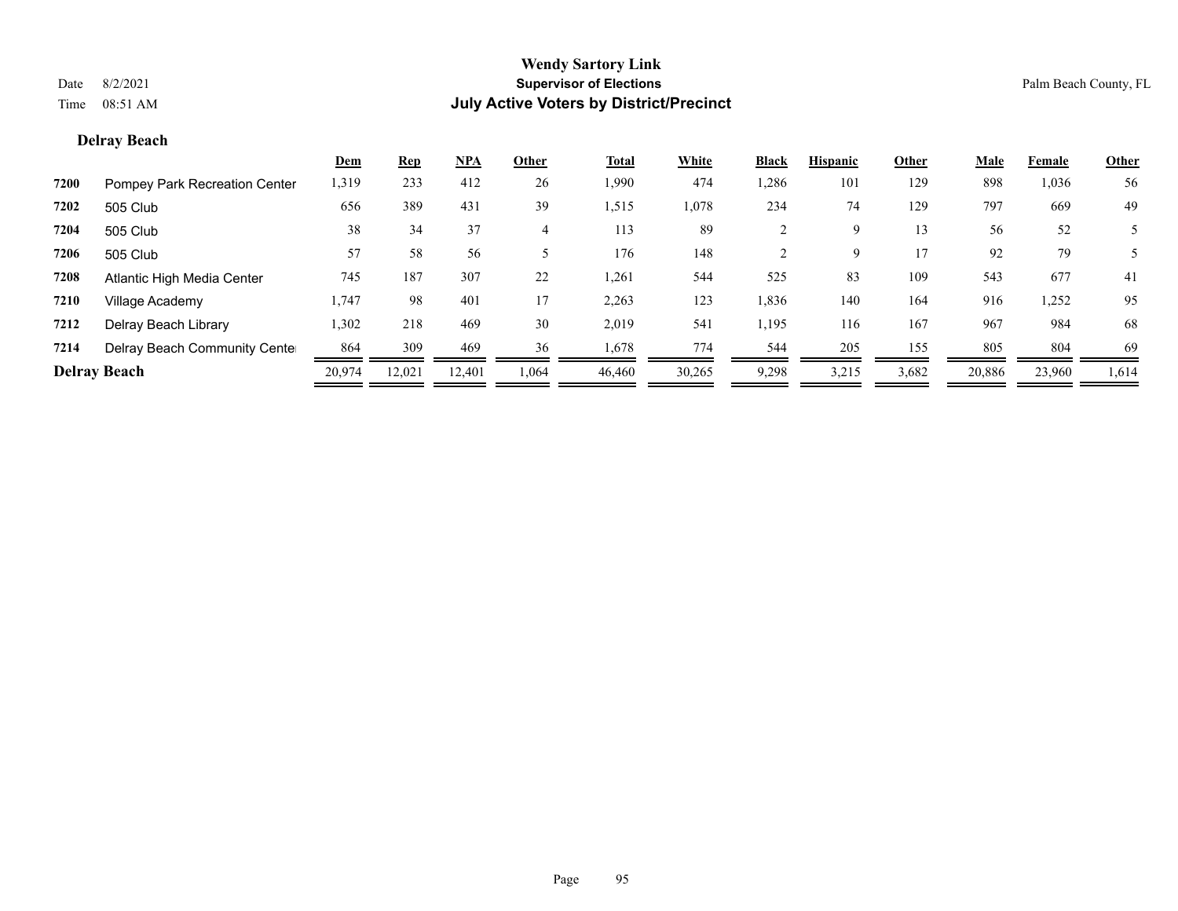**Wendy Sartory Link**
**Supervisor of Elections**
**July Active Voters by District/Precinct**

Date 8/2/2021
Time 08:51 AM

Palm Beach County, FL

### Delray Beach

| | | Dem | Rep | NPA | Other | Total | White | Black | Hispanic | Other | Male | Female | Other |
|---|---|---|---|---|---|---|---|---|---|---|---|---|---|
| 7200 | Pompey Park Recreation Center | 1,319 | 233 | 412 | 26 | 1,990 | 474 | 1,286 | 101 | 129 | 898 | 1,036 | 56 |
| 7202 | 505 Club | 656 | 389 | 431 | 39 | 1,515 | 1,078 | 234 | 74 | 129 | 797 | 669 | 49 |
| 7204 | 505 Club | 38 | 34 | 37 | 4 | 113 | 89 | 2 | 9 | 13 | 56 | 52 | 5 |
| 7206 | 505 Club | 57 | 58 | 56 | 5 | 176 | 148 | 2 | 9 | 17 | 92 | 79 | 5 |
| 7208 | Atlantic High Media Center | 745 | 187 | 307 | 22 | 1,261 | 544 | 525 | 83 | 109 | 543 | 677 | 41 |
| 7210 | Village Academy | 1,747 | 98 | 401 | 17 | 2,263 | 123 | 1,836 | 140 | 164 | 916 | 1,252 | 95 |
| 7212 | Delray Beach Library | 1,302 | 218 | 469 | 30 | 2,019 | 541 | 1,195 | 116 | 167 | 967 | 984 | 68 |
| 7214 | Delray Beach Community Center | 864 | 309 | 469 | 36 | 1,678 | 774 | 544 | 205 | 155 | 805 | 804 | 69 |
| **Delray Beach** | | 20,974 | 12,021 | 12,401 | 1,064 | 46,460 | 30,265 | 9,298 | 3,215 | 3,682 | 20,886 | 23,960 | 1,614 |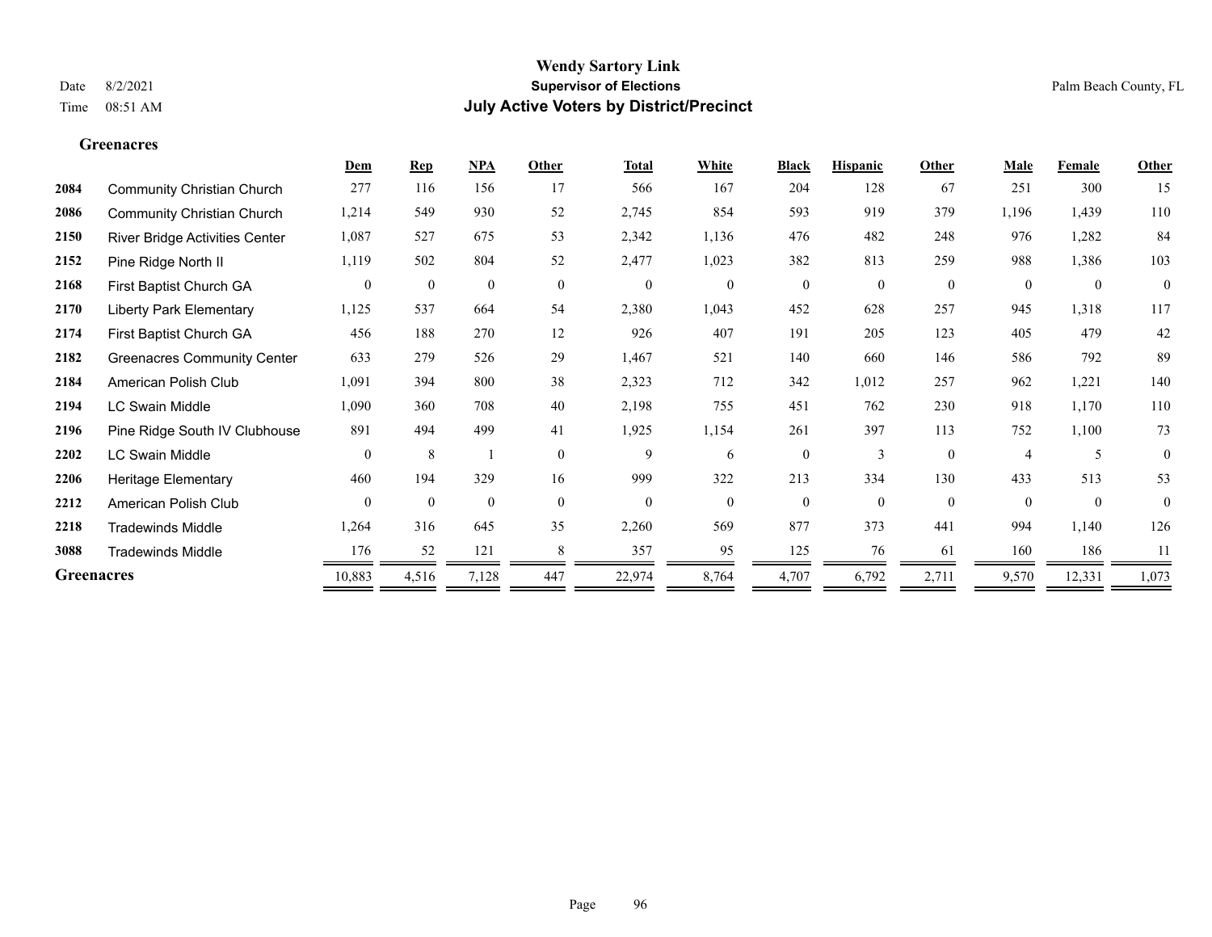# Wendy Sartory Link
## Supervisor of Elections
## July Active Voters by District/Precinct

Date 8/2/2021
Time 08:51 AM

Palm Beach County, FL

### Greenacres

| | | Dem | Rep | NPA | Other | Total | White | Black | Hispanic | Other | Male | Female | Other |
|---|---|---|---|---|---|---|---|---|---|---|---|---|---|
| 2084 | Community Christian Church | 277 | 116 | 156 | 17 | 566 | 167 | 204 | 128 | 67 | 251 | 300 | 15 |
| 2086 | Community Christian Church | 1,214 | 549 | 930 | 52 | 2,745 | 854 | 593 | 919 | 379 | 1,196 | 1,439 | 110 |
| 2150 | River Bridge Activities Center | 1,087 | 527 | 675 | 53 | 2,342 | 1,136 | 476 | 482 | 248 | 976 | 1,282 | 84 |
| 2152 | Pine Ridge North II | 1,119 | 502 | 804 | 52 | 2,477 | 1,023 | 382 | 813 | 259 | 988 | 1,386 | 103 |
| 2168 | First Baptist Church GA | 0 | 0 | 0 | 0 | 0 | 0 | 0 | 0 | 0 | 0 | 0 | 0 |
| 2170 | Liberty Park Elementary | 1,125 | 537 | 664 | 54 | 2,380 | 1,043 | 452 | 628 | 257 | 945 | 1,318 | 117 |
| 2174 | First Baptist Church GA | 456 | 188 | 270 | 12 | 926 | 407 | 191 | 205 | 123 | 405 | 479 | 42 |
| 2182 | Greenacres Community Center | 633 | 279 | 526 | 29 | 1,467 | 521 | 140 | 660 | 146 | 586 | 792 | 89 |
| 2184 | American Polish Club | 1,091 | 394 | 800 | 38 | 2,323 | 712 | 342 | 1,012 | 257 | 962 | 1,221 | 140 |
| 2194 | LC Swain Middle | 1,090 | 360 | 708 | 40 | 2,198 | 755 | 451 | 762 | 230 | 918 | 1,170 | 110 |
| 2196 | Pine Ridge South IV Clubhouse | 891 | 494 | 499 | 41 | 1,925 | 1,154 | 261 | 397 | 113 | 752 | 1,100 | 73 |
| 2202 | LC Swain Middle | 0 | 8 | 1 | 0 | 9 | 6 | 0 | 3 | 0 | 4 | 5 | 0 |
| 2206 | Heritage Elementary | 460 | 194 | 329 | 16 | 999 | 322 | 213 | 334 | 130 | 433 | 513 | 53 |
| 2212 | American Polish Club | 0 | 0 | 0 | 0 | 0 | 0 | 0 | 0 | 0 | 0 | 0 | 0 |
| 2218 | Tradewinds Middle | 1,264 | 316 | 645 | 35 | 2,260 | 569 | 877 | 373 | 441 | 994 | 1,140 | 126 |
| 3088 | Tradewinds Middle | 176 | 52 | 121 | 8 | 357 | 95 | 125 | 76 | 61 | 160 | 186 | 11 |
| **Greenacres** | | 10,883 | 4,516 | 7,128 | 447 | 22,974 | 8,764 | 4,707 | 6,792 | 2,711 | 9,570 | 12,331 | 1,073 |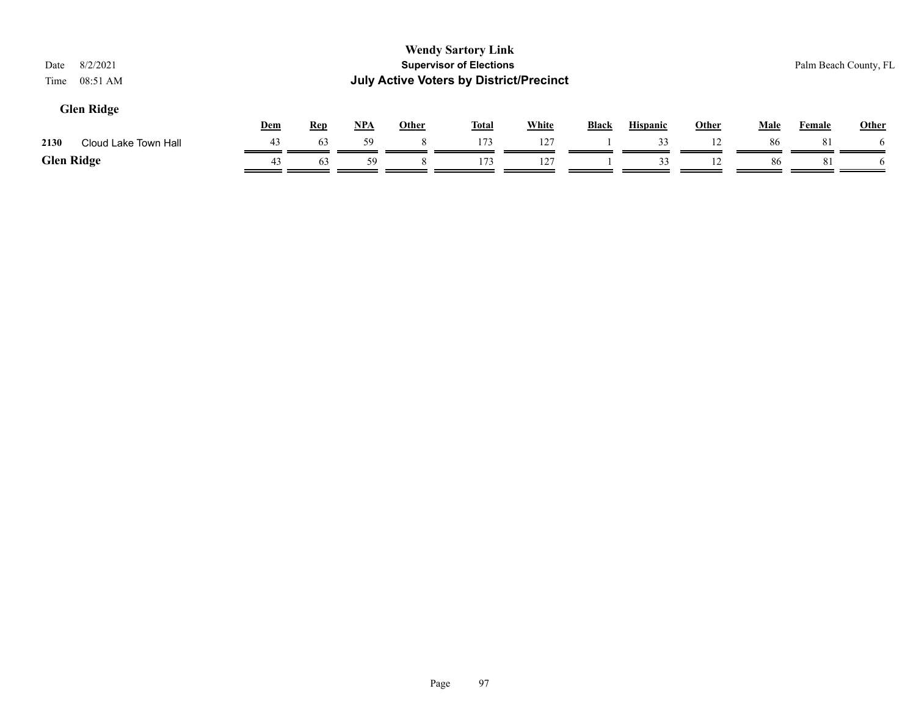**Wendy Sartory Link**
**Supervisor of Elections**
**July Active Voters by District/Precinct**

Date 8/2/2021
Time 08:51 AM

Palm Beach County, FL

## Glen Ridge

| | | Dem | Rep | NPA | Other | Total | White | Black | Hispanic | Other | Male | Female | Other |
|---|---|---|---|---|---|---|---|---|---|---|---|---|---|
| 2130 | Cloud Lake Town Hall | 43 | 63 | 59 | 8 | 173 | 127 | 1 | 33 | 12 | 86 | 81 | 6 |
| **Glen Ridge** | | 43 | 63 | 59 | 8 | 173 | 127 | 1 | 33 | 12 | 86 | 81 | 6 |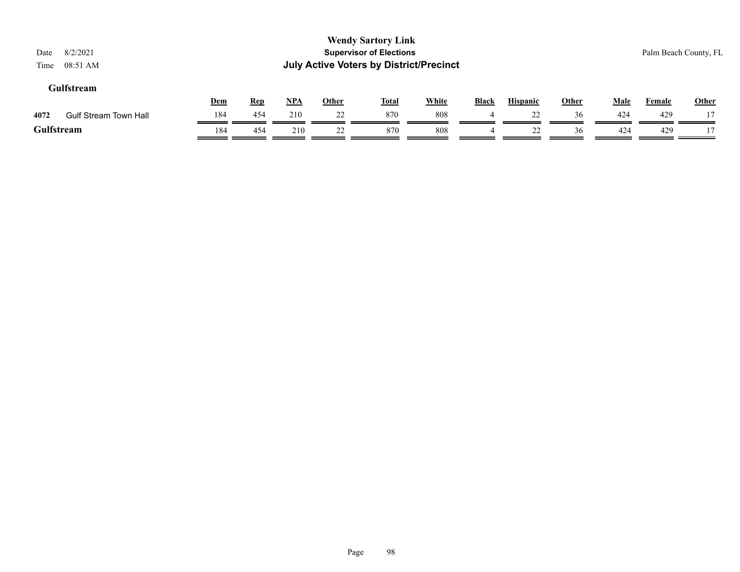# Wendy Sartory Link

## Supervisor of Elections

## July Active Voters by District/Precinct

Date 8/2/2021
Time 08:51 AM

Palm Beach County, FL

### Gulfstream

| | | Dem | Rep | NPA | Other | Total | White | Black | Hispanic | Other | Male | Female | Other |
|---|---|---|---|---|---|---|---|---|---|---|---|---|---|
| 4072 | Gulf Stream Town Hall | 184 | 454 | 210 | 22 | 870 | 808 | 4 | 22 | 36 | 424 | 429 | 17 |
| **Gulfstream** | | 184 | 454 | 210 | 22 | 870 | 808 | 4 | 22 | 36 | 424 | 429 | 17 |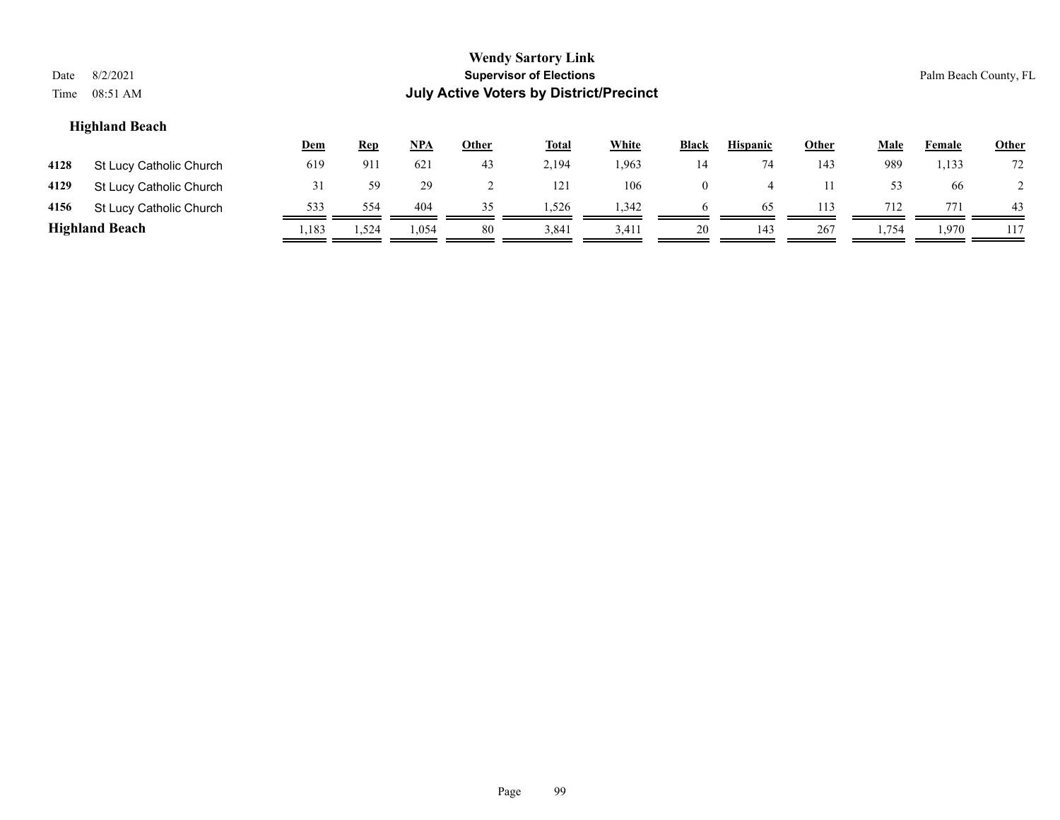# Wendy Sartory Link
## Supervisor of Elections
## July Active Voters by District/Precinct

Date 8/2/2021
Time 08:51 AM

Palm Beach County, FL

### Highland Beach

| | | Dem | Rep | NPA | Other | Total | White | Black | Hispanic | Other | Male | Female | Other |
|---|---|---|---|---|---|---|---|---|---|---|---|---|---|
| 4128 | St Lucy Catholic Church | 619 | 911 | 621 | 43 | 2,194 | 1,963 | 14 | 74 | 143 | 989 | 1,133 | 72 |
| 4129 | St Lucy Catholic Church | 31 | 59 | 29 | 2 | 121 | 106 | 0 | 4 | 11 | 53 | 66 | 2 |
| 4156 | St Lucy Catholic Church | 533 | 554 | 404 | 35 | 1,526 | 1,342 | 6 | 65 | 113 | 712 | 771 | 43 |
| **Highland Beach** | | 1,183 | 1,524 | 1,054 | 80 | 3,841 | 3,411 | 20 | 143 | 267 | 1,754 | 1,970 | 117 |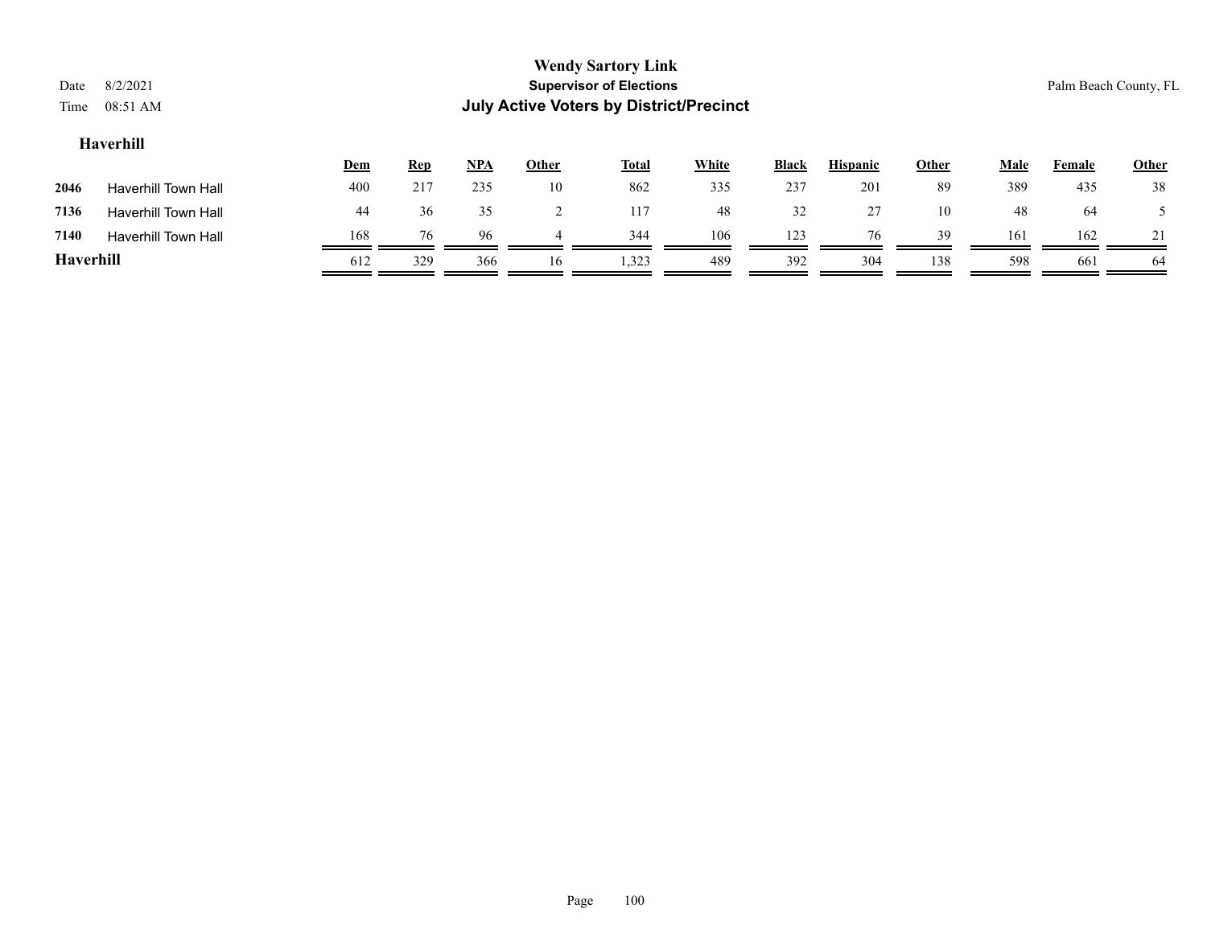**Wendy Sartory Link**
**Supervisor of Elections**
**July Active Voters by District/Precinct**

Date 8/2/2021
Time 08:51 AM

Palm Beach County, FL

### Haverhill

| | | Dem | Rep | NPA | Other | Total | White | Black | Hispanic | Other | Male | Female | Other |
|---|---|---|---|---|---|---|---|---|---|---|---|---|---|
| 2046 | Haverhill Town Hall | 400 | 217 | 235 | 10 | 862 | 335 | 237 | 201 | 89 | 389 | 435 | 38 |
| 7136 | Haverhill Town Hall | 44 | 36 | 35 | 2 | 117 | 48 | 32 | 27 | 10 | 48 | 64 | 5 |
| 7140 | Haverhill Town Hall | 168 | 76 | 96 | 4 | 344 | 106 | 123 | 76 | 39 | 161 | 162 | 21 |
| **Haverhill** | | 612 | 329 | 366 | 16 | 1,323 | 489 | 392 | 304 | 138 | 598 | 661 | 64 |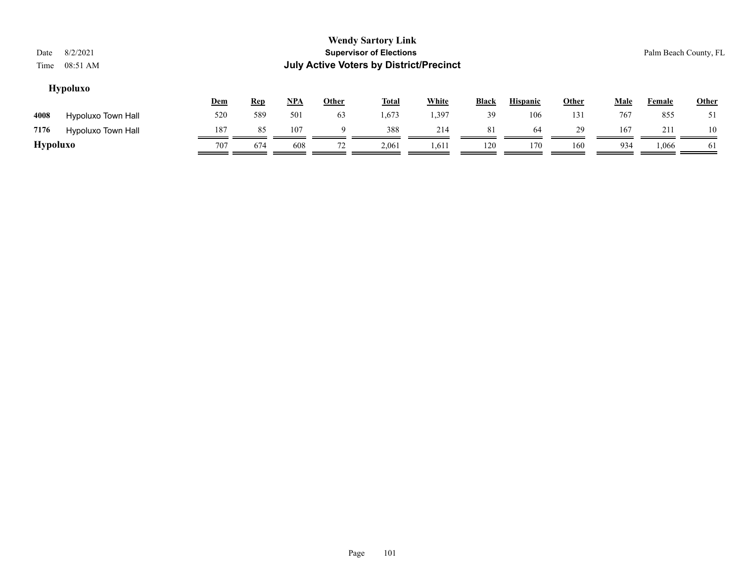# Wendy Sartory Link
## Supervisor of Elections
## July Active Voters by District/Precinct

Date 8/2/2021
Time 08:51 AM

Palm Beach County, FL

### Hypoluxo

| | | Dem | Rep | NPA | Other | Total | White | Black | Hispanic | Other | Male | Female | Other |
|---|---|---|---|---|---|---|---|---|---|---|---|---|---|
| 4008 | Hypoluxo Town Hall | 520 | 589 | 501 | 63 | 1,673 | 1,397 | 39 | 106 | 131 | 767 | 855 | 51 |
| 7176 | Hypoluxo Town Hall | 187 | 85 | 107 | 9 | 388 | 214 | 81 | 64 | 29 | 167 | 211 | 10 |
| **Hypoluxo** | | 707 | 674 | 608 | 72 | 2,061 | 1,611 | 120 | 170 | 160 | 934 | 1,066 | 61 |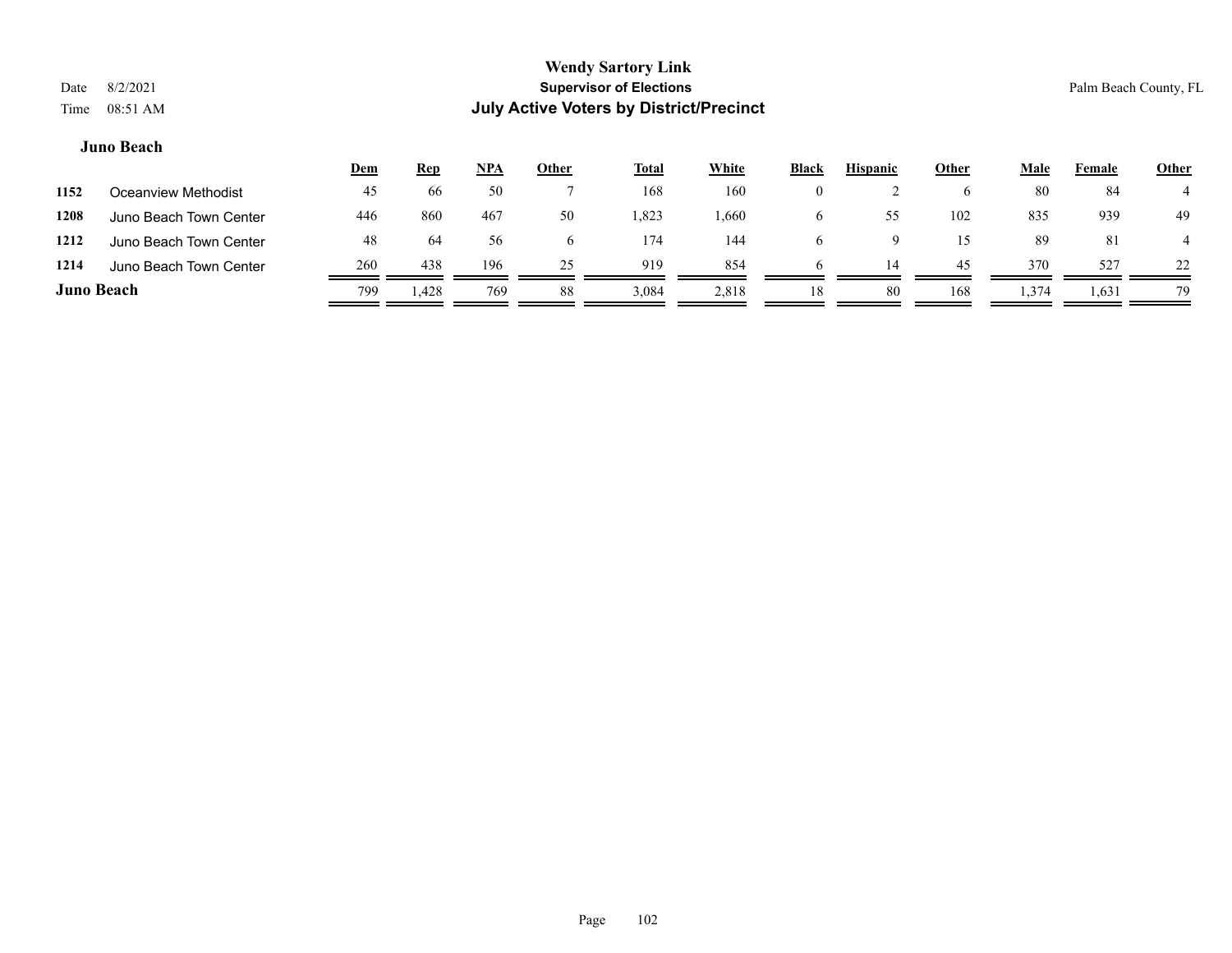## Juno Beach

| | | Dem | Rep | NPA | Other | Total | White | Black | Hispanic | Other | Male | Female | Other |
|---|---|---|---|---|---|---|---|---|---|---|---|---|---|
| 1152 | Oceanview Methodist | 45 | 66 | 50 | 7 | 168 | 160 | 0 | 2 | 6 | 80 | 84 | 4 |
| 1208 | Juno Beach Town Center | 446 | 860 | 467 | 50 | 1,823 | 1,660 | 6 | 55 | 102 | 835 | 939 | 49 |
| 1212 | Juno Beach Town Center | 48 | 64 | 56 | 6 | 174 | 144 | 6 | 9 | 15 | 89 | 81 | 4 |
| 1214 | Juno Beach Town Center | 260 | 438 | 196 | 25 | 919 | 854 | 6 | 14 | 45 | 370 | 527 | 22 |
| **Juno Beach** | | 799 | 1,428 | 769 | 88 | 3,084 | 2,818 | 18 | 80 | 168 | 1,374 | 1,631 | 79 |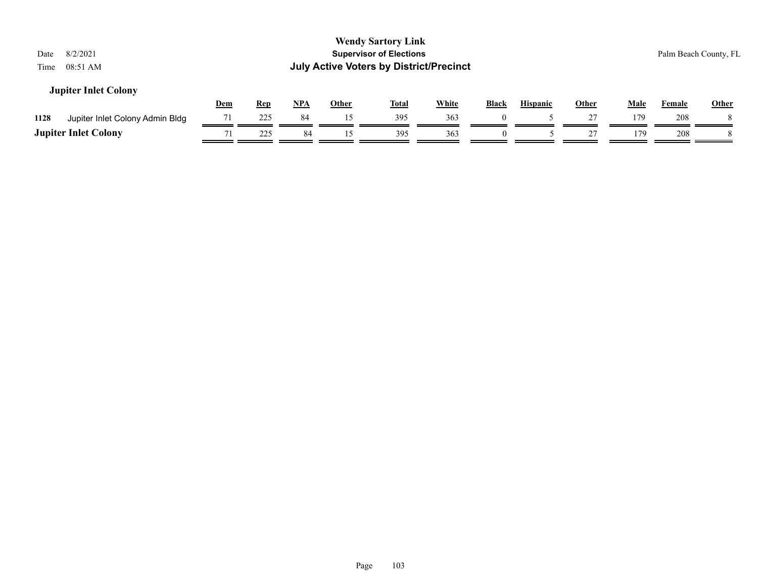**Wendy Sartory Link**

**Supervisor of Elections**

**July Active Voters by District/Precinct**

Date 8/2/2021
Time 08:51 AM

Palm Beach County, FL

## Jupiter Inlet Colony

| | | Dem | Rep | NPA | Other | Total | White | Black | Hispanic | Other | Male | Female | Other |
|---|---|---|---|---|---|---|---|---|---|---|---|---|---|
| 1128 | Jupiter Inlet Colony Admin Bldg | 71 | 225 | 84 | 15 | 395 | 363 | 0 | 5 | 27 | 179 | 208 | 8 |
| **Jupiter Inlet Colony** | | 71 | 225 | 84 | 15 | 395 | 363 | 0 | 5 | 27 | 179 | 208 | 8 |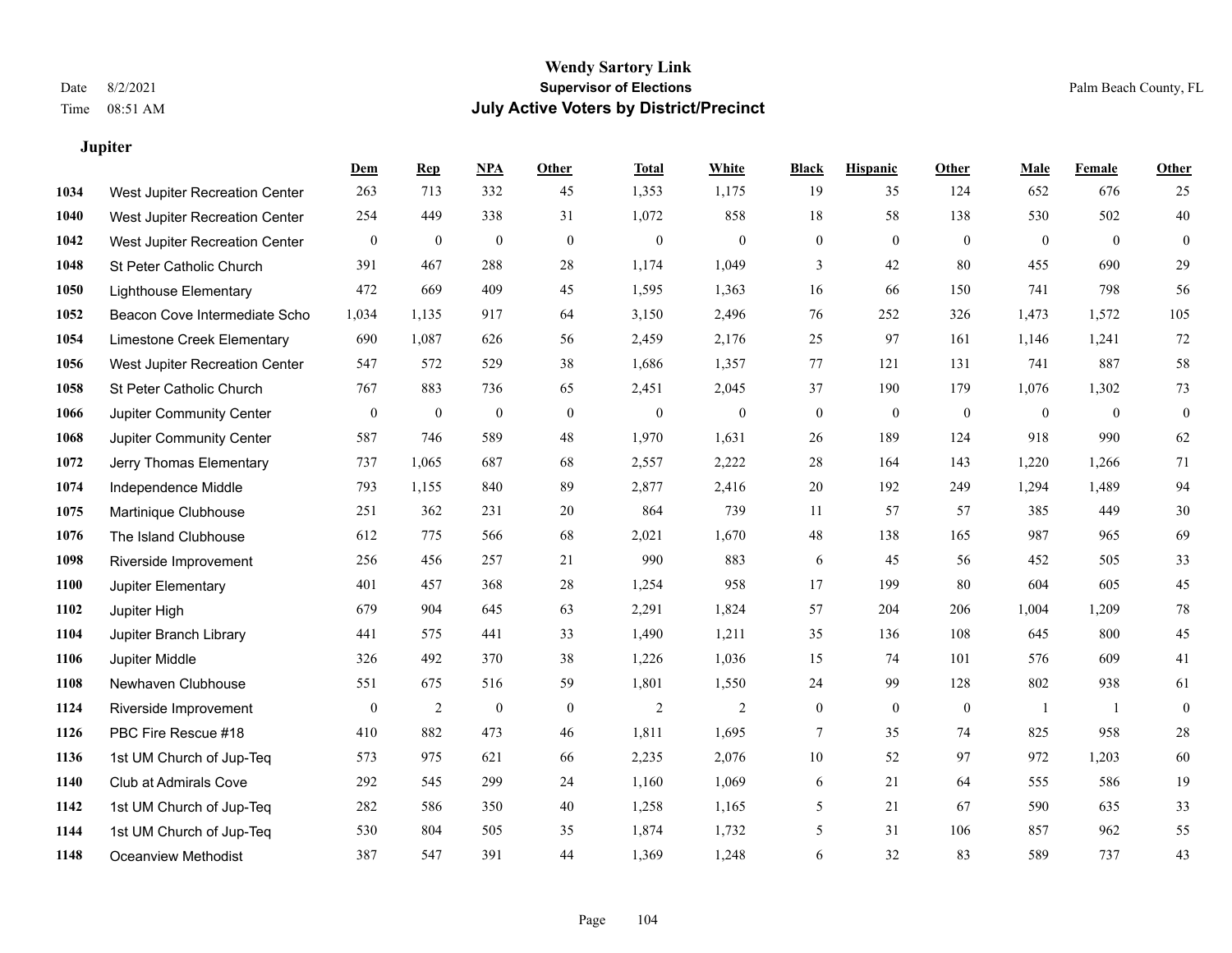# Wendy Sartory Link
## Supervisor of Elections
## July Active Voters by District/Precinct

Date 8/2/2021 | Time 08:51 AM | Palm Beach County, FL

### Jupiter

| | | Dem | Rep | NPA | Other | Total | White | Black | Hispanic | Other | Male | Female | Other |
|---|---|---|---|---|---|---|---|---|---|---|---|---|---|
| 1034 | West Jupiter Recreation Center | 263 | 713 | 332 | 45 | 1,353 | 1,175 | 19 | 35 | 124 | 652 | 676 | 25 |
| 1040 | West Jupiter Recreation Center | 254 | 449 | 338 | 31 | 1,072 | 858 | 18 | 58 | 138 | 530 | 502 | 40 |
| 1042 | West Jupiter Recreation Center | 0 | 0 | 0 | 0 | 0 | 0 | 0 | 0 | 0 | 0 | 0 | 0 |
| 1048 | St Peter Catholic Church | 391 | 467 | 288 | 28 | 1,174 | 1,049 | 3 | 42 | 80 | 455 | 690 | 29 |
| 1050 | Lighthouse Elementary | 472 | 669 | 409 | 45 | 1,595 | 1,363 | 16 | 66 | 150 | 741 | 798 | 56 |
| 1052 | Beacon Cove Intermediate Scho | 1,034 | 1,135 | 917 | 64 | 3,150 | 2,496 | 76 | 252 | 326 | 1,473 | 1,572 | 105 |
| 1054 | Limestone Creek Elementary | 690 | 1,087 | 626 | 56 | 2,459 | 2,176 | 25 | 97 | 161 | 1,146 | 1,241 | 72 |
| 1056 | West Jupiter Recreation Center | 547 | 572 | 529 | 38 | 1,686 | 1,357 | 77 | 121 | 131 | 741 | 887 | 58 |
| 1058 | St Peter Catholic Church | 767 | 883 | 736 | 65 | 2,451 | 2,045 | 37 | 190 | 179 | 1,076 | 1,302 | 73 |
| 1066 | Jupiter Community Center | 0 | 0 | 0 | 0 | 0 | 0 | 0 | 0 | 0 | 0 | 0 | 0 |
| 1068 | Jupiter Community Center | 587 | 746 | 589 | 48 | 1,970 | 1,631 | 26 | 189 | 124 | 918 | 990 | 62 |
| 1072 | Jerry Thomas Elementary | 737 | 1,065 | 687 | 68 | 2,557 | 2,222 | 28 | 164 | 143 | 1,220 | 1,266 | 71 |
| 1074 | Independence Middle | 793 | 1,155 | 840 | 89 | 2,877 | 2,416 | 20 | 192 | 249 | 1,294 | 1,489 | 94 |
| 1075 | Martinique Clubhouse | 251 | 362 | 231 | 20 | 864 | 739 | 11 | 57 | 57 | 385 | 449 | 30 |
| 1076 | The Island Clubhouse | 612 | 775 | 566 | 68 | 2,021 | 1,670 | 48 | 138 | 165 | 987 | 965 | 69 |
| 1098 | Riverside Improvement | 256 | 456 | 257 | 21 | 990 | 883 | 6 | 45 | 56 | 452 | 505 | 33 |
| 1100 | Jupiter Elementary | 401 | 457 | 368 | 28 | 1,254 | 958 | 17 | 199 | 80 | 604 | 605 | 45 |
| 1102 | Jupiter High | 679 | 904 | 645 | 63 | 2,291 | 1,824 | 57 | 204 | 206 | 1,004 | 1,209 | 78 |
| 1104 | Jupiter Branch Library | 441 | 575 | 441 | 33 | 1,490 | 1,211 | 35 | 136 | 108 | 645 | 800 | 45 |
| 1106 | Jupiter Middle | 326 | 492 | 370 | 38 | 1,226 | 1,036 | 15 | 74 | 101 | 576 | 609 | 41 |
| 1108 | Newhaven Clubhouse | 551 | 675 | 516 | 59 | 1,801 | 1,550 | 24 | 99 | 128 | 802 | 938 | 61 |
| 1124 | Riverside Improvement | 0 | 2 | 0 | 0 | 2 | 2 | 0 | 0 | 0 | 1 | 1 | 0 |
| 1126 | PBC Fire Rescue #18 | 410 | 882 | 473 | 46 | 1,811 | 1,695 | 7 | 35 | 74 | 825 | 958 | 28 |
| 1136 | 1st UM Church of Jup-Teq | 573 | 975 | 621 | 66 | 2,235 | 2,076 | 10 | 52 | 97 | 972 | 1,203 | 60 |
| 1140 | Club at Admirals Cove | 292 | 545 | 299 | 24 | 1,160 | 1,069 | 6 | 21 | 64 | 555 | 586 | 19 |
| 1142 | 1st UM Church of Jup-Teq | 282 | 586 | 350 | 40 | 1,258 | 1,165 | 5 | 21 | 67 | 590 | 635 | 33 |
| 1144 | 1st UM Church of Jup-Teq | 530 | 804 | 505 | 35 | 1,874 | 1,732 | 5 | 31 | 106 | 857 | 962 | 55 |
| 1148 | Oceanview Methodist | 387 | 547 | 391 | 44 | 1,369 | 1,248 | 6 | 32 | 83 | 589 | 737 | 43 |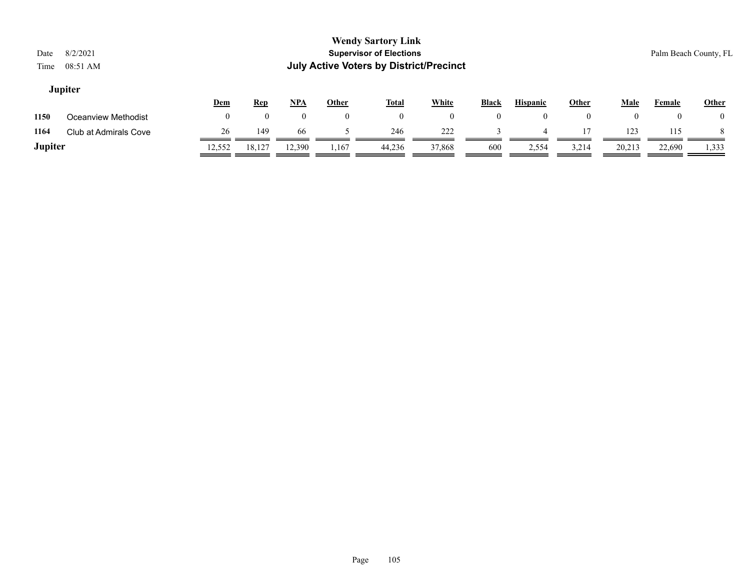# Wendy Sartory Link
## Supervisor of Elections
## July Active Voters by District/Precinct

Date 8/2/2021
Time 08:51 AM

Palm Beach County, FL

### Jupiter

| | | Dem | Rep | NPA | Other | Total | White | Black | Hispanic | Other | Male | Female | Other |
|---|---|---|---|---|---|---|---|---|---|---|---|---|---|
| 1150 | Oceanview Methodist | 0 | 0 | 0 | 0 | 0 | 0 | 0 | 0 | 0 | 0 | 0 | 0 |
| 1164 | Club at Admirals Cove | 26 | 149 | 66 | 5 | 246 | 222 | 3 | 4 | 17 | 123 | 115 | 8 |
| **Jupiter** | | 12,552 | 18,127 | 12,390 | 1,167 | 44,236 | 37,868 | 600 | 2,554 | 3,214 | 20,213 | 22,690 | 1,333 |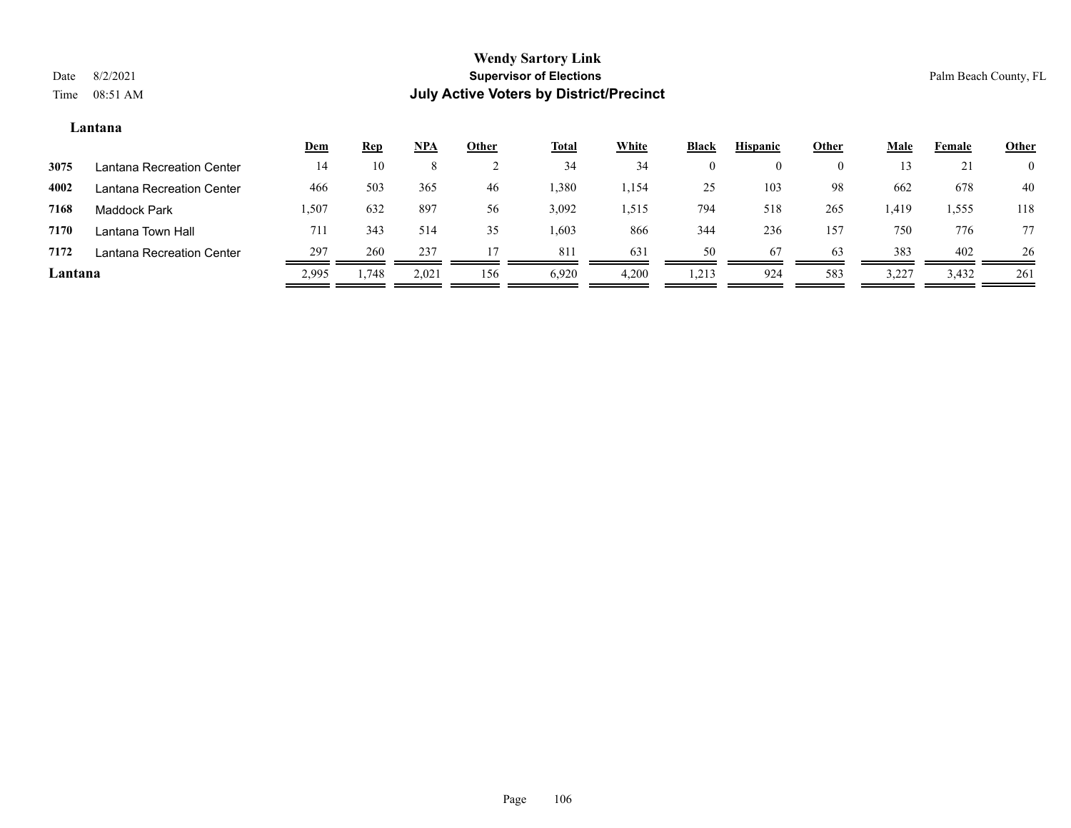# Wendy Sartory Link
## Supervisor of Elections
## July Active Voters by District/Precinct

Date 8/2/2021
Time 08:51 AM

Palm Beach County, FL

**Lantana**

| | | Dem | Rep | NPA | Other | Total | White | Black | Hispanic | Other | Male | Female | Other |
|---|---|---|---|---|---|---|---|---|---|---|---|---|---|
| 3075 | Lantana Recreation Center | 14 | 10 | 8 | 2 | 34 | 34 | 0 | 0 | 0 | 13 | 21 | 0 |
| 4002 | Lantana Recreation Center | 466 | 503 | 365 | 46 | 1,380 | 1,154 | 25 | 103 | 98 | 662 | 678 | 40 |
| 7168 | Maddock Park | 1,507 | 632 | 897 | 56 | 3,092 | 1,515 | 794 | 518 | 265 | 1,419 | 1,555 | 118 |
| 7170 | Lantana Town Hall | 711 | 343 | 514 | 35 | 1,603 | 866 | 344 | 236 | 157 | 750 | 776 | 77 |
| 7172 | Lantana Recreation Center | 297 | 260 | 237 | 17 | 811 | 631 | 50 | 67 | 63 | 383 | 402 | 26 |
| **Lantana** | | 2,995 | 1,748 | 2,021 | 156 | 6,920 | 4,200 | 1,213 | 924 | 583 | 3,227 | 3,432 | 261 |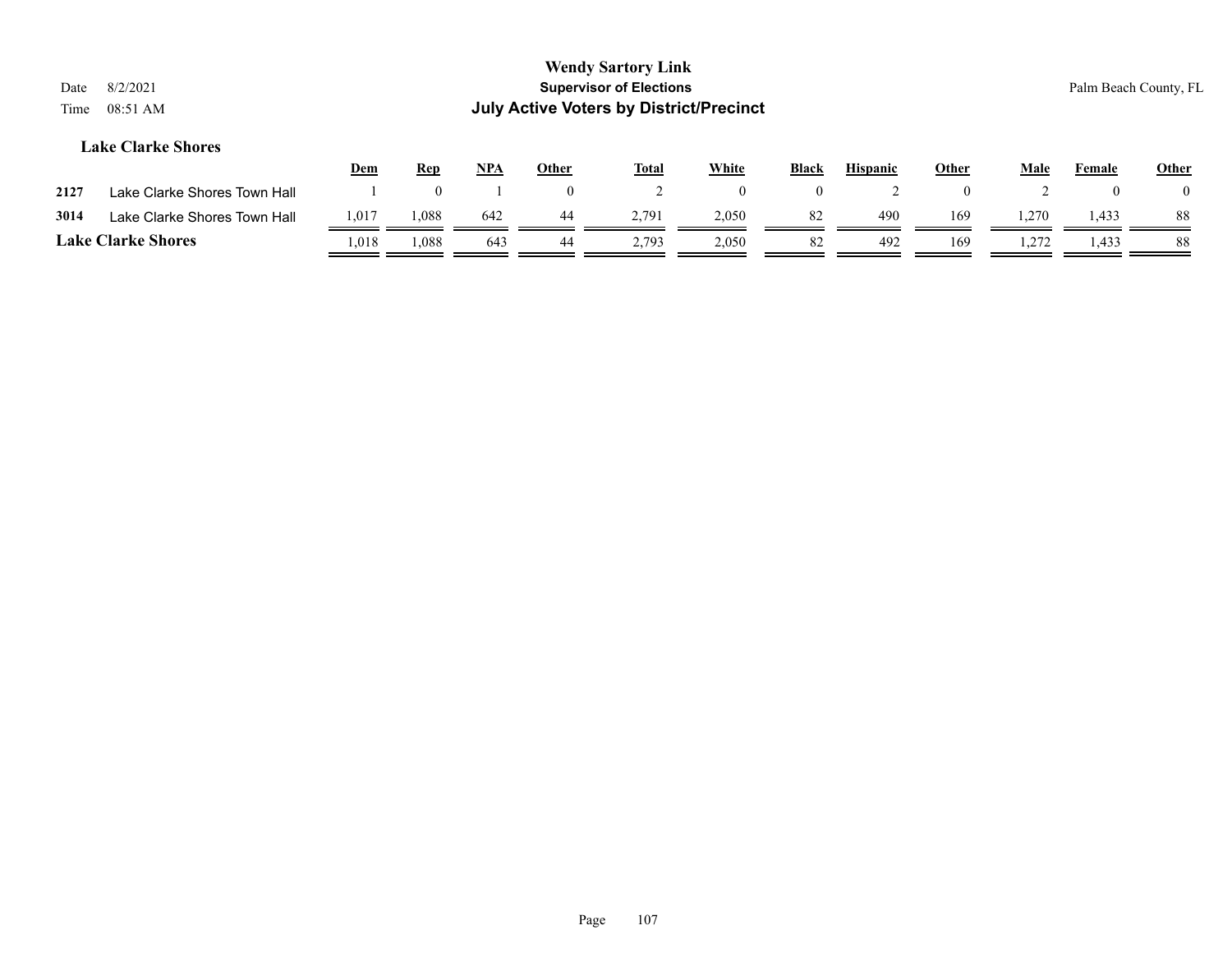**Wendy Sartory Link**

**Supervisor of Elections**

**July Active Voters by District/Precinct**

Date 8/2/2021
Time 08:51 AM

Palm Beach County, FL

### Lake Clarke Shores

| | | Dem | Rep | NPA | Other | Total | White | Black | Hispanic | Other | Male | Female | Other |
|---|---|---|---|---|---|---|---|---|---|---|---|---|---|
| **2127** | Lake Clarke Shores Town Hall | 1 | 0 | 1 | 0 | 2 | 0 | 0 | 2 | 0 | 2 | 0 | 0 |
| **3014** | Lake Clarke Shores Town Hall | 1,017 | 1,088 | 642 | 44 | 2,791 | 2,050 | 82 | 490 | 169 | 1,270 | 1,433 | 88 |
| **Lake Clarke Shores** | | 1,018 | 1,088 | 643 | 44 | 2,793 | 2,050 | 82 | 492 | 169 | 1,272 | 1,433 | 88 |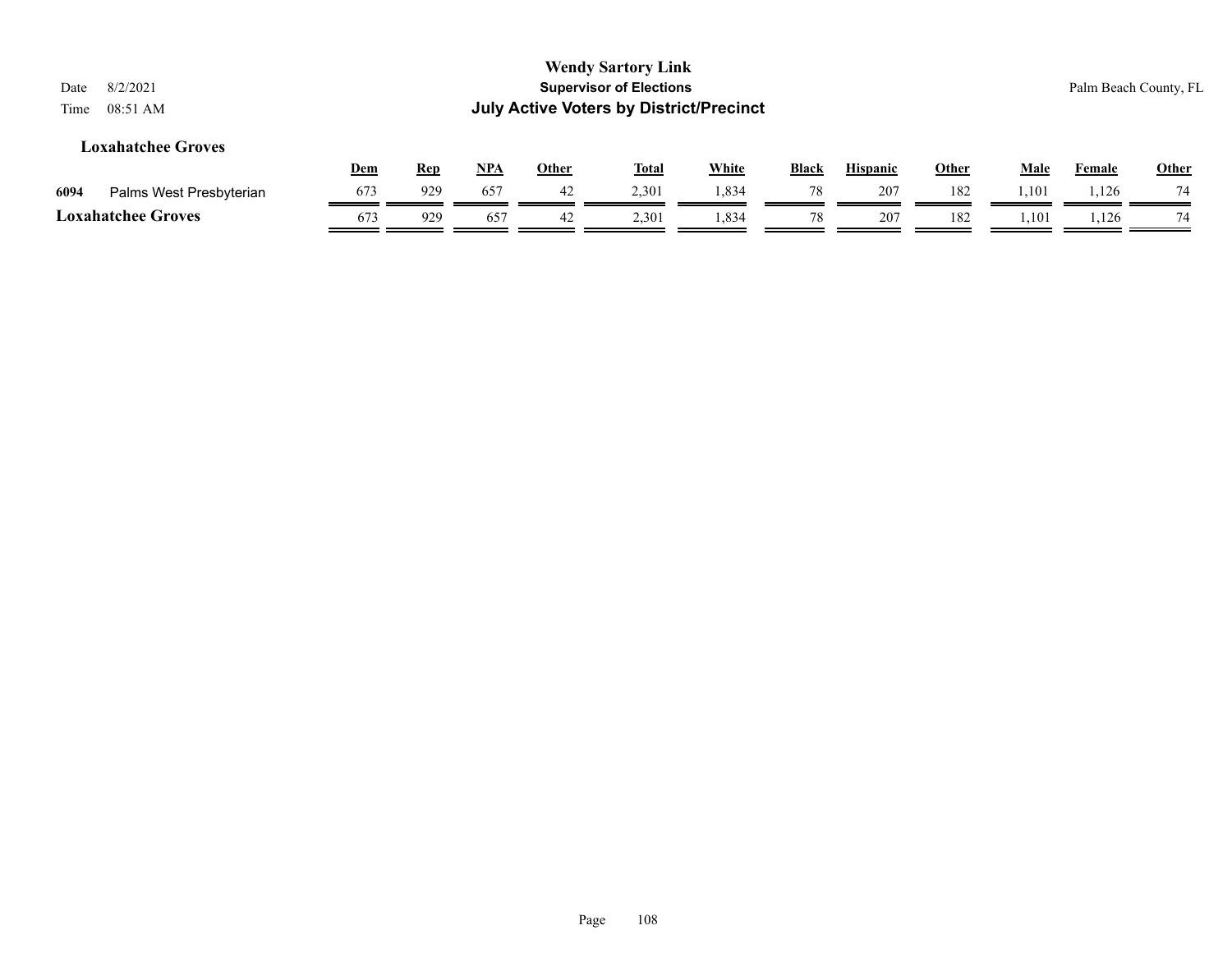**Wendy Sartory Link**
**Supervisor of Elections**
**July Active Voters by District/Precinct**

Date 8/2/2021
Time 08:51 AM

Palm Beach County, FL

### Loxahatchee Groves

| | | Dem | Rep | NPA | Other | Total | White | Black | Hispanic | Other | Male | Female | Other |
|---|---|---|---|---|---|---|---|---|---|---|---|---|---|
| 6094 | Palms West Presbyterian | 673 | 929 | 657 | 42 | 2,301 | 1,834 | 78 | 207 | 182 | 1,101 | 1,126 | 74 |
| **Loxahatchee Groves** | | 673 | 929 | 657 | 42 | 2,301 | 1,834 | 78 | 207 | 182 | 1,101 | 1,126 | 74 |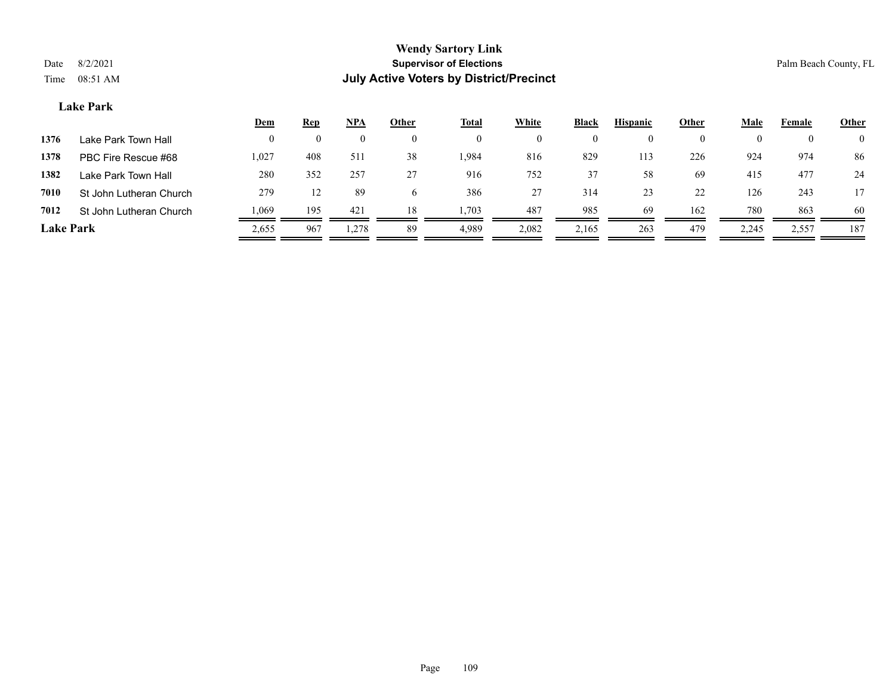# Wendy Sartory Link
## Supervisor of Elections
## July Active Voters by District/Precinct

Date 8/2/2021
Time 08:51 AM

Palm Beach County, FL

### Lake Park

| | | Dem | Rep | NPA | Other | Total | White | Black | Hispanic | Other | Male | Female | Other |
|---|---|---|---|---|---|---|---|---|---|---|---|---|---|
| 1376 | Lake Park Town Hall | 0 | 0 | 0 | 0 | 0 | 0 | 0 | 0 | 0 | 0 | 0 | 0 |
| 1378 | PBC Fire Rescue #68 | 1,027 | 408 | 511 | 38 | 1,984 | 816 | 829 | 113 | 226 | 924 | 974 | 86 |
| 1382 | Lake Park Town Hall | 280 | 352 | 257 | 27 | 916 | 752 | 37 | 58 | 69 | 415 | 477 | 24 |
| 7010 | St John Lutheran Church | 279 | 12 | 89 | 6 | 386 | 27 | 314 | 23 | 22 | 126 | 243 | 17 |
| 7012 | St John Lutheran Church | 1,069 | 195 | 421 | 18 | 1,703 | 487 | 985 | 69 | 162 | 780 | 863 | 60 |
| **Lake Park** | | 2,655 | 967 | 1,278 | 89 | 4,989 | 2,082 | 2,165 | 263 | 479 | 2,245 | 2,557 | 187 |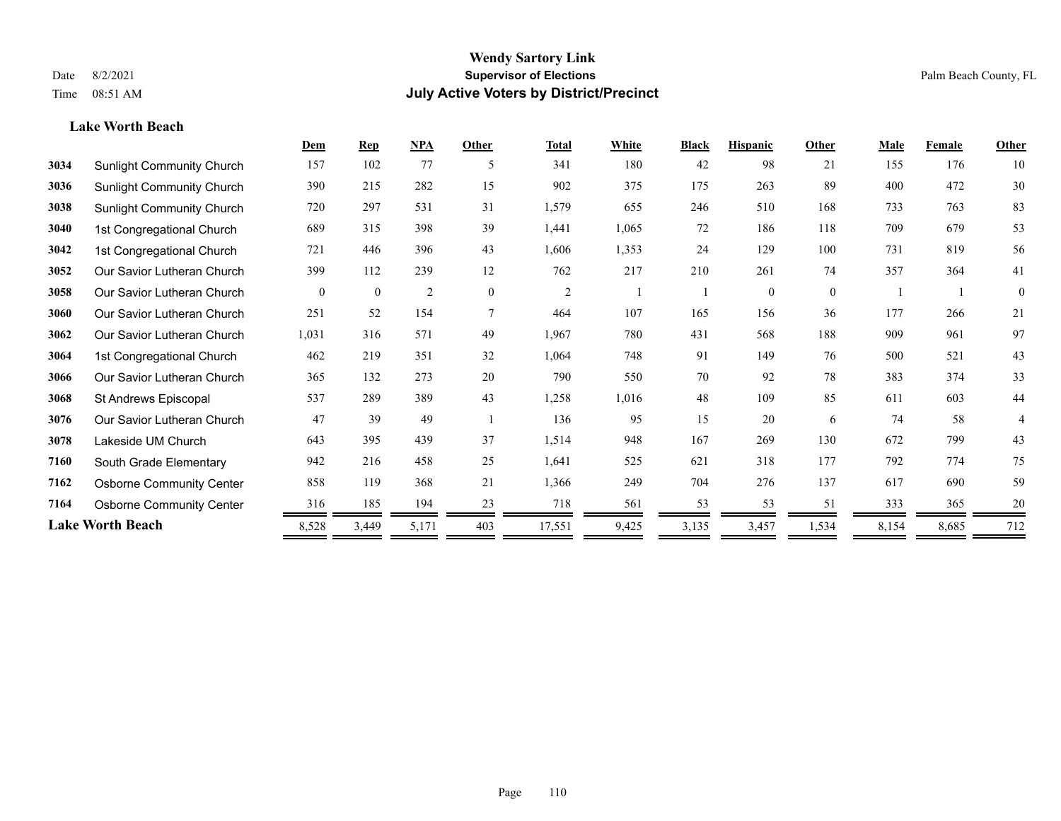**Wendy Sartory Link**
**Supervisor of Elections**
**July Active Voters by District/Precinct**

Date 8/2/2021
Time 08:51 AM
Palm Beach County, FL

**Lake Worth Beach**

| | | Dem | Rep | NPA | Other | Total | White | Black | Hispanic | Other | Male | Female | Other |
|---|---|---|---|---|---|---|---|---|---|---|---|---|---|
| 3034 | Sunlight Community Church | 157 | 102 | 77 | 5 | 341 | 180 | 42 | 98 | 21 | 155 | 176 | 10 |
| 3036 | Sunlight Community Church | 390 | 215 | 282 | 15 | 902 | 375 | 175 | 263 | 89 | 400 | 472 | 30 |
| 3038 | Sunlight Community Church | 720 | 297 | 531 | 31 | 1,579 | 655 | 246 | 510 | 168 | 733 | 763 | 83 |
| 3040 | 1st Congregational Church | 689 | 315 | 398 | 39 | 1,441 | 1,065 | 72 | 186 | 118 | 709 | 679 | 53 |
| 3042 | 1st Congregational Church | 721 | 446 | 396 | 43 | 1,606 | 1,353 | 24 | 129 | 100 | 731 | 819 | 56 |
| 3052 | Our Savior Lutheran Church | 399 | 112 | 239 | 12 | 762 | 217 | 210 | 261 | 74 | 357 | 364 | 41 |
| 3058 | Our Savior Lutheran Church | 0 | 0 | 2 | 0 | 2 | 1 | 1 | 0 | 0 | 1 | 1 | 0 |
| 3060 | Our Savior Lutheran Church | 251 | 52 | 154 | 7 | 464 | 107 | 165 | 156 | 36 | 177 | 266 | 21 |
| 3062 | Our Savior Lutheran Church | 1,031 | 316 | 571 | 49 | 1,967 | 780 | 431 | 568 | 188 | 909 | 961 | 97 |
| 3064 | 1st Congregational Church | 462 | 219 | 351 | 32 | 1,064 | 748 | 91 | 149 | 76 | 500 | 521 | 43 |
| 3066 | Our Savior Lutheran Church | 365 | 132 | 273 | 20 | 790 | 550 | 70 | 92 | 78 | 383 | 374 | 33 |
| 3068 | St Andrews Episcopal | 537 | 289 | 389 | 43 | 1,258 | 1,016 | 48 | 109 | 85 | 611 | 603 | 44 |
| 3076 | Our Savior Lutheran Church | 47 | 39 | 49 | 1 | 136 | 95 | 15 | 20 | 6 | 74 | 58 | 4 |
| 3078 | Lakeside UM Church | 643 | 395 | 439 | 37 | 1,514 | 948 | 167 | 269 | 130 | 672 | 799 | 43 |
| 7160 | South Grade Elementary | 942 | 216 | 458 | 25 | 1,641 | 525 | 621 | 318 | 177 | 792 | 774 | 75 |
| 7162 | Osborne Community Center | 858 | 119 | 368 | 21 | 1,366 | 249 | 704 | 276 | 137 | 617 | 690 | 59 |
| 7164 | Osborne Community Center | 316 | 185 | 194 | 23 | 718 | 561 | 53 | 53 | 51 | 333 | 365 | 20 |
| **Lake Worth Beach** | | 8,528 | 3,449 | 5,171 | 403 | 17,551 | 9,425 | 3,135 | 3,457 | 1,534 | 8,154 | 8,685 | 712 |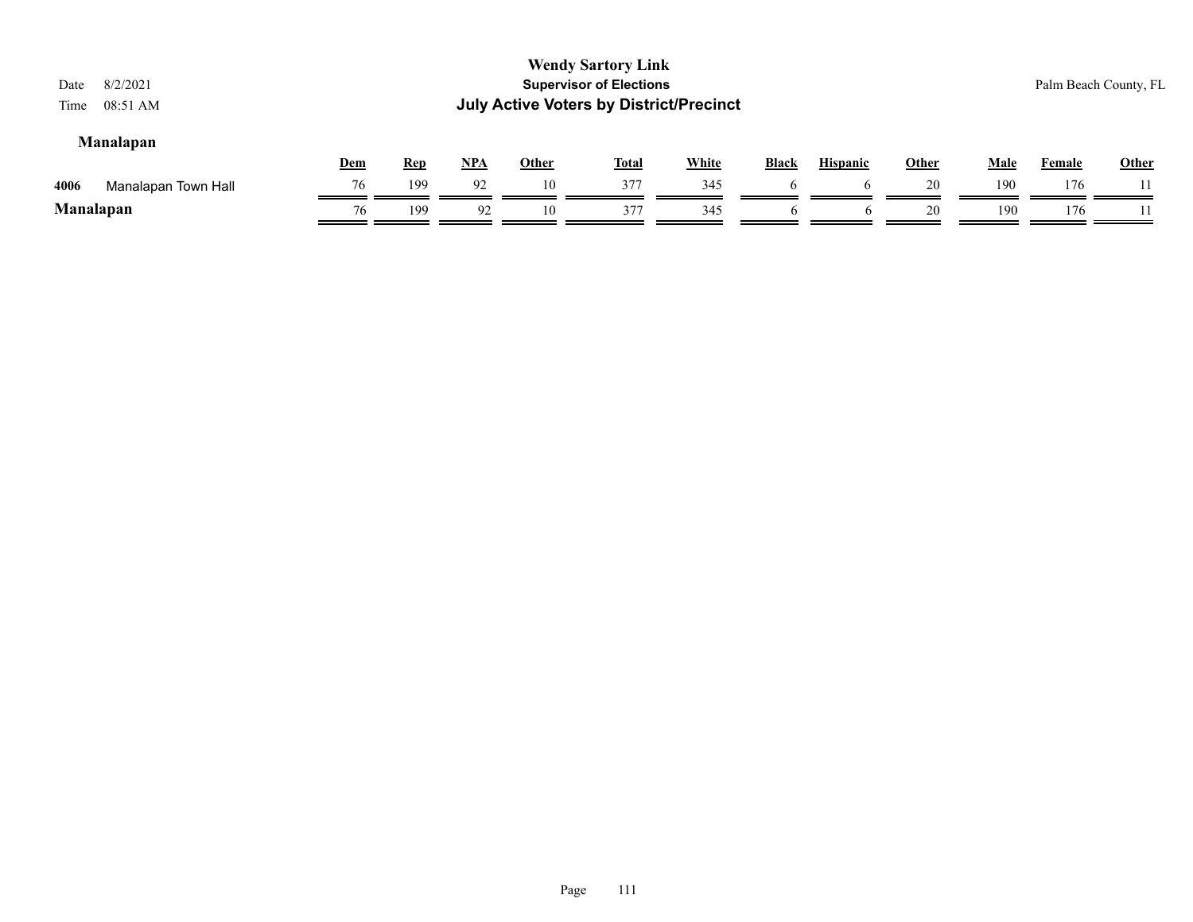# Wendy Sartory Link

## Supervisor of Elections

## July Active Voters by District/Precinct

Date 8/2/2021
Time 08:51 AM

Palm Beach County, FL

### Manalapan

| | | Dem | Rep | NPA | Other | Total | White | Black | Hispanic | Other | Male | Female | Other |
|---|---|---|---|---|---|---|---|---|---|---|---|---|---|
| 4006 | Manalapan Town Hall | 76 | 199 | 92 | 10 | 377 | 345 | 6 | 6 | 20 | 190 | 176 | 11 |
| **Manalapan** | | 76 | 199 | 92 | 10 | 377 | 345 | 6 | 6 | 20 | 190 | 176 | 11 |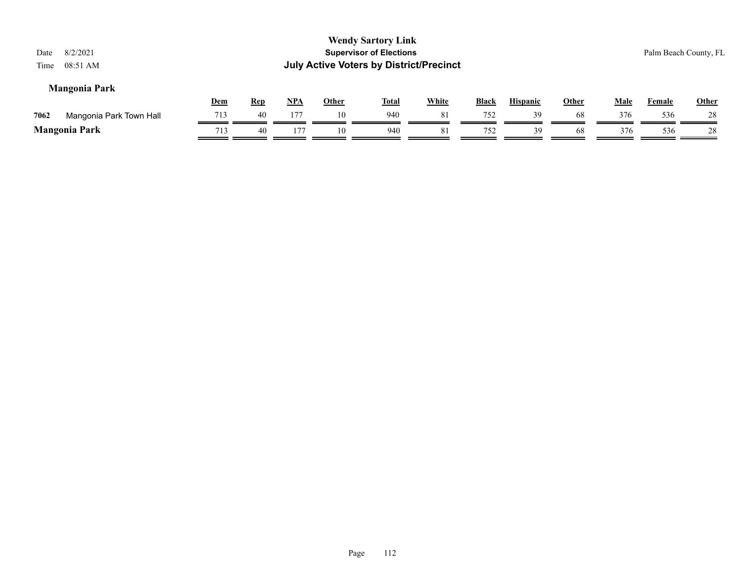# Wendy Sartory Link

## Supervisor of Elections

## July Active Voters by District/Precinct

Date 8/2/2021

Time 08:51 AM

Palm Beach County, FL

### Mangonia Park

| | | Dem | Rep | NPA | Other | Total | White | Black | Hispanic | Other | Male | Female | Other |
|---|---|---|---|---|---|---|---|---|---|---|---|---|---|
| 7062 | Mangonia Park Town Hall | 713 | 40 | 177 | 10 | 940 | 81 | 752 | 39 | 68 | 376 | 536 | 28 |
| **Mangonia Park** | | 713 | 40 | 177 | 10 | 940 | 81 | 752 | 39 | 68 | 376 | 536 | 28 |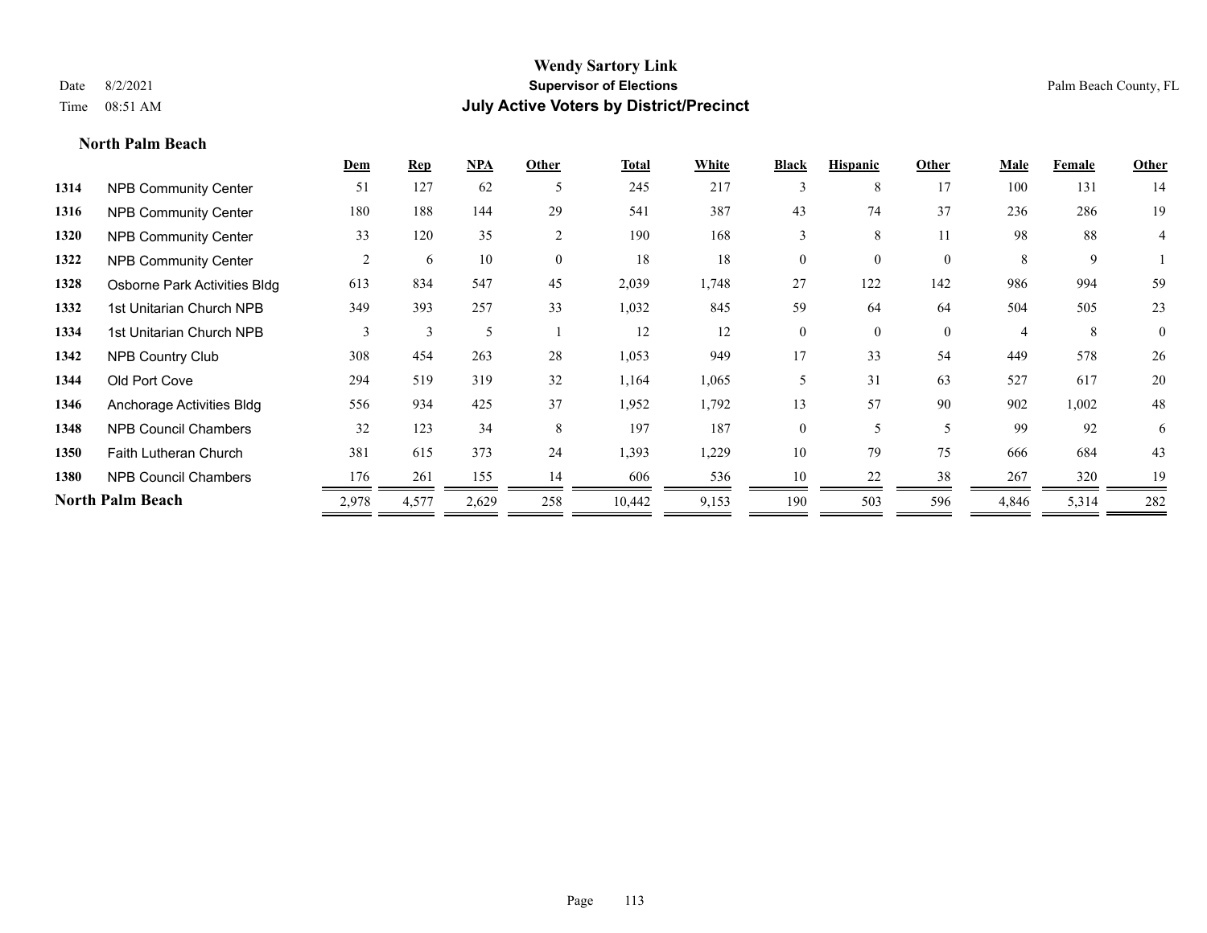# Wendy Sartory Link

## Supervisor of Elections

## July Active Voters by District/Precinct

Date 8/2/2021
Time 08:51 AM

Palm Beach County, FL

### North Palm Beach

| | | Dem | Rep | NPA | Other | Total | White | Black | Hispanic | Other | Male | Female | Other |
|---|---|---|---|---|---|---|---|---|---|---|---|---|---|
| 1314 | NPB Community Center | 51 | 127 | 62 | 5 | 245 | 217 | 3 | 8 | 17 | 100 | 131 | 14 |
| 1316 | NPB Community Center | 180 | 188 | 144 | 29 | 541 | 387 | 43 | 74 | 37 | 236 | 286 | 19 |
| 1320 | NPB Community Center | 33 | 120 | 35 | 2 | 190 | 168 | 3 | 8 | 11 | 98 | 88 | 4 |
| 1322 | NPB Community Center | 2 | 6 | 10 | 0 | 18 | 18 | 0 | 0 | 0 | 8 | 9 | 1 |
| 1328 | Osborne Park Activities Bldg | 613 | 834 | 547 | 45 | 2,039 | 1,748 | 27 | 122 | 142 | 986 | 994 | 59 |
| 1332 | 1st Unitarian Church NPB | 349 | 393 | 257 | 33 | 1,032 | 845 | 59 | 64 | 64 | 504 | 505 | 23 |
| 1334 | 1st Unitarian Church NPB | 3 | 3 | 5 | 1 | 12 | 12 | 0 | 0 | 0 | 4 | 8 | 0 |
| 1342 | NPB Country Club | 308 | 454 | 263 | 28 | 1,053 | 949 | 17 | 33 | 54 | 449 | 578 | 26 |
| 1344 | Old Port Cove | 294 | 519 | 319 | 32 | 1,164 | 1,065 | 5 | 31 | 63 | 527 | 617 | 20 |
| 1346 | Anchorage Activities Bldg | 556 | 934 | 425 | 37 | 1,952 | 1,792 | 13 | 57 | 90 | 902 | 1,002 | 48 |
| 1348 | NPB Council Chambers | 32 | 123 | 34 | 8 | 197 | 187 | 0 | 5 | 5 | 99 | 92 | 6 |
| 1350 | Faith Lutheran Church | 381 | 615 | 373 | 24 | 1,393 | 1,229 | 10 | 79 | 75 | 666 | 684 | 43 |
| 1380 | NPB Council Chambers | 176 | 261 | 155 | 14 | 606 | 536 | 10 | 22 | 38 | 267 | 320 | 19 |
| **North Palm Beach** | | 2,978 | 4,577 | 2,629 | 258 | 10,442 | 9,153 | 190 | 503 | 596 | 4,846 | 5,314 | 282 |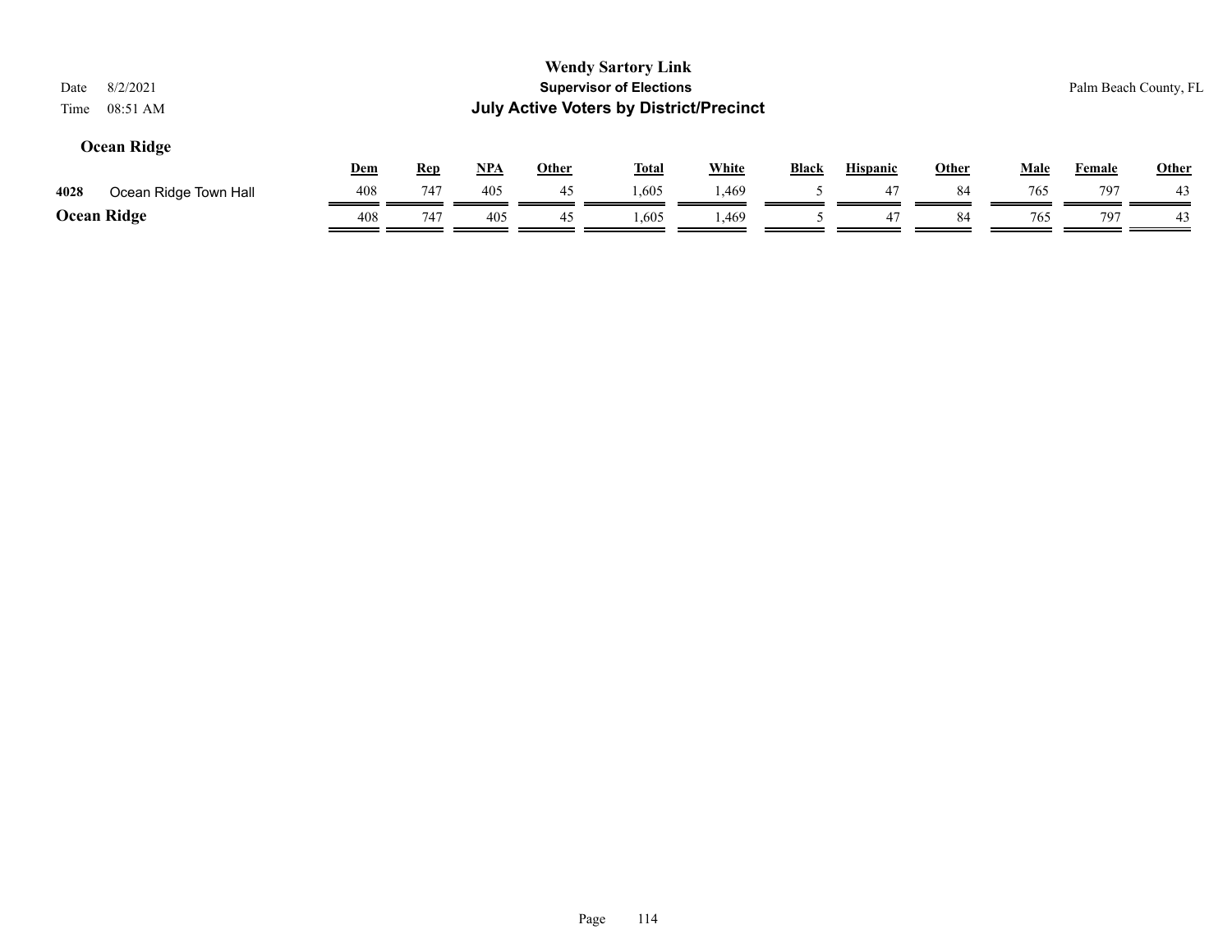**Wendy Sartory Link**
**Supervisor of Elections**
**July Active Voters by District/Precinct**

Date 8/2/2021
Time 08:51 AM

Palm Beach County, FL

## Ocean Ridge

| | | Dem | Rep | NPA | Other | Total | White | Black | Hispanic | Other | Male | Female | Other |
|---|---|---|---|---|---|---|---|---|---|---|---|---|---|
| 4028 | Ocean Ridge Town Hall | 408 | 747 | 405 | 45 | 1,605 | 1,469 | 5 | 47 | 84 | 765 | 797 | 43 |
| **Ocean Ridge** | | 408 | 747 | 405 | 45 | 1,605 | 1,469 | 5 | 47 | 84 | 765 | 797 | 43 |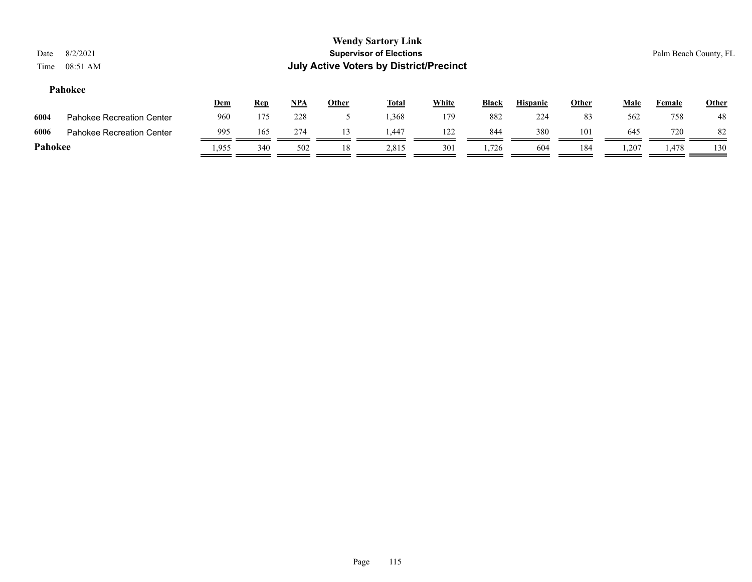## Pahokee

| | | Dem | Rep | NPA | Other | Total | White | Black | Hispanic | Other | Male | Female | Other |
|---|---|---|---|---|---|---|---|---|---|---|---|---|---|
| 6004 | Pahokee Recreation Center | 960 | 175 | 228 | 5 | 1,368 | 179 | 882 | 224 | 83 | 562 | 758 | 48 |
| 6006 | Pahokee Recreation Center | 995 | 165 | 274 | 13 | 1,447 | 122 | 844 | 380 | 101 | 645 | 720 | 82 |
| **Pahokee** | | 1,955 | 340 | 502 | 18 | 2,815 | 301 | 1,726 | 604 | 184 | 1,207 | 1,478 | 130 |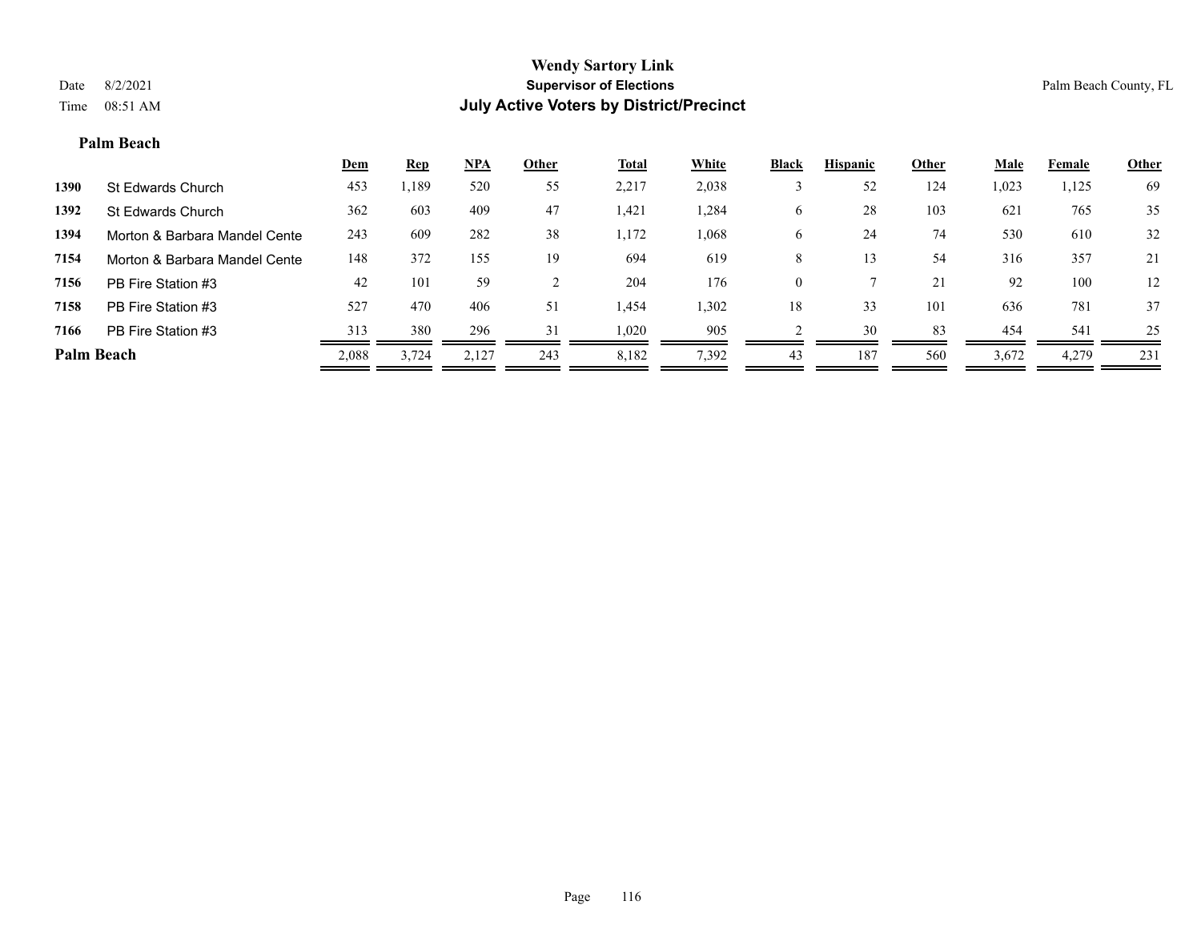# Wendy Sartory Link

## Supervisor of Elections

## July Active Voters by District/Precinct

Date 8/2/2021
Time 08:51 AM

Palm Beach County, FL

### Palm Beach

| | | Dem | Rep | NPA | Other | Total | White | Black | Hispanic | Other | Male | Female | Other |
|---|---|---|---|---|---|---|---|---|---|---|---|---|---|
| 1390 | St Edwards Church | 453 | 1,189 | 520 | 55 | 2,217 | 2,038 | 3 | 52 | 124 | 1,023 | 1,125 | 69 |
| 1392 | St Edwards Church | 362 | 603 | 409 | 47 | 1,421 | 1,284 | 6 | 28 | 103 | 621 | 765 | 35 |
| 1394 | Morton & Barbara Mandel Cente | 243 | 609 | 282 | 38 | 1,172 | 1,068 | 6 | 24 | 74 | 530 | 610 | 32 |
| 7154 | Morton & Barbara Mandel Cente | 148 | 372 | 155 | 19 | 694 | 619 | 8 | 13 | 54 | 316 | 357 | 21 |
| 7156 | PB Fire Station #3 | 42 | 101 | 59 | 2 | 204 | 176 | 0 | 7 | 21 | 92 | 100 | 12 |
| 7158 | PB Fire Station #3 | 527 | 470 | 406 | 51 | 1,454 | 1,302 | 18 | 33 | 101 | 636 | 781 | 37 |
| 7166 | PB Fire Station #3 | 313 | 380 | 296 | 31 | 1,020 | 905 | 2 | 30 | 83 | 454 | 541 | 25 |
| **Palm Beach** | | 2,088 | 3,724 | 2,127 | 243 | 8,182 | 7,392 | 43 | 187 | 560 | 3,672 | 4,279 | 231 |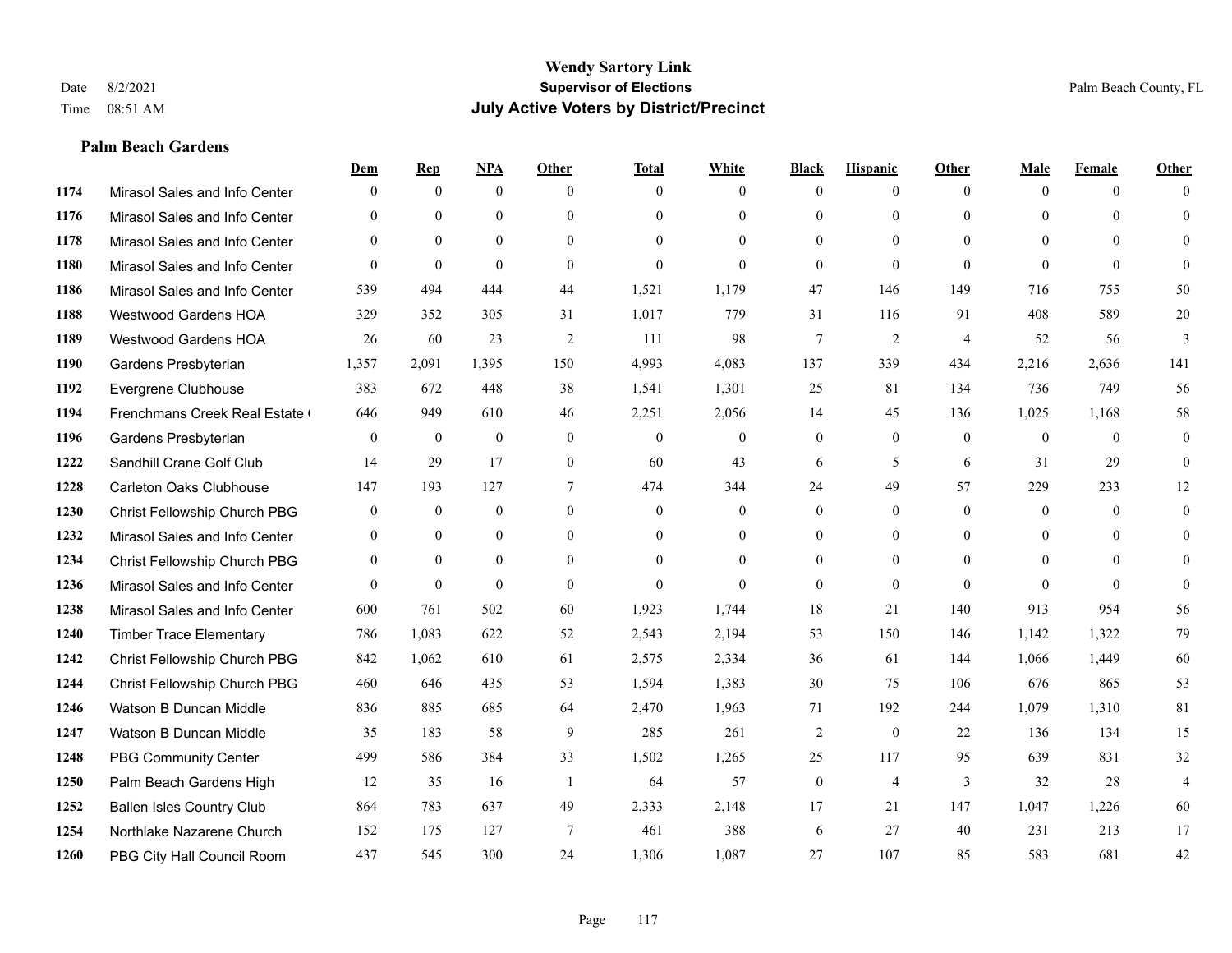# Wendy Sartory Link
## Supervisor of Elections
## July Active Voters by District/Precinct

Date 8/2/2021
Time 08:51 AM

Palm Beach County, FL

### Palm Beach Gardens

| | | Dem | Rep | NPA | Other | Total | White | Black | Hispanic | Other | Male | Female | Other |
|---|---|---|---|---|---|---|---|---|---|---|---|---|---|
| 1174 | Mirasol Sales and Info Center | 0 | 0 | 0 | 0 | 0 | 0 | 0 | 0 | 0 | 0 | 0 | 0 |
| 1176 | Mirasol Sales and Info Center | 0 | 0 | 0 | 0 | 0 | 0 | 0 | 0 | 0 | 0 | 0 | 0 |
| 1178 | Mirasol Sales and Info Center | 0 | 0 | 0 | 0 | 0 | 0 | 0 | 0 | 0 | 0 | 0 | 0 |
| 1180 | Mirasol Sales and Info Center | 0 | 0 | 0 | 0 | 0 | 0 | 0 | 0 | 0 | 0 | 0 | 0 |
| 1186 | Mirasol Sales and Info Center | 539 | 494 | 444 | 44 | 1,521 | 1,179 | 47 | 146 | 149 | 716 | 755 | 50 |
| 1188 | Westwood Gardens HOA | 329 | 352 | 305 | 31 | 1,017 | 779 | 31 | 116 | 91 | 408 | 589 | 20 |
| 1189 | Westwood Gardens HOA | 26 | 60 | 23 | 2 | 111 | 98 | 7 | 2 | 4 | 52 | 56 | 3 |
| 1190 | Gardens Presbyterian | 1,357 | 2,091 | 1,395 | 150 | 4,993 | 4,083 | 137 | 339 | 434 | 2,216 | 2,636 | 141 |
| 1192 | Evergrene Clubhouse | 383 | 672 | 448 | 38 | 1,541 | 1,301 | 25 | 81 | 134 | 736 | 749 | 56 |
| 1194 | Frenchmans Creek Real Estate | 646 | 949 | 610 | 46 | 2,251 | 2,056 | 14 | 45 | 136 | 1,025 | 1,168 | 58 |
| 1196 | Gardens Presbyterian | 0 | 0 | 0 | 0 | 0 | 0 | 0 | 0 | 0 | 0 | 0 | 0 |
| 1222 | Sandhill Crane Golf Club | 14 | 29 | 17 | 0 | 60 | 43 | 6 | 5 | 6 | 31 | 29 | 0 |
| 1228 | Carleton Oaks Clubhouse | 147 | 193 | 127 | 7 | 474 | 344 | 24 | 49 | 57 | 229 | 233 | 12 |
| 1230 | Christ Fellowship Church PBG | 0 | 0 | 0 | 0 | 0 | 0 | 0 | 0 | 0 | 0 | 0 | 0 |
| 1232 | Mirasol Sales and Info Center | 0 | 0 | 0 | 0 | 0 | 0 | 0 | 0 | 0 | 0 | 0 | 0 |
| 1234 | Christ Fellowship Church PBG | 0 | 0 | 0 | 0 | 0 | 0 | 0 | 0 | 0 | 0 | 0 | 0 |
| 1236 | Mirasol Sales and Info Center | 0 | 0 | 0 | 0 | 0 | 0 | 0 | 0 | 0 | 0 | 0 | 0 |
| 1238 | Mirasol Sales and Info Center | 600 | 761 | 502 | 60 | 1,923 | 1,744 | 18 | 21 | 140 | 913 | 954 | 56 |
| 1240 | Timber Trace Elementary | 786 | 1,083 | 622 | 52 | 2,543 | 2,194 | 53 | 150 | 146 | 1,142 | 1,322 | 79 |
| 1242 | Christ Fellowship Church PBG | 842 | 1,062 | 610 | 61 | 2,575 | 2,334 | 36 | 61 | 144 | 1,066 | 1,449 | 60 |
| 1244 | Christ Fellowship Church PBG | 460 | 646 | 435 | 53 | 1,594 | 1,383 | 30 | 75 | 106 | 676 | 865 | 53 |
| 1246 | Watson B Duncan Middle | 836 | 885 | 685 | 64 | 2,470 | 1,963 | 71 | 192 | 244 | 1,079 | 1,310 | 81 |
| 1247 | Watson B Duncan Middle | 35 | 183 | 58 | 9 | 285 | 261 | 2 | 0 | 22 | 136 | 134 | 15 |
| 1248 | PBG Community Center | 499 | 586 | 384 | 33 | 1,502 | 1,265 | 25 | 117 | 95 | 639 | 831 | 32 |
| 1250 | Palm Beach Gardens High | 12 | 35 | 16 | 1 | 64 | 57 | 0 | 4 | 3 | 32 | 28 | 4 |
| 1252 | Ballen Isles Country Club | 864 | 783 | 637 | 49 | 2,333 | 2,148 | 17 | 21 | 147 | 1,047 | 1,226 | 60 |
| 1254 | Northlake Nazarene Church | 152 | 175 | 127 | 7 | 461 | 388 | 6 | 27 | 40 | 231 | 213 | 17 |
| 1260 | PBG City Hall Council Room | 437 | 545 | 300 | 24 | 1,306 | 1,087 | 27 | 107 | 85 | 583 | 681 | 42 |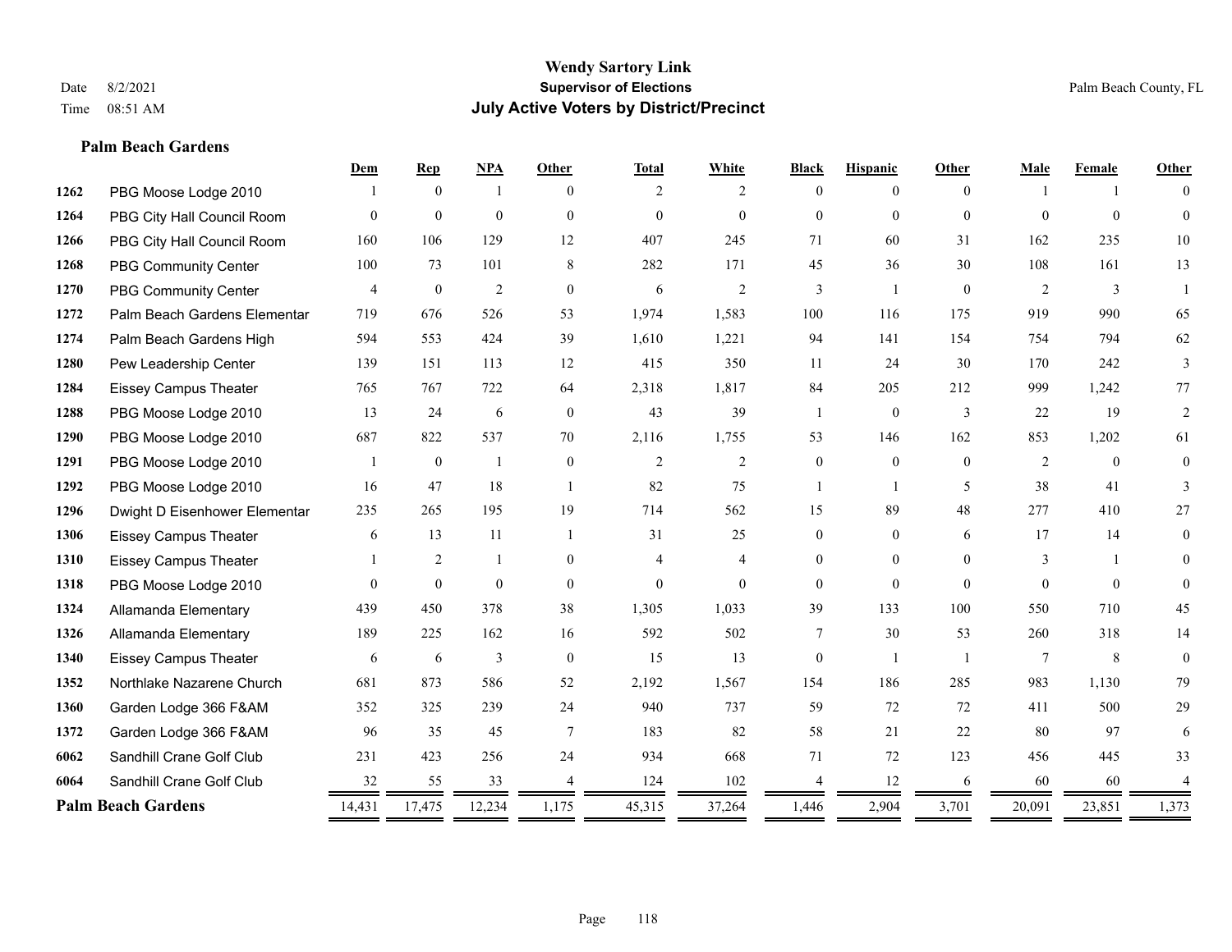**Wendy Sartory Link**
**Supervisor of Elections**
**July Active Voters by District/Precinct**

Date 8/2/2021
Time 08:51 AM

Palm Beach County, FL

### Palm Beach Gardens

| | | Dem | Rep | NPA | Other | Total | White | Black | Hispanic | Other | Male | Female | Other |
|---|---|---|---|---|---|---|---|---|---|---|---|---|---|
| 1262 | PBG Moose Lodge 2010 | 1 | 0 | 1 | 0 | 2 | 2 | 0 | 0 | 0 | 1 | 1 | 0 |
| 1264 | PBG City Hall Council Room | 0 | 0 | 0 | 0 | 0 | 0 | 0 | 0 | 0 | 0 | 0 | 0 |
| 1266 | PBG City Hall Council Room | 160 | 106 | 129 | 12 | 407 | 245 | 71 | 60 | 31 | 162 | 235 | 10 |
| 1268 | PBG Community Center | 100 | 73 | 101 | 8 | 282 | 171 | 45 | 36 | 30 | 108 | 161 | 13 |
| 1270 | PBG Community Center | 4 | 0 | 2 | 0 | 6 | 2 | 3 | 1 | 0 | 2 | 3 | 1 |
| 1272 | Palm Beach Gardens Elementar | 719 | 676 | 526 | 53 | 1,974 | 1,583 | 100 | 116 | 175 | 919 | 990 | 65 |
| 1274 | Palm Beach Gardens High | 594 | 553 | 424 | 39 | 1,610 | 1,221 | 94 | 141 | 154 | 754 | 794 | 62 |
| 1280 | Pew Leadership Center | 139 | 151 | 113 | 12 | 415 | 350 | 11 | 24 | 30 | 170 | 242 | 3 |
| 1284 | Eissey Campus Theater | 765 | 767 | 722 | 64 | 2,318 | 1,817 | 84 | 205 | 212 | 999 | 1,242 | 77 |
| 1288 | PBG Moose Lodge 2010 | 13 | 24 | 6 | 0 | 43 | 39 | 1 | 0 | 3 | 22 | 19 | 2 |
| 1290 | PBG Moose Lodge 2010 | 687 | 822 | 537 | 70 | 2,116 | 1,755 | 53 | 146 | 162 | 853 | 1,202 | 61 |
| 1291 | PBG Moose Lodge 2010 | 1 | 0 | 1 | 0 | 2 | 2 | 0 | 0 | 0 | 2 | 0 | 0 |
| 1292 | PBG Moose Lodge 2010 | 16 | 47 | 18 | 1 | 82 | 75 | 1 | 1 | 5 | 38 | 41 | 3 |
| 1296 | Dwight D Eisenhower Elementar | 235 | 265 | 195 | 19 | 714 | 562 | 15 | 89 | 48 | 277 | 410 | 27 |
| 1306 | Eissey Campus Theater | 6 | 13 | 11 | 1 | 31 | 25 | 0 | 0 | 6 | 17 | 14 | 0 |
| 1310 | Eissey Campus Theater | 1 | 2 | 1 | 0 | 4 | 4 | 0 | 0 | 0 | 3 | 1 | 0 |
| 1318 | PBG Moose Lodge 2010 | 0 | 0 | 0 | 0 | 0 | 0 | 0 | 0 | 0 | 0 | 0 | 0 |
| 1324 | Allamanda Elementary | 439 | 450 | 378 | 38 | 1,305 | 1,033 | 39 | 133 | 100 | 550 | 710 | 45 |
| 1326 | Allamanda Elementary | 189 | 225 | 162 | 16 | 592 | 502 | 7 | 30 | 53 | 260 | 318 | 14 |
| 1340 | Eissey Campus Theater | 6 | 6 | 3 | 0 | 15 | 13 | 0 | 1 | 1 | 7 | 8 | 0 |
| 1352 | Northlake Nazarene Church | 681 | 873 | 586 | 52 | 2,192 | 1,567 | 154 | 186 | 285 | 983 | 1,130 | 79 |
| 1360 | Garden Lodge 366 F&AM | 352 | 325 | 239 | 24 | 940 | 737 | 59 | 72 | 72 | 411 | 500 | 29 |
| 1372 | Garden Lodge 366 F&AM | 96 | 35 | 45 | 7 | 183 | 82 | 58 | 21 | 22 | 80 | 97 | 6 |
| 6062 | Sandhill Crane Golf Club | 231 | 423 | 256 | 24 | 934 | 668 | 71 | 72 | 123 | 456 | 445 | 33 |
| 6064 | Sandhill Crane Golf Club | 32 | 55 | 33 | 4 | 124 | 102 | 4 | 12 | 6 | 60 | 60 | 4 |
| **Palm Beach Gardens** | | 14,431 | 17,475 | 12,234 | 1,175 | 45,315 | 37,264 | 1,446 | 2,904 | 3,701 | 20,091 | 23,851 | 1,373 |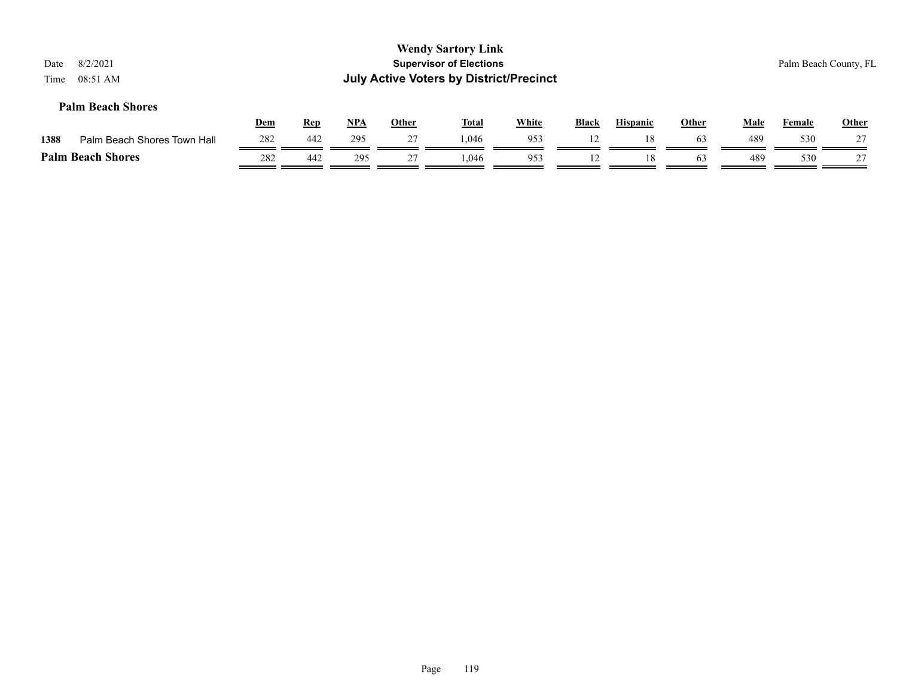# Wendy Sartory Link

## Supervisor of Elections

## July Active Voters by District/Precinct

Date 8/2/2021

Time 08:51 AM

Palm Beach County, FL

### Palm Beach Shores

| | | Dem | Rep | NPA | Other | Total | White | Black | Hispanic | Other | Male | Female | Other |
|---|---|---|---|---|---|---|---|---|---|---|---|---|---|
| 1388 | Palm Beach Shores Town Hall | 282 | 442 | 295 | 27 | 1,046 | 953 | 12 | 18 | 63 | 489 | 530 | 27 |
| **Palm Beach Shores** | | 282 | 442 | 295 | 27 | 1,046 | 953 | 12 | 18 | 63 | 489 | 530 | 27 |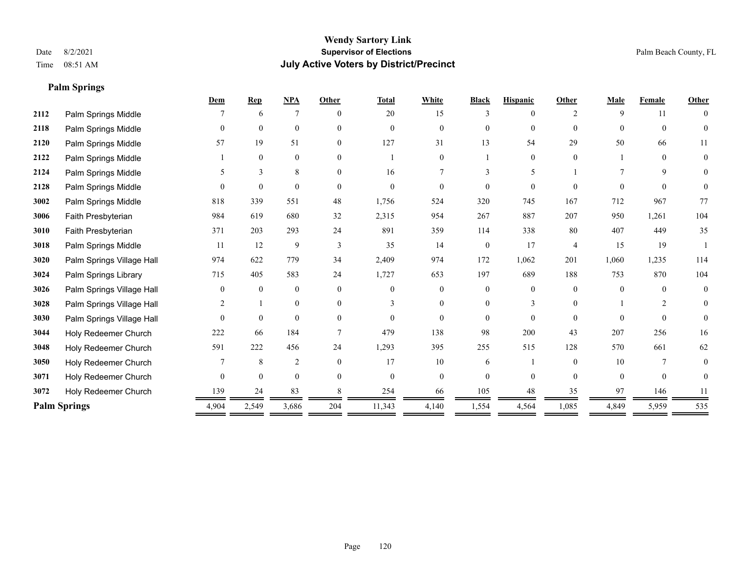# Wendy Sartory Link
## Supervisor of Elections
## July Active Voters by District/Precinct

Date 8/2/2021
Time 08:51 AM

Palm Beach County, FL

### Palm Springs

| | | Dem | Rep | NPA | Other | Total | White | Black | Hispanic | Other | Male | Female | Other |
|---|---|---|---|---|---|---|---|---|---|---|---|---|---|
| 2112 | Palm Springs Middle | 7 | 6 | 7 | 0 | 20 | 15 | 3 | 0 | 2 | 9 | 11 | 0 |
| 2118 | Palm Springs Middle | 0 | 0 | 0 | 0 | 0 | 0 | 0 | 0 | 0 | 0 | 0 | 0 |
| 2120 | Palm Springs Middle | 57 | 19 | 51 | 0 | 127 | 31 | 13 | 54 | 29 | 50 | 66 | 11 |
| 2122 | Palm Springs Middle | 1 | 0 | 0 | 0 | 1 | 0 | 1 | 0 | 0 | 1 | 0 | 0 |
| 2124 | Palm Springs Middle | 5 | 3 | 8 | 0 | 16 | 7 | 3 | 5 | 1 | 7 | 9 | 0 |
| 2128 | Palm Springs Middle | 0 | 0 | 0 | 0 | 0 | 0 | 0 | 0 | 0 | 0 | 0 | 0 |
| 3002 | Palm Springs Middle | 818 | 339 | 551 | 48 | 1,756 | 524 | 320 | 745 | 167 | 712 | 967 | 77 |
| 3006 | Faith Presbyterian | 984 | 619 | 680 | 32 | 2,315 | 954 | 267 | 887 | 207 | 950 | 1,261 | 104 |
| 3010 | Faith Presbyterian | 371 | 203 | 293 | 24 | 891 | 359 | 114 | 338 | 80 | 407 | 449 | 35 |
| 3018 | Palm Springs Middle | 11 | 12 | 9 | 3 | 35 | 14 | 0 | 17 | 4 | 15 | 19 | 1 |
| 3020 | Palm Springs Village Hall | 974 | 622 | 779 | 34 | 2,409 | 974 | 172 | 1,062 | 201 | 1,060 | 1,235 | 114 |
| 3024 | Palm Springs Library | 715 | 405 | 583 | 24 | 1,727 | 653 | 197 | 689 | 188 | 753 | 870 | 104 |
| 3026 | Palm Springs Village Hall | 0 | 0 | 0 | 0 | 0 | 0 | 0 | 0 | 0 | 0 | 0 | 0 |
| 3028 | Palm Springs Village Hall | 2 | 1 | 0 | 0 | 3 | 0 | 0 | 3 | 0 | 1 | 2 | 0 |
| 3030 | Palm Springs Village Hall | 0 | 0 | 0 | 0 | 0 | 0 | 0 | 0 | 0 | 0 | 0 | 0 |
| 3044 | Holy Redeemer Church | 222 | 66 | 184 | 7 | 479 | 138 | 98 | 200 | 43 | 207 | 256 | 16 |
| 3048 | Holy Redeemer Church | 591 | 222 | 456 | 24 | 1,293 | 395 | 255 | 515 | 128 | 570 | 661 | 62 |
| 3050 | Holy Redeemer Church | 7 | 8 | 2 | 0 | 17 | 10 | 6 | 1 | 0 | 10 | 7 | 0 |
| 3071 | Holy Redeemer Church | 0 | 0 | 0 | 0 | 0 | 0 | 0 | 0 | 0 | 0 | 0 | 0 |
| 3072 | Holy Redeemer Church | 139 | 24 | 83 | 8 | 254 | 66 | 105 | 48 | 35 | 97 | 146 | 11 |
| **Palm Springs** | | 4,904 | 2,549 | 3,686 | 204 | 11,343 | 4,140 | 1,554 | 4,564 | 1,085 | 4,849 | 5,959 | 535 |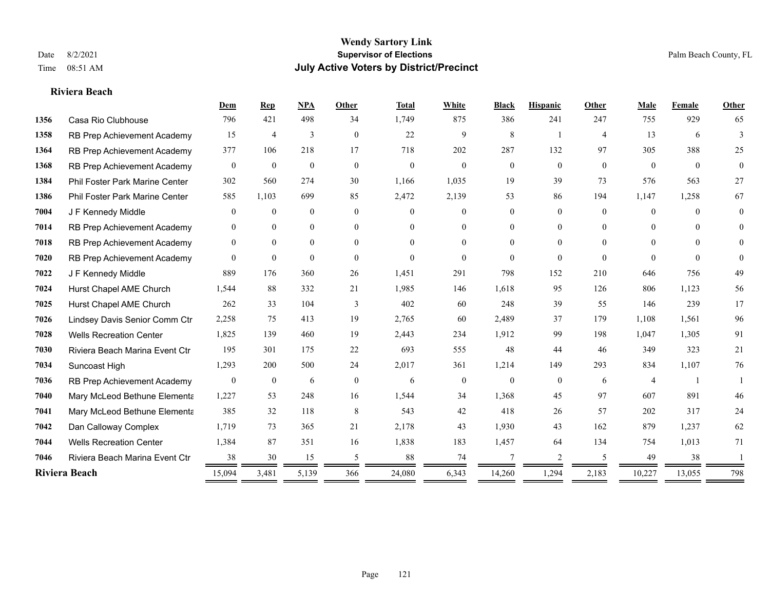# Wendy Sartory Link
## Supervisor of Elections
## July Active Voters by District/Precinct

Date 8/2/2021
Time 08:51 AM

Palm Beach County, FL

### Riviera Beach

| | | Dem | Rep | NPA | Other | Total | White | Black | Hispanic | Other | Male | Female | Other |
|---|---|---|---|---|---|---|---|---|---|---|---|---|---|
| 1356 | Casa Rio Clubhouse | 796 | 421 | 498 | 34 | 1,749 | 875 | 386 | 241 | 247 | 755 | 929 | 65 |
| 1358 | RB Prep Achievement Academy | 15 | 4 | 3 | 0 | 22 | 9 | 8 | 1 | 4 | 13 | 6 | 3 |
| 1364 | RB Prep Achievement Academy | 377 | 106 | 218 | 17 | 718 | 202 | 287 | 132 | 97 | 305 | 388 | 25 |
| 1368 | RB Prep Achievement Academy | 0 | 0 | 0 | 0 | 0 | 0 | 0 | 0 | 0 | 0 | 0 | 0 |
| 1384 | Phil Foster Park Marine Center | 302 | 560 | 274 | 30 | 1,166 | 1,035 | 19 | 39 | 73 | 576 | 563 | 27 |
| 1386 | Phil Foster Park Marine Center | 585 | 1,103 | 699 | 85 | 2,472 | 2,139 | 53 | 86 | 194 | 1,147 | 1,258 | 67 |
| 7004 | J F Kennedy Middle | 0 | 0 | 0 | 0 | 0 | 0 | 0 | 0 | 0 | 0 | 0 | 0 |
| 7014 | RB Prep Achievement Academy | 0 | 0 | 0 | 0 | 0 | 0 | 0 | 0 | 0 | 0 | 0 | 0 |
| 7018 | RB Prep Achievement Academy | 0 | 0 | 0 | 0 | 0 | 0 | 0 | 0 | 0 | 0 | 0 | 0 |
| 7020 | RB Prep Achievement Academy | 0 | 0 | 0 | 0 | 0 | 0 | 0 | 0 | 0 | 0 | 0 | 0 |
| 7022 | J F Kennedy Middle | 889 | 176 | 360 | 26 | 1,451 | 291 | 798 | 152 | 210 | 646 | 756 | 49 |
| 7024 | Hurst Chapel AME Church | 1,544 | 88 | 332 | 21 | 1,985 | 146 | 1,618 | 95 | 126 | 806 | 1,123 | 56 |
| 7025 | Hurst Chapel AME Church | 262 | 33 | 104 | 3 | 402 | 60 | 248 | 39 | 55 | 146 | 239 | 17 |
| 7026 | Lindsey Davis Senior Comm Ctr | 2,258 | 75 | 413 | 19 | 2,765 | 60 | 2,489 | 37 | 179 | 1,108 | 1,561 | 96 |
| 7028 | Wells Recreation Center | 1,825 | 139 | 460 | 19 | 2,443 | 234 | 1,912 | 99 | 198 | 1,047 | 1,305 | 91 |
| 7030 | Riviera Beach Marina Event Ctr | 195 | 301 | 175 | 22 | 693 | 555 | 48 | 44 | 46 | 349 | 323 | 21 |
| 7034 | Suncoast High | 1,293 | 200 | 500 | 24 | 2,017 | 361 | 1,214 | 149 | 293 | 834 | 1,107 | 76 |
| 7036 | RB Prep Achievement Academy | 0 | 0 | 6 | 0 | 6 | 0 | 0 | 0 | 6 | 4 | 1 | 1 |
| 7040 | Mary McLeod Bethune Elementa | 1,227 | 53 | 248 | 16 | 1,544 | 34 | 1,368 | 45 | 97 | 607 | 891 | 46 |
| 7041 | Mary McLeod Bethune Elementa | 385 | 32 | 118 | 8 | 543 | 42 | 418 | 26 | 57 | 202 | 317 | 24 |
| 7042 | Dan Calloway Complex | 1,719 | 73 | 365 | 21 | 2,178 | 43 | 1,930 | 43 | 162 | 879 | 1,237 | 62 |
| 7044 | Wells Recreation Center | 1,384 | 87 | 351 | 16 | 1,838 | 183 | 1,457 | 64 | 134 | 754 | 1,013 | 71 |
| 7046 | Riviera Beach Marina Event Ctr | 38 | 30 | 15 | 5 | 88 | 74 | 7 | 2 | 5 | 49 | 38 | 1 |
| **Riviera Beach** | | 15,094 | 3,481 | 5,139 | 366 | 24,080 | 6,343 | 14,260 | 1,294 | 2,183 | 10,227 | 13,055 | 798 |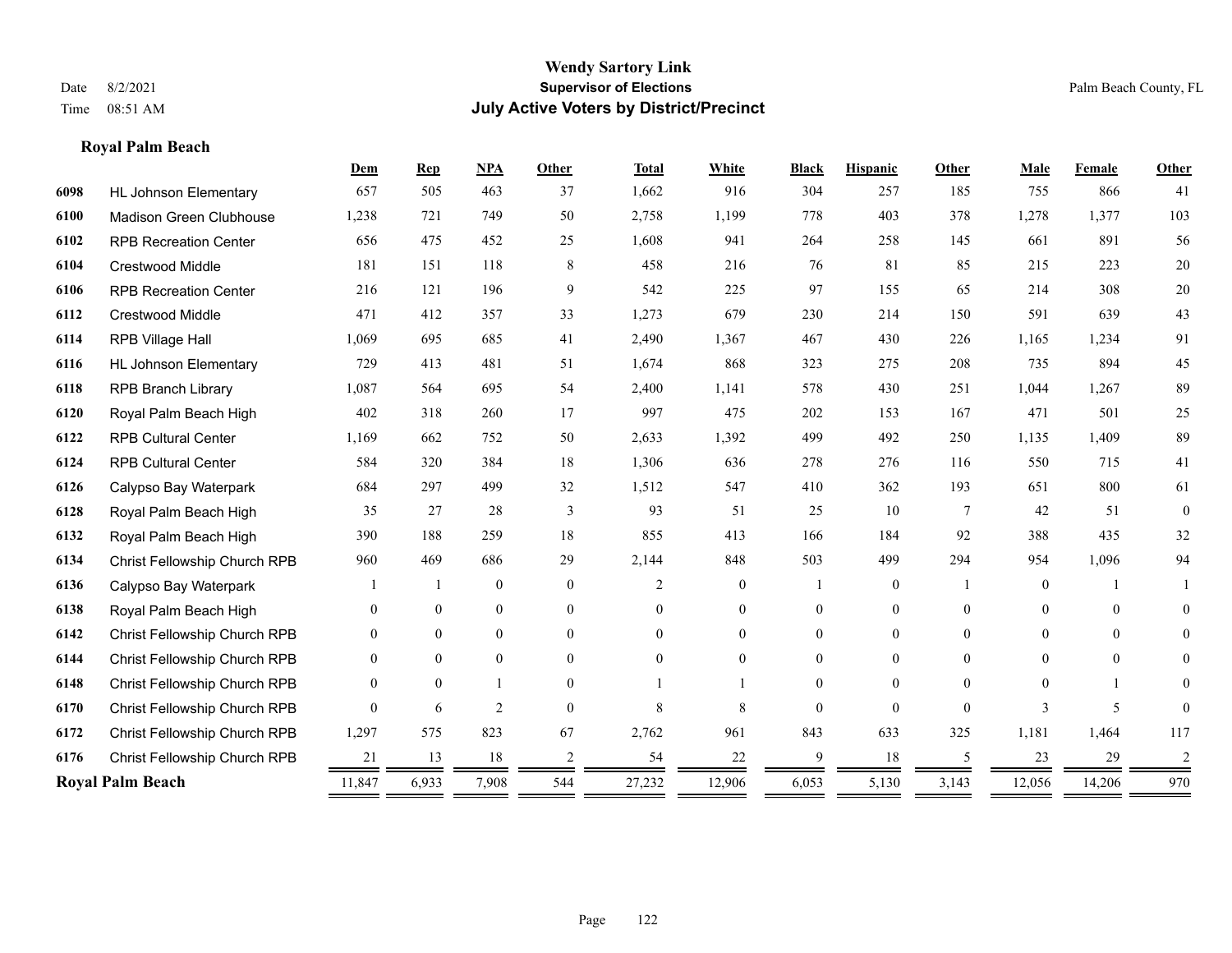**Wendy Sartory Link**
**Supervisor of Elections**
**July Active Voters by District/Precinct**

Date 8/2/2021
Time 08:51 AM

Palm Beach County, FL

### Royal Palm Beach

| | | Dem | Rep | NPA | Other | Total | White | Black | Hispanic | Other | Male | Female | Other |
|---|---|---|---|---|---|---|---|---|---|---|---|---|---|
| 6098 | HL Johnson Elementary | 657 | 505 | 463 | 37 | 1,662 | 916 | 304 | 257 | 185 | 755 | 866 | 41 |
| 6100 | Madison Green Clubhouse | 1,238 | 721 | 749 | 50 | 2,758 | 1,199 | 778 | 403 | 378 | 1,278 | 1,377 | 103 |
| 6102 | RPB Recreation Center | 656 | 475 | 452 | 25 | 1,608 | 941 | 264 | 258 | 145 | 661 | 891 | 56 |
| 6104 | Crestwood Middle | 181 | 151 | 118 | 8 | 458 | 216 | 76 | 81 | 85 | 215 | 223 | 20 |
| 6106 | RPB Recreation Center | 216 | 121 | 196 | 9 | 542 | 225 | 97 | 155 | 65 | 214 | 308 | 20 |
| 6112 | Crestwood Middle | 471 | 412 | 357 | 33 | 1,273 | 679 | 230 | 214 | 150 | 591 | 639 | 43 |
| 6114 | RPB Village Hall | 1,069 | 695 | 685 | 41 | 2,490 | 1,367 | 467 | 430 | 226 | 1,165 | 1,234 | 91 |
| 6116 | HL Johnson Elementary | 729 | 413 | 481 | 51 | 1,674 | 868 | 323 | 275 | 208 | 735 | 894 | 45 |
| 6118 | RPB Branch Library | 1,087 | 564 | 695 | 54 | 2,400 | 1,141 | 578 | 430 | 251 | 1,044 | 1,267 | 89 |
| 6120 | Royal Palm Beach High | 402 | 318 | 260 | 17 | 997 | 475 | 202 | 153 | 167 | 471 | 501 | 25 |
| 6122 | RPB Cultural Center | 1,169 | 662 | 752 | 50 | 2,633 | 1,392 | 499 | 492 | 250 | 1,135 | 1,409 | 89 |
| 6124 | RPB Cultural Center | 584 | 320 | 384 | 18 | 1,306 | 636 | 278 | 276 | 116 | 550 | 715 | 41 |
| 6126 | Calypso Bay Waterpark | 684 | 297 | 499 | 32 | 1,512 | 547 | 410 | 362 | 193 | 651 | 800 | 61 |
| 6128 | Royal Palm Beach High | 35 | 27 | 28 | 3 | 93 | 51 | 25 | 10 | 7 | 42 | 51 | 0 |
| 6132 | Royal Palm Beach High | 390 | 188 | 259 | 18 | 855 | 413 | 166 | 184 | 92 | 388 | 435 | 32 |
| 6134 | Christ Fellowship Church RPB | 960 | 469 | 686 | 29 | 2,144 | 848 | 503 | 499 | 294 | 954 | 1,096 | 94 |
| 6136 | Calypso Bay Waterpark | 1 | 1 | 0 | 0 | 2 | 0 | 1 | 0 | 1 | 0 | 1 | 1 |
| 6138 | Royal Palm Beach High | 0 | 0 | 0 | 0 | 0 | 0 | 0 | 0 | 0 | 0 | 0 | 0 |
| 6142 | Christ Fellowship Church RPB | 0 | 0 | 0 | 0 | 0 | 0 | 0 | 0 | 0 | 0 | 0 | 0 |
| 6144 | Christ Fellowship Church RPB | 0 | 0 | 0 | 0 | 0 | 0 | 0 | 0 | 0 | 0 | 0 | 0 |
| 6148 | Christ Fellowship Church RPB | 0 | 0 | 1 | 0 | 1 | 1 | 0 | 0 | 0 | 0 | 1 | 0 |
| 6170 | Christ Fellowship Church RPB | 0 | 6 | 2 | 0 | 8 | 8 | 0 | 0 | 0 | 3 | 5 | 0 |
| 6172 | Christ Fellowship Church RPB | 1,297 | 575 | 823 | 67 | 2,762 | 961 | 843 | 633 | 325 | 1,181 | 1,464 | 117 |
| 6176 | Christ Fellowship Church RPB | 21 | 13 | 18 | 2 | 54 | 22 | 9 | 18 | 5 | 23 | 29 | 2 |
| **Royal Palm Beach** | | 11,847 | 6,933 | 7,908 | 544 | 27,232 | 12,906 | 6,053 | 5,130 | 3,143 | 12,056 | 14,206 | 970 |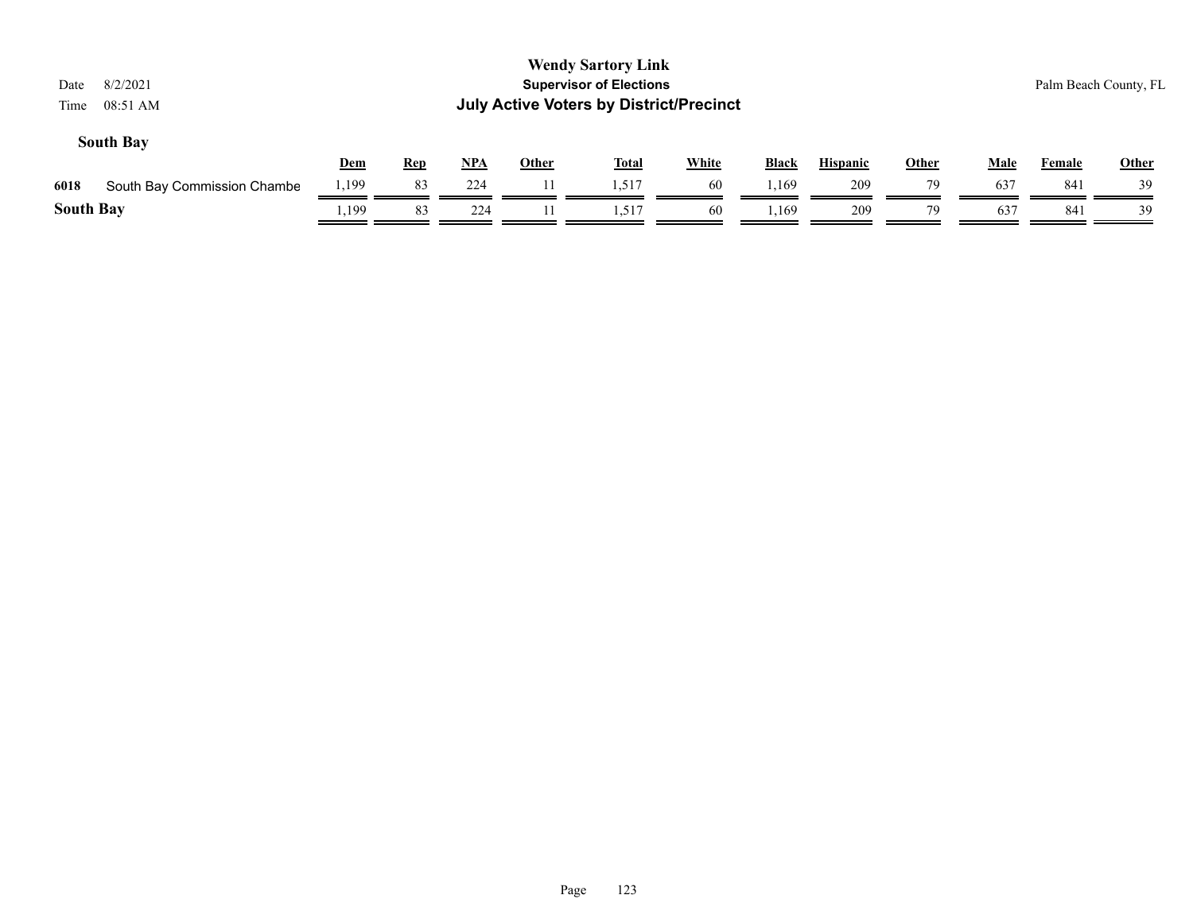**Wendy Sartory Link**
**Supervisor of Elections**
**July Active Voters by District/Precinct**

Date 8/2/2021
Time 08:51 AM

Palm Beach County, FL

### South Bay

| | | Dem | Rep | NPA | Other | Total | White | Black | Hispanic | Other | Male | Female | Other |
|---|---|---|---|---|---|---|---|---|---|---|---|---|---|
| 6018 | South Bay Commission Chambe | 1,199 | 83 | 224 | 11 | 1,517 | 60 | 1,169 | 209 | 79 | 637 | 841 | 39 |
| **South Bay** | | 1,199 | 83 | 224 | 11 | 1,517 | 60 | 1,169 | 209 | 79 | 637 | 841 | 39 |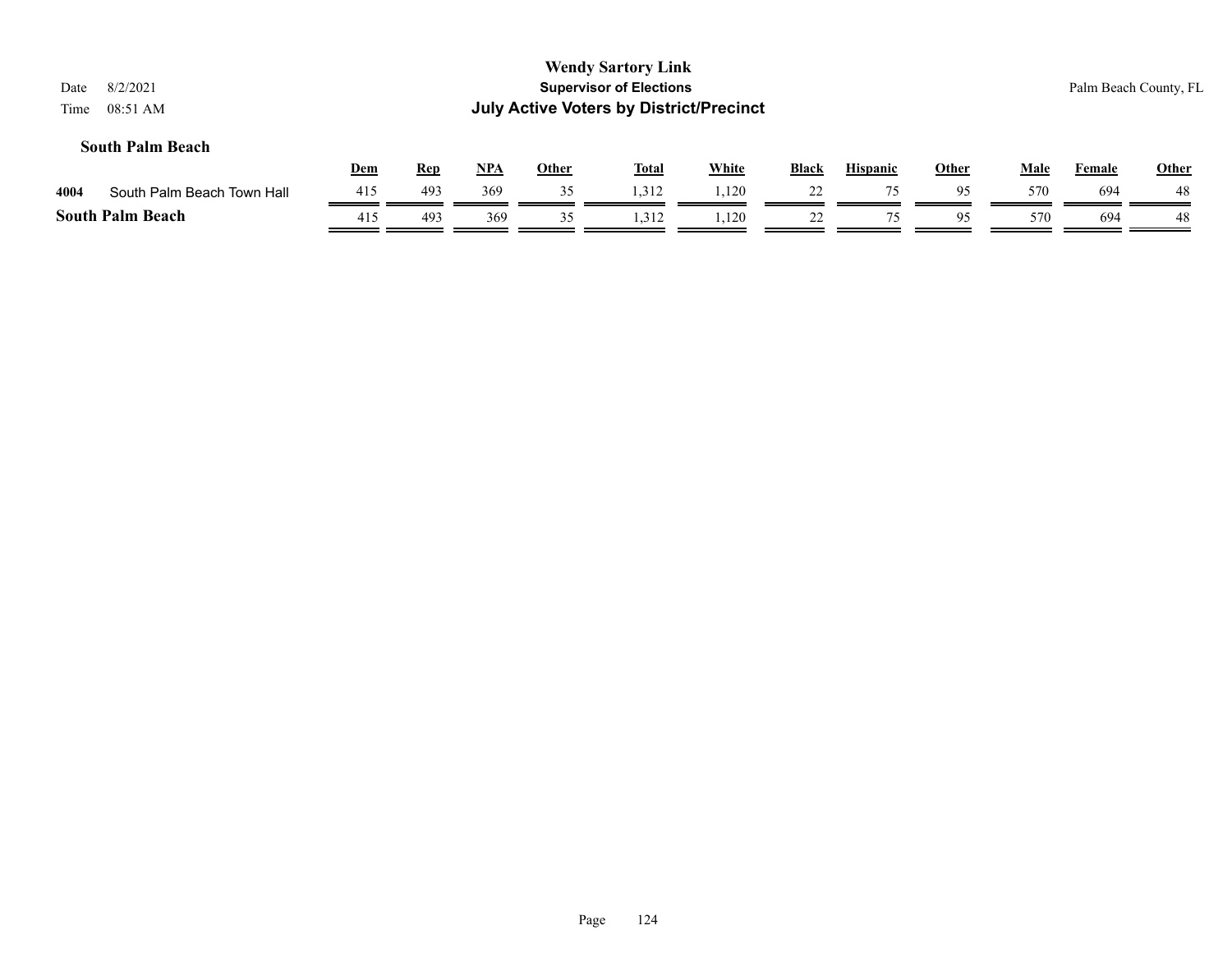**Wendy Sartory Link**
**Supervisor of Elections**
**July Active Voters by District/Precinct**

Date 8/2/2021
Time 08:51 AM

Palm Beach County, FL

### South Palm Beach

| | | Dem | Rep | NPA | Other | Total | White | Black | Hispanic | Other | Male | Female | Other |
|---|---|---|---|---|---|---|---|---|---|---|---|---|---|
| 4004 | South Palm Beach Town Hall | 415 | 493 | 369 | 35 | 1,312 | 1,120 | 22 | 75 | 95 | 570 | 694 | 48 |
| **South Palm Beach** | | 415 | 493 | 369 | 35 | 1,312 | 1,120 | 22 | 75 | 95 | 570 | 694 | 48 |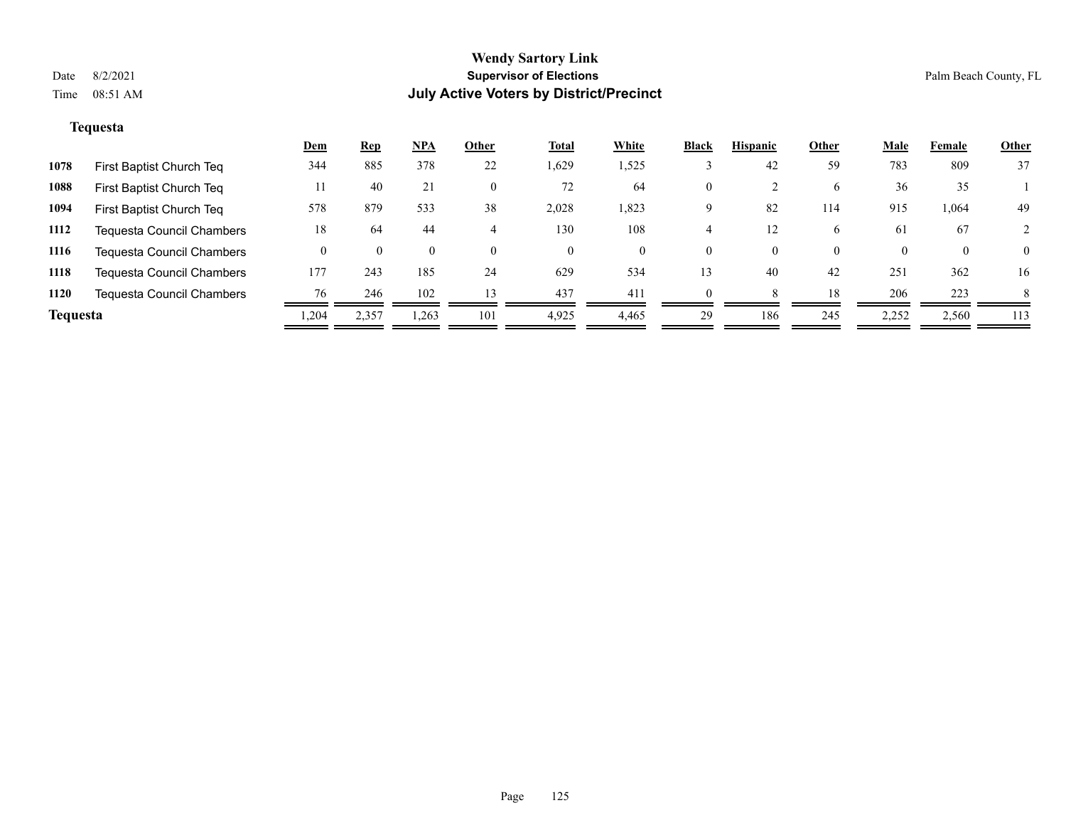**Wendy Sartory Link**
**Supervisor of Elections**
**July Active Voters by District/Precinct**

Date 8/2/2021
Time 08:51 AM

Palm Beach County, FL

**Tequesta**

| | | Dem | Rep | NPA | Other | Total | White | Black | Hispanic | Other | Male | Female | Other |
|---|---|---|---|---|---|---|---|---|---|---|---|---|---|
| **1078** | First Baptist Church Teq | 344 | 885 | 378 | 22 | 1,629 | 1,525 | 3 | 42 | 59 | 783 | 809 | 37 |
| **1088** | First Baptist Church Teq | 11 | 40 | 21 | 0 | 72 | 64 | 0 | 2 | 6 | 36 | 35 | 1 |
| **1094** | First Baptist Church Teq | 578 | 879 | 533 | 38 | 2,028 | 1,823 | 9 | 82 | 114 | 915 | 1,064 | 49 |
| **1112** | Tequesta Council Chambers | 18 | 64 | 44 | 4 | 130 | 108 | 4 | 12 | 6 | 61 | 67 | 2 |
| **1116** | Tequesta Council Chambers | 0 | 0 | 0 | 0 | 0 | 0 | 0 | 0 | 0 | 0 | 0 | 0 |
| **1118** | Tequesta Council Chambers | 177 | 243 | 185 | 24 | 629 | 534 | 13 | 40 | 42 | 251 | 362 | 16 |
| **1120** | Tequesta Council Chambers | 76 | 246 | 102 | 13 | 437 | 411 | 0 | 8 | 18 | 206 | 223 | 8 |
| **Tequesta** | | 1,204 | 2,357 | 1,263 | 101 | 4,925 | 4,465 | 29 | 186 | 245 | 2,252 | 2,560 | 113 |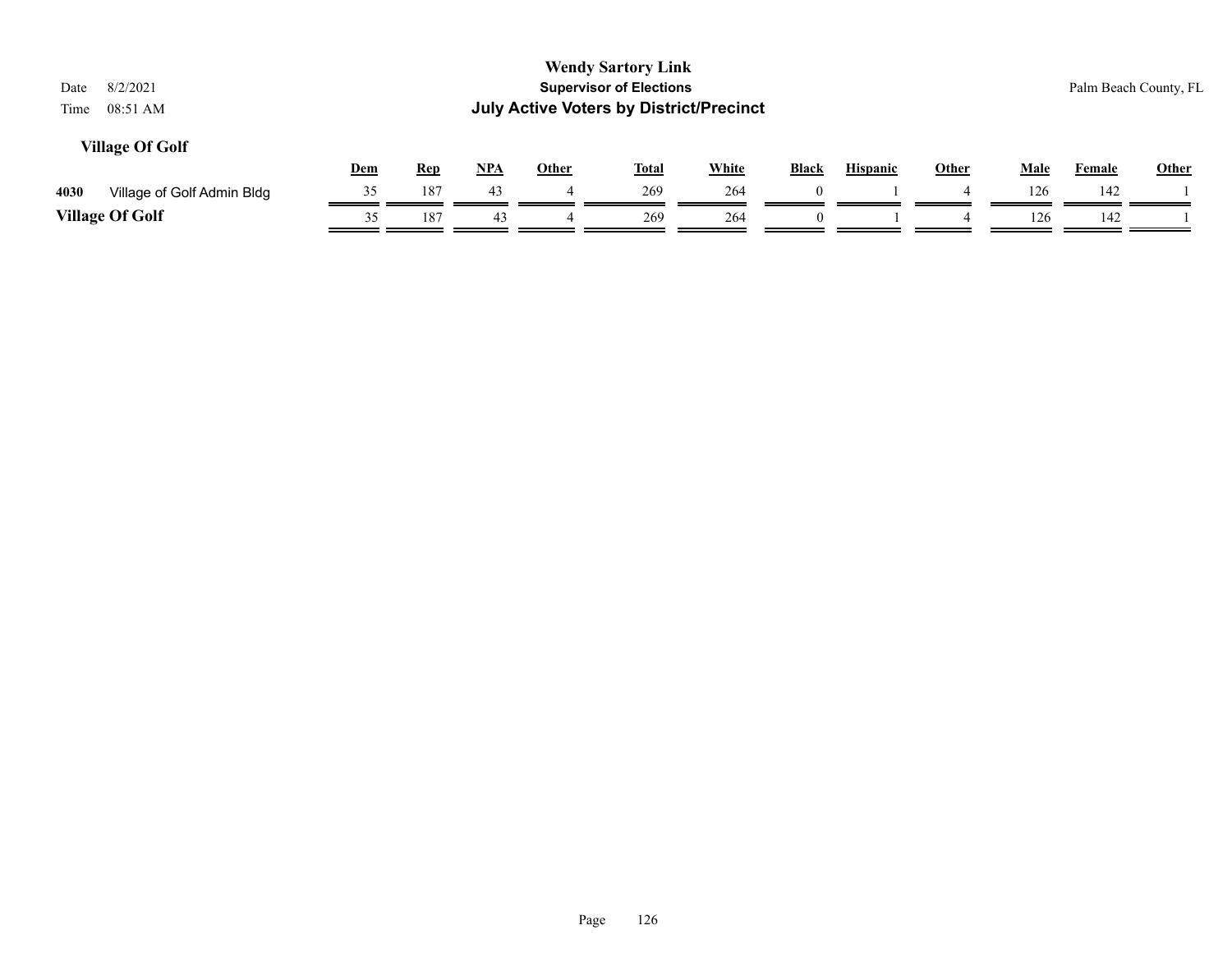**Wendy Sartory Link**
**Supervisor of Elections**
**July Active Voters by District/Precinct**

Date 8/2/2021
Time 08:51 AM

Palm Beach County, FL

### Village Of Golf

| | | Dem | Rep | NPA | Other | Total | White | Black | Hispanic | Other | Male | Female | Other |
|---|---|---|---|---|---|---|---|---|---|---|---|---|---|
| 4030 | Village of Golf Admin Bldg | 35 | 187 | 43 | 4 | 269 | 264 | 0 | 1 | 4 | 126 | 142 | 1 |
| **Village Of Golf** | | 35 | 187 | 43 | 4 | 269 | 264 | 0 | 1 | 4 | 126 | 142 | 1 |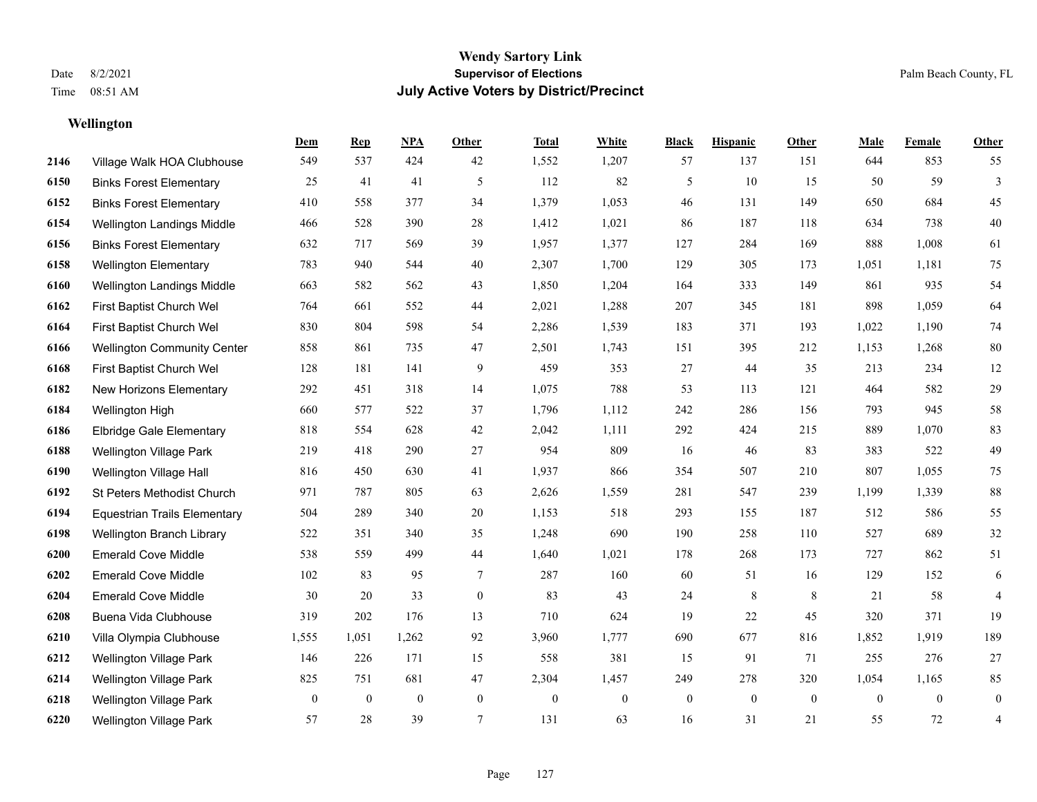# Wendy Sartory Link
## Supervisor of Elections
## July Active Voters by District/Precinct

Date 8/2/2021
Time 08:51 AM

Palm Beach County, FL

### Wellington

| | | Dem | Rep | NPA | Other | Total | White | Black | Hispanic | Other | Male | Female | Other |
|---|---|---|---|---|---|---|---|---|---|---|---|---|---|
| 2146 | Village Walk HOA Clubhouse | 549 | 537 | 424 | 42 | 1,552 | 1,207 | 57 | 137 | 151 | 644 | 853 | 55 |
| 6150 | Binks Forest Elementary | 25 | 41 | 41 | 5 | 112 | 82 | 5 | 10 | 15 | 50 | 59 | 3 |
| 6152 | Binks Forest Elementary | 410 | 558 | 377 | 34 | 1,379 | 1,053 | 46 | 131 | 149 | 650 | 684 | 45 |
| 6154 | Wellington Landings Middle | 466 | 528 | 390 | 28 | 1,412 | 1,021 | 86 | 187 | 118 | 634 | 738 | 40 |
| 6156 | Binks Forest Elementary | 632 | 717 | 569 | 39 | 1,957 | 1,377 | 127 | 284 | 169 | 888 | 1,008 | 61 |
| 6158 | Wellington Elementary | 783 | 940 | 544 | 40 | 2,307 | 1,700 | 129 | 305 | 173 | 1,051 | 1,181 | 75 |
| 6160 | Wellington Landings Middle | 663 | 582 | 562 | 43 | 1,850 | 1,204 | 164 | 333 | 149 | 861 | 935 | 54 |
| 6162 | First Baptist Church Wel | 764 | 661 | 552 | 44 | 2,021 | 1,288 | 207 | 345 | 181 | 898 | 1,059 | 64 |
| 6164 | First Baptist Church Wel | 830 | 804 | 598 | 54 | 2,286 | 1,539 | 183 | 371 | 193 | 1,022 | 1,190 | 74 |
| 6166 | Wellington Community Center | 858 | 861 | 735 | 47 | 2,501 | 1,743 | 151 | 395 | 212 | 1,153 | 1,268 | 80 |
| 6168 | First Baptist Church Wel | 128 | 181 | 141 | 9 | 459 | 353 | 27 | 44 | 35 | 213 | 234 | 12 |
| 6182 | New Horizons Elementary | 292 | 451 | 318 | 14 | 1,075 | 788 | 53 | 113 | 121 | 464 | 582 | 29 |
| 6184 | Wellington High | 660 | 577 | 522 | 37 | 1,796 | 1,112 | 242 | 286 | 156 | 793 | 945 | 58 |
| 6186 | Elbridge Gale Elementary | 818 | 554 | 628 | 42 | 2,042 | 1,111 | 292 | 424 | 215 | 889 | 1,070 | 83 |
| 6188 | Wellington Village Park | 219 | 418 | 290 | 27 | 954 | 809 | 16 | 46 | 83 | 383 | 522 | 49 |
| 6190 | Wellington Village Hall | 816 | 450 | 630 | 41 | 1,937 | 866 | 354 | 507 | 210 | 807 | 1,055 | 75 |
| 6192 | St Peters Methodist Church | 971 | 787 | 805 | 63 | 2,626 | 1,559 | 281 | 547 | 239 | 1,199 | 1,339 | 88 |
| 6194 | Equestrian Trails Elementary | 504 | 289 | 340 | 20 | 1,153 | 518 | 293 | 155 | 187 | 512 | 586 | 55 |
| 6198 | Wellington Branch Library | 522 | 351 | 340 | 35 | 1,248 | 690 | 190 | 258 | 110 | 527 | 689 | 32 |
| 6200 | Emerald Cove Middle | 538 | 559 | 499 | 44 | 1,640 | 1,021 | 178 | 268 | 173 | 727 | 862 | 51 |
| 6202 | Emerald Cove Middle | 102 | 83 | 95 | 7 | 287 | 160 | 60 | 51 | 16 | 129 | 152 | 6 |
| 6204 | Emerald Cove Middle | 30 | 20 | 33 | 0 | 83 | 43 | 24 | 8 | 8 | 21 | 58 | 4 |
| 6208 | Buena Vida Clubhouse | 319 | 202 | 176 | 13 | 710 | 624 | 19 | 22 | 45 | 320 | 371 | 19 |
| 6210 | Villa Olympia Clubhouse | 1,555 | 1,051 | 1,262 | 92 | 3,960 | 1,777 | 690 | 677 | 816 | 1,852 | 1,919 | 189 |
| 6212 | Wellington Village Park | 146 | 226 | 171 | 15 | 558 | 381 | 15 | 91 | 71 | 255 | 276 | 27 |
| 6214 | Wellington Village Park | 825 | 751 | 681 | 47 | 2,304 | 1,457 | 249 | 278 | 320 | 1,054 | 1,165 | 85 |
| 6218 | Wellington Village Park | 0 | 0 | 0 | 0 | 0 | 0 | 0 | 0 | 0 | 0 | 0 | 0 |
| 6220 | Wellington Village Park | 57 | 28 | 39 | 7 | 131 | 63 | 16 | 31 | 21 | 55 | 72 | 4 |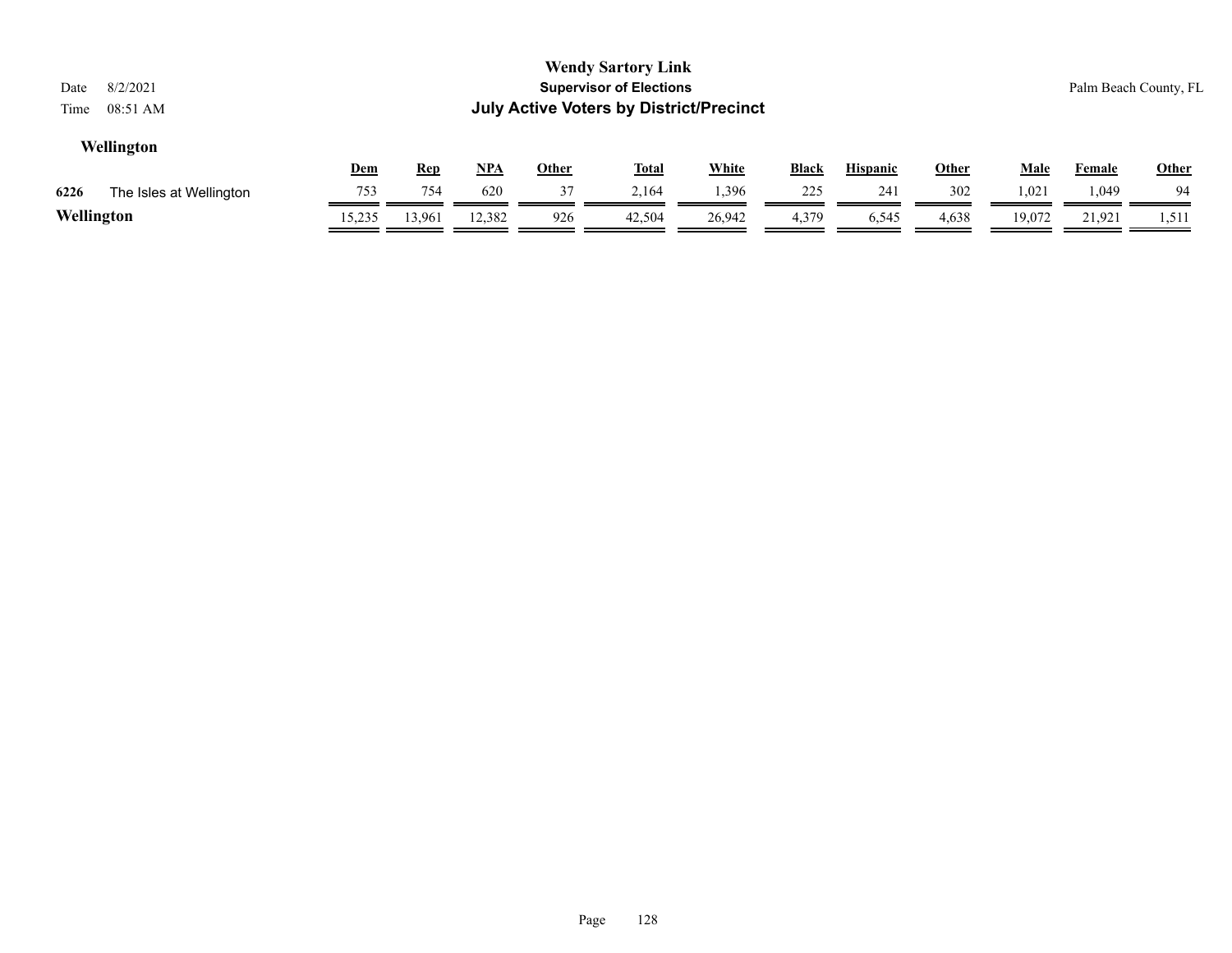## Wellington

| | | Dem | Rep | NPA | Other | Total | White | Black | Hispanic | Other | Male | Female | Other |
|---|---|---|---|---|---|---|---|---|---|---|---|---|---|
| 6226 | The Isles at Wellington | 753 | 754 | 620 | 37 | 2,164 | 1,396 | 225 | 241 | 302 | 1,021 | 1,049 | 94 |
| **Wellington** | | 15,235 | 13,961 | 12,382 | 926 | 42,504 | 26,942 | 4,379 | 6,545 | 4,638 | 19,072 | 21,921 | 1,511 |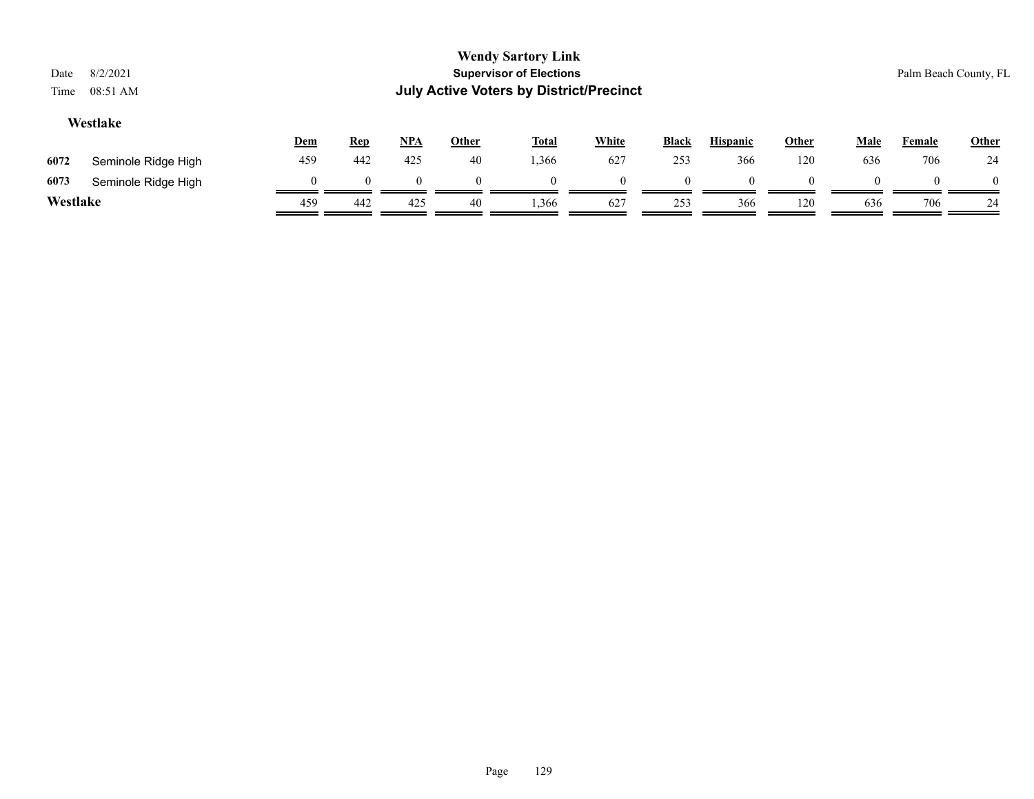**Wendy Sartory Link**
**Supervisor of Elections**
**July Active Voters by District/Precinct**

Date 8/2/2021
Time 08:51 AM

Palm Beach County, FL

### Westlake

| | | Dem | Rep | NPA | Other | Total | White | Black | Hispanic | Other | Male | Female | Other |
|---|---|---|---|---|---|---|---|---|---|---|---|---|---|
| 6072 | Seminole Ridge High | 459 | 442 | 425 | 40 | 1,366 | 627 | 253 | 366 | 120 | 636 | 706 | 24 |
| 6073 | Seminole Ridge High | 0 | 0 | 0 | 0 | 0 | 0 | 0 | 0 | 0 | 0 | 0 | 0 |
| **Westlake** | | 459 | 442 | 425 | 40 | 1,366 | 627 | 253 | 366 | 120 | 636 | 706 | 24 |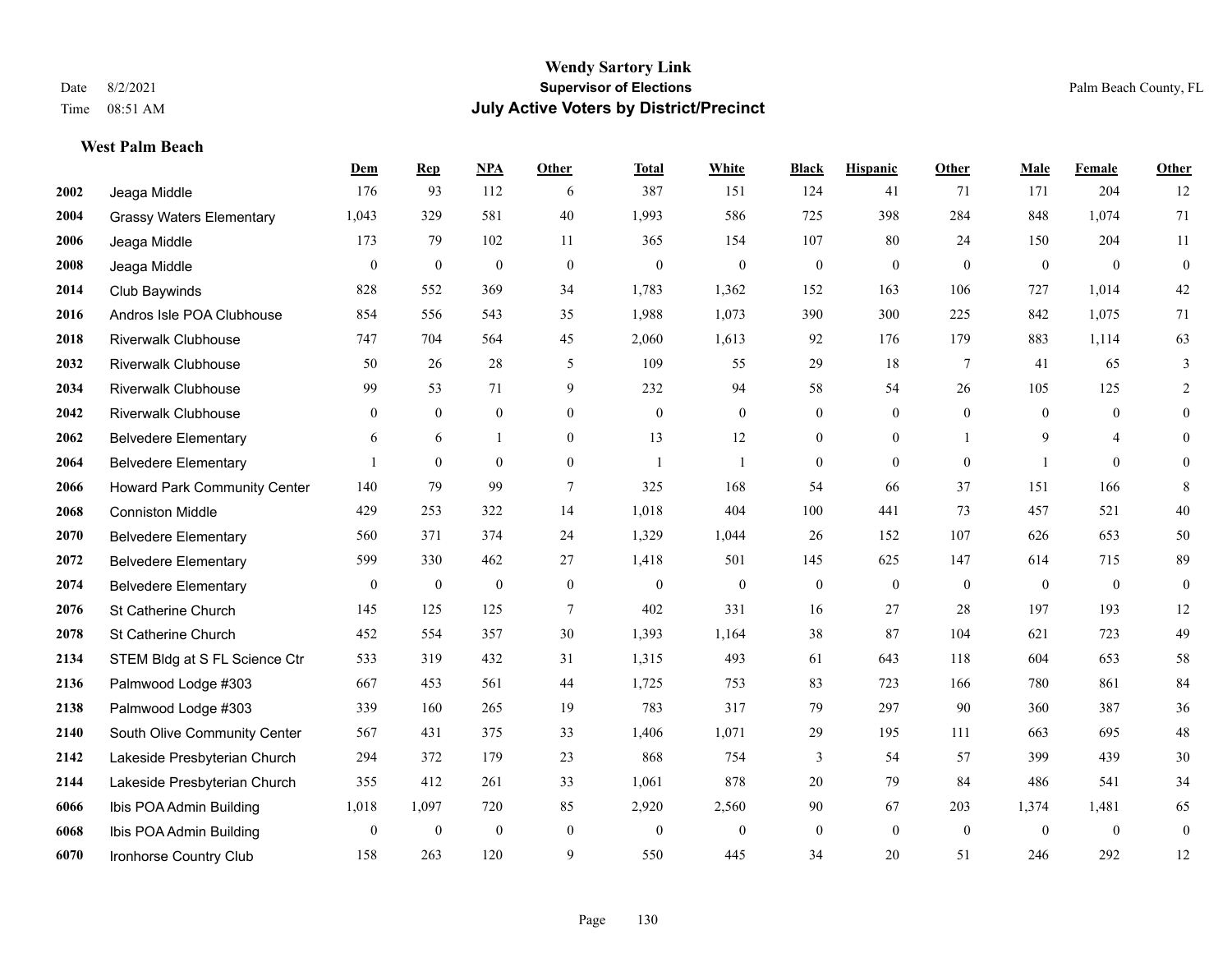**Wendy Sartory Link**
**Supervisor of Elections**
**July Active Voters by District/Precinct**

Date 8/2/2021
Time 08:51 AM

Palm Beach County, FL

### West Palm Beach

| | | Dem | Rep | NPA | Other | Total | White | Black | Hispanic | Other | Male | Female | Other |
|---|---|---|---|---|---|---|---|---|---|---|---|---|---|
| 2002 | Jeaga Middle | 176 | 93 | 112 | 6 | 387 | 151 | 124 | 41 | 71 | 171 | 204 | 12 |
| 2004 | Grassy Waters Elementary | 1,043 | 329 | 581 | 40 | 1,993 | 586 | 725 | 398 | 284 | 848 | 1,074 | 71 |
| 2006 | Jeaga Middle | 173 | 79 | 102 | 11 | 365 | 154 | 107 | 80 | 24 | 150 | 204 | 11 |
| 2008 | Jeaga Middle | 0 | 0 | 0 | 0 | 0 | 0 | 0 | 0 | 0 | 0 | 0 | 0 |
| 2014 | Club Baywinds | 828 | 552 | 369 | 34 | 1,783 | 1,362 | 152 | 163 | 106 | 727 | 1,014 | 42 |
| 2016 | Andros Isle POA Clubhouse | 854 | 556 | 543 | 35 | 1,988 | 1,073 | 390 | 300 | 225 | 842 | 1,075 | 71 |
| 2018 | Riverwalk Clubhouse | 747 | 704 | 564 | 45 | 2,060 | 1,613 | 92 | 176 | 179 | 883 | 1,114 | 63 |
| 2032 | Riverwalk Clubhouse | 50 | 26 | 28 | 5 | 109 | 55 | 29 | 18 | 7 | 41 | 65 | 3 |
| 2034 | Riverwalk Clubhouse | 99 | 53 | 71 | 9 | 232 | 94 | 58 | 54 | 26 | 105 | 125 | 2 |
| 2042 | Riverwalk Clubhouse | 0 | 0 | 0 | 0 | 0 | 0 | 0 | 0 | 0 | 0 | 0 | 0 |
| 2062 | Belvedere Elementary | 6 | 6 | 1 | 0 | 13 | 12 | 0 | 0 | 1 | 9 | 4 | 0 |
| 2064 | Belvedere Elementary | 1 | 0 | 0 | 0 | 1 | 1 | 0 | 0 | 0 | 1 | 0 | 0 |
| 2066 | Howard Park Community Center | 140 | 79 | 99 | 7 | 325 | 168 | 54 | 66 | 37 | 151 | 166 | 8 |
| 2068 | Conniston Middle | 429 | 253 | 322 | 14 | 1,018 | 404 | 100 | 441 | 73 | 457 | 521 | 40 |
| 2070 | Belvedere Elementary | 560 | 371 | 374 | 24 | 1,329 | 1,044 | 26 | 152 | 107 | 626 | 653 | 50 |
| 2072 | Belvedere Elementary | 599 | 330 | 462 | 27 | 1,418 | 501 | 145 | 625 | 147 | 614 | 715 | 89 |
| 2074 | Belvedere Elementary | 0 | 0 | 0 | 0 | 0 | 0 | 0 | 0 | 0 | 0 | 0 | 0 |
| 2076 | St Catherine Church | 145 | 125 | 125 | 7 | 402 | 331 | 16 | 27 | 28 | 197 | 193 | 12 |
| 2078 | St Catherine Church | 452 | 554 | 357 | 30 | 1,393 | 1,164 | 38 | 87 | 104 | 621 | 723 | 49 |
| 2134 | STEM Bldg at S FL Science Ctr | 533 | 319 | 432 | 31 | 1,315 | 493 | 61 | 643 | 118 | 604 | 653 | 58 |
| 2136 | Palmwood Lodge #303 | 667 | 453 | 561 | 44 | 1,725 | 753 | 83 | 723 | 166 | 780 | 861 | 84 |
| 2138 | Palmwood Lodge #303 | 339 | 160 | 265 | 19 | 783 | 317 | 79 | 297 | 90 | 360 | 387 | 36 |
| 2140 | South Olive Community Center | 567 | 431 | 375 | 33 | 1,406 | 1,071 | 29 | 195 | 111 | 663 | 695 | 48 |
| 2142 | Lakeside Presbyterian Church | 294 | 372 | 179 | 23 | 868 | 754 | 3 | 54 | 57 | 399 | 439 | 30 |
| 2144 | Lakeside Presbyterian Church | 355 | 412 | 261 | 33 | 1,061 | 878 | 20 | 79 | 84 | 486 | 541 | 34 |
| 6066 | Ibis POA Admin Building | 1,018 | 1,097 | 720 | 85 | 2,920 | 2,560 | 90 | 67 | 203 | 1,374 | 1,481 | 65 |
| 6068 | Ibis POA Admin Building | 0 | 0 | 0 | 0 | 0 | 0 | 0 | 0 | 0 | 0 | 0 | 0 |
| 6070 | Ironhorse Country Club | 158 | 263 | 120 | 9 | 550 | 445 | 34 | 20 | 51 | 246 | 292 | 12 |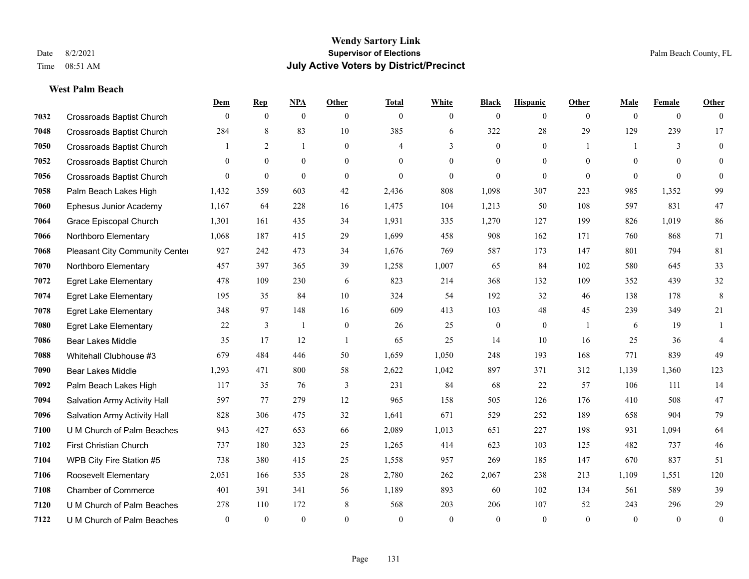# Wendy Sartory Link
## Supervisor of Elections
## July Active Voters by District/Precinct

Date 8/2/2021
Time 08:51 AM

Palm Beach County, FL

### West Palm Beach

| | | Dem | Rep | NPA | Other | Total | White | Black | Hispanic | Other | Male | Female | Other |
|---|---|---|---|---|---|---|---|---|---|---|---|---|---|
| 7032 | Crossroads Baptist Church | 0 | 0 | 0 | 0 | 0 | 0 | 0 | 0 | 0 | 0 | 0 | 0 |
| 7048 | Crossroads Baptist Church | 284 | 8 | 83 | 10 | 385 | 6 | 322 | 28 | 29 | 129 | 239 | 17 |
| 7050 | Crossroads Baptist Church | 1 | 2 | 1 | 0 | 4 | 3 | 0 | 0 | 1 | 1 | 3 | 0 |
| 7052 | Crossroads Baptist Church | 0 | 0 | 0 | 0 | 0 | 0 | 0 | 0 | 0 | 0 | 0 | 0 |
| 7056 | Crossroads Baptist Church | 0 | 0 | 0 | 0 | 0 | 0 | 0 | 0 | 0 | 0 | 0 | 0 |
| 7058 | Palm Beach Lakes High | 1,432 | 359 | 603 | 42 | 2,436 | 808 | 1,098 | 307 | 223 | 985 | 1,352 | 99 |
| 7060 | Ephesus Junior Academy | 1,167 | 64 | 228 | 16 | 1,475 | 104 | 1,213 | 50 | 108 | 597 | 831 | 47 |
| 7064 | Grace Episcopal Church | 1,301 | 161 | 435 | 34 | 1,931 | 335 | 1,270 | 127 | 199 | 826 | 1,019 | 86 |
| 7066 | Northboro Elementary | 1,068 | 187 | 415 | 29 | 1,699 | 458 | 908 | 162 | 171 | 760 | 868 | 71 |
| 7068 | Pleasant City Community Center | 927 | 242 | 473 | 34 | 1,676 | 769 | 587 | 173 | 147 | 801 | 794 | 81 |
| 7070 | Northboro Elementary | 457 | 397 | 365 | 39 | 1,258 | 1,007 | 65 | 84 | 102 | 580 | 645 | 33 |
| 7072 | Egret Lake Elementary | 478 | 109 | 230 | 6 | 823 | 214 | 368 | 132 | 109 | 352 | 439 | 32 |
| 7074 | Egret Lake Elementary | 195 | 35 | 84 | 10 | 324 | 54 | 192 | 32 | 46 | 138 | 178 | 8 |
| 7078 | Egret Lake Elementary | 348 | 97 | 148 | 16 | 609 | 413 | 103 | 48 | 45 | 239 | 349 | 21 |
| 7080 | Egret Lake Elementary | 22 | 3 | 1 | 0 | 26 | 25 | 0 | 0 | 1 | 6 | 19 | 1 |
| 7086 | Bear Lakes Middle | 35 | 17 | 12 | 1 | 65 | 25 | 14 | 10 | 16 | 25 | 36 | 4 |
| 7088 | Whitehall Clubhouse #3 | 679 | 484 | 446 | 50 | 1,659 | 1,050 | 248 | 193 | 168 | 771 | 839 | 49 |
| 7090 | Bear Lakes Middle | 1,293 | 471 | 800 | 58 | 2,622 | 1,042 | 897 | 371 | 312 | 1,139 | 1,360 | 123 |
| 7092 | Palm Beach Lakes High | 117 | 35 | 76 | 3 | 231 | 84 | 68 | 22 | 57 | 106 | 111 | 14 |
| 7094 | Salvation Army Activity Hall | 597 | 77 | 279 | 12 | 965 | 158 | 505 | 126 | 176 | 410 | 508 | 47 |
| 7096 | Salvation Army Activity Hall | 828 | 306 | 475 | 32 | 1,641 | 671 | 529 | 252 | 189 | 658 | 904 | 79 |
| 7100 | U M Church of Palm Beaches | 943 | 427 | 653 | 66 | 2,089 | 1,013 | 651 | 227 | 198 | 931 | 1,094 | 64 |
| 7102 | First Christian Church | 737 | 180 | 323 | 25 | 1,265 | 414 | 623 | 103 | 125 | 482 | 737 | 46 |
| 7104 | WPB City Fire Station #5 | 738 | 380 | 415 | 25 | 1,558 | 957 | 269 | 185 | 147 | 670 | 837 | 51 |
| 7106 | Roosevelt Elementary | 2,051 | 166 | 535 | 28 | 2,780 | 262 | 2,067 | 238 | 213 | 1,109 | 1,551 | 120 |
| 7108 | Chamber of Commerce | 401 | 391 | 341 | 56 | 1,189 | 893 | 60 | 102 | 134 | 561 | 589 | 39 |
| 7120 | U M Church of Palm Beaches | 278 | 110 | 172 | 8 | 568 | 203 | 206 | 107 | 52 | 243 | 296 | 29 |
| 7122 | U M Church of Palm Beaches | 0 | 0 | 0 | 0 | 0 | 0 | 0 | 0 | 0 | 0 | 0 | 0 |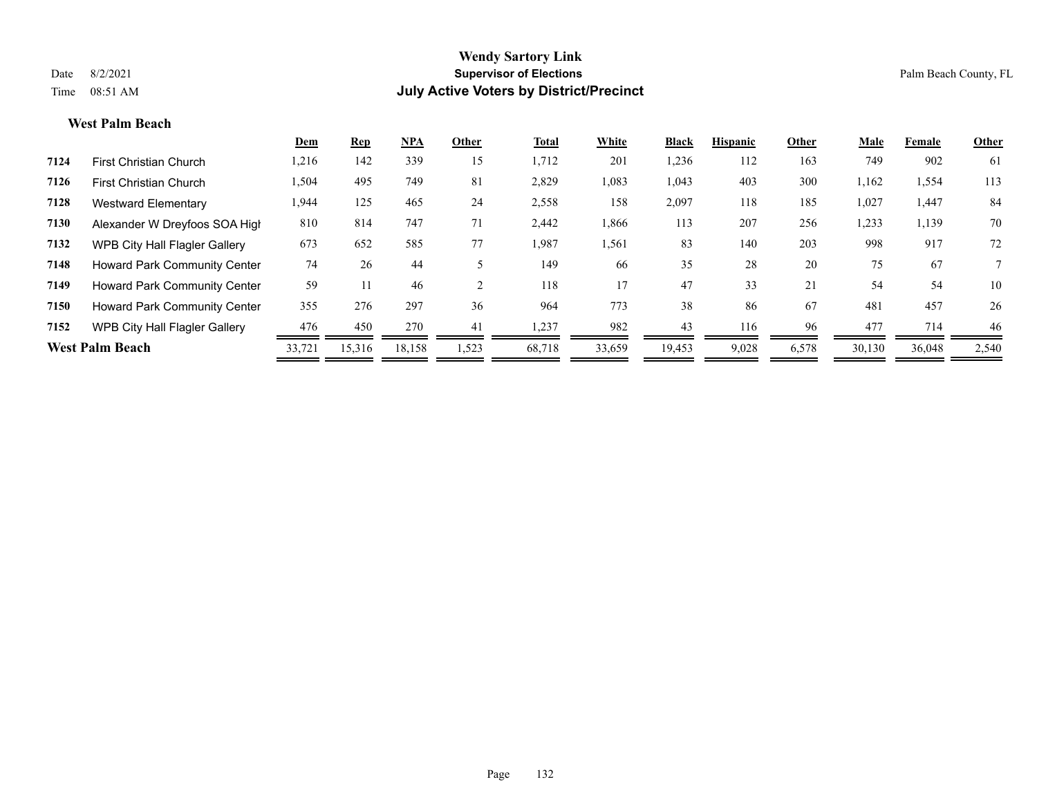**Wendy Sartory Link**
**Supervisor of Elections**
**July Active Voters by District/Precinct**

Date 8/2/2021
Time 08:51 AM

Palm Beach County, FL

### West Palm Beach

| | | Dem | Rep | NPA | Other | Total | White | Black | Hispanic | Other | Male | Female | Other |
|---|---|---|---|---|---|---|---|---|---|---|---|---|---|
| 7124 | First Christian Church | 1,216 | 142 | 339 | 15 | 1,712 | 201 | 1,236 | 112 | 163 | 749 | 902 | 61 |
| 7126 | First Christian Church | 1,504 | 495 | 749 | 81 | 2,829 | 1,083 | 1,043 | 403 | 300 | 1,162 | 1,554 | 113 |
| 7128 | Westward Elementary | 1,944 | 125 | 465 | 24 | 2,558 | 158 | 2,097 | 118 | 185 | 1,027 | 1,447 | 84 |
| 7130 | Alexander W Dreyfoos SOA High | 810 | 814 | 747 | 71 | 2,442 | 1,866 | 113 | 207 | 256 | 1,233 | 1,139 | 70 |
| 7132 | WPB City Hall Flagler Gallery | 673 | 652 | 585 | 77 | 1,987 | 1,561 | 83 | 140 | 203 | 998 | 917 | 72 |
| 7148 | Howard Park Community Center | 74 | 26 | 44 | 5 | 149 | 66 | 35 | 28 | 20 | 75 | 67 | 7 |
| 7149 | Howard Park Community Center | 59 | 11 | 46 | 2 | 118 | 17 | 47 | 33 | 21 | 54 | 54 | 10 |
| 7150 | Howard Park Community Center | 355 | 276 | 297 | 36 | 964 | 773 | 38 | 86 | 67 | 481 | 457 | 26 |
| 7152 | WPB City Hall Flagler Gallery | 476 | 450 | 270 | 41 | 1,237 | 982 | 43 | 116 | 96 | 477 | 714 | 46 |
| **West Palm Beach** | | 33,721 | 15,316 | 18,158 | 1,523 | 68,718 | 33,659 | 19,453 | 9,028 | 6,578 | 30,130 | 36,048 | 2,540 |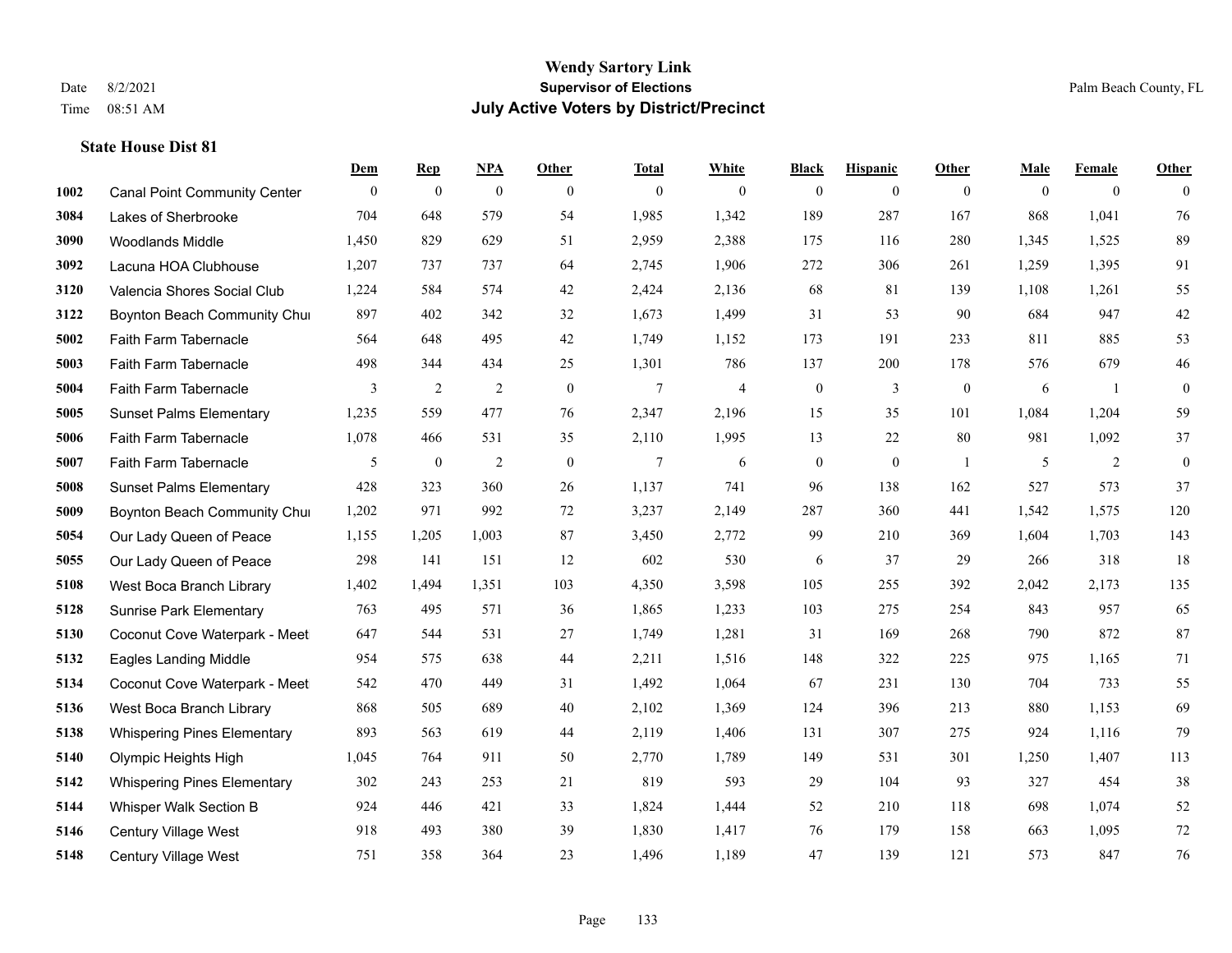# Wendy Sartory Link

**Supervisor of Elections**

**July Active Voters by District/Precinct**

Date 8/2/2021
Time 08:51 AM

Palm Beach County, FL

### State House Dist 81

| | | Dem | Rep | NPA | Other | Total | White | Black | Hispanic | Other | Male | Female | Other |
|---|---|---|---|---|---|---|---|---|---|---|---|---|---|
| 1002 | Canal Point Community Center | 0 | 0 | 0 | 0 | 0 | 0 | 0 | 0 | 0 | 0 | 0 | 0 |
| 3084 | Lakes of Sherbrooke | 704 | 648 | 579 | 54 | 1,985 | 1,342 | 189 | 287 | 167 | 868 | 1,041 | 76 |
| 3090 | Woodlands Middle | 1,450 | 829 | 629 | 51 | 2,959 | 2,388 | 175 | 116 | 280 | 1,345 | 1,525 | 89 |
| 3092 | Lacuna HOA Clubhouse | 1,207 | 737 | 737 | 64 | 2,745 | 1,906 | 272 | 306 | 261 | 1,259 | 1,395 | 91 |
| 3120 | Valencia Shores Social Club | 1,224 | 584 | 574 | 42 | 2,424 | 2,136 | 68 | 81 | 139 | 1,108 | 1,261 | 55 |
| 3122 | Boynton Beach Community Chu | 897 | 402 | 342 | 32 | 1,673 | 1,499 | 31 | 53 | 90 | 684 | 947 | 42 |
| 5002 | Faith Farm Tabernacle | 564 | 648 | 495 | 42 | 1,749 | 1,152 | 173 | 191 | 233 | 811 | 885 | 53 |
| 5003 | Faith Farm Tabernacle | 498 | 344 | 434 | 25 | 1,301 | 786 | 137 | 200 | 178 | 576 | 679 | 46 |
| 5004 | Faith Farm Tabernacle | 3 | 2 | 2 | 0 | 7 | 4 | 0 | 3 | 0 | 6 | 1 | 0 |
| 5005 | Sunset Palms Elementary | 1,235 | 559 | 477 | 76 | 2,347 | 2,196 | 15 | 35 | 101 | 1,084 | 1,204 | 59 |
| 5006 | Faith Farm Tabernacle | 1,078 | 466 | 531 | 35 | 2,110 | 1,995 | 13 | 22 | 80 | 981 | 1,092 | 37 |
| 5007 | Faith Farm Tabernacle | 5 | 0 | 2 | 0 | 7 | 6 | 0 | 0 | 1 | 5 | 2 | 0 |
| 5008 | Sunset Palms Elementary | 428 | 323 | 360 | 26 | 1,137 | 741 | 96 | 138 | 162 | 527 | 573 | 37 |
| 5009 | Boynton Beach Community Chu | 1,202 | 971 | 992 | 72 | 3,237 | 2,149 | 287 | 360 | 441 | 1,542 | 1,575 | 120 |
| 5054 | Our Lady Queen of Peace | 1,155 | 1,205 | 1,003 | 87 | 3,450 | 2,772 | 99 | 210 | 369 | 1,604 | 1,703 | 143 |
| 5055 | Our Lady Queen of Peace | 298 | 141 | 151 | 12 | 602 | 530 | 6 | 37 | 29 | 266 | 318 | 18 |
| 5108 | West Boca Branch Library | 1,402 | 1,494 | 1,351 | 103 | 4,350 | 3,598 | 105 | 255 | 392 | 2,042 | 2,173 | 135 |
| 5128 | Sunrise Park Elementary | 763 | 495 | 571 | 36 | 1,865 | 1,233 | 103 | 275 | 254 | 843 | 957 | 65 |
| 5130 | Coconut Cove Waterpark - Meet | 647 | 544 | 531 | 27 | 1,749 | 1,281 | 31 | 169 | 268 | 790 | 872 | 87 |
| 5132 | Eagles Landing Middle | 954 | 575 | 638 | 44 | 2,211 | 1,516 | 148 | 322 | 225 | 975 | 1,165 | 71 |
| 5134 | Coconut Cove Waterpark - Meet | 542 | 470 | 449 | 31 | 1,492 | 1,064 | 67 | 231 | 130 | 704 | 733 | 55 |
| 5136 | West Boca Branch Library | 868 | 505 | 689 | 40 | 2,102 | 1,369 | 124 | 396 | 213 | 880 | 1,153 | 69 |
| 5138 | Whispering Pines Elementary | 893 | 563 | 619 | 44 | 2,119 | 1,406 | 131 | 307 | 275 | 924 | 1,116 | 79 |
| 5140 | Olympic Heights High | 1,045 | 764 | 911 | 50 | 2,770 | 1,789 | 149 | 531 | 301 | 1,250 | 1,407 | 113 |
| 5142 | Whispering Pines Elementary | 302 | 243 | 253 | 21 | 819 | 593 | 29 | 104 | 93 | 327 | 454 | 38 |
| 5144 | Whisper Walk Section B | 924 | 446 | 421 | 33 | 1,824 | 1,444 | 52 | 210 | 118 | 698 | 1,074 | 52 |
| 5146 | Century Village West | 918 | 493 | 380 | 39 | 1,830 | 1,417 | 76 | 179 | 158 | 663 | 1,095 | 72 |
| 5148 | Century Village West | 751 | 358 | 364 | 23 | 1,496 | 1,189 | 47 | 139 | 121 | 573 | 847 | 76 |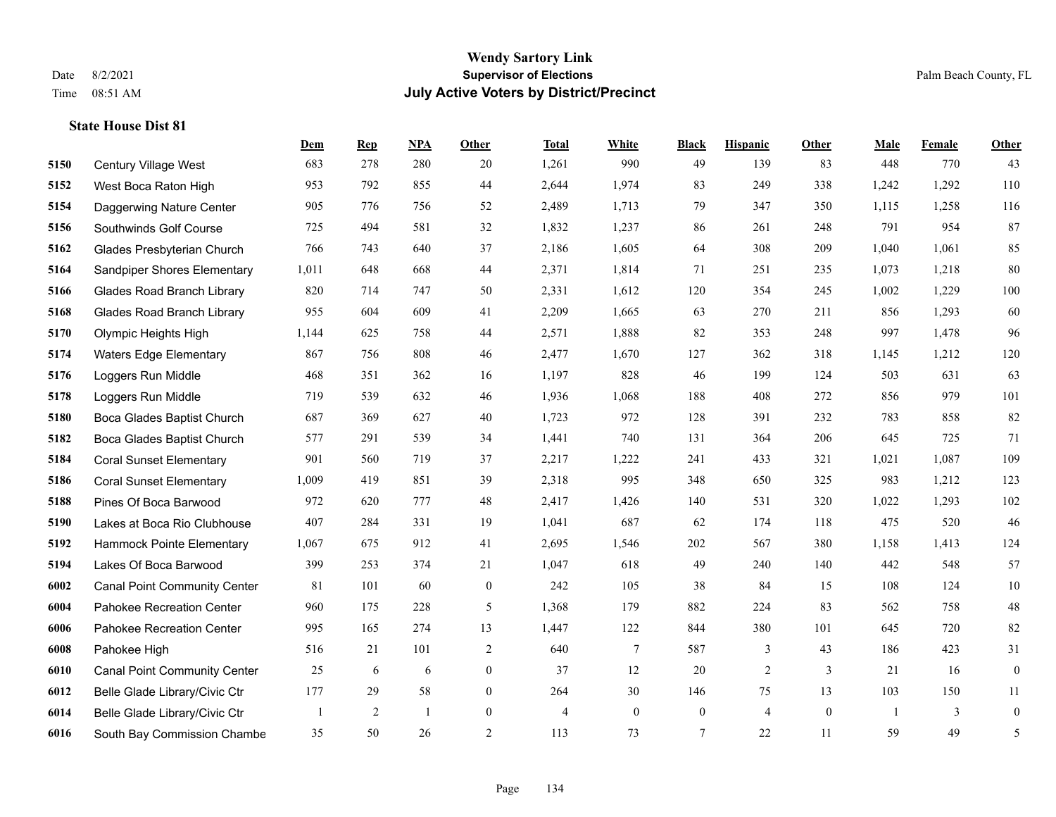**Wendy Sartory Link**
**Supervisor of Elections**
**July Active Voters by District/Precinct**

Date 8/2/2021
Time 08:51 AM

Palm Beach County, FL

### State House Dist 81

| | | Dem | Rep | NPA | Other | Total | White | Black | Hispanic | Other | Male | Female | Other |
|---|---|---|---|---|---|---|---|---|---|---|---|---|---|
| 5150 | Century Village West | 683 | 278 | 280 | 20 | 1,261 | 990 | 49 | 139 | 83 | 448 | 770 | 43 |
| 5152 | West Boca Raton High | 953 | 792 | 855 | 44 | 2,644 | 1,974 | 83 | 249 | 338 | 1,242 | 1,292 | 110 |
| 5154 | Daggerwing Nature Center | 905 | 776 | 756 | 52 | 2,489 | 1,713 | 79 | 347 | 350 | 1,115 | 1,258 | 116 |
| 5156 | Southwinds Golf Course | 725 | 494 | 581 | 32 | 1,832 | 1,237 | 86 | 261 | 248 | 791 | 954 | 87 |
| 5162 | Glades Presbyterian Church | 766 | 743 | 640 | 37 | 2,186 | 1,605 | 64 | 308 | 209 | 1,040 | 1,061 | 85 |
| 5164 | Sandpiper Shores Elementary | 1,011 | 648 | 668 | 44 | 2,371 | 1,814 | 71 | 251 | 235 | 1,073 | 1,218 | 80 |
| 5166 | Glades Road Branch Library | 820 | 714 | 747 | 50 | 2,331 | 1,612 | 120 | 354 | 245 | 1,002 | 1,229 | 100 |
| 5168 | Glades Road Branch Library | 955 | 604 | 609 | 41 | 2,209 | 1,665 | 63 | 270 | 211 | 856 | 1,293 | 60 |
| 5170 | Olympic Heights High | 1,144 | 625 | 758 | 44 | 2,571 | 1,888 | 82 | 353 | 248 | 997 | 1,478 | 96 |
| 5174 | Waters Edge Elementary | 867 | 756 | 808 | 46 | 2,477 | 1,670 | 127 | 362 | 318 | 1,145 | 1,212 | 120 |
| 5176 | Loggers Run Middle | 468 | 351 | 362 | 16 | 1,197 | 828 | 46 | 199 | 124 | 503 | 631 | 63 |
| 5178 | Loggers Run Middle | 719 | 539 | 632 | 46 | 1,936 | 1,068 | 188 | 408 | 272 | 856 | 979 | 101 |
| 5180 | Boca Glades Baptist Church | 687 | 369 | 627 | 40 | 1,723 | 972 | 128 | 391 | 232 | 783 | 858 | 82 |
| 5182 | Boca Glades Baptist Church | 577 | 291 | 539 | 34 | 1,441 | 740 | 131 | 364 | 206 | 645 | 725 | 71 |
| 5184 | Coral Sunset Elementary | 901 | 560 | 719 | 37 | 2,217 | 1,222 | 241 | 433 | 321 | 1,021 | 1,087 | 109 |
| 5186 | Coral Sunset Elementary | 1,009 | 419 | 851 | 39 | 2,318 | 995 | 348 | 650 | 325 | 983 | 1,212 | 123 |
| 5188 | Pines Of Boca Barwood | 972 | 620 | 777 | 48 | 2,417 | 1,426 | 140 | 531 | 320 | 1,022 | 1,293 | 102 |
| 5190 | Lakes at Boca Rio Clubhouse | 407 | 284 | 331 | 19 | 1,041 | 687 | 62 | 174 | 118 | 475 | 520 | 46 |
| 5192 | Hammock Pointe Elementary | 1,067 | 675 | 912 | 41 | 2,695 | 1,546 | 202 | 567 | 380 | 1,158 | 1,413 | 124 |
| 5194 | Lakes Of Boca Barwood | 399 | 253 | 374 | 21 | 1,047 | 618 | 49 | 240 | 140 | 442 | 548 | 57 |
| 6002 | Canal Point Community Center | 81 | 101 | 60 | 0 | 242 | 105 | 38 | 84 | 15 | 108 | 124 | 10 |
| 6004 | Pahokee Recreation Center | 960 | 175 | 228 | 5 | 1,368 | 179 | 882 | 224 | 83 | 562 | 758 | 48 |
| 6006 | Pahokee Recreation Center | 995 | 165 | 274 | 13 | 1,447 | 122 | 844 | 380 | 101 | 645 | 720 | 82 |
| 6008 | Pahokee High | 516 | 21 | 101 | 2 | 640 | 7 | 587 | 3 | 43 | 186 | 423 | 31 |
| 6010 | Canal Point Community Center | 25 | 6 | 6 | 0 | 37 | 12 | 20 | 2 | 3 | 21 | 16 | 0 |
| 6012 | Belle Glade Library/Civic Ctr | 177 | 29 | 58 | 0 | 264 | 30 | 146 | 75 | 13 | 103 | 150 | 11 |
| 6014 | Belle Glade Library/Civic Ctr | 1 | 2 | 1 | 0 | 4 | 0 | 0 | 4 | 0 | 1 | 3 | 0 |
| 6016 | South Bay Commission Chambe | 35 | 50 | 26 | 2 | 113 | 73 | 7 | 22 | 11 | 59 | 49 | 5 |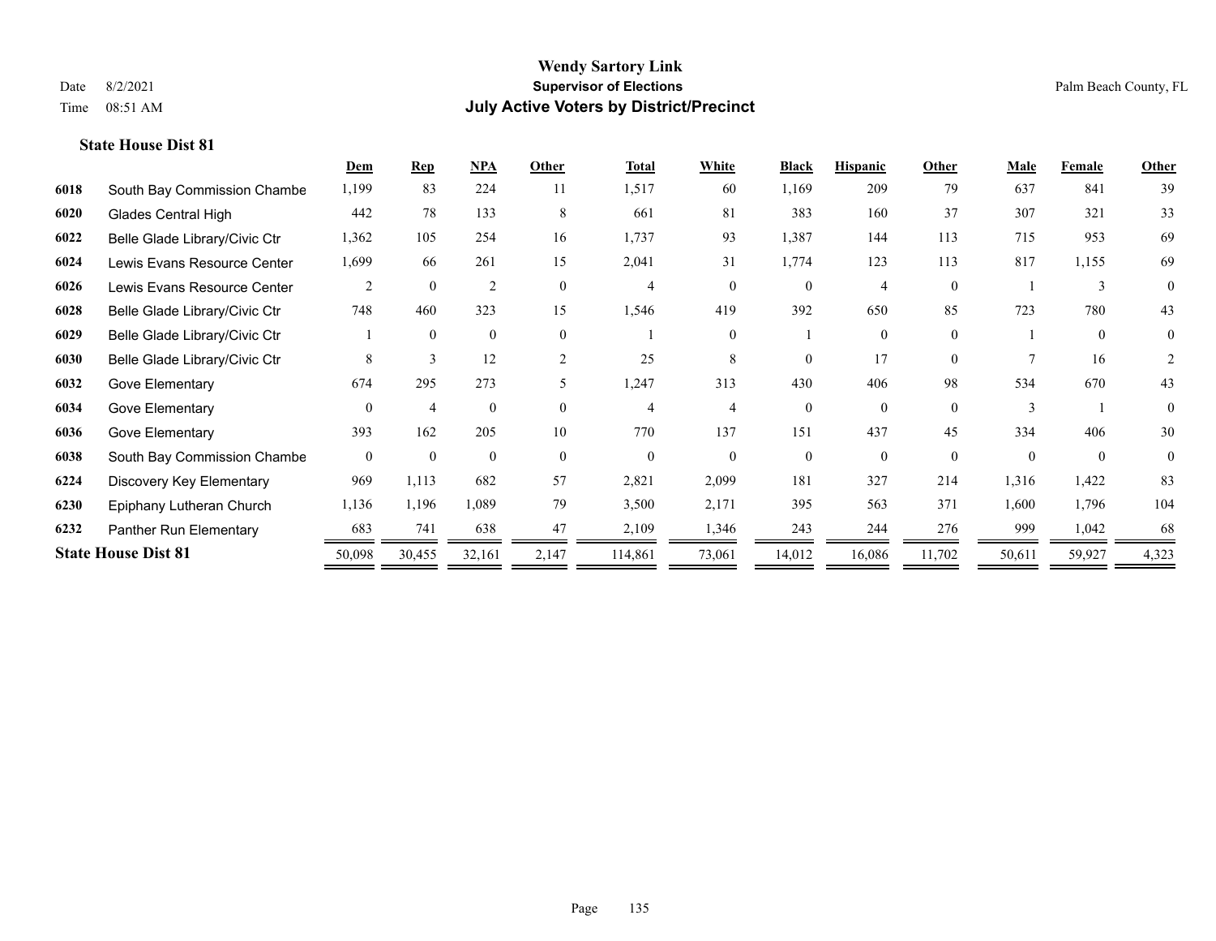# Wendy Sartory Link
## Supervisor of Elections
## July Active Voters by District/Precinct

Date 8/2/2021
Time 08:51 AM

Palm Beach County, FL

**State House Dist 81**

| | | Dem | Rep | NPA | Other | Total | White | Black | Hispanic | Other | Male | Female | Other |
|---|---|---|---|---|---|---|---|---|---|---|---|---|---|
| 6018 | South Bay Commission Chambe | 1,199 | 83 | 224 | 11 | 1,517 | 60 | 1,169 | 209 | 79 | 637 | 841 | 39 |
| 6020 | Glades Central High | 442 | 78 | 133 | 8 | 661 | 81 | 383 | 160 | 37 | 307 | 321 | 33 |
| 6022 | Belle Glade Library/Civic Ctr | 1,362 | 105 | 254 | 16 | 1,737 | 93 | 1,387 | 144 | 113 | 715 | 953 | 69 |
| 6024 | Lewis Evans Resource Center | 1,699 | 66 | 261 | 15 | 2,041 | 31 | 1,774 | 123 | 113 | 817 | 1,155 | 69 |
| 6026 | Lewis Evans Resource Center | 2 | 0 | 2 | 0 | 4 | 0 | 0 | 4 | 0 | 1 | 3 | 0 |
| 6028 | Belle Glade Library/Civic Ctr | 748 | 460 | 323 | 15 | 1,546 | 419 | 392 | 650 | 85 | 723 | 780 | 43 |
| 6029 | Belle Glade Library/Civic Ctr | 1 | 0 | 0 | 0 | 1 | 0 | 1 | 0 | 0 | 1 | 0 | 0 |
| 6030 | Belle Glade Library/Civic Ctr | 8 | 3 | 12 | 2 | 25 | 8 | 0 | 17 | 0 | 7 | 16 | 2 |
| 6032 | Gove Elementary | 674 | 295 | 273 | 5 | 1,247 | 313 | 430 | 406 | 98 | 534 | 670 | 43 |
| 6034 | Gove Elementary | 0 | 4 | 0 | 0 | 4 | 4 | 0 | 0 | 0 | 3 | 1 | 0 |
| 6036 | Gove Elementary | 393 | 162 | 205 | 10 | 770 | 137 | 151 | 437 | 45 | 334 | 406 | 30 |
| 6038 | South Bay Commission Chambe | 0 | 0 | 0 | 0 | 0 | 0 | 0 | 0 | 0 | 0 | 0 | 0 |
| 6224 | Discovery Key Elementary | 969 | 1,113 | 682 | 57 | 2,821 | 2,099 | 181 | 327 | 214 | 1,316 | 1,422 | 83 |
| 6230 | Epiphany Lutheran Church | 1,136 | 1,196 | 1,089 | 79 | 3,500 | 2,171 | 395 | 563 | 371 | 1,600 | 1,796 | 104 |
| 6232 | Panther Run Elementary | 683 | 741 | 638 | 47 | 2,109 | 1,346 | 243 | 244 | 276 | 999 | 1,042 | 68 |
| **State House Dist 81** | | 50,098 | 30,455 | 32,161 | 2,147 | 114,861 | 73,061 | 14,012 | 16,086 | 11,702 | 50,611 | 59,927 | 4,323 |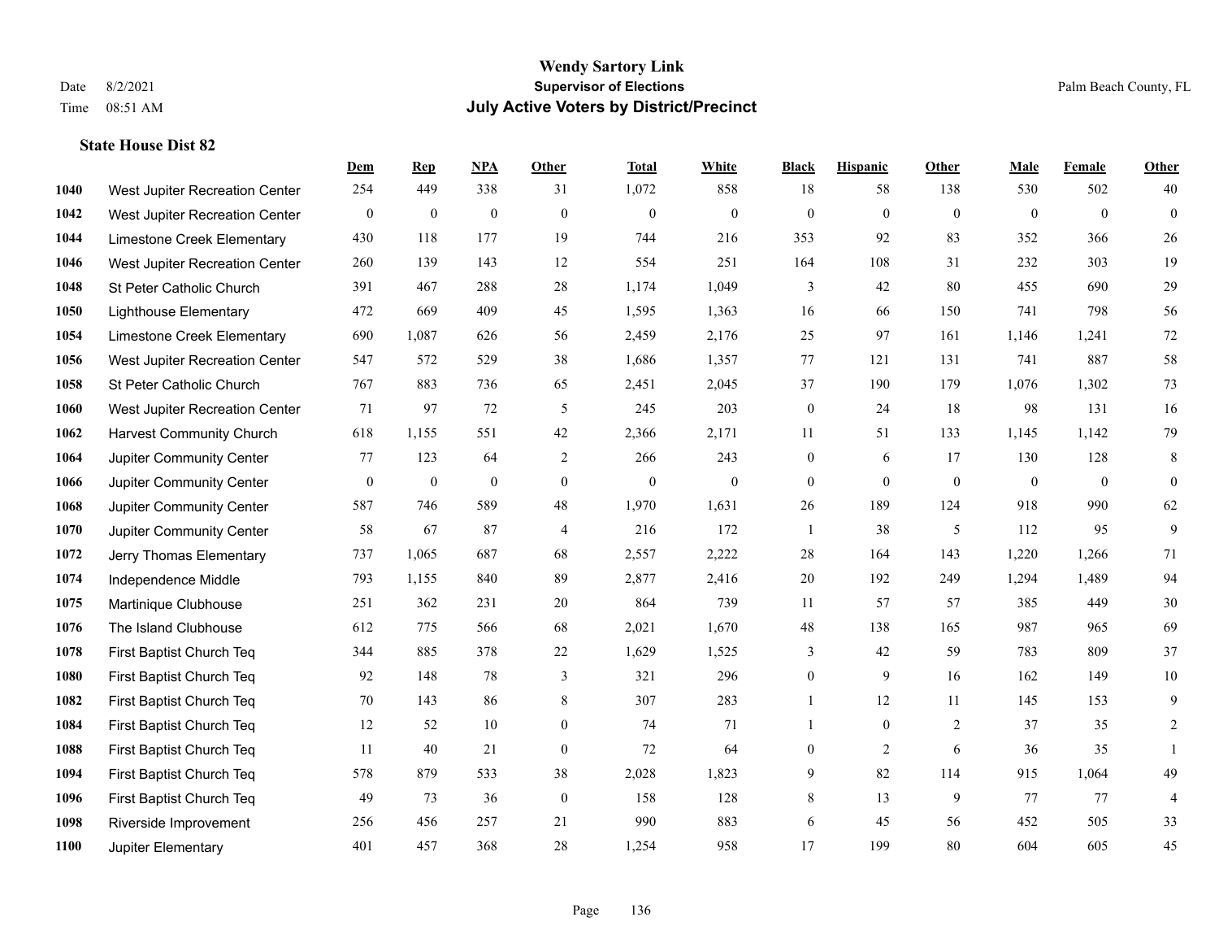**Wendy Sartory Link**
**Supervisor of Elections**
**July Active Voters by District/Precinct**

Date 8/2/2021
Time 08:51 AM

Palm Beach County, FL

**State House Dist 82**

| | | Dem | Rep | NPA | Other | Total | White | Black | Hispanic | Other | Male | Female | Other |
|---|---|---|---|---|---|---|---|---|---|---|---|---|---|
| 1040 | West Jupiter Recreation Center | 254 | 449 | 338 | 31 | 1,072 | 858 | 18 | 58 | 138 | 530 | 502 | 40 |
| 1042 | West Jupiter Recreation Center | 0 | 0 | 0 | 0 | 0 | 0 | 0 | 0 | 0 | 0 | 0 | 0 |
| 1044 | Limestone Creek Elementary | 430 | 118 | 177 | 19 | 744 | 216 | 353 | 92 | 83 | 352 | 366 | 26 |
| 1046 | West Jupiter Recreation Center | 260 | 139 | 143 | 12 | 554 | 251 | 164 | 108 | 31 | 232 | 303 | 19 |
| 1048 | St Peter Catholic Church | 391 | 467 | 288 | 28 | 1,174 | 1,049 | 3 | 42 | 80 | 455 | 690 | 29 |
| 1050 | Lighthouse Elementary | 472 | 669 | 409 | 45 | 1,595 | 1,363 | 16 | 66 | 150 | 741 | 798 | 56 |
| 1054 | Limestone Creek Elementary | 690 | 1,087 | 626 | 56 | 2,459 | 2,176 | 25 | 97 | 161 | 1,146 | 1,241 | 72 |
| 1056 | West Jupiter Recreation Center | 547 | 572 | 529 | 38 | 1,686 | 1,357 | 77 | 121 | 131 | 741 | 887 | 58 |
| 1058 | St Peter Catholic Church | 767 | 883 | 736 | 65 | 2,451 | 2,045 | 37 | 190 | 179 | 1,076 | 1,302 | 73 |
| 1060 | West Jupiter Recreation Center | 71 | 97 | 72 | 5 | 245 | 203 | 0 | 24 | 18 | 98 | 131 | 16 |
| 1062 | Harvest Community Church | 618 | 1,155 | 551 | 42 | 2,366 | 2,171 | 11 | 51 | 133 | 1,145 | 1,142 | 79 |
| 1064 | Jupiter Community Center | 77 | 123 | 64 | 2 | 266 | 243 | 0 | 6 | 17 | 130 | 128 | 8 |
| 1066 | Jupiter Community Center | 0 | 0 | 0 | 0 | 0 | 0 | 0 | 0 | 0 | 0 | 0 | 0 |
| 1068 | Jupiter Community Center | 587 | 746 | 589 | 48 | 1,970 | 1,631 | 26 | 189 | 124 | 918 | 990 | 62 |
| 1070 | Jupiter Community Center | 58 | 67 | 87 | 4 | 216 | 172 | 1 | 38 | 5 | 112 | 95 | 9 |
| 1072 | Jerry Thomas Elementary | 737 | 1,065 | 687 | 68 | 2,557 | 2,222 | 28 | 164 | 143 | 1,220 | 1,266 | 71 |
| 1074 | Independence Middle | 793 | 1,155 | 840 | 89 | 2,877 | 2,416 | 20 | 192 | 249 | 1,294 | 1,489 | 94 |
| 1075 | Martinique Clubhouse | 251 | 362 | 231 | 20 | 864 | 739 | 11 | 57 | 57 | 385 | 449 | 30 |
| 1076 | The Island Clubhouse | 612 | 775 | 566 | 68 | 2,021 | 1,670 | 48 | 138 | 165 | 987 | 965 | 69 |
| 1078 | First Baptist Church Teq | 344 | 885 | 378 | 22 | 1,629 | 1,525 | 3 | 42 | 59 | 783 | 809 | 37 |
| 1080 | First Baptist Church Teq | 92 | 148 | 78 | 3 | 321 | 296 | 0 | 9 | 16 | 162 | 149 | 10 |
| 1082 | First Baptist Church Teq | 70 | 143 | 86 | 8 | 307 | 283 | 1 | 12 | 11 | 145 | 153 | 9 |
| 1084 | First Baptist Church Teq | 12 | 52 | 10 | 0 | 74 | 71 | 1 | 0 | 2 | 37 | 35 | 2 |
| 1088 | First Baptist Church Teq | 11 | 40 | 21 | 0 | 72 | 64 | 0 | 2 | 6 | 36 | 35 | 1 |
| 1094 | First Baptist Church Teq | 578 | 879 | 533 | 38 | 2,028 | 1,823 | 9 | 82 | 114 | 915 | 1,064 | 49 |
| 1096 | First Baptist Church Teq | 49 | 73 | 36 | 0 | 158 | 128 | 8 | 13 | 9 | 77 | 77 | 4 |
| 1098 | Riverside Improvement | 256 | 456 | 257 | 21 | 990 | 883 | 6 | 45 | 56 | 452 | 505 | 33 |
| 1100 | Jupiter Elementary | 401 | 457 | 368 | 28 | 1,254 | 958 | 17 | 199 | 80 | 604 | 605 | 45 |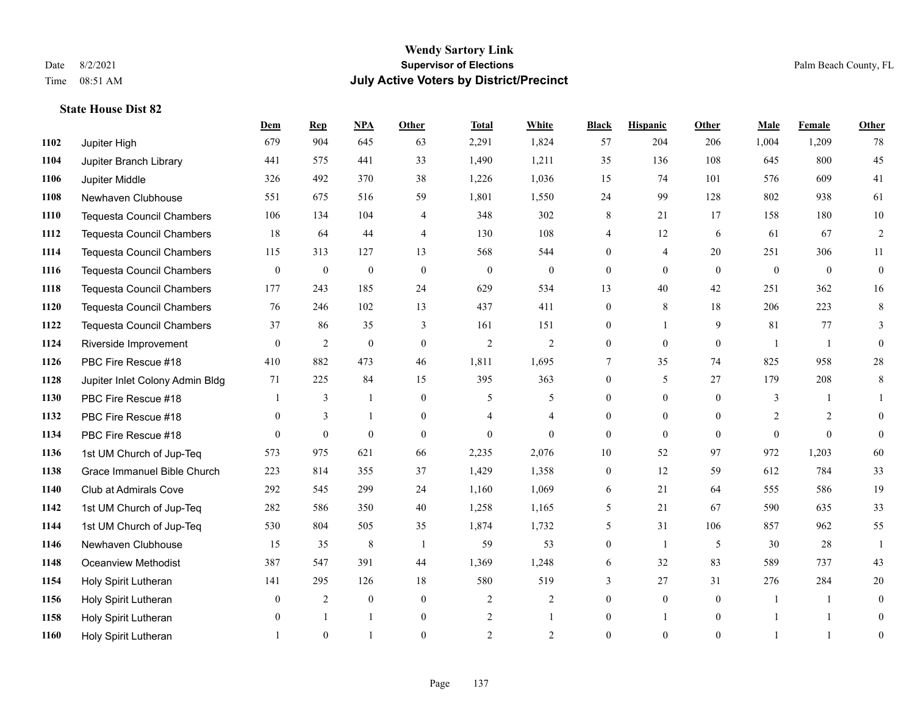**Wendy Sartory Link**
**Supervisor of Elections**
**July Active Voters by District/Precinct**

Date 8/2/2021
Time 08:51 AM

Palm Beach County, FL

**State House Dist 82**

| | | Dem | Rep | NPA | Other | Total | White | Black | Hispanic | Other | Male | Female | Other |
|---|---|---|---|---|---|---|---|---|---|---|---|---|---|
| 1102 | Jupiter High | 679 | 904 | 645 | 63 | 2,291 | 1,824 | 57 | 204 | 206 | 1,004 | 1,209 | 78 |
| 1104 | Jupiter Branch Library | 441 | 575 | 441 | 33 | 1,490 | 1,211 | 35 | 136 | 108 | 645 | 800 | 45 |
| 1106 | Jupiter Middle | 326 | 492 | 370 | 38 | 1,226 | 1,036 | 15 | 74 | 101 | 576 | 609 | 41 |
| 1108 | Newhaven Clubhouse | 551 | 675 | 516 | 59 | 1,801 | 1,550 | 24 | 99 | 128 | 802 | 938 | 61 |
| 1110 | Tequesta Council Chambers | 106 | 134 | 104 | 4 | 348 | 302 | 8 | 21 | 17 | 158 | 180 | 10 |
| 1112 | Tequesta Council Chambers | 18 | 64 | 44 | 4 | 130 | 108 | 4 | 12 | 6 | 61 | 67 | 2 |
| 1114 | Tequesta Council Chambers | 115 | 313 | 127 | 13 | 568 | 544 | 0 | 4 | 20 | 251 | 306 | 11 |
| 1116 | Tequesta Council Chambers | 0 | 0 | 0 | 0 | 0 | 0 | 0 | 0 | 0 | 0 | 0 | 0 |
| 1118 | Tequesta Council Chambers | 177 | 243 | 185 | 24 | 629 | 534 | 13 | 40 | 42 | 251 | 362 | 16 |
| 1120 | Tequesta Council Chambers | 76 | 246 | 102 | 13 | 437 | 411 | 0 | 8 | 18 | 206 | 223 | 8 |
| 1122 | Tequesta Council Chambers | 37 | 86 | 35 | 3 | 161 | 151 | 0 | 1 | 9 | 81 | 77 | 3 |
| 1124 | Riverside Improvement | 0 | 2 | 0 | 0 | 2 | 2 | 0 | 0 | 0 | 1 | 1 | 0 |
| 1126 | PBC Fire Rescue #18 | 410 | 882 | 473 | 46 | 1,811 | 1,695 | 7 | 35 | 74 | 825 | 958 | 28 |
| 1128 | Jupiter Inlet Colony Admin Bldg | 71 | 225 | 84 | 15 | 395 | 363 | 0 | 5 | 27 | 179 | 208 | 8 |
| 1130 | PBC Fire Rescue #18 | 1 | 3 | 1 | 0 | 5 | 5 | 0 | 0 | 0 | 3 | 1 | 1 |
| 1132 | PBC Fire Rescue #18 | 0 | 3 | 1 | 0 | 4 | 4 | 0 | 0 | 0 | 2 | 2 | 0 |
| 1134 | PBC Fire Rescue #18 | 0 | 0 | 0 | 0 | 0 | 0 | 0 | 0 | 0 | 0 | 0 | 0 |
| 1136 | 1st UM Church of Jup-Teq | 573 | 975 | 621 | 66 | 2,235 | 2,076 | 10 | 52 | 97 | 972 | 1,203 | 60 |
| 1138 | Grace Immanuel Bible Church | 223 | 814 | 355 | 37 | 1,429 | 1,358 | 0 | 12 | 59 | 612 | 784 | 33 |
| 1140 | Club at Admirals Cove | 292 | 545 | 299 | 24 | 1,160 | 1,069 | 6 | 21 | 64 | 555 | 586 | 19 |
| 1142 | 1st UM Church of Jup-Teq | 282 | 586 | 350 | 40 | 1,258 | 1,165 | 5 | 21 | 67 | 590 | 635 | 33 |
| 1144 | 1st UM Church of Jup-Teq | 530 | 804 | 505 | 35 | 1,874 | 1,732 | 5 | 31 | 106 | 857 | 962 | 55 |
| 1146 | Newhaven Clubhouse | 15 | 35 | 8 | 1 | 59 | 53 | 0 | 1 | 5 | 30 | 28 | 1 |
| 1148 | Oceanview Methodist | 387 | 547 | 391 | 44 | 1,369 | 1,248 | 6 | 32 | 83 | 589 | 737 | 43 |
| 1154 | Holy Spirit Lutheran | 141 | 295 | 126 | 18 | 580 | 519 | 3 | 27 | 31 | 276 | 284 | 20 |
| 1156 | Holy Spirit Lutheran | 0 | 2 | 0 | 0 | 2 | 2 | 0 | 0 | 0 | 1 | 1 | 0 |
| 1158 | Holy Spirit Lutheran | 0 | 1 | 1 | 0 | 2 | 1 | 0 | 1 | 0 | 1 | 1 | 0 |
| 1160 | Holy Spirit Lutheran | 1 | 0 | 1 | 0 | 2 | 2 | 0 | 0 | 0 | 1 | 1 | 0 |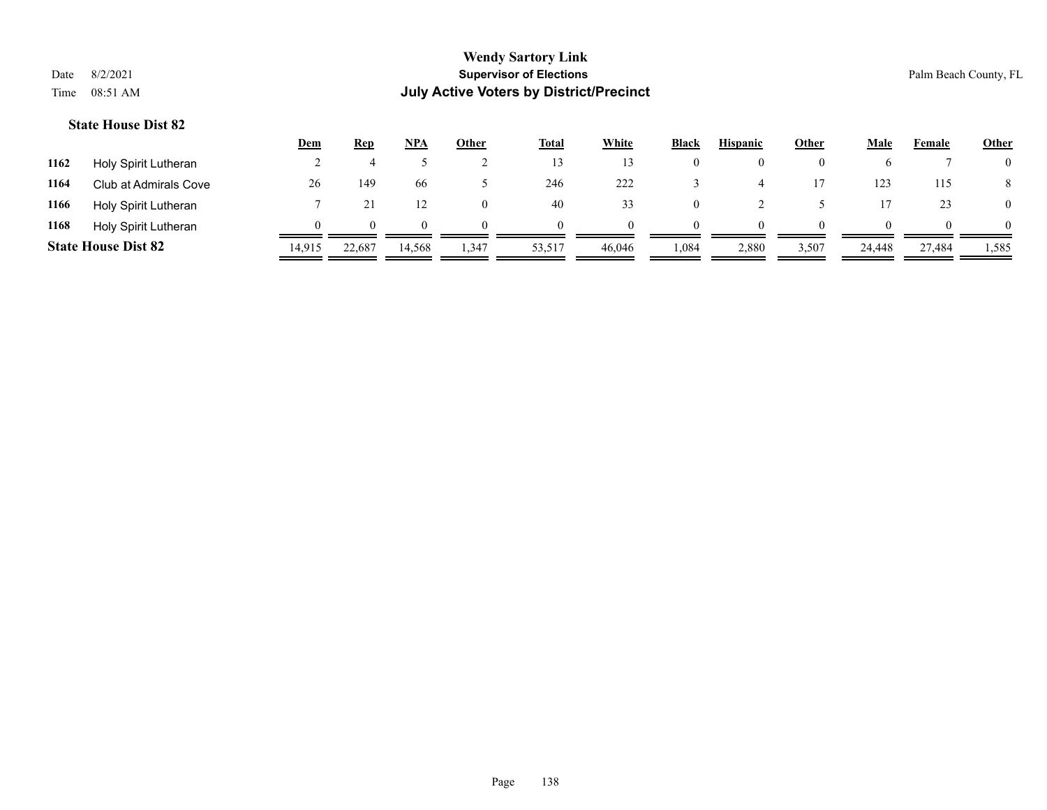### State House Dist 82

| | | Dem | Rep | NPA | Other | Total | White | Black | Hispanic | Other | Male | Female | Other |
|---|---|---|---|---|---|---|---|---|---|---|---|---|---|
| **1162** | Holy Spirit Lutheran | 2 | 4 | 5 | 2 | 13 | 13 | 0 | 0 | 0 | 6 | 7 | 0 |
| **1164** | Club at Admirals Cove | 26 | 149 | 66 | 5 | 246 | 222 | 3 | 4 | 17 | 123 | 115 | 8 |
| **1166** | Holy Spirit Lutheran | 7 | 21 | 12 | 0 | 40 | 33 | 0 | 2 | 5 | 17 | 23 | 0 |
| **1168** | Holy Spirit Lutheran | 0 | 0 | 0 | 0 | 0 | 0 | 0 | 0 | 0 | 0 | 0 | 0 |
| **State House Dist 82** | | 14,915 | 22,687 | 14,568 | 1,347 | 53,517 | 46,046 | 1,084 | 2,880 | 3,507 | 24,448 | 27,484 | 1,585 |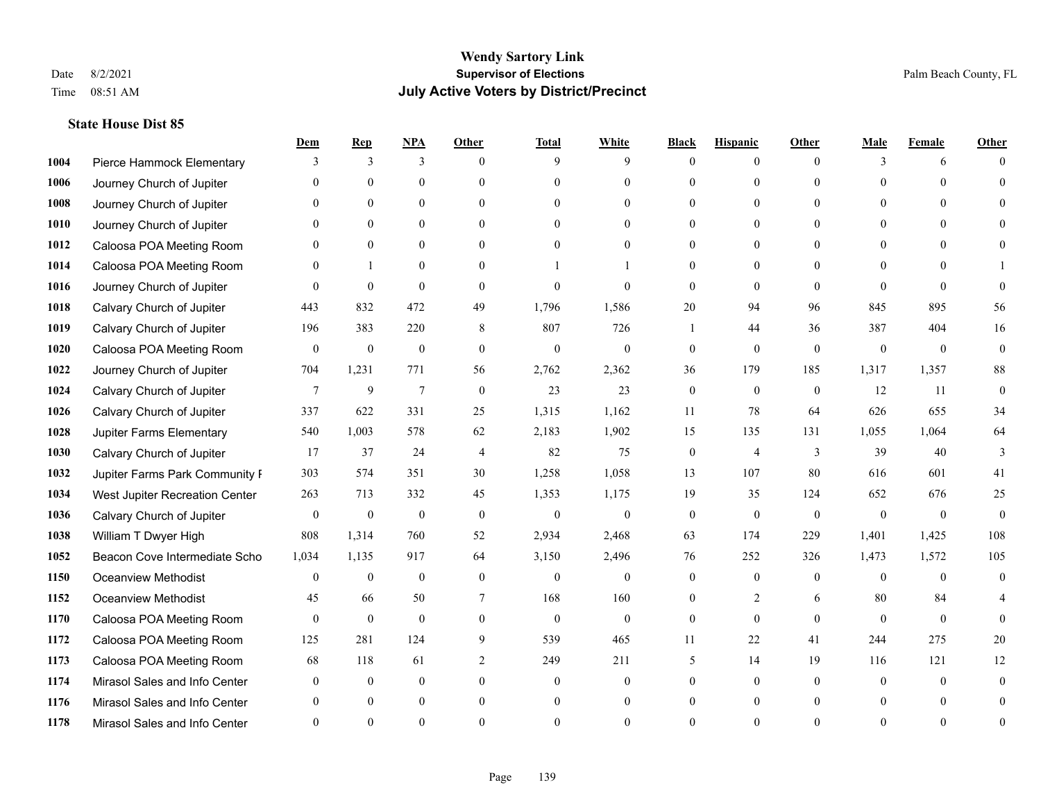**Wendy Sartory Link**
**Supervisor of Elections**
**July Active Voters by District/Precinct**

Date 8/2/2021
Time 08:51 AM
Palm Beach County, FL

### State House Dist 85

| | | Dem | Rep | NPA | Other | Total | White | Black | Hispanic | Other | Male | Female | Other |
|---|---|---|---|---|---|---|---|---|---|---|---|---|---|
| 1004 | Pierce Hammock Elementary | 3 | 3 | 3 | 0 | 9 | 9 | 0 | 0 | 0 | 3 | 6 | 0 |
| 1006 | Journey Church of Jupiter | 0 | 0 | 0 | 0 | 0 | 0 | 0 | 0 | 0 | 0 | 0 | 0 |
| 1008 | Journey Church of Jupiter | 0 | 0 | 0 | 0 | 0 | 0 | 0 | 0 | 0 | 0 | 0 | 0 |
| 1010 | Journey Church of Jupiter | 0 | 0 | 0 | 0 | 0 | 0 | 0 | 0 | 0 | 0 | 0 | 0 |
| 1012 | Caloosa POA Meeting Room | 0 | 0 | 0 | 0 | 0 | 0 | 0 | 0 | 0 | 0 | 0 | 0 |
| 1014 | Caloosa POA Meeting Room | 0 | 1 | 0 | 0 | 1 | 1 | 0 | 0 | 0 | 0 | 0 | 1 |
| 1016 | Journey Church of Jupiter | 0 | 0 | 0 | 0 | 0 | 0 | 0 | 0 | 0 | 0 | 0 | 0 |
| 1018 | Calvary Church of Jupiter | 443 | 832 | 472 | 49 | 1,796 | 1,586 | 20 | 94 | 96 | 845 | 895 | 56 |
| 1019 | Calvary Church of Jupiter | 196 | 383 | 220 | 8 | 807 | 726 | 1 | 44 | 36 | 387 | 404 | 16 |
| 1020 | Caloosa POA Meeting Room | 0 | 0 | 0 | 0 | 0 | 0 | 0 | 0 | 0 | 0 | 0 | 0 |
| 1022 | Journey Church of Jupiter | 704 | 1,231 | 771 | 56 | 2,762 | 2,362 | 36 | 179 | 185 | 1,317 | 1,357 | 88 |
| 1024 | Calvary Church of Jupiter | 7 | 9 | 7 | 0 | 23 | 23 | 0 | 0 | 0 | 12 | 11 | 0 |
| 1026 | Calvary Church of Jupiter | 337 | 622 | 331 | 25 | 1,315 | 1,162 | 11 | 78 | 64 | 626 | 655 | 34 |
| 1028 | Jupiter Farms Elementary | 540 | 1,003 | 578 | 62 | 2,183 | 1,902 | 15 | 135 | 131 | 1,055 | 1,064 | 64 |
| 1030 | Calvary Church of Jupiter | 17 | 37 | 24 | 4 | 82 | 75 | 0 | 4 | 3 | 39 | 40 | 3 |
| 1032 | Jupiter Farms Park Community F | 303 | 574 | 351 | 30 | 1,258 | 1,058 | 13 | 107 | 80 | 616 | 601 | 41 |
| 1034 | West Jupiter Recreation Center | 263 | 713 | 332 | 45 | 1,353 | 1,175 | 19 | 35 | 124 | 652 | 676 | 25 |
| 1036 | Calvary Church of Jupiter | 0 | 0 | 0 | 0 | 0 | 0 | 0 | 0 | 0 | 0 | 0 | 0 |
| 1038 | William T Dwyer High | 808 | 1,314 | 760 | 52 | 2,934 | 2,468 | 63 | 174 | 229 | 1,401 | 1,425 | 108 |
| 1052 | Beacon Cove Intermediate Scho | 1,034 | 1,135 | 917 | 64 | 3,150 | 2,496 | 76 | 252 | 326 | 1,473 | 1,572 | 105 |
| 1150 | Oceanview Methodist | 0 | 0 | 0 | 0 | 0 | 0 | 0 | 0 | 0 | 0 | 0 | 0 |
| 1152 | Oceanview Methodist | 45 | 66 | 50 | 7 | 168 | 160 | 0 | 2 | 6 | 80 | 84 | 4 |
| 1170 | Caloosa POA Meeting Room | 0 | 0 | 0 | 0 | 0 | 0 | 0 | 0 | 0 | 0 | 0 | 0 |
| 1172 | Caloosa POA Meeting Room | 125 | 281 | 124 | 9 | 539 | 465 | 11 | 22 | 41 | 244 | 275 | 20 |
| 1173 | Caloosa POA Meeting Room | 68 | 118 | 61 | 2 | 249 | 211 | 5 | 14 | 19 | 116 | 121 | 12 |
| 1174 | Mirasol Sales and Info Center | 0 | 0 | 0 | 0 | 0 | 0 | 0 | 0 | 0 | 0 | 0 | 0 |
| 1176 | Mirasol Sales and Info Center | 0 | 0 | 0 | 0 | 0 | 0 | 0 | 0 | 0 | 0 | 0 | 0 |
| 1178 | Mirasol Sales and Info Center | 0 | 0 | 0 | 0 | 0 | 0 | 0 | 0 | 0 | 0 | 0 | 0 |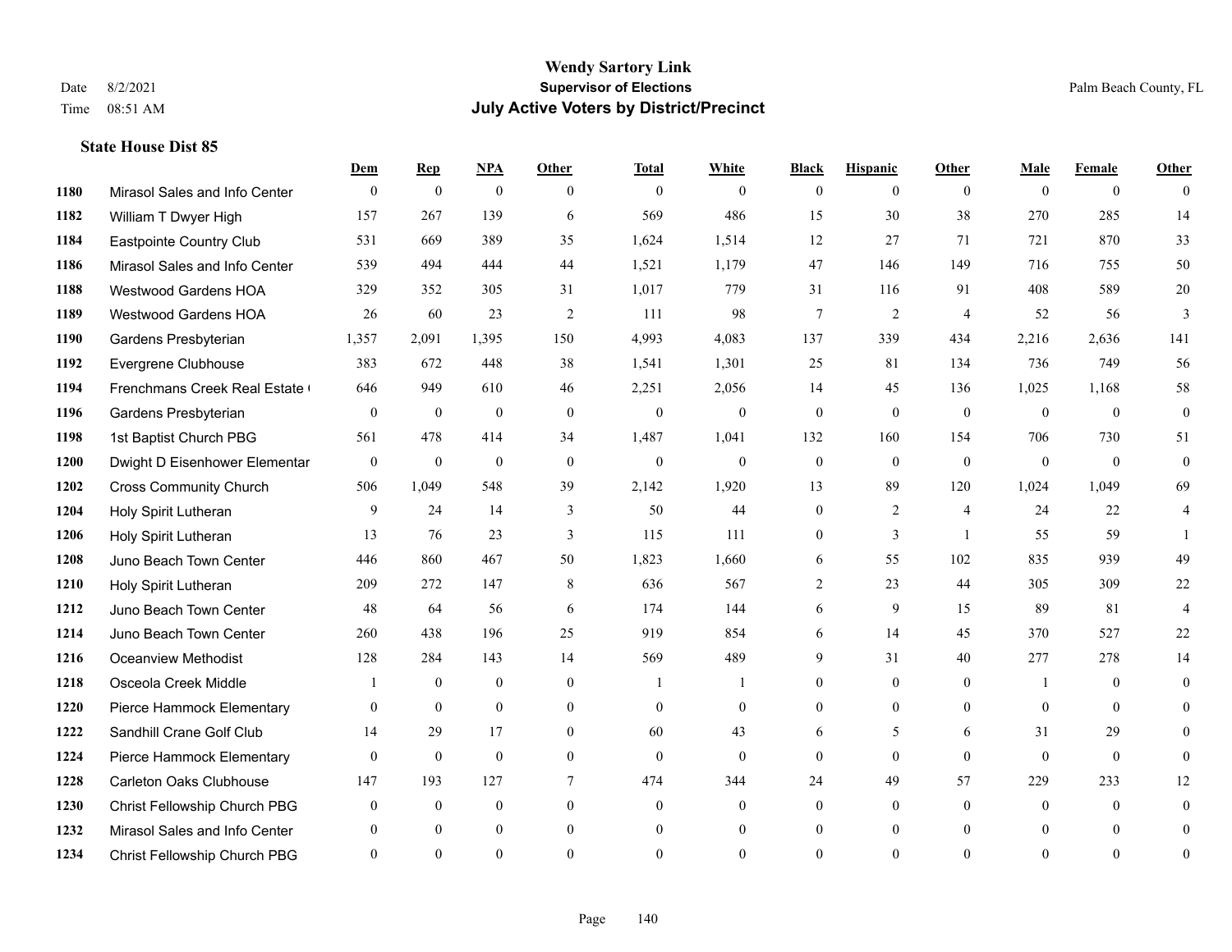# Wendy Sartory Link
## Supervisor of Elections
## July Active Voters by District/Precinct

Date 8/2/2021
Time 08:51 AM

Palm Beach County, FL

### State House Dist 85

| | | Dem | Rep | NPA | Other | Total | White | Black | Hispanic | Other | Male | Female | Other |
|---|---|---|---|---|---|---|---|---|---|---|---|---|---|
| 1180 | Mirasol Sales and Info Center | 0 | 0 | 0 | 0 | 0 | 0 | 0 | 0 | 0 | 0 | 0 | 0 |
| 1182 | William T Dwyer High | 157 | 267 | 139 | 6 | 569 | 486 | 15 | 30 | 38 | 270 | 285 | 14 |
| 1184 | Eastpointe Country Club | 531 | 669 | 389 | 35 | 1,624 | 1,514 | 12 | 27 | 71 | 721 | 870 | 33 |
| 1186 | Mirasol Sales and Info Center | 539 | 494 | 444 | 44 | 1,521 | 1,179 | 47 | 146 | 149 | 716 | 755 | 50 |
| 1188 | Westwood Gardens HOA | 329 | 352 | 305 | 31 | 1,017 | 779 | 31 | 116 | 91 | 408 | 589 | 20 |
| 1189 | Westwood Gardens HOA | 26 | 60 | 23 | 2 | 111 | 98 | 7 | 2 | 4 | 52 | 56 | 3 |
| 1190 | Gardens Presbyterian | 1,357 | 2,091 | 1,395 | 150 | 4,993 | 4,083 | 137 | 339 | 434 | 2,216 | 2,636 | 141 |
| 1192 | Evergrene Clubhouse | 383 | 672 | 448 | 38 | 1,541 | 1,301 | 25 | 81 | 134 | 736 | 749 | 56 |
| 1194 | Frenchmans Creek Real Estate ( | 646 | 949 | 610 | 46 | 2,251 | 2,056 | 14 | 45 | 136 | 1,025 | 1,168 | 58 |
| 1196 | Gardens Presbyterian | 0 | 0 | 0 | 0 | 0 | 0 | 0 | 0 | 0 | 0 | 0 | 0 |
| 1198 | 1st Baptist Church PBG | 561 | 478 | 414 | 34 | 1,487 | 1,041 | 132 | 160 | 154 | 706 | 730 | 51 |
| 1200 | Dwight D Eisenhower Elementar | 0 | 0 | 0 | 0 | 0 | 0 | 0 | 0 | 0 | 0 | 0 | 0 |
| 1202 | Cross Community Church | 506 | 1,049 | 548 | 39 | 2,142 | 1,920 | 13 | 89 | 120 | 1,024 | 1,049 | 69 |
| 1204 | Holy Spirit Lutheran | 9 | 24 | 14 | 3 | 50 | 44 | 0 | 2 | 4 | 24 | 22 | 4 |
| 1206 | Holy Spirit Lutheran | 13 | 76 | 23 | 3 | 115 | 111 | 0 | 3 | 1 | 55 | 59 | 1 |
| 1208 | Juno Beach Town Center | 446 | 860 | 467 | 50 | 1,823 | 1,660 | 6 | 55 | 102 | 835 | 939 | 49 |
| 1210 | Holy Spirit Lutheran | 209 | 272 | 147 | 8 | 636 | 567 | 2 | 23 | 44 | 305 | 309 | 22 |
| 1212 | Juno Beach Town Center | 48 | 64 | 56 | 6 | 174 | 144 | 6 | 9 | 15 | 89 | 81 | 4 |
| 1214 | Juno Beach Town Center | 260 | 438 | 196 | 25 | 919 | 854 | 6 | 14 | 45 | 370 | 527 | 22 |
| 1216 | Oceanview Methodist | 128 | 284 | 143 | 14 | 569 | 489 | 9 | 31 | 40 | 277 | 278 | 14 |
| 1218 | Osceola Creek Middle | 1 | 0 | 0 | 0 | 1 | 1 | 0 | 0 | 0 | 1 | 0 | 0 |
| 1220 | Pierce Hammock Elementary | 0 | 0 | 0 | 0 | 0 | 0 | 0 | 0 | 0 | 0 | 0 | 0 |
| 1222 | Sandhill Crane Golf Club | 14 | 29 | 17 | 0 | 60 | 43 | 6 | 5 | 6 | 31 | 29 | 0 |
| 1224 | Pierce Hammock Elementary | 0 | 0 | 0 | 0 | 0 | 0 | 0 | 0 | 0 | 0 | 0 | 0 |
| 1228 | Carleton Oaks Clubhouse | 147 | 193 | 127 | 7 | 474 | 344 | 24 | 49 | 57 | 229 | 233 | 12 |
| 1230 | Christ Fellowship Church PBG | 0 | 0 | 0 | 0 | 0 | 0 | 0 | 0 | 0 | 0 | 0 | 0 |
| 1232 | Mirasol Sales and Info Center | 0 | 0 | 0 | 0 | 0 | 0 | 0 | 0 | 0 | 0 | 0 | 0 |
| 1234 | Christ Fellowship Church PBG | 0 | 0 | 0 | 0 | 0 | 0 | 0 | 0 | 0 | 0 | 0 | 0 |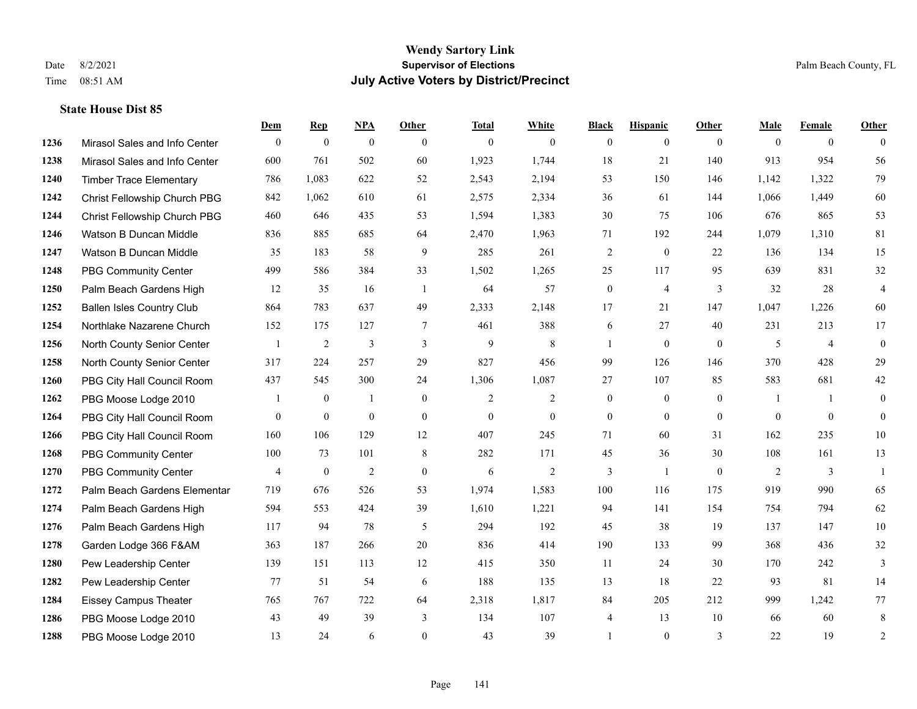**Wendy Sartory Link**
**Supervisor of Elections**
**July Active Voters by District/Precinct**

Date 8/2/2021
Time 08:51 AM

Palm Beach County, FL

### State House Dist 85

| | | Dem | Rep | NPA | Other | Total | White | Black | Hispanic | Other | Male | Female | Other |
|---|---|---|---|---|---|---|---|---|---|---|---|---|---|
| 1236 | Mirasol Sales and Info Center | 0 | 0 | 0 | 0 | 0 | 0 | 0 | 0 | 0 | 0 | 0 | 0 |
| 1238 | Mirasol Sales and Info Center | 600 | 761 | 502 | 60 | 1,923 | 1,744 | 18 | 21 | 140 | 913 | 954 | 56 |
| 1240 | Timber Trace Elementary | 786 | 1,083 | 622 | 52 | 2,543 | 2,194 | 53 | 150 | 146 | 1,142 | 1,322 | 79 |
| 1242 | Christ Fellowship Church PBG | 842 | 1,062 | 610 | 61 | 2,575 | 2,334 | 36 | 61 | 144 | 1,066 | 1,449 | 60 |
| 1244 | Christ Fellowship Church PBG | 460 | 646 | 435 | 53 | 1,594 | 1,383 | 30 | 75 | 106 | 676 | 865 | 53 |
| 1246 | Watson B Duncan Middle | 836 | 885 | 685 | 64 | 2,470 | 1,963 | 71 | 192 | 244 | 1,079 | 1,310 | 81 |
| 1247 | Watson B Duncan Middle | 35 | 183 | 58 | 9 | 285 | 261 | 2 | 0 | 22 | 136 | 134 | 15 |
| 1248 | PBG Community Center | 499 | 586 | 384 | 33 | 1,502 | 1,265 | 25 | 117 | 95 | 639 | 831 | 32 |
| 1250 | Palm Beach Gardens High | 12 | 35 | 16 | 1 | 64 | 57 | 0 | 4 | 3 | 32 | 28 | 4 |
| 1252 | Ballen Isles Country Club | 864 | 783 | 637 | 49 | 2,333 | 2,148 | 17 | 21 | 147 | 1,047 | 1,226 | 60 |
| 1254 | Northlake Nazarene Church | 152 | 175 | 127 | 7 | 461 | 388 | 6 | 27 | 40 | 231 | 213 | 17 |
| 1256 | North County Senior Center | 1 | 2 | 3 | 3 | 9 | 8 | 1 | 0 | 0 | 5 | 4 | 0 |
| 1258 | North County Senior Center | 317 | 224 | 257 | 29 | 827 | 456 | 99 | 126 | 146 | 370 | 428 | 29 |
| 1260 | PBG City Hall Council Room | 437 | 545 | 300 | 24 | 1,306 | 1,087 | 27 | 107 | 85 | 583 | 681 | 42 |
| 1262 | PBG Moose Lodge 2010 | 1 | 0 | 1 | 0 | 2 | 2 | 0 | 0 | 0 | 1 | 1 | 0 |
| 1264 | PBG City Hall Council Room | 0 | 0 | 0 | 0 | 0 | 0 | 0 | 0 | 0 | 0 | 0 | 0 |
| 1266 | PBG City Hall Council Room | 160 | 106 | 129 | 12 | 407 | 245 | 71 | 60 | 31 | 162 | 235 | 10 |
| 1268 | PBG Community Center | 100 | 73 | 101 | 8 | 282 | 171 | 45 | 36 | 30 | 108 | 161 | 13 |
| 1270 | PBG Community Center | 4 | 0 | 2 | 0 | 6 | 2 | 3 | 1 | 0 | 2 | 3 | 1 |
| 1272 | Palm Beach Gardens Elementar | 719 | 676 | 526 | 53 | 1,974 | 1,583 | 100 | 116 | 175 | 919 | 990 | 65 |
| 1274 | Palm Beach Gardens High | 594 | 553 | 424 | 39 | 1,610 | 1,221 | 94 | 141 | 154 | 754 | 794 | 62 |
| 1276 | Palm Beach Gardens High | 117 | 94 | 78 | 5 | 294 | 192 | 45 | 38 | 19 | 137 | 147 | 10 |
| 1278 | Garden Lodge 366 F&AM | 363 | 187 | 266 | 20 | 836 | 414 | 190 | 133 | 99 | 368 | 436 | 32 |
| 1280 | Pew Leadership Center | 139 | 151 | 113 | 12 | 415 | 350 | 11 | 24 | 30 | 170 | 242 | 3 |
| 1282 | Pew Leadership Center | 77 | 51 | 54 | 6 | 188 | 135 | 13 | 18 | 22 | 93 | 81 | 14 |
| 1284 | Eissey Campus Theater | 765 | 767 | 722 | 64 | 2,318 | 1,817 | 84 | 205 | 212 | 999 | 1,242 | 77 |
| 1286 | PBG Moose Lodge 2010 | 43 | 49 | 39 | 3 | 134 | 107 | 4 | 13 | 10 | 66 | 60 | 8 |
| 1288 | PBG Moose Lodge 2010 | 13 | 24 | 6 | 0 | 43 | 39 | 1 | 0 | 3 | 22 | 19 | 2 |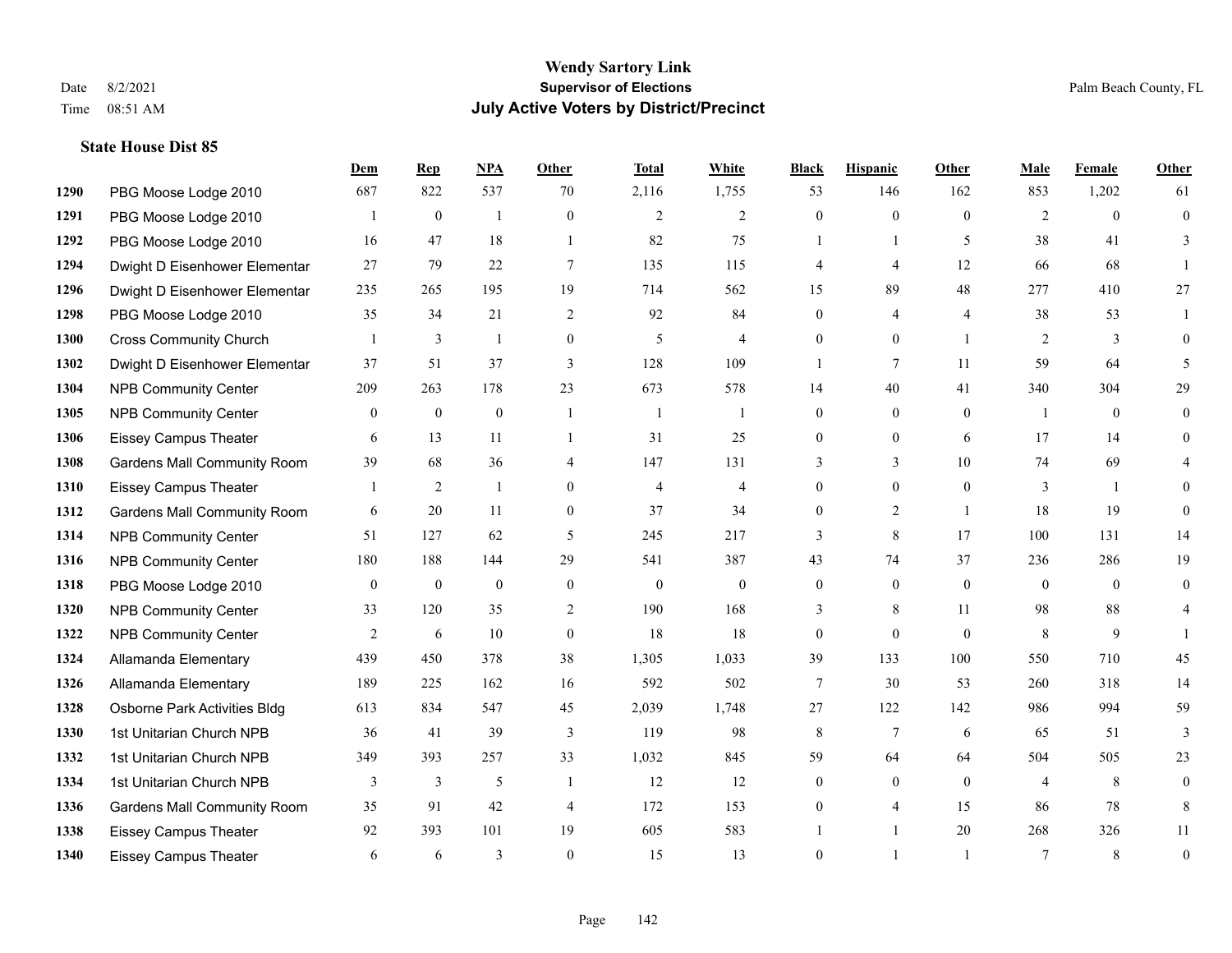# Wendy Sartory Link
## Supervisor of Elections
## July Active Voters by District/Precinct

Date 8/2/2021
Time 08:51 AM

Palm Beach County, FL

### State House Dist 85

| | | Dem | Rep | NPA | Other | Total | White | Black | Hispanic | Other | Male | Female | Other |
|---|---|---|---|---|---|---|---|---|---|---|---|---|---|
| 1290 | PBG Moose Lodge 2010 | 687 | 822 | 537 | 70 | 2,116 | 1,755 | 53 | 146 | 162 | 853 | 1,202 | 61 |
| 1291 | PBG Moose Lodge 2010 | 1 | 0 | 1 | 0 | 2 | 2 | 0 | 0 | 0 | 2 | 0 | 0 |
| 1292 | PBG Moose Lodge 2010 | 16 | 47 | 18 | 1 | 82 | 75 | 1 | 1 | 5 | 38 | 41 | 3 |
| 1294 | Dwight D Eisenhower Elementar | 27 | 79 | 22 | 7 | 135 | 115 | 4 | 4 | 12 | 66 | 68 | 1 |
| 1296 | Dwight D Eisenhower Elementar | 235 | 265 | 195 | 19 | 714 | 562 | 15 | 89 | 48 | 277 | 410 | 27 |
| 1298 | PBG Moose Lodge 2010 | 35 | 34 | 21 | 2 | 92 | 84 | 0 | 4 | 4 | 38 | 53 | 1 |
| 1300 | Cross Community Church | 1 | 3 | 1 | 0 | 5 | 4 | 0 | 0 | 1 | 2 | 3 | 0 |
| 1302 | Dwight D Eisenhower Elementar | 37 | 51 | 37 | 3 | 128 | 109 | 1 | 7 | 11 | 59 | 64 | 5 |
| 1304 | NPB Community Center | 209 | 263 | 178 | 23 | 673 | 578 | 14 | 40 | 41 | 340 | 304 | 29 |
| 1305 | NPB Community Center | 0 | 0 | 0 | 1 | 1 | 1 | 0 | 0 | 0 | 1 | 0 | 0 |
| 1306 | Eissey Campus Theater | 6 | 13 | 11 | 1 | 31 | 25 | 0 | 0 | 6 | 17 | 14 | 0 |
| 1308 | Gardens Mall Community Room | 39 | 68 | 36 | 4 | 147 | 131 | 3 | 3 | 10 | 74 | 69 | 4 |
| 1310 | Eissey Campus Theater | 1 | 2 | 1 | 0 | 4 | 4 | 0 | 0 | 0 | 3 | 1 | 0 |
| 1312 | Gardens Mall Community Room | 6 | 20 | 11 | 0 | 37 | 34 | 0 | 2 | 1 | 18 | 19 | 0 |
| 1314 | NPB Community Center | 51 | 127 | 62 | 5 | 245 | 217 | 3 | 8 | 17 | 100 | 131 | 14 |
| 1316 | NPB Community Center | 180 | 188 | 144 | 29 | 541 | 387 | 43 | 74 | 37 | 236 | 286 | 19 |
| 1318 | PBG Moose Lodge 2010 | 0 | 0 | 0 | 0 | 0 | 0 | 0 | 0 | 0 | 0 | 0 | 0 |
| 1320 | NPB Community Center | 33 | 120 | 35 | 2 | 190 | 168 | 3 | 8 | 11 | 98 | 88 | 4 |
| 1322 | NPB Community Center | 2 | 6 | 10 | 0 | 18 | 18 | 0 | 0 | 0 | 8 | 9 | 1 |
| 1324 | Allamanda Elementary | 439 | 450 | 378 | 38 | 1,305 | 1,033 | 39 | 133 | 100 | 550 | 710 | 45 |
| 1326 | Allamanda Elementary | 189 | 225 | 162 | 16 | 592 | 502 | 7 | 30 | 53 | 260 | 318 | 14 |
| 1328 | Osborne Park Activities Bldg | 613 | 834 | 547 | 45 | 2,039 | 1,748 | 27 | 122 | 142 | 986 | 994 | 59 |
| 1330 | 1st Unitarian Church NPB | 36 | 41 | 39 | 3 | 119 | 98 | 8 | 7 | 6 | 65 | 51 | 3 |
| 1332 | 1st Unitarian Church NPB | 349 | 393 | 257 | 33 | 1,032 | 845 | 59 | 64 | 64 | 504 | 505 | 23 |
| 1334 | 1st Unitarian Church NPB | 3 | 3 | 5 | 1 | 12 | 12 | 0 | 0 | 0 | 4 | 8 | 0 |
| 1336 | Gardens Mall Community Room | 35 | 91 | 42 | 4 | 172 | 153 | 0 | 4 | 15 | 86 | 78 | 8 |
| 1338 | Eissey Campus Theater | 92 | 393 | 101 | 19 | 605 | 583 | 1 | 1 | 20 | 268 | 326 | 11 |
| 1340 | Eissey Campus Theater | 6 | 6 | 3 | 0 | 15 | 13 | 0 | 1 | 1 | 7 | 8 | 0 |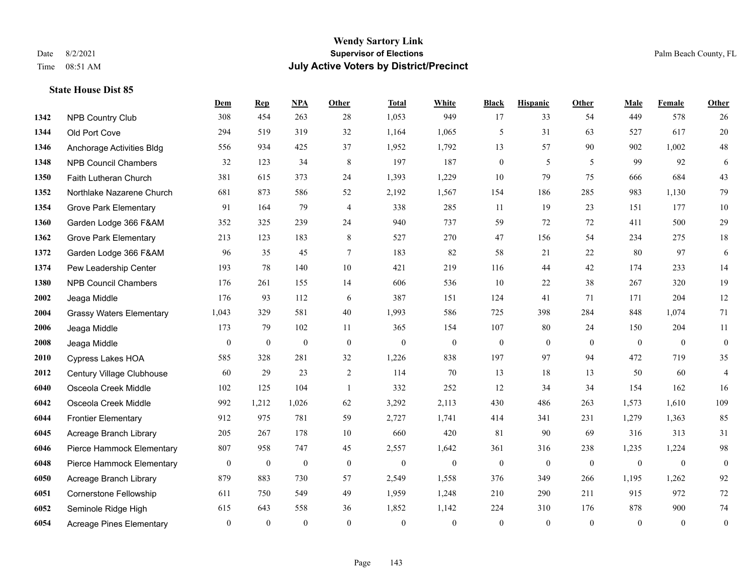# Wendy Sartory Link

**Supervisor of Elections**

**July Active Voters by District/Precinct**

Date 8/2/2021

Time 08:51 AM

Palm Beach County, FL

### State House Dist 85

| | | Dem | Rep | NPA | Other | Total | White | Black | Hispanic | Other | Male | Female | Other |
|---|---|---|---|---|---|---|---|---|---|---|---|---|---|
| 1342 | NPB Country Club | 308 | 454 | 263 | 28 | 1,053 | 949 | 17 | 33 | 54 | 449 | 578 | 26 |
| 1344 | Old Port Cove | 294 | 519 | 319 | 32 | 1,164 | 1,065 | 5 | 31 | 63 | 527 | 617 | 20 |
| 1346 | Anchorage Activities Bldg | 556 | 934 | 425 | 37 | 1,952 | 1,792 | 13 | 57 | 90 | 902 | 1,002 | 48 |
| 1348 | NPB Council Chambers | 32 | 123 | 34 | 8 | 197 | 187 | 0 | 5 | 5 | 99 | 92 | 6 |
| 1350 | Faith Lutheran Church | 381 | 615 | 373 | 24 | 1,393 | 1,229 | 10 | 79 | 75 | 666 | 684 | 43 |
| 1352 | Northlake Nazarene Church | 681 | 873 | 586 | 52 | 2,192 | 1,567 | 154 | 186 | 285 | 983 | 1,130 | 79 |
| 1354 | Grove Park Elementary | 91 | 164 | 79 | 4 | 338 | 285 | 11 | 19 | 23 | 151 | 177 | 10 |
| 1360 | Garden Lodge 366 F&AM | 352 | 325 | 239 | 24 | 940 | 737 | 59 | 72 | 72 | 411 | 500 | 29 |
| 1362 | Grove Park Elementary | 213 | 123 | 183 | 8 | 527 | 270 | 47 | 156 | 54 | 234 | 275 | 18 |
| 1372 | Garden Lodge 366 F&AM | 96 | 35 | 45 | 7 | 183 | 82 | 58 | 21 | 22 | 80 | 97 | 6 |
| 1374 | Pew Leadership Center | 193 | 78 | 140 | 10 | 421 | 219 | 116 | 44 | 42 | 174 | 233 | 14 |
| 1380 | NPB Council Chambers | 176 | 261 | 155 | 14 | 606 | 536 | 10 | 22 | 38 | 267 | 320 | 19 |
| 2002 | Jeaga Middle | 176 | 93 | 112 | 6 | 387 | 151 | 124 | 41 | 71 | 171 | 204 | 12 |
| 2004 | Grassy Waters Elementary | 1,043 | 329 | 581 | 40 | 1,993 | 586 | 725 | 398 | 284 | 848 | 1,074 | 71 |
| 2006 | Jeaga Middle | 173 | 79 | 102 | 11 | 365 | 154 | 107 | 80 | 24 | 150 | 204 | 11 |
| 2008 | Jeaga Middle | 0 | 0 | 0 | 0 | 0 | 0 | 0 | 0 | 0 | 0 | 0 | 0 |
| 2010 | Cypress Lakes HOA | 585 | 328 | 281 | 32 | 1,226 | 838 | 197 | 97 | 94 | 472 | 719 | 35 |
| 2012 | Century Village Clubhouse | 60 | 29 | 23 | 2 | 114 | 70 | 13 | 18 | 13 | 50 | 60 | 4 |
| 6040 | Osceola Creek Middle | 102 | 125 | 104 | 1 | 332 | 252 | 12 | 34 | 34 | 154 | 162 | 16 |
| 6042 | Osceola Creek Middle | 992 | 1,212 | 1,026 | 62 | 3,292 | 2,113 | 430 | 486 | 263 | 1,573 | 1,610 | 109 |
| 6044 | Frontier Elementary | 912 | 975 | 781 | 59 | 2,727 | 1,741 | 414 | 341 | 231 | 1,279 | 1,363 | 85 |
| 6045 | Acreage Branch Library | 205 | 267 | 178 | 10 | 660 | 420 | 81 | 90 | 69 | 316 | 313 | 31 |
| 6046 | Pierce Hammock Elementary | 807 | 958 | 747 | 45 | 2,557 | 1,642 | 361 | 316 | 238 | 1,235 | 1,224 | 98 |
| 6048 | Pierce Hammock Elementary | 0 | 0 | 0 | 0 | 0 | 0 | 0 | 0 | 0 | 0 | 0 | 0 |
| 6050 | Acreage Branch Library | 879 | 883 | 730 | 57 | 2,549 | 1,558 | 376 | 349 | 266 | 1,195 | 1,262 | 92 |
| 6051 | Cornerstone Fellowship | 611 | 750 | 549 | 49 | 1,959 | 1,248 | 210 | 290 | 211 | 915 | 972 | 72 |
| 6052 | Seminole Ridge High | 615 | 643 | 558 | 36 | 1,852 | 1,142 | 224 | 310 | 176 | 878 | 900 | 74 |
| 6054 | Acreage Pines Elementary | 0 | 0 | 0 | 0 | 0 | 0 | 0 | 0 | 0 | 0 | 0 | 0 |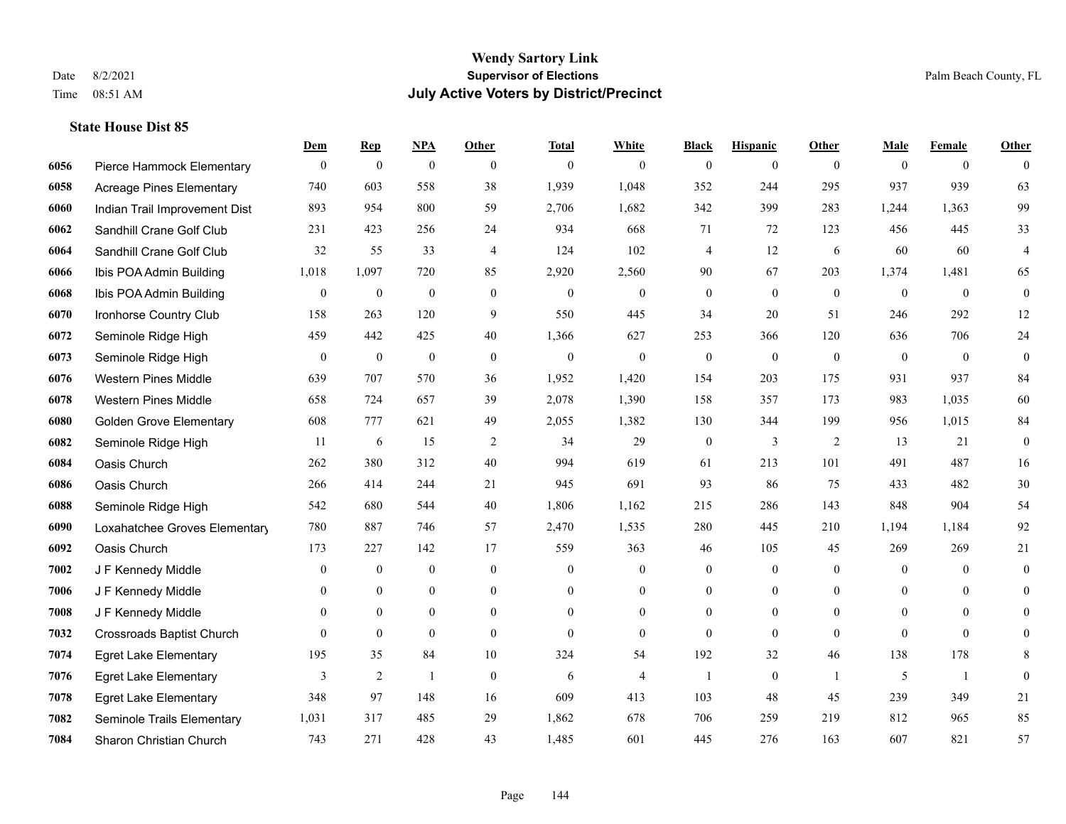**Wendy Sartory Link**
**Supervisor of Elections**
**July Active Voters by District/Precinct**

Date 8/2/2021
Time 08:51 AM
Palm Beach County, FL

### State House Dist 85

| | | Dem | Rep | NPA | Other | Total | White | Black | Hispanic | Other | Male | Female | Other |
|---|---|---|---|---|---|---|---|---|---|---|---|---|---|
| 6056 | Pierce Hammock Elementary | 0 | 0 | 0 | 0 | 0 | 0 | 0 | 0 | 0 | 0 | 0 | 0 |
| 6058 | Acreage Pines Elementary | 740 | 603 | 558 | 38 | 1,939 | 1,048 | 352 | 244 | 295 | 937 | 939 | 63 |
| 6060 | Indian Trail Improvement Dist | 893 | 954 | 800 | 59 | 2,706 | 1,682 | 342 | 399 | 283 | 1,244 | 1,363 | 99 |
| 6062 | Sandhill Crane Golf Club | 231 | 423 | 256 | 24 | 934 | 668 | 71 | 72 | 123 | 456 | 445 | 33 |
| 6064 | Sandhill Crane Golf Club | 32 | 55 | 33 | 4 | 124 | 102 | 4 | 12 | 6 | 60 | 60 | 4 |
| 6066 | Ibis POA Admin Building | 1,018 | 1,097 | 720 | 85 | 2,920 | 2,560 | 90 | 67 | 203 | 1,374 | 1,481 | 65 |
| 6068 | Ibis POA Admin Building | 0 | 0 | 0 | 0 | 0 | 0 | 0 | 0 | 0 | 0 | 0 | 0 |
| 6070 | Ironhorse Country Club | 158 | 263 | 120 | 9 | 550 | 445 | 34 | 20 | 51 | 246 | 292 | 12 |
| 6072 | Seminole Ridge High | 459 | 442 | 425 | 40 | 1,366 | 627 | 253 | 366 | 120 | 636 | 706 | 24 |
| 6073 | Seminole Ridge High | 0 | 0 | 0 | 0 | 0 | 0 | 0 | 0 | 0 | 0 | 0 | 0 |
| 6076 | Western Pines Middle | 639 | 707 | 570 | 36 | 1,952 | 1,420 | 154 | 203 | 175 | 931 | 937 | 84 |
| 6078 | Western Pines Middle | 658 | 724 | 657 | 39 | 2,078 | 1,390 | 158 | 357 | 173 | 983 | 1,035 | 60 |
| 6080 | Golden Grove Elementary | 608 | 777 | 621 | 49 | 2,055 | 1,382 | 130 | 344 | 199 | 956 | 1,015 | 84 |
| 6082 | Seminole Ridge High | 11 | 6 | 15 | 2 | 34 | 29 | 0 | 3 | 2 | 13 | 21 | 0 |
| 6084 | Oasis Church | 262 | 380 | 312 | 40 | 994 | 619 | 61 | 213 | 101 | 491 | 487 | 16 |
| 6086 | Oasis Church | 266 | 414 | 244 | 21 | 945 | 691 | 93 | 86 | 75 | 433 | 482 | 30 |
| 6088 | Seminole Ridge High | 542 | 680 | 544 | 40 | 1,806 | 1,162 | 215 | 286 | 143 | 848 | 904 | 54 |
| 6090 | Loxahatchee Groves Elementary | 780 | 887 | 746 | 57 | 2,470 | 1,535 | 280 | 445 | 210 | 1,194 | 1,184 | 92 |
| 6092 | Oasis Church | 173 | 227 | 142 | 17 | 559 | 363 | 46 | 105 | 45 | 269 | 269 | 21 |
| 7002 | J F Kennedy Middle | 0 | 0 | 0 | 0 | 0 | 0 | 0 | 0 | 0 | 0 | 0 | 0 |
| 7006 | J F Kennedy Middle | 0 | 0 | 0 | 0 | 0 | 0 | 0 | 0 | 0 | 0 | 0 | 0 |
| 7008 | J F Kennedy Middle | 0 | 0 | 0 | 0 | 0 | 0 | 0 | 0 | 0 | 0 | 0 | 0 |
| 7032 | Crossroads Baptist Church | 0 | 0 | 0 | 0 | 0 | 0 | 0 | 0 | 0 | 0 | 0 | 0 |
| 7074 | Egret Lake Elementary | 195 | 35 | 84 | 10 | 324 | 54 | 192 | 32 | 46 | 138 | 178 | 8 |
| 7076 | Egret Lake Elementary | 3 | 2 | 1 | 0 | 6 | 4 | 1 | 0 | 1 | 5 | 1 | 0 |
| 7078 | Egret Lake Elementary | 348 | 97 | 148 | 16 | 609 | 413 | 103 | 48 | 45 | 239 | 349 | 21 |
| 7082 | Seminole Trails Elementary | 1,031 | 317 | 485 | 29 | 1,862 | 678 | 706 | 259 | 219 | 812 | 965 | 85 |
| 7084 | Sharon Christian Church | 743 | 271 | 428 | 43 | 1,485 | 601 | 445 | 276 | 163 | 607 | 821 | 57 |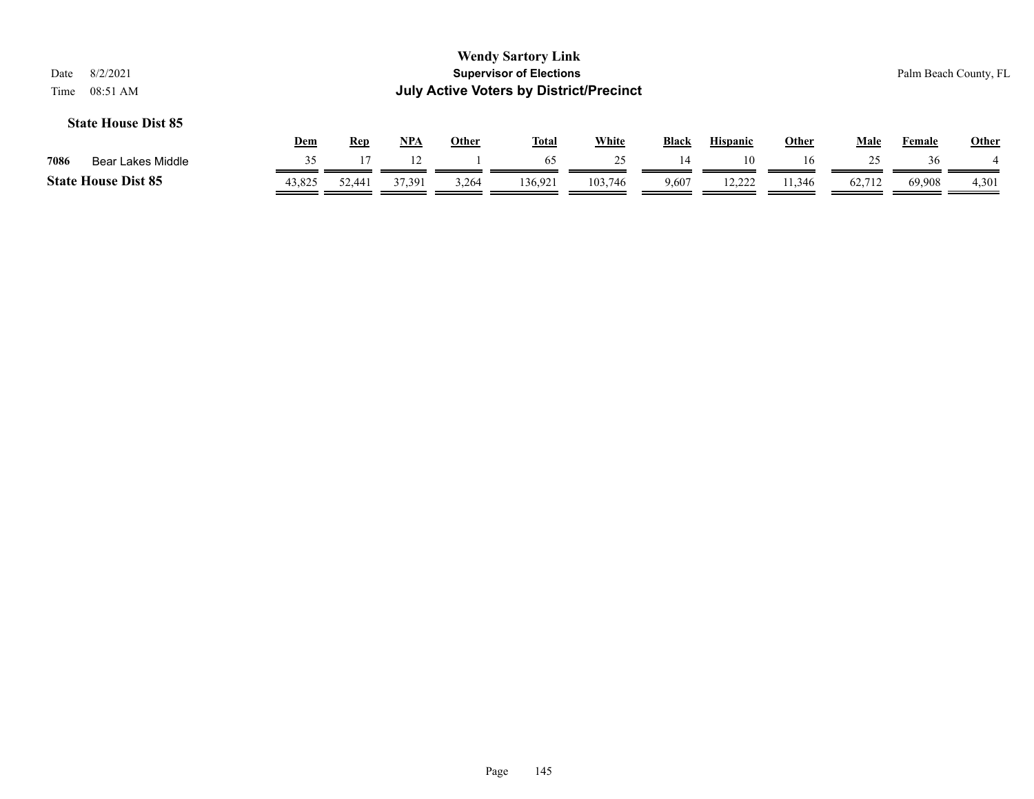**Wendy Sartory Link**
**Supervisor of Elections**
**July Active Voters by District/Precinct**

Date 8/2/2021
Time 08:51 AM

Palm Beach County, FL

### State House Dist 85

| | | Dem | Rep | NPA | Other | Total | White | Black | Hispanic | Other | Male | Female | Other |
|---|---|---|---|---|---|---|---|---|---|---|---|---|---|
| 7086 | Bear Lakes Middle | 35 | 17 | 12 | 1 | 65 | 25 | 14 | 10 | 16 | 25 | 36 | 4 |
| **State House Dist 85** | | 43,825 | 52,441 | 37,391 | 3,264 | 136,921 | 103,746 | 9,607 | 12,222 | 11,346 | 62,712 | 69,908 | 4,301 |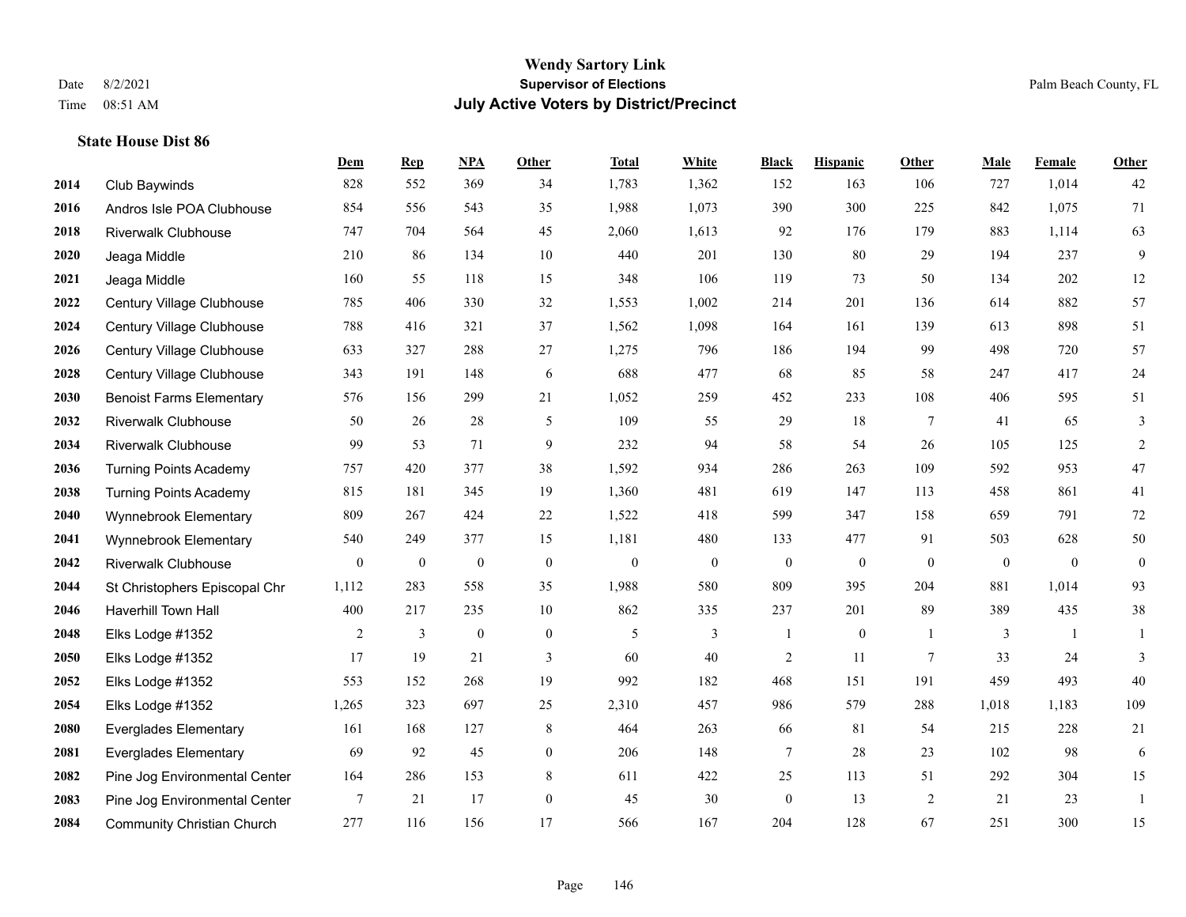# Wendy Sartory Link

**Supervisor of Elections**

**July Active Voters by District/Precinct**

Date 8/2/2021
Time 08:51 AM

Palm Beach County, FL

**State House Dist 86**

| | | Dem | Rep | NPA | Other | Total | White | Black | Hispanic | Other | Male | Female | Other |
|---|---|---|---|---|---|---|---|---|---|---|---|---|---|
| 2014 | Club Baywinds | 828 | 552 | 369 | 34 | 1,783 | 1,362 | 152 | 163 | 106 | 727 | 1,014 | 42 |
| 2016 | Andros Isle POA Clubhouse | 854 | 556 | 543 | 35 | 1,988 | 1,073 | 390 | 300 | 225 | 842 | 1,075 | 71 |
| 2018 | Riverwalk Clubhouse | 747 | 704 | 564 | 45 | 2,060 | 1,613 | 92 | 176 | 179 | 883 | 1,114 | 63 |
| 2020 | Jeaga Middle | 210 | 86 | 134 | 10 | 440 | 201 | 130 | 80 | 29 | 194 | 237 | 9 |
| 2021 | Jeaga Middle | 160 | 55 | 118 | 15 | 348 | 106 | 119 | 73 | 50 | 134 | 202 | 12 |
| 2022 | Century Village Clubhouse | 785 | 406 | 330 | 32 | 1,553 | 1,002 | 214 | 201 | 136 | 614 | 882 | 57 |
| 2024 | Century Village Clubhouse | 788 | 416 | 321 | 37 | 1,562 | 1,098 | 164 | 161 | 139 | 613 | 898 | 51 |
| 2026 | Century Village Clubhouse | 633 | 327 | 288 | 27 | 1,275 | 796 | 186 | 194 | 99 | 498 | 720 | 57 |
| 2028 | Century Village Clubhouse | 343 | 191 | 148 | 6 | 688 | 477 | 68 | 85 | 58 | 247 | 417 | 24 |
| 2030 | Benoist Farms Elementary | 576 | 156 | 299 | 21 | 1,052 | 259 | 452 | 233 | 108 | 406 | 595 | 51 |
| 2032 | Riverwalk Clubhouse | 50 | 26 | 28 | 5 | 109 | 55 | 29 | 18 | 7 | 41 | 65 | 3 |
| 2034 | Riverwalk Clubhouse | 99 | 53 | 71 | 9 | 232 | 94 | 58 | 54 | 26 | 105 | 125 | 2 |
| 2036 | Turning Points Academy | 757 | 420 | 377 | 38 | 1,592 | 934 | 286 | 263 | 109 | 592 | 953 | 47 |
| 2038 | Turning Points Academy | 815 | 181 | 345 | 19 | 1,360 | 481 | 619 | 147 | 113 | 458 | 861 | 41 |
| 2040 | Wynnebrook Elementary | 809 | 267 | 424 | 22 | 1,522 | 418 | 599 | 347 | 158 | 659 | 791 | 72 |
| 2041 | Wynnebrook Elementary | 540 | 249 | 377 | 15 | 1,181 | 480 | 133 | 477 | 91 | 503 | 628 | 50 |
| 2042 | Riverwalk Clubhouse | 0 | 0 | 0 | 0 | 0 | 0 | 0 | 0 | 0 | 0 | 0 | 0 |
| 2044 | St Christophers Episcopal Chr | 1,112 | 283 | 558 | 35 | 1,988 | 580 | 809 | 395 | 204 | 881 | 1,014 | 93 |
| 2046 | Haverhill Town Hall | 400 | 217 | 235 | 10 | 862 | 335 | 237 | 201 | 89 | 389 | 435 | 38 |
| 2048 | Elks Lodge #1352 | 2 | 3 | 0 | 0 | 5 | 3 | 1 | 0 | 1 | 3 | 1 | 1 |
| 2050 | Elks Lodge #1352 | 17 | 19 | 21 | 3 | 60 | 40 | 2 | 11 | 7 | 33 | 24 | 3 |
| 2052 | Elks Lodge #1352 | 553 | 152 | 268 | 19 | 992 | 182 | 468 | 151 | 191 | 459 | 493 | 40 |
| 2054 | Elks Lodge #1352 | 1,265 | 323 | 697 | 25 | 2,310 | 457 | 986 | 579 | 288 | 1,018 | 1,183 | 109 |
| 2080 | Everglades Elementary | 161 | 168 | 127 | 8 | 464 | 263 | 66 | 81 | 54 | 215 | 228 | 21 |
| 2081 | Everglades Elementary | 69 | 92 | 45 | 0 | 206 | 148 | 7 | 28 | 23 | 102 | 98 | 6 |
| 2082 | Pine Jog Environmental Center | 164 | 286 | 153 | 8 | 611 | 422 | 25 | 113 | 51 | 292 | 304 | 15 |
| 2083 | Pine Jog Environmental Center | 7 | 21 | 17 | 0 | 45 | 30 | 0 | 13 | 2 | 21 | 23 | 1 |
| 2084 | Community Christian Church | 277 | 116 | 156 | 17 | 566 | 167 | 204 | 128 | 67 | 251 | 300 | 15 |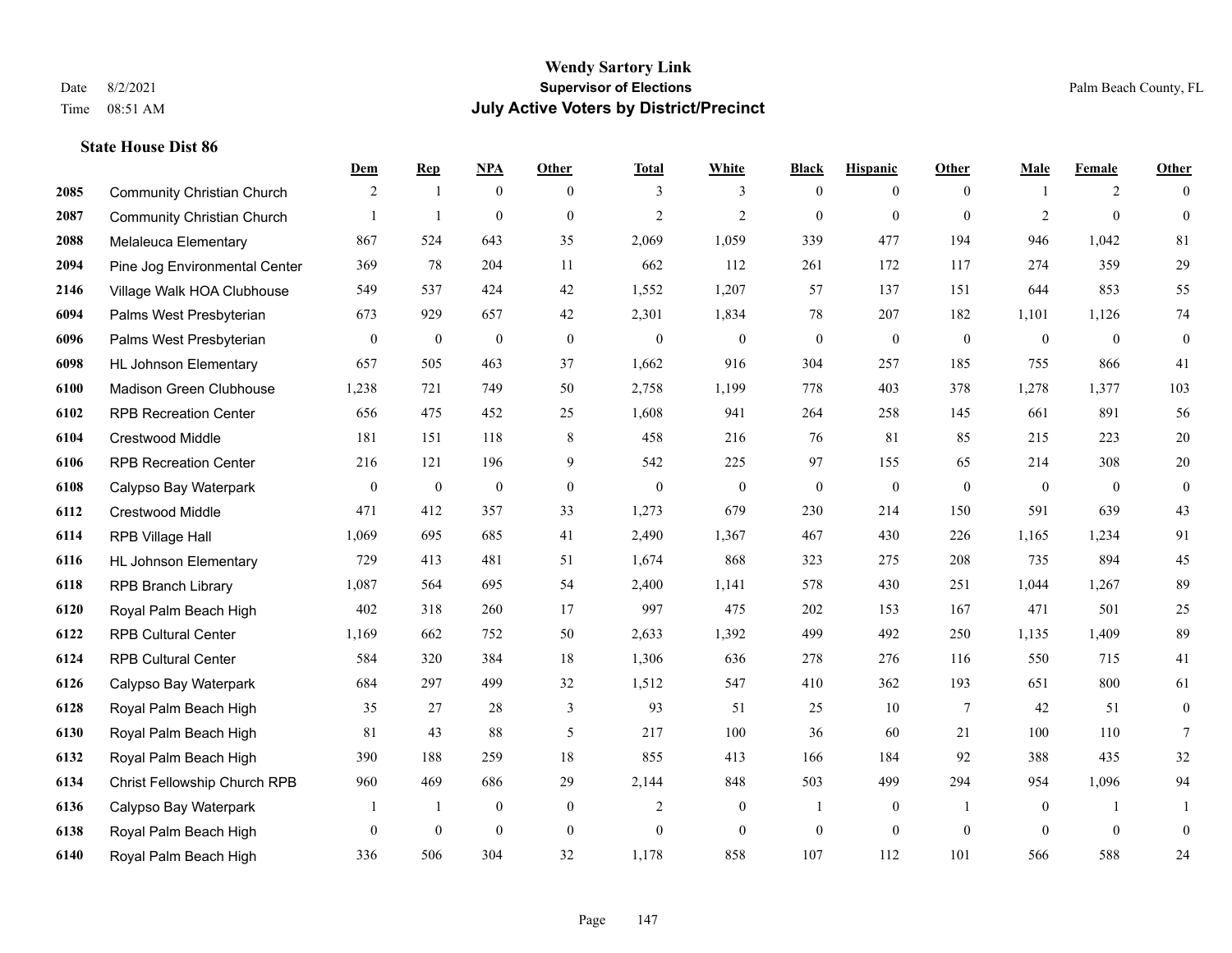# Wendy Sartory Link
## Supervisor of Elections
## July Active Voters by District/Precinct

Date 8/2/2021
Time 08:51 AM

Palm Beach County, FL

### State House Dist 86

| | | Dem | Rep | NPA | Other | Total | White | Black | Hispanic | Other | Male | Female | Other |
|---|---|---|---|---|---|---|---|---|---|---|---|---|---|
| 2085 | Community Christian Church | 2 | 1 | 0 | 0 | 3 | 3 | 0 | 0 | 0 | 1 | 2 | 0 |
| 2087 | Community Christian Church | 1 | 1 | 0 | 0 | 2 | 2 | 0 | 0 | 0 | 2 | 0 | 0 |
| 2088 | Melaleuca Elementary | 867 | 524 | 643 | 35 | 2,069 | 1,059 | 339 | 477 | 194 | 946 | 1,042 | 81 |
| 2094 | Pine Jog Environmental Center | 369 | 78 | 204 | 11 | 662 | 112 | 261 | 172 | 117 | 274 | 359 | 29 |
| 2146 | Village Walk HOA Clubhouse | 549 | 537 | 424 | 42 | 1,552 | 1,207 | 57 | 137 | 151 | 644 | 853 | 55 |
| 6094 | Palms West Presbyterian | 673 | 929 | 657 | 42 | 2,301 | 1,834 | 78 | 207 | 182 | 1,101 | 1,126 | 74 |
| 6096 | Palms West Presbyterian | 0 | 0 | 0 | 0 | 0 | 0 | 0 | 0 | 0 | 0 | 0 | 0 |
| 6098 | HL Johnson Elementary | 657 | 505 | 463 | 37 | 1,662 | 916 | 304 | 257 | 185 | 755 | 866 | 41 |
| 6100 | Madison Green Clubhouse | 1,238 | 721 | 749 | 50 | 2,758 | 1,199 | 778 | 403 | 378 | 1,278 | 1,377 | 103 |
| 6102 | RPB Recreation Center | 656 | 475 | 452 | 25 | 1,608 | 941 | 264 | 258 | 145 | 661 | 891 | 56 |
| 6104 | Crestwood Middle | 181 | 151 | 118 | 8 | 458 | 216 | 76 | 81 | 85 | 215 | 223 | 20 |
| 6106 | RPB Recreation Center | 216 | 121 | 196 | 9 | 542 | 225 | 97 | 155 | 65 | 214 | 308 | 20 |
| 6108 | Calypso Bay Waterpark | 0 | 0 | 0 | 0 | 0 | 0 | 0 | 0 | 0 | 0 | 0 | 0 |
| 6112 | Crestwood Middle | 471 | 412 | 357 | 33 | 1,273 | 679 | 230 | 214 | 150 | 591 | 639 | 43 |
| 6114 | RPB Village Hall | 1,069 | 695 | 685 | 41 | 2,490 | 1,367 | 467 | 430 | 226 | 1,165 | 1,234 | 91 |
| 6116 | HL Johnson Elementary | 729 | 413 | 481 | 51 | 1,674 | 868 | 323 | 275 | 208 | 735 | 894 | 45 |
| 6118 | RPB Branch Library | 1,087 | 564 | 695 | 54 | 2,400 | 1,141 | 578 | 430 | 251 | 1,044 | 1,267 | 89 |
| 6120 | Royal Palm Beach High | 402 | 318 | 260 | 17 | 997 | 475 | 202 | 153 | 167 | 471 | 501 | 25 |
| 6122 | RPB Cultural Center | 1,169 | 662 | 752 | 50 | 2,633 | 1,392 | 499 | 492 | 250 | 1,135 | 1,409 | 89 |
| 6124 | RPB Cultural Center | 584 | 320 | 384 | 18 | 1,306 | 636 | 278 | 276 | 116 | 550 | 715 | 41 |
| 6126 | Calypso Bay Waterpark | 684 | 297 | 499 | 32 | 1,512 | 547 | 410 | 362 | 193 | 651 | 800 | 61 |
| 6128 | Royal Palm Beach High | 35 | 27 | 28 | 3 | 93 | 51 | 25 | 10 | 7 | 42 | 51 | 0 |
| 6130 | Royal Palm Beach High | 81 | 43 | 88 | 5 | 217 | 100 | 36 | 60 | 21 | 100 | 110 | 7 |
| 6132 | Royal Palm Beach High | 390 | 188 | 259 | 18 | 855 | 413 | 166 | 184 | 92 | 388 | 435 | 32 |
| 6134 | Christ Fellowship Church RPB | 960 | 469 | 686 | 29 | 2,144 | 848 | 503 | 499 | 294 | 954 | 1,096 | 94 |
| 6136 | Calypso Bay Waterpark | 1 | 1 | 0 | 0 | 2 | 0 | 1 | 0 | 1 | 0 | 1 | 1 |
| 6138 | Royal Palm Beach High | 0 | 0 | 0 | 0 | 0 | 0 | 0 | 0 | 0 | 0 | 0 | 0 |
| 6140 | Royal Palm Beach High | 336 | 506 | 304 | 32 | 1,178 | 858 | 107 | 112 | 101 | 566 | 588 | 24 |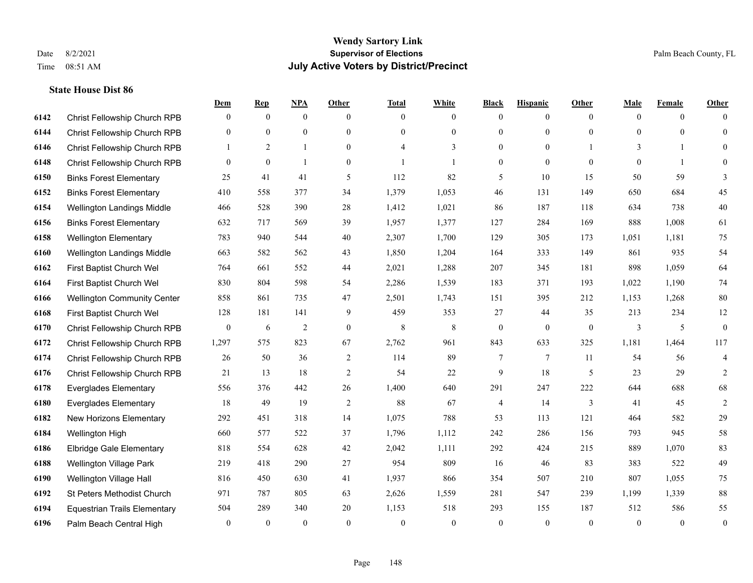## State House Dist 86

| | | Dem | Rep | NPA | Other | Total | White | Black | Hispanic | Other | Male | Female | Other |
|---|---|---|---|---|---|---|---|---|---|---|---|---|---|
| 6142 | Christ Fellowship Church RPB | 0 | 0 | 0 | 0 | 0 | 0 | 0 | 0 | 0 | 0 | 0 | 0 |
| 6144 | Christ Fellowship Church RPB | 0 | 0 | 0 | 0 | 0 | 0 | 0 | 0 | 0 | 0 | 0 | 0 |
| 6146 | Christ Fellowship Church RPB | 1 | 2 | 1 | 0 | 4 | 3 | 0 | 0 | 1 | 3 | 1 | 0 |
| 6148 | Christ Fellowship Church RPB | 0 | 0 | 1 | 0 | 1 | 1 | 0 | 0 | 0 | 0 | 1 | 0 |
| 6150 | Binks Forest Elementary | 25 | 41 | 41 | 5 | 112 | 82 | 5 | 10 | 15 | 50 | 59 | 3 |
| 6152 | Binks Forest Elementary | 410 | 558 | 377 | 34 | 1,379 | 1,053 | 46 | 131 | 149 | 650 | 684 | 45 |
| 6154 | Wellington Landings Middle | 466 | 528 | 390 | 28 | 1,412 | 1,021 | 86 | 187 | 118 | 634 | 738 | 40 |
| 6156 | Binks Forest Elementary | 632 | 717 | 569 | 39 | 1,957 | 1,377 | 127 | 284 | 169 | 888 | 1,008 | 61 |
| 6158 | Wellington Elementary | 783 | 940 | 544 | 40 | 2,307 | 1,700 | 129 | 305 | 173 | 1,051 | 1,181 | 75 |
| 6160 | Wellington Landings Middle | 663 | 582 | 562 | 43 | 1,850 | 1,204 | 164 | 333 | 149 | 861 | 935 | 54 |
| 6162 | First Baptist Church Wel | 764 | 661 | 552 | 44 | 2,021 | 1,288 | 207 | 345 | 181 | 898 | 1,059 | 64 |
| 6164 | First Baptist Church Wel | 830 | 804 | 598 | 54 | 2,286 | 1,539 | 183 | 371 | 193 | 1,022 | 1,190 | 74 |
| 6166 | Wellington Community Center | 858 | 861 | 735 | 47 | 2,501 | 1,743 | 151 | 395 | 212 | 1,153 | 1,268 | 80 |
| 6168 | First Baptist Church Wel | 128 | 181 | 141 | 9 | 459 | 353 | 27 | 44 | 35 | 213 | 234 | 12 |
| 6170 | Christ Fellowship Church RPB | 0 | 6 | 2 | 0 | 8 | 8 | 0 | 0 | 0 | 3 | 5 | 0 |
| 6172 | Christ Fellowship Church RPB | 1,297 | 575 | 823 | 67 | 2,762 | 961 | 843 | 633 | 325 | 1,181 | 1,464 | 117 |
| 6174 | Christ Fellowship Church RPB | 26 | 50 | 36 | 2 | 114 | 89 | 7 | 7 | 11 | 54 | 56 | 4 |
| 6176 | Christ Fellowship Church RPB | 21 | 13 | 18 | 2 | 54 | 22 | 9 | 18 | 5 | 23 | 29 | 2 |
| 6178 | Everglades Elementary | 556 | 376 | 442 | 26 | 1,400 | 640 | 291 | 247 | 222 | 644 | 688 | 68 |
| 6180 | Everglades Elementary | 18 | 49 | 19 | 2 | 88 | 67 | 4 | 14 | 3 | 41 | 45 | 2 |
| 6182 | New Horizons Elementary | 292 | 451 | 318 | 14 | 1,075 | 788 | 53 | 113 | 121 | 464 | 582 | 29 |
| 6184 | Wellington High | 660 | 577 | 522 | 37 | 1,796 | 1,112 | 242 | 286 | 156 | 793 | 945 | 58 |
| 6186 | Elbridge Gale Elementary | 818 | 554 | 628 | 42 | 2,042 | 1,111 | 292 | 424 | 215 | 889 | 1,070 | 83 |
| 6188 | Wellington Village Park | 219 | 418 | 290 | 27 | 954 | 809 | 16 | 46 | 83 | 383 | 522 | 49 |
| 6190 | Wellington Village Hall | 816 | 450 | 630 | 41 | 1,937 | 866 | 354 | 507 | 210 | 807 | 1,055 | 75 |
| 6192 | St Peters Methodist Church | 971 | 787 | 805 | 63 | 2,626 | 1,559 | 281 | 547 | 239 | 1,199 | 1,339 | 88 |
| 6194 | Equestrian Trails Elementary | 504 | 289 | 340 | 20 | 1,153 | 518 | 293 | 155 | 187 | 512 | 586 | 55 |
| 6196 | Palm Beach Central High | 0 | 0 | 0 | 0 | 0 | 0 | 0 | 0 | 0 | 0 | 0 | 0 |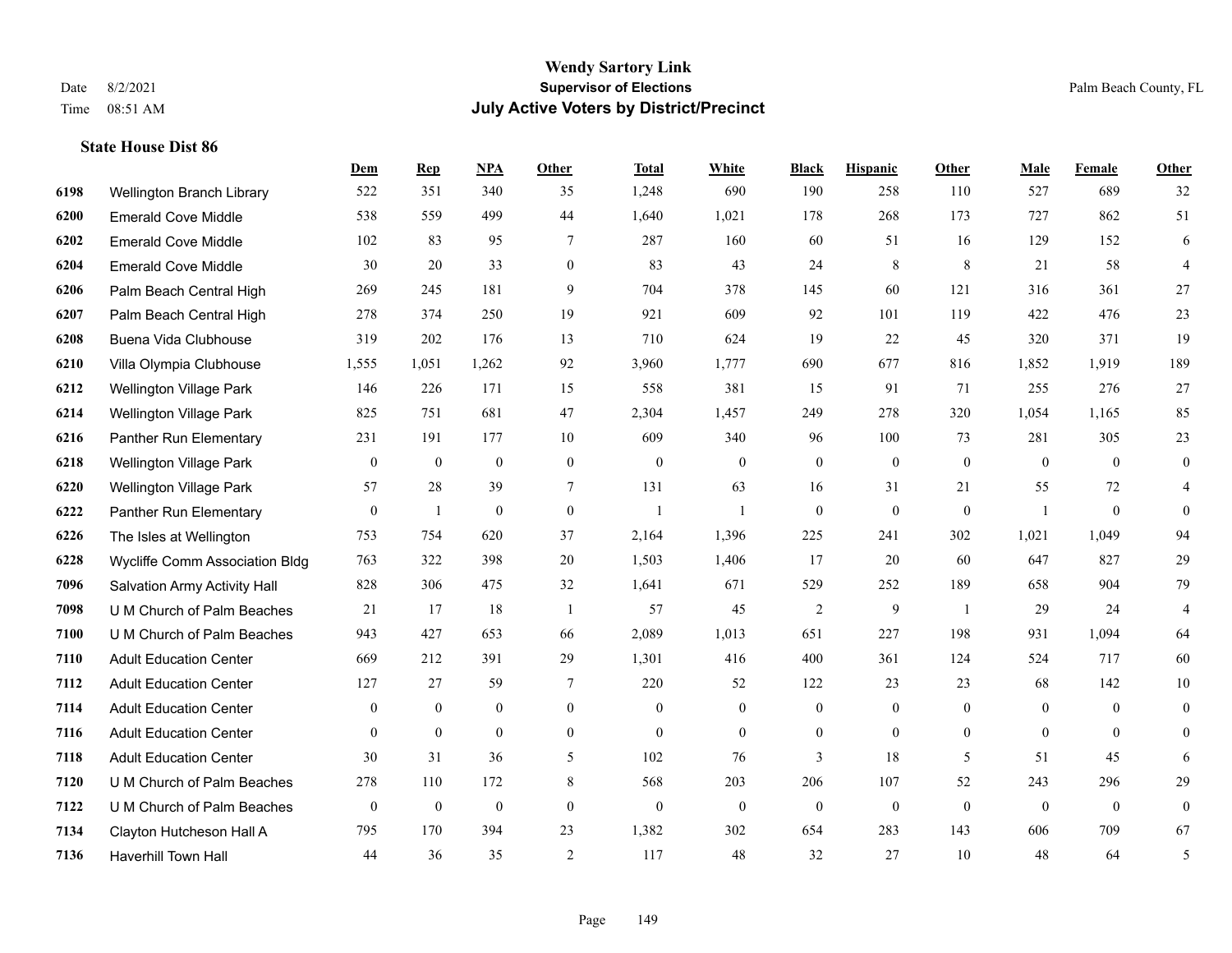# Wendy Sartory Link

**Supervisor of Elections**

**July Active Voters by District/Precinct**

Date 8/2/2021
Time 08:51 AM

Palm Beach County, FL

### State House Dist 86

| | | Dem | Rep | NPA | Other | Total | White | Black | Hispanic | Other | Male | Female | Other |
|---|---|---|---|---|---|---|---|---|---|---|---|---|---|
| 6198 | Wellington Branch Library | 522 | 351 | 340 | 35 | 1,248 | 690 | 190 | 258 | 110 | 527 | 689 | 32 |
| 6200 | Emerald Cove Middle | 538 | 559 | 499 | 44 | 1,640 | 1,021 | 178 | 268 | 173 | 727 | 862 | 51 |
| 6202 | Emerald Cove Middle | 102 | 83 | 95 | 7 | 287 | 160 | 60 | 51 | 16 | 129 | 152 | 6 |
| 6204 | Emerald Cove Middle | 30 | 20 | 33 | 0 | 83 | 43 | 24 | 8 | 8 | 21 | 58 | 4 |
| 6206 | Palm Beach Central High | 269 | 245 | 181 | 9 | 704 | 378 | 145 | 60 | 121 | 316 | 361 | 27 |
| 6207 | Palm Beach Central High | 278 | 374 | 250 | 19 | 921 | 609 | 92 | 101 | 119 | 422 | 476 | 23 |
| 6208 | Buena Vida Clubhouse | 319 | 202 | 176 | 13 | 710 | 624 | 19 | 22 | 45 | 320 | 371 | 19 |
| 6210 | Villa Olympia Clubhouse | 1,555 | 1,051 | 1,262 | 92 | 3,960 | 1,777 | 690 | 677 | 816 | 1,852 | 1,919 | 189 |
| 6212 | Wellington Village Park | 146 | 226 | 171 | 15 | 558 | 381 | 15 | 91 | 71 | 255 | 276 | 27 |
| 6214 | Wellington Village Park | 825 | 751 | 681 | 47 | 2,304 | 1,457 | 249 | 278 | 320 | 1,054 | 1,165 | 85 |
| 6216 | Panther Run Elementary | 231 | 191 | 177 | 10 | 609 | 340 | 96 | 100 | 73 | 281 | 305 | 23 |
| 6218 | Wellington Village Park | 0 | 0 | 0 | 0 | 0 | 0 | 0 | 0 | 0 | 0 | 0 | 0 |
| 6220 | Wellington Village Park | 57 | 28 | 39 | 7 | 131 | 63 | 16 | 31 | 21 | 55 | 72 | 4 |
| 6222 | Panther Run Elementary | 0 | 1 | 0 | 0 | 1 | 1 | 0 | 0 | 0 | 1 | 0 | 0 |
| 6226 | The Isles at Wellington | 753 | 754 | 620 | 37 | 2,164 | 1,396 | 225 | 241 | 302 | 1,021 | 1,049 | 94 |
| 6228 | Wycliffe Comm Association Bldg | 763 | 322 | 398 | 20 | 1,503 | 1,406 | 17 | 20 | 60 | 647 | 827 | 29 |
| 7096 | Salvation Army Activity Hall | 828 | 306 | 475 | 32 | 1,641 | 671 | 529 | 252 | 189 | 658 | 904 | 79 |
| 7098 | U M Church of Palm Beaches | 21 | 17 | 18 | 1 | 57 | 45 | 2 | 9 | 1 | 29 | 24 | 4 |
| 7100 | U M Church of Palm Beaches | 943 | 427 | 653 | 66 | 2,089 | 1,013 | 651 | 227 | 198 | 931 | 1,094 | 64 |
| 7110 | Adult Education Center | 669 | 212 | 391 | 29 | 1,301 | 416 | 400 | 361 | 124 | 524 | 717 | 60 |
| 7112 | Adult Education Center | 127 | 27 | 59 | 7 | 220 | 52 | 122 | 23 | 23 | 68 | 142 | 10 |
| 7114 | Adult Education Center | 0 | 0 | 0 | 0 | 0 | 0 | 0 | 0 | 0 | 0 | 0 | 0 |
| 7116 | Adult Education Center | 0 | 0 | 0 | 0 | 0 | 0 | 0 | 0 | 0 | 0 | 0 | 0 |
| 7118 | Adult Education Center | 30 | 31 | 36 | 5 | 102 | 76 | 3 | 18 | 5 | 51 | 45 | 6 |
| 7120 | U M Church of Palm Beaches | 278 | 110 | 172 | 8 | 568 | 203 | 206 | 107 | 52 | 243 | 296 | 29 |
| 7122 | U M Church of Palm Beaches | 0 | 0 | 0 | 0 | 0 | 0 | 0 | 0 | 0 | 0 | 0 | 0 |
| 7134 | Clayton Hutcheson Hall A | 795 | 170 | 394 | 23 | 1,382 | 302 | 654 | 283 | 143 | 606 | 709 | 67 |
| 7136 | Haverhill Town Hall | 44 | 36 | 35 | 2 | 117 | 48 | 32 | 27 | 10 | 48 | 64 | 5 |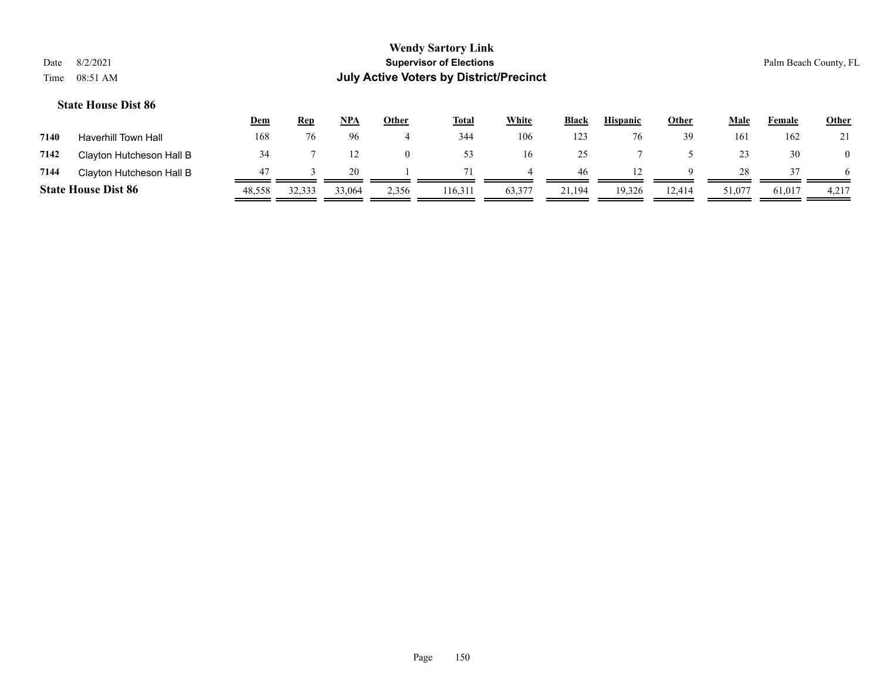### State House Dist 86

| | | Dem | Rep | NPA | Other | Total | White | Black | Hispanic | Other | Male | Female | Other |
|---|---|---|---|---|---|---|---|---|---|---|---|---|---|
| 7140 | Haverhill Town Hall | 168 | 76 | 96 | 4 | 344 | 106 | 123 | 76 | 39 | 161 | 162 | 21 |
| 7142 | Clayton Hutcheson Hall B | 34 | 7 | 12 | 0 | 53 | 16 | 25 | 7 | 5 | 23 | 30 | 0 |
| 7144 | Clayton Hutcheson Hall B | 47 | 3 | 20 | 1 | 71 | 4 | 46 | 12 | 9 | 28 | 37 | 6 |
| **State House Dist 86** | | 48,558 | 32,333 | 33,064 | 2,356 | 116,311 | 63,377 | 21,194 | 19,326 | 12,414 | 51,077 | 61,017 | 4,217 |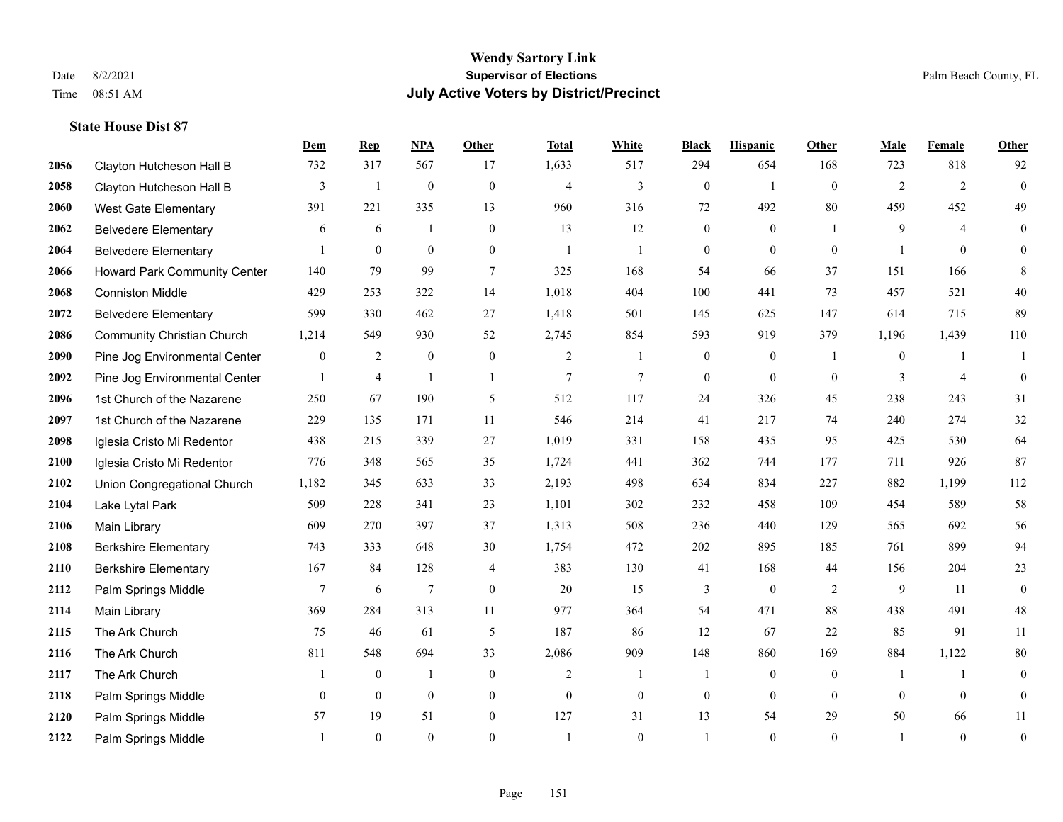# Wendy Sartory Link
## Supervisor of Elections
## July Active Voters by District/Precinct

Date 8/2/2021
Time 08:51 AM

Palm Beach County, FL

### State House Dist 87

| | | Dem | Rep | NPA | Other | Total | White | Black | Hispanic | Other | Male | Female | Other |
|---|---|---|---|---|---|---|---|---|---|---|---|---|---|
| 2056 | Clayton Hutcheson Hall B | 732 | 317 | 567 | 17 | 1,633 | 517 | 294 | 654 | 168 | 723 | 818 | 92 |
| 2058 | Clayton Hutcheson Hall B | 3 | 1 | 0 | 0 | 4 | 3 | 0 | 1 | 0 | 2 | 2 | 0 |
| 2060 | West Gate Elementary | 391 | 221 | 335 | 13 | 960 | 316 | 72 | 492 | 80 | 459 | 452 | 49 |
| 2062 | Belvedere Elementary | 6 | 6 | 1 | 0 | 13 | 12 | 0 | 0 | 1 | 9 | 4 | 0 |
| 2064 | Belvedere Elementary | 1 | 0 | 0 | 0 | 1 | 1 | 0 | 0 | 0 | 1 | 0 | 0 |
| 2066 | Howard Park Community Center | 140 | 79 | 99 | 7 | 325 | 168 | 54 | 66 | 37 | 151 | 166 | 8 |
| 2068 | Conniston Middle | 429 | 253 | 322 | 14 | 1,018 | 404 | 100 | 441 | 73 | 457 | 521 | 40 |
| 2072 | Belvedere Elementary | 599 | 330 | 462 | 27 | 1,418 | 501 | 145 | 625 | 147 | 614 | 715 | 89 |
| 2086 | Community Christian Church | 1,214 | 549 | 930 | 52 | 2,745 | 854 | 593 | 919 | 379 | 1,196 | 1,439 | 110 |
| 2090 | Pine Jog Environmental Center | 0 | 2 | 0 | 0 | 2 | 1 | 0 | 0 | 1 | 0 | 1 | 1 |
| 2092 | Pine Jog Environmental Center | 1 | 4 | 1 | 1 | 7 | 7 | 0 | 0 | 0 | 3 | 4 | 0 |
| 2096 | 1st Church of the Nazarene | 250 | 67 | 190 | 5 | 512 | 117 | 24 | 326 | 45 | 238 | 243 | 31 |
| 2097 | 1st Church of the Nazarene | 229 | 135 | 171 | 11 | 546 | 214 | 41 | 217 | 74 | 240 | 274 | 32 |
| 2098 | Iglesia Cristo Mi Redentor | 438 | 215 | 339 | 27 | 1,019 | 331 | 158 | 435 | 95 | 425 | 530 | 64 |
| 2100 | Iglesia Cristo Mi Redentor | 776 | 348 | 565 | 35 | 1,724 | 441 | 362 | 744 | 177 | 711 | 926 | 87 |
| 2102 | Union Congregational Church | 1,182 | 345 | 633 | 33 | 2,193 | 498 | 634 | 834 | 227 | 882 | 1,199 | 112 |
| 2104 | Lake Lytal Park | 509 | 228 | 341 | 23 | 1,101 | 302 | 232 | 458 | 109 | 454 | 589 | 58 |
| 2106 | Main Library | 609 | 270 | 397 | 37 | 1,313 | 508 | 236 | 440 | 129 | 565 | 692 | 56 |
| 2108 | Berkshire Elementary | 743 | 333 | 648 | 30 | 1,754 | 472 | 202 | 895 | 185 | 761 | 899 | 94 |
| 2110 | Berkshire Elementary | 167 | 84 | 128 | 4 | 383 | 130 | 41 | 168 | 44 | 156 | 204 | 23 |
| 2112 | Palm Springs Middle | 7 | 6 | 7 | 0 | 20 | 15 | 3 | 0 | 2 | 9 | 11 | 0 |
| 2114 | Main Library | 369 | 284 | 313 | 11 | 977 | 364 | 54 | 471 | 88 | 438 | 491 | 48 |
| 2115 | The Ark Church | 75 | 46 | 61 | 5 | 187 | 86 | 12 | 67 | 22 | 85 | 91 | 11 |
| 2116 | The Ark Church | 811 | 548 | 694 | 33 | 2,086 | 909 | 148 | 860 | 169 | 884 | 1,122 | 80 |
| 2117 | The Ark Church | 1 | 0 | 1 | 0 | 2 | 1 | 1 | 0 | 0 | 1 | 1 | 0 |
| 2118 | Palm Springs Middle | 0 | 0 | 0 | 0 | 0 | 0 | 0 | 0 | 0 | 0 | 0 | 0 |
| 2120 | Palm Springs Middle | 57 | 19 | 51 | 0 | 127 | 31 | 13 | 54 | 29 | 50 | 66 | 11 |
| 2122 | Palm Springs Middle | 1 | 0 | 0 | 0 | 1 | 0 | 1 | 0 | 0 | 1 | 0 | 0 |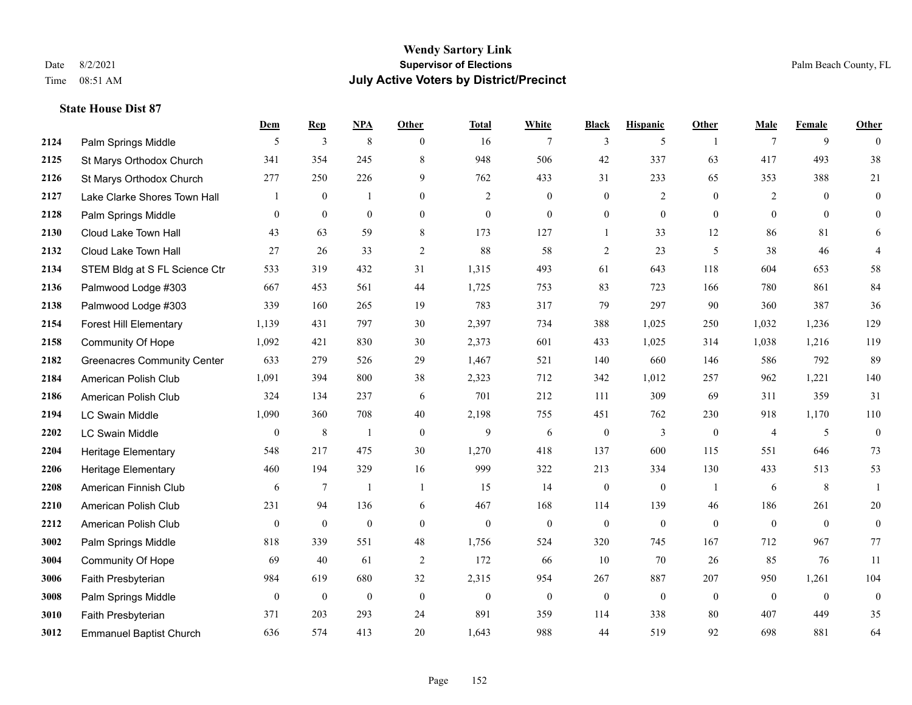# Wendy Sartory Link
## Supervisor of Elections
## July Active Voters by District/Precinct

Date 8/2/2021
Time 08:51 AM

Palm Beach County, FL

### State House Dist 87

| | | Dem | Rep | NPA | Other | Total | White | Black | Hispanic | Other | Male | Female | Other |
|---|---|---|---|---|---|---|---|---|---|---|---|---|---|
| 2124 | Palm Springs Middle | 5 | 3 | 8 | 0 | 16 | 7 | 3 | 5 | 1 | 7 | 9 | 0 |
| 2125 | St Marys Orthodox Church | 341 | 354 | 245 | 8 | 948 | 506 | 42 | 337 | 63 | 417 | 493 | 38 |
| 2126 | St Marys Orthodox Church | 277 | 250 | 226 | 9 | 762 | 433 | 31 | 233 | 65 | 353 | 388 | 21 |
| 2127 | Lake Clarke Shores Town Hall | 1 | 0 | 1 | 0 | 2 | 0 | 0 | 2 | 0 | 2 | 0 | 0 |
| 2128 | Palm Springs Middle | 0 | 0 | 0 | 0 | 0 | 0 | 0 | 0 | 0 | 0 | 0 | 0 |
| 2130 | Cloud Lake Town Hall | 43 | 63 | 59 | 8 | 173 | 127 | 1 | 33 | 12 | 86 | 81 | 6 |
| 2132 | Cloud Lake Town Hall | 27 | 26 | 33 | 2 | 88 | 58 | 2 | 23 | 5 | 38 | 46 | 4 |
| 2134 | STEM Bldg at S FL Science Ctr | 533 | 319 | 432 | 31 | 1,315 | 493 | 61 | 643 | 118 | 604 | 653 | 58 |
| 2136 | Palmwood Lodge #303 | 667 | 453 | 561 | 44 | 1,725 | 753 | 83 | 723 | 166 | 780 | 861 | 84 |
| 2138 | Palmwood Lodge #303 | 339 | 160 | 265 | 19 | 783 | 317 | 79 | 297 | 90 | 360 | 387 | 36 |
| 2154 | Forest Hill Elementary | 1,139 | 431 | 797 | 30 | 2,397 | 734 | 388 | 1,025 | 250 | 1,032 | 1,236 | 129 |
| 2158 | Community Of Hope | 1,092 | 421 | 830 | 30 | 2,373 | 601 | 433 | 1,025 | 314 | 1,038 | 1,216 | 119 |
| 2182 | Greenacres Community Center | 633 | 279 | 526 | 29 | 1,467 | 521 | 140 | 660 | 146 | 586 | 792 | 89 |
| 2184 | American Polish Club | 1,091 | 394 | 800 | 38 | 2,323 | 712 | 342 | 1,012 | 257 | 962 | 1,221 | 140 |
| 2186 | American Polish Club | 324 | 134 | 237 | 6 | 701 | 212 | 111 | 309 | 69 | 311 | 359 | 31 |
| 2194 | LC Swain Middle | 1,090 | 360 | 708 | 40 | 2,198 | 755 | 451 | 762 | 230 | 918 | 1,170 | 110 |
| 2202 | LC Swain Middle | 0 | 8 | 1 | 0 | 9 | 6 | 0 | 3 | 0 | 4 | 5 | 0 |
| 2204 | Heritage Elementary | 548 | 217 | 475 | 30 | 1,270 | 418 | 137 | 600 | 115 | 551 | 646 | 73 |
| 2206 | Heritage Elementary | 460 | 194 | 329 | 16 | 999 | 322 | 213 | 334 | 130 | 433 | 513 | 53 |
| 2208 | American Finnish Club | 6 | 7 | 1 | 1 | 15 | 14 | 0 | 0 | 1 | 6 | 8 | 1 |
| 2210 | American Polish Club | 231 | 94 | 136 | 6 | 467 | 168 | 114 | 139 | 46 | 186 | 261 | 20 |
| 2212 | American Polish Club | 0 | 0 | 0 | 0 | 0 | 0 | 0 | 0 | 0 | 0 | 0 | 0 |
| 3002 | Palm Springs Middle | 818 | 339 | 551 | 48 | 1,756 | 524 | 320 | 745 | 167 | 712 | 967 | 77 |
| 3004 | Community Of Hope | 69 | 40 | 61 | 2 | 172 | 66 | 10 | 70 | 26 | 85 | 76 | 11 |
| 3006 | Faith Presbyterian | 984 | 619 | 680 | 32 | 2,315 | 954 | 267 | 887 | 207 | 950 | 1,261 | 104 |
| 3008 | Palm Springs Middle | 0 | 0 | 0 | 0 | 0 | 0 | 0 | 0 | 0 | 0 | 0 | 0 |
| 3010 | Faith Presbyterian | 371 | 203 | 293 | 24 | 891 | 359 | 114 | 338 | 80 | 407 | 449 | 35 |
| 3012 | Emmanuel Baptist Church | 636 | 574 | 413 | 20 | 1,643 | 988 | 44 | 519 | 92 | 698 | 881 | 64 |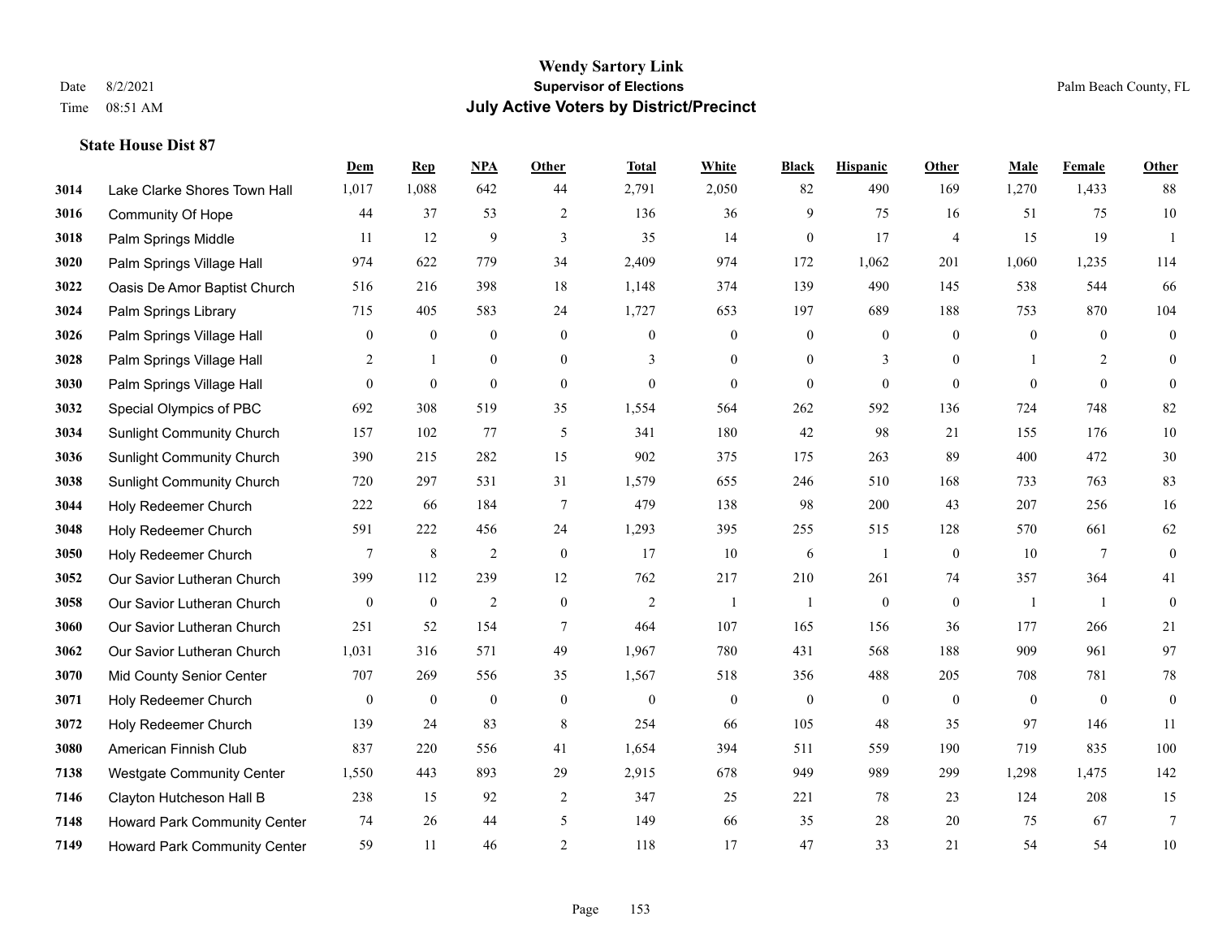# Wendy Sartory Link
## Supervisor of Elections
## July Active Voters by District/Precinct

Date 8/2/2021
Time 08:51 AM

Palm Beach County, FL

### State House Dist 87

| | | Dem | Rep | NPA | Other | Total | White | Black | Hispanic | Other | Male | Female | Other |
|---|---|---|---|---|---|---|---|---|---|---|---|---|---|
| 3014 | Lake Clarke Shores Town Hall | 1,017 | 1,088 | 642 | 44 | 2,791 | 2,050 | 82 | 490 | 169 | 1,270 | 1,433 | 88 |
| 3016 | Community Of Hope | 44 | 37 | 53 | 2 | 136 | 36 | 9 | 75 | 16 | 51 | 75 | 10 |
| 3018 | Palm Springs Middle | 11 | 12 | 9 | 3 | 35 | 14 | 0 | 17 | 4 | 15 | 19 | 1 |
| 3020 | Palm Springs Village Hall | 974 | 622 | 779 | 34 | 2,409 | 974 | 172 | 1,062 | 201 | 1,060 | 1,235 | 114 |
| 3022 | Oasis De Amor Baptist Church | 516 | 216 | 398 | 18 | 1,148 | 374 | 139 | 490 | 145 | 538 | 544 | 66 |
| 3024 | Palm Springs Library | 715 | 405 | 583 | 24 | 1,727 | 653 | 197 | 689 | 188 | 753 | 870 | 104 |
| 3026 | Palm Springs Village Hall | 0 | 0 | 0 | 0 | 0 | 0 | 0 | 0 | 0 | 0 | 0 | 0 |
| 3028 | Palm Springs Village Hall | 2 | 1 | 0 | 0 | 3 | 0 | 0 | 3 | 0 | 1 | 2 | 0 |
| 3030 | Palm Springs Village Hall | 0 | 0 | 0 | 0 | 0 | 0 | 0 | 0 | 0 | 0 | 0 | 0 |
| 3032 | Special Olympics of PBC | 692 | 308 | 519 | 35 | 1,554 | 564 | 262 | 592 | 136 | 724 | 748 | 82 |
| 3034 | Sunlight Community Church | 157 | 102 | 77 | 5 | 341 | 180 | 42 | 98 | 21 | 155 | 176 | 10 |
| 3036 | Sunlight Community Church | 390 | 215 | 282 | 15 | 902 | 375 | 175 | 263 | 89 | 400 | 472 | 30 |
| 3038 | Sunlight Community Church | 720 | 297 | 531 | 31 | 1,579 | 655 | 246 | 510 | 168 | 733 | 763 | 83 |
| 3044 | Holy Redeemer Church | 222 | 66 | 184 | 7 | 479 | 138 | 98 | 200 | 43 | 207 | 256 | 16 |
| 3048 | Holy Redeemer Church | 591 | 222 | 456 | 24 | 1,293 | 395 | 255 | 515 | 128 | 570 | 661 | 62 |
| 3050 | Holy Redeemer Church | 7 | 8 | 2 | 0 | 17 | 10 | 6 | 1 | 0 | 10 | 7 | 0 |
| 3052 | Our Savior Lutheran Church | 399 | 112 | 239 | 12 | 762 | 217 | 210 | 261 | 74 | 357 | 364 | 41 |
| 3058 | Our Savior Lutheran Church | 0 | 0 | 2 | 0 | 2 | 1 | 1 | 0 | 0 | 1 | 1 | 0 |
| 3060 | Our Savior Lutheran Church | 251 | 52 | 154 | 7 | 464 | 107 | 165 | 156 | 36 | 177 | 266 | 21 |
| 3062 | Our Savior Lutheran Church | 1,031 | 316 | 571 | 49 | 1,967 | 780 | 431 | 568 | 188 | 909 | 961 | 97 |
| 3070 | Mid County Senior Center | 707 | 269 | 556 | 35 | 1,567 | 518 | 356 | 488 | 205 | 708 | 781 | 78 |
| 3071 | Holy Redeemer Church | 0 | 0 | 0 | 0 | 0 | 0 | 0 | 0 | 0 | 0 | 0 | 0 |
| 3072 | Holy Redeemer Church | 139 | 24 | 83 | 8 | 254 | 66 | 105 | 48 | 35 | 97 | 146 | 11 |
| 3080 | American Finnish Club | 837 | 220 | 556 | 41 | 1,654 | 394 | 511 | 559 | 190 | 719 | 835 | 100 |
| 7138 | Westgate Community Center | 1,550 | 443 | 893 | 29 | 2,915 | 678 | 949 | 989 | 299 | 1,298 | 1,475 | 142 |
| 7146 | Clayton Hutcheson Hall B | 238 | 15 | 92 | 2 | 347 | 25 | 221 | 78 | 23 | 124 | 208 | 15 |
| 7148 | Howard Park Community Center | 74 | 26 | 44 | 5 | 149 | 66 | 35 | 28 | 20 | 75 | 67 | 7 |
| 7149 | Howard Park Community Center | 59 | 11 | 46 | 2 | 118 | 17 | 47 | 33 | 21 | 54 | 54 | 10 |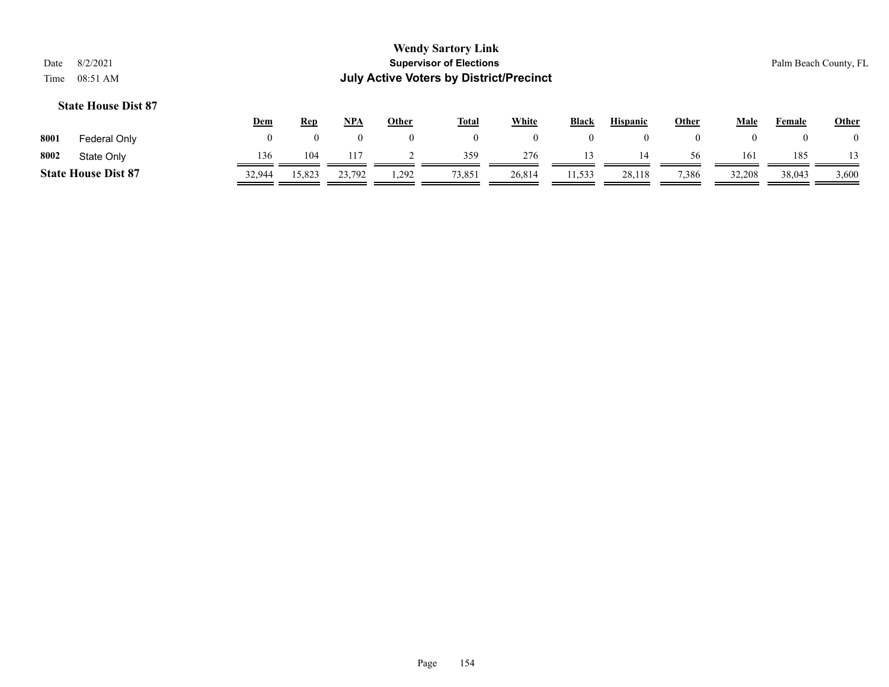# Wendy Sartory Link

## Supervisor of Elections

## July Active Voters by District/Precinct

Date 8/2/2021

Time 08:51 AM

Palm Beach County, FL

### State House Dist 87

| | | Dem | Rep | NPA | Other | Total | White | Black | Hispanic | Other | Male | Female | Other |
|---|---|---|---|---|---|---|---|---|---|---|---|---|---|
| 8001 | Federal Only | 0 | 0 | 0 | 0 | 0 | 0 | 0 | 0 | 0 | 0 | 0 | 0 |
| 8002 | State Only | 136 | 104 | 117 | 2 | 359 | 276 | 13 | 14 | 56 | 161 | 185 | 13 |
| **State House Dist 87** | | 32,944 | 15,823 | 23,792 | 1,292 | 73,851 | 26,814 | 11,533 | 28,118 | 7,386 | 32,208 | 38,043 | 3,600 |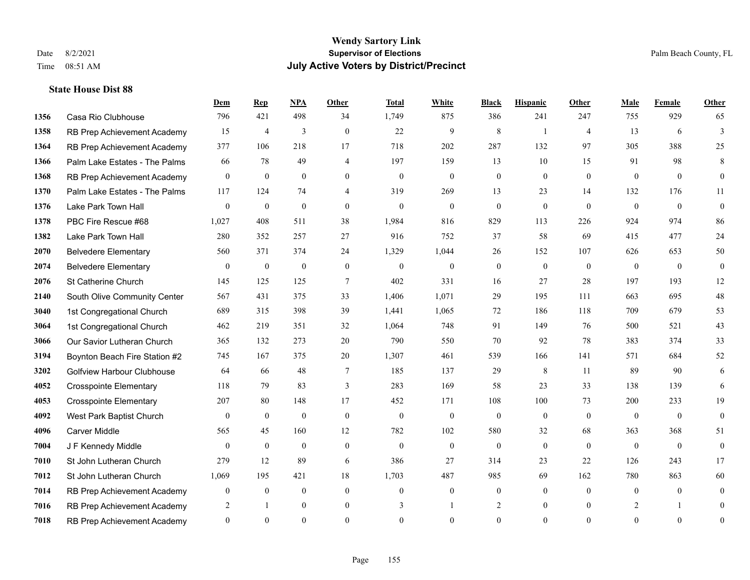**Wendy Sartory Link**
**Supervisor of Elections**
**July Active Voters by District/Precinct**

Date 8/2/2021
Time 08:51 AM

Palm Beach County, FL

### State House Dist 88

| | | Dem | Rep | NPA | Other | Total | White | Black | Hispanic | Other | Male | Female | Other |
|---|---|---|---|---|---|---|---|---|---|---|---|---|---|
| 1356 | Casa Rio Clubhouse | 796 | 421 | 498 | 34 | 1,749 | 875 | 386 | 241 | 247 | 755 | 929 | 65 |
| 1358 | RB Prep Achievement Academy | 15 | 4 | 3 | 0 | 22 | 9 | 8 | 1 | 4 | 13 | 6 | 3 |
| 1364 | RB Prep Achievement Academy | 377 | 106 | 218 | 17 | 718 | 202 | 287 | 132 | 97 | 305 | 388 | 25 |
| 1366 | Palm Lake Estates - The Palms | 66 | 78 | 49 | 4 | 197 | 159 | 13 | 10 | 15 | 91 | 98 | 8 |
| 1368 | RB Prep Achievement Academy | 0 | 0 | 0 | 0 | 0 | 0 | 0 | 0 | 0 | 0 | 0 | 0 |
| 1370 | Palm Lake Estates - The Palms | 117 | 124 | 74 | 4 | 319 | 269 | 13 | 23 | 14 | 132 | 176 | 11 |
| 1376 | Lake Park Town Hall | 0 | 0 | 0 | 0 | 0 | 0 | 0 | 0 | 0 | 0 | 0 | 0 |
| 1378 | PBC Fire Rescue #68 | 1,027 | 408 | 511 | 38 | 1,984 | 816 | 829 | 113 | 226 | 924 | 974 | 86 |
| 1382 | Lake Park Town Hall | 280 | 352 | 257 | 27 | 916 | 752 | 37 | 58 | 69 | 415 | 477 | 24 |
| 2070 | Belvedere Elementary | 560 | 371 | 374 | 24 | 1,329 | 1,044 | 26 | 152 | 107 | 626 | 653 | 50 |
| 2074 | Belvedere Elementary | 0 | 0 | 0 | 0 | 0 | 0 | 0 | 0 | 0 | 0 | 0 | 0 |
| 2076 | St Catherine Church | 145 | 125 | 125 | 7 | 402 | 331 | 16 | 27 | 28 | 197 | 193 | 12 |
| 2140 | South Olive Community Center | 567 | 431 | 375 | 33 | 1,406 | 1,071 | 29 | 195 | 111 | 663 | 695 | 48 |
| 3040 | 1st Congregational Church | 689 | 315 | 398 | 39 | 1,441 | 1,065 | 72 | 186 | 118 | 709 | 679 | 53 |
| 3064 | 1st Congregational Church | 462 | 219 | 351 | 32 | 1,064 | 748 | 91 | 149 | 76 | 500 | 521 | 43 |
| 3066 | Our Savior Lutheran Church | 365 | 132 | 273 | 20 | 790 | 550 | 70 | 92 | 78 | 383 | 374 | 33 |
| 3194 | Boynton Beach Fire Station #2 | 745 | 167 | 375 | 20 | 1,307 | 461 | 539 | 166 | 141 | 571 | 684 | 52 |
| 3202 | Golfview Harbour Clubhouse | 64 | 66 | 48 | 7 | 185 | 137 | 29 | 8 | 11 | 89 | 90 | 6 |
| 4052 | Crosspointe Elementary | 118 | 79 | 83 | 3 | 283 | 169 | 58 | 23 | 33 | 138 | 139 | 6 |
| 4053 | Crosspointe Elementary | 207 | 80 | 148 | 17 | 452 | 171 | 108 | 100 | 73 | 200 | 233 | 19 |
| 4092 | West Park Baptist Church | 0 | 0 | 0 | 0 | 0 | 0 | 0 | 0 | 0 | 0 | 0 | 0 |
| 4096 | Carver Middle | 565 | 45 | 160 | 12 | 782 | 102 | 580 | 32 | 68 | 363 | 368 | 51 |
| 7004 | J F Kennedy Middle | 0 | 0 | 0 | 0 | 0 | 0 | 0 | 0 | 0 | 0 | 0 | 0 |
| 7010 | St John Lutheran Church | 279 | 12 | 89 | 6 | 386 | 27 | 314 | 23 | 22 | 126 | 243 | 17 |
| 7012 | St John Lutheran Church | 1,069 | 195 | 421 | 18 | 1,703 | 487 | 985 | 69 | 162 | 780 | 863 | 60 |
| 7014 | RB Prep Achievement Academy | 0 | 0 | 0 | 0 | 0 | 0 | 0 | 0 | 0 | 0 | 0 | 0 |
| 7016 | RB Prep Achievement Academy | 2 | 1 | 0 | 0 | 3 | 1 | 2 | 0 | 0 | 2 | 1 | 0 |
| 7018 | RB Prep Achievement Academy | 0 | 0 | 0 | 0 | 0 | 0 | 0 | 0 | 0 | 0 | 0 | 0 |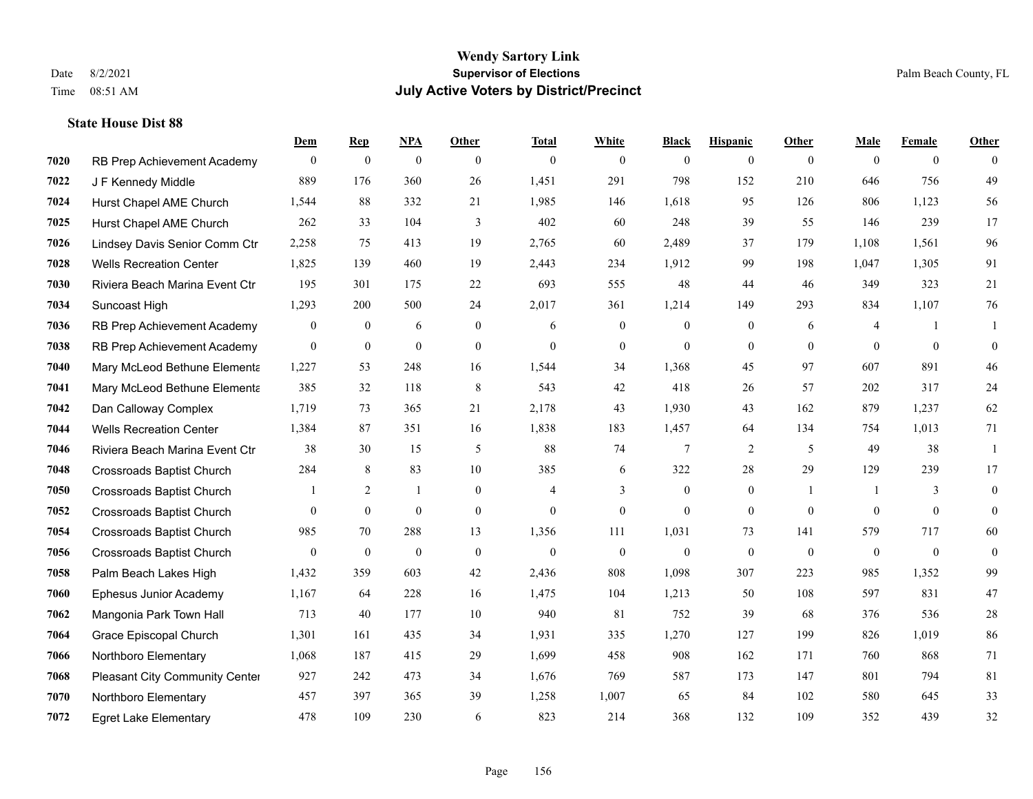# Wendy Sartory Link
## Supervisor of Elections
## July Active Voters by District/Precinct

Date 8/2/2021
Time 08:51 AM

Palm Beach County, FL

### State House Dist 88

| | | Dem | Rep | NPA | Other | Total | White | Black | Hispanic | Other | Male | Female | Other |
|---|---|---|---|---|---|---|---|---|---|---|---|---|---|
| 7020 | RB Prep Achievement Academy | 0 | 0 | 0 | 0 | 0 | 0 | 0 | 0 | 0 | 0 | 0 | 0 |
| 7022 | J F Kennedy Middle | 889 | 176 | 360 | 26 | 1,451 | 291 | 798 | 152 | 210 | 646 | 756 | 49 |
| 7024 | Hurst Chapel AME Church | 1,544 | 88 | 332 | 21 | 1,985 | 146 | 1,618 | 95 | 126 | 806 | 1,123 | 56 |
| 7025 | Hurst Chapel AME Church | 262 | 33 | 104 | 3 | 402 | 60 | 248 | 39 | 55 | 146 | 239 | 17 |
| 7026 | Lindsey Davis Senior Comm Ctr | 2,258 | 75 | 413 | 19 | 2,765 | 60 | 2,489 | 37 | 179 | 1,108 | 1,561 | 96 |
| 7028 | Wells Recreation Center | 1,825 | 139 | 460 | 19 | 2,443 | 234 | 1,912 | 99 | 198 | 1,047 | 1,305 | 91 |
| 7030 | Riviera Beach Marina Event Ctr | 195 | 301 | 175 | 22 | 693 | 555 | 48 | 44 | 46 | 349 | 323 | 21 |
| 7034 | Suncoast High | 1,293 | 200 | 500 | 24 | 2,017 | 361 | 1,214 | 149 | 293 | 834 | 1,107 | 76 |
| 7036 | RB Prep Achievement Academy | 0 | 0 | 6 | 0 | 6 | 0 | 0 | 0 | 6 | 4 | 1 | 1 |
| 7038 | RB Prep Achievement Academy | 0 | 0 | 0 | 0 | 0 | 0 | 0 | 0 | 0 | 0 | 0 | 0 |
| 7040 | Mary McLeod Bethune Elementa | 1,227 | 53 | 248 | 16 | 1,544 | 34 | 1,368 | 45 | 97 | 607 | 891 | 46 |
| 7041 | Mary McLeod Bethune Elementa | 385 | 32 | 118 | 8 | 543 | 42 | 418 | 26 | 57 | 202 | 317 | 24 |
| 7042 | Dan Calloway Complex | 1,719 | 73 | 365 | 21 | 2,178 | 43 | 1,930 | 43 | 162 | 879 | 1,237 | 62 |
| 7044 | Wells Recreation Center | 1,384 | 87 | 351 | 16 | 1,838 | 183 | 1,457 | 64 | 134 | 754 | 1,013 | 71 |
| 7046 | Riviera Beach Marina Event Ctr | 38 | 30 | 15 | 5 | 88 | 74 | 7 | 2 | 5 | 49 | 38 | 1 |
| 7048 | Crossroads Baptist Church | 284 | 8 | 83 | 10 | 385 | 6 | 322 | 28 | 29 | 129 | 239 | 17 |
| 7050 | Crossroads Baptist Church | 1 | 2 | 1 | 0 | 4 | 3 | 0 | 0 | 1 | 1 | 3 | 0 |
| 7052 | Crossroads Baptist Church | 0 | 0 | 0 | 0 | 0 | 0 | 0 | 0 | 0 | 0 | 0 | 0 |
| 7054 | Crossroads Baptist Church | 985 | 70 | 288 | 13 | 1,356 | 111 | 1,031 | 73 | 141 | 579 | 717 | 60 |
| 7056 | Crossroads Baptist Church | 0 | 0 | 0 | 0 | 0 | 0 | 0 | 0 | 0 | 0 | 0 | 0 |
| 7058 | Palm Beach Lakes High | 1,432 | 359 | 603 | 42 | 2,436 | 808 | 1,098 | 307 | 223 | 985 | 1,352 | 99 |
| 7060 | Ephesus Junior Academy | 1,167 | 64 | 228 | 16 | 1,475 | 104 | 1,213 | 50 | 108 | 597 | 831 | 47 |
| 7062 | Mangonia Park Town Hall | 713 | 40 | 177 | 10 | 940 | 81 | 752 | 39 | 68 | 376 | 536 | 28 |
| 7064 | Grace Episcopal Church | 1,301 | 161 | 435 | 34 | 1,931 | 335 | 1,270 | 127 | 199 | 826 | 1,019 | 86 |
| 7066 | Northboro Elementary | 1,068 | 187 | 415 | 29 | 1,699 | 458 | 908 | 162 | 171 | 760 | 868 | 71 |
| 7068 | Pleasant City Community Center | 927 | 242 | 473 | 34 | 1,676 | 769 | 587 | 173 | 147 | 801 | 794 | 81 |
| 7070 | Northboro Elementary | 457 | 397 | 365 | 39 | 1,258 | 1,007 | 65 | 84 | 102 | 580 | 645 | 33 |
| 7072 | Egret Lake Elementary | 478 | 109 | 230 | 6 | 823 | 214 | 368 | 132 | 109 | 352 | 439 | 32 |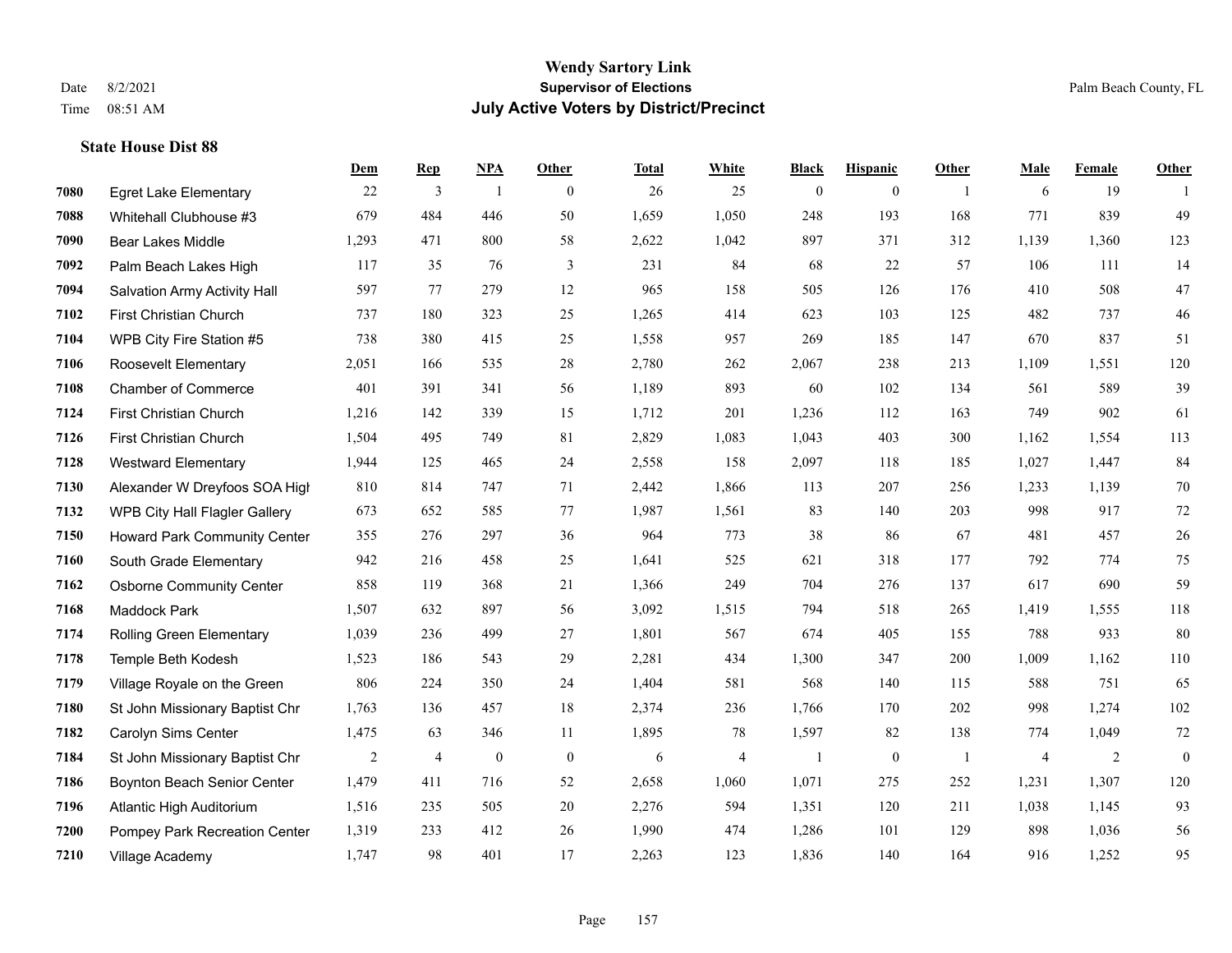**Wendy Sartory Link**
**Supervisor of Elections**
**July Active Voters by District/Precinct**

Date 8/2/2021
Time 08:51 AM

Palm Beach County, FL

### State House Dist 88

| | | Dem | Rep | NPA | Other | Total | White | Black | Hispanic | Other | Male | Female | Other |
|---|---|---|---|---|---|---|---|---|---|---|---|---|---|
| 7080 | Egret Lake Elementary | 22 | 3 | 1 | 0 | 26 | 25 | 0 | 0 | 1 | 6 | 19 | 1 |
| 7088 | Whitehall Clubhouse #3 | 679 | 484 | 446 | 50 | 1,659 | 1,050 | 248 | 193 | 168 | 771 | 839 | 49 |
| 7090 | Bear Lakes Middle | 1,293 | 471 | 800 | 58 | 2,622 | 1,042 | 897 | 371 | 312 | 1,139 | 1,360 | 123 |
| 7092 | Palm Beach Lakes High | 117 | 35 | 76 | 3 | 231 | 84 | 68 | 22 | 57 | 106 | 111 | 14 |
| 7094 | Salvation Army Activity Hall | 597 | 77 | 279 | 12 | 965 | 158 | 505 | 126 | 176 | 410 | 508 | 47 |
| 7102 | First Christian Church | 737 | 180 | 323 | 25 | 1,265 | 414 | 623 | 103 | 125 | 482 | 737 | 46 |
| 7104 | WPB City Fire Station #5 | 738 | 380 | 415 | 25 | 1,558 | 957 | 269 | 185 | 147 | 670 | 837 | 51 |
| 7106 | Roosevelt Elementary | 2,051 | 166 | 535 | 28 | 2,780 | 262 | 2,067 | 238 | 213 | 1,109 | 1,551 | 120 |
| 7108 | Chamber of Commerce | 401 | 391 | 341 | 56 | 1,189 | 893 | 60 | 102 | 134 | 561 | 589 | 39 |
| 7124 | First Christian Church | 1,216 | 142 | 339 | 15 | 1,712 | 201 | 1,236 | 112 | 163 | 749 | 902 | 61 |
| 7126 | First Christian Church | 1,504 | 495 | 749 | 81 | 2,829 | 1,083 | 1,043 | 403 | 300 | 1,162 | 1,554 | 113 |
| 7128 | Westward Elementary | 1,944 | 125 | 465 | 24 | 2,558 | 158 | 2,097 | 118 | 185 | 1,027 | 1,447 | 84 |
| 7130 | Alexander W Dreyfoos SOA High | 810 | 814 | 747 | 71 | 2,442 | 1,866 | 113 | 207 | 256 | 1,233 | 1,139 | 70 |
| 7132 | WPB City Hall Flagler Gallery | 673 | 652 | 585 | 77 | 1,987 | 1,561 | 83 | 140 | 203 | 998 | 917 | 72 |
| 7150 | Howard Park Community Center | 355 | 276 | 297 | 36 | 964 | 773 | 38 | 86 | 67 | 481 | 457 | 26 |
| 7160 | South Grade Elementary | 942 | 216 | 458 | 25 | 1,641 | 525 | 621 | 318 | 177 | 792 | 774 | 75 |
| 7162 | Osborne Community Center | 858 | 119 | 368 | 21 | 1,366 | 249 | 704 | 276 | 137 | 617 | 690 | 59 |
| 7168 | Maddock Park | 1,507 | 632 | 897 | 56 | 3,092 | 1,515 | 794 | 518 | 265 | 1,419 | 1,555 | 118 |
| 7174 | Rolling Green Elementary | 1,039 | 236 | 499 | 27 | 1,801 | 567 | 674 | 405 | 155 | 788 | 933 | 80 |
| 7178 | Temple Beth Kodesh | 1,523 | 186 | 543 | 29 | 2,281 | 434 | 1,300 | 347 | 200 | 1,009 | 1,162 | 110 |
| 7179 | Village Royale on the Green | 806 | 224 | 350 | 24 | 1,404 | 581 | 568 | 140 | 115 | 588 | 751 | 65 |
| 7180 | St John Missionary Baptist Chr | 1,763 | 136 | 457 | 18 | 2,374 | 236 | 1,766 | 170 | 202 | 998 | 1,274 | 102 |
| 7182 | Carolyn Sims Center | 1,475 | 63 | 346 | 11 | 1,895 | 78 | 1,597 | 82 | 138 | 774 | 1,049 | 72 |
| 7184 | St John Missionary Baptist Chr | 2 | 4 | 0 | 0 | 6 | 4 | 1 | 0 | 1 | 4 | 2 | 0 |
| 7186 | Boynton Beach Senior Center | 1,479 | 411 | 716 | 52 | 2,658 | 1,060 | 1,071 | 275 | 252 | 1,231 | 1,307 | 120 |
| 7196 | Atlantic High Auditorium | 1,516 | 235 | 505 | 20 | 2,276 | 594 | 1,351 | 120 | 211 | 1,038 | 1,145 | 93 |
| 7200 | Pompey Park Recreation Center | 1,319 | 233 | 412 | 26 | 1,990 | 474 | 1,286 | 101 | 129 | 898 | 1,036 | 56 |
| 7210 | Village Academy | 1,747 | 98 | 401 | 17 | 2,263 | 123 | 1,836 | 140 | 164 | 916 | 1,252 | 95 |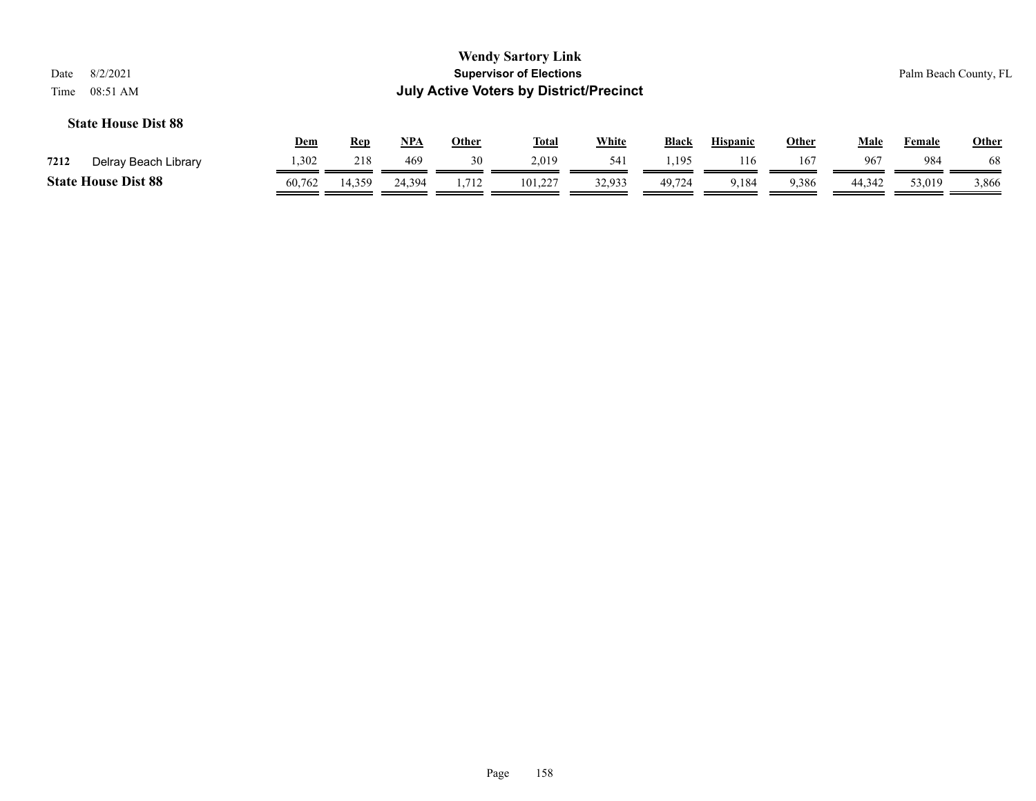# Wendy Sartory Link
## Supervisor of Elections
## July Active Voters by District/Precinct

Date 8/2/2021
Time 08:51 AM

Palm Beach County, FL

### State House Dist 88

| | | Dem | Rep | NPA | Other | Total | White | Black | Hispanic | Other | Male | Female | Other |
|---|---|---|---|---|---|---|---|---|---|---|---|---|---|
| 7212 | Delray Beach Library | 1,302 | 218 | 469 | 30 | 2,019 | 541 | 1,195 | 116 | 167 | 967 | 984 | 68 |
| **State House Dist 88** | | 60,762 | 14,359 | 24,394 | 1,712 | 101,227 | 32,933 | 49,724 | 9,184 | 9,386 | 44,342 | 53,019 | 3,866 |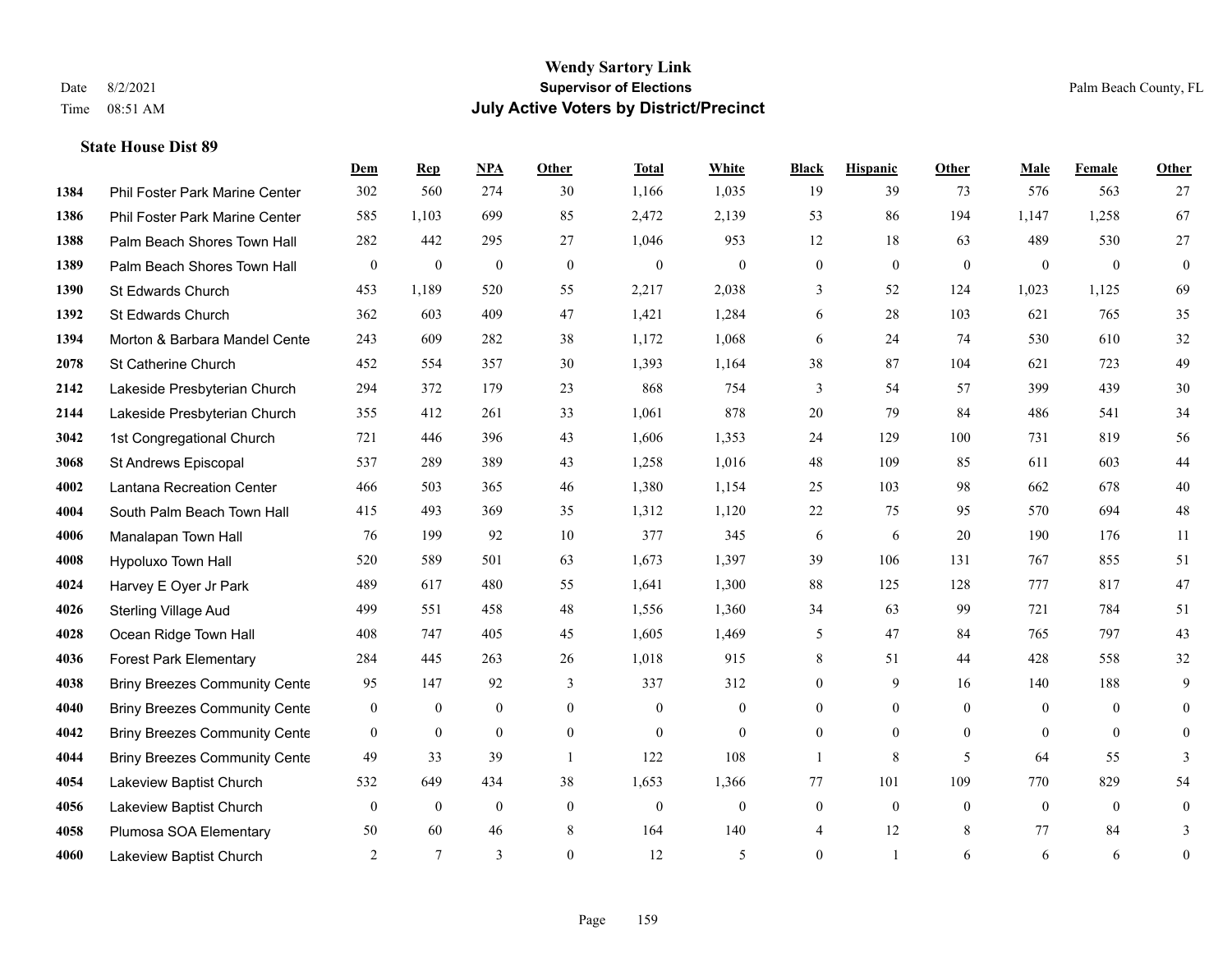# Wendy Sartory Link
## Supervisor of Elections
## July Active Voters by District/Precinct

Date 8/2/2021
Time 08:51 AM

Palm Beach County, FL

### State House Dist 89

| | | Dem | Rep | NPA | Other | Total | White | Black | Hispanic | Other | Male | Female | Other |
|---|---|---|---|---|---|---|---|---|---|---|---|---|---|
| 1384 | Phil Foster Park Marine Center | 302 | 560 | 274 | 30 | 1,166 | 1,035 | 19 | 39 | 73 | 576 | 563 | 27 |
| 1386 | Phil Foster Park Marine Center | 585 | 1,103 | 699 | 85 | 2,472 | 2,139 | 53 | 86 | 194 | 1,147 | 1,258 | 67 |
| 1388 | Palm Beach Shores Town Hall | 282 | 442 | 295 | 27 | 1,046 | 953 | 12 | 18 | 63 | 489 | 530 | 27 |
| 1389 | Palm Beach Shores Town Hall | 0 | 0 | 0 | 0 | 0 | 0 | 0 | 0 | 0 | 0 | 0 | 0 |
| 1390 | St Edwards Church | 453 | 1,189 | 520 | 55 | 2,217 | 2,038 | 3 | 52 | 124 | 1,023 | 1,125 | 69 |
| 1392 | St Edwards Church | 362 | 603 | 409 | 47 | 1,421 | 1,284 | 6 | 28 | 103 | 621 | 765 | 35 |
| 1394 | Morton & Barbara Mandel Cente | 243 | 609 | 282 | 38 | 1,172 | 1,068 | 6 | 24 | 74 | 530 | 610 | 32 |
| 2078 | St Catherine Church | 452 | 554 | 357 | 30 | 1,393 | 1,164 | 38 | 87 | 104 | 621 | 723 | 49 |
| 2142 | Lakeside Presbyterian Church | 294 | 372 | 179 | 23 | 868 | 754 | 3 | 54 | 57 | 399 | 439 | 30 |
| 2144 | Lakeside Presbyterian Church | 355 | 412 | 261 | 33 | 1,061 | 878 | 20 | 79 | 84 | 486 | 541 | 34 |
| 3042 | 1st Congregational Church | 721 | 446 | 396 | 43 | 1,606 | 1,353 | 24 | 129 | 100 | 731 | 819 | 56 |
| 3068 | St Andrews Episcopal | 537 | 289 | 389 | 43 | 1,258 | 1,016 | 48 | 109 | 85 | 611 | 603 | 44 |
| 4002 | Lantana Recreation Center | 466 | 503 | 365 | 46 | 1,380 | 1,154 | 25 | 103 | 98 | 662 | 678 | 40 |
| 4004 | South Palm Beach Town Hall | 415 | 493 | 369 | 35 | 1,312 | 1,120 | 22 | 75 | 95 | 570 | 694 | 48 |
| 4006 | Manalapan Town Hall | 76 | 199 | 92 | 10 | 377 | 345 | 6 | 6 | 20 | 190 | 176 | 11 |
| 4008 | Hypoluxo Town Hall | 520 | 589 | 501 | 63 | 1,673 | 1,397 | 39 | 106 | 131 | 767 | 855 | 51 |
| 4024 | Harvey E Oyer Jr Park | 489 | 617 | 480 | 55 | 1,641 | 1,300 | 88 | 125 | 128 | 777 | 817 | 47 |
| 4026 | Sterling Village Aud | 499 | 551 | 458 | 48 | 1,556 | 1,360 | 34 | 63 | 99 | 721 | 784 | 51 |
| 4028 | Ocean Ridge Town Hall | 408 | 747 | 405 | 45 | 1,605 | 1,469 | 5 | 47 | 84 | 765 | 797 | 43 |
| 4036 | Forest Park Elementary | 284 | 445 | 263 | 26 | 1,018 | 915 | 8 | 51 | 44 | 428 | 558 | 32 |
| 4038 | Briny Breezes Community Cente | 95 | 147 | 92 | 3 | 337 | 312 | 0 | 9 | 16 | 140 | 188 | 9 |
| 4040 | Briny Breezes Community Cente | 0 | 0 | 0 | 0 | 0 | 0 | 0 | 0 | 0 | 0 | 0 | 0 |
| 4042 | Briny Breezes Community Cente | 0 | 0 | 0 | 0 | 0 | 0 | 0 | 0 | 0 | 0 | 0 | 0 |
| 4044 | Briny Breezes Community Cente | 49 | 33 | 39 | 1 | 122 | 108 | 1 | 8 | 5 | 64 | 55 | 3 |
| 4054 | Lakeview Baptist Church | 532 | 649 | 434 | 38 | 1,653 | 1,366 | 77 | 101 | 109 | 770 | 829 | 54 |
| 4056 | Lakeview Baptist Church | 0 | 0 | 0 | 0 | 0 | 0 | 0 | 0 | 0 | 0 | 0 | 0 |
| 4058 | Plumosa SOA Elementary | 50 | 60 | 46 | 8 | 164 | 140 | 4 | 12 | 8 | 77 | 84 | 3 |
| 4060 | Lakeview Baptist Church | 2 | 7 | 3 | 0 | 12 | 5 | 0 | 1 | 6 | 6 | 6 | 0 |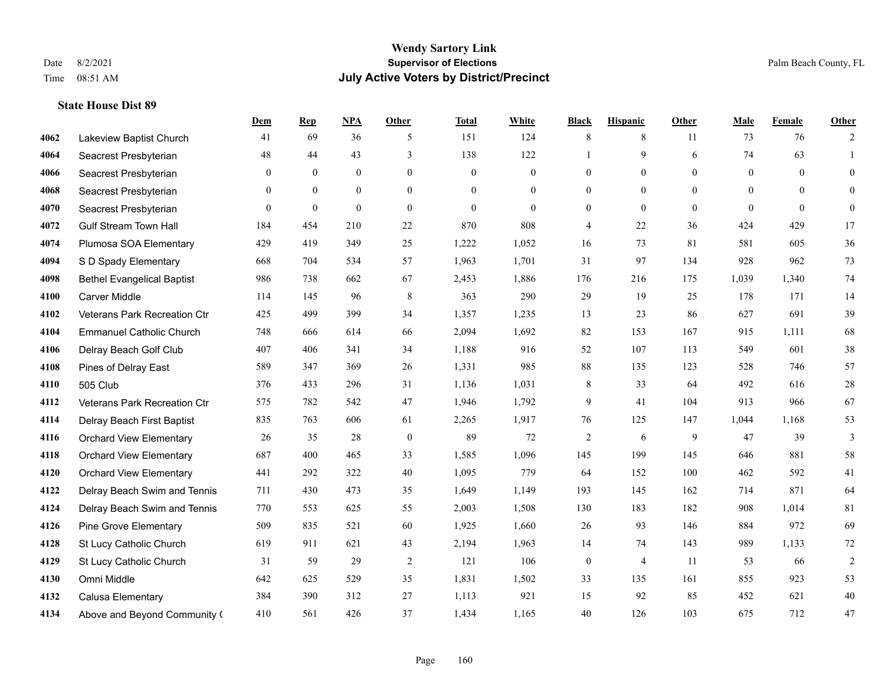# Wendy Sartory Link
## Supervisor of Elections
## July Active Voters by District/Precinct

Date 8/2/2021
Time 08:51 AM

Palm Beach County, FL

### State House Dist 89

| | | Dem | Rep | NPA | Other | Total | White | Black | Hispanic | Other | Male | Female | Other |
|---|---|---|---|---|---|---|---|---|---|---|---|---|---|
| 4062 | Lakeview Baptist Church | 41 | 69 | 36 | 5 | 151 | 124 | 8 | 8 | 11 | 73 | 76 | 2 |
| 4064 | Seacrest Presbyterian | 48 | 44 | 43 | 3 | 138 | 122 | 1 | 9 | 6 | 74 | 63 | 1 |
| 4066 | Seacrest Presbyterian | 0 | 0 | 0 | 0 | 0 | 0 | 0 | 0 | 0 | 0 | 0 | 0 |
| 4068 | Seacrest Presbyterian | 0 | 0 | 0 | 0 | 0 | 0 | 0 | 0 | 0 | 0 | 0 | 0 |
| 4070 | Seacrest Presbyterian | 0 | 0 | 0 | 0 | 0 | 0 | 0 | 0 | 0 | 0 | 0 | 0 |
| 4072 | Gulf Stream Town Hall | 184 | 454 | 210 | 22 | 870 | 808 | 4 | 22 | 36 | 424 | 429 | 17 |
| 4074 | Plumosa SOA Elementary | 429 | 419 | 349 | 25 | 1,222 | 1,052 | 16 | 73 | 81 | 581 | 605 | 36 |
| 4094 | S D Spady Elementary | 668 | 704 | 534 | 57 | 1,963 | 1,701 | 31 | 97 | 134 | 928 | 962 | 73 |
| 4098 | Bethel Evangelical Baptist | 986 | 738 | 662 | 67 | 2,453 | 1,886 | 176 | 216 | 175 | 1,039 | 1,340 | 74 |
| 4100 | Carver Middle | 114 | 145 | 96 | 8 | 363 | 290 | 29 | 19 | 25 | 178 | 171 | 14 |
| 4102 | Veterans Park Recreation Ctr | 425 | 499 | 399 | 34 | 1,357 | 1,235 | 13 | 23 | 86 | 627 | 691 | 39 |
| 4104 | Emmanuel Catholic Church | 748 | 666 | 614 | 66 | 2,094 | 1,692 | 82 | 153 | 167 | 915 | 1,111 | 68 |
| 4106 | Delray Beach Golf Club | 407 | 406 | 341 | 34 | 1,188 | 916 | 52 | 107 | 113 | 549 | 601 | 38 |
| 4108 | Pines of Delray East | 589 | 347 | 369 | 26 | 1,331 | 985 | 88 | 135 | 123 | 528 | 746 | 57 |
| 4110 | 505 Club | 376 | 433 | 296 | 31 | 1,136 | 1,031 | 8 | 33 | 64 | 492 | 616 | 28 |
| 4112 | Veterans Park Recreation Ctr | 575 | 782 | 542 | 47 | 1,946 | 1,792 | 9 | 41 | 104 | 913 | 966 | 67 |
| 4114 | Delray Beach First Baptist | 835 | 763 | 606 | 61 | 2,265 | 1,917 | 76 | 125 | 147 | 1,044 | 1,168 | 53 |
| 4116 | Orchard View Elementary | 26 | 35 | 28 | 0 | 89 | 72 | 2 | 6 | 9 | 47 | 39 | 3 |
| 4118 | Orchard View Elementary | 687 | 400 | 465 | 33 | 1,585 | 1,096 | 145 | 199 | 145 | 646 | 881 | 58 |
| 4120 | Orchard View Elementary | 441 | 292 | 322 | 40 | 1,095 | 779 | 64 | 152 | 100 | 462 | 592 | 41 |
| 4122 | Delray Beach Swim and Tennis | 711 | 430 | 473 | 35 | 1,649 | 1,149 | 193 | 145 | 162 | 714 | 871 | 64 |
| 4124 | Delray Beach Swim and Tennis | 770 | 553 | 625 | 55 | 2,003 | 1,508 | 130 | 183 | 182 | 908 | 1,014 | 81 |
| 4126 | Pine Grove Elementary | 509 | 835 | 521 | 60 | 1,925 | 1,660 | 26 | 93 | 146 | 884 | 972 | 69 |
| 4128 | St Lucy Catholic Church | 619 | 911 | 621 | 43 | 2,194 | 1,963 | 14 | 74 | 143 | 989 | 1,133 | 72 |
| 4129 | St Lucy Catholic Church | 31 | 59 | 29 | 2 | 121 | 106 | 0 | 4 | 11 | 53 | 66 | 2 |
| 4130 | Omni Middle | 642 | 625 | 529 | 35 | 1,831 | 1,502 | 33 | 135 | 161 | 855 | 923 | 53 |
| 4132 | Calusa Elementary | 384 | 390 | 312 | 27 | 1,113 | 921 | 15 | 92 | 85 | 452 | 621 | 40 |
| 4134 | Above and Beyond Community ( | 410 | 561 | 426 | 37 | 1,434 | 1,165 | 40 | 126 | 103 | 675 | 712 | 47 |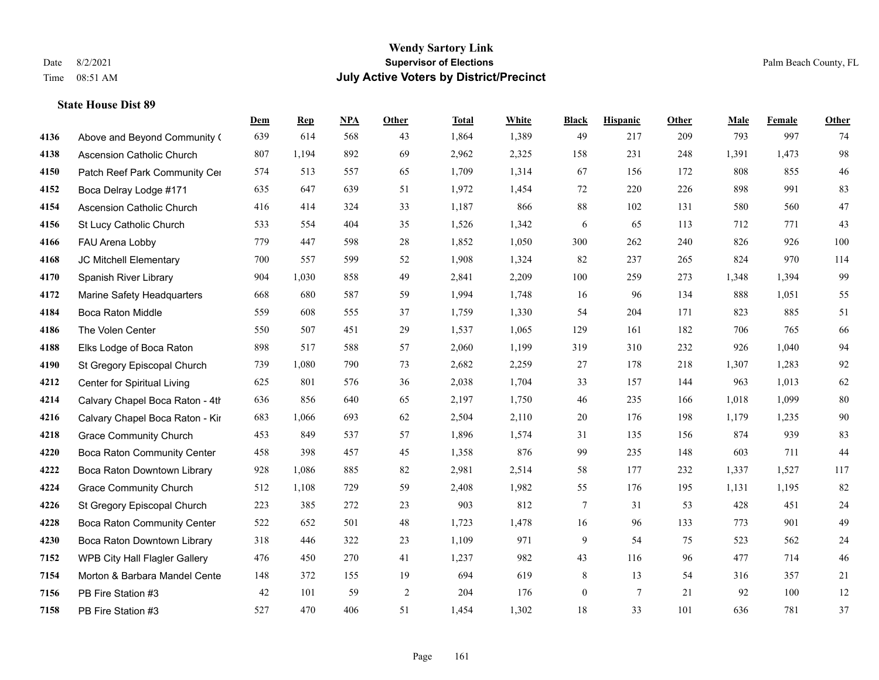# Wendy Sartory Link
## Supervisor of Elections
## July Active Voters by District/Precinct

Date 8/2/2021
Time 08:51 AM

Palm Beach County, FL

### State House Dist 89

| | | Dem | Rep | NPA | Other | Total | White | Black | Hispanic | Other | Male | Female | Other |
|---|---|---|---|---|---|---|---|---|---|---|---|---|---|
| 4136 | Above and Beyond Community ( | 639 | 614 | 568 | 43 | 1,864 | 1,389 | 49 | 217 | 209 | 793 | 997 | 74 |
| 4138 | Ascension Catholic Church | 807 | 1,194 | 892 | 69 | 2,962 | 2,325 | 158 | 231 | 248 | 1,391 | 1,473 | 98 |
| 4150 | Patch Reef Park Community Cen | 574 | 513 | 557 | 65 | 1,709 | 1,314 | 67 | 156 | 172 | 808 | 855 | 46 |
| 4152 | Boca Delray Lodge #171 | 635 | 647 | 639 | 51 | 1,972 | 1,454 | 72 | 220 | 226 | 898 | 991 | 83 |
| 4154 | Ascension Catholic Church | 416 | 414 | 324 | 33 | 1,187 | 866 | 88 | 102 | 131 | 580 | 560 | 47 |
| 4156 | St Lucy Catholic Church | 533 | 554 | 404 | 35 | 1,526 | 1,342 | 6 | 65 | 113 | 712 | 771 | 43 |
| 4166 | FAU Arena Lobby | 779 | 447 | 598 | 28 | 1,852 | 1,050 | 300 | 262 | 240 | 826 | 926 | 100 |
| 4168 | JC Mitchell Elementary | 700 | 557 | 599 | 52 | 1,908 | 1,324 | 82 | 237 | 265 | 824 | 970 | 114 |
| 4170 | Spanish River Library | 904 | 1,030 | 858 | 49 | 2,841 | 2,209 | 100 | 259 | 273 | 1,348 | 1,394 | 99 |
| 4172 | Marine Safety Headquarters | 668 | 680 | 587 | 59 | 1,994 | 1,748 | 16 | 96 | 134 | 888 | 1,051 | 55 |
| 4184 | Boca Raton Middle | 559 | 608 | 555 | 37 | 1,759 | 1,330 | 54 | 204 | 171 | 823 | 885 | 51 |
| 4186 | The Volen Center | 550 | 507 | 451 | 29 | 1,537 | 1,065 | 129 | 161 | 182 | 706 | 765 | 66 |
| 4188 | Elks Lodge of Boca Raton | 898 | 517 | 588 | 57 | 2,060 | 1,199 | 319 | 310 | 232 | 926 | 1,040 | 94 |
| 4190 | St Gregory Episcopal Church | 739 | 1,080 | 790 | 73 | 2,682 | 2,259 | 27 | 178 | 218 | 1,307 | 1,283 | 92 |
| 4212 | Center for Spiritual Living | 625 | 801 | 576 | 36 | 2,038 | 1,704 | 33 | 157 | 144 | 963 | 1,013 | 62 |
| 4214 | Calvary Chapel Boca Raton - 4th | 636 | 856 | 640 | 65 | 2,197 | 1,750 | 46 | 235 | 166 | 1,018 | 1,099 | 80 |
| 4216 | Calvary Chapel Boca Raton - Kir | 683 | 1,066 | 693 | 62 | 2,504 | 2,110 | 20 | 176 | 198 | 1,179 | 1,235 | 90 |
| 4218 | Grace Community Church | 453 | 849 | 537 | 57 | 1,896 | 1,574 | 31 | 135 | 156 | 874 | 939 | 83 |
| 4220 | Boca Raton Community Center | 458 | 398 | 457 | 45 | 1,358 | 876 | 99 | 235 | 148 | 603 | 711 | 44 |
| 4222 | Boca Raton Downtown Library | 928 | 1,086 | 885 | 82 | 2,981 | 2,514 | 58 | 177 | 232 | 1,337 | 1,527 | 117 |
| 4224 | Grace Community Church | 512 | 1,108 | 729 | 59 | 2,408 | 1,982 | 55 | 176 | 195 | 1,131 | 1,195 | 82 |
| 4226 | St Gregory Episcopal Church | 223 | 385 | 272 | 23 | 903 | 812 | 7 | 31 | 53 | 428 | 451 | 24 |
| 4228 | Boca Raton Community Center | 522 | 652 | 501 | 48 | 1,723 | 1,478 | 16 | 96 | 133 | 773 | 901 | 49 |
| 4230 | Boca Raton Downtown Library | 318 | 446 | 322 | 23 | 1,109 | 971 | 9 | 54 | 75 | 523 | 562 | 24 |
| 7152 | WPB City Hall Flagler Gallery | 476 | 450 | 270 | 41 | 1,237 | 982 | 43 | 116 | 96 | 477 | 714 | 46 |
| 7154 | Morton & Barbara Mandel Cente | 148 | 372 | 155 | 19 | 694 | 619 | 8 | 13 | 54 | 316 | 357 | 21 |
| 7156 | PB Fire Station #3 | 42 | 101 | 59 | 2 | 204 | 176 | 0 | 7 | 21 | 92 | 100 | 12 |
| 7158 | PB Fire Station #3 | 527 | 470 | 406 | 51 | 1,454 | 1,302 | 18 | 33 | 101 | 636 | 781 | 37 |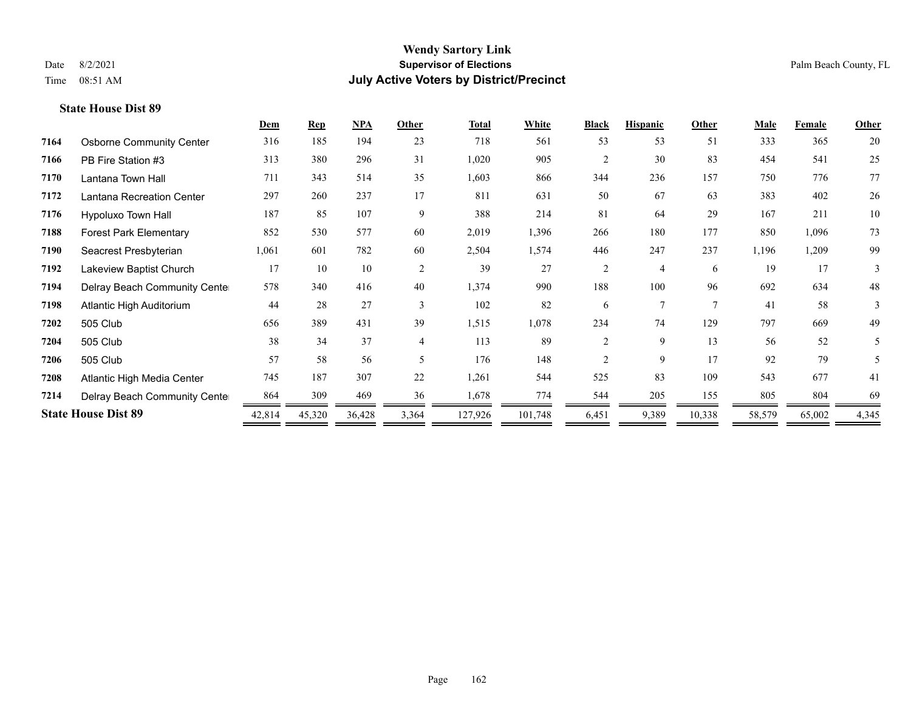# Wendy Sartory Link
## Supervisor of Elections
## July Active Voters by District/Precinct

Date 8/2/2021
Time 08:51 AM

Palm Beach County, FL

### State House Dist 89

| | | Dem | Rep | NPA | Other | Total | White | Black | Hispanic | Other | Male | Female | Other |
|---|---|---|---|---|---|---|---|---|---|---|---|---|---|
| 7164 | Osborne Community Center | 316 | 185 | 194 | 23 | 718 | 561 | 53 | 53 | 51 | 333 | 365 | 20 |
| 7166 | PB Fire Station #3 | 313 | 380 | 296 | 31 | 1,020 | 905 | 2 | 30 | 83 | 454 | 541 | 25 |
| 7170 | Lantana Town Hall | 711 | 343 | 514 | 35 | 1,603 | 866 | 344 | 236 | 157 | 750 | 776 | 77 |
| 7172 | Lantana Recreation Center | 297 | 260 | 237 | 17 | 811 | 631 | 50 | 67 | 63 | 383 | 402 | 26 |
| 7176 | Hypoluxo Town Hall | 187 | 85 | 107 | 9 | 388 | 214 | 81 | 64 | 29 | 167 | 211 | 10 |
| 7188 | Forest Park Elementary | 852 | 530 | 577 | 60 | 2,019 | 1,396 | 266 | 180 | 177 | 850 | 1,096 | 73 |
| 7190 | Seacrest Presbyterian | 1,061 | 601 | 782 | 60 | 2,504 | 1,574 | 446 | 247 | 237 | 1,196 | 1,209 | 99 |
| 7192 | Lakeview Baptist Church | 17 | 10 | 10 | 2 | 39 | 27 | 2 | 4 | 6 | 19 | 17 | 3 |
| 7194 | Delray Beach Community Center | 578 | 340 | 416 | 40 | 1,374 | 990 | 188 | 100 | 96 | 692 | 634 | 48 |
| 7198 | Atlantic High Auditorium | 44 | 28 | 27 | 3 | 102 | 82 | 6 | 7 | 7 | 41 | 58 | 3 |
| 7202 | 505 Club | 656 | 389 | 431 | 39 | 1,515 | 1,078 | 234 | 74 | 129 | 797 | 669 | 49 |
| 7204 | 505 Club | 38 | 34 | 37 | 4 | 113 | 89 | 2 | 9 | 13 | 56 | 52 | 5 |
| 7206 | 505 Club | 57 | 58 | 56 | 5 | 176 | 148 | 2 | 9 | 17 | 92 | 79 | 5 |
| 7208 | Atlantic High Media Center | 745 | 187 | 307 | 22 | 1,261 | 544 | 525 | 83 | 109 | 543 | 677 | 41 |
| 7214 | Delray Beach Community Center | 864 | 309 | 469 | 36 | 1,678 | 774 | 544 | 205 | 155 | 805 | 804 | 69 |
| **State House Dist 89** | | 42,814 | 45,320 | 36,428 | 3,364 | 127,926 | 101,748 | 6,451 | 9,389 | 10,338 | 58,579 | 65,002 | 4,345 |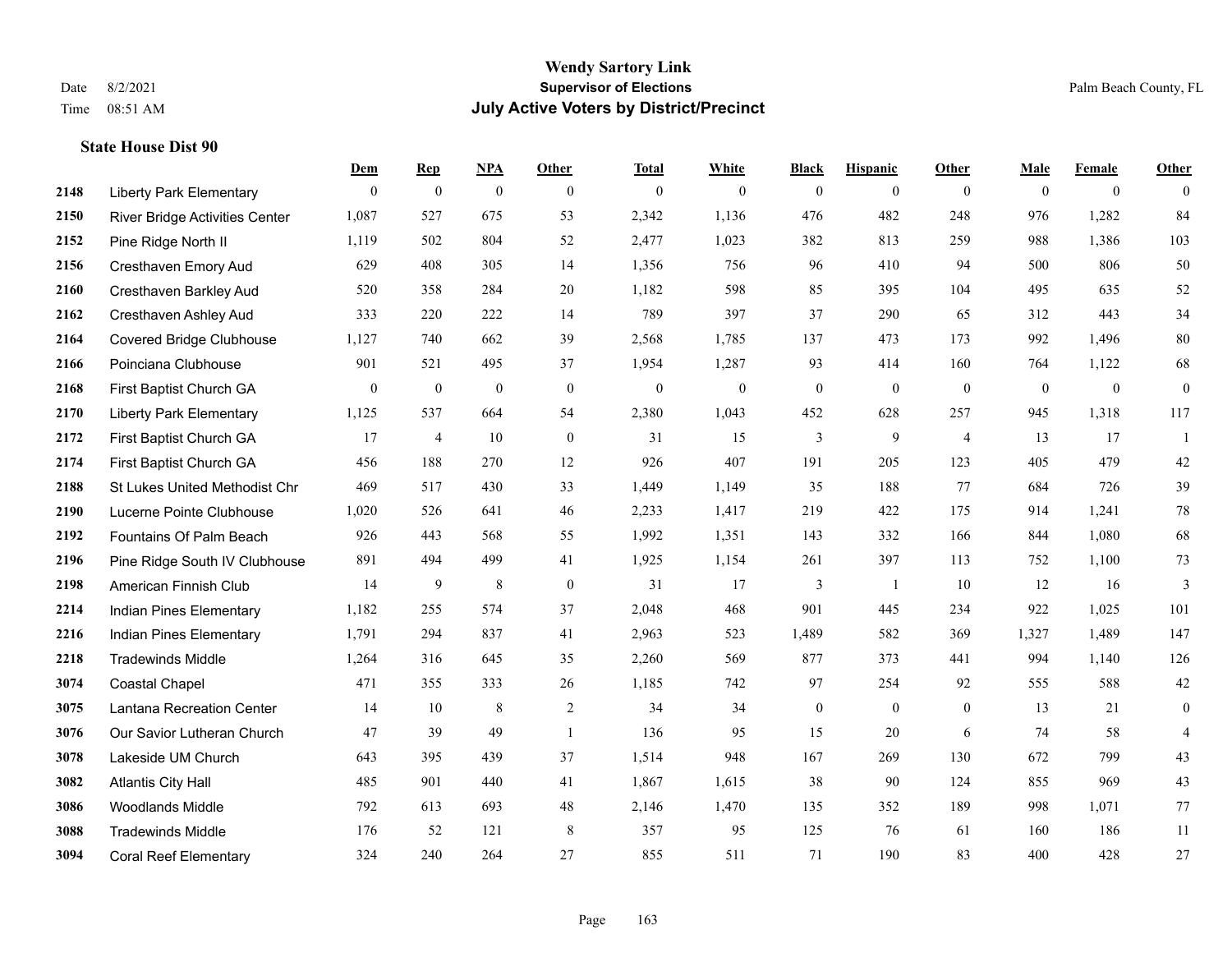# Wendy Sartory Link
## Supervisor of Elections
## July Active Voters by District/Precinct

Date 8/2/2021
Time 08:51 AM

Palm Beach County, FL

### State House Dist 90

| | | Dem | Rep | NPA | Other | Total | White | Black | Hispanic | Other | Male | Female | Other |
|---|---|---|---|---|---|---|---|---|---|---|---|---|---|
| 2148 | Liberty Park Elementary | 0 | 0 | 0 | 0 | 0 | 0 | 0 | 0 | 0 | 0 | 0 | 0 |
| 2150 | River Bridge Activities Center | 1,087 | 527 | 675 | 53 | 2,342 | 1,136 | 476 | 482 | 248 | 976 | 1,282 | 84 |
| 2152 | Pine Ridge North II | 1,119 | 502 | 804 | 52 | 2,477 | 1,023 | 382 | 813 | 259 | 988 | 1,386 | 103 |
| 2156 | Cresthaven Emory Aud | 629 | 408 | 305 | 14 | 1,356 | 756 | 96 | 410 | 94 | 500 | 806 | 50 |
| 2160 | Cresthaven Barkley Aud | 520 | 358 | 284 | 20 | 1,182 | 598 | 85 | 395 | 104 | 495 | 635 | 52 |
| 2162 | Cresthaven Ashley Aud | 333 | 220 | 222 | 14 | 789 | 397 | 37 | 290 | 65 | 312 | 443 | 34 |
| 2164 | Covered Bridge Clubhouse | 1,127 | 740 | 662 | 39 | 2,568 | 1,785 | 137 | 473 | 173 | 992 | 1,496 | 80 |
| 2166 | Poinciana Clubhouse | 901 | 521 | 495 | 37 | 1,954 | 1,287 | 93 | 414 | 160 | 764 | 1,122 | 68 |
| 2168 | First Baptist Church GA | 0 | 0 | 0 | 0 | 0 | 0 | 0 | 0 | 0 | 0 | 0 | 0 |
| 2170 | Liberty Park Elementary | 1,125 | 537 | 664 | 54 | 2,380 | 1,043 | 452 | 628 | 257 | 945 | 1,318 | 117 |
| 2172 | First Baptist Church GA | 17 | 4 | 10 | 0 | 31 | 15 | 3 | 9 | 4 | 13 | 17 | 1 |
| 2174 | First Baptist Church GA | 456 | 188 | 270 | 12 | 926 | 407 | 191 | 205 | 123 | 405 | 479 | 42 |
| 2188 | St Lukes United Methodist Chr | 469 | 517 | 430 | 33 | 1,449 | 1,149 | 35 | 188 | 77 | 684 | 726 | 39 |
| 2190 | Lucerne Pointe Clubhouse | 1,020 | 526 | 641 | 46 | 2,233 | 1,417 | 219 | 422 | 175 | 914 | 1,241 | 78 |
| 2192 | Fountains Of Palm Beach | 926 | 443 | 568 | 55 | 1,992 | 1,351 | 143 | 332 | 166 | 844 | 1,080 | 68 |
| 2196 | Pine Ridge South IV Clubhouse | 891 | 494 | 499 | 41 | 1,925 | 1,154 | 261 | 397 | 113 | 752 | 1,100 | 73 |
| 2198 | American Finnish Club | 14 | 9 | 8 | 0 | 31 | 17 | 3 | 1 | 10 | 12 | 16 | 3 |
| 2214 | Indian Pines Elementary | 1,182 | 255 | 574 | 37 | 2,048 | 468 | 901 | 445 | 234 | 922 | 1,025 | 101 |
| 2216 | Indian Pines Elementary | 1,791 | 294 | 837 | 41 | 2,963 | 523 | 1,489 | 582 | 369 | 1,327 | 1,489 | 147 |
| 2218 | Tradewinds Middle | 1,264 | 316 | 645 | 35 | 2,260 | 569 | 877 | 373 | 441 | 994 | 1,140 | 126 |
| 3074 | Coastal Chapel | 471 | 355 | 333 | 26 | 1,185 | 742 | 97 | 254 | 92 | 555 | 588 | 42 |
| 3075 | Lantana Recreation Center | 14 | 10 | 8 | 2 | 34 | 34 | 0 | 0 | 0 | 13 | 21 | 0 |
| 3076 | Our Savior Lutheran Church | 47 | 39 | 49 | 1 | 136 | 95 | 15 | 20 | 6 | 74 | 58 | 4 |
| 3078 | Lakeside UM Church | 643 | 395 | 439 | 37 | 1,514 | 948 | 167 | 269 | 130 | 672 | 799 | 43 |
| 3082 | Atlantis City Hall | 485 | 901 | 440 | 41 | 1,867 | 1,615 | 38 | 90 | 124 | 855 | 969 | 43 |
| 3086 | Woodlands Middle | 792 | 613 | 693 | 48 | 2,146 | 1,470 | 135 | 352 | 189 | 998 | 1,071 | 77 |
| 3088 | Tradewinds Middle | 176 | 52 | 121 | 8 | 357 | 95 | 125 | 76 | 61 | 160 | 186 | 11 |
| 3094 | Coral Reef Elementary | 324 | 240 | 264 | 27 | 855 | 511 | 71 | 190 | 83 | 400 | 428 | 27 |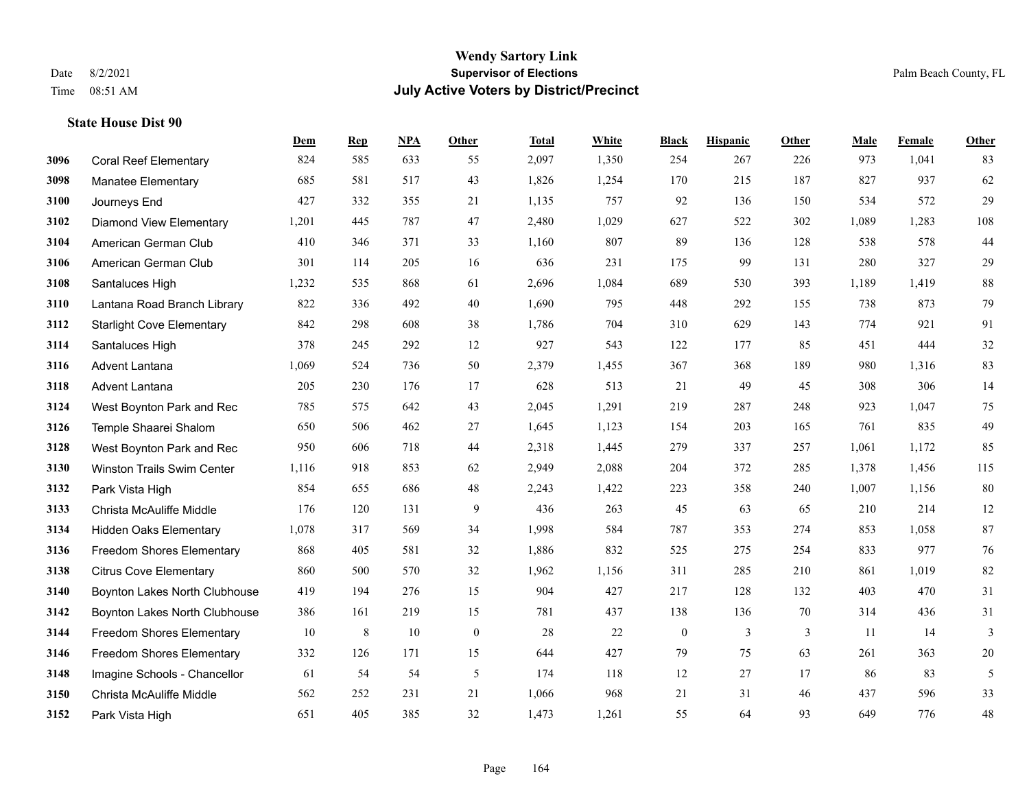**Wendy Sartory Link**
**Supervisor of Elections**
**July Active Voters by District/Precinct**

Date 8/2/2021
Time 08:51 AM

Palm Beach County, FL

### State House Dist 90

| | | Dem | Rep | NPA | Other | Total | White | Black | Hispanic | Other | Male | Female | Other |
|---|---|---|---|---|---|---|---|---|---|---|---|---|---|
| 3096 | Coral Reef Elementary | 824 | 585 | 633 | 55 | 2,097 | 1,350 | 254 | 267 | 226 | 973 | 1,041 | 83 |
| 3098 | Manatee Elementary | 685 | 581 | 517 | 43 | 1,826 | 1,254 | 170 | 215 | 187 | 827 | 937 | 62 |
| 3100 | Journeys End | 427 | 332 | 355 | 21 | 1,135 | 757 | 92 | 136 | 150 | 534 | 572 | 29 |
| 3102 | Diamond View Elementary | 1,201 | 445 | 787 | 47 | 2,480 | 1,029 | 627 | 522 | 302 | 1,089 | 1,283 | 108 |
| 3104 | American German Club | 410 | 346 | 371 | 33 | 1,160 | 807 | 89 | 136 | 128 | 538 | 578 | 44 |
| 3106 | American German Club | 301 | 114 | 205 | 16 | 636 | 231 | 175 | 99 | 131 | 280 | 327 | 29 |
| 3108 | Santaluces High | 1,232 | 535 | 868 | 61 | 2,696 | 1,084 | 689 | 530 | 393 | 1,189 | 1,419 | 88 |
| 3110 | Lantana Road Branch Library | 822 | 336 | 492 | 40 | 1,690 | 795 | 448 | 292 | 155 | 738 | 873 | 79 |
| 3112 | Starlight Cove Elementary | 842 | 298 | 608 | 38 | 1,786 | 704 | 310 | 629 | 143 | 774 | 921 | 91 |
| 3114 | Santaluces High | 378 | 245 | 292 | 12 | 927 | 543 | 122 | 177 | 85 | 451 | 444 | 32 |
| 3116 | Advent Lantana | 1,069 | 524 | 736 | 50 | 2,379 | 1,455 | 367 | 368 | 189 | 980 | 1,316 | 83 |
| 3118 | Advent Lantana | 205 | 230 | 176 | 17 | 628 | 513 | 21 | 49 | 45 | 308 | 306 | 14 |
| 3124 | West Boynton Park and Rec | 785 | 575 | 642 | 43 | 2,045 | 1,291 | 219 | 287 | 248 | 923 | 1,047 | 75 |
| 3126 | Temple Shaarei Shalom | 650 | 506 | 462 | 27 | 1,645 | 1,123 | 154 | 203 | 165 | 761 | 835 | 49 |
| 3128 | West Boynton Park and Rec | 950 | 606 | 718 | 44 | 2,318 | 1,445 | 279 | 337 | 257 | 1,061 | 1,172 | 85 |
| 3130 | Winston Trails Swim Center | 1,116 | 918 | 853 | 62 | 2,949 | 2,088 | 204 | 372 | 285 | 1,378 | 1,456 | 115 |
| 3132 | Park Vista High | 854 | 655 | 686 | 48 | 2,243 | 1,422 | 223 | 358 | 240 | 1,007 | 1,156 | 80 |
| 3133 | Christa McAuliffe Middle | 176 | 120 | 131 | 9 | 436 | 263 | 45 | 63 | 65 | 210 | 214 | 12 |
| 3134 | Hidden Oaks Elementary | 1,078 | 317 | 569 | 34 | 1,998 | 584 | 787 | 353 | 274 | 853 | 1,058 | 87 |
| 3136 | Freedom Shores Elementary | 868 | 405 | 581 | 32 | 1,886 | 832 | 525 | 275 | 254 | 833 | 977 | 76 |
| 3138 | Citrus Cove Elementary | 860 | 500 | 570 | 32 | 1,962 | 1,156 | 311 | 285 | 210 | 861 | 1,019 | 82 |
| 3140 | Boynton Lakes North Clubhouse | 419 | 194 | 276 | 15 | 904 | 427 | 217 | 128 | 132 | 403 | 470 | 31 |
| 3142 | Boynton Lakes North Clubhouse | 386 | 161 | 219 | 15 | 781 | 437 | 138 | 136 | 70 | 314 | 436 | 31 |
| 3144 | Freedom Shores Elementary | 10 | 8 | 10 | 0 | 28 | 22 | 0 | 3 | 3 | 11 | 14 | 3 |
| 3146 | Freedom Shores Elementary | 332 | 126 | 171 | 15 | 644 | 427 | 79 | 75 | 63 | 261 | 363 | 20 |
| 3148 | Imagine Schools - Chancellor | 61 | 54 | 54 | 5 | 174 | 118 | 12 | 27 | 17 | 86 | 83 | 5 |
| 3150 | Christa McAuliffe Middle | 562 | 252 | 231 | 21 | 1,066 | 968 | 21 | 31 | 46 | 437 | 596 | 33 |
| 3152 | Park Vista High | 651 | 405 | 385 | 32 | 1,473 | 1,261 | 55 | 64 | 93 | 649 | 776 | 48 |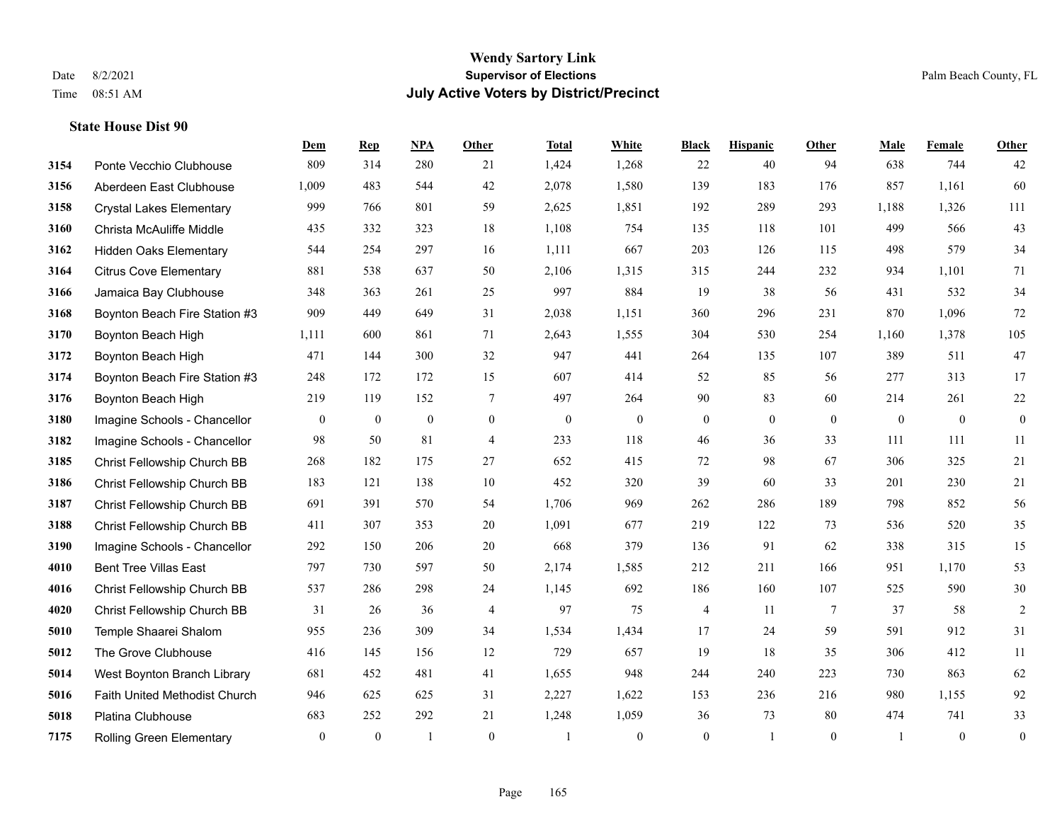# Wendy Sartory Link

**Supervisor of Elections**

**July Active Voters by District/Precinct**

Date 8/2/2021
Time 08:51 AM

Palm Beach County, FL

### State House Dist 90

| | | Dem | Rep | NPA | Other | Total | White | Black | Hispanic | Other | Male | Female | Other |
|---|---|---|---|---|---|---|---|---|---|---|---|---|---|
| 3154 | Ponte Vecchio Clubhouse | 809 | 314 | 280 | 21 | 1,424 | 1,268 | 22 | 40 | 94 | 638 | 744 | 42 |
| 3156 | Aberdeen East Clubhouse | 1,009 | 483 | 544 | 42 | 2,078 | 1,580 | 139 | 183 | 176 | 857 | 1,161 | 60 |
| 3158 | Crystal Lakes Elementary | 999 | 766 | 801 | 59 | 2,625 | 1,851 | 192 | 289 | 293 | 1,188 | 1,326 | 111 |
| 3160 | Christa McAuliffe Middle | 435 | 332 | 323 | 18 | 1,108 | 754 | 135 | 118 | 101 | 499 | 566 | 43 |
| 3162 | Hidden Oaks Elementary | 544 | 254 | 297 | 16 | 1,111 | 667 | 203 | 126 | 115 | 498 | 579 | 34 |
| 3164 | Citrus Cove Elementary | 881 | 538 | 637 | 50 | 2,106 | 1,315 | 315 | 244 | 232 | 934 | 1,101 | 71 |
| 3166 | Jamaica Bay Clubhouse | 348 | 363 | 261 | 25 | 997 | 884 | 19 | 38 | 56 | 431 | 532 | 34 |
| 3168 | Boynton Beach Fire Station #3 | 909 | 449 | 649 | 31 | 2,038 | 1,151 | 360 | 296 | 231 | 870 | 1,096 | 72 |
| 3170 | Boynton Beach High | 1,111 | 600 | 861 | 71 | 2,643 | 1,555 | 304 | 530 | 254 | 1,160 | 1,378 | 105 |
| 3172 | Boynton Beach High | 471 | 144 | 300 | 32 | 947 | 441 | 264 | 135 | 107 | 389 | 511 | 47 |
| 3174 | Boynton Beach Fire Station #3 | 248 | 172 | 172 | 15 | 607 | 414 | 52 | 85 | 56 | 277 | 313 | 17 |
| 3176 | Boynton Beach High | 219 | 119 | 152 | 7 | 497 | 264 | 90 | 83 | 60 | 214 | 261 | 22 |
| 3180 | Imagine Schools - Chancellor | 0 | 0 | 0 | 0 | 0 | 0 | 0 | 0 | 0 | 0 | 0 | 0 |
| 3182 | Imagine Schools - Chancellor | 98 | 50 | 81 | 4 | 233 | 118 | 46 | 36 | 33 | 111 | 111 | 11 |
| 3185 | Christ Fellowship Church BB | 268 | 182 | 175 | 27 | 652 | 415 | 72 | 98 | 67 | 306 | 325 | 21 |
| 3186 | Christ Fellowship Church BB | 183 | 121 | 138 | 10 | 452 | 320 | 39 | 60 | 33 | 201 | 230 | 21 |
| 3187 | Christ Fellowship Church BB | 691 | 391 | 570 | 54 | 1,706 | 969 | 262 | 286 | 189 | 798 | 852 | 56 |
| 3188 | Christ Fellowship Church BB | 411 | 307 | 353 | 20 | 1,091 | 677 | 219 | 122 | 73 | 536 | 520 | 35 |
| 3190 | Imagine Schools - Chancellor | 292 | 150 | 206 | 20 | 668 | 379 | 136 | 91 | 62 | 338 | 315 | 15 |
| 4010 | Bent Tree Villas East | 797 | 730 | 597 | 50 | 2,174 | 1,585 | 212 | 211 | 166 | 951 | 1,170 | 53 |
| 4016 | Christ Fellowship Church BB | 537 | 286 | 298 | 24 | 1,145 | 692 | 186 | 160 | 107 | 525 | 590 | 30 |
| 4020 | Christ Fellowship Church BB | 31 | 26 | 36 | 4 | 97 | 75 | 4 | 11 | 7 | 37 | 58 | 2 |
| 5010 | Temple Shaarei Shalom | 955 | 236 | 309 | 34 | 1,534 | 1,434 | 17 | 24 | 59 | 591 | 912 | 31 |
| 5012 | The Grove Clubhouse | 416 | 145 | 156 | 12 | 729 | 657 | 19 | 18 | 35 | 306 | 412 | 11 |
| 5014 | West Boynton Branch Library | 681 | 452 | 481 | 41 | 1,655 | 948 | 244 | 240 | 223 | 730 | 863 | 62 |
| 5016 | Faith United Methodist Church | 946 | 625 | 625 | 31 | 2,227 | 1,622 | 153 | 236 | 216 | 980 | 1,155 | 92 |
| 5018 | Platina Clubhouse | 683 | 252 | 292 | 21 | 1,248 | 1,059 | 36 | 73 | 80 | 474 | 741 | 33 |
| 7175 | Rolling Green Elementary | 0 | 0 | 1 | 0 | 1 | 0 | 0 | 1 | 0 | 1 | 0 | 0 |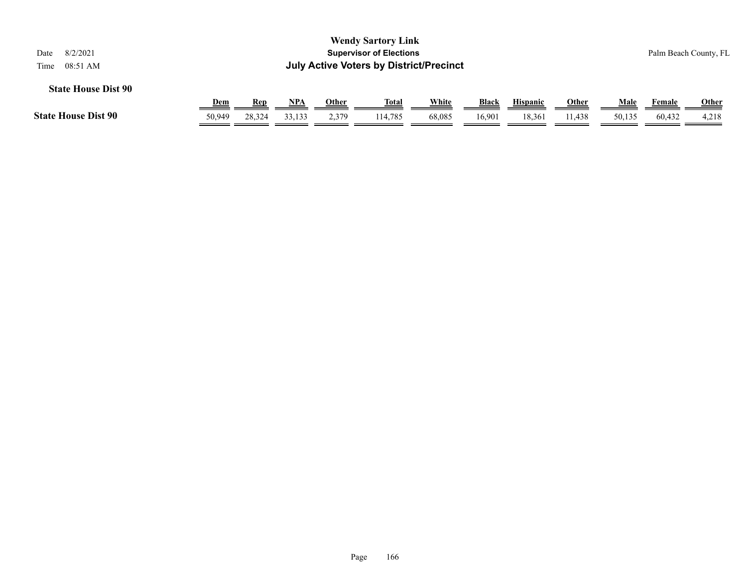# Wendy Sartory Link
## Supervisor of Elections
## July Active Voters by District/Precinct

Date 8/2/2021
Time 08:51 AM

Palm Beach County, FL

### State House Dist 90

| | Dem | Rep | NPA | Other | Total | White | Black | Hispanic | Other | Male | Female | Other |
|---|---|---|---|---|---|---|---|---|---|---|---|---|
| **State House Dist 90** | 50,949 | 28,324 | 33,133 | 2,379 | 114,785 | 68,085 | 16,901 | 18,361 | 11,438 | 50,135 | 60,432 | 4,218 |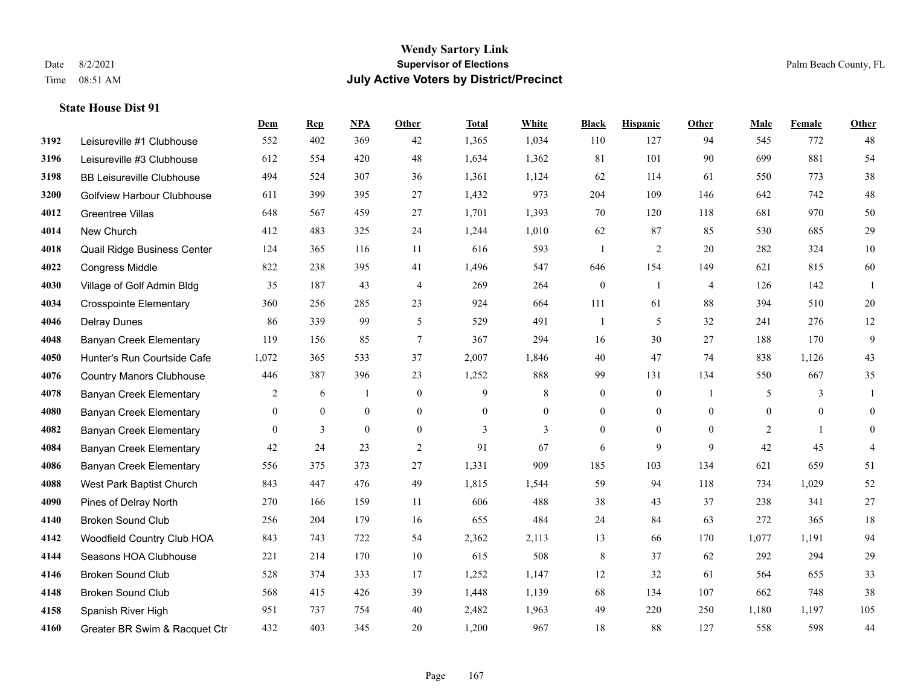# Wendy Sartory Link
## Supervisor of Elections
## July Active Voters by District/Precinct

Date 8/2/2021
Time 08:51 AM

Palm Beach County, FL

### State House Dist 91

| | | Dem | Rep | NPA | Other | Total | White | Black | Hispanic | Other | Male | Female | Other |
|---|---|---|---|---|---|---|---|---|---|---|---|---|---|
| 3192 | Leisureville #1 Clubhouse | 552 | 402 | 369 | 42 | 1,365 | 1,034 | 110 | 127 | 94 | 545 | 772 | 48 |
| 3196 | Leisureville #3 Clubhouse | 612 | 554 | 420 | 48 | 1,634 | 1,362 | 81 | 101 | 90 | 699 | 881 | 54 |
| 3198 | BB Leisureville Clubhouse | 494 | 524 | 307 | 36 | 1,361 | 1,124 | 62 | 114 | 61 | 550 | 773 | 38 |
| 3200 | Golfview Harbour Clubhouse | 611 | 399 | 395 | 27 | 1,432 | 973 | 204 | 109 | 146 | 642 | 742 | 48 |
| 4012 | Greentree Villas | 648 | 567 | 459 | 27 | 1,701 | 1,393 | 70 | 120 | 118 | 681 | 970 | 50 |
| 4014 | New Church | 412 | 483 | 325 | 24 | 1,244 | 1,010 | 62 | 87 | 85 | 530 | 685 | 29 |
| 4018 | Quail Ridge Business Center | 124 | 365 | 116 | 11 | 616 | 593 | 1 | 2 | 20 | 282 | 324 | 10 |
| 4022 | Congress Middle | 822 | 238 | 395 | 41 | 1,496 | 547 | 646 | 154 | 149 | 621 | 815 | 60 |
| 4030 | Village of Golf Admin Bldg | 35 | 187 | 43 | 4 | 269 | 264 | 0 | 1 | 4 | 126 | 142 | 1 |
| 4034 | Crosspointe Elementary | 360 | 256 | 285 | 23 | 924 | 664 | 111 | 61 | 88 | 394 | 510 | 20 |
| 4046 | Delray Dunes | 86 | 339 | 99 | 5 | 529 | 491 | 1 | 5 | 32 | 241 | 276 | 12 |
| 4048 | Banyan Creek Elementary | 119 | 156 | 85 | 7 | 367 | 294 | 16 | 30 | 27 | 188 | 170 | 9 |
| 4050 | Hunter's Run Courtside Cafe | 1,072 | 365 | 533 | 37 | 2,007 | 1,846 | 40 | 47 | 74 | 838 | 1,126 | 43 |
| 4076 | Country Manors Clubhouse | 446 | 387 | 396 | 23 | 1,252 | 888 | 99 | 131 | 134 | 550 | 667 | 35 |
| 4078 | Banyan Creek Elementary | 2 | 6 | 1 | 0 | 9 | 8 | 0 | 0 | 1 | 5 | 3 | 1 |
| 4080 | Banyan Creek Elementary | 0 | 0 | 0 | 0 | 0 | 0 | 0 | 0 | 0 | 0 | 0 | 0 |
| 4082 | Banyan Creek Elementary | 0 | 3 | 0 | 0 | 3 | 3 | 0 | 0 | 0 | 2 | 1 | 0 |
| 4084 | Banyan Creek Elementary | 42 | 24 | 23 | 2 | 91 | 67 | 6 | 9 | 9 | 42 | 45 | 4 |
| 4086 | Banyan Creek Elementary | 556 | 375 | 373 | 27 | 1,331 | 909 | 185 | 103 | 134 | 621 | 659 | 51 |
| 4088 | West Park Baptist Church | 843 | 447 | 476 | 49 | 1,815 | 1,544 | 59 | 94 | 118 | 734 | 1,029 | 52 |
| 4090 | Pines of Delray North | 270 | 166 | 159 | 11 | 606 | 488 | 38 | 43 | 37 | 238 | 341 | 27 |
| 4140 | Broken Sound Club | 256 | 204 | 179 | 16 | 655 | 484 | 24 | 84 | 63 | 272 | 365 | 18 |
| 4142 | Woodfield Country Club HOA | 843 | 743 | 722 | 54 | 2,362 | 2,113 | 13 | 66 | 170 | 1,077 | 1,191 | 94 |
| 4144 | Seasons HOA Clubhouse | 221 | 214 | 170 | 10 | 615 | 508 | 8 | 37 | 62 | 292 | 294 | 29 |
| 4146 | Broken Sound Club | 528 | 374 | 333 | 17 | 1,252 | 1,147 | 12 | 32 | 61 | 564 | 655 | 33 |
| 4148 | Broken Sound Club | 568 | 415 | 426 | 39 | 1,448 | 1,139 | 68 | 134 | 107 | 662 | 748 | 38 |
| 4158 | Spanish River High | 951 | 737 | 754 | 40 | 2,482 | 1,963 | 49 | 220 | 250 | 1,180 | 1,197 | 105 |
| 4160 | Greater BR Swim & Racquet Ctr | 432 | 403 | 345 | 20 | 1,200 | 967 | 18 | 88 | 127 | 558 | 598 | 44 |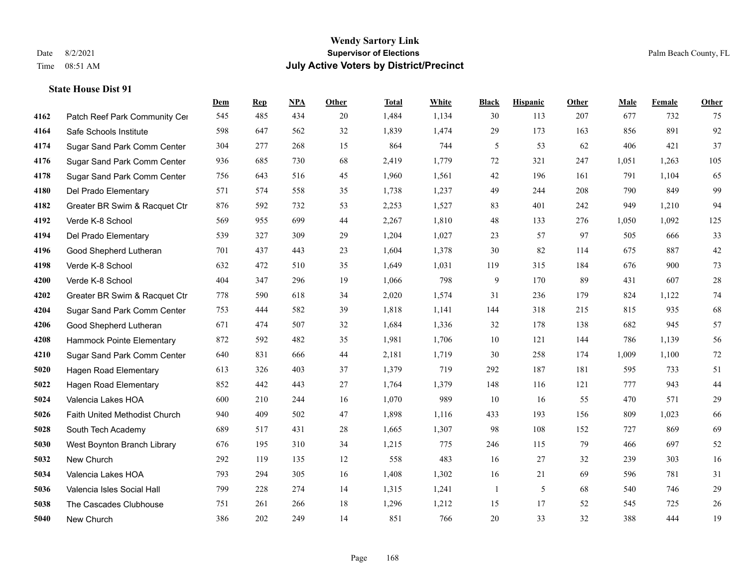**Wendy Sartory Link**
**Supervisor of Elections**
**July Active Voters by District/Precinct**

Date 8/2/2021
Time 08:51 AM

Palm Beach County, FL

**State House Dist 91**

| | | Dem | Rep | NPA | Other | Total | White | Black | Hispanic | Other | Male | Female | Other |
|---|---|---|---|---|---|---|---|---|---|---|---|---|---|
| 4162 | Patch Reef Park Community Cer | 545 | 485 | 434 | 20 | 1,484 | 1,134 | 30 | 113 | 207 | 677 | 732 | 75 |
| 4164 | Safe Schools Institute | 598 | 647 | 562 | 32 | 1,839 | 1,474 | 29 | 173 | 163 | 856 | 891 | 92 |
| 4174 | Sugar Sand Park Comm Center | 304 | 277 | 268 | 15 | 864 | 744 | 5 | 53 | 62 | 406 | 421 | 37 |
| 4176 | Sugar Sand Park Comm Center | 936 | 685 | 730 | 68 | 2,419 | 1,779 | 72 | 321 | 247 | 1,051 | 1,263 | 105 |
| 4178 | Sugar Sand Park Comm Center | 756 | 643 | 516 | 45 | 1,960 | 1,561 | 42 | 196 | 161 | 791 | 1,104 | 65 |
| 4180 | Del Prado Elementary | 571 | 574 | 558 | 35 | 1,738 | 1,237 | 49 | 244 | 208 | 790 | 849 | 99 |
| 4182 | Greater BR Swim & Racquet Ctr | 876 | 592 | 732 | 53 | 2,253 | 1,527 | 83 | 401 | 242 | 949 | 1,210 | 94 |
| 4192 | Verde K-8 School | 569 | 955 | 699 | 44 | 2,267 | 1,810 | 48 | 133 | 276 | 1,050 | 1,092 | 125 |
| 4194 | Del Prado Elementary | 539 | 327 | 309 | 29 | 1,204 | 1,027 | 23 | 57 | 97 | 505 | 666 | 33 |
| 4196 | Good Shepherd Lutheran | 701 | 437 | 443 | 23 | 1,604 | 1,378 | 30 | 82 | 114 | 675 | 887 | 42 |
| 4198 | Verde K-8 School | 632 | 472 | 510 | 35 | 1,649 | 1,031 | 119 | 315 | 184 | 676 | 900 | 73 |
| 4200 | Verde K-8 School | 404 | 347 | 296 | 19 | 1,066 | 798 | 9 | 170 | 89 | 431 | 607 | 28 |
| 4202 | Greater BR Swim & Racquet Ctr | 778 | 590 | 618 | 34 | 2,020 | 1,574 | 31 | 236 | 179 | 824 | 1,122 | 74 |
| 4204 | Sugar Sand Park Comm Center | 753 | 444 | 582 | 39 | 1,818 | 1,141 | 144 | 318 | 215 | 815 | 935 | 68 |
| 4206 | Good Shepherd Lutheran | 671 | 474 | 507 | 32 | 1,684 | 1,336 | 32 | 178 | 138 | 682 | 945 | 57 |
| 4208 | Hammock Pointe Elementary | 872 | 592 | 482 | 35 | 1,981 | 1,706 | 10 | 121 | 144 | 786 | 1,139 | 56 |
| 4210 | Sugar Sand Park Comm Center | 640 | 831 | 666 | 44 | 2,181 | 1,719 | 30 | 258 | 174 | 1,009 | 1,100 | 72 |
| 5020 | Hagen Road Elementary | 613 | 326 | 403 | 37 | 1,379 | 719 | 292 | 187 | 181 | 595 | 733 | 51 |
| 5022 | Hagen Road Elementary | 852 | 442 | 443 | 27 | 1,764 | 1,379 | 148 | 116 | 121 | 777 | 943 | 44 |
| 5024 | Valencia Lakes HOA | 600 | 210 | 244 | 16 | 1,070 | 989 | 10 | 16 | 55 | 470 | 571 | 29 |
| 5026 | Faith United Methodist Church | 940 | 409 | 502 | 47 | 1,898 | 1,116 | 433 | 193 | 156 | 809 | 1,023 | 66 |
| 5028 | South Tech Academy | 689 | 517 | 431 | 28 | 1,665 | 1,307 | 98 | 108 | 152 | 727 | 869 | 69 |
| 5030 | West Boynton Branch Library | 676 | 195 | 310 | 34 | 1,215 | 775 | 246 | 115 | 79 | 466 | 697 | 52 |
| 5032 | New Church | 292 | 119 | 135 | 12 | 558 | 483 | 16 | 27 | 32 | 239 | 303 | 16 |
| 5034 | Valencia Lakes HOA | 793 | 294 | 305 | 16 | 1,408 | 1,302 | 16 | 21 | 69 | 596 | 781 | 31 |
| 5036 | Valencia Isles Social Hall | 799 | 228 | 274 | 14 | 1,315 | 1,241 | 1 | 5 | 68 | 540 | 746 | 29 |
| 5038 | The Cascades Clubhouse | 751 | 261 | 266 | 18 | 1,296 | 1,212 | 15 | 17 | 52 | 545 | 725 | 26 |
| 5040 | New Church | 386 | 202 | 249 | 14 | 851 | 766 | 20 | 33 | 32 | 388 | 444 | 19 |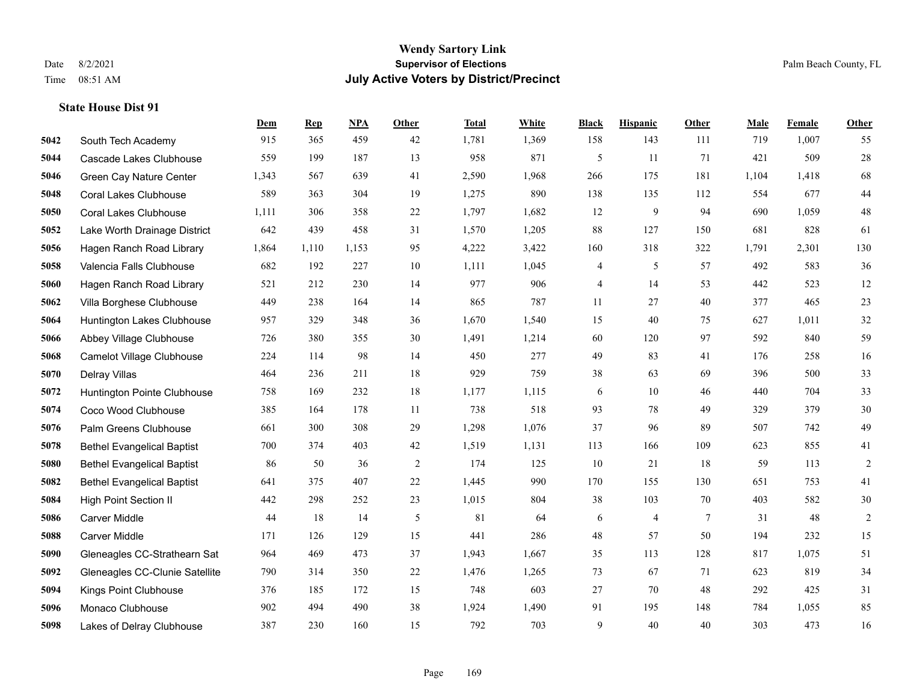# Wendy Sartory Link
## Supervisor of Elections
## July Active Voters by District/Precinct

Date 8/2/2021
Time 08:51 AM

Palm Beach County, FL

### State House Dist 91

| | | Dem | Rep | NPA | Other | Total | White | Black | Hispanic | Other | Male | Female | Other |
|---|---|---|---|---|---|---|---|---|---|---|---|---|---|
| 5042 | South Tech Academy | 915 | 365 | 459 | 42 | 1,781 | 1,369 | 158 | 143 | 111 | 719 | 1,007 | 55 |
| 5044 | Cascade Lakes Clubhouse | 559 | 199 | 187 | 13 | 958 | 871 | 5 | 11 | 71 | 421 | 509 | 28 |
| 5046 | Green Cay Nature Center | 1,343 | 567 | 639 | 41 | 2,590 | 1,968 | 266 | 175 | 181 | 1,104 | 1,418 | 68 |
| 5048 | Coral Lakes Clubhouse | 589 | 363 | 304 | 19 | 1,275 | 890 | 138 | 135 | 112 | 554 | 677 | 44 |
| 5050 | Coral Lakes Clubhouse | 1,111 | 306 | 358 | 22 | 1,797 | 1,682 | 12 | 9 | 94 | 690 | 1,059 | 48 |
| 5052 | Lake Worth Drainage District | 642 | 439 | 458 | 31 | 1,570 | 1,205 | 88 | 127 | 150 | 681 | 828 | 61 |
| 5056 | Hagen Ranch Road Library | 1,864 | 1,110 | 1,153 | 95 | 4,222 | 3,422 | 160 | 318 | 322 | 1,791 | 2,301 | 130 |
| 5058 | Valencia Falls Clubhouse | 682 | 192 | 227 | 10 | 1,111 | 1,045 | 4 | 5 | 57 | 492 | 583 | 36 |
| 5060 | Hagen Ranch Road Library | 521 | 212 | 230 | 14 | 977 | 906 | 4 | 14 | 53 | 442 | 523 | 12 |
| 5062 | Villa Borghese Clubhouse | 449 | 238 | 164 | 14 | 865 | 787 | 11 | 27 | 40 | 377 | 465 | 23 |
| 5064 | Huntington Lakes Clubhouse | 957 | 329 | 348 | 36 | 1,670 | 1,540 | 15 | 40 | 75 | 627 | 1,011 | 32 |
| 5066 | Abbey Village Clubhouse | 726 | 380 | 355 | 30 | 1,491 | 1,214 | 60 | 120 | 97 | 592 | 840 | 59 |
| 5068 | Camelot Village Clubhouse | 224 | 114 | 98 | 14 | 450 | 277 | 49 | 83 | 41 | 176 | 258 | 16 |
| 5070 | Delray Villas | 464 | 236 | 211 | 18 | 929 | 759 | 38 | 63 | 69 | 396 | 500 | 33 |
| 5072 | Huntington Pointe Clubhouse | 758 | 169 | 232 | 18 | 1,177 | 1,115 | 6 | 10 | 46 | 440 | 704 | 33 |
| 5074 | Coco Wood Clubhouse | 385 | 164 | 178 | 11 | 738 | 518 | 93 | 78 | 49 | 329 | 379 | 30 |
| 5076 | Palm Greens Clubhouse | 661 | 300 | 308 | 29 | 1,298 | 1,076 | 37 | 96 | 89 | 507 | 742 | 49 |
| 5078 | Bethel Evangelical Baptist | 700 | 374 | 403 | 42 | 1,519 | 1,131 | 113 | 166 | 109 | 623 | 855 | 41 |
| 5080 | Bethel Evangelical Baptist | 86 | 50 | 36 | 2 | 174 | 125 | 10 | 21 | 18 | 59 | 113 | 2 |
| 5082 | Bethel Evangelical Baptist | 641 | 375 | 407 | 22 | 1,445 | 990 | 170 | 155 | 130 | 651 | 753 | 41 |
| 5084 | High Point Section II | 442 | 298 | 252 | 23 | 1,015 | 804 | 38 | 103 | 70 | 403 | 582 | 30 |
| 5086 | Carver Middle | 44 | 18 | 14 | 5 | 81 | 64 | 6 | 4 | 7 | 31 | 48 | 2 |
| 5088 | Carver Middle | 171 | 126 | 129 | 15 | 441 | 286 | 48 | 57 | 50 | 194 | 232 | 15 |
| 5090 | Gleneagles CC-Strathearn Sat | 964 | 469 | 473 | 37 | 1,943 | 1,667 | 35 | 113 | 128 | 817 | 1,075 | 51 |
| 5092 | Gleneagles CC-Clunie Satellite | 790 | 314 | 350 | 22 | 1,476 | 1,265 | 73 | 67 | 71 | 623 | 819 | 34 |
| 5094 | Kings Point Clubhouse | 376 | 185 | 172 | 15 | 748 | 603 | 27 | 70 | 48 | 292 | 425 | 31 |
| 5096 | Monaco Clubhouse | 902 | 494 | 490 | 38 | 1,924 | 1,490 | 91 | 195 | 148 | 784 | 1,055 | 85 |
| 5098 | Lakes of Delray Clubhouse | 387 | 230 | 160 | 15 | 792 | 703 | 9 | 40 | 40 | 303 | 473 | 16 |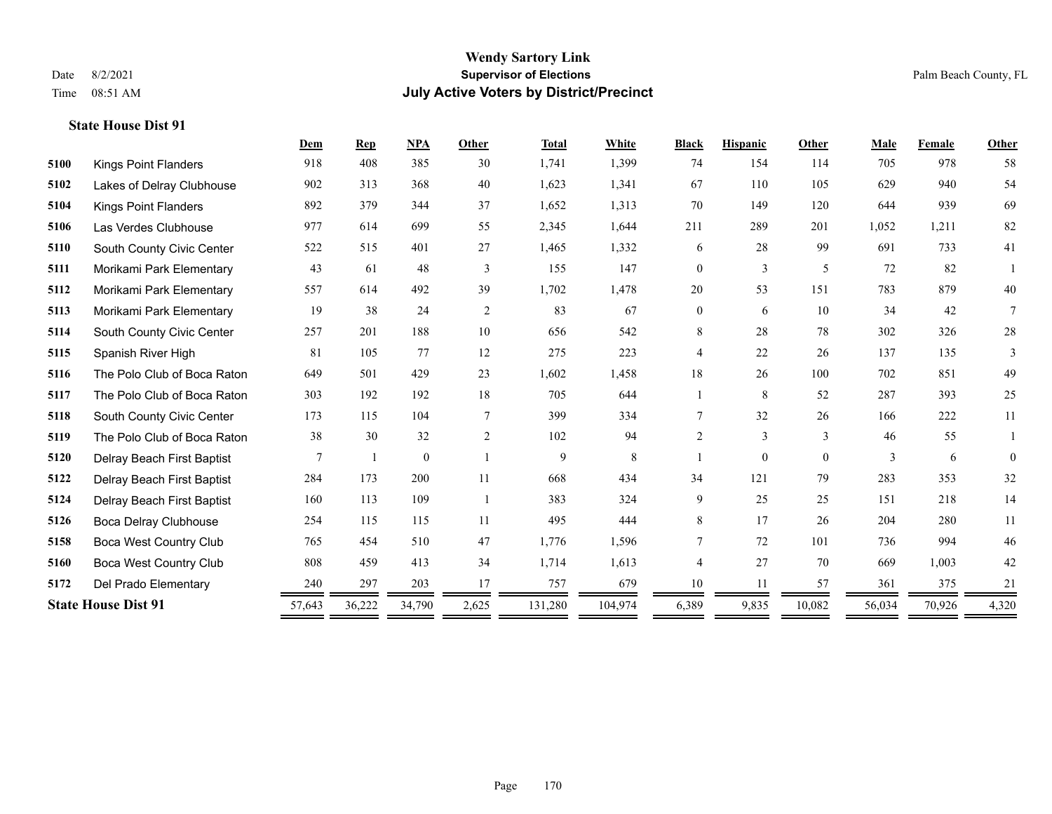# Wendy Sartory Link

**Supervisor of Elections**

**July Active Voters by District/Precinct**

Date 8/2/2021
Time 08:51 AM

Palm Beach County, FL

### State House Dist 91

| | | Dem | Rep | NPA | Other | Total | White | Black | Hispanic | Other | Male | Female | Other |
|---|---|---|---|---|---|---|---|---|---|---|---|---|---|
| 5100 | Kings Point Flanders | 918 | 408 | 385 | 30 | 1,741 | 1,399 | 74 | 154 | 114 | 705 | 978 | 58 |
| 5102 | Lakes of Delray Clubhouse | 902 | 313 | 368 | 40 | 1,623 | 1,341 | 67 | 110 | 105 | 629 | 940 | 54 |
| 5104 | Kings Point Flanders | 892 | 379 | 344 | 37 | 1,652 | 1,313 | 70 | 149 | 120 | 644 | 939 | 69 |
| 5106 | Las Verdes Clubhouse | 977 | 614 | 699 | 55 | 2,345 | 1,644 | 211 | 289 | 201 | 1,052 | 1,211 | 82 |
| 5110 | South County Civic Center | 522 | 515 | 401 | 27 | 1,465 | 1,332 | 6 | 28 | 99 | 691 | 733 | 41 |
| 5111 | Morikami Park Elementary | 43 | 61 | 48 | 3 | 155 | 147 | 0 | 3 | 5 | 72 | 82 | 1 |
| 5112 | Morikami Park Elementary | 557 | 614 | 492 | 39 | 1,702 | 1,478 | 20 | 53 | 151 | 783 | 879 | 40 |
| 5113 | Morikami Park Elementary | 19 | 38 | 24 | 2 | 83 | 67 | 0 | 6 | 10 | 34 | 42 | 7 |
| 5114 | South County Civic Center | 257 | 201 | 188 | 10 | 656 | 542 | 8 | 28 | 78 | 302 | 326 | 28 |
| 5115 | Spanish River High | 81 | 105 | 77 | 12 | 275 | 223 | 4 | 22 | 26 | 137 | 135 | 3 |
| 5116 | The Polo Club of Boca Raton | 649 | 501 | 429 | 23 | 1,602 | 1,458 | 18 | 26 | 100 | 702 | 851 | 49 |
| 5117 | The Polo Club of Boca Raton | 303 | 192 | 192 | 18 | 705 | 644 | 1 | 8 | 52 | 287 | 393 | 25 |
| 5118 | South County Civic Center | 173 | 115 | 104 | 7 | 399 | 334 | 7 | 32 | 26 | 166 | 222 | 11 |
| 5119 | The Polo Club of Boca Raton | 38 | 30 | 32 | 2 | 102 | 94 | 2 | 3 | 3 | 46 | 55 | 1 |
| 5120 | Delray Beach First Baptist | 7 | 1 | 0 | 1 | 9 | 8 | 1 | 0 | 0 | 3 | 6 | 0 |
| 5122 | Delray Beach First Baptist | 284 | 173 | 200 | 11 | 668 | 434 | 34 | 121 | 79 | 283 | 353 | 32 |
| 5124 | Delray Beach First Baptist | 160 | 113 | 109 | 1 | 383 | 324 | 9 | 25 | 25 | 151 | 218 | 14 |
| 5126 | Boca Delray Clubhouse | 254 | 115 | 115 | 11 | 495 | 444 | 8 | 17 | 26 | 204 | 280 | 11 |
| 5158 | Boca West Country Club | 765 | 454 | 510 | 47 | 1,776 | 1,596 | 7 | 72 | 101 | 736 | 994 | 46 |
| 5160 | Boca West Country Club | 808 | 459 | 413 | 34 | 1,714 | 1,613 | 4 | 27 | 70 | 669 | 1,003 | 42 |
| 5172 | Del Prado Elementary | 240 | 297 | 203 | 17 | 757 | 679 | 10 | 11 | 57 | 361 | 375 | 21 |
| **State House Dist 91** | | 57,643 | 36,222 | 34,790 | 2,625 | 131,280 | 104,974 | 6,389 | 9,835 | 10,082 | 56,034 | 70,926 | 4,320 |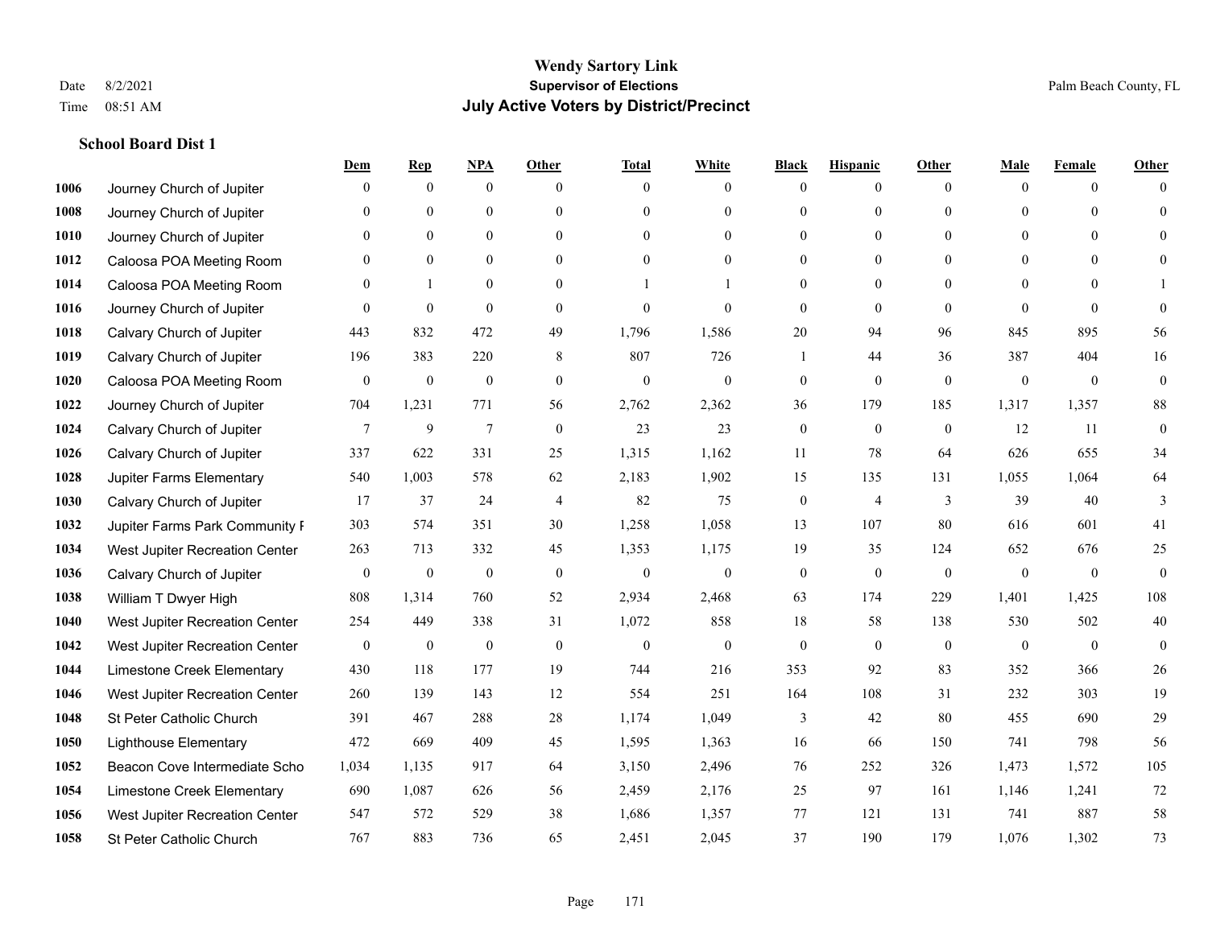# Wendy Sartory Link
## Supervisor of Elections
## July Active Voters by District/Precinct

Date 8/2/2021
Time 08:51 AM

Palm Beach County, FL

**School Board Dist 1**

| | | Dem | Rep | NPA | Other | Total | White | Black | Hispanic | Other | Male | Female | Other |
|---|---|---|---|---|---|---|---|---|---|---|---|---|---|
| 1006 | Journey Church of Jupiter | 0 | 0 | 0 | 0 | 0 | 0 | 0 | 0 | 0 | 0 | 0 | 0 |
| 1008 | Journey Church of Jupiter | 0 | 0 | 0 | 0 | 0 | 0 | 0 | 0 | 0 | 0 | 0 | 0 |
| 1010 | Journey Church of Jupiter | 0 | 0 | 0 | 0 | 0 | 0 | 0 | 0 | 0 | 0 | 0 | 0 |
| 1012 | Caloosa POA Meeting Room | 0 | 0 | 0 | 0 | 0 | 0 | 0 | 0 | 0 | 0 | 0 | 0 |
| 1014 | Caloosa POA Meeting Room | 0 | 1 | 0 | 0 | 1 | 1 | 0 | 0 | 0 | 0 | 0 | 1 |
| 1016 | Journey Church of Jupiter | 0 | 0 | 0 | 0 | 0 | 0 | 0 | 0 | 0 | 0 | 0 | 0 |
| 1018 | Calvary Church of Jupiter | 443 | 832 | 472 | 49 | 1,796 | 1,586 | 20 | 94 | 96 | 845 | 895 | 56 |
| 1019 | Calvary Church of Jupiter | 196 | 383 | 220 | 8 | 807 | 726 | 1 | 44 | 36 | 387 | 404 | 16 |
| 1020 | Caloosa POA Meeting Room | 0 | 0 | 0 | 0 | 0 | 0 | 0 | 0 | 0 | 0 | 0 | 0 |
| 1022 | Journey Church of Jupiter | 704 | 1,231 | 771 | 56 | 2,762 | 2,362 | 36 | 179 | 185 | 1,317 | 1,357 | 88 |
| 1024 | Calvary Church of Jupiter | 7 | 9 | 7 | 0 | 23 | 23 | 0 | 0 | 0 | 12 | 11 | 0 |
| 1026 | Calvary Church of Jupiter | 337 | 622 | 331 | 25 | 1,315 | 1,162 | 11 | 78 | 64 | 626 | 655 | 34 |
| 1028 | Jupiter Farms Elementary | 540 | 1,003 | 578 | 62 | 2,183 | 1,902 | 15 | 135 | 131 | 1,055 | 1,064 | 64 |
| 1030 | Calvary Church of Jupiter | 17 | 37 | 24 | 4 | 82 | 75 | 0 | 4 | 3 | 39 | 40 | 3 |
| 1032 | Jupiter Farms Park Community F | 303 | 574 | 351 | 30 | 1,258 | 1,058 | 13 | 107 | 80 | 616 | 601 | 41 |
| 1034 | West Jupiter Recreation Center | 263 | 713 | 332 | 45 | 1,353 | 1,175 | 19 | 35 | 124 | 652 | 676 | 25 |
| 1036 | Calvary Church of Jupiter | 0 | 0 | 0 | 0 | 0 | 0 | 0 | 0 | 0 | 0 | 0 | 0 |
| 1038 | William T Dwyer High | 808 | 1,314 | 760 | 52 | 2,934 | 2,468 | 63 | 174 | 229 | 1,401 | 1,425 | 108 |
| 1040 | West Jupiter Recreation Center | 254 | 449 | 338 | 31 | 1,072 | 858 | 18 | 58 | 138 | 530 | 502 | 40 |
| 1042 | West Jupiter Recreation Center | 0 | 0 | 0 | 0 | 0 | 0 | 0 | 0 | 0 | 0 | 0 | 0 |
| 1044 | Limestone Creek Elementary | 430 | 118 | 177 | 19 | 744 | 216 | 353 | 92 | 83 | 352 | 366 | 26 |
| 1046 | West Jupiter Recreation Center | 260 | 139 | 143 | 12 | 554 | 251 | 164 | 108 | 31 | 232 | 303 | 19 |
| 1048 | St Peter Catholic Church | 391 | 467 | 288 | 28 | 1,174 | 1,049 | 3 | 42 | 80 | 455 | 690 | 29 |
| 1050 | Lighthouse Elementary | 472 | 669 | 409 | 45 | 1,595 | 1,363 | 16 | 66 | 150 | 741 | 798 | 56 |
| 1052 | Beacon Cove Intermediate Scho | 1,034 | 1,135 | 917 | 64 | 3,150 | 2,496 | 76 | 252 | 326 | 1,473 | 1,572 | 105 |
| 1054 | Limestone Creek Elementary | 690 | 1,087 | 626 | 56 | 2,459 | 2,176 | 25 | 97 | 161 | 1,146 | 1,241 | 72 |
| 1056 | West Jupiter Recreation Center | 547 | 572 | 529 | 38 | 1,686 | 1,357 | 77 | 121 | 131 | 741 | 887 | 58 |
| 1058 | St Peter Catholic Church | 767 | 883 | 736 | 65 | 2,451 | 2,045 | 37 | 190 | 179 | 1,076 | 1,302 | 73 |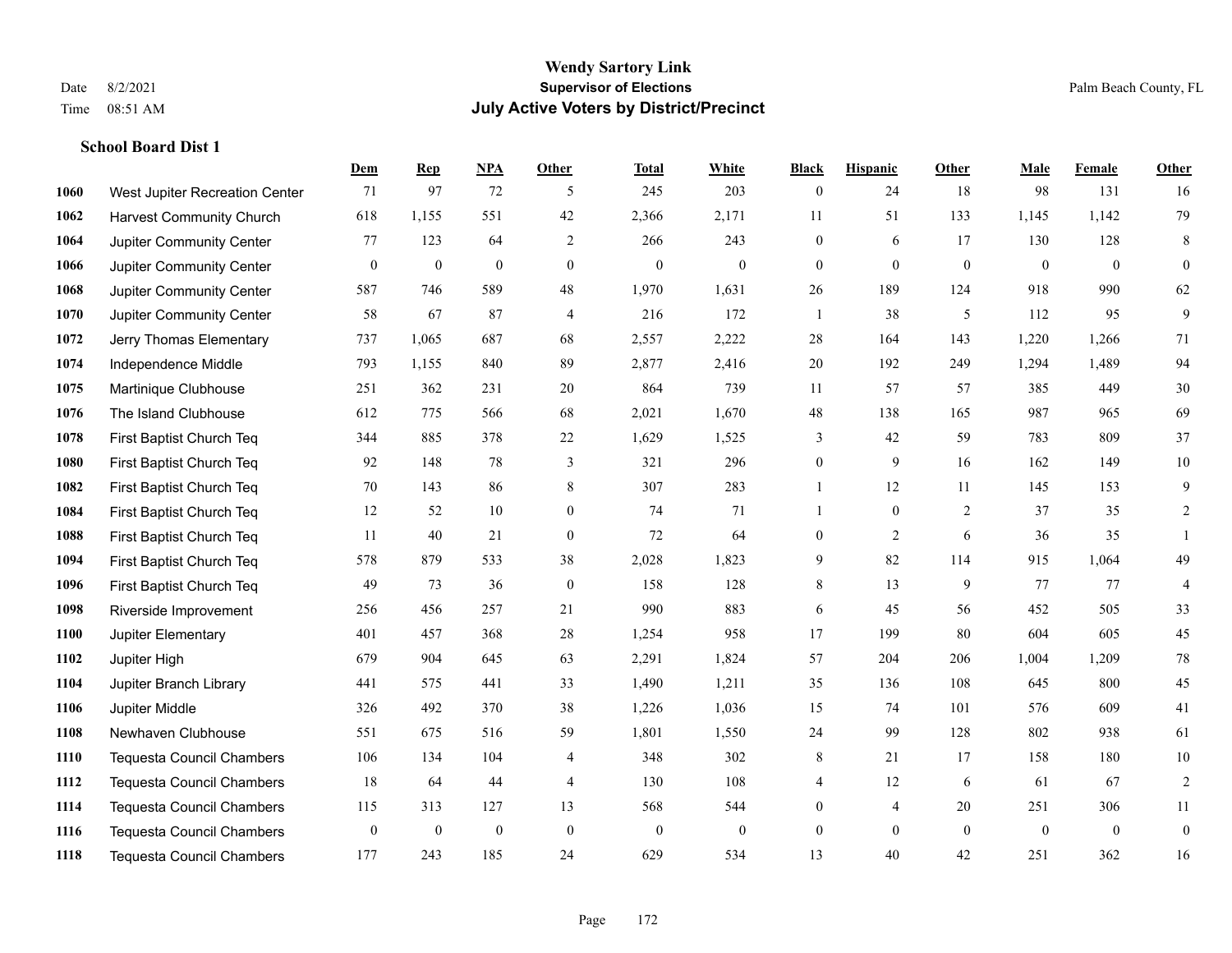# Wendy Sartory Link

**Supervisor of Elections**

**July Active Voters by District/Precinct**

Date 8/2/2021
Time 08:51 AM

Palm Beach County, FL

### School Board Dist 1

| | | Dem | Rep | NPA | Other | Total | White | Black | Hispanic | Other | Male | Female | Other |
|---|---|---|---|---|---|---|---|---|---|---|---|---|---|
| 1060 | West Jupiter Recreation Center | 71 | 97 | 72 | 5 | 245 | 203 | 0 | 24 | 18 | 98 | 131 | 16 |
| 1062 | Harvest Community Church | 618 | 1,155 | 551 | 42 | 2,366 | 2,171 | 11 | 51 | 133 | 1,145 | 1,142 | 79 |
| 1064 | Jupiter Community Center | 77 | 123 | 64 | 2 | 266 | 243 | 0 | 6 | 17 | 130 | 128 | 8 |
| 1066 | Jupiter Community Center | 0 | 0 | 0 | 0 | 0 | 0 | 0 | 0 | 0 | 0 | 0 | 0 |
| 1068 | Jupiter Community Center | 587 | 746 | 589 | 48 | 1,970 | 1,631 | 26 | 189 | 124 | 918 | 990 | 62 |
| 1070 | Jupiter Community Center | 58 | 67 | 87 | 4 | 216 | 172 | 1 | 38 | 5 | 112 | 95 | 9 |
| 1072 | Jerry Thomas Elementary | 737 | 1,065 | 687 | 68 | 2,557 | 2,222 | 28 | 164 | 143 | 1,220 | 1,266 | 71 |
| 1074 | Independence Middle | 793 | 1,155 | 840 | 89 | 2,877 | 2,416 | 20 | 192 | 249 | 1,294 | 1,489 | 94 |
| 1075 | Martinique Clubhouse | 251 | 362 | 231 | 20 | 864 | 739 | 11 | 57 | 57 | 385 | 449 | 30 |
| 1076 | The Island Clubhouse | 612 | 775 | 566 | 68 | 2,021 | 1,670 | 48 | 138 | 165 | 987 | 965 | 69 |
| 1078 | First Baptist Church Teq | 344 | 885 | 378 | 22 | 1,629 | 1,525 | 3 | 42 | 59 | 783 | 809 | 37 |
| 1080 | First Baptist Church Teq | 92 | 148 | 78 | 3 | 321 | 296 | 0 | 9 | 16 | 162 | 149 | 10 |
| 1082 | First Baptist Church Teq | 70 | 143 | 86 | 8 | 307 | 283 | 1 | 12 | 11 | 145 | 153 | 9 |
| 1084 | First Baptist Church Teq | 12 | 52 | 10 | 0 | 74 | 71 | 1 | 0 | 2 | 37 | 35 | 2 |
| 1088 | First Baptist Church Teq | 11 | 40 | 21 | 0 | 72 | 64 | 0 | 2 | 6 | 36 | 35 | 1 |
| 1094 | First Baptist Church Teq | 578 | 879 | 533 | 38 | 2,028 | 1,823 | 9 | 82 | 114 | 915 | 1,064 | 49 |
| 1096 | First Baptist Church Teq | 49 | 73 | 36 | 0 | 158 | 128 | 8 | 13 | 9 | 77 | 77 | 4 |
| 1098 | Riverside Improvement | 256 | 456 | 257 | 21 | 990 | 883 | 6 | 45 | 56 | 452 | 505 | 33 |
| 1100 | Jupiter Elementary | 401 | 457 | 368 | 28 | 1,254 | 958 | 17 | 199 | 80 | 604 | 605 | 45 |
| 1102 | Jupiter High | 679 | 904 | 645 | 63 | 2,291 | 1,824 | 57 | 204 | 206 | 1,004 | 1,209 | 78 |
| 1104 | Jupiter Branch Library | 441 | 575 | 441 | 33 | 1,490 | 1,211 | 35 | 136 | 108 | 645 | 800 | 45 |
| 1106 | Jupiter Middle | 326 | 492 | 370 | 38 | 1,226 | 1,036 | 15 | 74 | 101 | 576 | 609 | 41 |
| 1108 | Newhaven Clubhouse | 551 | 675 | 516 | 59 | 1,801 | 1,550 | 24 | 99 | 128 | 802 | 938 | 61 |
| 1110 | Tequesta Council Chambers | 106 | 134 | 104 | 4 | 348 | 302 | 8 | 21 | 17 | 158 | 180 | 10 |
| 1112 | Tequesta Council Chambers | 18 | 64 | 44 | 4 | 130 | 108 | 4 | 12 | 6 | 61 | 67 | 2 |
| 1114 | Tequesta Council Chambers | 115 | 313 | 127 | 13 | 568 | 544 | 0 | 4 | 20 | 251 | 306 | 11 |
| 1116 | Tequesta Council Chambers | 0 | 0 | 0 | 0 | 0 | 0 | 0 | 0 | 0 | 0 | 0 | 0 |
| 1118 | Tequesta Council Chambers | 177 | 243 | 185 | 24 | 629 | 534 | 13 | 40 | 42 | 251 | 362 | 16 |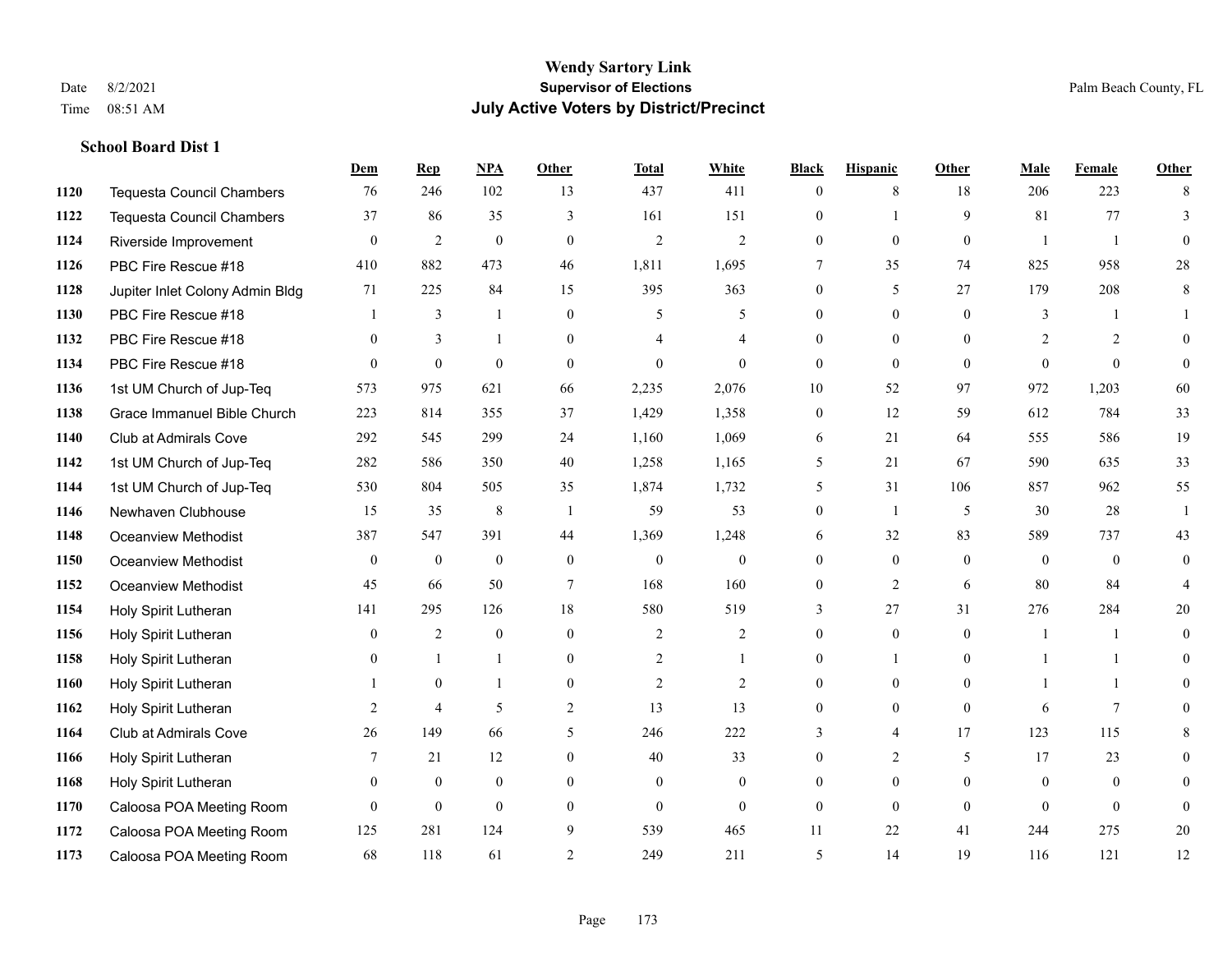# Wendy Sartory Link

**Supervisor of Elections**

**July Active Voters by District/Precinct**

Date 8/2/2021

Time 08:51 AM

Palm Beach County, FL

### School Board Dist 1

| | | Dem | Rep | NPA | Other | Total | White | Black | Hispanic | Other | Male | Female | Other |
|---|---|---|---|---|---|---|---|---|---|---|---|---|---|
| 1120 | Tequesta Council Chambers | 76 | 246 | 102 | 13 | 437 | 411 | 0 | 8 | 18 | 206 | 223 | 8 |
| 1122 | Tequesta Council Chambers | 37 | 86 | 35 | 3 | 161 | 151 | 0 | 1 | 9 | 81 | 77 | 3 |
| 1124 | Riverside Improvement | 0 | 2 | 0 | 0 | 2 | 2 | 0 | 0 | 0 | 1 | 1 | 0 |
| 1126 | PBC Fire Rescue #18 | 410 | 882 | 473 | 46 | 1,811 | 1,695 | 7 | 35 | 74 | 825 | 958 | 28 |
| 1128 | Jupiter Inlet Colony Admin Bldg | 71 | 225 | 84 | 15 | 395 | 363 | 0 | 5 | 27 | 179 | 208 | 8 |
| 1130 | PBC Fire Rescue #18 | 1 | 3 | 1 | 0 | 5 | 5 | 0 | 0 | 0 | 3 | 1 | 1 |
| 1132 | PBC Fire Rescue #18 | 0 | 3 | 1 | 0 | 4 | 4 | 0 | 0 | 0 | 2 | 2 | 0 |
| 1134 | PBC Fire Rescue #18 | 0 | 0 | 0 | 0 | 0 | 0 | 0 | 0 | 0 | 0 | 0 | 0 |
| 1136 | 1st UM Church of Jup-Teq | 573 | 975 | 621 | 66 | 2,235 | 2,076 | 10 | 52 | 97 | 972 | 1,203 | 60 |
| 1138 | Grace Immanuel Bible Church | 223 | 814 | 355 | 37 | 1,429 | 1,358 | 0 | 12 | 59 | 612 | 784 | 33 |
| 1140 | Club at Admirals Cove | 292 | 545 | 299 | 24 | 1,160 | 1,069 | 6 | 21 | 64 | 555 | 586 | 19 |
| 1142 | 1st UM Church of Jup-Teq | 282 | 586 | 350 | 40 | 1,258 | 1,165 | 5 | 21 | 67 | 590 | 635 | 33 |
| 1144 | 1st UM Church of Jup-Teq | 530 | 804 | 505 | 35 | 1,874 | 1,732 | 5 | 31 | 106 | 857 | 962 | 55 |
| 1146 | Newhaven Clubhouse | 15 | 35 | 8 | 1 | 59 | 53 | 0 | 1 | 5 | 30 | 28 | 1 |
| 1148 | Oceanview Methodist | 387 | 547 | 391 | 44 | 1,369 | 1,248 | 6 | 32 | 83 | 589 | 737 | 43 |
| 1150 | Oceanview Methodist | 0 | 0 | 0 | 0 | 0 | 0 | 0 | 0 | 0 | 0 | 0 | 0 |
| 1152 | Oceanview Methodist | 45 | 66 | 50 | 7 | 168 | 160 | 0 | 2 | 6 | 80 | 84 | 4 |
| 1154 | Holy Spirit Lutheran | 141 | 295 | 126 | 18 | 580 | 519 | 3 | 27 | 31 | 276 | 284 | 20 |
| 1156 | Holy Spirit Lutheran | 0 | 2 | 0 | 0 | 2 | 2 | 0 | 0 | 0 | 1 | 1 | 0 |
| 1158 | Holy Spirit Lutheran | 0 | 1 | 1 | 0 | 2 | 1 | 0 | 1 | 0 | 1 | 1 | 0 |
| 1160 | Holy Spirit Lutheran | 1 | 0 | 1 | 0 | 2 | 2 | 0 | 0 | 0 | 1 | 1 | 0 |
| 1162 | Holy Spirit Lutheran | 2 | 4 | 5 | 2 | 13 | 13 | 0 | 0 | 0 | 6 | 7 | 0 |
| 1164 | Club at Admirals Cove | 26 | 149 | 66 | 5 | 246 | 222 | 3 | 4 | 17 | 123 | 115 | 8 |
| 1166 | Holy Spirit Lutheran | 7 | 21 | 12 | 0 | 40 | 33 | 0 | 2 | 5 | 17 | 23 | 0 |
| 1168 | Holy Spirit Lutheran | 0 | 0 | 0 | 0 | 0 | 0 | 0 | 0 | 0 | 0 | 0 | 0 |
| 1170 | Caloosa POA Meeting Room | 0 | 0 | 0 | 0 | 0 | 0 | 0 | 0 | 0 | 0 | 0 | 0 |
| 1172 | Caloosa POA Meeting Room | 125 | 281 | 124 | 9 | 539 | 465 | 11 | 22 | 41 | 244 | 275 | 20 |
| 1173 | Caloosa POA Meeting Room | 68 | 118 | 61 | 2 | 249 | 211 | 5 | 14 | 19 | 116 | 121 | 12 |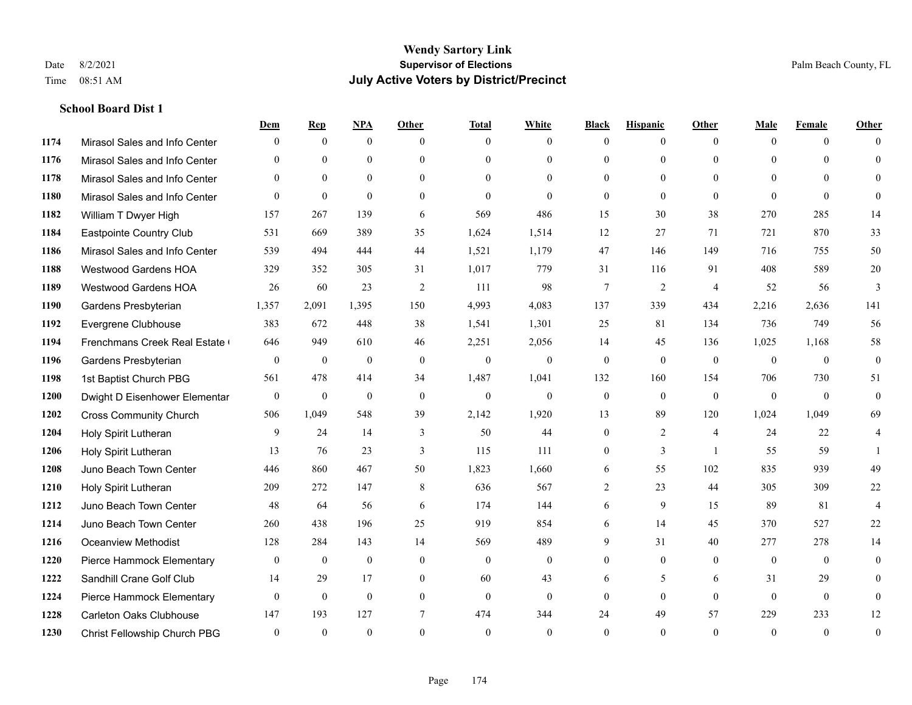# Wendy Sartory Link
## Supervisor of Elections
## July Active Voters by District/Precinct

Date 8/2/2021
Time 08:51 AM

Palm Beach County, FL

### School Board Dist 1

| | | Dem | Rep | NPA | Other | Total | White | Black | Hispanic | Other | Male | Female | Other |
|---|---|---|---|---|---|---|---|---|---|---|---|---|---|
| 1174 | Mirasol Sales and Info Center | 0 | 0 | 0 | 0 | 0 | 0 | 0 | 0 | 0 | 0 | 0 | 0 |
| 1176 | Mirasol Sales and Info Center | 0 | 0 | 0 | 0 | 0 | 0 | 0 | 0 | 0 | 0 | 0 | 0 |
| 1178 | Mirasol Sales and Info Center | 0 | 0 | 0 | 0 | 0 | 0 | 0 | 0 | 0 | 0 | 0 | 0 |
| 1180 | Mirasol Sales and Info Center | 0 | 0 | 0 | 0 | 0 | 0 | 0 | 0 | 0 | 0 | 0 | 0 |
| 1182 | William T Dwyer High | 157 | 267 | 139 | 6 | 569 | 486 | 15 | 30 | 38 | 270 | 285 | 14 |
| 1184 | Eastpointe Country Club | 531 | 669 | 389 | 35 | 1,624 | 1,514 | 12 | 27 | 71 | 721 | 870 | 33 |
| 1186 | Mirasol Sales and Info Center | 539 | 494 | 444 | 44 | 1,521 | 1,179 | 47 | 146 | 149 | 716 | 755 | 50 |
| 1188 | Westwood Gardens HOA | 329 | 352 | 305 | 31 | 1,017 | 779 | 31 | 116 | 91 | 408 | 589 | 20 |
| 1189 | Westwood Gardens HOA | 26 | 60 | 23 | 2 | 111 | 98 | 7 | 2 | 4 | 52 | 56 | 3 |
| 1190 | Gardens Presbyterian | 1,357 | 2,091 | 1,395 | 150 | 4,993 | 4,083 | 137 | 339 | 434 | 2,216 | 2,636 | 141 |
| 1192 | Evergrene Clubhouse | 383 | 672 | 448 | 38 | 1,541 | 1,301 | 25 | 81 | 134 | 736 | 749 | 56 |
| 1194 | Frenchmans Creek Real Estate ( | 646 | 949 | 610 | 46 | 2,251 | 2,056 | 14 | 45 | 136 | 1,025 | 1,168 | 58 |
| 1196 | Gardens Presbyterian | 0 | 0 | 0 | 0 | 0 | 0 | 0 | 0 | 0 | 0 | 0 | 0 |
| 1198 | 1st Baptist Church PBG | 561 | 478 | 414 | 34 | 1,487 | 1,041 | 132 | 160 | 154 | 706 | 730 | 51 |
| 1200 | Dwight D Eisenhower Elementar | 0 | 0 | 0 | 0 | 0 | 0 | 0 | 0 | 0 | 0 | 0 | 0 |
| 1202 | Cross Community Church | 506 | 1,049 | 548 | 39 | 2,142 | 1,920 | 13 | 89 | 120 | 1,024 | 1,049 | 69 |
| 1204 | Holy Spirit Lutheran | 9 | 24 | 14 | 3 | 50 | 44 | 0 | 2 | 4 | 24 | 22 | 4 |
| 1206 | Holy Spirit Lutheran | 13 | 76 | 23 | 3 | 115 | 111 | 0 | 3 | 1 | 55 | 59 | 1 |
| 1208 | Juno Beach Town Center | 446 | 860 | 467 | 50 | 1,823 | 1,660 | 6 | 55 | 102 | 835 | 939 | 49 |
| 1210 | Holy Spirit Lutheran | 209 | 272 | 147 | 8 | 636 | 567 | 2 | 23 | 44 | 305 | 309 | 22 |
| 1212 | Juno Beach Town Center | 48 | 64 | 56 | 6 | 174 | 144 | 6 | 9 | 15 | 89 | 81 | 4 |
| 1214 | Juno Beach Town Center | 260 | 438 | 196 | 25 | 919 | 854 | 6 | 14 | 45 | 370 | 527 | 22 |
| 1216 | Oceanview Methodist | 128 | 284 | 143 | 14 | 569 | 489 | 9 | 31 | 40 | 277 | 278 | 14 |
| 1220 | Pierce Hammock Elementary | 0 | 0 | 0 | 0 | 0 | 0 | 0 | 0 | 0 | 0 | 0 | 0 |
| 1222 | Sandhill Crane Golf Club | 14 | 29 | 17 | 0 | 60 | 43 | 6 | 5 | 6 | 31 | 29 | 0 |
| 1224 | Pierce Hammock Elementary | 0 | 0 | 0 | 0 | 0 | 0 | 0 | 0 | 0 | 0 | 0 | 0 |
| 1228 | Carleton Oaks Clubhouse | 147 | 193 | 127 | 7 | 474 | 344 | 24 | 49 | 57 | 229 | 233 | 12 |
| 1230 | Christ Fellowship Church PBG | 0 | 0 | 0 | 0 | 0 | 0 | 0 | 0 | 0 | 0 | 0 | 0 |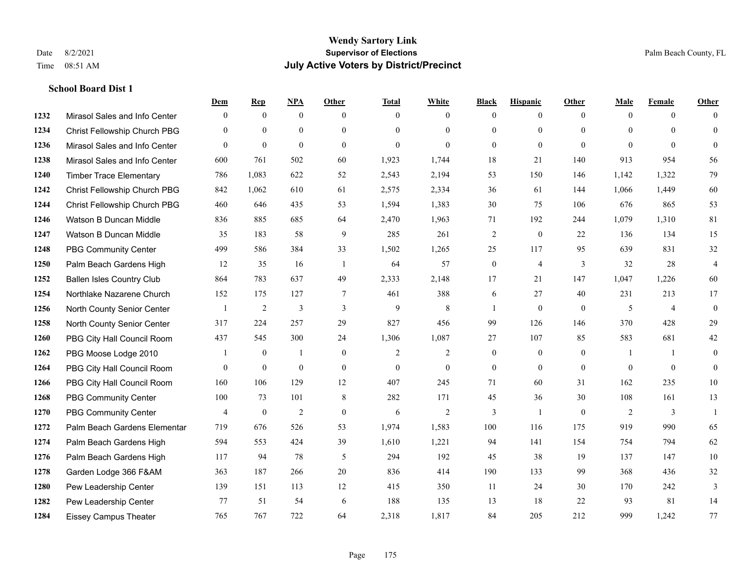# Wendy Sartory Link
## Supervisor of Elections
## July Active Voters by District/Precinct

Date 8/2/2021
Time 08:51 AM

Palm Beach County, FL

**School Board Dist 1**

| | | Dem | Rep | NPA | Other | Total | White | Black | Hispanic | Other | Male | Female | Other |
|---|---|---|---|---|---|---|---|---|---|---|---|---|---|
| 1232 | Mirasol Sales and Info Center | 0 | 0 | 0 | 0 | 0 | 0 | 0 | 0 | 0 | 0 | 0 | 0 |
| 1234 | Christ Fellowship Church PBG | 0 | 0 | 0 | 0 | 0 | 0 | 0 | 0 | 0 | 0 | 0 | 0 |
| 1236 | Mirasol Sales and Info Center | 0 | 0 | 0 | 0 | 0 | 0 | 0 | 0 | 0 | 0 | 0 | 0 |
| 1238 | Mirasol Sales and Info Center | 600 | 761 | 502 | 60 | 1,923 | 1,744 | 18 | 21 | 140 | 913 | 954 | 56 |
| 1240 | Timber Trace Elementary | 786 | 1,083 | 622 | 52 | 2,543 | 2,194 | 53 | 150 | 146 | 1,142 | 1,322 | 79 |
| 1242 | Christ Fellowship Church PBG | 842 | 1,062 | 610 | 61 | 2,575 | 2,334 | 36 | 61 | 144 | 1,066 | 1,449 | 60 |
| 1244 | Christ Fellowship Church PBG | 460 | 646 | 435 | 53 | 1,594 | 1,383 | 30 | 75 | 106 | 676 | 865 | 53 |
| 1246 | Watson B Duncan Middle | 836 | 885 | 685 | 64 | 2,470 | 1,963 | 71 | 192 | 244 | 1,079 | 1,310 | 81 |
| 1247 | Watson B Duncan Middle | 35 | 183 | 58 | 9 | 285 | 261 | 2 | 0 | 22 | 136 | 134 | 15 |
| 1248 | PBG Community Center | 499 | 586 | 384 | 33 | 1,502 | 1,265 | 25 | 117 | 95 | 639 | 831 | 32 |
| 1250 | Palm Beach Gardens High | 12 | 35 | 16 | 1 | 64 | 57 | 0 | 4 | 3 | 32 | 28 | 4 |
| 1252 | Ballen Isles Country Club | 864 | 783 | 637 | 49 | 2,333 | 2,148 | 17 | 21 | 147 | 1,047 | 1,226 | 60 |
| 1254 | Northlake Nazarene Church | 152 | 175 | 127 | 7 | 461 | 388 | 6 | 27 | 40 | 231 | 213 | 17 |
| 1256 | North County Senior Center | 1 | 2 | 3 | 3 | 9 | 8 | 1 | 0 | 0 | 5 | 4 | 0 |
| 1258 | North County Senior Center | 317 | 224 | 257 | 29 | 827 | 456 | 99 | 126 | 146 | 370 | 428 | 29 |
| 1260 | PBG City Hall Council Room | 437 | 545 | 300 | 24 | 1,306 | 1,087 | 27 | 107 | 85 | 583 | 681 | 42 |
| 1262 | PBG Moose Lodge 2010 | 1 | 0 | 1 | 0 | 2 | 2 | 0 | 0 | 0 | 1 | 1 | 0 |
| 1264 | PBG City Hall Council Room | 0 | 0 | 0 | 0 | 0 | 0 | 0 | 0 | 0 | 0 | 0 | 0 |
| 1266 | PBG City Hall Council Room | 160 | 106 | 129 | 12 | 407 | 245 | 71 | 60 | 31 | 162 | 235 | 10 |
| 1268 | PBG Community Center | 100 | 73 | 101 | 8 | 282 | 171 | 45 | 36 | 30 | 108 | 161 | 13 |
| 1270 | PBG Community Center | 4 | 0 | 2 | 0 | 6 | 2 | 3 | 1 | 0 | 2 | 3 | 1 |
| 1272 | Palm Beach Gardens Elementar | 719 | 676 | 526 | 53 | 1,974 | 1,583 | 100 | 116 | 175 | 919 | 990 | 65 |
| 1274 | Palm Beach Gardens High | 594 | 553 | 424 | 39 | 1,610 | 1,221 | 94 | 141 | 154 | 754 | 794 | 62 |
| 1276 | Palm Beach Gardens High | 117 | 94 | 78 | 5 | 294 | 192 | 45 | 38 | 19 | 137 | 147 | 10 |
| 1278 | Garden Lodge 366 F&AM | 363 | 187 | 266 | 20 | 836 | 414 | 190 | 133 | 99 | 368 | 436 | 32 |
| 1280 | Pew Leadership Center | 139 | 151 | 113 | 12 | 415 | 350 | 11 | 24 | 30 | 170 | 242 | 3 |
| 1282 | Pew Leadership Center | 77 | 51 | 54 | 6 | 188 | 135 | 13 | 18 | 22 | 93 | 81 | 14 |
| 1284 | Eissey Campus Theater | 765 | 767 | 722 | 64 | 2,318 | 1,817 | 84 | 205 | 212 | 999 | 1,242 | 77 |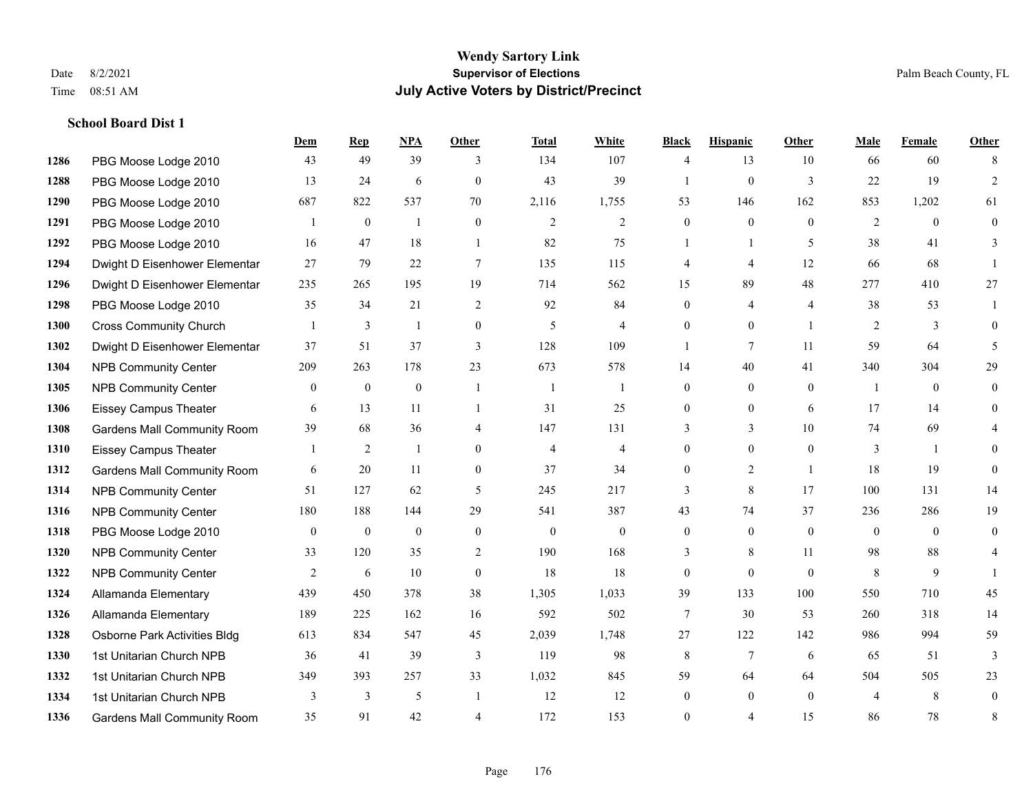# Wendy Sartory Link

**Supervisor of Elections**

**July Active Voters by District/Precinct**

Date 8/2/2021
Time 08:51 AM

Palm Beach County, FL

### School Board Dist 1

| | | Dem | Rep | NPA | Other | Total | White | Black | Hispanic | Other | Male | Female | Other |
|---|---|---|---|---|---|---|---|---|---|---|---|---|---|
| 1286 | PBG Moose Lodge 2010 | 43 | 49 | 39 | 3 | 134 | 107 | 4 | 13 | 10 | 66 | 60 | 8 |
| 1288 | PBG Moose Lodge 2010 | 13 | 24 | 6 | 0 | 43 | 39 | 1 | 0 | 3 | 22 | 19 | 2 |
| 1290 | PBG Moose Lodge 2010 | 687 | 822 | 537 | 70 | 2,116 | 1,755 | 53 | 146 | 162 | 853 | 1,202 | 61 |
| 1291 | PBG Moose Lodge 2010 | 1 | 0 | 1 | 0 | 2 | 2 | 0 | 0 | 0 | 2 | 0 | 0 |
| 1292 | PBG Moose Lodge 2010 | 16 | 47 | 18 | 1 | 82 | 75 | 1 | 1 | 5 | 38 | 41 | 3 |
| 1294 | Dwight D Eisenhower Elementar | 27 | 79 | 22 | 7 | 135 | 115 | 4 | 4 | 12 | 66 | 68 | 1 |
| 1296 | Dwight D Eisenhower Elementar | 235 | 265 | 195 | 19 | 714 | 562 | 15 | 89 | 48 | 277 | 410 | 27 |
| 1298 | PBG Moose Lodge 2010 | 35 | 34 | 21 | 2 | 92 | 84 | 0 | 4 | 4 | 38 | 53 | 1 |
| 1300 | Cross Community Church | 1 | 3 | 1 | 0 | 5 | 4 | 0 | 0 | 1 | 2 | 3 | 0 |
| 1302 | Dwight D Eisenhower Elementar | 37 | 51 | 37 | 3 | 128 | 109 | 1 | 7 | 11 | 59 | 64 | 5 |
| 1304 | NPB Community Center | 209 | 263 | 178 | 23 | 673 | 578 | 14 | 40 | 41 | 340 | 304 | 29 |
| 1305 | NPB Community Center | 0 | 0 | 0 | 1 | 1 | 1 | 0 | 0 | 0 | 1 | 0 | 0 |
| 1306 | Eissey Campus Theater | 6 | 13 | 11 | 1 | 31 | 25 | 0 | 0 | 6 | 17 | 14 | 0 |
| 1308 | Gardens Mall Community Room | 39 | 68 | 36 | 4 | 147 | 131 | 3 | 3 | 10 | 74 | 69 | 4 |
| 1310 | Eissey Campus Theater | 1 | 2 | 1 | 0 | 4 | 4 | 0 | 0 | 0 | 3 | 1 | 0 |
| 1312 | Gardens Mall Community Room | 6 | 20 | 11 | 0 | 37 | 34 | 0 | 2 | 1 | 18 | 19 | 0 |
| 1314 | NPB Community Center | 51 | 127 | 62 | 5 | 245 | 217 | 3 | 8 | 17 | 100 | 131 | 14 |
| 1316 | NPB Community Center | 180 | 188 | 144 | 29 | 541 | 387 | 43 | 74 | 37 | 236 | 286 | 19 |
| 1318 | PBG Moose Lodge 2010 | 0 | 0 | 0 | 0 | 0 | 0 | 0 | 0 | 0 | 0 | 0 | 0 |
| 1320 | NPB Community Center | 33 | 120 | 35 | 2 | 190 | 168 | 3 | 8 | 11 | 98 | 88 | 4 |
| 1322 | NPB Community Center | 2 | 6 | 10 | 0 | 18 | 18 | 0 | 0 | 0 | 8 | 9 | 1 |
| 1324 | Allamanda Elementary | 439 | 450 | 378 | 38 | 1,305 | 1,033 | 39 | 133 | 100 | 550 | 710 | 45 |
| 1326 | Allamanda Elementary | 189 | 225 | 162 | 16 | 592 | 502 | 7 | 30 | 53 | 260 | 318 | 14 |
| 1328 | Osborne Park Activities Bldg | 613 | 834 | 547 | 45 | 2,039 | 1,748 | 27 | 122 | 142 | 986 | 994 | 59 |
| 1330 | 1st Unitarian Church NPB | 36 | 41 | 39 | 3 | 119 | 98 | 8 | 7 | 6 | 65 | 51 | 3 |
| 1332 | 1st Unitarian Church NPB | 349 | 393 | 257 | 33 | 1,032 | 845 | 59 | 64 | 64 | 504 | 505 | 23 |
| 1334 | 1st Unitarian Church NPB | 3 | 3 | 5 | 1 | 12 | 12 | 0 | 0 | 0 | 4 | 8 | 0 |
| 1336 | Gardens Mall Community Room | 35 | 91 | 42 | 4 | 172 | 153 | 0 | 4 | 15 | 86 | 78 | 8 |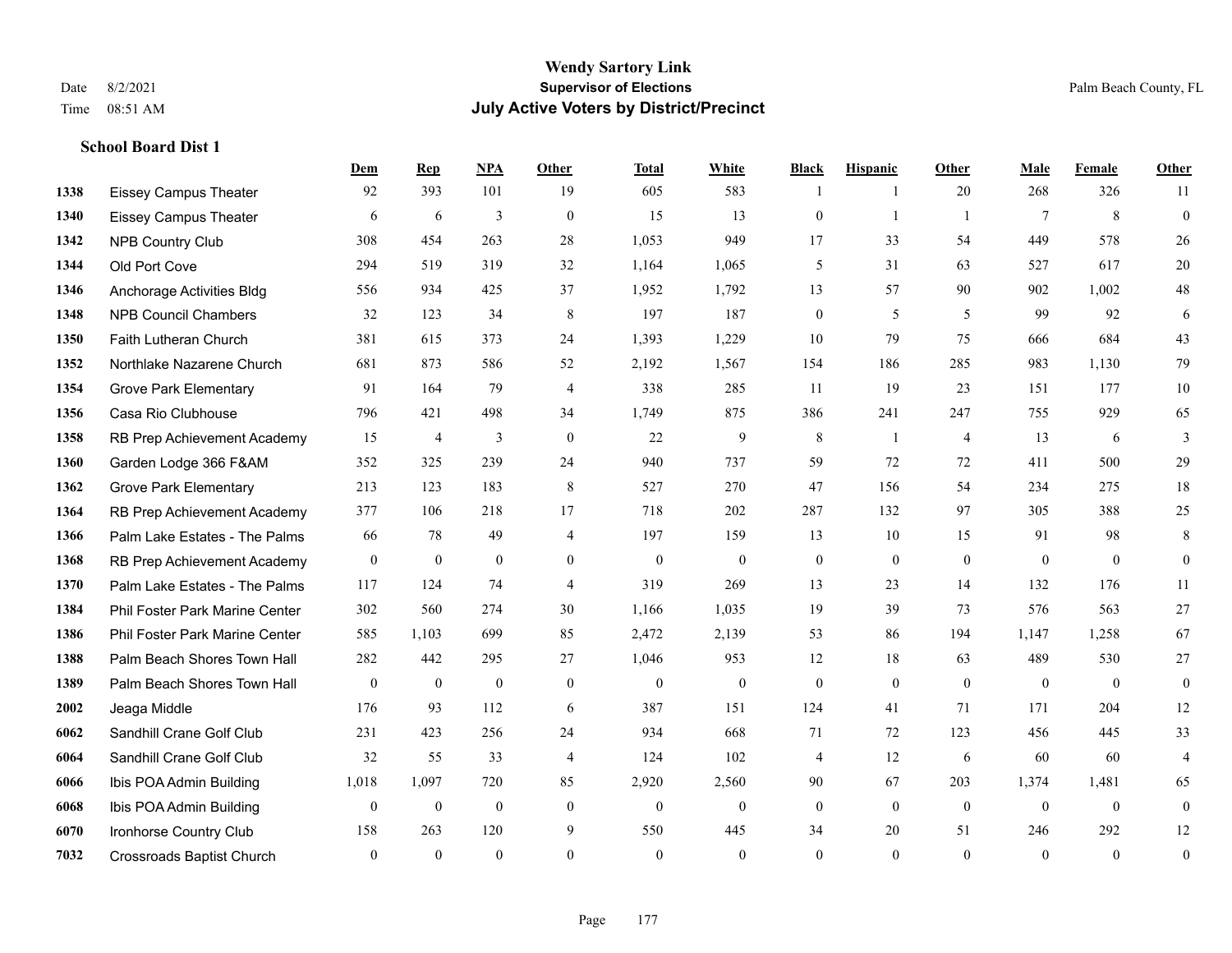# Wendy Sartory Link
## Supervisor of Elections
## July Active Voters by District/Precinct

Date 8/2/2021
Time 08:51 AM

Palm Beach County, FL

### School Board Dist 1

| | | Dem | Rep | NPA | Other | Total | White | Black | Hispanic | Other | Male | Female | Other |
|---|---|---|---|---|---|---|---|---|---|---|---|---|---|
| 1338 | Eissey Campus Theater | 92 | 393 | 101 | 19 | 605 | 583 | 1 | 1 | 20 | 268 | 326 | 11 |
| 1340 | Eissey Campus Theater | 6 | 6 | 3 | 0 | 15 | 13 | 0 | 1 | 1 | 7 | 8 | 0 |
| 1342 | NPB Country Club | 308 | 454 | 263 | 28 | 1,053 | 949 | 17 | 33 | 54 | 449 | 578 | 26 |
| 1344 | Old Port Cove | 294 | 519 | 319 | 32 | 1,164 | 1,065 | 5 | 31 | 63 | 527 | 617 | 20 |
| 1346 | Anchorage Activities Bldg | 556 | 934 | 425 | 37 | 1,952 | 1,792 | 13 | 57 | 90 | 902 | 1,002 | 48 |
| 1348 | NPB Council Chambers | 32 | 123 | 34 | 8 | 197 | 187 | 0 | 5 | 5 | 99 | 92 | 6 |
| 1350 | Faith Lutheran Church | 381 | 615 | 373 | 24 | 1,393 | 1,229 | 10 | 79 | 75 | 666 | 684 | 43 |
| 1352 | Northlake Nazarene Church | 681 | 873 | 586 | 52 | 2,192 | 1,567 | 154 | 186 | 285 | 983 | 1,130 | 79 |
| 1354 | Grove Park Elementary | 91 | 164 | 79 | 4 | 338 | 285 | 11 | 19 | 23 | 151 | 177 | 10 |
| 1356 | Casa Rio Clubhouse | 796 | 421 | 498 | 34 | 1,749 | 875 | 386 | 241 | 247 | 755 | 929 | 65 |
| 1358 | RB Prep Achievement Academy | 15 | 4 | 3 | 0 | 22 | 9 | 8 | 1 | 4 | 13 | 6 | 3 |
| 1360 | Garden Lodge 366 F&AM | 352 | 325 | 239 | 24 | 940 | 737 | 59 | 72 | 72 | 411 | 500 | 29 |
| 1362 | Grove Park Elementary | 213 | 123 | 183 | 8 | 527 | 270 | 47 | 156 | 54 | 234 | 275 | 18 |
| 1364 | RB Prep Achievement Academy | 377 | 106 | 218 | 17 | 718 | 202 | 287 | 132 | 97 | 305 | 388 | 25 |
| 1366 | Palm Lake Estates - The Palms | 66 | 78 | 49 | 4 | 197 | 159 | 13 | 10 | 15 | 91 | 98 | 8 |
| 1368 | RB Prep Achievement Academy | 0 | 0 | 0 | 0 | 0 | 0 | 0 | 0 | 0 | 0 | 0 | 0 |
| 1370 | Palm Lake Estates - The Palms | 117 | 124 | 74 | 4 | 319 | 269 | 13 | 23 | 14 | 132 | 176 | 11 |
| 1384 | Phil Foster Park Marine Center | 302 | 560 | 274 | 30 | 1,166 | 1,035 | 19 | 39 | 73 | 576 | 563 | 27 |
| 1386 | Phil Foster Park Marine Center | 585 | 1,103 | 699 | 85 | 2,472 | 2,139 | 53 | 86 | 194 | 1,147 | 1,258 | 67 |
| 1388 | Palm Beach Shores Town Hall | 282 | 442 | 295 | 27 | 1,046 | 953 | 12 | 18 | 63 | 489 | 530 | 27 |
| 1389 | Palm Beach Shores Town Hall | 0 | 0 | 0 | 0 | 0 | 0 | 0 | 0 | 0 | 0 | 0 | 0 |
| 2002 | Jeaga Middle | 176 | 93 | 112 | 6 | 387 | 151 | 124 | 41 | 71 | 171 | 204 | 12 |
| 6062 | Sandhill Crane Golf Club | 231 | 423 | 256 | 24 | 934 | 668 | 71 | 72 | 123 | 456 | 445 | 33 |
| 6064 | Sandhill Crane Golf Club | 32 | 55 | 33 | 4 | 124 | 102 | 4 | 12 | 6 | 60 | 60 | 4 |
| 6066 | Ibis POA Admin Building | 1,018 | 1,097 | 720 | 85 | 2,920 | 2,560 | 90 | 67 | 203 | 1,374 | 1,481 | 65 |
| 6068 | Ibis POA Admin Building | 0 | 0 | 0 | 0 | 0 | 0 | 0 | 0 | 0 | 0 | 0 | 0 |
| 6070 | Ironhorse Country Club | 158 | 263 | 120 | 9 | 550 | 445 | 34 | 20 | 51 | 246 | 292 | 12 |
| 7032 | Crossroads Baptist Church | 0 | 0 | 0 | 0 | 0 | 0 | 0 | 0 | 0 | 0 | 0 | 0 |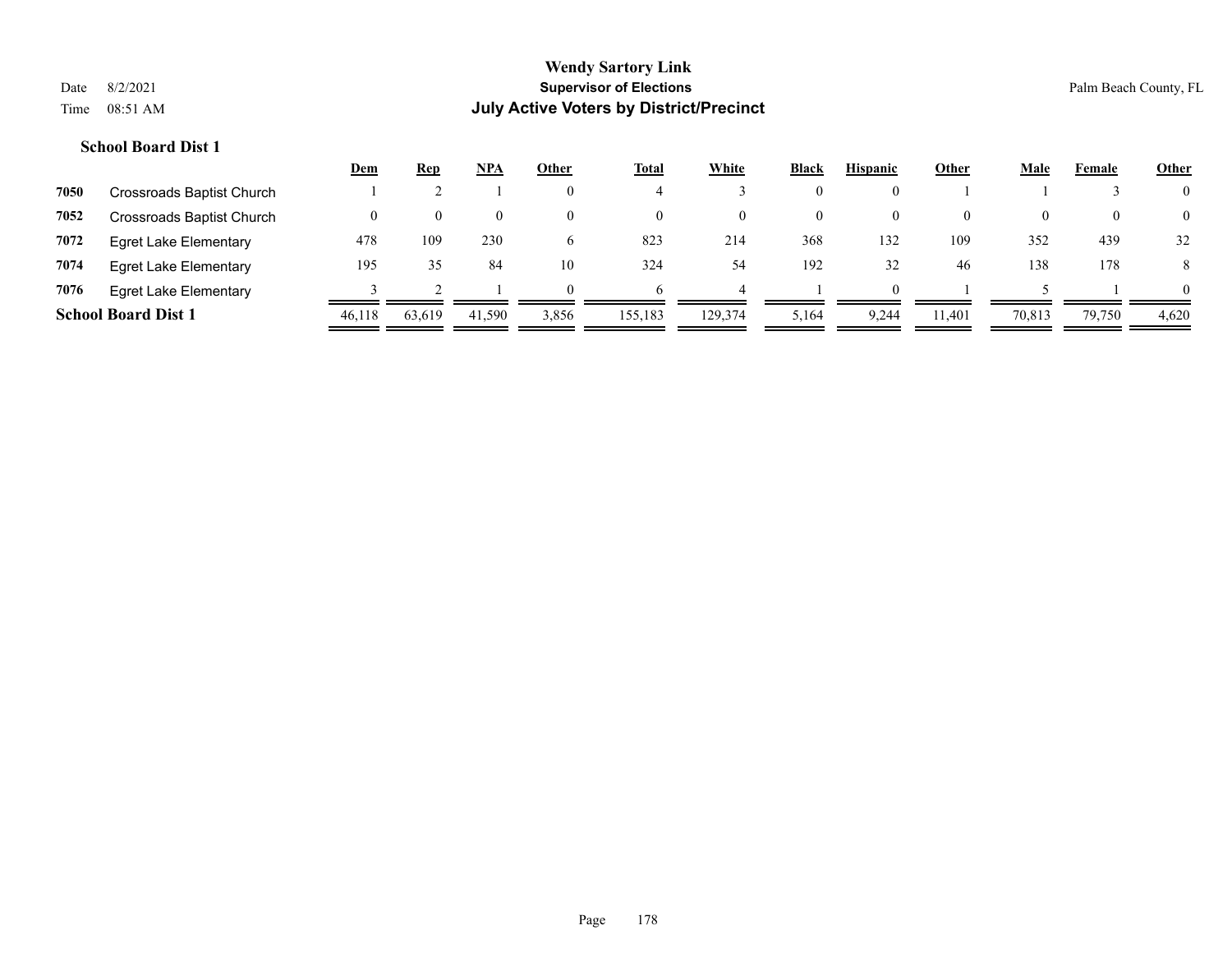**Wendy Sartory Link**
**Supervisor of Elections**
**July Active Voters by District/Precinct**

Date 8/2/2021
Time 08:51 AM

Palm Beach County, FL

### School Board Dist 1

| | | Dem | Rep | NPA | Other | Total | White | Black | Hispanic | Other | Male | Female | Other |
|---|---|---|---|---|---|---|---|---|---|---|---|---|---|
| 7050 | Crossroads Baptist Church | 1 | 2 | 1 | 0 | 4 | 3 | 0 | 0 | 1 | 1 | 3 | 0 |
| 7052 | Crossroads Baptist Church | 0 | 0 | 0 | 0 | 0 | 0 | 0 | 0 | 0 | 0 | 0 | 0 |
| 7072 | Egret Lake Elementary | 478 | 109 | 230 | 6 | 823 | 214 | 368 | 132 | 109 | 352 | 439 | 32 |
| 7074 | Egret Lake Elementary | 195 | 35 | 84 | 10 | 324 | 54 | 192 | 32 | 46 | 138 | 178 | 8 |
| 7076 | Egret Lake Elementary | 3 | 2 | 1 | 0 | 6 | 4 | 1 | 0 | 1 | 5 | 1 | 0 |
| **School Board Dist 1** | | 46,118 | 63,619 | 41,590 | 3,856 | 155,183 | 129,374 | 5,164 | 9,244 | 11,401 | 70,813 | 79,750 | 4,620 |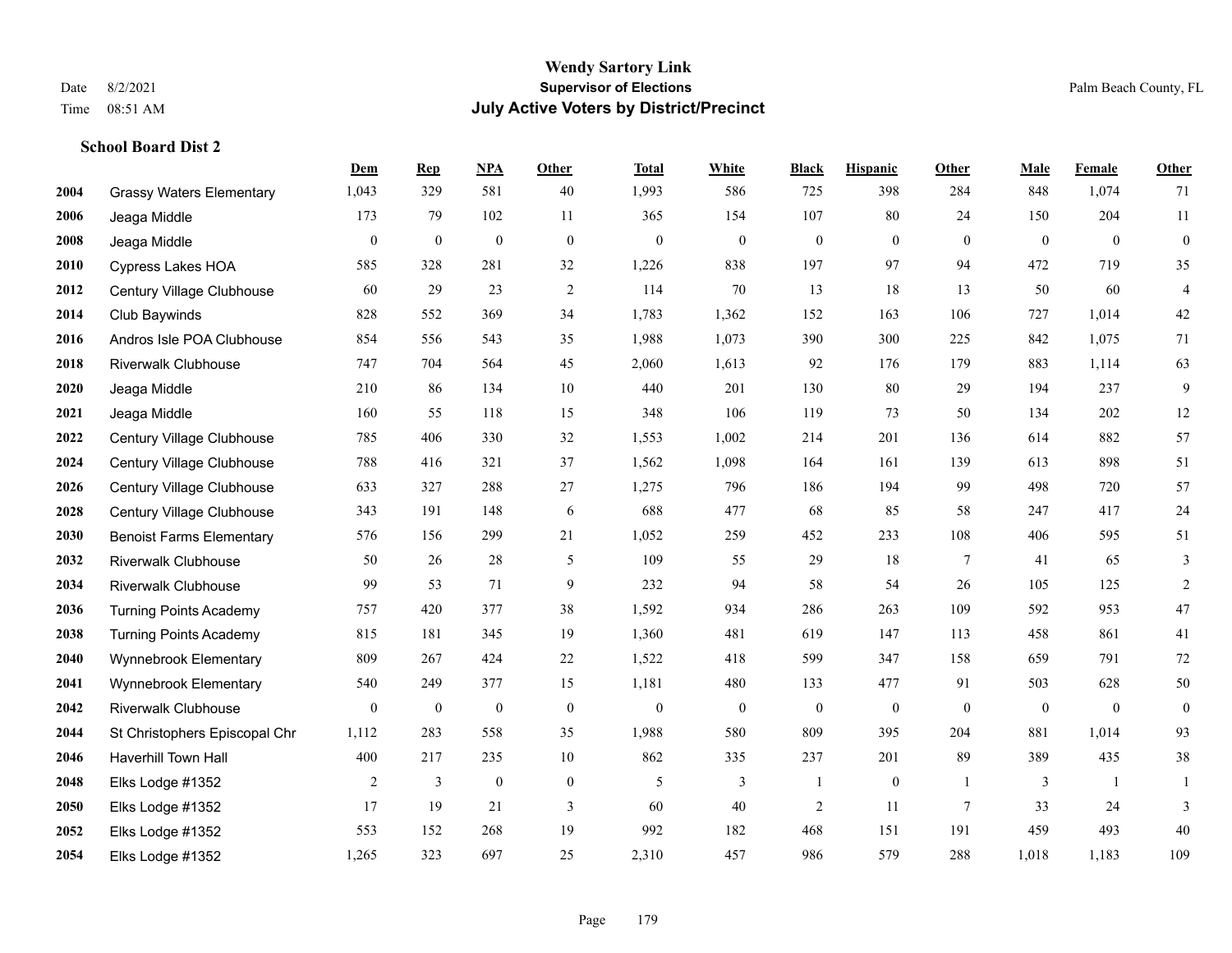# Wendy Sartory Link

**Supervisor of Elections**

**July Active Voters by District/Precinct**

Date 8/2/2021
Time 08:51 AM

Palm Beach County, FL

### School Board Dist 2

| | | Dem | Rep | NPA | Other | Total | White | Black | Hispanic | Other | Male | Female | Other |
|---|---|---|---|---|---|---|---|---|---|---|---|---|---|
| 2004 | Grassy Waters Elementary | 1,043 | 329 | 581 | 40 | 1,993 | 586 | 725 | 398 | 284 | 848 | 1,074 | 71 |
| 2006 | Jeaga Middle | 173 | 79 | 102 | 11 | 365 | 154 | 107 | 80 | 24 | 150 | 204 | 11 |
| 2008 | Jeaga Middle | 0 | 0 | 0 | 0 | 0 | 0 | 0 | 0 | 0 | 0 | 0 | 0 |
| 2010 | Cypress Lakes HOA | 585 | 328 | 281 | 32 | 1,226 | 838 | 197 | 97 | 94 | 472 | 719 | 35 |
| 2012 | Century Village Clubhouse | 60 | 29 | 23 | 2 | 114 | 70 | 13 | 18 | 13 | 50 | 60 | 4 |
| 2014 | Club Baywinds | 828 | 552 | 369 | 34 | 1,783 | 1,362 | 152 | 163 | 106 | 727 | 1,014 | 42 |
| 2016 | Andros Isle POA Clubhouse | 854 | 556 | 543 | 35 | 1,988 | 1,073 | 390 | 300 | 225 | 842 | 1,075 | 71 |
| 2018 | Riverwalk Clubhouse | 747 | 704 | 564 | 45 | 2,060 | 1,613 | 92 | 176 | 179 | 883 | 1,114 | 63 |
| 2020 | Jeaga Middle | 210 | 86 | 134 | 10 | 440 | 201 | 130 | 80 | 29 | 194 | 237 | 9 |
| 2021 | Jeaga Middle | 160 | 55 | 118 | 15 | 348 | 106 | 119 | 73 | 50 | 134 | 202 | 12 |
| 2022 | Century Village Clubhouse | 785 | 406 | 330 | 32 | 1,553 | 1,002 | 214 | 201 | 136 | 614 | 882 | 57 |
| 2024 | Century Village Clubhouse | 788 | 416 | 321 | 37 | 1,562 | 1,098 | 164 | 161 | 139 | 613 | 898 | 51 |
| 2026 | Century Village Clubhouse | 633 | 327 | 288 | 27 | 1,275 | 796 | 186 | 194 | 99 | 498 | 720 | 57 |
| 2028 | Century Village Clubhouse | 343 | 191 | 148 | 6 | 688 | 477 | 68 | 85 | 58 | 247 | 417 | 24 |
| 2030 | Benoist Farms Elementary | 576 | 156 | 299 | 21 | 1,052 | 259 | 452 | 233 | 108 | 406 | 595 | 51 |
| 2032 | Riverwalk Clubhouse | 50 | 26 | 28 | 5 | 109 | 55 | 29 | 18 | 7 | 41 | 65 | 3 |
| 2034 | Riverwalk Clubhouse | 99 | 53 | 71 | 9 | 232 | 94 | 58 | 54 | 26 | 105 | 125 | 2 |
| 2036 | Turning Points Academy | 757 | 420 | 377 | 38 | 1,592 | 934 | 286 | 263 | 109 | 592 | 953 | 47 |
| 2038 | Turning Points Academy | 815 | 181 | 345 | 19 | 1,360 | 481 | 619 | 147 | 113 | 458 | 861 | 41 |
| 2040 | Wynnebrook Elementary | 809 | 267 | 424 | 22 | 1,522 | 418 | 599 | 347 | 158 | 659 | 791 | 72 |
| 2041 | Wynnebrook Elementary | 540 | 249 | 377 | 15 | 1,181 | 480 | 133 | 477 | 91 | 503 | 628 | 50 |
| 2042 | Riverwalk Clubhouse | 0 | 0 | 0 | 0 | 0 | 0 | 0 | 0 | 0 | 0 | 0 | 0 |
| 2044 | St Christophers Episcopal Chr | 1,112 | 283 | 558 | 35 | 1,988 | 580 | 809 | 395 | 204 | 881 | 1,014 | 93 |
| 2046 | Haverhill Town Hall | 400 | 217 | 235 | 10 | 862 | 335 | 237 | 201 | 89 | 389 | 435 | 38 |
| 2048 | Elks Lodge #1352 | 2 | 3 | 0 | 0 | 5 | 3 | 1 | 0 | 1 | 3 | 1 | 1 |
| 2050 | Elks Lodge #1352 | 17 | 19 | 21 | 3 | 60 | 40 | 2 | 11 | 7 | 33 | 24 | 3 |
| 2052 | Elks Lodge #1352 | 553 | 152 | 268 | 19 | 992 | 182 | 468 | 151 | 191 | 459 | 493 | 40 |
| 2054 | Elks Lodge #1352 | 1,265 | 323 | 697 | 25 | 2,310 | 457 | 986 | 579 | 288 | 1,018 | 1,183 | 109 |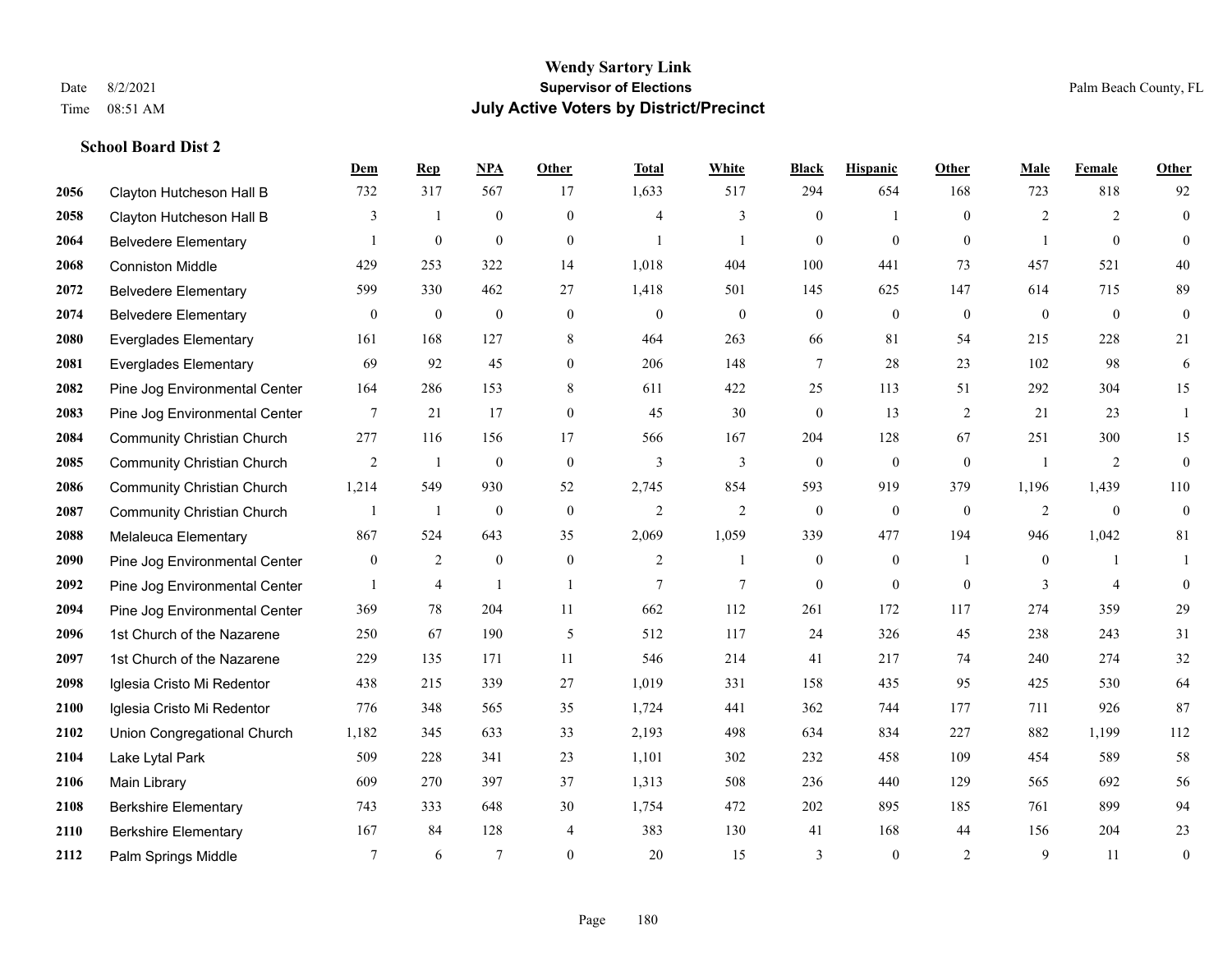**Wendy Sartory Link**
**Supervisor of Elections**
**July Active Voters by District/Precinct**

Date 8/2/2021
Time 08:51 AM

Palm Beach County, FL

### School Board Dist 2

| | | Dem | Rep | NPA | Other | Total | White | Black | Hispanic | Other | Male | Female | Other |
|---|---|---|---|---|---|---|---|---|---|---|---|---|---|
| 2056 | Clayton Hutcheson Hall B | 732 | 317 | 567 | 17 | 1,633 | 517 | 294 | 654 | 168 | 723 | 818 | 92 |
| 2058 | Clayton Hutcheson Hall B | 3 | 1 | 0 | 0 | 4 | 3 | 0 | 1 | 0 | 2 | 2 | 0 |
| 2064 | Belvedere Elementary | 1 | 0 | 0 | 0 | 1 | 1 | 0 | 0 | 0 | 1 | 0 | 0 |
| 2068 | Conniston Middle | 429 | 253 | 322 | 14 | 1,018 | 404 | 100 | 441 | 73 | 457 | 521 | 40 |
| 2072 | Belvedere Elementary | 599 | 330 | 462 | 27 | 1,418 | 501 | 145 | 625 | 147 | 614 | 715 | 89 |
| 2074 | Belvedere Elementary | 0 | 0 | 0 | 0 | 0 | 0 | 0 | 0 | 0 | 0 | 0 | 0 |
| 2080 | Everglades Elementary | 161 | 168 | 127 | 8 | 464 | 263 | 66 | 81 | 54 | 215 | 228 | 21 |
| 2081 | Everglades Elementary | 69 | 92 | 45 | 0 | 206 | 148 | 7 | 28 | 23 | 102 | 98 | 6 |
| 2082 | Pine Jog Environmental Center | 164 | 286 | 153 | 8 | 611 | 422 | 25 | 113 | 51 | 292 | 304 | 15 |
| 2083 | Pine Jog Environmental Center | 7 | 21 | 17 | 0 | 45 | 30 | 0 | 13 | 2 | 21 | 23 | 1 |
| 2084 | Community Christian Church | 277 | 116 | 156 | 17 | 566 | 167 | 204 | 128 | 67 | 251 | 300 | 15 |
| 2085 | Community Christian Church | 2 | 1 | 0 | 0 | 3 | 3 | 0 | 0 | 0 | 1 | 2 | 0 |
| 2086 | Community Christian Church | 1,214 | 549 | 930 | 52 | 2,745 | 854 | 593 | 919 | 379 | 1,196 | 1,439 | 110 |
| 2087 | Community Christian Church | 1 | 1 | 0 | 0 | 2 | 2 | 0 | 0 | 0 | 2 | 0 | 0 |
| 2088 | Melaleuca Elementary | 867 | 524 | 643 | 35 | 2,069 | 1,059 | 339 | 477 | 194 | 946 | 1,042 | 81 |
| 2090 | Pine Jog Environmental Center | 0 | 2 | 0 | 0 | 2 | 1 | 0 | 0 | 1 | 0 | 1 | 1 |
| 2092 | Pine Jog Environmental Center | 1 | 4 | 1 | 1 | 7 | 7 | 0 | 0 | 0 | 3 | 4 | 0 |
| 2094 | Pine Jog Environmental Center | 369 | 78 | 204 | 11 | 662 | 112 | 261 | 172 | 117 | 274 | 359 | 29 |
| 2096 | 1st Church of the Nazarene | 250 | 67 | 190 | 5 | 512 | 117 | 24 | 326 | 45 | 238 | 243 | 31 |
| 2097 | 1st Church of the Nazarene | 229 | 135 | 171 | 11 | 546 | 214 | 41 | 217 | 74 | 240 | 274 | 32 |
| 2098 | Iglesia Cristo Mi Redentor | 438 | 215 | 339 | 27 | 1,019 | 331 | 158 | 435 | 95 | 425 | 530 | 64 |
| 2100 | Iglesia Cristo Mi Redentor | 776 | 348 | 565 | 35 | 1,724 | 441 | 362 | 744 | 177 | 711 | 926 | 87 |
| 2102 | Union Congregational Church | 1,182 | 345 | 633 | 33 | 2,193 | 498 | 634 | 834 | 227 | 882 | 1,199 | 112 |
| 2104 | Lake Lytal Park | 509 | 228 | 341 | 23 | 1,101 | 302 | 232 | 458 | 109 | 454 | 589 | 58 |
| 2106 | Main Library | 609 | 270 | 397 | 37 | 1,313 | 508 | 236 | 440 | 129 | 565 | 692 | 56 |
| 2108 | Berkshire Elementary | 743 | 333 | 648 | 30 | 1,754 | 472 | 202 | 895 | 185 | 761 | 899 | 94 |
| 2110 | Berkshire Elementary | 167 | 84 | 128 | 4 | 383 | 130 | 41 | 168 | 44 | 156 | 204 | 23 |
| 2112 | Palm Springs Middle | 7 | 6 | 7 | 0 | 20 | 15 | 3 | 0 | 2 | 9 | 11 | 0 |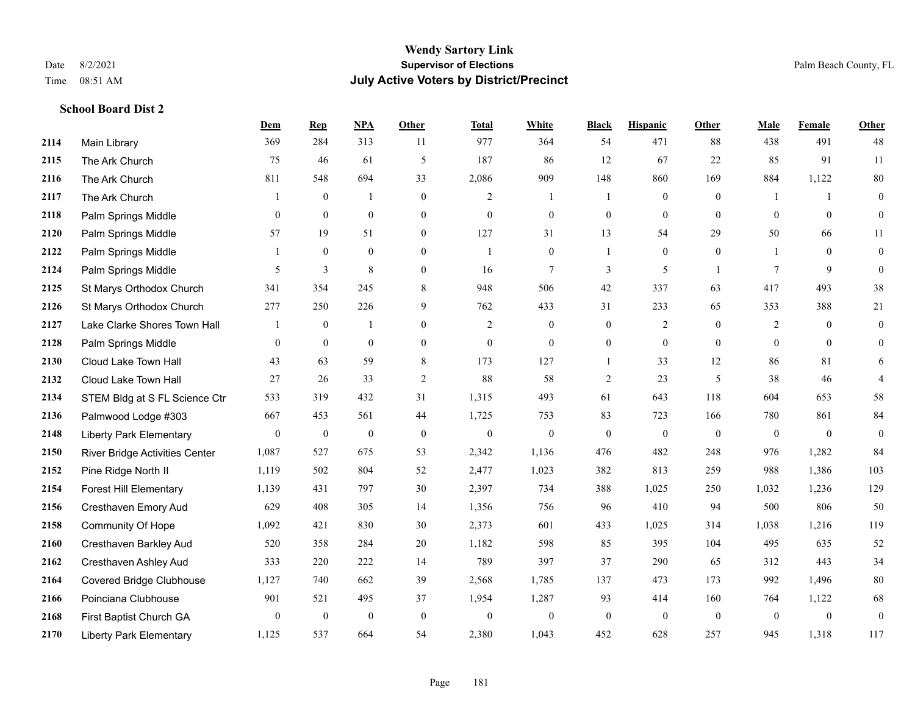**Wendy Sartory Link**
**Supervisor of Elections**
**July Active Voters by District/Precinct**

Date 8/2/2021
Time 08:51 AM
Palm Beach County, FL

### School Board Dist 2

| | | Dem | Rep | NPA | Other | Total | White | Black | Hispanic | Other | Male | Female | Other |
|---|---|---|---|---|---|---|---|---|---|---|---|---|---|
| 2114 | Main Library | 369 | 284 | 313 | 11 | 977 | 364 | 54 | 471 | 88 | 438 | 491 | 48 |
| 2115 | The Ark Church | 75 | 46 | 61 | 5 | 187 | 86 | 12 | 67 | 22 | 85 | 91 | 11 |
| 2116 | The Ark Church | 811 | 548 | 694 | 33 | 2,086 | 909 | 148 | 860 | 169 | 884 | 1,122 | 80 |
| 2117 | The Ark Church | 1 | 0 | 1 | 0 | 2 | 1 | 1 | 0 | 0 | 1 | 1 | 0 |
| 2118 | Palm Springs Middle | 0 | 0 | 0 | 0 | 0 | 0 | 0 | 0 | 0 | 0 | 0 | 0 |
| 2120 | Palm Springs Middle | 57 | 19 | 51 | 0 | 127 | 31 | 13 | 54 | 29 | 50 | 66 | 11 |
| 2122 | Palm Springs Middle | 1 | 0 | 0 | 0 | 1 | 0 | 1 | 0 | 0 | 1 | 0 | 0 |
| 2124 | Palm Springs Middle | 5 | 3 | 8 | 0 | 16 | 7 | 3 | 5 | 1 | 7 | 9 | 0 |
| 2125 | St Marys Orthodox Church | 341 | 354 | 245 | 8 | 948 | 506 | 42 | 337 | 63 | 417 | 493 | 38 |
| 2126 | St Marys Orthodox Church | 277 | 250 | 226 | 9 | 762 | 433 | 31 | 233 | 65 | 353 | 388 | 21 |
| 2127 | Lake Clarke Shores Town Hall | 1 | 0 | 1 | 0 | 2 | 0 | 0 | 2 | 0 | 2 | 0 | 0 |
| 2128 | Palm Springs Middle | 0 | 0 | 0 | 0 | 0 | 0 | 0 | 0 | 0 | 0 | 0 | 0 |
| 2130 | Cloud Lake Town Hall | 43 | 63 | 59 | 8 | 173 | 127 | 1 | 33 | 12 | 86 | 81 | 6 |
| 2132 | Cloud Lake Town Hall | 27 | 26 | 33 | 2 | 88 | 58 | 2 | 23 | 5 | 38 | 46 | 4 |
| 2134 | STEM Bldg at S FL Science Ctr | 533 | 319 | 432 | 31 | 1,315 | 493 | 61 | 643 | 118 | 604 | 653 | 58 |
| 2136 | Palmwood Lodge #303 | 667 | 453 | 561 | 44 | 1,725 | 753 | 83 | 723 | 166 | 780 | 861 | 84 |
| 2148 | Liberty Park Elementary | 0 | 0 | 0 | 0 | 0 | 0 | 0 | 0 | 0 | 0 | 0 | 0 |
| 2150 | River Bridge Activities Center | 1,087 | 527 | 675 | 53 | 2,342 | 1,136 | 476 | 482 | 248 | 976 | 1,282 | 84 |
| 2152 | Pine Ridge North II | 1,119 | 502 | 804 | 52 | 2,477 | 1,023 | 382 | 813 | 259 | 988 | 1,386 | 103 |
| 2154 | Forest Hill Elementary | 1,139 | 431 | 797 | 30 | 2,397 | 734 | 388 | 1,025 | 250 | 1,032 | 1,236 | 129 |
| 2156 | Cresthaven Emory Aud | 629 | 408 | 305 | 14 | 1,356 | 756 | 96 | 410 | 94 | 500 | 806 | 50 |
| 2158 | Community Of Hope | 1,092 | 421 | 830 | 30 | 2,373 | 601 | 433 | 1,025 | 314 | 1,038 | 1,216 | 119 |
| 2160 | Cresthaven Barkley Aud | 520 | 358 | 284 | 20 | 1,182 | 598 | 85 | 395 | 104 | 495 | 635 | 52 |
| 2162 | Cresthaven Ashley Aud | 333 | 220 | 222 | 14 | 789 | 397 | 37 | 290 | 65 | 312 | 443 | 34 |
| 2164 | Covered Bridge Clubhouse | 1,127 | 740 | 662 | 39 | 2,568 | 1,785 | 137 | 473 | 173 | 992 | 1,496 | 80 |
| 2166 | Poinciana Clubhouse | 901 | 521 | 495 | 37 | 1,954 | 1,287 | 93 | 414 | 160 | 764 | 1,122 | 68 |
| 2168 | First Baptist Church GA | 0 | 0 | 0 | 0 | 0 | 0 | 0 | 0 | 0 | 0 | 0 | 0 |
| 2170 | Liberty Park Elementary | 1,125 | 537 | 664 | 54 | 2,380 | 1,043 | 452 | 628 | 257 | 945 | 1,318 | 117 |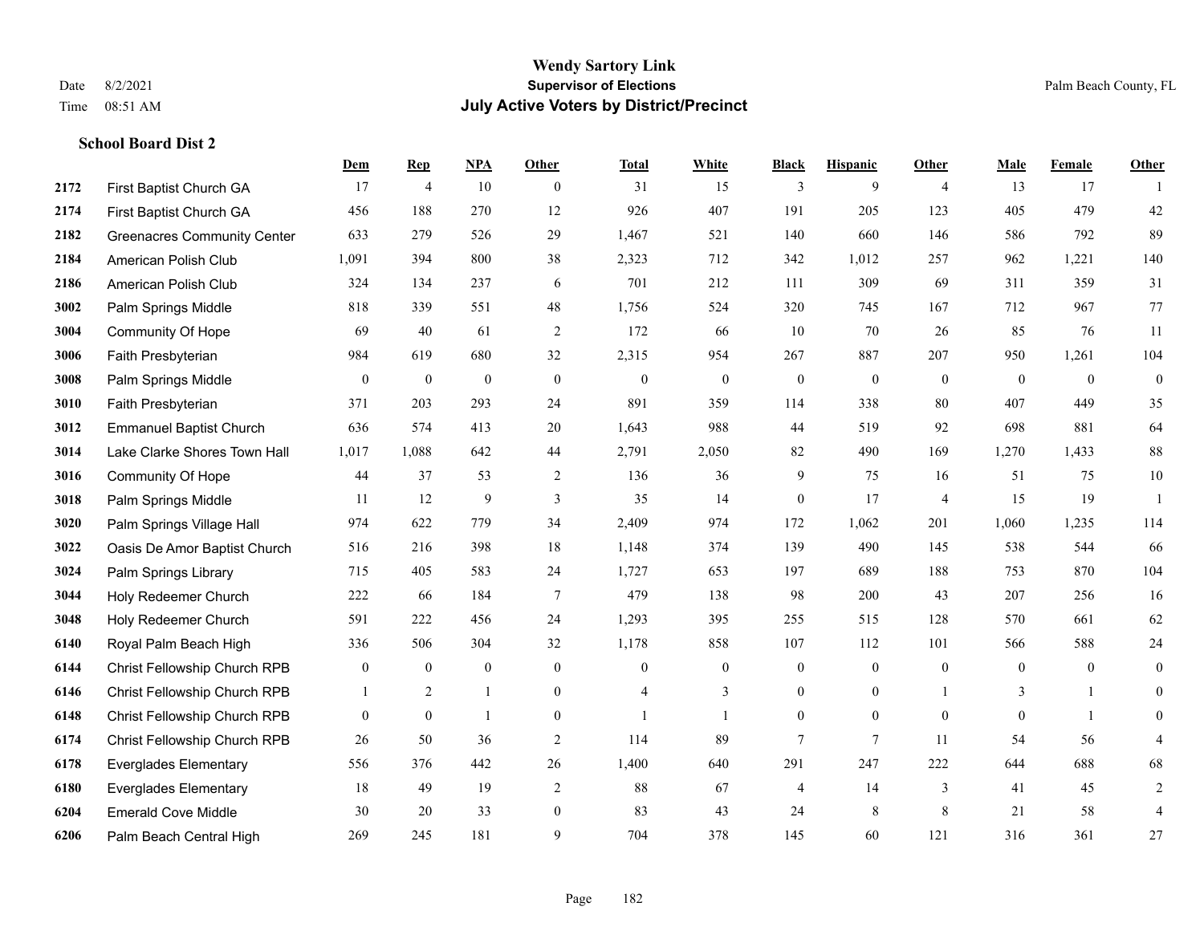# Wendy Sartory Link
## Supervisor of Elections
## July Active Voters by District/Precinct

Date 8/2/2021
Time 08:51 AM
Palm Beach County, FL

### School Board Dist 2

| | | Dem | Rep | NPA | Other | Total | White | Black | Hispanic | Other | Male | Female | Other |
|---|---|---|---|---|---|---|---|---|---|---|---|---|---|
| 2172 | First Baptist Church GA | 17 | 4 | 10 | 0 | 31 | 15 | 3 | 9 | 4 | 13 | 17 | 1 |
| 2174 | First Baptist Church GA | 456 | 188 | 270 | 12 | 926 | 407 | 191 | 205 | 123 | 405 | 479 | 42 |
| 2182 | Greenacres Community Center | 633 | 279 | 526 | 29 | 1,467 | 521 | 140 | 660 | 146 | 586 | 792 | 89 |
| 2184 | American Polish Club | 1,091 | 394 | 800 | 38 | 2,323 | 712 | 342 | 1,012 | 257 | 962 | 1,221 | 140 |
| 2186 | American Polish Club | 324 | 134 | 237 | 6 | 701 | 212 | 111 | 309 | 69 | 311 | 359 | 31 |
| 3002 | Palm Springs Middle | 818 | 339 | 551 | 48 | 1,756 | 524 | 320 | 745 | 167 | 712 | 967 | 77 |
| 3004 | Community Of Hope | 69 | 40 | 61 | 2 | 172 | 66 | 10 | 70 | 26 | 85 | 76 | 11 |
| 3006 | Faith Presbyterian | 984 | 619 | 680 | 32 | 2,315 | 954 | 267 | 887 | 207 | 950 | 1,261 | 104 |
| 3008 | Palm Springs Middle | 0 | 0 | 0 | 0 | 0 | 0 | 0 | 0 | 0 | 0 | 0 | 0 |
| 3010 | Faith Presbyterian | 371 | 203 | 293 | 24 | 891 | 359 | 114 | 338 | 80 | 407 | 449 | 35 |
| 3012 | Emmanuel Baptist Church | 636 | 574 | 413 | 20 | 1,643 | 988 | 44 | 519 | 92 | 698 | 881 | 64 |
| 3014 | Lake Clarke Shores Town Hall | 1,017 | 1,088 | 642 | 44 | 2,791 | 2,050 | 82 | 490 | 169 | 1,270 | 1,433 | 88 |
| 3016 | Community Of Hope | 44 | 37 | 53 | 2 | 136 | 36 | 9 | 75 | 16 | 51 | 75 | 10 |
| 3018 | Palm Springs Middle | 11 | 12 | 9 | 3 | 35 | 14 | 0 | 17 | 4 | 15 | 19 | 1 |
| 3020 | Palm Springs Village Hall | 974 | 622 | 779 | 34 | 2,409 | 974 | 172 | 1,062 | 201 | 1,060 | 1,235 | 114 |
| 3022 | Oasis De Amor Baptist Church | 516 | 216 | 398 | 18 | 1,148 | 374 | 139 | 490 | 145 | 538 | 544 | 66 |
| 3024 | Palm Springs Library | 715 | 405 | 583 | 24 | 1,727 | 653 | 197 | 689 | 188 | 753 | 870 | 104 |
| 3044 | Holy Redeemer Church | 222 | 66 | 184 | 7 | 479 | 138 | 98 | 200 | 43 | 207 | 256 | 16 |
| 3048 | Holy Redeemer Church | 591 | 222 | 456 | 24 | 1,293 | 395 | 255 | 515 | 128 | 570 | 661 | 62 |
| 6140 | Royal Palm Beach High | 336 | 506 | 304 | 32 | 1,178 | 858 | 107 | 112 | 101 | 566 | 588 | 24 |
| 6144 | Christ Fellowship Church RPB | 0 | 0 | 0 | 0 | 0 | 0 | 0 | 0 | 0 | 0 | 0 | 0 |
| 6146 | Christ Fellowship Church RPB | 1 | 2 | 1 | 0 | 4 | 3 | 0 | 0 | 1 | 3 | 1 | 0 |
| 6148 | Christ Fellowship Church RPB | 0 | 0 | 1 | 0 | 1 | 1 | 0 | 0 | 0 | 0 | 1 | 0 |
| 6174 | Christ Fellowship Church RPB | 26 | 50 | 36 | 2 | 114 | 89 | 7 | 7 | 11 | 54 | 56 | 4 |
| 6178 | Everglades Elementary | 556 | 376 | 442 | 26 | 1,400 | 640 | 291 | 247 | 222 | 644 | 688 | 68 |
| 6180 | Everglades Elementary | 18 | 49 | 19 | 2 | 88 | 67 | 4 | 14 | 3 | 41 | 45 | 2 |
| 6204 | Emerald Cove Middle | 30 | 20 | 33 | 0 | 83 | 43 | 24 | 8 | 8 | 21 | 58 | 4 |
| 6206 | Palm Beach Central High | 269 | 245 | 181 | 9 | 704 | 378 | 145 | 60 | 121 | 316 | 361 | 27 |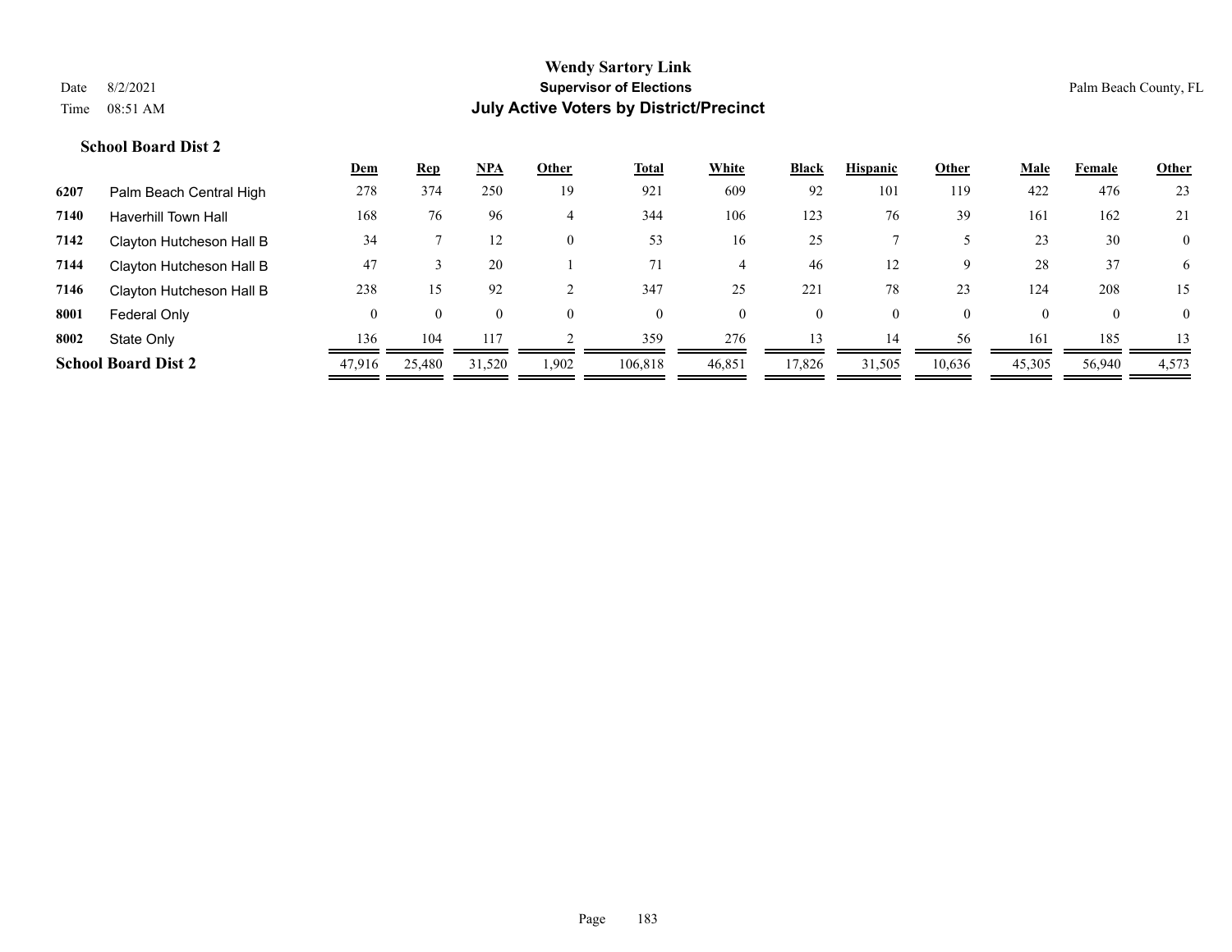**Wendy Sartory Link**
**Supervisor of Elections**
**July Active Voters by District/Precinct**

Date 8/2/2021
Time 08:51 AM

Palm Beach County, FL

### School Board Dist 2

| | | Dem | Rep | NPA | Other | Total | White | Black | Hispanic | Other | Male | Female | Other |
|---|---|---|---|---|---|---|---|---|---|---|---|---|---|
| 6207 | Palm Beach Central High | 278 | 374 | 250 | 19 | 921 | 609 | 92 | 101 | 119 | 422 | 476 | 23 |
| 7140 | Haverhill Town Hall | 168 | 76 | 96 | 4 | 344 | 106 | 123 | 76 | 39 | 161 | 162 | 21 |
| 7142 | Clayton Hutcheson Hall B | 34 | 7 | 12 | 0 | 53 | 16 | 25 | 7 | 5 | 23 | 30 | 0 |
| 7144 | Clayton Hutcheson Hall B | 47 | 3 | 20 | 1 | 71 | 4 | 46 | 12 | 9 | 28 | 37 | 6 |
| 7146 | Clayton Hutcheson Hall B | 238 | 15 | 92 | 2 | 347 | 25 | 221 | 78 | 23 | 124 | 208 | 15 |
| 8001 | Federal Only | 0 | 0 | 0 | 0 | 0 | 0 | 0 | 0 | 0 | 0 | 0 | 0 |
| 8002 | State Only | 136 | 104 | 117 | 2 | 359 | 276 | 13 | 14 | 56 | 161 | 185 | 13 |
| **School Board Dist 2** | | 47,916 | 25,480 | 31,520 | 1,902 | 106,818 | 46,851 | 17,826 | 31,505 | 10,636 | 45,305 | 56,940 | 4,573 |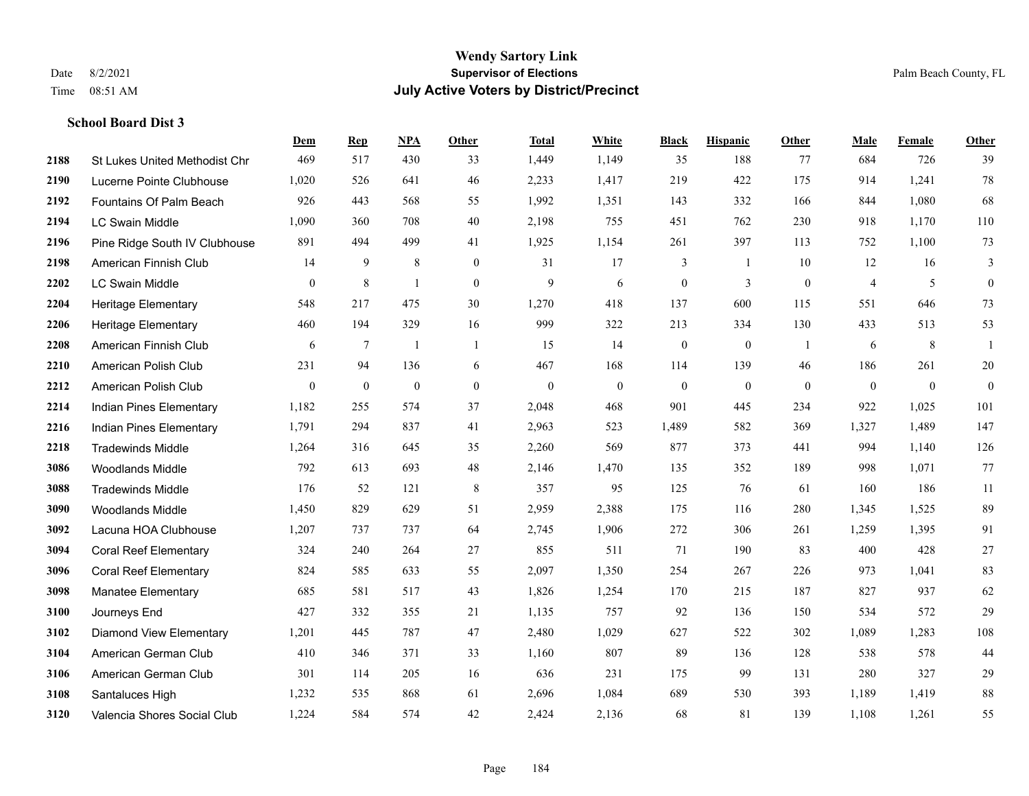**Wendy Sartory Link**
**Supervisor of Elections**
**July Active Voters by District/Precinct**

Date 8/2/2021
Time 08:51 AM
Palm Beach County, FL

### School Board Dist 3

| | | Dem | Rep | NPA | Other | Total | White | Black | Hispanic | Other | Male | Female | Other |
|---|---|---|---|---|---|---|---|---|---|---|---|---|---|
| 2188 | St Lukes United Methodist Chr | 469 | 517 | 430 | 33 | 1,449 | 1,149 | 35 | 188 | 77 | 684 | 726 | 39 |
| 2190 | Lucerne Pointe Clubhouse | 1,020 | 526 | 641 | 46 | 2,233 | 1,417 | 219 | 422 | 175 | 914 | 1,241 | 78 |
| 2192 | Fountains Of Palm Beach | 926 | 443 | 568 | 55 | 1,992 | 1,351 | 143 | 332 | 166 | 844 | 1,080 | 68 |
| 2194 | LC Swain Middle | 1,090 | 360 | 708 | 40 | 2,198 | 755 | 451 | 762 | 230 | 918 | 1,170 | 110 |
| 2196 | Pine Ridge South IV Clubhouse | 891 | 494 | 499 | 41 | 1,925 | 1,154 | 261 | 397 | 113 | 752 | 1,100 | 73 |
| 2198 | American Finnish Club | 14 | 9 | 8 | 0 | 31 | 17 | 3 | 1 | 10 | 12 | 16 | 3 |
| 2202 | LC Swain Middle | 0 | 8 | 1 | 0 | 9 | 6 | 0 | 3 | 0 | 4 | 5 | 0 |
| 2204 | Heritage Elementary | 548 | 217 | 475 | 30 | 1,270 | 418 | 137 | 600 | 115 | 551 | 646 | 73 |
| 2206 | Heritage Elementary | 460 | 194 | 329 | 16 | 999 | 322 | 213 | 334 | 130 | 433 | 513 | 53 |
| 2208 | American Finnish Club | 6 | 7 | 1 | 1 | 15 | 14 | 0 | 0 | 1 | 6 | 8 | 1 |
| 2210 | American Polish Club | 231 | 94 | 136 | 6 | 467 | 168 | 114 | 139 | 46 | 186 | 261 | 20 |
| 2212 | American Polish Club | 0 | 0 | 0 | 0 | 0 | 0 | 0 | 0 | 0 | 0 | 0 | 0 |
| 2214 | Indian Pines Elementary | 1,182 | 255 | 574 | 37 | 2,048 | 468 | 901 | 445 | 234 | 922 | 1,025 | 101 |
| 2216 | Indian Pines Elementary | 1,791 | 294 | 837 | 41 | 2,963 | 523 | 1,489 | 582 | 369 | 1,327 | 1,489 | 147 |
| 2218 | Tradewinds Middle | 1,264 | 316 | 645 | 35 | 2,260 | 569 | 877 | 373 | 441 | 994 | 1,140 | 126 |
| 3086 | Woodlands Middle | 792 | 613 | 693 | 48 | 2,146 | 1,470 | 135 | 352 | 189 | 998 | 1,071 | 77 |
| 3088 | Tradewinds Middle | 176 | 52 | 121 | 8 | 357 | 95 | 125 | 76 | 61 | 160 | 186 | 11 |
| 3090 | Woodlands Middle | 1,450 | 829 | 629 | 51 | 2,959 | 2,388 | 175 | 116 | 280 | 1,345 | 1,525 | 89 |
| 3092 | Lacuna HOA Clubhouse | 1,207 | 737 | 737 | 64 | 2,745 | 1,906 | 272 | 306 | 261 | 1,259 | 1,395 | 91 |
| 3094 | Coral Reef Elementary | 324 | 240 | 264 | 27 | 855 | 511 | 71 | 190 | 83 | 400 | 428 | 27 |
| 3096 | Coral Reef Elementary | 824 | 585 | 633 | 55 | 2,097 | 1,350 | 254 | 267 | 226 | 973 | 1,041 | 83 |
| 3098 | Manatee Elementary | 685 | 581 | 517 | 43 | 1,826 | 1,254 | 170 | 215 | 187 | 827 | 937 | 62 |
| 3100 | Journeys End | 427 | 332 | 355 | 21 | 1,135 | 757 | 92 | 136 | 150 | 534 | 572 | 29 |
| 3102 | Diamond View Elementary | 1,201 | 445 | 787 | 47 | 2,480 | 1,029 | 627 | 522 | 302 | 1,089 | 1,283 | 108 |
| 3104 | American German Club | 410 | 346 | 371 | 33 | 1,160 | 807 | 89 | 136 | 128 | 538 | 578 | 44 |
| 3106 | American German Club | 301 | 114 | 205 | 16 | 636 | 231 | 175 | 99 | 131 | 280 | 327 | 29 |
| 3108 | Santaluces High | 1,232 | 535 | 868 | 61 | 2,696 | 1,084 | 689 | 530 | 393 | 1,189 | 1,419 | 88 |
| 3120 | Valencia Shores Social Club | 1,224 | 584 | 574 | 42 | 2,424 | 2,136 | 68 | 81 | 139 | 1,108 | 1,261 | 55 |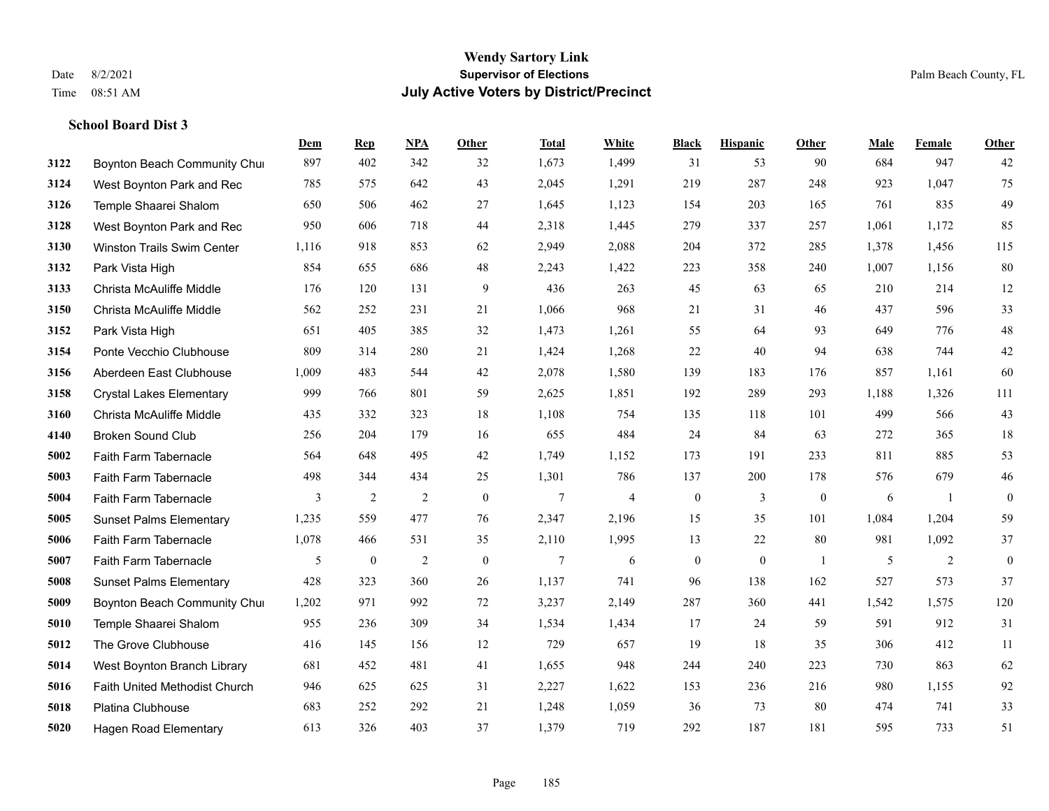**Wendy Sartory Link**
**Supervisor of Elections**
**July Active Voters by District/Precinct**

Date 8/2/2021
Time 08:51 AM

Palm Beach County, FL

### School Board Dist 3

| | | Dem | Rep | NPA | Other | Total | White | Black | Hispanic | Other | Male | Female | Other |
|---|---|---|---|---|---|---|---|---|---|---|---|---|---|
| 3122 | Boynton Beach Community Chu | 897 | 402 | 342 | 32 | 1,673 | 1,499 | 31 | 53 | 90 | 684 | 947 | 42 |
| 3124 | West Boynton Park and Rec | 785 | 575 | 642 | 43 | 2,045 | 1,291 | 219 | 287 | 248 | 923 | 1,047 | 75 |
| 3126 | Temple Shaarei Shalom | 650 | 506 | 462 | 27 | 1,645 | 1,123 | 154 | 203 | 165 | 761 | 835 | 49 |
| 3128 | West Boynton Park and Rec | 950 | 606 | 718 | 44 | 2,318 | 1,445 | 279 | 337 | 257 | 1,061 | 1,172 | 85 |
| 3130 | Winston Trails Swim Center | 1,116 | 918 | 853 | 62 | 2,949 | 2,088 | 204 | 372 | 285 | 1,378 | 1,456 | 115 |
| 3132 | Park Vista High | 854 | 655 | 686 | 48 | 2,243 | 1,422 | 223 | 358 | 240 | 1,007 | 1,156 | 80 |
| 3133 | Christa McAuliffe Middle | 176 | 120 | 131 | 9 | 436 | 263 | 45 | 63 | 65 | 210 | 214 | 12 |
| 3150 | Christa McAuliffe Middle | 562 | 252 | 231 | 21 | 1,066 | 968 | 21 | 31 | 46 | 437 | 596 | 33 |
| 3152 | Park Vista High | 651 | 405 | 385 | 32 | 1,473 | 1,261 | 55 | 64 | 93 | 649 | 776 | 48 |
| 3154 | Ponte Vecchio Clubhouse | 809 | 314 | 280 | 21 | 1,424 | 1,268 | 22 | 40 | 94 | 638 | 744 | 42 |
| 3156 | Aberdeen East Clubhouse | 1,009 | 483 | 544 | 42 | 2,078 | 1,580 | 139 | 183 | 176 | 857 | 1,161 | 60 |
| 3158 | Crystal Lakes Elementary | 999 | 766 | 801 | 59 | 2,625 | 1,851 | 192 | 289 | 293 | 1,188 | 1,326 | 111 |
| 3160 | Christa McAuliffe Middle | 435 | 332 | 323 | 18 | 1,108 | 754 | 135 | 118 | 101 | 499 | 566 | 43 |
| 4140 | Broken Sound Club | 256 | 204 | 179 | 16 | 655 | 484 | 24 | 84 | 63 | 272 | 365 | 18 |
| 5002 | Faith Farm Tabernacle | 564 | 648 | 495 | 42 | 1,749 | 1,152 | 173 | 191 | 233 | 811 | 885 | 53 |
| 5003 | Faith Farm Tabernacle | 498 | 344 | 434 | 25 | 1,301 | 786 | 137 | 200 | 178 | 576 | 679 | 46 |
| 5004 | Faith Farm Tabernacle | 3 | 2 | 2 | 0 | 7 | 4 | 0 | 3 | 0 | 6 | 1 | 0 |
| 5005 | Sunset Palms Elementary | 1,235 | 559 | 477 | 76 | 2,347 | 2,196 | 15 | 35 | 101 | 1,084 | 1,204 | 59 |
| 5006 | Faith Farm Tabernacle | 1,078 | 466 | 531 | 35 | 2,110 | 1,995 | 13 | 22 | 80 | 981 | 1,092 | 37 |
| 5007 | Faith Farm Tabernacle | 5 | 0 | 2 | 0 | 7 | 6 | 0 | 0 | 1 | 5 | 2 | 0 |
| 5008 | Sunset Palms Elementary | 428 | 323 | 360 | 26 | 1,137 | 741 | 96 | 138 | 162 | 527 | 573 | 37 |
| 5009 | Boynton Beach Community Chu | 1,202 | 971 | 992 | 72 | 3,237 | 2,149 | 287 | 360 | 441 | 1,542 | 1,575 | 120 |
| 5010 | Temple Shaarei Shalom | 955 | 236 | 309 | 34 | 1,534 | 1,434 | 17 | 24 | 59 | 591 | 912 | 31 |
| 5012 | The Grove Clubhouse | 416 | 145 | 156 | 12 | 729 | 657 | 19 | 18 | 35 | 306 | 412 | 11 |
| 5014 | West Boynton Branch Library | 681 | 452 | 481 | 41 | 1,655 | 948 | 244 | 240 | 223 | 730 | 863 | 62 |
| 5016 | Faith United Methodist Church | 946 | 625 | 625 | 31 | 2,227 | 1,622 | 153 | 236 | 216 | 980 | 1,155 | 92 |
| 5018 | Platina Clubhouse | 683 | 252 | 292 | 21 | 1,248 | 1,059 | 36 | 73 | 80 | 474 | 741 | 33 |
| 5020 | Hagen Road Elementary | 613 | 326 | 403 | 37 | 1,379 | 719 | 292 | 187 | 181 | 595 | 733 | 51 |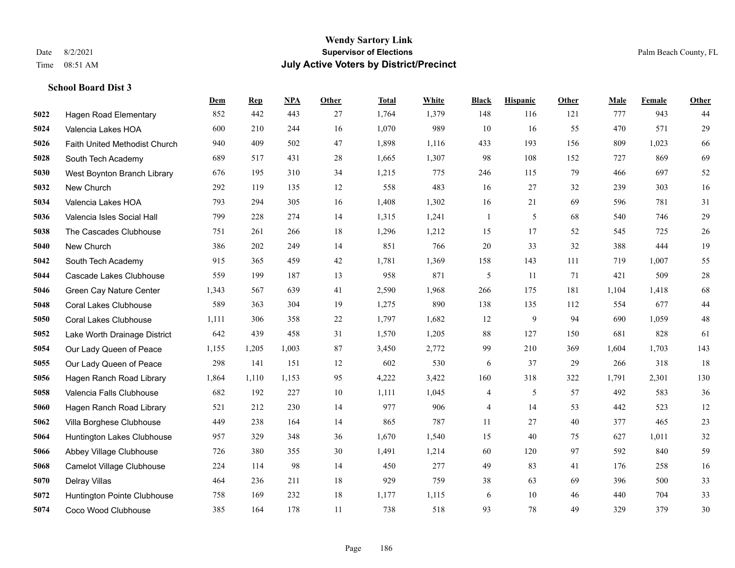# Wendy Sartory Link
## Supervisor of Elections
## July Active Voters by District/Precinct

Date 8/2/2021 Palm Beach County, FL

Time 08:51 AM

### School Board Dist 3

| | | Dem | Rep | NPA | Other | Total | White | Black | Hispanic | Other | Male | Female | Other |
|---|---|---|---|---|---|---|---|---|---|---|---|---|---|
| 5022 | Hagen Road Elementary | 852 | 442 | 443 | 27 | 1,764 | 1,379 | 148 | 116 | 121 | 777 | 943 | 44 |
| 5024 | Valencia Lakes HOA | 600 | 210 | 244 | 16 | 1,070 | 989 | 10 | 16 | 55 | 470 | 571 | 29 |
| 5026 | Faith United Methodist Church | 940 | 409 | 502 | 47 | 1,898 | 1,116 | 433 | 193 | 156 | 809 | 1,023 | 66 |
| 5028 | South Tech Academy | 689 | 517 | 431 | 28 | 1,665 | 1,307 | 98 | 108 | 152 | 727 | 869 | 69 |
| 5030 | West Boynton Branch Library | 676 | 195 | 310 | 34 | 1,215 | 775 | 246 | 115 | 79 | 466 | 697 | 52 |
| 5032 | New Church | 292 | 119 | 135 | 12 | 558 | 483 | 16 | 27 | 32 | 239 | 303 | 16 |
| 5034 | Valencia Lakes HOA | 793 | 294 | 305 | 16 | 1,408 | 1,302 | 16 | 21 | 69 | 596 | 781 | 31 |
| 5036 | Valencia Isles Social Hall | 799 | 228 | 274 | 14 | 1,315 | 1,241 | 1 | 5 | 68 | 540 | 746 | 29 |
| 5038 | The Cascades Clubhouse | 751 | 261 | 266 | 18 | 1,296 | 1,212 | 15 | 17 | 52 | 545 | 725 | 26 |
| 5040 | New Church | 386 | 202 | 249 | 14 | 851 | 766 | 20 | 33 | 32 | 388 | 444 | 19 |
| 5042 | South Tech Academy | 915 | 365 | 459 | 42 | 1,781 | 1,369 | 158 | 143 | 111 | 719 | 1,007 | 55 |
| 5044 | Cascade Lakes Clubhouse | 559 | 199 | 187 | 13 | 958 | 871 | 5 | 11 | 71 | 421 | 509 | 28 |
| 5046 | Green Cay Nature Center | 1,343 | 567 | 639 | 41 | 2,590 | 1,968 | 266 | 175 | 181 | 1,104 | 1,418 | 68 |
| 5048 | Coral Lakes Clubhouse | 589 | 363 | 304 | 19 | 1,275 | 890 | 138 | 135 | 112 | 554 | 677 | 44 |
| 5050 | Coral Lakes Clubhouse | 1,111 | 306 | 358 | 22 | 1,797 | 1,682 | 12 | 9 | 94 | 690 | 1,059 | 48 |
| 5052 | Lake Worth Drainage District | 642 | 439 | 458 | 31 | 1,570 | 1,205 | 88 | 127 | 150 | 681 | 828 | 61 |
| 5054 | Our Lady Queen of Peace | 1,155 | 1,205 | 1,003 | 87 | 3,450 | 2,772 | 99 | 210 | 369 | 1,604 | 1,703 | 143 |
| 5055 | Our Lady Queen of Peace | 298 | 141 | 151 | 12 | 602 | 530 | 6 | 37 | 29 | 266 | 318 | 18 |
| 5056 | Hagen Ranch Road Library | 1,864 | 1,110 | 1,153 | 95 | 4,222 | 3,422 | 160 | 318 | 322 | 1,791 | 2,301 | 130 |
| 5058 | Valencia Falls Clubhouse | 682 | 192 | 227 | 10 | 1,111 | 1,045 | 4 | 5 | 57 | 492 | 583 | 36 |
| 5060 | Hagen Ranch Road Library | 521 | 212 | 230 | 14 | 977 | 906 | 4 | 14 | 53 | 442 | 523 | 12 |
| 5062 | Villa Borghese Clubhouse | 449 | 238 | 164 | 14 | 865 | 787 | 11 | 27 | 40 | 377 | 465 | 23 |
| 5064 | Huntington Lakes Clubhouse | 957 | 329 | 348 | 36 | 1,670 | 1,540 | 15 | 40 | 75 | 627 | 1,011 | 32 |
| 5066 | Abbey Village Clubhouse | 726 | 380 | 355 | 30 | 1,491 | 1,214 | 60 | 120 | 97 | 592 | 840 | 59 |
| 5068 | Camelot Village Clubhouse | 224 | 114 | 98 | 14 | 450 | 277 | 49 | 83 | 41 | 176 | 258 | 16 |
| 5070 | Delray Villas | 464 | 236 | 211 | 18 | 929 | 759 | 38 | 63 | 69 | 396 | 500 | 33 |
| 5072 | Huntington Pointe Clubhouse | 758 | 169 | 232 | 18 | 1,177 | 1,115 | 6 | 10 | 46 | 440 | 704 | 33 |
| 5074 | Coco Wood Clubhouse | 385 | 164 | 178 | 11 | 738 | 518 | 93 | 78 | 49 | 329 | 379 | 30 |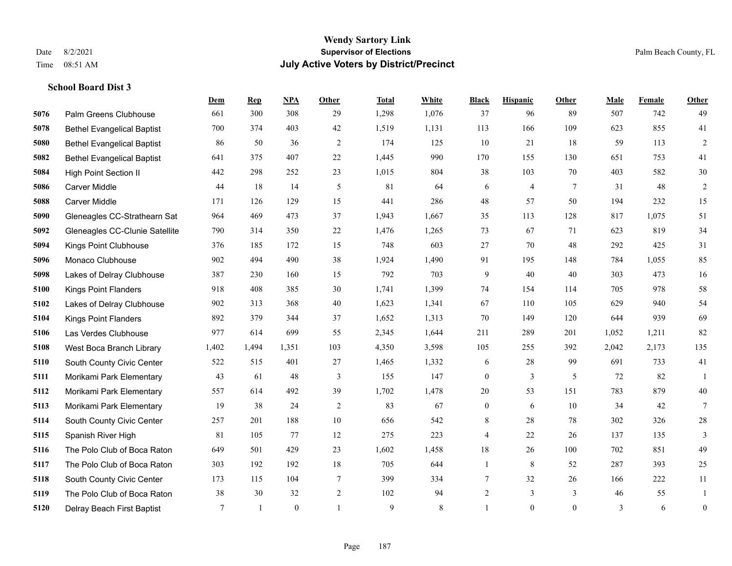# Wendy Sartory Link
## Supervisor of Elections
## July Active Voters by District/Precinct

Date 8/2/2021
Time 08:51 AM

Palm Beach County, FL

### School Board Dist 3

| | | Dem | Rep | NPA | Other | Total | White | Black | Hispanic | Other | Male | Female | Other |
|---|---|---|---|---|---|---|---|---|---|---|---|---|---|
| 5076 | Palm Greens Clubhouse | 661 | 300 | 308 | 29 | 1,298 | 1,076 | 37 | 96 | 89 | 507 | 742 | 49 |
| 5078 | Bethel Evangelical Baptist | 700 | 374 | 403 | 42 | 1,519 | 1,131 | 113 | 166 | 109 | 623 | 855 | 41 |
| 5080 | Bethel Evangelical Baptist | 86 | 50 | 36 | 2 | 174 | 125 | 10 | 21 | 18 | 59 | 113 | 2 |
| 5082 | Bethel Evangelical Baptist | 641 | 375 | 407 | 22 | 1,445 | 990 | 170 | 155 | 130 | 651 | 753 | 41 |
| 5084 | High Point Section II | 442 | 298 | 252 | 23 | 1,015 | 804 | 38 | 103 | 70 | 403 | 582 | 30 |
| 5086 | Carver Middle | 44 | 18 | 14 | 5 | 81 | 64 | 6 | 4 | 7 | 31 | 48 | 2 |
| 5088 | Carver Middle | 171 | 126 | 129 | 15 | 441 | 286 | 48 | 57 | 50 | 194 | 232 | 15 |
| 5090 | Gleneagles CC-Strathearn Sat | 964 | 469 | 473 | 37 | 1,943 | 1,667 | 35 | 113 | 128 | 817 | 1,075 | 51 |
| 5092 | Gleneagles CC-Clunie Satellite | 790 | 314 | 350 | 22 | 1,476 | 1,265 | 73 | 67 | 71 | 623 | 819 | 34 |
| 5094 | Kings Point Clubhouse | 376 | 185 | 172 | 15 | 748 | 603 | 27 | 70 | 48 | 292 | 425 | 31 |
| 5096 | Monaco Clubhouse | 902 | 494 | 490 | 38 | 1,924 | 1,490 | 91 | 195 | 148 | 784 | 1,055 | 85 |
| 5098 | Lakes of Delray Clubhouse | 387 | 230 | 160 | 15 | 792 | 703 | 9 | 40 | 40 | 303 | 473 | 16 |
| 5100 | Kings Point Flanders | 918 | 408 | 385 | 30 | 1,741 | 1,399 | 74 | 154 | 114 | 705 | 978 | 58 |
| 5102 | Lakes of Delray Clubhouse | 902 | 313 | 368 | 40 | 1,623 | 1,341 | 67 | 110 | 105 | 629 | 940 | 54 |
| 5104 | Kings Point Flanders | 892 | 379 | 344 | 37 | 1,652 | 1,313 | 70 | 149 | 120 | 644 | 939 | 69 |
| 5106 | Las Verdes Clubhouse | 977 | 614 | 699 | 55 | 2,345 | 1,644 | 211 | 289 | 201 | 1,052 | 1,211 | 82 |
| 5108 | West Boca Branch Library | 1,402 | 1,494 | 1,351 | 103 | 4,350 | 3,598 | 105 | 255 | 392 | 2,042 | 2,173 | 135 |
| 5110 | South County Civic Center | 522 | 515 | 401 | 27 | 1,465 | 1,332 | 6 | 28 | 99 | 691 | 733 | 41 |
| 5111 | Morikami Park Elementary | 43 | 61 | 48 | 3 | 155 | 147 | 0 | 3 | 5 | 72 | 82 | 1 |
| 5112 | Morikami Park Elementary | 557 | 614 | 492 | 39 | 1,702 | 1,478 | 20 | 53 | 151 | 783 | 879 | 40 |
| 5113 | Morikami Park Elementary | 19 | 38 | 24 | 2 | 83 | 67 | 0 | 6 | 10 | 34 | 42 | 7 |
| 5114 | South County Civic Center | 257 | 201 | 188 | 10 | 656 | 542 | 8 | 28 | 78 | 302 | 326 | 28 |
| 5115 | Spanish River High | 81 | 105 | 77 | 12 | 275 | 223 | 4 | 22 | 26 | 137 | 135 | 3 |
| 5116 | The Polo Club of Boca Raton | 649 | 501 | 429 | 23 | 1,602 | 1,458 | 18 | 26 | 100 | 702 | 851 | 49 |
| 5117 | The Polo Club of Boca Raton | 303 | 192 | 192 | 18 | 705 | 644 | 1 | 8 | 52 | 287 | 393 | 25 |
| 5118 | South County Civic Center | 173 | 115 | 104 | 7 | 399 | 334 | 7 | 32 | 26 | 166 | 222 | 11 |
| 5119 | The Polo Club of Boca Raton | 38 | 30 | 32 | 2 | 102 | 94 | 2 | 3 | 3 | 46 | 55 | 1 |
| 5120 | Delray Beach First Baptist | 7 | 1 | 0 | 1 | 9 | 8 | 1 | 0 | 0 | 3 | 6 | 0 |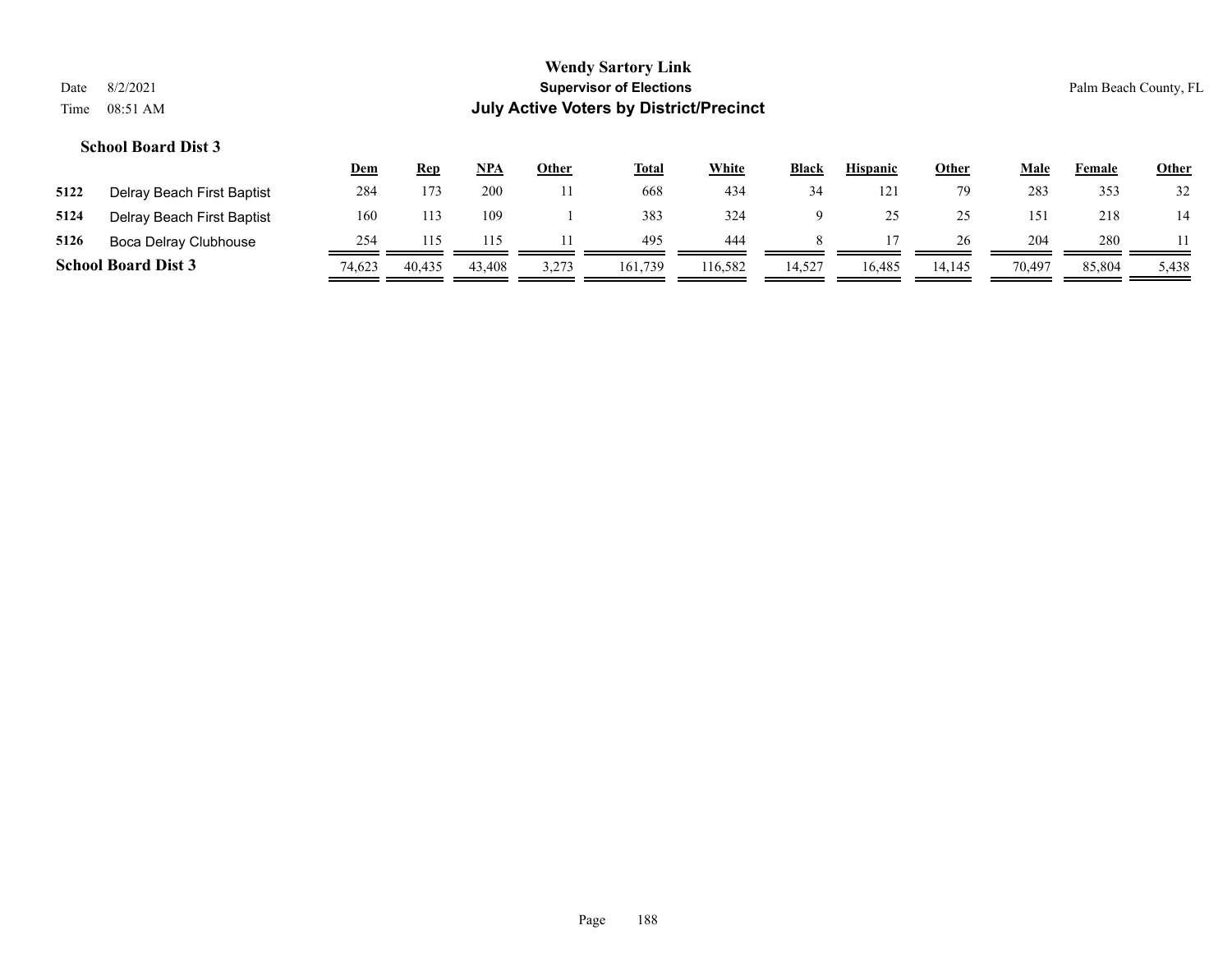# Wendy Sartory Link
## Supervisor of Elections
## July Active Voters by District/Precinct

Date 8/2/2021
Time 08:51 AM

Palm Beach County, FL

### School Board Dist 3

| | | Dem | Rep | NPA | Other | Total | White | Black | Hispanic | Other | Male | Female | Other |
|---|---|---|---|---|---|---|---|---|---|---|---|---|---|
| 5122 | Delray Beach First Baptist | 284 | 173 | 200 | 11 | 668 | 434 | 34 | 121 | 79 | 283 | 353 | 32 |
| 5124 | Delray Beach First Baptist | 160 | 113 | 109 | 1 | 383 | 324 | 9 | 25 | 25 | 151 | 218 | 14 |
| 5126 | Boca Delray Clubhouse | 254 | 115 | 115 | 11 | 495 | 444 | 8 | 17 | 26 | 204 | 280 | 11 |
| **School Board Dist 3** | | 74,623 | 40,435 | 43,408 | 3,273 | 161,739 | 116,582 | 14,527 | 16,485 | 14,145 | 70,497 | 85,804 | 5,438 |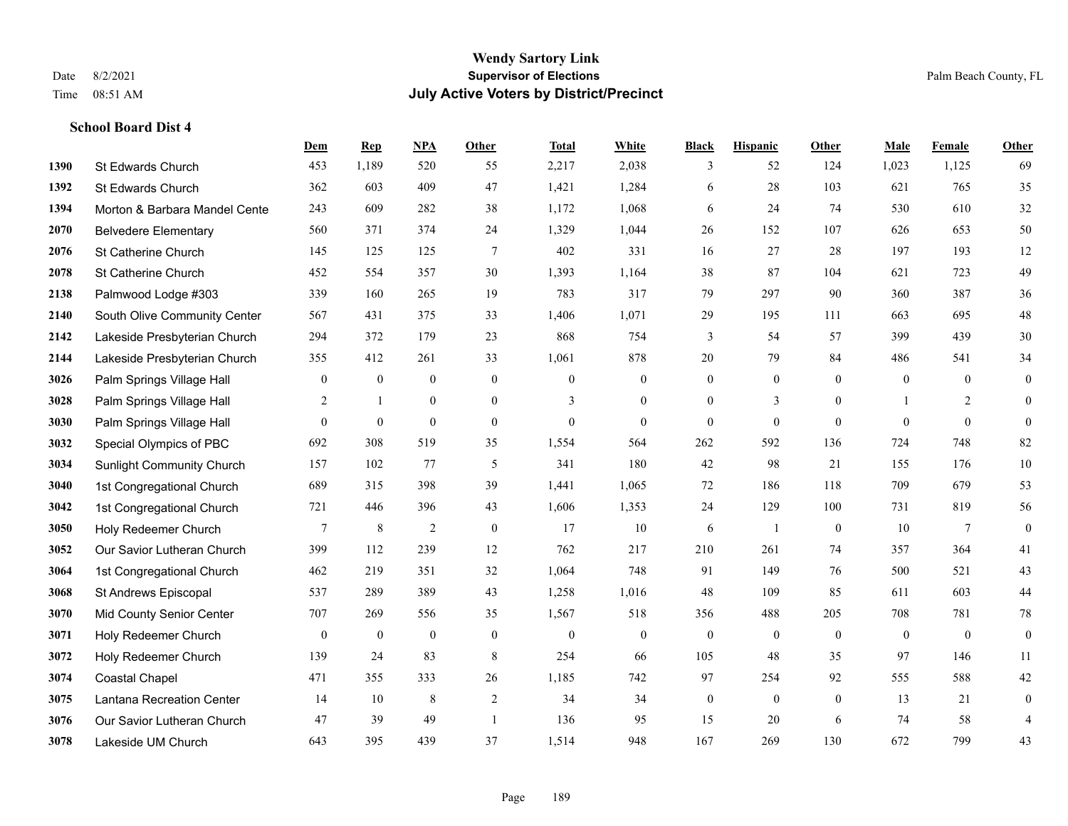# Wendy Sartory Link

**Supervisor of Elections**

**July Active Voters by District/Precinct**

Date 8/2/2021
Time 08:51 AM

Palm Beach County, FL

### School Board Dist 4

| | | Dem | Rep | NPA | Other | Total | White | Black | Hispanic | Other | Male | Female | Other |
|---|---|---|---|---|---|---|---|---|---|---|---|---|---|
| 1390 | St Edwards Church | 453 | 1,189 | 520 | 55 | 2,217 | 2,038 | 3 | 52 | 124 | 1,023 | 1,125 | 69 |
| 1392 | St Edwards Church | 362 | 603 | 409 | 47 | 1,421 | 1,284 | 6 | 28 | 103 | 621 | 765 | 35 |
| 1394 | Morton & Barbara Mandel Cente | 243 | 609 | 282 | 38 | 1,172 | 1,068 | 6 | 24 | 74 | 530 | 610 | 32 |
| 2070 | Belvedere Elementary | 560 | 371 | 374 | 24 | 1,329 | 1,044 | 26 | 152 | 107 | 626 | 653 | 50 |
| 2076 | St Catherine Church | 145 | 125 | 125 | 7 | 402 | 331 | 16 | 27 | 28 | 197 | 193 | 12 |
| 2078 | St Catherine Church | 452 | 554 | 357 | 30 | 1,393 | 1,164 | 38 | 87 | 104 | 621 | 723 | 49 |
| 2138 | Palmwood Lodge #303 | 339 | 160 | 265 | 19 | 783 | 317 | 79 | 297 | 90 | 360 | 387 | 36 |
| 2140 | South Olive Community Center | 567 | 431 | 375 | 33 | 1,406 | 1,071 | 29 | 195 | 111 | 663 | 695 | 48 |
| 2142 | Lakeside Presbyterian Church | 294 | 372 | 179 | 23 | 868 | 754 | 3 | 54 | 57 | 399 | 439 | 30 |
| 2144 | Lakeside Presbyterian Church | 355 | 412 | 261 | 33 | 1,061 | 878 | 20 | 79 | 84 | 486 | 541 | 34 |
| 3026 | Palm Springs Village Hall | 0 | 0 | 0 | 0 | 0 | 0 | 0 | 0 | 0 | 0 | 0 | 0 |
| 3028 | Palm Springs Village Hall | 2 | 1 | 0 | 0 | 3 | 0 | 0 | 3 | 0 | 1 | 2 | 0 |
| 3030 | Palm Springs Village Hall | 0 | 0 | 0 | 0 | 0 | 0 | 0 | 0 | 0 | 0 | 0 | 0 |
| 3032 | Special Olympics of PBC | 692 | 308 | 519 | 35 | 1,554 | 564 | 262 | 592 | 136 | 724 | 748 | 82 |
| 3034 | Sunlight Community Church | 157 | 102 | 77 | 5 | 341 | 180 | 42 | 98 | 21 | 155 | 176 | 10 |
| 3040 | 1st Congregational Church | 689 | 315 | 398 | 39 | 1,441 | 1,065 | 72 | 186 | 118 | 709 | 679 | 53 |
| 3042 | 1st Congregational Church | 721 | 446 | 396 | 43 | 1,606 | 1,353 | 24 | 129 | 100 | 731 | 819 | 56 |
| 3050 | Holy Redeemer Church | 7 | 8 | 2 | 0 | 17 | 10 | 6 | 1 | 0 | 10 | 7 | 0 |
| 3052 | Our Savior Lutheran Church | 399 | 112 | 239 | 12 | 762 | 217 | 210 | 261 | 74 | 357 | 364 | 41 |
| 3064 | 1st Congregational Church | 462 | 219 | 351 | 32 | 1,064 | 748 | 91 | 149 | 76 | 500 | 521 | 43 |
| 3068 | St Andrews Episcopal | 537 | 289 | 389 | 43 | 1,258 | 1,016 | 48 | 109 | 85 | 611 | 603 | 44 |
| 3070 | Mid County Senior Center | 707 | 269 | 556 | 35 | 1,567 | 518 | 356 | 488 | 205 | 708 | 781 | 78 |
| 3071 | Holy Redeemer Church | 0 | 0 | 0 | 0 | 0 | 0 | 0 | 0 | 0 | 0 | 0 | 0 |
| 3072 | Holy Redeemer Church | 139 | 24 | 83 | 8 | 254 | 66 | 105 | 48 | 35 | 97 | 146 | 11 |
| 3074 | Coastal Chapel | 471 | 355 | 333 | 26 | 1,185 | 742 | 97 | 254 | 92 | 555 | 588 | 42 |
| 3075 | Lantana Recreation Center | 14 | 10 | 8 | 2 | 34 | 34 | 0 | 0 | 0 | 13 | 21 | 0 |
| 3076 | Our Savior Lutheran Church | 47 | 39 | 49 | 1 | 136 | 95 | 15 | 20 | 6 | 74 | 58 | 4 |
| 3078 | Lakeside UM Church | 643 | 395 | 439 | 37 | 1,514 | 948 | 167 | 269 | 130 | 672 | 799 | 43 |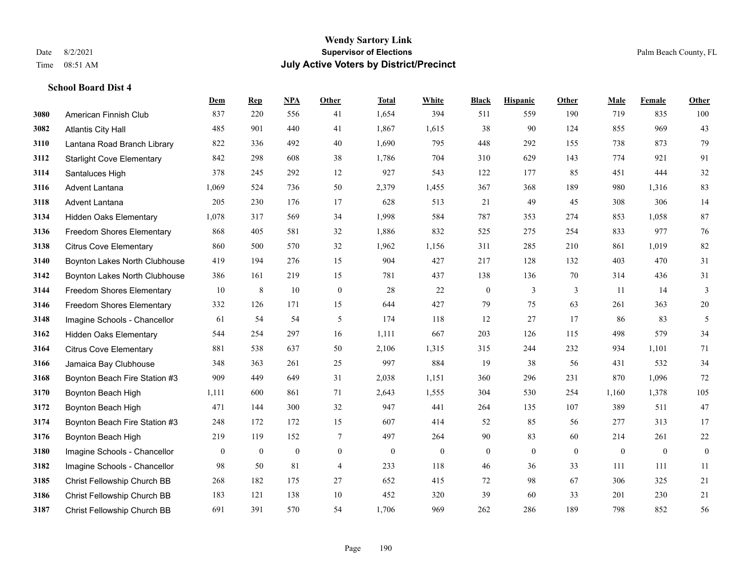**Wendy Sartory Link**
**Supervisor of Elections**
**July Active Voters by District/Precinct**

Date 8/2/2021
Time 08:51 AM

Palm Beach County, FL

**School Board Dist 4**

| | | Dem | Rep | NPA | Other | Total | White | Black | Hispanic | Other | Male | Female | Other |
|---|---|---|---|---|---|---|---|---|---|---|---|---|---|
| 3080 | American Finnish Club | 837 | 220 | 556 | 41 | 1,654 | 394 | 511 | 559 | 190 | 719 | 835 | 100 |
| 3082 | Atlantis City Hall | 485 | 901 | 440 | 41 | 1,867 | 1,615 | 38 | 90 | 124 | 855 | 969 | 43 |
| 3110 | Lantana Road Branch Library | 822 | 336 | 492 | 40 | 1,690 | 795 | 448 | 292 | 155 | 738 | 873 | 79 |
| 3112 | Starlight Cove Elementary | 842 | 298 | 608 | 38 | 1,786 | 704 | 310 | 629 | 143 | 774 | 921 | 91 |
| 3114 | Santaluces High | 378 | 245 | 292 | 12 | 927 | 543 | 122 | 177 | 85 | 451 | 444 | 32 |
| 3116 | Advent Lantana | 1,069 | 524 | 736 | 50 | 2,379 | 1,455 | 367 | 368 | 189 | 980 | 1,316 | 83 |
| 3118 | Advent Lantana | 205 | 230 | 176 | 17 | 628 | 513 | 21 | 49 | 45 | 308 | 306 | 14 |
| 3134 | Hidden Oaks Elementary | 1,078 | 317 | 569 | 34 | 1,998 | 584 | 787 | 353 | 274 | 853 | 1,058 | 87 |
| 3136 | Freedom Shores Elementary | 868 | 405 | 581 | 32 | 1,886 | 832 | 525 | 275 | 254 | 833 | 977 | 76 |
| 3138 | Citrus Cove Elementary | 860 | 500 | 570 | 32 | 1,962 | 1,156 | 311 | 285 | 210 | 861 | 1,019 | 82 |
| 3140 | Boynton Lakes North Clubhouse | 419 | 194 | 276 | 15 | 904 | 427 | 217 | 128 | 132 | 403 | 470 | 31 |
| 3142 | Boynton Lakes North Clubhouse | 386 | 161 | 219 | 15 | 781 | 437 | 138 | 136 | 70 | 314 | 436 | 31 |
| 3144 | Freedom Shores Elementary | 10 | 8 | 10 | 0 | 28 | 22 | 0 | 3 | 3 | 11 | 14 | 3 |
| 3146 | Freedom Shores Elementary | 332 | 126 | 171 | 15 | 644 | 427 | 79 | 75 | 63 | 261 | 363 | 20 |
| 3148 | Imagine Schools - Chancellor | 61 | 54 | 54 | 5 | 174 | 118 | 12 | 27 | 17 | 86 | 83 | 5 |
| 3162 | Hidden Oaks Elementary | 544 | 254 | 297 | 16 | 1,111 | 667 | 203 | 126 | 115 | 498 | 579 | 34 |
| 3164 | Citrus Cove Elementary | 881 | 538 | 637 | 50 | 2,106 | 1,315 | 315 | 244 | 232 | 934 | 1,101 | 71 |
| 3166 | Jamaica Bay Clubhouse | 348 | 363 | 261 | 25 | 997 | 884 | 19 | 38 | 56 | 431 | 532 | 34 |
| 3168 | Boynton Beach Fire Station #3 | 909 | 449 | 649 | 31 | 2,038 | 1,151 | 360 | 296 | 231 | 870 | 1,096 | 72 |
| 3170 | Boynton Beach High | 1,111 | 600 | 861 | 71 | 2,643 | 1,555 | 304 | 530 | 254 | 1,160 | 1,378 | 105 |
| 3172 | Boynton Beach High | 471 | 144 | 300 | 32 | 947 | 441 | 264 | 135 | 107 | 389 | 511 | 47 |
| 3174 | Boynton Beach Fire Station #3 | 248 | 172 | 172 | 15 | 607 | 414 | 52 | 85 | 56 | 277 | 313 | 17 |
| 3176 | Boynton Beach High | 219 | 119 | 152 | 7 | 497 | 264 | 90 | 83 | 60 | 214 | 261 | 22 |
| 3180 | Imagine Schools - Chancellor | 0 | 0 | 0 | 0 | 0 | 0 | 0 | 0 | 0 | 0 | 0 | 0 |
| 3182 | Imagine Schools - Chancellor | 98 | 50 | 81 | 4 | 233 | 118 | 46 | 36 | 33 | 111 | 111 | 11 |
| 3185 | Christ Fellowship Church BB | 268 | 182 | 175 | 27 | 652 | 415 | 72 | 98 | 67 | 306 | 325 | 21 |
| 3186 | Christ Fellowship Church BB | 183 | 121 | 138 | 10 | 452 | 320 | 39 | 60 | 33 | 201 | 230 | 21 |
| 3187 | Christ Fellowship Church BB | 691 | 391 | 570 | 54 | 1,706 | 969 | 262 | 286 | 189 | 798 | 852 | 56 |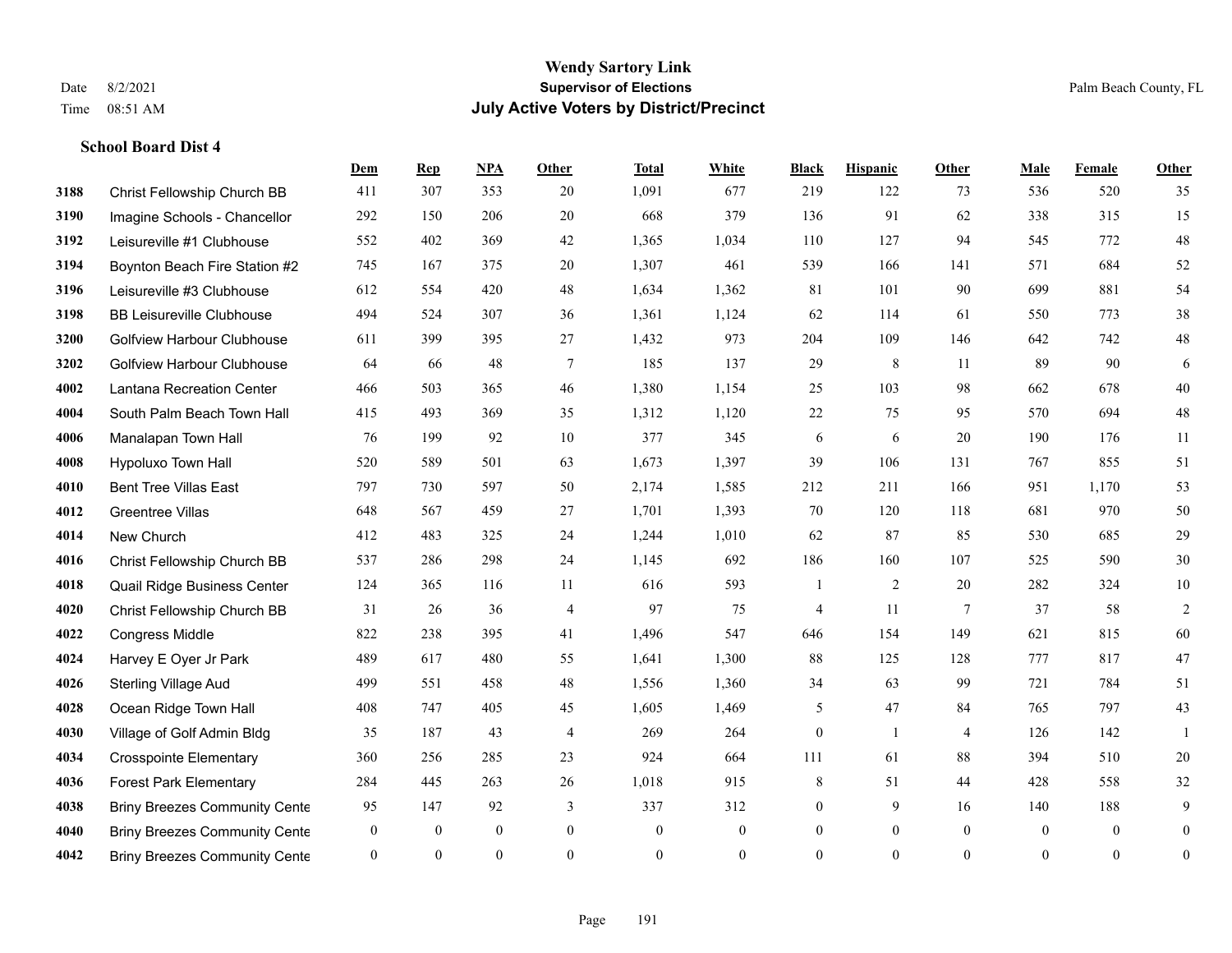# Wendy Sartory Link

**Supervisor of Elections**

**July Active Voters by District/Precinct**

Date 8/2/2021
Time 08:51 AM

Palm Beach County, FL

### School Board Dist 4

| | | Dem | Rep | NPA | Other | Total | White | Black | Hispanic | Other | Male | Female | Other |
|---|---|---|---|---|---|---|---|---|---|---|---|---|---|
| 3188 | Christ Fellowship Church BB | 411 | 307 | 353 | 20 | 1,091 | 677 | 219 | 122 | 73 | 536 | 520 | 35 |
| 3190 | Imagine Schools - Chancellor | 292 | 150 | 206 | 20 | 668 | 379 | 136 | 91 | 62 | 338 | 315 | 15 |
| 3192 | Leisureville #1 Clubhouse | 552 | 402 | 369 | 42 | 1,365 | 1,034 | 110 | 127 | 94 | 545 | 772 | 48 |
| 3194 | Boynton Beach Fire Station #2 | 745 | 167 | 375 | 20 | 1,307 | 461 | 539 | 166 | 141 | 571 | 684 | 52 |
| 3196 | Leisureville #3 Clubhouse | 612 | 554 | 420 | 48 | 1,634 | 1,362 | 81 | 101 | 90 | 699 | 881 | 54 |
| 3198 | BB Leisureville Clubhouse | 494 | 524 | 307 | 36 | 1,361 | 1,124 | 62 | 114 | 61 | 550 | 773 | 38 |
| 3200 | Golfview Harbour Clubhouse | 611 | 399 | 395 | 27 | 1,432 | 973 | 204 | 109 | 146 | 642 | 742 | 48 |
| 3202 | Golfview Harbour Clubhouse | 64 | 66 | 48 | 7 | 185 | 137 | 29 | 8 | 11 | 89 | 90 | 6 |
| 4002 | Lantana Recreation Center | 466 | 503 | 365 | 46 | 1,380 | 1,154 | 25 | 103 | 98 | 662 | 678 | 40 |
| 4004 | South Palm Beach Town Hall | 415 | 493 | 369 | 35 | 1,312 | 1,120 | 22 | 75 | 95 | 570 | 694 | 48 |
| 4006 | Manalapan Town Hall | 76 | 199 | 92 | 10 | 377 | 345 | 6 | 6 | 20 | 190 | 176 | 11 |
| 4008 | Hypoluxo Town Hall | 520 | 589 | 501 | 63 | 1,673 | 1,397 | 39 | 106 | 131 | 767 | 855 | 51 |
| 4010 | Bent Tree Villas East | 797 | 730 | 597 | 50 | 2,174 | 1,585 | 212 | 211 | 166 | 951 | 1,170 | 53 |
| 4012 | Greentree Villas | 648 | 567 | 459 | 27 | 1,701 | 1,393 | 70 | 120 | 118 | 681 | 970 | 50 |
| 4014 | New Church | 412 | 483 | 325 | 24 | 1,244 | 1,010 | 62 | 87 | 85 | 530 | 685 | 29 |
| 4016 | Christ Fellowship Church BB | 537 | 286 | 298 | 24 | 1,145 | 692 | 186 | 160 | 107 | 525 | 590 | 30 |
| 4018 | Quail Ridge Business Center | 124 | 365 | 116 | 11 | 616 | 593 | 1 | 2 | 20 | 282 | 324 | 10 |
| 4020 | Christ Fellowship Church BB | 31 | 26 | 36 | 4 | 97 | 75 | 4 | 11 | 7 | 37 | 58 | 2 |
| 4022 | Congress Middle | 822 | 238 | 395 | 41 | 1,496 | 547 | 646 | 154 | 149 | 621 | 815 | 60 |
| 4024 | Harvey E Oyer Jr Park | 489 | 617 | 480 | 55 | 1,641 | 1,300 | 88 | 125 | 128 | 777 | 817 | 47 |
| 4026 | Sterling Village Aud | 499 | 551 | 458 | 48 | 1,556 | 1,360 | 34 | 63 | 99 | 721 | 784 | 51 |
| 4028 | Ocean Ridge Town Hall | 408 | 747 | 405 | 45 | 1,605 | 1,469 | 5 | 47 | 84 | 765 | 797 | 43 |
| 4030 | Village of Golf Admin Bldg | 35 | 187 | 43 | 4 | 269 | 264 | 0 | 1 | 4 | 126 | 142 | 1 |
| 4034 | Crosspointe Elementary | 360 | 256 | 285 | 23 | 924 | 664 | 111 | 61 | 88 | 394 | 510 | 20 |
| 4036 | Forest Park Elementary | 284 | 445 | 263 | 26 | 1,018 | 915 | 8 | 51 | 44 | 428 | 558 | 32 |
| 4038 | Briny Breezes Community Cente | 95 | 147 | 92 | 3 | 337 | 312 | 0 | 9 | 16 | 140 | 188 | 9 |
| 4040 | Briny Breezes Community Cente | 0 | 0 | 0 | 0 | 0 | 0 | 0 | 0 | 0 | 0 | 0 | 0 |
| 4042 | Briny Breezes Community Cente | 0 | 0 | 0 | 0 | 0 | 0 | 0 | 0 | 0 | 0 | 0 | 0 |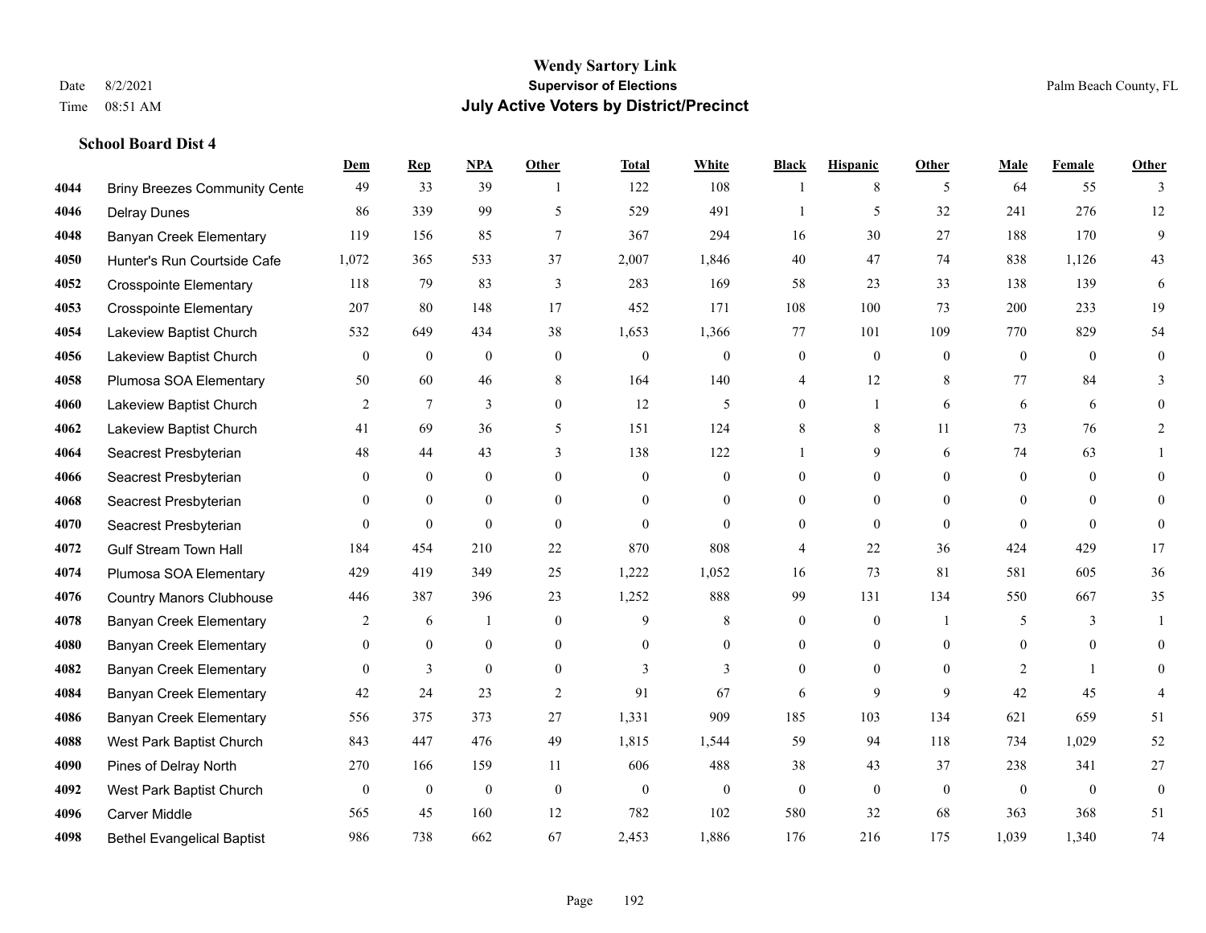# Wendy Sartory Link
## Supervisor of Elections
## July Active Voters by District/Precinct

Date 8/2/2021
Time 08:51 AM

Palm Beach County, FL

### School Board Dist 4

| | | Dem | Rep | NPA | Other | Total | White | Black | Hispanic | Other | Male | Female | Other |
|---|---|---|---|---|---|---|---|---|---|---|---|---|---|
| 4044 | Briny Breezes Community Cente | 49 | 33 | 39 | 1 | 122 | 108 | 1 | 8 | 5 | 64 | 55 | 3 |
| 4046 | Delray Dunes | 86 | 339 | 99 | 5 | 529 | 491 | 1 | 5 | 32 | 241 | 276 | 12 |
| 4048 | Banyan Creek Elementary | 119 | 156 | 85 | 7 | 367 | 294 | 16 | 30 | 27 | 188 | 170 | 9 |
| 4050 | Hunter's Run Courtside Cafe | 1,072 | 365 | 533 | 37 | 2,007 | 1,846 | 40 | 47 | 74 | 838 | 1,126 | 43 |
| 4052 | Crosspointe Elementary | 118 | 79 | 83 | 3 | 283 | 169 | 58 | 23 | 33 | 138 | 139 | 6 |
| 4053 | Crosspointe Elementary | 207 | 80 | 148 | 17 | 452 | 171 | 108 | 100 | 73 | 200 | 233 | 19 |
| 4054 | Lakeview Baptist Church | 532 | 649 | 434 | 38 | 1,653 | 1,366 | 77 | 101 | 109 | 770 | 829 | 54 |
| 4056 | Lakeview Baptist Church | 0 | 0 | 0 | 0 | 0 | 0 | 0 | 0 | 0 | 0 | 0 | 0 |
| 4058 | Plumosa SOA Elementary | 50 | 60 | 46 | 8 | 164 | 140 | 4 | 12 | 8 | 77 | 84 | 3 |
| 4060 | Lakeview Baptist Church | 2 | 7 | 3 | 0 | 12 | 5 | 0 | 1 | 6 | 6 | 6 | 0 |
| 4062 | Lakeview Baptist Church | 41 | 69 | 36 | 5 | 151 | 124 | 8 | 8 | 11 | 73 | 76 | 2 |
| 4064 | Seacrest Presbyterian | 48 | 44 | 43 | 3 | 138 | 122 | 1 | 9 | 6 | 74 | 63 | 1 |
| 4066 | Seacrest Presbyterian | 0 | 0 | 0 | 0 | 0 | 0 | 0 | 0 | 0 | 0 | 0 | 0 |
| 4068 | Seacrest Presbyterian | 0 | 0 | 0 | 0 | 0 | 0 | 0 | 0 | 0 | 0 | 0 | 0 |
| 4070 | Seacrest Presbyterian | 0 | 0 | 0 | 0 | 0 | 0 | 0 | 0 | 0 | 0 | 0 | 0 |
| 4072 | Gulf Stream Town Hall | 184 | 454 | 210 | 22 | 870 | 808 | 4 | 22 | 36 | 424 | 429 | 17 |
| 4074 | Plumosa SOA Elementary | 429 | 419 | 349 | 25 | 1,222 | 1,052 | 16 | 73 | 81 | 581 | 605 | 36 |
| 4076 | Country Manors Clubhouse | 446 | 387 | 396 | 23 | 1,252 | 888 | 99 | 131 | 134 | 550 | 667 | 35 |
| 4078 | Banyan Creek Elementary | 2 | 6 | 1 | 0 | 9 | 8 | 0 | 0 | 1 | 5 | 3 | 1 |
| 4080 | Banyan Creek Elementary | 0 | 0 | 0 | 0 | 0 | 0 | 0 | 0 | 0 | 0 | 0 | 0 |
| 4082 | Banyan Creek Elementary | 0 | 3 | 0 | 0 | 3 | 3 | 0 | 0 | 0 | 2 | 1 | 0 |
| 4084 | Banyan Creek Elementary | 42 | 24 | 23 | 2 | 91 | 67 | 6 | 9 | 9 | 42 | 45 | 4 |
| 4086 | Banyan Creek Elementary | 556 | 375 | 373 | 27 | 1,331 | 909 | 185 | 103 | 134 | 621 | 659 | 51 |
| 4088 | West Park Baptist Church | 843 | 447 | 476 | 49 | 1,815 | 1,544 | 59 | 94 | 118 | 734 | 1,029 | 52 |
| 4090 | Pines of Delray North | 270 | 166 | 159 | 11 | 606 | 488 | 38 | 43 | 37 | 238 | 341 | 27 |
| 4092 | West Park Baptist Church | 0 | 0 | 0 | 0 | 0 | 0 | 0 | 0 | 0 | 0 | 0 | 0 |
| 4096 | Carver Middle | 565 | 45 | 160 | 12 | 782 | 102 | 580 | 32 | 68 | 363 | 368 | 51 |
| 4098 | Bethel Evangelical Baptist | 986 | 738 | 662 | 67 | 2,453 | 1,886 | 176 | 216 | 175 | 1,039 | 1,340 | 74 |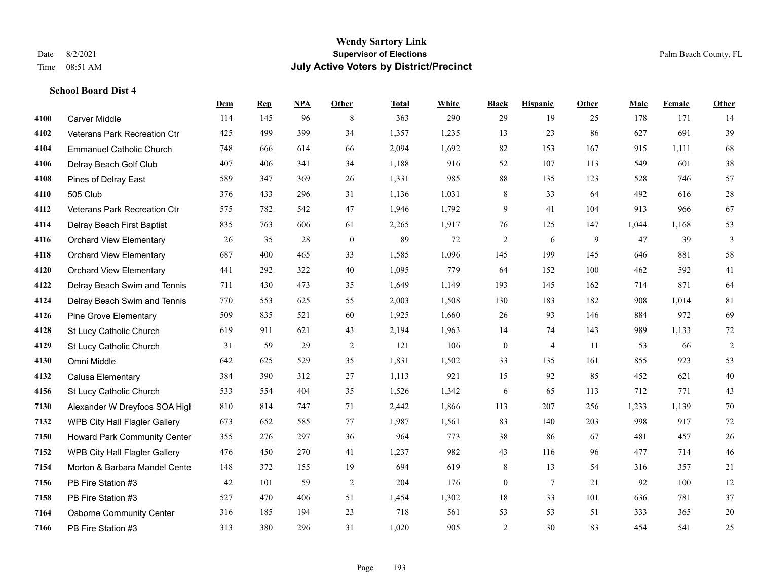# Wendy Sartory Link
## Supervisor of Elections
## July Active Voters by District/Precinct

Date 8/2/2021
Time 08:51 AM

Palm Beach County, FL

### School Board Dist 4

| | | Dem | Rep | NPA | Other | Total | White | Black | Hispanic | Other | Male | Female | Other |
|---|---|---|---|---|---|---|---|---|---|---|---|---|---|
| 4100 | Carver Middle | 114 | 145 | 96 | 8 | 363 | 290 | 29 | 19 | 25 | 178 | 171 | 14 |
| 4102 | Veterans Park Recreation Ctr | 425 | 499 | 399 | 34 | 1,357 | 1,235 | 13 | 23 | 86 | 627 | 691 | 39 |
| 4104 | Emmanuel Catholic Church | 748 | 666 | 614 | 66 | 2,094 | 1,692 | 82 | 153 | 167 | 915 | 1,111 | 68 |
| 4106 | Delray Beach Golf Club | 407 | 406 | 341 | 34 | 1,188 | 916 | 52 | 107 | 113 | 549 | 601 | 38 |
| 4108 | Pines of Delray East | 589 | 347 | 369 | 26 | 1,331 | 985 | 88 | 135 | 123 | 528 | 746 | 57 |
| 4110 | 505 Club | 376 | 433 | 296 | 31 | 1,136 | 1,031 | 8 | 33 | 64 | 492 | 616 | 28 |
| 4112 | Veterans Park Recreation Ctr | 575 | 782 | 542 | 47 | 1,946 | 1,792 | 9 | 41 | 104 | 913 | 966 | 67 |
| 4114 | Delray Beach First Baptist | 835 | 763 | 606 | 61 | 2,265 | 1,917 | 76 | 125 | 147 | 1,044 | 1,168 | 53 |
| 4116 | Orchard View Elementary | 26 | 35 | 28 | 0 | 89 | 72 | 2 | 6 | 9 | 47 | 39 | 3 |
| 4118 | Orchard View Elementary | 687 | 400 | 465 | 33 | 1,585 | 1,096 | 145 | 199 | 145 | 646 | 881 | 58 |
| 4120 | Orchard View Elementary | 441 | 292 | 322 | 40 | 1,095 | 779 | 64 | 152 | 100 | 462 | 592 | 41 |
| 4122 | Delray Beach Swim and Tennis | 711 | 430 | 473 | 35 | 1,649 | 1,149 | 193 | 145 | 162 | 714 | 871 | 64 |
| 4124 | Delray Beach Swim and Tennis | 770 | 553 | 625 | 55 | 2,003 | 1,508 | 130 | 183 | 182 | 908 | 1,014 | 81 |
| 4126 | Pine Grove Elementary | 509 | 835 | 521 | 60 | 1,925 | 1,660 | 26 | 93 | 146 | 884 | 972 | 69 |
| 4128 | St Lucy Catholic Church | 619 | 911 | 621 | 43 | 2,194 | 1,963 | 14 | 74 | 143 | 989 | 1,133 | 72 |
| 4129 | St Lucy Catholic Church | 31 | 59 | 29 | 2 | 121 | 106 | 0 | 4 | 11 | 53 | 66 | 2 |
| 4130 | Omni Middle | 642 | 625 | 529 | 35 | 1,831 | 1,502 | 33 | 135 | 161 | 855 | 923 | 53 |
| 4132 | Calusa Elementary | 384 | 390 | 312 | 27 | 1,113 | 921 | 15 | 92 | 85 | 452 | 621 | 40 |
| 4156 | St Lucy Catholic Church | 533 | 554 | 404 | 35 | 1,526 | 1,342 | 6 | 65 | 113 | 712 | 771 | 43 |
| 7130 | Alexander W Dreyfoos SOA High | 810 | 814 | 747 | 71 | 2,442 | 1,866 | 113 | 207 | 256 | 1,233 | 1,139 | 70 |
| 7132 | WPB City Hall Flagler Gallery | 673 | 652 | 585 | 77 | 1,987 | 1,561 | 83 | 140 | 203 | 998 | 917 | 72 |
| 7150 | Howard Park Community Center | 355 | 276 | 297 | 36 | 964 | 773 | 38 | 86 | 67 | 481 | 457 | 26 |
| 7152 | WPB City Hall Flagler Gallery | 476 | 450 | 270 | 41 | 1,237 | 982 | 43 | 116 | 96 | 477 | 714 | 46 |
| 7154 | Morton & Barbara Mandel Cente | 148 | 372 | 155 | 19 | 694 | 619 | 8 | 13 | 54 | 316 | 357 | 21 |
| 7156 | PB Fire Station #3 | 42 | 101 | 59 | 2 | 204 | 176 | 0 | 7 | 21 | 92 | 100 | 12 |
| 7158 | PB Fire Station #3 | 527 | 470 | 406 | 51 | 1,454 | 1,302 | 18 | 33 | 101 | 636 | 781 | 37 |
| 7164 | Osborne Community Center | 316 | 185 | 194 | 23 | 718 | 561 | 53 | 53 | 51 | 333 | 365 | 20 |
| 7166 | PB Fire Station #3 | 313 | 380 | 296 | 31 | 1,020 | 905 | 2 | 30 | 83 | 454 | 541 | 25 |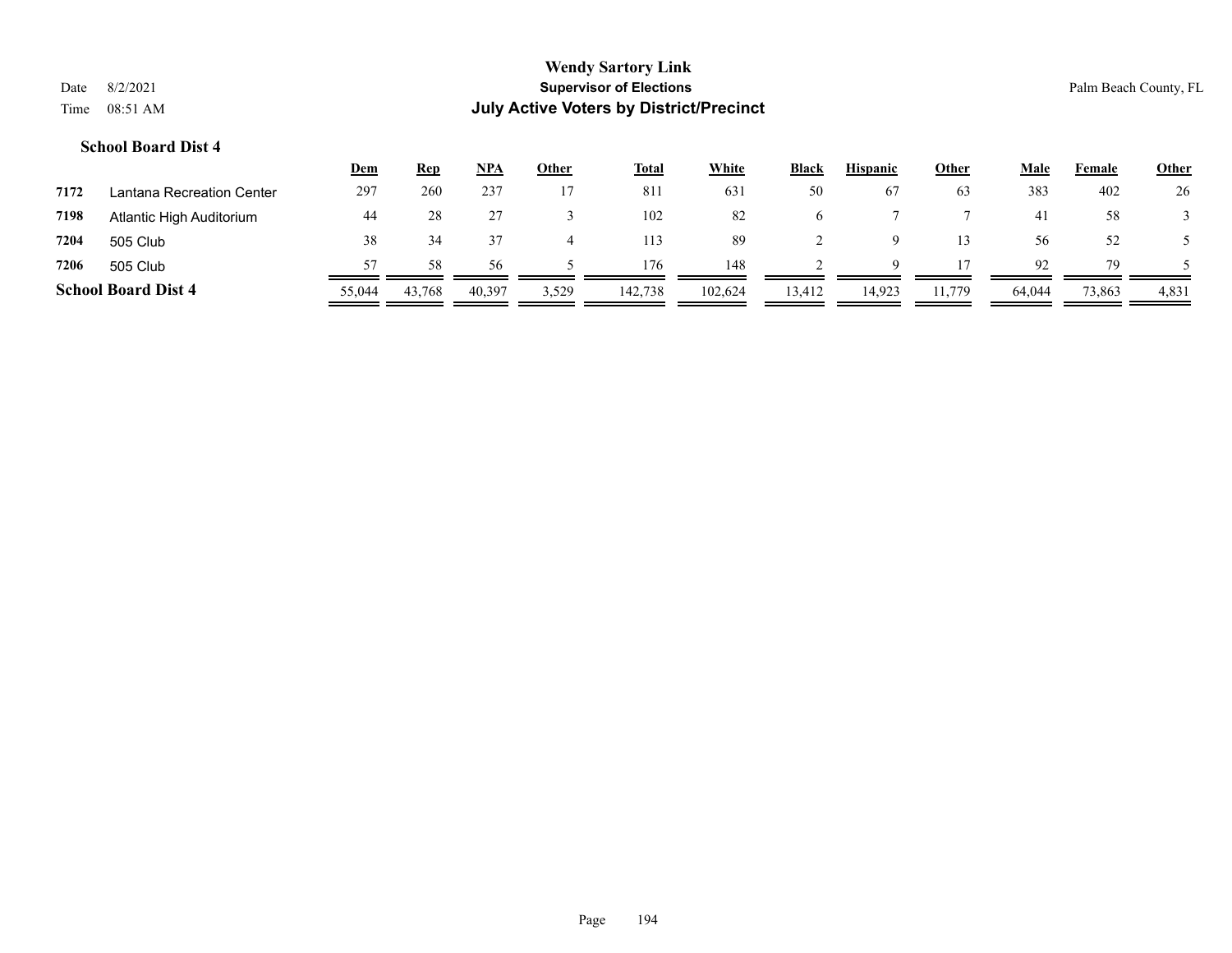**School Board Dist 4**

| | | Dem | Rep | NPA | Other | Total | White | Black | Hispanic | Other | Male | Female | Other |
|---|---|---|---|---|---|---|---|---|---|---|---|---|---|
| 7172 | Lantana Recreation Center | 297 | 260 | 237 | 17 | 811 | 631 | 50 | 67 | 63 | 383 | 402 | 26 |
| 7198 | Atlantic High Auditorium | 44 | 28 | 27 | 3 | 102 | 82 | 6 | 7 | 7 | 41 | 58 | 3 |
| 7204 | 505 Club | 38 | 34 | 37 | 4 | 113 | 89 | 2 | 9 | 13 | 56 | 52 | 5 |
| 7206 | 505 Club | 57 | 58 | 56 | 5 | 176 | 148 | 2 | 9 | 17 | 92 | 79 | 5 |
| **School Board Dist 4** | | 55,044 | 43,768 | 40,397 | 3,529 | 142,738 | 102,624 | 13,412 | 14,923 | 11,779 | 64,044 | 73,863 | 4,831 |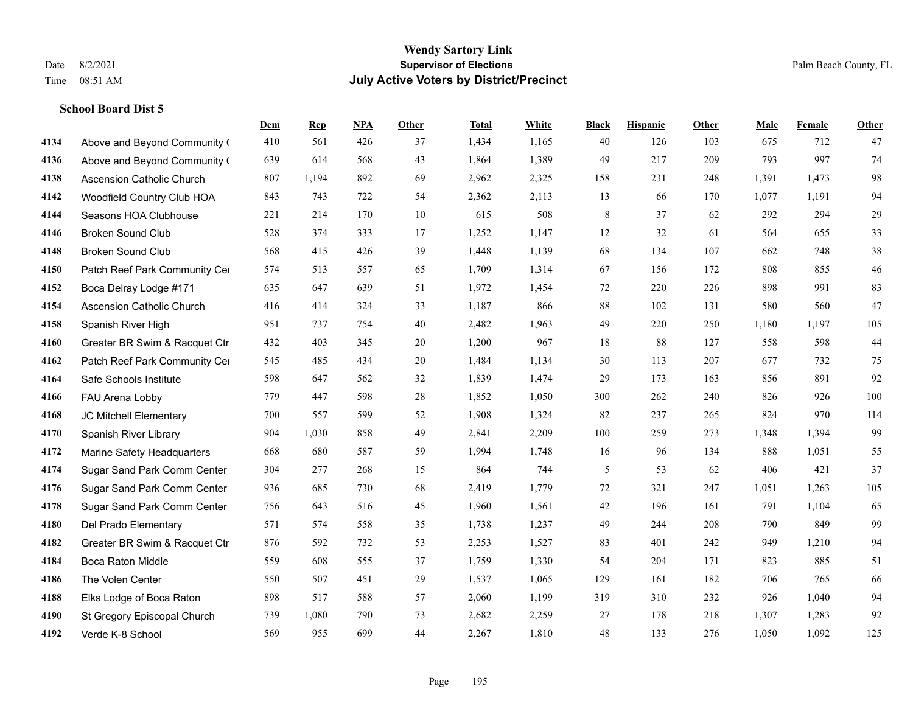**Wendy Sartory Link**

**Supervisor of Elections**

**July Active Voters by District/Precinct**

Date 8/2/2021
Time 08:51 AM

Palm Beach County, FL

**School Board Dist 5**

| | | Dem | Rep | NPA | Other | Total | White | Black | Hispanic | Other | Male | Female | Other |
|---|---|---|---|---|---|---|---|---|---|---|---|---|---|
| 4134 | Above and Beyond Community ( | 410 | 561 | 426 | 37 | 1,434 | 1,165 | 40 | 126 | 103 | 675 | 712 | 47 |
| 4136 | Above and Beyond Community ( | 639 | 614 | 568 | 43 | 1,864 | 1,389 | 49 | 217 | 209 | 793 | 997 | 74 |
| 4138 | Ascension Catholic Church | 807 | 1,194 | 892 | 69 | 2,962 | 2,325 | 158 | 231 | 248 | 1,391 | 1,473 | 98 |
| 4142 | Woodfield Country Club HOA | 843 | 743 | 722 | 54 | 2,362 | 2,113 | 13 | 66 | 170 | 1,077 | 1,191 | 94 |
| 4144 | Seasons HOA Clubhouse | 221 | 214 | 170 | 10 | 615 | 508 | 8 | 37 | 62 | 292 | 294 | 29 |
| 4146 | Broken Sound Club | 528 | 374 | 333 | 17 | 1,252 | 1,147 | 12 | 32 | 61 | 564 | 655 | 33 |
| 4148 | Broken Sound Club | 568 | 415 | 426 | 39 | 1,448 | 1,139 | 68 | 134 | 107 | 662 | 748 | 38 |
| 4150 | Patch Reef Park Community Cer | 574 | 513 | 557 | 65 | 1,709 | 1,314 | 67 | 156 | 172 | 808 | 855 | 46 |
| 4152 | Boca Delray Lodge #171 | 635 | 647 | 639 | 51 | 1,972 | 1,454 | 72 | 220 | 226 | 898 | 991 | 83 |
| 4154 | Ascension Catholic Church | 416 | 414 | 324 | 33 | 1,187 | 866 | 88 | 102 | 131 | 580 | 560 | 47 |
| 4158 | Spanish River High | 951 | 737 | 754 | 40 | 2,482 | 1,963 | 49 | 220 | 250 | 1,180 | 1,197 | 105 |
| 4160 | Greater BR Swim & Racquet Ctr | 432 | 403 | 345 | 20 | 1,200 | 967 | 18 | 88 | 127 | 558 | 598 | 44 |
| 4162 | Patch Reef Park Community Cer | 545 | 485 | 434 | 20 | 1,484 | 1,134 | 30 | 113 | 207 | 677 | 732 | 75 |
| 4164 | Safe Schools Institute | 598 | 647 | 562 | 32 | 1,839 | 1,474 | 29 | 173 | 163 | 856 | 891 | 92 |
| 4166 | FAU Arena Lobby | 779 | 447 | 598 | 28 | 1,852 | 1,050 | 300 | 262 | 240 | 826 | 926 | 100 |
| 4168 | JC Mitchell Elementary | 700 | 557 | 599 | 52 | 1,908 | 1,324 | 82 | 237 | 265 | 824 | 970 | 114 |
| 4170 | Spanish River Library | 904 | 1,030 | 858 | 49 | 2,841 | 2,209 | 100 | 259 | 273 | 1,348 | 1,394 | 99 |
| 4172 | Marine Safety Headquarters | 668 | 680 | 587 | 59 | 1,994 | 1,748 | 16 | 96 | 134 | 888 | 1,051 | 55 |
| 4174 | Sugar Sand Park Comm Center | 304 | 277 | 268 | 15 | 864 | 744 | 5 | 53 | 62 | 406 | 421 | 37 |
| 4176 | Sugar Sand Park Comm Center | 936 | 685 | 730 | 68 | 2,419 | 1,779 | 72 | 321 | 247 | 1,051 | 1,263 | 105 |
| 4178 | Sugar Sand Park Comm Center | 756 | 643 | 516 | 45 | 1,960 | 1,561 | 42 | 196 | 161 | 791 | 1,104 | 65 |
| 4180 | Del Prado Elementary | 571 | 574 | 558 | 35 | 1,738 | 1,237 | 49 | 244 | 208 | 790 | 849 | 99 |
| 4182 | Greater BR Swim & Racquet Ctr | 876 | 592 | 732 | 53 | 2,253 | 1,527 | 83 | 401 | 242 | 949 | 1,210 | 94 |
| 4184 | Boca Raton Middle | 559 | 608 | 555 | 37 | 1,759 | 1,330 | 54 | 204 | 171 | 823 | 885 | 51 |
| 4186 | The Volen Center | 550 | 507 | 451 | 29 | 1,537 | 1,065 | 129 | 161 | 182 | 706 | 765 | 66 |
| 4188 | Elks Lodge of Boca Raton | 898 | 517 | 588 | 57 | 2,060 | 1,199 | 319 | 310 | 232 | 926 | 1,040 | 94 |
| 4190 | St Gregory Episcopal Church | 739 | 1,080 | 790 | 73 | 2,682 | 2,259 | 27 | 178 | 218 | 1,307 | 1,283 | 92 |
| 4192 | Verde K-8 School | 569 | 955 | 699 | 44 | 2,267 | 1,810 | 48 | 133 | 276 | 1,050 | 1,092 | 125 |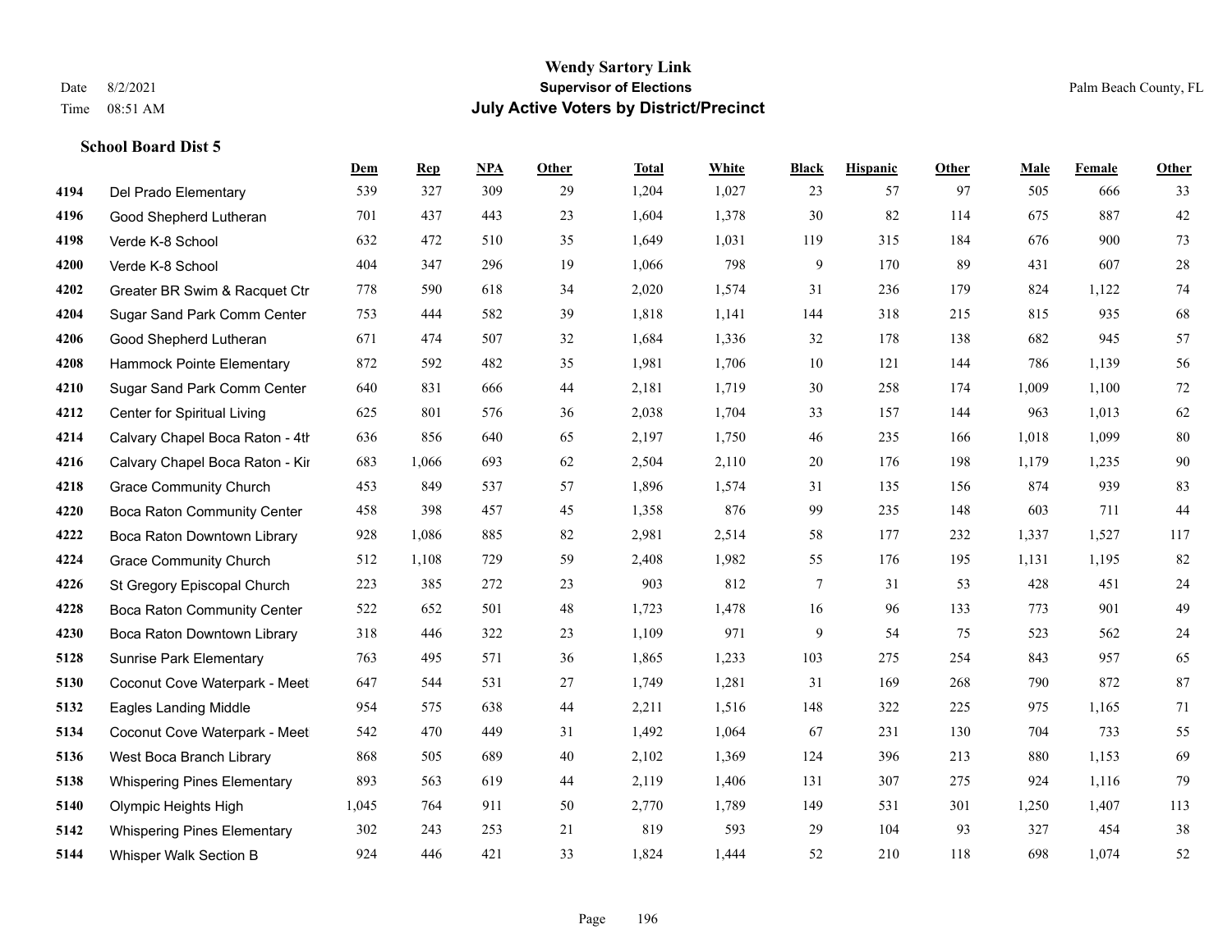**Wendy Sartory Link**
**Supervisor of Elections**
**July Active Voters by District/Precinct**

Date 8/2/2021
Time 08:51 AM

Palm Beach County, FL

**School Board Dist 5**

| | | Dem | Rep | NPA | Other | Total | White | Black | Hispanic | Other | Male | Female | Other |
|---|---|---|---|---|---|---|---|---|---|---|---|---|---|
| 4194 | Del Prado Elementary | 539 | 327 | 309 | 29 | 1,204 | 1,027 | 23 | 57 | 97 | 505 | 666 | 33 |
| 4196 | Good Shepherd Lutheran | 701 | 437 | 443 | 23 | 1,604 | 1,378 | 30 | 82 | 114 | 675 | 887 | 42 |
| 4198 | Verde K-8 School | 632 | 472 | 510 | 35 | 1,649 | 1,031 | 119 | 315 | 184 | 676 | 900 | 73 |
| 4200 | Verde K-8 School | 404 | 347 | 296 | 19 | 1,066 | 798 | 9 | 170 | 89 | 431 | 607 | 28 |
| 4202 | Greater BR Swim & Racquet Ctr | 778 | 590 | 618 | 34 | 2,020 | 1,574 | 31 | 236 | 179 | 824 | 1,122 | 74 |
| 4204 | Sugar Sand Park Comm Center | 753 | 444 | 582 | 39 | 1,818 | 1,141 | 144 | 318 | 215 | 815 | 935 | 68 |
| 4206 | Good Shepherd Lutheran | 671 | 474 | 507 | 32 | 1,684 | 1,336 | 32 | 178 | 138 | 682 | 945 | 57 |
| 4208 | Hammock Pointe Elementary | 872 | 592 | 482 | 35 | 1,981 | 1,706 | 10 | 121 | 144 | 786 | 1,139 | 56 |
| 4210 | Sugar Sand Park Comm Center | 640 | 831 | 666 | 44 | 2,181 | 1,719 | 30 | 258 | 174 | 1,009 | 1,100 | 72 |
| 4212 | Center for Spiritual Living | 625 | 801 | 576 | 36 | 2,038 | 1,704 | 33 | 157 | 144 | 963 | 1,013 | 62 |
| 4214 | Calvary Chapel Boca Raton - 4th | 636 | 856 | 640 | 65 | 2,197 | 1,750 | 46 | 235 | 166 | 1,018 | 1,099 | 80 |
| 4216 | Calvary Chapel Boca Raton - Kir | 683 | 1,066 | 693 | 62 | 2,504 | 2,110 | 20 | 176 | 198 | 1,179 | 1,235 | 90 |
| 4218 | Grace Community Church | 453 | 849 | 537 | 57 | 1,896 | 1,574 | 31 | 135 | 156 | 874 | 939 | 83 |
| 4220 | Boca Raton Community Center | 458 | 398 | 457 | 45 | 1,358 | 876 | 99 | 235 | 148 | 603 | 711 | 44 |
| 4222 | Boca Raton Downtown Library | 928 | 1,086 | 885 | 82 | 2,981 | 2,514 | 58 | 177 | 232 | 1,337 | 1,527 | 117 |
| 4224 | Grace Community Church | 512 | 1,108 | 729 | 59 | 2,408 | 1,982 | 55 | 176 | 195 | 1,131 | 1,195 | 82 |
| 4226 | St Gregory Episcopal Church | 223 | 385 | 272 | 23 | 903 | 812 | 7 | 31 | 53 | 428 | 451 | 24 |
| 4228 | Boca Raton Community Center | 522 | 652 | 501 | 48 | 1,723 | 1,478 | 16 | 96 | 133 | 773 | 901 | 49 |
| 4230 | Boca Raton Downtown Library | 318 | 446 | 322 | 23 | 1,109 | 971 | 9 | 54 | 75 | 523 | 562 | 24 |
| 5128 | Sunrise Park Elementary | 763 | 495 | 571 | 36 | 1,865 | 1,233 | 103 | 275 | 254 | 843 | 957 | 65 |
| 5130 | Coconut Cove Waterpark - Meet | 647 | 544 | 531 | 27 | 1,749 | 1,281 | 31 | 169 | 268 | 790 | 872 | 87 |
| 5132 | Eagles Landing Middle | 954 | 575 | 638 | 44 | 2,211 | 1,516 | 148 | 322 | 225 | 975 | 1,165 | 71 |
| 5134 | Coconut Cove Waterpark - Meet | 542 | 470 | 449 | 31 | 1,492 | 1,064 | 67 | 231 | 130 | 704 | 733 | 55 |
| 5136 | West Boca Branch Library | 868 | 505 | 689 | 40 | 2,102 | 1,369 | 124 | 396 | 213 | 880 | 1,153 | 69 |
| 5138 | Whispering Pines Elementary | 893 | 563 | 619 | 44 | 2,119 | 1,406 | 131 | 307 | 275 | 924 | 1,116 | 79 |
| 5140 | Olympic Heights High | 1,045 | 764 | 911 | 50 | 2,770 | 1,789 | 149 | 531 | 301 | 1,250 | 1,407 | 113 |
| 5142 | Whispering Pines Elementary | 302 | 243 | 253 | 21 | 819 | 593 | 29 | 104 | 93 | 327 | 454 | 38 |
| 5144 | Whisper Walk Section B | 924 | 446 | 421 | 33 | 1,824 | 1,444 | 52 | 210 | 118 | 698 | 1,074 | 52 |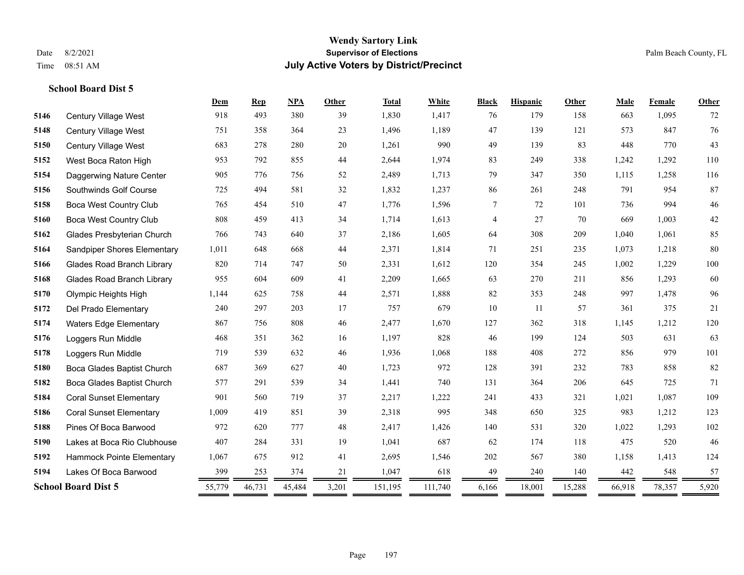**Wendy Sartory Link**
**Supervisor of Elections**
**July Active Voters by District/Precinct**

Date 8/2/2021
Time 08:51 AM

Palm Beach County, FL

### School Board Dist 5

| | | Dem | Rep | NPA | Other | Total | White | Black | Hispanic | Other | Male | Female | Other |
|---|---|---|---|---|---|---|---|---|---|---|---|---|---|
| 5146 | Century Village West | 918 | 493 | 380 | 39 | 1,830 | 1,417 | 76 | 179 | 158 | 663 | 1,095 | 72 |
| 5148 | Century Village West | 751 | 358 | 364 | 23 | 1,496 | 1,189 | 47 | 139 | 121 | 573 | 847 | 76 |
| 5150 | Century Village West | 683 | 278 | 280 | 20 | 1,261 | 990 | 49 | 139 | 83 | 448 | 770 | 43 |
| 5152 | West Boca Raton High | 953 | 792 | 855 | 44 | 2,644 | 1,974 | 83 | 249 | 338 | 1,242 | 1,292 | 110 |
| 5154 | Daggerwing Nature Center | 905 | 776 | 756 | 52 | 2,489 | 1,713 | 79 | 347 | 350 | 1,115 | 1,258 | 116 |
| 5156 | Southwinds Golf Course | 725 | 494 | 581 | 32 | 1,832 | 1,237 | 86 | 261 | 248 | 791 | 954 | 87 |
| 5158 | Boca West Country Club | 765 | 454 | 510 | 47 | 1,776 | 1,596 | 7 | 72 | 101 | 736 | 994 | 46 |
| 5160 | Boca West Country Club | 808 | 459 | 413 | 34 | 1,714 | 1,613 | 4 | 27 | 70 | 669 | 1,003 | 42 |
| 5162 | Glades Presbyterian Church | 766 | 743 | 640 | 37 | 2,186 | 1,605 | 64 | 308 | 209 | 1,040 | 1,061 | 85 |
| 5164 | Sandpiper Shores Elementary | 1,011 | 648 | 668 | 44 | 2,371 | 1,814 | 71 | 251 | 235 | 1,073 | 1,218 | 80 |
| 5166 | Glades Road Branch Library | 820 | 714 | 747 | 50 | 2,331 | 1,612 | 120 | 354 | 245 | 1,002 | 1,229 | 100 |
| 5168 | Glades Road Branch Library | 955 | 604 | 609 | 41 | 2,209 | 1,665 | 63 | 270 | 211 | 856 | 1,293 | 60 |
| 5170 | Olympic Heights High | 1,144 | 625 | 758 | 44 | 2,571 | 1,888 | 82 | 353 | 248 | 997 | 1,478 | 96 |
| 5172 | Del Prado Elementary | 240 | 297 | 203 | 17 | 757 | 679 | 10 | 11 | 57 | 361 | 375 | 21 |
| 5174 | Waters Edge Elementary | 867 | 756 | 808 | 46 | 2,477 | 1,670 | 127 | 362 | 318 | 1,145 | 1,212 | 120 |
| 5176 | Loggers Run Middle | 468 | 351 | 362 | 16 | 1,197 | 828 | 46 | 199 | 124 | 503 | 631 | 63 |
| 5178 | Loggers Run Middle | 719 | 539 | 632 | 46 | 1,936 | 1,068 | 188 | 408 | 272 | 856 | 979 | 101 |
| 5180 | Boca Glades Baptist Church | 687 | 369 | 627 | 40 | 1,723 | 972 | 128 | 391 | 232 | 783 | 858 | 82 |
| 5182 | Boca Glades Baptist Church | 577 | 291 | 539 | 34 | 1,441 | 740 | 131 | 364 | 206 | 645 | 725 | 71 |
| 5184 | Coral Sunset Elementary | 901 | 560 | 719 | 37 | 2,217 | 1,222 | 241 | 433 | 321 | 1,021 | 1,087 | 109 |
| 5186 | Coral Sunset Elementary | 1,009 | 419 | 851 | 39 | 2,318 | 995 | 348 | 650 | 325 | 983 | 1,212 | 123 |
| 5188 | Pines Of Boca Barwood | 972 | 620 | 777 | 48 | 2,417 | 1,426 | 140 | 531 | 320 | 1,022 | 1,293 | 102 |
| 5190 | Lakes at Boca Rio Clubhouse | 407 | 284 | 331 | 19 | 1,041 | 687 | 62 | 174 | 118 | 475 | 520 | 46 |
| 5192 | Hammock Pointe Elementary | 1,067 | 675 | 912 | 41 | 2,695 | 1,546 | 202 | 567 | 380 | 1,158 | 1,413 | 124 |
| 5194 | Lakes Of Boca Barwood | 399 | 253 | 374 | 21 | 1,047 | 618 | 49 | 240 | 140 | 442 | 548 | 57 |
| **School Board Dist 5** | | 55,779 | 46,731 | 45,484 | 3,201 | 151,195 | 111,740 | 6,166 | 18,001 | 15,288 | 66,918 | 78,357 | 5,920 |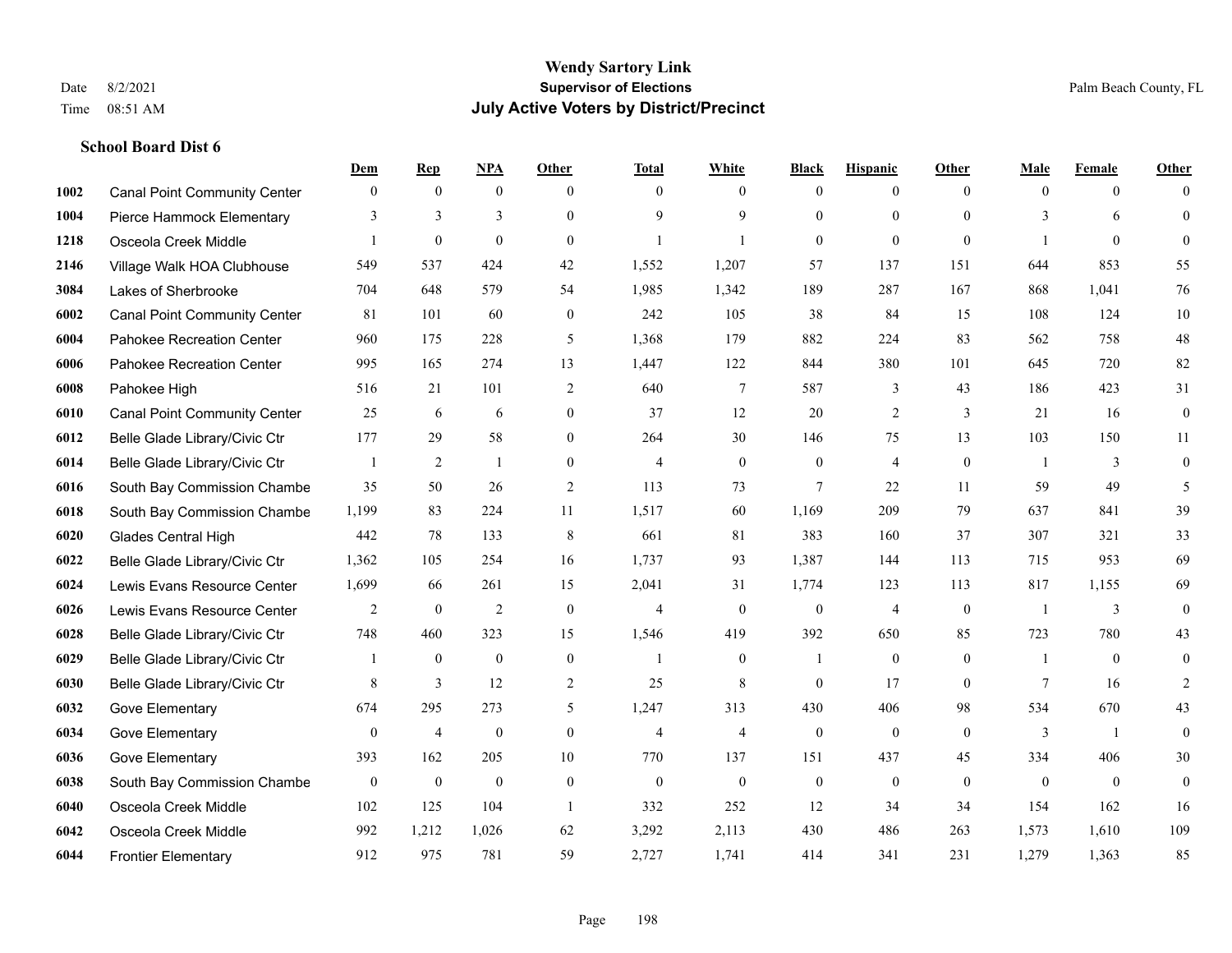# Wendy Sartory Link
## Supervisor of Elections
## July Active Voters by District/Precinct

Date 8/2/2021
Time 08:51 AM

Palm Beach County, FL

### School Board Dist 6

| | | Dem | Rep | NPA | Other | Total | White | Black | Hispanic | Other | Male | Female | Other |
|---|---|---|---|---|---|---|---|---|---|---|---|---|---|
| 1002 | Canal Point Community Center | 0 | 0 | 0 | 0 | 0 | 0 | 0 | 0 | 0 | 0 | 0 | 0 |
| 1004 | Pierce Hammock Elementary | 3 | 3 | 3 | 0 | 9 | 9 | 0 | 0 | 0 | 3 | 6 | 0 |
| 1218 | Osceola Creek Middle | 1 | 0 | 0 | 0 | 1 | 1 | 0 | 0 | 0 | 1 | 0 | 0 |
| 2146 | Village Walk HOA Clubhouse | 549 | 537 | 424 | 42 | 1,552 | 1,207 | 57 | 137 | 151 | 644 | 853 | 55 |
| 3084 | Lakes of Sherbrooke | 704 | 648 | 579 | 54 | 1,985 | 1,342 | 189 | 287 | 167 | 868 | 1,041 | 76 |
| 6002 | Canal Point Community Center | 81 | 101 | 60 | 0 | 242 | 105 | 38 | 84 | 15 | 108 | 124 | 10 |
| 6004 | Pahokee Recreation Center | 960 | 175 | 228 | 5 | 1,368 | 179 | 882 | 224 | 83 | 562 | 758 | 48 |
| 6006 | Pahokee Recreation Center | 995 | 165 | 274 | 13 | 1,447 | 122 | 844 | 380 | 101 | 645 | 720 | 82 |
| 6008 | Pahokee High | 516 | 21 | 101 | 2 | 640 | 7 | 587 | 3 | 43 | 186 | 423 | 31 |
| 6010 | Canal Point Community Center | 25 | 6 | 6 | 0 | 37 | 12 | 20 | 2 | 3 | 21 | 16 | 0 |
| 6012 | Belle Glade Library/Civic Ctr | 177 | 29 | 58 | 0 | 264 | 30 | 146 | 75 | 13 | 103 | 150 | 11 |
| 6014 | Belle Glade Library/Civic Ctr | 1 | 2 | 1 | 0 | 4 | 0 | 0 | 4 | 0 | 1 | 3 | 0 |
| 6016 | South Bay Commission Chambe | 35 | 50 | 26 | 2 | 113 | 73 | 7 | 22 | 11 | 59 | 49 | 5 |
| 6018 | South Bay Commission Chambe | 1,199 | 83 | 224 | 11 | 1,517 | 60 | 1,169 | 209 | 79 | 637 | 841 | 39 |
| 6020 | Glades Central High | 442 | 78 | 133 | 8 | 661 | 81 | 383 | 160 | 37 | 307 | 321 | 33 |
| 6022 | Belle Glade Library/Civic Ctr | 1,362 | 105 | 254 | 16 | 1,737 | 93 | 1,387 | 144 | 113 | 715 | 953 | 69 |
| 6024 | Lewis Evans Resource Center | 1,699 | 66 | 261 | 15 | 2,041 | 31 | 1,774 | 123 | 113 | 817 | 1,155 | 69 |
| 6026 | Lewis Evans Resource Center | 2 | 0 | 2 | 0 | 4 | 0 | 0 | 4 | 0 | 1 | 3 | 0 |
| 6028 | Belle Glade Library/Civic Ctr | 748 | 460 | 323 | 15 | 1,546 | 419 | 392 | 650 | 85 | 723 | 780 | 43 |
| 6029 | Belle Glade Library/Civic Ctr | 1 | 0 | 0 | 0 | 1 | 0 | 1 | 0 | 0 | 1 | 0 | 0 |
| 6030 | Belle Glade Library/Civic Ctr | 8 | 3 | 12 | 2 | 25 | 8 | 0 | 17 | 0 | 7 | 16 | 2 |
| 6032 | Gove Elementary | 674 | 295 | 273 | 5 | 1,247 | 313 | 430 | 406 | 98 | 534 | 670 | 43 |
| 6034 | Gove Elementary | 0 | 4 | 0 | 0 | 4 | 4 | 0 | 0 | 0 | 3 | 1 | 0 |
| 6036 | Gove Elementary | 393 | 162 | 205 | 10 | 770 | 137 | 151 | 437 | 45 | 334 | 406 | 30 |
| 6038 | South Bay Commission Chambe | 0 | 0 | 0 | 0 | 0 | 0 | 0 | 0 | 0 | 0 | 0 | 0 |
| 6040 | Osceola Creek Middle | 102 | 125 | 104 | 1 | 332 | 252 | 12 | 34 | 34 | 154 | 162 | 16 |
| 6042 | Osceola Creek Middle | 992 | 1,212 | 1,026 | 62 | 3,292 | 2,113 | 430 | 486 | 263 | 1,573 | 1,610 | 109 |
| 6044 | Frontier Elementary | 912 | 975 | 781 | 59 | 2,727 | 1,741 | 414 | 341 | 231 | 1,279 | 1,363 | 85 |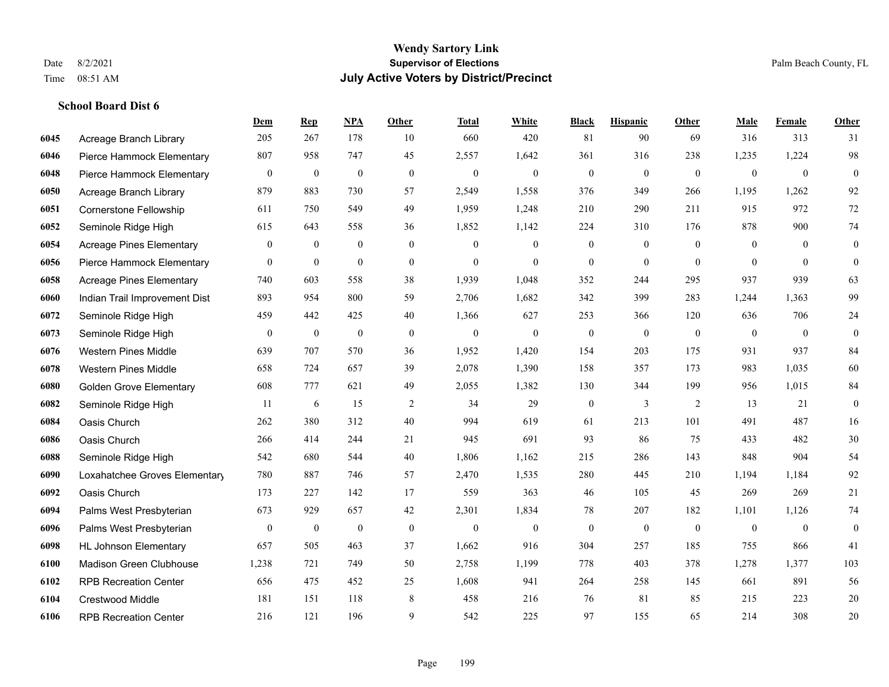**Wendy Sartory Link**
**Supervisor of Elections**
**July Active Voters by District/Precinct**

Date 8/2/2021
Time 08:51 AM

Palm Beach County, FL

**School Board Dist 6**

| | | Dem | Rep | NPA | Other | Total | White | Black | Hispanic | Other | Male | Female | Other |
|---|---|---|---|---|---|---|---|---|---|---|---|---|---|
| 6045 | Acreage Branch Library | 205 | 267 | 178 | 10 | 660 | 420 | 81 | 90 | 69 | 316 | 313 | 31 |
| 6046 | Pierce Hammock Elementary | 807 | 958 | 747 | 45 | 2,557 | 1,642 | 361 | 316 | 238 | 1,235 | 1,224 | 98 |
| 6048 | Pierce Hammock Elementary | 0 | 0 | 0 | 0 | 0 | 0 | 0 | 0 | 0 | 0 | 0 | 0 |
| 6050 | Acreage Branch Library | 879 | 883 | 730 | 57 | 2,549 | 1,558 | 376 | 349 | 266 | 1,195 | 1,262 | 92 |
| 6051 | Cornerstone Fellowship | 611 | 750 | 549 | 49 | 1,959 | 1,248 | 210 | 290 | 211 | 915 | 972 | 72 |
| 6052 | Seminole Ridge High | 615 | 643 | 558 | 36 | 1,852 | 1,142 | 224 | 310 | 176 | 878 | 900 | 74 |
| 6054 | Acreage Pines Elementary | 0 | 0 | 0 | 0 | 0 | 0 | 0 | 0 | 0 | 0 | 0 | 0 |
| 6056 | Pierce Hammock Elementary | 0 | 0 | 0 | 0 | 0 | 0 | 0 | 0 | 0 | 0 | 0 | 0 |
| 6058 | Acreage Pines Elementary | 740 | 603 | 558 | 38 | 1,939 | 1,048 | 352 | 244 | 295 | 937 | 939 | 63 |
| 6060 | Indian Trail Improvement Dist | 893 | 954 | 800 | 59 | 2,706 | 1,682 | 342 | 399 | 283 | 1,244 | 1,363 | 99 |
| 6072 | Seminole Ridge High | 459 | 442 | 425 | 40 | 1,366 | 627 | 253 | 366 | 120 | 636 | 706 | 24 |
| 6073 | Seminole Ridge High | 0 | 0 | 0 | 0 | 0 | 0 | 0 | 0 | 0 | 0 | 0 | 0 |
| 6076 | Western Pines Middle | 639 | 707 | 570 | 36 | 1,952 | 1,420 | 154 | 203 | 175 | 931 | 937 | 84 |
| 6078 | Western Pines Middle | 658 | 724 | 657 | 39 | 2,078 | 1,390 | 158 | 357 | 173 | 983 | 1,035 | 60 |
| 6080 | Golden Grove Elementary | 608 | 777 | 621 | 49 | 2,055 | 1,382 | 130 | 344 | 199 | 956 | 1,015 | 84 |
| 6082 | Seminole Ridge High | 11 | 6 | 15 | 2 | 34 | 29 | 0 | 3 | 2 | 13 | 21 | 0 |
| 6084 | Oasis Church | 262 | 380 | 312 | 40 | 994 | 619 | 61 | 213 | 101 | 491 | 487 | 16 |
| 6086 | Oasis Church | 266 | 414 | 244 | 21 | 945 | 691 | 93 | 86 | 75 | 433 | 482 | 30 |
| 6088 | Seminole Ridge High | 542 | 680 | 544 | 40 | 1,806 | 1,162 | 215 | 286 | 143 | 848 | 904 | 54 |
| 6090 | Loxahatchee Groves Elementary | 780 | 887 | 746 | 57 | 2,470 | 1,535 | 280 | 445 | 210 | 1,194 | 1,184 | 92 |
| 6092 | Oasis Church | 173 | 227 | 142 | 17 | 559 | 363 | 46 | 105 | 45 | 269 | 269 | 21 |
| 6094 | Palms West Presbyterian | 673 | 929 | 657 | 42 | 2,301 | 1,834 | 78 | 207 | 182 | 1,101 | 1,126 | 74 |
| 6096 | Palms West Presbyterian | 0 | 0 | 0 | 0 | 0 | 0 | 0 | 0 | 0 | 0 | 0 | 0 |
| 6098 | HL Johnson Elementary | 657 | 505 | 463 | 37 | 1,662 | 916 | 304 | 257 | 185 | 755 | 866 | 41 |
| 6100 | Madison Green Clubhouse | 1,238 | 721 | 749 | 50 | 2,758 | 1,199 | 778 | 403 | 378 | 1,278 | 1,377 | 103 |
| 6102 | RPB Recreation Center | 656 | 475 | 452 | 25 | 1,608 | 941 | 264 | 258 | 145 | 661 | 891 | 56 |
| 6104 | Crestwood Middle | 181 | 151 | 118 | 8 | 458 | 216 | 76 | 81 | 85 | 215 | 223 | 20 |
| 6106 | RPB Recreation Center | 216 | 121 | 196 | 9 | 542 | 225 | 97 | 155 | 65 | 214 | 308 | 20 |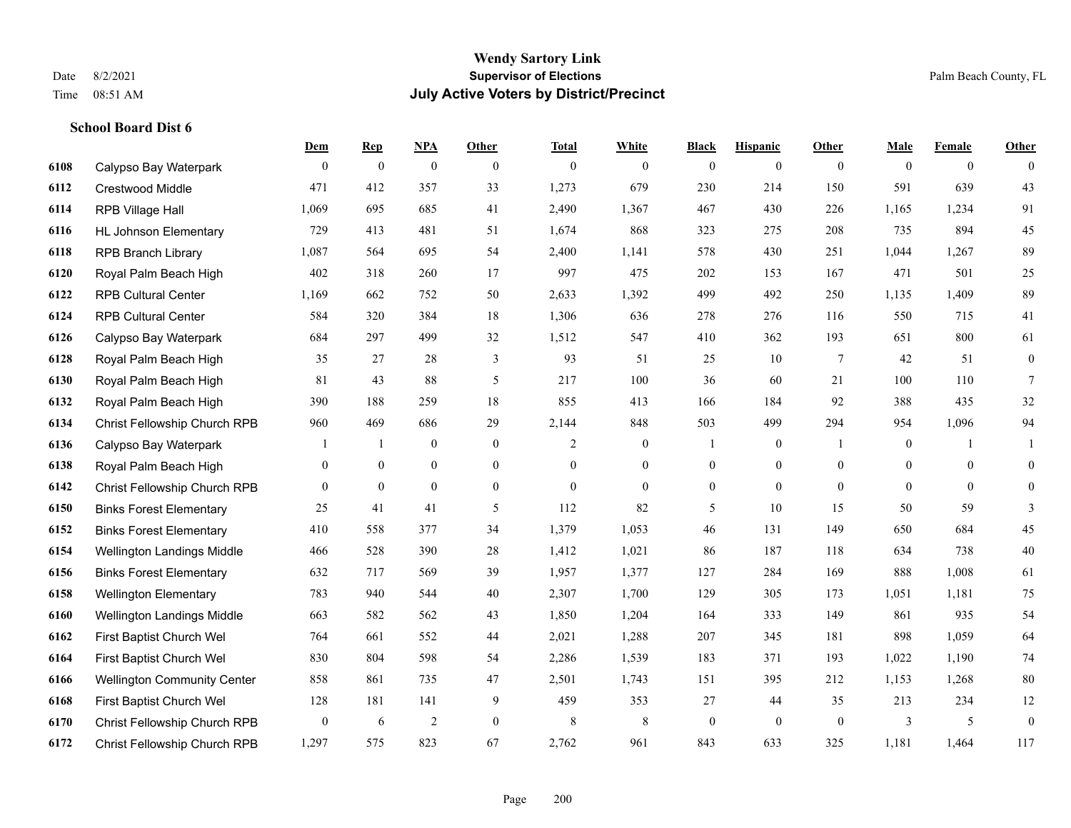# Wendy Sartory Link
## Supervisor of Elections
## July Active Voters by District/Precinct

Date 8/2/2021
Time 08:51 AM

Palm Beach County, FL

### School Board Dist 6

| | | Dem | Rep | NPA | Other | Total | White | Black | Hispanic | Other | Male | Female | Other |
|---|---|---|---|---|---|---|---|---|---|---|---|---|---|
| 6108 | Calypso Bay Waterpark | 0 | 0 | 0 | 0 | 0 | 0 | 0 | 0 | 0 | 0 | 0 | 0 |
| 6112 | Crestwood Middle | 471 | 412 | 357 | 33 | 1,273 | 679 | 230 | 214 | 150 | 591 | 639 | 43 |
| 6114 | RPB Village Hall | 1,069 | 695 | 685 | 41 | 2,490 | 1,367 | 467 | 430 | 226 | 1,165 | 1,234 | 91 |
| 6116 | HL Johnson Elementary | 729 | 413 | 481 | 51 | 1,674 | 868 | 323 | 275 | 208 | 735 | 894 | 45 |
| 6118 | RPB Branch Library | 1,087 | 564 | 695 | 54 | 2,400 | 1,141 | 578 | 430 | 251 | 1,044 | 1,267 | 89 |
| 6120 | Royal Palm Beach High | 402 | 318 | 260 | 17 | 997 | 475 | 202 | 153 | 167 | 471 | 501 | 25 |
| 6122 | RPB Cultural Center | 1,169 | 662 | 752 | 50 | 2,633 | 1,392 | 499 | 492 | 250 | 1,135 | 1,409 | 89 |
| 6124 | RPB Cultural Center | 584 | 320 | 384 | 18 | 1,306 | 636 | 278 | 276 | 116 | 550 | 715 | 41 |
| 6126 | Calypso Bay Waterpark | 684 | 297 | 499 | 32 | 1,512 | 547 | 410 | 362 | 193 | 651 | 800 | 61 |
| 6128 | Royal Palm Beach High | 35 | 27 | 28 | 3 | 93 | 51 | 25 | 10 | 7 | 42 | 51 | 0 |
| 6130 | Royal Palm Beach High | 81 | 43 | 88 | 5 | 217 | 100 | 36 | 60 | 21 | 100 | 110 | 7 |
| 6132 | Royal Palm Beach High | 390 | 188 | 259 | 18 | 855 | 413 | 166 | 184 | 92 | 388 | 435 | 32 |
| 6134 | Christ Fellowship Church RPB | 960 | 469 | 686 | 29 | 2,144 | 848 | 503 | 499 | 294 | 954 | 1,096 | 94 |
| 6136 | Calypso Bay Waterpark | 1 | 1 | 0 | 0 | 2 | 0 | 1 | 0 | 1 | 0 | 1 | 1 |
| 6138 | Royal Palm Beach High | 0 | 0 | 0 | 0 | 0 | 0 | 0 | 0 | 0 | 0 | 0 | 0 |
| 6142 | Christ Fellowship Church RPB | 0 | 0 | 0 | 0 | 0 | 0 | 0 | 0 | 0 | 0 | 0 | 0 |
| 6150 | Binks Forest Elementary | 25 | 41 | 41 | 5 | 112 | 82 | 5 | 10 | 15 | 50 | 59 | 3 |
| 6152 | Binks Forest Elementary | 410 | 558 | 377 | 34 | 1,379 | 1,053 | 46 | 131 | 149 | 650 | 684 | 45 |
| 6154 | Wellington Landings Middle | 466 | 528 | 390 | 28 | 1,412 | 1,021 | 86 | 187 | 118 | 634 | 738 | 40 |
| 6156 | Binks Forest Elementary | 632 | 717 | 569 | 39 | 1,957 | 1,377 | 127 | 284 | 169 | 888 | 1,008 | 61 |
| 6158 | Wellington Elementary | 783 | 940 | 544 | 40 | 2,307 | 1,700 | 129 | 305 | 173 | 1,051 | 1,181 | 75 |
| 6160 | Wellington Landings Middle | 663 | 582 | 562 | 43 | 1,850 | 1,204 | 164 | 333 | 149 | 861 | 935 | 54 |
| 6162 | First Baptist Church Wel | 764 | 661 | 552 | 44 | 2,021 | 1,288 | 207 | 345 | 181 | 898 | 1,059 | 64 |
| 6164 | First Baptist Church Wel | 830 | 804 | 598 | 54 | 2,286 | 1,539 | 183 | 371 | 193 | 1,022 | 1,190 | 74 |
| 6166 | Wellington Community Center | 858 | 861 | 735 | 47 | 2,501 | 1,743 | 151 | 395 | 212 | 1,153 | 1,268 | 80 |
| 6168 | First Baptist Church Wel | 128 | 181 | 141 | 9 | 459 | 353 | 27 | 44 | 35 | 213 | 234 | 12 |
| 6170 | Christ Fellowship Church RPB | 0 | 6 | 2 | 0 | 8 | 8 | 0 | 0 | 0 | 3 | 5 | 0 |
| 6172 | Christ Fellowship Church RPB | 1,297 | 575 | 823 | 67 | 2,762 | 961 | 843 | 633 | 325 | 1,181 | 1,464 | 117 |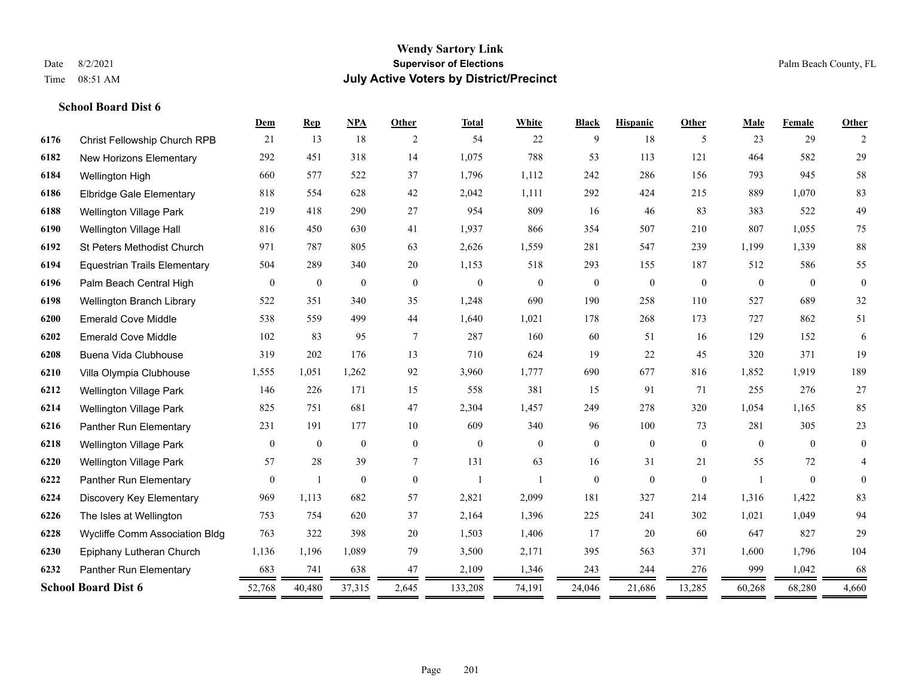# Wendy Sartory Link

**Supervisor of Elections**

**July Active Voters by District/Precinct**

Date 8/2/2021
Time 08:51 AM

Palm Beach County, FL

### School Board Dist 6

| | | Dem | Rep | NPA | Other | Total | White | Black | Hispanic | Other | Male | Female | Other |
|---|---|---|---|---|---|---|---|---|---|---|---|---|---|
| 6176 | Christ Fellowship Church RPB | 21 | 13 | 18 | 2 | 54 | 22 | 9 | 18 | 5 | 23 | 29 | 2 |
| 6182 | New Horizons Elementary | 292 | 451 | 318 | 14 | 1,075 | 788 | 53 | 113 | 121 | 464 | 582 | 29 |
| 6184 | Wellington High | 660 | 577 | 522 | 37 | 1,796 | 1,112 | 242 | 286 | 156 | 793 | 945 | 58 |
| 6186 | Elbridge Gale Elementary | 818 | 554 | 628 | 42 | 2,042 | 1,111 | 292 | 424 | 215 | 889 | 1,070 | 83 |
| 6188 | Wellington Village Park | 219 | 418 | 290 | 27 | 954 | 809 | 16 | 46 | 83 | 383 | 522 | 49 |
| 6190 | Wellington Village Hall | 816 | 450 | 630 | 41 | 1,937 | 866 | 354 | 507 | 210 | 807 | 1,055 | 75 |
| 6192 | St Peters Methodist Church | 971 | 787 | 805 | 63 | 2,626 | 1,559 | 281 | 547 | 239 | 1,199 | 1,339 | 88 |
| 6194 | Equestrian Trails Elementary | 504 | 289 | 340 | 20 | 1,153 | 518 | 293 | 155 | 187 | 512 | 586 | 55 |
| 6196 | Palm Beach Central High | 0 | 0 | 0 | 0 | 0 | 0 | 0 | 0 | 0 | 0 | 0 | 0 |
| 6198 | Wellington Branch Library | 522 | 351 | 340 | 35 | 1,248 | 690 | 190 | 258 | 110 | 527 | 689 | 32 |
| 6200 | Emerald Cove Middle | 538 | 559 | 499 | 44 | 1,640 | 1,021 | 178 | 268 | 173 | 727 | 862 | 51 |
| 6202 | Emerald Cove Middle | 102 | 83 | 95 | 7 | 287 | 160 | 60 | 51 | 16 | 129 | 152 | 6 |
| 6208 | Buena Vida Clubhouse | 319 | 202 | 176 | 13 | 710 | 624 | 19 | 22 | 45 | 320 | 371 | 19 |
| 6210 | Villa Olympia Clubhouse | 1,555 | 1,051 | 1,262 | 92 | 3,960 | 1,777 | 690 | 677 | 816 | 1,852 | 1,919 | 189 |
| 6212 | Wellington Village Park | 146 | 226 | 171 | 15 | 558 | 381 | 15 | 91 | 71 | 255 | 276 | 27 |
| 6214 | Wellington Village Park | 825 | 751 | 681 | 47 | 2,304 | 1,457 | 249 | 278 | 320 | 1,054 | 1,165 | 85 |
| 6216 | Panther Run Elementary | 231 | 191 | 177 | 10 | 609 | 340 | 96 | 100 | 73 | 281 | 305 | 23 |
| 6218 | Wellington Village Park | 0 | 0 | 0 | 0 | 0 | 0 | 0 | 0 | 0 | 0 | 0 | 0 |
| 6220 | Wellington Village Park | 57 | 28 | 39 | 7 | 131 | 63 | 16 | 31 | 21 | 55 | 72 | 4 |
| 6222 | Panther Run Elementary | 0 | 1 | 0 | 0 | 1 | 1 | 0 | 0 | 0 | 1 | 0 | 0 |
| 6224 | Discovery Key Elementary | 969 | 1,113 | 682 | 57 | 2,821 | 2,099 | 181 | 327 | 214 | 1,316 | 1,422 | 83 |
| 6226 | The Isles at Wellington | 753 | 754 | 620 | 37 | 2,164 | 1,396 | 225 | 241 | 302 | 1,021 | 1,049 | 94 |
| 6228 | Wycliffe Comm Association Bldg | 763 | 322 | 398 | 20 | 1,503 | 1,406 | 17 | 20 | 60 | 647 | 827 | 29 |
| 6230 | Epiphany Lutheran Church | 1,136 | 1,196 | 1,089 | 79 | 3,500 | 2,171 | 395 | 563 | 371 | 1,600 | 1,796 | 104 |
| 6232 | Panther Run Elementary | 683 | 741 | 638 | 47 | 2,109 | 1,346 | 243 | 244 | 276 | 999 | 1,042 | 68 |
| **School Board Dist 6** | | 52,768 | 40,480 | 37,315 | 2,645 | 133,208 | 74,191 | 24,046 | 21,686 | 13,285 | 60,268 | 68,280 | 4,660 |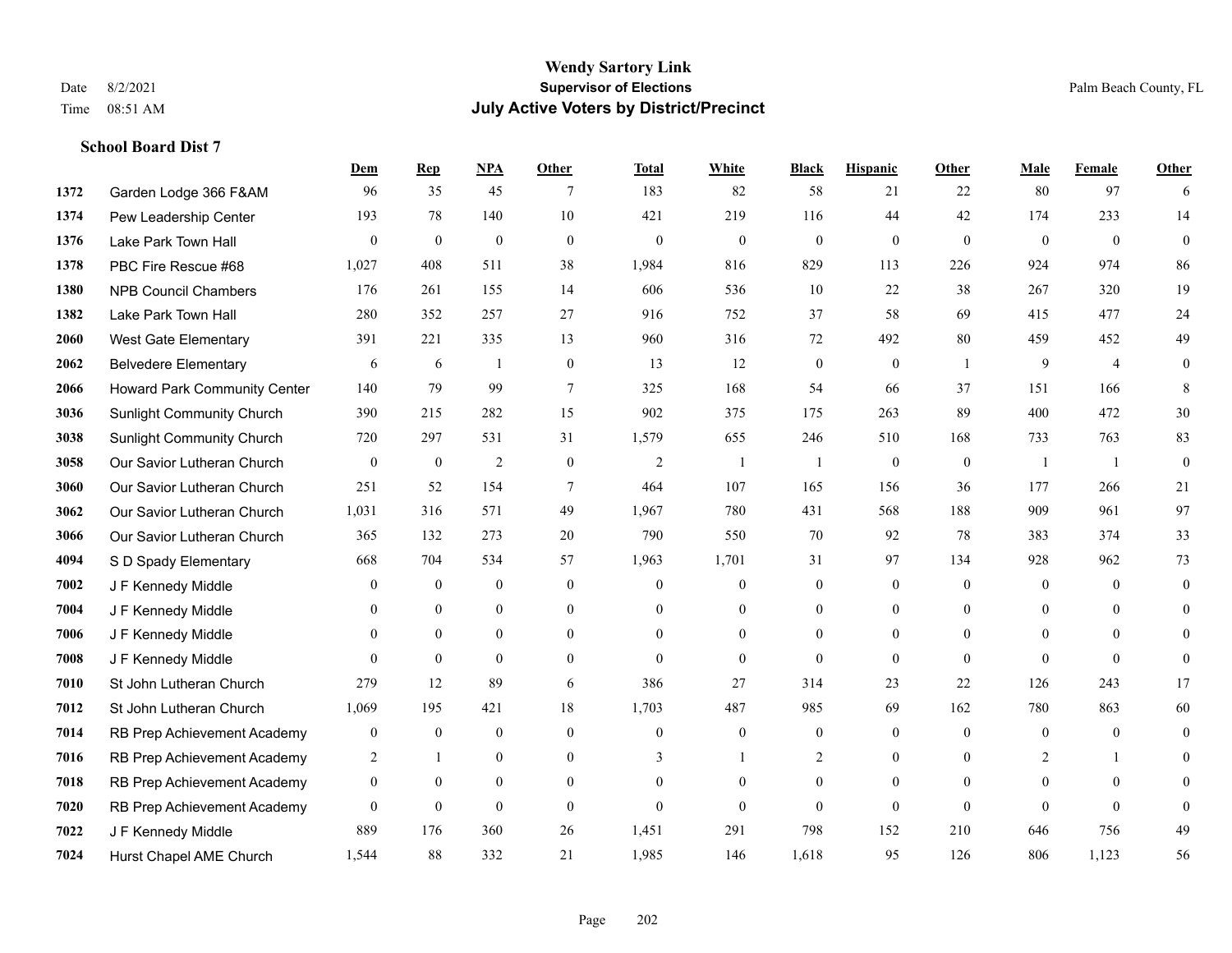# Wendy Sartory Link
## Supervisor of Elections
## July Active Voters by District/Precinct

Date 8/2/2021
Time 08:51 AM

Palm Beach County, FL

### School Board Dist 7

| | | Dem | Rep | NPA | Other | Total | White | Black | Hispanic | Other | Male | Female | Other |
|---|---|---|---|---|---|---|---|---|---|---|---|---|---|
| 1372 | Garden Lodge 366 F&AM | 96 | 35 | 45 | 7 | 183 | 82 | 58 | 21 | 22 | 80 | 97 | 6 |
| 1374 | Pew Leadership Center | 193 | 78 | 140 | 10 | 421 | 219 | 116 | 44 | 42 | 174 | 233 | 14 |
| 1376 | Lake Park Town Hall | 0 | 0 | 0 | 0 | 0 | 0 | 0 | 0 | 0 | 0 | 0 | 0 |
| 1378 | PBC Fire Rescue #68 | 1,027 | 408 | 511 | 38 | 1,984 | 816 | 829 | 113 | 226 | 924 | 974 | 86 |
| 1380 | NPB Council Chambers | 176 | 261 | 155 | 14 | 606 | 536 | 10 | 22 | 38 | 267 | 320 | 19 |
| 1382 | Lake Park Town Hall | 280 | 352 | 257 | 27 | 916 | 752 | 37 | 58 | 69 | 415 | 477 | 24 |
| 2060 | West Gate Elementary | 391 | 221 | 335 | 13 | 960 | 316 | 72 | 492 | 80 | 459 | 452 | 49 |
| 2062 | Belvedere Elementary | 6 | 6 | 1 | 0 | 13 | 12 | 0 | 0 | 1 | 9 | 4 | 0 |
| 2066 | Howard Park Community Center | 140 | 79 | 99 | 7 | 325 | 168 | 54 | 66 | 37 | 151 | 166 | 8 |
| 3036 | Sunlight Community Church | 390 | 215 | 282 | 15 | 902 | 375 | 175 | 263 | 89 | 400 | 472 | 30 |
| 3038 | Sunlight Community Church | 720 | 297 | 531 | 31 | 1,579 | 655 | 246 | 510 | 168 | 733 | 763 | 83 |
| 3058 | Our Savior Lutheran Church | 0 | 0 | 2 | 0 | 2 | 1 | 1 | 0 | 0 | 1 | 1 | 0 |
| 3060 | Our Savior Lutheran Church | 251 | 52 | 154 | 7 | 464 | 107 | 165 | 156 | 36 | 177 | 266 | 21 |
| 3062 | Our Savior Lutheran Church | 1,031 | 316 | 571 | 49 | 1,967 | 780 | 431 | 568 | 188 | 909 | 961 | 97 |
| 3066 | Our Savior Lutheran Church | 365 | 132 | 273 | 20 | 790 | 550 | 70 | 92 | 78 | 383 | 374 | 33 |
| 4094 | S D Spady Elementary | 668 | 704 | 534 | 57 | 1,963 | 1,701 | 31 | 97 | 134 | 928 | 962 | 73 |
| 7002 | J F Kennedy Middle | 0 | 0 | 0 | 0 | 0 | 0 | 0 | 0 | 0 | 0 | 0 | 0 |
| 7004 | J F Kennedy Middle | 0 | 0 | 0 | 0 | 0 | 0 | 0 | 0 | 0 | 0 | 0 | 0 |
| 7006 | J F Kennedy Middle | 0 | 0 | 0 | 0 | 0 | 0 | 0 | 0 | 0 | 0 | 0 | 0 |
| 7008 | J F Kennedy Middle | 0 | 0 | 0 | 0 | 0 | 0 | 0 | 0 | 0 | 0 | 0 | 0 |
| 7010 | St John Lutheran Church | 279 | 12 | 89 | 6 | 386 | 27 | 314 | 23 | 22 | 126 | 243 | 17 |
| 7012 | St John Lutheran Church | 1,069 | 195 | 421 | 18 | 1,703 | 487 | 985 | 69 | 162 | 780 | 863 | 60 |
| 7014 | RB Prep Achievement Academy | 0 | 0 | 0 | 0 | 0 | 0 | 0 | 0 | 0 | 0 | 0 | 0 |
| 7016 | RB Prep Achievement Academy | 2 | 1 | 0 | 0 | 3 | 1 | 2 | 0 | 0 | 2 | 1 | 0 |
| 7018 | RB Prep Achievement Academy | 0 | 0 | 0 | 0 | 0 | 0 | 0 | 0 | 0 | 0 | 0 | 0 |
| 7020 | RB Prep Achievement Academy | 0 | 0 | 0 | 0 | 0 | 0 | 0 | 0 | 0 | 0 | 0 | 0 |
| 7022 | J F Kennedy Middle | 889 | 176 | 360 | 26 | 1,451 | 291 | 798 | 152 | 210 | 646 | 756 | 49 |
| 7024 | Hurst Chapel AME Church | 1,544 | 88 | 332 | 21 | 1,985 | 146 | 1,618 | 95 | 126 | 806 | 1,123 | 56 |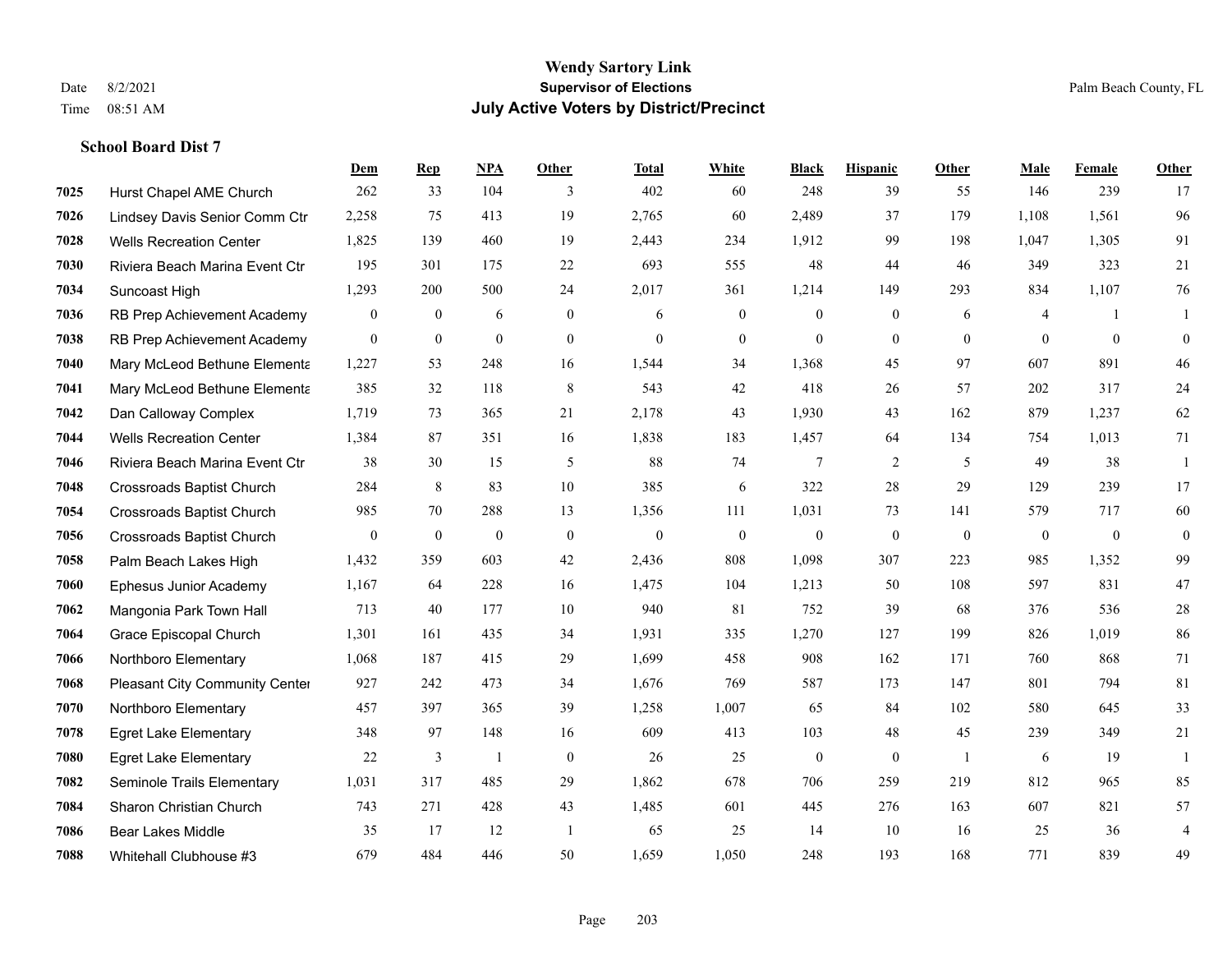# Wendy Sartory Link

**Supervisor of Elections**

**July Active Voters by District/Precinct**

Date 8/2/2021
Time 08:51 AM

Palm Beach County, FL

### School Board Dist 7

| | | Dem | Rep | NPA | Other | Total | White | Black | Hispanic | Other | Male | Female | Other |
|---|---|---|---|---|---|---|---|---|---|---|---|---|---|
| 7025 | Hurst Chapel AME Church | 262 | 33 | 104 | 3 | 402 | 60 | 248 | 39 | 55 | 146 | 239 | 17 |
| 7026 | Lindsey Davis Senior Comm Ctr | 2,258 | 75 | 413 | 19 | 2,765 | 60 | 2,489 | 37 | 179 | 1,108 | 1,561 | 96 |
| 7028 | Wells Recreation Center | 1,825 | 139 | 460 | 19 | 2,443 | 234 | 1,912 | 99 | 198 | 1,047 | 1,305 | 91 |
| 7030 | Riviera Beach Marina Event Ctr | 195 | 301 | 175 | 22 | 693 | 555 | 48 | 44 | 46 | 349 | 323 | 21 |
| 7034 | Suncoast High | 1,293 | 200 | 500 | 24 | 2,017 | 361 | 1,214 | 149 | 293 | 834 | 1,107 | 76 |
| 7036 | RB Prep Achievement Academy | 0 | 0 | 6 | 0 | 6 | 0 | 0 | 0 | 6 | 4 | 1 | 1 |
| 7038 | RB Prep Achievement Academy | 0 | 0 | 0 | 0 | 0 | 0 | 0 | 0 | 0 | 0 | 0 | 0 |
| 7040 | Mary McLeod Bethune Elementa | 1,227 | 53 | 248 | 16 | 1,544 | 34 | 1,368 | 45 | 97 | 607 | 891 | 46 |
| 7041 | Mary McLeod Bethune Elementa | 385 | 32 | 118 | 8 | 543 | 42 | 418 | 26 | 57 | 202 | 317 | 24 |
| 7042 | Dan Calloway Complex | 1,719 | 73 | 365 | 21 | 2,178 | 43 | 1,930 | 43 | 162 | 879 | 1,237 | 62 |
| 7044 | Wells Recreation Center | 1,384 | 87 | 351 | 16 | 1,838 | 183 | 1,457 | 64 | 134 | 754 | 1,013 | 71 |
| 7046 | Riviera Beach Marina Event Ctr | 38 | 30 | 15 | 5 | 88 | 74 | 7 | 2 | 5 | 49 | 38 | 1 |
| 7048 | Crossroads Baptist Church | 284 | 8 | 83 | 10 | 385 | 6 | 322 | 28 | 29 | 129 | 239 | 17 |
| 7054 | Crossroads Baptist Church | 985 | 70 | 288 | 13 | 1,356 | 111 | 1,031 | 73 | 141 | 579 | 717 | 60 |
| 7056 | Crossroads Baptist Church | 0 | 0 | 0 | 0 | 0 | 0 | 0 | 0 | 0 | 0 | 0 | 0 |
| 7058 | Palm Beach Lakes High | 1,432 | 359 | 603 | 42 | 2,436 | 808 | 1,098 | 307 | 223 | 985 | 1,352 | 99 |
| 7060 | Ephesus Junior Academy | 1,167 | 64 | 228 | 16 | 1,475 | 104 | 1,213 | 50 | 108 | 597 | 831 | 47 |
| 7062 | Mangonia Park Town Hall | 713 | 40 | 177 | 10 | 940 | 81 | 752 | 39 | 68 | 376 | 536 | 28 |
| 7064 | Grace Episcopal Church | 1,301 | 161 | 435 | 34 | 1,931 | 335 | 1,270 | 127 | 199 | 826 | 1,019 | 86 |
| 7066 | Northboro Elementary | 1,068 | 187 | 415 | 29 | 1,699 | 458 | 908 | 162 | 171 | 760 | 868 | 71 |
| 7068 | Pleasant City Community Center | 927 | 242 | 473 | 34 | 1,676 | 769 | 587 | 173 | 147 | 801 | 794 | 81 |
| 7070 | Northboro Elementary | 457 | 397 | 365 | 39 | 1,258 | 1,007 | 65 | 84 | 102 | 580 | 645 | 33 |
| 7078 | Egret Lake Elementary | 348 | 97 | 148 | 16 | 609 | 413 | 103 | 48 | 45 | 239 | 349 | 21 |
| 7080 | Egret Lake Elementary | 22 | 3 | 1 | 0 | 26 | 25 | 0 | 0 | 1 | 6 | 19 | 1 |
| 7082 | Seminole Trails Elementary | 1,031 | 317 | 485 | 29 | 1,862 | 678 | 706 | 259 | 219 | 812 | 965 | 85 |
| 7084 | Sharon Christian Church | 743 | 271 | 428 | 43 | 1,485 | 601 | 445 | 276 | 163 | 607 | 821 | 57 |
| 7086 | Bear Lakes Middle | 35 | 17 | 12 | 1 | 65 | 25 | 14 | 10 | 16 | 25 | 36 | 4 |
| 7088 | Whitehall Clubhouse #3 | 679 | 484 | 446 | 50 | 1,659 | 1,050 | 248 | 193 | 168 | 771 | 839 | 49 |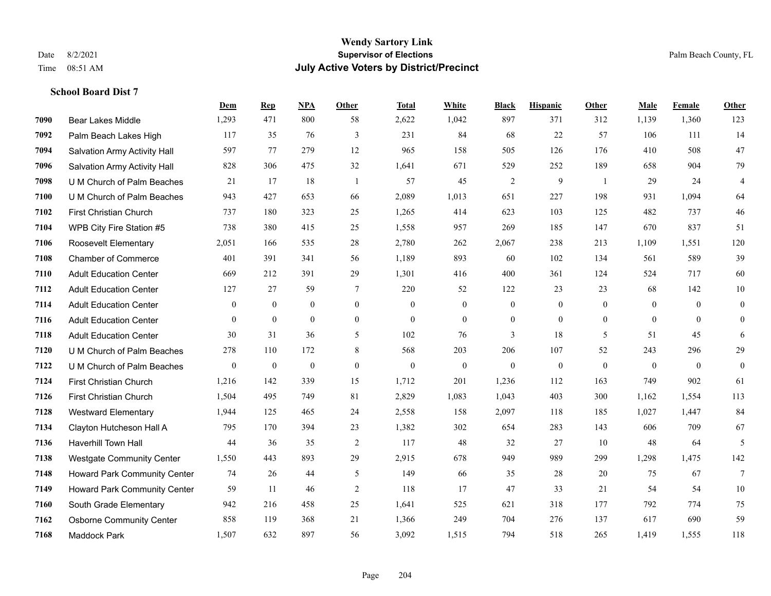# Wendy Sartory Link
## Supervisor of Elections
## July Active Voters by District/Precinct

Date 8/2/2021
Time 08:51 AM

Palm Beach County, FL

**School Board Dist 7**

| | | Dem | Rep | NPA | Other | Total | White | Black | Hispanic | Other | Male | Female | Other |
|---|---|---|---|---|---|---|---|---|---|---|---|---|---|
| 7090 | Bear Lakes Middle | 1,293 | 471 | 800 | 58 | 2,622 | 1,042 | 897 | 371 | 312 | 1,139 | 1,360 | 123 |
| 7092 | Palm Beach Lakes High | 117 | 35 | 76 | 3 | 231 | 84 | 68 | 22 | 57 | 106 | 111 | 14 |
| 7094 | Salvation Army Activity Hall | 597 | 77 | 279 | 12 | 965 | 158 | 505 | 126 | 176 | 410 | 508 | 47 |
| 7096 | Salvation Army Activity Hall | 828 | 306 | 475 | 32 | 1,641 | 671 | 529 | 252 | 189 | 658 | 904 | 79 |
| 7098 | U M Church of Palm Beaches | 21 | 17 | 18 | 1 | 57 | 45 | 2 | 9 | 1 | 29 | 24 | 4 |
| 7100 | U M Church of Palm Beaches | 943 | 427 | 653 | 66 | 2,089 | 1,013 | 651 | 227 | 198 | 931 | 1,094 | 64 |
| 7102 | First Christian Church | 737 | 180 | 323 | 25 | 1,265 | 414 | 623 | 103 | 125 | 482 | 737 | 46 |
| 7104 | WPB City Fire Station #5 | 738 | 380 | 415 | 25 | 1,558 | 957 | 269 | 185 | 147 | 670 | 837 | 51 |
| 7106 | Roosevelt Elementary | 2,051 | 166 | 535 | 28 | 2,780 | 262 | 2,067 | 238 | 213 | 1,109 | 1,551 | 120 |
| 7108 | Chamber of Commerce | 401 | 391 | 341 | 56 | 1,189 | 893 | 60 | 102 | 134 | 561 | 589 | 39 |
| 7110 | Adult Education Center | 669 | 212 | 391 | 29 | 1,301 | 416 | 400 | 361 | 124 | 524 | 717 | 60 |
| 7112 | Adult Education Center | 127 | 27 | 59 | 7 | 220 | 52 | 122 | 23 | 23 | 68 | 142 | 10 |
| 7114 | Adult Education Center | 0 | 0 | 0 | 0 | 0 | 0 | 0 | 0 | 0 | 0 | 0 | 0 |
| 7116 | Adult Education Center | 0 | 0 | 0 | 0 | 0 | 0 | 0 | 0 | 0 | 0 | 0 | 0 |
| 7118 | Adult Education Center | 30 | 31 | 36 | 5 | 102 | 76 | 3 | 18 | 5 | 51 | 45 | 6 |
| 7120 | U M Church of Palm Beaches | 278 | 110 | 172 | 8 | 568 | 203 | 206 | 107 | 52 | 243 | 296 | 29 |
| 7122 | U M Church of Palm Beaches | 0 | 0 | 0 | 0 | 0 | 0 | 0 | 0 | 0 | 0 | 0 | 0 |
| 7124 | First Christian Church | 1,216 | 142 | 339 | 15 | 1,712 | 201 | 1,236 | 112 | 163 | 749 | 902 | 61 |
| 7126 | First Christian Church | 1,504 | 495 | 749 | 81 | 2,829 | 1,083 | 1,043 | 403 | 300 | 1,162 | 1,554 | 113 |
| 7128 | Westward Elementary | 1,944 | 125 | 465 | 24 | 2,558 | 158 | 2,097 | 118 | 185 | 1,027 | 1,447 | 84 |
| 7134 | Clayton Hutcheson Hall A | 795 | 170 | 394 | 23 | 1,382 | 302 | 654 | 283 | 143 | 606 | 709 | 67 |
| 7136 | Haverhill Town Hall | 44 | 36 | 35 | 2 | 117 | 48 | 32 | 27 | 10 | 48 | 64 | 5 |
| 7138 | Westgate Community Center | 1,550 | 443 | 893 | 29 | 2,915 | 678 | 949 | 989 | 299 | 1,298 | 1,475 | 142 |
| 7148 | Howard Park Community Center | 74 | 26 | 44 | 5 | 149 | 66 | 35 | 28 | 20 | 75 | 67 | 7 |
| 7149 | Howard Park Community Center | 59 | 11 | 46 | 2 | 118 | 17 | 47 | 33 | 21 | 54 | 54 | 10 |
| 7160 | South Grade Elementary | 942 | 216 | 458 | 25 | 1,641 | 525 | 621 | 318 | 177 | 792 | 774 | 75 |
| 7162 | Osborne Community Center | 858 | 119 | 368 | 21 | 1,366 | 249 | 704 | 276 | 137 | 617 | 690 | 59 |
| 7168 | Maddock Park | 1,507 | 632 | 897 | 56 | 3,092 | 1,515 | 794 | 518 | 265 | 1,419 | 1,555 | 118 |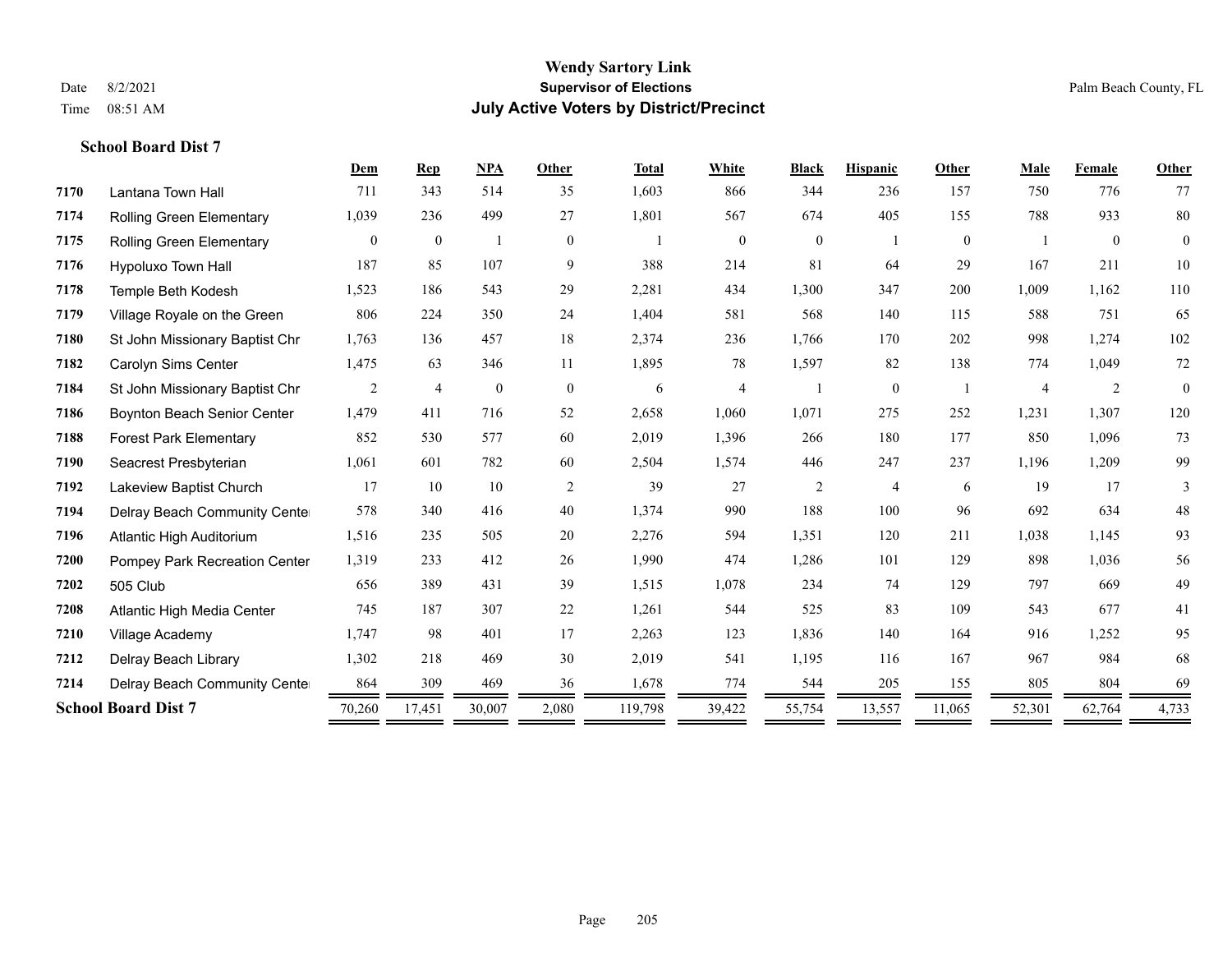**Wendy Sartory Link**
**Supervisor of Elections**
**July Active Voters by District/Precinct**

Date 8/2/2021
Time 08:51 AM

Palm Beach County, FL

### School Board Dist 7

| | | Dem | Rep | NPA | Other | Total | White | Black | Hispanic | Other | Male | Female | Other |
|---|---|---|---|---|---|---|---|---|---|---|---|---|---|
| 7170 | Lantana Town Hall | 711 | 343 | 514 | 35 | 1,603 | 866 | 344 | 236 | 157 | 750 | 776 | 77 |
| 7174 | Rolling Green Elementary | 1,039 | 236 | 499 | 27 | 1,801 | 567 | 674 | 405 | 155 | 788 | 933 | 80 |
| 7175 | Rolling Green Elementary | 0 | 0 | 1 | 0 | 1 | 0 | 0 | 1 | 0 | 1 | 0 | 0 |
| 7176 | Hypoluxo Town Hall | 187 | 85 | 107 | 9 | 388 | 214 | 81 | 64 | 29 | 167 | 211 | 10 |
| 7178 | Temple Beth Kodesh | 1,523 | 186 | 543 | 29 | 2,281 | 434 | 1,300 | 347 | 200 | 1,009 | 1,162 | 110 |
| 7179 | Village Royale on the Green | 806 | 224 | 350 | 24 | 1,404 | 581 | 568 | 140 | 115 | 588 | 751 | 65 |
| 7180 | St John Missionary Baptist Chr | 1,763 | 136 | 457 | 18 | 2,374 | 236 | 1,766 | 170 | 202 | 998 | 1,274 | 102 |
| 7182 | Carolyn Sims Center | 1,475 | 63 | 346 | 11 | 1,895 | 78 | 1,597 | 82 | 138 | 774 | 1,049 | 72 |
| 7184 | St John Missionary Baptist Chr | 2 | 4 | 0 | 0 | 6 | 4 | 1 | 0 | 1 | 4 | 2 | 0 |
| 7186 | Boynton Beach Senior Center | 1,479 | 411 | 716 | 52 | 2,658 | 1,060 | 1,071 | 275 | 252 | 1,231 | 1,307 | 120 |
| 7188 | Forest Park Elementary | 852 | 530 | 577 | 60 | 2,019 | 1,396 | 266 | 180 | 177 | 850 | 1,096 | 73 |
| 7190 | Seacrest Presbyterian | 1,061 | 601 | 782 | 60 | 2,504 | 1,574 | 446 | 247 | 237 | 1,196 | 1,209 | 99 |
| 7192 | Lakeview Baptist Church | 17 | 10 | 10 | 2 | 39 | 27 | 2 | 4 | 6 | 19 | 17 | 3 |
| 7194 | Delray Beach Community Center | 578 | 340 | 416 | 40 | 1,374 | 990 | 188 | 100 | 96 | 692 | 634 | 48 |
| 7196 | Atlantic High Auditorium | 1,516 | 235 | 505 | 20 | 2,276 | 594 | 1,351 | 120 | 211 | 1,038 | 1,145 | 93 |
| 7200 | Pompey Park Recreation Center | 1,319 | 233 | 412 | 26 | 1,990 | 474 | 1,286 | 101 | 129 | 898 | 1,036 | 56 |
| 7202 | 505 Club | 656 | 389 | 431 | 39 | 1,515 | 1,078 | 234 | 74 | 129 | 797 | 669 | 49 |
| 7208 | Atlantic High Media Center | 745 | 187 | 307 | 22 | 1,261 | 544 | 525 | 83 | 109 | 543 | 677 | 41 |
| 7210 | Village Academy | 1,747 | 98 | 401 | 17 | 2,263 | 123 | 1,836 | 140 | 164 | 916 | 1,252 | 95 |
| 7212 | Delray Beach Library | 1,302 | 218 | 469 | 30 | 2,019 | 541 | 1,195 | 116 | 167 | 967 | 984 | 68 |
| 7214 | Delray Beach Community Center | 864 | 309 | 469 | 36 | 1,678 | 774 | 544 | 205 | 155 | 805 | 804 | 69 |
| **School Board Dist 7** | | 70,260 | 17,451 | 30,007 | 2,080 | 119,798 | 39,422 | 55,754 | 13,557 | 11,065 | 52,301 | 62,764 | 4,733 |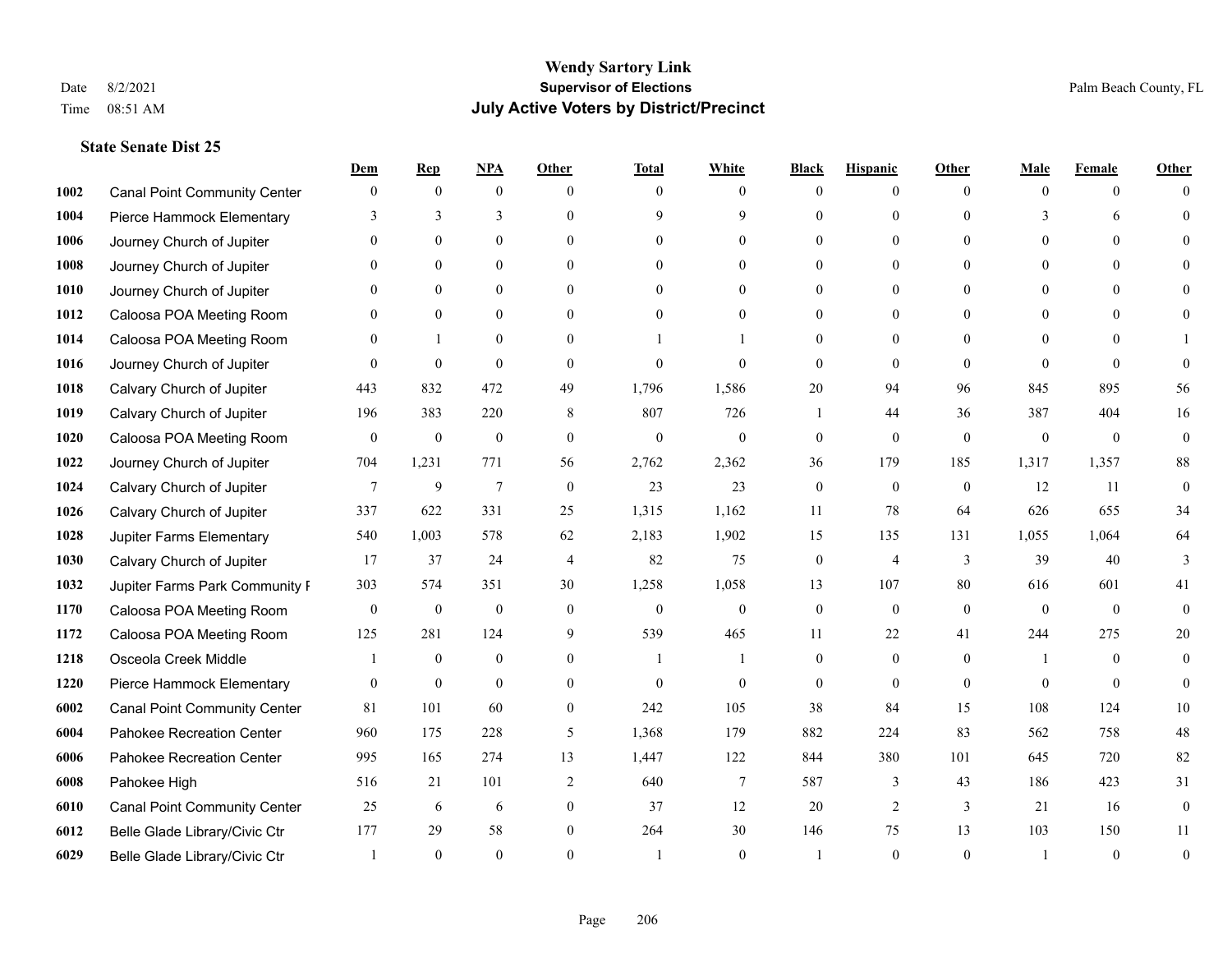# Wendy Sartory Link

**Supervisor of Elections**

**July Active Voters by District/Precinct**

Date 8/2/2021

Time 08:51 AM

Palm Beach County, FL

### State Senate Dist 25

| | | Dem | Rep | NPA | Other | Total | White | Black | Hispanic | Other | Male | Female | Other |
|---|---|---|---|---|---|---|---|---|---|---|---|---|---|
| 1002 | Canal Point Community Center | 0 | 0 | 0 | 0 | 0 | 0 | 0 | 0 | 0 | 0 | 0 | 0 |
| 1004 | Pierce Hammock Elementary | 3 | 3 | 3 | 0 | 9 | 9 | 0 | 0 | 0 | 3 | 6 | 0 |
| 1006 | Journey Church of Jupiter | 0 | 0 | 0 | 0 | 0 | 0 | 0 | 0 | 0 | 0 | 0 | 0 |
| 1008 | Journey Church of Jupiter | 0 | 0 | 0 | 0 | 0 | 0 | 0 | 0 | 0 | 0 | 0 | 0 |
| 1010 | Journey Church of Jupiter | 0 | 0 | 0 | 0 | 0 | 0 | 0 | 0 | 0 | 0 | 0 | 0 |
| 1012 | Caloosa POA Meeting Room | 0 | 0 | 0 | 0 | 0 | 0 | 0 | 0 | 0 | 0 | 0 | 0 |
| 1014 | Caloosa POA Meeting Room | 0 | 1 | 0 | 0 | 1 | 1 | 0 | 0 | 0 | 0 | 0 | 1 |
| 1016 | Journey Church of Jupiter | 0 | 0 | 0 | 0 | 0 | 0 | 0 | 0 | 0 | 0 | 0 | 0 |
| 1018 | Calvary Church of Jupiter | 443 | 832 | 472 | 49 | 1,796 | 1,586 | 20 | 94 | 96 | 845 | 895 | 56 |
| 1019 | Calvary Church of Jupiter | 196 | 383 | 220 | 8 | 807 | 726 | 1 | 44 | 36 | 387 | 404 | 16 |
| 1020 | Caloosa POA Meeting Room | 0 | 0 | 0 | 0 | 0 | 0 | 0 | 0 | 0 | 0 | 0 | 0 |
| 1022 | Journey Church of Jupiter | 704 | 1,231 | 771 | 56 | 2,762 | 2,362 | 36 | 179 | 185 | 1,317 | 1,357 | 88 |
| 1024 | Calvary Church of Jupiter | 7 | 9 | 7 | 0 | 23 | 23 | 0 | 0 | 0 | 12 | 11 | 0 |
| 1026 | Calvary Church of Jupiter | 337 | 622 | 331 | 25 | 1,315 | 1,162 | 11 | 78 | 64 | 626 | 655 | 34 |
| 1028 | Jupiter Farms Elementary | 540 | 1,003 | 578 | 62 | 2,183 | 1,902 | 15 | 135 | 131 | 1,055 | 1,064 | 64 |
| 1030 | Calvary Church of Jupiter | 17 | 37 | 24 | 4 | 82 | 75 | 0 | 4 | 3 | 39 | 40 | 3 |
| 1032 | Jupiter Farms Park Community F | 303 | 574 | 351 | 30 | 1,258 | 1,058 | 13 | 107 | 80 | 616 | 601 | 41 |
| 1170 | Caloosa POA Meeting Room | 0 | 0 | 0 | 0 | 0 | 0 | 0 | 0 | 0 | 0 | 0 | 0 |
| 1172 | Caloosa POA Meeting Room | 125 | 281 | 124 | 9 | 539 | 465 | 11 | 22 | 41 | 244 | 275 | 20 |
| 1218 | Osceola Creek Middle | 1 | 0 | 0 | 0 | 1 | 1 | 0 | 0 | 0 | 1 | 0 | 0 |
| 1220 | Pierce Hammock Elementary | 0 | 0 | 0 | 0 | 0 | 0 | 0 | 0 | 0 | 0 | 0 | 0 |
| 6002 | Canal Point Community Center | 81 | 101 | 60 | 0 | 242 | 105 | 38 | 84 | 15 | 108 | 124 | 10 |
| 6004 | Pahokee Recreation Center | 960 | 175 | 228 | 5 | 1,368 | 179 | 882 | 224 | 83 | 562 | 758 | 48 |
| 6006 | Pahokee Recreation Center | 995 | 165 | 274 | 13 | 1,447 | 122 | 844 | 380 | 101 | 645 | 720 | 82 |
| 6008 | Pahokee High | 516 | 21 | 101 | 2 | 640 | 7 | 587 | 3 | 43 | 186 | 423 | 31 |
| 6010 | Canal Point Community Center | 25 | 6 | 6 | 0 | 37 | 12 | 20 | 2 | 3 | 21 | 16 | 0 |
| 6012 | Belle Glade Library/Civic Ctr | 177 | 29 | 58 | 0 | 264 | 30 | 146 | 75 | 13 | 103 | 150 | 11 |
| 6029 | Belle Glade Library/Civic Ctr | 1 | 0 | 0 | 0 | 1 | 0 | 1 | 0 | 0 | 1 | 0 | 0 |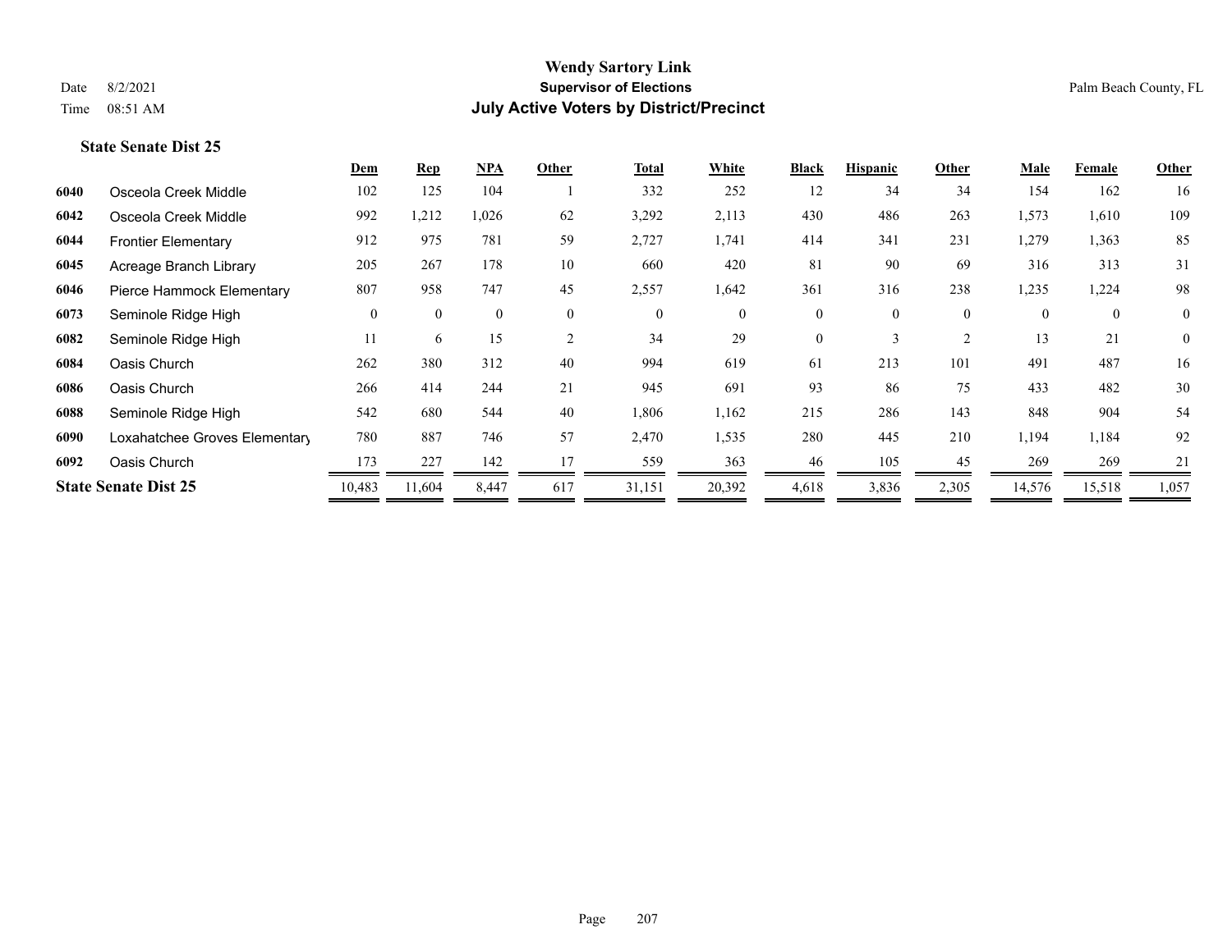# Wendy Sartory Link

**Supervisor of Elections**

**July Active Voters by District/Precinct**

Date 8/2/2021

Time 08:51 AM

Palm Beach County, FL

### State Senate Dist 25

| | | Dem | Rep | NPA | Other | Total | White | Black | Hispanic | Other | Male | Female | Other |
|---|---|---|---|---|---|---|---|---|---|---|---|---|---|
| 6040 | Osceola Creek Middle | 102 | 125 | 104 | 1 | 332 | 252 | 12 | 34 | 34 | 154 | 162 | 16 |
| 6042 | Osceola Creek Middle | 992 | 1,212 | 1,026 | 62 | 3,292 | 2,113 | 430 | 486 | 263 | 1,573 | 1,610 | 109 |
| 6044 | Frontier Elementary | 912 | 975 | 781 | 59 | 2,727 | 1,741 | 414 | 341 | 231 | 1,279 | 1,363 | 85 |
| 6045 | Acreage Branch Library | 205 | 267 | 178 | 10 | 660 | 420 | 81 | 90 | 69 | 316 | 313 | 31 |
| 6046 | Pierce Hammock Elementary | 807 | 958 | 747 | 45 | 2,557 | 1,642 | 361 | 316 | 238 | 1,235 | 1,224 | 98 |
| 6073 | Seminole Ridge High | 0 | 0 | 0 | 0 | 0 | 0 | 0 | 0 | 0 | 0 | 0 | 0 |
| 6082 | Seminole Ridge High | 11 | 6 | 15 | 2 | 34 | 29 | 0 | 3 | 2 | 13 | 21 | 0 |
| 6084 | Oasis Church | 262 | 380 | 312 | 40 | 994 | 619 | 61 | 213 | 101 | 491 | 487 | 16 |
| 6086 | Oasis Church | 266 | 414 | 244 | 21 | 945 | 691 | 93 | 86 | 75 | 433 | 482 | 30 |
| 6088 | Seminole Ridge High | 542 | 680 | 544 | 40 | 1,806 | 1,162 | 215 | 286 | 143 | 848 | 904 | 54 |
| 6090 | Loxahatchee Groves Elementary | 780 | 887 | 746 | 57 | 2,470 | 1,535 | 280 | 445 | 210 | 1,194 | 1,184 | 92 |
| 6092 | Oasis Church | 173 | 227 | 142 | 17 | 559 | 363 | 46 | 105 | 45 | 269 | 269 | 21 |
| **State Senate Dist 25** | | 10,483 | 11,604 | 8,447 | 617 | 31,151 | 20,392 | 4,618 | 3,836 | 2,305 | 14,576 | 15,518 | 1,057 |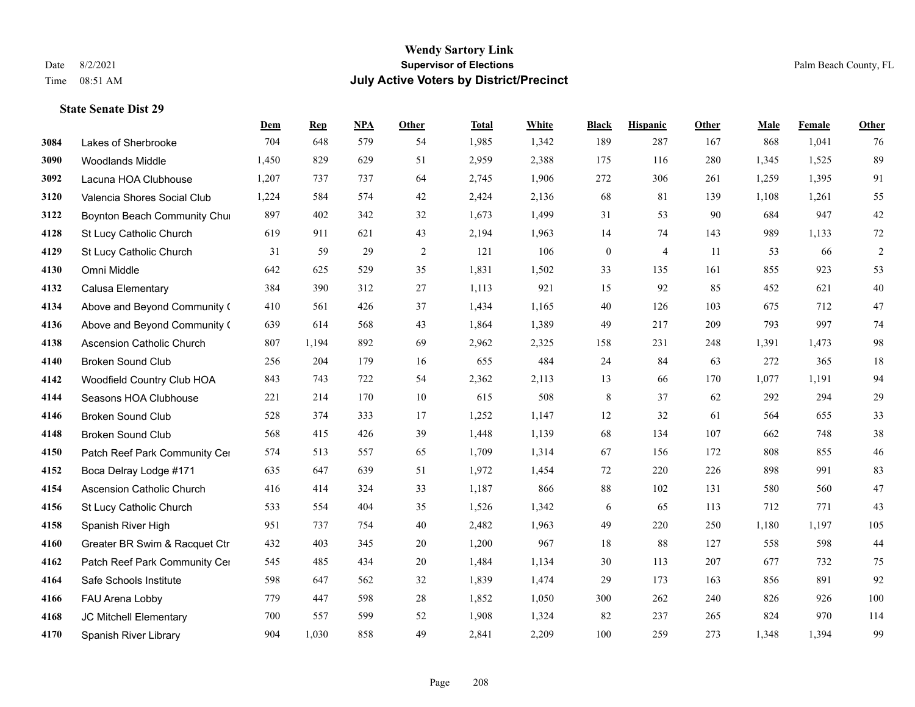**Wendy Sartory Link**
**Supervisor of Elections**
**July Active Voters by District/Precinct**

Date 8/2/2021
Time 08:51 AM

Palm Beach County, FL

### State Senate Dist 29

| | | Dem | Rep | NPA | Other | Total | White | Black | Hispanic | Other | Male | Female | Other |
|---|---|---|---|---|---|---|---|---|---|---|---|---|---|
| 3084 | Lakes of Sherbrooke | 704 | 648 | 579 | 54 | 1,985 | 1,342 | 189 | 287 | 167 | 868 | 1,041 | 76 |
| 3090 | Woodlands Middle | 1,450 | 829 | 629 | 51 | 2,959 | 2,388 | 175 | 116 | 280 | 1,345 | 1,525 | 89 |
| 3092 | Lacuna HOA Clubhouse | 1,207 | 737 | 737 | 64 | 2,745 | 1,906 | 272 | 306 | 261 | 1,259 | 1,395 | 91 |
| 3120 | Valencia Shores Social Club | 1,224 | 584 | 574 | 42 | 2,424 | 2,136 | 68 | 81 | 139 | 1,108 | 1,261 | 55 |
| 3122 | Boynton Beach Community Chur | 897 | 402 | 342 | 32 | 1,673 | 1,499 | 31 | 53 | 90 | 684 | 947 | 42 |
| 4128 | St Lucy Catholic Church | 619 | 911 | 621 | 43 | 2,194 | 1,963 | 14 | 74 | 143 | 989 | 1,133 | 72 |
| 4129 | St Lucy Catholic Church | 31 | 59 | 29 | 2 | 121 | 106 | 0 | 4 | 11 | 53 | 66 | 2 |
| 4130 | Omni Middle | 642 | 625 | 529 | 35 | 1,831 | 1,502 | 33 | 135 | 161 | 855 | 923 | 53 |
| 4132 | Calusa Elementary | 384 | 390 | 312 | 27 | 1,113 | 921 | 15 | 92 | 85 | 452 | 621 | 40 |
| 4134 | Above and Beyond Community ( | 410 | 561 | 426 | 37 | 1,434 | 1,165 | 40 | 126 | 103 | 675 | 712 | 47 |
| 4136 | Above and Beyond Community ( | 639 | 614 | 568 | 43 | 1,864 | 1,389 | 49 | 217 | 209 | 793 | 997 | 74 |
| 4138 | Ascension Catholic Church | 807 | 1,194 | 892 | 69 | 2,962 | 2,325 | 158 | 231 | 248 | 1,391 | 1,473 | 98 |
| 4140 | Broken Sound Club | 256 | 204 | 179 | 16 | 655 | 484 | 24 | 84 | 63 | 272 | 365 | 18 |
| 4142 | Woodfield Country Club HOA | 843 | 743 | 722 | 54 | 2,362 | 2,113 | 13 | 66 | 170 | 1,077 | 1,191 | 94 |
| 4144 | Seasons HOA Clubhouse | 221 | 214 | 170 | 10 | 615 | 508 | 8 | 37 | 62 | 292 | 294 | 29 |
| 4146 | Broken Sound Club | 528 | 374 | 333 | 17 | 1,252 | 1,147 | 12 | 32 | 61 | 564 | 655 | 33 |
| 4148 | Broken Sound Club | 568 | 415 | 426 | 39 | 1,448 | 1,139 | 68 | 134 | 107 | 662 | 748 | 38 |
| 4150 | Patch Reef Park Community Cer | 574 | 513 | 557 | 65 | 1,709 | 1,314 | 67 | 156 | 172 | 808 | 855 | 46 |
| 4152 | Boca Delray Lodge #171 | 635 | 647 | 639 | 51 | 1,972 | 1,454 | 72 | 220 | 226 | 898 | 991 | 83 |
| 4154 | Ascension Catholic Church | 416 | 414 | 324 | 33 | 1,187 | 866 | 88 | 102 | 131 | 580 | 560 | 47 |
| 4156 | St Lucy Catholic Church | 533 | 554 | 404 | 35 | 1,526 | 1,342 | 6 | 65 | 113 | 712 | 771 | 43 |
| 4158 | Spanish River High | 951 | 737 | 754 | 40 | 2,482 | 1,963 | 49 | 220 | 250 | 1,180 | 1,197 | 105 |
| 4160 | Greater BR Swim & Racquet Ctr | 432 | 403 | 345 | 20 | 1,200 | 967 | 18 | 88 | 127 | 558 | 598 | 44 |
| 4162 | Patch Reef Park Community Cer | 545 | 485 | 434 | 20 | 1,484 | 1,134 | 30 | 113 | 207 | 677 | 732 | 75 |
| 4164 | Safe Schools Institute | 598 | 647 | 562 | 32 | 1,839 | 1,474 | 29 | 173 | 163 | 856 | 891 | 92 |
| 4166 | FAU Arena Lobby | 779 | 447 | 598 | 28 | 1,852 | 1,050 | 300 | 262 | 240 | 826 | 926 | 100 |
| 4168 | JC Mitchell Elementary | 700 | 557 | 599 | 52 | 1,908 | 1,324 | 82 | 237 | 265 | 824 | 970 | 114 |
| 4170 | Spanish River Library | 904 | 1,030 | 858 | 49 | 2,841 | 2,209 | 100 | 259 | 273 | 1,348 | 1,394 | 99 |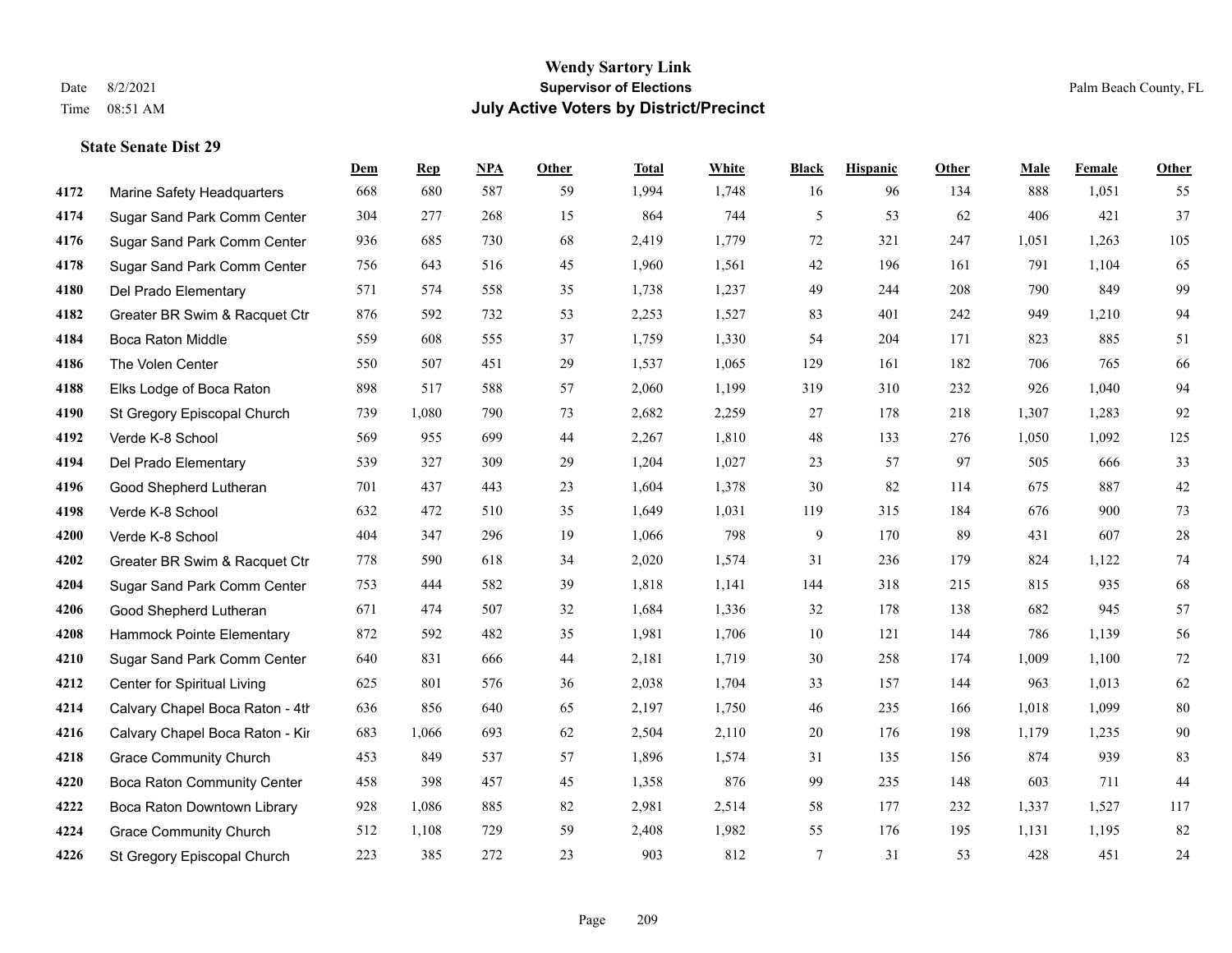# Wendy Sartory Link
## Supervisor of Elections
## July Active Voters by District/Precinct

Date 8/2/2021
Time 08:51 AM

Palm Beach County, FL

### State Senate Dist 29

| | | Dem | Rep | NPA | Other | Total | White | Black | Hispanic | Other | Male | Female | Other |
|---|---|---|---|---|---|---|---|---|---|---|---|---|---|
| 4172 | Marine Safety Headquarters | 668 | 680 | 587 | 59 | 1,994 | 1,748 | 16 | 96 | 134 | 888 | 1,051 | 55 |
| 4174 | Sugar Sand Park Comm Center | 304 | 277 | 268 | 15 | 864 | 744 | 5 | 53 | 62 | 406 | 421 | 37 |
| 4176 | Sugar Sand Park Comm Center | 936 | 685 | 730 | 68 | 2,419 | 1,779 | 72 | 321 | 247 | 1,051 | 1,263 | 105 |
| 4178 | Sugar Sand Park Comm Center | 756 | 643 | 516 | 45 | 1,960 | 1,561 | 42 | 196 | 161 | 791 | 1,104 | 65 |
| 4180 | Del Prado Elementary | 571 | 574 | 558 | 35 | 1,738 | 1,237 | 49 | 244 | 208 | 790 | 849 | 99 |
| 4182 | Greater BR Swim & Racquet Ctr | 876 | 592 | 732 | 53 | 2,253 | 1,527 | 83 | 401 | 242 | 949 | 1,210 | 94 |
| 4184 | Boca Raton Middle | 559 | 608 | 555 | 37 | 1,759 | 1,330 | 54 | 204 | 171 | 823 | 885 | 51 |
| 4186 | The Volen Center | 550 | 507 | 451 | 29 | 1,537 | 1,065 | 129 | 161 | 182 | 706 | 765 | 66 |
| 4188 | Elks Lodge of Boca Raton | 898 | 517 | 588 | 57 | 2,060 | 1,199 | 319 | 310 | 232 | 926 | 1,040 | 94 |
| 4190 | St Gregory Episcopal Church | 739 | 1,080 | 790 | 73 | 2,682 | 2,259 | 27 | 178 | 218 | 1,307 | 1,283 | 92 |
| 4192 | Verde K-8 School | 569 | 955 | 699 | 44 | 2,267 | 1,810 | 48 | 133 | 276 | 1,050 | 1,092 | 125 |
| 4194 | Del Prado Elementary | 539 | 327 | 309 | 29 | 1,204 | 1,027 | 23 | 57 | 97 | 505 | 666 | 33 |
| 4196 | Good Shepherd Lutheran | 701 | 437 | 443 | 23 | 1,604 | 1,378 | 30 | 82 | 114 | 675 | 887 | 42 |
| 4198 | Verde K-8 School | 632 | 472 | 510 | 35 | 1,649 | 1,031 | 119 | 315 | 184 | 676 | 900 | 73 |
| 4200 | Verde K-8 School | 404 | 347 | 296 | 19 | 1,066 | 798 | 9 | 170 | 89 | 431 | 607 | 28 |
| 4202 | Greater BR Swim & Racquet Ctr | 778 | 590 | 618 | 34 | 2,020 | 1,574 | 31 | 236 | 179 | 824 | 1,122 | 74 |
| 4204 | Sugar Sand Park Comm Center | 753 | 444 | 582 | 39 | 1,818 | 1,141 | 144 | 318 | 215 | 815 | 935 | 68 |
| 4206 | Good Shepherd Lutheran | 671 | 474 | 507 | 32 | 1,684 | 1,336 | 32 | 178 | 138 | 682 | 945 | 57 |
| 4208 | Hammock Pointe Elementary | 872 | 592 | 482 | 35 | 1,981 | 1,706 | 10 | 121 | 144 | 786 | 1,139 | 56 |
| 4210 | Sugar Sand Park Comm Center | 640 | 831 | 666 | 44 | 2,181 | 1,719 | 30 | 258 | 174 | 1,009 | 1,100 | 72 |
| 4212 | Center for Spiritual Living | 625 | 801 | 576 | 36 | 2,038 | 1,704 | 33 | 157 | 144 | 963 | 1,013 | 62 |
| 4214 | Calvary Chapel Boca Raton - 4th | 636 | 856 | 640 | 65 | 2,197 | 1,750 | 46 | 235 | 166 | 1,018 | 1,099 | 80 |
| 4216 | Calvary Chapel Boca Raton - Kir | 683 | 1,066 | 693 | 62 | 2,504 | 2,110 | 20 | 176 | 198 | 1,179 | 1,235 | 90 |
| 4218 | Grace Community Church | 453 | 849 | 537 | 57 | 1,896 | 1,574 | 31 | 135 | 156 | 874 | 939 | 83 |
| 4220 | Boca Raton Community Center | 458 | 398 | 457 | 45 | 1,358 | 876 | 99 | 235 | 148 | 603 | 711 | 44 |
| 4222 | Boca Raton Downtown Library | 928 | 1,086 | 885 | 82 | 2,981 | 2,514 | 58 | 177 | 232 | 1,337 | 1,527 | 117 |
| 4224 | Grace Community Church | 512 | 1,108 | 729 | 59 | 2,408 | 1,982 | 55 | 176 | 195 | 1,131 | 1,195 | 82 |
| 4226 | St Gregory Episcopal Church | 223 | 385 | 272 | 23 | 903 | 812 | 7 | 31 | 53 | 428 | 451 | 24 |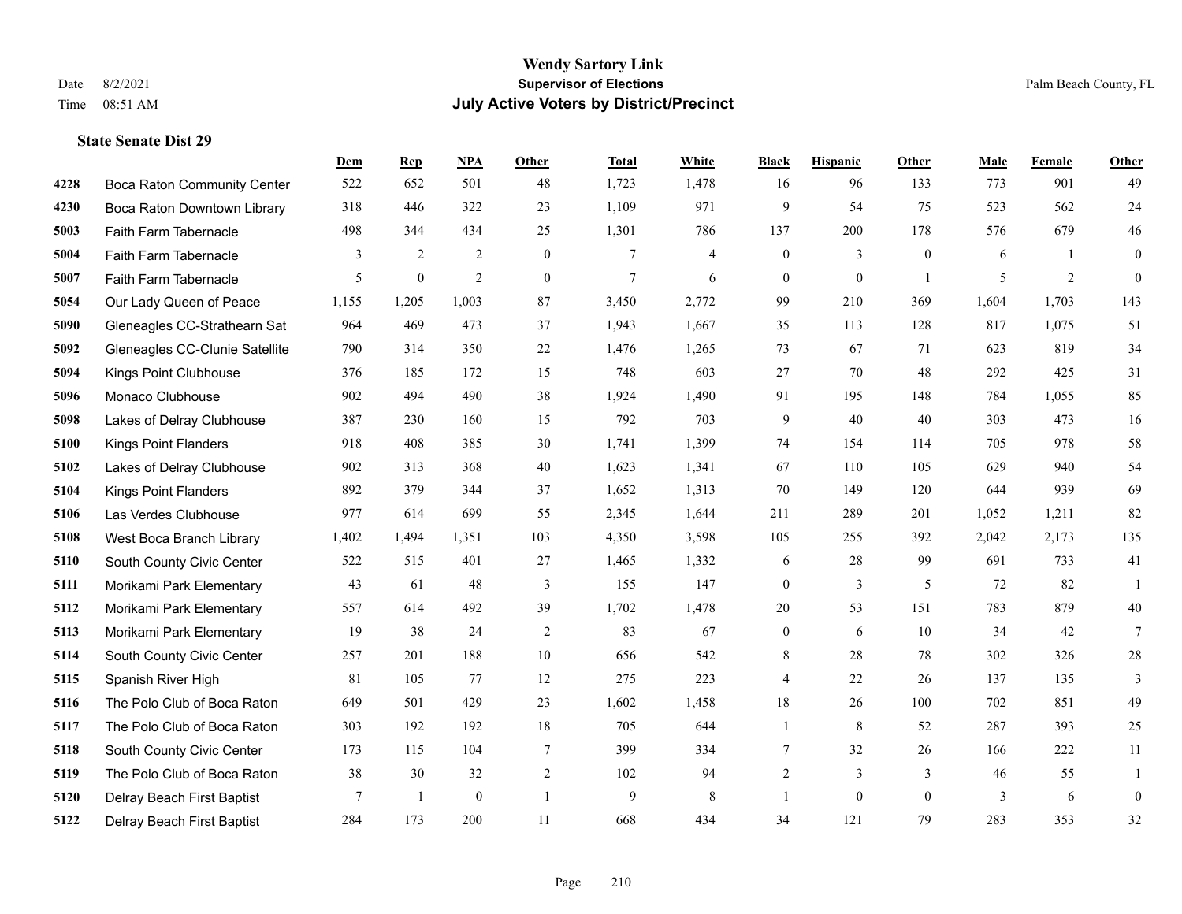# Wendy Sartory Link

**Supervisor of Elections**

**July Active Voters by District/Precinct**

Date 8/2/2021

Time 08:51 AM

Palm Beach County, FL

### State Senate Dist 29

| | | Dem | Rep | NPA | Other | Total | White | Black | Hispanic | Other | Male | Female | Other |
|---|---|---|---|---|---|---|---|---|---|---|---|---|---|
| 4228 | Boca Raton Community Center | 522 | 652 | 501 | 48 | 1,723 | 1,478 | 16 | 96 | 133 | 773 | 901 | 49 |
| 4230 | Boca Raton Downtown Library | 318 | 446 | 322 | 23 | 1,109 | 971 | 9 | 54 | 75 | 523 | 562 | 24 |
| 5003 | Faith Farm Tabernacle | 498 | 344 | 434 | 25 | 1,301 | 786 | 137 | 200 | 178 | 576 | 679 | 46 |
| 5004 | Faith Farm Tabernacle | 3 | 2 | 2 | 0 | 7 | 4 | 0 | 3 | 0 | 6 | 1 | 0 |
| 5007 | Faith Farm Tabernacle | 5 | 0 | 2 | 0 | 7 | 6 | 0 | 0 | 1 | 5 | 2 | 0 |
| 5054 | Our Lady Queen of Peace | 1,155 | 1,205 | 1,003 | 87 | 3,450 | 2,772 | 99 | 210 | 369 | 1,604 | 1,703 | 143 |
| 5090 | Gleneagles CC-Strathearn Sat | 964 | 469 | 473 | 37 | 1,943 | 1,667 | 35 | 113 | 128 | 817 | 1,075 | 51 |
| 5092 | Gleneagles CC-Clunie Satellite | 790 | 314 | 350 | 22 | 1,476 | 1,265 | 73 | 67 | 71 | 623 | 819 | 34 |
| 5094 | Kings Point Clubhouse | 376 | 185 | 172 | 15 | 748 | 603 | 27 | 70 | 48 | 292 | 425 | 31 |
| 5096 | Monaco Clubhouse | 902 | 494 | 490 | 38 | 1,924 | 1,490 | 91 | 195 | 148 | 784 | 1,055 | 85 |
| 5098 | Lakes of Delray Clubhouse | 387 | 230 | 160 | 15 | 792 | 703 | 9 | 40 | 40 | 303 | 473 | 16 |
| 5100 | Kings Point Flanders | 918 | 408 | 385 | 30 | 1,741 | 1,399 | 74 | 154 | 114 | 705 | 978 | 58 |
| 5102 | Lakes of Delray Clubhouse | 902 | 313 | 368 | 40 | 1,623 | 1,341 | 67 | 110 | 105 | 629 | 940 | 54 |
| 5104 | Kings Point Flanders | 892 | 379 | 344 | 37 | 1,652 | 1,313 | 70 | 149 | 120 | 644 | 939 | 69 |
| 5106 | Las Verdes Clubhouse | 977 | 614 | 699 | 55 | 2,345 | 1,644 | 211 | 289 | 201 | 1,052 | 1,211 | 82 |
| 5108 | West Boca Branch Library | 1,402 | 1,494 | 1,351 | 103 | 4,350 | 3,598 | 105 | 255 | 392 | 2,042 | 2,173 | 135 |
| 5110 | South County Civic Center | 522 | 515 | 401 | 27 | 1,465 | 1,332 | 6 | 28 | 99 | 691 | 733 | 41 |
| 5111 | Morikami Park Elementary | 43 | 61 | 48 | 3 | 155 | 147 | 0 | 3 | 5 | 72 | 82 | 1 |
| 5112 | Morikami Park Elementary | 557 | 614 | 492 | 39 | 1,702 | 1,478 | 20 | 53 | 151 | 783 | 879 | 40 |
| 5113 | Morikami Park Elementary | 19 | 38 | 24 | 2 | 83 | 67 | 0 | 6 | 10 | 34 | 42 | 7 |
| 5114 | South County Civic Center | 257 | 201 | 188 | 10 | 656 | 542 | 8 | 28 | 78 | 302 | 326 | 28 |
| 5115 | Spanish River High | 81 | 105 | 77 | 12 | 275 | 223 | 4 | 22 | 26 | 137 | 135 | 3 |
| 5116 | The Polo Club of Boca Raton | 649 | 501 | 429 | 23 | 1,602 | 1,458 | 18 | 26 | 100 | 702 | 851 | 49 |
| 5117 | The Polo Club of Boca Raton | 303 | 192 | 192 | 18 | 705 | 644 | 1 | 8 | 52 | 287 | 393 | 25 |
| 5118 | South County Civic Center | 173 | 115 | 104 | 7 | 399 | 334 | 7 | 32 | 26 | 166 | 222 | 11 |
| 5119 | The Polo Club of Boca Raton | 38 | 30 | 32 | 2 | 102 | 94 | 2 | 3 | 3 | 46 | 55 | 1 |
| 5120 | Delray Beach First Baptist | 7 | 1 | 0 | 1 | 9 | 8 | 1 | 0 | 0 | 3 | 6 | 0 |
| 5122 | Delray Beach First Baptist | 284 | 173 | 200 | 11 | 668 | 434 | 34 | 121 | 79 | 283 | 353 | 32 |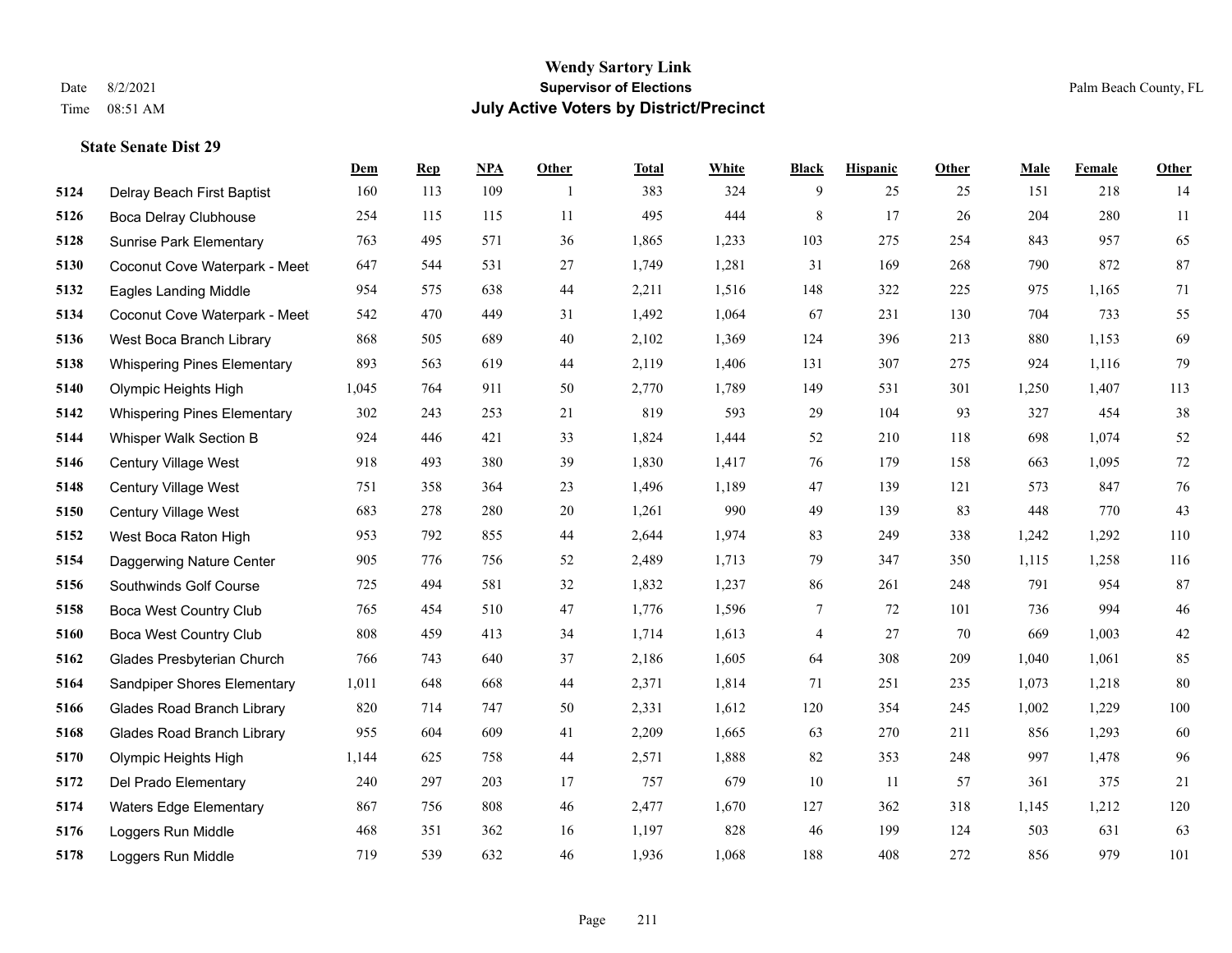**Wendy Sartory Link**
**Supervisor of Elections**
**July Active Voters by District/Precinct**

Date 8/2/2021
Time 08:51 AM

Palm Beach County, FL

### State Senate Dist 29

| | | Dem | Rep | NPA | Other | Total | White | Black | Hispanic | Other | Male | Female | Other |
|---|---|---|---|---|---|---|---|---|---|---|---|---|---|
| 5124 | Delray Beach First Baptist | 160 | 113 | 109 | 1 | 383 | 324 | 9 | 25 | 25 | 151 | 218 | 14 |
| 5126 | Boca Delray Clubhouse | 254 | 115 | 115 | 11 | 495 | 444 | 8 | 17 | 26 | 204 | 280 | 11 |
| 5128 | Sunrise Park Elementary | 763 | 495 | 571 | 36 | 1,865 | 1,233 | 103 | 275 | 254 | 843 | 957 | 65 |
| 5130 | Coconut Cove Waterpark - Meet | 647 | 544 | 531 | 27 | 1,749 | 1,281 | 31 | 169 | 268 | 790 | 872 | 87 |
| 5132 | Eagles Landing Middle | 954 | 575 | 638 | 44 | 2,211 | 1,516 | 148 | 322 | 225 | 975 | 1,165 | 71 |
| 5134 | Coconut Cove Waterpark - Meet | 542 | 470 | 449 | 31 | 1,492 | 1,064 | 67 | 231 | 130 | 704 | 733 | 55 |
| 5136 | West Boca Branch Library | 868 | 505 | 689 | 40 | 2,102 | 1,369 | 124 | 396 | 213 | 880 | 1,153 | 69 |
| 5138 | Whispering Pines Elementary | 893 | 563 | 619 | 44 | 2,119 | 1,406 | 131 | 307 | 275 | 924 | 1,116 | 79 |
| 5140 | Olympic Heights High | 1,045 | 764 | 911 | 50 | 2,770 | 1,789 | 149 | 531 | 301 | 1,250 | 1,407 | 113 |
| 5142 | Whispering Pines Elementary | 302 | 243 | 253 | 21 | 819 | 593 | 29 | 104 | 93 | 327 | 454 | 38 |
| 5144 | Whisper Walk Section B | 924 | 446 | 421 | 33 | 1,824 | 1,444 | 52 | 210 | 118 | 698 | 1,074 | 52 |
| 5146 | Century Village West | 918 | 493 | 380 | 39 | 1,830 | 1,417 | 76 | 179 | 158 | 663 | 1,095 | 72 |
| 5148 | Century Village West | 751 | 358 | 364 | 23 | 1,496 | 1,189 | 47 | 139 | 121 | 573 | 847 | 76 |
| 5150 | Century Village West | 683 | 278 | 280 | 20 | 1,261 | 990 | 49 | 139 | 83 | 448 | 770 | 43 |
| 5152 | West Boca Raton High | 953 | 792 | 855 | 44 | 2,644 | 1,974 | 83 | 249 | 338 | 1,242 | 1,292 | 110 |
| 5154 | Daggerwing Nature Center | 905 | 776 | 756 | 52 | 2,489 | 1,713 | 79 | 347 | 350 | 1,115 | 1,258 | 116 |
| 5156 | Southwinds Golf Course | 725 | 494 | 581 | 32 | 1,832 | 1,237 | 86 | 261 | 248 | 791 | 954 | 87 |
| 5158 | Boca West Country Club | 765 | 454 | 510 | 47 | 1,776 | 1,596 | 7 | 72 | 101 | 736 | 994 | 46 |
| 5160 | Boca West Country Club | 808 | 459 | 413 | 34 | 1,714 | 1,613 | 4 | 27 | 70 | 669 | 1,003 | 42 |
| 5162 | Glades Presbyterian Church | 766 | 743 | 640 | 37 | 2,186 | 1,605 | 64 | 308 | 209 | 1,040 | 1,061 | 85 |
| 5164 | Sandpiper Shores Elementary | 1,011 | 648 | 668 | 44 | 2,371 | 1,814 | 71 | 251 | 235 | 1,073 | 1,218 | 80 |
| 5166 | Glades Road Branch Library | 820 | 714 | 747 | 50 | 2,331 | 1,612 | 120 | 354 | 245 | 1,002 | 1,229 | 100 |
| 5168 | Glades Road Branch Library | 955 | 604 | 609 | 41 | 2,209 | 1,665 | 63 | 270 | 211 | 856 | 1,293 | 60 |
| 5170 | Olympic Heights High | 1,144 | 625 | 758 | 44 | 2,571 | 1,888 | 82 | 353 | 248 | 997 | 1,478 | 96 |
| 5172 | Del Prado Elementary | 240 | 297 | 203 | 17 | 757 | 679 | 10 | 11 | 57 | 361 | 375 | 21 |
| 5174 | Waters Edge Elementary | 867 | 756 | 808 | 46 | 2,477 | 1,670 | 127 | 362 | 318 | 1,145 | 1,212 | 120 |
| 5176 | Loggers Run Middle | 468 | 351 | 362 | 16 | 1,197 | 828 | 46 | 199 | 124 | 503 | 631 | 63 |
| 5178 | Loggers Run Middle | 719 | 539 | 632 | 46 | 1,936 | 1,068 | 188 | 408 | 272 | 856 | 979 | 101 |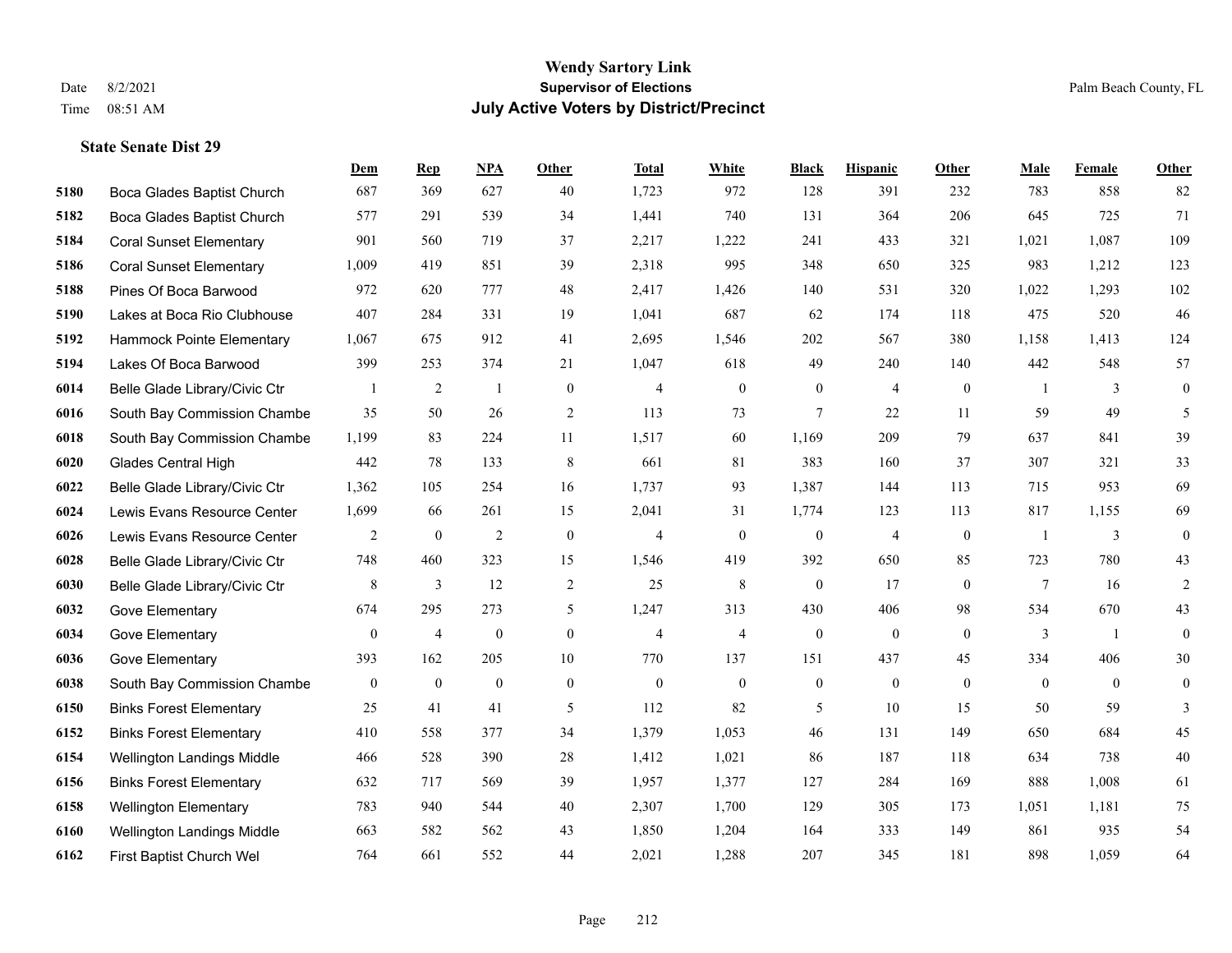# Wendy Sartory Link
## Supervisor of Elections
## July Active Voters by District/Precinct

Date 8/2/2021
Time 08:51 AM

Palm Beach County, FL

### State Senate Dist 29

| | | Dem | Rep | NPA | Other | Total | White | Black | Hispanic | Other | Male | Female | Other |
|---|---|---|---|---|---|---|---|---|---|---|---|---|---|
| 5180 | Boca Glades Baptist Church | 687 | 369 | 627 | 40 | 1,723 | 972 | 128 | 391 | 232 | 783 | 858 | 82 |
| 5182 | Boca Glades Baptist Church | 577 | 291 | 539 | 34 | 1,441 | 740 | 131 | 364 | 206 | 645 | 725 | 71 |
| 5184 | Coral Sunset Elementary | 901 | 560 | 719 | 37 | 2,217 | 1,222 | 241 | 433 | 321 | 1,021 | 1,087 | 109 |
| 5186 | Coral Sunset Elementary | 1,009 | 419 | 851 | 39 | 2,318 | 995 | 348 | 650 | 325 | 983 | 1,212 | 123 |
| 5188 | Pines Of Boca Barwood | 972 | 620 | 777 | 48 | 2,417 | 1,426 | 140 | 531 | 320 | 1,022 | 1,293 | 102 |
| 5190 | Lakes at Boca Rio Clubhouse | 407 | 284 | 331 | 19 | 1,041 | 687 | 62 | 174 | 118 | 475 | 520 | 46 |
| 5192 | Hammock Pointe Elementary | 1,067 | 675 | 912 | 41 | 2,695 | 1,546 | 202 | 567 | 380 | 1,158 | 1,413 | 124 |
| 5194 | Lakes Of Boca Barwood | 399 | 253 | 374 | 21 | 1,047 | 618 | 49 | 240 | 140 | 442 | 548 | 57 |
| 6014 | Belle Glade Library/Civic Ctr | 1 | 2 | 1 | 0 | 4 | 0 | 0 | 4 | 0 | 1 | 3 | 0 |
| 6016 | South Bay Commission Chambe | 35 | 50 | 26 | 2 | 113 | 73 | 7 | 22 | 11 | 59 | 49 | 5 |
| 6018 | South Bay Commission Chambe | 1,199 | 83 | 224 | 11 | 1,517 | 60 | 1,169 | 209 | 79 | 637 | 841 | 39 |
| 6020 | Glades Central High | 442 | 78 | 133 | 8 | 661 | 81 | 383 | 160 | 37 | 307 | 321 | 33 |
| 6022 | Belle Glade Library/Civic Ctr | 1,362 | 105 | 254 | 16 | 1,737 | 93 | 1,387 | 144 | 113 | 715 | 953 | 69 |
| 6024 | Lewis Evans Resource Center | 1,699 | 66 | 261 | 15 | 2,041 | 31 | 1,774 | 123 | 113 | 817 | 1,155 | 69 |
| 6026 | Lewis Evans Resource Center | 2 | 0 | 2 | 0 | 4 | 0 | 0 | 4 | 0 | 1 | 3 | 0 |
| 6028 | Belle Glade Library/Civic Ctr | 748 | 460 | 323 | 15 | 1,546 | 419 | 392 | 650 | 85 | 723 | 780 | 43 |
| 6030 | Belle Glade Library/Civic Ctr | 8 | 3 | 12 | 2 | 25 | 8 | 0 | 17 | 0 | 7 | 16 | 2 |
| 6032 | Gove Elementary | 674 | 295 | 273 | 5 | 1,247 | 313 | 430 | 406 | 98 | 534 | 670 | 43 |
| 6034 | Gove Elementary | 0 | 4 | 0 | 0 | 4 | 4 | 0 | 0 | 0 | 3 | 1 | 0 |
| 6036 | Gove Elementary | 393 | 162 | 205 | 10 | 770 | 137 | 151 | 437 | 45 | 334 | 406 | 30 |
| 6038 | South Bay Commission Chambe | 0 | 0 | 0 | 0 | 0 | 0 | 0 | 0 | 0 | 0 | 0 | 0 |
| 6150 | Binks Forest Elementary | 25 | 41 | 41 | 5 | 112 | 82 | 5 | 10 | 15 | 50 | 59 | 3 |
| 6152 | Binks Forest Elementary | 410 | 558 | 377 | 34 | 1,379 | 1,053 | 46 | 131 | 149 | 650 | 684 | 45 |
| 6154 | Wellington Landings Middle | 466 | 528 | 390 | 28 | 1,412 | 1,021 | 86 | 187 | 118 | 634 | 738 | 40 |
| 6156 | Binks Forest Elementary | 632 | 717 | 569 | 39 | 1,957 | 1,377 | 127 | 284 | 169 | 888 | 1,008 | 61 |
| 6158 | Wellington Elementary | 783 | 940 | 544 | 40 | 2,307 | 1,700 | 129 | 305 | 173 | 1,051 | 1,181 | 75 |
| 6160 | Wellington Landings Middle | 663 | 582 | 562 | 43 | 1,850 | 1,204 | 164 | 333 | 149 | 861 | 935 | 54 |
| 6162 | First Baptist Church Wel | 764 | 661 | 552 | 44 | 2,021 | 1,288 | 207 | 345 | 181 | 898 | 1,059 | 64 |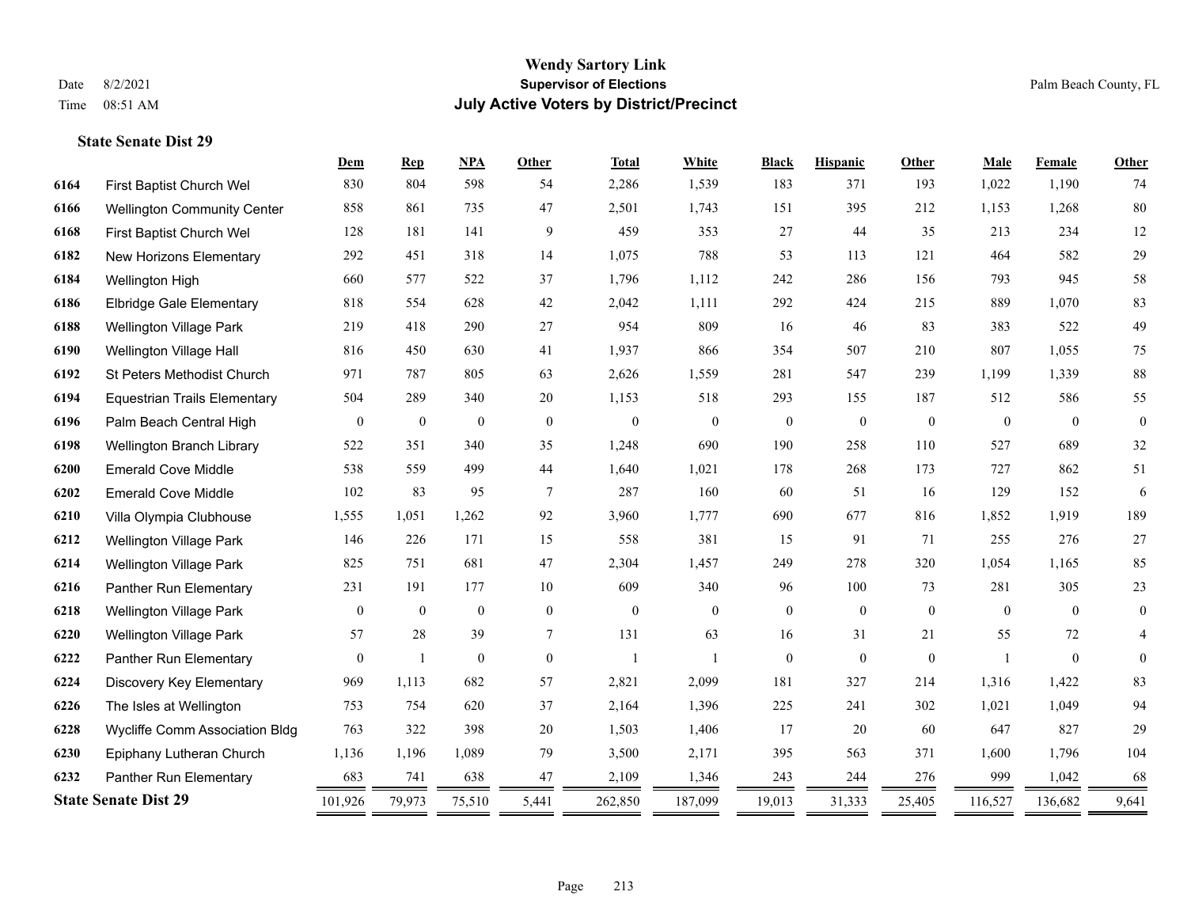# Wendy Sartory Link

**Supervisor of Elections**

**July Active Voters by District/Precinct**

Date 8/2/2021
Time 08:51 AM

Palm Beach County, FL

### State Senate Dist 29

| | | Dem | Rep | NPA | Other | Total | White | Black | Hispanic | Other | Male | Female | Other |
|---|---|---|---|---|---|---|---|---|---|---|---|---|---|
| 6164 | First Baptist Church Wel | 830 | 804 | 598 | 54 | 2,286 | 1,539 | 183 | 371 | 193 | 1,022 | 1,190 | 74 |
| 6166 | Wellington Community Center | 858 | 861 | 735 | 47 | 2,501 | 1,743 | 151 | 395 | 212 | 1,153 | 1,268 | 80 |
| 6168 | First Baptist Church Wel | 128 | 181 | 141 | 9 | 459 | 353 | 27 | 44 | 35 | 213 | 234 | 12 |
| 6182 | New Horizons Elementary | 292 | 451 | 318 | 14 | 1,075 | 788 | 53 | 113 | 121 | 464 | 582 | 29 |
| 6184 | Wellington High | 660 | 577 | 522 | 37 | 1,796 | 1,112 | 242 | 286 | 156 | 793 | 945 | 58 |
| 6186 | Elbridge Gale Elementary | 818 | 554 | 628 | 42 | 2,042 | 1,111 | 292 | 424 | 215 | 889 | 1,070 | 83 |
| 6188 | Wellington Village Park | 219 | 418 | 290 | 27 | 954 | 809 | 16 | 46 | 83 | 383 | 522 | 49 |
| 6190 | Wellington Village Hall | 816 | 450 | 630 | 41 | 1,937 | 866 | 354 | 507 | 210 | 807 | 1,055 | 75 |
| 6192 | St Peters Methodist Church | 971 | 787 | 805 | 63 | 2,626 | 1,559 | 281 | 547 | 239 | 1,199 | 1,339 | 88 |
| 6194 | Equestrian Trails Elementary | 504 | 289 | 340 | 20 | 1,153 | 518 | 293 | 155 | 187 | 512 | 586 | 55 |
| 6196 | Palm Beach Central High | 0 | 0 | 0 | 0 | 0 | 0 | 0 | 0 | 0 | 0 | 0 | 0 |
| 6198 | Wellington Branch Library | 522 | 351 | 340 | 35 | 1,248 | 690 | 190 | 258 | 110 | 527 | 689 | 32 |
| 6200 | Emerald Cove Middle | 538 | 559 | 499 | 44 | 1,640 | 1,021 | 178 | 268 | 173 | 727 | 862 | 51 |
| 6202 | Emerald Cove Middle | 102 | 83 | 95 | 7 | 287 | 160 | 60 | 51 | 16 | 129 | 152 | 6 |
| 6210 | Villa Olympia Clubhouse | 1,555 | 1,051 | 1,262 | 92 | 3,960 | 1,777 | 690 | 677 | 816 | 1,852 | 1,919 | 189 |
| 6212 | Wellington Village Park | 146 | 226 | 171 | 15 | 558 | 381 | 15 | 91 | 71 | 255 | 276 | 27 |
| 6214 | Wellington Village Park | 825 | 751 | 681 | 47 | 2,304 | 1,457 | 249 | 278 | 320 | 1,054 | 1,165 | 85 |
| 6216 | Panther Run Elementary | 231 | 191 | 177 | 10 | 609 | 340 | 96 | 100 | 73 | 281 | 305 | 23 |
| 6218 | Wellington Village Park | 0 | 0 | 0 | 0 | 0 | 0 | 0 | 0 | 0 | 0 | 0 | 0 |
| 6220 | Wellington Village Park | 57 | 28 | 39 | 7 | 131 | 63 | 16 | 31 | 21 | 55 | 72 | 4 |
| 6222 | Panther Run Elementary | 0 | 1 | 0 | 0 | 1 | 1 | 0 | 0 | 0 | 1 | 0 | 0 |
| 6224 | Discovery Key Elementary | 969 | 1,113 | 682 | 57 | 2,821 | 2,099 | 181 | 327 | 214 | 1,316 | 1,422 | 83 |
| 6226 | The Isles at Wellington | 753 | 754 | 620 | 37 | 2,164 | 1,396 | 225 | 241 | 302 | 1,021 | 1,049 | 94 |
| 6228 | Wycliffe Comm Association Bldg | 763 | 322 | 398 | 20 | 1,503 | 1,406 | 17 | 20 | 60 | 647 | 827 | 29 |
| 6230 | Epiphany Lutheran Church | 1,136 | 1,196 | 1,089 | 79 | 3,500 | 2,171 | 395 | 563 | 371 | 1,600 | 1,796 | 104 |
| 6232 | Panther Run Elementary | 683 | 741 | 638 | 47 | 2,109 | 1,346 | 243 | 244 | 276 | 999 | 1,042 | 68 |
| **State Senate Dist 29** | | 101,926 | 79,973 | 75,510 | 5,441 | 262,850 | 187,099 | 19,013 | 31,333 | 25,405 | 116,527 | 136,682 | 9,641 |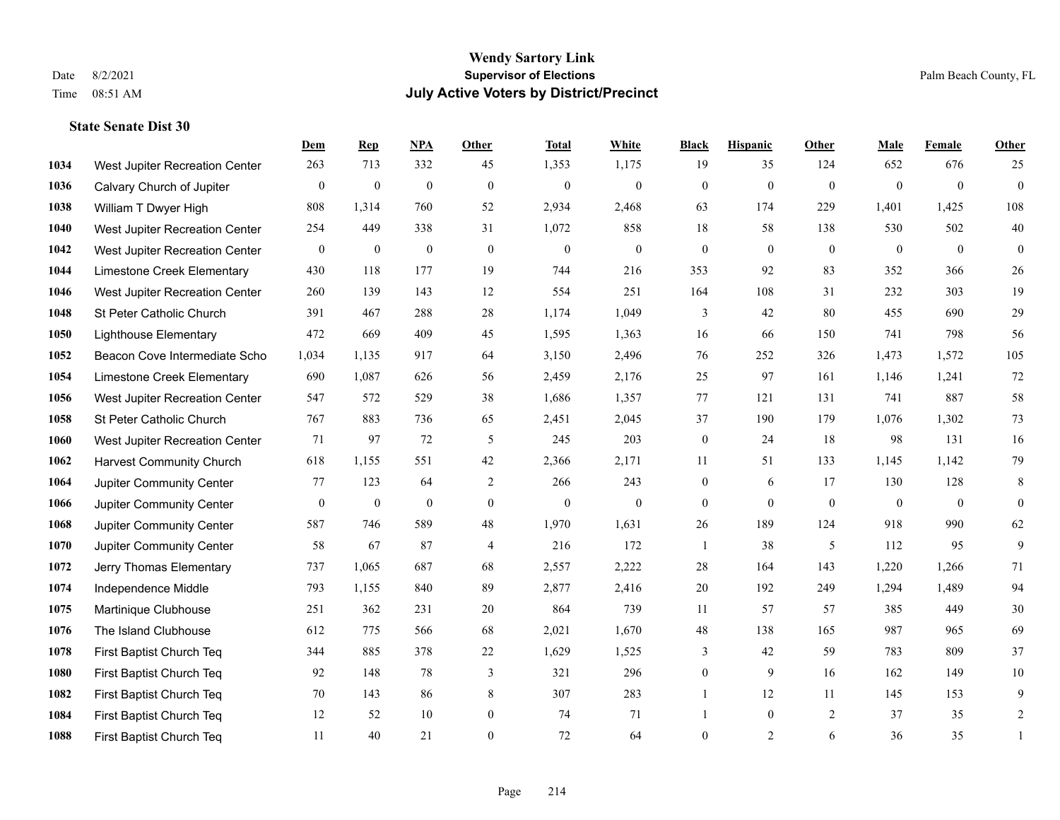# Wendy Sartory Link
## Supervisor of Elections
## July Active Voters by District/Precinct

Date 8/2/2021
Time 08:51 AM

Palm Beach County, FL

### State Senate Dist 30

| | | Dem | Rep | NPA | Other | Total | White | Black | Hispanic | Other | Male | Female | Other |
|---|---|---|---|---|---|---|---|---|---|---|---|---|---|
| 1034 | West Jupiter Recreation Center | 263 | 713 | 332 | 45 | 1,353 | 1,175 | 19 | 35 | 124 | 652 | 676 | 25 |
| 1036 | Calvary Church of Jupiter | 0 | 0 | 0 | 0 | 0 | 0 | 0 | 0 | 0 | 0 | 0 | 0 |
| 1038 | William T Dwyer High | 808 | 1,314 | 760 | 52 | 2,934 | 2,468 | 63 | 174 | 229 | 1,401 | 1,425 | 108 |
| 1040 | West Jupiter Recreation Center | 254 | 449 | 338 | 31 | 1,072 | 858 | 18 | 58 | 138 | 530 | 502 | 40 |
| 1042 | West Jupiter Recreation Center | 0 | 0 | 0 | 0 | 0 | 0 | 0 | 0 | 0 | 0 | 0 | 0 |
| 1044 | Limestone Creek Elementary | 430 | 118 | 177 | 19 | 744 | 216 | 353 | 92 | 83 | 352 | 366 | 26 |
| 1046 | West Jupiter Recreation Center | 260 | 139 | 143 | 12 | 554 | 251 | 164 | 108 | 31 | 232 | 303 | 19 |
| 1048 | St Peter Catholic Church | 391 | 467 | 288 | 28 | 1,174 | 1,049 | 3 | 42 | 80 | 455 | 690 | 29 |
| 1050 | Lighthouse Elementary | 472 | 669 | 409 | 45 | 1,595 | 1,363 | 16 | 66 | 150 | 741 | 798 | 56 |
| 1052 | Beacon Cove Intermediate Scho | 1,034 | 1,135 | 917 | 64 | 3,150 | 2,496 | 76 | 252 | 326 | 1,473 | 1,572 | 105 |
| 1054 | Limestone Creek Elementary | 690 | 1,087 | 626 | 56 | 2,459 | 2,176 | 25 | 97 | 161 | 1,146 | 1,241 | 72 |
| 1056 | West Jupiter Recreation Center | 547 | 572 | 529 | 38 | 1,686 | 1,357 | 77 | 121 | 131 | 741 | 887 | 58 |
| 1058 | St Peter Catholic Church | 767 | 883 | 736 | 65 | 2,451 | 2,045 | 37 | 190 | 179 | 1,076 | 1,302 | 73 |
| 1060 | West Jupiter Recreation Center | 71 | 97 | 72 | 5 | 245 | 203 | 0 | 24 | 18 | 98 | 131 | 16 |
| 1062 | Harvest Community Church | 618 | 1,155 | 551 | 42 | 2,366 | 2,171 | 11 | 51 | 133 | 1,145 | 1,142 | 79 |
| 1064 | Jupiter Community Center | 77 | 123 | 64 | 2 | 266 | 243 | 0 | 6 | 17 | 130 | 128 | 8 |
| 1066 | Jupiter Community Center | 0 | 0 | 0 | 0 | 0 | 0 | 0 | 0 | 0 | 0 | 0 | 0 |
| 1068 | Jupiter Community Center | 587 | 746 | 589 | 48 | 1,970 | 1,631 | 26 | 189 | 124 | 918 | 990 | 62 |
| 1070 | Jupiter Community Center | 58 | 67 | 87 | 4 | 216 | 172 | 1 | 38 | 5 | 112 | 95 | 9 |
| 1072 | Jerry Thomas Elementary | 737 | 1,065 | 687 | 68 | 2,557 | 2,222 | 28 | 164 | 143 | 1,220 | 1,266 | 71 |
| 1074 | Independence Middle | 793 | 1,155 | 840 | 89 | 2,877 | 2,416 | 20 | 192 | 249 | 1,294 | 1,489 | 94 |
| 1075 | Martinique Clubhouse | 251 | 362 | 231 | 20 | 864 | 739 | 11 | 57 | 57 | 385 | 449 | 30 |
| 1076 | The Island Clubhouse | 612 | 775 | 566 | 68 | 2,021 | 1,670 | 48 | 138 | 165 | 987 | 965 | 69 |
| 1078 | First Baptist Church Teq | 344 | 885 | 378 | 22 | 1,629 | 1,525 | 3 | 42 | 59 | 783 | 809 | 37 |
| 1080 | First Baptist Church Teq | 92 | 148 | 78 | 3 | 321 | 296 | 0 | 9 | 16 | 162 | 149 | 10 |
| 1082 | First Baptist Church Teq | 70 | 143 | 86 | 8 | 307 | 283 | 1 | 12 | 11 | 145 | 153 | 9 |
| 1084 | First Baptist Church Teq | 12 | 52 | 10 | 0 | 74 | 71 | 1 | 0 | 2 | 37 | 35 | 2 |
| 1088 | First Baptist Church Teq | 11 | 40 | 21 | 0 | 72 | 64 | 0 | 2 | 6 | 36 | 35 | 1 |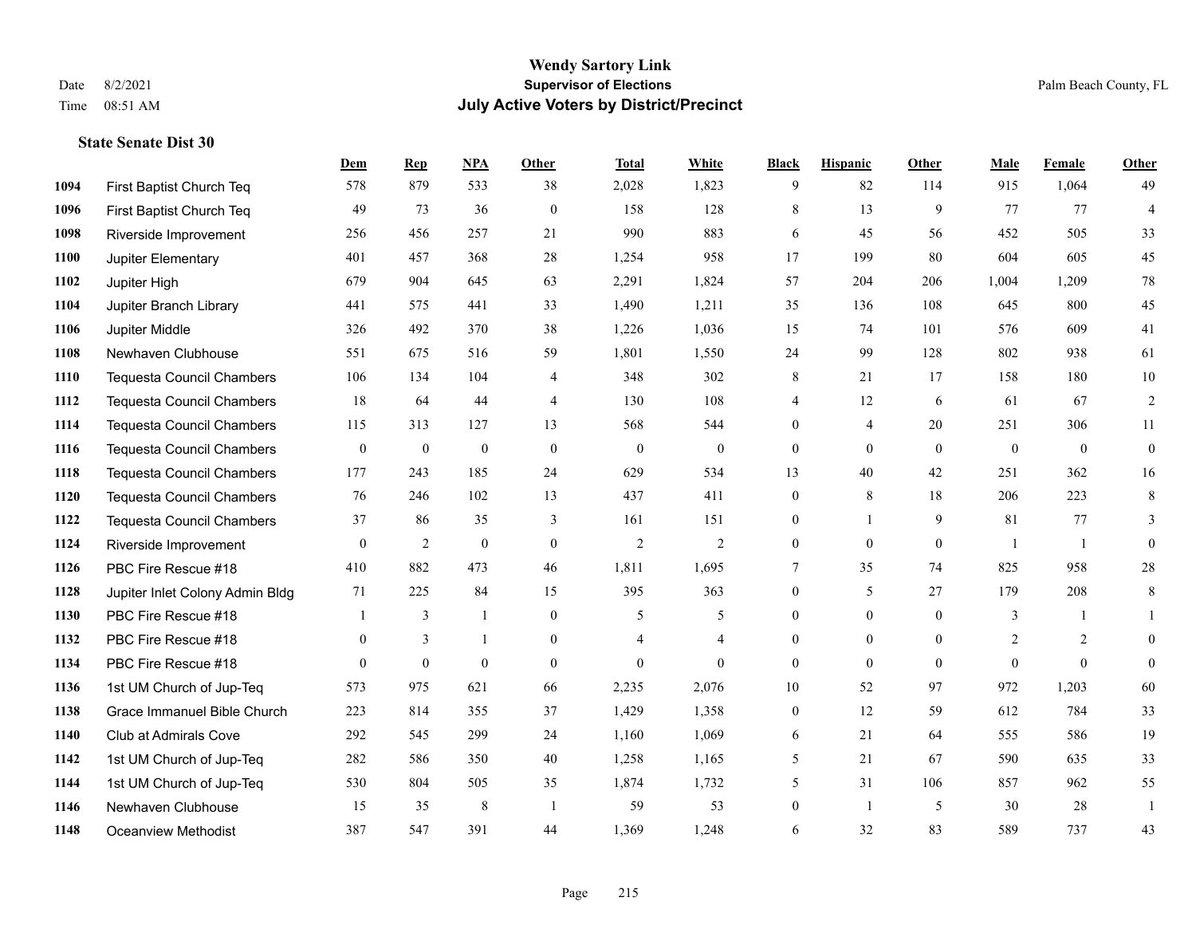**Wendy Sartory Link**
**Supervisor of Elections**
**July Active Voters by District/Precinct**

Date 8/2/2021
Time 08:51 AM

Palm Beach County, FL

### State Senate Dist 30

| | | Dem | Rep | NPA | Other | Total | White | Black | Hispanic | Other | Male | Female | Other |
|---|---|---|---|---|---|---|---|---|---|---|---|---|---|
| 1094 | First Baptist Church Teq | 578 | 879 | 533 | 38 | 2,028 | 1,823 | 9 | 82 | 114 | 915 | 1,064 | 49 |
| 1096 | First Baptist Church Teq | 49 | 73 | 36 | 0 | 158 | 128 | 8 | 13 | 9 | 77 | 77 | 4 |
| 1098 | Riverside Improvement | 256 | 456 | 257 | 21 | 990 | 883 | 6 | 45 | 56 | 452 | 505 | 33 |
| 1100 | Jupiter Elementary | 401 | 457 | 368 | 28 | 1,254 | 958 | 17 | 199 | 80 | 604 | 605 | 45 |
| 1102 | Jupiter High | 679 | 904 | 645 | 63 | 2,291 | 1,824 | 57 | 204 | 206 | 1,004 | 1,209 | 78 |
| 1104 | Jupiter Branch Library | 441 | 575 | 441 | 33 | 1,490 | 1,211 | 35 | 136 | 108 | 645 | 800 | 45 |
| 1106 | Jupiter Middle | 326 | 492 | 370 | 38 | 1,226 | 1,036 | 15 | 74 | 101 | 576 | 609 | 41 |
| 1108 | Newhaven Clubhouse | 551 | 675 | 516 | 59 | 1,801 | 1,550 | 24 | 99 | 128 | 802 | 938 | 61 |
| 1110 | Tequesta Council Chambers | 106 | 134 | 104 | 4 | 348 | 302 | 8 | 21 | 17 | 158 | 180 | 10 |
| 1112 | Tequesta Council Chambers | 18 | 64 | 44 | 4 | 130 | 108 | 4 | 12 | 6 | 61 | 67 | 2 |
| 1114 | Tequesta Council Chambers | 115 | 313 | 127 | 13 | 568 | 544 | 0 | 4 | 20 | 251 | 306 | 11 |
| 1116 | Tequesta Council Chambers | 0 | 0 | 0 | 0 | 0 | 0 | 0 | 0 | 0 | 0 | 0 | 0 |
| 1118 | Tequesta Council Chambers | 177 | 243 | 185 | 24 | 629 | 534 | 13 | 40 | 42 | 251 | 362 | 16 |
| 1120 | Tequesta Council Chambers | 76 | 246 | 102 | 13 | 437 | 411 | 0 | 8 | 18 | 206 | 223 | 8 |
| 1122 | Tequesta Council Chambers | 37 | 86 | 35 | 3 | 161 | 151 | 0 | 1 | 9 | 81 | 77 | 3 |
| 1124 | Riverside Improvement | 0 | 2 | 0 | 0 | 2 | 2 | 0 | 0 | 0 | 1 | 1 | 0 |
| 1126 | PBC Fire Rescue #18 | 410 | 882 | 473 | 46 | 1,811 | 1,695 | 7 | 35 | 74 | 825 | 958 | 28 |
| 1128 | Jupiter Inlet Colony Admin Bldg | 71 | 225 | 84 | 15 | 395 | 363 | 0 | 5 | 27 | 179 | 208 | 8 |
| 1130 | PBC Fire Rescue #18 | 1 | 3 | 1 | 0 | 5 | 5 | 0 | 0 | 0 | 3 | 1 | 1 |
| 1132 | PBC Fire Rescue #18 | 0 | 3 | 1 | 0 | 4 | 4 | 0 | 0 | 0 | 2 | 2 | 0 |
| 1134 | PBC Fire Rescue #18 | 0 | 0 | 0 | 0 | 0 | 0 | 0 | 0 | 0 | 0 | 0 | 0 |
| 1136 | 1st UM Church of Jup-Teq | 573 | 975 | 621 | 66 | 2,235 | 2,076 | 10 | 52 | 97 | 972 | 1,203 | 60 |
| 1138 | Grace Immanuel Bible Church | 223 | 814 | 355 | 37 | 1,429 | 1,358 | 0 | 12 | 59 | 612 | 784 | 33 |
| 1140 | Club at Admirals Cove | 292 | 545 | 299 | 24 | 1,160 | 1,069 | 6 | 21 | 64 | 555 | 586 | 19 |
| 1142 | 1st UM Church of Jup-Teq | 282 | 586 | 350 | 40 | 1,258 | 1,165 | 5 | 21 | 67 | 590 | 635 | 33 |
| 1144 | 1st UM Church of Jup-Teq | 530 | 804 | 505 | 35 | 1,874 | 1,732 | 5 | 31 | 106 | 857 | 962 | 55 |
| 1146 | Newhaven Clubhouse | 15 | 35 | 8 | 1 | 59 | 53 | 0 | 1 | 5 | 30 | 28 | 1 |
| 1148 | Oceanview Methodist | 387 | 547 | 391 | 44 | 1,369 | 1,248 | 6 | 32 | 83 | 589 | 737 | 43 |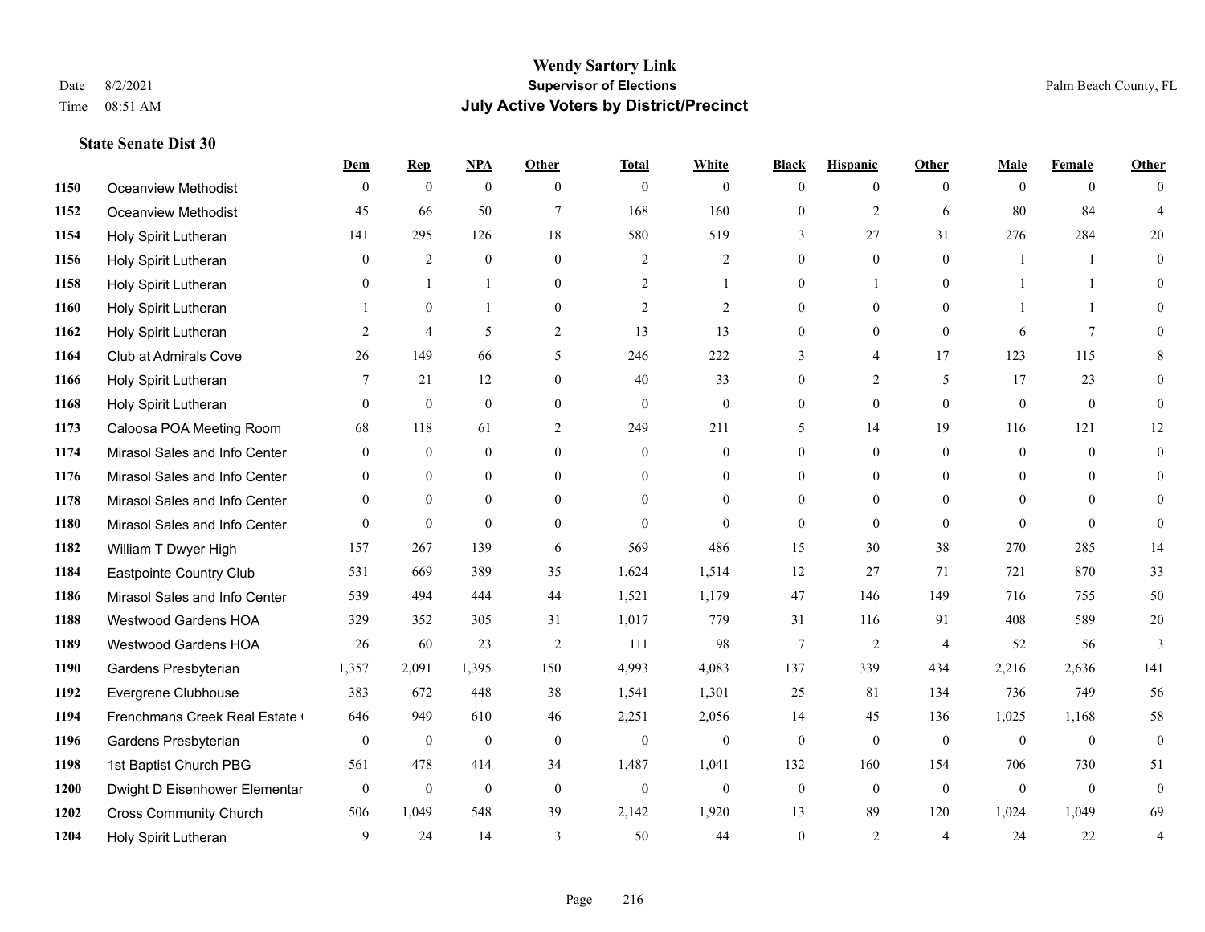# Wendy Sartory Link

**Supervisor of Elections**

**July Active Voters by District/Precinct**

Date 8/2/2021
Time 08:51 AM

Palm Beach County, FL

### State Senate Dist 30

| | | Dem | Rep | NPA | Other | Total | White | Black | Hispanic | Other | Male | Female | Other |
|---|---|---|---|---|---|---|---|---|---|---|---|---|---|
| 1150 | Oceanview Methodist | 0 | 0 | 0 | 0 | 0 | 0 | 0 | 0 | 0 | 0 | 0 | 0 |
| 1152 | Oceanview Methodist | 45 | 66 | 50 | 7 | 168 | 160 | 0 | 2 | 6 | 80 | 84 | 4 |
| 1154 | Holy Spirit Lutheran | 141 | 295 | 126 | 18 | 580 | 519 | 3 | 27 | 31 | 276 | 284 | 20 |
| 1156 | Holy Spirit Lutheran | 0 | 2 | 0 | 0 | 2 | 2 | 0 | 0 | 0 | 1 | 1 | 0 |
| 1158 | Holy Spirit Lutheran | 0 | 1 | 1 | 0 | 2 | 1 | 0 | 1 | 0 | 1 | 1 | 0 |
| 1160 | Holy Spirit Lutheran | 1 | 0 | 1 | 0 | 2 | 2 | 0 | 0 | 0 | 1 | 1 | 0 |
| 1162 | Holy Spirit Lutheran | 2 | 4 | 5 | 2 | 13 | 13 | 0 | 0 | 0 | 6 | 7 | 0 |
| 1164 | Club at Admirals Cove | 26 | 149 | 66 | 5 | 246 | 222 | 3 | 4 | 17 | 123 | 115 | 8 |
| 1166 | Holy Spirit Lutheran | 7 | 21 | 12 | 0 | 40 | 33 | 0 | 2 | 5 | 17 | 23 | 0 |
| 1168 | Holy Spirit Lutheran | 0 | 0 | 0 | 0 | 0 | 0 | 0 | 0 | 0 | 0 | 0 | 0 |
| 1173 | Caloosa POA Meeting Room | 68 | 118 | 61 | 2 | 249 | 211 | 5 | 14 | 19 | 116 | 121 | 12 |
| 1174 | Mirasol Sales and Info Center | 0 | 0 | 0 | 0 | 0 | 0 | 0 | 0 | 0 | 0 | 0 | 0 |
| 1176 | Mirasol Sales and Info Center | 0 | 0 | 0 | 0 | 0 | 0 | 0 | 0 | 0 | 0 | 0 | 0 |
| 1178 | Mirasol Sales and Info Center | 0 | 0 | 0 | 0 | 0 | 0 | 0 | 0 | 0 | 0 | 0 | 0 |
| 1180 | Mirasol Sales and Info Center | 0 | 0 | 0 | 0 | 0 | 0 | 0 | 0 | 0 | 0 | 0 | 0 |
| 1182 | William T Dwyer High | 157 | 267 | 139 | 6 | 569 | 486 | 15 | 30 | 38 | 270 | 285 | 14 |
| 1184 | Eastpointe Country Club | 531 | 669 | 389 | 35 | 1,624 | 1,514 | 12 | 27 | 71 | 721 | 870 | 33 |
| 1186 | Mirasol Sales and Info Center | 539 | 494 | 444 | 44 | 1,521 | 1,179 | 47 | 146 | 149 | 716 | 755 | 50 |
| 1188 | Westwood Gardens HOA | 329 | 352 | 305 | 31 | 1,017 | 779 | 31 | 116 | 91 | 408 | 589 | 20 |
| 1189 | Westwood Gardens HOA | 26 | 60 | 23 | 2 | 111 | 98 | 7 | 2 | 4 | 52 | 56 | 3 |
| 1190 | Gardens Presbyterian | 1,357 | 2,091 | 1,395 | 150 | 4,993 | 4,083 | 137 | 339 | 434 | 2,216 | 2,636 | 141 |
| 1192 | Evergrene Clubhouse | 383 | 672 | 448 | 38 | 1,541 | 1,301 | 25 | 81 | 134 | 736 | 749 | 56 |
| 1194 | Frenchmans Creek Real Estate ( | 646 | 949 | 610 | 46 | 2,251 | 2,056 | 14 | 45 | 136 | 1,025 | 1,168 | 58 |
| 1196 | Gardens Presbyterian | 0 | 0 | 0 | 0 | 0 | 0 | 0 | 0 | 0 | 0 | 0 | 0 |
| 1198 | 1st Baptist Church PBG | 561 | 478 | 414 | 34 | 1,487 | 1,041 | 132 | 160 | 154 | 706 | 730 | 51 |
| 1200 | Dwight D Eisenhower Elementar | 0 | 0 | 0 | 0 | 0 | 0 | 0 | 0 | 0 | 0 | 0 | 0 |
| 1202 | Cross Community Church | 506 | 1,049 | 548 | 39 | 2,142 | 1,920 | 13 | 89 | 120 | 1,024 | 1,049 | 69 |
| 1204 | Holy Spirit Lutheran | 9 | 24 | 14 | 3 | 50 | 44 | 0 | 2 | 4 | 24 | 22 | 4 |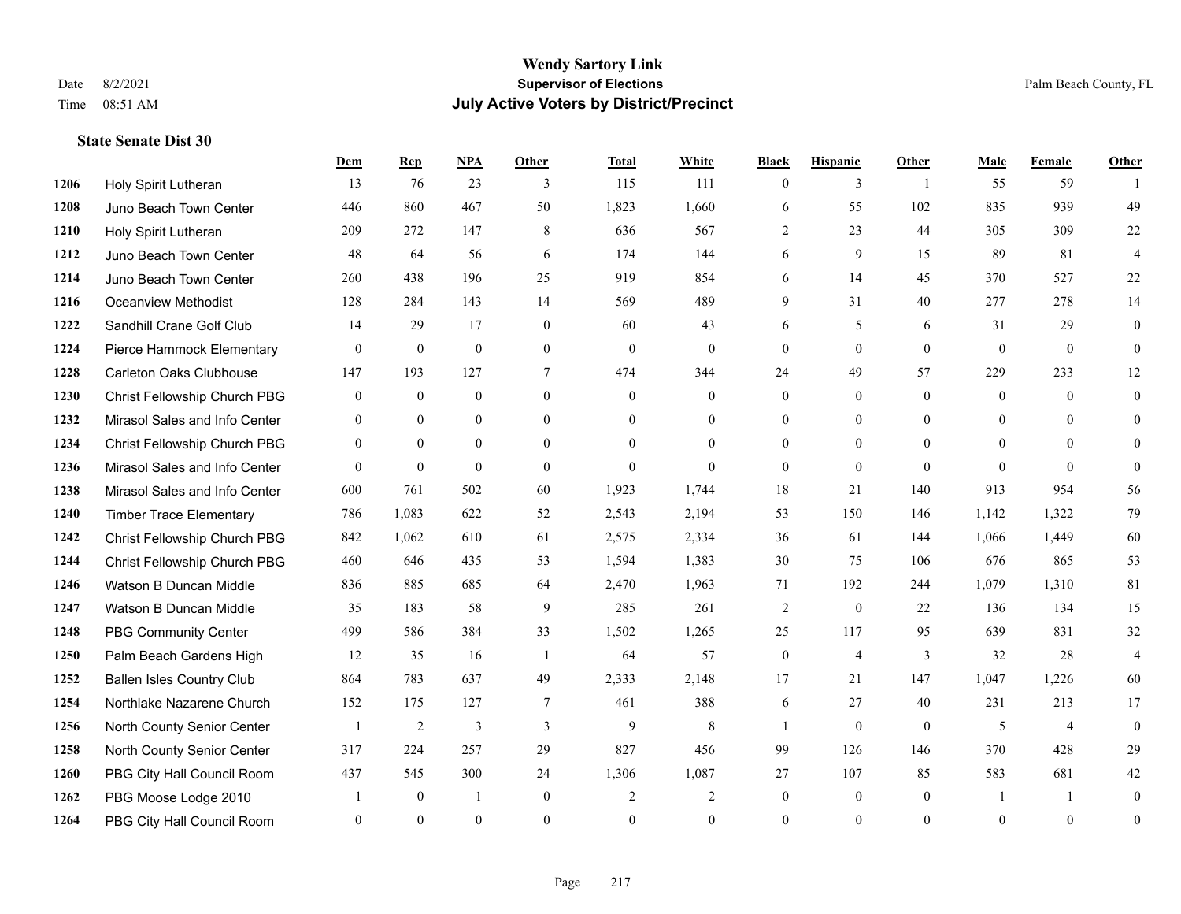# Wendy Sartory Link
## Supervisor of Elections
## July Active Voters by District/Precinct

Date 8/2/2021
Time 08:51 AM

Palm Beach County, FL

### State Senate Dist 30

| | | Dem | Rep | NPA | Other | Total | White | Black | Hispanic | Other | Male | Female | Other |
|---|---|---|---|---|---|---|---|---|---|---|---|---|---|
| 1206 | Holy Spirit Lutheran | 13 | 76 | 23 | 3 | 115 | 111 | 0 | 3 | 1 | 55 | 59 | 1 |
| 1208 | Juno Beach Town Center | 446 | 860 | 467 | 50 | 1,823 | 1,660 | 6 | 55 | 102 | 835 | 939 | 49 |
| 1210 | Holy Spirit Lutheran | 209 | 272 | 147 | 8 | 636 | 567 | 2 | 23 | 44 | 305 | 309 | 22 |
| 1212 | Juno Beach Town Center | 48 | 64 | 56 | 6 | 174 | 144 | 6 | 9 | 15 | 89 | 81 | 4 |
| 1214 | Juno Beach Town Center | 260 | 438 | 196 | 25 | 919 | 854 | 6 | 14 | 45 | 370 | 527 | 22 |
| 1216 | Oceanview Methodist | 128 | 284 | 143 | 14 | 569 | 489 | 9 | 31 | 40 | 277 | 278 | 14 |
| 1222 | Sandhill Crane Golf Club | 14 | 29 | 17 | 0 | 60 | 43 | 6 | 5 | 6 | 31 | 29 | 0 |
| 1224 | Pierce Hammock Elementary | 0 | 0 | 0 | 0 | 0 | 0 | 0 | 0 | 0 | 0 | 0 | 0 |
| 1228 | Carleton Oaks Clubhouse | 147 | 193 | 127 | 7 | 474 | 344 | 24 | 49 | 57 | 229 | 233 | 12 |
| 1230 | Christ Fellowship Church PBG | 0 | 0 | 0 | 0 | 0 | 0 | 0 | 0 | 0 | 0 | 0 | 0 |
| 1232 | Mirasol Sales and Info Center | 0 | 0 | 0 | 0 | 0 | 0 | 0 | 0 | 0 | 0 | 0 | 0 |
| 1234 | Christ Fellowship Church PBG | 0 | 0 | 0 | 0 | 0 | 0 | 0 | 0 | 0 | 0 | 0 | 0 |
| 1236 | Mirasol Sales and Info Center | 0 | 0 | 0 | 0 | 0 | 0 | 0 | 0 | 0 | 0 | 0 | 0 |
| 1238 | Mirasol Sales and Info Center | 600 | 761 | 502 | 60 | 1,923 | 1,744 | 18 | 21 | 140 | 913 | 954 | 56 |
| 1240 | Timber Trace Elementary | 786 | 1,083 | 622 | 52 | 2,543 | 2,194 | 53 | 150 | 146 | 1,142 | 1,322 | 79 |
| 1242 | Christ Fellowship Church PBG | 842 | 1,062 | 610 | 61 | 2,575 | 2,334 | 36 | 61 | 144 | 1,066 | 1,449 | 60 |
| 1244 | Christ Fellowship Church PBG | 460 | 646 | 435 | 53 | 1,594 | 1,383 | 30 | 75 | 106 | 676 | 865 | 53 |
| 1246 | Watson B Duncan Middle | 836 | 885 | 685 | 64 | 2,470 | 1,963 | 71 | 192 | 244 | 1,079 | 1,310 | 81 |
| 1247 | Watson B Duncan Middle | 35 | 183 | 58 | 9 | 285 | 261 | 2 | 0 | 22 | 136 | 134 | 15 |
| 1248 | PBG Community Center | 499 | 586 | 384 | 33 | 1,502 | 1,265 | 25 | 117 | 95 | 639 | 831 | 32 |
| 1250 | Palm Beach Gardens High | 12 | 35 | 16 | 1 | 64 | 57 | 0 | 4 | 3 | 32 | 28 | 4 |
| 1252 | Ballen Isles Country Club | 864 | 783 | 637 | 49 | 2,333 | 2,148 | 17 | 21 | 147 | 1,047 | 1,226 | 60 |
| 1254 | Northlake Nazarene Church | 152 | 175 | 127 | 7 | 461 | 388 | 6 | 27 | 40 | 231 | 213 | 17 |
| 1256 | North County Senior Center | 1 | 2 | 3 | 3 | 9 | 8 | 1 | 0 | 0 | 5 | 4 | 0 |
| 1258 | North County Senior Center | 317 | 224 | 257 | 29 | 827 | 456 | 99 | 126 | 146 | 370 | 428 | 29 |
| 1260 | PBG City Hall Council Room | 437 | 545 | 300 | 24 | 1,306 | 1,087 | 27 | 107 | 85 | 583 | 681 | 42 |
| 1262 | PBG Moose Lodge 2010 | 1 | 0 | 1 | 0 | 2 | 2 | 0 | 0 | 0 | 1 | 1 | 0 |
| 1264 | PBG City Hall Council Room | 0 | 0 | 0 | 0 | 0 | 0 | 0 | 0 | 0 | 0 | 0 | 0 |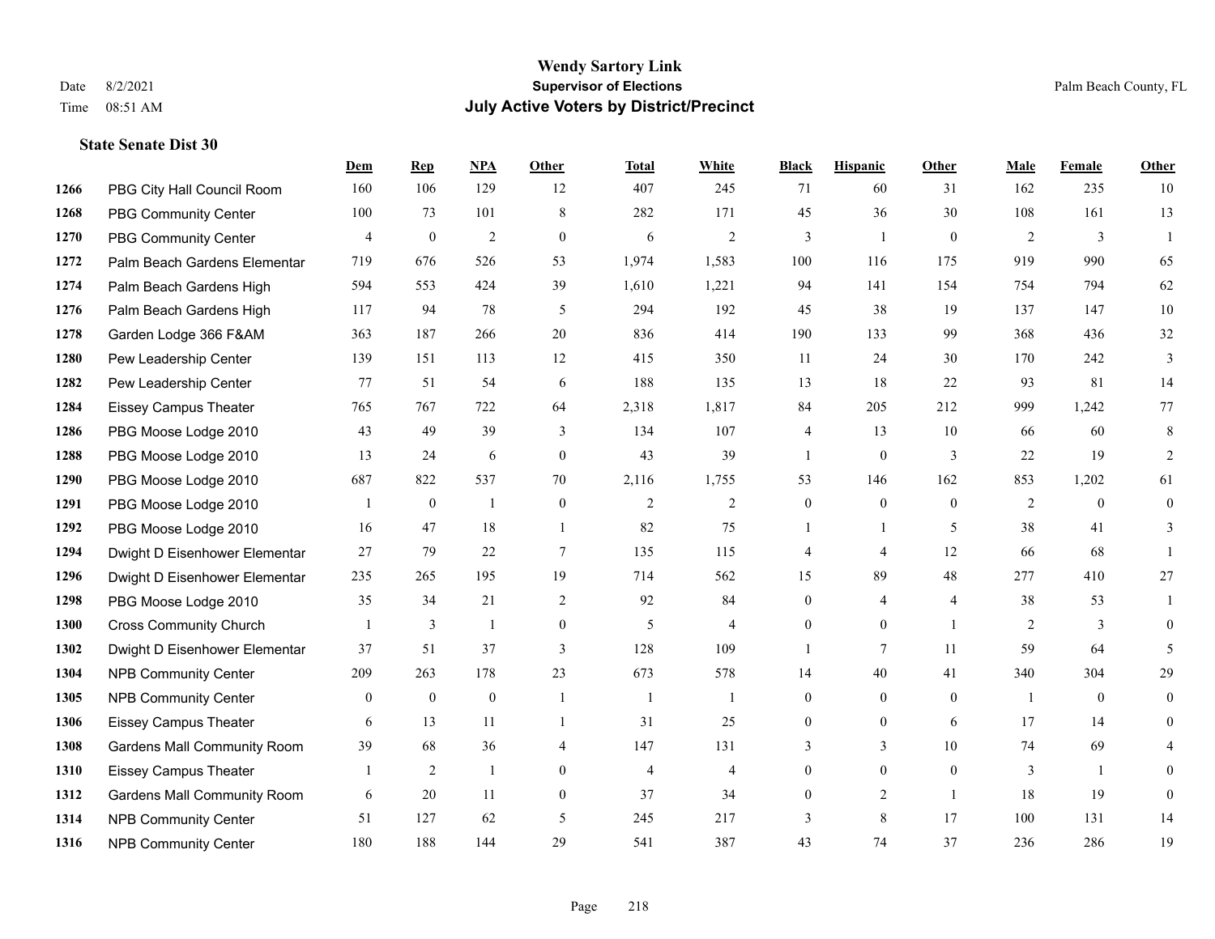# Wendy Sartory Link
## Supervisor of Elections
## July Active Voters by District/Precinct

Date 8/2/2021
Time 08:51 AM

Palm Beach County, FL

### State Senate Dist 30

| | | Dem | Rep | NPA | Other | Total | White | Black | Hispanic | Other | Male | Female | Other |
|---|---|---|---|---|---|---|---|---|---|---|---|---|---|
| 1266 | PBG City Hall Council Room | 160 | 106 | 129 | 12 | 407 | 245 | 71 | 60 | 31 | 162 | 235 | 10 |
| 1268 | PBG Community Center | 100 | 73 | 101 | 8 | 282 | 171 | 45 | 36 | 30 | 108 | 161 | 13 |
| 1270 | PBG Community Center | 4 | 0 | 2 | 0 | 6 | 2 | 3 | 1 | 0 | 2 | 3 | 1 |
| 1272 | Palm Beach Gardens Elementar | 719 | 676 | 526 | 53 | 1,974 | 1,583 | 100 | 116 | 175 | 919 | 990 | 65 |
| 1274 | Palm Beach Gardens High | 594 | 553 | 424 | 39 | 1,610 | 1,221 | 94 | 141 | 154 | 754 | 794 | 62 |
| 1276 | Palm Beach Gardens High | 117 | 94 | 78 | 5 | 294 | 192 | 45 | 38 | 19 | 137 | 147 | 10 |
| 1278 | Garden Lodge 366 F&AM | 363 | 187 | 266 | 20 | 836 | 414 | 190 | 133 | 99 | 368 | 436 | 32 |
| 1280 | Pew Leadership Center | 139 | 151 | 113 | 12 | 415 | 350 | 11 | 24 | 30 | 170 | 242 | 3 |
| 1282 | Pew Leadership Center | 77 | 51 | 54 | 6 | 188 | 135 | 13 | 18 | 22 | 93 | 81 | 14 |
| 1284 | Eissey Campus Theater | 765 | 767 | 722 | 64 | 2,318 | 1,817 | 84 | 205 | 212 | 999 | 1,242 | 77 |
| 1286 | PBG Moose Lodge 2010 | 43 | 49 | 39 | 3 | 134 | 107 | 4 | 13 | 10 | 66 | 60 | 8 |
| 1288 | PBG Moose Lodge 2010 | 13 | 24 | 6 | 0 | 43 | 39 | 1 | 0 | 3 | 22 | 19 | 2 |
| 1290 | PBG Moose Lodge 2010 | 687 | 822 | 537 | 70 | 2,116 | 1,755 | 53 | 146 | 162 | 853 | 1,202 | 61 |
| 1291 | PBG Moose Lodge 2010 | 1 | 0 | 1 | 0 | 2 | 2 | 0 | 0 | 0 | 2 | 0 | 0 |
| 1292 | PBG Moose Lodge 2010 | 16 | 47 | 18 | 1 | 82 | 75 | 1 | 1 | 5 | 38 | 41 | 3 |
| 1294 | Dwight D Eisenhower Elementar | 27 | 79 | 22 | 7 | 135 | 115 | 4 | 4 | 12 | 66 | 68 | 1 |
| 1296 | Dwight D Eisenhower Elementar | 235 | 265 | 195 | 19 | 714 | 562 | 15 | 89 | 48 | 277 | 410 | 27 |
| 1298 | PBG Moose Lodge 2010 | 35 | 34 | 21 | 2 | 92 | 84 | 0 | 4 | 4 | 38 | 53 | 1 |
| 1300 | Cross Community Church | 1 | 3 | 1 | 0 | 5 | 4 | 0 | 0 | 1 | 2 | 3 | 0 |
| 1302 | Dwight D Eisenhower Elementar | 37 | 51 | 37 | 3 | 128 | 109 | 1 | 7 | 11 | 59 | 64 | 5 |
| 1304 | NPB Community Center | 209 | 263 | 178 | 23 | 673 | 578 | 14 | 40 | 41 | 340 | 304 | 29 |
| 1305 | NPB Community Center | 0 | 0 | 0 | 1 | 1 | 1 | 0 | 0 | 0 | 1 | 0 | 0 |
| 1306 | Eissey Campus Theater | 6 | 13 | 11 | 1 | 31 | 25 | 0 | 0 | 6 | 17 | 14 | 0 |
| 1308 | Gardens Mall Community Room | 39 | 68 | 36 | 4 | 147 | 131 | 3 | 3 | 10 | 74 | 69 | 4 |
| 1310 | Eissey Campus Theater | 1 | 2 | 1 | 0 | 4 | 4 | 0 | 0 | 0 | 3 | 1 | 0 |
| 1312 | Gardens Mall Community Room | 6 | 20 | 11 | 0 | 37 | 34 | 0 | 2 | 1 | 18 | 19 | 0 |
| 1314 | NPB Community Center | 51 | 127 | 62 | 5 | 245 | 217 | 3 | 8 | 17 | 100 | 131 | 14 |
| 1316 | NPB Community Center | 180 | 188 | 144 | 29 | 541 | 387 | 43 | 74 | 37 | 236 | 286 | 19 |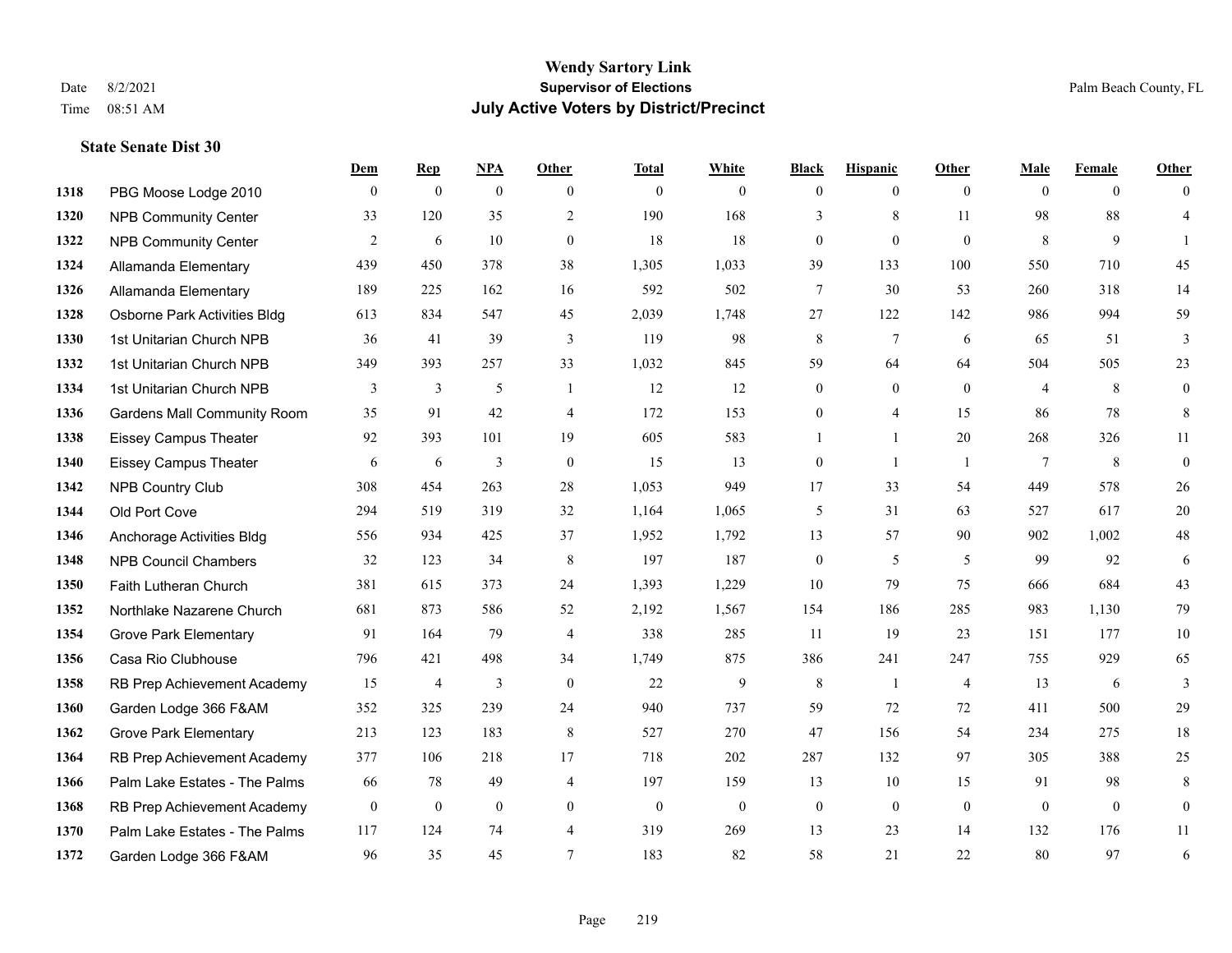# Wendy Sartory Link

**Supervisor of Elections**

**July Active Voters by District/Precinct**

Date 8/2/2021
Time 08:51 AM

Palm Beach County, FL

**State Senate Dist 30**

| | | Dem | Rep | NPA | Other | Total | White | Black | Hispanic | Other | Male | Female | Other |
|---|---|---|---|---|---|---|---|---|---|---|---|---|---|
| 1318 | PBG Moose Lodge 2010 | 0 | 0 | 0 | 0 | 0 | 0 | 0 | 0 | 0 | 0 | 0 | 0 |
| 1320 | NPB Community Center | 33 | 120 | 35 | 2 | 190 | 168 | 3 | 8 | 11 | 98 | 88 | 4 |
| 1322 | NPB Community Center | 2 | 6 | 10 | 0 | 18 | 18 | 0 | 0 | 0 | 8 | 9 | 1 |
| 1324 | Allamanda Elementary | 439 | 450 | 378 | 38 | 1,305 | 1,033 | 39 | 133 | 100 | 550 | 710 | 45 |
| 1326 | Allamanda Elementary | 189 | 225 | 162 | 16 | 592 | 502 | 7 | 30 | 53 | 260 | 318 | 14 |
| 1328 | Osborne Park Activities Bldg | 613 | 834 | 547 | 45 | 2,039 | 1,748 | 27 | 122 | 142 | 986 | 994 | 59 |
| 1330 | 1st Unitarian Church NPB | 36 | 41 | 39 | 3 | 119 | 98 | 8 | 7 | 6 | 65 | 51 | 3 |
| 1332 | 1st Unitarian Church NPB | 349 | 393 | 257 | 33 | 1,032 | 845 | 59 | 64 | 64 | 504 | 505 | 23 |
| 1334 | 1st Unitarian Church NPB | 3 | 3 | 5 | 1 | 12 | 12 | 0 | 0 | 0 | 4 | 8 | 0 |
| 1336 | Gardens Mall Community Room | 35 | 91 | 42 | 4 | 172 | 153 | 0 | 4 | 15 | 86 | 78 | 8 |
| 1338 | Eissey Campus Theater | 92 | 393 | 101 | 19 | 605 | 583 | 1 | 1 | 20 | 268 | 326 | 11 |
| 1340 | Eissey Campus Theater | 6 | 6 | 3 | 0 | 15 | 13 | 0 | 1 | 1 | 7 | 8 | 0 |
| 1342 | NPB Country Club | 308 | 454 | 263 | 28 | 1,053 | 949 | 17 | 33 | 54 | 449 | 578 | 26 |
| 1344 | Old Port Cove | 294 | 519 | 319 | 32 | 1,164 | 1,065 | 5 | 31 | 63 | 527 | 617 | 20 |
| 1346 | Anchorage Activities Bldg | 556 | 934 | 425 | 37 | 1,952 | 1,792 | 13 | 57 | 90 | 902 | 1,002 | 48 |
| 1348 | NPB Council Chambers | 32 | 123 | 34 | 8 | 197 | 187 | 0 | 5 | 5 | 99 | 92 | 6 |
| 1350 | Faith Lutheran Church | 381 | 615 | 373 | 24 | 1,393 | 1,229 | 10 | 79 | 75 | 666 | 684 | 43 |
| 1352 | Northlake Nazarene Church | 681 | 873 | 586 | 52 | 2,192 | 1,567 | 154 | 186 | 285 | 983 | 1,130 | 79 |
| 1354 | Grove Park Elementary | 91 | 164 | 79 | 4 | 338 | 285 | 11 | 19 | 23 | 151 | 177 | 10 |
| 1356 | Casa Rio Clubhouse | 796 | 421 | 498 | 34 | 1,749 | 875 | 386 | 241 | 247 | 755 | 929 | 65 |
| 1358 | RB Prep Achievement Academy | 15 | 4 | 3 | 0 | 22 | 9 | 8 | 1 | 4 | 13 | 6 | 3 |
| 1360 | Garden Lodge 366 F&AM | 352 | 325 | 239 | 24 | 940 | 737 | 59 | 72 | 72 | 411 | 500 | 29 |
| 1362 | Grove Park Elementary | 213 | 123 | 183 | 8 | 527 | 270 | 47 | 156 | 54 | 234 | 275 | 18 |
| 1364 | RB Prep Achievement Academy | 377 | 106 | 218 | 17 | 718 | 202 | 287 | 132 | 97 | 305 | 388 | 25 |
| 1366 | Palm Lake Estates - The Palms | 66 | 78 | 49 | 4 | 197 | 159 | 13 | 10 | 15 | 91 | 98 | 8 |
| 1368 | RB Prep Achievement Academy | 0 | 0 | 0 | 0 | 0 | 0 | 0 | 0 | 0 | 0 | 0 | 0 |
| 1370 | Palm Lake Estates - The Palms | 117 | 124 | 74 | 4 | 319 | 269 | 13 | 23 | 14 | 132 | 176 | 11 |
| 1372 | Garden Lodge 366 F&AM | 96 | 35 | 45 | 7 | 183 | 82 | 58 | 21 | 22 | 80 | 97 | 6 |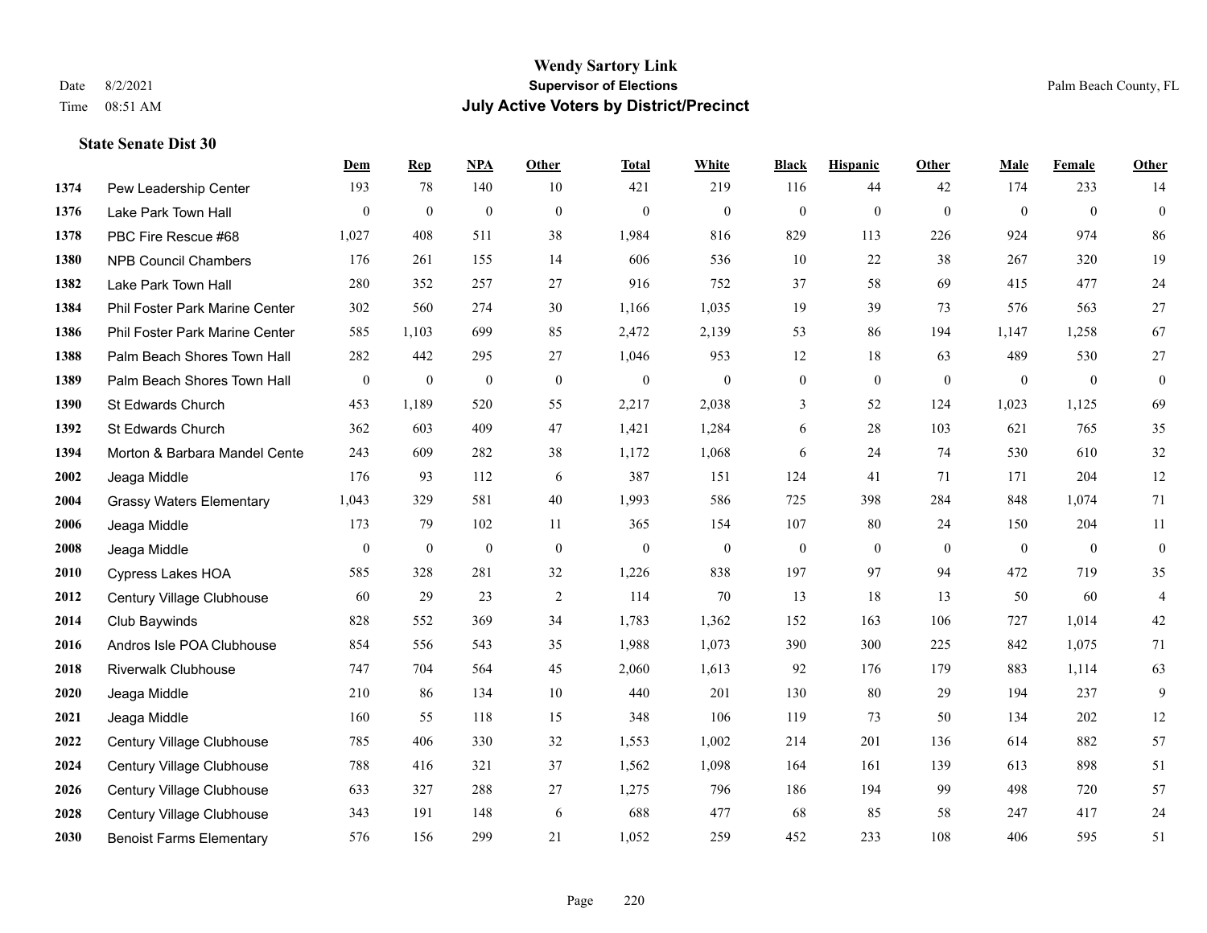# Wendy Sartory Link
## Supervisor of Elections
## July Active Voters by District/Precinct

Date 8/2/2021
Time 08:51 AM

Palm Beach County, FL

### State Senate Dist 30

| | | Dem | Rep | NPA | Other | Total | White | Black | Hispanic | Other | Male | Female | Other |
|---|---|---|---|---|---|---|---|---|---|---|---|---|---|
| 1374 | Pew Leadership Center | 193 | 78 | 140 | 10 | 421 | 219 | 116 | 44 | 42 | 174 | 233 | 14 |
| 1376 | Lake Park Town Hall | 0 | 0 | 0 | 0 | 0 | 0 | 0 | 0 | 0 | 0 | 0 | 0 |
| 1378 | PBC Fire Rescue #68 | 1,027 | 408 | 511 | 38 | 1,984 | 816 | 829 | 113 | 226 | 924 | 974 | 86 |
| 1380 | NPB Council Chambers | 176 | 261 | 155 | 14 | 606 | 536 | 10 | 22 | 38 | 267 | 320 | 19 |
| 1382 | Lake Park Town Hall | 280 | 352 | 257 | 27 | 916 | 752 | 37 | 58 | 69 | 415 | 477 | 24 |
| 1384 | Phil Foster Park Marine Center | 302 | 560 | 274 | 30 | 1,166 | 1,035 | 19 | 39 | 73 | 576 | 563 | 27 |
| 1386 | Phil Foster Park Marine Center | 585 | 1,103 | 699 | 85 | 2,472 | 2,139 | 53 | 86 | 194 | 1,147 | 1,258 | 67 |
| 1388 | Palm Beach Shores Town Hall | 282 | 442 | 295 | 27 | 1,046 | 953 | 12 | 18 | 63 | 489 | 530 | 27 |
| 1389 | Palm Beach Shores Town Hall | 0 | 0 | 0 | 0 | 0 | 0 | 0 | 0 | 0 | 0 | 0 | 0 |
| 1390 | St Edwards Church | 453 | 1,189 | 520 | 55 | 2,217 | 2,038 | 3 | 52 | 124 | 1,023 | 1,125 | 69 |
| 1392 | St Edwards Church | 362 | 603 | 409 | 47 | 1,421 | 1,284 | 6 | 28 | 103 | 621 | 765 | 35 |
| 1394 | Morton & Barbara Mandel Cente | 243 | 609 | 282 | 38 | 1,172 | 1,068 | 6 | 24 | 74 | 530 | 610 | 32 |
| 2002 | Jeaga Middle | 176 | 93 | 112 | 6 | 387 | 151 | 124 | 41 | 71 | 171 | 204 | 12 |
| 2004 | Grassy Waters Elementary | 1,043 | 329 | 581 | 40 | 1,993 | 586 | 725 | 398 | 284 | 848 | 1,074 | 71 |
| 2006 | Jeaga Middle | 173 | 79 | 102 | 11 | 365 | 154 | 107 | 80 | 24 | 150 | 204 | 11 |
| 2008 | Jeaga Middle | 0 | 0 | 0 | 0 | 0 | 0 | 0 | 0 | 0 | 0 | 0 | 0 |
| 2010 | Cypress Lakes HOA | 585 | 328 | 281 | 32 | 1,226 | 838 | 197 | 97 | 94 | 472 | 719 | 35 |
| 2012 | Century Village Clubhouse | 60 | 29 | 23 | 2 | 114 | 70 | 13 | 18 | 13 | 50 | 60 | 4 |
| 2014 | Club Baywinds | 828 | 552 | 369 | 34 | 1,783 | 1,362 | 152 | 163 | 106 | 727 | 1,014 | 42 |
| 2016 | Andros Isle POA Clubhouse | 854 | 556 | 543 | 35 | 1,988 | 1,073 | 390 | 300 | 225 | 842 | 1,075 | 71 |
| 2018 | Riverwalk Clubhouse | 747 | 704 | 564 | 45 | 2,060 | 1,613 | 92 | 176 | 179 | 883 | 1,114 | 63 |
| 2020 | Jeaga Middle | 210 | 86 | 134 | 10 | 440 | 201 | 130 | 80 | 29 | 194 | 237 | 9 |
| 2021 | Jeaga Middle | 160 | 55 | 118 | 15 | 348 | 106 | 119 | 73 | 50 | 134 | 202 | 12 |
| 2022 | Century Village Clubhouse | 785 | 406 | 330 | 32 | 1,553 | 1,002 | 214 | 201 | 136 | 614 | 882 | 57 |
| 2024 | Century Village Clubhouse | 788 | 416 | 321 | 37 | 1,562 | 1,098 | 164 | 161 | 139 | 613 | 898 | 51 |
| 2026 | Century Village Clubhouse | 633 | 327 | 288 | 27 | 1,275 | 796 | 186 | 194 | 99 | 498 | 720 | 57 |
| 2028 | Century Village Clubhouse | 343 | 191 | 148 | 6 | 688 | 477 | 68 | 85 | 58 | 247 | 417 | 24 |
| 2030 | Benoist Farms Elementary | 576 | 156 | 299 | 21 | 1,052 | 259 | 452 | 233 | 108 | 406 | 595 | 51 |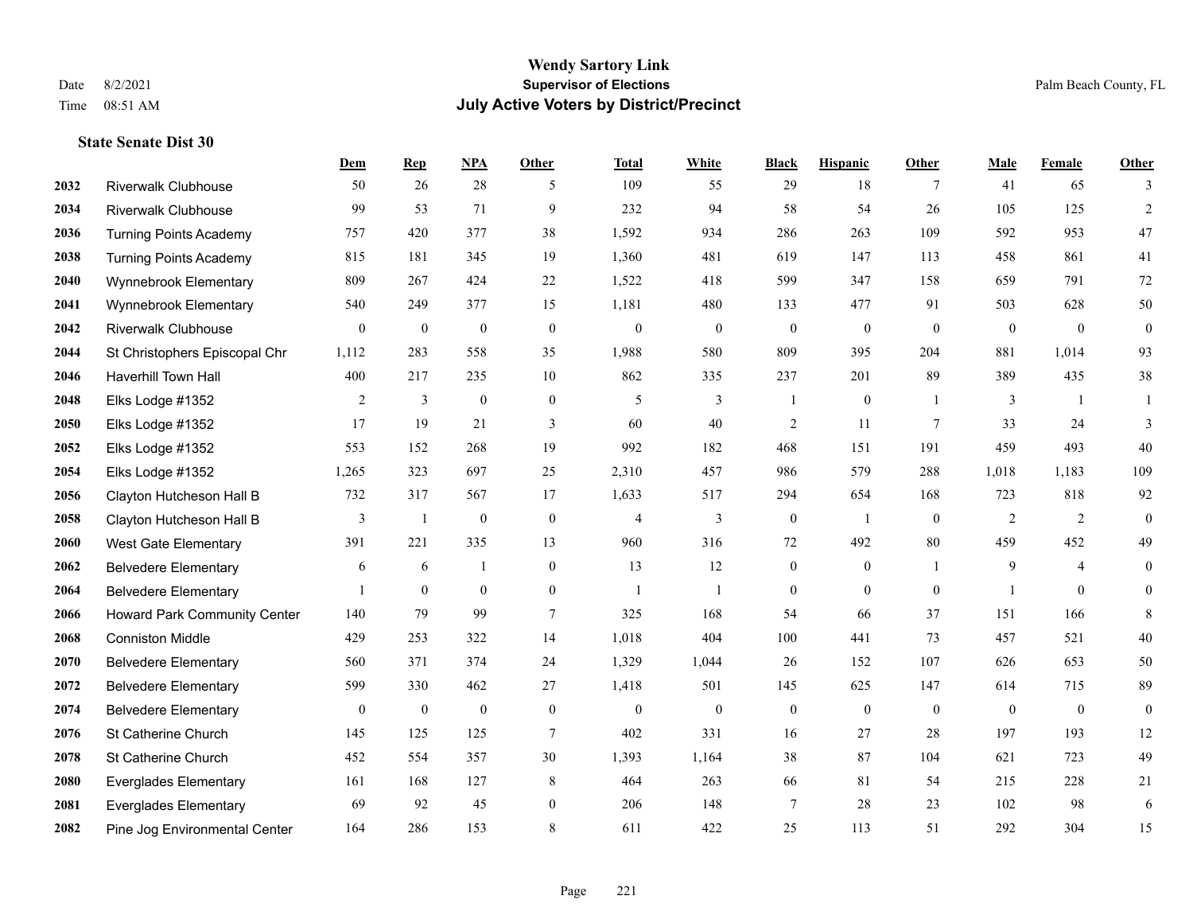# Wendy Sartory Link
## Supervisor of Elections
## July Active Voters by District/Precinct

Date 8/2/2021
Time 08:51 AM

Palm Beach County, FL

### State Senate Dist 30

| | | Dem | Rep | NPA | Other | Total | White | Black | Hispanic | Other | Male | Female | Other |
|---|---|---|---|---|---|---|---|---|---|---|---|---|---|
| 2032 | Riverwalk Clubhouse | 50 | 26 | 28 | 5 | 109 | 55 | 29 | 18 | 7 | 41 | 65 | 3 |
| 2034 | Riverwalk Clubhouse | 99 | 53 | 71 | 9 | 232 | 94 | 58 | 54 | 26 | 105 | 125 | 2 |
| 2036 | Turning Points Academy | 757 | 420 | 377 | 38 | 1,592 | 934 | 286 | 263 | 109 | 592 | 953 | 47 |
| 2038 | Turning Points Academy | 815 | 181 | 345 | 19 | 1,360 | 481 | 619 | 147 | 113 | 458 | 861 | 41 |
| 2040 | Wynnebrook Elementary | 809 | 267 | 424 | 22 | 1,522 | 418 | 599 | 347 | 158 | 659 | 791 | 72 |
| 2041 | Wynnebrook Elementary | 540 | 249 | 377 | 15 | 1,181 | 480 | 133 | 477 | 91 | 503 | 628 | 50 |
| 2042 | Riverwalk Clubhouse | 0 | 0 | 0 | 0 | 0 | 0 | 0 | 0 | 0 | 0 | 0 | 0 |
| 2044 | St Christophers Episcopal Chr | 1,112 | 283 | 558 | 35 | 1,988 | 580 | 809 | 395 | 204 | 881 | 1,014 | 93 |
| 2046 | Haverhill Town Hall | 400 | 217 | 235 | 10 | 862 | 335 | 237 | 201 | 89 | 389 | 435 | 38 |
| 2048 | Elks Lodge #1352 | 2 | 3 | 0 | 0 | 5 | 3 | 1 | 0 | 1 | 3 | 1 | 1 |
| 2050 | Elks Lodge #1352 | 17 | 19 | 21 | 3 | 60 | 40 | 2 | 11 | 7 | 33 | 24 | 3 |
| 2052 | Elks Lodge #1352 | 553 | 152 | 268 | 19 | 992 | 182 | 468 | 151 | 191 | 459 | 493 | 40 |
| 2054 | Elks Lodge #1352 | 1,265 | 323 | 697 | 25 | 2,310 | 457 | 986 | 579 | 288 | 1,018 | 1,183 | 109 |
| 2056 | Clayton Hutcheson Hall B | 732 | 317 | 567 | 17 | 1,633 | 517 | 294 | 654 | 168 | 723 | 818 | 92 |
| 2058 | Clayton Hutcheson Hall B | 3 | 1 | 0 | 0 | 4 | 3 | 0 | 1 | 0 | 2 | 2 | 0 |
| 2060 | West Gate Elementary | 391 | 221 | 335 | 13 | 960 | 316 | 72 | 492 | 80 | 459 | 452 | 49 |
| 2062 | Belvedere Elementary | 6 | 6 | 1 | 0 | 13 | 12 | 0 | 0 | 1 | 9 | 4 | 0 |
| 2064 | Belvedere Elementary | 1 | 0 | 0 | 0 | 1 | 1 | 0 | 0 | 0 | 1 | 0 | 0 |
| 2066 | Howard Park Community Center | 140 | 79 | 99 | 7 | 325 | 168 | 54 | 66 | 37 | 151 | 166 | 8 |
| 2068 | Conniston Middle | 429 | 253 | 322 | 14 | 1,018 | 404 | 100 | 441 | 73 | 457 | 521 | 40 |
| 2070 | Belvedere Elementary | 560 | 371 | 374 | 24 | 1,329 | 1,044 | 26 | 152 | 107 | 626 | 653 | 50 |
| 2072 | Belvedere Elementary | 599 | 330 | 462 | 27 | 1,418 | 501 | 145 | 625 | 147 | 614 | 715 | 89 |
| 2074 | Belvedere Elementary | 0 | 0 | 0 | 0 | 0 | 0 | 0 | 0 | 0 | 0 | 0 | 0 |
| 2076 | St Catherine Church | 145 | 125 | 125 | 7 | 402 | 331 | 16 | 27 | 28 | 197 | 193 | 12 |
| 2078 | St Catherine Church | 452 | 554 | 357 | 30 | 1,393 | 1,164 | 38 | 87 | 104 | 621 | 723 | 49 |
| 2080 | Everglades Elementary | 161 | 168 | 127 | 8 | 464 | 263 | 66 | 81 | 54 | 215 | 228 | 21 |
| 2081 | Everglades Elementary | 69 | 92 | 45 | 0 | 206 | 148 | 7 | 28 | 23 | 102 | 98 | 6 |
| 2082 | Pine Jog Environmental Center | 164 | 286 | 153 | 8 | 611 | 422 | 25 | 113 | 51 | 292 | 304 | 15 |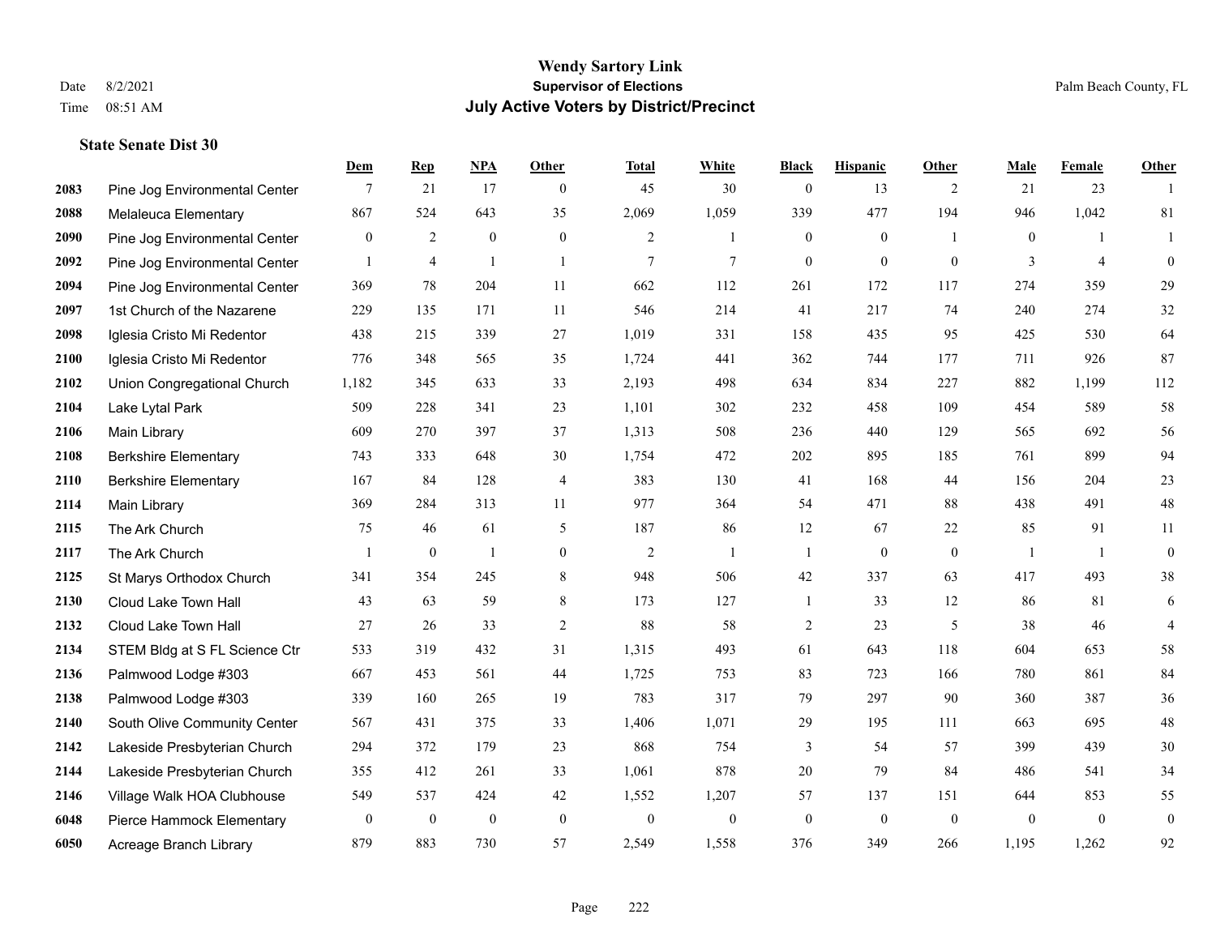# Wendy Sartory Link

**Supervisor of Elections**

**July Active Voters by District/Precinct**

Date 8/2/2021

Time 08:51 AM

Palm Beach County, FL

### State Senate Dist 30

| | | Dem | Rep | NPA | Other | Total | White | Black | Hispanic | Other | Male | Female | Other |
|---|---|---|---|---|---|---|---|---|---|---|---|---|---|
| 2083 | Pine Jog Environmental Center | 7 | 21 | 17 | 0 | 45 | 30 | 0 | 13 | 2 | 21 | 23 | 1 |
| 2088 | Melaleuca Elementary | 867 | 524 | 643 | 35 | 2,069 | 1,059 | 339 | 477 | 194 | 946 | 1,042 | 81 |
| 2090 | Pine Jog Environmental Center | 0 | 2 | 0 | 0 | 2 | 1 | 0 | 0 | 1 | 0 | 1 | 1 |
| 2092 | Pine Jog Environmental Center | 1 | 4 | 1 | 1 | 7 | 7 | 0 | 0 | 0 | 3 | 4 | 0 |
| 2094 | Pine Jog Environmental Center | 369 | 78 | 204 | 11 | 662 | 112 | 261 | 172 | 117 | 274 | 359 | 29 |
| 2097 | 1st Church of the Nazarene | 229 | 135 | 171 | 11 | 546 | 214 | 41 | 217 | 74 | 240 | 274 | 32 |
| 2098 | Iglesia Cristo Mi Redentor | 438 | 215 | 339 | 27 | 1,019 | 331 | 158 | 435 | 95 | 425 | 530 | 64 |
| 2100 | Iglesia Cristo Mi Redentor | 776 | 348 | 565 | 35 | 1,724 | 441 | 362 | 744 | 177 | 711 | 926 | 87 |
| 2102 | Union Congregational Church | 1,182 | 345 | 633 | 33 | 2,193 | 498 | 634 | 834 | 227 | 882 | 1,199 | 112 |
| 2104 | Lake Lytal Park | 509 | 228 | 341 | 23 | 1,101 | 302 | 232 | 458 | 109 | 454 | 589 | 58 |
| 2106 | Main Library | 609 | 270 | 397 | 37 | 1,313 | 508 | 236 | 440 | 129 | 565 | 692 | 56 |
| 2108 | Berkshire Elementary | 743 | 333 | 648 | 30 | 1,754 | 472 | 202 | 895 | 185 | 761 | 899 | 94 |
| 2110 | Berkshire Elementary | 167 | 84 | 128 | 4 | 383 | 130 | 41 | 168 | 44 | 156 | 204 | 23 |
| 2114 | Main Library | 369 | 284 | 313 | 11 | 977 | 364 | 54 | 471 | 88 | 438 | 491 | 48 |
| 2115 | The Ark Church | 75 | 46 | 61 | 5 | 187 | 86 | 12 | 67 | 22 | 85 | 91 | 11 |
| 2117 | The Ark Church | 1 | 0 | 1 | 0 | 2 | 1 | 1 | 0 | 0 | 1 | 1 | 0 |
| 2125 | St Marys Orthodox Church | 341 | 354 | 245 | 8 | 948 | 506 | 42 | 337 | 63 | 417 | 493 | 38 |
| 2130 | Cloud Lake Town Hall | 43 | 63 | 59 | 8 | 173 | 127 | 1 | 33 | 12 | 86 | 81 | 6 |
| 2132 | Cloud Lake Town Hall | 27 | 26 | 33 | 2 | 88 | 58 | 2 | 23 | 5 | 38 | 46 | 4 |
| 2134 | STEM Bldg at S FL Science Ctr | 533 | 319 | 432 | 31 | 1,315 | 493 | 61 | 643 | 118 | 604 | 653 | 58 |
| 2136 | Palmwood Lodge #303 | 667 | 453 | 561 | 44 | 1,725 | 753 | 83 | 723 | 166 | 780 | 861 | 84 |
| 2138 | Palmwood Lodge #303 | 339 | 160 | 265 | 19 | 783 | 317 | 79 | 297 | 90 | 360 | 387 | 36 |
| 2140 | South Olive Community Center | 567 | 431 | 375 | 33 | 1,406 | 1,071 | 29 | 195 | 111 | 663 | 695 | 48 |
| 2142 | Lakeside Presbyterian Church | 294 | 372 | 179 | 23 | 868 | 754 | 3 | 54 | 57 | 399 | 439 | 30 |
| 2144 | Lakeside Presbyterian Church | 355 | 412 | 261 | 33 | 1,061 | 878 | 20 | 79 | 84 | 486 | 541 | 34 |
| 2146 | Village Walk HOA Clubhouse | 549 | 537 | 424 | 42 | 1,552 | 1,207 | 57 | 137 | 151 | 644 | 853 | 55 |
| 6048 | Pierce Hammock Elementary | 0 | 0 | 0 | 0 | 0 | 0 | 0 | 0 | 0 | 0 | 0 | 0 |
| 6050 | Acreage Branch Library | 879 | 883 | 730 | 57 | 2,549 | 1,558 | 376 | 349 | 266 | 1,195 | 1,262 | 92 |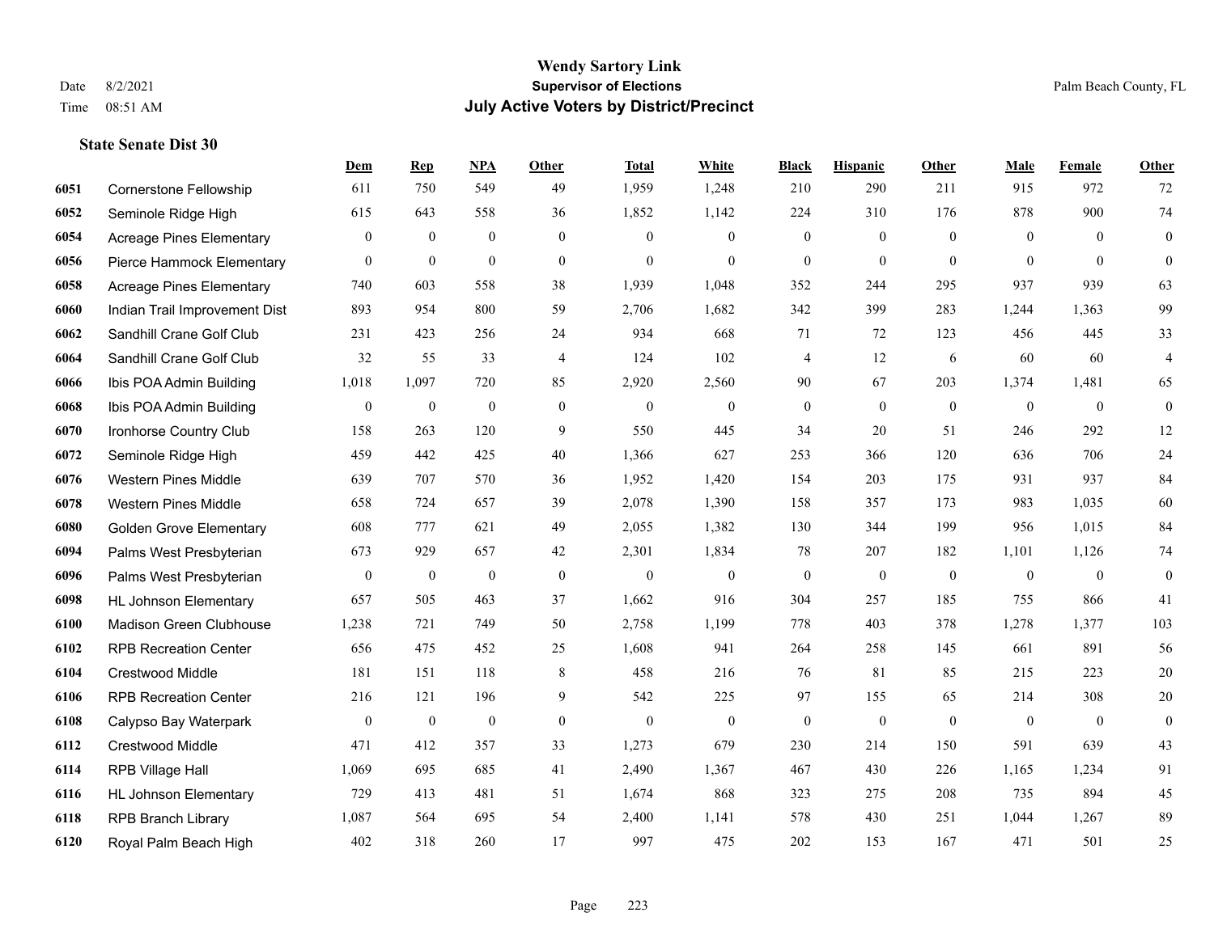# Wendy Sartory Link
## Supervisor of Elections
## July Active Voters by District/Precinct

Date 8/2/2021
Time 08:51 AM

Palm Beach County, FL

### State Senate Dist 30

| | | Dem | Rep | NPA | Other | Total | White | Black | Hispanic | Other | Male | Female | Other |
|---|---|---|---|---|---|---|---|---|---|---|---|---|---|
| 6051 | Cornerstone Fellowship | 611 | 750 | 549 | 49 | 1,959 | 1,248 | 210 | 290 | 211 | 915 | 972 | 72 |
| 6052 | Seminole Ridge High | 615 | 643 | 558 | 36 | 1,852 | 1,142 | 224 | 310 | 176 | 878 | 900 | 74 |
| 6054 | Acreage Pines Elementary | 0 | 0 | 0 | 0 | 0 | 0 | 0 | 0 | 0 | 0 | 0 | 0 |
| 6056 | Pierce Hammock Elementary | 0 | 0 | 0 | 0 | 0 | 0 | 0 | 0 | 0 | 0 | 0 | 0 |
| 6058 | Acreage Pines Elementary | 740 | 603 | 558 | 38 | 1,939 | 1,048 | 352 | 244 | 295 | 937 | 939 | 63 |
| 6060 | Indian Trail Improvement Dist | 893 | 954 | 800 | 59 | 2,706 | 1,682 | 342 | 399 | 283 | 1,244 | 1,363 | 99 |
| 6062 | Sandhill Crane Golf Club | 231 | 423 | 256 | 24 | 934 | 668 | 71 | 72 | 123 | 456 | 445 | 33 |
| 6064 | Sandhill Crane Golf Club | 32 | 55 | 33 | 4 | 124 | 102 | 4 | 12 | 6 | 60 | 60 | 4 |
| 6066 | Ibis POA Admin Building | 1,018 | 1,097 | 720 | 85 | 2,920 | 2,560 | 90 | 67 | 203 | 1,374 | 1,481 | 65 |
| 6068 | Ibis POA Admin Building | 0 | 0 | 0 | 0 | 0 | 0 | 0 | 0 | 0 | 0 | 0 | 0 |
| 6070 | Ironhorse Country Club | 158 | 263 | 120 | 9 | 550 | 445 | 34 | 20 | 51 | 246 | 292 | 12 |
| 6072 | Seminole Ridge High | 459 | 442 | 425 | 40 | 1,366 | 627 | 253 | 366 | 120 | 636 | 706 | 24 |
| 6076 | Western Pines Middle | 639 | 707 | 570 | 36 | 1,952 | 1,420 | 154 | 203 | 175 | 931 | 937 | 84 |
| 6078 | Western Pines Middle | 658 | 724 | 657 | 39 | 2,078 | 1,390 | 158 | 357 | 173 | 983 | 1,035 | 60 |
| 6080 | Golden Grove Elementary | 608 | 777 | 621 | 49 | 2,055 | 1,382 | 130 | 344 | 199 | 956 | 1,015 | 84 |
| 6094 | Palms West Presbyterian | 673 | 929 | 657 | 42 | 2,301 | 1,834 | 78 | 207 | 182 | 1,101 | 1,126 | 74 |
| 6096 | Palms West Presbyterian | 0 | 0 | 0 | 0 | 0 | 0 | 0 | 0 | 0 | 0 | 0 | 0 |
| 6098 | HL Johnson Elementary | 657 | 505 | 463 | 37 | 1,662 | 916 | 304 | 257 | 185 | 755 | 866 | 41 |
| 6100 | Madison Green Clubhouse | 1,238 | 721 | 749 | 50 | 2,758 | 1,199 | 778 | 403 | 378 | 1,278 | 1,377 | 103 |
| 6102 | RPB Recreation Center | 656 | 475 | 452 | 25 | 1,608 | 941 | 264 | 258 | 145 | 661 | 891 | 56 |
| 6104 | Crestwood Middle | 181 | 151 | 118 | 8 | 458 | 216 | 76 | 81 | 85 | 215 | 223 | 20 |
| 6106 | RPB Recreation Center | 216 | 121 | 196 | 9 | 542 | 225 | 97 | 155 | 65 | 214 | 308 | 20 |
| 6108 | Calypso Bay Waterpark | 0 | 0 | 0 | 0 | 0 | 0 | 0 | 0 | 0 | 0 | 0 | 0 |
| 6112 | Crestwood Middle | 471 | 412 | 357 | 33 | 1,273 | 679 | 230 | 214 | 150 | 591 | 639 | 43 |
| 6114 | RPB Village Hall | 1,069 | 695 | 685 | 41 | 2,490 | 1,367 | 467 | 430 | 226 | 1,165 | 1,234 | 91 |
| 6116 | HL Johnson Elementary | 729 | 413 | 481 | 51 | 1,674 | 868 | 323 | 275 | 208 | 735 | 894 | 45 |
| 6118 | RPB Branch Library | 1,087 | 564 | 695 | 54 | 2,400 | 1,141 | 578 | 430 | 251 | 1,044 | 1,267 | 89 |
| 6120 | Royal Palm Beach High | 402 | 318 | 260 | 17 | 997 | 475 | 202 | 153 | 167 | 471 | 501 | 25 |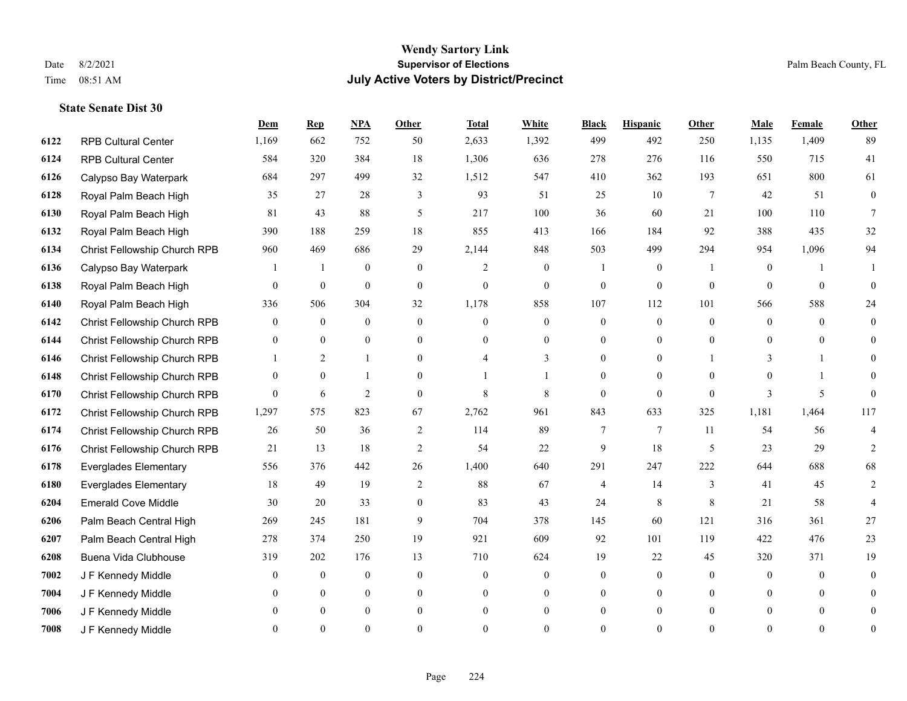# Wendy Sartory Link
## Supervisor of Elections
## July Active Voters by District/Precinct

Date 8/2/2021
Time 08:51 AM

Palm Beach County, FL

### State Senate Dist 30

| | | Dem | Rep | NPA | Other | Total | White | Black | Hispanic | Other | Male | Female | Other |
|---|---|---|---|---|---|---|---|---|---|---|---|---|---|
| 6122 | RPB Cultural Center | 1,169 | 662 | 752 | 50 | 2,633 | 1,392 | 499 | 492 | 250 | 1,135 | 1,409 | 89 |
| 6124 | RPB Cultural Center | 584 | 320 | 384 | 18 | 1,306 | 636 | 278 | 276 | 116 | 550 | 715 | 41 |
| 6126 | Calypso Bay Waterpark | 684 | 297 | 499 | 32 | 1,512 | 547 | 410 | 362 | 193 | 651 | 800 | 61 |
| 6128 | Royal Palm Beach High | 35 | 27 | 28 | 3 | 93 | 51 | 25 | 10 | 7 | 42 | 51 | 0 |
| 6130 | Royal Palm Beach High | 81 | 43 | 88 | 5 | 217 | 100 | 36 | 60 | 21 | 100 | 110 | 7 |
| 6132 | Royal Palm Beach High | 390 | 188 | 259 | 18 | 855 | 413 | 166 | 184 | 92 | 388 | 435 | 32 |
| 6134 | Christ Fellowship Church RPB | 960 | 469 | 686 | 29 | 2,144 | 848 | 503 | 499 | 294 | 954 | 1,096 | 94 |
| 6136 | Calypso Bay Waterpark | 1 | 1 | 0 | 0 | 2 | 0 | 1 | 0 | 1 | 0 | 1 | 1 |
| 6138 | Royal Palm Beach High | 0 | 0 | 0 | 0 | 0 | 0 | 0 | 0 | 0 | 0 | 0 | 0 |
| 6140 | Royal Palm Beach High | 336 | 506 | 304 | 32 | 1,178 | 858 | 107 | 112 | 101 | 566 | 588 | 24 |
| 6142 | Christ Fellowship Church RPB | 0 | 0 | 0 | 0 | 0 | 0 | 0 | 0 | 0 | 0 | 0 | 0 |
| 6144 | Christ Fellowship Church RPB | 0 | 0 | 0 | 0 | 0 | 0 | 0 | 0 | 0 | 0 | 0 | 0 |
| 6146 | Christ Fellowship Church RPB | 1 | 2 | 1 | 0 | 4 | 3 | 0 | 0 | 1 | 3 | 1 | 0 |
| 6148 | Christ Fellowship Church RPB | 0 | 0 | 1 | 0 | 1 | 1 | 0 | 0 | 0 | 0 | 1 | 0 |
| 6170 | Christ Fellowship Church RPB | 0 | 6 | 2 | 0 | 8 | 8 | 0 | 0 | 0 | 3 | 5 | 0 |
| 6172 | Christ Fellowship Church RPB | 1,297 | 575 | 823 | 67 | 2,762 | 961 | 843 | 633 | 325 | 1,181 | 1,464 | 117 |
| 6174 | Christ Fellowship Church RPB | 26 | 50 | 36 | 2 | 114 | 89 | 7 | 7 | 11 | 54 | 56 | 4 |
| 6176 | Christ Fellowship Church RPB | 21 | 13 | 18 | 2 | 54 | 22 | 9 | 18 | 5 | 23 | 29 | 2 |
| 6178 | Everglades Elementary | 556 | 376 | 442 | 26 | 1,400 | 640 | 291 | 247 | 222 | 644 | 688 | 68 |
| 6180 | Everglades Elementary | 18 | 49 | 19 | 2 | 88 | 67 | 4 | 14 | 3 | 41 | 45 | 2 |
| 6204 | Emerald Cove Middle | 30 | 20 | 33 | 0 | 83 | 43 | 24 | 8 | 8 | 21 | 58 | 4 |
| 6206 | Palm Beach Central High | 269 | 245 | 181 | 9 | 704 | 378 | 145 | 60 | 121 | 316 | 361 | 27 |
| 6207 | Palm Beach Central High | 278 | 374 | 250 | 19 | 921 | 609 | 92 | 101 | 119 | 422 | 476 | 23 |
| 6208 | Buena Vida Clubhouse | 319 | 202 | 176 | 13 | 710 | 624 | 19 | 22 | 45 | 320 | 371 | 19 |
| 7002 | J F Kennedy Middle | 0 | 0 | 0 | 0 | 0 | 0 | 0 | 0 | 0 | 0 | 0 | 0 |
| 7004 | J F Kennedy Middle | 0 | 0 | 0 | 0 | 0 | 0 | 0 | 0 | 0 | 0 | 0 | 0 |
| 7006 | J F Kennedy Middle | 0 | 0 | 0 | 0 | 0 | 0 | 0 | 0 | 0 | 0 | 0 | 0 |
| 7008 | J F Kennedy Middle | 0 | 0 | 0 | 0 | 0 | 0 | 0 | 0 | 0 | 0 | 0 | 0 |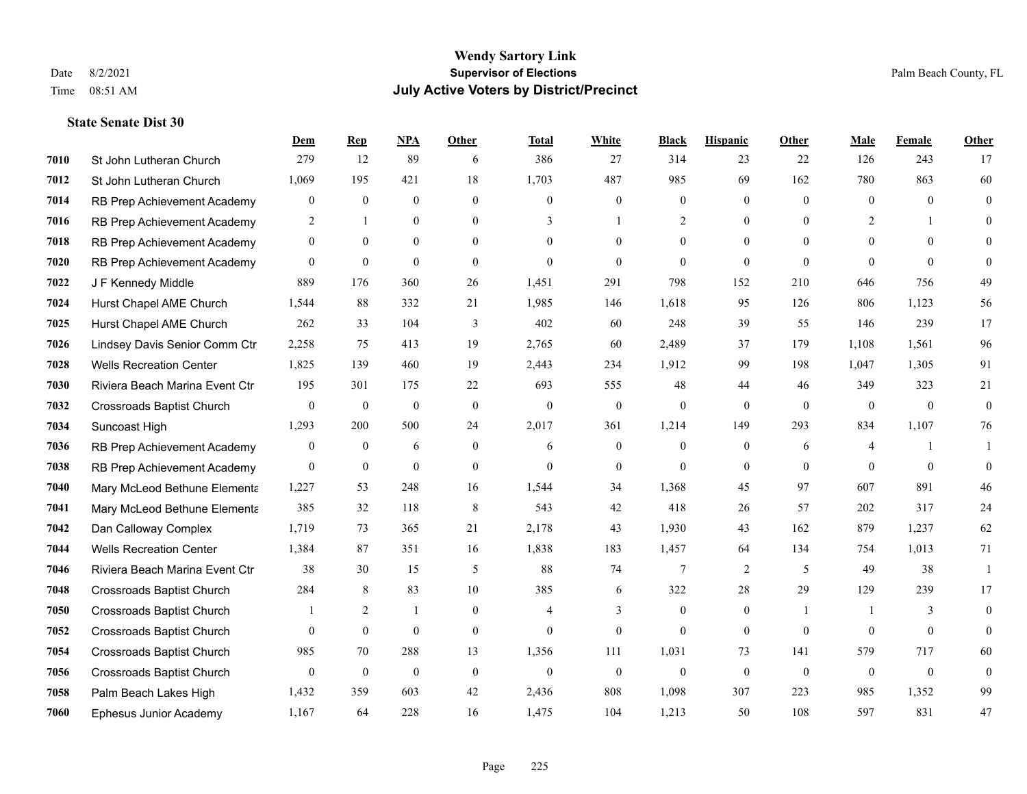# Wendy Sartory Link

**Supervisor of Elections**

**July Active Voters by District/Precinct**

Date 8/2/2021
Time 08:51 AM

Palm Beach County, FL

### State Senate Dist 30

| | | Dem | Rep | NPA | Other | Total | White | Black | Hispanic | Other | Male | Female | Other |
|---|---|---|---|---|---|---|---|---|---|---|---|---|---|
| 7010 | St John Lutheran Church | 279 | 12 | 89 | 6 | 386 | 27 | 314 | 23 | 22 | 126 | 243 | 17 |
| 7012 | St John Lutheran Church | 1,069 | 195 | 421 | 18 | 1,703 | 487 | 985 | 69 | 162 | 780 | 863 | 60 |
| 7014 | RB Prep Achievement Academy | 0 | 0 | 0 | 0 | 0 | 0 | 0 | 0 | 0 | 0 | 0 | 0 |
| 7016 | RB Prep Achievement Academy | 2 | 1 | 0 | 0 | 3 | 1 | 2 | 0 | 0 | 2 | 1 | 0 |
| 7018 | RB Prep Achievement Academy | 0 | 0 | 0 | 0 | 0 | 0 | 0 | 0 | 0 | 0 | 0 | 0 |
| 7020 | RB Prep Achievement Academy | 0 | 0 | 0 | 0 | 0 | 0 | 0 | 0 | 0 | 0 | 0 | 0 |
| 7022 | J F Kennedy Middle | 889 | 176 | 360 | 26 | 1,451 | 291 | 798 | 152 | 210 | 646 | 756 | 49 |
| 7024 | Hurst Chapel AME Church | 1,544 | 88 | 332 | 21 | 1,985 | 146 | 1,618 | 95 | 126 | 806 | 1,123 | 56 |
| 7025 | Hurst Chapel AME Church | 262 | 33 | 104 | 3 | 402 | 60 | 248 | 39 | 55 | 146 | 239 | 17 |
| 7026 | Lindsey Davis Senior Comm Ctr | 2,258 | 75 | 413 | 19 | 2,765 | 60 | 2,489 | 37 | 179 | 1,108 | 1,561 | 96 |
| 7028 | Wells Recreation Center | 1,825 | 139 | 460 | 19 | 2,443 | 234 | 1,912 | 99 | 198 | 1,047 | 1,305 | 91 |
| 7030 | Riviera Beach Marina Event Ctr | 195 | 301 | 175 | 22 | 693 | 555 | 48 | 44 | 46 | 349 | 323 | 21 |
| 7032 | Crossroads Baptist Church | 0 | 0 | 0 | 0 | 0 | 0 | 0 | 0 | 0 | 0 | 0 | 0 |
| 7034 | Suncoast High | 1,293 | 200 | 500 | 24 | 2,017 | 361 | 1,214 | 149 | 293 | 834 | 1,107 | 76 |
| 7036 | RB Prep Achievement Academy | 0 | 0 | 6 | 0 | 6 | 0 | 0 | 0 | 6 | 4 | 1 | 1 |
| 7038 | RB Prep Achievement Academy | 0 | 0 | 0 | 0 | 0 | 0 | 0 | 0 | 0 | 0 | 0 | 0 |
| 7040 | Mary McLeod Bethune Elementa | 1,227 | 53 | 248 | 16 | 1,544 | 34 | 1,368 | 45 | 97 | 607 | 891 | 46 |
| 7041 | Mary McLeod Bethune Elementa | 385 | 32 | 118 | 8 | 543 | 42 | 418 | 26 | 57 | 202 | 317 | 24 |
| 7042 | Dan Calloway Complex | 1,719 | 73 | 365 | 21 | 2,178 | 43 | 1,930 | 43 | 162 | 879 | 1,237 | 62 |
| 7044 | Wells Recreation Center | 1,384 | 87 | 351 | 16 | 1,838 | 183 | 1,457 | 64 | 134 | 754 | 1,013 | 71 |
| 7046 | Riviera Beach Marina Event Ctr | 38 | 30 | 15 | 5 | 88 | 74 | 7 | 2 | 5 | 49 | 38 | 1 |
| 7048 | Crossroads Baptist Church | 284 | 8 | 83 | 10 | 385 | 6 | 322 | 28 | 29 | 129 | 239 | 17 |
| 7050 | Crossroads Baptist Church | 1 | 2 | 1 | 0 | 4 | 3 | 0 | 0 | 1 | 1 | 3 | 0 |
| 7052 | Crossroads Baptist Church | 0 | 0 | 0 | 0 | 0 | 0 | 0 | 0 | 0 | 0 | 0 | 0 |
| 7054 | Crossroads Baptist Church | 985 | 70 | 288 | 13 | 1,356 | 111 | 1,031 | 73 | 141 | 579 | 717 | 60 |
| 7056 | Crossroads Baptist Church | 0 | 0 | 0 | 0 | 0 | 0 | 0 | 0 | 0 | 0 | 0 | 0 |
| 7058 | Palm Beach Lakes High | 1,432 | 359 | 603 | 42 | 2,436 | 808 | 1,098 | 307 | 223 | 985 | 1,352 | 99 |
| 7060 | Ephesus Junior Academy | 1,167 | 64 | 228 | 16 | 1,475 | 104 | 1,213 | 50 | 108 | 597 | 831 | 47 |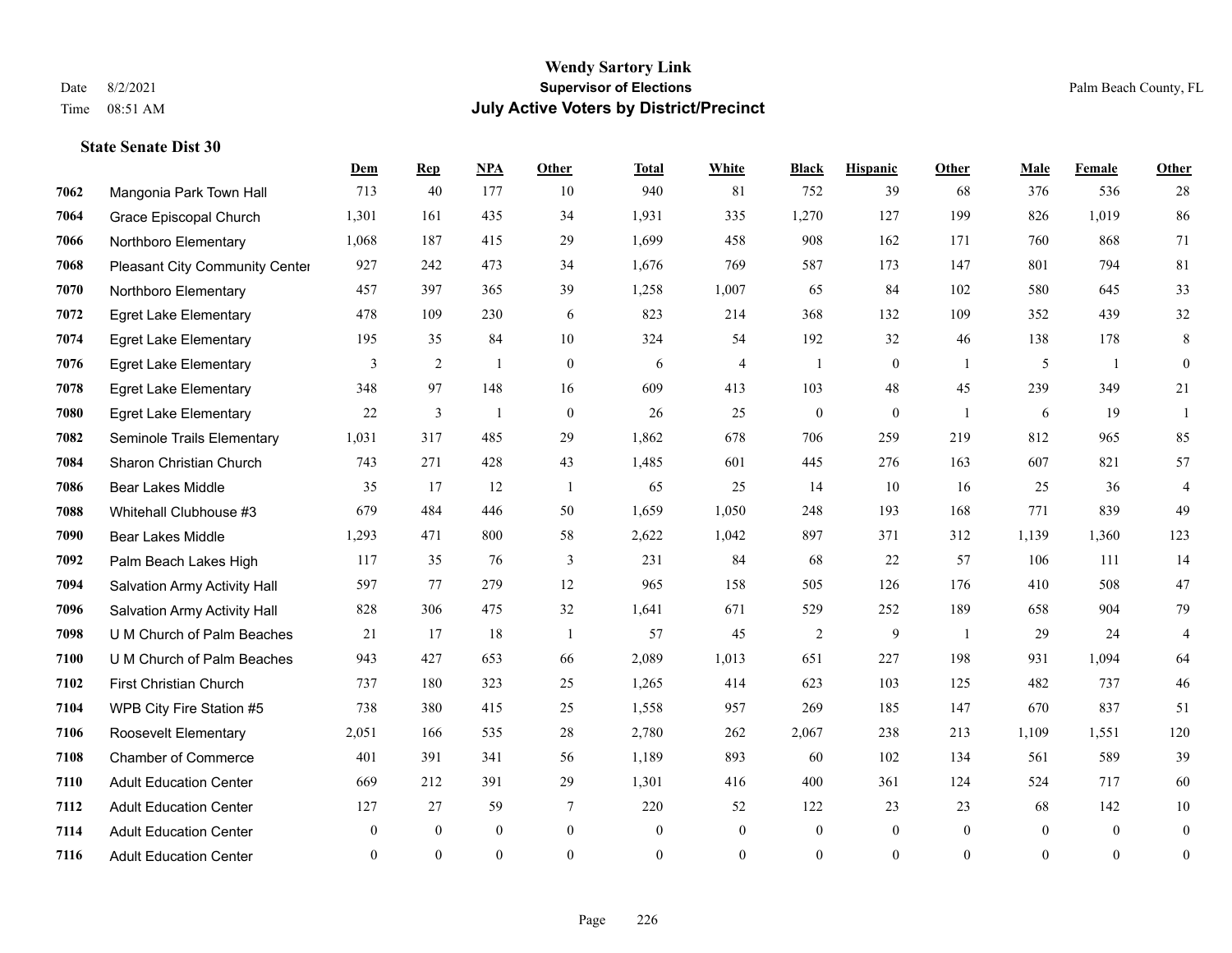**Wendy Sartory Link**

**Supervisor of Elections**

**July Active Voters by District/Precinct**

Date 8/2/2021
Time 08:51 AM

Palm Beach County, FL

### State Senate Dist 30

| | | Dem | Rep | NPA | Other | Total | White | Black | Hispanic | Other | Male | Female | Other |
|---|---|---|---|---|---|---|---|---|---|---|---|---|---|
| 7062 | Mangonia Park Town Hall | 713 | 40 | 177 | 10 | 940 | 81 | 752 | 39 | 68 | 376 | 536 | 28 |
| 7064 | Grace Episcopal Church | 1,301 | 161 | 435 | 34 | 1,931 | 335 | 1,270 | 127 | 199 | 826 | 1,019 | 86 |
| 7066 | Northboro Elementary | 1,068 | 187 | 415 | 29 | 1,699 | 458 | 908 | 162 | 171 | 760 | 868 | 71 |
| 7068 | Pleasant City Community Center | 927 | 242 | 473 | 34 | 1,676 | 769 | 587 | 173 | 147 | 801 | 794 | 81 |
| 7070 | Northboro Elementary | 457 | 397 | 365 | 39 | 1,258 | 1,007 | 65 | 84 | 102 | 580 | 645 | 33 |
| 7072 | Egret Lake Elementary | 478 | 109 | 230 | 6 | 823 | 214 | 368 | 132 | 109 | 352 | 439 | 32 |
| 7074 | Egret Lake Elementary | 195 | 35 | 84 | 10 | 324 | 54 | 192 | 32 | 46 | 138 | 178 | 8 |
| 7076 | Egret Lake Elementary | 3 | 2 | 1 | 0 | 6 | 4 | 1 | 0 | 1 | 5 | 1 | 0 |
| 7078 | Egret Lake Elementary | 348 | 97 | 148 | 16 | 609 | 413 | 103 | 48 | 45 | 239 | 349 | 21 |
| 7080 | Egret Lake Elementary | 22 | 3 | 1 | 0 | 26 | 25 | 0 | 0 | 1 | 6 | 19 | 1 |
| 7082 | Seminole Trails Elementary | 1,031 | 317 | 485 | 29 | 1,862 | 678 | 706 | 259 | 219 | 812 | 965 | 85 |
| 7084 | Sharon Christian Church | 743 | 271 | 428 | 43 | 1,485 | 601 | 445 | 276 | 163 | 607 | 821 | 57 |
| 7086 | Bear Lakes Middle | 35 | 17 | 12 | 1 | 65 | 25 | 14 | 10 | 16 | 25 | 36 | 4 |
| 7088 | Whitehall Clubhouse #3 | 679 | 484 | 446 | 50 | 1,659 | 1,050 | 248 | 193 | 168 | 771 | 839 | 49 |
| 7090 | Bear Lakes Middle | 1,293 | 471 | 800 | 58 | 2,622 | 1,042 | 897 | 371 | 312 | 1,139 | 1,360 | 123 |
| 7092 | Palm Beach Lakes High | 117 | 35 | 76 | 3 | 231 | 84 | 68 | 22 | 57 | 106 | 111 | 14 |
| 7094 | Salvation Army Activity Hall | 597 | 77 | 279 | 12 | 965 | 158 | 505 | 126 | 176 | 410 | 508 | 47 |
| 7096 | Salvation Army Activity Hall | 828 | 306 | 475 | 32 | 1,641 | 671 | 529 | 252 | 189 | 658 | 904 | 79 |
| 7098 | U M Church of Palm Beaches | 21 | 17 | 18 | 1 | 57 | 45 | 2 | 9 | 1 | 29 | 24 | 4 |
| 7100 | U M Church of Palm Beaches | 943 | 427 | 653 | 66 | 2,089 | 1,013 | 651 | 227 | 198 | 931 | 1,094 | 64 |
| 7102 | First Christian Church | 737 | 180 | 323 | 25 | 1,265 | 414 | 623 | 103 | 125 | 482 | 737 | 46 |
| 7104 | WPB City Fire Station #5 | 738 | 380 | 415 | 25 | 1,558 | 957 | 269 | 185 | 147 | 670 | 837 | 51 |
| 7106 | Roosevelt Elementary | 2,051 | 166 | 535 | 28 | 2,780 | 262 | 2,067 | 238 | 213 | 1,109 | 1,551 | 120 |
| 7108 | Chamber of Commerce | 401 | 391 | 341 | 56 | 1,189 | 893 | 60 | 102 | 134 | 561 | 589 | 39 |
| 7110 | Adult Education Center | 669 | 212 | 391 | 29 | 1,301 | 416 | 400 | 361 | 124 | 524 | 717 | 60 |
| 7112 | Adult Education Center | 127 | 27 | 59 | 7 | 220 | 52 | 122 | 23 | 23 | 68 | 142 | 10 |
| 7114 | Adult Education Center | 0 | 0 | 0 | 0 | 0 | 0 | 0 | 0 | 0 | 0 | 0 | 0 |
| 7116 | Adult Education Center | 0 | 0 | 0 | 0 | 0 | 0 | 0 | 0 | 0 | 0 | 0 | 0 |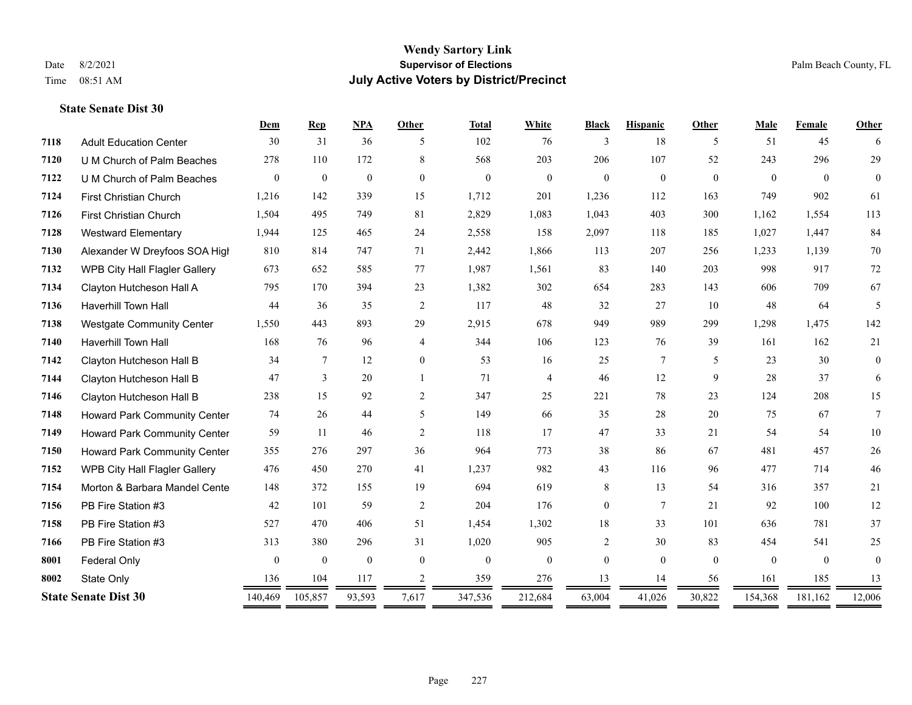# Wendy Sartory Link
## Supervisor of Elections
## July Active Voters by District/Precinct

Date 8/2/2021
Time 08:51 AM

Palm Beach County, FL

**State Senate Dist 30**

| | | Dem | Rep | NPA | Other | Total | White | Black | Hispanic | Other | Male | Female | Other |
|---|---|---|---|---|---|---|---|---|---|---|---|---|---|
| 7118 | Adult Education Center | 30 | 31 | 36 | 5 | 102 | 76 | 3 | 18 | 5 | 51 | 45 | 6 |
| 7120 | U M Church of Palm Beaches | 278 | 110 | 172 | 8 | 568 | 203 | 206 | 107 | 52 | 243 | 296 | 29 |
| 7122 | U M Church of Palm Beaches | 0 | 0 | 0 | 0 | 0 | 0 | 0 | 0 | 0 | 0 | 0 | 0 |
| 7124 | First Christian Church | 1,216 | 142 | 339 | 15 | 1,712 | 201 | 1,236 | 112 | 163 | 749 | 902 | 61 |
| 7126 | First Christian Church | 1,504 | 495 | 749 | 81 | 2,829 | 1,083 | 1,043 | 403 | 300 | 1,162 | 1,554 | 113 |
| 7128 | Westward Elementary | 1,944 | 125 | 465 | 24 | 2,558 | 158 | 2,097 | 118 | 185 | 1,027 | 1,447 | 84 |
| 7130 | Alexander W Dreyfoos SOA High | 810 | 814 | 747 | 71 | 2,442 | 1,866 | 113 | 207 | 256 | 1,233 | 1,139 | 70 |
| 7132 | WPB City Hall Flagler Gallery | 673 | 652 | 585 | 77 | 1,987 | 1,561 | 83 | 140 | 203 | 998 | 917 | 72 |
| 7134 | Clayton Hutcheson Hall A | 795 | 170 | 394 | 23 | 1,382 | 302 | 654 | 283 | 143 | 606 | 709 | 67 |
| 7136 | Haverhill Town Hall | 44 | 36 | 35 | 2 | 117 | 48 | 32 | 27 | 10 | 48 | 64 | 5 |
| 7138 | Westgate Community Center | 1,550 | 443 | 893 | 29 | 2,915 | 678 | 949 | 989 | 299 | 1,298 | 1,475 | 142 |
| 7140 | Haverhill Town Hall | 168 | 76 | 96 | 4 | 344 | 106 | 123 | 76 | 39 | 161 | 162 | 21 |
| 7142 | Clayton Hutcheson Hall B | 34 | 7 | 12 | 0 | 53 | 16 | 25 | 7 | 5 | 23 | 30 | 0 |
| 7144 | Clayton Hutcheson Hall B | 47 | 3 | 20 | 1 | 71 | 4 | 46 | 12 | 9 | 28 | 37 | 6 |
| 7146 | Clayton Hutcheson Hall B | 238 | 15 | 92 | 2 | 347 | 25 | 221 | 78 | 23 | 124 | 208 | 15 |
| 7148 | Howard Park Community Center | 74 | 26 | 44 | 5 | 149 | 66 | 35 | 28 | 20 | 75 | 67 | 7 |
| 7149 | Howard Park Community Center | 59 | 11 | 46 | 2 | 118 | 17 | 47 | 33 | 21 | 54 | 54 | 10 |
| 7150 | Howard Park Community Center | 355 | 276 | 297 | 36 | 964 | 773 | 38 | 86 | 67 | 481 | 457 | 26 |
| 7152 | WPB City Hall Flagler Gallery | 476 | 450 | 270 | 41 | 1,237 | 982 | 43 | 116 | 96 | 477 | 714 | 46 |
| 7154 | Morton & Barbara Mandel Cente | 148 | 372 | 155 | 19 | 694 | 619 | 8 | 13 | 54 | 316 | 357 | 21 |
| 7156 | PB Fire Station #3 | 42 | 101 | 59 | 2 | 204 | 176 | 0 | 7 | 21 | 92 | 100 | 12 |
| 7158 | PB Fire Station #3 | 527 | 470 | 406 | 51 | 1,454 | 1,302 | 18 | 33 | 101 | 636 | 781 | 37 |
| 7166 | PB Fire Station #3 | 313 | 380 | 296 | 31 | 1,020 | 905 | 2 | 30 | 83 | 454 | 541 | 25 |
| 8001 | Federal Only | 0 | 0 | 0 | 0 | 0 | 0 | 0 | 0 | 0 | 0 | 0 | 0 |
| 8002 | State Only | 136 | 104 | 117 | 2 | 359 | 276 | 13 | 14 | 56 | 161 | 185 | 13 |
| **State Senate Dist 30** | | 140,469 | 105,857 | 93,593 | 7,617 | 347,536 | 212,684 | 63,004 | 41,026 | 30,822 | 154,368 | 181,162 | 12,006 |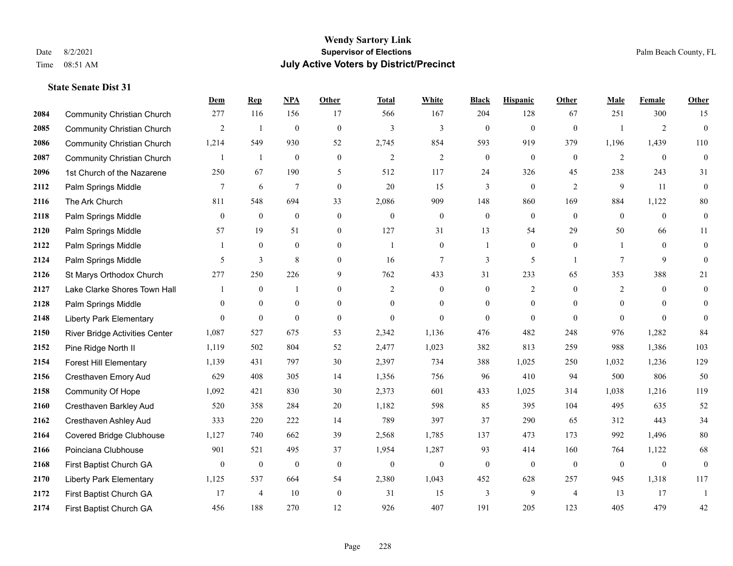**Wendy Sartory Link**
**Supervisor of Elections**
**July Active Voters by District/Precinct**

Date 8/2/2021
Time 08:51 AM

Palm Beach County, FL

### State Senate Dist 31

| | | Dem | Rep | NPA | Other | Total | White | Black | Hispanic | Other | Male | Female | Other |
|---|---|---|---|---|---|---|---|---|---|---|---|---|---|
| 2084 | Community Christian Church | 277 | 116 | 156 | 17 | 566 | 167 | 204 | 128 | 67 | 251 | 300 | 15 |
| 2085 | Community Christian Church | 2 | 1 | 0 | 0 | 3 | 3 | 0 | 0 | 0 | 1 | 2 | 0 |
| 2086 | Community Christian Church | 1,214 | 549 | 930 | 52 | 2,745 | 854 | 593 | 919 | 379 | 1,196 | 1,439 | 110 |
| 2087 | Community Christian Church | 1 | 1 | 0 | 0 | 2 | 2 | 0 | 0 | 0 | 2 | 0 | 0 |
| 2096 | 1st Church of the Nazarene | 250 | 67 | 190 | 5 | 512 | 117 | 24 | 326 | 45 | 238 | 243 | 31 |
| 2112 | Palm Springs Middle | 7 | 6 | 7 | 0 | 20 | 15 | 3 | 0 | 2 | 9 | 11 | 0 |
| 2116 | The Ark Church | 811 | 548 | 694 | 33 | 2,086 | 909 | 148 | 860 | 169 | 884 | 1,122 | 80 |
| 2118 | Palm Springs Middle | 0 | 0 | 0 | 0 | 0 | 0 | 0 | 0 | 0 | 0 | 0 | 0 |
| 2120 | Palm Springs Middle | 57 | 19 | 51 | 0 | 127 | 31 | 13 | 54 | 29 | 50 | 66 | 11 |
| 2122 | Palm Springs Middle | 1 | 0 | 0 | 0 | 1 | 0 | 1 | 0 | 0 | 1 | 0 | 0 |
| 2124 | Palm Springs Middle | 5 | 3 | 8 | 0 | 16 | 7 | 3 | 5 | 1 | 7 | 9 | 0 |
| 2126 | St Marys Orthodox Church | 277 | 250 | 226 | 9 | 762 | 433 | 31 | 233 | 65 | 353 | 388 | 21 |
| 2127 | Lake Clarke Shores Town Hall | 1 | 0 | 1 | 0 | 2 | 0 | 0 | 2 | 0 | 2 | 0 | 0 |
| 2128 | Palm Springs Middle | 0 | 0 | 0 | 0 | 0 | 0 | 0 | 0 | 0 | 0 | 0 | 0 |
| 2148 | Liberty Park Elementary | 0 | 0 | 0 | 0 | 0 | 0 | 0 | 0 | 0 | 0 | 0 | 0 |
| 2150 | River Bridge Activities Center | 1,087 | 527 | 675 | 53 | 2,342 | 1,136 | 476 | 482 | 248 | 976 | 1,282 | 84 |
| 2152 | Pine Ridge North II | 1,119 | 502 | 804 | 52 | 2,477 | 1,023 | 382 | 813 | 259 | 988 | 1,386 | 103 |
| 2154 | Forest Hill Elementary | 1,139 | 431 | 797 | 30 | 2,397 | 734 | 388 | 1,025 | 250 | 1,032 | 1,236 | 129 |
| 2156 | Cresthaven Emory Aud | 629 | 408 | 305 | 14 | 1,356 | 756 | 96 | 410 | 94 | 500 | 806 | 50 |
| 2158 | Community Of Hope | 1,092 | 421 | 830 | 30 | 2,373 | 601 | 433 | 1,025 | 314 | 1,038 | 1,216 | 119 |
| 2160 | Cresthaven Barkley Aud | 520 | 358 | 284 | 20 | 1,182 | 598 | 85 | 395 | 104 | 495 | 635 | 52 |
| 2162 | Cresthaven Ashley Aud | 333 | 220 | 222 | 14 | 789 | 397 | 37 | 290 | 65 | 312 | 443 | 34 |
| 2164 | Covered Bridge Clubhouse | 1,127 | 740 | 662 | 39 | 2,568 | 1,785 | 137 | 473 | 173 | 992 | 1,496 | 80 |
| 2166 | Poinciana Clubhouse | 901 | 521 | 495 | 37 | 1,954 | 1,287 | 93 | 414 | 160 | 764 | 1,122 | 68 |
| 2168 | First Baptist Church GA | 0 | 0 | 0 | 0 | 0 | 0 | 0 | 0 | 0 | 0 | 0 | 0 |
| 2170 | Liberty Park Elementary | 1,125 | 537 | 664 | 54 | 2,380 | 1,043 | 452 | 628 | 257 | 945 | 1,318 | 117 |
| 2172 | First Baptist Church GA | 17 | 4 | 10 | 0 | 31 | 15 | 3 | 9 | 4 | 13 | 17 | 1 |
| 2174 | First Baptist Church GA | 456 | 188 | 270 | 12 | 926 | 407 | 191 | 205 | 123 | 405 | 479 | 42 |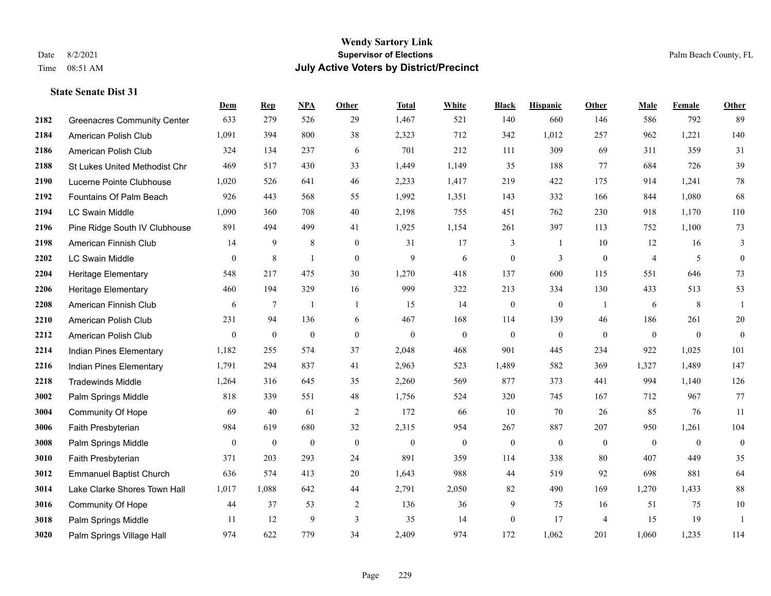# Wendy Sartory Link

## Supervisor of Elections

Date 8/2/2021
Time 08:51 AM

Palm Beach County, FL

## July Active Voters by District/Precinct

### State Senate Dist 31

| | | Dem | Rep | NPA | Other | Total | White | Black | Hispanic | Other | Male | Female | Other |
|---|---|---|---|---|---|---|---|---|---|---|---|---|---|
| 2182 | Greenacres Community Center | 633 | 279 | 526 | 29 | 1,467 | 521 | 140 | 660 | 146 | 586 | 792 | 89 |
| 2184 | American Polish Club | 1,091 | 394 | 800 | 38 | 2,323 | 712 | 342 | 1,012 | 257 | 962 | 1,221 | 140 |
| 2186 | American Polish Club | 324 | 134 | 237 | 6 | 701 | 212 | 111 | 309 | 69 | 311 | 359 | 31 |
| 2188 | St Lukes United Methodist Chr | 469 | 517 | 430 | 33 | 1,449 | 1,149 | 35 | 188 | 77 | 684 | 726 | 39 |
| 2190 | Lucerne Pointe Clubhouse | 1,020 | 526 | 641 | 46 | 2,233 | 1,417 | 219 | 422 | 175 | 914 | 1,241 | 78 |
| 2192 | Fountains Of Palm Beach | 926 | 443 | 568 | 55 | 1,992 | 1,351 | 143 | 332 | 166 | 844 | 1,080 | 68 |
| 2194 | LC Swain Middle | 1,090 | 360 | 708 | 40 | 2,198 | 755 | 451 | 762 | 230 | 918 | 1,170 | 110 |
| 2196 | Pine Ridge South IV Clubhouse | 891 | 494 | 499 | 41 | 1,925 | 1,154 | 261 | 397 | 113 | 752 | 1,100 | 73 |
| 2198 | American Finnish Club | 14 | 9 | 8 | 0 | 31 | 17 | 3 | 1 | 10 | 12 | 16 | 3 |
| 2202 | LC Swain Middle | 0 | 8 | 1 | 0 | 9 | 6 | 0 | 3 | 0 | 4 | 5 | 0 |
| 2204 | Heritage Elementary | 548 | 217 | 475 | 30 | 1,270 | 418 | 137 | 600 | 115 | 551 | 646 | 73 |
| 2206 | Heritage Elementary | 460 | 194 | 329 | 16 | 999 | 322 | 213 | 334 | 130 | 433 | 513 | 53 |
| 2208 | American Finnish Club | 6 | 7 | 1 | 1 | 15 | 14 | 0 | 0 | 1 | 6 | 8 | 1 |
| 2210 | American Polish Club | 231 | 94 | 136 | 6 | 467 | 168 | 114 | 139 | 46 | 186 | 261 | 20 |
| 2212 | American Polish Club | 0 | 0 | 0 | 0 | 0 | 0 | 0 | 0 | 0 | 0 | 0 | 0 |
| 2214 | Indian Pines Elementary | 1,182 | 255 | 574 | 37 | 2,048 | 468 | 901 | 445 | 234 | 922 | 1,025 | 101 |
| 2216 | Indian Pines Elementary | 1,791 | 294 | 837 | 41 | 2,963 | 523 | 1,489 | 582 | 369 | 1,327 | 1,489 | 147 |
| 2218 | Tradewinds Middle | 1,264 | 316 | 645 | 35 | 2,260 | 569 | 877 | 373 | 441 | 994 | 1,140 | 126 |
| 3002 | Palm Springs Middle | 818 | 339 | 551 | 48 | 1,756 | 524 | 320 | 745 | 167 | 712 | 967 | 77 |
| 3004 | Community Of Hope | 69 | 40 | 61 | 2 | 172 | 66 | 10 | 70 | 26 | 85 | 76 | 11 |
| 3006 | Faith Presbyterian | 984 | 619 | 680 | 32 | 2,315 | 954 | 267 | 887 | 207 | 950 | 1,261 | 104 |
| 3008 | Palm Springs Middle | 0 | 0 | 0 | 0 | 0 | 0 | 0 | 0 | 0 | 0 | 0 | 0 |
| 3010 | Faith Presbyterian | 371 | 203 | 293 | 24 | 891 | 359 | 114 | 338 | 80 | 407 | 449 | 35 |
| 3012 | Emmanuel Baptist Church | 636 | 574 | 413 | 20 | 1,643 | 988 | 44 | 519 | 92 | 698 | 881 | 64 |
| 3014 | Lake Clarke Shores Town Hall | 1,017 | 1,088 | 642 | 44 | 2,791 | 2,050 | 82 | 490 | 169 | 1,270 | 1,433 | 88 |
| 3016 | Community Of Hope | 44 | 37 | 53 | 2 | 136 | 36 | 9 | 75 | 16 | 51 | 75 | 10 |
| 3018 | Palm Springs Middle | 11 | 12 | 9 | 3 | 35 | 14 | 0 | 17 | 4 | 15 | 19 | 1 |
| 3020 | Palm Springs Village Hall | 974 | 622 | 779 | 34 | 2,409 | 974 | 172 | 1,062 | 201 | 1,060 | 1,235 | 114 |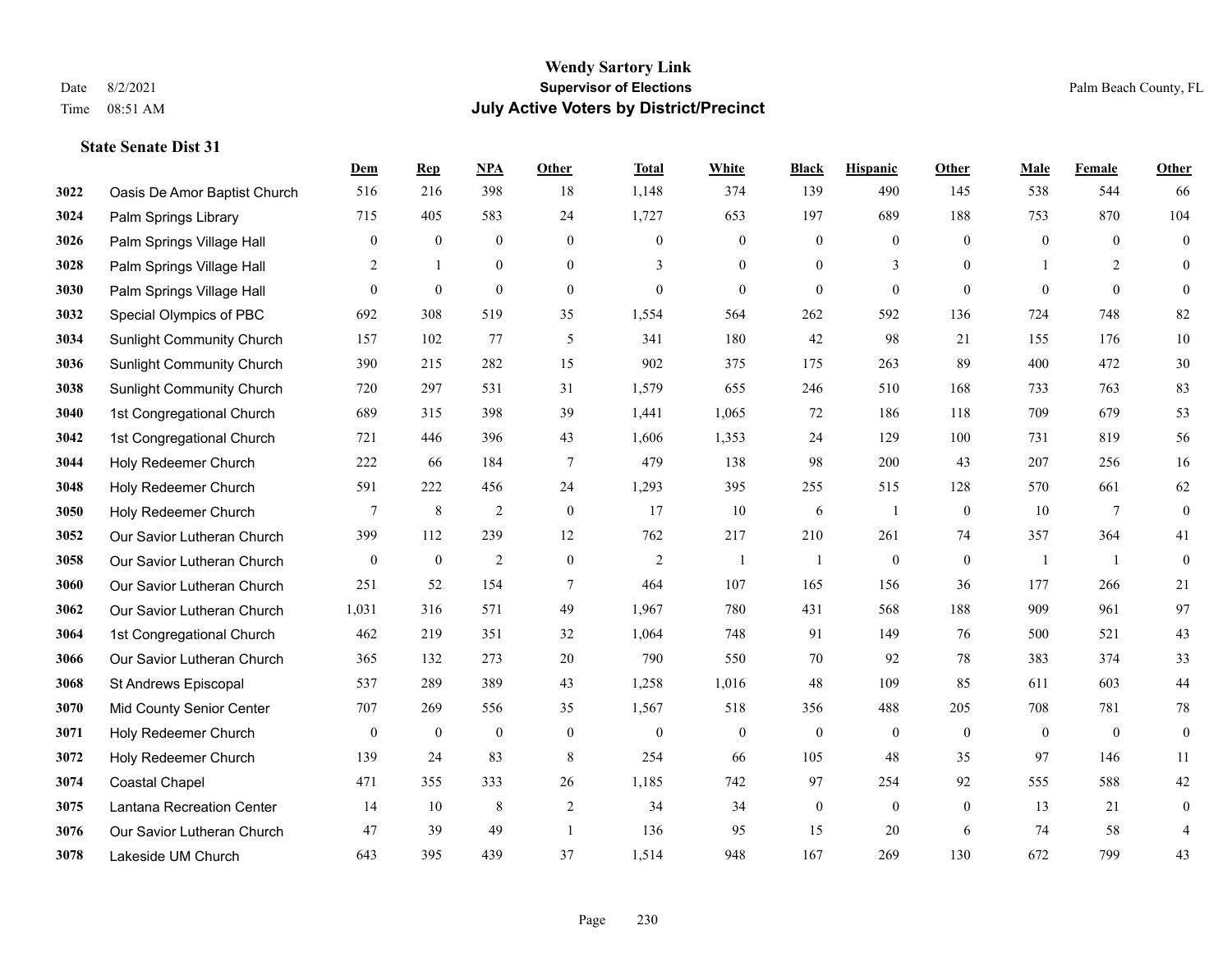**Wendy Sartory Link**
**Supervisor of Elections**
**July Active Voters by District/Precinct**

Date 8/2/2021
Time 08:51 AM

Palm Beach County, FL

### State Senate Dist 31

| | | Dem | Rep | NPA | Other | Total | White | Black | Hispanic | Other | Male | Female | Other |
|---|---|---|---|---|---|---|---|---|---|---|---|---|---|
| 3022 | Oasis De Amor Baptist Church | 516 | 216 | 398 | 18 | 1,148 | 374 | 139 | 490 | 145 | 538 | 544 | 66 |
| 3024 | Palm Springs Library | 715 | 405 | 583 | 24 | 1,727 | 653 | 197 | 689 | 188 | 753 | 870 | 104 |
| 3026 | Palm Springs Village Hall | 0 | 0 | 0 | 0 | 0 | 0 | 0 | 0 | 0 | 0 | 0 | 0 |
| 3028 | Palm Springs Village Hall | 2 | 1 | 0 | 0 | 3 | 0 | 0 | 3 | 0 | 1 | 2 | 0 |
| 3030 | Palm Springs Village Hall | 0 | 0 | 0 | 0 | 0 | 0 | 0 | 0 | 0 | 0 | 0 | 0 |
| 3032 | Special Olympics of PBC | 692 | 308 | 519 | 35 | 1,554 | 564 | 262 | 592 | 136 | 724 | 748 | 82 |
| 3034 | Sunlight Community Church | 157 | 102 | 77 | 5 | 341 | 180 | 42 | 98 | 21 | 155 | 176 | 10 |
| 3036 | Sunlight Community Church | 390 | 215 | 282 | 15 | 902 | 375 | 175 | 263 | 89 | 400 | 472 | 30 |
| 3038 | Sunlight Community Church | 720 | 297 | 531 | 31 | 1,579 | 655 | 246 | 510 | 168 | 733 | 763 | 83 |
| 3040 | 1st Congregational Church | 689 | 315 | 398 | 39 | 1,441 | 1,065 | 72 | 186 | 118 | 709 | 679 | 53 |
| 3042 | 1st Congregational Church | 721 | 446 | 396 | 43 | 1,606 | 1,353 | 24 | 129 | 100 | 731 | 819 | 56 |
| 3044 | Holy Redeemer Church | 222 | 66 | 184 | 7 | 479 | 138 | 98 | 200 | 43 | 207 | 256 | 16 |
| 3048 | Holy Redeemer Church | 591 | 222 | 456 | 24 | 1,293 | 395 | 255 | 515 | 128 | 570 | 661 | 62 |
| 3050 | Holy Redeemer Church | 7 | 8 | 2 | 0 | 17 | 10 | 6 | 1 | 0 | 10 | 7 | 0 |
| 3052 | Our Savior Lutheran Church | 399 | 112 | 239 | 12 | 762 | 217 | 210 | 261 | 74 | 357 | 364 | 41 |
| 3058 | Our Savior Lutheran Church | 0 | 0 | 2 | 0 | 2 | 1 | 1 | 0 | 0 | 1 | 1 | 0 |
| 3060 | Our Savior Lutheran Church | 251 | 52 | 154 | 7 | 464 | 107 | 165 | 156 | 36 | 177 | 266 | 21 |
| 3062 | Our Savior Lutheran Church | 1,031 | 316 | 571 | 49 | 1,967 | 780 | 431 | 568 | 188 | 909 | 961 | 97 |
| 3064 | 1st Congregational Church | 462 | 219 | 351 | 32 | 1,064 | 748 | 91 | 149 | 76 | 500 | 521 | 43 |
| 3066 | Our Savior Lutheran Church | 365 | 132 | 273 | 20 | 790 | 550 | 70 | 92 | 78 | 383 | 374 | 33 |
| 3068 | St Andrews Episcopal | 537 | 289 | 389 | 43 | 1,258 | 1,016 | 48 | 109 | 85 | 611 | 603 | 44 |
| 3070 | Mid County Senior Center | 707 | 269 | 556 | 35 | 1,567 | 518 | 356 | 488 | 205 | 708 | 781 | 78 |
| 3071 | Holy Redeemer Church | 0 | 0 | 0 | 0 | 0 | 0 | 0 | 0 | 0 | 0 | 0 | 0 |
| 3072 | Holy Redeemer Church | 139 | 24 | 83 | 8 | 254 | 66 | 105 | 48 | 35 | 97 | 146 | 11 |
| 3074 | Coastal Chapel | 471 | 355 | 333 | 26 | 1,185 | 742 | 97 | 254 | 92 | 555 | 588 | 42 |
| 3075 | Lantana Recreation Center | 14 | 10 | 8 | 2 | 34 | 34 | 0 | 0 | 0 | 13 | 21 | 0 |
| 3076 | Our Savior Lutheran Church | 47 | 39 | 49 | 1 | 136 | 95 | 15 | 20 | 6 | 74 | 58 | 4 |
| 3078 | Lakeside UM Church | 643 | 395 | 439 | 37 | 1,514 | 948 | 167 | 269 | 130 | 672 | 799 | 43 |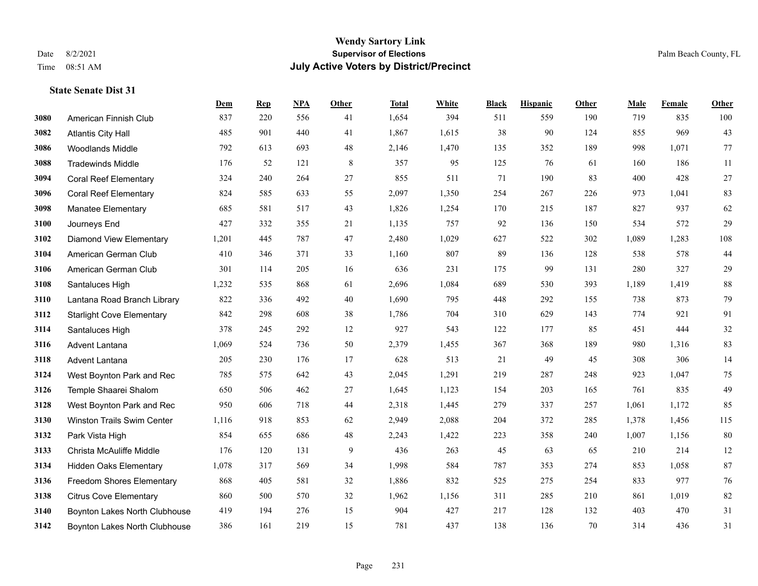**Wendy Sartory Link**
**Supervisor of Elections**
**July Active Voters by District/Precinct**

Date 8/2/2021
Time 08:51 AM

Palm Beach County, FL

### State Senate Dist 31

| | | Dem | Rep | NPA | Other | Total | White | Black | Hispanic | Other | Male | Female | Other |
|---|---|---|---|---|---|---|---|---|---|---|---|---|---|
| 3080 | American Finnish Club | 837 | 220 | 556 | 41 | 1,654 | 394 | 511 | 559 | 190 | 719 | 835 | 100 |
| 3082 | Atlantis City Hall | 485 | 901 | 440 | 41 | 1,867 | 1,615 | 38 | 90 | 124 | 855 | 969 | 43 |
| 3086 | Woodlands Middle | 792 | 613 | 693 | 48 | 2,146 | 1,470 | 135 | 352 | 189 | 998 | 1,071 | 77 |
| 3088 | Tradewinds Middle | 176 | 52 | 121 | 8 | 357 | 95 | 125 | 76 | 61 | 160 | 186 | 11 |
| 3094 | Coral Reef Elementary | 324 | 240 | 264 | 27 | 855 | 511 | 71 | 190 | 83 | 400 | 428 | 27 |
| 3096 | Coral Reef Elementary | 824 | 585 | 633 | 55 | 2,097 | 1,350 | 254 | 267 | 226 | 973 | 1,041 | 83 |
| 3098 | Manatee Elementary | 685 | 581 | 517 | 43 | 1,826 | 1,254 | 170 | 215 | 187 | 827 | 937 | 62 |
| 3100 | Journeys End | 427 | 332 | 355 | 21 | 1,135 | 757 | 92 | 136 | 150 | 534 | 572 | 29 |
| 3102 | Diamond View Elementary | 1,201 | 445 | 787 | 47 | 2,480 | 1,029 | 627 | 522 | 302 | 1,089 | 1,283 | 108 |
| 3104 | American German Club | 410 | 346 | 371 | 33 | 1,160 | 807 | 89 | 136 | 128 | 538 | 578 | 44 |
| 3106 | American German Club | 301 | 114 | 205 | 16 | 636 | 231 | 175 | 99 | 131 | 280 | 327 | 29 |
| 3108 | Santaluces High | 1,232 | 535 | 868 | 61 | 2,696 | 1,084 | 689 | 530 | 393 | 1,189 | 1,419 | 88 |
| 3110 | Lantana Road Branch Library | 822 | 336 | 492 | 40 | 1,690 | 795 | 448 | 292 | 155 | 738 | 873 | 79 |
| 3112 | Starlight Cove Elementary | 842 | 298 | 608 | 38 | 1,786 | 704 | 310 | 629 | 143 | 774 | 921 | 91 |
| 3114 | Santaluces High | 378 | 245 | 292 | 12 | 927 | 543 | 122 | 177 | 85 | 451 | 444 | 32 |
| 3116 | Advent Lantana | 1,069 | 524 | 736 | 50 | 2,379 | 1,455 | 367 | 368 | 189 | 980 | 1,316 | 83 |
| 3118 | Advent Lantana | 205 | 230 | 176 | 17 | 628 | 513 | 21 | 49 | 45 | 308 | 306 | 14 |
| 3124 | West Boynton Park and Rec | 785 | 575 | 642 | 43 | 2,045 | 1,291 | 219 | 287 | 248 | 923 | 1,047 | 75 |
| 3126 | Temple Shaarei Shalom | 650 | 506 | 462 | 27 | 1,645 | 1,123 | 154 | 203 | 165 | 761 | 835 | 49 |
| 3128 | West Boynton Park and Rec | 950 | 606 | 718 | 44 | 2,318 | 1,445 | 279 | 337 | 257 | 1,061 | 1,172 | 85 |
| 3130 | Winston Trails Swim Center | 1,116 | 918 | 853 | 62 | 2,949 | 2,088 | 204 | 372 | 285 | 1,378 | 1,456 | 115 |
| 3132 | Park Vista High | 854 | 655 | 686 | 48 | 2,243 | 1,422 | 223 | 358 | 240 | 1,007 | 1,156 | 80 |
| 3133 | Christa McAuliffe Middle | 176 | 120 | 131 | 9 | 436 | 263 | 45 | 63 | 65 | 210 | 214 | 12 |
| 3134 | Hidden Oaks Elementary | 1,078 | 317 | 569 | 34 | 1,998 | 584 | 787 | 353 | 274 | 853 | 1,058 | 87 |
| 3136 | Freedom Shores Elementary | 868 | 405 | 581 | 32 | 1,886 | 832 | 525 | 275 | 254 | 833 | 977 | 76 |
| 3138 | Citrus Cove Elementary | 860 | 500 | 570 | 32 | 1,962 | 1,156 | 311 | 285 | 210 | 861 | 1,019 | 82 |
| 3140 | Boynton Lakes North Clubhouse | 419 | 194 | 276 | 15 | 904 | 427 | 217 | 128 | 132 | 403 | 470 | 31 |
| 3142 | Boynton Lakes North Clubhouse | 386 | 161 | 219 | 15 | 781 | 437 | 138 | 136 | 70 | 314 | 436 | 31 |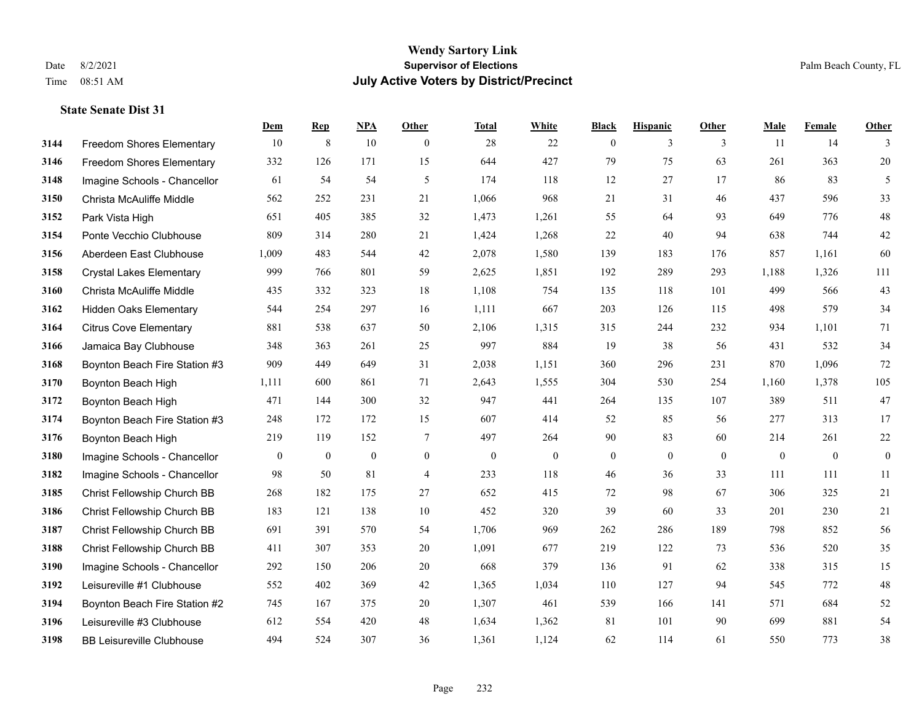# Wendy Sartory Link
## Supervisor of Elections
## July Active Voters by District/Precinct

Date 8/2/2021
Time 08:51 AM

Palm Beach County, FL

### State Senate Dist 31

| | | Dem | Rep | NPA | Other | Total | White | Black | Hispanic | Other | Male | Female | Other |
|---|---|---|---|---|---|---|---|---|---|---|---|---|---|
| 3144 | Freedom Shores Elementary | 10 | 8 | 10 | 0 | 28 | 22 | 0 | 3 | 3 | 11 | 14 | 3 |
| 3146 | Freedom Shores Elementary | 332 | 126 | 171 | 15 | 644 | 427 | 79 | 75 | 63 | 261 | 363 | 20 |
| 3148 | Imagine Schools - Chancellor | 61 | 54 | 54 | 5 | 174 | 118 | 12 | 27 | 17 | 86 | 83 | 5 |
| 3150 | Christa McAuliffe Middle | 562 | 252 | 231 | 21 | 1,066 | 968 | 21 | 31 | 46 | 437 | 596 | 33 |
| 3152 | Park Vista High | 651 | 405 | 385 | 32 | 1,473 | 1,261 | 55 | 64 | 93 | 649 | 776 | 48 |
| 3154 | Ponte Vecchio Clubhouse | 809 | 314 | 280 | 21 | 1,424 | 1,268 | 22 | 40 | 94 | 638 | 744 | 42 |
| 3156 | Aberdeen East Clubhouse | 1,009 | 483 | 544 | 42 | 2,078 | 1,580 | 139 | 183 | 176 | 857 | 1,161 | 60 |
| 3158 | Crystal Lakes Elementary | 999 | 766 | 801 | 59 | 2,625 | 1,851 | 192 | 289 | 293 | 1,188 | 1,326 | 111 |
| 3160 | Christa McAuliffe Middle | 435 | 332 | 323 | 18 | 1,108 | 754 | 135 | 118 | 101 | 499 | 566 | 43 |
| 3162 | Hidden Oaks Elementary | 544 | 254 | 297 | 16 | 1,111 | 667 | 203 | 126 | 115 | 498 | 579 | 34 |
| 3164 | Citrus Cove Elementary | 881 | 538 | 637 | 50 | 2,106 | 1,315 | 315 | 244 | 232 | 934 | 1,101 | 71 |
| 3166 | Jamaica Bay Clubhouse | 348 | 363 | 261 | 25 | 997 | 884 | 19 | 38 | 56 | 431 | 532 | 34 |
| 3168 | Boynton Beach Fire Station #3 | 909 | 449 | 649 | 31 | 2,038 | 1,151 | 360 | 296 | 231 | 870 | 1,096 | 72 |
| 3170 | Boynton Beach High | 1,111 | 600 | 861 | 71 | 2,643 | 1,555 | 304 | 530 | 254 | 1,160 | 1,378 | 105 |
| 3172 | Boynton Beach High | 471 | 144 | 300 | 32 | 947 | 441 | 264 | 135 | 107 | 389 | 511 | 47 |
| 3174 | Boynton Beach Fire Station #3 | 248 | 172 | 172 | 15 | 607 | 414 | 52 | 85 | 56 | 277 | 313 | 17 |
| 3176 | Boynton Beach High | 219 | 119 | 152 | 7 | 497 | 264 | 90 | 83 | 60 | 214 | 261 | 22 |
| 3180 | Imagine Schools - Chancellor | 0 | 0 | 0 | 0 | 0 | 0 | 0 | 0 | 0 | 0 | 0 | 0 |
| 3182 | Imagine Schools - Chancellor | 98 | 50 | 81 | 4 | 233 | 118 | 46 | 36 | 33 | 111 | 111 | 11 |
| 3185 | Christ Fellowship Church BB | 268 | 182 | 175 | 27 | 652 | 415 | 72 | 98 | 67 | 306 | 325 | 21 |
| 3186 | Christ Fellowship Church BB | 183 | 121 | 138 | 10 | 452 | 320 | 39 | 60 | 33 | 201 | 230 | 21 |
| 3187 | Christ Fellowship Church BB | 691 | 391 | 570 | 54 | 1,706 | 969 | 262 | 286 | 189 | 798 | 852 | 56 |
| 3188 | Christ Fellowship Church BB | 411 | 307 | 353 | 20 | 1,091 | 677 | 219 | 122 | 73 | 536 | 520 | 35 |
| 3190 | Imagine Schools - Chancellor | 292 | 150 | 206 | 20 | 668 | 379 | 136 | 91 | 62 | 338 | 315 | 15 |
| 3192 | Leisureville #1 Clubhouse | 552 | 402 | 369 | 42 | 1,365 | 1,034 | 110 | 127 | 94 | 545 | 772 | 48 |
| 3194 | Boynton Beach Fire Station #2 | 745 | 167 | 375 | 20 | 1,307 | 461 | 539 | 166 | 141 | 571 | 684 | 52 |
| 3196 | Leisureville #3 Clubhouse | 612 | 554 | 420 | 48 | 1,634 | 1,362 | 81 | 101 | 90 | 699 | 881 | 54 |
| 3198 | BB Leisureville Clubhouse | 494 | 524 | 307 | 36 | 1,361 | 1,124 | 62 | 114 | 61 | 550 | 773 | 38 |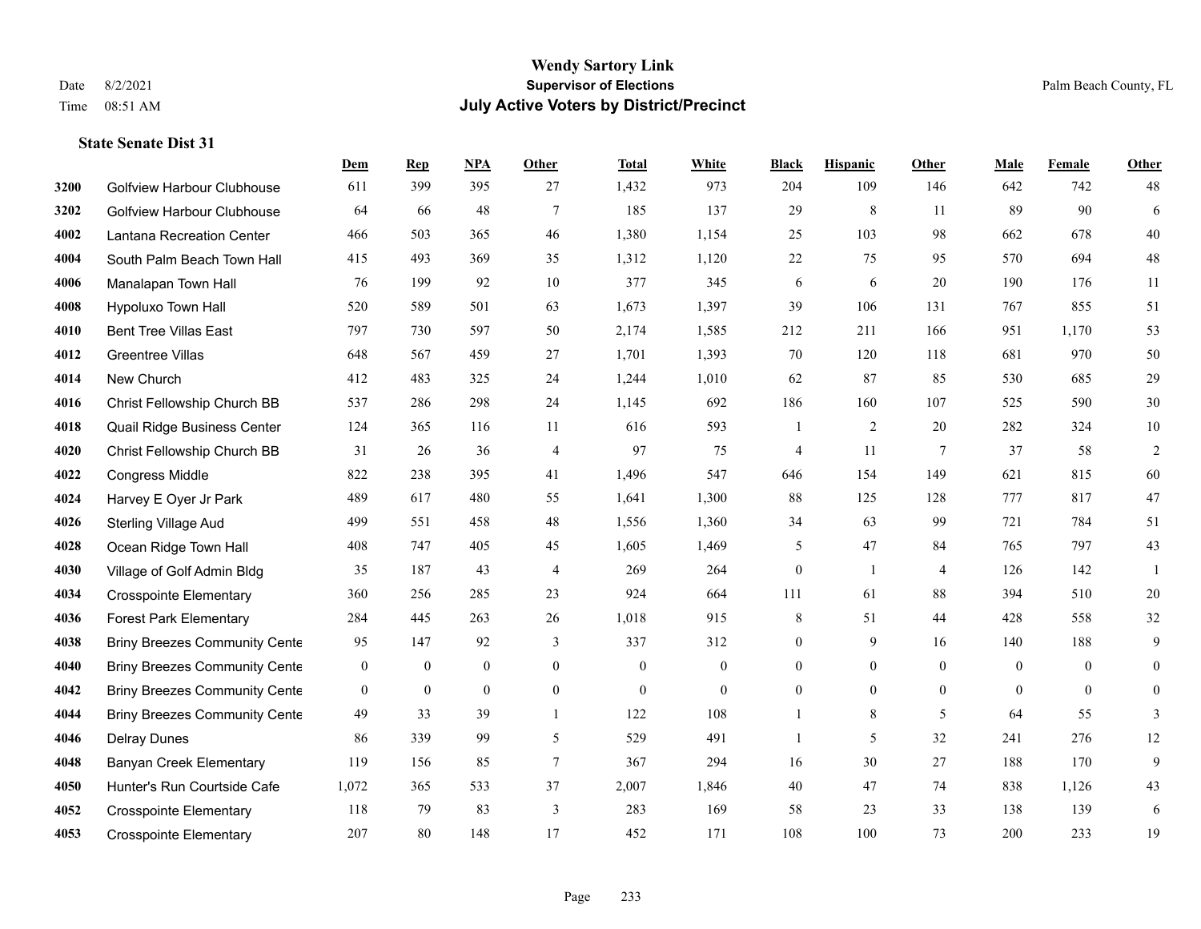# Wendy Sartory Link

## Supervisor of Elections

## July Active Voters by District/Precinct

Date 8/2/2021
Time 08:51 AM

Palm Beach County, FL

### State Senate Dist 31

| | | Dem | Rep | NPA | Other | Total | White | Black | Hispanic | Other | Male | Female | Other |
|---|---|---|---|---|---|---|---|---|---|---|---|---|---|
| 3200 | Golfview Harbour Clubhouse | 611 | 399 | 395 | 27 | 1,432 | 973 | 204 | 109 | 146 | 642 | 742 | 48 |
| 3202 | Golfview Harbour Clubhouse | 64 | 66 | 48 | 7 | 185 | 137 | 29 | 8 | 11 | 89 | 90 | 6 |
| 4002 | Lantana Recreation Center | 466 | 503 | 365 | 46 | 1,380 | 1,154 | 25 | 103 | 98 | 662 | 678 | 40 |
| 4004 | South Palm Beach Town Hall | 415 | 493 | 369 | 35 | 1,312 | 1,120 | 22 | 75 | 95 | 570 | 694 | 48 |
| 4006 | Manalapan Town Hall | 76 | 199 | 92 | 10 | 377 | 345 | 6 | 6 | 20 | 190 | 176 | 11 |
| 4008 | Hypoluxo Town Hall | 520 | 589 | 501 | 63 | 1,673 | 1,397 | 39 | 106 | 131 | 767 | 855 | 51 |
| 4010 | Bent Tree Villas East | 797 | 730 | 597 | 50 | 2,174 | 1,585 | 212 | 211 | 166 | 951 | 1,170 | 53 |
| 4012 | Greentree Villas | 648 | 567 | 459 | 27 | 1,701 | 1,393 | 70 | 120 | 118 | 681 | 970 | 50 |
| 4014 | New Church | 412 | 483 | 325 | 24 | 1,244 | 1,010 | 62 | 87 | 85 | 530 | 685 | 29 |
| 4016 | Christ Fellowship Church BB | 537 | 286 | 298 | 24 | 1,145 | 692 | 186 | 160 | 107 | 525 | 590 | 30 |
| 4018 | Quail Ridge Business Center | 124 | 365 | 116 | 11 | 616 | 593 | 1 | 2 | 20 | 282 | 324 | 10 |
| 4020 | Christ Fellowship Church BB | 31 | 26 | 36 | 4 | 97 | 75 | 4 | 11 | 7 | 37 | 58 | 2 |
| 4022 | Congress Middle | 822 | 238 | 395 | 41 | 1,496 | 547 | 646 | 154 | 149 | 621 | 815 | 60 |
| 4024 | Harvey E Oyer Jr Park | 489 | 617 | 480 | 55 | 1,641 | 1,300 | 88 | 125 | 128 | 777 | 817 | 47 |
| 4026 | Sterling Village Aud | 499 | 551 | 458 | 48 | 1,556 | 1,360 | 34 | 63 | 99 | 721 | 784 | 51 |
| 4028 | Ocean Ridge Town Hall | 408 | 747 | 405 | 45 | 1,605 | 1,469 | 5 | 47 | 84 | 765 | 797 | 43 |
| 4030 | Village of Golf Admin Bldg | 35 | 187 | 43 | 4 | 269 | 264 | 0 | 1 | 4 | 126 | 142 | 1 |
| 4034 | Crosspointe Elementary | 360 | 256 | 285 | 23 | 924 | 664 | 111 | 61 | 88 | 394 | 510 | 20 |
| 4036 | Forest Park Elementary | 284 | 445 | 263 | 26 | 1,018 | 915 | 8 | 51 | 44 | 428 | 558 | 32 |
| 4038 | Briny Breezes Community Cente | 95 | 147 | 92 | 3 | 337 | 312 | 0 | 9 | 16 | 140 | 188 | 9 |
| 4040 | Briny Breezes Community Cente | 0 | 0 | 0 | 0 | 0 | 0 | 0 | 0 | 0 | 0 | 0 | 0 |
| 4042 | Briny Breezes Community Cente | 0 | 0 | 0 | 0 | 0 | 0 | 0 | 0 | 0 | 0 | 0 | 0 |
| 4044 | Briny Breezes Community Cente | 49 | 33 | 39 | 1 | 122 | 108 | 1 | 8 | 5 | 64 | 55 | 3 |
| 4046 | Delray Dunes | 86 | 339 | 99 | 5 | 529 | 491 | 1 | 5 | 32 | 241 | 276 | 12 |
| 4048 | Banyan Creek Elementary | 119 | 156 | 85 | 7 | 367 | 294 | 16 | 30 | 27 | 188 | 170 | 9 |
| 4050 | Hunter's Run Courtside Cafe | 1,072 | 365 | 533 | 37 | 2,007 | 1,846 | 40 | 47 | 74 | 838 | 1,126 | 43 |
| 4052 | Crosspointe Elementary | 118 | 79 | 83 | 3 | 283 | 169 | 58 | 23 | 33 | 138 | 139 | 6 |
| 4053 | Crosspointe Elementary | 207 | 80 | 148 | 17 | 452 | 171 | 108 | 100 | 73 | 200 | 233 | 19 |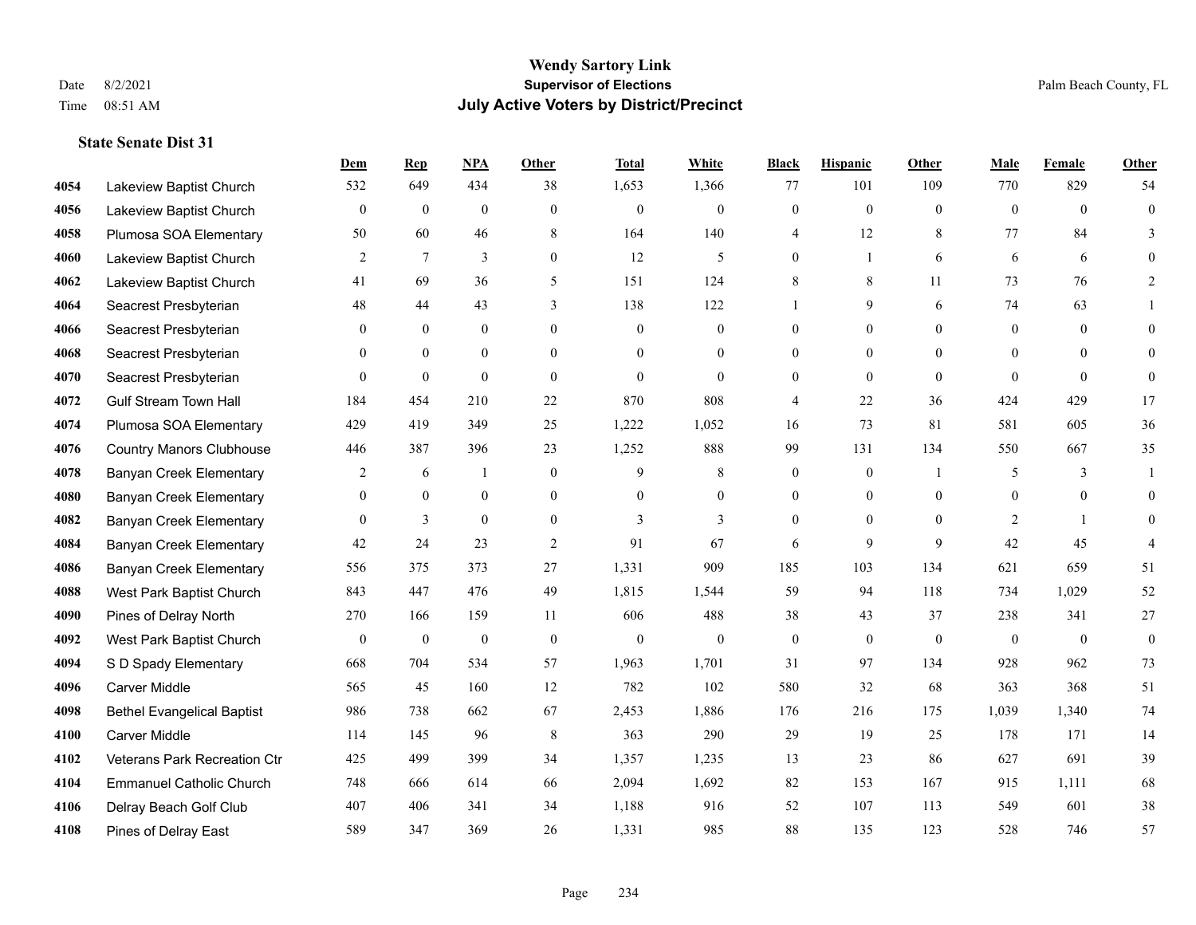# Wendy Sartory Link
## Supervisor of Elections
## July Active Voters by District/Precinct

Date 8/2/2021
Time 08:51 AM

Palm Beach County, FL

### State Senate Dist 31

| | | Dem | Rep | NPA | Other | Total | White | Black | Hispanic | Other | Male | Female | Other |
|---|---|---|---|---|---|---|---|---|---|---|---|---|---|
| 4054 | Lakeview Baptist Church | 532 | 649 | 434 | 38 | 1,653 | 1,366 | 77 | 101 | 109 | 770 | 829 | 54 |
| 4056 | Lakeview Baptist Church | 0 | 0 | 0 | 0 | 0 | 0 | 0 | 0 | 0 | 0 | 0 | 0 |
| 4058 | Plumosa SOA Elementary | 50 | 60 | 46 | 8 | 164 | 140 | 4 | 12 | 8 | 77 | 84 | 3 |
| 4060 | Lakeview Baptist Church | 2 | 7 | 3 | 0 | 12 | 5 | 0 | 1 | 6 | 6 | 6 | 0 |
| 4062 | Lakeview Baptist Church | 41 | 69 | 36 | 5 | 151 | 124 | 8 | 8 | 11 | 73 | 76 | 2 |
| 4064 | Seacrest Presbyterian | 48 | 44 | 43 | 3 | 138 | 122 | 1 | 9 | 6 | 74 | 63 | 1 |
| 4066 | Seacrest Presbyterian | 0 | 0 | 0 | 0 | 0 | 0 | 0 | 0 | 0 | 0 | 0 | 0 |
| 4068 | Seacrest Presbyterian | 0 | 0 | 0 | 0 | 0 | 0 | 0 | 0 | 0 | 0 | 0 | 0 |
| 4070 | Seacrest Presbyterian | 0 | 0 | 0 | 0 | 0 | 0 | 0 | 0 | 0 | 0 | 0 | 0 |
| 4072 | Gulf Stream Town Hall | 184 | 454 | 210 | 22 | 870 | 808 | 4 | 22 | 36 | 424 | 429 | 17 |
| 4074 | Plumosa SOA Elementary | 429 | 419 | 349 | 25 | 1,222 | 1,052 | 16 | 73 | 81 | 581 | 605 | 36 |
| 4076 | Country Manors Clubhouse | 446 | 387 | 396 | 23 | 1,252 | 888 | 99 | 131 | 134 | 550 | 667 | 35 |
| 4078 | Banyan Creek Elementary | 2 | 6 | 1 | 0 | 9 | 8 | 0 | 0 | 1 | 5 | 3 | 1 |
| 4080 | Banyan Creek Elementary | 0 | 0 | 0 | 0 | 0 | 0 | 0 | 0 | 0 | 0 | 0 | 0 |
| 4082 | Banyan Creek Elementary | 0 | 3 | 0 | 0 | 3 | 3 | 0 | 0 | 0 | 2 | 1 | 0 |
| 4084 | Banyan Creek Elementary | 42 | 24 | 23 | 2 | 91 | 67 | 6 | 9 | 9 | 42 | 45 | 4 |
| 4086 | Banyan Creek Elementary | 556 | 375 | 373 | 27 | 1,331 | 909 | 185 | 103 | 134 | 621 | 659 | 51 |
| 4088 | West Park Baptist Church | 843 | 447 | 476 | 49 | 1,815 | 1,544 | 59 | 94 | 118 | 734 | 1,029 | 52 |
| 4090 | Pines of Delray North | 270 | 166 | 159 | 11 | 606 | 488 | 38 | 43 | 37 | 238 | 341 | 27 |
| 4092 | West Park Baptist Church | 0 | 0 | 0 | 0 | 0 | 0 | 0 | 0 | 0 | 0 | 0 | 0 |
| 4094 | S D Spady Elementary | 668 | 704 | 534 | 57 | 1,963 | 1,701 | 31 | 97 | 134 | 928 | 962 | 73 |
| 4096 | Carver Middle | 565 | 45 | 160 | 12 | 782 | 102 | 580 | 32 | 68 | 363 | 368 | 51 |
| 4098 | Bethel Evangelical Baptist | 986 | 738 | 662 | 67 | 2,453 | 1,886 | 176 | 216 | 175 | 1,039 | 1,340 | 74 |
| 4100 | Carver Middle | 114 | 145 | 96 | 8 | 363 | 290 | 29 | 19 | 25 | 178 | 171 | 14 |
| 4102 | Veterans Park Recreation Ctr | 425 | 499 | 399 | 34 | 1,357 | 1,235 | 13 | 23 | 86 | 627 | 691 | 39 |
| 4104 | Emmanuel Catholic Church | 748 | 666 | 614 | 66 | 2,094 | 1,692 | 82 | 153 | 167 | 915 | 1,111 | 68 |
| 4106 | Delray Beach Golf Club | 407 | 406 | 341 | 34 | 1,188 | 916 | 52 | 107 | 113 | 549 | 601 | 38 |
| 4108 | Pines of Delray East | 589 | 347 | 369 | 26 | 1,331 | 985 | 88 | 135 | 123 | 528 | 746 | 57 |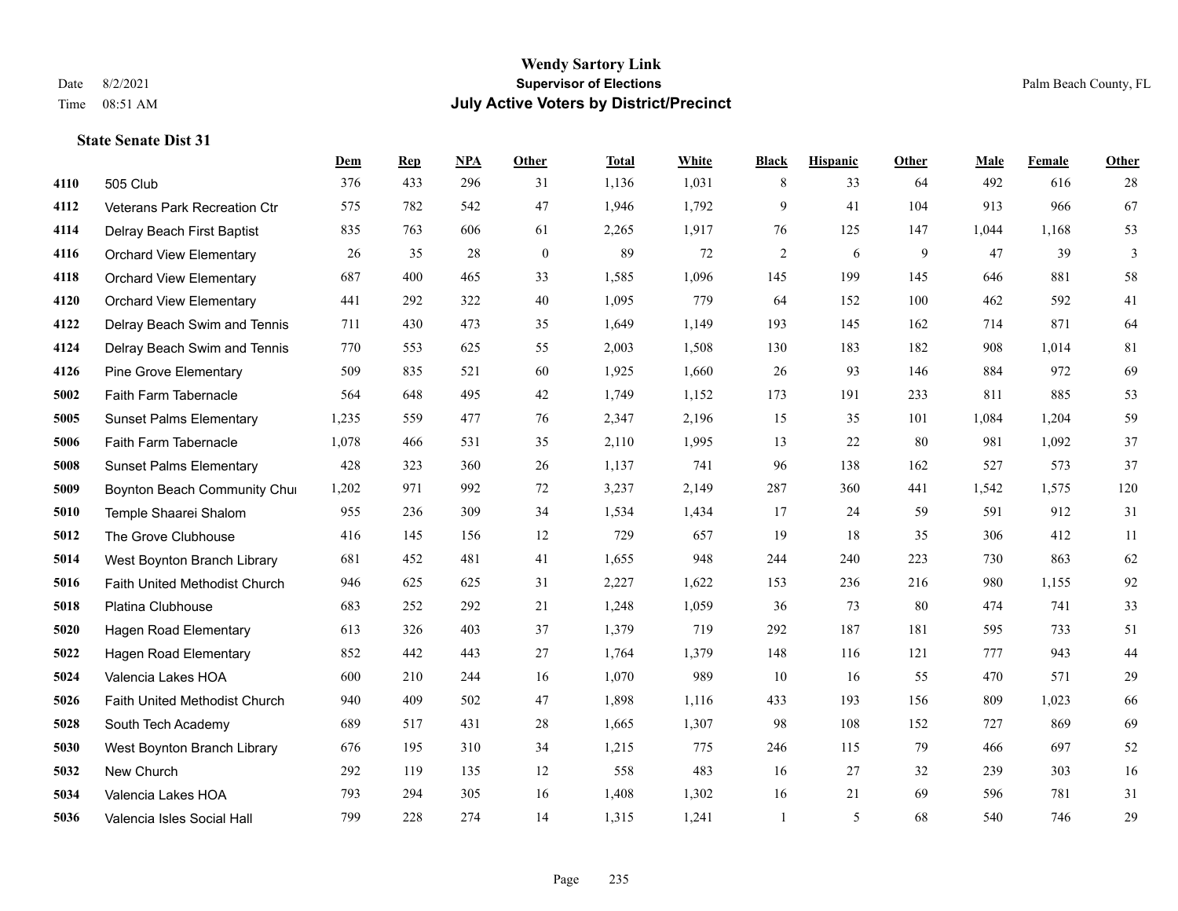**Wendy Sartory Link**
**Supervisor of Elections**
**July Active Voters by District/Precinct**

Date 8/2/2021
Time 08:51 AM

Palm Beach County, FL

### State Senate Dist 31

| | | Dem | Rep | NPA | Other | Total | White | Black | Hispanic | Other | Male | Female | Other |
|---|---|---|---|---|---|---|---|---|---|---|---|---|---|
| 4110 | 505 Club | 376 | 433 | 296 | 31 | 1,136 | 1,031 | 8 | 33 | 64 | 492 | 616 | 28 |
| 4112 | Veterans Park Recreation Ctr | 575 | 782 | 542 | 47 | 1,946 | 1,792 | 9 | 41 | 104 | 913 | 966 | 67 |
| 4114 | Delray Beach First Baptist | 835 | 763 | 606 | 61 | 2,265 | 1,917 | 76 | 125 | 147 | 1,044 | 1,168 | 53 |
| 4116 | Orchard View Elementary | 26 | 35 | 28 | 0 | 89 | 72 | 2 | 6 | 9 | 47 | 39 | 3 |
| 4118 | Orchard View Elementary | 687 | 400 | 465 | 33 | 1,585 | 1,096 | 145 | 199 | 145 | 646 | 881 | 58 |
| 4120 | Orchard View Elementary | 441 | 292 | 322 | 40 | 1,095 | 779 | 64 | 152 | 100 | 462 | 592 | 41 |
| 4122 | Delray Beach Swim and Tennis | 711 | 430 | 473 | 35 | 1,649 | 1,149 | 193 | 145 | 162 | 714 | 871 | 64 |
| 4124 | Delray Beach Swim and Tennis | 770 | 553 | 625 | 55 | 2,003 | 1,508 | 130 | 183 | 182 | 908 | 1,014 | 81 |
| 4126 | Pine Grove Elementary | 509 | 835 | 521 | 60 | 1,925 | 1,660 | 26 | 93 | 146 | 884 | 972 | 69 |
| 5002 | Faith Farm Tabernacle | 564 | 648 | 495 | 42 | 1,749 | 1,152 | 173 | 191 | 233 | 811 | 885 | 53 |
| 5005 | Sunset Palms Elementary | 1,235 | 559 | 477 | 76 | 2,347 | 2,196 | 15 | 35 | 101 | 1,084 | 1,204 | 59 |
| 5006 | Faith Farm Tabernacle | 1,078 | 466 | 531 | 35 | 2,110 | 1,995 | 13 | 22 | 80 | 981 | 1,092 | 37 |
| 5008 | Sunset Palms Elementary | 428 | 323 | 360 | 26 | 1,137 | 741 | 96 | 138 | 162 | 527 | 573 | 37 |
| 5009 | Boynton Beach Community Chu | 1,202 | 971 | 992 | 72 | 3,237 | 2,149 | 287 | 360 | 441 | 1,542 | 1,575 | 120 |
| 5010 | Temple Shaarei Shalom | 955 | 236 | 309 | 34 | 1,534 | 1,434 | 17 | 24 | 59 | 591 | 912 | 31 |
| 5012 | The Grove Clubhouse | 416 | 145 | 156 | 12 | 729 | 657 | 19 | 18 | 35 | 306 | 412 | 11 |
| 5014 | West Boynton Branch Library | 681 | 452 | 481 | 41 | 1,655 | 948 | 244 | 240 | 223 | 730 | 863 | 62 |
| 5016 | Faith United Methodist Church | 946 | 625 | 625 | 31 | 2,227 | 1,622 | 153 | 236 | 216 | 980 | 1,155 | 92 |
| 5018 | Platina Clubhouse | 683 | 252 | 292 | 21 | 1,248 | 1,059 | 36 | 73 | 80 | 474 | 741 | 33 |
| 5020 | Hagen Road Elementary | 613 | 326 | 403 | 37 | 1,379 | 719 | 292 | 187 | 181 | 595 | 733 | 51 |
| 5022 | Hagen Road Elementary | 852 | 442 | 443 | 27 | 1,764 | 1,379 | 148 | 116 | 121 | 777 | 943 | 44 |
| 5024 | Valencia Lakes HOA | 600 | 210 | 244 | 16 | 1,070 | 989 | 10 | 16 | 55 | 470 | 571 | 29 |
| 5026 | Faith United Methodist Church | 940 | 409 | 502 | 47 | 1,898 | 1,116 | 433 | 193 | 156 | 809 | 1,023 | 66 |
| 5028 | South Tech Academy | 689 | 517 | 431 | 28 | 1,665 | 1,307 | 98 | 108 | 152 | 727 | 869 | 69 |
| 5030 | West Boynton Branch Library | 676 | 195 | 310 | 34 | 1,215 | 775 | 246 | 115 | 79 | 466 | 697 | 52 |
| 5032 | New Church | 292 | 119 | 135 | 12 | 558 | 483 | 16 | 27 | 32 | 239 | 303 | 16 |
| 5034 | Valencia Lakes HOA | 793 | 294 | 305 | 16 | 1,408 | 1,302 | 16 | 21 | 69 | 596 | 781 | 31 |
| 5036 | Valencia Isles Social Hall | 799 | 228 | 274 | 14 | 1,315 | 1,241 | 1 | 5 | 68 | 540 | 746 | 29 |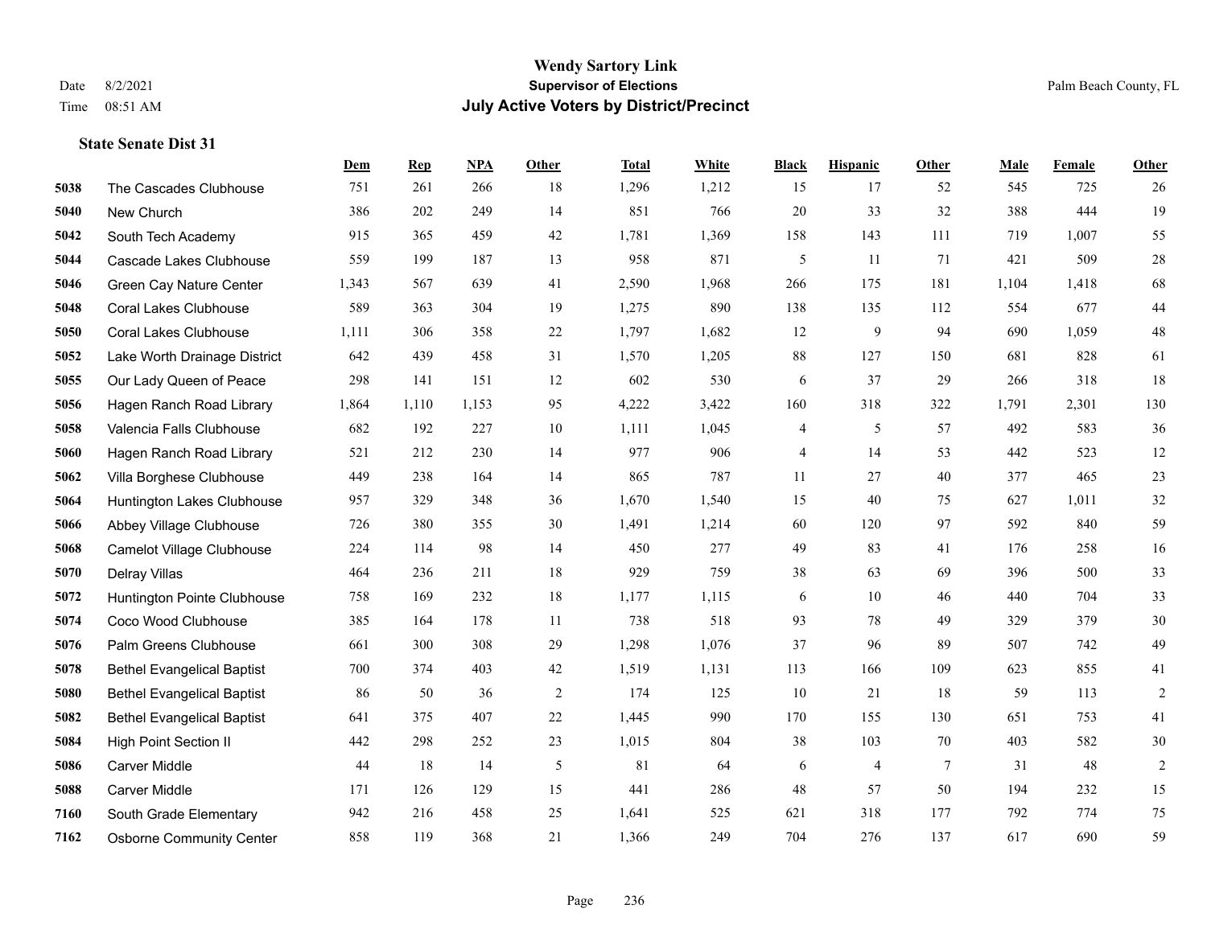# Wendy Sartory Link

**Supervisor of Elections**

**July Active Voters by District/Precinct**

Date 8/2/2021
Time 08:51 AM

Palm Beach County, FL

### State Senate Dist 31

| | | Dem | Rep | NPA | Other | Total | White | Black | Hispanic | Other | Male | Female | Other |
|---|---|---|---|---|---|---|---|---|---|---|---|---|---|
| 5038 | The Cascades Clubhouse | 751 | 261 | 266 | 18 | 1,296 | 1,212 | 15 | 17 | 52 | 545 | 725 | 26 |
| 5040 | New Church | 386 | 202 | 249 | 14 | 851 | 766 | 20 | 33 | 32 | 388 | 444 | 19 |
| 5042 | South Tech Academy | 915 | 365 | 459 | 42 | 1,781 | 1,369 | 158 | 143 | 111 | 719 | 1,007 | 55 |
| 5044 | Cascade Lakes Clubhouse | 559 | 199 | 187 | 13 | 958 | 871 | 5 | 11 | 71 | 421 | 509 | 28 |
| 5046 | Green Cay Nature Center | 1,343 | 567 | 639 | 41 | 2,590 | 1,968 | 266 | 175 | 181 | 1,104 | 1,418 | 68 |
| 5048 | Coral Lakes Clubhouse | 589 | 363 | 304 | 19 | 1,275 | 890 | 138 | 135 | 112 | 554 | 677 | 44 |
| 5050 | Coral Lakes Clubhouse | 1,111 | 306 | 358 | 22 | 1,797 | 1,682 | 12 | 9 | 94 | 690 | 1,059 | 48 |
| 5052 | Lake Worth Drainage District | 642 | 439 | 458 | 31 | 1,570 | 1,205 | 88 | 127 | 150 | 681 | 828 | 61 |
| 5055 | Our Lady Queen of Peace | 298 | 141 | 151 | 12 | 602 | 530 | 6 | 37 | 29 | 266 | 318 | 18 |
| 5056 | Hagen Ranch Road Library | 1,864 | 1,110 | 1,153 | 95 | 4,222 | 3,422 | 160 | 318 | 322 | 1,791 | 2,301 | 130 |
| 5058 | Valencia Falls Clubhouse | 682 | 192 | 227 | 10 | 1,111 | 1,045 | 4 | 5 | 57 | 492 | 583 | 36 |
| 5060 | Hagen Ranch Road Library | 521 | 212 | 230 | 14 | 977 | 906 | 4 | 14 | 53 | 442 | 523 | 12 |
| 5062 | Villa Borghese Clubhouse | 449 | 238 | 164 | 14 | 865 | 787 | 11 | 27 | 40 | 377 | 465 | 23 |
| 5064 | Huntington Lakes Clubhouse | 957 | 329 | 348 | 36 | 1,670 | 1,540 | 15 | 40 | 75 | 627 | 1,011 | 32 |
| 5066 | Abbey Village Clubhouse | 726 | 380 | 355 | 30 | 1,491 | 1,214 | 60 | 120 | 97 | 592 | 840 | 59 |
| 5068 | Camelot Village Clubhouse | 224 | 114 | 98 | 14 | 450 | 277 | 49 | 83 | 41 | 176 | 258 | 16 |
| 5070 | Delray Villas | 464 | 236 | 211 | 18 | 929 | 759 | 38 | 63 | 69 | 396 | 500 | 33 |
| 5072 | Huntington Pointe Clubhouse | 758 | 169 | 232 | 18 | 1,177 | 1,115 | 6 | 10 | 46 | 440 | 704 | 33 |
| 5074 | Coco Wood Clubhouse | 385 | 164 | 178 | 11 | 738 | 518 | 93 | 78 | 49 | 329 | 379 | 30 |
| 5076 | Palm Greens Clubhouse | 661 | 300 | 308 | 29 | 1,298 | 1,076 | 37 | 96 | 89 | 507 | 742 | 49 |
| 5078 | Bethel Evangelical Baptist | 700 | 374 | 403 | 42 | 1,519 | 1,131 | 113 | 166 | 109 | 623 | 855 | 41 |
| 5080 | Bethel Evangelical Baptist | 86 | 50 | 36 | 2 | 174 | 125 | 10 | 21 | 18 | 59 | 113 | 2 |
| 5082 | Bethel Evangelical Baptist | 641 | 375 | 407 | 22 | 1,445 | 990 | 170 | 155 | 130 | 651 | 753 | 41 |
| 5084 | High Point Section II | 442 | 298 | 252 | 23 | 1,015 | 804 | 38 | 103 | 70 | 403 | 582 | 30 |
| 5086 | Carver Middle | 44 | 18 | 14 | 5 | 81 | 64 | 6 | 4 | 7 | 31 | 48 | 2 |
| 5088 | Carver Middle | 171 | 126 | 129 | 15 | 441 | 286 | 48 | 57 | 50 | 194 | 232 | 15 |
| 7160 | South Grade Elementary | 942 | 216 | 458 | 25 | 1,641 | 525 | 621 | 318 | 177 | 792 | 774 | 75 |
| 7162 | Osborne Community Center | 858 | 119 | 368 | 21 | 1,366 | 249 | 704 | 276 | 137 | 617 | 690 | 59 |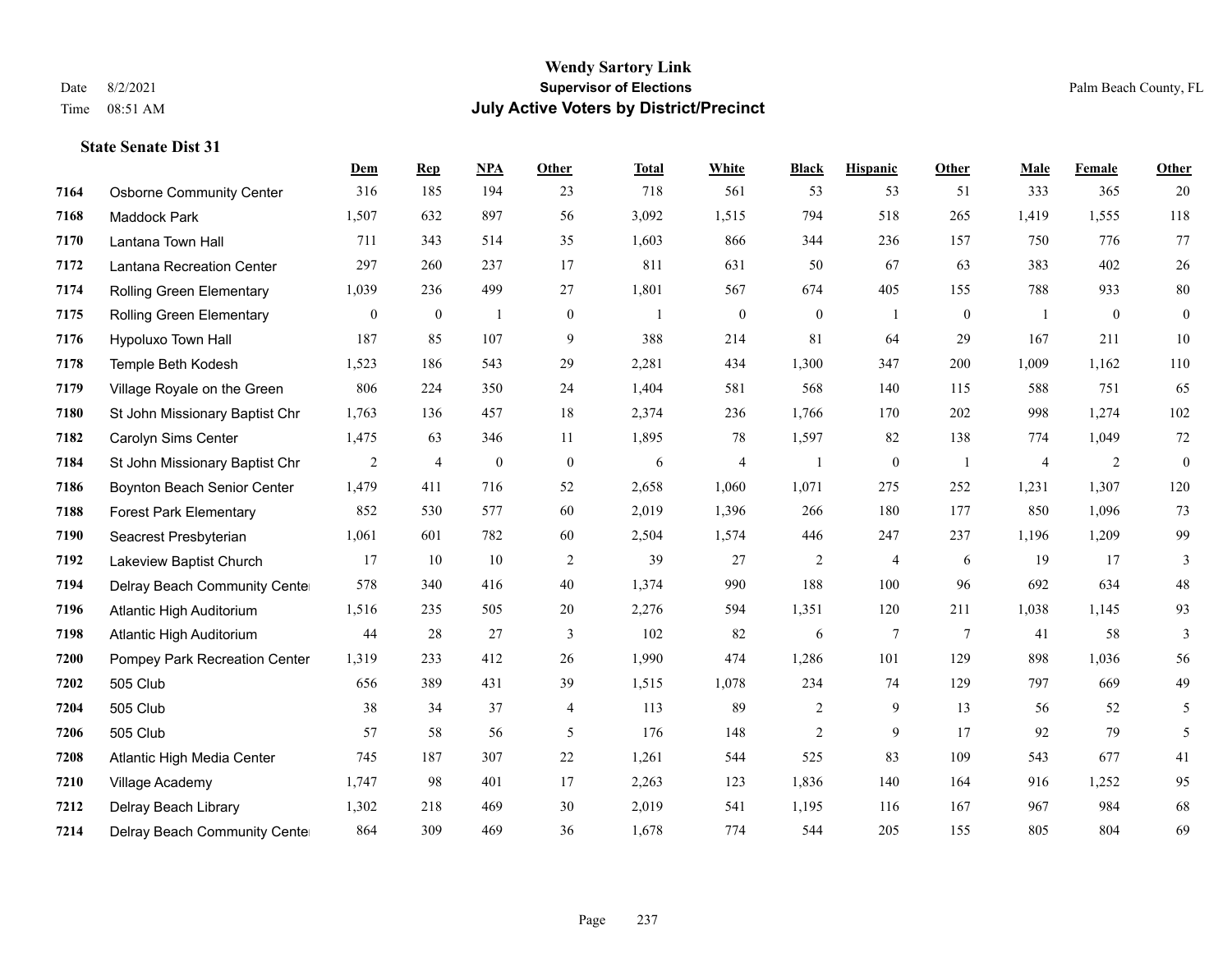# Wendy Sartory Link
## Supervisor of Elections
## July Active Voters by District/Precinct

Date 8/2/2021
Time 08:51 AM

Palm Beach County, FL

### State Senate Dist 31

| | | Dem | Rep | NPA | Other | Total | White | Black | Hispanic | Other | Male | Female | Other |
|---|---|---|---|---|---|---|---|---|---|---|---|---|---|
| 7164 | Osborne Community Center | 316 | 185 | 194 | 23 | 718 | 561 | 53 | 53 | 51 | 333 | 365 | 20 |
| 7168 | Maddock Park | 1,507 | 632 | 897 | 56 | 3,092 | 1,515 | 794 | 518 | 265 | 1,419 | 1,555 | 118 |
| 7170 | Lantana Town Hall | 711 | 343 | 514 | 35 | 1,603 | 866 | 344 | 236 | 157 | 750 | 776 | 77 |
| 7172 | Lantana Recreation Center | 297 | 260 | 237 | 17 | 811 | 631 | 50 | 67 | 63 | 383 | 402 | 26 |
| 7174 | Rolling Green Elementary | 1,039 | 236 | 499 | 27 | 1,801 | 567 | 674 | 405 | 155 | 788 | 933 | 80 |
| 7175 | Rolling Green Elementary | 0 | 0 | 1 | 0 | 1 | 0 | 0 | 1 | 0 | 1 | 0 | 0 |
| 7176 | Hypoluxo Town Hall | 187 | 85 | 107 | 9 | 388 | 214 | 81 | 64 | 29 | 167 | 211 | 10 |
| 7178 | Temple Beth Kodesh | 1,523 | 186 | 543 | 29 | 2,281 | 434 | 1,300 | 347 | 200 | 1,009 | 1,162 | 110 |
| 7179 | Village Royale on the Green | 806 | 224 | 350 | 24 | 1,404 | 581 | 568 | 140 | 115 | 588 | 751 | 65 |
| 7180 | St John Missionary Baptist Chr | 1,763 | 136 | 457 | 18 | 2,374 | 236 | 1,766 | 170 | 202 | 998 | 1,274 | 102 |
| 7182 | Carolyn Sims Center | 1,475 | 63 | 346 | 11 | 1,895 | 78 | 1,597 | 82 | 138 | 774 | 1,049 | 72 |
| 7184 | St John Missionary Baptist Chr | 2 | 4 | 0 | 0 | 6 | 4 | 1 | 0 | 1 | 4 | 2 | 0 |
| 7186 | Boynton Beach Senior Center | 1,479 | 411 | 716 | 52 | 2,658 | 1,060 | 1,071 | 275 | 252 | 1,231 | 1,307 | 120 |
| 7188 | Forest Park Elementary | 852 | 530 | 577 | 60 | 2,019 | 1,396 | 266 | 180 | 177 | 850 | 1,096 | 73 |
| 7190 | Seacrest Presbyterian | 1,061 | 601 | 782 | 60 | 2,504 | 1,574 | 446 | 247 | 237 | 1,196 | 1,209 | 99 |
| 7192 | Lakeview Baptist Church | 17 | 10 | 10 | 2 | 39 | 27 | 2 | 4 | 6 | 19 | 17 | 3 |
| 7194 | Delray Beach Community Center | 578 | 340 | 416 | 40 | 1,374 | 990 | 188 | 100 | 96 | 692 | 634 | 48 |
| 7196 | Atlantic High Auditorium | 1,516 | 235 | 505 | 20 | 2,276 | 594 | 1,351 | 120 | 211 | 1,038 | 1,145 | 93 |
| 7198 | Atlantic High Auditorium | 44 | 28 | 27 | 3 | 102 | 82 | 6 | 7 | 7 | 41 | 58 | 3 |
| 7200 | Pompey Park Recreation Center | 1,319 | 233 | 412 | 26 | 1,990 | 474 | 1,286 | 101 | 129 | 898 | 1,036 | 56 |
| 7202 | 505 Club | 656 | 389 | 431 | 39 | 1,515 | 1,078 | 234 | 74 | 129 | 797 | 669 | 49 |
| 7204 | 505 Club | 38 | 34 | 37 | 4 | 113 | 89 | 2 | 9 | 13 | 56 | 52 | 5 |
| 7206 | 505 Club | 57 | 58 | 56 | 5 | 176 | 148 | 2 | 9 | 17 | 92 | 79 | 5 |
| 7208 | Atlantic High Media Center | 745 | 187 | 307 | 22 | 1,261 | 544 | 525 | 83 | 109 | 543 | 677 | 41 |
| 7210 | Village Academy | 1,747 | 98 | 401 | 17 | 2,263 | 123 | 1,836 | 140 | 164 | 916 | 1,252 | 95 |
| 7212 | Delray Beach Library | 1,302 | 218 | 469 | 30 | 2,019 | 541 | 1,195 | 116 | 167 | 967 | 984 | 68 |
| 7214 | Delray Beach Community Center | 864 | 309 | 469 | 36 | 1,678 | 774 | 544 | 205 | 155 | 805 | 804 | 69 |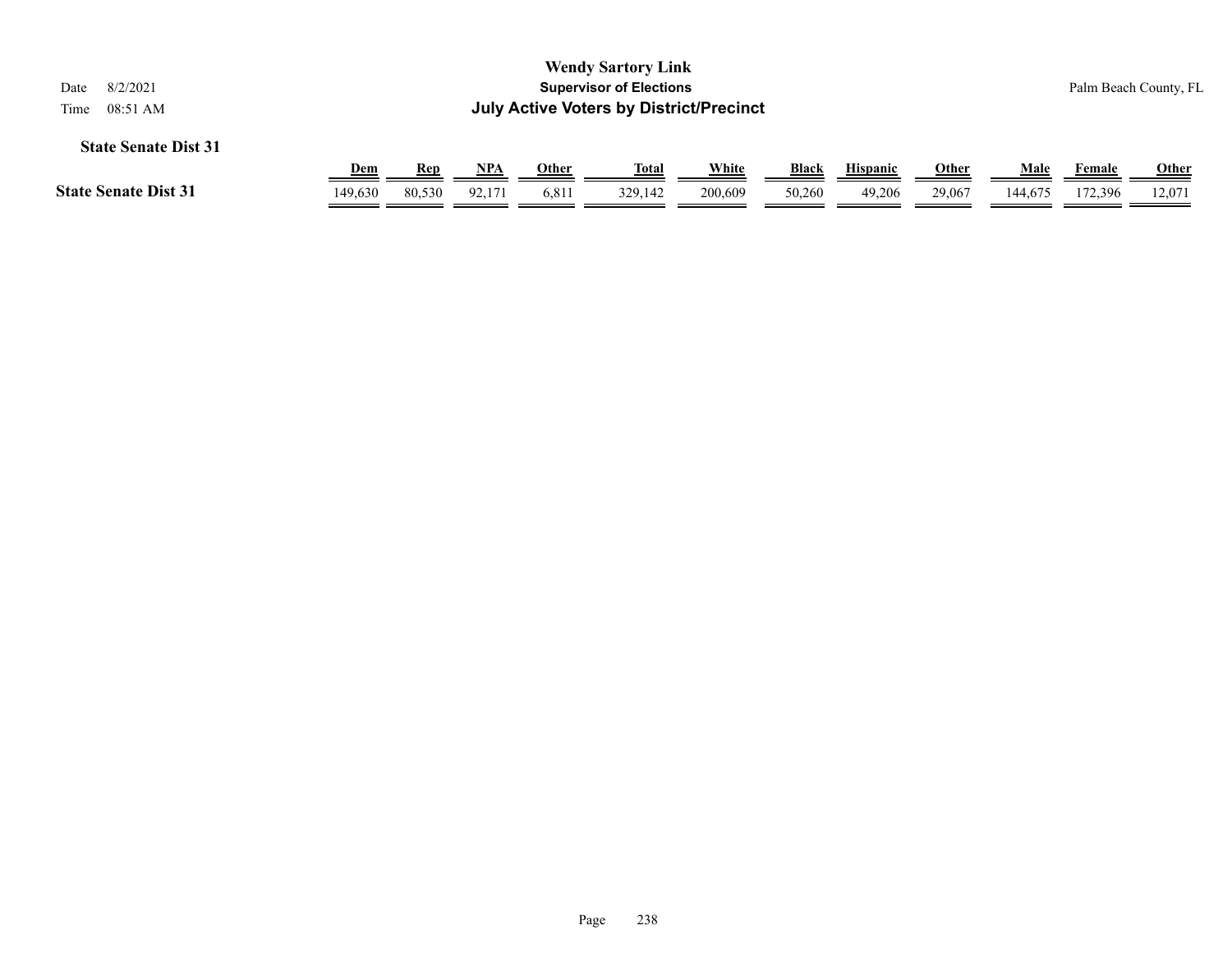# Wendy Sartory Link
## Supervisor of Elections
## July Active Voters by District/Precinct

Date 8/2/2021
Time 08:51 AM

Palm Beach County, FL

### State Senate Dist 31

| | Dem | Rep | NPA | Other | Total | White | Black | Hispanic | Other | Male | Female | Other |
|---|---|---|---|---|---|---|---|---|---|---|---|---|
| **State Senate Dist 31** | 149,630 | 80,530 | 92,171 | 6,811 | 329,142 | 200,609 | 50,260 | 49,206 | 29,067 | 144,675 | 172,396 | 12,071 |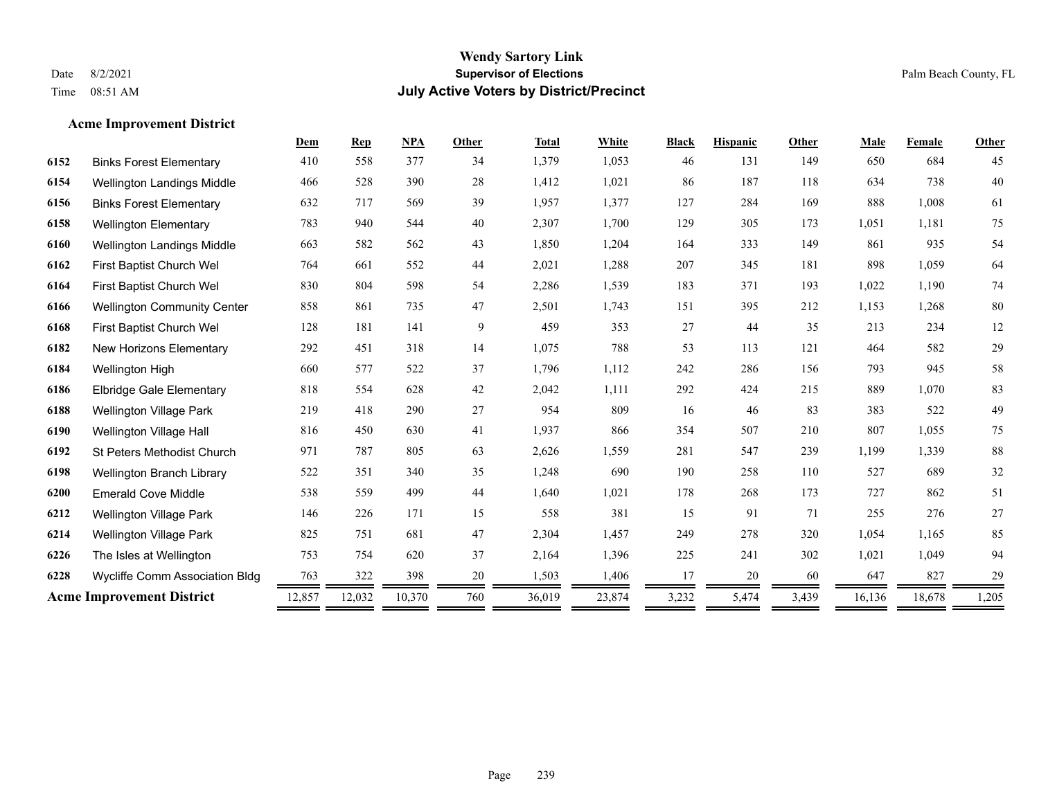# Wendy Sartory Link
## Supervisor of Elections
## July Active Voters by District/Precinct

Date 8/2/2021
Time 08:51 AM

Palm Beach County, FL

### Acme Improvement District

| | | Dem | Rep | NPA | Other | Total | White | Black | Hispanic | Other | Male | Female | Other |
|---|---|---|---|---|---|---|---|---|---|---|---|---|---|
| 6152 | Binks Forest Elementary | 410 | 558 | 377 | 34 | 1,379 | 1,053 | 46 | 131 | 149 | 650 | 684 | 45 |
| 6154 | Wellington Landings Middle | 466 | 528 | 390 | 28 | 1,412 | 1,021 | 86 | 187 | 118 | 634 | 738 | 40 |
| 6156 | Binks Forest Elementary | 632 | 717 | 569 | 39 | 1,957 | 1,377 | 127 | 284 | 169 | 888 | 1,008 | 61 |
| 6158 | Wellington Elementary | 783 | 940 | 544 | 40 | 2,307 | 1,700 | 129 | 305 | 173 | 1,051 | 1,181 | 75 |
| 6160 | Wellington Landings Middle | 663 | 582 | 562 | 43 | 1,850 | 1,204 | 164 | 333 | 149 | 861 | 935 | 54 |
| 6162 | First Baptist Church Wel | 764 | 661 | 552 | 44 | 2,021 | 1,288 | 207 | 345 | 181 | 898 | 1,059 | 64 |
| 6164 | First Baptist Church Wel | 830 | 804 | 598 | 54 | 2,286 | 1,539 | 183 | 371 | 193 | 1,022 | 1,190 | 74 |
| 6166 | Wellington Community Center | 858 | 861 | 735 | 47 | 2,501 | 1,743 | 151 | 395 | 212 | 1,153 | 1,268 | 80 |
| 6168 | First Baptist Church Wel | 128 | 181 | 141 | 9 | 459 | 353 | 27 | 44 | 35 | 213 | 234 | 12 |
| 6182 | New Horizons Elementary | 292 | 451 | 318 | 14 | 1,075 | 788 | 53 | 113 | 121 | 464 | 582 | 29 |
| 6184 | Wellington High | 660 | 577 | 522 | 37 | 1,796 | 1,112 | 242 | 286 | 156 | 793 | 945 | 58 |
| 6186 | Elbridge Gale Elementary | 818 | 554 | 628 | 42 | 2,042 | 1,111 | 292 | 424 | 215 | 889 | 1,070 | 83 |
| 6188 | Wellington Village Park | 219 | 418 | 290 | 27 | 954 | 809 | 16 | 46 | 83 | 383 | 522 | 49 |
| 6190 | Wellington Village Hall | 816 | 450 | 630 | 41 | 1,937 | 866 | 354 | 507 | 210 | 807 | 1,055 | 75 |
| 6192 | St Peters Methodist Church | 971 | 787 | 805 | 63 | 2,626 | 1,559 | 281 | 547 | 239 | 1,199 | 1,339 | 88 |
| 6198 | Wellington Branch Library | 522 | 351 | 340 | 35 | 1,248 | 690 | 190 | 258 | 110 | 527 | 689 | 32 |
| 6200 | Emerald Cove Middle | 538 | 559 | 499 | 44 | 1,640 | 1,021 | 178 | 268 | 173 | 727 | 862 | 51 |
| 6212 | Wellington Village Park | 146 | 226 | 171 | 15 | 558 | 381 | 15 | 91 | 71 | 255 | 276 | 27 |
| 6214 | Wellington Village Park | 825 | 751 | 681 | 47 | 2,304 | 1,457 | 249 | 278 | 320 | 1,054 | 1,165 | 85 |
| 6226 | The Isles at Wellington | 753 | 754 | 620 | 37 | 2,164 | 1,396 | 225 | 241 | 302 | 1,021 | 1,049 | 94 |
| 6228 | Wycliffe Comm Association Bldg | 763 | 322 | 398 | 20 | 1,503 | 1,406 | 17 | 20 | 60 | 647 | 827 | 29 |
| **Acme Improvement District** | | 12,857 | 12,032 | 10,370 | 760 | 36,019 | 23,874 | 3,232 | 5,474 | 3,439 | 16,136 | 18,678 | 1,205 |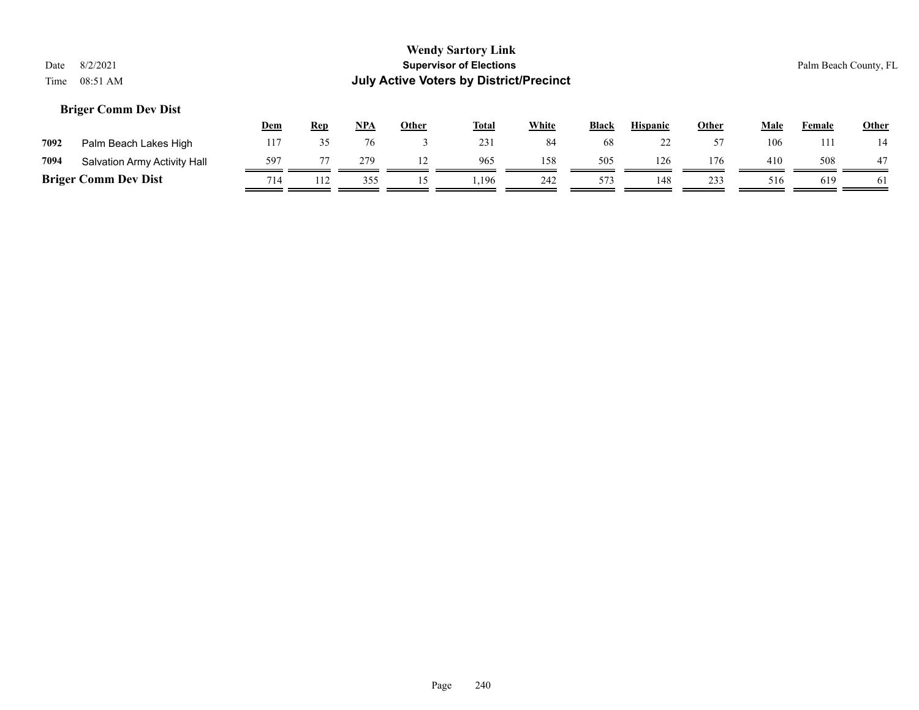## Briger Comm Dev Dist

| | | Dem | Rep | NPA | Other | Total | White | Black | Hispanic | Other | Male | Female | Other |
|---|---|---|---|---|---|---|---|---|---|---|---|---|---|
| 7092 | Palm Beach Lakes High | 117 | 35 | 76 | 3 | 231 | 84 | 68 | 22 | 57 | 106 | 111 | 14 |
| 7094 | Salvation Army Activity Hall | 597 | 77 | 279 | 12 | 965 | 158 | 505 | 126 | 176 | 410 | 508 | 47 |
| **Briger Comm Dev Dist** | | 714 | 112 | 355 | 15 | 1,196 | 242 | 573 | 148 | 233 | 516 | 619 | 61 |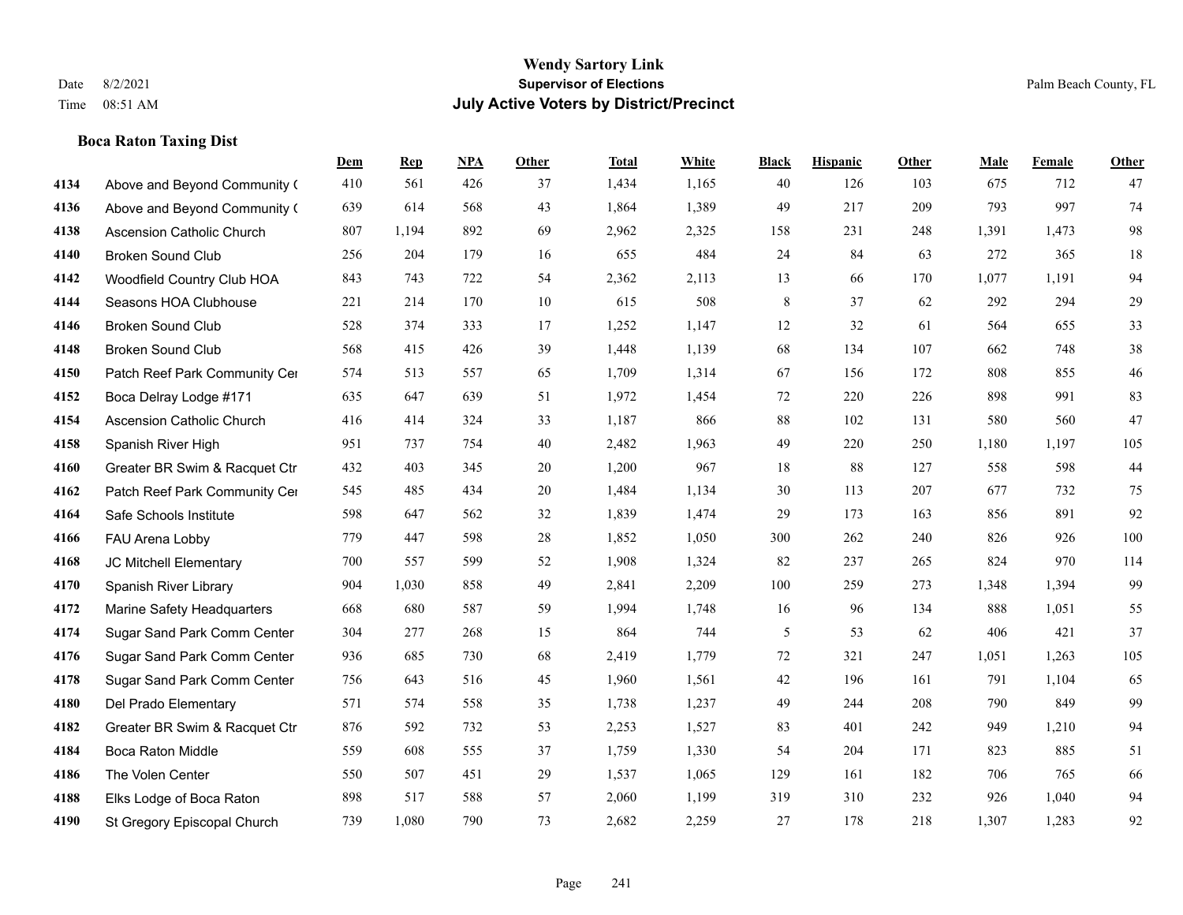# Wendy Sartory Link
## Supervisor of Elections
## July Active Voters by District/Precinct

Date 8/2/2021
Time 08:51 AM

Palm Beach County, FL

### Boca Raton Taxing Dist

| | | Dem | Rep | NPA | Other | Total | White | Black | Hispanic | Other | Male | Female | Other |
|---|---|---|---|---|---|---|---|---|---|---|---|---|---|
| 4134 | Above and Beyond Community C | 410 | 561 | 426 | 37 | 1,434 | 1,165 | 40 | 126 | 103 | 675 | 712 | 47 |
| 4136 | Above and Beyond Community C | 639 | 614 | 568 | 43 | 1,864 | 1,389 | 49 | 217 | 209 | 793 | 997 | 74 |
| 4138 | Ascension Catholic Church | 807 | 1,194 | 892 | 69 | 2,962 | 2,325 | 158 | 231 | 248 | 1,391 | 1,473 | 98 |
| 4140 | Broken Sound Club | 256 | 204 | 179 | 16 | 655 | 484 | 24 | 84 | 63 | 272 | 365 | 18 |
| 4142 | Woodfield Country Club HOA | 843 | 743 | 722 | 54 | 2,362 | 2,113 | 13 | 66 | 170 | 1,077 | 1,191 | 94 |
| 4144 | Seasons HOA Clubhouse | 221 | 214 | 170 | 10 | 615 | 508 | 8 | 37 | 62 | 292 | 294 | 29 |
| 4146 | Broken Sound Club | 528 | 374 | 333 | 17 | 1,252 | 1,147 | 12 | 32 | 61 | 564 | 655 | 33 |
| 4148 | Broken Sound Club | 568 | 415 | 426 | 39 | 1,448 | 1,139 | 68 | 134 | 107 | 662 | 748 | 38 |
| 4150 | Patch Reef Park Community Cer | 574 | 513 | 557 | 65 | 1,709 | 1,314 | 67 | 156 | 172 | 808 | 855 | 46 |
| 4152 | Boca Delray Lodge #171 | 635 | 647 | 639 | 51 | 1,972 | 1,454 | 72 | 220 | 226 | 898 | 991 | 83 |
| 4154 | Ascension Catholic Church | 416 | 414 | 324 | 33 | 1,187 | 866 | 88 | 102 | 131 | 580 | 560 | 47 |
| 4158 | Spanish River High | 951 | 737 | 754 | 40 | 2,482 | 1,963 | 49 | 220 | 250 | 1,180 | 1,197 | 105 |
| 4160 | Greater BR Swim & Racquet Ctr | 432 | 403 | 345 | 20 | 1,200 | 967 | 18 | 88 | 127 | 558 | 598 | 44 |
| 4162 | Patch Reef Park Community Cer | 545 | 485 | 434 | 20 | 1,484 | 1,134 | 30 | 113 | 207 | 677 | 732 | 75 |
| 4164 | Safe Schools Institute | 598 | 647 | 562 | 32 | 1,839 | 1,474 | 29 | 173 | 163 | 856 | 891 | 92 |
| 4166 | FAU Arena Lobby | 779 | 447 | 598 | 28 | 1,852 | 1,050 | 300 | 262 | 240 | 826 | 926 | 100 |
| 4168 | JC Mitchell Elementary | 700 | 557 | 599 | 52 | 1,908 | 1,324 | 82 | 237 | 265 | 824 | 970 | 114 |
| 4170 | Spanish River Library | 904 | 1,030 | 858 | 49 | 2,841 | 2,209 | 100 | 259 | 273 | 1,348 | 1,394 | 99 |
| 4172 | Marine Safety Headquarters | 668 | 680 | 587 | 59 | 1,994 | 1,748 | 16 | 96 | 134 | 888 | 1,051 | 55 |
| 4174 | Sugar Sand Park Comm Center | 304 | 277 | 268 | 15 | 864 | 744 | 5 | 53 | 62 | 406 | 421 | 37 |
| 4176 | Sugar Sand Park Comm Center | 936 | 685 | 730 | 68 | 2,419 | 1,779 | 72 | 321 | 247 | 1,051 | 1,263 | 105 |
| 4178 | Sugar Sand Park Comm Center | 756 | 643 | 516 | 45 | 1,960 | 1,561 | 42 | 196 | 161 | 791 | 1,104 | 65 |
| 4180 | Del Prado Elementary | 571 | 574 | 558 | 35 | 1,738 | 1,237 | 49 | 244 | 208 | 790 | 849 | 99 |
| 4182 | Greater BR Swim & Racquet Ctr | 876 | 592 | 732 | 53 | 2,253 | 1,527 | 83 | 401 | 242 | 949 | 1,210 | 94 |
| 4184 | Boca Raton Middle | 559 | 608 | 555 | 37 | 1,759 | 1,330 | 54 | 204 | 171 | 823 | 885 | 51 |
| 4186 | The Volen Center | 550 | 507 | 451 | 29 | 1,537 | 1,065 | 129 | 161 | 182 | 706 | 765 | 66 |
| 4188 | Elks Lodge of Boca Raton | 898 | 517 | 588 | 57 | 2,060 | 1,199 | 319 | 310 | 232 | 926 | 1,040 | 94 |
| 4190 | St Gregory Episcopal Church | 739 | 1,080 | 790 | 73 | 2,682 | 2,259 | 27 | 178 | 218 | 1,307 | 1,283 | 92 |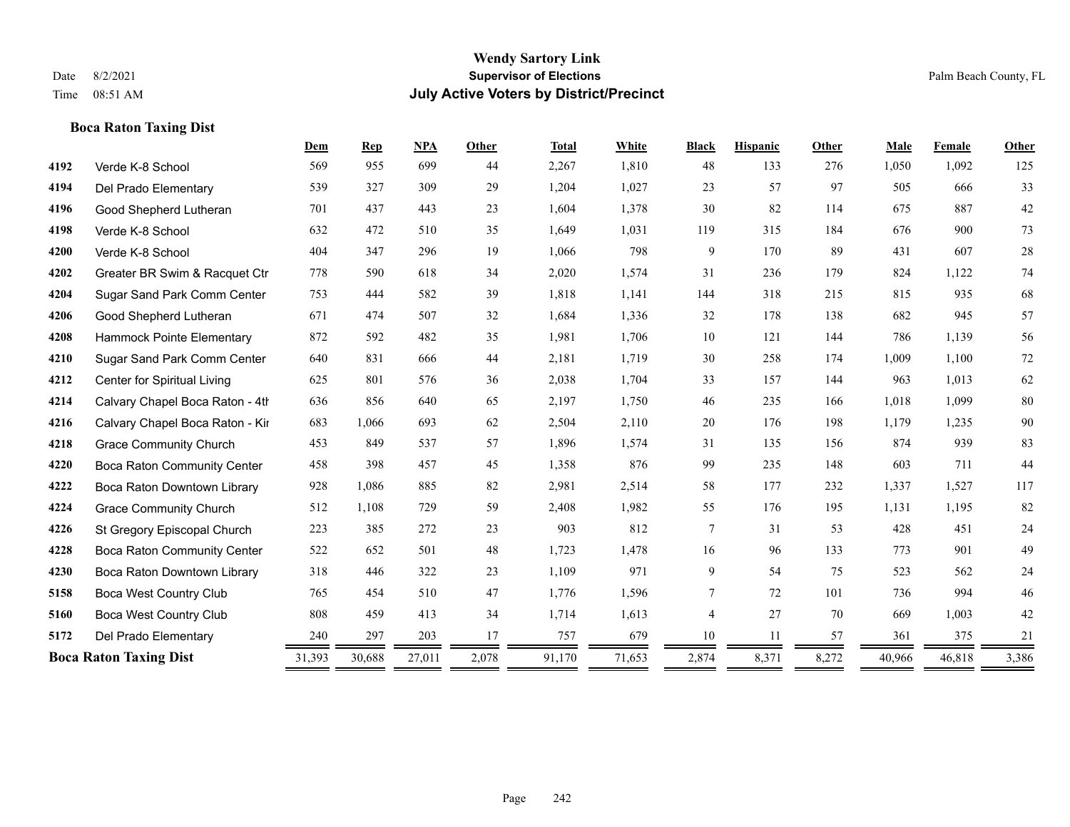# Wendy Sartory Link
## Supervisor of Elections
## July Active Voters by District/Precinct

Date 8/2/2021
Time 08:51 AM

Palm Beach County, FL

### Boca Raton Taxing Dist

| | | Dem | Rep | NPA | Other | Total | White | Black | Hispanic | Other | Male | Female | Other |
|---|---|---|---|---|---|---|---|---|---|---|---|---|---|
| 4192 | Verde K-8 School | 569 | 955 | 699 | 44 | 2,267 | 1,810 | 48 | 133 | 276 | 1,050 | 1,092 | 125 |
| 4194 | Del Prado Elementary | 539 | 327 | 309 | 29 | 1,204 | 1,027 | 23 | 57 | 97 | 505 | 666 | 33 |
| 4196 | Good Shepherd Lutheran | 701 | 437 | 443 | 23 | 1,604 | 1,378 | 30 | 82 | 114 | 675 | 887 | 42 |
| 4198 | Verde K-8 School | 632 | 472 | 510 | 35 | 1,649 | 1,031 | 119 | 315 | 184 | 676 | 900 | 73 |
| 4200 | Verde K-8 School | 404 | 347 | 296 | 19 | 1,066 | 798 | 9 | 170 | 89 | 431 | 607 | 28 |
| 4202 | Greater BR Swim & Racquet Ctr | 778 | 590 | 618 | 34 | 2,020 | 1,574 | 31 | 236 | 179 | 824 | 1,122 | 74 |
| 4204 | Sugar Sand Park Comm Center | 753 | 444 | 582 | 39 | 1,818 | 1,141 | 144 | 318 | 215 | 815 | 935 | 68 |
| 4206 | Good Shepherd Lutheran | 671 | 474 | 507 | 32 | 1,684 | 1,336 | 32 | 178 | 138 | 682 | 945 | 57 |
| 4208 | Hammock Pointe Elementary | 872 | 592 | 482 | 35 | 1,981 | 1,706 | 10 | 121 | 144 | 786 | 1,139 | 56 |
| 4210 | Sugar Sand Park Comm Center | 640 | 831 | 666 | 44 | 2,181 | 1,719 | 30 | 258 | 174 | 1,009 | 1,100 | 72 |
| 4212 | Center for Spiritual Living | 625 | 801 | 576 | 36 | 2,038 | 1,704 | 33 | 157 | 144 | 963 | 1,013 | 62 |
| 4214 | Calvary Chapel Boca Raton - 4th | 636 | 856 | 640 | 65 | 2,197 | 1,750 | 46 | 235 | 166 | 1,018 | 1,099 | 80 |
| 4216 | Calvary Chapel Boca Raton - Kir | 683 | 1,066 | 693 | 62 | 2,504 | 2,110 | 20 | 176 | 198 | 1,179 | 1,235 | 90 |
| 4218 | Grace Community Church | 453 | 849 | 537 | 57 | 1,896 | 1,574 | 31 | 135 | 156 | 874 | 939 | 83 |
| 4220 | Boca Raton Community Center | 458 | 398 | 457 | 45 | 1,358 | 876 | 99 | 235 | 148 | 603 | 711 | 44 |
| 4222 | Boca Raton Downtown Library | 928 | 1,086 | 885 | 82 | 2,981 | 2,514 | 58 | 177 | 232 | 1,337 | 1,527 | 117 |
| 4224 | Grace Community Church | 512 | 1,108 | 729 | 59 | 2,408 | 1,982 | 55 | 176 | 195 | 1,131 | 1,195 | 82 |
| 4226 | St Gregory Episcopal Church | 223 | 385 | 272 | 23 | 903 | 812 | 7 | 31 | 53 | 428 | 451 | 24 |
| 4228 | Boca Raton Community Center | 522 | 652 | 501 | 48 | 1,723 | 1,478 | 16 | 96 | 133 | 773 | 901 | 49 |
| 4230 | Boca Raton Downtown Library | 318 | 446 | 322 | 23 | 1,109 | 971 | 9 | 54 | 75 | 523 | 562 | 24 |
| 5158 | Boca West Country Club | 765 | 454 | 510 | 47 | 1,776 | 1,596 | 7 | 72 | 101 | 736 | 994 | 46 |
| 5160 | Boca West Country Club | 808 | 459 | 413 | 34 | 1,714 | 1,613 | 4 | 27 | 70 | 669 | 1,003 | 42 |
| 5172 | Del Prado Elementary | 240 | 297 | 203 | 17 | 757 | 679 | 10 | 11 | 57 | 361 | 375 | 21 |
| **Boca Raton Taxing Dist** | | 31,393 | 30,688 | 27,011 | 2,078 | 91,170 | 71,653 | 2,874 | 8,371 | 8,272 | 40,966 | 46,818 | 3,386 |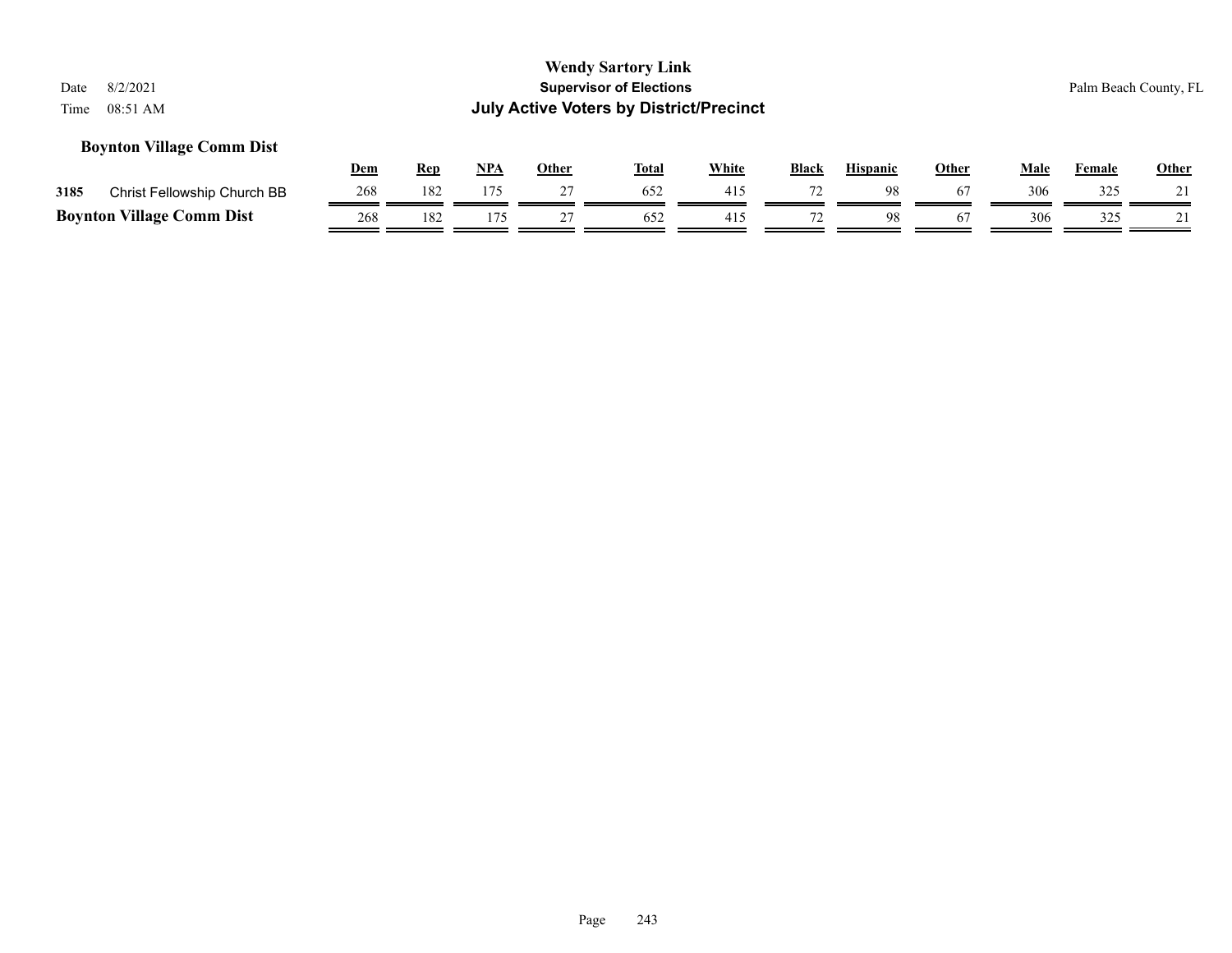# Wendy Sartory Link
## Supervisor of Elections
## July Active Voters by District/Precinct

Date 8/2/2021
Time 08:51 AM

Palm Beach County, FL

### Boynton Village Comm Dist

| | | Dem | Rep | NPA | Other | Total | White | Black | Hispanic | Other | Male | Female | Other |
|---|---|---|---|---|---|---|---|---|---|---|---|---|---|
| 3185 | Christ Fellowship Church BB | 268 | 182 | 175 | 27 | 652 | 415 | 72 | 98 | 67 | 306 | 325 | 21 |
| **Boynton Village Comm Dist** | | 268 | 182 | 175 | 27 | 652 | 415 | 72 | 98 | 67 | 306 | 325 | 21 |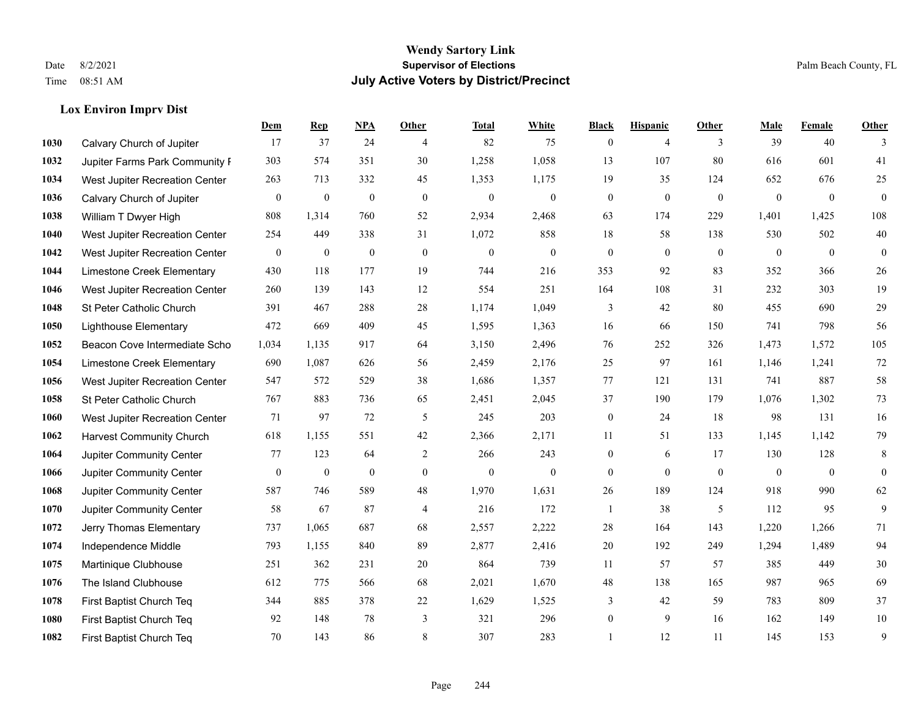**Wendy Sartory Link**
**Supervisor of Elections**
**July Active Voters by District/Precinct**

Date 8/2/2021 Time 08:51 AM Palm Beach County, FL

### Lox Environ Imprv Dist

| | | Dem | Rep | NPA | Other | Total | White | Black | Hispanic | Other | Male | Female | Other |
|---|---|---|---|---|---|---|---|---|---|---|---|---|---|
| 1030 | Calvary Church of Jupiter | 17 | 37 | 24 | 4 | 82 | 75 | 0 | 4 | 3 | 39 | 40 | 3 |
| 1032 | Jupiter Farms Park Community F | 303 | 574 | 351 | 30 | 1,258 | 1,058 | 13 | 107 | 80 | 616 | 601 | 41 |
| 1034 | West Jupiter Recreation Center | 263 | 713 | 332 | 45 | 1,353 | 1,175 | 19 | 35 | 124 | 652 | 676 | 25 |
| 1036 | Calvary Church of Jupiter | 0 | 0 | 0 | 0 | 0 | 0 | 0 | 0 | 0 | 0 | 0 | 0 |
| 1038 | William T Dwyer High | 808 | 1,314 | 760 | 52 | 2,934 | 2,468 | 63 | 174 | 229 | 1,401 | 1,425 | 108 |
| 1040 | West Jupiter Recreation Center | 254 | 449 | 338 | 31 | 1,072 | 858 | 18 | 58 | 138 | 530 | 502 | 40 |
| 1042 | West Jupiter Recreation Center | 0 | 0 | 0 | 0 | 0 | 0 | 0 | 0 | 0 | 0 | 0 | 0 |
| 1044 | Limestone Creek Elementary | 430 | 118 | 177 | 19 | 744 | 216 | 353 | 92 | 83 | 352 | 366 | 26 |
| 1046 | West Jupiter Recreation Center | 260 | 139 | 143 | 12 | 554 | 251 | 164 | 108 | 31 | 232 | 303 | 19 |
| 1048 | St Peter Catholic Church | 391 | 467 | 288 | 28 | 1,174 | 1,049 | 3 | 42 | 80 | 455 | 690 | 29 |
| 1050 | Lighthouse Elementary | 472 | 669 | 409 | 45 | 1,595 | 1,363 | 16 | 66 | 150 | 741 | 798 | 56 |
| 1052 | Beacon Cove Intermediate Scho | 1,034 | 1,135 | 917 | 64 | 3,150 | 2,496 | 76 | 252 | 326 | 1,473 | 1,572 | 105 |
| 1054 | Limestone Creek Elementary | 690 | 1,087 | 626 | 56 | 2,459 | 2,176 | 25 | 97 | 161 | 1,146 | 1,241 | 72 |
| 1056 | West Jupiter Recreation Center | 547 | 572 | 529 | 38 | 1,686 | 1,357 | 77 | 121 | 131 | 741 | 887 | 58 |
| 1058 | St Peter Catholic Church | 767 | 883 | 736 | 65 | 2,451 | 2,045 | 37 | 190 | 179 | 1,076 | 1,302 | 73 |
| 1060 | West Jupiter Recreation Center | 71 | 97 | 72 | 5 | 245 | 203 | 0 | 24 | 18 | 98 | 131 | 16 |
| 1062 | Harvest Community Church | 618 | 1,155 | 551 | 42 | 2,366 | 2,171 | 11 | 51 | 133 | 1,145 | 1,142 | 79 |
| 1064 | Jupiter Community Center | 77 | 123 | 64 | 2 | 266 | 243 | 0 | 6 | 17 | 130 | 128 | 8 |
| 1066 | Jupiter Community Center | 0 | 0 | 0 | 0 | 0 | 0 | 0 | 0 | 0 | 0 | 0 | 0 |
| 1068 | Jupiter Community Center | 587 | 746 | 589 | 48 | 1,970 | 1,631 | 26 | 189 | 124 | 918 | 990 | 62 |
| 1070 | Jupiter Community Center | 58 | 67 | 87 | 4 | 216 | 172 | 1 | 38 | 5 | 112 | 95 | 9 |
| 1072 | Jerry Thomas Elementary | 737 | 1,065 | 687 | 68 | 2,557 | 2,222 | 28 | 164 | 143 | 1,220 | 1,266 | 71 |
| 1074 | Independence Middle | 793 | 1,155 | 840 | 89 | 2,877 | 2,416 | 20 | 192 | 249 | 1,294 | 1,489 | 94 |
| 1075 | Martinique Clubhouse | 251 | 362 | 231 | 20 | 864 | 739 | 11 | 57 | 57 | 385 | 449 | 30 |
| 1076 | The Island Clubhouse | 612 | 775 | 566 | 68 | 2,021 | 1,670 | 48 | 138 | 165 | 987 | 965 | 69 |
| 1078 | First Baptist Church Teq | 344 | 885 | 378 | 22 | 1,629 | 1,525 | 3 | 42 | 59 | 783 | 809 | 37 |
| 1080 | First Baptist Church Teq | 92 | 148 | 78 | 3 | 321 | 296 | 0 | 9 | 16 | 162 | 149 | 10 |
| 1082 | First Baptist Church Teq | 70 | 143 | 86 | 8 | 307 | 283 | 1 | 12 | 11 | 145 | 153 | 9 |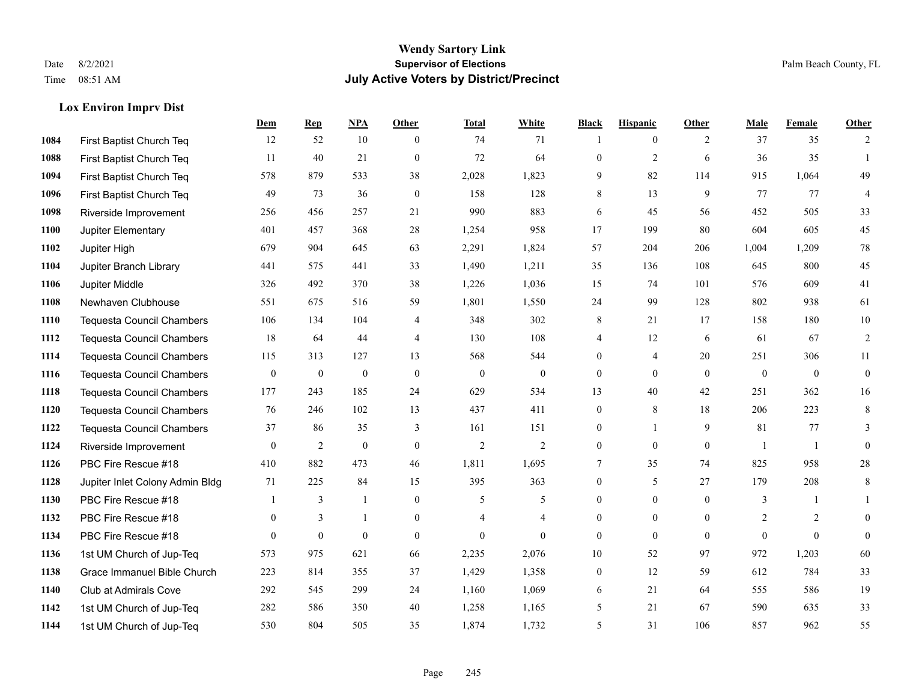# Wendy Sartory Link

**Supervisor of Elections**

**July Active Voters by District/Precinct**

Date 8/2/2021
Time 08:51 AM

Palm Beach County, FL

### Lox Environ Imprv Dist

| | | Dem | Rep | NPA | Other | Total | White | Black | Hispanic | Other | Male | Female | Other |
|---|---|---|---|---|---|---|---|---|---|---|---|---|---|
| 1084 | First Baptist Church Teq | 12 | 52 | 10 | 0 | 74 | 71 | 1 | 0 | 2 | 37 | 35 | 2 |
| 1088 | First Baptist Church Teq | 11 | 40 | 21 | 0 | 72 | 64 | 0 | 2 | 6 | 36 | 35 | 1 |
| 1094 | First Baptist Church Teq | 578 | 879 | 533 | 38 | 2,028 | 1,823 | 9 | 82 | 114 | 915 | 1,064 | 49 |
| 1096 | First Baptist Church Teq | 49 | 73 | 36 | 0 | 158 | 128 | 8 | 13 | 9 | 77 | 77 | 4 |
| 1098 | Riverside Improvement | 256 | 456 | 257 | 21 | 990 | 883 | 6 | 45 | 56 | 452 | 505 | 33 |
| 1100 | Jupiter Elementary | 401 | 457 | 368 | 28 | 1,254 | 958 | 17 | 199 | 80 | 604 | 605 | 45 |
| 1102 | Jupiter High | 679 | 904 | 645 | 63 | 2,291 | 1,824 | 57 | 204 | 206 | 1,004 | 1,209 | 78 |
| 1104 | Jupiter Branch Library | 441 | 575 | 441 | 33 | 1,490 | 1,211 | 35 | 136 | 108 | 645 | 800 | 45 |
| 1106 | Jupiter Middle | 326 | 492 | 370 | 38 | 1,226 | 1,036 | 15 | 74 | 101 | 576 | 609 | 41 |
| 1108 | Newhaven Clubhouse | 551 | 675 | 516 | 59 | 1,801 | 1,550 | 24 | 99 | 128 | 802 | 938 | 61 |
| 1110 | Tequesta Council Chambers | 106 | 134 | 104 | 4 | 348 | 302 | 8 | 21 | 17 | 158 | 180 | 10 |
| 1112 | Tequesta Council Chambers | 18 | 64 | 44 | 4 | 130 | 108 | 4 | 12 | 6 | 61 | 67 | 2 |
| 1114 | Tequesta Council Chambers | 115 | 313 | 127 | 13 | 568 | 544 | 0 | 4 | 20 | 251 | 306 | 11 |
| 1116 | Tequesta Council Chambers | 0 | 0 | 0 | 0 | 0 | 0 | 0 | 0 | 0 | 0 | 0 | 0 |
| 1118 | Tequesta Council Chambers | 177 | 243 | 185 | 24 | 629 | 534 | 13 | 40 | 42 | 251 | 362 | 16 |
| 1120 | Tequesta Council Chambers | 76 | 246 | 102 | 13 | 437 | 411 | 0 | 8 | 18 | 206 | 223 | 8 |
| 1122 | Tequesta Council Chambers | 37 | 86 | 35 | 3 | 161 | 151 | 0 | 1 | 9 | 81 | 77 | 3 |
| 1124 | Riverside Improvement | 0 | 2 | 0 | 0 | 2 | 2 | 0 | 0 | 0 | 1 | 1 | 0 |
| 1126 | PBC Fire Rescue #18 | 410 | 882 | 473 | 46 | 1,811 | 1,695 | 7 | 35 | 74 | 825 | 958 | 28 |
| 1128 | Jupiter Inlet Colony Admin Bldg | 71 | 225 | 84 | 15 | 395 | 363 | 0 | 5 | 27 | 179 | 208 | 8 |
| 1130 | PBC Fire Rescue #18 | 1 | 3 | 1 | 0 | 5 | 5 | 0 | 0 | 0 | 3 | 1 | 1 |
| 1132 | PBC Fire Rescue #18 | 0 | 3 | 1 | 0 | 4 | 4 | 0 | 0 | 0 | 2 | 2 | 0 |
| 1134 | PBC Fire Rescue #18 | 0 | 0 | 0 | 0 | 0 | 0 | 0 | 0 | 0 | 0 | 0 | 0 |
| 1136 | 1st UM Church of Jup-Teq | 573 | 975 | 621 | 66 | 2,235 | 2,076 | 10 | 52 | 97 | 972 | 1,203 | 60 |
| 1138 | Grace Immanuel Bible Church | 223 | 814 | 355 | 37 | 1,429 | 1,358 | 0 | 12 | 59 | 612 | 784 | 33 |
| 1140 | Club at Admirals Cove | 292 | 545 | 299 | 24 | 1,160 | 1,069 | 6 | 21 | 64 | 555 | 586 | 19 |
| 1142 | 1st UM Church of Jup-Teq | 282 | 586 | 350 | 40 | 1,258 | 1,165 | 5 | 21 | 67 | 590 | 635 | 33 |
| 1144 | 1st UM Church of Jup-Teq | 530 | 804 | 505 | 35 | 1,874 | 1,732 | 5 | 31 | 106 | 857 | 962 | 55 |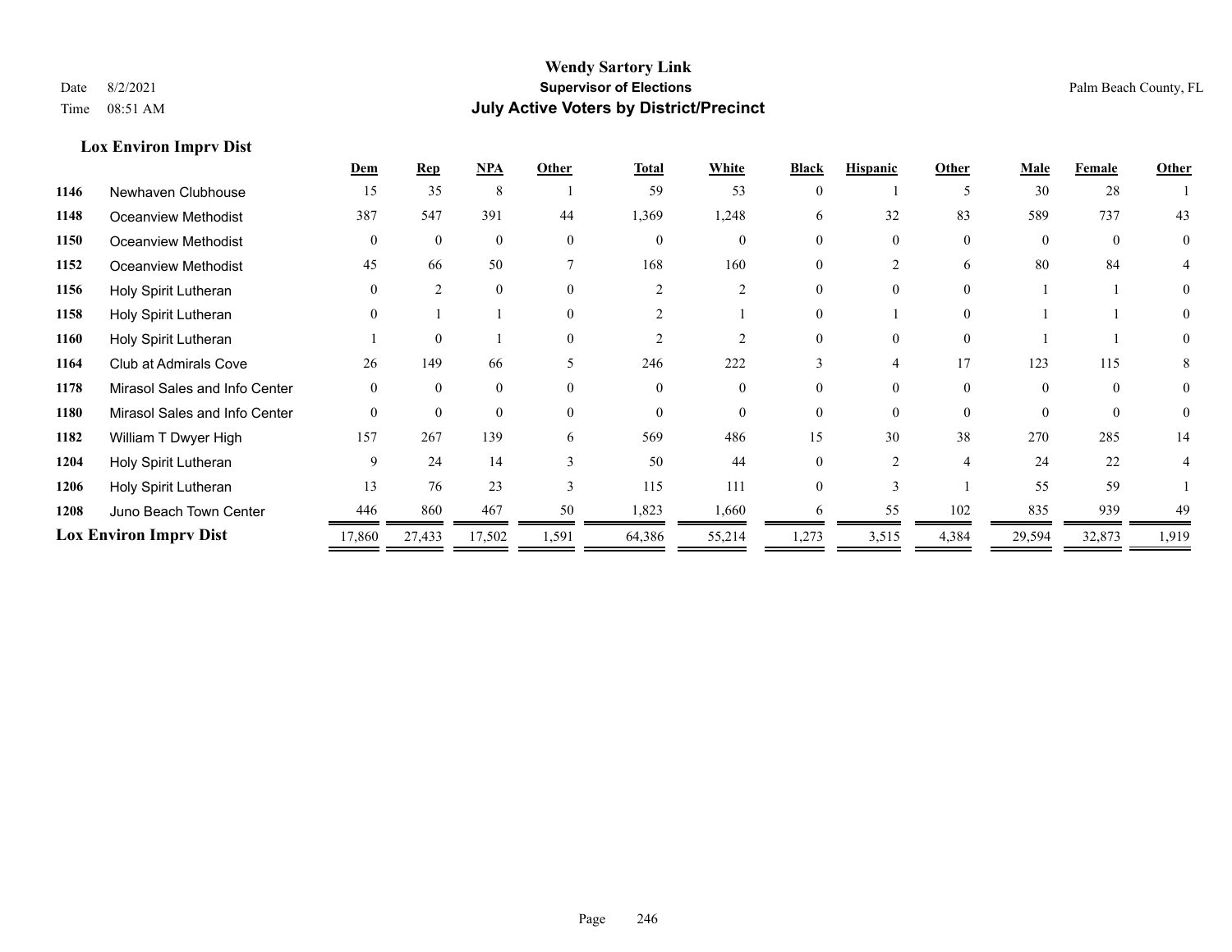**Wendy Sartory Link**
**Supervisor of Elections**
**July Active Voters by District/Precinct**

Date 8/2/2021
Time 08:51 AM
Palm Beach County, FL

### Lox Environ Imprv Dist

| | | Dem | Rep | NPA | Other | Total | White | Black | Hispanic | Other | Male | Female | Other |
|---|---|---|---|---|---|---|---|---|---|---|---|---|---|
| 1146 | Newhaven Clubhouse | 15 | 35 | 8 | 1 | 59 | 53 | 0 | 1 | 5 | 30 | 28 | 1 |
| 1148 | Oceanview Methodist | 387 | 547 | 391 | 44 | 1,369 | 1,248 | 6 | 32 | 83 | 589 | 737 | 43 |
| 1150 | Oceanview Methodist | 0 | 0 | 0 | 0 | 0 | 0 | 0 | 0 | 0 | 0 | 0 | 0 |
| 1152 | Oceanview Methodist | 45 | 66 | 50 | 7 | 168 | 160 | 0 | 2 | 6 | 80 | 84 | 4 |
| 1156 | Holy Spirit Lutheran | 0 | 2 | 0 | 0 | 2 | 2 | 0 | 0 | 0 | 1 | 1 | 0 |
| 1158 | Holy Spirit Lutheran | 0 | 1 | 1 | 0 | 2 | 1 | 0 | 1 | 0 | 1 | 1 | 0 |
| 1160 | Holy Spirit Lutheran | 1 | 0 | 1 | 0 | 2 | 2 | 0 | 0 | 0 | 1 | 1 | 0 |
| 1164 | Club at Admirals Cove | 26 | 149 | 66 | 5 | 246 | 222 | 3 | 4 | 17 | 123 | 115 | 8 |
| 1178 | Mirasol Sales and Info Center | 0 | 0 | 0 | 0 | 0 | 0 | 0 | 0 | 0 | 0 | 0 | 0 |
| 1180 | Mirasol Sales and Info Center | 0 | 0 | 0 | 0 | 0 | 0 | 0 | 0 | 0 | 0 | 0 | 0 |
| 1182 | William T Dwyer High | 157 | 267 | 139 | 6 | 569 | 486 | 15 | 30 | 38 | 270 | 285 | 14 |
| 1204 | Holy Spirit Lutheran | 9 | 24 | 14 | 3 | 50 | 44 | 0 | 2 | 4 | 24 | 22 | 4 |
| 1206 | Holy Spirit Lutheran | 13 | 76 | 23 | 3 | 115 | 111 | 0 | 3 | 1 | 55 | 59 | 1 |
| 1208 | Juno Beach Town Center | 446 | 860 | 467 | 50 | 1,823 | 1,660 | 6 | 55 | 102 | 835 | 939 | 49 |
| **Lox Environ Imprv Dist** | | 17,860 | 27,433 | 17,502 | 1,591 | 64,386 | 55,214 | 1,273 | 3,515 | 4,384 | 29,594 | 32,873 | 1,919 |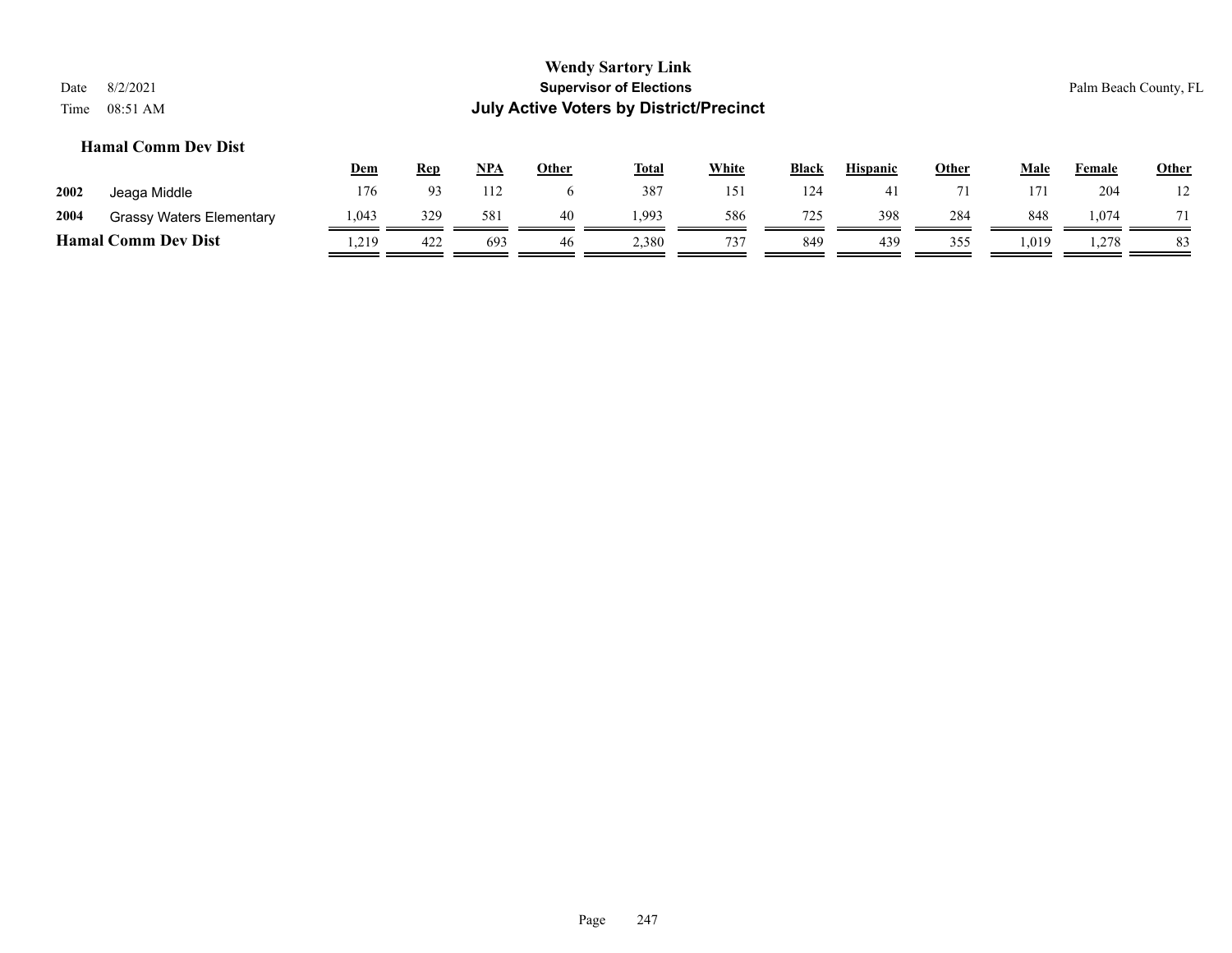## Hamal Comm Dev Dist

| | | Dem | Rep | NPA | Other | Total | White | Black | Hispanic | Other | Male | Female | Other |
|---|---|---|---|---|---|---|---|---|---|---|---|---|---|
| 2002 | Jeaga Middle | 176 | 93 | 112 | 6 | 387 | 151 | 124 | 41 | 71 | 171 | 204 | 12 |
| 2004 | Grassy Waters Elementary | 1,043 | 329 | 581 | 40 | 1,993 | 586 | 725 | 398 | 284 | 848 | 1,074 | 71 |
| **Hamal Comm Dev Dist** | | 1,219 | 422 | 693 | 46 | 2,380 | 737 | 849 | 439 | 355 | 1,019 | 1,278 | 83 |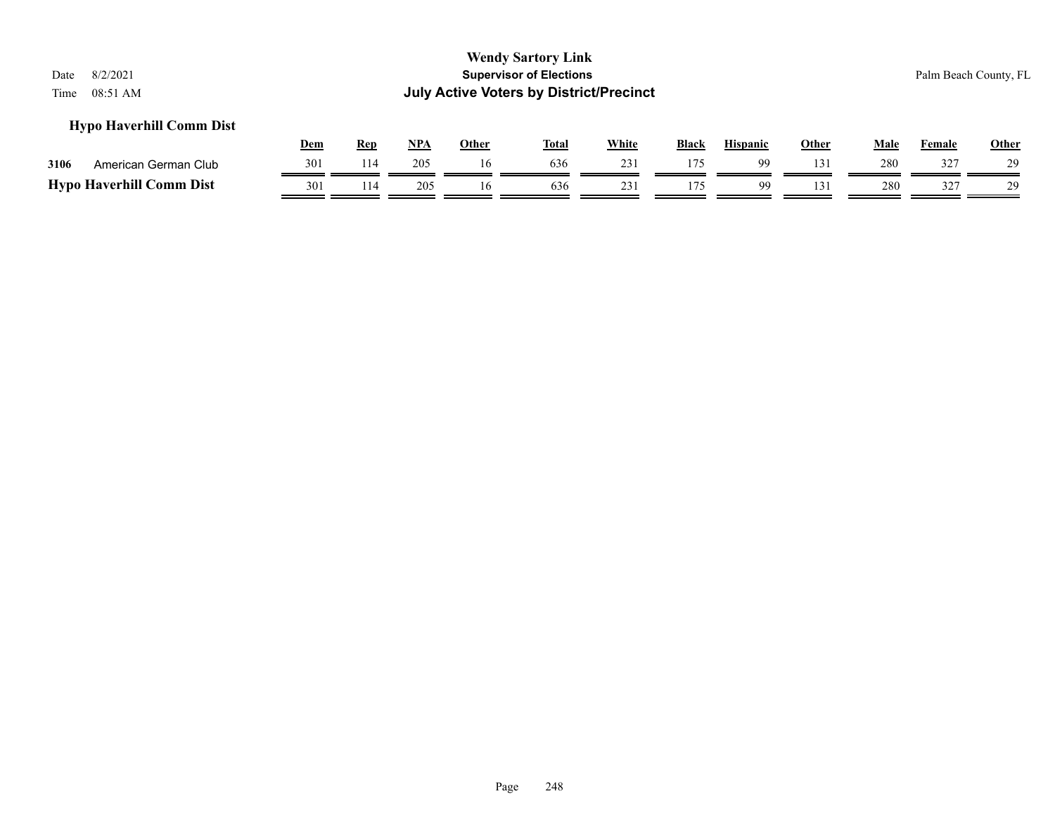**Wendy Sartory Link**
**Supervisor of Elections**
**July Active Voters by District/Precinct**

Date 8/2/2021
Time 08:51 AM

Palm Beach County, FL

### Hypo Haverhill Comm Dist

| | | Dem | Rep | NPA | Other | Total | White | Black | Hispanic | Other | Male | Female | Other |
|---|---|---|---|---|---|---|---|---|---|---|---|---|---|
| 3106 | American German Club | 301 | 114 | 205 | 16 | 636 | 231 | 175 | 99 | 131 | 280 | 327 | 29 |
| **Hypo Haverhill Comm Dist** | | 301 | 114 | 205 | 16 | 636 | 231 | 175 | 99 | 131 | 280 | 327 | 29 |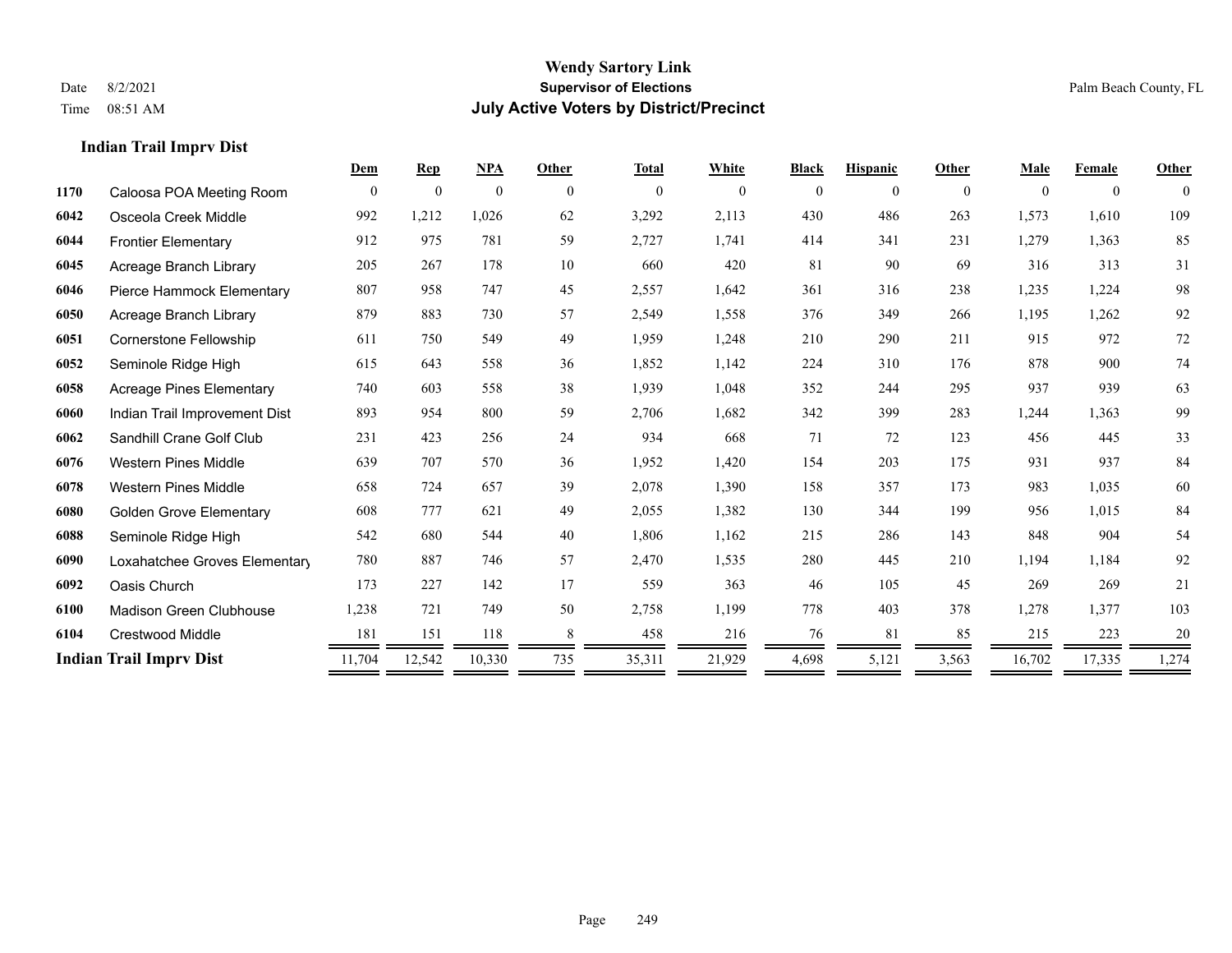# Wendy Sartory Link

**Supervisor of Elections**

**July Active Voters by District/Precinct**

Date 8/2/2021
Time 08:51 AM

Palm Beach County, FL

## Indian Trail Imprv Dist

| | | Dem | Rep | NPA | Other | Total | White | Black | Hispanic | Other | Male | Female | Other |
|---|---|---|---|---|---|---|---|---|---|---|---|---|---|
| 1170 | Caloosa POA Meeting Room | 0 | 0 | 0 | 0 | 0 | 0 | 0 | 0 | 0 | 0 | 0 | 0 |
| 6042 | Osceola Creek Middle | 992 | 1,212 | 1,026 | 62 | 3,292 | 2,113 | 430 | 486 | 263 | 1,573 | 1,610 | 109 |
| 6044 | Frontier Elementary | 912 | 975 | 781 | 59 | 2,727 | 1,741 | 414 | 341 | 231 | 1,279 | 1,363 | 85 |
| 6045 | Acreage Branch Library | 205 | 267 | 178 | 10 | 660 | 420 | 81 | 90 | 69 | 316 | 313 | 31 |
| 6046 | Pierce Hammock Elementary | 807 | 958 | 747 | 45 | 2,557 | 1,642 | 361 | 316 | 238 | 1,235 | 1,224 | 98 |
| 6050 | Acreage Branch Library | 879 | 883 | 730 | 57 | 2,549 | 1,558 | 376 | 349 | 266 | 1,195 | 1,262 | 92 |
| 6051 | Cornerstone Fellowship | 611 | 750 | 549 | 49 | 1,959 | 1,248 | 210 | 290 | 211 | 915 | 972 | 72 |
| 6052 | Seminole Ridge High | 615 | 643 | 558 | 36 | 1,852 | 1,142 | 224 | 310 | 176 | 878 | 900 | 74 |
| 6058 | Acreage Pines Elementary | 740 | 603 | 558 | 38 | 1,939 | 1,048 | 352 | 244 | 295 | 937 | 939 | 63 |
| 6060 | Indian Trail Improvement Dist | 893 | 954 | 800 | 59 | 2,706 | 1,682 | 342 | 399 | 283 | 1,244 | 1,363 | 99 |
| 6062 | Sandhill Crane Golf Club | 231 | 423 | 256 | 24 | 934 | 668 | 71 | 72 | 123 | 456 | 445 | 33 |
| 6076 | Western Pines Middle | 639 | 707 | 570 | 36 | 1,952 | 1,420 | 154 | 203 | 175 | 931 | 937 | 84 |
| 6078 | Western Pines Middle | 658 | 724 | 657 | 39 | 2,078 | 1,390 | 158 | 357 | 173 | 983 | 1,035 | 60 |
| 6080 | Golden Grove Elementary | 608 | 777 | 621 | 49 | 2,055 | 1,382 | 130 | 344 | 199 | 956 | 1,015 | 84 |
| 6088 | Seminole Ridge High | 542 | 680 | 544 | 40 | 1,806 | 1,162 | 215 | 286 | 143 | 848 | 904 | 54 |
| 6090 | Loxahatchee Groves Elementary | 780 | 887 | 746 | 57 | 2,470 | 1,535 | 280 | 445 | 210 | 1,194 | 1,184 | 92 |
| 6092 | Oasis Church | 173 | 227 | 142 | 17 | 559 | 363 | 46 | 105 | 45 | 269 | 269 | 21 |
| 6100 | Madison Green Clubhouse | 1,238 | 721 | 749 | 50 | 2,758 | 1,199 | 778 | 403 | 378 | 1,278 | 1,377 | 103 |
| 6104 | Crestwood Middle | 181 | 151 | 118 | 8 | 458 | 216 | 76 | 81 | 85 | 215 | 223 | 20 |
| **Indian Trail Imprv Dist** | | 11,704 | 12,542 | 10,330 | 735 | 35,311 | 21,929 | 4,698 | 5,121 | 3,563 | 16,702 | 17,335 | 1,274 |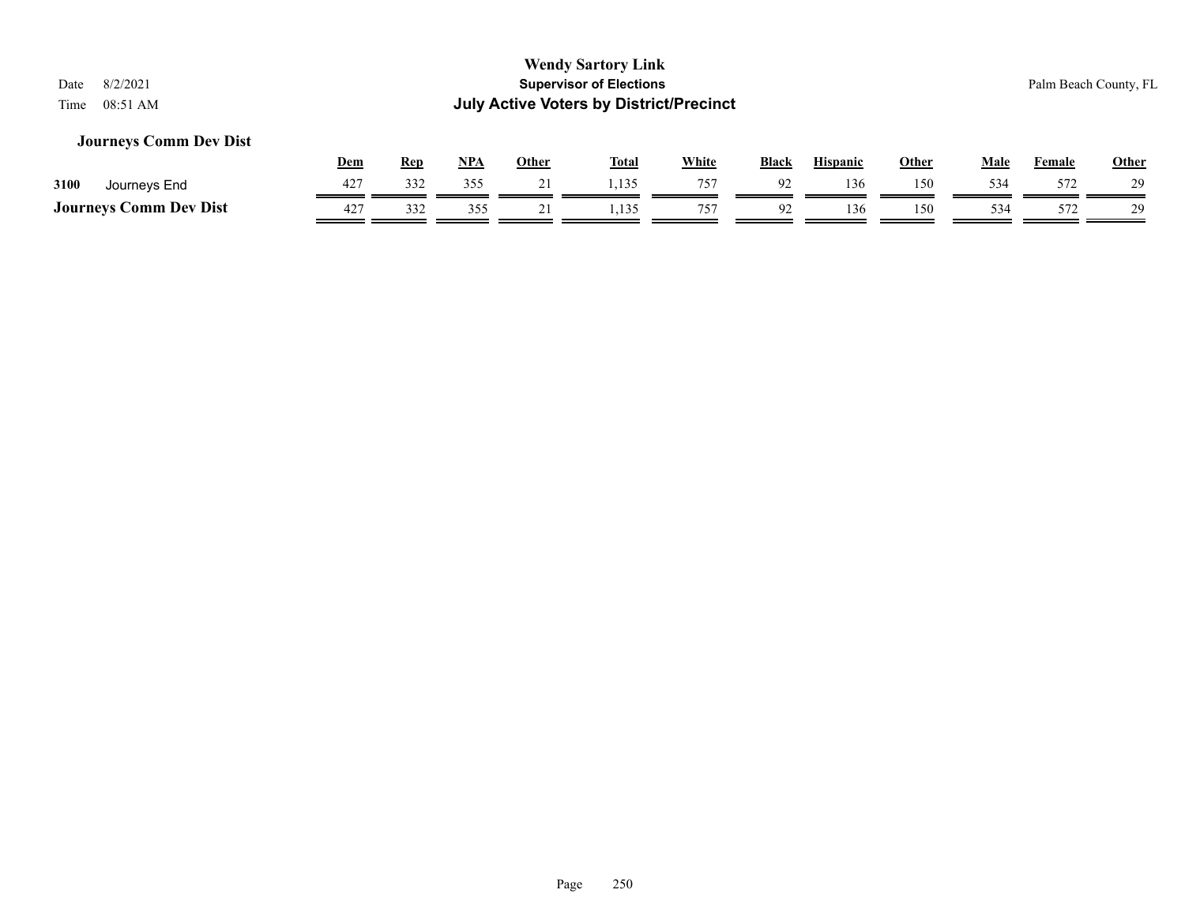**Wendy Sartory Link**
**Supervisor of Elections**
**July Active Voters by District/Precinct**

Date 8/2/2021
Time 08:51 AM

Palm Beach County, FL

### Journeys Comm Dev Dist

| | | Dem | Rep | NPA | Other | Total | White | Black | Hispanic | Other | Male | Female | Other |
|---|---|---|---|---|---|---|---|---|---|---|---|---|---|
| 3100 | Journeys End | 427 | 332 | 355 | 21 | 1,135 | 757 | 92 | 136 | 150 | 534 | 572 | 29 |
| **Journeys Comm Dev Dist** | | 427 | 332 | 355 | 21 | 1,135 | 757 | 92 | 136 | 150 | 534 | 572 | 29 |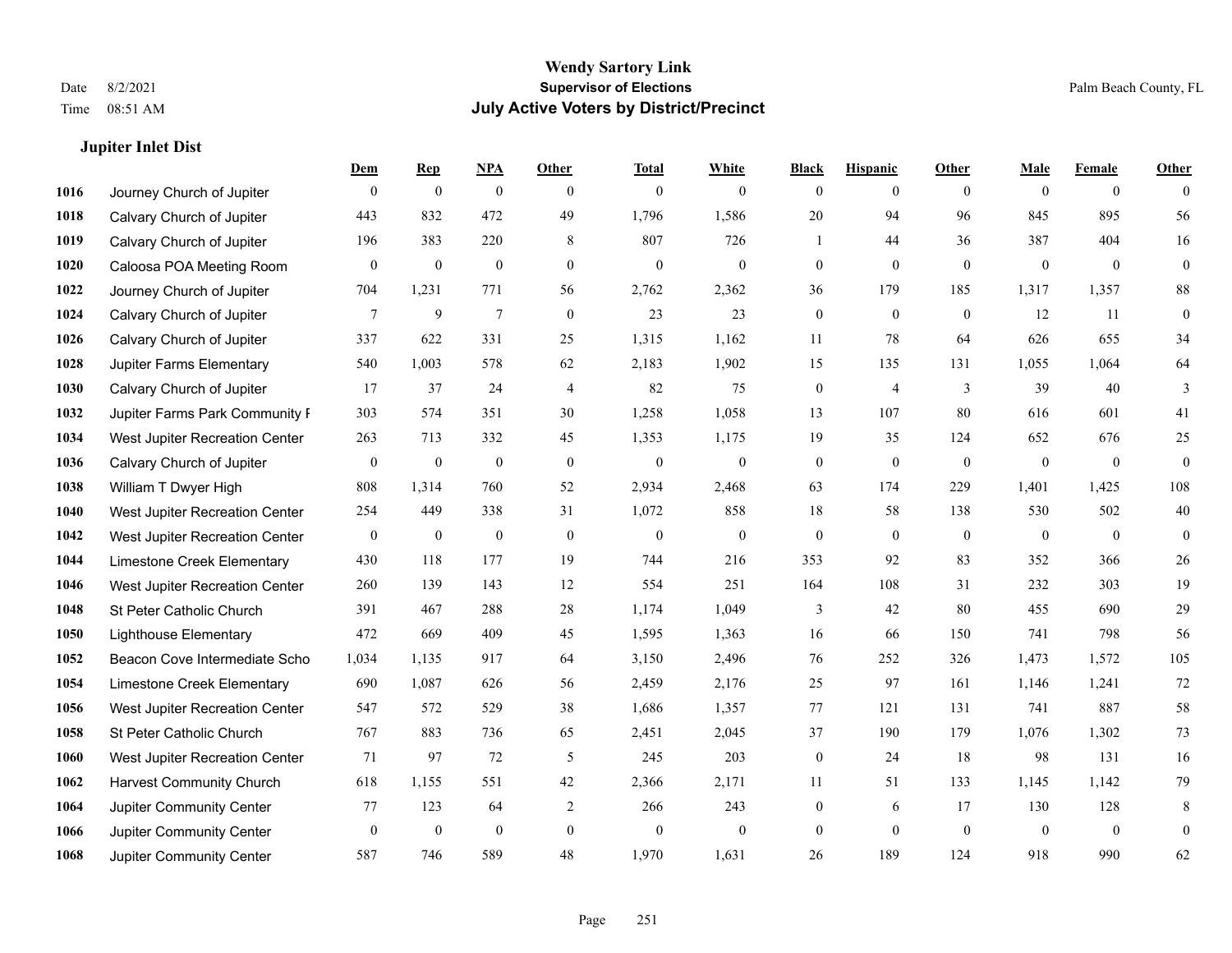# Wendy Sartory Link

## Supervisor of Elections

## July Active Voters by District/Precinct

Date 8/2/2021
Time 08:51 AM

Palm Beach County, FL

### Jupiter Inlet Dist

| | | Dem | Rep | NPA | Other | Total | White | Black | Hispanic | Other | Male | Female | Other |
|---|---|---|---|---|---|---|---|---|---|---|---|---|---|
| 1016 | Journey Church of Jupiter | 0 | 0 | 0 | 0 | 0 | 0 | 0 | 0 | 0 | 0 | 0 | 0 |
| 1018 | Calvary Church of Jupiter | 443 | 832 | 472 | 49 | 1,796 | 1,586 | 20 | 94 | 96 | 845 | 895 | 56 |
| 1019 | Calvary Church of Jupiter | 196 | 383 | 220 | 8 | 807 | 726 | 1 | 44 | 36 | 387 | 404 | 16 |
| 1020 | Caloosa POA Meeting Room | 0 | 0 | 0 | 0 | 0 | 0 | 0 | 0 | 0 | 0 | 0 | 0 |
| 1022 | Journey Church of Jupiter | 704 | 1,231 | 771 | 56 | 2,762 | 2,362 | 36 | 179 | 185 | 1,317 | 1,357 | 88 |
| 1024 | Calvary Church of Jupiter | 7 | 9 | 7 | 0 | 23 | 23 | 0 | 0 | 0 | 12 | 11 | 0 |
| 1026 | Calvary Church of Jupiter | 337 | 622 | 331 | 25 | 1,315 | 1,162 | 11 | 78 | 64 | 626 | 655 | 34 |
| 1028 | Jupiter Farms Elementary | 540 | 1,003 | 578 | 62 | 2,183 | 1,902 | 15 | 135 | 131 | 1,055 | 1,064 | 64 |
| 1030 | Calvary Church of Jupiter | 17 | 37 | 24 | 4 | 82 | 75 | 0 | 4 | 3 | 39 | 40 | 3 |
| 1032 | Jupiter Farms Park Community F | 303 | 574 | 351 | 30 | 1,258 | 1,058 | 13 | 107 | 80 | 616 | 601 | 41 |
| 1034 | West Jupiter Recreation Center | 263 | 713 | 332 | 45 | 1,353 | 1,175 | 19 | 35 | 124 | 652 | 676 | 25 |
| 1036 | Calvary Church of Jupiter | 0 | 0 | 0 | 0 | 0 | 0 | 0 | 0 | 0 | 0 | 0 | 0 |
| 1038 | William T Dwyer High | 808 | 1,314 | 760 | 52 | 2,934 | 2,468 | 63 | 174 | 229 | 1,401 | 1,425 | 108 |
| 1040 | West Jupiter Recreation Center | 254 | 449 | 338 | 31 | 1,072 | 858 | 18 | 58 | 138 | 530 | 502 | 40 |
| 1042 | West Jupiter Recreation Center | 0 | 0 | 0 | 0 | 0 | 0 | 0 | 0 | 0 | 0 | 0 | 0 |
| 1044 | Limestone Creek Elementary | 430 | 118 | 177 | 19 | 744 | 216 | 353 | 92 | 83 | 352 | 366 | 26 |
| 1046 | West Jupiter Recreation Center | 260 | 139 | 143 | 12 | 554 | 251 | 164 | 108 | 31 | 232 | 303 | 19 |
| 1048 | St Peter Catholic Church | 391 | 467 | 288 | 28 | 1,174 | 1,049 | 3 | 42 | 80 | 455 | 690 | 29 |
| 1050 | Lighthouse Elementary | 472 | 669 | 409 | 45 | 1,595 | 1,363 | 16 | 66 | 150 | 741 | 798 | 56 |
| 1052 | Beacon Cove Intermediate Scho | 1,034 | 1,135 | 917 | 64 | 3,150 | 2,496 | 76 | 252 | 326 | 1,473 | 1,572 | 105 |
| 1054 | Limestone Creek Elementary | 690 | 1,087 | 626 | 56 | 2,459 | 2,176 | 25 | 97 | 161 | 1,146 | 1,241 | 72 |
| 1056 | West Jupiter Recreation Center | 547 | 572 | 529 | 38 | 1,686 | 1,357 | 77 | 121 | 131 | 741 | 887 | 58 |
| 1058 | St Peter Catholic Church | 767 | 883 | 736 | 65 | 2,451 | 2,045 | 37 | 190 | 179 | 1,076 | 1,302 | 73 |
| 1060 | West Jupiter Recreation Center | 71 | 97 | 72 | 5 | 245 | 203 | 0 | 24 | 18 | 98 | 131 | 16 |
| 1062 | Harvest Community Church | 618 | 1,155 | 551 | 42 | 2,366 | 2,171 | 11 | 51 | 133 | 1,145 | 1,142 | 79 |
| 1064 | Jupiter Community Center | 77 | 123 | 64 | 2 | 266 | 243 | 0 | 6 | 17 | 130 | 128 | 8 |
| 1066 | Jupiter Community Center | 0 | 0 | 0 | 0 | 0 | 0 | 0 | 0 | 0 | 0 | 0 | 0 |
| 1068 | Jupiter Community Center | 587 | 746 | 589 | 48 | 1,970 | 1,631 | 26 | 189 | 124 | 918 | 990 | 62 |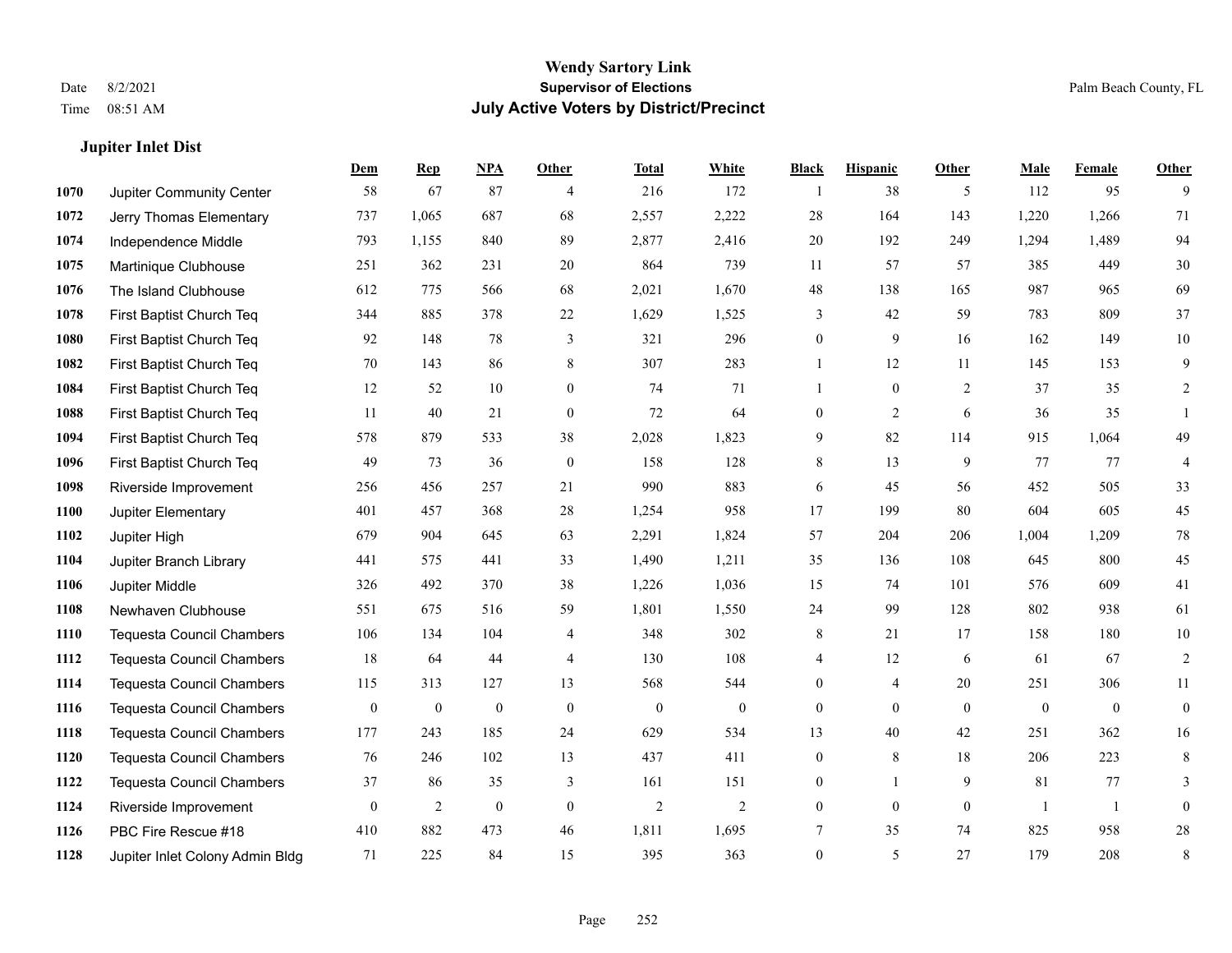# Wendy Sartory Link
## Supervisor of Elections
## July Active Voters by District/Precinct

Date 8/2/2021
Time 08:51 AM

Palm Beach County, FL

### Jupiter Inlet Dist

| | | Dem | Rep | NPA | Other | Total | White | Black | Hispanic | Other | Male | Female | Other |
|---|---|---|---|---|---|---|---|---|---|---|---|---|---|
| 1070 | Jupiter Community Center | 58 | 67 | 87 | 4 | 216 | 172 | 1 | 38 | 5 | 112 | 95 | 9 |
| 1072 | Jerry Thomas Elementary | 737 | 1,065 | 687 | 68 | 2,557 | 2,222 | 28 | 164 | 143 | 1,220 | 1,266 | 71 |
| 1074 | Independence Middle | 793 | 1,155 | 840 | 89 | 2,877 | 2,416 | 20 | 192 | 249 | 1,294 | 1,489 | 94 |
| 1075 | Martinique Clubhouse | 251 | 362 | 231 | 20 | 864 | 739 | 11 | 57 | 57 | 385 | 449 | 30 |
| 1076 | The Island Clubhouse | 612 | 775 | 566 | 68 | 2,021 | 1,670 | 48 | 138 | 165 | 987 | 965 | 69 |
| 1078 | First Baptist Church Teq | 344 | 885 | 378 | 22 | 1,629 | 1,525 | 3 | 42 | 59 | 783 | 809 | 37 |
| 1080 | First Baptist Church Teq | 92 | 148 | 78 | 3 | 321 | 296 | 0 | 9 | 16 | 162 | 149 | 10 |
| 1082 | First Baptist Church Teq | 70 | 143 | 86 | 8 | 307 | 283 | 1 | 12 | 11 | 145 | 153 | 9 |
| 1084 | First Baptist Church Teq | 12 | 52 | 10 | 0 | 74 | 71 | 1 | 0 | 2 | 37 | 35 | 2 |
| 1088 | First Baptist Church Teq | 11 | 40 | 21 | 0 | 72 | 64 | 0 | 2 | 6 | 36 | 35 | 1 |
| 1094 | First Baptist Church Teq | 578 | 879 | 533 | 38 | 2,028 | 1,823 | 9 | 82 | 114 | 915 | 1,064 | 49 |
| 1096 | First Baptist Church Teq | 49 | 73 | 36 | 0 | 158 | 128 | 8 | 13 | 9 | 77 | 77 | 4 |
| 1098 | Riverside Improvement | 256 | 456 | 257 | 21 | 990 | 883 | 6 | 45 | 56 | 452 | 505 | 33 |
| 1100 | Jupiter Elementary | 401 | 457 | 368 | 28 | 1,254 | 958 | 17 | 199 | 80 | 604 | 605 | 45 |
| 1102 | Jupiter High | 679 | 904 | 645 | 63 | 2,291 | 1,824 | 57 | 204 | 206 | 1,004 | 1,209 | 78 |
| 1104 | Jupiter Branch Library | 441 | 575 | 441 | 33 | 1,490 | 1,211 | 35 | 136 | 108 | 645 | 800 | 45 |
| 1106 | Jupiter Middle | 326 | 492 | 370 | 38 | 1,226 | 1,036 | 15 | 74 | 101 | 576 | 609 | 41 |
| 1108 | Newhaven Clubhouse | 551 | 675 | 516 | 59 | 1,801 | 1,550 | 24 | 99 | 128 | 802 | 938 | 61 |
| 1110 | Tequesta Council Chambers | 106 | 134 | 104 | 4 | 348 | 302 | 8 | 21 | 17 | 158 | 180 | 10 |
| 1112 | Tequesta Council Chambers | 18 | 64 | 44 | 4 | 130 | 108 | 4 | 12 | 6 | 61 | 67 | 2 |
| 1114 | Tequesta Council Chambers | 115 | 313 | 127 | 13 | 568 | 544 | 0 | 4 | 20 | 251 | 306 | 11 |
| 1116 | Tequesta Council Chambers | 0 | 0 | 0 | 0 | 0 | 0 | 0 | 0 | 0 | 0 | 0 | 0 |
| 1118 | Tequesta Council Chambers | 177 | 243 | 185 | 24 | 629 | 534 | 13 | 40 | 42 | 251 | 362 | 16 |
| 1120 | Tequesta Council Chambers | 76 | 246 | 102 | 13 | 437 | 411 | 0 | 8 | 18 | 206 | 223 | 8 |
| 1122 | Tequesta Council Chambers | 37 | 86 | 35 | 3 | 161 | 151 | 0 | 1 | 9 | 81 | 77 | 3 |
| 1124 | Riverside Improvement | 0 | 2 | 0 | 0 | 2 | 2 | 0 | 0 | 0 | 1 | 1 | 0 |
| 1126 | PBC Fire Rescue #18 | 410 | 882 | 473 | 46 | 1,811 | 1,695 | 7 | 35 | 74 | 825 | 958 | 28 |
| 1128 | Jupiter Inlet Colony Admin Bldg | 71 | 225 | 84 | 15 | 395 | 363 | 0 | 5 | 27 | 179 | 208 | 8 |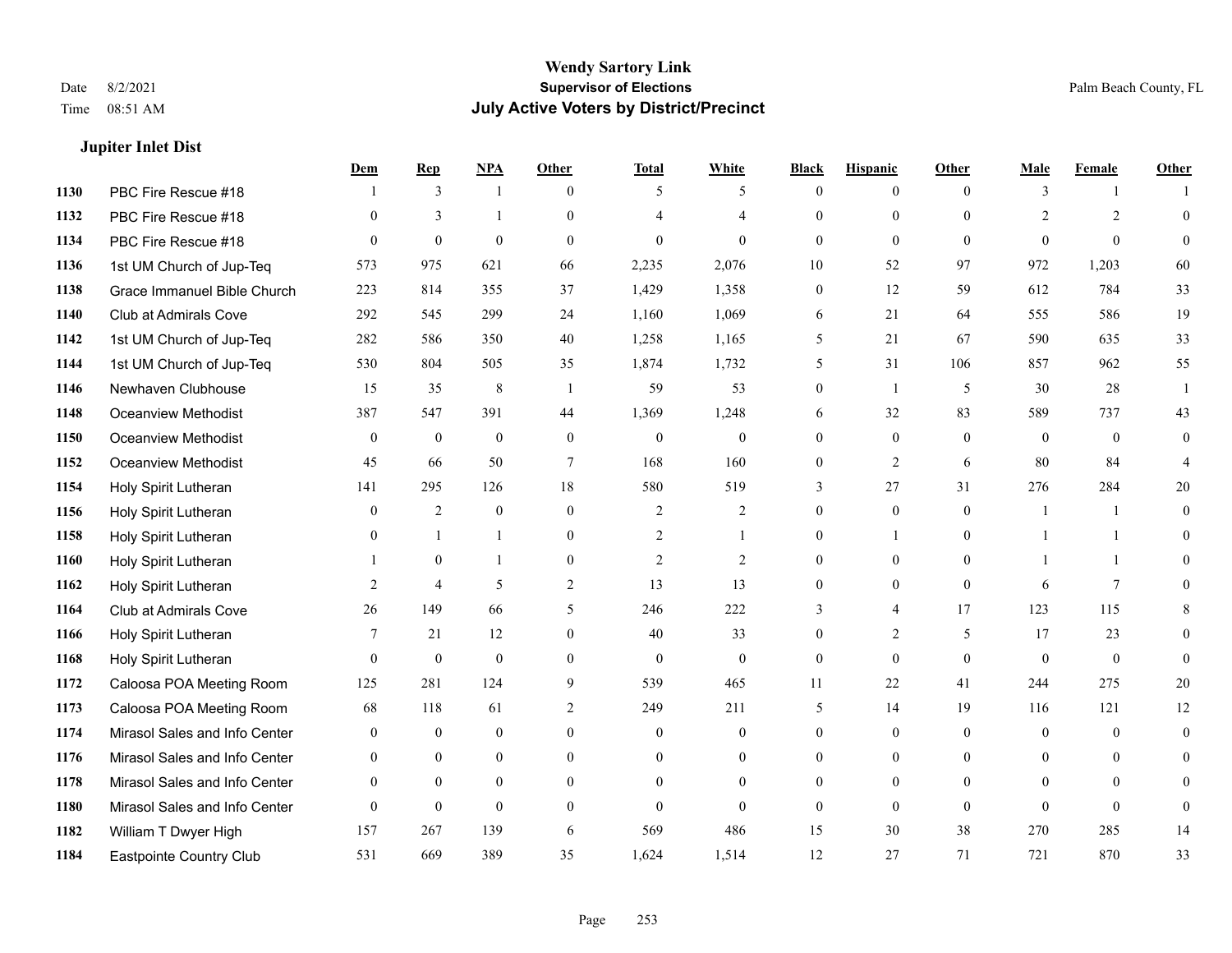# Wendy Sartory Link
## Supervisor of Elections
## July Active Voters by District/Precinct

Date 8/2/2021
Time 08:51 AM

Palm Beach County, FL

### Jupiter Inlet Dist

| | | Dem | Rep | NPA | Other | Total | White | Black | Hispanic | Other | Male | Female | Other |
|---|---|---|---|---|---|---|---|---|---|---|---|---|---|
| 1130 | PBC Fire Rescue #18 | 1 | 3 | 1 | 0 | 5 | 5 | 0 | 0 | 0 | 3 | 1 | 1 |
| 1132 | PBC Fire Rescue #18 | 0 | 3 | 1 | 0 | 4 | 4 | 0 | 0 | 0 | 2 | 2 | 0 |
| 1134 | PBC Fire Rescue #18 | 0 | 0 | 0 | 0 | 0 | 0 | 0 | 0 | 0 | 0 | 0 | 0 |
| 1136 | 1st UM Church of Jup-Teq | 573 | 975 | 621 | 66 | 2,235 | 2,076 | 10 | 52 | 97 | 972 | 1,203 | 60 |
| 1138 | Grace Immanuel Bible Church | 223 | 814 | 355 | 37 | 1,429 | 1,358 | 0 | 12 | 59 | 612 | 784 | 33 |
| 1140 | Club at Admirals Cove | 292 | 545 | 299 | 24 | 1,160 | 1,069 | 6 | 21 | 64 | 555 | 586 | 19 |
| 1142 | 1st UM Church of Jup-Teq | 282 | 586 | 350 | 40 | 1,258 | 1,165 | 5 | 21 | 67 | 590 | 635 | 33 |
| 1144 | 1st UM Church of Jup-Teq | 530 | 804 | 505 | 35 | 1,874 | 1,732 | 5 | 31 | 106 | 857 | 962 | 55 |
| 1146 | Newhaven Clubhouse | 15 | 35 | 8 | 1 | 59 | 53 | 0 | 1 | 5 | 30 | 28 | 1 |
| 1148 | Oceanview Methodist | 387 | 547 | 391 | 44 | 1,369 | 1,248 | 6 | 32 | 83 | 589 | 737 | 43 |
| 1150 | Oceanview Methodist | 0 | 0 | 0 | 0 | 0 | 0 | 0 | 0 | 0 | 0 | 0 | 0 |
| 1152 | Oceanview Methodist | 45 | 66 | 50 | 7 | 168 | 160 | 0 | 2 | 6 | 80 | 84 | 4 |
| 1154 | Holy Spirit Lutheran | 141 | 295 | 126 | 18 | 580 | 519 | 3 | 27 | 31 | 276 | 284 | 20 |
| 1156 | Holy Spirit Lutheran | 0 | 2 | 0 | 0 | 2 | 2 | 0 | 0 | 0 | 1 | 1 | 0 |
| 1158 | Holy Spirit Lutheran | 0 | 1 | 1 | 0 | 2 | 1 | 0 | 1 | 0 | 1 | 1 | 0 |
| 1160 | Holy Spirit Lutheran | 1 | 0 | 1 | 0 | 2 | 2 | 0 | 0 | 0 | 1 | 1 | 0 |
| 1162 | Holy Spirit Lutheran | 2 | 4 | 5 | 2 | 13 | 13 | 0 | 0 | 0 | 6 | 7 | 0 |
| 1164 | Club at Admirals Cove | 26 | 149 | 66 | 5 | 246 | 222 | 3 | 4 | 17 | 123 | 115 | 8 |
| 1166 | Holy Spirit Lutheran | 7 | 21 | 12 | 0 | 40 | 33 | 0 | 2 | 5 | 17 | 23 | 0 |
| 1168 | Holy Spirit Lutheran | 0 | 0 | 0 | 0 | 0 | 0 | 0 | 0 | 0 | 0 | 0 | 0 |
| 1172 | Caloosa POA Meeting Room | 125 | 281 | 124 | 9 | 539 | 465 | 11 | 22 | 41 | 244 | 275 | 20 |
| 1173 | Caloosa POA Meeting Room | 68 | 118 | 61 | 2 | 249 | 211 | 5 | 14 | 19 | 116 | 121 | 12 |
| 1174 | Mirasol Sales and Info Center | 0 | 0 | 0 | 0 | 0 | 0 | 0 | 0 | 0 | 0 | 0 | 0 |
| 1176 | Mirasol Sales and Info Center | 0 | 0 | 0 | 0 | 0 | 0 | 0 | 0 | 0 | 0 | 0 | 0 |
| 1178 | Mirasol Sales and Info Center | 0 | 0 | 0 | 0 | 0 | 0 | 0 | 0 | 0 | 0 | 0 | 0 |
| 1180 | Mirasol Sales and Info Center | 0 | 0 | 0 | 0 | 0 | 0 | 0 | 0 | 0 | 0 | 0 | 0 |
| 1182 | William T Dwyer High | 157 | 267 | 139 | 6 | 569 | 486 | 15 | 30 | 38 | 270 | 285 | 14 |
| 1184 | Eastpointe Country Club | 531 | 669 | 389 | 35 | 1,624 | 1,514 | 12 | 27 | 71 | 721 | 870 | 33 |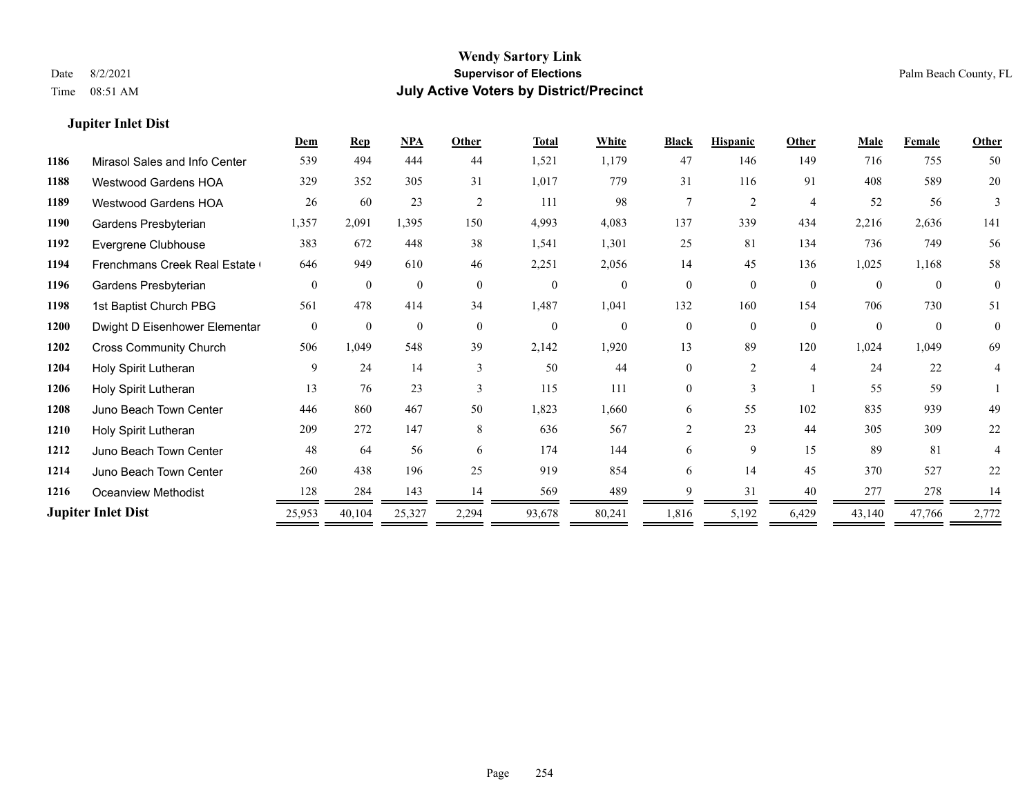# Wendy Sartory Link

**Supervisor of Elections**

**July Active Voters by District/Precinct**

Date 8/2/2021
Time 08:51 AM

Palm Beach County, FL

### Jupiter Inlet Dist

| | | Dem | Rep | NPA | Other | Total | White | Black | Hispanic | Other | Male | Female | Other |
|---|---|---|---|---|---|---|---|---|---|---|---|---|---|
| 1186 | Mirasol Sales and Info Center | 539 | 494 | 444 | 44 | 1,521 | 1,179 | 47 | 146 | 149 | 716 | 755 | 50 |
| 1188 | Westwood Gardens HOA | 329 | 352 | 305 | 31 | 1,017 | 779 | 31 | 116 | 91 | 408 | 589 | 20 |
| 1189 | Westwood Gardens HOA | 26 | 60 | 23 | 2 | 111 | 98 | 7 | 2 | 4 | 52 | 56 | 3 |
| 1190 | Gardens Presbyterian | 1,357 | 2,091 | 1,395 | 150 | 4,993 | 4,083 | 137 | 339 | 434 | 2,216 | 2,636 | 141 |
| 1192 | Evergrene Clubhouse | 383 | 672 | 448 | 38 | 1,541 | 1,301 | 25 | 81 | 134 | 736 | 749 | 56 |
| 1194 | Frenchmans Creek Real Estate ( | 646 | 949 | 610 | 46 | 2,251 | 2,056 | 14 | 45 | 136 | 1,025 | 1,168 | 58 |
| 1196 | Gardens Presbyterian | 0 | 0 | 0 | 0 | 0 | 0 | 0 | 0 | 0 | 0 | 0 | 0 |
| 1198 | 1st Baptist Church PBG | 561 | 478 | 414 | 34 | 1,487 | 1,041 | 132 | 160 | 154 | 706 | 730 | 51 |
| 1200 | Dwight D Eisenhower Elementar | 0 | 0 | 0 | 0 | 0 | 0 | 0 | 0 | 0 | 0 | 0 | 0 |
| 1202 | Cross Community Church | 506 | 1,049 | 548 | 39 | 2,142 | 1,920 | 13 | 89 | 120 | 1,024 | 1,049 | 69 |
| 1204 | Holy Spirit Lutheran | 9 | 24 | 14 | 3 | 50 | 44 | 0 | 2 | 4 | 24 | 22 | 4 |
| 1206 | Holy Spirit Lutheran | 13 | 76 | 23 | 3 | 115 | 111 | 0 | 3 | 1 | 55 | 59 | 1 |
| 1208 | Juno Beach Town Center | 446 | 860 | 467 | 50 | 1,823 | 1,660 | 6 | 55 | 102 | 835 | 939 | 49 |
| 1210 | Holy Spirit Lutheran | 209 | 272 | 147 | 8 | 636 | 567 | 2 | 23 | 44 | 305 | 309 | 22 |
| 1212 | Juno Beach Town Center | 48 | 64 | 56 | 6 | 174 | 144 | 6 | 9 | 15 | 89 | 81 | 4 |
| 1214 | Juno Beach Town Center | 260 | 438 | 196 | 25 | 919 | 854 | 6 | 14 | 45 | 370 | 527 | 22 |
| 1216 | Oceanview Methodist | 128 | 284 | 143 | 14 | 569 | 489 | 9 | 31 | 40 | 277 | 278 | 14 |
| **Jupiter Inlet Dist** | | 25,953 | 40,104 | 25,327 | 2,294 | 93,678 | 80,241 | 1,816 | 5,192 | 6,429 | 43,140 | 47,766 | 2,772 |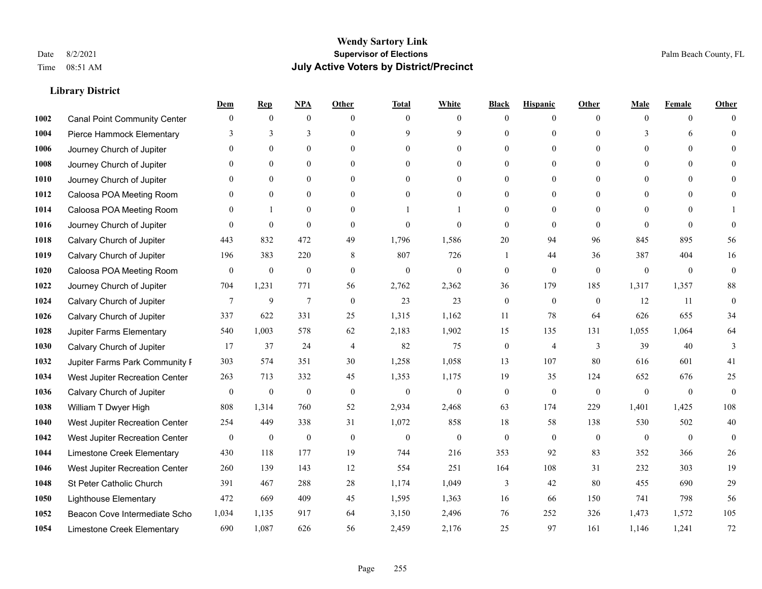# Wendy Sartory Link
## Supervisor of Elections
## July Active Voters by District/Precinct

Date 8/2/2021
Time 08:51 AM

Palm Beach County, FL

### Library District

| | | Dem | Rep | NPA | Other | Total | White | Black | Hispanic | Other | Male | Female | Other |
|---|---|---|---|---|---|---|---|---|---|---|---|---|---|
| 1002 | Canal Point Community Center | 0 | 0 | 0 | 0 | 0 | 0 | 0 | 0 | 0 | 0 | 0 | 0 |
| 1004 | Pierce Hammock Elementary | 3 | 3 | 3 | 0 | 9 | 9 | 0 | 0 | 0 | 3 | 6 | 0 |
| 1006 | Journey Church of Jupiter | 0 | 0 | 0 | 0 | 0 | 0 | 0 | 0 | 0 | 0 | 0 | 0 |
| 1008 | Journey Church of Jupiter | 0 | 0 | 0 | 0 | 0 | 0 | 0 | 0 | 0 | 0 | 0 | 0 |
| 1010 | Journey Church of Jupiter | 0 | 0 | 0 | 0 | 0 | 0 | 0 | 0 | 0 | 0 | 0 | 0 |
| 1012 | Caloosa POA Meeting Room | 0 | 0 | 0 | 0 | 0 | 0 | 0 | 0 | 0 | 0 | 0 | 0 |
| 1014 | Caloosa POA Meeting Room | 0 | 1 | 0 | 0 | 1 | 1 | 0 | 0 | 0 | 0 | 0 | 1 |
| 1016 | Journey Church of Jupiter | 0 | 0 | 0 | 0 | 0 | 0 | 0 | 0 | 0 | 0 | 0 | 0 |
| 1018 | Calvary Church of Jupiter | 443 | 832 | 472 | 49 | 1,796 | 1,586 | 20 | 94 | 96 | 845 | 895 | 56 |
| 1019 | Calvary Church of Jupiter | 196 | 383 | 220 | 8 | 807 | 726 | 1 | 44 | 36 | 387 | 404 | 16 |
| 1020 | Caloosa POA Meeting Room | 0 | 0 | 0 | 0 | 0 | 0 | 0 | 0 | 0 | 0 | 0 | 0 |
| 1022 | Journey Church of Jupiter | 704 | 1,231 | 771 | 56 | 2,762 | 2,362 | 36 | 179 | 185 | 1,317 | 1,357 | 88 |
| 1024 | Calvary Church of Jupiter | 7 | 9 | 7 | 0 | 23 | 23 | 0 | 0 | 0 | 12 | 11 | 0 |
| 1026 | Calvary Church of Jupiter | 337 | 622 | 331 | 25 | 1,315 | 1,162 | 11 | 78 | 64 | 626 | 655 | 34 |
| 1028 | Jupiter Farms Elementary | 540 | 1,003 | 578 | 62 | 2,183 | 1,902 | 15 | 135 | 131 | 1,055 | 1,064 | 64 |
| 1030 | Calvary Church of Jupiter | 17 | 37 | 24 | 4 | 82 | 75 | 0 | 4 | 3 | 39 | 40 | 3 |
| 1032 | Jupiter Farms Park Community F | 303 | 574 | 351 | 30 | 1,258 | 1,058 | 13 | 107 | 80 | 616 | 601 | 41 |
| 1034 | West Jupiter Recreation Center | 263 | 713 | 332 | 45 | 1,353 | 1,175 | 19 | 35 | 124 | 652 | 676 | 25 |
| 1036 | Calvary Church of Jupiter | 0 | 0 | 0 | 0 | 0 | 0 | 0 | 0 | 0 | 0 | 0 | 0 |
| 1038 | William T Dwyer High | 808 | 1,314 | 760 | 52 | 2,934 | 2,468 | 63 | 174 | 229 | 1,401 | 1,425 | 108 |
| 1040 | West Jupiter Recreation Center | 254 | 449 | 338 | 31 | 1,072 | 858 | 18 | 58 | 138 | 530 | 502 | 40 |
| 1042 | West Jupiter Recreation Center | 0 | 0 | 0 | 0 | 0 | 0 | 0 | 0 | 0 | 0 | 0 | 0 |
| 1044 | Limestone Creek Elementary | 430 | 118 | 177 | 19 | 744 | 216 | 353 | 92 | 83 | 352 | 366 | 26 |
| 1046 | West Jupiter Recreation Center | 260 | 139 | 143 | 12 | 554 | 251 | 164 | 108 | 31 | 232 | 303 | 19 |
| 1048 | St Peter Catholic Church | 391 | 467 | 288 | 28 | 1,174 | 1,049 | 3 | 42 | 80 | 455 | 690 | 29 |
| 1050 | Lighthouse Elementary | 472 | 669 | 409 | 45 | 1,595 | 1,363 | 16 | 66 | 150 | 741 | 798 | 56 |
| 1052 | Beacon Cove Intermediate Scho | 1,034 | 1,135 | 917 | 64 | 3,150 | 2,496 | 76 | 252 | 326 | 1,473 | 1,572 | 105 |
| 1054 | Limestone Creek Elementary | 690 | 1,087 | 626 | 56 | 2,459 | 2,176 | 25 | 97 | 161 | 1,146 | 1,241 | 72 |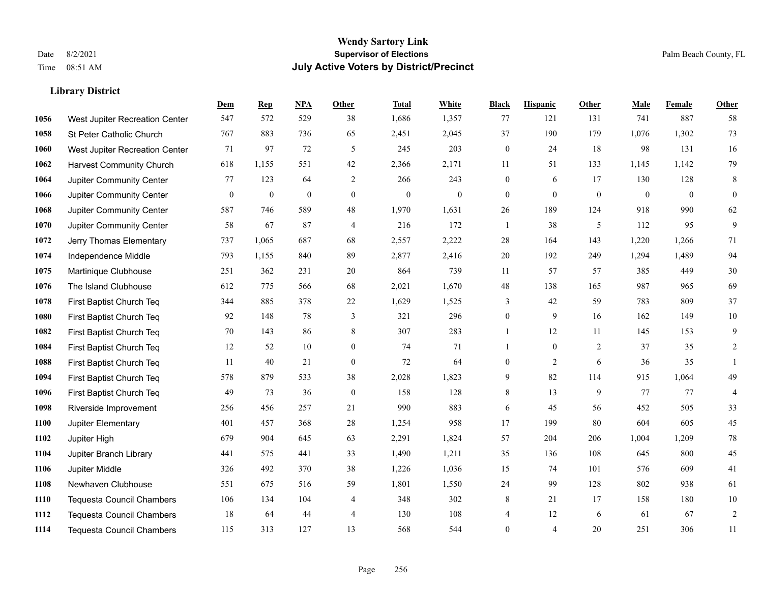**Wendy Sartory Link**
**Supervisor of Elections**
**July Active Voters by District/Precinct**

Date 8/2/2021
Time 08:51 AM

Palm Beach County, FL

### Library District

| | | Dem | Rep | NPA | Other | Total | White | Black | Hispanic | Other | Male | Female | Other |
|---|---|---|---|---|---|---|---|---|---|---|---|---|---|
| 1056 | West Jupiter Recreation Center | 547 | 572 | 529 | 38 | 1,686 | 1,357 | 77 | 121 | 131 | 741 | 887 | 58 |
| 1058 | St Peter Catholic Church | 767 | 883 | 736 | 65 | 2,451 | 2,045 | 37 | 190 | 179 | 1,076 | 1,302 | 73 |
| 1060 | West Jupiter Recreation Center | 71 | 97 | 72 | 5 | 245 | 203 | 0 | 24 | 18 | 98 | 131 | 16 |
| 1062 | Harvest Community Church | 618 | 1,155 | 551 | 42 | 2,366 | 2,171 | 11 | 51 | 133 | 1,145 | 1,142 | 79 |
| 1064 | Jupiter Community Center | 77 | 123 | 64 | 2 | 266 | 243 | 0 | 6 | 17 | 130 | 128 | 8 |
| 1066 | Jupiter Community Center | 0 | 0 | 0 | 0 | 0 | 0 | 0 | 0 | 0 | 0 | 0 | 0 |
| 1068 | Jupiter Community Center | 587 | 746 | 589 | 48 | 1,970 | 1,631 | 26 | 189 | 124 | 918 | 990 | 62 |
| 1070 | Jupiter Community Center | 58 | 67 | 87 | 4 | 216 | 172 | 1 | 38 | 5 | 112 | 95 | 9 |
| 1072 | Jerry Thomas Elementary | 737 | 1,065 | 687 | 68 | 2,557 | 2,222 | 28 | 164 | 143 | 1,220 | 1,266 | 71 |
| 1074 | Independence Middle | 793 | 1,155 | 840 | 89 | 2,877 | 2,416 | 20 | 192 | 249 | 1,294 | 1,489 | 94 |
| 1075 | Martinique Clubhouse | 251 | 362 | 231 | 20 | 864 | 739 | 11 | 57 | 57 | 385 | 449 | 30 |
| 1076 | The Island Clubhouse | 612 | 775 | 566 | 68 | 2,021 | 1,670 | 48 | 138 | 165 | 987 | 965 | 69 |
| 1078 | First Baptist Church Teq | 344 | 885 | 378 | 22 | 1,629 | 1,525 | 3 | 42 | 59 | 783 | 809 | 37 |
| 1080 | First Baptist Church Teq | 92 | 148 | 78 | 3 | 321 | 296 | 0 | 9 | 16 | 162 | 149 | 10 |
| 1082 | First Baptist Church Teq | 70 | 143 | 86 | 8 | 307 | 283 | 1 | 12 | 11 | 145 | 153 | 9 |
| 1084 | First Baptist Church Teq | 12 | 52 | 10 | 0 | 74 | 71 | 1 | 0 | 2 | 37 | 35 | 2 |
| 1088 | First Baptist Church Teq | 11 | 40 | 21 | 0 | 72 | 64 | 0 | 2 | 6 | 36 | 35 | 1 |
| 1094 | First Baptist Church Teq | 578 | 879 | 533 | 38 | 2,028 | 1,823 | 9 | 82 | 114 | 915 | 1,064 | 49 |
| 1096 | First Baptist Church Teq | 49 | 73 | 36 | 0 | 158 | 128 | 8 | 13 | 9 | 77 | 77 | 4 |
| 1098 | Riverside Improvement | 256 | 456 | 257 | 21 | 990 | 883 | 6 | 45 | 56 | 452 | 505 | 33 |
| 1100 | Jupiter Elementary | 401 | 457 | 368 | 28 | 1,254 | 958 | 17 | 199 | 80 | 604 | 605 | 45 |
| 1102 | Jupiter High | 679 | 904 | 645 | 63 | 2,291 | 1,824 | 57 | 204 | 206 | 1,004 | 1,209 | 78 |
| 1104 | Jupiter Branch Library | 441 | 575 | 441 | 33 | 1,490 | 1,211 | 35 | 136 | 108 | 645 | 800 | 45 |
| 1106 | Jupiter Middle | 326 | 492 | 370 | 38 | 1,226 | 1,036 | 15 | 74 | 101 | 576 | 609 | 41 |
| 1108 | Newhaven Clubhouse | 551 | 675 | 516 | 59 | 1,801 | 1,550 | 24 | 99 | 128 | 802 | 938 | 61 |
| 1110 | Tequesta Council Chambers | 106 | 134 | 104 | 4 | 348 | 302 | 8 | 21 | 17 | 158 | 180 | 10 |
| 1112 | Tequesta Council Chambers | 18 | 64 | 44 | 4 | 130 | 108 | 4 | 12 | 6 | 61 | 67 | 2 |
| 1114 | Tequesta Council Chambers | 115 | 313 | 127 | 13 | 568 | 544 | 0 | 4 | 20 | 251 | 306 | 11 |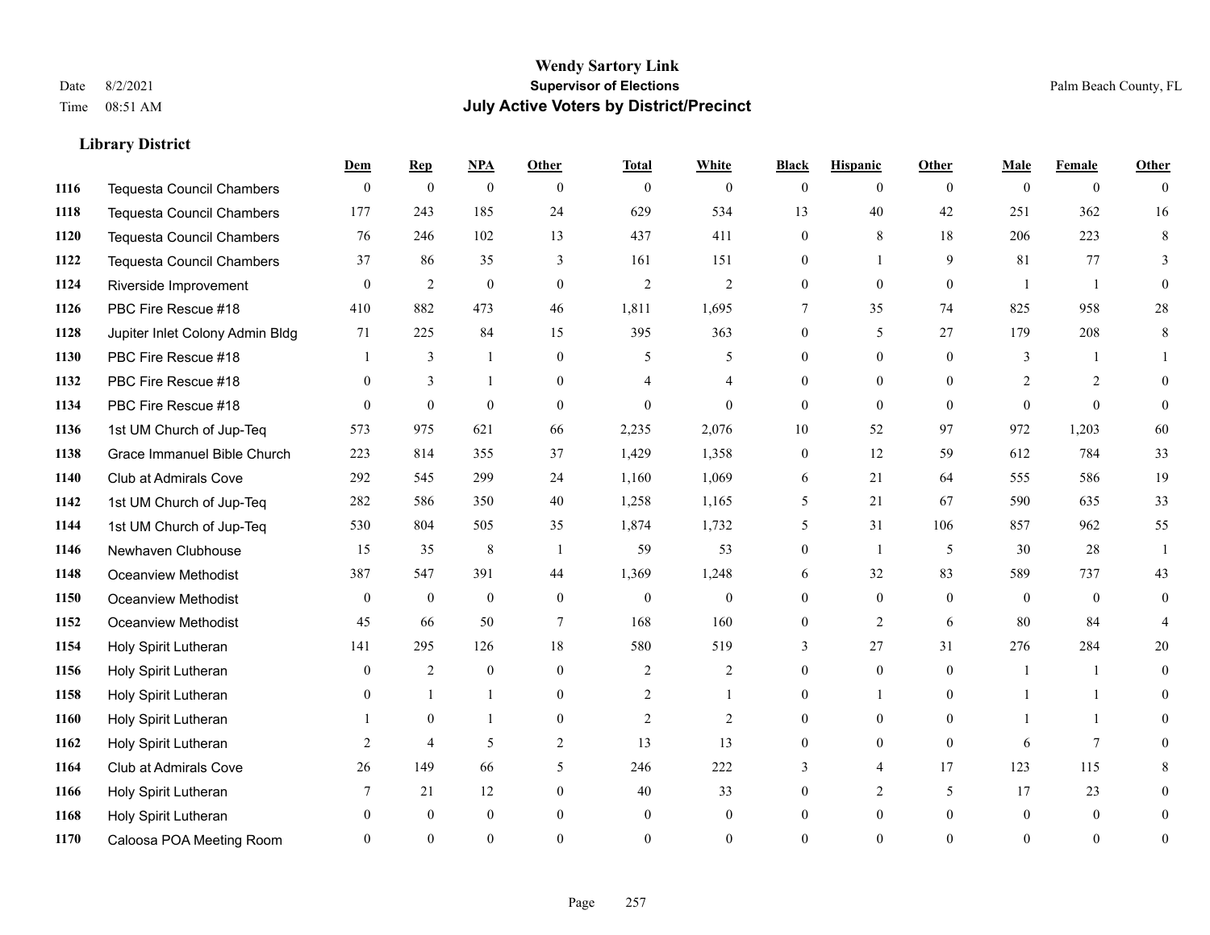**Wendy Sartory Link**
**Supervisor of Elections**
**July Active Voters by District/Precinct**

Date 8/2/2021
Time 08:51 AM
Palm Beach County, FL

### Library District

| | | Dem | Rep | NPA | Other | Total | White | Black | Hispanic | Other | Male | Female | Other |
|---|---|---|---|---|---|---|---|---|---|---|---|---|---|
| 1116 | Tequesta Council Chambers | 0 | 0 | 0 | 0 | 0 | 0 | 0 | 0 | 0 | 0 | 0 | 0 |
| 1118 | Tequesta Council Chambers | 177 | 243 | 185 | 24 | 629 | 534 | 13 | 40 | 42 | 251 | 362 | 16 |
| 1120 | Tequesta Council Chambers | 76 | 246 | 102 | 13 | 437 | 411 | 0 | 8 | 18 | 206 | 223 | 8 |
| 1122 | Tequesta Council Chambers | 37 | 86 | 35 | 3 | 161 | 151 | 0 | 1 | 9 | 81 | 77 | 3 |
| 1124 | Riverside Improvement | 0 | 2 | 0 | 0 | 2 | 2 | 0 | 0 | 0 | 1 | 1 | 0 |
| 1126 | PBC Fire Rescue #18 | 410 | 882 | 473 | 46 | 1,811 | 1,695 | 7 | 35 | 74 | 825 | 958 | 28 |
| 1128 | Jupiter Inlet Colony Admin Bldg | 71 | 225 | 84 | 15 | 395 | 363 | 0 | 5 | 27 | 179 | 208 | 8 |
| 1130 | PBC Fire Rescue #18 | 1 | 3 | 1 | 0 | 5 | 5 | 0 | 0 | 0 | 3 | 1 | 1 |
| 1132 | PBC Fire Rescue #18 | 0 | 3 | 1 | 0 | 4 | 4 | 0 | 0 | 0 | 2 | 2 | 0 |
| 1134 | PBC Fire Rescue #18 | 0 | 0 | 0 | 0 | 0 | 0 | 0 | 0 | 0 | 0 | 0 | 0 |
| 1136 | 1st UM Church of Jup-Teq | 573 | 975 | 621 | 66 | 2,235 | 2,076 | 10 | 52 | 97 | 972 | 1,203 | 60 |
| 1138 | Grace Immanuel Bible Church | 223 | 814 | 355 | 37 | 1,429 | 1,358 | 0 | 12 | 59 | 612 | 784 | 33 |
| 1140 | Club at Admirals Cove | 292 | 545 | 299 | 24 | 1,160 | 1,069 | 6 | 21 | 64 | 555 | 586 | 19 |
| 1142 | 1st UM Church of Jup-Teq | 282 | 586 | 350 | 40 | 1,258 | 1,165 | 5 | 21 | 67 | 590 | 635 | 33 |
| 1144 | 1st UM Church of Jup-Teq | 530 | 804 | 505 | 35 | 1,874 | 1,732 | 5 | 31 | 106 | 857 | 962 | 55 |
| 1146 | Newhaven Clubhouse | 15 | 35 | 8 | 1 | 59 | 53 | 0 | 1 | 5 | 30 | 28 | 1 |
| 1148 | Oceanview Methodist | 387 | 547 | 391 | 44 | 1,369 | 1,248 | 6 | 32 | 83 | 589 | 737 | 43 |
| 1150 | Oceanview Methodist | 0 | 0 | 0 | 0 | 0 | 0 | 0 | 0 | 0 | 0 | 0 | 0 |
| 1152 | Oceanview Methodist | 45 | 66 | 50 | 7 | 168 | 160 | 0 | 2 | 6 | 80 | 84 | 4 |
| 1154 | Holy Spirit Lutheran | 141 | 295 | 126 | 18 | 580 | 519 | 3 | 27 | 31 | 276 | 284 | 20 |
| 1156 | Holy Spirit Lutheran | 0 | 2 | 0 | 0 | 2 | 2 | 0 | 0 | 0 | 1 | 1 | 0 |
| 1158 | Holy Spirit Lutheran | 0 | 1 | 1 | 0 | 2 | 1 | 0 | 1 | 0 | 1 | 1 | 0 |
| 1160 | Holy Spirit Lutheran | 1 | 0 | 1 | 0 | 2 | 2 | 0 | 0 | 0 | 1 | 1 | 0 |
| 1162 | Holy Spirit Lutheran | 2 | 4 | 5 | 2 | 13 | 13 | 0 | 0 | 0 | 6 | 7 | 0 |
| 1164 | Club at Admirals Cove | 26 | 149 | 66 | 5 | 246 | 222 | 3 | 4 | 17 | 123 | 115 | 8 |
| 1166 | Holy Spirit Lutheran | 7 | 21 | 12 | 0 | 40 | 33 | 0 | 2 | 5 | 17 | 23 | 0 |
| 1168 | Holy Spirit Lutheran | 0 | 0 | 0 | 0 | 0 | 0 | 0 | 0 | 0 | 0 | 0 | 0 |
| 1170 | Caloosa POA Meeting Room | 0 | 0 | 0 | 0 | 0 | 0 | 0 | 0 | 0 | 0 | 0 | 0 |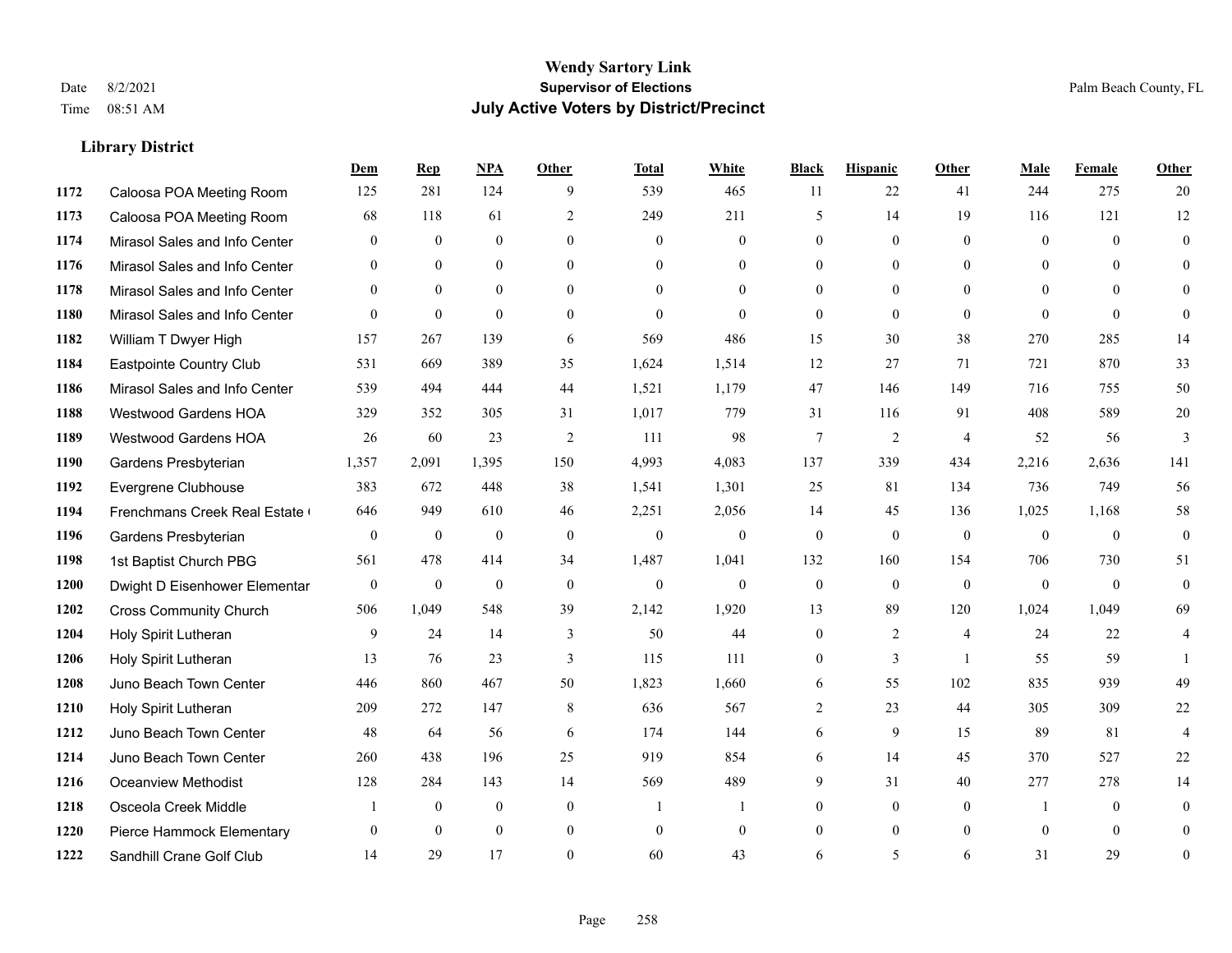# Wendy Sartory Link
## Supervisor of Elections
## July Active Voters by District/Precinct

Date 8/2/2021
Time 08:51 AM

Palm Beach County, FL

### Library District

| | | Dem | Rep | NPA | Other | Total | White | Black | Hispanic | Other | Male | Female | Other |
|---|---|---|---|---|---|---|---|---|---|---|---|---|---|
| 1172 | Caloosa POA Meeting Room | 125 | 281 | 124 | 9 | 539 | 465 | 11 | 22 | 41 | 244 | 275 | 20 |
| 1173 | Caloosa POA Meeting Room | 68 | 118 | 61 | 2 | 249 | 211 | 5 | 14 | 19 | 116 | 121 | 12 |
| 1174 | Mirasol Sales and Info Center | 0 | 0 | 0 | 0 | 0 | 0 | 0 | 0 | 0 | 0 | 0 | 0 |
| 1176 | Mirasol Sales and Info Center | 0 | 0 | 0 | 0 | 0 | 0 | 0 | 0 | 0 | 0 | 0 | 0 |
| 1178 | Mirasol Sales and Info Center | 0 | 0 | 0 | 0 | 0 | 0 | 0 | 0 | 0 | 0 | 0 | 0 |
| 1180 | Mirasol Sales and Info Center | 0 | 0 | 0 | 0 | 0 | 0 | 0 | 0 | 0 | 0 | 0 | 0 |
| 1182 | William T Dwyer High | 157 | 267 | 139 | 6 | 569 | 486 | 15 | 30 | 38 | 270 | 285 | 14 |
| 1184 | Eastpointe Country Club | 531 | 669 | 389 | 35 | 1,624 | 1,514 | 12 | 27 | 71 | 721 | 870 | 33 |
| 1186 | Mirasol Sales and Info Center | 539 | 494 | 444 | 44 | 1,521 | 1,179 | 47 | 146 | 149 | 716 | 755 | 50 |
| 1188 | Westwood Gardens HOA | 329 | 352 | 305 | 31 | 1,017 | 779 | 31 | 116 | 91 | 408 | 589 | 20 |
| 1189 | Westwood Gardens HOA | 26 | 60 | 23 | 2 | 111 | 98 | 7 | 2 | 4 | 52 | 56 | 3 |
| 1190 | Gardens Presbyterian | 1,357 | 2,091 | 1,395 | 150 | 4,993 | 4,083 | 137 | 339 | 434 | 2,216 | 2,636 | 141 |
| 1192 | Evergrene Clubhouse | 383 | 672 | 448 | 38 | 1,541 | 1,301 | 25 | 81 | 134 | 736 | 749 | 56 |
| 1194 | Frenchmans Creek Real Estate ( | 646 | 949 | 610 | 46 | 2,251 | 2,056 | 14 | 45 | 136 | 1,025 | 1,168 | 58 |
| 1196 | Gardens Presbyterian | 0 | 0 | 0 | 0 | 0 | 0 | 0 | 0 | 0 | 0 | 0 | 0 |
| 1198 | 1st Baptist Church PBG | 561 | 478 | 414 | 34 | 1,487 | 1,041 | 132 | 160 | 154 | 706 | 730 | 51 |
| 1200 | Dwight D Eisenhower Elementar | 0 | 0 | 0 | 0 | 0 | 0 | 0 | 0 | 0 | 0 | 0 | 0 |
| 1202 | Cross Community Church | 506 | 1,049 | 548 | 39 | 2,142 | 1,920 | 13 | 89 | 120 | 1,024 | 1,049 | 69 |
| 1204 | Holy Spirit Lutheran | 9 | 24 | 14 | 3 | 50 | 44 | 0 | 2 | 4 | 24 | 22 | 4 |
| 1206 | Holy Spirit Lutheran | 13 | 76 | 23 | 3 | 115 | 111 | 0 | 3 | 1 | 55 | 59 | 1 |
| 1208 | Juno Beach Town Center | 446 | 860 | 467 | 50 | 1,823 | 1,660 | 6 | 55 | 102 | 835 | 939 | 49 |
| 1210 | Holy Spirit Lutheran | 209 | 272 | 147 | 8 | 636 | 567 | 2 | 23 | 44 | 305 | 309 | 22 |
| 1212 | Juno Beach Town Center | 48 | 64 | 56 | 6 | 174 | 144 | 6 | 9 | 15 | 89 | 81 | 4 |
| 1214 | Juno Beach Town Center | 260 | 438 | 196 | 25 | 919 | 854 | 6 | 14 | 45 | 370 | 527 | 22 |
| 1216 | Oceanview Methodist | 128 | 284 | 143 | 14 | 569 | 489 | 9 | 31 | 40 | 277 | 278 | 14 |
| 1218 | Osceola Creek Middle | 1 | 0 | 0 | 0 | 1 | 1 | 0 | 0 | 0 | 1 | 0 | 0 |
| 1220 | Pierce Hammock Elementary | 0 | 0 | 0 | 0 | 0 | 0 | 0 | 0 | 0 | 0 | 0 | 0 |
| 1222 | Sandhill Crane Golf Club | 14 | 29 | 17 | 0 | 60 | 43 | 6 | 5 | 6 | 31 | 29 | 0 |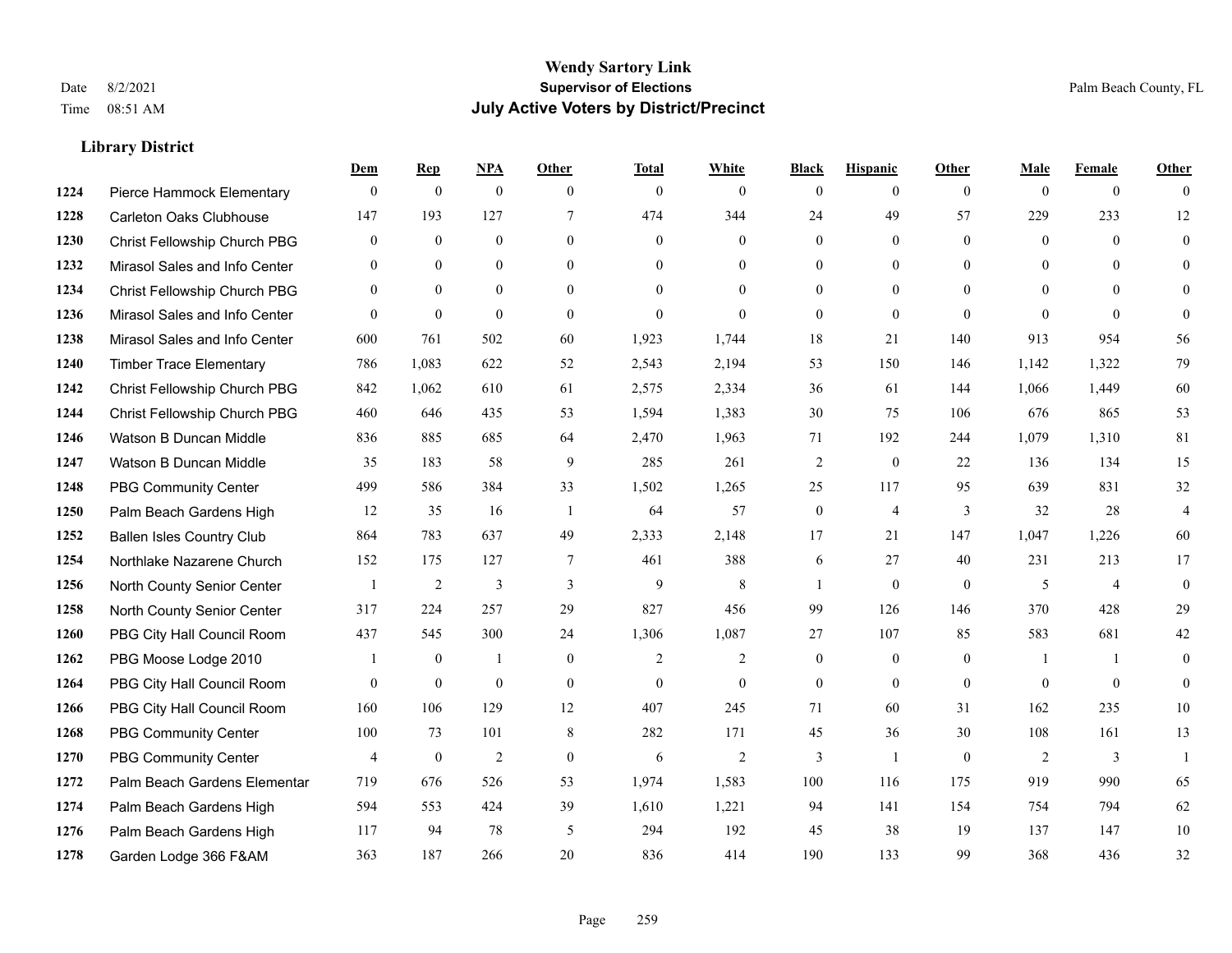# Wendy Sartory Link
## Supervisor of Elections
## July Active Voters by District/Precinct

Date 8/2/2021
Time 08:51 AM

Palm Beach County, FL

### Library District

| | | Dem | Rep | NPA | Other | Total | White | Black | Hispanic | Other | Male | Female | Other |
|---|---|---|---|---|---|---|---|---|---|---|---|---|---|
| 1224 | Pierce Hammock Elementary | 0 | 0 | 0 | 0 | 0 | 0 | 0 | 0 | 0 | 0 | 0 | 0 |
| 1228 | Carleton Oaks Clubhouse | 147 | 193 | 127 | 7 | 474 | 344 | 24 | 49 | 57 | 229 | 233 | 12 |
| 1230 | Christ Fellowship Church PBG | 0 | 0 | 0 | 0 | 0 | 0 | 0 | 0 | 0 | 0 | 0 | 0 |
| 1232 | Mirasol Sales and Info Center | 0 | 0 | 0 | 0 | 0 | 0 | 0 | 0 | 0 | 0 | 0 | 0 |
| 1234 | Christ Fellowship Church PBG | 0 | 0 | 0 | 0 | 0 | 0 | 0 | 0 | 0 | 0 | 0 | 0 |
| 1236 | Mirasol Sales and Info Center | 0 | 0 | 0 | 0 | 0 | 0 | 0 | 0 | 0 | 0 | 0 | 0 |
| 1238 | Mirasol Sales and Info Center | 600 | 761 | 502 | 60 | 1,923 | 1,744 | 18 | 21 | 140 | 913 | 954 | 56 |
| 1240 | Timber Trace Elementary | 786 | 1,083 | 622 | 52 | 2,543 | 2,194 | 53 | 150 | 146 | 1,142 | 1,322 | 79 |
| 1242 | Christ Fellowship Church PBG | 842 | 1,062 | 610 | 61 | 2,575 | 2,334 | 36 | 61 | 144 | 1,066 | 1,449 | 60 |
| 1244 | Christ Fellowship Church PBG | 460 | 646 | 435 | 53 | 1,594 | 1,383 | 30 | 75 | 106 | 676 | 865 | 53 |
| 1246 | Watson B Duncan Middle | 836 | 885 | 685 | 64 | 2,470 | 1,963 | 71 | 192 | 244 | 1,079 | 1,310 | 81 |
| 1247 | Watson B Duncan Middle | 35 | 183 | 58 | 9 | 285 | 261 | 2 | 0 | 22 | 136 | 134 | 15 |
| 1248 | PBG Community Center | 499 | 586 | 384 | 33 | 1,502 | 1,265 | 25 | 117 | 95 | 639 | 831 | 32 |
| 1250 | Palm Beach Gardens High | 12 | 35 | 16 | 1 | 64 | 57 | 0 | 4 | 3 | 32 | 28 | 4 |
| 1252 | Ballen Isles Country Club | 864 | 783 | 637 | 49 | 2,333 | 2,148 | 17 | 21 | 147 | 1,047 | 1,226 | 60 |
| 1254 | Northlake Nazarene Church | 152 | 175 | 127 | 7 | 461 | 388 | 6 | 27 | 40 | 231 | 213 | 17 |
| 1256 | North County Senior Center | 1 | 2 | 3 | 3 | 9 | 8 | 1 | 0 | 0 | 5 | 4 | 0 |
| 1258 | North County Senior Center | 317 | 224 | 257 | 29 | 827 | 456 | 99 | 126 | 146 | 370 | 428 | 29 |
| 1260 | PBG City Hall Council Room | 437 | 545 | 300 | 24 | 1,306 | 1,087 | 27 | 107 | 85 | 583 | 681 | 42 |
| 1262 | PBG Moose Lodge 2010 | 1 | 0 | 1 | 0 | 2 | 2 | 0 | 0 | 0 | 1 | 1 | 0 |
| 1264 | PBG City Hall Council Room | 0 | 0 | 0 | 0 | 0 | 0 | 0 | 0 | 0 | 0 | 0 | 0 |
| 1266 | PBG City Hall Council Room | 160 | 106 | 129 | 12 | 407 | 245 | 71 | 60 | 31 | 162 | 235 | 10 |
| 1268 | PBG Community Center | 100 | 73 | 101 | 8 | 282 | 171 | 45 | 36 | 30 | 108 | 161 | 13 |
| 1270 | PBG Community Center | 4 | 0 | 2 | 0 | 6 | 2 | 3 | 1 | 0 | 2 | 3 | 1 |
| 1272 | Palm Beach Gardens Elementar | 719 | 676 | 526 | 53 | 1,974 | 1,583 | 100 | 116 | 175 | 919 | 990 | 65 |
| 1274 | Palm Beach Gardens High | 594 | 553 | 424 | 39 | 1,610 | 1,221 | 94 | 141 | 154 | 754 | 794 | 62 |
| 1276 | Palm Beach Gardens High | 117 | 94 | 78 | 5 | 294 | 192 | 45 | 38 | 19 | 137 | 147 | 10 |
| 1278 | Garden Lodge 366 F&AM | 363 | 187 | 266 | 20 | 836 | 414 | 190 | 133 | 99 | 368 | 436 | 32 |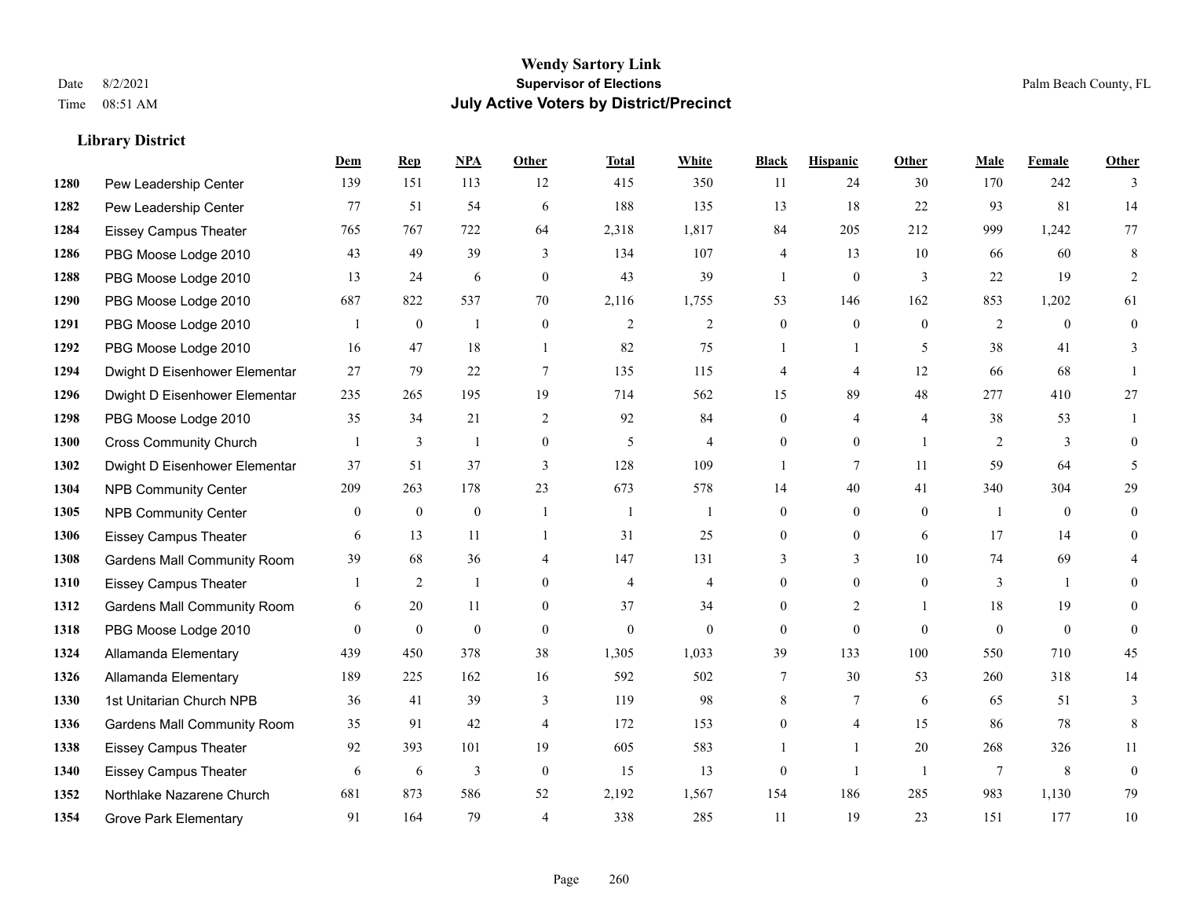**Wendy Sartory Link**
**Supervisor of Elections**
**July Active Voters by District/Precinct**

Date 8/2/2021
Time 08:51 AM

Palm Beach County, FL

### Library District

| | | Dem | Rep | NPA | Other | Total | White | Black | Hispanic | Other | Male | Female | Other |
|---|---|---|---|---|---|---|---|---|---|---|---|---|---|
| 1280 | Pew Leadership Center | 139 | 151 | 113 | 12 | 415 | 350 | 11 | 24 | 30 | 170 | 242 | 3 |
| 1282 | Pew Leadership Center | 77 | 51 | 54 | 6 | 188 | 135 | 13 | 18 | 22 | 93 | 81 | 14 |
| 1284 | Eissey Campus Theater | 765 | 767 | 722 | 64 | 2,318 | 1,817 | 84 | 205 | 212 | 999 | 1,242 | 77 |
| 1286 | PBG Moose Lodge 2010 | 43 | 49 | 39 | 3 | 134 | 107 | 4 | 13 | 10 | 66 | 60 | 8 |
| 1288 | PBG Moose Lodge 2010 | 13 | 24 | 6 | 0 | 43 | 39 | 1 | 0 | 3 | 22 | 19 | 2 |
| 1290 | PBG Moose Lodge 2010 | 687 | 822 | 537 | 70 | 2,116 | 1,755 | 53 | 146 | 162 | 853 | 1,202 | 61 |
| 1291 | PBG Moose Lodge 2010 | 1 | 0 | 1 | 0 | 2 | 2 | 0 | 0 | 0 | 2 | 0 | 0 |
| 1292 | PBG Moose Lodge 2010 | 16 | 47 | 18 | 1 | 82 | 75 | 1 | 1 | 5 | 38 | 41 | 3 |
| 1294 | Dwight D Eisenhower Elementar | 27 | 79 | 22 | 7 | 135 | 115 | 4 | 4 | 12 | 66 | 68 | 1 |
| 1296 | Dwight D Eisenhower Elementar | 235 | 265 | 195 | 19 | 714 | 562 | 15 | 89 | 48 | 277 | 410 | 27 |
| 1298 | PBG Moose Lodge 2010 | 35 | 34 | 21 | 2 | 92 | 84 | 0 | 4 | 4 | 38 | 53 | 1 |
| 1300 | Cross Community Church | 1 | 3 | 1 | 0 | 5 | 4 | 0 | 0 | 1 | 2 | 3 | 0 |
| 1302 | Dwight D Eisenhower Elementar | 37 | 51 | 37 | 3 | 128 | 109 | 1 | 7 | 11 | 59 | 64 | 5 |
| 1304 | NPB Community Center | 209 | 263 | 178 | 23 | 673 | 578 | 14 | 40 | 41 | 340 | 304 | 29 |
| 1305 | NPB Community Center | 0 | 0 | 0 | 1 | 1 | 1 | 0 | 0 | 0 | 1 | 0 | 0 |
| 1306 | Eissey Campus Theater | 6 | 13 | 11 | 1 | 31 | 25 | 0 | 0 | 6 | 17 | 14 | 0 |
| 1308 | Gardens Mall Community Room | 39 | 68 | 36 | 4 | 147 | 131 | 3 | 3 | 10 | 74 | 69 | 4 |
| 1310 | Eissey Campus Theater | 1 | 2 | 1 | 0 | 4 | 4 | 0 | 0 | 0 | 3 | 1 | 0 |
| 1312 | Gardens Mall Community Room | 6 | 20 | 11 | 0 | 37 | 34 | 0 | 2 | 1 | 18 | 19 | 0 |
| 1318 | PBG Moose Lodge 2010 | 0 | 0 | 0 | 0 | 0 | 0 | 0 | 0 | 0 | 0 | 0 | 0 |
| 1324 | Allamanda Elementary | 439 | 450 | 378 | 38 | 1,305 | 1,033 | 39 | 133 | 100 | 550 | 710 | 45 |
| 1326 | Allamanda Elementary | 189 | 225 | 162 | 16 | 592 | 502 | 7 | 30 | 53 | 260 | 318 | 14 |
| 1330 | 1st Unitarian Church NPB | 36 | 41 | 39 | 3 | 119 | 98 | 8 | 7 | 6 | 65 | 51 | 3 |
| 1336 | Gardens Mall Community Room | 35 | 91 | 42 | 4 | 172 | 153 | 0 | 4 | 15 | 86 | 78 | 8 |
| 1338 | Eissey Campus Theater | 92 | 393 | 101 | 19 | 605 | 583 | 1 | 1 | 20 | 268 | 326 | 11 |
| 1340 | Eissey Campus Theater | 6 | 6 | 3 | 0 | 15 | 13 | 0 | 1 | 1 | 7 | 8 | 0 |
| 1352 | Northlake Nazarene Church | 681 | 873 | 586 | 52 | 2,192 | 1,567 | 154 | 186 | 285 | 983 | 1,130 | 79 |
| 1354 | Grove Park Elementary | 91 | 164 | 79 | 4 | 338 | 285 | 11 | 19 | 23 | 151 | 177 | 10 |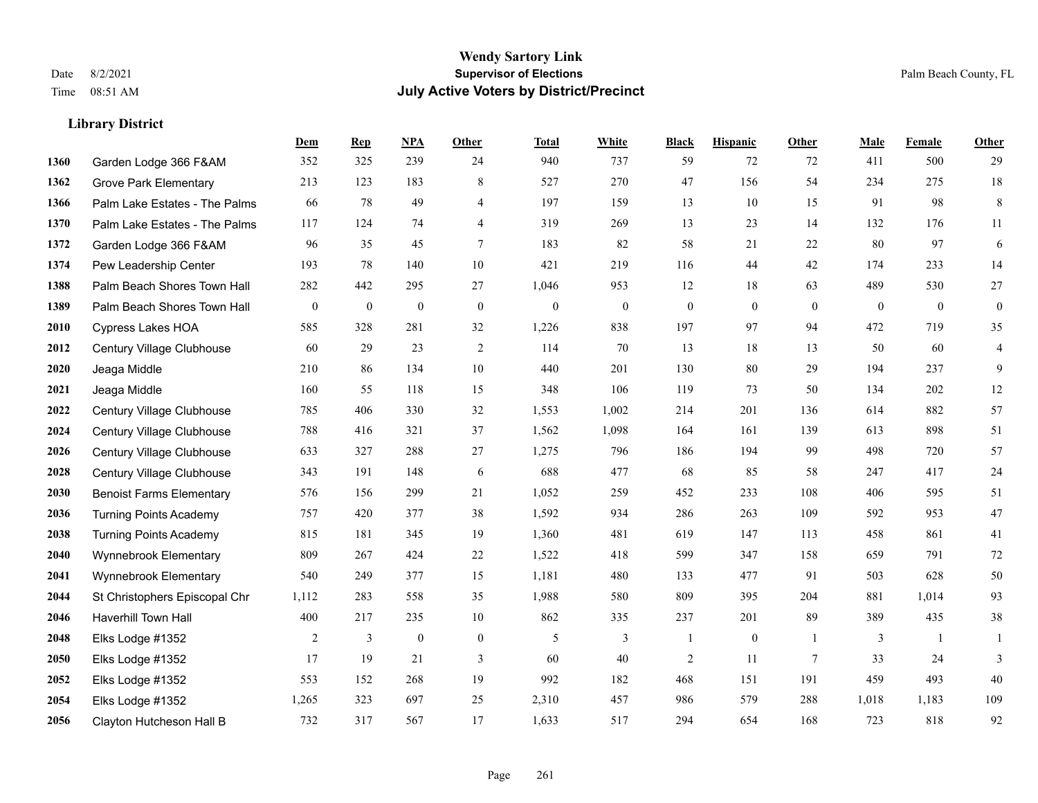# Wendy Sartory Link
## Supervisor of Elections
## July Active Voters by District/Precinct

Date 8/2/2021
Time 08:51 AM

Palm Beach County, FL

### Library District

| | | Dem | Rep | NPA | Other | Total | White | Black | Hispanic | Other | Male | Female | Other |
|---|---|---|---|---|---|---|---|---|---|---|---|---|---|
| 1360 | Garden Lodge 366 F&AM | 352 | 325 | 239 | 24 | 940 | 737 | 59 | 72 | 72 | 411 | 500 | 29 |
| 1362 | Grove Park Elementary | 213 | 123 | 183 | 8 | 527 | 270 | 47 | 156 | 54 | 234 | 275 | 18 |
| 1366 | Palm Lake Estates - The Palms | 66 | 78 | 49 | 4 | 197 | 159 | 13 | 10 | 15 | 91 | 98 | 8 |
| 1370 | Palm Lake Estates - The Palms | 117 | 124 | 74 | 4 | 319 | 269 | 13 | 23 | 14 | 132 | 176 | 11 |
| 1372 | Garden Lodge 366 F&AM | 96 | 35 | 45 | 7 | 183 | 82 | 58 | 21 | 22 | 80 | 97 | 6 |
| 1374 | Pew Leadership Center | 193 | 78 | 140 | 10 | 421 | 219 | 116 | 44 | 42 | 174 | 233 | 14 |
| 1388 | Palm Beach Shores Town Hall | 282 | 442 | 295 | 27 | 1,046 | 953 | 12 | 18 | 63 | 489 | 530 | 27 |
| 1389 | Palm Beach Shores Town Hall | 0 | 0 | 0 | 0 | 0 | 0 | 0 | 0 | 0 | 0 | 0 | 0 |
| 2010 | Cypress Lakes HOA | 585 | 328 | 281 | 32 | 1,226 | 838 | 197 | 97 | 94 | 472 | 719 | 35 |
| 2012 | Century Village Clubhouse | 60 | 29 | 23 | 2 | 114 | 70 | 13 | 18 | 13 | 50 | 60 | 4 |
| 2020 | Jeaga Middle | 210 | 86 | 134 | 10 | 440 | 201 | 130 | 80 | 29 | 194 | 237 | 9 |
| 2021 | Jeaga Middle | 160 | 55 | 118 | 15 | 348 | 106 | 119 | 73 | 50 | 134 | 202 | 12 |
| 2022 | Century Village Clubhouse | 785 | 406 | 330 | 32 | 1,553 | 1,002 | 214 | 201 | 136 | 614 | 882 | 57 |
| 2024 | Century Village Clubhouse | 788 | 416 | 321 | 37 | 1,562 | 1,098 | 164 | 161 | 139 | 613 | 898 | 51 |
| 2026 | Century Village Clubhouse | 633 | 327 | 288 | 27 | 1,275 | 796 | 186 | 194 | 99 | 498 | 720 | 57 |
| 2028 | Century Village Clubhouse | 343 | 191 | 148 | 6 | 688 | 477 | 68 | 85 | 58 | 247 | 417 | 24 |
| 2030 | Benoist Farms Elementary | 576 | 156 | 299 | 21 | 1,052 | 259 | 452 | 233 | 108 | 406 | 595 | 51 |
| 2036 | Turning Points Academy | 757 | 420 | 377 | 38 | 1,592 | 934 | 286 | 263 | 109 | 592 | 953 | 47 |
| 2038 | Turning Points Academy | 815 | 181 | 345 | 19 | 1,360 | 481 | 619 | 147 | 113 | 458 | 861 | 41 |
| 2040 | Wynnebrook Elementary | 809 | 267 | 424 | 22 | 1,522 | 418 | 599 | 347 | 158 | 659 | 791 | 72 |
| 2041 | Wynnebrook Elementary | 540 | 249 | 377 | 15 | 1,181 | 480 | 133 | 477 | 91 | 503 | 628 | 50 |
| 2044 | St Christophers Episcopal Chr | 1,112 | 283 | 558 | 35 | 1,988 | 580 | 809 | 395 | 204 | 881 | 1,014 | 93 |
| 2046 | Haverhill Town Hall | 400 | 217 | 235 | 10 | 862 | 335 | 237 | 201 | 89 | 389 | 435 | 38 |
| 2048 | Elks Lodge #1352 | 2 | 3 | 0 | 0 | 5 | 3 | 1 | 0 | 1 | 3 | 1 | 1 |
| 2050 | Elks Lodge #1352 | 17 | 19 | 21 | 3 | 60 | 40 | 2 | 11 | 7 | 33 | 24 | 3 |
| 2052 | Elks Lodge #1352 | 553 | 152 | 268 | 19 | 992 | 182 | 468 | 151 | 191 | 459 | 493 | 40 |
| 2054 | Elks Lodge #1352 | 1,265 | 323 | 697 | 25 | 2,310 | 457 | 986 | 579 | 288 | 1,018 | 1,183 | 109 |
| 2056 | Clayton Hutcheson Hall B | 732 | 317 | 567 | 17 | 1,633 | 517 | 294 | 654 | 168 | 723 | 818 | 92 |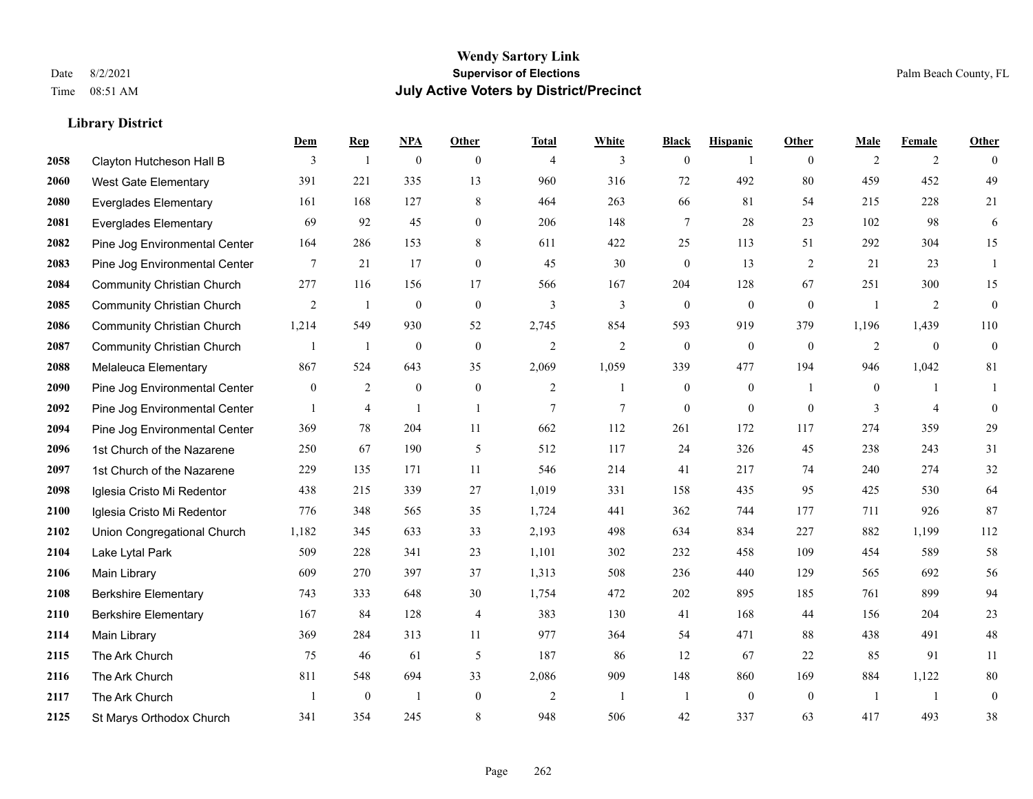**Wendy Sartory Link**
**Supervisor of Elections**
**July Active Voters by District/Precinct**

Date 8/2/2021
Time 08:51 AM

Palm Beach County, FL

## Library District

| | | Dem | Rep | NPA | Other | Total | White | Black | Hispanic | Other | Male | Female | Other |
|---|---|---|---|---|---|---|---|---|---|---|---|---|---|
| 2058 | Clayton Hutcheson Hall B | 3 | 1 | 0 | 0 | 4 | 3 | 0 | 1 | 0 | 2 | 2 | 0 |
| 2060 | West Gate Elementary | 391 | 221 | 335 | 13 | 960 | 316 | 72 | 492 | 80 | 459 | 452 | 49 |
| 2080 | Everglades Elementary | 161 | 168 | 127 | 8 | 464 | 263 | 66 | 81 | 54 | 215 | 228 | 21 |
| 2081 | Everglades Elementary | 69 | 92 | 45 | 0 | 206 | 148 | 7 | 28 | 23 | 102 | 98 | 6 |
| 2082 | Pine Jog Environmental Center | 164 | 286 | 153 | 8 | 611 | 422 | 25 | 113 | 51 | 292 | 304 | 15 |
| 2083 | Pine Jog Environmental Center | 7 | 21 | 17 | 0 | 45 | 30 | 0 | 13 | 2 | 21 | 23 | 1 |
| 2084 | Community Christian Church | 277 | 116 | 156 | 17 | 566 | 167 | 204 | 128 | 67 | 251 | 300 | 15 |
| 2085 | Community Christian Church | 2 | 1 | 0 | 0 | 3 | 3 | 0 | 0 | 0 | 1 | 2 | 0 |
| 2086 | Community Christian Church | 1,214 | 549 | 930 | 52 | 2,745 | 854 | 593 | 919 | 379 | 1,196 | 1,439 | 110 |
| 2087 | Community Christian Church | 1 | 1 | 0 | 0 | 2 | 2 | 0 | 0 | 0 | 2 | 0 | 0 |
| 2088 | Melaleuca Elementary | 867 | 524 | 643 | 35 | 2,069 | 1,059 | 339 | 477 | 194 | 946 | 1,042 | 81 |
| 2090 | Pine Jog Environmental Center | 0 | 2 | 0 | 0 | 2 | 1 | 0 | 0 | 1 | 0 | 1 | 1 |
| 2092 | Pine Jog Environmental Center | 1 | 4 | 1 | 1 | 7 | 7 | 0 | 0 | 0 | 3 | 4 | 0 |
| 2094 | Pine Jog Environmental Center | 369 | 78 | 204 | 11 | 662 | 112 | 261 | 172 | 117 | 274 | 359 | 29 |
| 2096 | 1st Church of the Nazarene | 250 | 67 | 190 | 5 | 512 | 117 | 24 | 326 | 45 | 238 | 243 | 31 |
| 2097 | 1st Church of the Nazarene | 229 | 135 | 171 | 11 | 546 | 214 | 41 | 217 | 74 | 240 | 274 | 32 |
| 2098 | Iglesia Cristo Mi Redentor | 438 | 215 | 339 | 27 | 1,019 | 331 | 158 | 435 | 95 | 425 | 530 | 64 |
| 2100 | Iglesia Cristo Mi Redentor | 776 | 348 | 565 | 35 | 1,724 | 441 | 362 | 744 | 177 | 711 | 926 | 87 |
| 2102 | Union Congregational Church | 1,182 | 345 | 633 | 33 | 2,193 | 498 | 634 | 834 | 227 | 882 | 1,199 | 112 |
| 2104 | Lake Lytal Park | 509 | 228 | 341 | 23 | 1,101 | 302 | 232 | 458 | 109 | 454 | 589 | 58 |
| 2106 | Main Library | 609 | 270 | 397 | 37 | 1,313 | 508 | 236 | 440 | 129 | 565 | 692 | 56 |
| 2108 | Berkshire Elementary | 743 | 333 | 648 | 30 | 1,754 | 472 | 202 | 895 | 185 | 761 | 899 | 94 |
| 2110 | Berkshire Elementary | 167 | 84 | 128 | 4 | 383 | 130 | 41 | 168 | 44 | 156 | 204 | 23 |
| 2114 | Main Library | 369 | 284 | 313 | 11 | 977 | 364 | 54 | 471 | 88 | 438 | 491 | 48 |
| 2115 | The Ark Church | 75 | 46 | 61 | 5 | 187 | 86 | 12 | 67 | 22 | 85 | 91 | 11 |
| 2116 | The Ark Church | 811 | 548 | 694 | 33 | 2,086 | 909 | 148 | 860 | 169 | 884 | 1,122 | 80 |
| 2117 | The Ark Church | 1 | 0 | 1 | 0 | 2 | 1 | 1 | 0 | 0 | 1 | 1 | 0 |
| 2125 | St Marys Orthodox Church | 341 | 354 | 245 | 8 | 948 | 506 | 42 | 337 | 63 | 417 | 493 | 38 |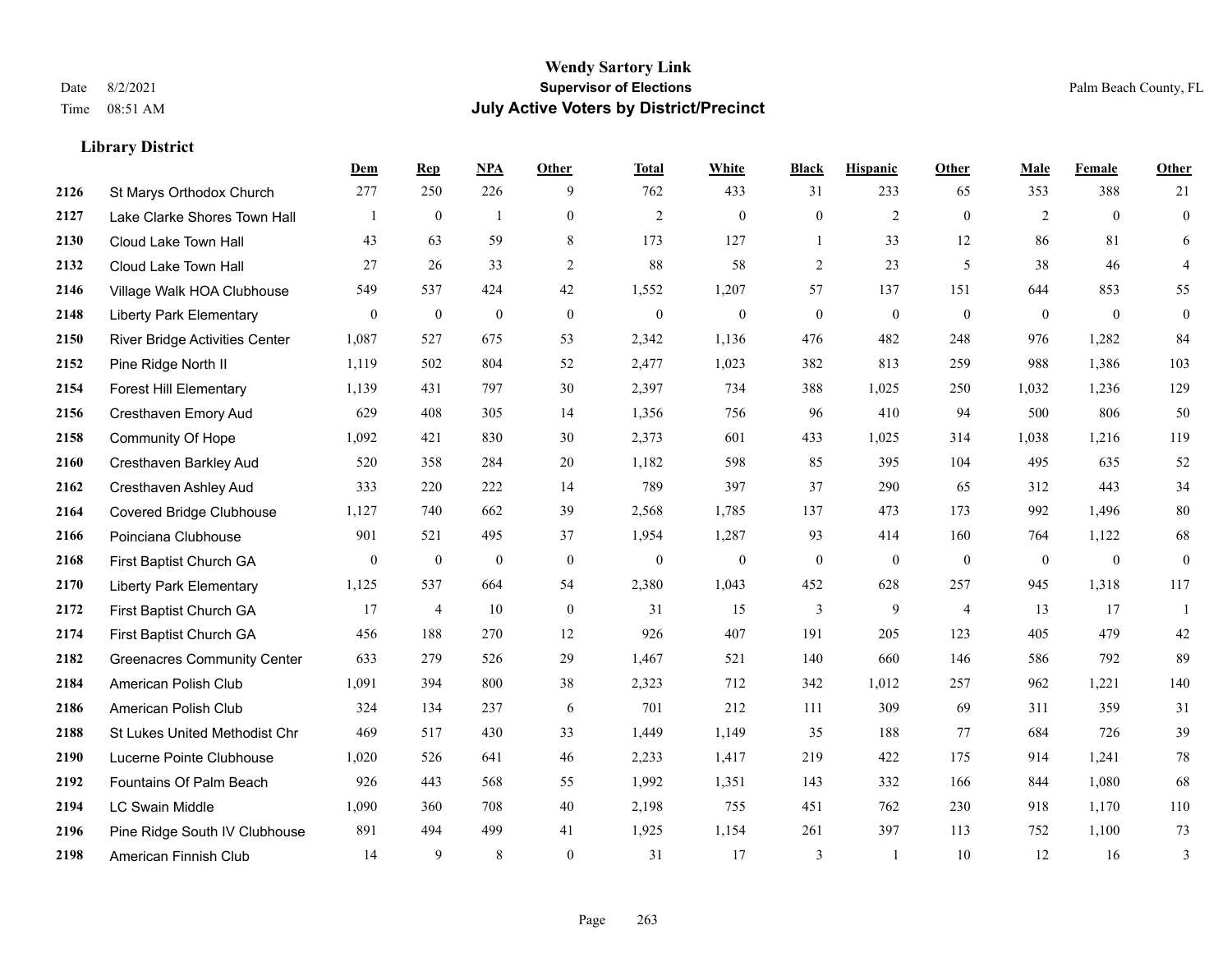**Wendy Sartory Link**
**Supervisor of Elections**
**July Active Voters by District/Precinct**

Date 8/2/2021
Time 08:51 AM

Palm Beach County, FL

### Library District

| | | Dem | Rep | NPA | Other | Total | White | Black | Hispanic | Other | Male | Female | Other |
|---|---|---|---|---|---|---|---|---|---|---|---|---|---|
| 2126 | St Marys Orthodox Church | 277 | 250 | 226 | 9 | 762 | 433 | 31 | 233 | 65 | 353 | 388 | 21 |
| 2127 | Lake Clarke Shores Town Hall | 1 | 0 | 1 | 0 | 2 | 0 | 0 | 2 | 0 | 2 | 0 | 0 |
| 2130 | Cloud Lake Town Hall | 43 | 63 | 59 | 8 | 173 | 127 | 1 | 33 | 12 | 86 | 81 | 6 |
| 2132 | Cloud Lake Town Hall | 27 | 26 | 33 | 2 | 88 | 58 | 2 | 23 | 5 | 38 | 46 | 4 |
| 2146 | Village Walk HOA Clubhouse | 549 | 537 | 424 | 42 | 1,552 | 1,207 | 57 | 137 | 151 | 644 | 853 | 55 |
| 2148 | Liberty Park Elementary | 0 | 0 | 0 | 0 | 0 | 0 | 0 | 0 | 0 | 0 | 0 | 0 |
| 2150 | River Bridge Activities Center | 1,087 | 527 | 675 | 53 | 2,342 | 1,136 | 476 | 482 | 248 | 976 | 1,282 | 84 |
| 2152 | Pine Ridge North II | 1,119 | 502 | 804 | 52 | 2,477 | 1,023 | 382 | 813 | 259 | 988 | 1,386 | 103 |
| 2154 | Forest Hill Elementary | 1,139 | 431 | 797 | 30 | 2,397 | 734 | 388 | 1,025 | 250 | 1,032 | 1,236 | 129 |
| 2156 | Cresthaven Emory Aud | 629 | 408 | 305 | 14 | 1,356 | 756 | 96 | 410 | 94 | 500 | 806 | 50 |
| 2158 | Community Of Hope | 1,092 | 421 | 830 | 30 | 2,373 | 601 | 433 | 1,025 | 314 | 1,038 | 1,216 | 119 |
| 2160 | Cresthaven Barkley Aud | 520 | 358 | 284 | 20 | 1,182 | 598 | 85 | 395 | 104 | 495 | 635 | 52 |
| 2162 | Cresthaven Ashley Aud | 333 | 220 | 222 | 14 | 789 | 397 | 37 | 290 | 65 | 312 | 443 | 34 |
| 2164 | Covered Bridge Clubhouse | 1,127 | 740 | 662 | 39 | 2,568 | 1,785 | 137 | 473 | 173 | 992 | 1,496 | 80 |
| 2166 | Poinciana Clubhouse | 901 | 521 | 495 | 37 | 1,954 | 1,287 | 93 | 414 | 160 | 764 | 1,122 | 68 |
| 2168 | First Baptist Church GA | 0 | 0 | 0 | 0 | 0 | 0 | 0 | 0 | 0 | 0 | 0 | 0 |
| 2170 | Liberty Park Elementary | 1,125 | 537 | 664 | 54 | 2,380 | 1,043 | 452 | 628 | 257 | 945 | 1,318 | 117 |
| 2172 | First Baptist Church GA | 17 | 4 | 10 | 0 | 31 | 15 | 3 | 9 | 4 | 13 | 17 | 1 |
| 2174 | First Baptist Church GA | 456 | 188 | 270 | 12 | 926 | 407 | 191 | 205 | 123 | 405 | 479 | 42 |
| 2182 | Greenacres Community Center | 633 | 279 | 526 | 29 | 1,467 | 521 | 140 | 660 | 146 | 586 | 792 | 89 |
| 2184 | American Polish Club | 1,091 | 394 | 800 | 38 | 2,323 | 712 | 342 | 1,012 | 257 | 962 | 1,221 | 140 |
| 2186 | American Polish Club | 324 | 134 | 237 | 6 | 701 | 212 | 111 | 309 | 69 | 311 | 359 | 31 |
| 2188 | St Lukes United Methodist Chr | 469 | 517 | 430 | 33 | 1,449 | 1,149 | 35 | 188 | 77 | 684 | 726 | 39 |
| 2190 | Lucerne Pointe Clubhouse | 1,020 | 526 | 641 | 46 | 2,233 | 1,417 | 219 | 422 | 175 | 914 | 1,241 | 78 |
| 2192 | Fountains Of Palm Beach | 926 | 443 | 568 | 55 | 1,992 | 1,351 | 143 | 332 | 166 | 844 | 1,080 | 68 |
| 2194 | LC Swain Middle | 1,090 | 360 | 708 | 40 | 2,198 | 755 | 451 | 762 | 230 | 918 | 1,170 | 110 |
| 2196 | Pine Ridge South IV Clubhouse | 891 | 494 | 499 | 41 | 1,925 | 1,154 | 261 | 397 | 113 | 752 | 1,100 | 73 |
| 2198 | American Finnish Club | 14 | 9 | 8 | 0 | 31 | 17 | 3 | 1 | 10 | 12 | 16 | 3 |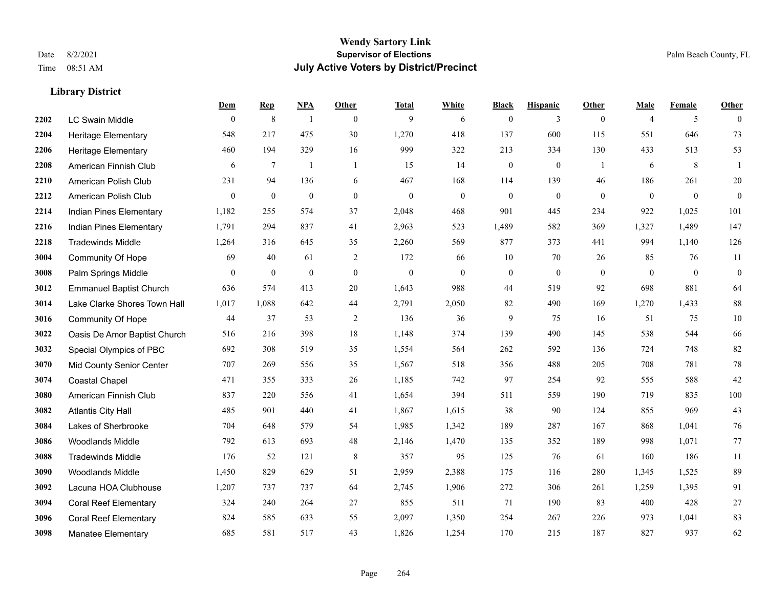**Wendy Sartory Link**
**Supervisor of Elections**
**July Active Voters by District/Precinct**

Date 8/2/2021
Time 08:51 AM

Palm Beach County, FL

### Library District

| | | Dem | Rep | NPA | Other | Total | White | Black | Hispanic | Other | Male | Female | Other |
|---|---|---|---|---|---|---|---|---|---|---|---|---|---|
| 2202 | LC Swain Middle | 0 | 8 | 1 | 0 | 9 | 6 | 0 | 3 | 0 | 4 | 5 | 0 |
| 2204 | Heritage Elementary | 548 | 217 | 475 | 30 | 1,270 | 418 | 137 | 600 | 115 | 551 | 646 | 73 |
| 2206 | Heritage Elementary | 460 | 194 | 329 | 16 | 999 | 322 | 213 | 334 | 130 | 433 | 513 | 53 |
| 2208 | American Finnish Club | 6 | 7 | 1 | 1 | 15 | 14 | 0 | 0 | 1 | 6 | 8 | 1 |
| 2210 | American Polish Club | 231 | 94 | 136 | 6 | 467 | 168 | 114 | 139 | 46 | 186 | 261 | 20 |
| 2212 | American Polish Club | 0 | 0 | 0 | 0 | 0 | 0 | 0 | 0 | 0 | 0 | 0 | 0 |
| 2214 | Indian Pines Elementary | 1,182 | 255 | 574 | 37 | 2,048 | 468 | 901 | 445 | 234 | 922 | 1,025 | 101 |
| 2216 | Indian Pines Elementary | 1,791 | 294 | 837 | 41 | 2,963 | 523 | 1,489 | 582 | 369 | 1,327 | 1,489 | 147 |
| 2218 | Tradewinds Middle | 1,264 | 316 | 645 | 35 | 2,260 | 569 | 877 | 373 | 441 | 994 | 1,140 | 126 |
| 3004 | Community Of Hope | 69 | 40 | 61 | 2 | 172 | 66 | 10 | 70 | 26 | 85 | 76 | 11 |
| 3008 | Palm Springs Middle | 0 | 0 | 0 | 0 | 0 | 0 | 0 | 0 | 0 | 0 | 0 | 0 |
| 3012 | Emmanuel Baptist Church | 636 | 574 | 413 | 20 | 1,643 | 988 | 44 | 519 | 92 | 698 | 881 | 64 |
| 3014 | Lake Clarke Shores Town Hall | 1,017 | 1,088 | 642 | 44 | 2,791 | 2,050 | 82 | 490 | 169 | 1,270 | 1,433 | 88 |
| 3016 | Community Of Hope | 44 | 37 | 53 | 2 | 136 | 36 | 9 | 75 | 16 | 51 | 75 | 10 |
| 3022 | Oasis De Amor Baptist Church | 516 | 216 | 398 | 18 | 1,148 | 374 | 139 | 490 | 145 | 538 | 544 | 66 |
| 3032 | Special Olympics of PBC | 692 | 308 | 519 | 35 | 1,554 | 564 | 262 | 592 | 136 | 724 | 748 | 82 |
| 3070 | Mid County Senior Center | 707 | 269 | 556 | 35 | 1,567 | 518 | 356 | 488 | 205 | 708 | 781 | 78 |
| 3074 | Coastal Chapel | 471 | 355 | 333 | 26 | 1,185 | 742 | 97 | 254 | 92 | 555 | 588 | 42 |
| 3080 | American Finnish Club | 837 | 220 | 556 | 41 | 1,654 | 394 | 511 | 559 | 190 | 719 | 835 | 100 |
| 3082 | Atlantis City Hall | 485 | 901 | 440 | 41 | 1,867 | 1,615 | 38 | 90 | 124 | 855 | 969 | 43 |
| 3084 | Lakes of Sherbrooke | 704 | 648 | 579 | 54 | 1,985 | 1,342 | 189 | 287 | 167 | 868 | 1,041 | 76 |
| 3086 | Woodlands Middle | 792 | 613 | 693 | 48 | 2,146 | 1,470 | 135 | 352 | 189 | 998 | 1,071 | 77 |
| 3088 | Tradewinds Middle | 176 | 52 | 121 | 8 | 357 | 95 | 125 | 76 | 61 | 160 | 186 | 11 |
| 3090 | Woodlands Middle | 1,450 | 829 | 629 | 51 | 2,959 | 2,388 | 175 | 116 | 280 | 1,345 | 1,525 | 89 |
| 3092 | Lacuna HOA Clubhouse | 1,207 | 737 | 737 | 64 | 2,745 | 1,906 | 272 | 306 | 261 | 1,259 | 1,395 | 91 |
| 3094 | Coral Reef Elementary | 324 | 240 | 264 | 27 | 855 | 511 | 71 | 190 | 83 | 400 | 428 | 27 |
| 3096 | Coral Reef Elementary | 824 | 585 | 633 | 55 | 2,097 | 1,350 | 254 | 267 | 226 | 973 | 1,041 | 83 |
| 3098 | Manatee Elementary | 685 | 581 | 517 | 43 | 1,826 | 1,254 | 170 | 215 | 187 | 827 | 937 | 62 |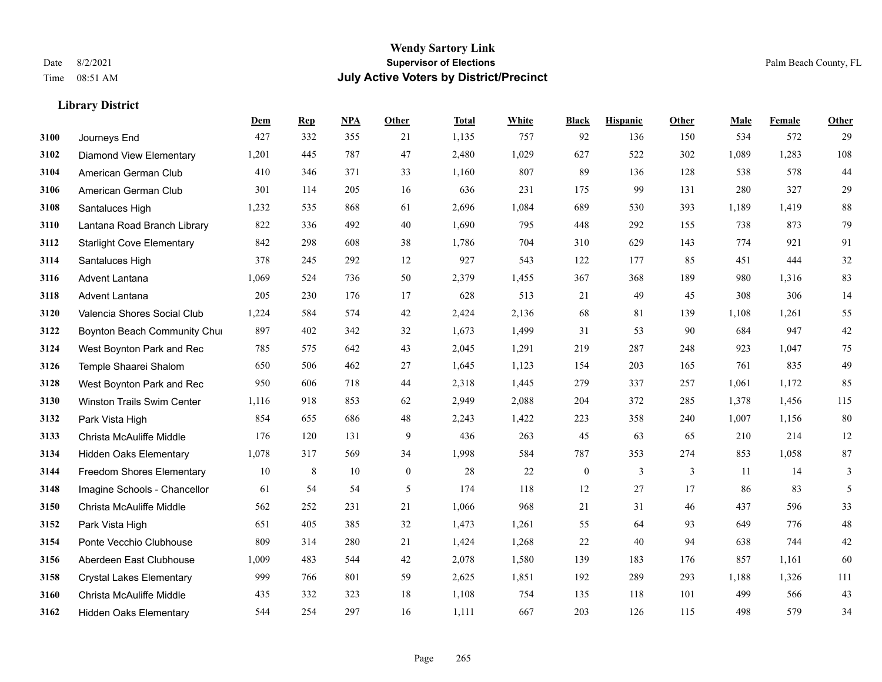**Wendy Sartory Link**
**Supervisor of Elections**
**July Active Voters by District/Precinct**

Date 8/2/2021
Time 08:51 AM

Palm Beach County, FL

### Library District

| | | Dem | Rep | NPA | Other | Total | White | Black | Hispanic | Other | Male | Female | Other |
|---|---|---|---|---|---|---|---|---|---|---|---|---|---|
| 3100 | Journeys End | 427 | 332 | 355 | 21 | 1,135 | 757 | 92 | 136 | 150 | 534 | 572 | 29 |
| 3102 | Diamond View Elementary | 1,201 | 445 | 787 | 47 | 2,480 | 1,029 | 627 | 522 | 302 | 1,089 | 1,283 | 108 |
| 3104 | American German Club | 410 | 346 | 371 | 33 | 1,160 | 807 | 89 | 136 | 128 | 538 | 578 | 44 |
| 3106 | American German Club | 301 | 114 | 205 | 16 | 636 | 231 | 175 | 99 | 131 | 280 | 327 | 29 |
| 3108 | Santaluces High | 1,232 | 535 | 868 | 61 | 2,696 | 1,084 | 689 | 530 | 393 | 1,189 | 1,419 | 88 |
| 3110 | Lantana Road Branch Library | 822 | 336 | 492 | 40 | 1,690 | 795 | 448 | 292 | 155 | 738 | 873 | 79 |
| 3112 | Starlight Cove Elementary | 842 | 298 | 608 | 38 | 1,786 | 704 | 310 | 629 | 143 | 774 | 921 | 91 |
| 3114 | Santaluces High | 378 | 245 | 292 | 12 | 927 | 543 | 122 | 177 | 85 | 451 | 444 | 32 |
| 3116 | Advent Lantana | 1,069 | 524 | 736 | 50 | 2,379 | 1,455 | 367 | 368 | 189 | 980 | 1,316 | 83 |
| 3118 | Advent Lantana | 205 | 230 | 176 | 17 | 628 | 513 | 21 | 49 | 45 | 308 | 306 | 14 |
| 3120 | Valencia Shores Social Club | 1,224 | 584 | 574 | 42 | 2,424 | 2,136 | 68 | 81 | 139 | 1,108 | 1,261 | 55 |
| 3122 | Boynton Beach Community Chui | 897 | 402 | 342 | 32 | 1,673 | 1,499 | 31 | 53 | 90 | 684 | 947 | 42 |
| 3124 | West Boynton Park and Rec | 785 | 575 | 642 | 43 | 2,045 | 1,291 | 219 | 287 | 248 | 923 | 1,047 | 75 |
| 3126 | Temple Shaarei Shalom | 650 | 506 | 462 | 27 | 1,645 | 1,123 | 154 | 203 | 165 | 761 | 835 | 49 |
| 3128 | West Boynton Park and Rec | 950 | 606 | 718 | 44 | 2,318 | 1,445 | 279 | 337 | 257 | 1,061 | 1,172 | 85 |
| 3130 | Winston Trails Swim Center | 1,116 | 918 | 853 | 62 | 2,949 | 2,088 | 204 | 372 | 285 | 1,378 | 1,456 | 115 |
| 3132 | Park Vista High | 854 | 655 | 686 | 48 | 2,243 | 1,422 | 223 | 358 | 240 | 1,007 | 1,156 | 80 |
| 3133 | Christa McAuliffe Middle | 176 | 120 | 131 | 9 | 436 | 263 | 45 | 63 | 65 | 210 | 214 | 12 |
| 3134 | Hidden Oaks Elementary | 1,078 | 317 | 569 | 34 | 1,998 | 584 | 787 | 353 | 274 | 853 | 1,058 | 87 |
| 3144 | Freedom Shores Elementary | 10 | 8 | 10 | 0 | 28 | 22 | 0 | 3 | 3 | 11 | 14 | 3 |
| 3148 | Imagine Schools - Chancellor | 61 | 54 | 54 | 5 | 174 | 118 | 12 | 27 | 17 | 86 | 83 | 5 |
| 3150 | Christa McAuliffe Middle | 562 | 252 | 231 | 21 | 1,066 | 968 | 21 | 31 | 46 | 437 | 596 | 33 |
| 3152 | Park Vista High | 651 | 405 | 385 | 32 | 1,473 | 1,261 | 55 | 64 | 93 | 649 | 776 | 48 |
| 3154 | Ponte Vecchio Clubhouse | 809 | 314 | 280 | 21 | 1,424 | 1,268 | 22 | 40 | 94 | 638 | 744 | 42 |
| 3156 | Aberdeen East Clubhouse | 1,009 | 483 | 544 | 42 | 2,078 | 1,580 | 139 | 183 | 176 | 857 | 1,161 | 60 |
| 3158 | Crystal Lakes Elementary | 999 | 766 | 801 | 59 | 2,625 | 1,851 | 192 | 289 | 293 | 1,188 | 1,326 | 111 |
| 3160 | Christa McAuliffe Middle | 435 | 332 | 323 | 18 | 1,108 | 754 | 135 | 118 | 101 | 499 | 566 | 43 |
| 3162 | Hidden Oaks Elementary | 544 | 254 | 297 | 16 | 1,111 | 667 | 203 | 126 | 115 | 498 | 579 | 34 |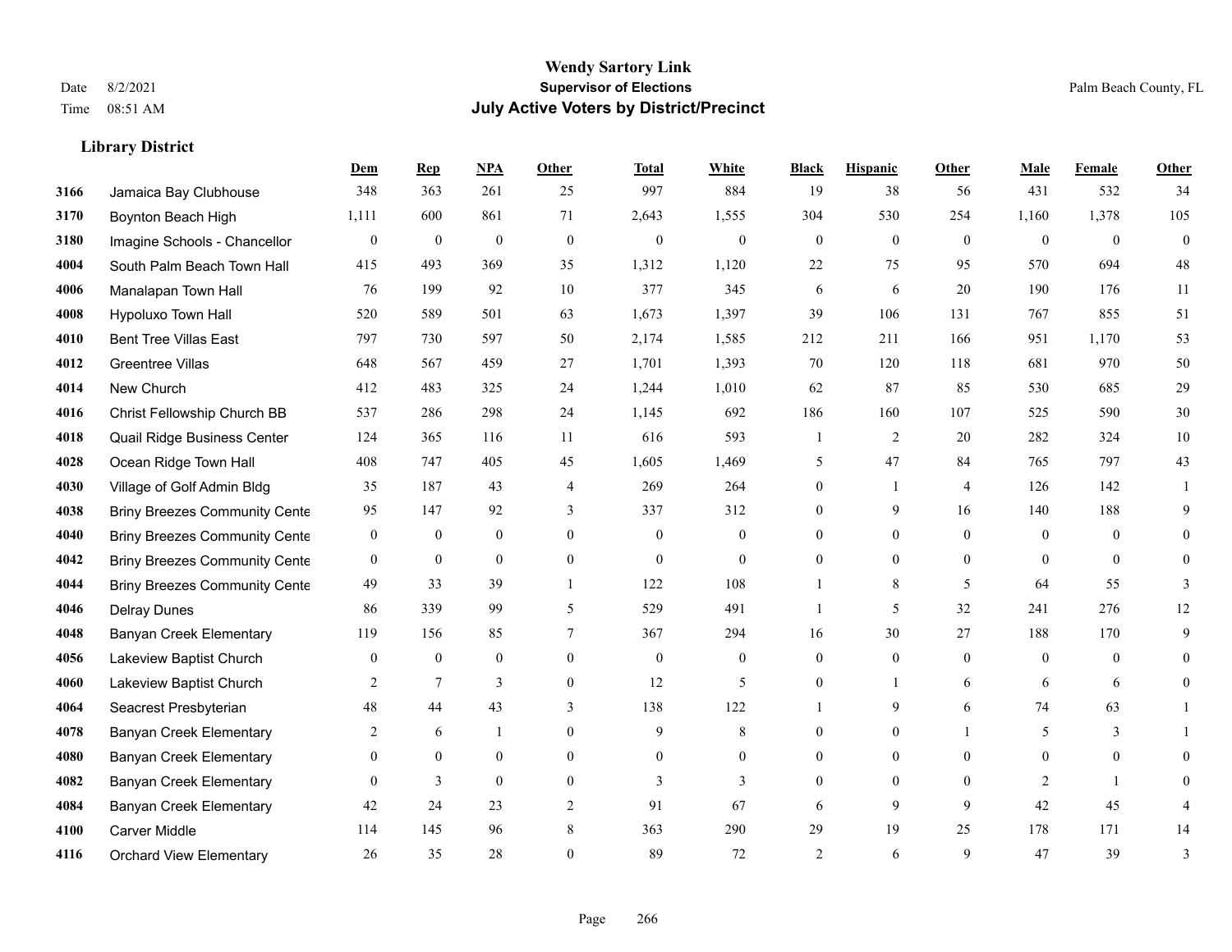# Wendy Sartory Link
## Supervisor of Elections
## July Active Voters by District/Precinct

Date 8/2/2021
Time 08:51 AM

Palm Beach County, FL

### Library District

| | | Dem | Rep | NPA | Other | Total | White | Black | Hispanic | Other | Male | Female | Other |
|---|---|---|---|---|---|---|---|---|---|---|---|---|---|
| 3166 | Jamaica Bay Clubhouse | 348 | 363 | 261 | 25 | 997 | 884 | 19 | 38 | 56 | 431 | 532 | 34 |
| 3170 | Boynton Beach High | 1,111 | 600 | 861 | 71 | 2,643 | 1,555 | 304 | 530 | 254 | 1,160 | 1,378 | 105 |
| 3180 | Imagine Schools - Chancellor | 0 | 0 | 0 | 0 | 0 | 0 | 0 | 0 | 0 | 0 | 0 | 0 |
| 4004 | South Palm Beach Town Hall | 415 | 493 | 369 | 35 | 1,312 | 1,120 | 22 | 75 | 95 | 570 | 694 | 48 |
| 4006 | Manalapan Town Hall | 76 | 199 | 92 | 10 | 377 | 345 | 6 | 6 | 20 | 190 | 176 | 11 |
| 4008 | Hypoluxo Town Hall | 520 | 589 | 501 | 63 | 1,673 | 1,397 | 39 | 106 | 131 | 767 | 855 | 51 |
| 4010 | Bent Tree Villas East | 797 | 730 | 597 | 50 | 2,174 | 1,585 | 212 | 211 | 166 | 951 | 1,170 | 53 |
| 4012 | Greentree Villas | 648 | 567 | 459 | 27 | 1,701 | 1,393 | 70 | 120 | 118 | 681 | 970 | 50 |
| 4014 | New Church | 412 | 483 | 325 | 24 | 1,244 | 1,010 | 62 | 87 | 85 | 530 | 685 | 29 |
| 4016 | Christ Fellowship Church BB | 537 | 286 | 298 | 24 | 1,145 | 692 | 186 | 160 | 107 | 525 | 590 | 30 |
| 4018 | Quail Ridge Business Center | 124 | 365 | 116 | 11 | 616 | 593 | 1 | 2 | 20 | 282 | 324 | 10 |
| 4028 | Ocean Ridge Town Hall | 408 | 747 | 405 | 45 | 1,605 | 1,469 | 5 | 47 | 84 | 765 | 797 | 43 |
| 4030 | Village of Golf Admin Bldg | 35 | 187 | 43 | 4 | 269 | 264 | 0 | 1 | 4 | 126 | 142 | 1 |
| 4038 | Briny Breezes Community Cente | 95 | 147 | 92 | 3 | 337 | 312 | 0 | 9 | 16 | 140 | 188 | 9 |
| 4040 | Briny Breezes Community Cente | 0 | 0 | 0 | 0 | 0 | 0 | 0 | 0 | 0 | 0 | 0 | 0 |
| 4042 | Briny Breezes Community Cente | 0 | 0 | 0 | 0 | 0 | 0 | 0 | 0 | 0 | 0 | 0 | 0 |
| 4044 | Briny Breezes Community Cente | 49 | 33 | 39 | 1 | 122 | 108 | 1 | 8 | 5 | 64 | 55 | 3 |
| 4046 | Delray Dunes | 86 | 339 | 99 | 5 | 529 | 491 | 1 | 5 | 32 | 241 | 276 | 12 |
| 4048 | Banyan Creek Elementary | 119 | 156 | 85 | 7 | 367 | 294 | 16 | 30 | 27 | 188 | 170 | 9 |
| 4056 | Lakeview Baptist Church | 0 | 0 | 0 | 0 | 0 | 0 | 0 | 0 | 0 | 0 | 0 | 0 |
| 4060 | Lakeview Baptist Church | 2 | 7 | 3 | 0 | 12 | 5 | 0 | 1 | 6 | 6 | 6 | 0 |
| 4064 | Seacrest Presbyterian | 48 | 44 | 43 | 3 | 138 | 122 | 1 | 9 | 6 | 74 | 63 | 1 |
| 4078 | Banyan Creek Elementary | 2 | 6 | 1 | 0 | 9 | 8 | 0 | 0 | 1 | 5 | 3 | 1 |
| 4080 | Banyan Creek Elementary | 0 | 0 | 0 | 0 | 0 | 0 | 0 | 0 | 0 | 0 | 0 | 0 |
| 4082 | Banyan Creek Elementary | 0 | 3 | 0 | 0 | 3 | 3 | 0 | 0 | 0 | 2 | 1 | 0 |
| 4084 | Banyan Creek Elementary | 42 | 24 | 23 | 2 | 91 | 67 | 6 | 9 | 9 | 42 | 45 | 4 |
| 4100 | Carver Middle | 114 | 145 | 96 | 8 | 363 | 290 | 29 | 19 | 25 | 178 | 171 | 14 |
| 4116 | Orchard View Elementary | 26 | 35 | 28 | 0 | 89 | 72 | 2 | 6 | 9 | 47 | 39 | 3 |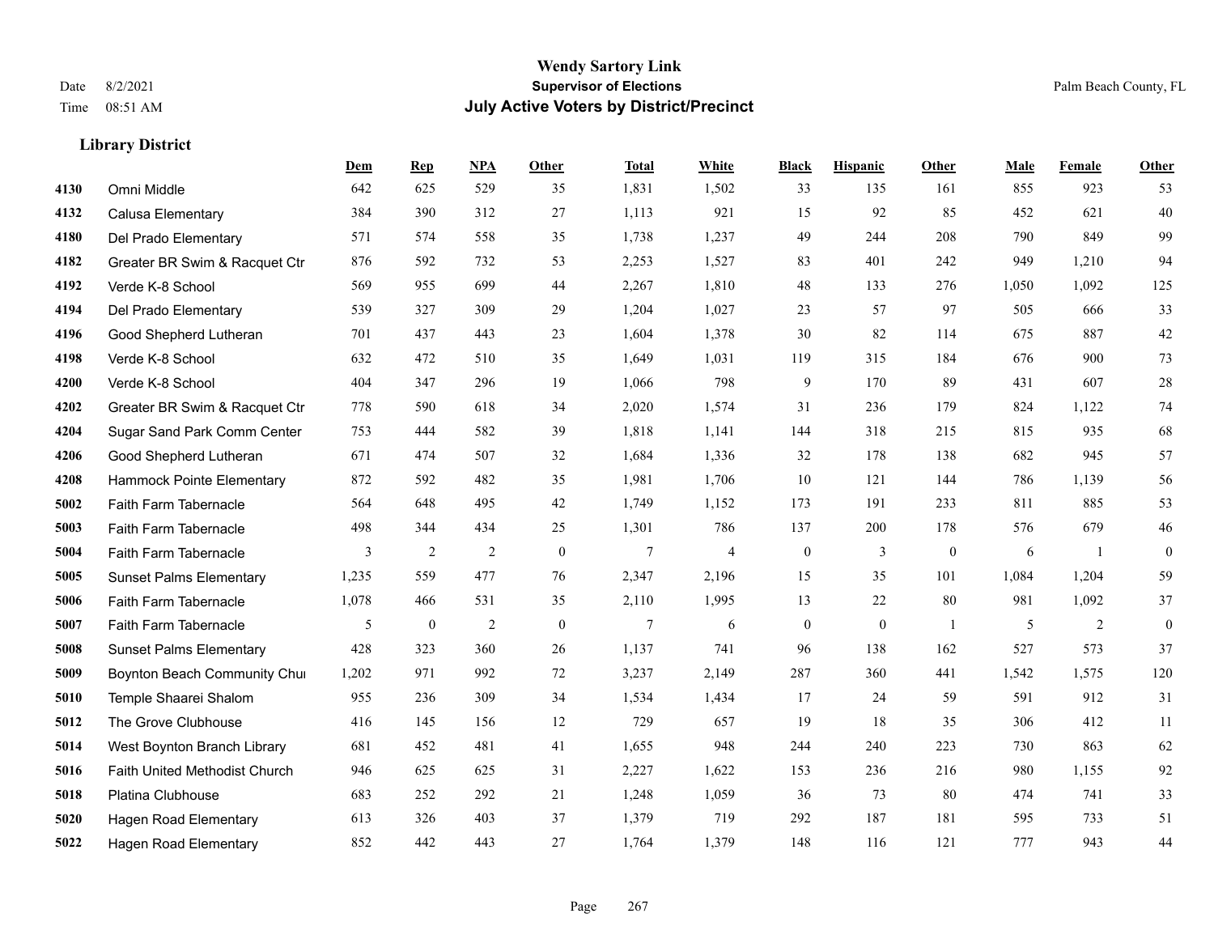# Wendy Sartory Link

**Supervisor of Elections**

**July Active Voters by District/Precinct**

Date 8/2/2021
Time 08:51 AM

Palm Beach County, FL

### Library District

| | | Dem | Rep | NPA | Other | Total | White | Black | Hispanic | Other | Male | Female | Other |
|---|---|---|---|---|---|---|---|---|---|---|---|---|---|
| 4130 | Omni Middle | 642 | 625 | 529 | 35 | 1,831 | 1,502 | 33 | 135 | 161 | 855 | 923 | 53 |
| 4132 | Calusa Elementary | 384 | 390 | 312 | 27 | 1,113 | 921 | 15 | 92 | 85 | 452 | 621 | 40 |
| 4180 | Del Prado Elementary | 571 | 574 | 558 | 35 | 1,738 | 1,237 | 49 | 244 | 208 | 790 | 849 | 99 |
| 4182 | Greater BR Swim & Racquet Ctr | 876 | 592 | 732 | 53 | 2,253 | 1,527 | 83 | 401 | 242 | 949 | 1,210 | 94 |
| 4192 | Verde K-8 School | 569 | 955 | 699 | 44 | 2,267 | 1,810 | 48 | 133 | 276 | 1,050 | 1,092 | 125 |
| 4194 | Del Prado Elementary | 539 | 327 | 309 | 29 | 1,204 | 1,027 | 23 | 57 | 97 | 505 | 666 | 33 |
| 4196 | Good Shepherd Lutheran | 701 | 437 | 443 | 23 | 1,604 | 1,378 | 30 | 82 | 114 | 675 | 887 | 42 |
| 4198 | Verde K-8 School | 632 | 472 | 510 | 35 | 1,649 | 1,031 | 119 | 315 | 184 | 676 | 900 | 73 |
| 4200 | Verde K-8 School | 404 | 347 | 296 | 19 | 1,066 | 798 | 9 | 170 | 89 | 431 | 607 | 28 |
| 4202 | Greater BR Swim & Racquet Ctr | 778 | 590 | 618 | 34 | 2,020 | 1,574 | 31 | 236 | 179 | 824 | 1,122 | 74 |
| 4204 | Sugar Sand Park Comm Center | 753 | 444 | 582 | 39 | 1,818 | 1,141 | 144 | 318 | 215 | 815 | 935 | 68 |
| 4206 | Good Shepherd Lutheran | 671 | 474 | 507 | 32 | 1,684 | 1,336 | 32 | 178 | 138 | 682 | 945 | 57 |
| 4208 | Hammock Pointe Elementary | 872 | 592 | 482 | 35 | 1,981 | 1,706 | 10 | 121 | 144 | 786 | 1,139 | 56 |
| 5002 | Faith Farm Tabernacle | 564 | 648 | 495 | 42 | 1,749 | 1,152 | 173 | 191 | 233 | 811 | 885 | 53 |
| 5003 | Faith Farm Tabernacle | 498 | 344 | 434 | 25 | 1,301 | 786 | 137 | 200 | 178 | 576 | 679 | 46 |
| 5004 | Faith Farm Tabernacle | 3 | 2 | 2 | 0 | 7 | 4 | 0 | 3 | 0 | 6 | 1 | 0 |
| 5005 | Sunset Palms Elementary | 1,235 | 559 | 477 | 76 | 2,347 | 2,196 | 15 | 35 | 101 | 1,084 | 1,204 | 59 |
| 5006 | Faith Farm Tabernacle | 1,078 | 466 | 531 | 35 | 2,110 | 1,995 | 13 | 22 | 80 | 981 | 1,092 | 37 |
| 5007 | Faith Farm Tabernacle | 5 | 0 | 2 | 0 | 7 | 6 | 0 | 0 | 1 | 5 | 2 | 0 |
| 5008 | Sunset Palms Elementary | 428 | 323 | 360 | 26 | 1,137 | 741 | 96 | 138 | 162 | 527 | 573 | 37 |
| 5009 | Boynton Beach Community Chu | 1,202 | 971 | 992 | 72 | 3,237 | 2,149 | 287 | 360 | 441 | 1,542 | 1,575 | 120 |
| 5010 | Temple Shaarei Shalom | 955 | 236 | 309 | 34 | 1,534 | 1,434 | 17 | 24 | 59 | 591 | 912 | 31 |
| 5012 | The Grove Clubhouse | 416 | 145 | 156 | 12 | 729 | 657 | 19 | 18 | 35 | 306 | 412 | 11 |
| 5014 | West Boynton Branch Library | 681 | 452 | 481 | 41 | 1,655 | 948 | 244 | 240 | 223 | 730 | 863 | 62 |
| 5016 | Faith United Methodist Church | 946 | 625 | 625 | 31 | 2,227 | 1,622 | 153 | 236 | 216 | 980 | 1,155 | 92 |
| 5018 | Platina Clubhouse | 683 | 252 | 292 | 21 | 1,248 | 1,059 | 36 | 73 | 80 | 474 | 741 | 33 |
| 5020 | Hagen Road Elementary | 613 | 326 | 403 | 37 | 1,379 | 719 | 292 | 187 | 181 | 595 | 733 | 51 |
| 5022 | Hagen Road Elementary | 852 | 442 | 443 | 27 | 1,764 | 1,379 | 148 | 116 | 121 | 777 | 943 | 44 |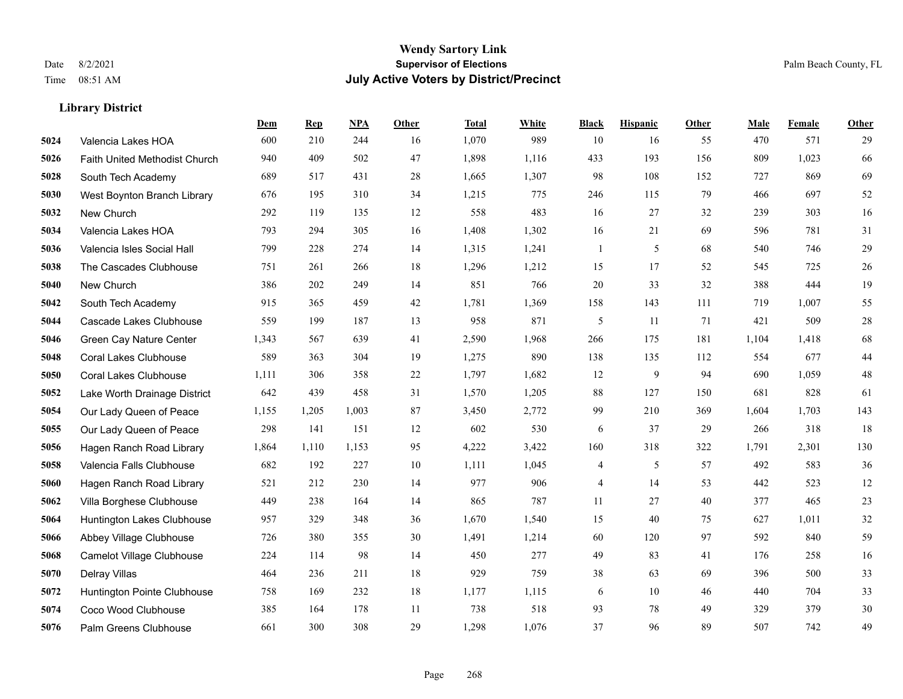# Wendy Sartory Link
## Supervisor of Elections
## July Active Voters by District/Precinct

Date 8/2/2021
Time 08:51 AM

Palm Beach County, FL

### Library District

| | | Dem | Rep | NPA | Other | Total | White | Black | Hispanic | Other | Male | Female | Other |
|---|---|---|---|---|---|---|---|---|---|---|---|---|---|
| 5024 | Valencia Lakes HOA | 600 | 210 | 244 | 16 | 1,070 | 989 | 10 | 16 | 55 | 470 | 571 | 29 |
| 5026 | Faith United Methodist Church | 940 | 409 | 502 | 47 | 1,898 | 1,116 | 433 | 193 | 156 | 809 | 1,023 | 66 |
| 5028 | South Tech Academy | 689 | 517 | 431 | 28 | 1,665 | 1,307 | 98 | 108 | 152 | 727 | 869 | 69 |
| 5030 | West Boynton Branch Library | 676 | 195 | 310 | 34 | 1,215 | 775 | 246 | 115 | 79 | 466 | 697 | 52 |
| 5032 | New Church | 292 | 119 | 135 | 12 | 558 | 483 | 16 | 27 | 32 | 239 | 303 | 16 |
| 5034 | Valencia Lakes HOA | 793 | 294 | 305 | 16 | 1,408 | 1,302 | 16 | 21 | 69 | 596 | 781 | 31 |
| 5036 | Valencia Isles Social Hall | 799 | 228 | 274 | 14 | 1,315 | 1,241 | 1 | 5 | 68 | 540 | 746 | 29 |
| 5038 | The Cascades Clubhouse | 751 | 261 | 266 | 18 | 1,296 | 1,212 | 15 | 17 | 52 | 545 | 725 | 26 |
| 5040 | New Church | 386 | 202 | 249 | 14 | 851 | 766 | 20 | 33 | 32 | 388 | 444 | 19 |
| 5042 | South Tech Academy | 915 | 365 | 459 | 42 | 1,781 | 1,369 | 158 | 143 | 111 | 719 | 1,007 | 55 |
| 5044 | Cascade Lakes Clubhouse | 559 | 199 | 187 | 13 | 958 | 871 | 5 | 11 | 71 | 421 | 509 | 28 |
| 5046 | Green Cay Nature Center | 1,343 | 567 | 639 | 41 | 2,590 | 1,968 | 266 | 175 | 181 | 1,104 | 1,418 | 68 |
| 5048 | Coral Lakes Clubhouse | 589 | 363 | 304 | 19 | 1,275 | 890 | 138 | 135 | 112 | 554 | 677 | 44 |
| 5050 | Coral Lakes Clubhouse | 1,111 | 306 | 358 | 22 | 1,797 | 1,682 | 12 | 9 | 94 | 690 | 1,059 | 48 |
| 5052 | Lake Worth Drainage District | 642 | 439 | 458 | 31 | 1,570 | 1,205 | 88 | 127 | 150 | 681 | 828 | 61 |
| 5054 | Our Lady Queen of Peace | 1,155 | 1,205 | 1,003 | 87 | 3,450 | 2,772 | 99 | 210 | 369 | 1,604 | 1,703 | 143 |
| 5055 | Our Lady Queen of Peace | 298 | 141 | 151 | 12 | 602 | 530 | 6 | 37 | 29 | 266 | 318 | 18 |
| 5056 | Hagen Ranch Road Library | 1,864 | 1,110 | 1,153 | 95 | 4,222 | 3,422 | 160 | 318 | 322 | 1,791 | 2,301 | 130 |
| 5058 | Valencia Falls Clubhouse | 682 | 192 | 227 | 10 | 1,111 | 1,045 | 4 | 5 | 57 | 492 | 583 | 36 |
| 5060 | Hagen Ranch Road Library | 521 | 212 | 230 | 14 | 977 | 906 | 4 | 14 | 53 | 442 | 523 | 12 |
| 5062 | Villa Borghese Clubhouse | 449 | 238 | 164 | 14 | 865 | 787 | 11 | 27 | 40 | 377 | 465 | 23 |
| 5064 | Huntington Lakes Clubhouse | 957 | 329 | 348 | 36 | 1,670 | 1,540 | 15 | 40 | 75 | 627 | 1,011 | 32 |
| 5066 | Abbey Village Clubhouse | 726 | 380 | 355 | 30 | 1,491 | 1,214 | 60 | 120 | 97 | 592 | 840 | 59 |
| 5068 | Camelot Village Clubhouse | 224 | 114 | 98 | 14 | 450 | 277 | 49 | 83 | 41 | 176 | 258 | 16 |
| 5070 | Delray Villas | 464 | 236 | 211 | 18 | 929 | 759 | 38 | 63 | 69 | 396 | 500 | 33 |
| 5072 | Huntington Pointe Clubhouse | 758 | 169 | 232 | 18 | 1,177 | 1,115 | 6 | 10 | 46 | 440 | 704 | 33 |
| 5074 | Coco Wood Clubhouse | 385 | 164 | 178 | 11 | 738 | 518 | 93 | 78 | 49 | 329 | 379 | 30 |
| 5076 | Palm Greens Clubhouse | 661 | 300 | 308 | 29 | 1,298 | 1,076 | 37 | 96 | 89 | 507 | 742 | 49 |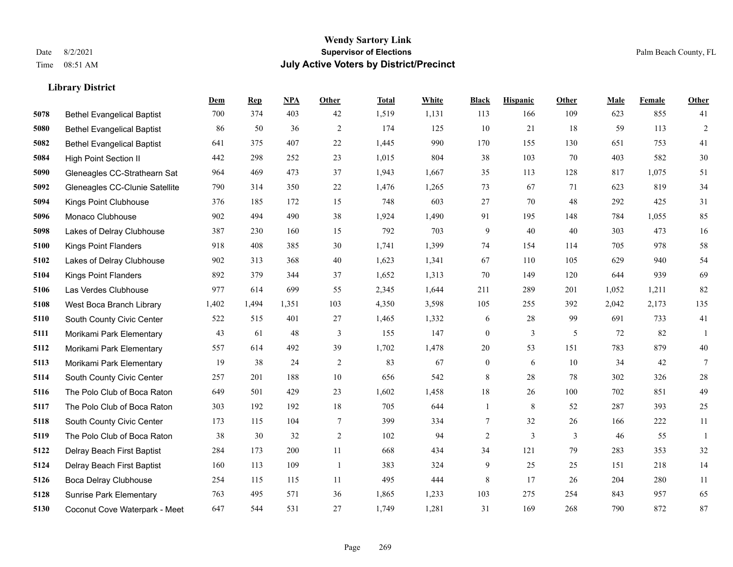# Wendy Sartory Link
## Supervisor of Elections
## July Active Voters by District/Precinct

Date 8/2/2021
Time 08:51 AM

Palm Beach County, FL

### Library District

| | | Dem | Rep | NPA | Other | Total | White | Black | Hispanic | Other | Male | Female | Other |
|---|---|---|---|---|---|---|---|---|---|---|---|---|---|
| 5078 | Bethel Evangelical Baptist | 700 | 374 | 403 | 42 | 1,519 | 1,131 | 113 | 166 | 109 | 623 | 855 | 41 |
| 5080 | Bethel Evangelical Baptist | 86 | 50 | 36 | 2 | 174 | 125 | 10 | 21 | 18 | 59 | 113 | 2 |
| 5082 | Bethel Evangelical Baptist | 641 | 375 | 407 | 22 | 1,445 | 990 | 170 | 155 | 130 | 651 | 753 | 41 |
| 5084 | High Point Section II | 442 | 298 | 252 | 23 | 1,015 | 804 | 38 | 103 | 70 | 403 | 582 | 30 |
| 5090 | Gleneagles CC-Strathearn Sat | 964 | 469 | 473 | 37 | 1,943 | 1,667 | 35 | 113 | 128 | 817 | 1,075 | 51 |
| 5092 | Gleneagles CC-Clunie Satellite | 790 | 314 | 350 | 22 | 1,476 | 1,265 | 73 | 67 | 71 | 623 | 819 | 34 |
| 5094 | Kings Point Clubhouse | 376 | 185 | 172 | 15 | 748 | 603 | 27 | 70 | 48 | 292 | 425 | 31 |
| 5096 | Monaco Clubhouse | 902 | 494 | 490 | 38 | 1,924 | 1,490 | 91 | 195 | 148 | 784 | 1,055 | 85 |
| 5098 | Lakes of Delray Clubhouse | 387 | 230 | 160 | 15 | 792 | 703 | 9 | 40 | 40 | 303 | 473 | 16 |
| 5100 | Kings Point Flanders | 918 | 408 | 385 | 30 | 1,741 | 1,399 | 74 | 154 | 114 | 705 | 978 | 58 |
| 5102 | Lakes of Delray Clubhouse | 902 | 313 | 368 | 40 | 1,623 | 1,341 | 67 | 110 | 105 | 629 | 940 | 54 |
| 5104 | Kings Point Flanders | 892 | 379 | 344 | 37 | 1,652 | 1,313 | 70 | 149 | 120 | 644 | 939 | 69 |
| 5106 | Las Verdes Clubhouse | 977 | 614 | 699 | 55 | 2,345 | 1,644 | 211 | 289 | 201 | 1,052 | 1,211 | 82 |
| 5108 | West Boca Branch Library | 1,402 | 1,494 | 1,351 | 103 | 4,350 | 3,598 | 105 | 255 | 392 | 2,042 | 2,173 | 135 |
| 5110 | South County Civic Center | 522 | 515 | 401 | 27 | 1,465 | 1,332 | 6 | 28 | 99 | 691 | 733 | 41 |
| 5111 | Morikami Park Elementary | 43 | 61 | 48 | 3 | 155 | 147 | 0 | 3 | 5 | 72 | 82 | 1 |
| 5112 | Morikami Park Elementary | 557 | 614 | 492 | 39 | 1,702 | 1,478 | 20 | 53 | 151 | 783 | 879 | 40 |
| 5113 | Morikami Park Elementary | 19 | 38 | 24 | 2 | 83 | 67 | 0 | 6 | 10 | 34 | 42 | 7 |
| 5114 | South County Civic Center | 257 | 201 | 188 | 10 | 656 | 542 | 8 | 28 | 78 | 302 | 326 | 28 |
| 5116 | The Polo Club of Boca Raton | 649 | 501 | 429 | 23 | 1,602 | 1,458 | 18 | 26 | 100 | 702 | 851 | 49 |
| 5117 | The Polo Club of Boca Raton | 303 | 192 | 192 | 18 | 705 | 644 | 1 | 8 | 52 | 287 | 393 | 25 |
| 5118 | South County Civic Center | 173 | 115 | 104 | 7 | 399 | 334 | 7 | 32 | 26 | 166 | 222 | 11 |
| 5119 | The Polo Club of Boca Raton | 38 | 30 | 32 | 2 | 102 | 94 | 2 | 3 | 3 | 46 | 55 | 1 |
| 5122 | Delray Beach First Baptist | 284 | 173 | 200 | 11 | 668 | 434 | 34 | 121 | 79 | 283 | 353 | 32 |
| 5124 | Delray Beach First Baptist | 160 | 113 | 109 | 1 | 383 | 324 | 9 | 25 | 25 | 151 | 218 | 14 |
| 5126 | Boca Delray Clubhouse | 254 | 115 | 115 | 11 | 495 | 444 | 8 | 17 | 26 | 204 | 280 | 11 |
| 5128 | Sunrise Park Elementary | 763 | 495 | 571 | 36 | 1,865 | 1,233 | 103 | 275 | 254 | 843 | 957 | 65 |
| 5130 | Coconut Cove Waterpark - Meet | 647 | 544 | 531 | 27 | 1,749 | 1,281 | 31 | 169 | 268 | 790 | 872 | 87 |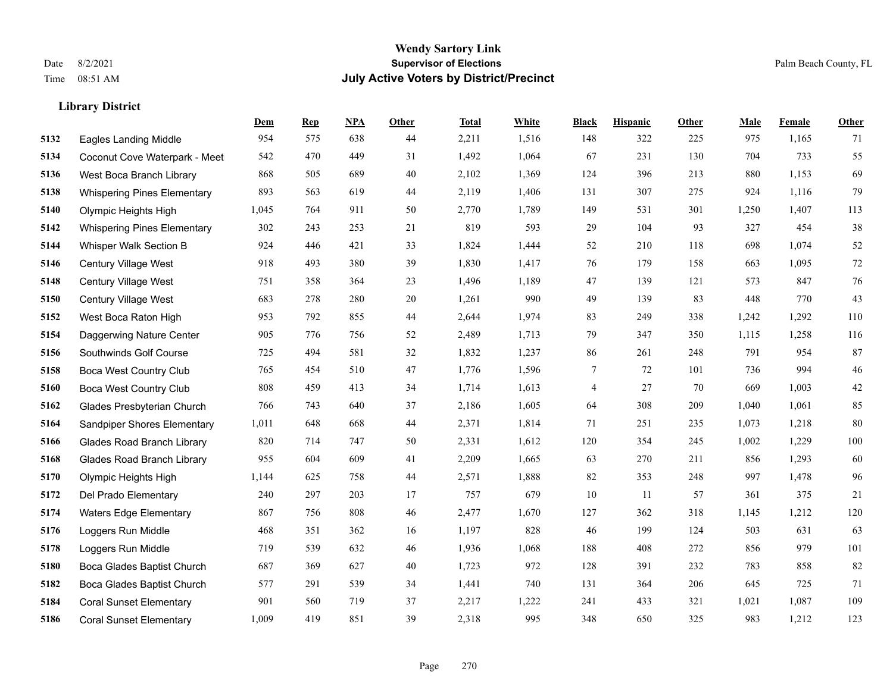**Wendy Sartory Link**
**Supervisor of Elections**
**July Active Voters by District/Precinct**

Date 8/2/2021
Time 08:51 AM

Palm Beach County, FL

### Library District

| | | Dem | Rep | NPA | Other | Total | White | Black | Hispanic | Other | Male | Female | Other |
|---|---|---|---|---|---|---|---|---|---|---|---|---|---|
| 5132 | Eagles Landing Middle | 954 | 575 | 638 | 44 | 2,211 | 1,516 | 148 | 322 | 225 | 975 | 1,165 | 71 |
| 5134 | Coconut Cove Waterpark - Meet | 542 | 470 | 449 | 31 | 1,492 | 1,064 | 67 | 231 | 130 | 704 | 733 | 55 |
| 5136 | West Boca Branch Library | 868 | 505 | 689 | 40 | 2,102 | 1,369 | 124 | 396 | 213 | 880 | 1,153 | 69 |
| 5138 | Whispering Pines Elementary | 893 | 563 | 619 | 44 | 2,119 | 1,406 | 131 | 307 | 275 | 924 | 1,116 | 79 |
| 5140 | Olympic Heights High | 1,045 | 764 | 911 | 50 | 2,770 | 1,789 | 149 | 531 | 301 | 1,250 | 1,407 | 113 |
| 5142 | Whispering Pines Elementary | 302 | 243 | 253 | 21 | 819 | 593 | 29 | 104 | 93 | 327 | 454 | 38 |
| 5144 | Whisper Walk Section B | 924 | 446 | 421 | 33 | 1,824 | 1,444 | 52 | 210 | 118 | 698 | 1,074 | 52 |
| 5146 | Century Village West | 918 | 493 | 380 | 39 | 1,830 | 1,417 | 76 | 179 | 158 | 663 | 1,095 | 72 |
| 5148 | Century Village West | 751 | 358 | 364 | 23 | 1,496 | 1,189 | 47 | 139 | 121 | 573 | 847 | 76 |
| 5150 | Century Village West | 683 | 278 | 280 | 20 | 1,261 | 990 | 49 | 139 | 83 | 448 | 770 | 43 |
| 5152 | West Boca Raton High | 953 | 792 | 855 | 44 | 2,644 | 1,974 | 83 | 249 | 338 | 1,242 | 1,292 | 110 |
| 5154 | Daggerwing Nature Center | 905 | 776 | 756 | 52 | 2,489 | 1,713 | 79 | 347 | 350 | 1,115 | 1,258 | 116 |
| 5156 | Southwinds Golf Course | 725 | 494 | 581 | 32 | 1,832 | 1,237 | 86 | 261 | 248 | 791 | 954 | 87 |
| 5158 | Boca West Country Club | 765 | 454 | 510 | 47 | 1,776 | 1,596 | 7 | 72 | 101 | 736 | 994 | 46 |
| 5160 | Boca West Country Club | 808 | 459 | 413 | 34 | 1,714 | 1,613 | 4 | 27 | 70 | 669 | 1,003 | 42 |
| 5162 | Glades Presbyterian Church | 766 | 743 | 640 | 37 | 2,186 | 1,605 | 64 | 308 | 209 | 1,040 | 1,061 | 85 |
| 5164 | Sandpiper Shores Elementary | 1,011 | 648 | 668 | 44 | 2,371 | 1,814 | 71 | 251 | 235 | 1,073 | 1,218 | 80 |
| 5166 | Glades Road Branch Library | 820 | 714 | 747 | 50 | 2,331 | 1,612 | 120 | 354 | 245 | 1,002 | 1,229 | 100 |
| 5168 | Glades Road Branch Library | 955 | 604 | 609 | 41 | 2,209 | 1,665 | 63 | 270 | 211 | 856 | 1,293 | 60 |
| 5170 | Olympic Heights High | 1,144 | 625 | 758 | 44 | 2,571 | 1,888 | 82 | 353 | 248 | 997 | 1,478 | 96 |
| 5172 | Del Prado Elementary | 240 | 297 | 203 | 17 | 757 | 679 | 10 | 11 | 57 | 361 | 375 | 21 |
| 5174 | Waters Edge Elementary | 867 | 756 | 808 | 46 | 2,477 | 1,670 | 127 | 362 | 318 | 1,145 | 1,212 | 120 |
| 5176 | Loggers Run Middle | 468 | 351 | 362 | 16 | 1,197 | 828 | 46 | 199 | 124 | 503 | 631 | 63 |
| 5178 | Loggers Run Middle | 719 | 539 | 632 | 46 | 1,936 | 1,068 | 188 | 408 | 272 | 856 | 979 | 101 |
| 5180 | Boca Glades Baptist Church | 687 | 369 | 627 | 40 | 1,723 | 972 | 128 | 391 | 232 | 783 | 858 | 82 |
| 5182 | Boca Glades Baptist Church | 577 | 291 | 539 | 34 | 1,441 | 740 | 131 | 364 | 206 | 645 | 725 | 71 |
| 5184 | Coral Sunset Elementary | 901 | 560 | 719 | 37 | 2,217 | 1,222 | 241 | 433 | 321 | 1,021 | 1,087 | 109 |
| 5186 | Coral Sunset Elementary | 1,009 | 419 | 851 | 39 | 2,318 | 995 | 348 | 650 | 325 | 983 | 1,212 | 123 |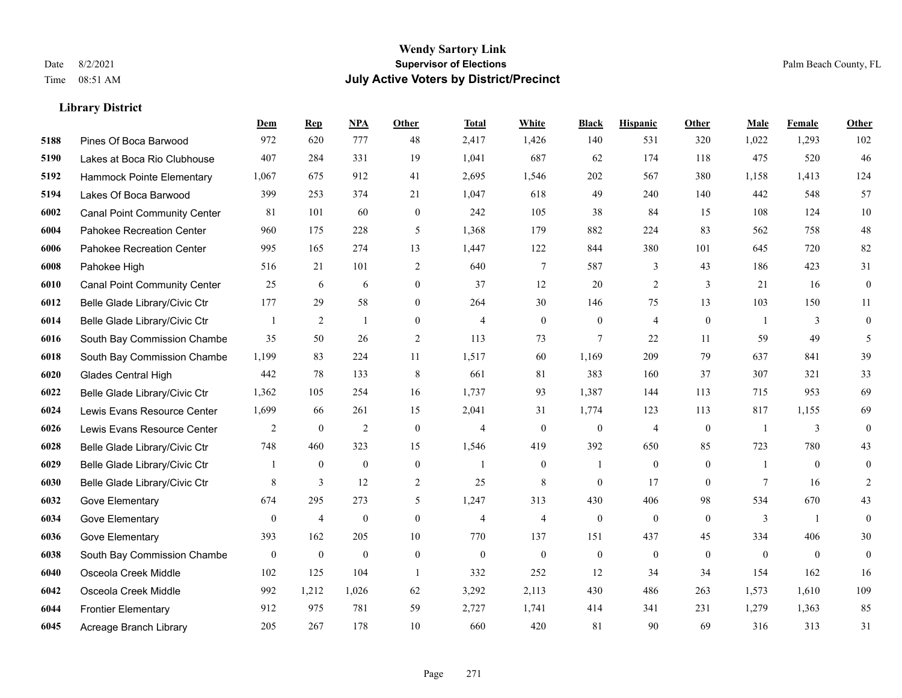# Wendy Sartory Link
## Supervisor of Elections
## July Active Voters by District/Precinct

Date 8/2/2021
Time 08:51 AM

Palm Beach County, FL

### Library District

| | | Dem | Rep | NPA | Other | Total | White | Black | Hispanic | Other | Male | Female | Other |
|---|---|---|---|---|---|---|---|---|---|---|---|---|---|
| 5188 | Pines Of Boca Barwood | 972 | 620 | 777 | 48 | 2,417 | 1,426 | 140 | 531 | 320 | 1,022 | 1,293 | 102 |
| 5190 | Lakes at Boca Rio Clubhouse | 407 | 284 | 331 | 19 | 1,041 | 687 | 62 | 174 | 118 | 475 | 520 | 46 |
| 5192 | Hammock Pointe Elementary | 1,067 | 675 | 912 | 41 | 2,695 | 1,546 | 202 | 567 | 380 | 1,158 | 1,413 | 124 |
| 5194 | Lakes Of Boca Barwood | 399 | 253 | 374 | 21 | 1,047 | 618 | 49 | 240 | 140 | 442 | 548 | 57 |
| 6002 | Canal Point Community Center | 81 | 101 | 60 | 0 | 242 | 105 | 38 | 84 | 15 | 108 | 124 | 10 |
| 6004 | Pahokee Recreation Center | 960 | 175 | 228 | 5 | 1,368 | 179 | 882 | 224 | 83 | 562 | 758 | 48 |
| 6006 | Pahokee Recreation Center | 995 | 165 | 274 | 13 | 1,447 | 122 | 844 | 380 | 101 | 645 | 720 | 82 |
| 6008 | Pahokee High | 516 | 21 | 101 | 2 | 640 | 7 | 587 | 3 | 43 | 186 | 423 | 31 |
| 6010 | Canal Point Community Center | 25 | 6 | 6 | 0 | 37 | 12 | 20 | 2 | 3 | 21 | 16 | 0 |
| 6012 | Belle Glade Library/Civic Ctr | 177 | 29 | 58 | 0 | 264 | 30 | 146 | 75 | 13 | 103 | 150 | 11 |
| 6014 | Belle Glade Library/Civic Ctr | 1 | 2 | 1 | 0 | 4 | 0 | 0 | 4 | 0 | 1 | 3 | 0 |
| 6016 | South Bay Commission Chambe | 35 | 50 | 26 | 2 | 113 | 73 | 7 | 22 | 11 | 59 | 49 | 5 |
| 6018 | South Bay Commission Chambe | 1,199 | 83 | 224 | 11 | 1,517 | 60 | 1,169 | 209 | 79 | 637 | 841 | 39 |
| 6020 | Glades Central High | 442 | 78 | 133 | 8 | 661 | 81 | 383 | 160 | 37 | 307 | 321 | 33 |
| 6022 | Belle Glade Library/Civic Ctr | 1,362 | 105 | 254 | 16 | 1,737 | 93 | 1,387 | 144 | 113 | 715 | 953 | 69 |
| 6024 | Lewis Evans Resource Center | 1,699 | 66 | 261 | 15 | 2,041 | 31 | 1,774 | 123 | 113 | 817 | 1,155 | 69 |
| 6026 | Lewis Evans Resource Center | 2 | 0 | 2 | 0 | 4 | 0 | 0 | 4 | 0 | 1 | 3 | 0 |
| 6028 | Belle Glade Library/Civic Ctr | 748 | 460 | 323 | 15 | 1,546 | 419 | 392 | 650 | 85 | 723 | 780 | 43 |
| 6029 | Belle Glade Library/Civic Ctr | 1 | 0 | 0 | 0 | 1 | 0 | 1 | 0 | 0 | 1 | 0 | 0 |
| 6030 | Belle Glade Library/Civic Ctr | 8 | 3 | 12 | 2 | 25 | 8 | 0 | 17 | 0 | 7 | 16 | 2 |
| 6032 | Gove Elementary | 674 | 295 | 273 | 5 | 1,247 | 313 | 430 | 406 | 98 | 534 | 670 | 43 |
| 6034 | Gove Elementary | 0 | 4 | 0 | 0 | 4 | 4 | 0 | 0 | 0 | 3 | 1 | 0 |
| 6036 | Gove Elementary | 393 | 162 | 205 | 10 | 770 | 137 | 151 | 437 | 45 | 334 | 406 | 30 |
| 6038 | South Bay Commission Chambe | 0 | 0 | 0 | 0 | 0 | 0 | 0 | 0 | 0 | 0 | 0 | 0 |
| 6040 | Osceola Creek Middle | 102 | 125 | 104 | 1 | 332 | 252 | 12 | 34 | 34 | 154 | 162 | 16 |
| 6042 | Osceola Creek Middle | 992 | 1,212 | 1,026 | 62 | 3,292 | 2,113 | 430 | 486 | 263 | 1,573 | 1,610 | 109 |
| 6044 | Frontier Elementary | 912 | 975 | 781 | 59 | 2,727 | 1,741 | 414 | 341 | 231 | 1,279 | 1,363 | 85 |
| 6045 | Acreage Branch Library | 205 | 267 | 178 | 10 | 660 | 420 | 81 | 90 | 69 | 316 | 313 | 31 |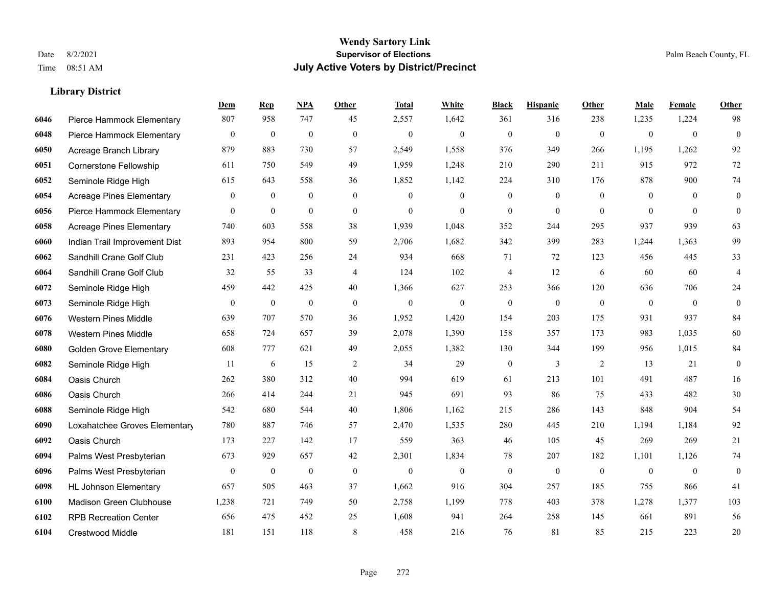# Wendy Sartory Link

**Supervisor of Elections**

**July Active Voters by District/Precinct**

Date 8/2/2021
Time 08:51 AM

Palm Beach County, FL

### Library District

| | | Dem | Rep | NPA | Other | Total | White | Black | Hispanic | Other | Male | Female | Other |
|---|---|---|---|---|---|---|---|---|---|---|---|---|---|
| 6046 | Pierce Hammock Elementary | 807 | 958 | 747 | 45 | 2,557 | 1,642 | 361 | 316 | 238 | 1,235 | 1,224 | 98 |
| 6048 | Pierce Hammock Elementary | 0 | 0 | 0 | 0 | 0 | 0 | 0 | 0 | 0 | 0 | 0 | 0 |
| 6050 | Acreage Branch Library | 879 | 883 | 730 | 57 | 2,549 | 1,558 | 376 | 349 | 266 | 1,195 | 1,262 | 92 |
| 6051 | Cornerstone Fellowship | 611 | 750 | 549 | 49 | 1,959 | 1,248 | 210 | 290 | 211 | 915 | 972 | 72 |
| 6052 | Seminole Ridge High | 615 | 643 | 558 | 36 | 1,852 | 1,142 | 224 | 310 | 176 | 878 | 900 | 74 |
| 6054 | Acreage Pines Elementary | 0 | 0 | 0 | 0 | 0 | 0 | 0 | 0 | 0 | 0 | 0 | 0 |
| 6056 | Pierce Hammock Elementary | 0 | 0 | 0 | 0 | 0 | 0 | 0 | 0 | 0 | 0 | 0 | 0 |
| 6058 | Acreage Pines Elementary | 740 | 603 | 558 | 38 | 1,939 | 1,048 | 352 | 244 | 295 | 937 | 939 | 63 |
| 6060 | Indian Trail Improvement Dist | 893 | 954 | 800 | 59 | 2,706 | 1,682 | 342 | 399 | 283 | 1,244 | 1,363 | 99 |
| 6062 | Sandhill Crane Golf Club | 231 | 423 | 256 | 24 | 934 | 668 | 71 | 72 | 123 | 456 | 445 | 33 |
| 6064 | Sandhill Crane Golf Club | 32 | 55 | 33 | 4 | 124 | 102 | 4 | 12 | 6 | 60 | 60 | 4 |
| 6072 | Seminole Ridge High | 459 | 442 | 425 | 40 | 1,366 | 627 | 253 | 366 | 120 | 636 | 706 | 24 |
| 6073 | Seminole Ridge High | 0 | 0 | 0 | 0 | 0 | 0 | 0 | 0 | 0 | 0 | 0 | 0 |
| 6076 | Western Pines Middle | 639 | 707 | 570 | 36 | 1,952 | 1,420 | 154 | 203 | 175 | 931 | 937 | 84 |
| 6078 | Western Pines Middle | 658 | 724 | 657 | 39 | 2,078 | 1,390 | 158 | 357 | 173 | 983 | 1,035 | 60 |
| 6080 | Golden Grove Elementary | 608 | 777 | 621 | 49 | 2,055 | 1,382 | 130 | 344 | 199 | 956 | 1,015 | 84 |
| 6082 | Seminole Ridge High | 11 | 6 | 15 | 2 | 34 | 29 | 0 | 3 | 2 | 13 | 21 | 0 |
| 6084 | Oasis Church | 262 | 380 | 312 | 40 | 994 | 619 | 61 | 213 | 101 | 491 | 487 | 16 |
| 6086 | Oasis Church | 266 | 414 | 244 | 21 | 945 | 691 | 93 | 86 | 75 | 433 | 482 | 30 |
| 6088 | Seminole Ridge High | 542 | 680 | 544 | 40 | 1,806 | 1,162 | 215 | 286 | 143 | 848 | 904 | 54 |
| 6090 | Loxahatchee Groves Elementary | 780 | 887 | 746 | 57 | 2,470 | 1,535 | 280 | 445 | 210 | 1,194 | 1,184 | 92 |
| 6092 | Oasis Church | 173 | 227 | 142 | 17 | 559 | 363 | 46 | 105 | 45 | 269 | 269 | 21 |
| 6094 | Palms West Presbyterian | 673 | 929 | 657 | 42 | 2,301 | 1,834 | 78 | 207 | 182 | 1,101 | 1,126 | 74 |
| 6096 | Palms West Presbyterian | 0 | 0 | 0 | 0 | 0 | 0 | 0 | 0 | 0 | 0 | 0 | 0 |
| 6098 | HL Johnson Elementary | 657 | 505 | 463 | 37 | 1,662 | 916 | 304 | 257 | 185 | 755 | 866 | 41 |
| 6100 | Madison Green Clubhouse | 1,238 | 721 | 749 | 50 | 2,758 | 1,199 | 778 | 403 | 378 | 1,278 | 1,377 | 103 |
| 6102 | RPB Recreation Center | 656 | 475 | 452 | 25 | 1,608 | 941 | 264 | 258 | 145 | 661 | 891 | 56 |
| 6104 | Crestwood Middle | 181 | 151 | 118 | 8 | 458 | 216 | 76 | 81 | 85 | 215 | 223 | 20 |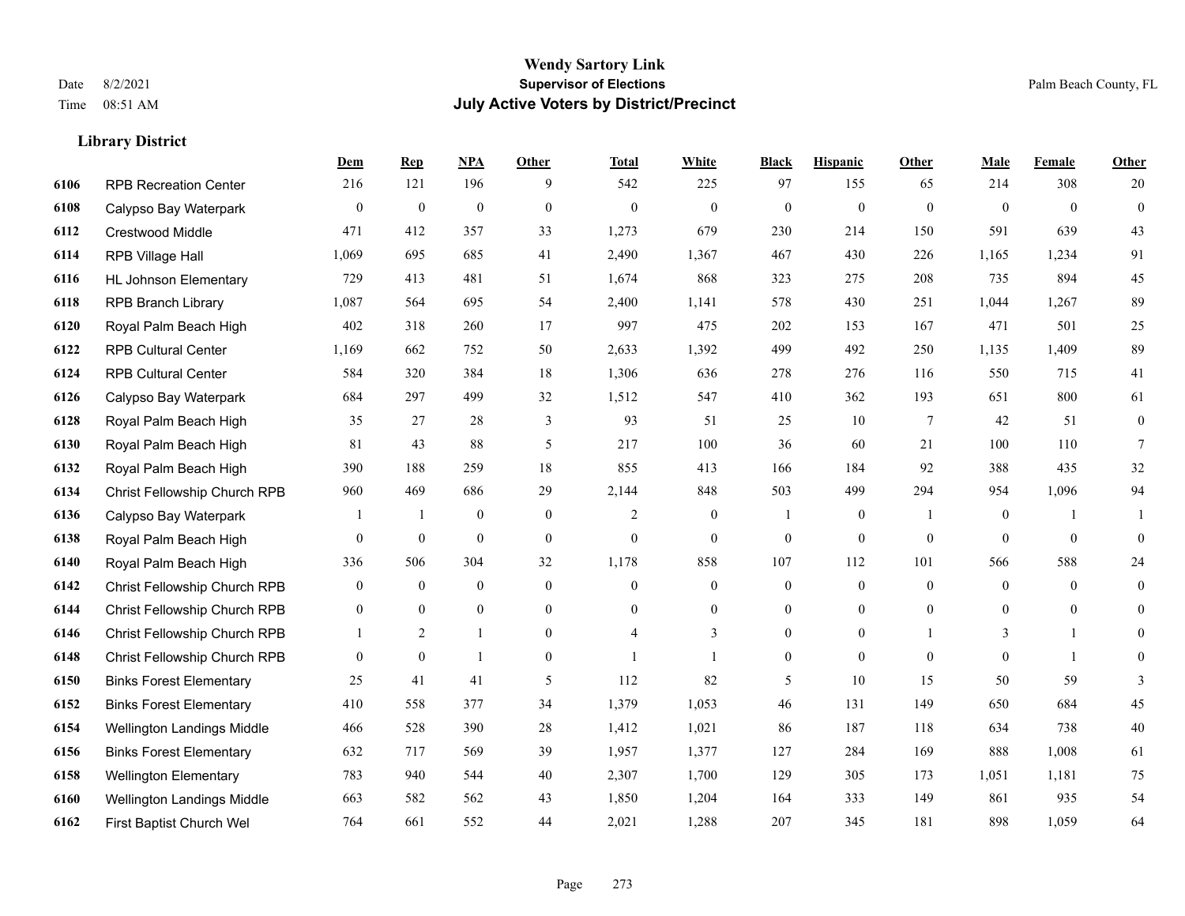# Wendy Sartory Link
## Supervisor of Elections
## July Active Voters by District/Precinct

Date 8/2/2021
Time 08:51 AM

Palm Beach County, FL

### Library District

| | | Dem | Rep | NPA | Other | Total | White | Black | Hispanic | Other | Male | Female | Other |
|---|---|---|---|---|---|---|---|---|---|---|---|---|---|
| 6106 | RPB Recreation Center | 216 | 121 | 196 | 9 | 542 | 225 | 97 | 155 | 65 | 214 | 308 | 20 |
| 6108 | Calypso Bay Waterpark | 0 | 0 | 0 | 0 | 0 | 0 | 0 | 0 | 0 | 0 | 0 | 0 |
| 6112 | Crestwood Middle | 471 | 412 | 357 | 33 | 1,273 | 679 | 230 | 214 | 150 | 591 | 639 | 43 |
| 6114 | RPB Village Hall | 1,069 | 695 | 685 | 41 | 2,490 | 1,367 | 467 | 430 | 226 | 1,165 | 1,234 | 91 |
| 6116 | HL Johnson Elementary | 729 | 413 | 481 | 51 | 1,674 | 868 | 323 | 275 | 208 | 735 | 894 | 45 |
| 6118 | RPB Branch Library | 1,087 | 564 | 695 | 54 | 2,400 | 1,141 | 578 | 430 | 251 | 1,044 | 1,267 | 89 |
| 6120 | Royal Palm Beach High | 402 | 318 | 260 | 17 | 997 | 475 | 202 | 153 | 167 | 471 | 501 | 25 |
| 6122 | RPB Cultural Center | 1,169 | 662 | 752 | 50 | 2,633 | 1,392 | 499 | 492 | 250 | 1,135 | 1,409 | 89 |
| 6124 | RPB Cultural Center | 584 | 320 | 384 | 18 | 1,306 | 636 | 278 | 276 | 116 | 550 | 715 | 41 |
| 6126 | Calypso Bay Waterpark | 684 | 297 | 499 | 32 | 1,512 | 547 | 410 | 362 | 193 | 651 | 800 | 61 |
| 6128 | Royal Palm Beach High | 35 | 27 | 28 | 3 | 93 | 51 | 25 | 10 | 7 | 42 | 51 | 0 |
| 6130 | Royal Palm Beach High | 81 | 43 | 88 | 5 | 217 | 100 | 36 | 60 | 21 | 100 | 110 | 7 |
| 6132 | Royal Palm Beach High | 390 | 188 | 259 | 18 | 855 | 413 | 166 | 184 | 92 | 388 | 435 | 32 |
| 6134 | Christ Fellowship Church RPB | 960 | 469 | 686 | 29 | 2,144 | 848 | 503 | 499 | 294 | 954 | 1,096 | 94 |
| 6136 | Calypso Bay Waterpark | 1 | 1 | 0 | 0 | 2 | 0 | 1 | 0 | 1 | 0 | 1 | 1 |
| 6138 | Royal Palm Beach High | 0 | 0 | 0 | 0 | 0 | 0 | 0 | 0 | 0 | 0 | 0 | 0 |
| 6140 | Royal Palm Beach High | 336 | 506 | 304 | 32 | 1,178 | 858 | 107 | 112 | 101 | 566 | 588 | 24 |
| 6142 | Christ Fellowship Church RPB | 0 | 0 | 0 | 0 | 0 | 0 | 0 | 0 | 0 | 0 | 0 | 0 |
| 6144 | Christ Fellowship Church RPB | 0 | 0 | 0 | 0 | 0 | 0 | 0 | 0 | 0 | 0 | 0 | 0 |
| 6146 | Christ Fellowship Church RPB | 1 | 2 | 1 | 0 | 4 | 3 | 0 | 0 | 1 | 3 | 1 | 0 |
| 6148 | Christ Fellowship Church RPB | 0 | 0 | 1 | 0 | 1 | 1 | 0 | 0 | 0 | 0 | 1 | 0 |
| 6150 | Binks Forest Elementary | 25 | 41 | 41 | 5 | 112 | 82 | 5 | 10 | 15 | 50 | 59 | 3 |
| 6152 | Binks Forest Elementary | 410 | 558 | 377 | 34 | 1,379 | 1,053 | 46 | 131 | 149 | 650 | 684 | 45 |
| 6154 | Wellington Landings Middle | 466 | 528 | 390 | 28 | 1,412 | 1,021 | 86 | 187 | 118 | 634 | 738 | 40 |
| 6156 | Binks Forest Elementary | 632 | 717 | 569 | 39 | 1,957 | 1,377 | 127 | 284 | 169 | 888 | 1,008 | 61 |
| 6158 | Wellington Elementary | 783 | 940 | 544 | 40 | 2,307 | 1,700 | 129 | 305 | 173 | 1,051 | 1,181 | 75 |
| 6160 | Wellington Landings Middle | 663 | 582 | 562 | 43 | 1,850 | 1,204 | 164 | 333 | 149 | 861 | 935 | 54 |
| 6162 | First Baptist Church Wel | 764 | 661 | 552 | 44 | 2,021 | 1,288 | 207 | 345 | 181 | 898 | 1,059 | 64 |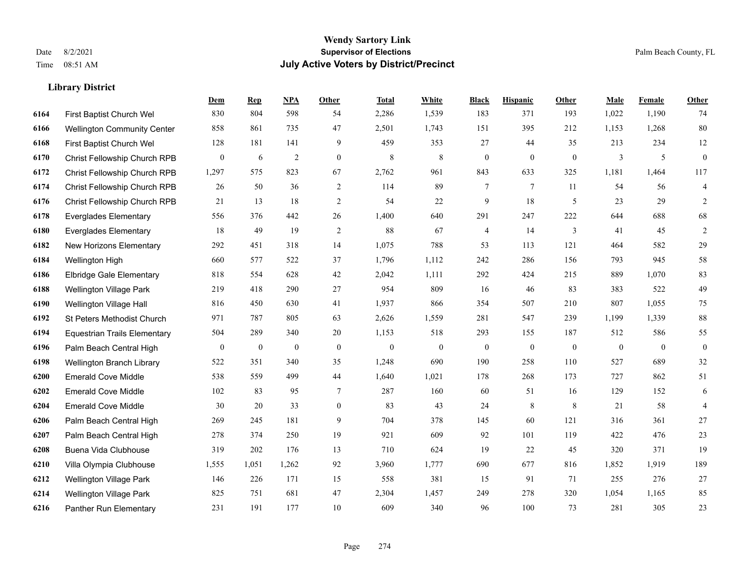**Wendy Sartory Link**
**Supervisor of Elections**
**July Active Voters by District/Precinct**

Date 8/2/2021
Time 08:51 AM

Palm Beach County, FL

### Library District

| | | Dem | Rep | NPA | Other | Total | White | Black | Hispanic | Other | Male | Female | Other |
|---|---|---|---|---|---|---|---|---|---|---|---|---|---|
| 6164 | First Baptist Church Wel | 830 | 804 | 598 | 54 | 2,286 | 1,539 | 183 | 371 | 193 | 1,022 | 1,190 | 74 |
| 6166 | Wellington Community Center | 858 | 861 | 735 | 47 | 2,501 | 1,743 | 151 | 395 | 212 | 1,153 | 1,268 | 80 |
| 6168 | First Baptist Church Wel | 128 | 181 | 141 | 9 | 459 | 353 | 27 | 44 | 35 | 213 | 234 | 12 |
| 6170 | Christ Fellowship Church RPB | 0 | 6 | 2 | 0 | 8 | 8 | 0 | 0 | 0 | 3 | 5 | 0 |
| 6172 | Christ Fellowship Church RPB | 1,297 | 575 | 823 | 67 | 2,762 | 961 | 843 | 633 | 325 | 1,181 | 1,464 | 117 |
| 6174 | Christ Fellowship Church RPB | 26 | 50 | 36 | 2 | 114 | 89 | 7 | 7 | 11 | 54 | 56 | 4 |
| 6176 | Christ Fellowship Church RPB | 21 | 13 | 18 | 2 | 54 | 22 | 9 | 18 | 5 | 23 | 29 | 2 |
| 6178 | Everglades Elementary | 556 | 376 | 442 | 26 | 1,400 | 640 | 291 | 247 | 222 | 644 | 688 | 68 |
| 6180 | Everglades Elementary | 18 | 49 | 19 | 2 | 88 | 67 | 4 | 14 | 3 | 41 | 45 | 2 |
| 6182 | New Horizons Elementary | 292 | 451 | 318 | 14 | 1,075 | 788 | 53 | 113 | 121 | 464 | 582 | 29 |
| 6184 | Wellington High | 660 | 577 | 522 | 37 | 1,796 | 1,112 | 242 | 286 | 156 | 793 | 945 | 58 |
| 6186 | Elbridge Gale Elementary | 818 | 554 | 628 | 42 | 2,042 | 1,111 | 292 | 424 | 215 | 889 | 1,070 | 83 |
| 6188 | Wellington Village Park | 219 | 418 | 290 | 27 | 954 | 809 | 16 | 46 | 83 | 383 | 522 | 49 |
| 6190 | Wellington Village Hall | 816 | 450 | 630 | 41 | 1,937 | 866 | 354 | 507 | 210 | 807 | 1,055 | 75 |
| 6192 | St Peters Methodist Church | 971 | 787 | 805 | 63 | 2,626 | 1,559 | 281 | 547 | 239 | 1,199 | 1,339 | 88 |
| 6194 | Equestrian Trails Elementary | 504 | 289 | 340 | 20 | 1,153 | 518 | 293 | 155 | 187 | 512 | 586 | 55 |
| 6196 | Palm Beach Central High | 0 | 0 | 0 | 0 | 0 | 0 | 0 | 0 | 0 | 0 | 0 | 0 |
| 6198 | Wellington Branch Library | 522 | 351 | 340 | 35 | 1,248 | 690 | 190 | 258 | 110 | 527 | 689 | 32 |
| 6200 | Emerald Cove Middle | 538 | 559 | 499 | 44 | 1,640 | 1,021 | 178 | 268 | 173 | 727 | 862 | 51 |
| 6202 | Emerald Cove Middle | 102 | 83 | 95 | 7 | 287 | 160 | 60 | 51 | 16 | 129 | 152 | 6 |
| 6204 | Emerald Cove Middle | 30 | 20 | 33 | 0 | 83 | 43 | 24 | 8 | 8 | 21 | 58 | 4 |
| 6206 | Palm Beach Central High | 269 | 245 | 181 | 9 | 704 | 378 | 145 | 60 | 121 | 316 | 361 | 27 |
| 6207 | Palm Beach Central High | 278 | 374 | 250 | 19 | 921 | 609 | 92 | 101 | 119 | 422 | 476 | 23 |
| 6208 | Buena Vida Clubhouse | 319 | 202 | 176 | 13 | 710 | 624 | 19 | 22 | 45 | 320 | 371 | 19 |
| 6210 | Villa Olympia Clubhouse | 1,555 | 1,051 | 1,262 | 92 | 3,960 | 1,777 | 690 | 677 | 816 | 1,852 | 1,919 | 189 |
| 6212 | Wellington Village Park | 146 | 226 | 171 | 15 | 558 | 381 | 15 | 91 | 71 | 255 | 276 | 27 |
| 6214 | Wellington Village Park | 825 | 751 | 681 | 47 | 2,304 | 1,457 | 249 | 278 | 320 | 1,054 | 1,165 | 85 |
| 6216 | Panther Run Elementary | 231 | 191 | 177 | 10 | 609 | 340 | 96 | 100 | 73 | 281 | 305 | 23 |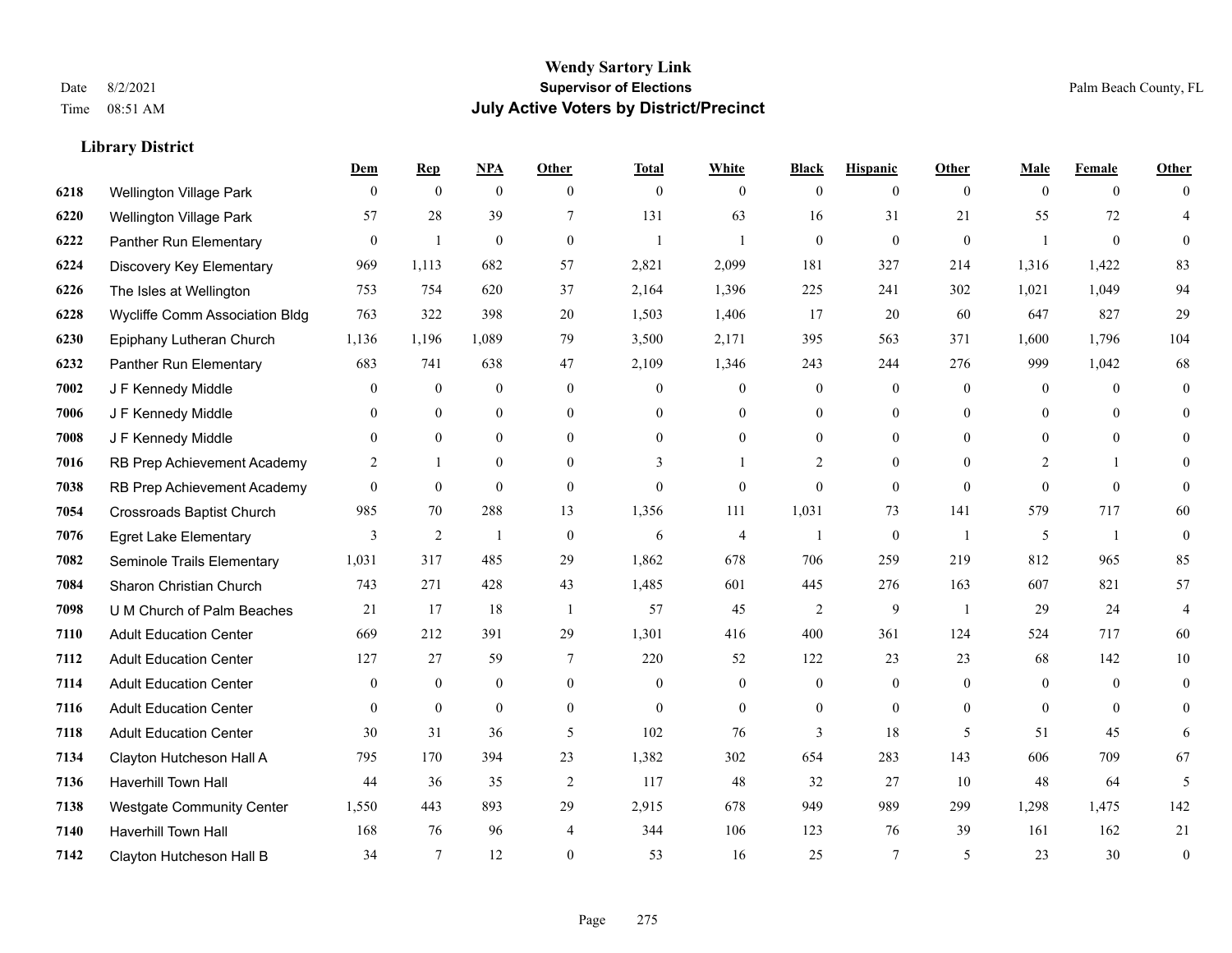**Wendy Sartory Link**
**Supervisor of Elections**
**July Active Voters by District/Precinct**

Date 8/2/2021
Time 08:51 AM

Palm Beach County, FL

### Library District

| | | Dem | Rep | NPA | Other | Total | White | Black | Hispanic | Other | Male | Female | Other |
|---|---|---|---|---|---|---|---|---|---|---|---|---|---|
| 6218 | Wellington Village Park | 0 | 0 | 0 | 0 | 0 | 0 | 0 | 0 | 0 | 0 | 0 | 0 |
| 6220 | Wellington Village Park | 57 | 28 | 39 | 7 | 131 | 63 | 16 | 31 | 21 | 55 | 72 | 4 |
| 6222 | Panther Run Elementary | 0 | 1 | 0 | 0 | 1 | 1 | 0 | 0 | 0 | 1 | 0 | 0 |
| 6224 | Discovery Key Elementary | 969 | 1,113 | 682 | 57 | 2,821 | 2,099 | 181 | 327 | 214 | 1,316 | 1,422 | 83 |
| 6226 | The Isles at Wellington | 753 | 754 | 620 | 37 | 2,164 | 1,396 | 225 | 241 | 302 | 1,021 | 1,049 | 94 |
| 6228 | Wycliffe Comm Association Bldg | 763 | 322 | 398 | 20 | 1,503 | 1,406 | 17 | 20 | 60 | 647 | 827 | 29 |
| 6230 | Epiphany Lutheran Church | 1,136 | 1,196 | 1,089 | 79 | 3,500 | 2,171 | 395 | 563 | 371 | 1,600 | 1,796 | 104 |
| 6232 | Panther Run Elementary | 683 | 741 | 638 | 47 | 2,109 | 1,346 | 243 | 244 | 276 | 999 | 1,042 | 68 |
| 7002 | J F Kennedy Middle | 0 | 0 | 0 | 0 | 0 | 0 | 0 | 0 | 0 | 0 | 0 | 0 |
| 7006 | J F Kennedy Middle | 0 | 0 | 0 | 0 | 0 | 0 | 0 | 0 | 0 | 0 | 0 | 0 |
| 7008 | J F Kennedy Middle | 0 | 0 | 0 | 0 | 0 | 0 | 0 | 0 | 0 | 0 | 0 | 0 |
| 7016 | RB Prep Achievement Academy | 2 | 1 | 0 | 0 | 3 | 1 | 2 | 0 | 0 | 2 | 1 | 0 |
| 7038 | RB Prep Achievement Academy | 0 | 0 | 0 | 0 | 0 | 0 | 0 | 0 | 0 | 0 | 0 | 0 |
| 7054 | Crossroads Baptist Church | 985 | 70 | 288 | 13 | 1,356 | 111 | 1,031 | 73 | 141 | 579 | 717 | 60 |
| 7076 | Egret Lake Elementary | 3 | 2 | 1 | 0 | 6 | 4 | 1 | 0 | 1 | 5 | 1 | 0 |
| 7082 | Seminole Trails Elementary | 1,031 | 317 | 485 | 29 | 1,862 | 678 | 706 | 259 | 219 | 812 | 965 | 85 |
| 7084 | Sharon Christian Church | 743 | 271 | 428 | 43 | 1,485 | 601 | 445 | 276 | 163 | 607 | 821 | 57 |
| 7098 | U M Church of Palm Beaches | 21 | 17 | 18 | 1 | 57 | 45 | 2 | 9 | 1 | 29 | 24 | 4 |
| 7110 | Adult Education Center | 669 | 212 | 391 | 29 | 1,301 | 416 | 400 | 361 | 124 | 524 | 717 | 60 |
| 7112 | Adult Education Center | 127 | 27 | 59 | 7 | 220 | 52 | 122 | 23 | 23 | 68 | 142 | 10 |
| 7114 | Adult Education Center | 0 | 0 | 0 | 0 | 0 | 0 | 0 | 0 | 0 | 0 | 0 | 0 |
| 7116 | Adult Education Center | 0 | 0 | 0 | 0 | 0 | 0 | 0 | 0 | 0 | 0 | 0 | 0 |
| 7118 | Adult Education Center | 30 | 31 | 36 | 5 | 102 | 76 | 3 | 18 | 5 | 51 | 45 | 6 |
| 7134 | Clayton Hutcheson Hall A | 795 | 170 | 394 | 23 | 1,382 | 302 | 654 | 283 | 143 | 606 | 709 | 67 |
| 7136 | Haverhill Town Hall | 44 | 36 | 35 | 2 | 117 | 48 | 32 | 27 | 10 | 48 | 64 | 5 |
| 7138 | Westgate Community Center | 1,550 | 443 | 893 | 29 | 2,915 | 678 | 949 | 989 | 299 | 1,298 | 1,475 | 142 |
| 7140 | Haverhill Town Hall | 168 | 76 | 96 | 4 | 344 | 106 | 123 | 76 | 39 | 161 | 162 | 21 |
| 7142 | Clayton Hutcheson Hall B | 34 | 7 | 12 | 0 | 53 | 16 | 25 | 7 | 5 | 23 | 30 | 0 |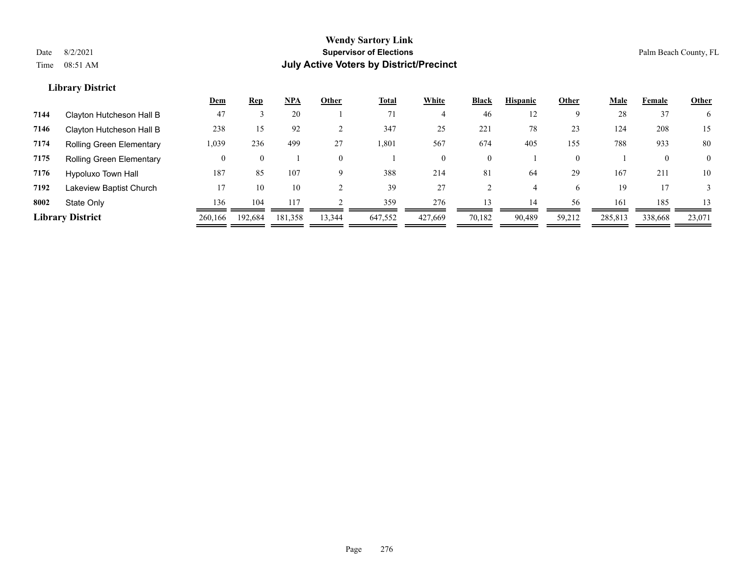**Wendy Sartory Link**
**Supervisor of Elections**
**July Active Voters by District/Precinct**

Date 8/2/2021
Time 08:51 AM

Palm Beach County, FL

### Library District

| | | Dem | Rep | NPA | Other | Total | White | Black | Hispanic | Other | Male | Female | Other |
|---|---|---|---|---|---|---|---|---|---|---|---|---|---|
| 7144 | Clayton Hutcheson Hall B | 47 | 3 | 20 | 1 | 71 | 4 | 46 | 12 | 9 | 28 | 37 | 6 |
| 7146 | Clayton Hutcheson Hall B | 238 | 15 | 92 | 2 | 347 | 25 | 221 | 78 | 23 | 124 | 208 | 15 |
| 7174 | Rolling Green Elementary | 1,039 | 236 | 499 | 27 | 1,801 | 567 | 674 | 405 | 155 | 788 | 933 | 80 |
| 7175 | Rolling Green Elementary | 0 | 0 | 1 | 0 | 1 | 0 | 0 | 1 | 0 | 1 | 0 | 0 |
| 7176 | Hypoluxo Town Hall | 187 | 85 | 107 | 9 | 388 | 214 | 81 | 64 | 29 | 167 | 211 | 10 |
| 7192 | Lakeview Baptist Church | 17 | 10 | 10 | 2 | 39 | 27 | 2 | 4 | 6 | 19 | 17 | 3 |
| 8002 | State Only | 136 | 104 | 117 | 2 | 359 | 276 | 13 | 14 | 56 | 161 | 185 | 13 |
| **Library District** | | 260,166 | 192,684 | 181,358 | 13,344 | 647,552 | 427,669 | 70,182 | 90,489 | 59,212 | 285,813 | 338,668 | 23,071 |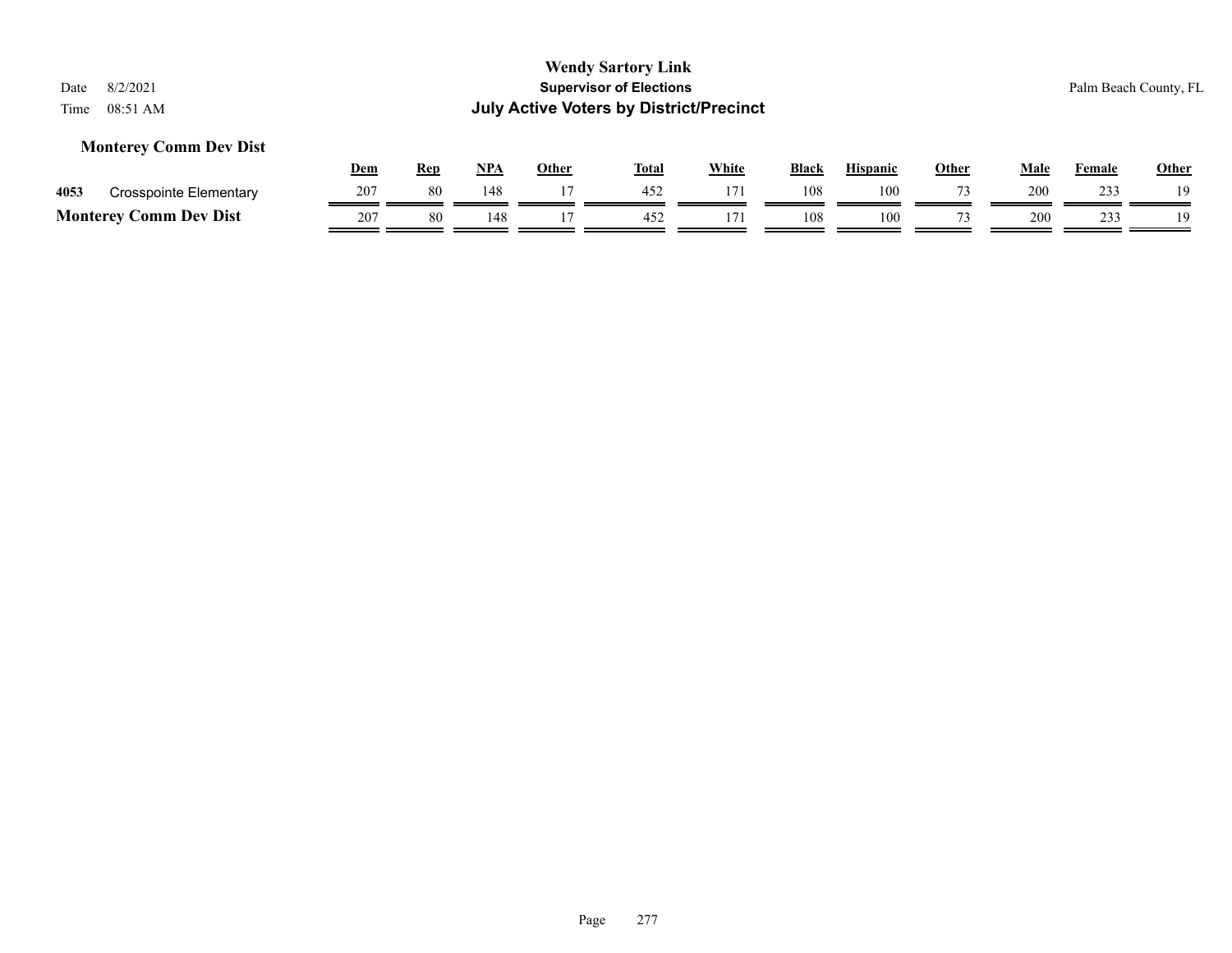# Wendy Sartory Link

**Supervisor of Elections**

**July Active Voters by District/Precinct**

Date 8/2/2021
Time 08:51 AM

Palm Beach County, FL

### Monterey Comm Dev Dist

| | | Dem | Rep | NPA | Other | Total | White | Black | Hispanic | Other | Male | Female | Other |
|---|---|---|---|---|---|---|---|---|---|---|---|---|---|
| 4053 | Crosspointe Elementary | 207 | 80 | 148 | 17 | 452 | 171 | 108 | 100 | 73 | 200 | 233 | 19 |
| **Monterey Comm Dev Dist** | | 207 | 80 | 148 | 17 | 452 | 171 | 108 | 100 | 73 | 200 | 233 | 19 |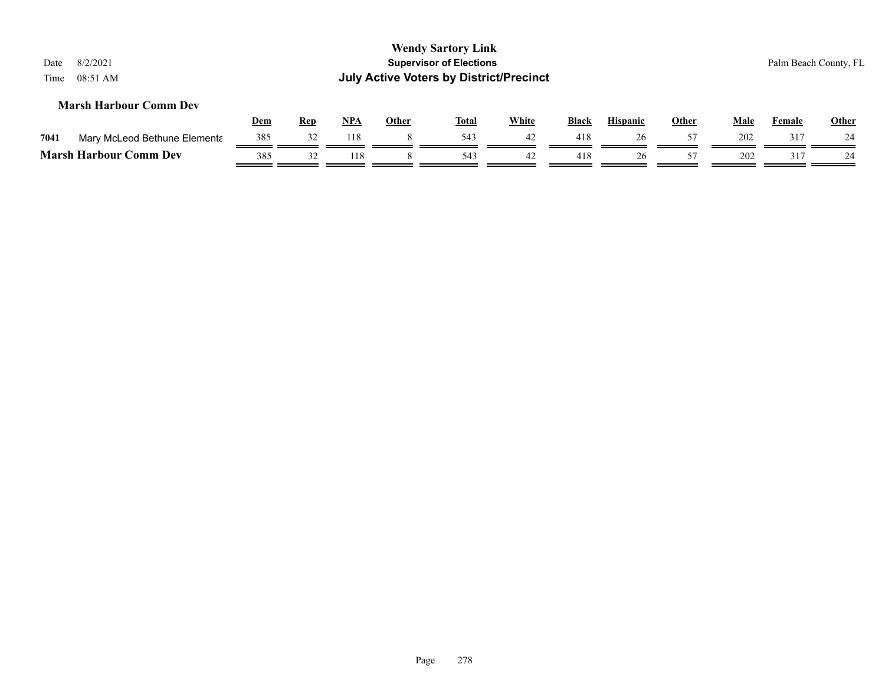**Marsh Harbour Comm Dev**

| | | Dem | Rep | NPA | Other | Total | White | Black | Hispanic | Other | Male | Female | Other |
|---|---|---|---|---|---|---|---|---|---|---|---|---|---|
| 7041 | Mary McLeod Bethune Elementa | 385 | 32 | 118 | 8 | 543 | 42 | 418 | 26 | 57 | 202 | 317 | 24 |
| **Marsh Harbour Comm Dev** | | 385 | 32 | 118 | 8 | 543 | 42 | 418 | 26 | 57 | 202 | 317 | 24 |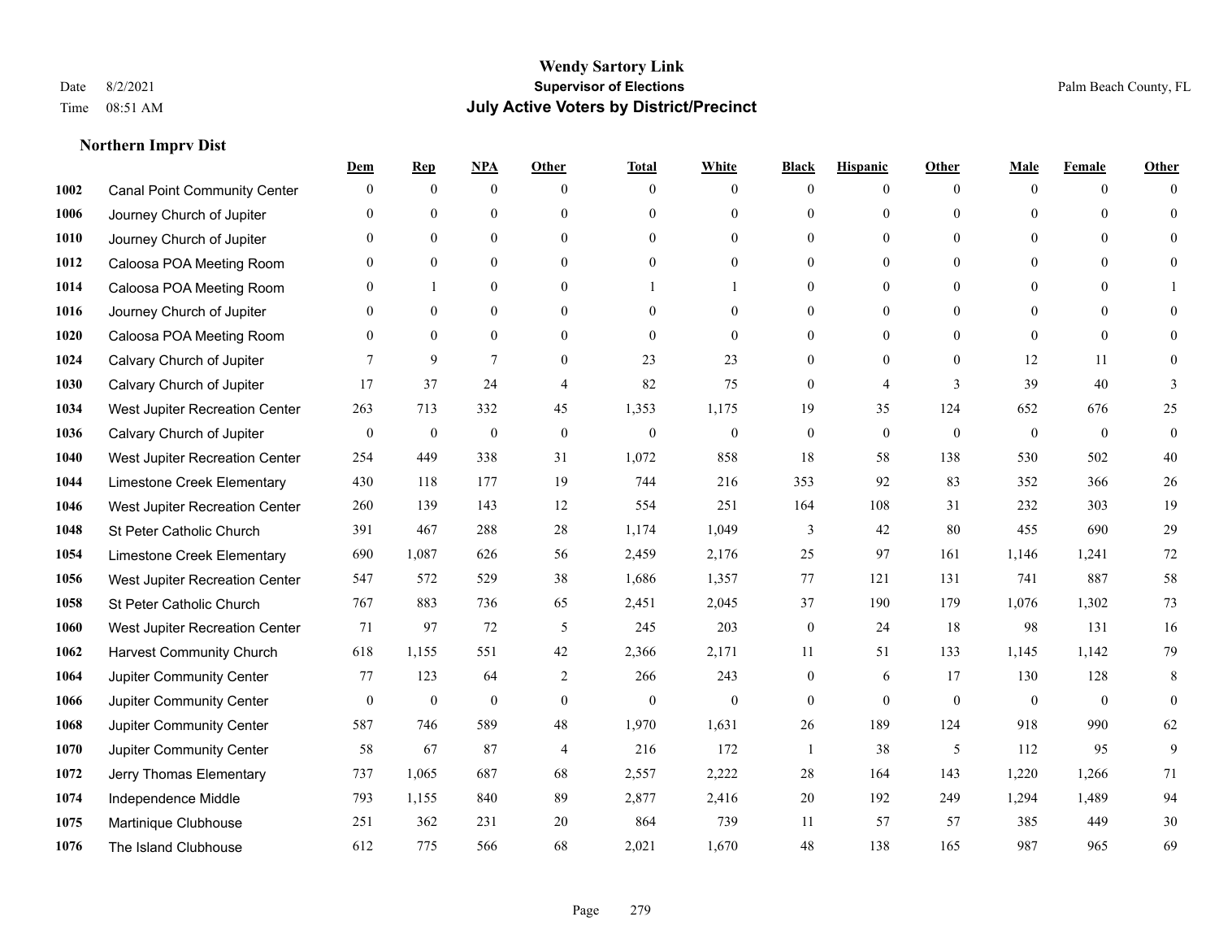# Wendy Sartory Link

**Supervisor of Elections**

**July Active Voters by District/Precinct**

Date 8/2/2021

Time 08:51 AM

Palm Beach County, FL

## Northern Imprv Dist

| | | Dem | Rep | NPA | Other | Total | White | Black | Hispanic | Other | Male | Female | Other |
|---|---|---|---|---|---|---|---|---|---|---|---|---|---|
| 1002 | Canal Point Community Center | 0 | 0 | 0 | 0 | 0 | 0 | 0 | 0 | 0 | 0 | 0 | 0 |
| 1006 | Journey Church of Jupiter | 0 | 0 | 0 | 0 | 0 | 0 | 0 | 0 | 0 | 0 | 0 | 0 |
| 1010 | Journey Church of Jupiter | 0 | 0 | 0 | 0 | 0 | 0 | 0 | 0 | 0 | 0 | 0 | 0 |
| 1012 | Caloosa POA Meeting Room | 0 | 0 | 0 | 0 | 0 | 0 | 0 | 0 | 0 | 0 | 0 | 0 |
| 1014 | Caloosa POA Meeting Room | 0 | 1 | 0 | 0 | 1 | 1 | 0 | 0 | 0 | 0 | 0 | 1 |
| 1016 | Journey Church of Jupiter | 0 | 0 | 0 | 0 | 0 | 0 | 0 | 0 | 0 | 0 | 0 | 0 |
| 1020 | Caloosa POA Meeting Room | 0 | 0 | 0 | 0 | 0 | 0 | 0 | 0 | 0 | 0 | 0 | 0 |
| 1024 | Calvary Church of Jupiter | 7 | 9 | 7 | 0 | 23 | 23 | 0 | 0 | 0 | 12 | 11 | 0 |
| 1030 | Calvary Church of Jupiter | 17 | 37 | 24 | 4 | 82 | 75 | 0 | 4 | 3 | 39 | 40 | 3 |
| 1034 | West Jupiter Recreation Center | 263 | 713 | 332 | 45 | 1,353 | 1,175 | 19 | 35 | 124 | 652 | 676 | 25 |
| 1036 | Calvary Church of Jupiter | 0 | 0 | 0 | 0 | 0 | 0 | 0 | 0 | 0 | 0 | 0 | 0 |
| 1040 | West Jupiter Recreation Center | 254 | 449 | 338 | 31 | 1,072 | 858 | 18 | 58 | 138 | 530 | 502 | 40 |
| 1044 | Limestone Creek Elementary | 430 | 118 | 177 | 19 | 744 | 216 | 353 | 92 | 83 | 352 | 366 | 26 |
| 1046 | West Jupiter Recreation Center | 260 | 139 | 143 | 12 | 554 | 251 | 164 | 108 | 31 | 232 | 303 | 19 |
| 1048 | St Peter Catholic Church | 391 | 467 | 288 | 28 | 1,174 | 1,049 | 3 | 42 | 80 | 455 | 690 | 29 |
| 1054 | Limestone Creek Elementary | 690 | 1,087 | 626 | 56 | 2,459 | 2,176 | 25 | 97 | 161 | 1,146 | 1,241 | 72 |
| 1056 | West Jupiter Recreation Center | 547 | 572 | 529 | 38 | 1,686 | 1,357 | 77 | 121 | 131 | 741 | 887 | 58 |
| 1058 | St Peter Catholic Church | 767 | 883 | 736 | 65 | 2,451 | 2,045 | 37 | 190 | 179 | 1,076 | 1,302 | 73 |
| 1060 | West Jupiter Recreation Center | 71 | 97 | 72 | 5 | 245 | 203 | 0 | 24 | 18 | 98 | 131 | 16 |
| 1062 | Harvest Community Church | 618 | 1,155 | 551 | 42 | 2,366 | 2,171 | 11 | 51 | 133 | 1,145 | 1,142 | 79 |
| 1064 | Jupiter Community Center | 77 | 123 | 64 | 2 | 266 | 243 | 0 | 6 | 17 | 130 | 128 | 8 |
| 1066 | Jupiter Community Center | 0 | 0 | 0 | 0 | 0 | 0 | 0 | 0 | 0 | 0 | 0 | 0 |
| 1068 | Jupiter Community Center | 587 | 746 | 589 | 48 | 1,970 | 1,631 | 26 | 189 | 124 | 918 | 990 | 62 |
| 1070 | Jupiter Community Center | 58 | 67 | 87 | 4 | 216 | 172 | 1 | 38 | 5 | 112 | 95 | 9 |
| 1072 | Jerry Thomas Elementary | 737 | 1,065 | 687 | 68 | 2,557 | 2,222 | 28 | 164 | 143 | 1,220 | 1,266 | 71 |
| 1074 | Independence Middle | 793 | 1,155 | 840 | 89 | 2,877 | 2,416 | 20 | 192 | 249 | 1,294 | 1,489 | 94 |
| 1075 | Martinique Clubhouse | 251 | 362 | 231 | 20 | 864 | 739 | 11 | 57 | 57 | 385 | 449 | 30 |
| 1076 | The Island Clubhouse | 612 | 775 | 566 | 68 | 2,021 | 1,670 | 48 | 138 | 165 | 987 | 965 | 69 |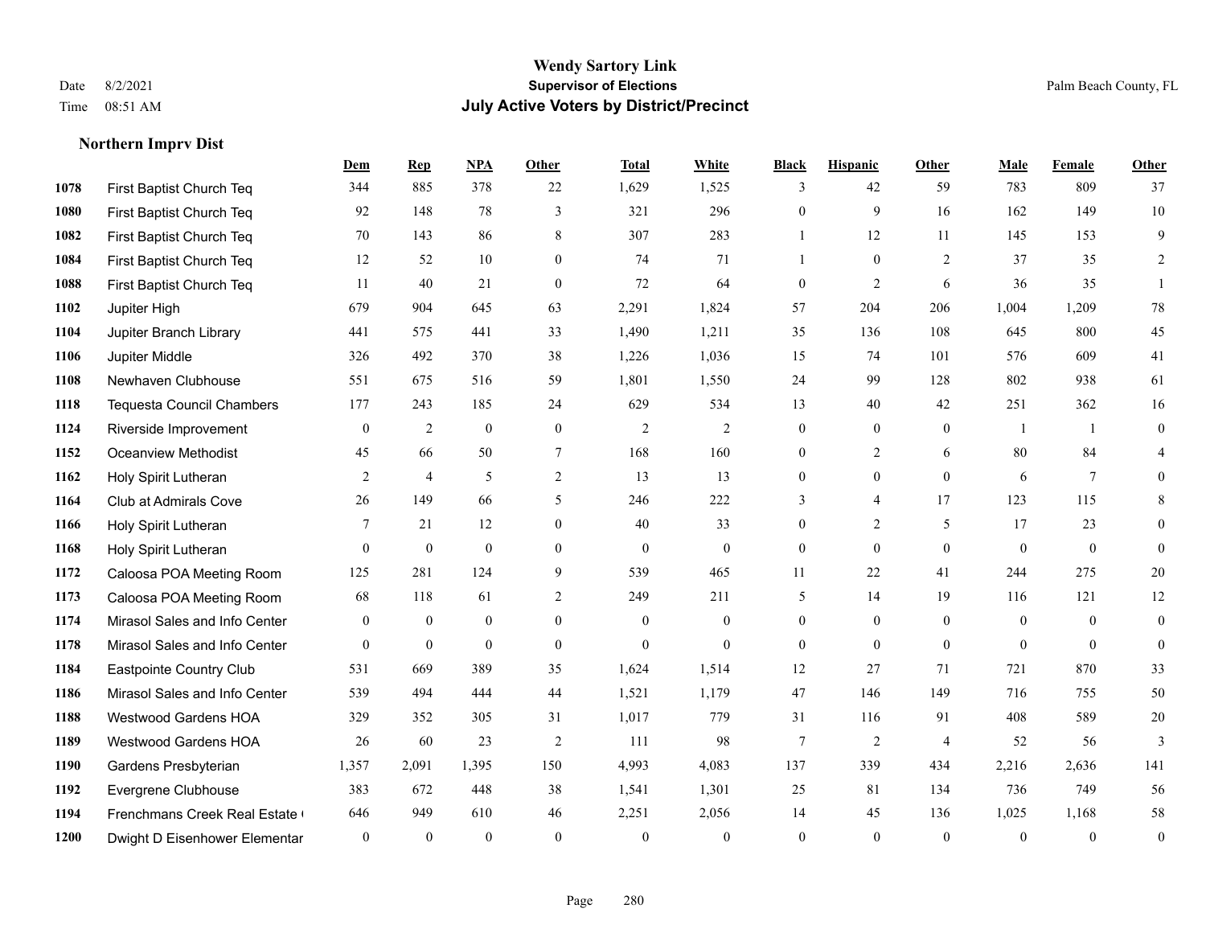**Wendy Sartory Link**
**Supervisor of Elections**
**July Active Voters by District/Precinct**

Date 8/2/2021
Time 08:51 AM

Palm Beach County, FL

### Northern Imprv Dist

| | | Dem | Rep | NPA | Other | Total | White | Black | Hispanic | Other | Male | Female | Other |
|---|---|---|---|---|---|---|---|---|---|---|---|---|---|
| 1078 | First Baptist Church Teq | 344 | 885 | 378 | 22 | 1,629 | 1,525 | 3 | 42 | 59 | 783 | 809 | 37 |
| 1080 | First Baptist Church Teq | 92 | 148 | 78 | 3 | 321 | 296 | 0 | 9 | 16 | 162 | 149 | 10 |
| 1082 | First Baptist Church Teq | 70 | 143 | 86 | 8 | 307 | 283 | 1 | 12 | 11 | 145 | 153 | 9 |
| 1084 | First Baptist Church Teq | 12 | 52 | 10 | 0 | 74 | 71 | 1 | 0 | 2 | 37 | 35 | 2 |
| 1088 | First Baptist Church Teq | 11 | 40 | 21 | 0 | 72 | 64 | 0 | 2 | 6 | 36 | 35 | 1 |
| 1102 | Jupiter High | 679 | 904 | 645 | 63 | 2,291 | 1,824 | 57 | 204 | 206 | 1,004 | 1,209 | 78 |
| 1104 | Jupiter Branch Library | 441 | 575 | 441 | 33 | 1,490 | 1,211 | 35 | 136 | 108 | 645 | 800 | 45 |
| 1106 | Jupiter Middle | 326 | 492 | 370 | 38 | 1,226 | 1,036 | 15 | 74 | 101 | 576 | 609 | 41 |
| 1108 | Newhaven Clubhouse | 551 | 675 | 516 | 59 | 1,801 | 1,550 | 24 | 99 | 128 | 802 | 938 | 61 |
| 1118 | Tequesta Council Chambers | 177 | 243 | 185 | 24 | 629 | 534 | 13 | 40 | 42 | 251 | 362 | 16 |
| 1124 | Riverside Improvement | 0 | 2 | 0 | 0 | 2 | 2 | 0 | 0 | 0 | 1 | 1 | 0 |
| 1152 | Oceanview Methodist | 45 | 66 | 50 | 7 | 168 | 160 | 0 | 2 | 6 | 80 | 84 | 4 |
| 1162 | Holy Spirit Lutheran | 2 | 4 | 5 | 2 | 13 | 13 | 0 | 0 | 0 | 6 | 7 | 0 |
| 1164 | Club at Admirals Cove | 26 | 149 | 66 | 5 | 246 | 222 | 3 | 4 | 17 | 123 | 115 | 8 |
| 1166 | Holy Spirit Lutheran | 7 | 21 | 12 | 0 | 40 | 33 | 0 | 2 | 5 | 17 | 23 | 0 |
| 1168 | Holy Spirit Lutheran | 0 | 0 | 0 | 0 | 0 | 0 | 0 | 0 | 0 | 0 | 0 | 0 |
| 1172 | Caloosa POA Meeting Room | 125 | 281 | 124 | 9 | 539 | 465 | 11 | 22 | 41 | 244 | 275 | 20 |
| 1173 | Caloosa POA Meeting Room | 68 | 118 | 61 | 2 | 249 | 211 | 5 | 14 | 19 | 116 | 121 | 12 |
| 1174 | Mirasol Sales and Info Center | 0 | 0 | 0 | 0 | 0 | 0 | 0 | 0 | 0 | 0 | 0 | 0 |
| 1178 | Mirasol Sales and Info Center | 0 | 0 | 0 | 0 | 0 | 0 | 0 | 0 | 0 | 0 | 0 | 0 |
| 1184 | Eastpointe Country Club | 531 | 669 | 389 | 35 | 1,624 | 1,514 | 12 | 27 | 71 | 721 | 870 | 33 |
| 1186 | Mirasol Sales and Info Center | 539 | 494 | 444 | 44 | 1,521 | 1,179 | 47 | 146 | 149 | 716 | 755 | 50 |
| 1188 | Westwood Gardens HOA | 329 | 352 | 305 | 31 | 1,017 | 779 | 31 | 116 | 91 | 408 | 589 | 20 |
| 1189 | Westwood Gardens HOA | 26 | 60 | 23 | 2 | 111 | 98 | 7 | 2 | 4 | 52 | 56 | 3 |
| 1190 | Gardens Presbyterian | 1,357 | 2,091 | 1,395 | 150 | 4,993 | 4,083 | 137 | 339 | 434 | 2,216 | 2,636 | 141 |
| 1192 | Evergrene Clubhouse | 383 | 672 | 448 | 38 | 1,541 | 1,301 | 25 | 81 | 134 | 736 | 749 | 56 |
| 1194 | Frenchmans Creek Real Estate ( | 646 | 949 | 610 | 46 | 2,251 | 2,056 | 14 | 45 | 136 | 1,025 | 1,168 | 58 |
| 1200 | Dwight D Eisenhower Elementar | 0 | 0 | 0 | 0 | 0 | 0 | 0 | 0 | 0 | 0 | 0 | 0 |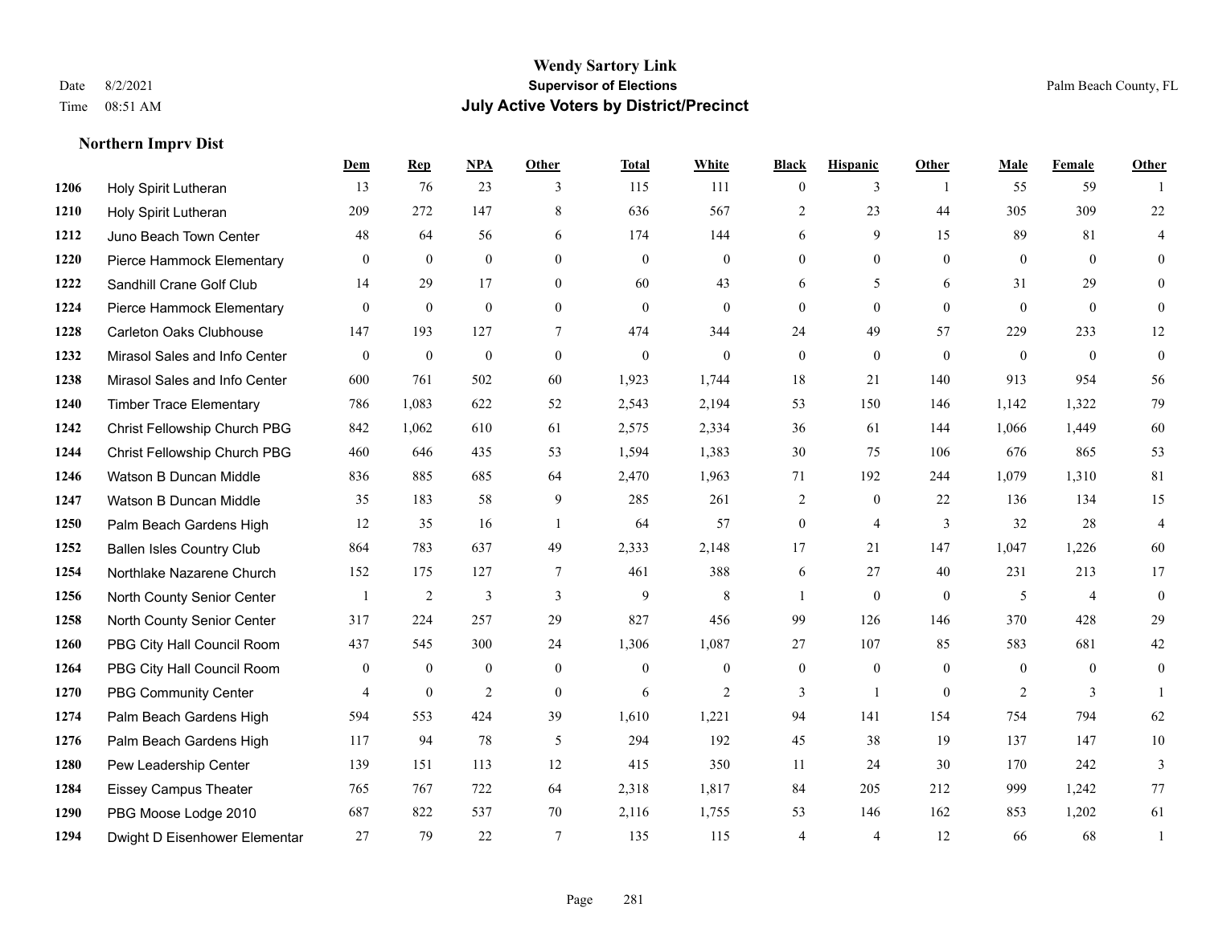# Wendy Sartory Link
## Supervisor of Elections
## July Active Voters by District/Precinct

Date 8/2/2021
Time 08:51 AM

Palm Beach County, FL

### Northern Imprv Dist

| | | Dem | Rep | NPA | Other | Total | White | Black | Hispanic | Other | Male | Female | Other |
|---|---|---|---|---|---|---|---|---|---|---|---|---|---|
| 1206 | Holy Spirit Lutheran | 13 | 76 | 23 | 3 | 115 | 111 | 0 | 3 | 1 | 55 | 59 | 1 |
| 1210 | Holy Spirit Lutheran | 209 | 272 | 147 | 8 | 636 | 567 | 2 | 23 | 44 | 305 | 309 | 22 |
| 1212 | Juno Beach Town Center | 48 | 64 | 56 | 6 | 174 | 144 | 6 | 9 | 15 | 89 | 81 | 4 |
| 1220 | Pierce Hammock Elementary | 0 | 0 | 0 | 0 | 0 | 0 | 0 | 0 | 0 | 0 | 0 | 0 |
| 1222 | Sandhill Crane Golf Club | 14 | 29 | 17 | 0 | 60 | 43 | 6 | 5 | 6 | 31 | 29 | 0 |
| 1224 | Pierce Hammock Elementary | 0 | 0 | 0 | 0 | 0 | 0 | 0 | 0 | 0 | 0 | 0 | 0 |
| 1228 | Carleton Oaks Clubhouse | 147 | 193 | 127 | 7 | 474 | 344 | 24 | 49 | 57 | 229 | 233 | 12 |
| 1232 | Mirasol Sales and Info Center | 0 | 0 | 0 | 0 | 0 | 0 | 0 | 0 | 0 | 0 | 0 | 0 |
| 1238 | Mirasol Sales and Info Center | 600 | 761 | 502 | 60 | 1,923 | 1,744 | 18 | 21 | 140 | 913 | 954 | 56 |
| 1240 | Timber Trace Elementary | 786 | 1,083 | 622 | 52 | 2,543 | 2,194 | 53 | 150 | 146 | 1,142 | 1,322 | 79 |
| 1242 | Christ Fellowship Church PBG | 842 | 1,062 | 610 | 61 | 2,575 | 2,334 | 36 | 61 | 144 | 1,066 | 1,449 | 60 |
| 1244 | Christ Fellowship Church PBG | 460 | 646 | 435 | 53 | 1,594 | 1,383 | 30 | 75 | 106 | 676 | 865 | 53 |
| 1246 | Watson B Duncan Middle | 836 | 885 | 685 | 64 | 2,470 | 1,963 | 71 | 192 | 244 | 1,079 | 1,310 | 81 |
| 1247 | Watson B Duncan Middle | 35 | 183 | 58 | 9 | 285 | 261 | 2 | 0 | 22 | 136 | 134 | 15 |
| 1250 | Palm Beach Gardens High | 12 | 35 | 16 | 1 | 64 | 57 | 0 | 4 | 3 | 32 | 28 | 4 |
| 1252 | Ballen Isles Country Club | 864 | 783 | 637 | 49 | 2,333 | 2,148 | 17 | 21 | 147 | 1,047 | 1,226 | 60 |
| 1254 | Northlake Nazarene Church | 152 | 175 | 127 | 7 | 461 | 388 | 6 | 27 | 40 | 231 | 213 | 17 |
| 1256 | North County Senior Center | 1 | 2 | 3 | 3 | 9 | 8 | 1 | 0 | 0 | 5 | 4 | 0 |
| 1258 | North County Senior Center | 317 | 224 | 257 | 29 | 827 | 456 | 99 | 126 | 146 | 370 | 428 | 29 |
| 1260 | PBG City Hall Council Room | 437 | 545 | 300 | 24 | 1,306 | 1,087 | 27 | 107 | 85 | 583 | 681 | 42 |
| 1264 | PBG City Hall Council Room | 0 | 0 | 0 | 0 | 0 | 0 | 0 | 0 | 0 | 0 | 0 | 0 |
| 1270 | PBG Community Center | 4 | 0 | 2 | 0 | 6 | 2 | 3 | 1 | 0 | 2 | 3 | 1 |
| 1274 | Palm Beach Gardens High | 594 | 553 | 424 | 39 | 1,610 | 1,221 | 94 | 141 | 154 | 754 | 794 | 62 |
| 1276 | Palm Beach Gardens High | 117 | 94 | 78 | 5 | 294 | 192 | 45 | 38 | 19 | 137 | 147 | 10 |
| 1280 | Pew Leadership Center | 139 | 151 | 113 | 12 | 415 | 350 | 11 | 24 | 30 | 170 | 242 | 3 |
| 1284 | Eissey Campus Theater | 765 | 767 | 722 | 64 | 2,318 | 1,817 | 84 | 205 | 212 | 999 | 1,242 | 77 |
| 1290 | PBG Moose Lodge 2010 | 687 | 822 | 537 | 70 | 2,116 | 1,755 | 53 | 146 | 162 | 853 | 1,202 | 61 |
| 1294 | Dwight D Eisenhower Elementar | 27 | 79 | 22 | 7 | 135 | 115 | 4 | 4 | 12 | 66 | 68 | 1 |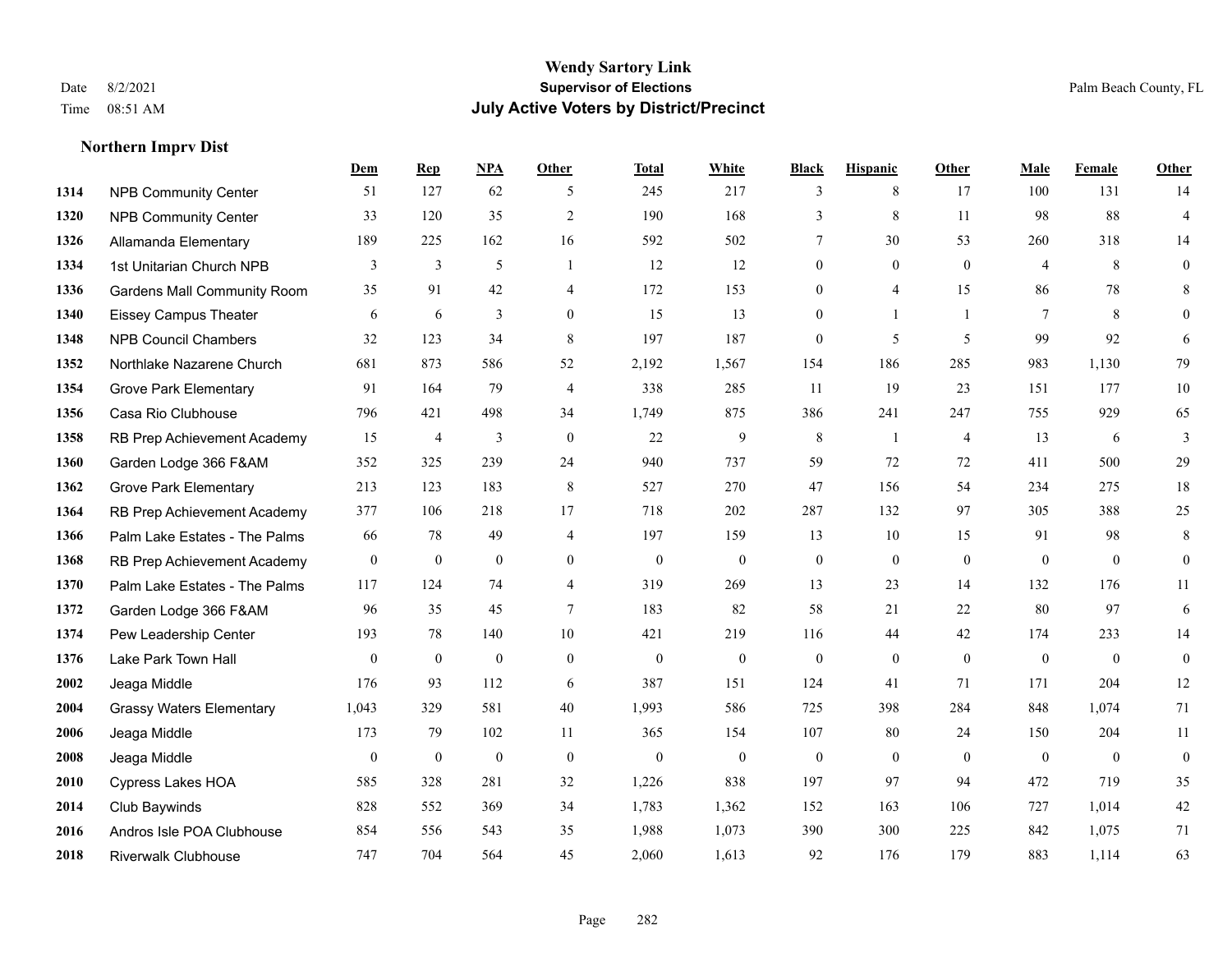**Wendy Sartory Link**
**Supervisor of Elections**
**July Active Voters by District/Precinct**

Date 8/2/2021
Time 08:51 AM

Palm Beach County, FL

### Northern Imprv Dist

| | | Dem | Rep | NPA | Other | Total | White | Black | Hispanic | Other | Male | Female | Other |
|---|---|---|---|---|---|---|---|---|---|---|---|---|---|
| 1314 | NPB Community Center | 51 | 127 | 62 | 5 | 245 | 217 | 3 | 8 | 17 | 100 | 131 | 14 |
| 1320 | NPB Community Center | 33 | 120 | 35 | 2 | 190 | 168 | 3 | 8 | 11 | 98 | 88 | 4 |
| 1326 | Allamanda Elementary | 189 | 225 | 162 | 16 | 592 | 502 | 7 | 30 | 53 | 260 | 318 | 14 |
| 1334 | 1st Unitarian Church NPB | 3 | 3 | 5 | 1 | 12 | 12 | 0 | 0 | 0 | 4 | 8 | 0 |
| 1336 | Gardens Mall Community Room | 35 | 91 | 42 | 4 | 172 | 153 | 0 | 4 | 15 | 86 | 78 | 8 |
| 1340 | Eissey Campus Theater | 6 | 6 | 3 | 0 | 15 | 13 | 0 | 1 | 1 | 7 | 8 | 0 |
| 1348 | NPB Council Chambers | 32 | 123 | 34 | 8 | 197 | 187 | 0 | 5 | 5 | 99 | 92 | 6 |
| 1352 | Northlake Nazarene Church | 681 | 873 | 586 | 52 | 2,192 | 1,567 | 154 | 186 | 285 | 983 | 1,130 | 79 |
| 1354 | Grove Park Elementary | 91 | 164 | 79 | 4 | 338 | 285 | 11 | 19 | 23 | 151 | 177 | 10 |
| 1356 | Casa Rio Clubhouse | 796 | 421 | 498 | 34 | 1,749 | 875 | 386 | 241 | 247 | 755 | 929 | 65 |
| 1358 | RB Prep Achievement Academy | 15 | 4 | 3 | 0 | 22 | 9 | 8 | 1 | 4 | 13 | 6 | 3 |
| 1360 | Garden Lodge 366 F&AM | 352 | 325 | 239 | 24 | 940 | 737 | 59 | 72 | 72 | 411 | 500 | 29 |
| 1362 | Grove Park Elementary | 213 | 123 | 183 | 8 | 527 | 270 | 47 | 156 | 54 | 234 | 275 | 18 |
| 1364 | RB Prep Achievement Academy | 377 | 106 | 218 | 17 | 718 | 202 | 287 | 132 | 97 | 305 | 388 | 25 |
| 1366 | Palm Lake Estates - The Palms | 66 | 78 | 49 | 4 | 197 | 159 | 13 | 10 | 15 | 91 | 98 | 8 |
| 1368 | RB Prep Achievement Academy | 0 | 0 | 0 | 0 | 0 | 0 | 0 | 0 | 0 | 0 | 0 | 0 |
| 1370 | Palm Lake Estates - The Palms | 117 | 124 | 74 | 4 | 319 | 269 | 13 | 23 | 14 | 132 | 176 | 11 |
| 1372 | Garden Lodge 366 F&AM | 96 | 35 | 45 | 7 | 183 | 82 | 58 | 21 | 22 | 80 | 97 | 6 |
| 1374 | Pew Leadership Center | 193 | 78 | 140 | 10 | 421 | 219 | 116 | 44 | 42 | 174 | 233 | 14 |
| 1376 | Lake Park Town Hall | 0 | 0 | 0 | 0 | 0 | 0 | 0 | 0 | 0 | 0 | 0 | 0 |
| 2002 | Jeaga Middle | 176 | 93 | 112 | 6 | 387 | 151 | 124 | 41 | 71 | 171 | 204 | 12 |
| 2004 | Grassy Waters Elementary | 1,043 | 329 | 581 | 40 | 1,993 | 586 | 725 | 398 | 284 | 848 | 1,074 | 71 |
| 2006 | Jeaga Middle | 173 | 79 | 102 | 11 | 365 | 154 | 107 | 80 | 24 | 150 | 204 | 11 |
| 2008 | Jeaga Middle | 0 | 0 | 0 | 0 | 0 | 0 | 0 | 0 | 0 | 0 | 0 | 0 |
| 2010 | Cypress Lakes HOA | 585 | 328 | 281 | 32 | 1,226 | 838 | 197 | 97 | 94 | 472 | 719 | 35 |
| 2014 | Club Baywinds | 828 | 552 | 369 | 34 | 1,783 | 1,362 | 152 | 163 | 106 | 727 | 1,014 | 42 |
| 2016 | Andros Isle POA Clubhouse | 854 | 556 | 543 | 35 | 1,988 | 1,073 | 390 | 300 | 225 | 842 | 1,075 | 71 |
| 2018 | Riverwalk Clubhouse | 747 | 704 | 564 | 45 | 2,060 | 1,613 | 92 | 176 | 179 | 883 | 1,114 | 63 |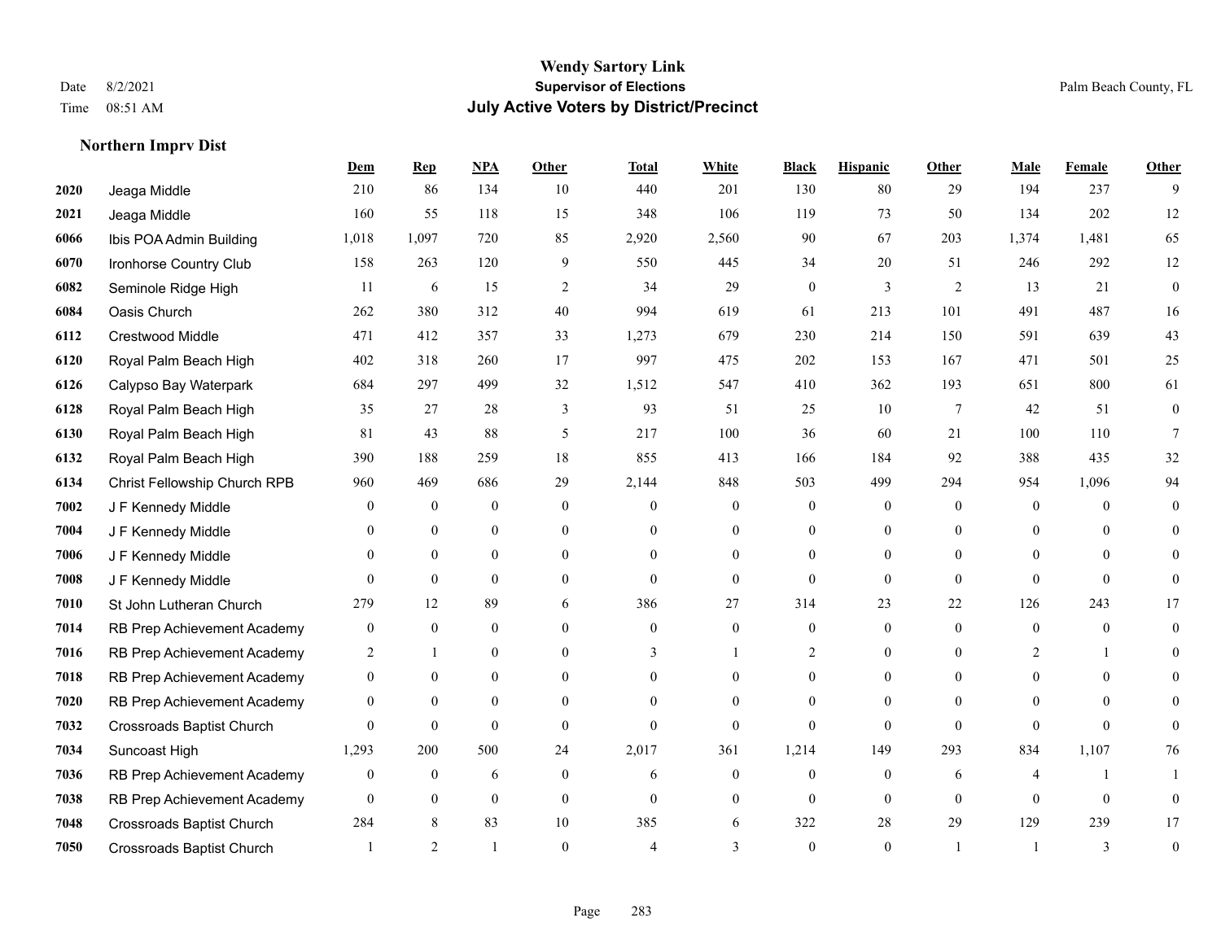# Wendy Sartory Link
## Supervisor of Elections
## July Active Voters by District/Precinct

Date 8/2/2021
Time 08:51 AM

Palm Beach County, FL

### Northern Imprv Dist

| | | Dem | Rep | NPA | Other | Total | White | Black | Hispanic | Other | Male | Female | Other |
|---|---|---|---|---|---|---|---|---|---|---|---|---|---|
| 2020 | Jeaga Middle | 210 | 86 | 134 | 10 | 440 | 201 | 130 | 80 | 29 | 194 | 237 | 9 |
| 2021 | Jeaga Middle | 160 | 55 | 118 | 15 | 348 | 106 | 119 | 73 | 50 | 134 | 202 | 12 |
| 6066 | Ibis POA Admin Building | 1,018 | 1,097 | 720 | 85 | 2,920 | 2,560 | 90 | 67 | 203 | 1,374 | 1,481 | 65 |
| 6070 | Ironhorse Country Club | 158 | 263 | 120 | 9 | 550 | 445 | 34 | 20 | 51 | 246 | 292 | 12 |
| 6082 | Seminole Ridge High | 11 | 6 | 15 | 2 | 34 | 29 | 0 | 3 | 2 | 13 | 21 | 0 |
| 6084 | Oasis Church | 262 | 380 | 312 | 40 | 994 | 619 | 61 | 213 | 101 | 491 | 487 | 16 |
| 6112 | Crestwood Middle | 471 | 412 | 357 | 33 | 1,273 | 679 | 230 | 214 | 150 | 591 | 639 | 43 |
| 6120 | Royal Palm Beach High | 402 | 318 | 260 | 17 | 997 | 475 | 202 | 153 | 167 | 471 | 501 | 25 |
| 6126 | Calypso Bay Waterpark | 684 | 297 | 499 | 32 | 1,512 | 547 | 410 | 362 | 193 | 651 | 800 | 61 |
| 6128 | Royal Palm Beach High | 35 | 27 | 28 | 3 | 93 | 51 | 25 | 10 | 7 | 42 | 51 | 0 |
| 6130 | Royal Palm Beach High | 81 | 43 | 88 | 5 | 217 | 100 | 36 | 60 | 21 | 100 | 110 | 7 |
| 6132 | Royal Palm Beach High | 390 | 188 | 259 | 18 | 855 | 413 | 166 | 184 | 92 | 388 | 435 | 32 |
| 6134 | Christ Fellowship Church RPB | 960 | 469 | 686 | 29 | 2,144 | 848 | 503 | 499 | 294 | 954 | 1,096 | 94 |
| 7002 | J F Kennedy Middle | 0 | 0 | 0 | 0 | 0 | 0 | 0 | 0 | 0 | 0 | 0 | 0 |
| 7004 | J F Kennedy Middle | 0 | 0 | 0 | 0 | 0 | 0 | 0 | 0 | 0 | 0 | 0 | 0 |
| 7006 | J F Kennedy Middle | 0 | 0 | 0 | 0 | 0 | 0 | 0 | 0 | 0 | 0 | 0 | 0 |
| 7008 | J F Kennedy Middle | 0 | 0 | 0 | 0 | 0 | 0 | 0 | 0 | 0 | 0 | 0 | 0 |
| 7010 | St John Lutheran Church | 279 | 12 | 89 | 6 | 386 | 27 | 314 | 23 | 22 | 126 | 243 | 17 |
| 7014 | RB Prep Achievement Academy | 0 | 0 | 0 | 0 | 0 | 0 | 0 | 0 | 0 | 0 | 0 | 0 |
| 7016 | RB Prep Achievement Academy | 2 | 1 | 0 | 0 | 3 | 1 | 2 | 0 | 0 | 2 | 1 | 0 |
| 7018 | RB Prep Achievement Academy | 0 | 0 | 0 | 0 | 0 | 0 | 0 | 0 | 0 | 0 | 0 | 0 |
| 7020 | RB Prep Achievement Academy | 0 | 0 | 0 | 0 | 0 | 0 | 0 | 0 | 0 | 0 | 0 | 0 |
| 7032 | Crossroads Baptist Church | 0 | 0 | 0 | 0 | 0 | 0 | 0 | 0 | 0 | 0 | 0 | 0 |
| 7034 | Suncoast High | 1,293 | 200 | 500 | 24 | 2,017 | 361 | 1,214 | 149 | 293 | 834 | 1,107 | 76 |
| 7036 | RB Prep Achievement Academy | 0 | 0 | 6 | 0 | 6 | 0 | 0 | 0 | 6 | 4 | 1 | 1 |
| 7038 | RB Prep Achievement Academy | 0 | 0 | 0 | 0 | 0 | 0 | 0 | 0 | 0 | 0 | 0 | 0 |
| 7048 | Crossroads Baptist Church | 284 | 8 | 83 | 10 | 385 | 6 | 322 | 28 | 29 | 129 | 239 | 17 |
| 7050 | Crossroads Baptist Church | 1 | 2 | 1 | 0 | 4 | 3 | 0 | 0 | 1 | 1 | 3 | 0 |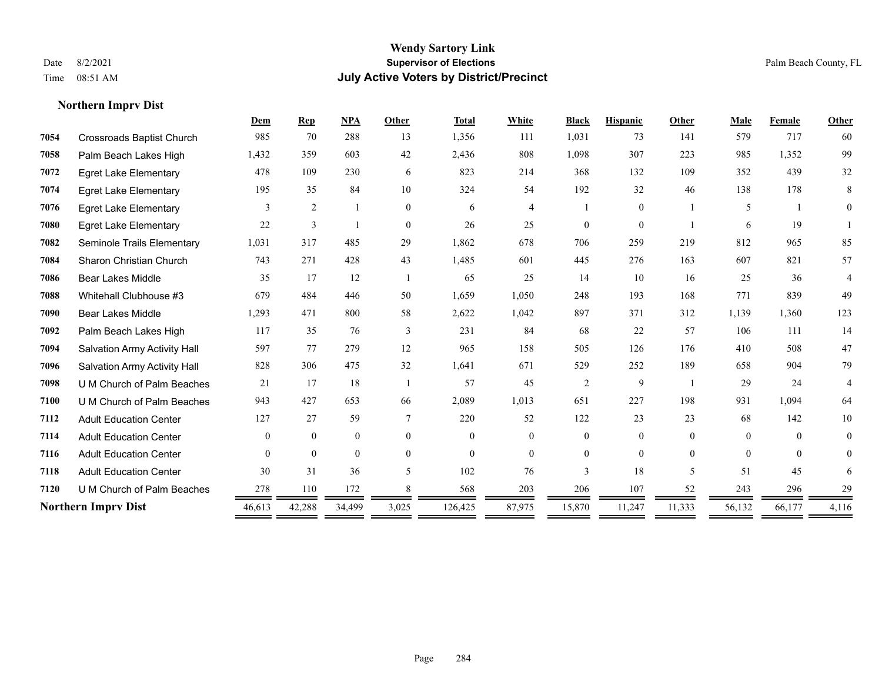# Wendy Sartory Link
## Supervisor of Elections
## July Active Voters by District/Precinct

Date 8/2/2021
Time 08:51 AM

Palm Beach County, FL

### Northern Imprv Dist

| | | Dem | Rep | NPA | Other | Total | White | Black | Hispanic | Other | Male | Female | Other |
|---|---|---|---|---|---|---|---|---|---|---|---|---|---|
| 7054 | Crossroads Baptist Church | 985 | 70 | 288 | 13 | 1,356 | 111 | 1,031 | 73 | 141 | 579 | 717 | 60 |
| 7058 | Palm Beach Lakes High | 1,432 | 359 | 603 | 42 | 2,436 | 808 | 1,098 | 307 | 223 | 985 | 1,352 | 99 |
| 7072 | Egret Lake Elementary | 478 | 109 | 230 | 6 | 823 | 214 | 368 | 132 | 109 | 352 | 439 | 32 |
| 7074 | Egret Lake Elementary | 195 | 35 | 84 | 10 | 324 | 54 | 192 | 32 | 46 | 138 | 178 | 8 |
| 7076 | Egret Lake Elementary | 3 | 2 | 1 | 0 | 6 | 4 | 1 | 0 | 1 | 5 | 1 | 0 |
| 7080 | Egret Lake Elementary | 22 | 3 | 1 | 0 | 26 | 25 | 0 | 0 | 1 | 6 | 19 | 1 |
| 7082 | Seminole Trails Elementary | 1,031 | 317 | 485 | 29 | 1,862 | 678 | 706 | 259 | 219 | 812 | 965 | 85 |
| 7084 | Sharon Christian Church | 743 | 271 | 428 | 43 | 1,485 | 601 | 445 | 276 | 163 | 607 | 821 | 57 |
| 7086 | Bear Lakes Middle | 35 | 17 | 12 | 1 | 65 | 25 | 14 | 10 | 16 | 25 | 36 | 4 |
| 7088 | Whitehall Clubhouse #3 | 679 | 484 | 446 | 50 | 1,659 | 1,050 | 248 | 193 | 168 | 771 | 839 | 49 |
| 7090 | Bear Lakes Middle | 1,293 | 471 | 800 | 58 | 2,622 | 1,042 | 897 | 371 | 312 | 1,139 | 1,360 | 123 |
| 7092 | Palm Beach Lakes High | 117 | 35 | 76 | 3 | 231 | 84 | 68 | 22 | 57 | 106 | 111 | 14 |
| 7094 | Salvation Army Activity Hall | 597 | 77 | 279 | 12 | 965 | 158 | 505 | 126 | 176 | 410 | 508 | 47 |
| 7096 | Salvation Army Activity Hall | 828 | 306 | 475 | 32 | 1,641 | 671 | 529 | 252 | 189 | 658 | 904 | 79 |
| 7098 | U M Church of Palm Beaches | 21 | 17 | 18 | 1 | 57 | 45 | 2 | 9 | 1 | 29 | 24 | 4 |
| 7100 | U M Church of Palm Beaches | 943 | 427 | 653 | 66 | 2,089 | 1,013 | 651 | 227 | 198 | 931 | 1,094 | 64 |
| 7112 | Adult Education Center | 127 | 27 | 59 | 7 | 220 | 52 | 122 | 23 | 23 | 68 | 142 | 10 |
| 7114 | Adult Education Center | 0 | 0 | 0 | 0 | 0 | 0 | 0 | 0 | 0 | 0 | 0 | 0 |
| 7116 | Adult Education Center | 0 | 0 | 0 | 0 | 0 | 0 | 0 | 0 | 0 | 0 | 0 | 0 |
| 7118 | Adult Education Center | 30 | 31 | 36 | 5 | 102 | 76 | 3 | 18 | 5 | 51 | 45 | 6 |
| 7120 | U M Church of Palm Beaches | 278 | 110 | 172 | 8 | 568 | 203 | 206 | 107 | 52 | 243 | 296 | 29 |
| **Northern Imprv Dist** | | 46,613 | 42,288 | 34,499 | 3,025 | 126,425 | 87,975 | 15,870 | 11,247 | 11,333 | 56,132 | 66,177 | 4,116 |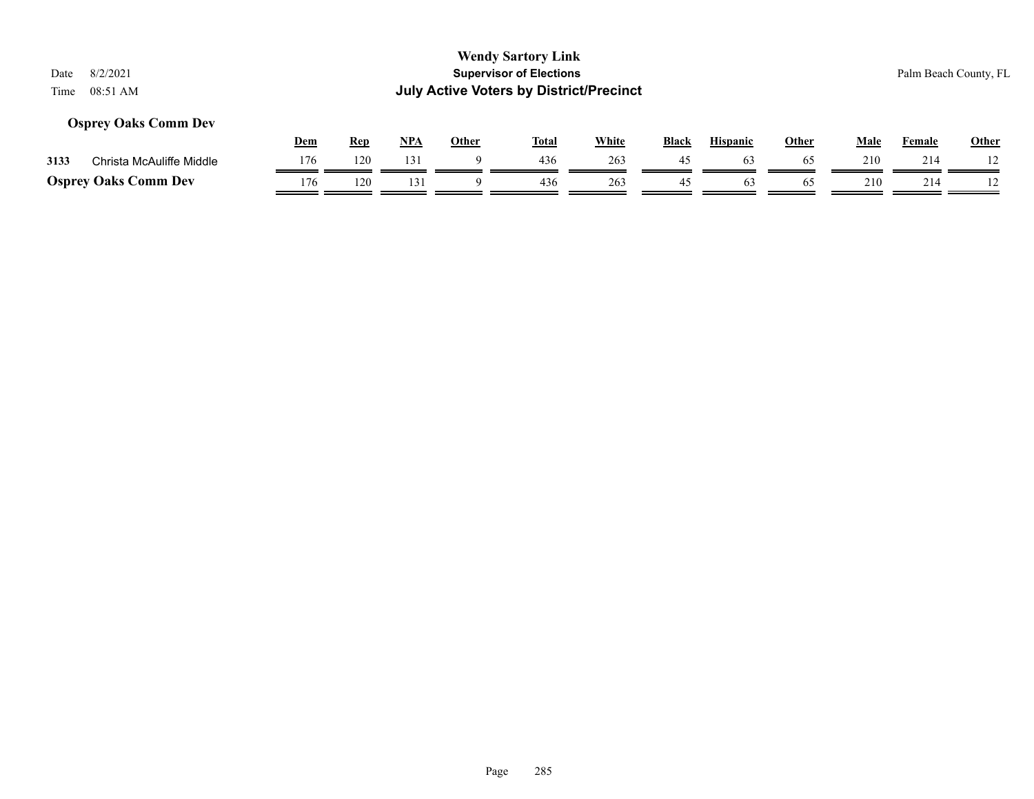**Wendy Sartory Link**
**Supervisor of Elections**
**July Active Voters by District/Precinct**

Date 8/2/2021
Time 08:51 AM

Palm Beach County, FL

### Osprey Oaks Comm Dev

| | | Dem | Rep | NPA | Other | Total | White | Black | Hispanic | Other | Male | Female | Other |
|---|---|---|---|---|---|---|---|---|---|---|---|---|---|
| 3133 | Christa McAuliffe Middle | 176 | 120 | 131 | 9 | 436 | 263 | 45 | 63 | 65 | 210 | 214 | 12 |
| **Osprey Oaks Comm Dev** | | 176 | 120 | 131 | 9 | 436 | 263 | 45 | 63 | 65 | 210 | 214 | 12 |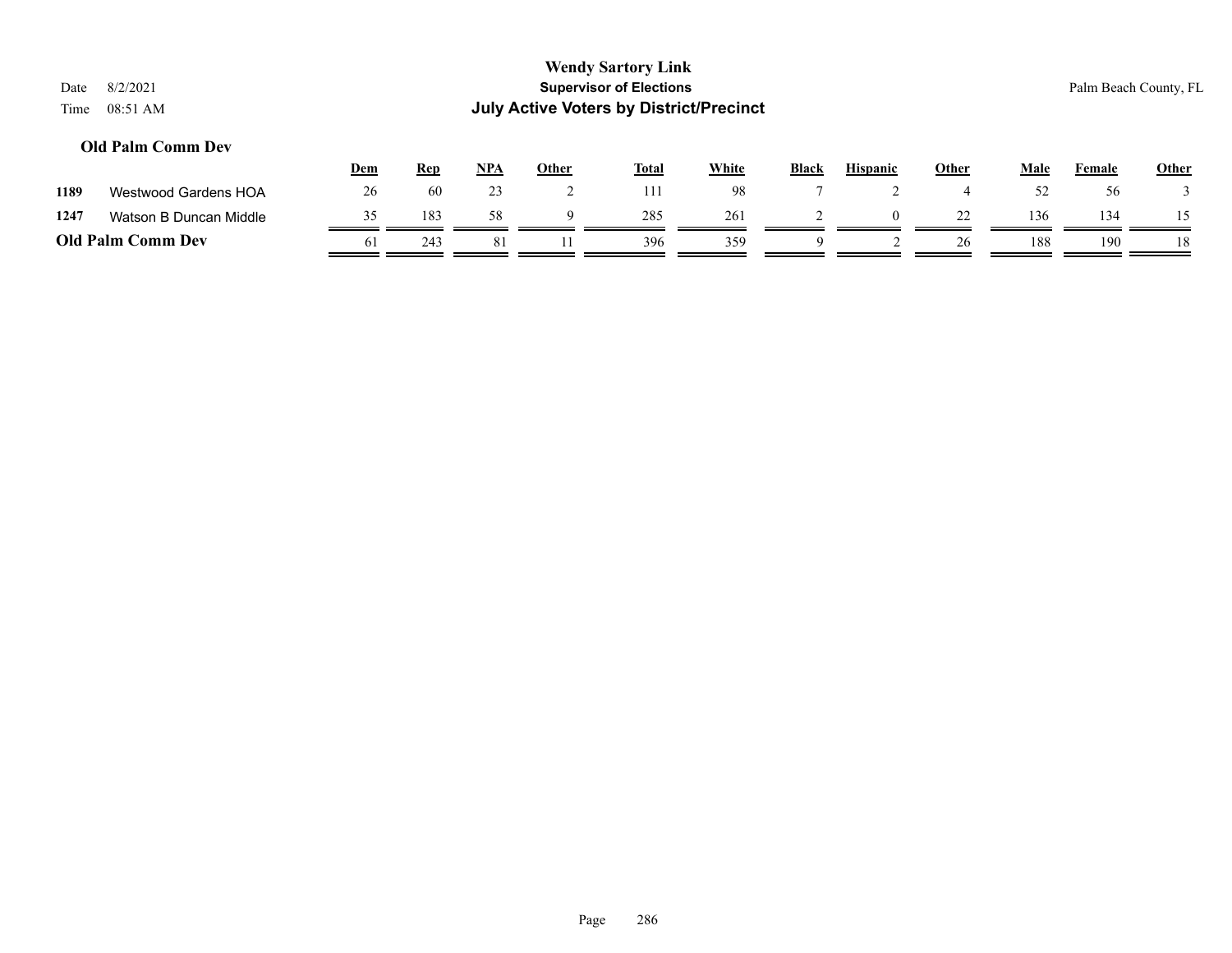# Wendy Sartory Link
## Supervisor of Elections
## July Active Voters by District/Precinct

Date 8/2/2021
Time 08:51 AM

Palm Beach County, FL

### Old Palm Comm Dev

| | | Dem | Rep | NPA | Other | Total | White | Black | Hispanic | Other | Male | Female | Other |
|---|---|---|---|---|---|---|---|---|---|---|---|---|---|
| 1189 | Westwood Gardens HOA | 26 | 60 | 23 | 2 | 111 | 98 | 7 | 2 | 4 | 52 | 56 | 3 |
| 1247 | Watson B Duncan Middle | 35 | 183 | 58 | 9 | 285 | 261 | 2 | 0 | 22 | 136 | 134 | 15 |
| **Old Palm Comm Dev** | | 61 | 243 | 81 | 11 | 396 | 359 | 9 | 2 | 26 | 188 | 190 | 18 |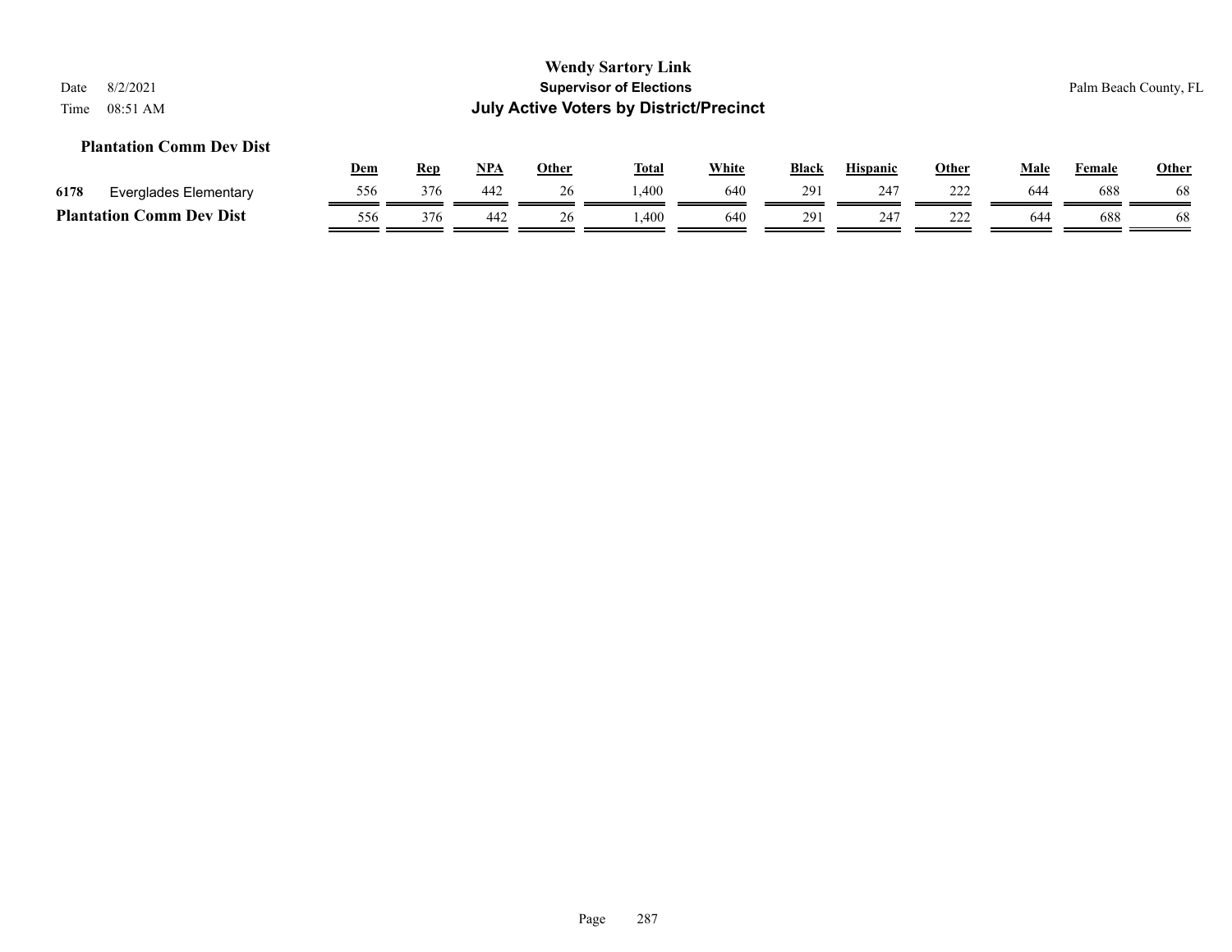**Wendy Sartory Link**
**Supervisor of Elections**
**July Active Voters by District/Precinct**

Date 8/2/2021
Time 08:51 AM

Palm Beach County, FL

### Plantation Comm Dev Dist

| | | Dem | Rep | NPA | Other | Total | White | Black | Hispanic | Other | Male | Female | Other |
|---|---|---|---|---|---|---|---|---|---|---|---|---|---|
| 6178 | Everglades Elementary | 556 | 376 | 442 | 26 | 1,400 | 640 | 291 | 247 | 222 | 644 | 688 | 68 |
| **Plantation Comm Dev Dist** | | 556 | 376 | 442 | 26 | 1,400 | 640 | 291 | 247 | 222 | 644 | 688 | 68 |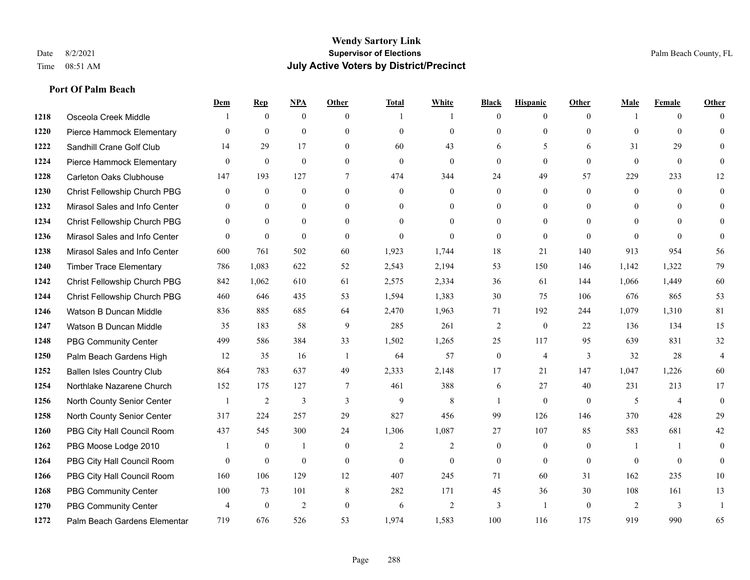**Wendy Sartory Link**
**Supervisor of Elections**
**July Active Voters by District/Precinct**

Date 8/2/2021
Time 08:51 AM

Palm Beach County, FL

**Port Of Palm Beach**

| | | Dem | Rep | NPA | Other | Total | White | Black | Hispanic | Other | Male | Female | Other |
|---|---|---|---|---|---|---|---|---|---|---|---|---|---|
| 1218 | Osceola Creek Middle | 1 | 0 | 0 | 0 | 1 | 1 | 0 | 0 | 0 | 1 | 0 | 0 |
| 1220 | Pierce Hammock Elementary | 0 | 0 | 0 | 0 | 0 | 0 | 0 | 0 | 0 | 0 | 0 | 0 |
| 1222 | Sandhill Crane Golf Club | 14 | 29 | 17 | 0 | 60 | 43 | 6 | 5 | 6 | 31 | 29 | 0 |
| 1224 | Pierce Hammock Elementary | 0 | 0 | 0 | 0 | 0 | 0 | 0 | 0 | 0 | 0 | 0 | 0 |
| 1228 | Carleton Oaks Clubhouse | 147 | 193 | 127 | 7 | 474 | 344 | 24 | 49 | 57 | 229 | 233 | 12 |
| 1230 | Christ Fellowship Church PBG | 0 | 0 | 0 | 0 | 0 | 0 | 0 | 0 | 0 | 0 | 0 | 0 |
| 1232 | Mirasol Sales and Info Center | 0 | 0 | 0 | 0 | 0 | 0 | 0 | 0 | 0 | 0 | 0 | 0 |
| 1234 | Christ Fellowship Church PBG | 0 | 0 | 0 | 0 | 0 | 0 | 0 | 0 | 0 | 0 | 0 | 0 |
| 1236 | Mirasol Sales and Info Center | 0 | 0 | 0 | 0 | 0 | 0 | 0 | 0 | 0 | 0 | 0 | 0 |
| 1238 | Mirasol Sales and Info Center | 600 | 761 | 502 | 60 | 1,923 | 1,744 | 18 | 21 | 140 | 913 | 954 | 56 |
| 1240 | Timber Trace Elementary | 786 | 1,083 | 622 | 52 | 2,543 | 2,194 | 53 | 150 | 146 | 1,142 | 1,322 | 79 |
| 1242 | Christ Fellowship Church PBG | 842 | 1,062 | 610 | 61 | 2,575 | 2,334 | 36 | 61 | 144 | 1,066 | 1,449 | 60 |
| 1244 | Christ Fellowship Church PBG | 460 | 646 | 435 | 53 | 1,594 | 1,383 | 30 | 75 | 106 | 676 | 865 | 53 |
| 1246 | Watson B Duncan Middle | 836 | 885 | 685 | 64 | 2,470 | 1,963 | 71 | 192 | 244 | 1,079 | 1,310 | 81 |
| 1247 | Watson B Duncan Middle | 35 | 183 | 58 | 9 | 285 | 261 | 2 | 0 | 22 | 136 | 134 | 15 |
| 1248 | PBG Community Center | 499 | 586 | 384 | 33 | 1,502 | 1,265 | 25 | 117 | 95 | 639 | 831 | 32 |
| 1250 | Palm Beach Gardens High | 12 | 35 | 16 | 1 | 64 | 57 | 0 | 4 | 3 | 32 | 28 | 4 |
| 1252 | Ballen Isles Country Club | 864 | 783 | 637 | 49 | 2,333 | 2,148 | 17 | 21 | 147 | 1,047 | 1,226 | 60 |
| 1254 | Northlake Nazarene Church | 152 | 175 | 127 | 7 | 461 | 388 | 6 | 27 | 40 | 231 | 213 | 17 |
| 1256 | North County Senior Center | 1 | 2 | 3 | 3 | 9 | 8 | 1 | 0 | 0 | 5 | 4 | 0 |
| 1258 | North County Senior Center | 317 | 224 | 257 | 29 | 827 | 456 | 99 | 126 | 146 | 370 | 428 | 29 |
| 1260 | PBG City Hall Council Room | 437 | 545 | 300 | 24 | 1,306 | 1,087 | 27 | 107 | 85 | 583 | 681 | 42 |
| 1262 | PBG Moose Lodge 2010 | 1 | 0 | 1 | 0 | 2 | 2 | 0 | 0 | 0 | 1 | 1 | 0 |
| 1264 | PBG City Hall Council Room | 0 | 0 | 0 | 0 | 0 | 0 | 0 | 0 | 0 | 0 | 0 | 0 |
| 1266 | PBG City Hall Council Room | 160 | 106 | 129 | 12 | 407 | 245 | 71 | 60 | 31 | 162 | 235 | 10 |
| 1268 | PBG Community Center | 100 | 73 | 101 | 8 | 282 | 171 | 45 | 36 | 30 | 108 | 161 | 13 |
| 1270 | PBG Community Center | 4 | 0 | 2 | 0 | 6 | 2 | 3 | 1 | 0 | 2 | 3 | 1 |
| 1272 | Palm Beach Gardens Elementar | 719 | 676 | 526 | 53 | 1,974 | 1,583 | 100 | 116 | 175 | 919 | 990 | 65 |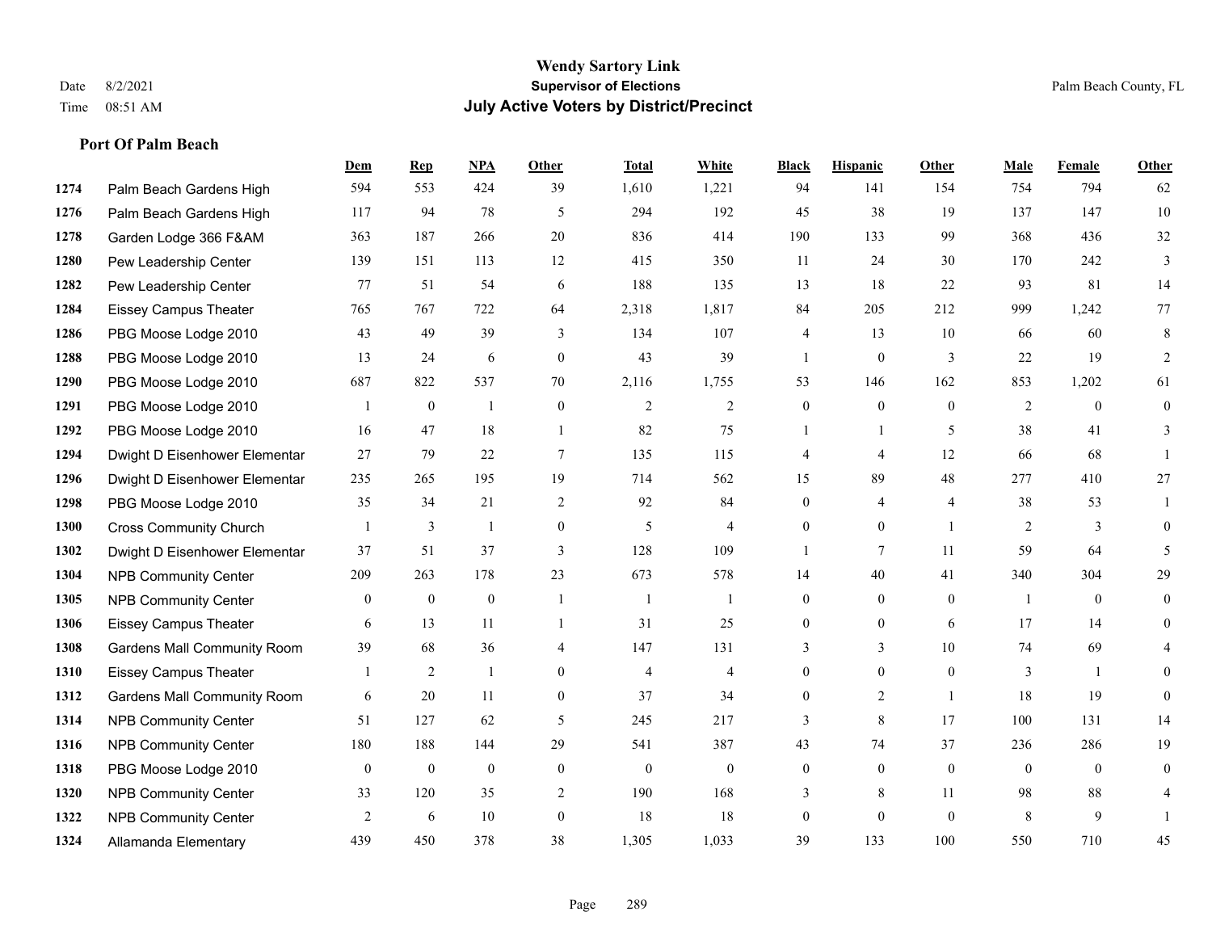# Wendy Sartory Link
## Supervisor of Elections
## July Active Voters by District/Precinct

Date 8/2/2021
Time 08:51 AM

Palm Beach County, FL

### Port Of Palm Beach

| | | Dem | Rep | NPA | Other | Total | White | Black | Hispanic | Other | Male | Female | Other |
|---|---|---|---|---|---|---|---|---|---|---|---|---|---|
| 1274 | Palm Beach Gardens High | 594 | 553 | 424 | 39 | 1,610 | 1,221 | 94 | 141 | 154 | 754 | 794 | 62 |
| 1276 | Palm Beach Gardens High | 117 | 94 | 78 | 5 | 294 | 192 | 45 | 38 | 19 | 137 | 147 | 10 |
| 1278 | Garden Lodge 366 F&AM | 363 | 187 | 266 | 20 | 836 | 414 | 190 | 133 | 99 | 368 | 436 | 32 |
| 1280 | Pew Leadership Center | 139 | 151 | 113 | 12 | 415 | 350 | 11 | 24 | 30 | 170 | 242 | 3 |
| 1282 | Pew Leadership Center | 77 | 51 | 54 | 6 | 188 | 135 | 13 | 18 | 22 | 93 | 81 | 14 |
| 1284 | Eissey Campus Theater | 765 | 767 | 722 | 64 | 2,318 | 1,817 | 84 | 205 | 212 | 999 | 1,242 | 77 |
| 1286 | PBG Moose Lodge 2010 | 43 | 49 | 39 | 3 | 134 | 107 | 4 | 13 | 10 | 66 | 60 | 8 |
| 1288 | PBG Moose Lodge 2010 | 13 | 24 | 6 | 0 | 43 | 39 | 1 | 0 | 3 | 22 | 19 | 2 |
| 1290 | PBG Moose Lodge 2010 | 687 | 822 | 537 | 70 | 2,116 | 1,755 | 53 | 146 | 162 | 853 | 1,202 | 61 |
| 1291 | PBG Moose Lodge 2010 | 1 | 0 | 1 | 0 | 2 | 2 | 0 | 0 | 0 | 2 | 0 | 0 |
| 1292 | PBG Moose Lodge 2010 | 16 | 47 | 18 | 1 | 82 | 75 | 1 | 1 | 5 | 38 | 41 | 3 |
| 1294 | Dwight D Eisenhower Elementar | 27 | 79 | 22 | 7 | 135 | 115 | 4 | 4 | 12 | 66 | 68 | 1 |
| 1296 | Dwight D Eisenhower Elementar | 235 | 265 | 195 | 19 | 714 | 562 | 15 | 89 | 48 | 277 | 410 | 27 |
| 1298 | PBG Moose Lodge 2010 | 35 | 34 | 21 | 2 | 92 | 84 | 0 | 4 | 4 | 38 | 53 | 1 |
| 1300 | Cross Community Church | 1 | 3 | 1 | 0 | 5 | 4 | 0 | 0 | 1 | 2 | 3 | 0 |
| 1302 | Dwight D Eisenhower Elementar | 37 | 51 | 37 | 3 | 128 | 109 | 1 | 7 | 11 | 59 | 64 | 5 |
| 1304 | NPB Community Center | 209 | 263 | 178 | 23 | 673 | 578 | 14 | 40 | 41 | 340 | 304 | 29 |
| 1305 | NPB Community Center | 0 | 0 | 0 | 1 | 1 | 1 | 0 | 0 | 0 | 1 | 0 | 0 |
| 1306 | Eissey Campus Theater | 6 | 13 | 11 | 1 | 31 | 25 | 0 | 0 | 6 | 17 | 14 | 0 |
| 1308 | Gardens Mall Community Room | 39 | 68 | 36 | 4 | 147 | 131 | 3 | 3 | 10 | 74 | 69 | 4 |
| 1310 | Eissey Campus Theater | 1 | 2 | 1 | 0 | 4 | 4 | 0 | 0 | 0 | 3 | 1 | 0 |
| 1312 | Gardens Mall Community Room | 6 | 20 | 11 | 0 | 37 | 34 | 0 | 2 | 1 | 18 | 19 | 0 |
| 1314 | NPB Community Center | 51 | 127 | 62 | 5 | 245 | 217 | 3 | 8 | 17 | 100 | 131 | 14 |
| 1316 | NPB Community Center | 180 | 188 | 144 | 29 | 541 | 387 | 43 | 74 | 37 | 236 | 286 | 19 |
| 1318 | PBG Moose Lodge 2010 | 0 | 0 | 0 | 0 | 0 | 0 | 0 | 0 | 0 | 0 | 0 | 0 |
| 1320 | NPB Community Center | 33 | 120 | 35 | 2 | 190 | 168 | 3 | 8 | 11 | 98 | 88 | 4 |
| 1322 | NPB Community Center | 2 | 6 | 10 | 0 | 18 | 18 | 0 | 0 | 0 | 8 | 9 | 1 |
| 1324 | Allamanda Elementary | 439 | 450 | 378 | 38 | 1,305 | 1,033 | 39 | 133 | 100 | 550 | 710 | 45 |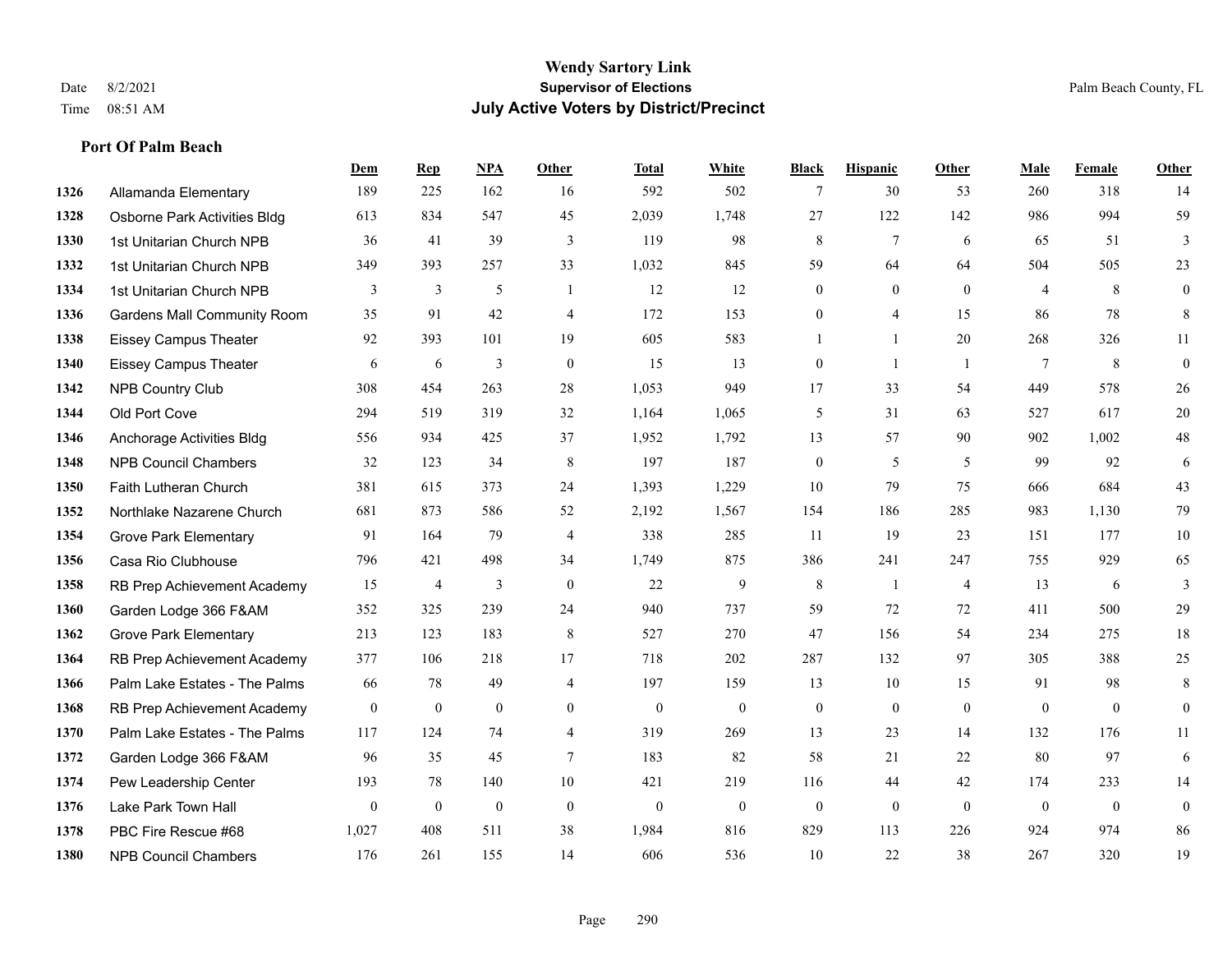**Wendy Sartory Link**
**Supervisor of Elections**
**July Active Voters by District/Precinct**

Date 8/2/2021
Time 08:51 AM
Palm Beach County, FL

### Port Of Palm Beach

| | | Dem | Rep | NPA | Other | Total | White | Black | Hispanic | Other | Male | Female | Other |
|---|---|---|---|---|---|---|---|---|---|---|---|---|---|
| 1326 | Allamanda Elementary | 189 | 225 | 162 | 16 | 592 | 502 | 7 | 30 | 53 | 260 | 318 | 14 |
| 1328 | Osborne Park Activities Bldg | 613 | 834 | 547 | 45 | 2,039 | 1,748 | 27 | 122 | 142 | 986 | 994 | 59 |
| 1330 | 1st Unitarian Church NPB | 36 | 41 | 39 | 3 | 119 | 98 | 8 | 7 | 6 | 65 | 51 | 3 |
| 1332 | 1st Unitarian Church NPB | 349 | 393 | 257 | 33 | 1,032 | 845 | 59 | 64 | 64 | 504 | 505 | 23 |
| 1334 | 1st Unitarian Church NPB | 3 | 3 | 5 | 1 | 12 | 12 | 0 | 0 | 0 | 4 | 8 | 0 |
| 1336 | Gardens Mall Community Room | 35 | 91 | 42 | 4 | 172 | 153 | 0 | 4 | 15 | 86 | 78 | 8 |
| 1338 | Eissey Campus Theater | 92 | 393 | 101 | 19 | 605 | 583 | 1 | 1 | 20 | 268 | 326 | 11 |
| 1340 | Eissey Campus Theater | 6 | 6 | 3 | 0 | 15 | 13 | 0 | 1 | 1 | 7 | 8 | 0 |
| 1342 | NPB Country Club | 308 | 454 | 263 | 28 | 1,053 | 949 | 17 | 33 | 54 | 449 | 578 | 26 |
| 1344 | Old Port Cove | 294 | 519 | 319 | 32 | 1,164 | 1,065 | 5 | 31 | 63 | 527 | 617 | 20 |
| 1346 | Anchorage Activities Bldg | 556 | 934 | 425 | 37 | 1,952 | 1,792 | 13 | 57 | 90 | 902 | 1,002 | 48 |
| 1348 | NPB Council Chambers | 32 | 123 | 34 | 8 | 197 | 187 | 0 | 5 | 5 | 99 | 92 | 6 |
| 1350 | Faith Lutheran Church | 381 | 615 | 373 | 24 | 1,393 | 1,229 | 10 | 79 | 75 | 666 | 684 | 43 |
| 1352 | Northlake Nazarene Church | 681 | 873 | 586 | 52 | 2,192 | 1,567 | 154 | 186 | 285 | 983 | 1,130 | 79 |
| 1354 | Grove Park Elementary | 91 | 164 | 79 | 4 | 338 | 285 | 11 | 19 | 23 | 151 | 177 | 10 |
| 1356 | Casa Rio Clubhouse | 796 | 421 | 498 | 34 | 1,749 | 875 | 386 | 241 | 247 | 755 | 929 | 65 |
| 1358 | RB Prep Achievement Academy | 15 | 4 | 3 | 0 | 22 | 9 | 8 | 1 | 4 | 13 | 6 | 3 |
| 1360 | Garden Lodge 366 F&AM | 352 | 325 | 239 | 24 | 940 | 737 | 59 | 72 | 72 | 411 | 500 | 29 |
| 1362 | Grove Park Elementary | 213 | 123 | 183 | 8 | 527 | 270 | 47 | 156 | 54 | 234 | 275 | 18 |
| 1364 | RB Prep Achievement Academy | 377 | 106 | 218 | 17 | 718 | 202 | 287 | 132 | 97 | 305 | 388 | 25 |
| 1366 | Palm Lake Estates - The Palms | 66 | 78 | 49 | 4 | 197 | 159 | 13 | 10 | 15 | 91 | 98 | 8 |
| 1368 | RB Prep Achievement Academy | 0 | 0 | 0 | 0 | 0 | 0 | 0 | 0 | 0 | 0 | 0 | 0 |
| 1370 | Palm Lake Estates - The Palms | 117 | 124 | 74 | 4 | 319 | 269 | 13 | 23 | 14 | 132 | 176 | 11 |
| 1372 | Garden Lodge 366 F&AM | 96 | 35 | 45 | 7 | 183 | 82 | 58 | 21 | 22 | 80 | 97 | 6 |
| 1374 | Pew Leadership Center | 193 | 78 | 140 | 10 | 421 | 219 | 116 | 44 | 42 | 174 | 233 | 14 |
| 1376 | Lake Park Town Hall | 0 | 0 | 0 | 0 | 0 | 0 | 0 | 0 | 0 | 0 | 0 | 0 |
| 1378 | PBC Fire Rescue #68 | 1,027 | 408 | 511 | 38 | 1,984 | 816 | 829 | 113 | 226 | 924 | 974 | 86 |
| 1380 | NPB Council Chambers | 176 | 261 | 155 | 14 | 606 | 536 | 10 | 22 | 38 | 267 | 320 | 19 |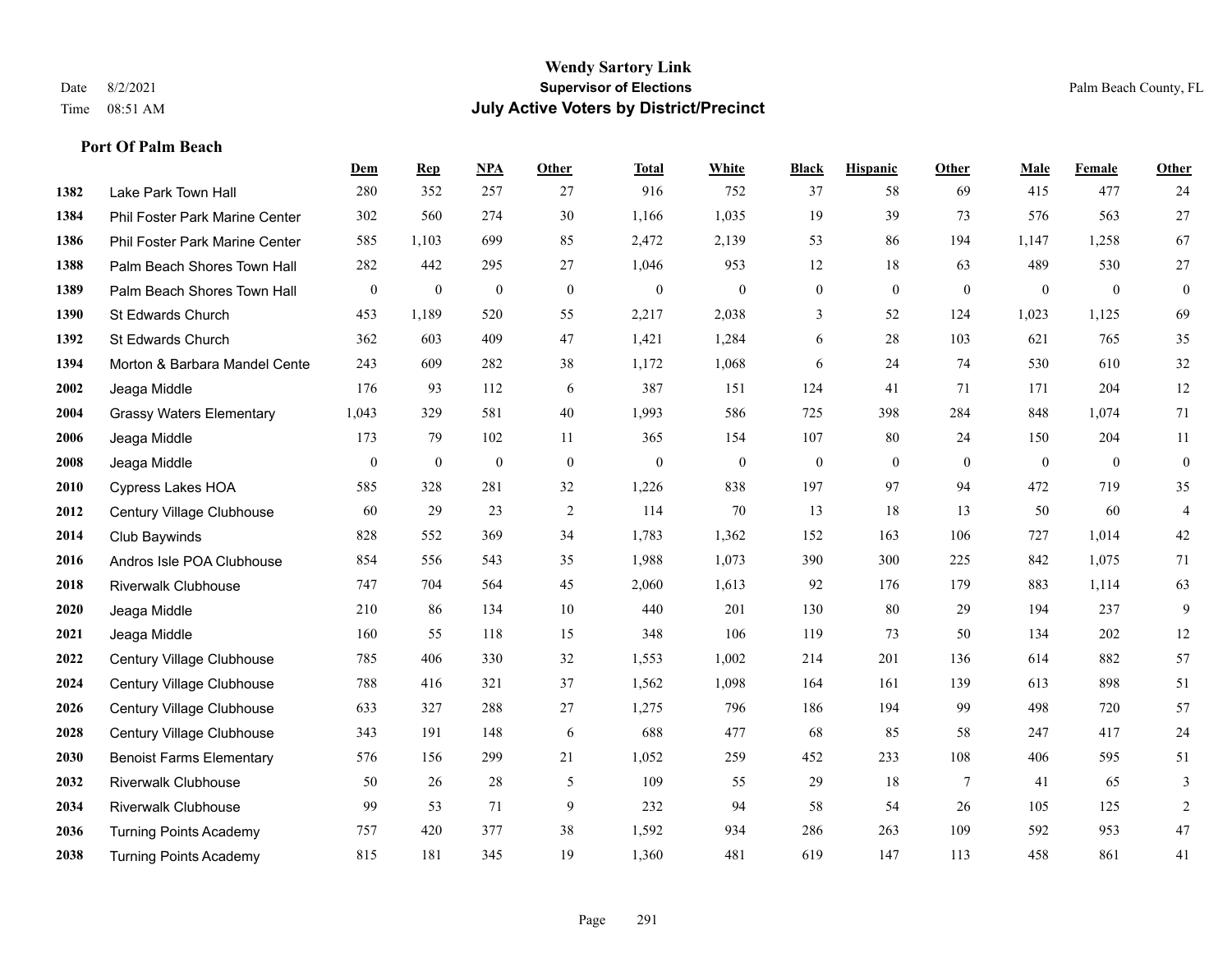# Wendy Sartory Link
## Supervisor of Elections
## July Active Voters by District/Precinct

Date 8/2/2021
Time 08:51 AM

Palm Beach County, FL

### Port Of Palm Beach

| | | Dem | Rep | NPA | Other | Total | White | Black | Hispanic | Other | Male | Female | Other |
|---|---|---|---|---|---|---|---|---|---|---|---|---|---|
| 1382 | Lake Park Town Hall | 280 | 352 | 257 | 27 | 916 | 752 | 37 | 58 | 69 | 415 | 477 | 24 |
| 1384 | Phil Foster Park Marine Center | 302 | 560 | 274 | 30 | 1,166 | 1,035 | 19 | 39 | 73 | 576 | 563 | 27 |
| 1386 | Phil Foster Park Marine Center | 585 | 1,103 | 699 | 85 | 2,472 | 2,139 | 53 | 86 | 194 | 1,147 | 1,258 | 67 |
| 1388 | Palm Beach Shores Town Hall | 282 | 442 | 295 | 27 | 1,046 | 953 | 12 | 18 | 63 | 489 | 530 | 27 |
| 1389 | Palm Beach Shores Town Hall | 0 | 0 | 0 | 0 | 0 | 0 | 0 | 0 | 0 | 0 | 0 | 0 |
| 1390 | St Edwards Church | 453 | 1,189 | 520 | 55 | 2,217 | 2,038 | 3 | 52 | 124 | 1,023 | 1,125 | 69 |
| 1392 | St Edwards Church | 362 | 603 | 409 | 47 | 1,421 | 1,284 | 6 | 28 | 103 | 621 | 765 | 35 |
| 1394 | Morton & Barbara Mandel Cente | 243 | 609 | 282 | 38 | 1,172 | 1,068 | 6 | 24 | 74 | 530 | 610 | 32 |
| 2002 | Jeaga Middle | 176 | 93 | 112 | 6 | 387 | 151 | 124 | 41 | 71 | 171 | 204 | 12 |
| 2004 | Grassy Waters Elementary | 1,043 | 329 | 581 | 40 | 1,993 | 586 | 725 | 398 | 284 | 848 | 1,074 | 71 |
| 2006 | Jeaga Middle | 173 | 79 | 102 | 11 | 365 | 154 | 107 | 80 | 24 | 150 | 204 | 11 |
| 2008 | Jeaga Middle | 0 | 0 | 0 | 0 | 0 | 0 | 0 | 0 | 0 | 0 | 0 | 0 |
| 2010 | Cypress Lakes HOA | 585 | 328 | 281 | 32 | 1,226 | 838 | 197 | 97 | 94 | 472 | 719 | 35 |
| 2012 | Century Village Clubhouse | 60 | 29 | 23 | 2 | 114 | 70 | 13 | 18 | 13 | 50 | 60 | 4 |
| 2014 | Club Baywinds | 828 | 552 | 369 | 34 | 1,783 | 1,362 | 152 | 163 | 106 | 727 | 1,014 | 42 |
| 2016 | Andros Isle POA Clubhouse | 854 | 556 | 543 | 35 | 1,988 | 1,073 | 390 | 300 | 225 | 842 | 1,075 | 71 |
| 2018 | Riverwalk Clubhouse | 747 | 704 | 564 | 45 | 2,060 | 1,613 | 92 | 176 | 179 | 883 | 1,114 | 63 |
| 2020 | Jeaga Middle | 210 | 86 | 134 | 10 | 440 | 201 | 130 | 80 | 29 | 194 | 237 | 9 |
| 2021 | Jeaga Middle | 160 | 55 | 118 | 15 | 348 | 106 | 119 | 73 | 50 | 134 | 202 | 12 |
| 2022 | Century Village Clubhouse | 785 | 406 | 330 | 32 | 1,553 | 1,002 | 214 | 201 | 136 | 614 | 882 | 57 |
| 2024 | Century Village Clubhouse | 788 | 416 | 321 | 37 | 1,562 | 1,098 | 164 | 161 | 139 | 613 | 898 | 51 |
| 2026 | Century Village Clubhouse | 633 | 327 | 288 | 27 | 1,275 | 796 | 186 | 194 | 99 | 498 | 720 | 57 |
| 2028 | Century Village Clubhouse | 343 | 191 | 148 | 6 | 688 | 477 | 68 | 85 | 58 | 247 | 417 | 24 |
| 2030 | Benoist Farms Elementary | 576 | 156 | 299 | 21 | 1,052 | 259 | 452 | 233 | 108 | 406 | 595 | 51 |
| 2032 | Riverwalk Clubhouse | 50 | 26 | 28 | 5 | 109 | 55 | 29 | 18 | 7 | 41 | 65 | 3 |
| 2034 | Riverwalk Clubhouse | 99 | 53 | 71 | 9 | 232 | 94 | 58 | 54 | 26 | 105 | 125 | 2 |
| 2036 | Turning Points Academy | 757 | 420 | 377 | 38 | 1,592 | 934 | 286 | 263 | 109 | 592 | 953 | 47 |
| 2038 | Turning Points Academy | 815 | 181 | 345 | 19 | 1,360 | 481 | 619 | 147 | 113 | 458 | 861 | 41 |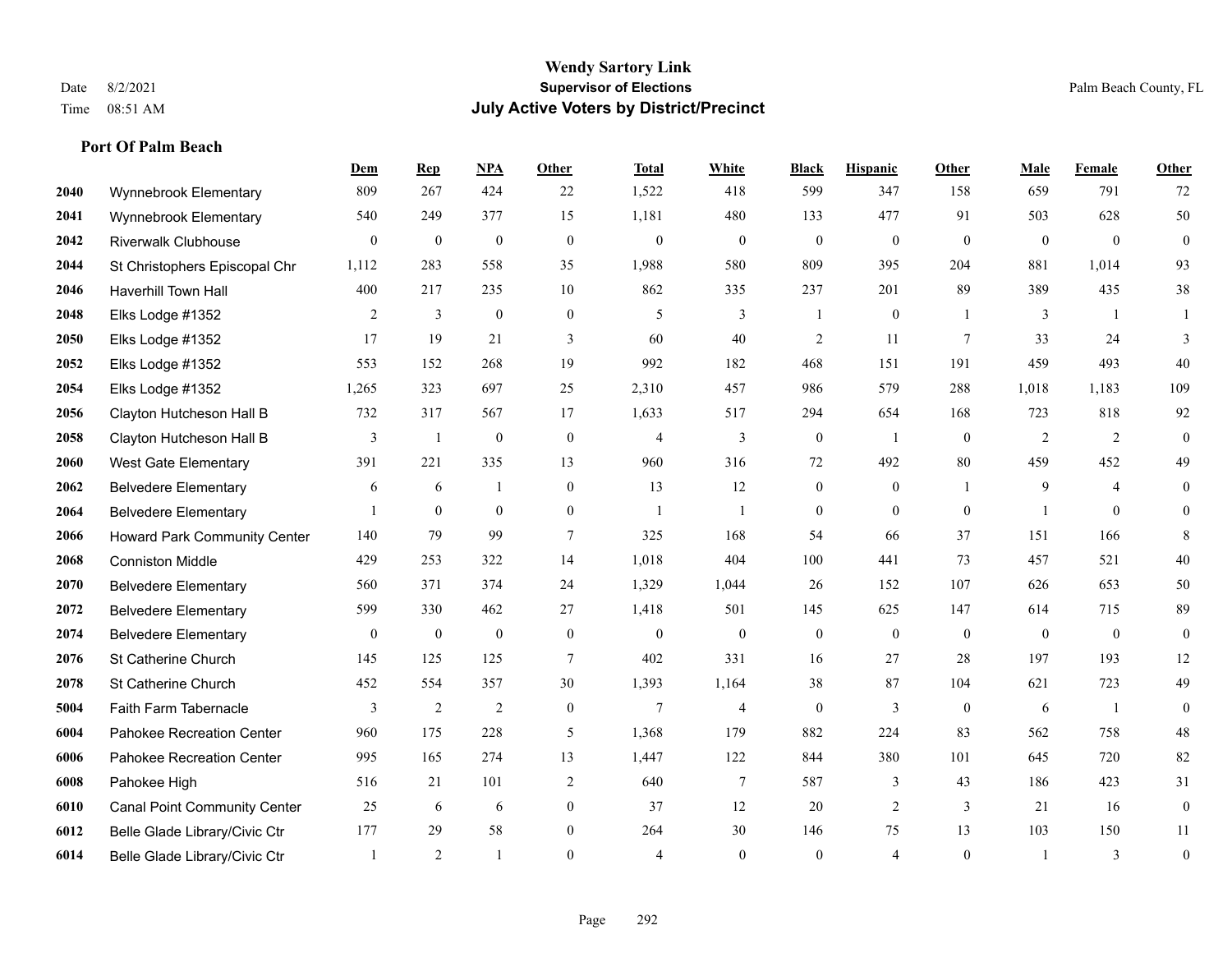# Wendy Sartory Link
## Supervisor of Elections
## July Active Voters by District/Precinct

Date 8/2/2021
Time 08:51 AM

Palm Beach County, FL

**Port Of Palm Beach**

| | | Dem | Rep | NPA | Other | Total | White | Black | Hispanic | Other | Male | Female | Other |
|---|---|---|---|---|---|---|---|---|---|---|---|---|---|
| 2040 | Wynnebrook Elementary | 809 | 267 | 424 | 22 | 1,522 | 418 | 599 | 347 | 158 | 659 | 791 | 72 |
| 2041 | Wynnebrook Elementary | 540 | 249 | 377 | 15 | 1,181 | 480 | 133 | 477 | 91 | 503 | 628 | 50 |
| 2042 | Riverwalk Clubhouse | 0 | 0 | 0 | 0 | 0 | 0 | 0 | 0 | 0 | 0 | 0 | 0 |
| 2044 | St Christophers Episcopal Chr | 1,112 | 283 | 558 | 35 | 1,988 | 580 | 809 | 395 | 204 | 881 | 1,014 | 93 |
| 2046 | Haverhill Town Hall | 400 | 217 | 235 | 10 | 862 | 335 | 237 | 201 | 89 | 389 | 435 | 38 |
| 2048 | Elks Lodge #1352 | 2 | 3 | 0 | 0 | 5 | 3 | 1 | 0 | 1 | 3 | 1 | 1 |
| 2050 | Elks Lodge #1352 | 17 | 19 | 21 | 3 | 60 | 40 | 2 | 11 | 7 | 33 | 24 | 3 |
| 2052 | Elks Lodge #1352 | 553 | 152 | 268 | 19 | 992 | 182 | 468 | 151 | 191 | 459 | 493 | 40 |
| 2054 | Elks Lodge #1352 | 1,265 | 323 | 697 | 25 | 2,310 | 457 | 986 | 579 | 288 | 1,018 | 1,183 | 109 |
| 2056 | Clayton Hutcheson Hall B | 732 | 317 | 567 | 17 | 1,633 | 517 | 294 | 654 | 168 | 723 | 818 | 92 |
| 2058 | Clayton Hutcheson Hall B | 3 | 1 | 0 | 0 | 4 | 3 | 0 | 1 | 0 | 2 | 2 | 0 |
| 2060 | West Gate Elementary | 391 | 221 | 335 | 13 | 960 | 316 | 72 | 492 | 80 | 459 | 452 | 49 |
| 2062 | Belvedere Elementary | 6 | 6 | 1 | 0 | 13 | 12 | 0 | 0 | 1 | 9 | 4 | 0 |
| 2064 | Belvedere Elementary | 1 | 0 | 0 | 0 | 1 | 1 | 0 | 0 | 0 | 1 | 0 | 0 |
| 2066 | Howard Park Community Center | 140 | 79 | 99 | 7 | 325 | 168 | 54 | 66 | 37 | 151 | 166 | 8 |
| 2068 | Conniston Middle | 429 | 253 | 322 | 14 | 1,018 | 404 | 100 | 441 | 73 | 457 | 521 | 40 |
| 2070 | Belvedere Elementary | 560 | 371 | 374 | 24 | 1,329 | 1,044 | 26 | 152 | 107 | 626 | 653 | 50 |
| 2072 | Belvedere Elementary | 599 | 330 | 462 | 27 | 1,418 | 501 | 145 | 625 | 147 | 614 | 715 | 89 |
| 2074 | Belvedere Elementary | 0 | 0 | 0 | 0 | 0 | 0 | 0 | 0 | 0 | 0 | 0 | 0 |
| 2076 | St Catherine Church | 145 | 125 | 125 | 7 | 402 | 331 | 16 | 27 | 28 | 197 | 193 | 12 |
| 2078 | St Catherine Church | 452 | 554 | 357 | 30 | 1,393 | 1,164 | 38 | 87 | 104 | 621 | 723 | 49 |
| 5004 | Faith Farm Tabernacle | 3 | 2 | 2 | 0 | 7 | 4 | 0 | 3 | 0 | 6 | 1 | 0 |
| 6004 | Pahokee Recreation Center | 960 | 175 | 228 | 5 | 1,368 | 179 | 882 | 224 | 83 | 562 | 758 | 48 |
| 6006 | Pahokee Recreation Center | 995 | 165 | 274 | 13 | 1,447 | 122 | 844 | 380 | 101 | 645 | 720 | 82 |
| 6008 | Pahokee High | 516 | 21 | 101 | 2 | 640 | 7 | 587 | 3 | 43 | 186 | 423 | 31 |
| 6010 | Canal Point Community Center | 25 | 6 | 6 | 0 | 37 | 12 | 20 | 2 | 3 | 21 | 16 | 0 |
| 6012 | Belle Glade Library/Civic Ctr | 177 | 29 | 58 | 0 | 264 | 30 | 146 | 75 | 13 | 103 | 150 | 11 |
| 6014 | Belle Glade Library/Civic Ctr | 1 | 2 | 1 | 0 | 4 | 0 | 0 | 4 | 0 | 1 | 3 | 0 |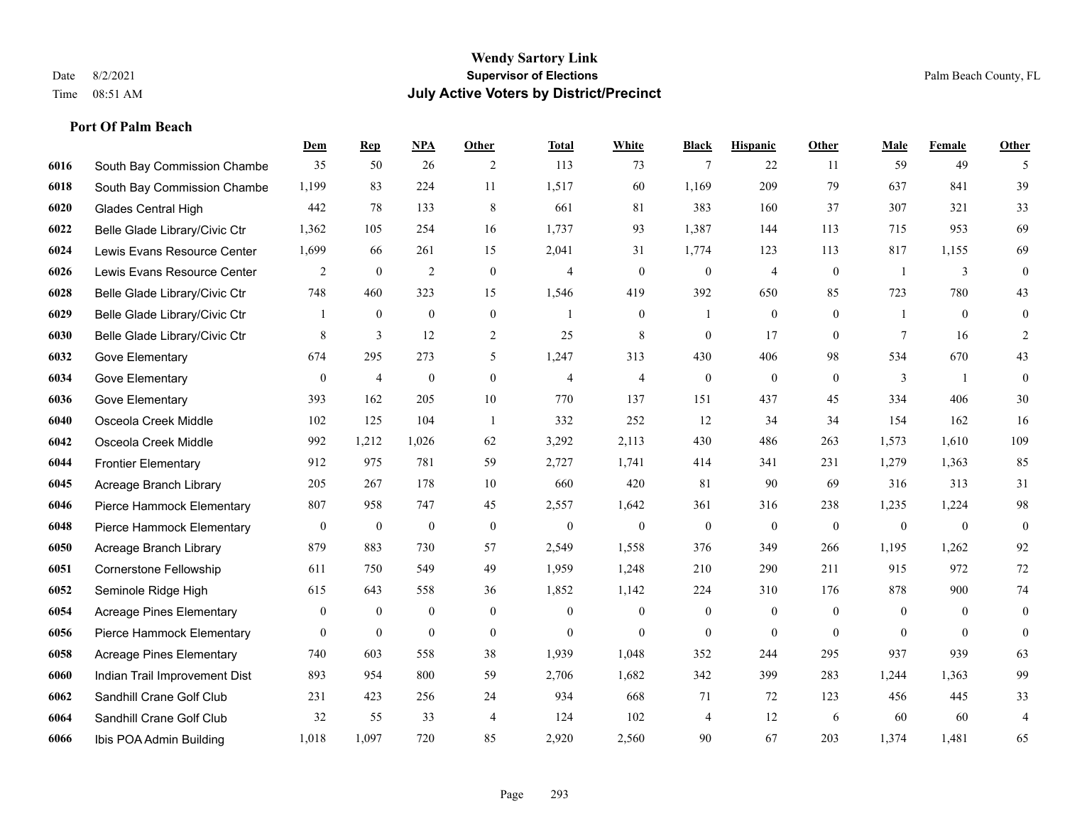**Wendy Sartory Link**
**Supervisor of Elections**
**July Active Voters by District/Precinct**

Date 8/2/2021
Time 08:51 AM

Palm Beach County, FL

### Port Of Palm Beach

| | | Dem | Rep | NPA | Other | Total | White | Black | Hispanic | Other | Male | Female | Other |
|---|---|---|---|---|---|---|---|---|---|---|---|---|---|
| 6016 | South Bay Commission Chambe | 35 | 50 | 26 | 2 | 113 | 73 | 7 | 22 | 11 | 59 | 49 | 5 |
| 6018 | South Bay Commission Chambe | 1,199 | 83 | 224 | 11 | 1,517 | 60 | 1,169 | 209 | 79 | 637 | 841 | 39 |
| 6020 | Glades Central High | 442 | 78 | 133 | 8 | 661 | 81 | 383 | 160 | 37 | 307 | 321 | 33 |
| 6022 | Belle Glade Library/Civic Ctr | 1,362 | 105 | 254 | 16 | 1,737 | 93 | 1,387 | 144 | 113 | 715 | 953 | 69 |
| 6024 | Lewis Evans Resource Center | 1,699 | 66 | 261 | 15 | 2,041 | 31 | 1,774 | 123 | 113 | 817 | 1,155 | 69 |
| 6026 | Lewis Evans Resource Center | 2 | 0 | 2 | 0 | 4 | 0 | 0 | 4 | 0 | 1 | 3 | 0 |
| 6028 | Belle Glade Library/Civic Ctr | 748 | 460 | 323 | 15 | 1,546 | 419 | 392 | 650 | 85 | 723 | 780 | 43 |
| 6029 | Belle Glade Library/Civic Ctr | 1 | 0 | 0 | 0 | 1 | 0 | 1 | 0 | 0 | 1 | 0 | 0 |
| 6030 | Belle Glade Library/Civic Ctr | 8 | 3 | 12 | 2 | 25 | 8 | 0 | 17 | 0 | 7 | 16 | 2 |
| 6032 | Gove Elementary | 674 | 295 | 273 | 5 | 1,247 | 313 | 430 | 406 | 98 | 534 | 670 | 43 |
| 6034 | Gove Elementary | 0 | 4 | 0 | 0 | 4 | 4 | 0 | 0 | 0 | 3 | 1 | 0 |
| 6036 | Gove Elementary | 393 | 162 | 205 | 10 | 770 | 137 | 151 | 437 | 45 | 334 | 406 | 30 |
| 6040 | Osceola Creek Middle | 102 | 125 | 104 | 1 | 332 | 252 | 12 | 34 | 34 | 154 | 162 | 16 |
| 6042 | Osceola Creek Middle | 992 | 1,212 | 1,026 | 62 | 3,292 | 2,113 | 430 | 486 | 263 | 1,573 | 1,610 | 109 |
| 6044 | Frontier Elementary | 912 | 975 | 781 | 59 | 2,727 | 1,741 | 414 | 341 | 231 | 1,279 | 1,363 | 85 |
| 6045 | Acreage Branch Library | 205 | 267 | 178 | 10 | 660 | 420 | 81 | 90 | 69 | 316 | 313 | 31 |
| 6046 | Pierce Hammock Elementary | 807 | 958 | 747 | 45 | 2,557 | 1,642 | 361 | 316 | 238 | 1,235 | 1,224 | 98 |
| 6048 | Pierce Hammock Elementary | 0 | 0 | 0 | 0 | 0 | 0 | 0 | 0 | 0 | 0 | 0 | 0 |
| 6050 | Acreage Branch Library | 879 | 883 | 730 | 57 | 2,549 | 1,558 | 376 | 349 | 266 | 1,195 | 1,262 | 92 |
| 6051 | Cornerstone Fellowship | 611 | 750 | 549 | 49 | 1,959 | 1,248 | 210 | 290 | 211 | 915 | 972 | 72 |
| 6052 | Seminole Ridge High | 615 | 643 | 558 | 36 | 1,852 | 1,142 | 224 | 310 | 176 | 878 | 900 | 74 |
| 6054 | Acreage Pines Elementary | 0 | 0 | 0 | 0 | 0 | 0 | 0 | 0 | 0 | 0 | 0 | 0 |
| 6056 | Pierce Hammock Elementary | 0 | 0 | 0 | 0 | 0 | 0 | 0 | 0 | 0 | 0 | 0 | 0 |
| 6058 | Acreage Pines Elementary | 740 | 603 | 558 | 38 | 1,939 | 1,048 | 352 | 244 | 295 | 937 | 939 | 63 |
| 6060 | Indian Trail Improvement Dist | 893 | 954 | 800 | 59 | 2,706 | 1,682 | 342 | 399 | 283 | 1,244 | 1,363 | 99 |
| 6062 | Sandhill Crane Golf Club | 231 | 423 | 256 | 24 | 934 | 668 | 71 | 72 | 123 | 456 | 445 | 33 |
| 6064 | Sandhill Crane Golf Club | 32 | 55 | 33 | 4 | 124 | 102 | 4 | 12 | 6 | 60 | 60 | 4 |
| 6066 | Ibis POA Admin Building | 1,018 | 1,097 | 720 | 85 | 2,920 | 2,560 | 90 | 67 | 203 | 1,374 | 1,481 | 65 |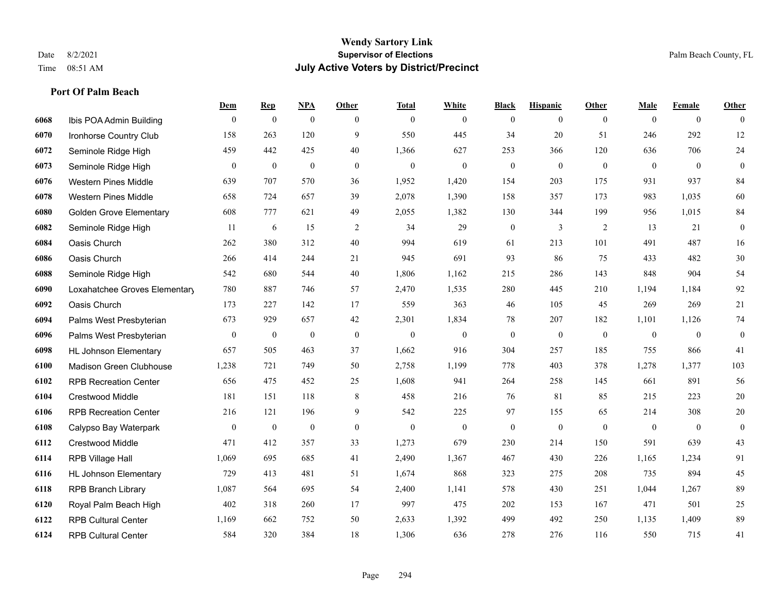**Wendy Sartory Link**
**Supervisor of Elections**
**July Active Voters by District/Precinct**

Date 8/2/2021
Time 08:51 AM

Palm Beach County, FL

### Port Of Palm Beach

| | | Dem | Rep | NPA | Other | Total | White | Black | Hispanic | Other | Male | Female | Other |
|---|---|---|---|---|---|---|---|---|---|---|---|---|---|
| 6068 | Ibis POA Admin Building | 0 | 0 | 0 | 0 | 0 | 0 | 0 | 0 | 0 | 0 | 0 | 0 |
| 6070 | Ironhorse Country Club | 158 | 263 | 120 | 9 | 550 | 445 | 34 | 20 | 51 | 246 | 292 | 12 |
| 6072 | Seminole Ridge High | 459 | 442 | 425 | 40 | 1,366 | 627 | 253 | 366 | 120 | 636 | 706 | 24 |
| 6073 | Seminole Ridge High | 0 | 0 | 0 | 0 | 0 | 0 | 0 | 0 | 0 | 0 | 0 | 0 |
| 6076 | Western Pines Middle | 639 | 707 | 570 | 36 | 1,952 | 1,420 | 154 | 203 | 175 | 931 | 937 | 84 |
| 6078 | Western Pines Middle | 658 | 724 | 657 | 39 | 2,078 | 1,390 | 158 | 357 | 173 | 983 | 1,035 | 60 |
| 6080 | Golden Grove Elementary | 608 | 777 | 621 | 49 | 2,055 | 1,382 | 130 | 344 | 199 | 956 | 1,015 | 84 |
| 6082 | Seminole Ridge High | 11 | 6 | 15 | 2 | 34 | 29 | 0 | 3 | 2 | 13 | 21 | 0 |
| 6084 | Oasis Church | 262 | 380 | 312 | 40 | 994 | 619 | 61 | 213 | 101 | 491 | 487 | 16 |
| 6086 | Oasis Church | 266 | 414 | 244 | 21 | 945 | 691 | 93 | 86 | 75 | 433 | 482 | 30 |
| 6088 | Seminole Ridge High | 542 | 680 | 544 | 40 | 1,806 | 1,162 | 215 | 286 | 143 | 848 | 904 | 54 |
| 6090 | Loxahatchee Groves Elementary | 780 | 887 | 746 | 57 | 2,470 | 1,535 | 280 | 445 | 210 | 1,194 | 1,184 | 92 |
| 6092 | Oasis Church | 173 | 227 | 142 | 17 | 559 | 363 | 46 | 105 | 45 | 269 | 269 | 21 |
| 6094 | Palms West Presbyterian | 673 | 929 | 657 | 42 | 2,301 | 1,834 | 78 | 207 | 182 | 1,101 | 1,126 | 74 |
| 6096 | Palms West Presbyterian | 0 | 0 | 0 | 0 | 0 | 0 | 0 | 0 | 0 | 0 | 0 | 0 |
| 6098 | HL Johnson Elementary | 657 | 505 | 463 | 37 | 1,662 | 916 | 304 | 257 | 185 | 755 | 866 | 41 |
| 6100 | Madison Green Clubhouse | 1,238 | 721 | 749 | 50 | 2,758 | 1,199 | 778 | 403 | 378 | 1,278 | 1,377 | 103 |
| 6102 | RPB Recreation Center | 656 | 475 | 452 | 25 | 1,608 | 941 | 264 | 258 | 145 | 661 | 891 | 56 |
| 6104 | Crestwood Middle | 181 | 151 | 118 | 8 | 458 | 216 | 76 | 81 | 85 | 215 | 223 | 20 |
| 6106 | RPB Recreation Center | 216 | 121 | 196 | 9 | 542 | 225 | 97 | 155 | 65 | 214 | 308 | 20 |
| 6108 | Calypso Bay Waterpark | 0 | 0 | 0 | 0 | 0 | 0 | 0 | 0 | 0 | 0 | 0 | 0 |
| 6112 | Crestwood Middle | 471 | 412 | 357 | 33 | 1,273 | 679 | 230 | 214 | 150 | 591 | 639 | 43 |
| 6114 | RPB Village Hall | 1,069 | 695 | 685 | 41 | 2,490 | 1,367 | 467 | 430 | 226 | 1,165 | 1,234 | 91 |
| 6116 | HL Johnson Elementary | 729 | 413 | 481 | 51 | 1,674 | 868 | 323 | 275 | 208 | 735 | 894 | 45 |
| 6118 | RPB Branch Library | 1,087 | 564 | 695 | 54 | 2,400 | 1,141 | 578 | 430 | 251 | 1,044 | 1,267 | 89 |
| 6120 | Royal Palm Beach High | 402 | 318 | 260 | 17 | 997 | 475 | 202 | 153 | 167 | 471 | 501 | 25 |
| 6122 | RPB Cultural Center | 1,169 | 662 | 752 | 50 | 2,633 | 1,392 | 499 | 492 | 250 | 1,135 | 1,409 | 89 |
| 6124 | RPB Cultural Center | 584 | 320 | 384 | 18 | 1,306 | 636 | 278 | 276 | 116 | 550 | 715 | 41 |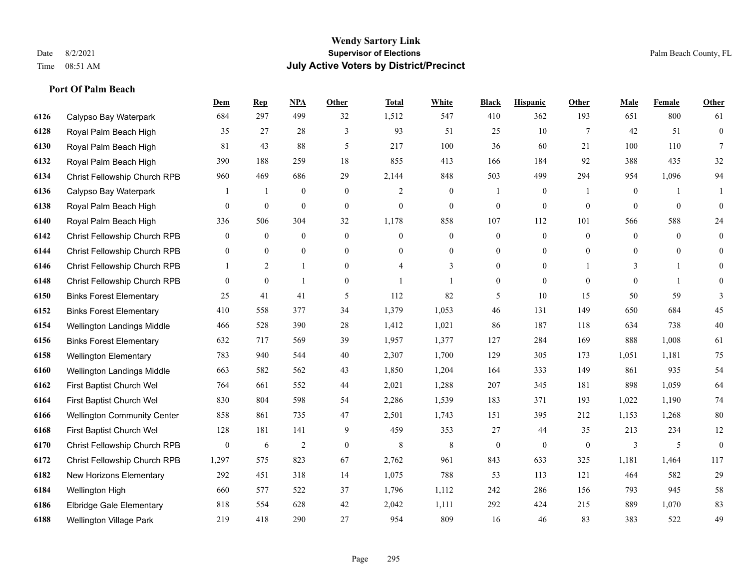# Wendy Sartory Link
## Supervisor of Elections
## July Active Voters by District/Precinct

Date 8/2/2021
Time 08:51 AM

Palm Beach County, FL

### Port Of Palm Beach

| | | Dem | Rep | NPA | Other | Total | White | Black | Hispanic | Other | Male | Female | Other |
|---|---|---|---|---|---|---|---|---|---|---|---|---|---|
| 6126 | Calypso Bay Waterpark | 684 | 297 | 499 | 32 | 1,512 | 547 | 410 | 362 | 193 | 651 | 800 | 61 |
| 6128 | Royal Palm Beach High | 35 | 27 | 28 | 3 | 93 | 51 | 25 | 10 | 7 | 42 | 51 | 0 |
| 6130 | Royal Palm Beach High | 81 | 43 | 88 | 5 | 217 | 100 | 36 | 60 | 21 | 100 | 110 | 7 |
| 6132 | Royal Palm Beach High | 390 | 188 | 259 | 18 | 855 | 413 | 166 | 184 | 92 | 388 | 435 | 32 |
| 6134 | Christ Fellowship Church RPB | 960 | 469 | 686 | 29 | 2,144 | 848 | 503 | 499 | 294 | 954 | 1,096 | 94 |
| 6136 | Calypso Bay Waterpark | 1 | 1 | 0 | 0 | 2 | 0 | 1 | 0 | 1 | 0 | 1 | 1 |
| 6138 | Royal Palm Beach High | 0 | 0 | 0 | 0 | 0 | 0 | 0 | 0 | 0 | 0 | 0 | 0 |
| 6140 | Royal Palm Beach High | 336 | 506 | 304 | 32 | 1,178 | 858 | 107 | 112 | 101 | 566 | 588 | 24 |
| 6142 | Christ Fellowship Church RPB | 0 | 0 | 0 | 0 | 0 | 0 | 0 | 0 | 0 | 0 | 0 | 0 |
| 6144 | Christ Fellowship Church RPB | 0 | 0 | 0 | 0 | 0 | 0 | 0 | 0 | 0 | 0 | 0 | 0 |
| 6146 | Christ Fellowship Church RPB | 1 | 2 | 1 | 0 | 4 | 3 | 0 | 0 | 1 | 3 | 1 | 0 |
| 6148 | Christ Fellowship Church RPB | 0 | 0 | 1 | 0 | 1 | 1 | 0 | 0 | 0 | 0 | 1 | 0 |
| 6150 | Binks Forest Elementary | 25 | 41 | 41 | 5 | 112 | 82 | 5 | 10 | 15 | 50 | 59 | 3 |
| 6152 | Binks Forest Elementary | 410 | 558 | 377 | 34 | 1,379 | 1,053 | 46 | 131 | 149 | 650 | 684 | 45 |
| 6154 | Wellington Landings Middle | 466 | 528 | 390 | 28 | 1,412 | 1,021 | 86 | 187 | 118 | 634 | 738 | 40 |
| 6156 | Binks Forest Elementary | 632 | 717 | 569 | 39 | 1,957 | 1,377 | 127 | 284 | 169 | 888 | 1,008 | 61 |
| 6158 | Wellington Elementary | 783 | 940 | 544 | 40 | 2,307 | 1,700 | 129 | 305 | 173 | 1,051 | 1,181 | 75 |
| 6160 | Wellington Landings Middle | 663 | 582 | 562 | 43 | 1,850 | 1,204 | 164 | 333 | 149 | 861 | 935 | 54 |
| 6162 | First Baptist Church Wel | 764 | 661 | 552 | 44 | 2,021 | 1,288 | 207 | 345 | 181 | 898 | 1,059 | 64 |
| 6164 | First Baptist Church Wel | 830 | 804 | 598 | 54 | 2,286 | 1,539 | 183 | 371 | 193 | 1,022 | 1,190 | 74 |
| 6166 | Wellington Community Center | 858 | 861 | 735 | 47 | 2,501 | 1,743 | 151 | 395 | 212 | 1,153 | 1,268 | 80 |
| 6168 | First Baptist Church Wel | 128 | 181 | 141 | 9 | 459 | 353 | 27 | 44 | 35 | 213 | 234 | 12 |
| 6170 | Christ Fellowship Church RPB | 0 | 6 | 2 | 0 | 8 | 8 | 0 | 0 | 0 | 3 | 5 | 0 |
| 6172 | Christ Fellowship Church RPB | 1,297 | 575 | 823 | 67 | 2,762 | 961 | 843 | 633 | 325 | 1,181 | 1,464 | 117 |
| 6182 | New Horizons Elementary | 292 | 451 | 318 | 14 | 1,075 | 788 | 53 | 113 | 121 | 464 | 582 | 29 |
| 6184 | Wellington High | 660 | 577 | 522 | 37 | 1,796 | 1,112 | 242 | 286 | 156 | 793 | 945 | 58 |
| 6186 | Elbridge Gale Elementary | 818 | 554 | 628 | 42 | 2,042 | 1,111 | 292 | 424 | 215 | 889 | 1,070 | 83 |
| 6188 | Wellington Village Park | 219 | 418 | 290 | 27 | 954 | 809 | 16 | 46 | 83 | 383 | 522 | 49 |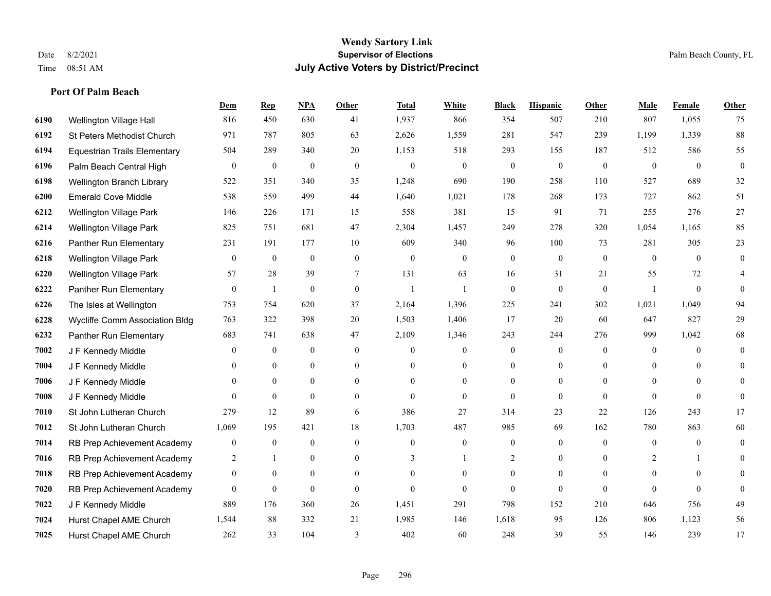# Wendy Sartory Link
## Supervisor of Elections
## July Active Voters by District/Precinct

Date 8/2/2021
Time 08:51 AM

Palm Beach County, FL

### Port Of Palm Beach

| | | Dem | Rep | NPA | Other | Total | White | Black | Hispanic | Other | Male | Female | Other |
|---|---|---|---|---|---|---|---|---|---|---|---|---|---|
| 6190 | Wellington Village Hall | 816 | 450 | 630 | 41 | 1,937 | 866 | 354 | 507 | 210 | 807 | 1,055 | 75 |
| 6192 | St Peters Methodist Church | 971 | 787 | 805 | 63 | 2,626 | 1,559 | 281 | 547 | 239 | 1,199 | 1,339 | 88 |
| 6194 | Equestrian Trails Elementary | 504 | 289 | 340 | 20 | 1,153 | 518 | 293 | 155 | 187 | 512 | 586 | 55 |
| 6196 | Palm Beach Central High | 0 | 0 | 0 | 0 | 0 | 0 | 0 | 0 | 0 | 0 | 0 | 0 |
| 6198 | Wellington Branch Library | 522 | 351 | 340 | 35 | 1,248 | 690 | 190 | 258 | 110 | 527 | 689 | 32 |
| 6200 | Emerald Cove Middle | 538 | 559 | 499 | 44 | 1,640 | 1,021 | 178 | 268 | 173 | 727 | 862 | 51 |
| 6212 | Wellington Village Park | 146 | 226 | 171 | 15 | 558 | 381 | 15 | 91 | 71 | 255 | 276 | 27 |
| 6214 | Wellington Village Park | 825 | 751 | 681 | 47 | 2,304 | 1,457 | 249 | 278 | 320 | 1,054 | 1,165 | 85 |
| 6216 | Panther Run Elementary | 231 | 191 | 177 | 10 | 609 | 340 | 96 | 100 | 73 | 281 | 305 | 23 |
| 6218 | Wellington Village Park | 0 | 0 | 0 | 0 | 0 | 0 | 0 | 0 | 0 | 0 | 0 | 0 |
| 6220 | Wellington Village Park | 57 | 28 | 39 | 7 | 131 | 63 | 16 | 31 | 21 | 55 | 72 | 4 |
| 6222 | Panther Run Elementary | 0 | 1 | 0 | 0 | 1 | 1 | 0 | 0 | 0 | 1 | 0 | 0 |
| 6226 | The Isles at Wellington | 753 | 754 | 620 | 37 | 2,164 | 1,396 | 225 | 241 | 302 | 1,021 | 1,049 | 94 |
| 6228 | Wycliffe Comm Association Bldg | 763 | 322 | 398 | 20 | 1,503 | 1,406 | 17 | 20 | 60 | 647 | 827 | 29 |
| 6232 | Panther Run Elementary | 683 | 741 | 638 | 47 | 2,109 | 1,346 | 243 | 244 | 276 | 999 | 1,042 | 68 |
| 7002 | J F Kennedy Middle | 0 | 0 | 0 | 0 | 0 | 0 | 0 | 0 | 0 | 0 | 0 | 0 |
| 7004 | J F Kennedy Middle | 0 | 0 | 0 | 0 | 0 | 0 | 0 | 0 | 0 | 0 | 0 | 0 |
| 7006 | J F Kennedy Middle | 0 | 0 | 0 | 0 | 0 | 0 | 0 | 0 | 0 | 0 | 0 | 0 |
| 7008 | J F Kennedy Middle | 0 | 0 | 0 | 0 | 0 | 0 | 0 | 0 | 0 | 0 | 0 | 0 |
| 7010 | St John Lutheran Church | 279 | 12 | 89 | 6 | 386 | 27 | 314 | 23 | 22 | 126 | 243 | 17 |
| 7012 | St John Lutheran Church | 1,069 | 195 | 421 | 18 | 1,703 | 487 | 985 | 69 | 162 | 780 | 863 | 60 |
| 7014 | RB Prep Achievement Academy | 0 | 0 | 0 | 0 | 0 | 0 | 0 | 0 | 0 | 0 | 0 | 0 |
| 7016 | RB Prep Achievement Academy | 2 | 1 | 0 | 0 | 3 | 1 | 2 | 0 | 0 | 2 | 1 | 0 |
| 7018 | RB Prep Achievement Academy | 0 | 0 | 0 | 0 | 0 | 0 | 0 | 0 | 0 | 0 | 0 | 0 |
| 7020 | RB Prep Achievement Academy | 0 | 0 | 0 | 0 | 0 | 0 | 0 | 0 | 0 | 0 | 0 | 0 |
| 7022 | J F Kennedy Middle | 889 | 176 | 360 | 26 | 1,451 | 291 | 798 | 152 | 210 | 646 | 756 | 49 |
| 7024 | Hurst Chapel AME Church | 1,544 | 88 | 332 | 21 | 1,985 | 146 | 1,618 | 95 | 126 | 806 | 1,123 | 56 |
| 7025 | Hurst Chapel AME Church | 262 | 33 | 104 | 3 | 402 | 60 | 248 | 39 | 55 | 146 | 239 | 17 |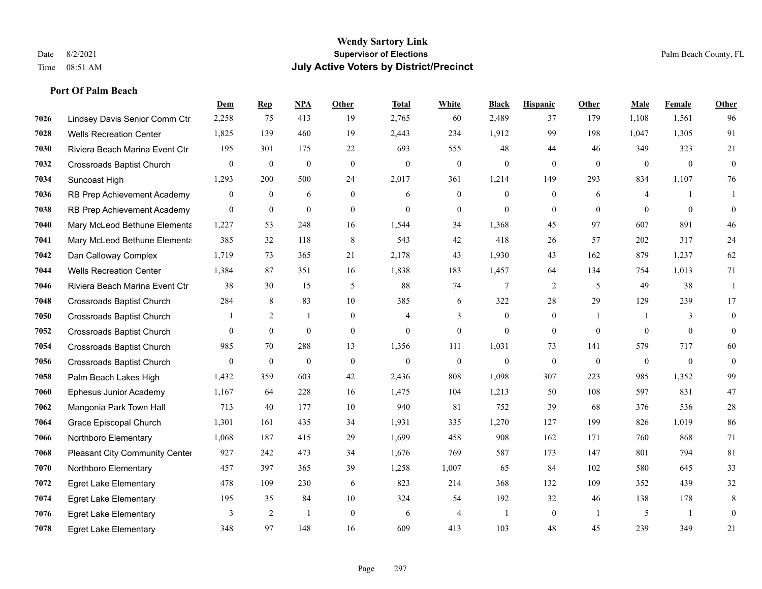**Wendy Sartory Link**
**Supervisor of Elections**
**July Active Voters by District/Precinct**

Date 8/2/2021
Time 08:51 AM

Palm Beach County, FL

### Port Of Palm Beach

| | | Dem | Rep | NPA | Other | Total | White | Black | Hispanic | Other | Male | Female | Other |
|---|---|---|---|---|---|---|---|---|---|---|---|---|---|
| 7026 | Lindsey Davis Senior Comm Ctr | 2,258 | 75 | 413 | 19 | 2,765 | 60 | 2,489 | 37 | 179 | 1,108 | 1,561 | 96 |
| 7028 | Wells Recreation Center | 1,825 | 139 | 460 | 19 | 2,443 | 234 | 1,912 | 99 | 198 | 1,047 | 1,305 | 91 |
| 7030 | Riviera Beach Marina Event Ctr | 195 | 301 | 175 | 22 | 693 | 555 | 48 | 44 | 46 | 349 | 323 | 21 |
| 7032 | Crossroads Baptist Church | 0 | 0 | 0 | 0 | 0 | 0 | 0 | 0 | 0 | 0 | 0 | 0 |
| 7034 | Suncoast High | 1,293 | 200 | 500 | 24 | 2,017 | 361 | 1,214 | 149 | 293 | 834 | 1,107 | 76 |
| 7036 | RB Prep Achievement Academy | 0 | 0 | 6 | 0 | 6 | 0 | 0 | 0 | 6 | 4 | 1 | 1 |
| 7038 | RB Prep Achievement Academy | 0 | 0 | 0 | 0 | 0 | 0 | 0 | 0 | 0 | 0 | 0 | 0 |
| 7040 | Mary McLeod Bethune Elementa | 1,227 | 53 | 248 | 16 | 1,544 | 34 | 1,368 | 45 | 97 | 607 | 891 | 46 |
| 7041 | Mary McLeod Bethune Elementa | 385 | 32 | 118 | 8 | 543 | 42 | 418 | 26 | 57 | 202 | 317 | 24 |
| 7042 | Dan Calloway Complex | 1,719 | 73 | 365 | 21 | 2,178 | 43 | 1,930 | 43 | 162 | 879 | 1,237 | 62 |
| 7044 | Wells Recreation Center | 1,384 | 87 | 351 | 16 | 1,838 | 183 | 1,457 | 64 | 134 | 754 | 1,013 | 71 |
| 7046 | Riviera Beach Marina Event Ctr | 38 | 30 | 15 | 5 | 88 | 74 | 7 | 2 | 5 | 49 | 38 | 1 |
| 7048 | Crossroads Baptist Church | 284 | 8 | 83 | 10 | 385 | 6 | 322 | 28 | 29 | 129 | 239 | 17 |
| 7050 | Crossroads Baptist Church | 1 | 2 | 1 | 0 | 4 | 3 | 0 | 0 | 1 | 1 | 3 | 0 |
| 7052 | Crossroads Baptist Church | 0 | 0 | 0 | 0 | 0 | 0 | 0 | 0 | 0 | 0 | 0 | 0 |
| 7054 | Crossroads Baptist Church | 985 | 70 | 288 | 13 | 1,356 | 111 | 1,031 | 73 | 141 | 579 | 717 | 60 |
| 7056 | Crossroads Baptist Church | 0 | 0 | 0 | 0 | 0 | 0 | 0 | 0 | 0 | 0 | 0 | 0 |
| 7058 | Palm Beach Lakes High | 1,432 | 359 | 603 | 42 | 2,436 | 808 | 1,098 | 307 | 223 | 985 | 1,352 | 99 |
| 7060 | Ephesus Junior Academy | 1,167 | 64 | 228 | 16 | 1,475 | 104 | 1,213 | 50 | 108 | 597 | 831 | 47 |
| 7062 | Mangonia Park Town Hall | 713 | 40 | 177 | 10 | 940 | 81 | 752 | 39 | 68 | 376 | 536 | 28 |
| 7064 | Grace Episcopal Church | 1,301 | 161 | 435 | 34 | 1,931 | 335 | 1,270 | 127 | 199 | 826 | 1,019 | 86 |
| 7066 | Northboro Elementary | 1,068 | 187 | 415 | 29 | 1,699 | 458 | 908 | 162 | 171 | 760 | 868 | 71 |
| 7068 | Pleasant City Community Center | 927 | 242 | 473 | 34 | 1,676 | 769 | 587 | 173 | 147 | 801 | 794 | 81 |
| 7070 | Northboro Elementary | 457 | 397 | 365 | 39 | 1,258 | 1,007 | 65 | 84 | 102 | 580 | 645 | 33 |
| 7072 | Egret Lake Elementary | 478 | 109 | 230 | 6 | 823 | 214 | 368 | 132 | 109 | 352 | 439 | 32 |
| 7074 | Egret Lake Elementary | 195 | 35 | 84 | 10 | 324 | 54 | 192 | 32 | 46 | 138 | 178 | 8 |
| 7076 | Egret Lake Elementary | 3 | 2 | 1 | 0 | 6 | 4 | 1 | 0 | 1 | 5 | 1 | 0 |
| 7078 | Egret Lake Elementary | 348 | 97 | 148 | 16 | 609 | 413 | 103 | 48 | 45 | 239 | 349 | 21 |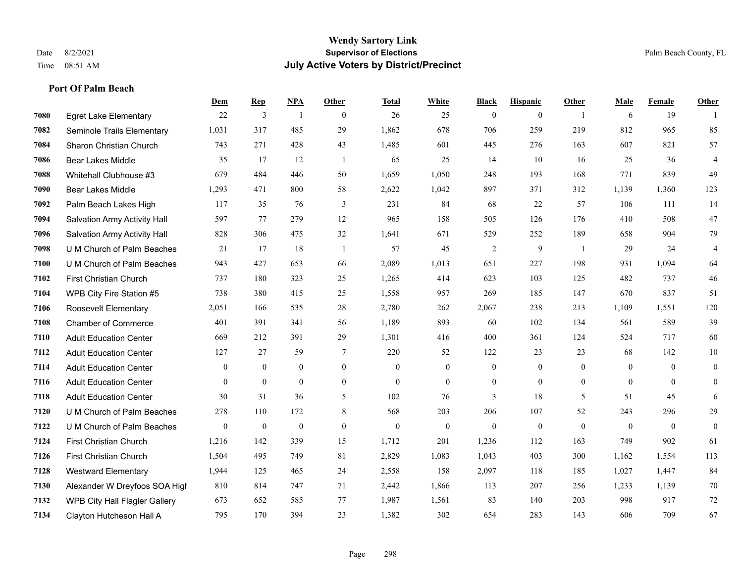# Wendy Sartory Link
## Supervisor of Elections
## July Active Voters by District/Precinct

Date 8/2/2021
Time 08:51 AM

Palm Beach County, FL

### Port Of Palm Beach

| | | Dem | Rep | NPA | Other | Total | White | Black | Hispanic | Other | Male | Female | Other |
|---|---|---|---|---|---|---|---|---|---|---|---|---|---|
| 7080 | Egret Lake Elementary | 22 | 3 | 1 | 0 | 26 | 25 | 0 | 0 | 1 | 6 | 19 | 1 |
| 7082 | Seminole Trails Elementary | 1,031 | 317 | 485 | 29 | 1,862 | 678 | 706 | 259 | 219 | 812 | 965 | 85 |
| 7084 | Sharon Christian Church | 743 | 271 | 428 | 43 | 1,485 | 601 | 445 | 276 | 163 | 607 | 821 | 57 |
| 7086 | Bear Lakes Middle | 35 | 17 | 12 | 1 | 65 | 25 | 14 | 10 | 16 | 25 | 36 | 4 |
| 7088 | Whitehall Clubhouse #3 | 679 | 484 | 446 | 50 | 1,659 | 1,050 | 248 | 193 | 168 | 771 | 839 | 49 |
| 7090 | Bear Lakes Middle | 1,293 | 471 | 800 | 58 | 2,622 | 1,042 | 897 | 371 | 312 | 1,139 | 1,360 | 123 |
| 7092 | Palm Beach Lakes High | 117 | 35 | 76 | 3 | 231 | 84 | 68 | 22 | 57 | 106 | 111 | 14 |
| 7094 | Salvation Army Activity Hall | 597 | 77 | 279 | 12 | 965 | 158 | 505 | 126 | 176 | 410 | 508 | 47 |
| 7096 | Salvation Army Activity Hall | 828 | 306 | 475 | 32 | 1,641 | 671 | 529 | 252 | 189 | 658 | 904 | 79 |
| 7098 | U M Church of Palm Beaches | 21 | 17 | 18 | 1 | 57 | 45 | 2 | 9 | 1 | 29 | 24 | 4 |
| 7100 | U M Church of Palm Beaches | 943 | 427 | 653 | 66 | 2,089 | 1,013 | 651 | 227 | 198 | 931 | 1,094 | 64 |
| 7102 | First Christian Church | 737 | 180 | 323 | 25 | 1,265 | 414 | 623 | 103 | 125 | 482 | 737 | 46 |
| 7104 | WPB City Fire Station #5 | 738 | 380 | 415 | 25 | 1,558 | 957 | 269 | 185 | 147 | 670 | 837 | 51 |
| 7106 | Roosevelt Elementary | 2,051 | 166 | 535 | 28 | 2,780 | 262 | 2,067 | 238 | 213 | 1,109 | 1,551 | 120 |
| 7108 | Chamber of Commerce | 401 | 391 | 341 | 56 | 1,189 | 893 | 60 | 102 | 134 | 561 | 589 | 39 |
| 7110 | Adult Education Center | 669 | 212 | 391 | 29 | 1,301 | 416 | 400 | 361 | 124 | 524 | 717 | 60 |
| 7112 | Adult Education Center | 127 | 27 | 59 | 7 | 220 | 52 | 122 | 23 | 23 | 68 | 142 | 10 |
| 7114 | Adult Education Center | 0 | 0 | 0 | 0 | 0 | 0 | 0 | 0 | 0 | 0 | 0 | 0 |
| 7116 | Adult Education Center | 0 | 0 | 0 | 0 | 0 | 0 | 0 | 0 | 0 | 0 | 0 | 0 |
| 7118 | Adult Education Center | 30 | 31 | 36 | 5 | 102 | 76 | 3 | 18 | 5 | 51 | 45 | 6 |
| 7120 | U M Church of Palm Beaches | 278 | 110 | 172 | 8 | 568 | 203 | 206 | 107 | 52 | 243 | 296 | 29 |
| 7122 | U M Church of Palm Beaches | 0 | 0 | 0 | 0 | 0 | 0 | 0 | 0 | 0 | 0 | 0 | 0 |
| 7124 | First Christian Church | 1,216 | 142 | 339 | 15 | 1,712 | 201 | 1,236 | 112 | 163 | 749 | 902 | 61 |
| 7126 | First Christian Church | 1,504 | 495 | 749 | 81 | 2,829 | 1,083 | 1,043 | 403 | 300 | 1,162 | 1,554 | 113 |
| 7128 | Westward Elementary | 1,944 | 125 | 465 | 24 | 2,558 | 158 | 2,097 | 118 | 185 | 1,027 | 1,447 | 84 |
| 7130 | Alexander W Dreyfoos SOA High | 810 | 814 | 747 | 71 | 2,442 | 1,866 | 113 | 207 | 256 | 1,233 | 1,139 | 70 |
| 7132 | WPB City Hall Flagler Gallery | 673 | 652 | 585 | 77 | 1,987 | 1,561 | 83 | 140 | 203 | 998 | 917 | 72 |
| 7134 | Clayton Hutcheson Hall A | 795 | 170 | 394 | 23 | 1,382 | 302 | 654 | 283 | 143 | 606 | 709 | 67 |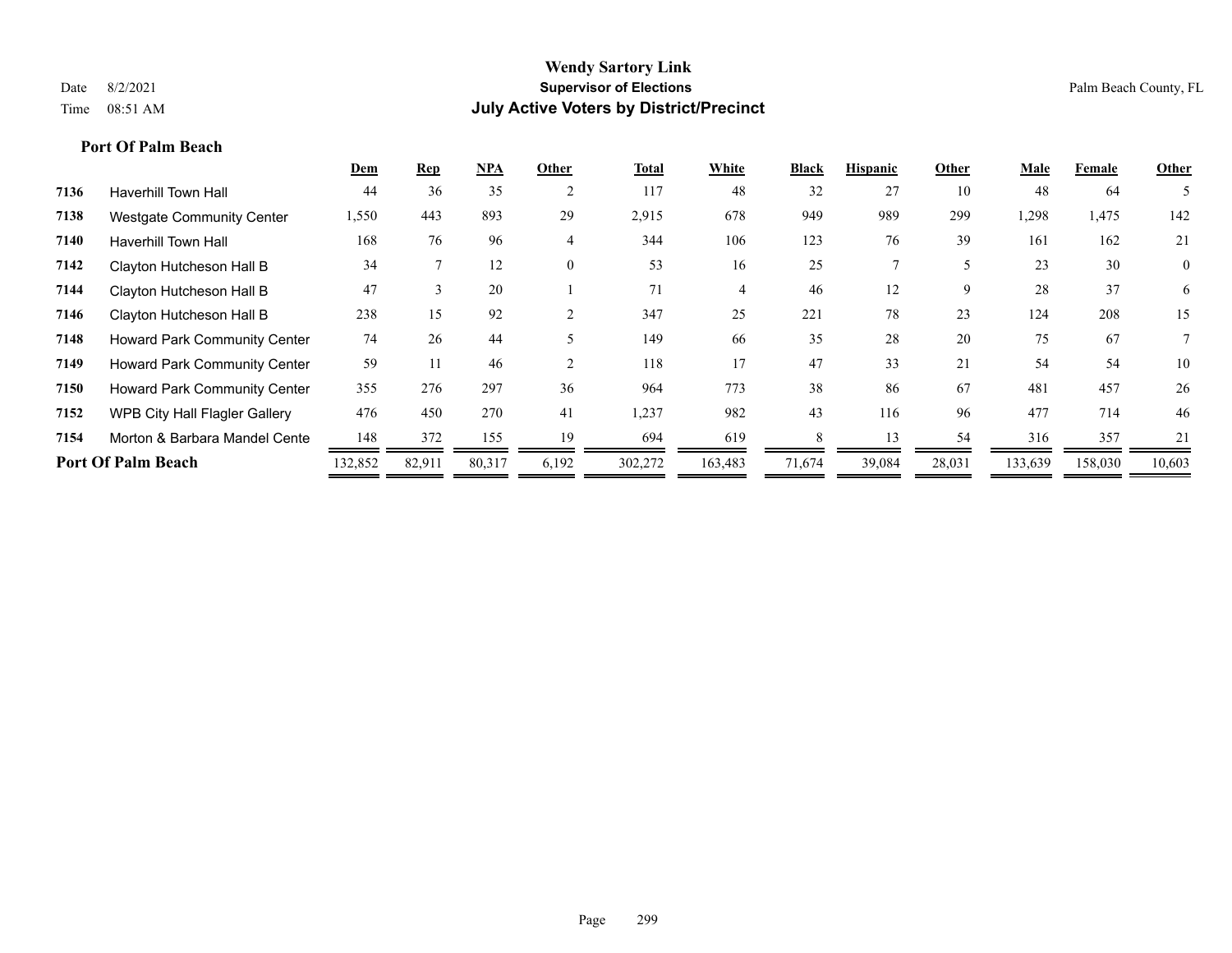# Wendy Sartory Link
## Supervisor of Elections
## July Active Voters by District/Precinct

Date 8/2/2021
Time 08:51 AM

Palm Beach County, FL

### Port Of Palm Beach

| | | Dem | Rep | NPA | Other | Total | White | Black | Hispanic | Other | Male | Female | Other |
|---|---|---|---|---|---|---|---|---|---|---|---|---|---|
| 7136 | Haverhill Town Hall | 44 | 36 | 35 | 2 | 117 | 48 | 32 | 27 | 10 | 48 | 64 | 5 |
| 7138 | Westgate Community Center | 1,550 | 443 | 893 | 29 | 2,915 | 678 | 949 | 989 | 299 | 1,298 | 1,475 | 142 |
| 7140 | Haverhill Town Hall | 168 | 76 | 96 | 4 | 344 | 106 | 123 | 76 | 39 | 161 | 162 | 21 |
| 7142 | Clayton Hutcheson Hall B | 34 | 7 | 12 | 0 | 53 | 16 | 25 | 7 | 5 | 23 | 30 | 0 |
| 7144 | Clayton Hutcheson Hall B | 47 | 3 | 20 | 1 | 71 | 4 | 46 | 12 | 9 | 28 | 37 | 6 |
| 7146 | Clayton Hutcheson Hall B | 238 | 15 | 92 | 2 | 347 | 25 | 221 | 78 | 23 | 124 | 208 | 15 |
| 7148 | Howard Park Community Center | 74 | 26 | 44 | 5 | 149 | 66 | 35 | 28 | 20 | 75 | 67 | 7 |
| 7149 | Howard Park Community Center | 59 | 11 | 46 | 2 | 118 | 17 | 47 | 33 | 21 | 54 | 54 | 10 |
| 7150 | Howard Park Community Center | 355 | 276 | 297 | 36 | 964 | 773 | 38 | 86 | 67 | 481 | 457 | 26 |
| 7152 | WPB City Hall Flagler Gallery | 476 | 450 | 270 | 41 | 1,237 | 982 | 43 | 116 | 96 | 477 | 714 | 46 |
| 7154 | Morton & Barbara Mandel Cente | 148 | 372 | 155 | 19 | 694 | 619 | 8 | 13 | 54 | 316 | 357 | 21 |
| **Port Of Palm Beach** | | 132,852 | 82,911 | 80,317 | 6,192 | 302,272 | 163,483 | 71,674 | 39,084 | 28,031 | 133,639 | 158,030 | 10,603 |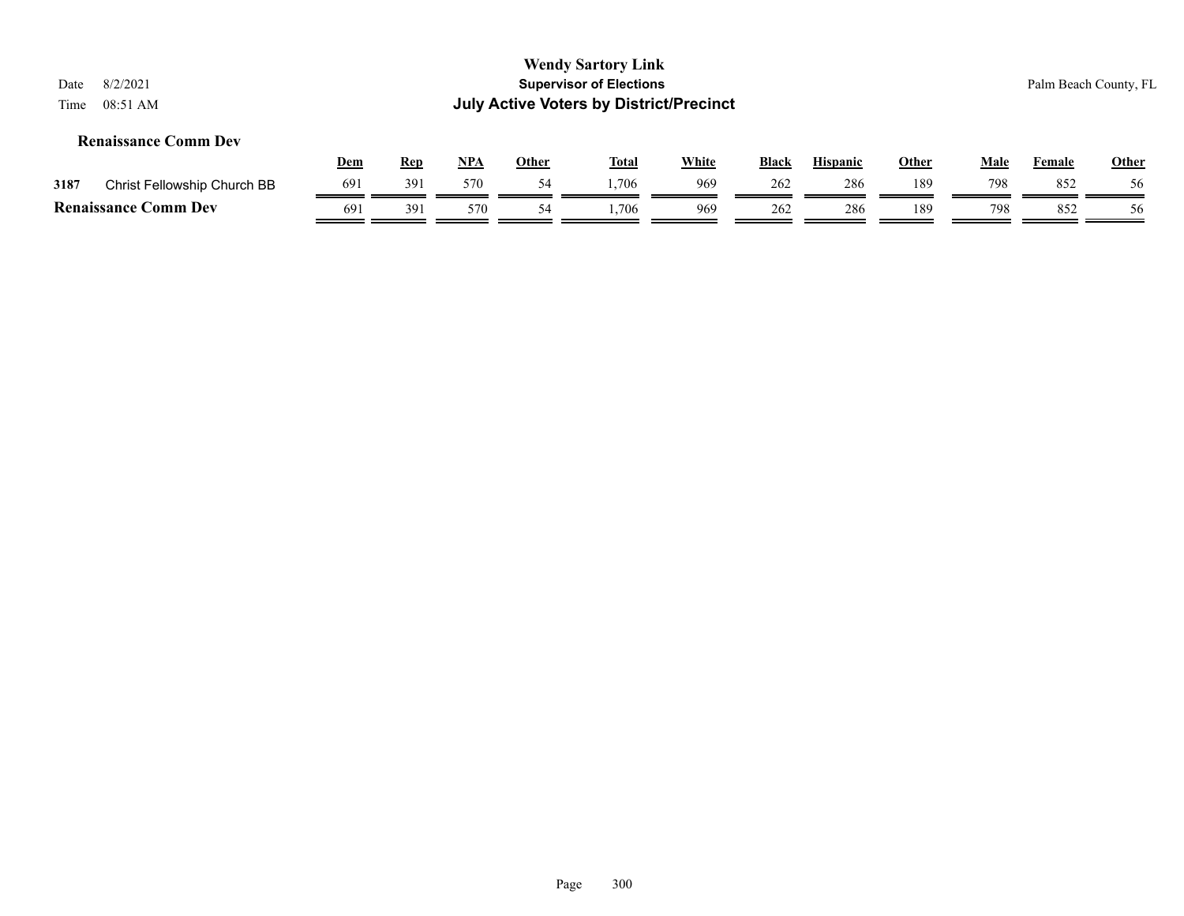# Wendy Sartory Link
## Supervisor of Elections
## July Active Voters by District/Precinct

Date 8/2/2021
Time 08:51 AM

Palm Beach County, FL

### Renaissance Comm Dev

| | | Dem | Rep | NPA | Other | Total | White | Black | Hispanic | Other | Male | Female | Other |
|---|---|---|---|---|---|---|---|---|---|---|---|---|---|
| 3187 | Christ Fellowship Church BB | 691 | 391 | 570 | 54 | 1,706 | 969 | 262 | 286 | 189 | 798 | 852 | 56 |
| **Renaissance Comm Dev** | | 691 | 391 | 570 | 54 | 1,706 | 969 | 262 | 286 | 189 | 798 | 852 | 56 |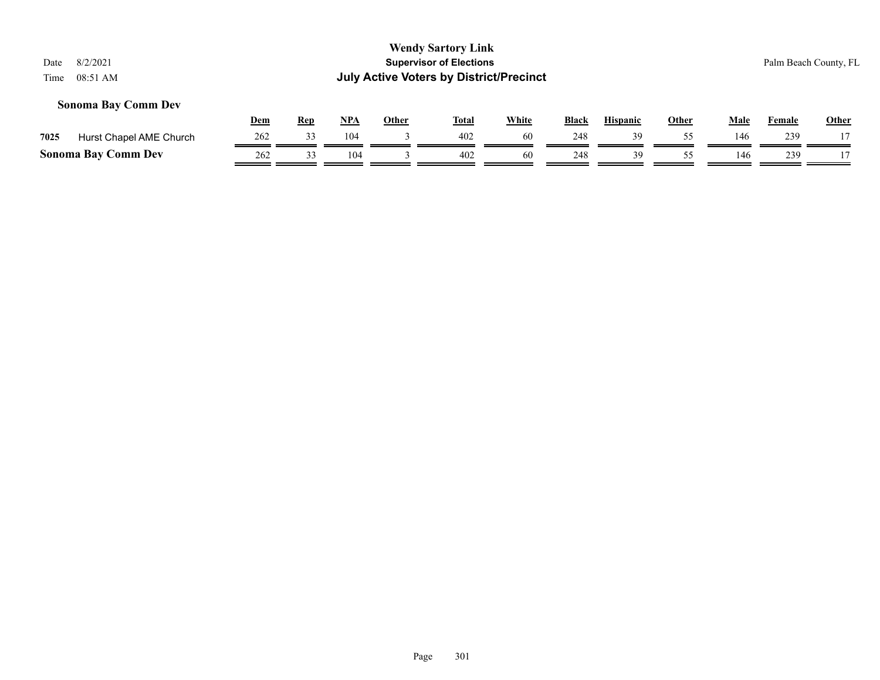**Wendy Sartory Link**
**Supervisor of Elections**
**July Active Voters by District/Precinct**

Date 8/2/2021
Time 08:51 AM

Palm Beach County, FL

### Sonoma Bay Comm Dev

| | | Dem | Rep | NPA | Other | Total | White | Black | Hispanic | Other | Male | Female | Other |
|---|---|---|---|---|---|---|---|---|---|---|---|---|---|
| **7025** | Hurst Chapel AME Church | 262 | 33 | 104 | 3 | 402 | 60 | 248 | 39 | 55 | 146 | 239 | 17 |
| **Sonoma Bay Comm Dev** | | 262 | 33 | 104 | 3 | 402 | 60 | 248 | 39 | 55 | 146 | 239 | 17 |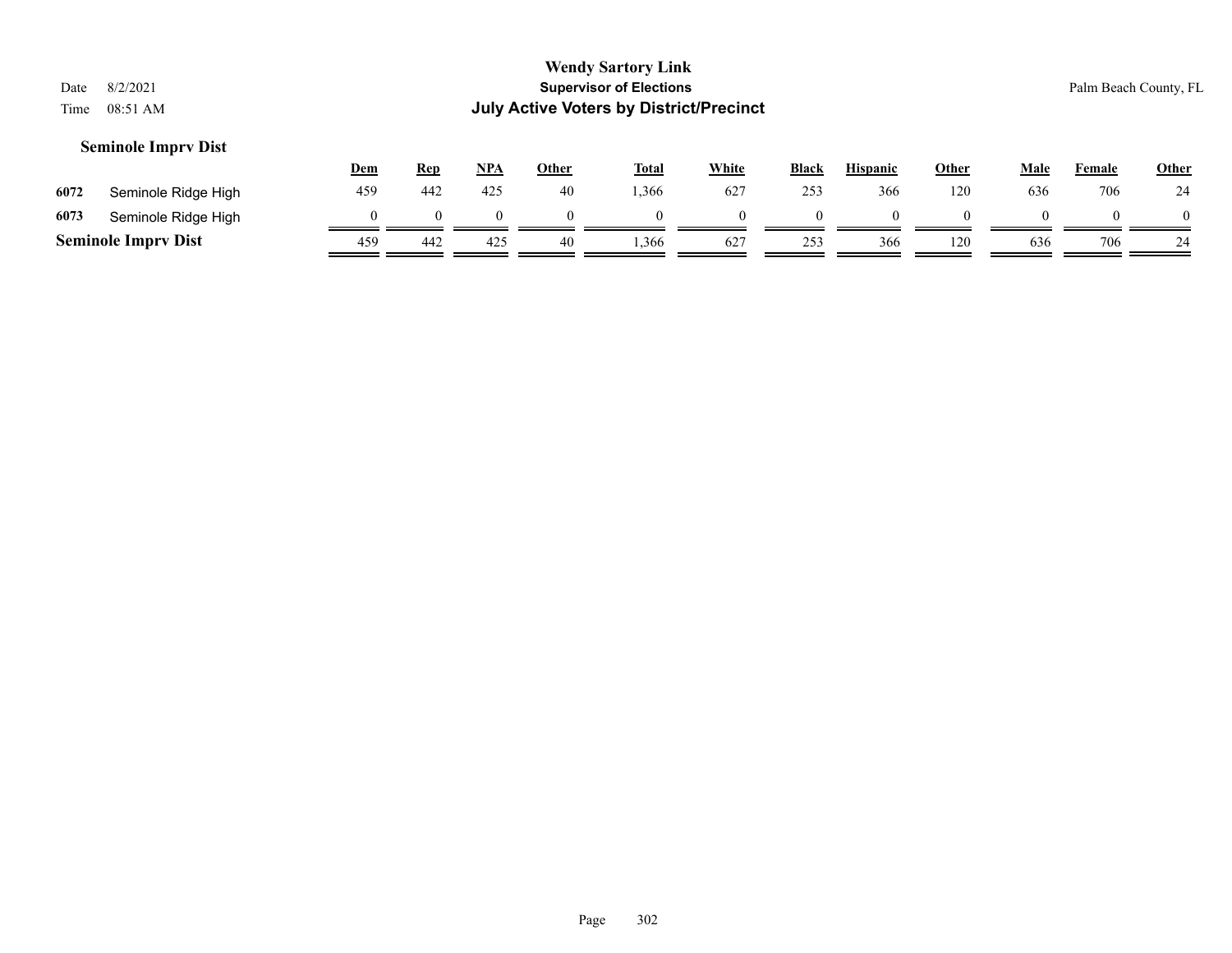**Wendy Sartory Link**
**Supervisor of Elections**
**July Active Voters by District/Precinct**

Date 8/2/2021
Time 08:51 AM

Palm Beach County, FL

## Seminole Imprv Dist

| | | Dem | Rep | NPA | Other | Total | White | Black | Hispanic | Other | Male | Female | Other |
|---|---|---|---|---|---|---|---|---|---|---|---|---|---|
| 6072 | Seminole Ridge High | 459 | 442 | 425 | 40 | 1,366 | 627 | 253 | 366 | 120 | 636 | 706 | 24 |
| 6073 | Seminole Ridge High | 0 | 0 | 0 | 0 | 0 | 0 | 0 | 0 | 0 | 0 | 0 | 0 |
| **Seminole Imprv Dist** | | 459 | 442 | 425 | 40 | 1,366 | 627 | 253 | 366 | 120 | 636 | 706 | 24 |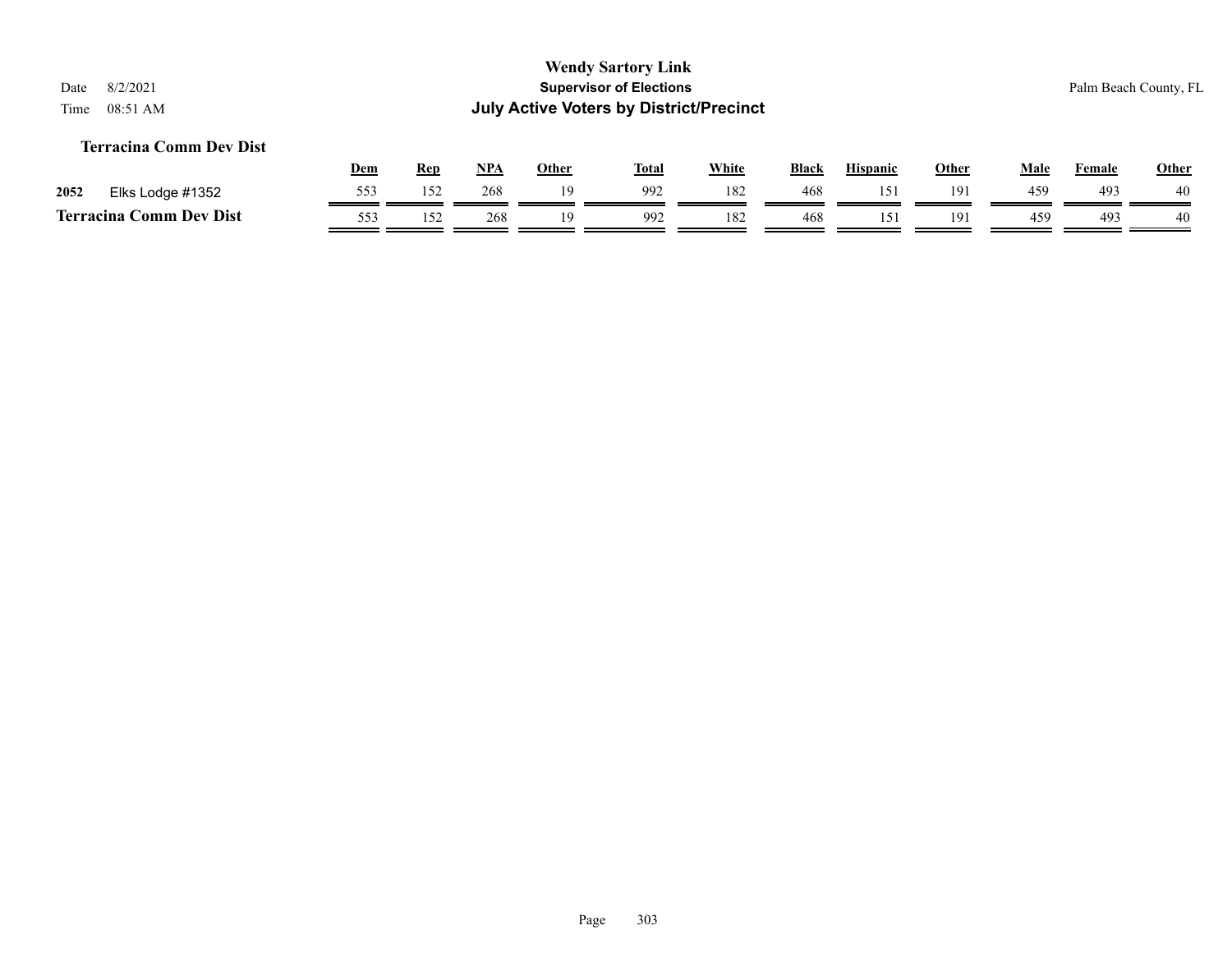# Wendy Sartory Link

## Supervisor of Elections

## July Active Voters by District/Precinct

Date 8/2/2021

Time 08:51 AM

Palm Beach County, FL

### Terracina Comm Dev Dist

| | | Dem | Rep | NPA | Other | Total | White | Black | Hispanic | Other | Male | Female | Other |
|---|---|---|---|---|---|---|---|---|---|---|---|---|---|
| 2052 | Elks Lodge #1352 | 553 | 152 | 268 | 19 | 992 | 182 | 468 | 151 | 191 | 459 | 493 | 40 |
| **Terracina Comm Dev Dist** | | 553 | 152 | 268 | 19 | 992 | 182 | 468 | 151 | 191 | 459 | 493 | 40 |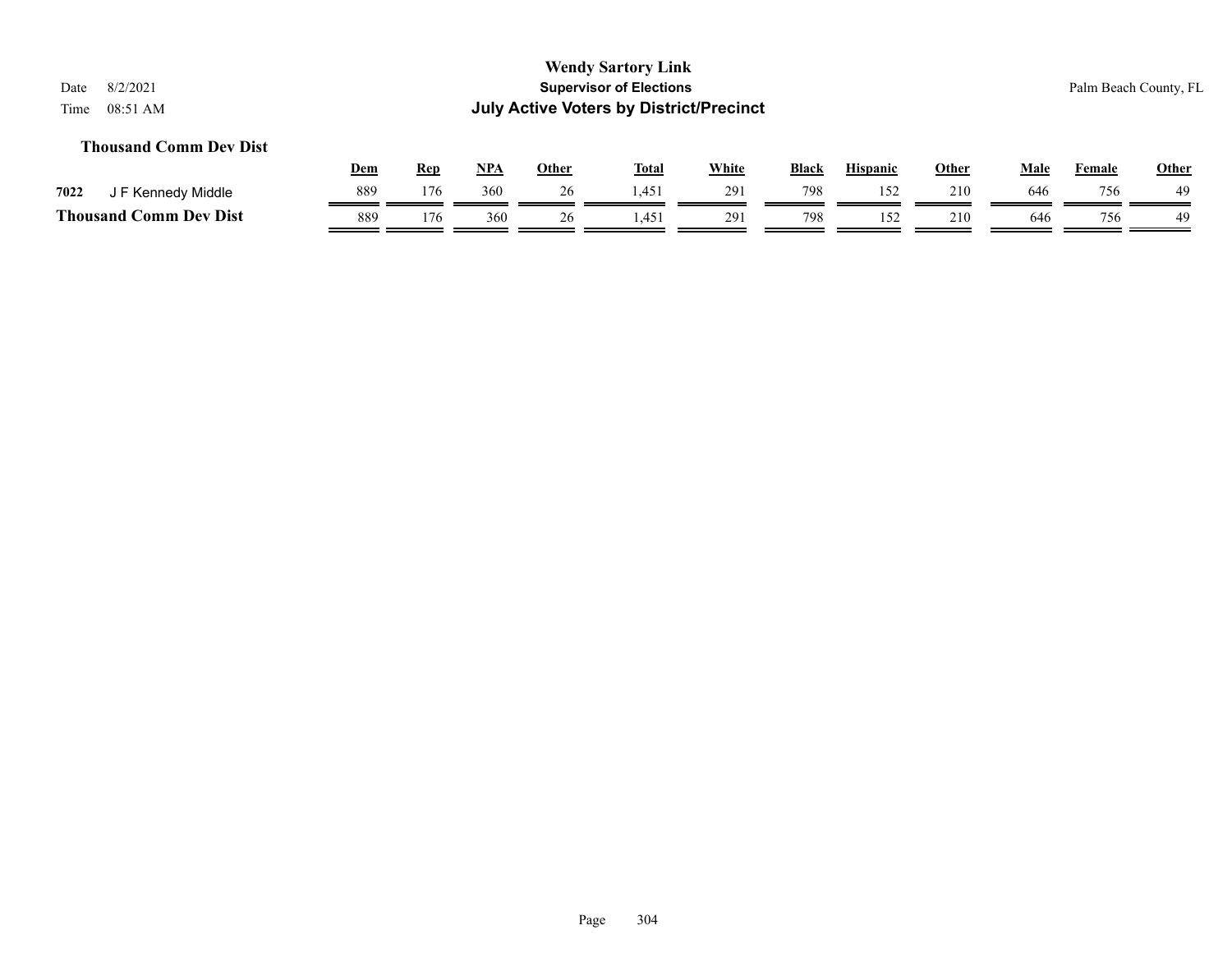### Thousand Comm Dev Dist

| | Dem | Rep | NPA | Other | Total | White | Black | Hispanic | Other | Male | Female | Other |
|---|---|---|---|---|---|---|---|---|---|---|---|---|
| **7022** J F Kennedy Middle | 889 | 176 | 360 | 26 | 1,451 | 291 | 798 | 152 | 210 | 646 | 756 | 49 |
| **Thousand Comm Dev Dist** | 889 | 176 | 360 | 26 | 1,451 | 291 | 798 | 152 | 210 | 646 | 756 | 49 |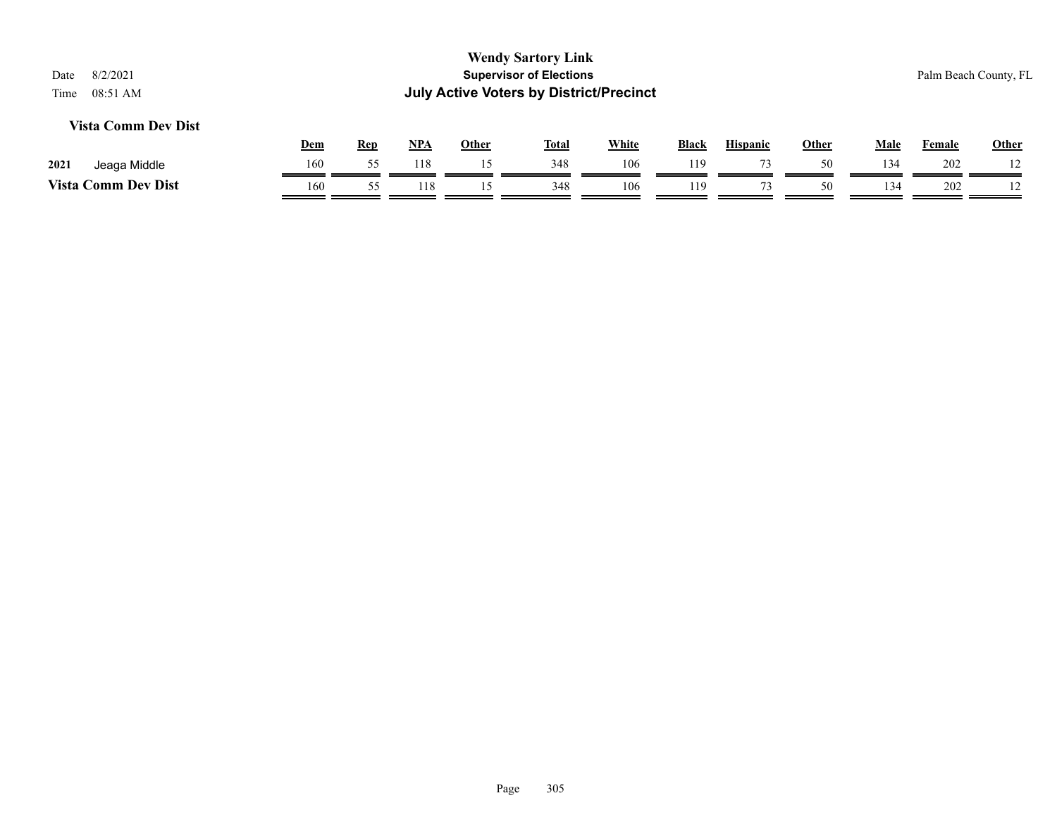**Wendy Sartory Link**
**Supervisor of Elections**
**July Active Voters by District/Precinct**

Date 8/2/2021
Time 08:51 AM

Palm Beach County, FL

### Vista Comm Dev Dist

| | | Dem | Rep | NPA | Other | Total | White | Black | Hispanic | Other | Male | Female | Other |
|---|---|---|---|---|---|---|---|---|---|---|---|---|---|
| 2021 | Jeaga Middle | 160 | 55 | 118 | 15 | 348 | 106 | 119 | 73 | 50 | 134 | 202 | 12 |
| **Vista Comm Dev Dist** | | 160 | 55 | 118 | 15 | 348 | 106 | 119 | 73 | 50 | 134 | 202 | 12 |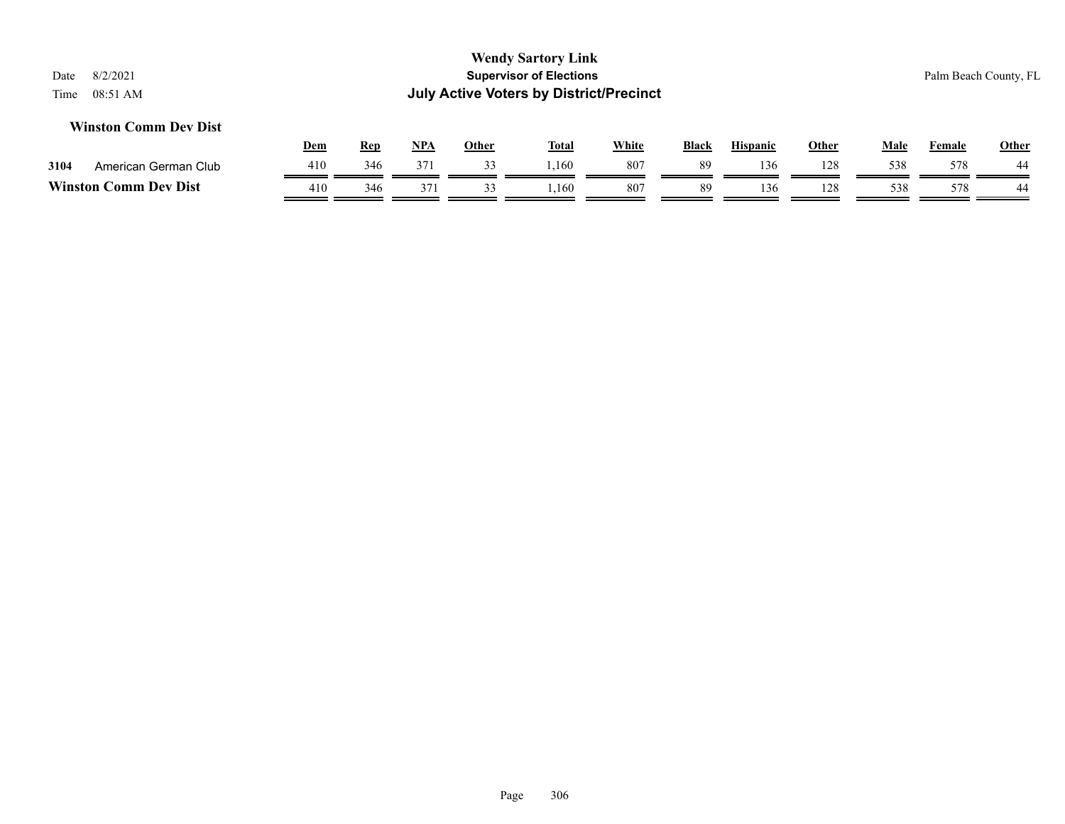**Wendy Sartory Link**
**Supervisor of Elections**
**July Active Voters by District/Precinct**

Date 8/2/2021
Time 08:51 AM

Palm Beach County, FL

### Winston Comm Dev Dist

| | | Dem | Rep | NPA | Other | Total | White | Black | Hispanic | Other | Male | Female | Other |
|---|---|---|---|---|---|---|---|---|---|---|---|---|---|
| 3104 | American German Club | 410 | 346 | 371 | 33 | 1,160 | 807 | 89 | 136 | 128 | 538 | 578 | 44 |
| **Winston Comm Dev Dist** | | 410 | 346 | 371 | 33 | 1,160 | 807 | 89 | 136 | 128 | 538 | 578 | 44 |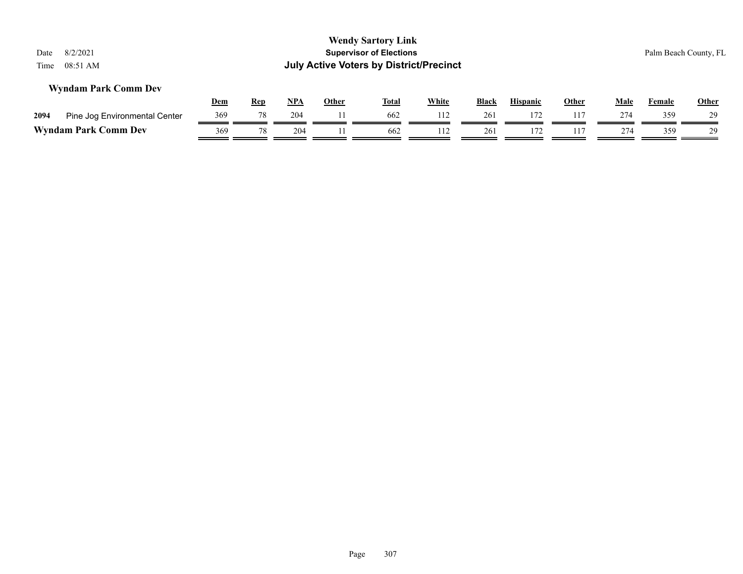## Wyndam Park Comm Dev

| | | Dem | Rep | NPA | Other | Total | White | Black | Hispanic | Other | Male | Female | Other |
|---|---|---|---|---|---|---|---|---|---|---|---|---|---|
| 2094 | Pine Jog Environmental Center | 369 | 78 | 204 | 11 | 662 | 112 | 261 | 172 | 117 | 274 | 359 | 29 |
| **Wyndam Park Comm Dev** | | 369 | 78 | 204 | 11 | 662 | 112 | 261 | 172 | 117 | 274 | 359 | 29 |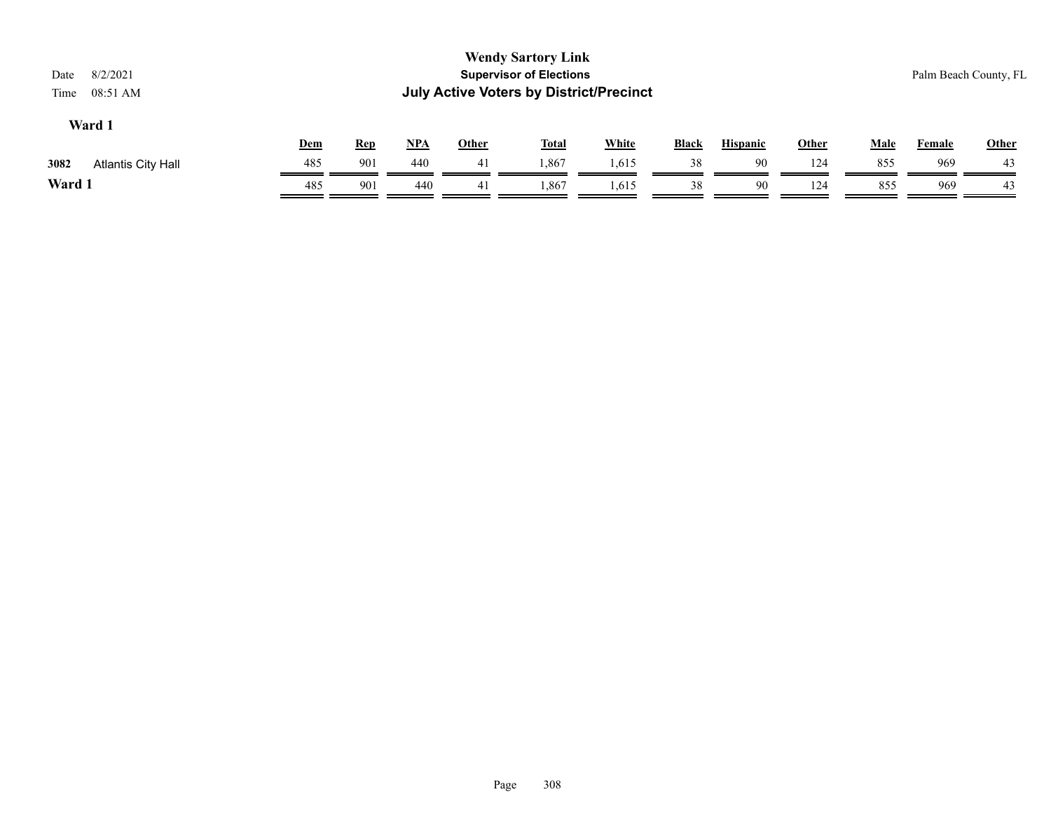# Wendy Sartory Link

## Supervisor of Elections

## July Active Voters by District/Precinct

Date 8/2/2021
Time 08:51 AM

Palm Beach County, FL

### Ward 1

| | | Dem | Rep | NPA | Other | Total | White | Black | Hispanic | Other | Male | Female | Other |
|---|---|---|---|---|---|---|---|---|---|---|---|---|---|
| 3082 | Atlantis City Hall | 485 | 901 | 440 | 41 | 1,867 | 1,615 | 38 | 90 | 124 | 855 | 969 | 43 |
| **Ward 1** | | 485 | 901 | 440 | 41 | 1,867 | 1,615 | 38 | 90 | 124 | 855 | 969 | 43 |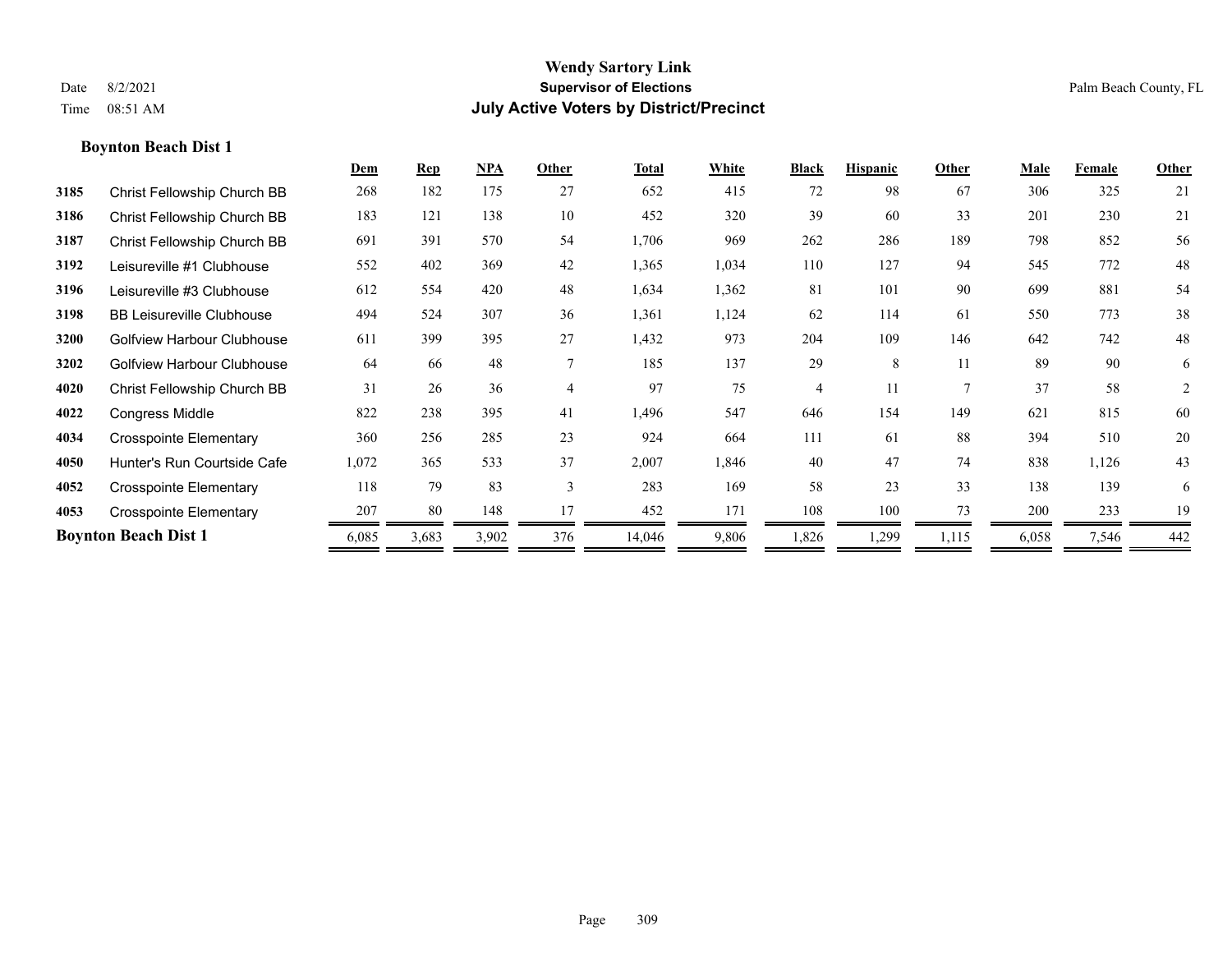**Wendy Sartory Link**
**Supervisor of Elections**
**July Active Voters by District/Precinct**

Date 8/2/2021
Time 08:51 AM

Palm Beach County, FL

### Boynton Beach Dist 1

| | | Dem | Rep | NPA | Other | Total | White | Black | Hispanic | Other | Male | Female | Other |
|---|---|---|---|---|---|---|---|---|---|---|---|---|---|
| 3185 | Christ Fellowship Church BB | 268 | 182 | 175 | 27 | 652 | 415 | 72 | 98 | 67 | 306 | 325 | 21 |
| 3186 | Christ Fellowship Church BB | 183 | 121 | 138 | 10 | 452 | 320 | 39 | 60 | 33 | 201 | 230 | 21 |
| 3187 | Christ Fellowship Church BB | 691 | 391 | 570 | 54 | 1,706 | 969 | 262 | 286 | 189 | 798 | 852 | 56 |
| 3192 | Leisureville #1 Clubhouse | 552 | 402 | 369 | 42 | 1,365 | 1,034 | 110 | 127 | 94 | 545 | 772 | 48 |
| 3196 | Leisureville #3 Clubhouse | 612 | 554 | 420 | 48 | 1,634 | 1,362 | 81 | 101 | 90 | 699 | 881 | 54 |
| 3198 | BB Leisureville Clubhouse | 494 | 524 | 307 | 36 | 1,361 | 1,124 | 62 | 114 | 61 | 550 | 773 | 38 |
| 3200 | Golfview Harbour Clubhouse | 611 | 399 | 395 | 27 | 1,432 | 973 | 204 | 109 | 146 | 642 | 742 | 48 |
| 3202 | Golfview Harbour Clubhouse | 64 | 66 | 48 | 7 | 185 | 137 | 29 | 8 | 11 | 89 | 90 | 6 |
| 4020 | Christ Fellowship Church BB | 31 | 26 | 36 | 4 | 97 | 75 | 4 | 11 | 7 | 37 | 58 | 2 |
| 4022 | Congress Middle | 822 | 238 | 395 | 41 | 1,496 | 547 | 646 | 154 | 149 | 621 | 815 | 60 |
| 4034 | Crosspointe Elementary | 360 | 256 | 285 | 23 | 924 | 664 | 111 | 61 | 88 | 394 | 510 | 20 |
| 4050 | Hunter's Run Courtside Cafe | 1,072 | 365 | 533 | 37 | 2,007 | 1,846 | 40 | 47 | 74 | 838 | 1,126 | 43 |
| 4052 | Crosspointe Elementary | 118 | 79 | 83 | 3 | 283 | 169 | 58 | 23 | 33 | 138 | 139 | 6 |
| 4053 | Crosspointe Elementary | 207 | 80 | 148 | 17 | 452 | 171 | 108 | 100 | 73 | 200 | 233 | 19 |
| **Boynton Beach Dist 1** | | 6,085 | 3,683 | 3,902 | 376 | 14,046 | 9,806 | 1,826 | 1,299 | 1,115 | 6,058 | 7,546 | 442 |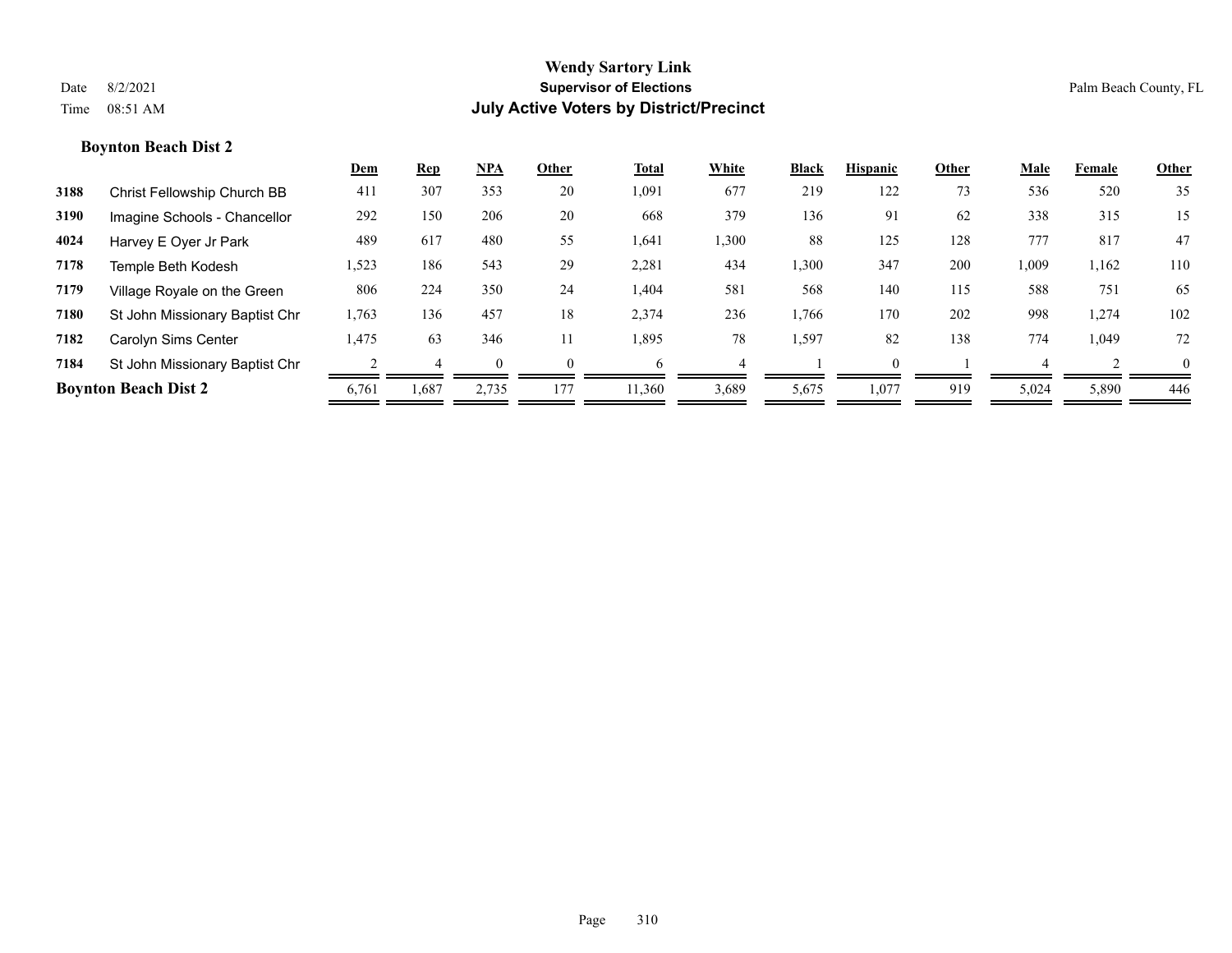**Wendy Sartory Link**
**Supervisor of Elections**
**July Active Voters by District/Precinct**

Date 8/2/2021
Time 08:51 AM
Palm Beach County, FL

### Boynton Beach Dist 2

| | | Dem | Rep | NPA | Other | Total | White | Black | Hispanic | Other | Male | Female | Other |
|---|---|---|---|---|---|---|---|---|---|---|---|---|---|
| 3188 | Christ Fellowship Church BB | 411 | 307 | 353 | 20 | 1,091 | 677 | 219 | 122 | 73 | 536 | 520 | 35 |
| 3190 | Imagine Schools - Chancellor | 292 | 150 | 206 | 20 | 668 | 379 | 136 | 91 | 62 | 338 | 315 | 15 |
| 4024 | Harvey E Oyer Jr Park | 489 | 617 | 480 | 55 | 1,641 | 1,300 | 88 | 125 | 128 | 777 | 817 | 47 |
| 7178 | Temple Beth Kodesh | 1,523 | 186 | 543 | 29 | 2,281 | 434 | 1,300 | 347 | 200 | 1,009 | 1,162 | 110 |
| 7179 | Village Royale on the Green | 806 | 224 | 350 | 24 | 1,404 | 581 | 568 | 140 | 115 | 588 | 751 | 65 |
| 7180 | St John Missionary Baptist Chr | 1,763 | 136 | 457 | 18 | 2,374 | 236 | 1,766 | 170 | 202 | 998 | 1,274 | 102 |
| 7182 | Carolyn Sims Center | 1,475 | 63 | 346 | 11 | 1,895 | 78 | 1,597 | 82 | 138 | 774 | 1,049 | 72 |
| 7184 | St John Missionary Baptist Chr | 2 | 4 | 0 | 0 | 6 | 4 | 1 | 0 | 1 | 4 | 2 | 0 |
| **Boynton Beach Dist 2** | | 6,761 | 1,687 | 2,735 | 177 | 11,360 | 3,689 | 5,675 | 1,077 | 919 | 5,024 | 5,890 | 446 |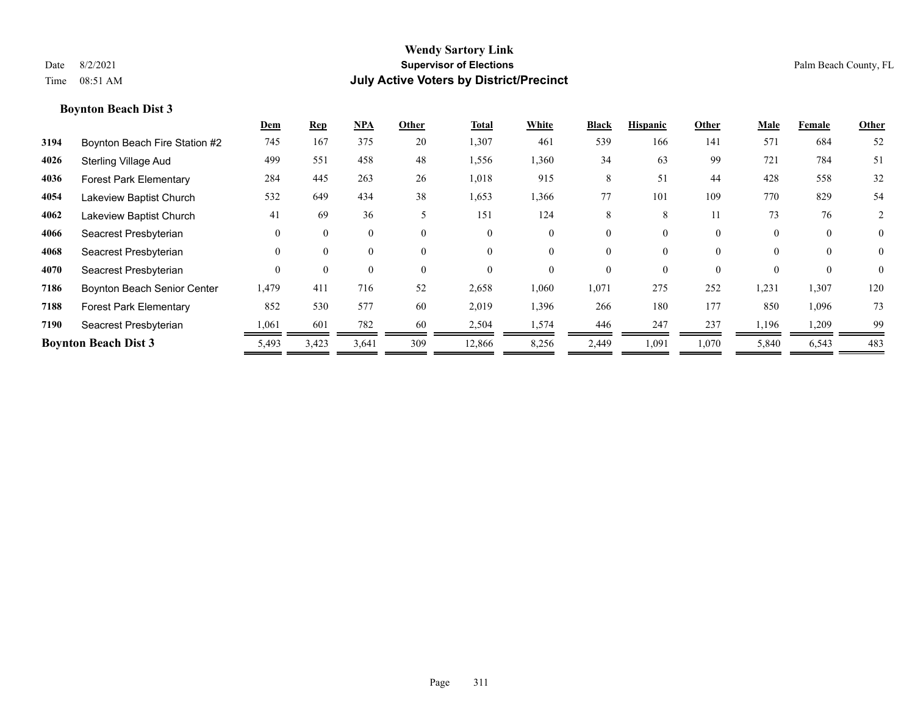# Wendy Sartory Link

**Supervisor of Elections**

**July Active Voters by District/Precinct**

Date 8/2/2021
Time 08:51 AM

Palm Beach County, FL

### Boynton Beach Dist 3

| | | Dem | Rep | NPA | Other | Total | White | Black | Hispanic | Other | Male | Female | Other |
|---|---|---|---|---|---|---|---|---|---|---|---|---|---|
| 3194 | Boynton Beach Fire Station #2 | 745 | 167 | 375 | 20 | 1,307 | 461 | 539 | 166 | 141 | 571 | 684 | 52 |
| 4026 | Sterling Village Aud | 499 | 551 | 458 | 48 | 1,556 | 1,360 | 34 | 63 | 99 | 721 | 784 | 51 |
| 4036 | Forest Park Elementary | 284 | 445 | 263 | 26 | 1,018 | 915 | 8 | 51 | 44 | 428 | 558 | 32 |
| 4054 | Lakeview Baptist Church | 532 | 649 | 434 | 38 | 1,653 | 1,366 | 77 | 101 | 109 | 770 | 829 | 54 |
| 4062 | Lakeview Baptist Church | 41 | 69 | 36 | 5 | 151 | 124 | 8 | 8 | 11 | 73 | 76 | 2 |
| 4066 | Seacrest Presbyterian | 0 | 0 | 0 | 0 | 0 | 0 | 0 | 0 | 0 | 0 | 0 | 0 |
| 4068 | Seacrest Presbyterian | 0 | 0 | 0 | 0 | 0 | 0 | 0 | 0 | 0 | 0 | 0 | 0 |
| 4070 | Seacrest Presbyterian | 0 | 0 | 0 | 0 | 0 | 0 | 0 | 0 | 0 | 0 | 0 | 0 |
| 7186 | Boynton Beach Senior Center | 1,479 | 411 | 716 | 52 | 2,658 | 1,060 | 1,071 | 275 | 252 | 1,231 | 1,307 | 120 |
| 7188 | Forest Park Elementary | 852 | 530 | 577 | 60 | 2,019 | 1,396 | 266 | 180 | 177 | 850 | 1,096 | 73 |
| 7190 | Seacrest Presbyterian | 1,061 | 601 | 782 | 60 | 2,504 | 1,574 | 446 | 247 | 237 | 1,196 | 1,209 | 99 |
| **Boynton Beach Dist 3** | | 5,493 | 3,423 | 3,641 | 309 | 12,866 | 8,256 | 2,449 | 1,091 | 1,070 | 5,840 | 6,543 | 483 |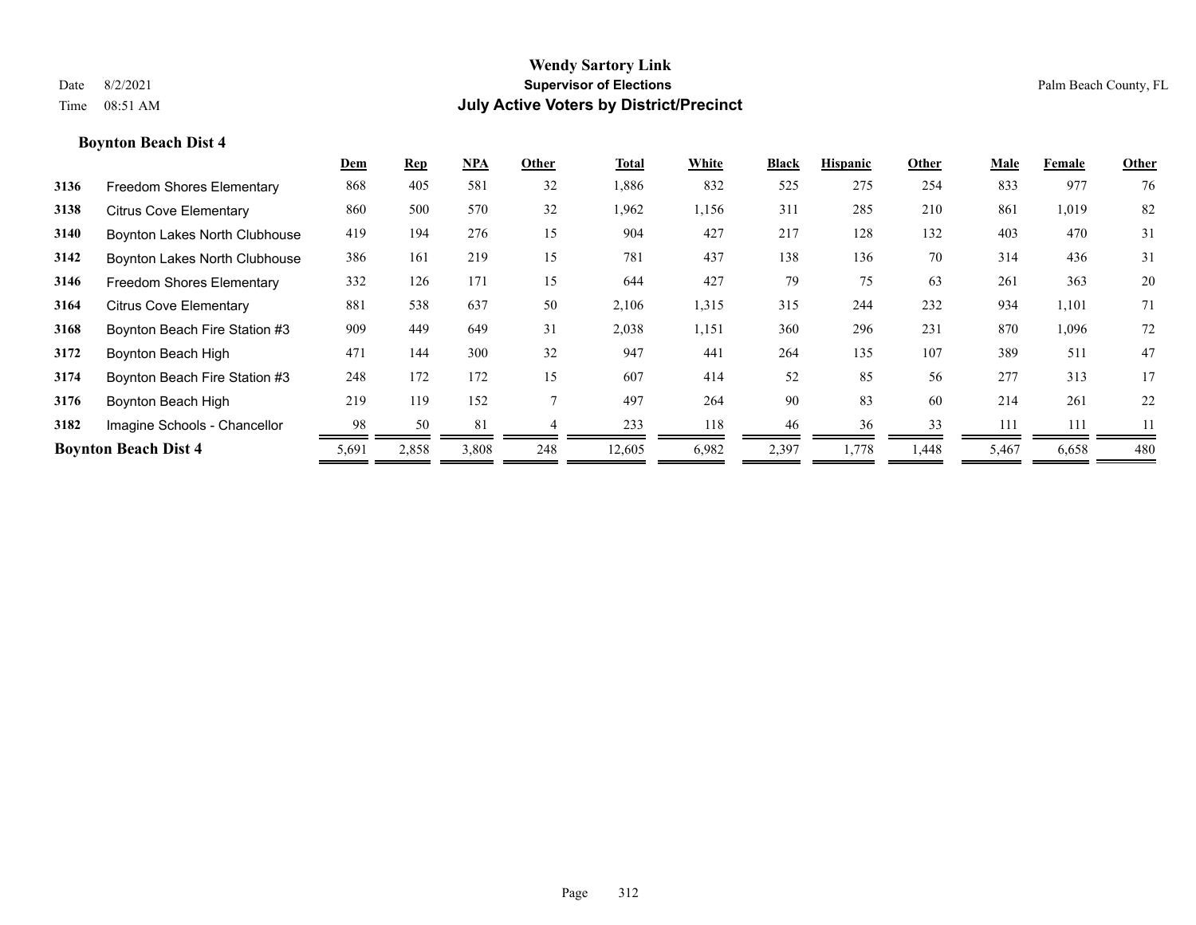# Wendy Sartory Link

## Supervisor of Elections

## July Active Voters by District/Precinct

Date 8/2/2021

Time 08:51 AM

Palm Beach County, FL

### Boynton Beach Dist 4

| | | Dem | Rep | NPA | Other | Total | White | Black | Hispanic | Other | Male | Female | Other |
|---|---|---|---|---|---|---|---|---|---|---|---|---|---|
| 3136 | Freedom Shores Elementary | 868 | 405 | 581 | 32 | 1,886 | 832 | 525 | 275 | 254 | 833 | 977 | 76 |
| 3138 | Citrus Cove Elementary | 860 | 500 | 570 | 32 | 1,962 | 1,156 | 311 | 285 | 210 | 861 | 1,019 | 82 |
| 3140 | Boynton Lakes North Clubhouse | 419 | 194 | 276 | 15 | 904 | 427 | 217 | 128 | 132 | 403 | 470 | 31 |
| 3142 | Boynton Lakes North Clubhouse | 386 | 161 | 219 | 15 | 781 | 437 | 138 | 136 | 70 | 314 | 436 | 31 |
| 3146 | Freedom Shores Elementary | 332 | 126 | 171 | 15 | 644 | 427 | 79 | 75 | 63 | 261 | 363 | 20 |
| 3164 | Citrus Cove Elementary | 881 | 538 | 637 | 50 | 2,106 | 1,315 | 315 | 244 | 232 | 934 | 1,101 | 71 |
| 3168 | Boynton Beach Fire Station #3 | 909 | 449 | 649 | 31 | 2,038 | 1,151 | 360 | 296 | 231 | 870 | 1,096 | 72 |
| 3172 | Boynton Beach High | 471 | 144 | 300 | 32 | 947 | 441 | 264 | 135 | 107 | 389 | 511 | 47 |
| 3174 | Boynton Beach Fire Station #3 | 248 | 172 | 172 | 15 | 607 | 414 | 52 | 85 | 56 | 277 | 313 | 17 |
| 3176 | Boynton Beach High | 219 | 119 | 152 | 7 | 497 | 264 | 90 | 83 | 60 | 214 | 261 | 22 |
| 3182 | Imagine Schools - Chancellor | 98 | 50 | 81 | 4 | 233 | 118 | 46 | 36 | 33 | 111 | 111 | 11 |
| **Boynton Beach Dist 4** | | 5,691 | 2,858 | 3,808 | 248 | 12,605 | 6,982 | 2,397 | 1,778 | 1,448 | 5,467 | 6,658 | 480 |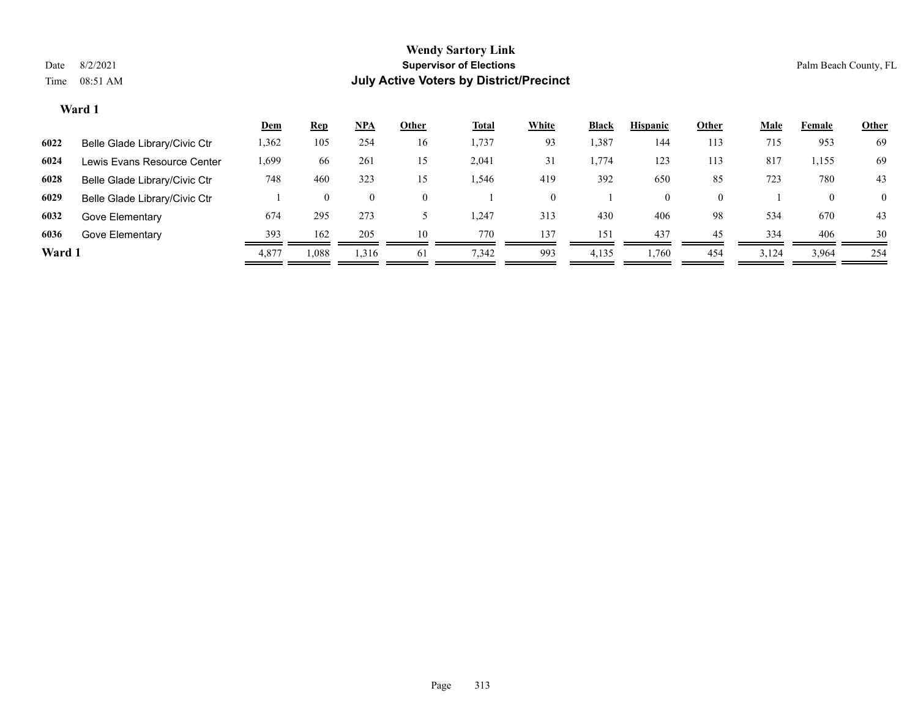# Wendy Sartory Link

**Supervisor of Elections**

**July Active Voters by District/Precinct**

Date 8/2/2021

Time 08:51 AM

Palm Beach County, FL

## Ward 1

| | | Dem | Rep | NPA | Other | Total | White | Black | Hispanic | Other | Male | Female | Other |
|---|---|---|---|---|---|---|---|---|---|---|---|---|---|
| 6022 | Belle Glade Library/Civic Ctr | 1,362 | 105 | 254 | 16 | 1,737 | 93 | 1,387 | 144 | 113 | 715 | 953 | 69 |
| 6024 | Lewis Evans Resource Center | 1,699 | 66 | 261 | 15 | 2,041 | 31 | 1,774 | 123 | 113 | 817 | 1,155 | 69 |
| 6028 | Belle Glade Library/Civic Ctr | 748 | 460 | 323 | 15 | 1,546 | 419 | 392 | 650 | 85 | 723 | 780 | 43 |
| 6029 | Belle Glade Library/Civic Ctr | 1 | 0 | 0 | 0 | 1 | 0 | 1 | 0 | 0 | 1 | 0 | 0 |
| 6032 | Gove Elementary | 674 | 295 | 273 | 5 | 1,247 | 313 | 430 | 406 | 98 | 534 | 670 | 43 |
| 6036 | Gove Elementary | 393 | 162 | 205 | 10 | 770 | 137 | 151 | 437 | 45 | 334 | 406 | 30 |
| **Ward 1** | | 4,877 | 1,088 | 1,316 | 61 | 7,342 | 993 | 4,135 | 1,760 | 454 | 3,124 | 3,964 | 254 |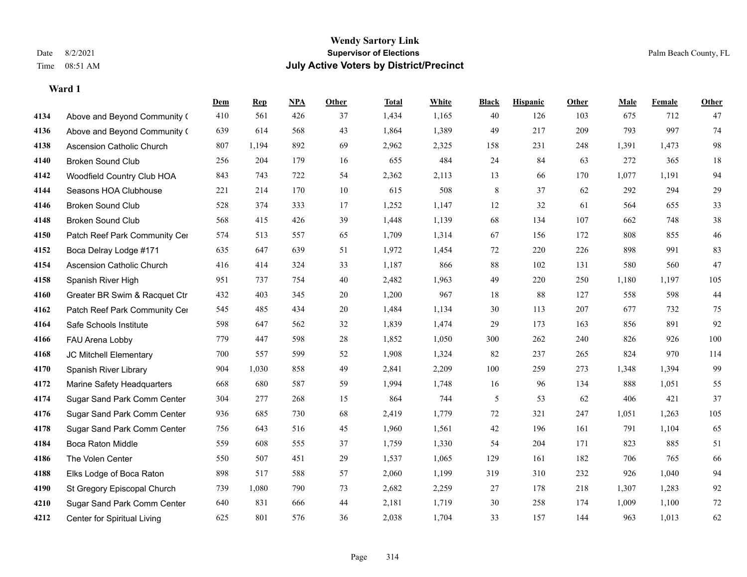# Wendy Sartory Link

**Supervisor of Elections**

**July Active Voters by District/Precinct**

Date 8/2/2021
Time 08:51 AM

Palm Beach County, FL

**Ward 1**

| | | Dem | Rep | NPA | Other | Total | White | Black | Hispanic | Other | Male | Female | Other |
|---|---|---|---|---|---|---|---|---|---|---|---|---|---|
| 4134 | Above and Beyond Community ( | 410 | 561 | 426 | 37 | 1,434 | 1,165 | 40 | 126 | 103 | 675 | 712 | 47 |
| 4136 | Above and Beyond Community ( | 639 | 614 | 568 | 43 | 1,864 | 1,389 | 49 | 217 | 209 | 793 | 997 | 74 |
| 4138 | Ascension Catholic Church | 807 | 1,194 | 892 | 69 | 2,962 | 2,325 | 158 | 231 | 248 | 1,391 | 1,473 | 98 |
| 4140 | Broken Sound Club | 256 | 204 | 179 | 16 | 655 | 484 | 24 | 84 | 63 | 272 | 365 | 18 |
| 4142 | Woodfield Country Club HOA | 843 | 743 | 722 | 54 | 2,362 | 2,113 | 13 | 66 | 170 | 1,077 | 1,191 | 94 |
| 4144 | Seasons HOA Clubhouse | 221 | 214 | 170 | 10 | 615 | 508 | 8 | 37 | 62 | 292 | 294 | 29 |
| 4146 | Broken Sound Club | 528 | 374 | 333 | 17 | 1,252 | 1,147 | 12 | 32 | 61 | 564 | 655 | 33 |
| 4148 | Broken Sound Club | 568 | 415 | 426 | 39 | 1,448 | 1,139 | 68 | 134 | 107 | 662 | 748 | 38 |
| 4150 | Patch Reef Park Community Cer | 574 | 513 | 557 | 65 | 1,709 | 1,314 | 67 | 156 | 172 | 808 | 855 | 46 |
| 4152 | Boca Delray Lodge #171 | 635 | 647 | 639 | 51 | 1,972 | 1,454 | 72 | 220 | 226 | 898 | 991 | 83 |
| 4154 | Ascension Catholic Church | 416 | 414 | 324 | 33 | 1,187 | 866 | 88 | 102 | 131 | 580 | 560 | 47 |
| 4158 | Spanish River High | 951 | 737 | 754 | 40 | 2,482 | 1,963 | 49 | 220 | 250 | 1,180 | 1,197 | 105 |
| 4160 | Greater BR Swim & Racquet Ctr | 432 | 403 | 345 | 20 | 1,200 | 967 | 18 | 88 | 127 | 558 | 598 | 44 |
| 4162 | Patch Reef Park Community Cer | 545 | 485 | 434 | 20 | 1,484 | 1,134 | 30 | 113 | 207 | 677 | 732 | 75 |
| 4164 | Safe Schools Institute | 598 | 647 | 562 | 32 | 1,839 | 1,474 | 29 | 173 | 163 | 856 | 891 | 92 |
| 4166 | FAU Arena Lobby | 779 | 447 | 598 | 28 | 1,852 | 1,050 | 300 | 262 | 240 | 826 | 926 | 100 |
| 4168 | JC Mitchell Elementary | 700 | 557 | 599 | 52 | 1,908 | 1,324 | 82 | 237 | 265 | 824 | 970 | 114 |
| 4170 | Spanish River Library | 904 | 1,030 | 858 | 49 | 2,841 | 2,209 | 100 | 259 | 273 | 1,348 | 1,394 | 99 |
| 4172 | Marine Safety Headquarters | 668 | 680 | 587 | 59 | 1,994 | 1,748 | 16 | 96 | 134 | 888 | 1,051 | 55 |
| 4174 | Sugar Sand Park Comm Center | 304 | 277 | 268 | 15 | 864 | 744 | 5 | 53 | 62 | 406 | 421 | 37 |
| 4176 | Sugar Sand Park Comm Center | 936 | 685 | 730 | 68 | 2,419 | 1,779 | 72 | 321 | 247 | 1,051 | 1,263 | 105 |
| 4178 | Sugar Sand Park Comm Center | 756 | 643 | 516 | 45 | 1,960 | 1,561 | 42 | 196 | 161 | 791 | 1,104 | 65 |
| 4184 | Boca Raton Middle | 559 | 608 | 555 | 37 | 1,759 | 1,330 | 54 | 204 | 171 | 823 | 885 | 51 |
| 4186 | The Volen Center | 550 | 507 | 451 | 29 | 1,537 | 1,065 | 129 | 161 | 182 | 706 | 765 | 66 |
| 4188 | Elks Lodge of Boca Raton | 898 | 517 | 588 | 57 | 2,060 | 1,199 | 319 | 310 | 232 | 926 | 1,040 | 94 |
| 4190 | St Gregory Episcopal Church | 739 | 1,080 | 790 | 73 | 2,682 | 2,259 | 27 | 178 | 218 | 1,307 | 1,283 | 92 |
| 4210 | Sugar Sand Park Comm Center | 640 | 831 | 666 | 44 | 2,181 | 1,719 | 30 | 258 | 174 | 1,009 | 1,100 | 72 |
| 4212 | Center for Spiritual Living | 625 | 801 | 576 | 36 | 2,038 | 1,704 | 33 | 157 | 144 | 963 | 1,013 | 62 |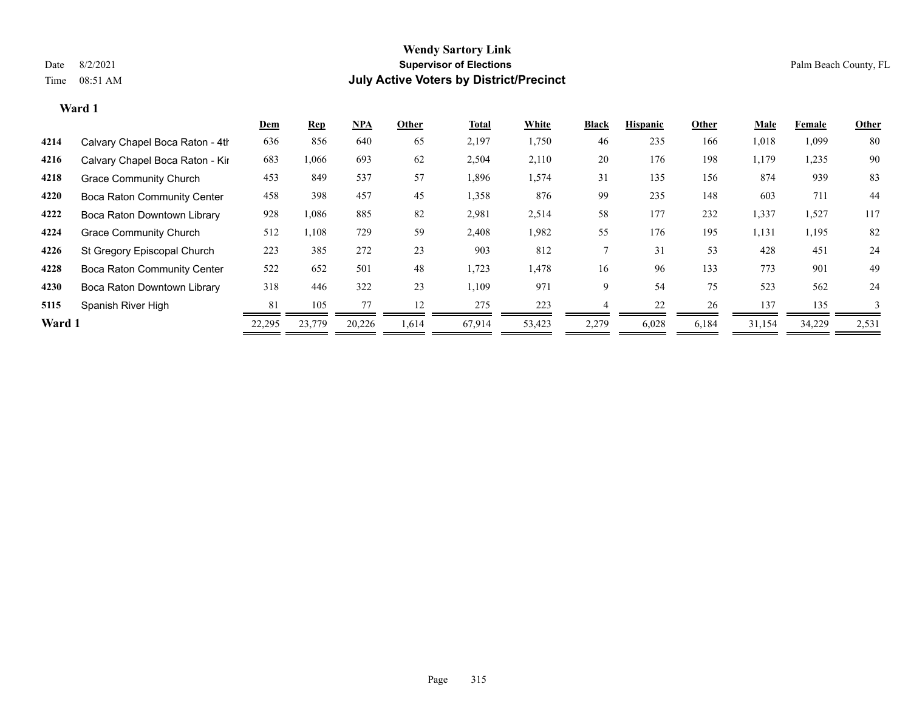# Wendy Sartory Link

## Supervisor of Elections

## July Active Voters by District/Precinct

Date 8/2/2021

Time 08:51 AM

Palm Beach County, FL

### Ward 1

| | | Dem | Rep | NPA | Other | Total | White | Black | Hispanic | Other | Male | Female | Other |
|---|---|---|---|---|---|---|---|---|---|---|---|---|---|
| 4214 | Calvary Chapel Boca Raton - 4th | 636 | 856 | 640 | 65 | 2,197 | 1,750 | 46 | 235 | 166 | 1,018 | 1,099 | 80 |
| 4216 | Calvary Chapel Boca Raton - Kir | 683 | 1,066 | 693 | 62 | 2,504 | 2,110 | 20 | 176 | 198 | 1,179 | 1,235 | 90 |
| 4218 | Grace Community Church | 453 | 849 | 537 | 57 | 1,896 | 1,574 | 31 | 135 | 156 | 874 | 939 | 83 |
| 4220 | Boca Raton Community Center | 458 | 398 | 457 | 45 | 1,358 | 876 | 99 | 235 | 148 | 603 | 711 | 44 |
| 4222 | Boca Raton Downtown Library | 928 | 1,086 | 885 | 82 | 2,981 | 2,514 | 58 | 177 | 232 | 1,337 | 1,527 | 117 |
| 4224 | Grace Community Church | 512 | 1,108 | 729 | 59 | 2,408 | 1,982 | 55 | 176 | 195 | 1,131 | 1,195 | 82 |
| 4226 | St Gregory Episcopal Church | 223 | 385 | 272 | 23 | 903 | 812 | 7 | 31 | 53 | 428 | 451 | 24 |
| 4228 | Boca Raton Community Center | 522 | 652 | 501 | 48 | 1,723 | 1,478 | 16 | 96 | 133 | 773 | 901 | 49 |
| 4230 | Boca Raton Downtown Library | 318 | 446 | 322 | 23 | 1,109 | 971 | 9 | 54 | 75 | 523 | 562 | 24 |
| 5115 | Spanish River High | 81 | 105 | 77 | 12 | 275 | 223 | 4 | 22 | 26 | 137 | 135 | 3 |
| **Ward 1** | | 22,295 | 23,779 | 20,226 | 1,614 | 67,914 | 53,423 | 2,279 | 6,028 | 6,184 | 31,154 | 34,229 | 2,531 |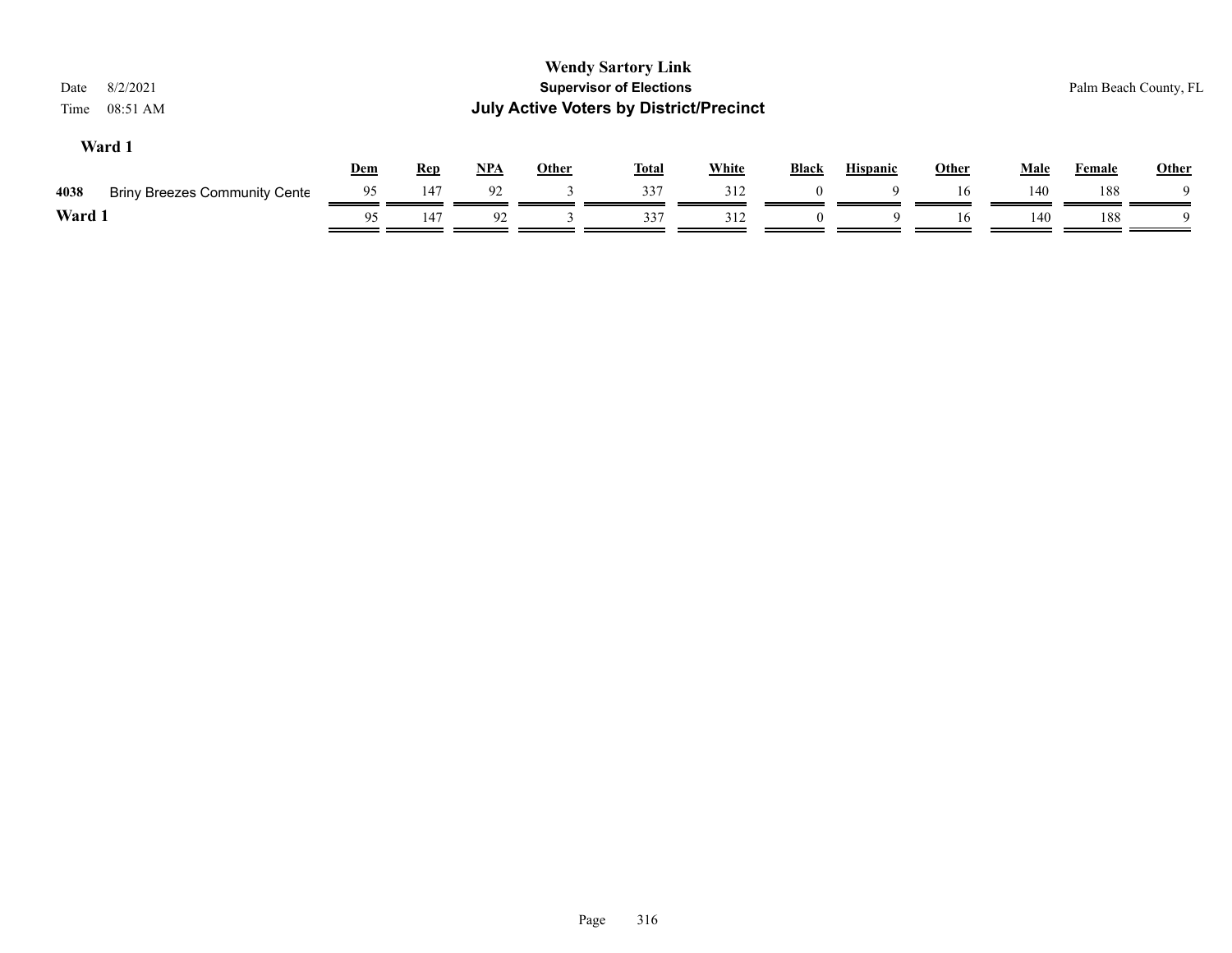# Wendy Sartory Link

## Supervisor of Elections

## July Active Voters by District/Precinct

Date 8/2/2021

Time 08:51 AM

Palm Beach County, FL

### Ward 1

| | | Dem | Rep | NPA | Other | Total | White | Black | Hispanic | Other | Male | Female | Other |
|---|---|---|---|---|---|---|---|---|---|---|---|---|---|
| 4038 | Briny Breezes Community Cente | 95 | 147 | 92 | 3 | 337 | 312 | 0 | 9 | 16 | 140 | 188 | 9 |
| **Ward 1** | | 95 | 147 | 92 | 3 | 337 | 312 | 0 | 9 | 16 | 140 | 188 | 9 |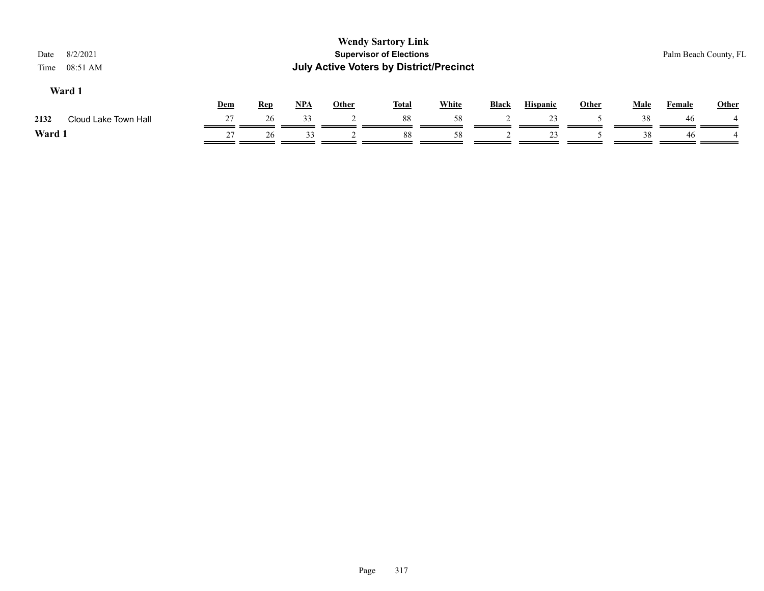**Wendy Sartory Link**
**Supervisor of Elections**
**July Active Voters by District/Precinct**

Date 8/2/2021
Time 08:51 AM

Palm Beach County, FL

### Ward 1

| | | Dem | Rep | NPA | Other | Total | White | Black | Hispanic | Other | Male | Female | Other |
|---|---|---|---|---|---|---|---|---|---|---|---|---|---|
| 2132 | Cloud Lake Town Hall | 27 | 26 | 33 | 2 | 88 | 58 | 2 | 23 | 5 | 38 | 46 | 4 |
| **Ward 1** | | 27 | 26 | 33 | 2 | 88 | 58 | 2 | 23 | 5 | 38 | 46 | 4 |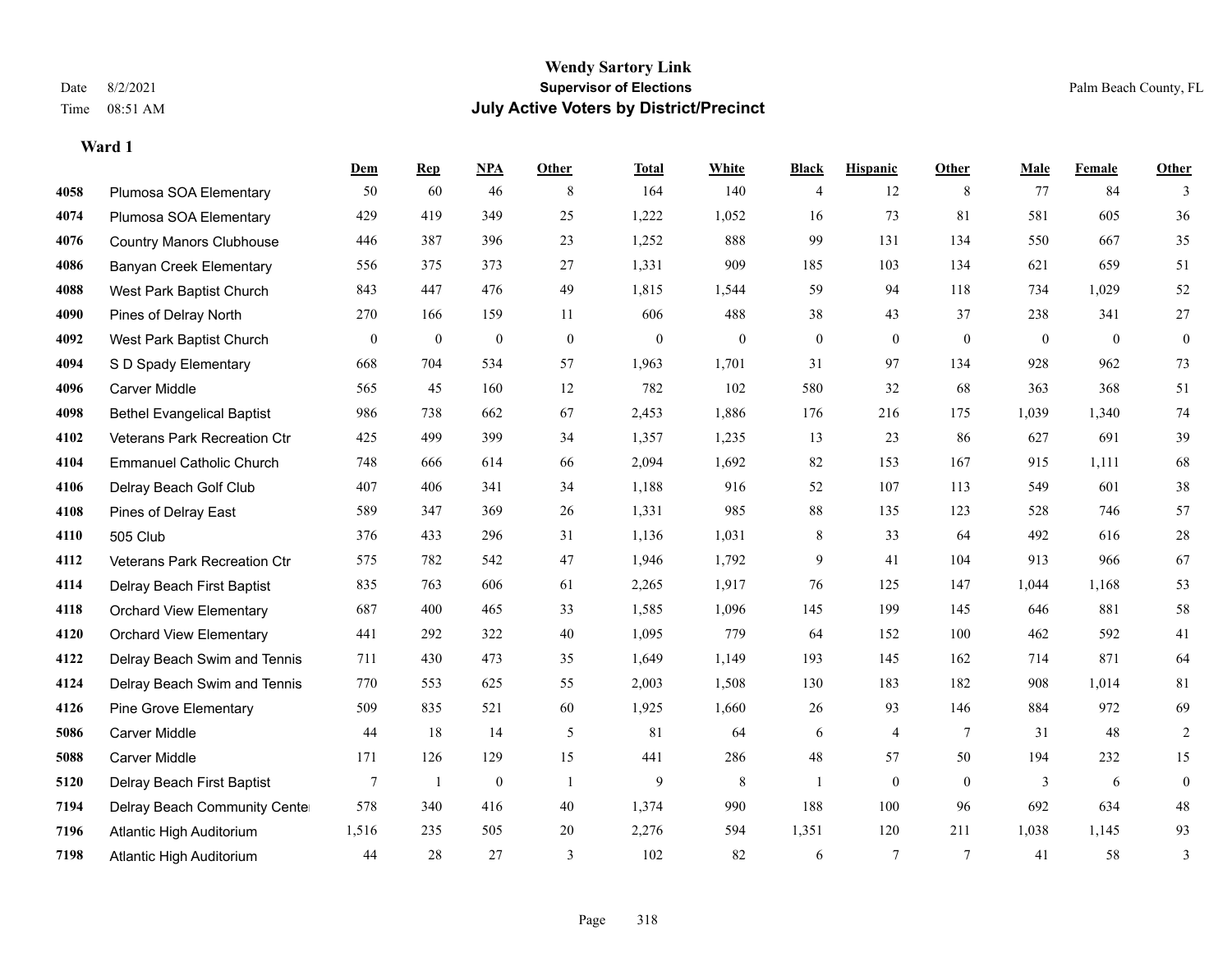# Wendy Sartory Link
## Supervisor of Elections
## July Active Voters by District/Precinct

Date 8/2/2021
Time 08:51 AM

Palm Beach County, FL

### Ward 1

| | | Dem | Rep | NPA | Other | Total | White | Black | Hispanic | Other | Male | Female | Other |
|---|---|---|---|---|---|---|---|---|---|---|---|---|---|
| 4058 | Plumosa SOA Elementary | 50 | 60 | 46 | 8 | 164 | 140 | 4 | 12 | 8 | 77 | 84 | 3 |
| 4074 | Plumosa SOA Elementary | 429 | 419 | 349 | 25 | 1,222 | 1,052 | 16 | 73 | 81 | 581 | 605 | 36 |
| 4076 | Country Manors Clubhouse | 446 | 387 | 396 | 23 | 1,252 | 888 | 99 | 131 | 134 | 550 | 667 | 35 |
| 4086 | Banyan Creek Elementary | 556 | 375 | 373 | 27 | 1,331 | 909 | 185 | 103 | 134 | 621 | 659 | 51 |
| 4088 | West Park Baptist Church | 843 | 447 | 476 | 49 | 1,815 | 1,544 | 59 | 94 | 118 | 734 | 1,029 | 52 |
| 4090 | Pines of Delray North | 270 | 166 | 159 | 11 | 606 | 488 | 38 | 43 | 37 | 238 | 341 | 27 |
| 4092 | West Park Baptist Church | 0 | 0 | 0 | 0 | 0 | 0 | 0 | 0 | 0 | 0 | 0 | 0 |
| 4094 | S D Spady Elementary | 668 | 704 | 534 | 57 | 1,963 | 1,701 | 31 | 97 | 134 | 928 | 962 | 73 |
| 4096 | Carver Middle | 565 | 45 | 160 | 12 | 782 | 102 | 580 | 32 | 68 | 363 | 368 | 51 |
| 4098 | Bethel Evangelical Baptist | 986 | 738 | 662 | 67 | 2,453 | 1,886 | 176 | 216 | 175 | 1,039 | 1,340 | 74 |
| 4102 | Veterans Park Recreation Ctr | 425 | 499 | 399 | 34 | 1,357 | 1,235 | 13 | 23 | 86 | 627 | 691 | 39 |
| 4104 | Emmanuel Catholic Church | 748 | 666 | 614 | 66 | 2,094 | 1,692 | 82 | 153 | 167 | 915 | 1,111 | 68 |
| 4106 | Delray Beach Golf Club | 407 | 406 | 341 | 34 | 1,188 | 916 | 52 | 107 | 113 | 549 | 601 | 38 |
| 4108 | Pines of Delray East | 589 | 347 | 369 | 26 | 1,331 | 985 | 88 | 135 | 123 | 528 | 746 | 57 |
| 4110 | 505 Club | 376 | 433 | 296 | 31 | 1,136 | 1,031 | 8 | 33 | 64 | 492 | 616 | 28 |
| 4112 | Veterans Park Recreation Ctr | 575 | 782 | 542 | 47 | 1,946 | 1,792 | 9 | 41 | 104 | 913 | 966 | 67 |
| 4114 | Delray Beach First Baptist | 835 | 763 | 606 | 61 | 2,265 | 1,917 | 76 | 125 | 147 | 1,044 | 1,168 | 53 |
| 4118 | Orchard View Elementary | 687 | 400 | 465 | 33 | 1,585 | 1,096 | 145 | 199 | 145 | 646 | 881 | 58 |
| 4120 | Orchard View Elementary | 441 | 292 | 322 | 40 | 1,095 | 779 | 64 | 152 | 100 | 462 | 592 | 41 |
| 4122 | Delray Beach Swim and Tennis | 711 | 430 | 473 | 35 | 1,649 | 1,149 | 193 | 145 | 162 | 714 | 871 | 64 |
| 4124 | Delray Beach Swim and Tennis | 770 | 553 | 625 | 55 | 2,003 | 1,508 | 130 | 183 | 182 | 908 | 1,014 | 81 |
| 4126 | Pine Grove Elementary | 509 | 835 | 521 | 60 | 1,925 | 1,660 | 26 | 93 | 146 | 884 | 972 | 69 |
| 5086 | Carver Middle | 44 | 18 | 14 | 5 | 81 | 64 | 6 | 4 | 7 | 31 | 48 | 2 |
| 5088 | Carver Middle | 171 | 126 | 129 | 15 | 441 | 286 | 48 | 57 | 50 | 194 | 232 | 15 |
| 5120 | Delray Beach First Baptist | 7 | 1 | 0 | 1 | 9 | 8 | 1 | 0 | 0 | 3 | 6 | 0 |
| 7194 | Delray Beach Community Center | 578 | 340 | 416 | 40 | 1,374 | 990 | 188 | 100 | 96 | 692 | 634 | 48 |
| 7196 | Atlantic High Auditorium | 1,516 | 235 | 505 | 20 | 2,276 | 594 | 1,351 | 120 | 211 | 1,038 | 1,145 | 93 |
| 7198 | Atlantic High Auditorium | 44 | 28 | 27 | 3 | 102 | 82 | 6 | 7 | 7 | 41 | 58 | 3 |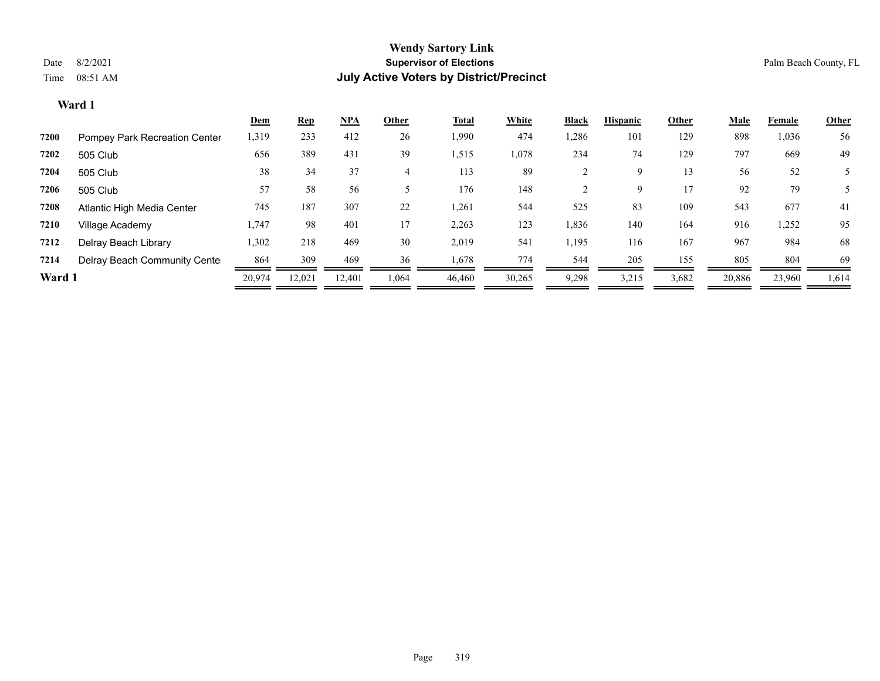# Wendy Sartory Link

## Supervisor of Elections

## July Active Voters by District/Precinct

Date 8/2/2021
Time 08:51 AM

Palm Beach County, FL

### Ward 1

| | | Dem | Rep | NPA | Other | Total | White | Black | Hispanic | Other | Male | Female | Other |
|---|---|---|---|---|---|---|---|---|---|---|---|---|---|
| 7200 | Pompey Park Recreation Center | 1,319 | 233 | 412 | 26 | 1,990 | 474 | 1,286 | 101 | 129 | 898 | 1,036 | 56 |
| 7202 | 505 Club | 656 | 389 | 431 | 39 | 1,515 | 1,078 | 234 | 74 | 129 | 797 | 669 | 49 |
| 7204 | 505 Club | 38 | 34 | 37 | 4 | 113 | 89 | 2 | 9 | 13 | 56 | 52 | 5 |
| 7206 | 505 Club | 57 | 58 | 56 | 5 | 176 | 148 | 2 | 9 | 17 | 92 | 79 | 5 |
| 7208 | Atlantic High Media Center | 745 | 187 | 307 | 22 | 1,261 | 544 | 525 | 83 | 109 | 543 | 677 | 41 |
| 7210 | Village Academy | 1,747 | 98 | 401 | 17 | 2,263 | 123 | 1,836 | 140 | 164 | 916 | 1,252 | 95 |
| 7212 | Delray Beach Library | 1,302 | 218 | 469 | 30 | 2,019 | 541 | 1,195 | 116 | 167 | 967 | 984 | 68 |
| 7214 | Delray Beach Community Center | 864 | 309 | 469 | 36 | 1,678 | 774 | 544 | 205 | 155 | 805 | 804 | 69 |
| **Ward 1** | | 20,974 | 12,021 | 12,401 | 1,064 | 46,460 | 30,265 | 9,298 | 3,215 | 3,682 | 20,886 | 23,960 | 1,614 |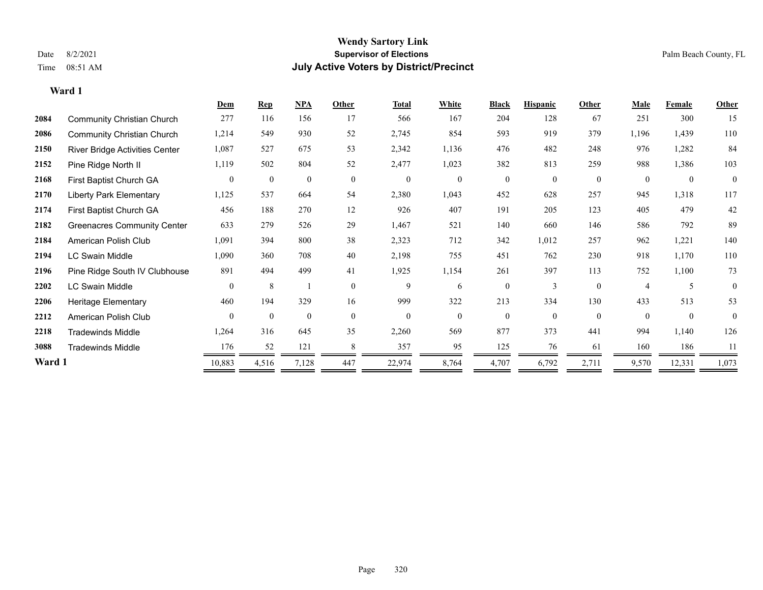# Wendy Sartory Link
## Supervisor of Elections
## July Active Voters by District/Precinct

Date 8/2/2021
Time 08:51 AM

Palm Beach County, FL

### Ward 1

| | | Dem | Rep | NPA | Other | Total | White | Black | Hispanic | Other | Male | Female | Other |
|---|---|---|---|---|---|---|---|---|---|---|---|---|---|
| 2084 | Community Christian Church | 277 | 116 | 156 | 17 | 566 | 167 | 204 | 128 | 67 | 251 | 300 | 15 |
| 2086 | Community Christian Church | 1,214 | 549 | 930 | 52 | 2,745 | 854 | 593 | 919 | 379 | 1,196 | 1,439 | 110 |
| 2150 | River Bridge Activities Center | 1,087 | 527 | 675 | 53 | 2,342 | 1,136 | 476 | 482 | 248 | 976 | 1,282 | 84 |
| 2152 | Pine Ridge North II | 1,119 | 502 | 804 | 52 | 2,477 | 1,023 | 382 | 813 | 259 | 988 | 1,386 | 103 |
| 2168 | First Baptist Church GA | 0 | 0 | 0 | 0 | 0 | 0 | 0 | 0 | 0 | 0 | 0 | 0 |
| 2170 | Liberty Park Elementary | 1,125 | 537 | 664 | 54 | 2,380 | 1,043 | 452 | 628 | 257 | 945 | 1,318 | 117 |
| 2174 | First Baptist Church GA | 456 | 188 | 270 | 12 | 926 | 407 | 191 | 205 | 123 | 405 | 479 | 42 |
| 2182 | Greenacres Community Center | 633 | 279 | 526 | 29 | 1,467 | 521 | 140 | 660 | 146 | 586 | 792 | 89 |
| 2184 | American Polish Club | 1,091 | 394 | 800 | 38 | 2,323 | 712 | 342 | 1,012 | 257 | 962 | 1,221 | 140 |
| 2194 | LC Swain Middle | 1,090 | 360 | 708 | 40 | 2,198 | 755 | 451 | 762 | 230 | 918 | 1,170 | 110 |
| 2196 | Pine Ridge South IV Clubhouse | 891 | 494 | 499 | 41 | 1,925 | 1,154 | 261 | 397 | 113 | 752 | 1,100 | 73 |
| 2202 | LC Swain Middle | 0 | 8 | 1 | 0 | 9 | 6 | 0 | 3 | 0 | 4 | 5 | 0 |
| 2206 | Heritage Elementary | 460 | 194 | 329 | 16 | 999 | 322 | 213 | 334 | 130 | 433 | 513 | 53 |
| 2212 | American Polish Club | 0 | 0 | 0 | 0 | 0 | 0 | 0 | 0 | 0 | 0 | 0 | 0 |
| 2218 | Tradewinds Middle | 1,264 | 316 | 645 | 35 | 2,260 | 569 | 877 | 373 | 441 | 994 | 1,140 | 126 |
| 3088 | Tradewinds Middle | 176 | 52 | 121 | 8 | 357 | 95 | 125 | 76 | 61 | 160 | 186 | 11 |
| **Ward 1** | | 10,883 | 4,516 | 7,128 | 447 | 22,974 | 8,764 | 4,707 | 6,792 | 2,711 | 9,570 | 12,331 | 1,073 |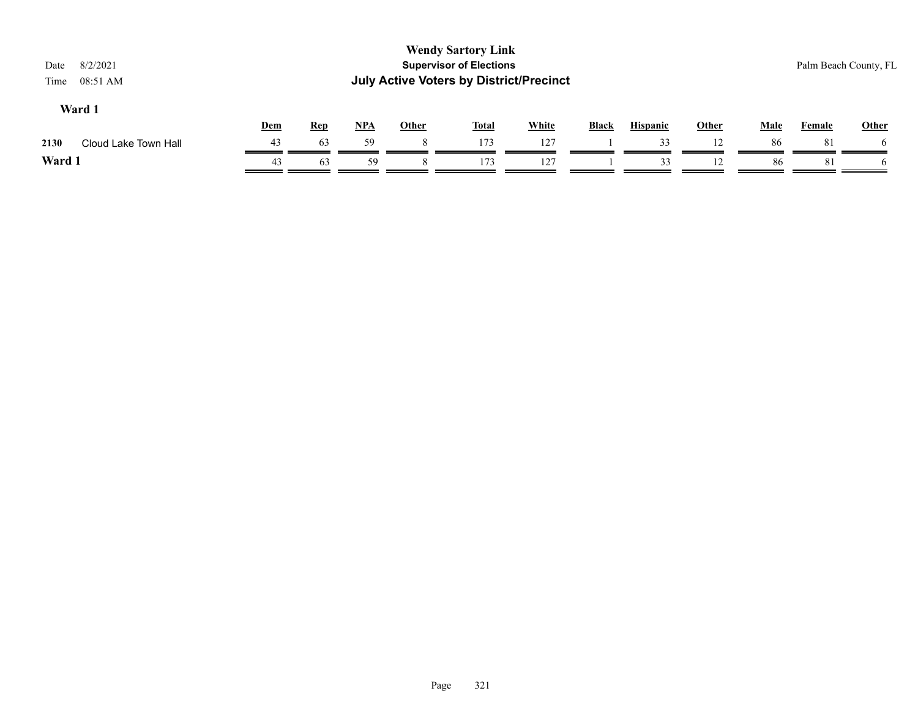# Wendy Sartory Link

## Supervisor of Elections

## July Active Voters by District/Precinct

Date 8/2/2021
Time 08:51 AM

Palm Beach County, FL

### Ward 1

| | | Dem | Rep | NPA | Other | Total | White | Black | Hispanic | Other | Male | Female | Other |
|---|---|---|---|---|---|---|---|---|---|---|---|---|---|
| 2130 | Cloud Lake Town Hall | 43 | 63 | 59 | 8 | 173 | 127 | 1 | 33 | 12 | 86 | 81 | 6 |
| **Ward 1** | | 43 | 63 | 59 | 8 | 173 | 127 | 1 | 33 | 12 | 86 | 81 | 6 |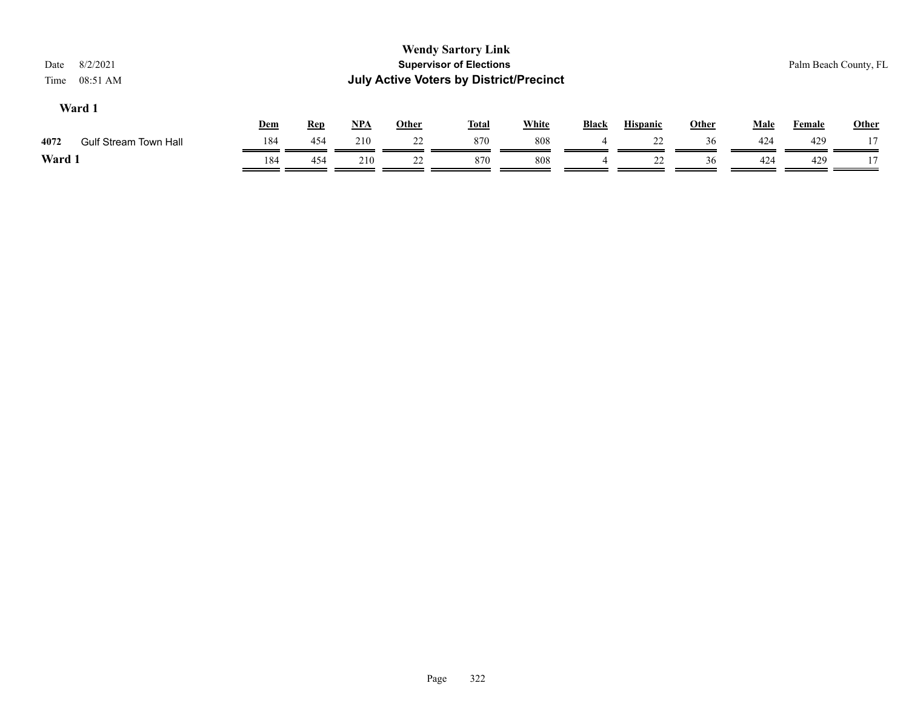# Wendy Sartory Link

## Supervisor of Elections

## July Active Voters by District/Precinct

Date 8/2/2021
Time 08:51 AM

Palm Beach County, FL

### Ward 1

| | | Dem | Rep | NPA | Other | Total | White | Black | Hispanic | Other | Male | Female | Other |
|---|---|---|---|---|---|---|---|---|---|---|---|---|---|
| 4072 | Gulf Stream Town Hall | 184 | 454 | 210 | 22 | 870 | 808 | 4 | 22 | 36 | 424 | 429 | 17 |
| **Ward 1** | | 184 | 454 | 210 | 22 | 870 | 808 | 4 | 22 | 36 | 424 | 429 | 17 |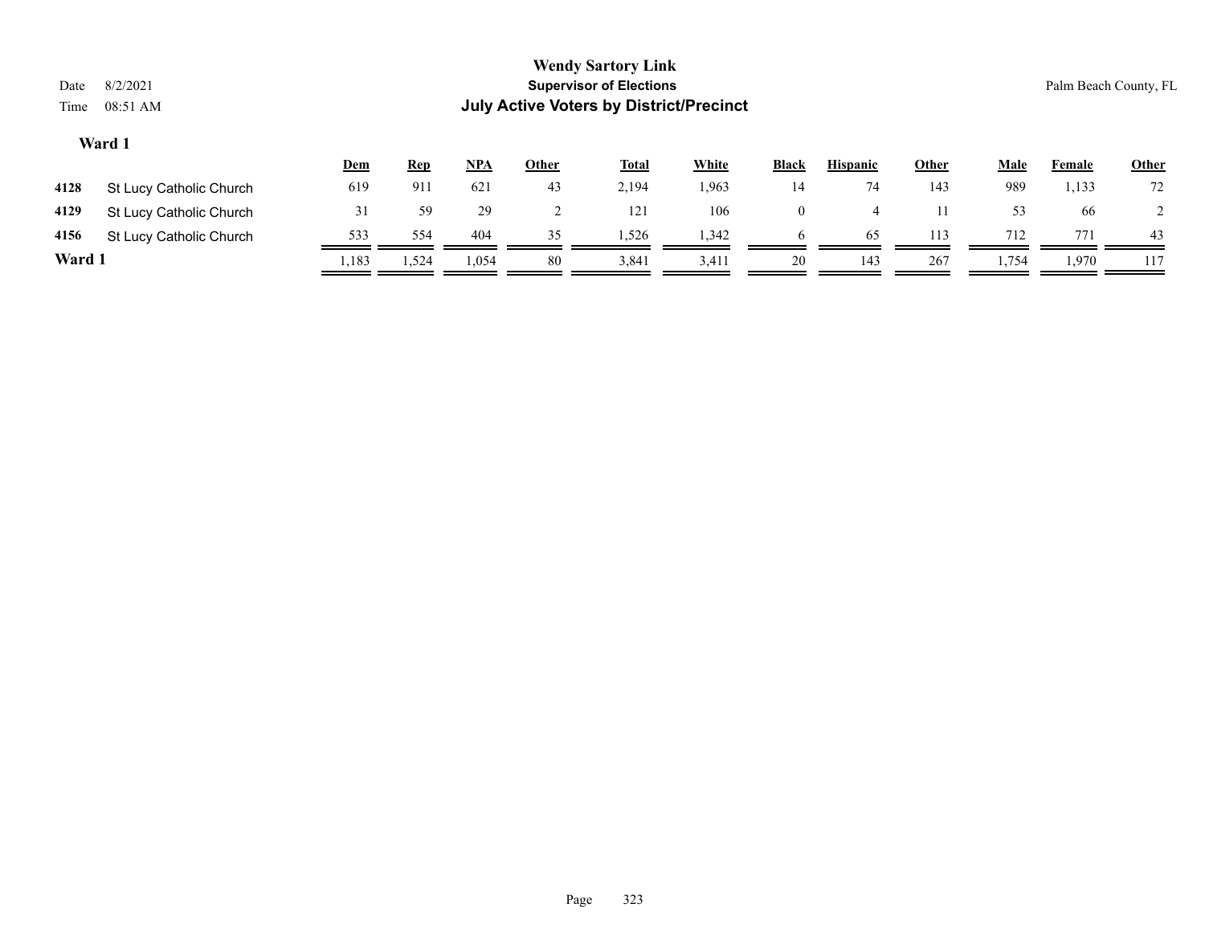**Wendy Sartory Link**
**Supervisor of Elections**
**July Active Voters by District/Precinct**

Date 8/2/2021
Time 08:51 AM

Palm Beach County, FL

### Ward 1

| | | Dem | Rep | NPA | Other | Total | White | Black | Hispanic | Other | Male | Female | Other |
|---|---|---|---|---|---|---|---|---|---|---|---|---|---|
| 4128 | St Lucy Catholic Church | 619 | 911 | 621 | 43 | 2,194 | 1,963 | 14 | 74 | 143 | 989 | 1,133 | 72 |
| 4129 | St Lucy Catholic Church | 31 | 59 | 29 | 2 | 121 | 106 | 0 | 4 | 11 | 53 | 66 | 2 |
| 4156 | St Lucy Catholic Church | 533 | 554 | 404 | 35 | 1,526 | 1,342 | 6 | 65 | 113 | 712 | 771 | 43 |
| **Ward 1** | | 1,183 | 1,524 | 1,054 | 80 | 3,841 | 3,411 | 20 | 143 | 267 | 1,754 | 1,970 | 117 |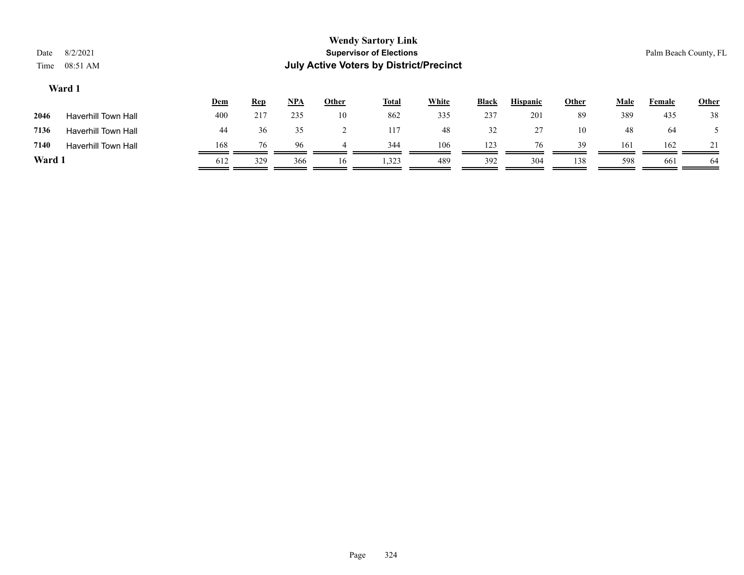**Wendy Sartory Link**
**Supervisor of Elections**
**July Active Voters by District/Precinct**

Date 8/2/2021
Time 08:51 AM

Palm Beach County, FL

### Ward 1

| | | Dem | Rep | NPA | Other | Total | White | Black | Hispanic | Other | Male | Female | Other |
|---|---|---|---|---|---|---|---|---|---|---|---|---|---|
| **2046** | Haverhill Town Hall | 400 | 217 | 235 | 10 | 862 | 335 | 237 | 201 | 89 | 389 | 435 | 38 |
| **7136** | Haverhill Town Hall | 44 | 36 | 35 | 2 | 117 | 48 | 32 | 27 | 10 | 48 | 64 | 5 |
| **7140** | Haverhill Town Hall | 168 | 76 | 96 | 4 | 344 | 106 | 123 | 76 | 39 | 161 | 162 | 21 |
| **Ward 1** | | 612 | 329 | 366 | 16 | 1,323 | 489 | 392 | 304 | 138 | 598 | 661 | 64 |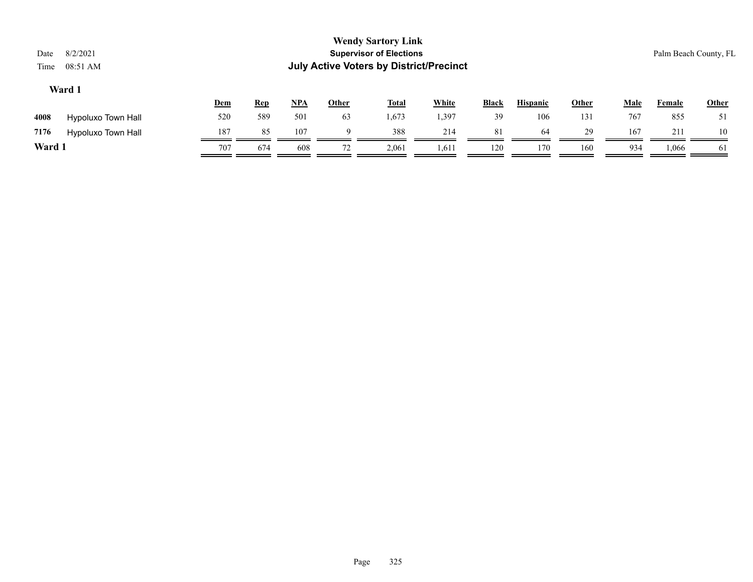**Wendy Sartory Link**
**Supervisor of Elections**
**July Active Voters by District/Precinct**

Date 8/2/2021
Time 08:51 AM

Palm Beach County, FL

### Ward 1

| | | Dem | Rep | NPA | Other | Total | White | Black | Hispanic | Other | Male | Female | Other |
|---|---|---|---|---|---|---|---|---|---|---|---|---|---|
| 4008 | Hypoluxo Town Hall | 520 | 589 | 501 | 63 | 1,673 | 1,397 | 39 | 106 | 131 | 767 | 855 | 51 |
| 7176 | Hypoluxo Town Hall | 187 | 85 | 107 | 9 | 388 | 214 | 81 | 64 | 29 | 167 | 211 | 10 |
| **Ward 1** | | 707 | 674 | 608 | 72 | 2,061 | 1,611 | 120 | 170 | 160 | 934 | 1,066 | 61 |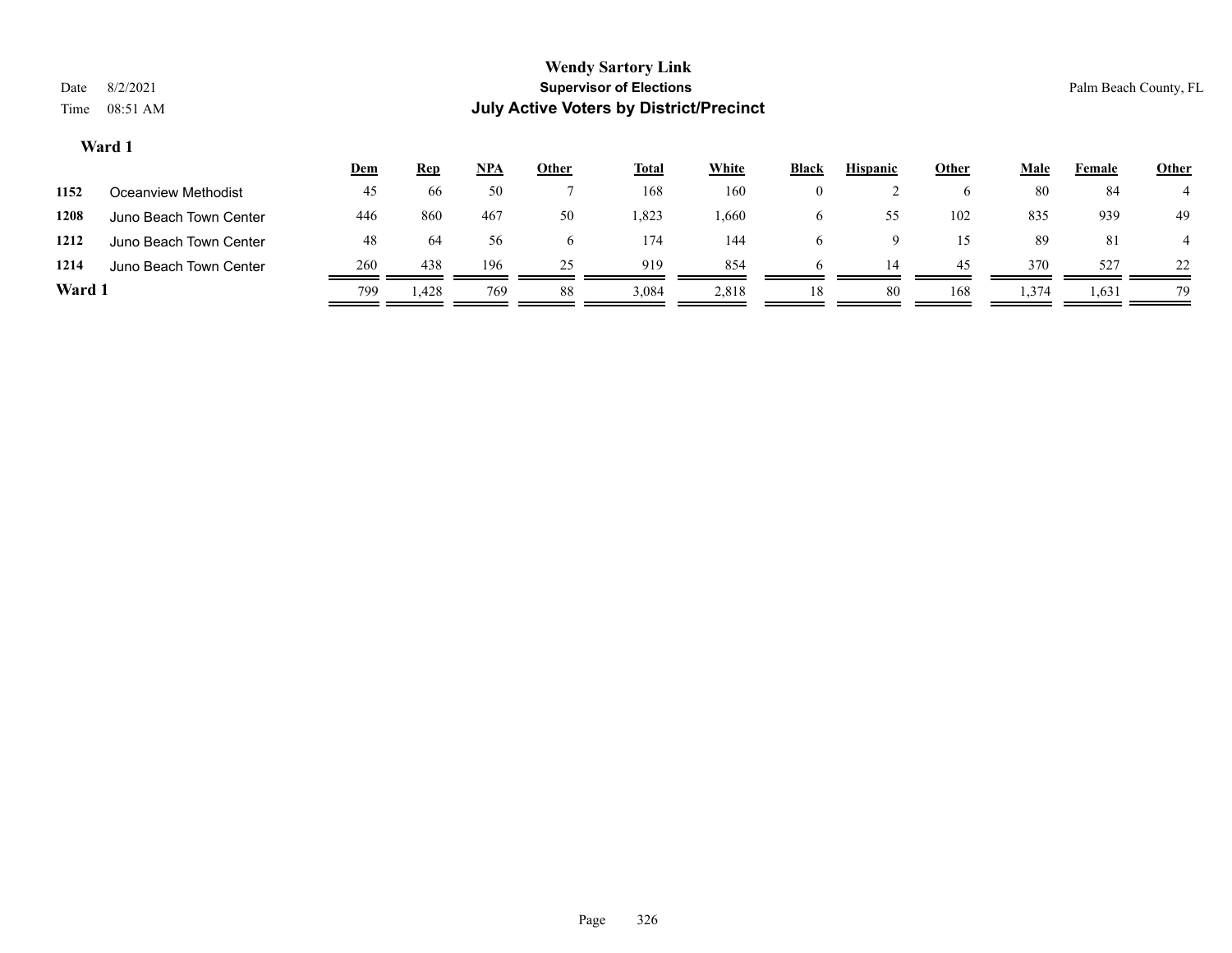# Wendy Sartory Link
## Supervisor of Elections
## July Active Voters by District/Precinct

Date 8/2/2021
Time 08:51 AM

Palm Beach County, FL

### Ward 1

| | | Dem | Rep | NPA | Other | Total | White | Black | Hispanic | Other | Male | Female | Other |
|---|---|---|---|---|---|---|---|---|---|---|---|---|---|
| 1152 | Oceanview Methodist | 45 | 66 | 50 | 7 | 168 | 160 | 0 | 2 | 6 | 80 | 84 | 4 |
| 1208 | Juno Beach Town Center | 446 | 860 | 467 | 50 | 1,823 | 1,660 | 6 | 55 | 102 | 835 | 939 | 49 |
| 1212 | Juno Beach Town Center | 48 | 64 | 56 | 6 | 174 | 144 | 6 | 9 | 15 | 89 | 81 | 4 |
| 1214 | Juno Beach Town Center | 260 | 438 | 196 | 25 | 919 | 854 | 6 | 14 | 45 | 370 | 527 | 22 |
| **Ward 1** | | 799 | 1,428 | 769 | 88 | 3,084 | 2,818 | 18 | 80 | 168 | 1,374 | 1,631 | 79 |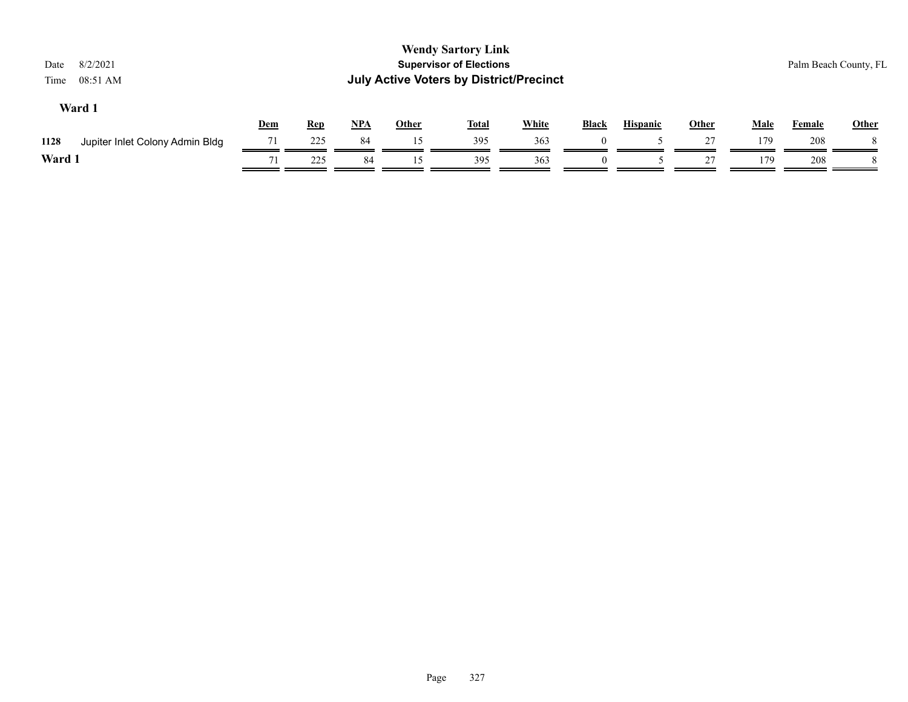**Wendy Sartory Link**

**Supervisor of Elections**

**July Active Voters by District/Precinct**

Date 8/2/2021

Time 08:51 AM

Palm Beach County, FL

### Ward 1

| | | Dem | Rep | NPA | Other | Total | White | Black | Hispanic | Other | Male | Female | Other |
|---|---|---|---|---|---|---|---|---|---|---|---|---|---|
| 1128 | Jupiter Inlet Colony Admin Bldg | 71 | 225 | 84 | 15 | 395 | 363 | 0 | 5 | 27 | 179 | 208 | 8 |
| **Ward 1** | | 71 | 225 | 84 | 15 | 395 | 363 | 0 | 5 | 27 | 179 | 208 | 8 |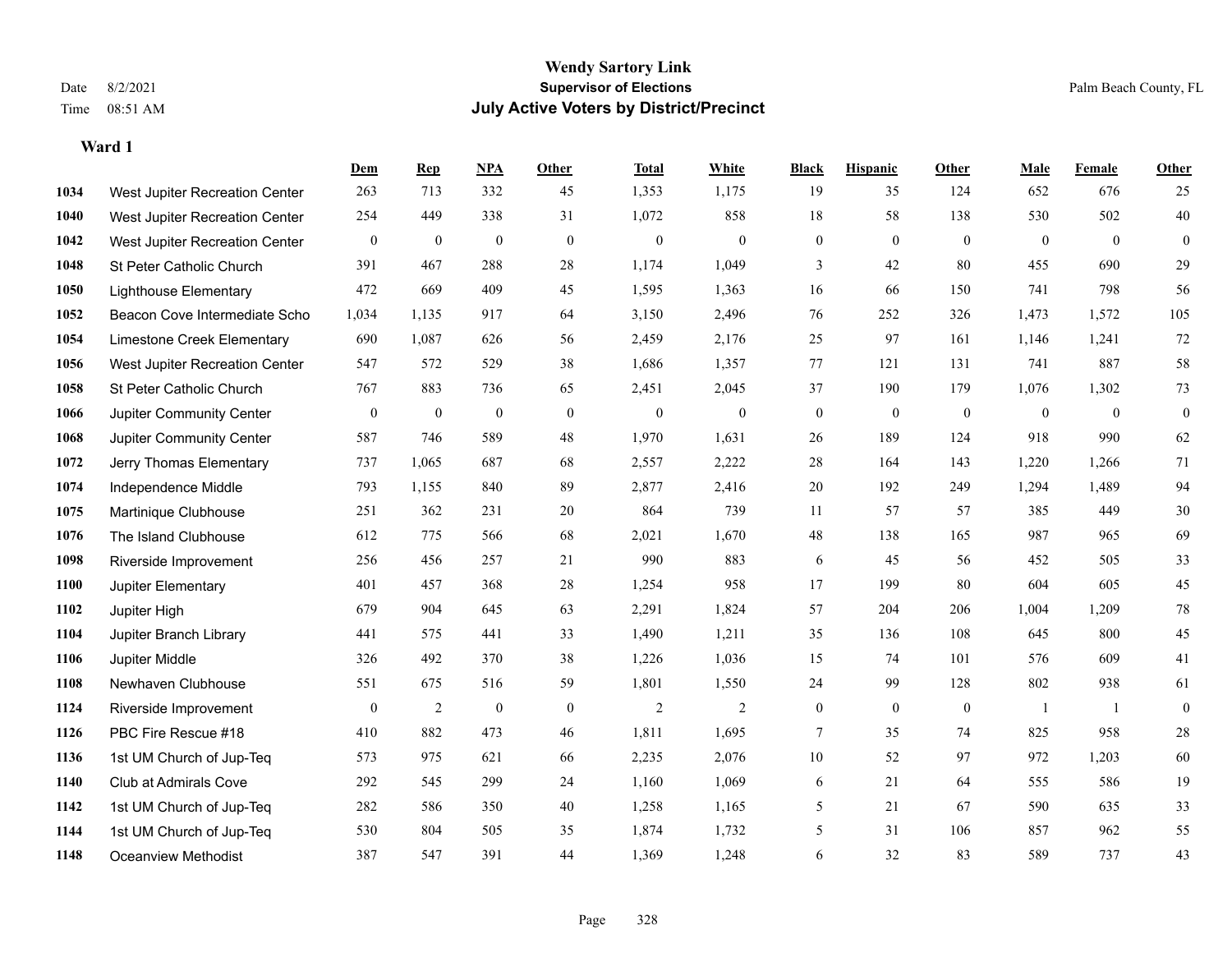# Wendy Sartory Link

**Supervisor of Elections**

**July Active Voters by District/Precinct**

Date 8/2/2021
Time 08:51 AM

Palm Beach County, FL

**Ward 1**

| | | Dem | Rep | NPA | Other | Total | White | Black | Hispanic | Other | Male | Female | Other |
|---|---|---|---|---|---|---|---|---|---|---|---|---|---|
| 1034 | West Jupiter Recreation Center | 263 | 713 | 332 | 45 | 1,353 | 1,175 | 19 | 35 | 124 | 652 | 676 | 25 |
| 1040 | West Jupiter Recreation Center | 254 | 449 | 338 | 31 | 1,072 | 858 | 18 | 58 | 138 | 530 | 502 | 40 |
| 1042 | West Jupiter Recreation Center | 0 | 0 | 0 | 0 | 0 | 0 | 0 | 0 | 0 | 0 | 0 | 0 |
| 1048 | St Peter Catholic Church | 391 | 467 | 288 | 28 | 1,174 | 1,049 | 3 | 42 | 80 | 455 | 690 | 29 |
| 1050 | Lighthouse Elementary | 472 | 669 | 409 | 45 | 1,595 | 1,363 | 16 | 66 | 150 | 741 | 798 | 56 |
| 1052 | Beacon Cove Intermediate Scho | 1,034 | 1,135 | 917 | 64 | 3,150 | 2,496 | 76 | 252 | 326 | 1,473 | 1,572 | 105 |
| 1054 | Limestone Creek Elementary | 690 | 1,087 | 626 | 56 | 2,459 | 2,176 | 25 | 97 | 161 | 1,146 | 1,241 | 72 |
| 1056 | West Jupiter Recreation Center | 547 | 572 | 529 | 38 | 1,686 | 1,357 | 77 | 121 | 131 | 741 | 887 | 58 |
| 1058 | St Peter Catholic Church | 767 | 883 | 736 | 65 | 2,451 | 2,045 | 37 | 190 | 179 | 1,076 | 1,302 | 73 |
| 1066 | Jupiter Community Center | 0 | 0 | 0 | 0 | 0 | 0 | 0 | 0 | 0 | 0 | 0 | 0 |
| 1068 | Jupiter Community Center | 587 | 746 | 589 | 48 | 1,970 | 1,631 | 26 | 189 | 124 | 918 | 990 | 62 |
| 1072 | Jerry Thomas Elementary | 737 | 1,065 | 687 | 68 | 2,557 | 2,222 | 28 | 164 | 143 | 1,220 | 1,266 | 71 |
| 1074 | Independence Middle | 793 | 1,155 | 840 | 89 | 2,877 | 2,416 | 20 | 192 | 249 | 1,294 | 1,489 | 94 |
| 1075 | Martinique Clubhouse | 251 | 362 | 231 | 20 | 864 | 739 | 11 | 57 | 57 | 385 | 449 | 30 |
| 1076 | The Island Clubhouse | 612 | 775 | 566 | 68 | 2,021 | 1,670 | 48 | 138 | 165 | 987 | 965 | 69 |
| 1098 | Riverside Improvement | 256 | 456 | 257 | 21 | 990 | 883 | 6 | 45 | 56 | 452 | 505 | 33 |
| 1100 | Jupiter Elementary | 401 | 457 | 368 | 28 | 1,254 | 958 | 17 | 199 | 80 | 604 | 605 | 45 |
| 1102 | Jupiter High | 679 | 904 | 645 | 63 | 2,291 | 1,824 | 57 | 204 | 206 | 1,004 | 1,209 | 78 |
| 1104 | Jupiter Branch Library | 441 | 575 | 441 | 33 | 1,490 | 1,211 | 35 | 136 | 108 | 645 | 800 | 45 |
| 1106 | Jupiter Middle | 326 | 492 | 370 | 38 | 1,226 | 1,036 | 15 | 74 | 101 | 576 | 609 | 41 |
| 1108 | Newhaven Clubhouse | 551 | 675 | 516 | 59 | 1,801 | 1,550 | 24 | 99 | 128 | 802 | 938 | 61 |
| 1124 | Riverside Improvement | 0 | 2 | 0 | 0 | 2 | 2 | 0 | 0 | 0 | 1 | 1 | 0 |
| 1126 | PBC Fire Rescue #18 | 410 | 882 | 473 | 46 | 1,811 | 1,695 | 7 | 35 | 74 | 825 | 958 | 28 |
| 1136 | 1st UM Church of Jup-Teq | 573 | 975 | 621 | 66 | 2,235 | 2,076 | 10 | 52 | 97 | 972 | 1,203 | 60 |
| 1140 | Club at Admirals Cove | 292 | 545 | 299 | 24 | 1,160 | 1,069 | 6 | 21 | 64 | 555 | 586 | 19 |
| 1142 | 1st UM Church of Jup-Teq | 282 | 586 | 350 | 40 | 1,258 | 1,165 | 5 | 21 | 67 | 590 | 635 | 33 |
| 1144 | 1st UM Church of Jup-Teq | 530 | 804 | 505 | 35 | 1,874 | 1,732 | 5 | 31 | 106 | 857 | 962 | 55 |
| 1148 | Oceanview Methodist | 387 | 547 | 391 | 44 | 1,369 | 1,248 | 6 | 32 | 83 | 589 | 737 | 43 |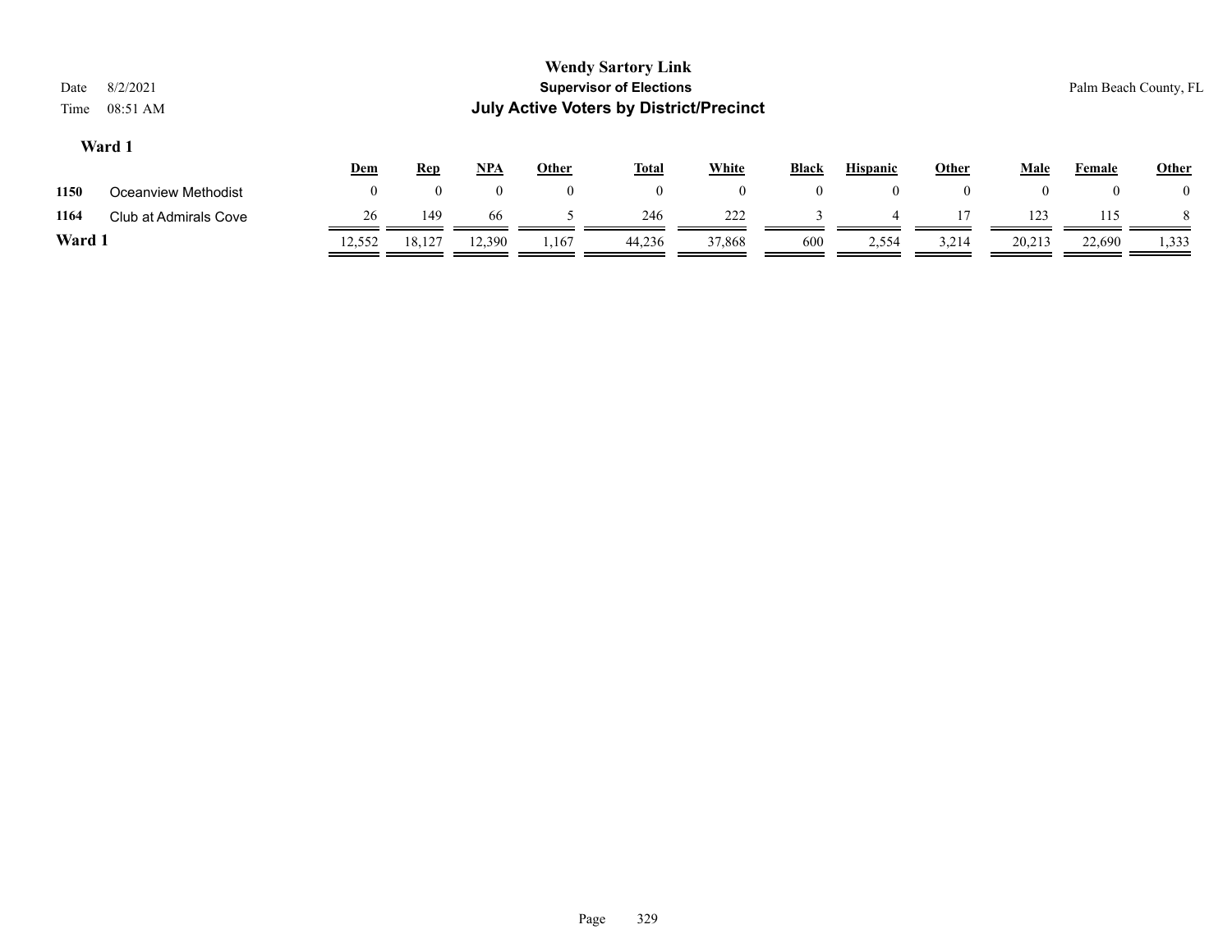**Wendy Sartory Link**
**Supervisor of Elections**
**July Active Voters by District/Precinct**

Date 8/2/2021
Time 08:51 AM

Palm Beach County, FL

### Ward 1

| | | Dem | Rep | NPA | Other | Total | White | Black | Hispanic | Other | Male | Female | Other |
|---|---|---|---|---|---|---|---|---|---|---|---|---|---|
| 1150 | Oceanview Methodist | 0 | 0 | 0 | 0 | 0 | 0 | 0 | 0 | 0 | 0 | 0 | 0 |
| 1164 | Club at Admirals Cove | 26 | 149 | 66 | 5 | 246 | 222 | 3 | 4 | 17 | 123 | 115 | 8 |
| **Ward 1** | | 12,552 | 18,127 | 12,390 | 1,167 | 44,236 | 37,868 | 600 | 2,554 | 3,214 | 20,213 | 22,690 | 1,333 |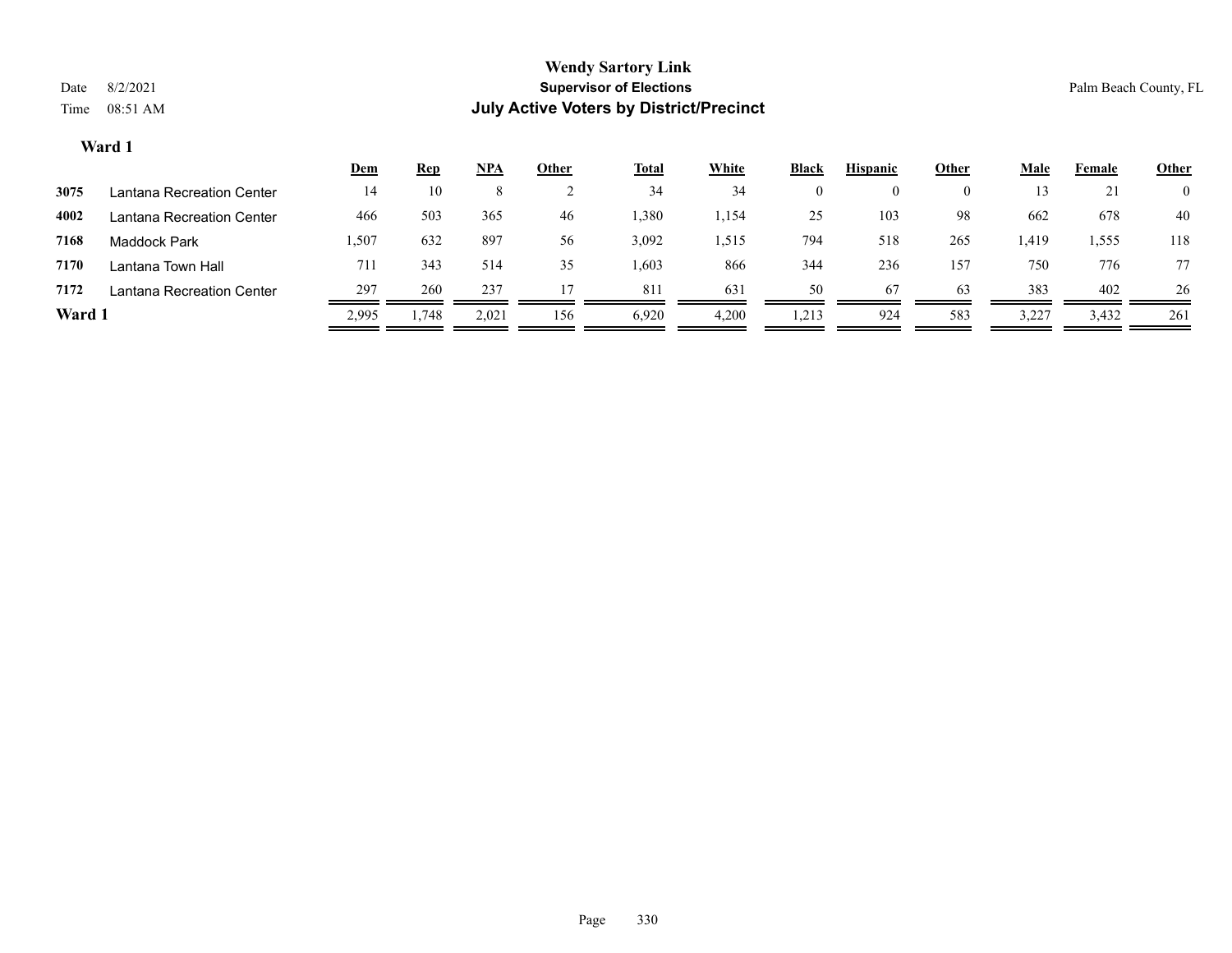# Wendy Sartory Link

## Supervisor of Elections

## July Active Voters by District/Precinct

Date 8/2/2021
Time 08:51 AM

Palm Beach County, FL

### Ward 1

| | | Dem | Rep | NPA | Other | Total | White | Black | Hispanic | Other | Male | Female | Other |
|---|---|---|---|---|---|---|---|---|---|---|---|---|---|
| 3075 | Lantana Recreation Center | 14 | 10 | 8 | 2 | 34 | 34 | 0 | 0 | 0 | 13 | 21 | 0 |
| 4002 | Lantana Recreation Center | 466 | 503 | 365 | 46 | 1,380 | 1,154 | 25 | 103 | 98 | 662 | 678 | 40 |
| 7168 | Maddock Park | 1,507 | 632 | 897 | 56 | 3,092 | 1,515 | 794 | 518 | 265 | 1,419 | 1,555 | 118 |
| 7170 | Lantana Town Hall | 711 | 343 | 514 | 35 | 1,603 | 866 | 344 | 236 | 157 | 750 | 776 | 77 |
| 7172 | Lantana Recreation Center | 297 | 260 | 237 | 17 | 811 | 631 | 50 | 67 | 63 | 383 | 402 | 26 |
| **Ward 1** | | 2,995 | 1,748 | 2,021 | 156 | 6,920 | 4,200 | 1,213 | 924 | 583 | 3,227 | 3,432 | 261 |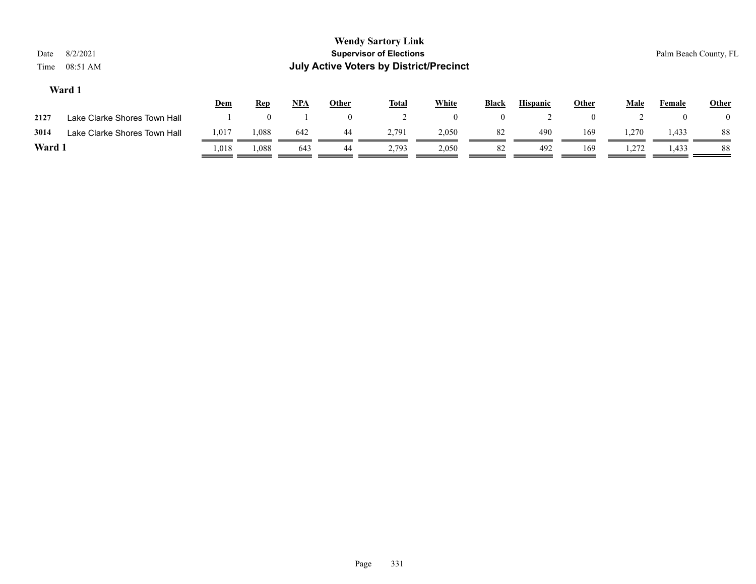**Wendy Sartory Link**
**Supervisor of Elections**
**July Active Voters by District/Precinct**

Date 8/2/2021
Time 08:51 AM

Palm Beach County, FL

### Ward 1

| | | Dem | Rep | NPA | Other | Total | White | Black | Hispanic | Other | Male | Female | Other |
|---|---|---|---|---|---|---|---|---|---|---|---|---|---|
| 2127 | Lake Clarke Shores Town Hall | 1 | 0 | 1 | 0 | 2 | 0 | 0 | 2 | 0 | 2 | 0 | 0 |
| 3014 | Lake Clarke Shores Town Hall | 1,017 | 1,088 | 642 | 44 | 2,791 | 2,050 | 82 | 490 | 169 | 1,270 | 1,433 | 88 |
| **Ward 1** | | 1,018 | 1,088 | 643 | 44 | 2,793 | 2,050 | 82 | 492 | 169 | 1,272 | 1,433 | 88 |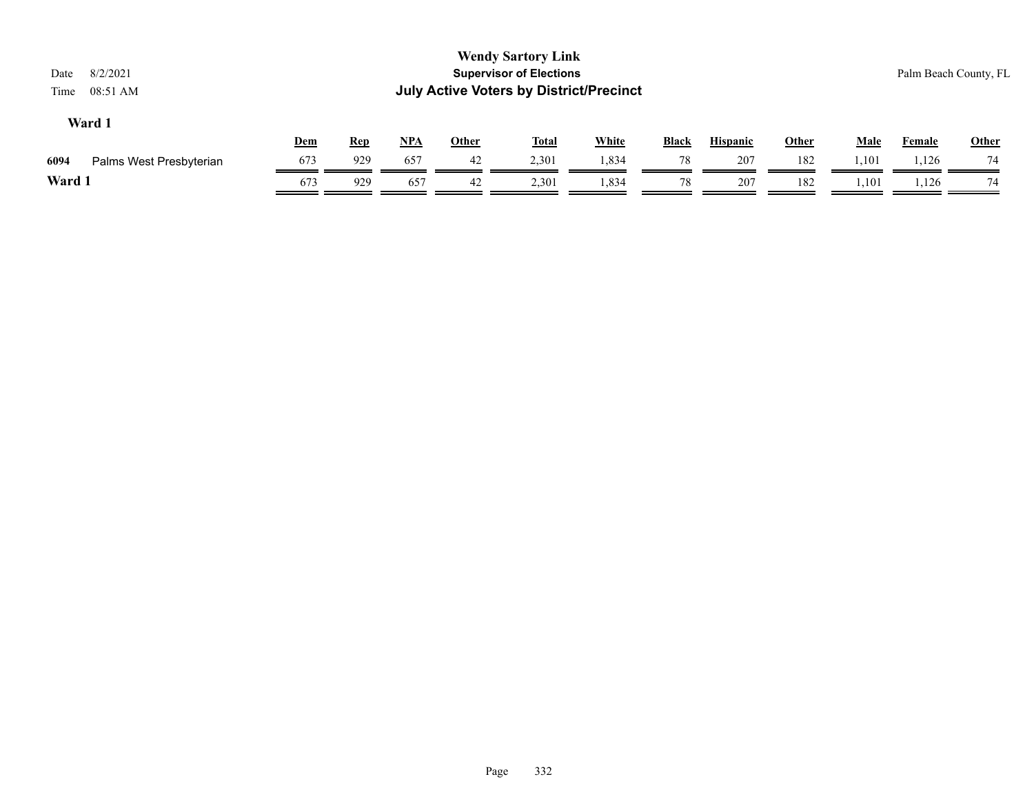**Wendy Sartory Link**
**Supervisor of Elections**
**July Active Voters by District/Precinct**

Date 8/2/2021
Time 08:51 AM

Palm Beach County, FL

### Ward 1

| | | Dem | Rep | NPA | Other | Total | White | Black | Hispanic | Other | Male | Female | Other |
|---|---|---|---|---|---|---|---|---|---|---|---|---|---|
| 6094 | Palms West Presbyterian | 673 | 929 | 657 | 42 | 2,301 | 1,834 | 78 | 207 | 182 | 1,101 | 1,126 | 74 |
| **Ward 1** | | 673 | 929 | 657 | 42 | 2,301 | 1,834 | 78 | 207 | 182 | 1,101 | 1,126 | 74 |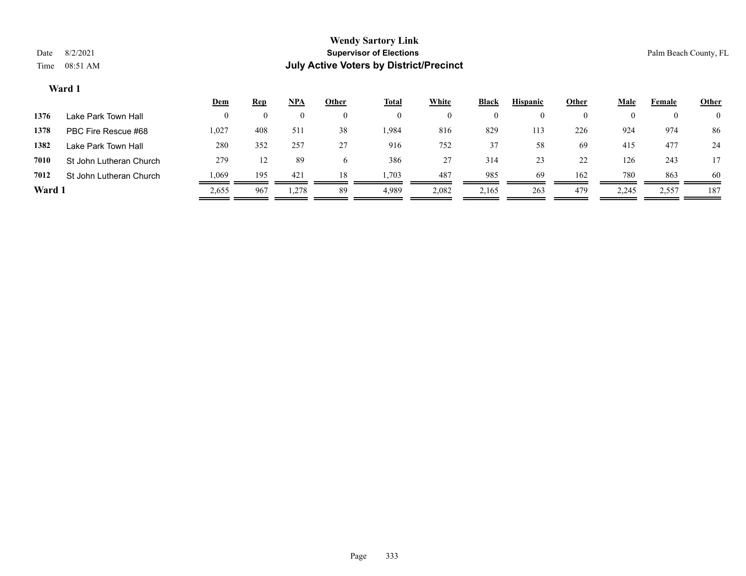# Wendy Sartory Link

## Supervisor of Elections

## July Active Voters by District/Precinct

Date 8/2/2021

Time 08:51 AM

Palm Beach County, FL

### Ward 1

| | | Dem | Rep | NPA | Other | Total | White | Black | Hispanic | Other | Male | Female | Other |
|---|---|---|---|---|---|---|---|---|---|---|---|---|---|
| 1376 | Lake Park Town Hall | 0 | 0 | 0 | 0 | 0 | 0 | 0 | 0 | 0 | 0 | 0 | 0 |
| 1378 | PBC Fire Rescue #68 | 1,027 | 408 | 511 | 38 | 1,984 | 816 | 829 | 113 | 226 | 924 | 974 | 86 |
| 1382 | Lake Park Town Hall | 280 | 352 | 257 | 27 | 916 | 752 | 37 | 58 | 69 | 415 | 477 | 24 |
| 7010 | St John Lutheran Church | 279 | 12 | 89 | 6 | 386 | 27 | 314 | 23 | 22 | 126 | 243 | 17 |
| 7012 | St John Lutheran Church | 1,069 | 195 | 421 | 18 | 1,703 | 487 | 985 | 69 | 162 | 780 | 863 | 60 |
| **Ward 1** | | 2,655 | 967 | 1,278 | 89 | 4,989 | 2,082 | 2,165 | 263 | 479 | 2,245 | 2,557 | 187 |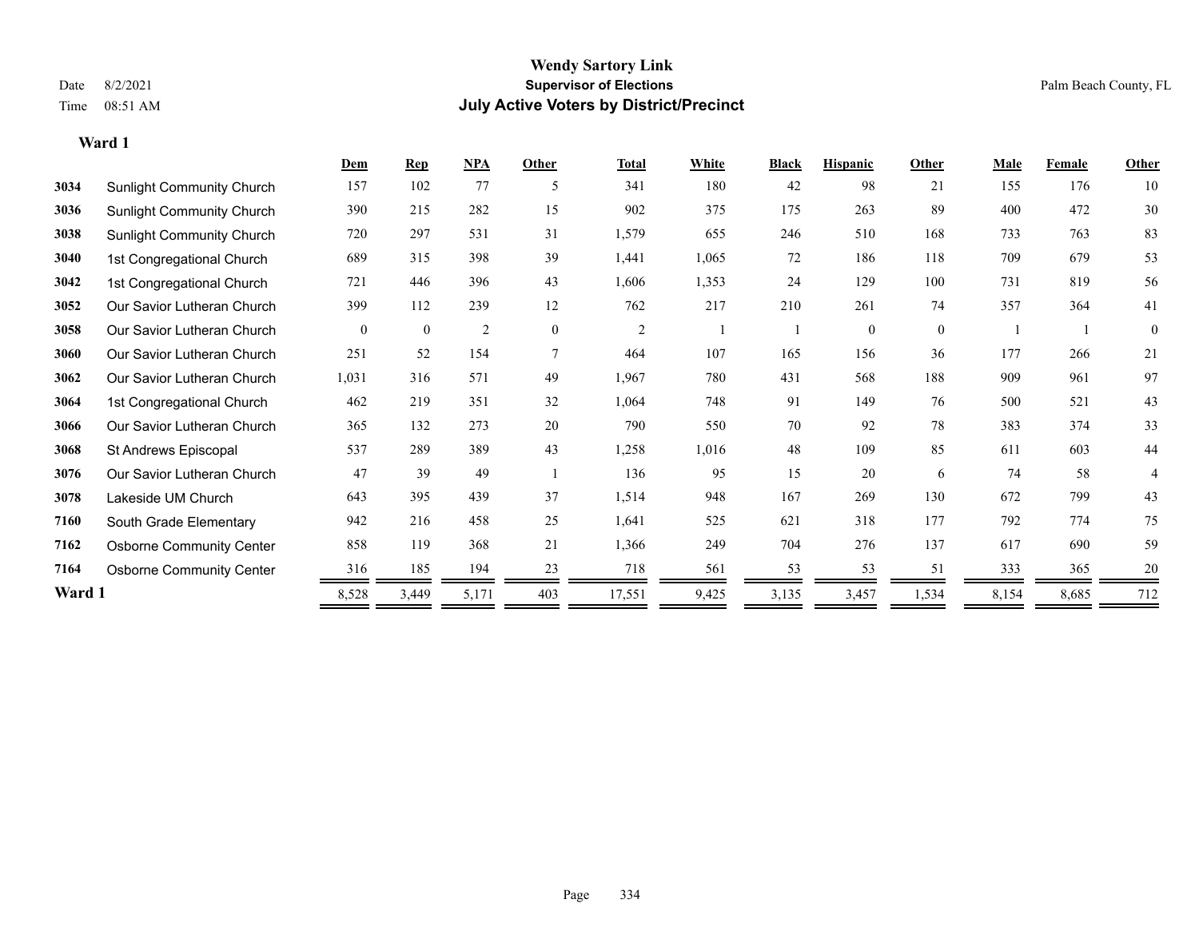# Wendy Sartory Link
## Supervisor of Elections
## July Active Voters by District/Precinct

Date 8/2/2021
Time 08:51 AM

Palm Beach County, FL

### Ward 1

| | | Dem | Rep | NPA | Other | Total | White | Black | Hispanic | Other | Male | Female | Other |
|---|---|---|---|---|---|---|---|---|---|---|---|---|---|
| 3034 | Sunlight Community Church | 157 | 102 | 77 | 5 | 341 | 180 | 42 | 98 | 21 | 155 | 176 | 10 |
| 3036 | Sunlight Community Church | 390 | 215 | 282 | 15 | 902 | 375 | 175 | 263 | 89 | 400 | 472 | 30 |
| 3038 | Sunlight Community Church | 720 | 297 | 531 | 31 | 1,579 | 655 | 246 | 510 | 168 | 733 | 763 | 83 |
| 3040 | 1st Congregational Church | 689 | 315 | 398 | 39 | 1,441 | 1,065 | 72 | 186 | 118 | 709 | 679 | 53 |
| 3042 | 1st Congregational Church | 721 | 446 | 396 | 43 | 1,606 | 1,353 | 24 | 129 | 100 | 731 | 819 | 56 |
| 3052 | Our Savior Lutheran Church | 399 | 112 | 239 | 12 | 762 | 217 | 210 | 261 | 74 | 357 | 364 | 41 |
| 3058 | Our Savior Lutheran Church | 0 | 0 | 2 | 0 | 2 | 1 | 1 | 0 | 0 | 1 | 1 | 0 |
| 3060 | Our Savior Lutheran Church | 251 | 52 | 154 | 7 | 464 | 107 | 165 | 156 | 36 | 177 | 266 | 21 |
| 3062 | Our Savior Lutheran Church | 1,031 | 316 | 571 | 49 | 1,967 | 780 | 431 | 568 | 188 | 909 | 961 | 97 |
| 3064 | 1st Congregational Church | 462 | 219 | 351 | 32 | 1,064 | 748 | 91 | 149 | 76 | 500 | 521 | 43 |
| 3066 | Our Savior Lutheran Church | 365 | 132 | 273 | 20 | 790 | 550 | 70 | 92 | 78 | 383 | 374 | 33 |
| 3068 | St Andrews Episcopal | 537 | 289 | 389 | 43 | 1,258 | 1,016 | 48 | 109 | 85 | 611 | 603 | 44 |
| 3076 | Our Savior Lutheran Church | 47 | 39 | 49 | 1 | 136 | 95 | 15 | 20 | 6 | 74 | 58 | 4 |
| 3078 | Lakeside UM Church | 643 | 395 | 439 | 37 | 1,514 | 948 | 167 | 269 | 130 | 672 | 799 | 43 |
| 7160 | South Grade Elementary | 942 | 216 | 458 | 25 | 1,641 | 525 | 621 | 318 | 177 | 792 | 774 | 75 |
| 7162 | Osborne Community Center | 858 | 119 | 368 | 21 | 1,366 | 249 | 704 | 276 | 137 | 617 | 690 | 59 |
| 7164 | Osborne Community Center | 316 | 185 | 194 | 23 | 718 | 561 | 53 | 53 | 51 | 333 | 365 | 20 |
| **Ward 1** | | 8,528 | 3,449 | 5,171 | 403 | 17,551 | 9,425 | 3,135 | 3,457 | 1,534 | 8,154 | 8,685 | 712 |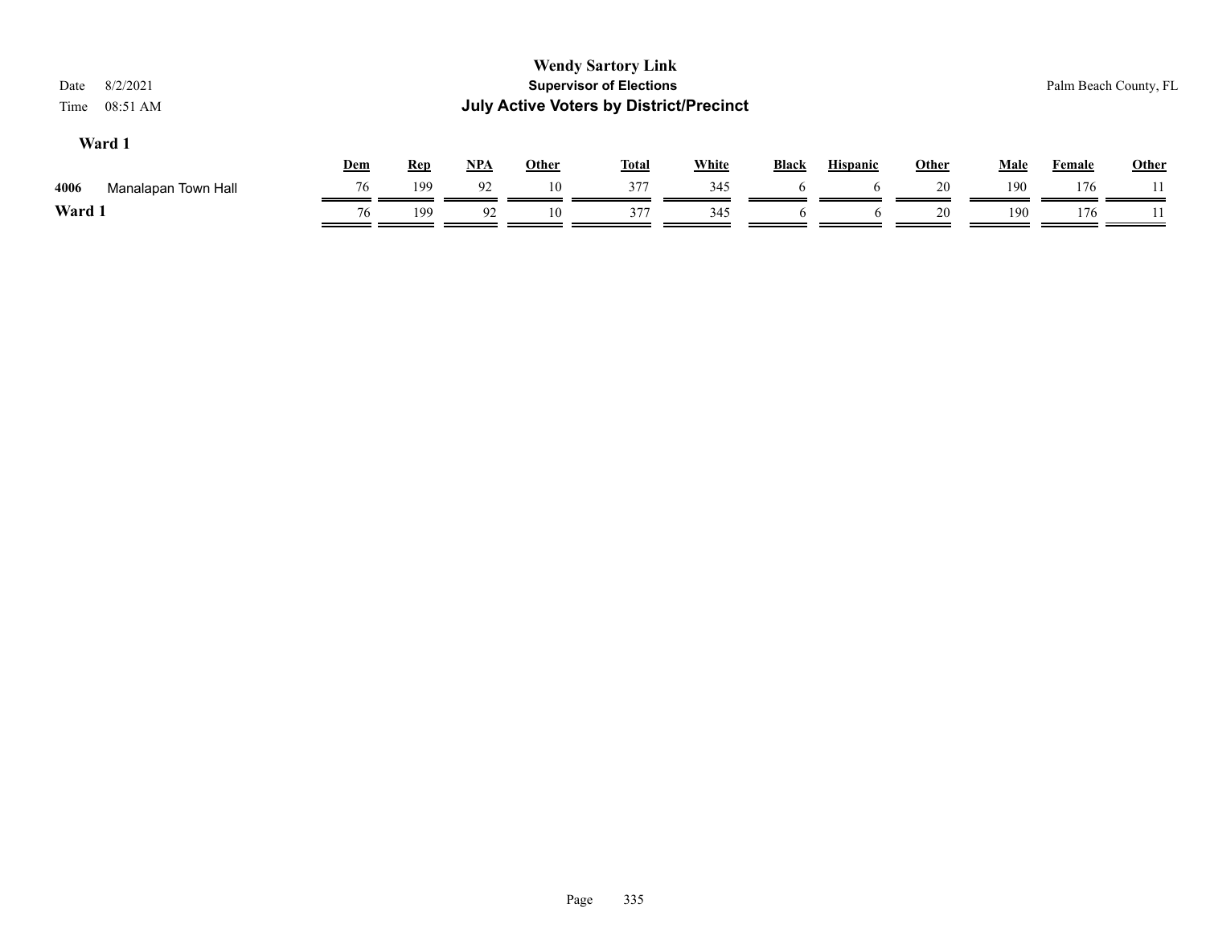**Wendy Sartory Link**
**Supervisor of Elections**
**July Active Voters by District/Precinct**

Date 8/2/2021
Time 08:51 AM

Palm Beach County, FL

### Ward 1

| | | Dem | Rep | NPA | Other | Total | White | Black | Hispanic | Other | Male | Female | Other |
|---|---|---|---|---|---|---|---|---|---|---|---|---|---|
| 4006 | Manalapan Town Hall | 76 | 199 | 92 | 10 | 377 | 345 | 6 | 6 | 20 | 190 | 176 | 11 |
| **Ward 1** | | 76 | 199 | 92 | 10 | 377 | 345 | 6 | 6 | 20 | 190 | 176 | 11 |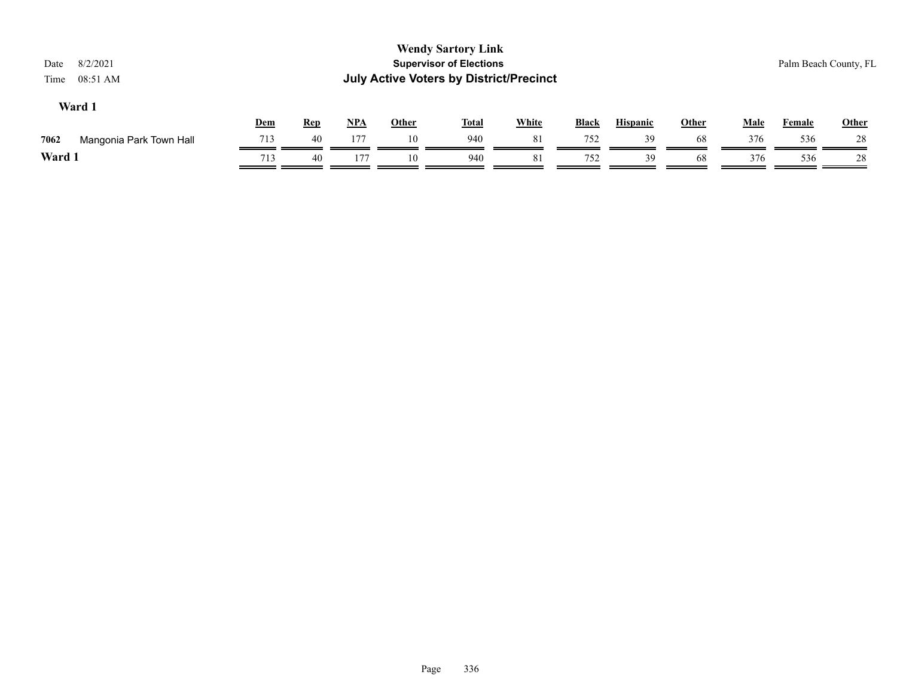**Wendy Sartory Link**
**Supervisor of Elections**
**July Active Voters by District/Precinct**

Date 8/2/2021
Time 08:51 AM

Palm Beach County, FL

## Ward 1

| | | Dem | Rep | NPA | Other | Total | White | Black | Hispanic | Other | Male | Female | Other |
|---|---|---|---|---|---|---|---|---|---|---|---|---|---|
| 7062 | Mangonia Park Town Hall | 713 | 40 | 177 | 10 | 940 | 81 | 752 | 39 | 68 | 376 | 536 | 28 |
| **Ward 1** | | 713 | 40 | 177 | 10 | 940 | 81 | 752 | 39 | 68 | 376 | 536 | 28 |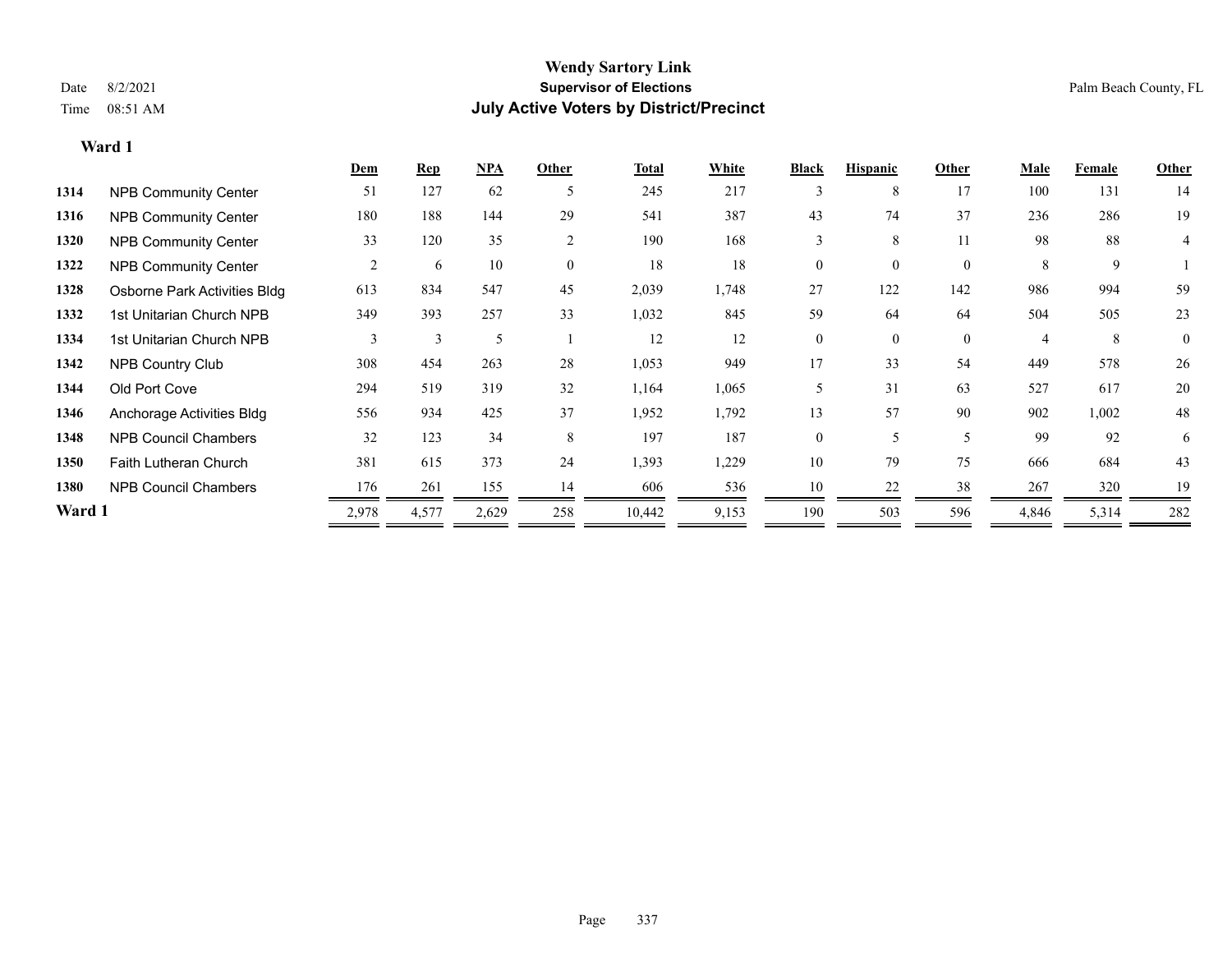**Wendy Sartory Link**
**Supervisor of Elections**
**July Active Voters by District/Precinct**

Date 8/2/2021
Time 08:51 AM

Palm Beach County, FL

## Ward 1

| | | Dem | Rep | NPA | Other | Total | White | Black | Hispanic | Other | Male | Female | Other |
|---|---|---|---|---|---|---|---|---|---|---|---|---|---|
| 1314 | NPB Community Center | 51 | 127 | 62 | 5 | 245 | 217 | 3 | 8 | 17 | 100 | 131 | 14 |
| 1316 | NPB Community Center | 180 | 188 | 144 | 29 | 541 | 387 | 43 | 74 | 37 | 236 | 286 | 19 |
| 1320 | NPB Community Center | 33 | 120 | 35 | 2 | 190 | 168 | 3 | 8 | 11 | 98 | 88 | 4 |
| 1322 | NPB Community Center | 2 | 6 | 10 | 0 | 18 | 18 | 0 | 0 | 0 | 8 | 9 | 1 |
| 1328 | Osborne Park Activities Bldg | 613 | 834 | 547 | 45 | 2,039 | 1,748 | 27 | 122 | 142 | 986 | 994 | 59 |
| 1332 | 1st Unitarian Church NPB | 349 | 393 | 257 | 33 | 1,032 | 845 | 59 | 64 | 64 | 504 | 505 | 23 |
| 1334 | 1st Unitarian Church NPB | 3 | 3 | 5 | 1 | 12 | 12 | 0 | 0 | 0 | 4 | 8 | 0 |
| 1342 | NPB Country Club | 308 | 454 | 263 | 28 | 1,053 | 949 | 17 | 33 | 54 | 449 | 578 | 26 |
| 1344 | Old Port Cove | 294 | 519 | 319 | 32 | 1,164 | 1,065 | 5 | 31 | 63 | 527 | 617 | 20 |
| 1346 | Anchorage Activities Bldg | 556 | 934 | 425 | 37 | 1,952 | 1,792 | 13 | 57 | 90 | 902 | 1,002 | 48 |
| 1348 | NPB Council Chambers | 32 | 123 | 34 | 8 | 197 | 187 | 0 | 5 | 5 | 99 | 92 | 6 |
| 1350 | Faith Lutheran Church | 381 | 615 | 373 | 24 | 1,393 | 1,229 | 10 | 79 | 75 | 666 | 684 | 43 |
| 1380 | NPB Council Chambers | 176 | 261 | 155 | 14 | 606 | 536 | 10 | 22 | 38 | 267 | 320 | 19 |
| **Ward 1** | | 2,978 | 4,577 | 2,629 | 258 | 10,442 | 9,153 | 190 | 503 | 596 | 4,846 | 5,314 | 282 |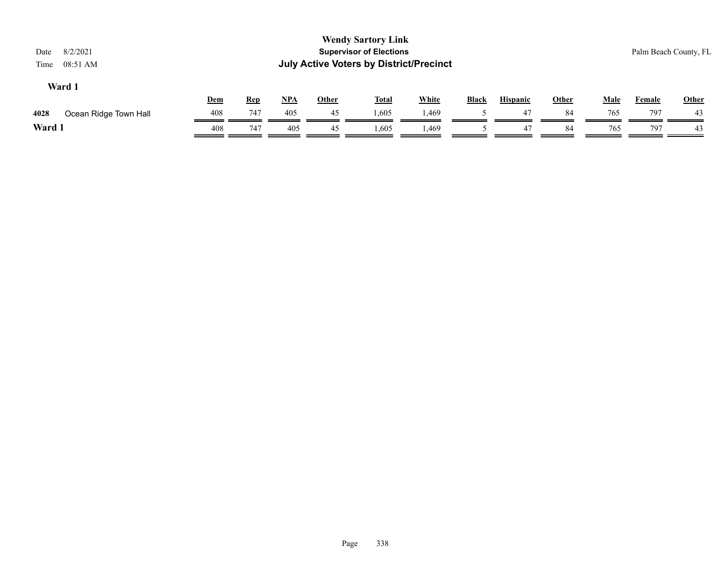# Wendy Sartory Link

## Supervisor of Elections

## July Active Voters by District/Precinct

Date 8/2/2021
Time 08:51 AM

Palm Beach County, FL

### Ward 1

| | | Dem | Rep | NPA | Other | Total | White | Black | Hispanic | Other | Male | Female | Other |
|---|---|---|---|---|---|---|---|---|---|---|---|---|---|
| 4028 | Ocean Ridge Town Hall | 408 | 747 | 405 | 45 | 1,605 | 1,469 | 5 | 47 | 84 | 765 | 797 | 43 |
| **Ward 1** | | 408 | 747 | 405 | 45 | 1,605 | 1,469 | 5 | 47 | 84 | 765 | 797 | 43 |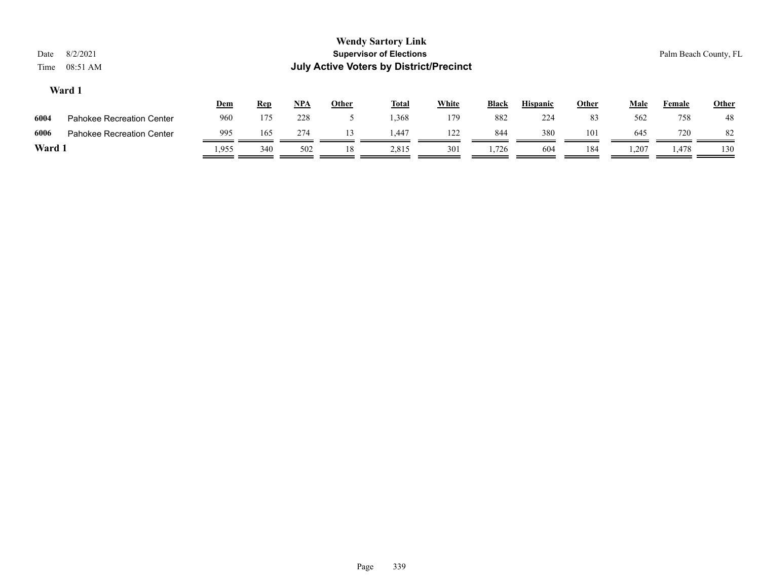# Wendy Sartory Link

**Supervisor of Elections**

**July Active Voters by District/Precinct**

Date 8/2/2021
Time 08:51 AM

Palm Beach County, FL

## Ward 1

| | | Dem | Rep | NPA | Other | Total | White | Black | Hispanic | Other | Male | Female | Other |
|---|---|---|---|---|---|---|---|---|---|---|---|---|---|
| 6004 | Pahokee Recreation Center | 960 | 175 | 228 | 5 | 1,368 | 179 | 882 | 224 | 83 | 562 | 758 | 48 |
| 6006 | Pahokee Recreation Center | 995 | 165 | 274 | 13 | 1,447 | 122 | 844 | 380 | 101 | 645 | 720 | 82 |
| **Ward 1** | | 1,955 | 340 | 502 | 18 | 2,815 | 301 | 1,726 | 604 | 184 | 1,207 | 1,478 | 130 |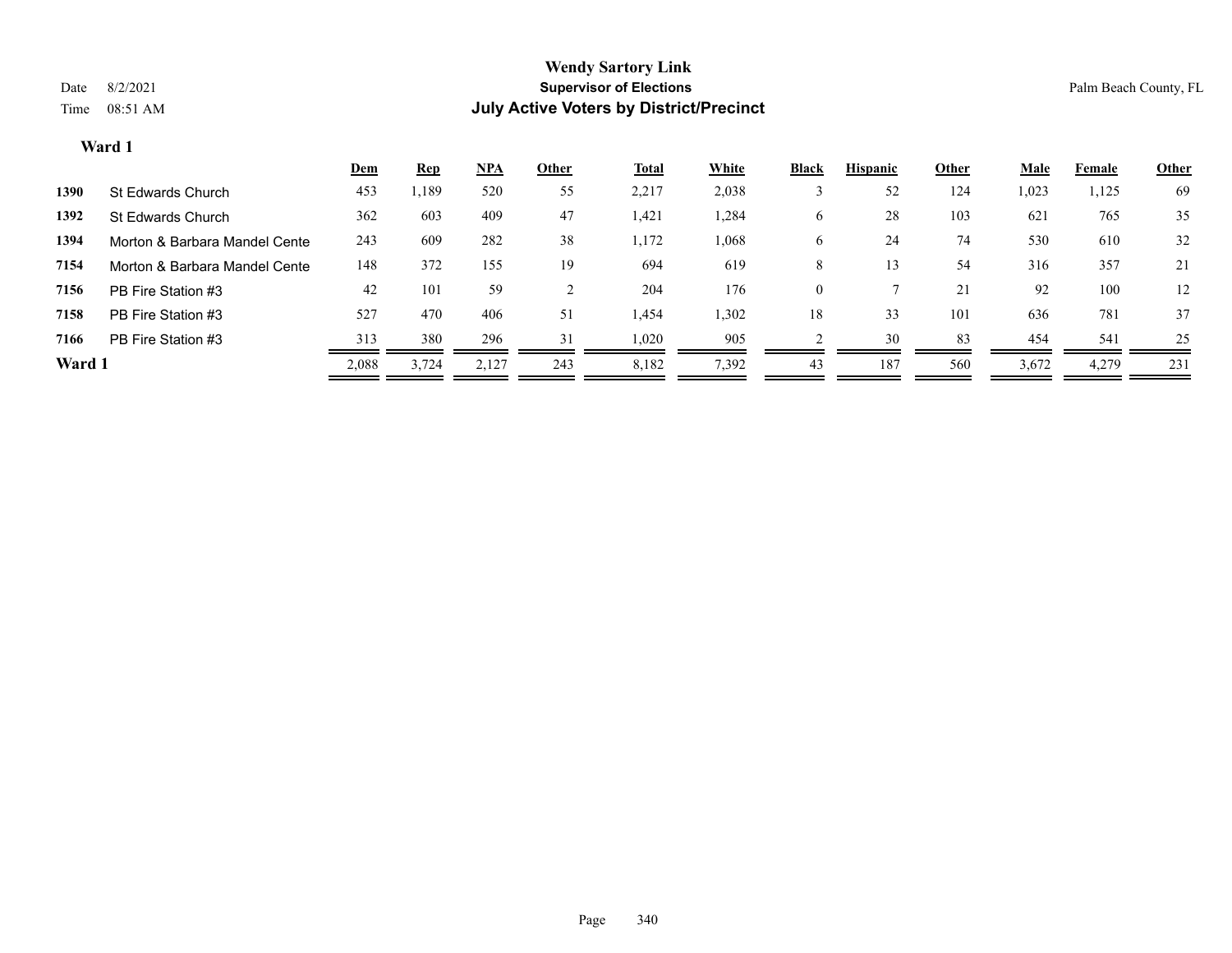# Wendy Sartory Link
## Supervisor of Elections
## July Active Voters by District/Precinct

Date 8/2/2021
Time 08:51 AM

Palm Beach County, FL

### Ward 1

| | | Dem | Rep | NPA | Other | Total | White | Black | Hispanic | Other | Male | Female | Other |
|---|---|---|---|---|---|---|---|---|---|---|---|---|---|
| 1390 | St Edwards Church | 453 | 1,189 | 520 | 55 | 2,217 | 2,038 | 3 | 52 | 124 | 1,023 | 1,125 | 69 |
| 1392 | St Edwards Church | 362 | 603 | 409 | 47 | 1,421 | 1,284 | 6 | 28 | 103 | 621 | 765 | 35 |
| 1394 | Morton & Barbara Mandel Cente | 243 | 609 | 282 | 38 | 1,172 | 1,068 | 6 | 24 | 74 | 530 | 610 | 32 |
| 7154 | Morton & Barbara Mandel Cente | 148 | 372 | 155 | 19 | 694 | 619 | 8 | 13 | 54 | 316 | 357 | 21 |
| 7156 | PB Fire Station #3 | 42 | 101 | 59 | 2 | 204 | 176 | 0 | 7 | 21 | 92 | 100 | 12 |
| 7158 | PB Fire Station #3 | 527 | 470 | 406 | 51 | 1,454 | 1,302 | 18 | 33 | 101 | 636 | 781 | 37 |
| 7166 | PB Fire Station #3 | 313 | 380 | 296 | 31 | 1,020 | 905 | 2 | 30 | 83 | 454 | 541 | 25 |
| **Ward 1** | | 2,088 | 3,724 | 2,127 | 243 | 8,182 | 7,392 | 43 | 187 | 560 | 3,672 | 4,279 | 231 |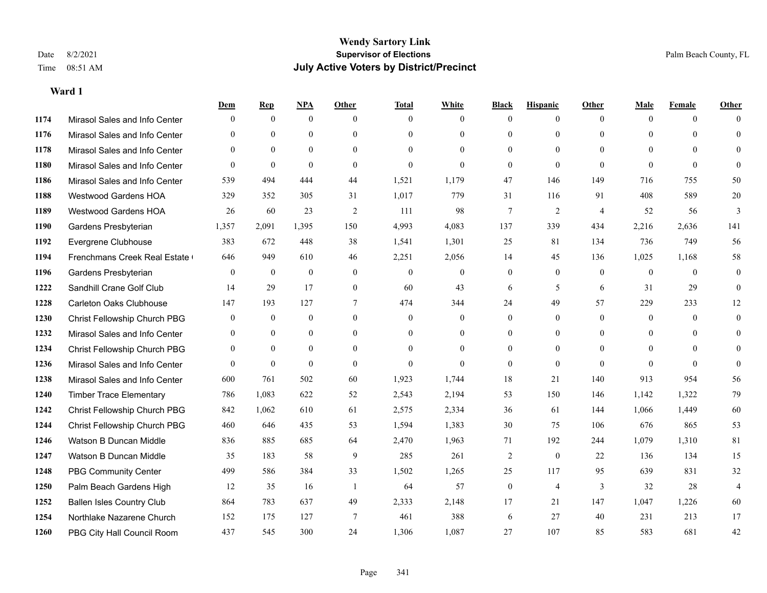# Wendy Sartory Link
## Supervisor of Elections
## July Active Voters by District/Precinct

Date 8/2/2021
Time 08:51 AM

Palm Beach County, FL

### Ward 1

| | | Dem | Rep | NPA | Other | Total | White | Black | Hispanic | Other | Male | Female | Other |
|---|---|---|---|---|---|---|---|---|---|---|---|---|---|
| 1174 | Mirasol Sales and Info Center | 0 | 0 | 0 | 0 | 0 | 0 | 0 | 0 | 0 | 0 | 0 | 0 |
| 1176 | Mirasol Sales and Info Center | 0 | 0 | 0 | 0 | 0 | 0 | 0 | 0 | 0 | 0 | 0 | 0 |
| 1178 | Mirasol Sales and Info Center | 0 | 0 | 0 | 0 | 0 | 0 | 0 | 0 | 0 | 0 | 0 | 0 |
| 1180 | Mirasol Sales and Info Center | 0 | 0 | 0 | 0 | 0 | 0 | 0 | 0 | 0 | 0 | 0 | 0 |
| 1186 | Mirasol Sales and Info Center | 539 | 494 | 444 | 44 | 1,521 | 1,179 | 47 | 146 | 149 | 716 | 755 | 50 |
| 1188 | Westwood Gardens HOA | 329 | 352 | 305 | 31 | 1,017 | 779 | 31 | 116 | 91 | 408 | 589 | 20 |
| 1189 | Westwood Gardens HOA | 26 | 60 | 23 | 2 | 111 | 98 | 7 | 2 | 4 | 52 | 56 | 3 |
| 1190 | Gardens Presbyterian | 1,357 | 2,091 | 1,395 | 150 | 4,993 | 4,083 | 137 | 339 | 434 | 2,216 | 2,636 | 141 |
| 1192 | Evergrene Clubhouse | 383 | 672 | 448 | 38 | 1,541 | 1,301 | 25 | 81 | 134 | 736 | 749 | 56 |
| 1194 | Frenchmans Creek Real Estate ( | 646 | 949 | 610 | 46 | 2,251 | 2,056 | 14 | 45 | 136 | 1,025 | 1,168 | 58 |
| 1196 | Gardens Presbyterian | 0 | 0 | 0 | 0 | 0 | 0 | 0 | 0 | 0 | 0 | 0 | 0 |
| 1222 | Sandhill Crane Golf Club | 14 | 29 | 17 | 0 | 60 | 43 | 6 | 5 | 6 | 31 | 29 | 0 |
| 1228 | Carleton Oaks Clubhouse | 147 | 193 | 127 | 7 | 474 | 344 | 24 | 49 | 57 | 229 | 233 | 12 |
| 1230 | Christ Fellowship Church PBG | 0 | 0 | 0 | 0 | 0 | 0 | 0 | 0 | 0 | 0 | 0 | 0 |
| 1232 | Mirasol Sales and Info Center | 0 | 0 | 0 | 0 | 0 | 0 | 0 | 0 | 0 | 0 | 0 | 0 |
| 1234 | Christ Fellowship Church PBG | 0 | 0 | 0 | 0 | 0 | 0 | 0 | 0 | 0 | 0 | 0 | 0 |
| 1236 | Mirasol Sales and Info Center | 0 | 0 | 0 | 0 | 0 | 0 | 0 | 0 | 0 | 0 | 0 | 0 |
| 1238 | Mirasol Sales and Info Center | 600 | 761 | 502 | 60 | 1,923 | 1,744 | 18 | 21 | 140 | 913 | 954 | 56 |
| 1240 | Timber Trace Elementary | 786 | 1,083 | 622 | 52 | 2,543 | 2,194 | 53 | 150 | 146 | 1,142 | 1,322 | 79 |
| 1242 | Christ Fellowship Church PBG | 842 | 1,062 | 610 | 61 | 2,575 | 2,334 | 36 | 61 | 144 | 1,066 | 1,449 | 60 |
| 1244 | Christ Fellowship Church PBG | 460 | 646 | 435 | 53 | 1,594 | 1,383 | 30 | 75 | 106 | 676 | 865 | 53 |
| 1246 | Watson B Duncan Middle | 836 | 885 | 685 | 64 | 2,470 | 1,963 | 71 | 192 | 244 | 1,079 | 1,310 | 81 |
| 1247 | Watson B Duncan Middle | 35 | 183 | 58 | 9 | 285 | 261 | 2 | 0 | 22 | 136 | 134 | 15 |
| 1248 | PBG Community Center | 499 | 586 | 384 | 33 | 1,502 | 1,265 | 25 | 117 | 95 | 639 | 831 | 32 |
| 1250 | Palm Beach Gardens High | 12 | 35 | 16 | 1 | 64 | 57 | 0 | 4 | 3 | 32 | 28 | 4 |
| 1252 | Ballen Isles Country Club | 864 | 783 | 637 | 49 | 2,333 | 2,148 | 17 | 21 | 147 | 1,047 | 1,226 | 60 |
| 1254 | Northlake Nazarene Church | 152 | 175 | 127 | 7 | 461 | 388 | 6 | 27 | 40 | 231 | 213 | 17 |
| 1260 | PBG City Hall Council Room | 437 | 545 | 300 | 24 | 1,306 | 1,087 | 27 | 107 | 85 | 583 | 681 | 42 |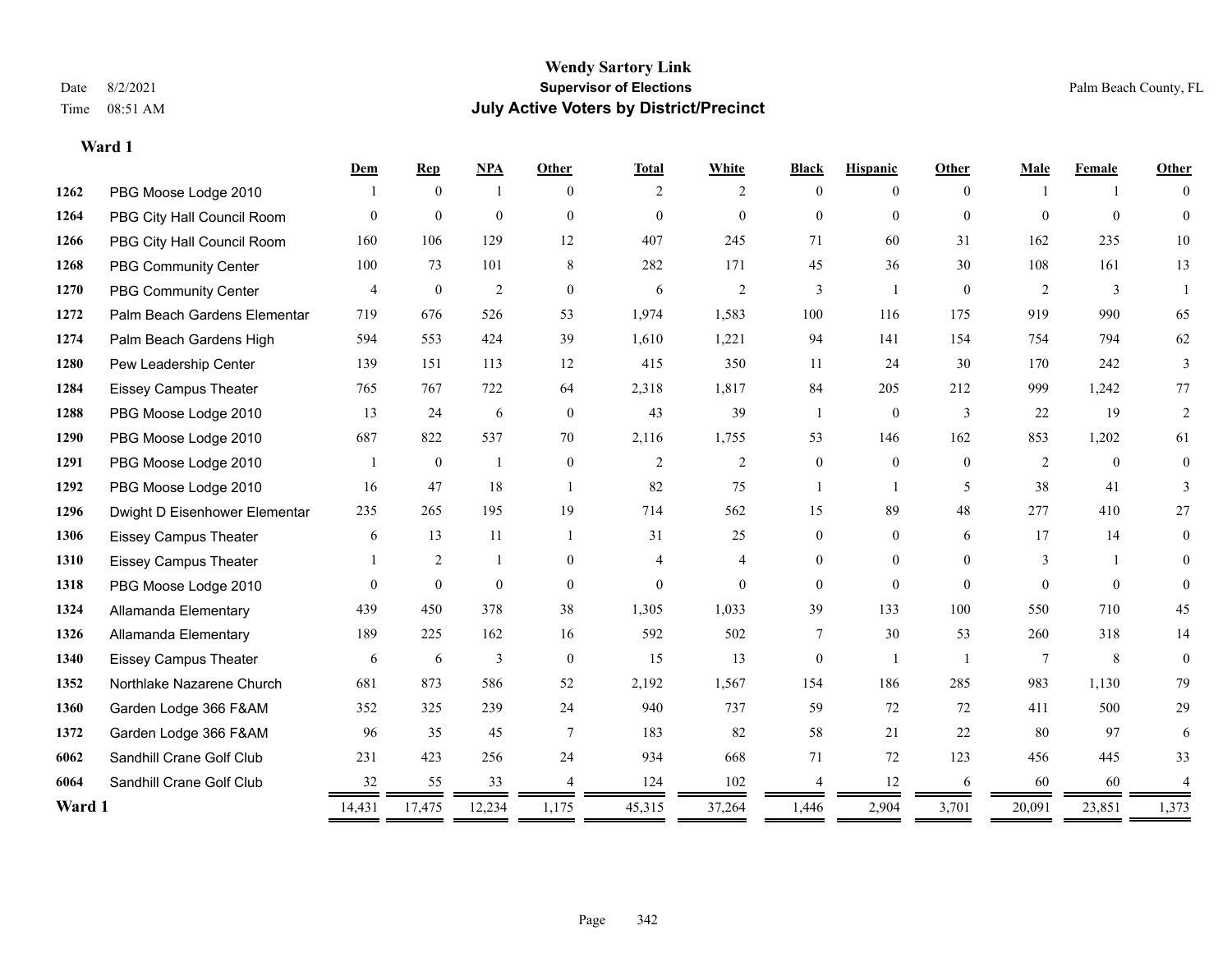**Wendy Sartory Link**
**Supervisor of Elections**
**July Active Voters by District/Precinct**

Date 8/2/2021
Time 08:51 AM

Palm Beach County, FL

### Ward 1

| | | Dem | Rep | NPA | Other | Total | White | Black | Hispanic | Other | Male | Female | Other |
|---|---|---|---|---|---|---|---|---|---|---|---|---|---|
| 1262 | PBG Moose Lodge 2010 | 1 | 0 | 1 | 0 | 2 | 2 | 0 | 0 | 0 | 1 | 1 | 0 |
| 1264 | PBG City Hall Council Room | 0 | 0 | 0 | 0 | 0 | 0 | 0 | 0 | 0 | 0 | 0 | 0 |
| 1266 | PBG City Hall Council Room | 160 | 106 | 129 | 12 | 407 | 245 | 71 | 60 | 31 | 162 | 235 | 10 |
| 1268 | PBG Community Center | 100 | 73 | 101 | 8 | 282 | 171 | 45 | 36 | 30 | 108 | 161 | 13 |
| 1270 | PBG Community Center | 4 | 0 | 2 | 0 | 6 | 2 | 3 | 1 | 0 | 2 | 3 | 1 |
| 1272 | Palm Beach Gardens Elementar | 719 | 676 | 526 | 53 | 1,974 | 1,583 | 100 | 116 | 175 | 919 | 990 | 65 |
| 1274 | Palm Beach Gardens High | 594 | 553 | 424 | 39 | 1,610 | 1,221 | 94 | 141 | 154 | 754 | 794 | 62 |
| 1280 | Pew Leadership Center | 139 | 151 | 113 | 12 | 415 | 350 | 11 | 24 | 30 | 170 | 242 | 3 |
| 1284 | Eissey Campus Theater | 765 | 767 | 722 | 64 | 2,318 | 1,817 | 84 | 205 | 212 | 999 | 1,242 | 77 |
| 1288 | PBG Moose Lodge 2010 | 13 | 24 | 6 | 0 | 43 | 39 | 1 | 0 | 3 | 22 | 19 | 2 |
| 1290 | PBG Moose Lodge 2010 | 687 | 822 | 537 | 70 | 2,116 | 1,755 | 53 | 146 | 162 | 853 | 1,202 | 61 |
| 1291 | PBG Moose Lodge 2010 | 1 | 0 | 1 | 0 | 2 | 2 | 0 | 0 | 0 | 2 | 0 | 0 |
| 1292 | PBG Moose Lodge 2010 | 16 | 47 | 18 | 1 | 82 | 75 | 1 | 1 | 5 | 38 | 41 | 3 |
| 1296 | Dwight D Eisenhower Elementar | 235 | 265 | 195 | 19 | 714 | 562 | 15 | 89 | 48 | 277 | 410 | 27 |
| 1306 | Eissey Campus Theater | 6 | 13 | 11 | 1 | 31 | 25 | 0 | 0 | 6 | 17 | 14 | 0 |
| 1310 | Eissey Campus Theater | 1 | 2 | 1 | 0 | 4 | 4 | 0 | 0 | 0 | 3 | 1 | 0 |
| 1318 | PBG Moose Lodge 2010 | 0 | 0 | 0 | 0 | 0 | 0 | 0 | 0 | 0 | 0 | 0 | 0 |
| 1324 | Allamanda Elementary | 439 | 450 | 378 | 38 | 1,305 | 1,033 | 39 | 133 | 100 | 550 | 710 | 45 |
| 1326 | Allamanda Elementary | 189 | 225 | 162 | 16 | 592 | 502 | 7 | 30 | 53 | 260 | 318 | 14 |
| 1340 | Eissey Campus Theater | 6 | 6 | 3 | 0 | 15 | 13 | 0 | 1 | 1 | 7 | 8 | 0 |
| 1352 | Northlake Nazarene Church | 681 | 873 | 586 | 52 | 2,192 | 1,567 | 154 | 186 | 285 | 983 | 1,130 | 79 |
| 1360 | Garden Lodge 366 F&AM | 352 | 325 | 239 | 24 | 940 | 737 | 59 | 72 | 72 | 411 | 500 | 29 |
| 1372 | Garden Lodge 366 F&AM | 96 | 35 | 45 | 7 | 183 | 82 | 58 | 21 | 22 | 80 | 97 | 6 |
| 6062 | Sandhill Crane Golf Club | 231 | 423 | 256 | 24 | 934 | 668 | 71 | 72 | 123 | 456 | 445 | 33 |
| 6064 | Sandhill Crane Golf Club | 32 | 55 | 33 | 4 | 124 | 102 | 4 | 12 | 6 | 60 | 60 | 4 |
| **Ward 1** | | 14,431 | 17,475 | 12,234 | 1,175 | 45,315 | 37,264 | 1,446 | 2,904 | 3,701 | 20,091 | 23,851 | 1,373 |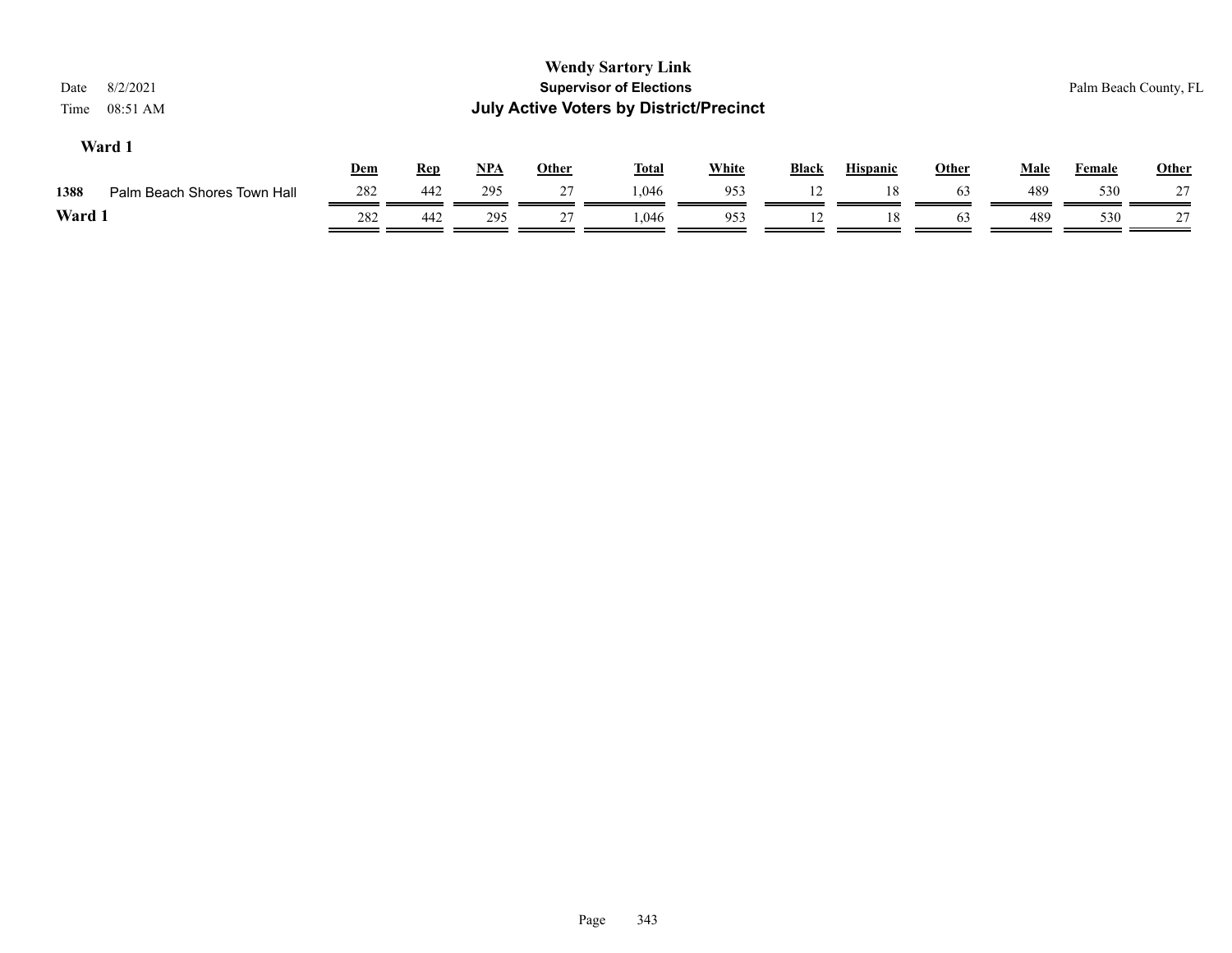# Wendy Sartory Link

## Supervisor of Elections

## July Active Voters by District/Precinct

Date 8/2/2021
Time 08:51 AM

Palm Beach County, FL

### Ward 1

| | | Dem | Rep | NPA | Other | Total | White | Black | Hispanic | Other | Male | Female | Other |
|---|---|---|---|---|---|---|---|---|---|---|---|---|---|
| 1388 | Palm Beach Shores Town Hall | 282 | 442 | 295 | 27 | 1,046 | 953 | 12 | 18 | 63 | 489 | 530 | 27 |
| **Ward 1** | | 282 | 442 | 295 | 27 | 1,046 | 953 | 12 | 18 | 63 | 489 | 530 | 27 |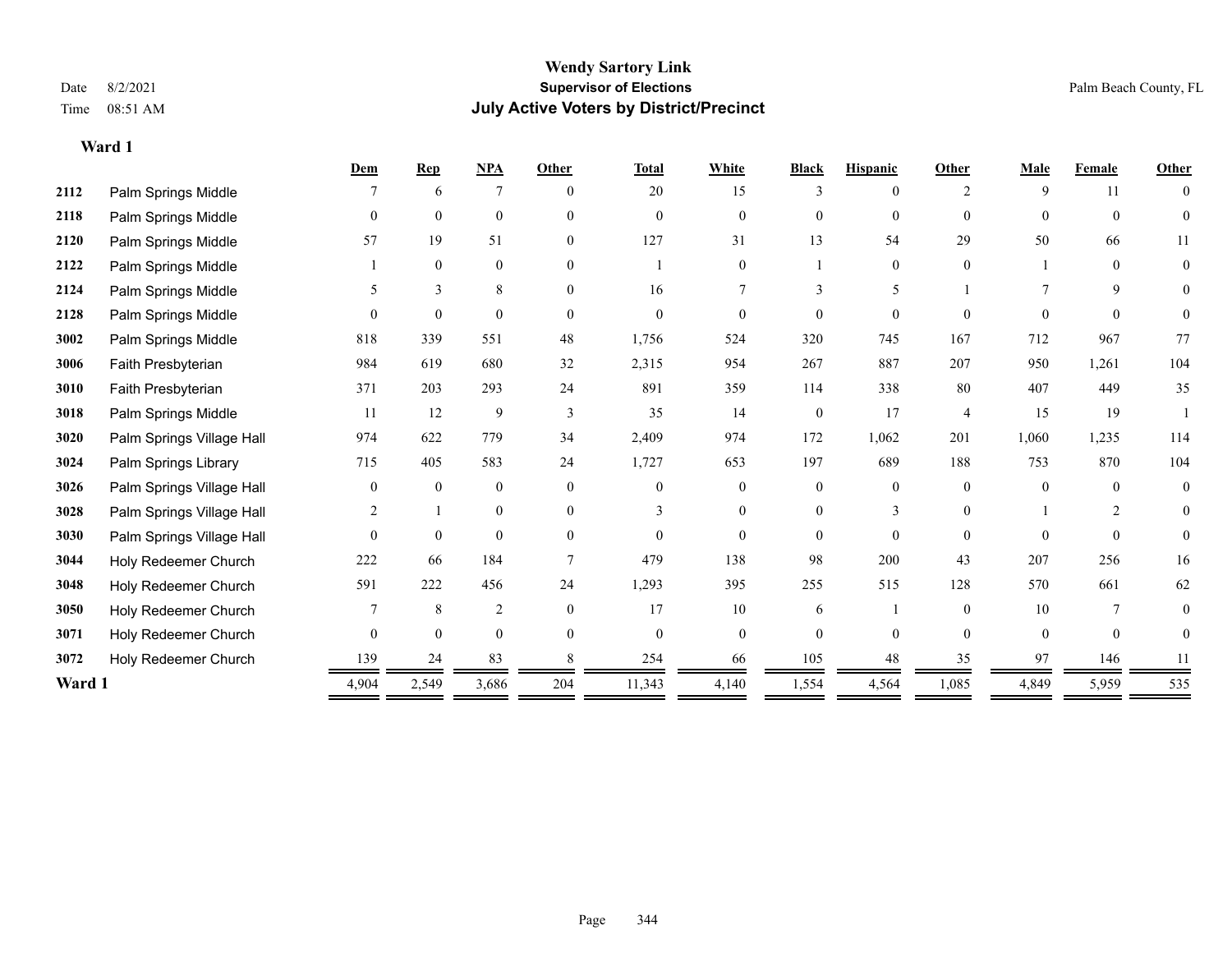# Wendy Sartory Link

**Supervisor of Elections**

**July Active Voters by District/Precinct**

Date 8/2/2021

Time 08:51 AM

Palm Beach County, FL

**Ward 1**

| | | Dem | Rep | NPA | Other | Total | White | Black | Hispanic | Other | Male | Female | Other |
|---|---|---|---|---|---|---|---|---|---|---|---|---|---|
| 2112 | Palm Springs Middle | 7 | 6 | 7 | 0 | 20 | 15 | 3 | 0 | 2 | 9 | 11 | 0 |
| 2118 | Palm Springs Middle | 0 | 0 | 0 | 0 | 0 | 0 | 0 | 0 | 0 | 0 | 0 | 0 |
| 2120 | Palm Springs Middle | 57 | 19 | 51 | 0 | 127 | 31 | 13 | 54 | 29 | 50 | 66 | 11 |
| 2122 | Palm Springs Middle | 1 | 0 | 0 | 0 | 1 | 0 | 1 | 0 | 0 | 1 | 0 | 0 |
| 2124 | Palm Springs Middle | 5 | 3 | 8 | 0 | 16 | 7 | 3 | 5 | 1 | 7 | 9 | 0 |
| 2128 | Palm Springs Middle | 0 | 0 | 0 | 0 | 0 | 0 | 0 | 0 | 0 | 0 | 0 | 0 |
| 3002 | Palm Springs Middle | 818 | 339 | 551 | 48 | 1,756 | 524 | 320 | 745 | 167 | 712 | 967 | 77 |
| 3006 | Faith Presbyterian | 984 | 619 | 680 | 32 | 2,315 | 954 | 267 | 887 | 207 | 950 | 1,261 | 104 |
| 3010 | Faith Presbyterian | 371 | 203 | 293 | 24 | 891 | 359 | 114 | 338 | 80 | 407 | 449 | 35 |
| 3018 | Palm Springs Middle | 11 | 12 | 9 | 3 | 35 | 14 | 0 | 17 | 4 | 15 | 19 | 1 |
| 3020 | Palm Springs Village Hall | 974 | 622 | 779 | 34 | 2,409 | 974 | 172 | 1,062 | 201 | 1,060 | 1,235 | 114 |
| 3024 | Palm Springs Library | 715 | 405 | 583 | 24 | 1,727 | 653 | 197 | 689 | 188 | 753 | 870 | 104 |
| 3026 | Palm Springs Village Hall | 0 | 0 | 0 | 0 | 0 | 0 | 0 | 0 | 0 | 0 | 0 | 0 |
| 3028 | Palm Springs Village Hall | 2 | 1 | 0 | 0 | 3 | 0 | 0 | 3 | 0 | 1 | 2 | 0 |
| 3030 | Palm Springs Village Hall | 0 | 0 | 0 | 0 | 0 | 0 | 0 | 0 | 0 | 0 | 0 | 0 |
| 3044 | Holy Redeemer Church | 222 | 66 | 184 | 7 | 479 | 138 | 98 | 200 | 43 | 207 | 256 | 16 |
| 3048 | Holy Redeemer Church | 591 | 222 | 456 | 24 | 1,293 | 395 | 255 | 515 | 128 | 570 | 661 | 62 |
| 3050 | Holy Redeemer Church | 7 | 8 | 2 | 0 | 17 | 10 | 6 | 1 | 0 | 10 | 7 | 0 |
| 3071 | Holy Redeemer Church | 0 | 0 | 0 | 0 | 0 | 0 | 0 | 0 | 0 | 0 | 0 | 0 |
| 3072 | Holy Redeemer Church | 139 | 24 | 83 | 8 | 254 | 66 | 105 | 48 | 35 | 97 | 146 | 11 |
| **Ward 1** | | 4,904 | 2,549 | 3,686 | 204 | 11,343 | 4,140 | 1,554 | 4,564 | 1,085 | 4,849 | 5,959 | 535 |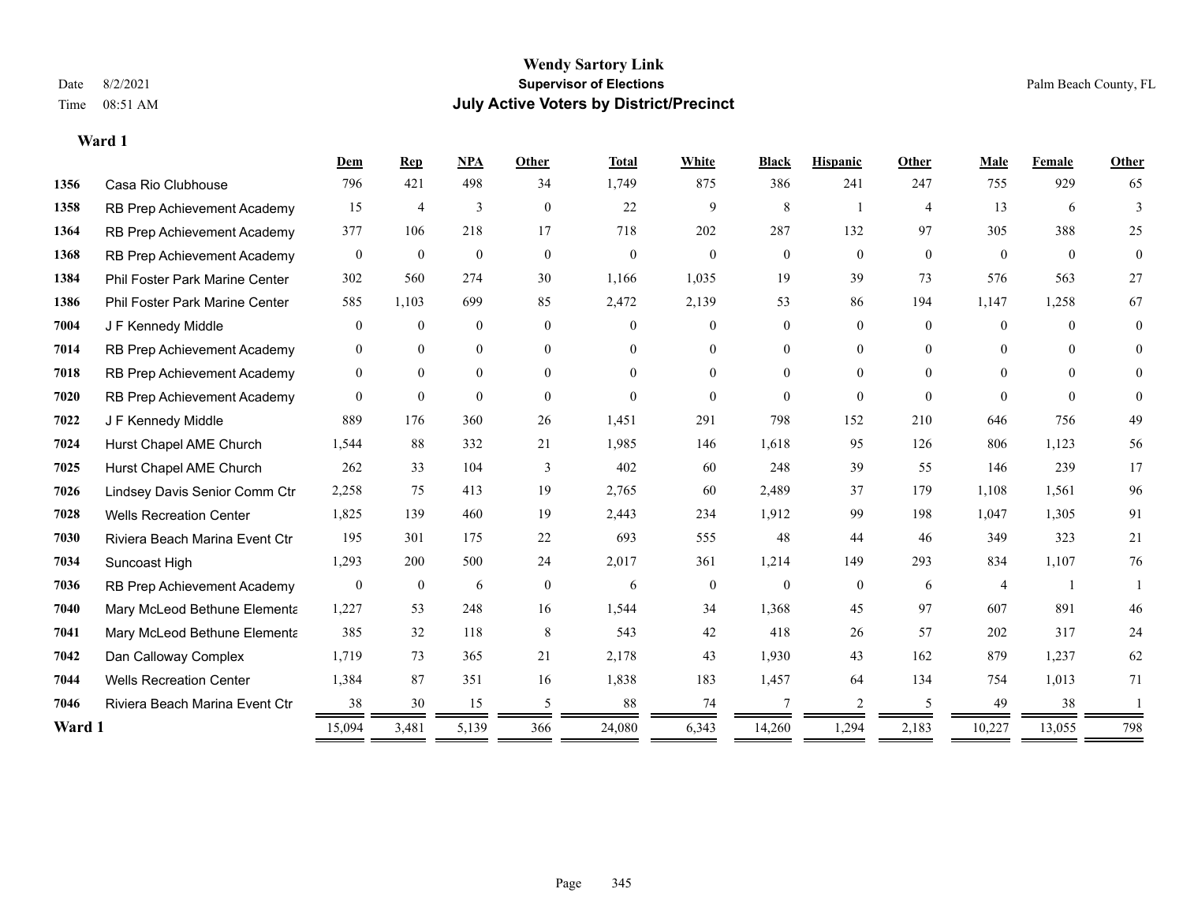# Wendy Sartory Link

**Supervisor of Elections**

**July Active Voters by District/Precinct**

Date 8/2/2021
Time 08:51 AM

Palm Beach County, FL

**Ward 1**

| | | Dem | Rep | NPA | Other | Total | White | Black | Hispanic | Other | Male | Female | Other |
|---|---|---|---|---|---|---|---|---|---|---|---|---|---|
| **1356** | Casa Rio Clubhouse | 796 | 421 | 498 | 34 | 1,749 | 875 | 386 | 241 | 247 | 755 | 929 | 65 |
| **1358** | RB Prep Achievement Academy | 15 | 4 | 3 | 0 | 22 | 9 | 8 | 1 | 4 | 13 | 6 | 3 |
| **1364** | RB Prep Achievement Academy | 377 | 106 | 218 | 17 | 718 | 202 | 287 | 132 | 97 | 305 | 388 | 25 |
| **1368** | RB Prep Achievement Academy | 0 | 0 | 0 | 0 | 0 | 0 | 0 | 0 | 0 | 0 | 0 | 0 |
| **1384** | Phil Foster Park Marine Center | 302 | 560 | 274 | 30 | 1,166 | 1,035 | 19 | 39 | 73 | 576 | 563 | 27 |
| **1386** | Phil Foster Park Marine Center | 585 | 1,103 | 699 | 85 | 2,472 | 2,139 | 53 | 86 | 194 | 1,147 | 1,258 | 67 |
| **7004** | J F Kennedy Middle | 0 | 0 | 0 | 0 | 0 | 0 | 0 | 0 | 0 | 0 | 0 | 0 |
| **7014** | RB Prep Achievement Academy | 0 | 0 | 0 | 0 | 0 | 0 | 0 | 0 | 0 | 0 | 0 | 0 |
| **7018** | RB Prep Achievement Academy | 0 | 0 | 0 | 0 | 0 | 0 | 0 | 0 | 0 | 0 | 0 | 0 |
| **7020** | RB Prep Achievement Academy | 0 | 0 | 0 | 0 | 0 | 0 | 0 | 0 | 0 | 0 | 0 | 0 |
| **7022** | J F Kennedy Middle | 889 | 176 | 360 | 26 | 1,451 | 291 | 798 | 152 | 210 | 646 | 756 | 49 |
| **7024** | Hurst Chapel AME Church | 1,544 | 88 | 332 | 21 | 1,985 | 146 | 1,618 | 95 | 126 | 806 | 1,123 | 56 |
| **7025** | Hurst Chapel AME Church | 262 | 33 | 104 | 3 | 402 | 60 | 248 | 39 | 55 | 146 | 239 | 17 |
| **7026** | Lindsey Davis Senior Comm Ctr | 2,258 | 75 | 413 | 19 | 2,765 | 60 | 2,489 | 37 | 179 | 1,108 | 1,561 | 96 |
| **7028** | Wells Recreation Center | 1,825 | 139 | 460 | 19 | 2,443 | 234 | 1,912 | 99 | 198 | 1,047 | 1,305 | 91 |
| **7030** | Riviera Beach Marina Event Ctr | 195 | 301 | 175 | 22 | 693 | 555 | 48 | 44 | 46 | 349 | 323 | 21 |
| **7034** | Suncoast High | 1,293 | 200 | 500 | 24 | 2,017 | 361 | 1,214 | 149 | 293 | 834 | 1,107 | 76 |
| **7036** | RB Prep Achievement Academy | 0 | 0 | 6 | 0 | 6 | 0 | 0 | 0 | 6 | 4 | 1 | 1 |
| **7040** | Mary McLeod Bethune Elementa | 1,227 | 53 | 248 | 16 | 1,544 | 34 | 1,368 | 45 | 97 | 607 | 891 | 46 |
| **7041** | Mary McLeod Bethune Elementa | 385 | 32 | 118 | 8 | 543 | 42 | 418 | 26 | 57 | 202 | 317 | 24 |
| **7042** | Dan Calloway Complex | 1,719 | 73 | 365 | 21 | 2,178 | 43 | 1,930 | 43 | 162 | 879 | 1,237 | 62 |
| **7044** | Wells Recreation Center | 1,384 | 87 | 351 | 16 | 1,838 | 183 | 1,457 | 64 | 134 | 754 | 1,013 | 71 |
| **7046** | Riviera Beach Marina Event Ctr | 38 | 30 | 15 | 5 | 88 | 74 | 7 | 2 | 5 | 49 | 38 | 1 |
| **Ward 1** | | 15,094 | 3,481 | 5,139 | 366 | 24,080 | 6,343 | 14,260 | 1,294 | 2,183 | 10,227 | 13,055 | 798 |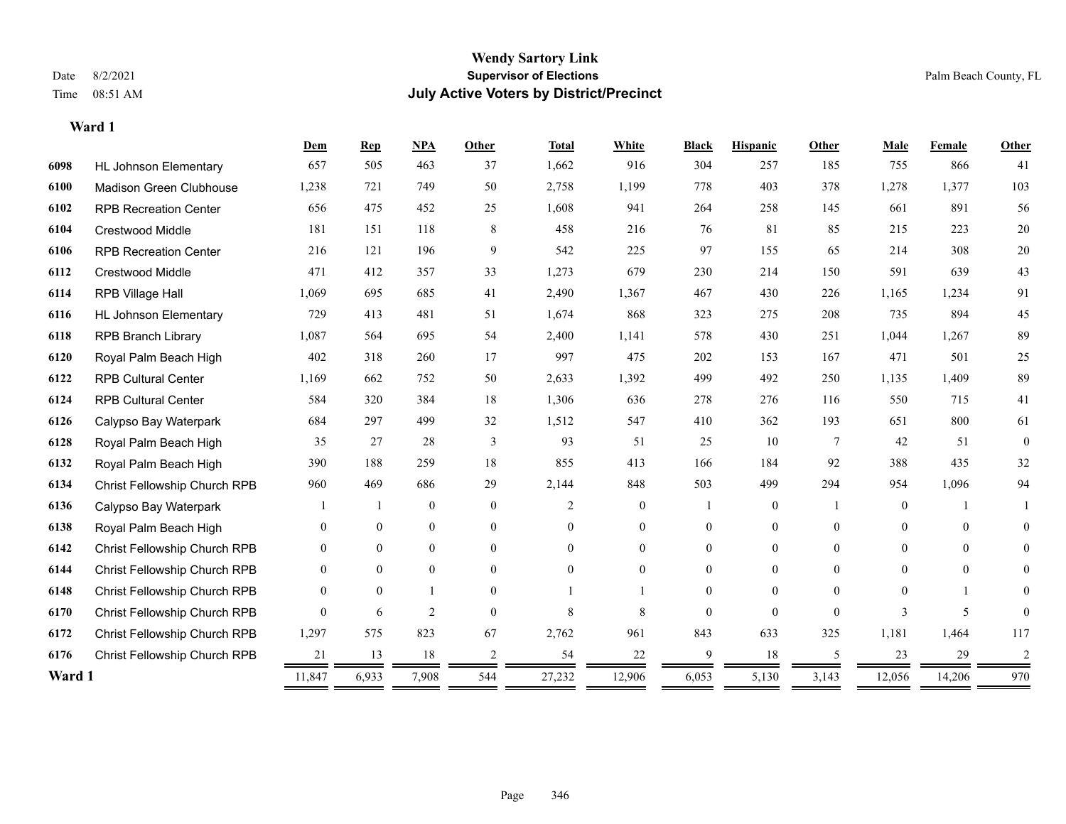# Wendy Sartory Link

**Supervisor of Elections**

**July Active Voters by District/Precinct**

Date 8/2/2021

Time 08:51 AM

Palm Beach County, FL

## Ward 1

| | | Dem | Rep | NPA | Other | Total | White | Black | Hispanic | Other | Male | Female | Other |
|---|---|---|---|---|---|---|---|---|---|---|---|---|---|
| 6098 | HL Johnson Elementary | 657 | 505 | 463 | 37 | 1,662 | 916 | 304 | 257 | 185 | 755 | 866 | 41 |
| 6100 | Madison Green Clubhouse | 1,238 | 721 | 749 | 50 | 2,758 | 1,199 | 778 | 403 | 378 | 1,278 | 1,377 | 103 |
| 6102 | RPB Recreation Center | 656 | 475 | 452 | 25 | 1,608 | 941 | 264 | 258 | 145 | 661 | 891 | 56 |
| 6104 | Crestwood Middle | 181 | 151 | 118 | 8 | 458 | 216 | 76 | 81 | 85 | 215 | 223 | 20 |
| 6106 | RPB Recreation Center | 216 | 121 | 196 | 9 | 542 | 225 | 97 | 155 | 65 | 214 | 308 | 20 |
| 6112 | Crestwood Middle | 471 | 412 | 357 | 33 | 1,273 | 679 | 230 | 214 | 150 | 591 | 639 | 43 |
| 6114 | RPB Village Hall | 1,069 | 695 | 685 | 41 | 2,490 | 1,367 | 467 | 430 | 226 | 1,165 | 1,234 | 91 |
| 6116 | HL Johnson Elementary | 729 | 413 | 481 | 51 | 1,674 | 868 | 323 | 275 | 208 | 735 | 894 | 45 |
| 6118 | RPB Branch Library | 1,087 | 564 | 695 | 54 | 2,400 | 1,141 | 578 | 430 | 251 | 1,044 | 1,267 | 89 |
| 6120 | Royal Palm Beach High | 402 | 318 | 260 | 17 | 997 | 475 | 202 | 153 | 167 | 471 | 501 | 25 |
| 6122 | RPB Cultural Center | 1,169 | 662 | 752 | 50 | 2,633 | 1,392 | 499 | 492 | 250 | 1,135 | 1,409 | 89 |
| 6124 | RPB Cultural Center | 584 | 320 | 384 | 18 | 1,306 | 636 | 278 | 276 | 116 | 550 | 715 | 41 |
| 6126 | Calypso Bay Waterpark | 684 | 297 | 499 | 32 | 1,512 | 547 | 410 | 362 | 193 | 651 | 800 | 61 |
| 6128 | Royal Palm Beach High | 35 | 27 | 28 | 3 | 93 | 51 | 25 | 10 | 7 | 42 | 51 | 0 |
| 6132 | Royal Palm Beach High | 390 | 188 | 259 | 18 | 855 | 413 | 166 | 184 | 92 | 388 | 435 | 32 |
| 6134 | Christ Fellowship Church RPB | 960 | 469 | 686 | 29 | 2,144 | 848 | 503 | 499 | 294 | 954 | 1,096 | 94 |
| 6136 | Calypso Bay Waterpark | 1 | 1 | 0 | 0 | 2 | 0 | 1 | 0 | 1 | 0 | 1 | 1 |
| 6138 | Royal Palm Beach High | 0 | 0 | 0 | 0 | 0 | 0 | 0 | 0 | 0 | 0 | 0 | 0 |
| 6142 | Christ Fellowship Church RPB | 0 | 0 | 0 | 0 | 0 | 0 | 0 | 0 | 0 | 0 | 0 | 0 |
| 6144 | Christ Fellowship Church RPB | 0 | 0 | 0 | 0 | 0 | 0 | 0 | 0 | 0 | 0 | 0 | 0 |
| 6148 | Christ Fellowship Church RPB | 0 | 0 | 1 | 0 | 1 | 1 | 0 | 0 | 0 | 0 | 1 | 0 |
| 6170 | Christ Fellowship Church RPB | 0 | 6 | 2 | 0 | 8 | 8 | 0 | 0 | 0 | 3 | 5 | 0 |
| 6172 | Christ Fellowship Church RPB | 1,297 | 575 | 823 | 67 | 2,762 | 961 | 843 | 633 | 325 | 1,181 | 1,464 | 117 |
| 6176 | Christ Fellowship Church RPB | 21 | 13 | 18 | 2 | 54 | 22 | 9 | 18 | 5 | 23 | 29 | 2 |
| **Ward 1** | | 11,847 | 6,933 | 7,908 | 544 | 27,232 | 12,906 | 6,053 | 5,130 | 3,143 | 12,056 | 14,206 | 970 |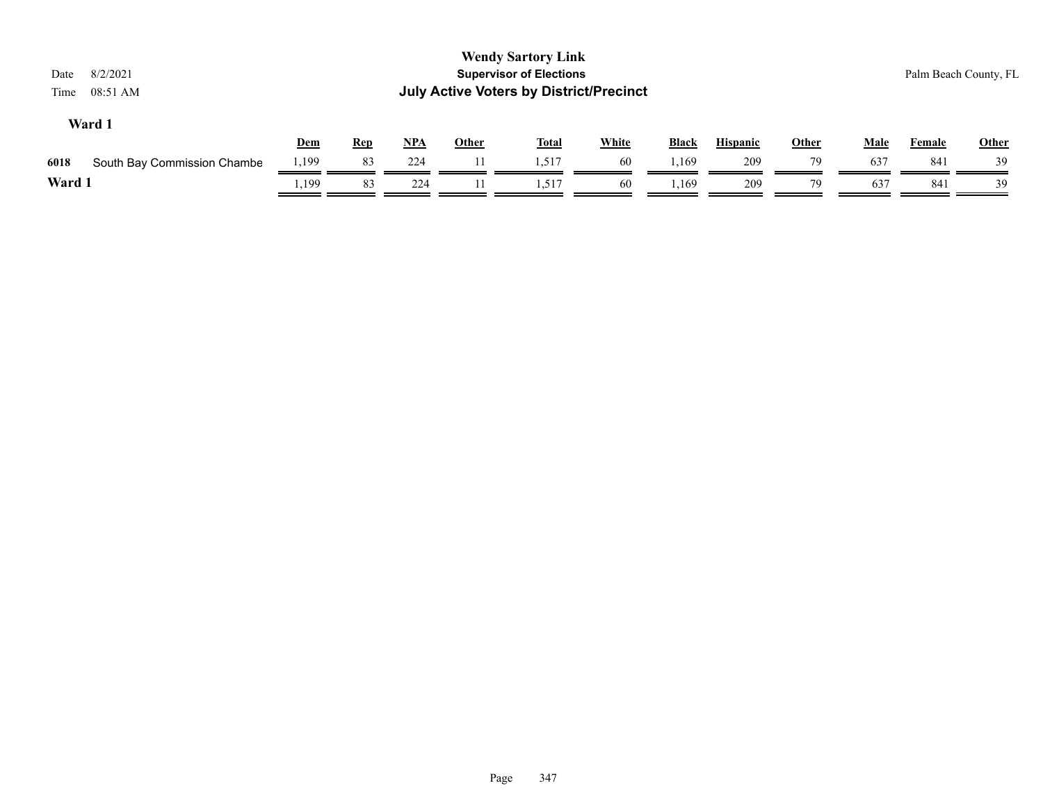# Wendy Sartory Link

## Supervisor of Elections

## July Active Voters by District/Precinct

Date 8/2/2021
Time 08:51 AM

Palm Beach County, FL

### Ward 1

| | | Dem | Rep | NPA | Other | Total | White | Black | Hispanic | Other | Male | Female | Other |
|---|---|---|---|---|---|---|---|---|---|---|---|---|---|
| 6018 | South Bay Commission Chambe | 1,199 | 83 | 224 | 11 | 1,517 | 60 | 1,169 | 209 | 79 | 637 | 841 | 39 |
| **Ward 1** | | 1,199 | 83 | 224 | 11 | 1,517 | 60 | 1,169 | 209 | 79 | 637 | 841 | 39 |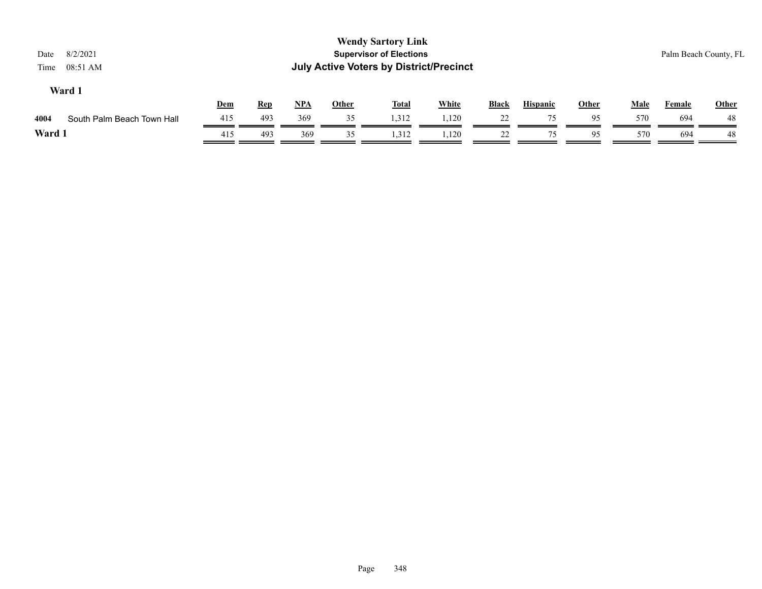**Wendy Sartory Link**

**Supervisor of Elections**

**July Active Voters by District/Precinct**

Date 8/2/2021
Time 08:51 AM

Palm Beach County, FL

## Ward 1

| | | Dem | Rep | NPA | Other | Total | White | Black | Hispanic | Other | Male | Female | Other |
|---|---|---|---|---|---|---|---|---|---|---|---|---|---|
| 4004 | South Palm Beach Town Hall | 415 | 493 | 369 | 35 | 1,312 | 1,120 | 22 | 75 | 95 | 570 | 694 | 48 |
| **Ward 1** | | 415 | 493 | 369 | 35 | 1,312 | 1,120 | 22 | 75 | 95 | 570 | 694 | 48 |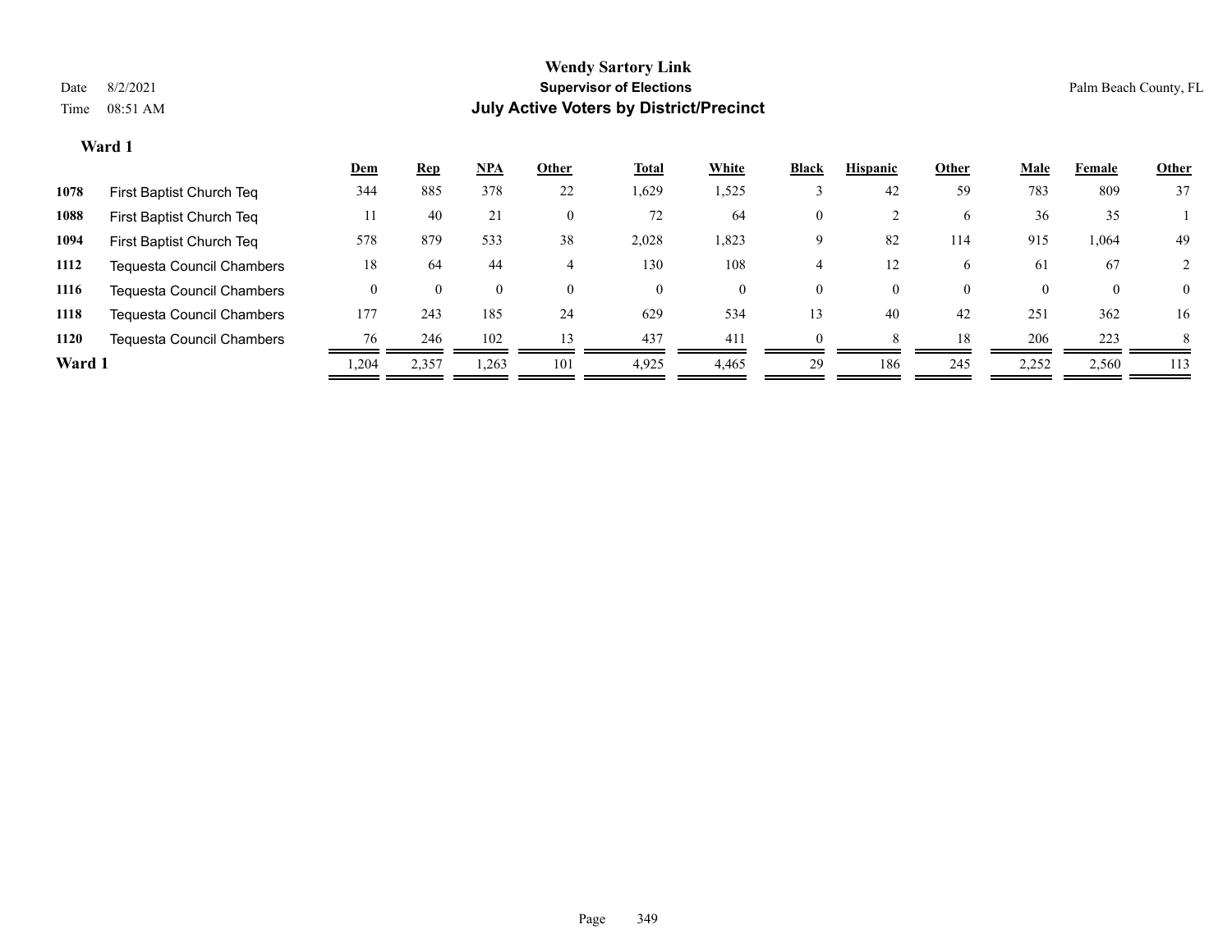**Wendy Sartory Link**
**Supervisor of Elections**
**July Active Voters by District/Precinct**

Date 8/2/2021 — Palm Beach County, FL
Time 08:51 AM

### Ward 1

| | | Dem | Rep | NPA | Other | Total | White | Black | Hispanic | Other | Male | Female | Other |
|---|---|---|---|---|---|---|---|---|---|---|---|---|---|
| 1078 | First Baptist Church Teq | 344 | 885 | 378 | 22 | 1,629 | 1,525 | 3 | 42 | 59 | 783 | 809 | 37 |
| 1088 | First Baptist Church Teq | 11 | 40 | 21 | 0 | 72 | 64 | 0 | 2 | 6 | 36 | 35 | 1 |
| 1094 | First Baptist Church Teq | 578 | 879 | 533 | 38 | 2,028 | 1,823 | 9 | 82 | 114 | 915 | 1,064 | 49 |
| 1112 | Tequesta Council Chambers | 18 | 64 | 44 | 4 | 130 | 108 | 4 | 12 | 6 | 61 | 67 | 2 |
| 1116 | Tequesta Council Chambers | 0 | 0 | 0 | 0 | 0 | 0 | 0 | 0 | 0 | 0 | 0 | 0 |
| 1118 | Tequesta Council Chambers | 177 | 243 | 185 | 24 | 629 | 534 | 13 | 40 | 42 | 251 | 362 | 16 |
| 1120 | Tequesta Council Chambers | 76 | 246 | 102 | 13 | 437 | 411 | 0 | 8 | 18 | 206 | 223 | 8 |
| **Ward 1** | | 1,204 | 2,357 | 1,263 | 101 | 4,925 | 4,465 | 29 | 186 | 245 | 2,252 | 2,560 | 113 |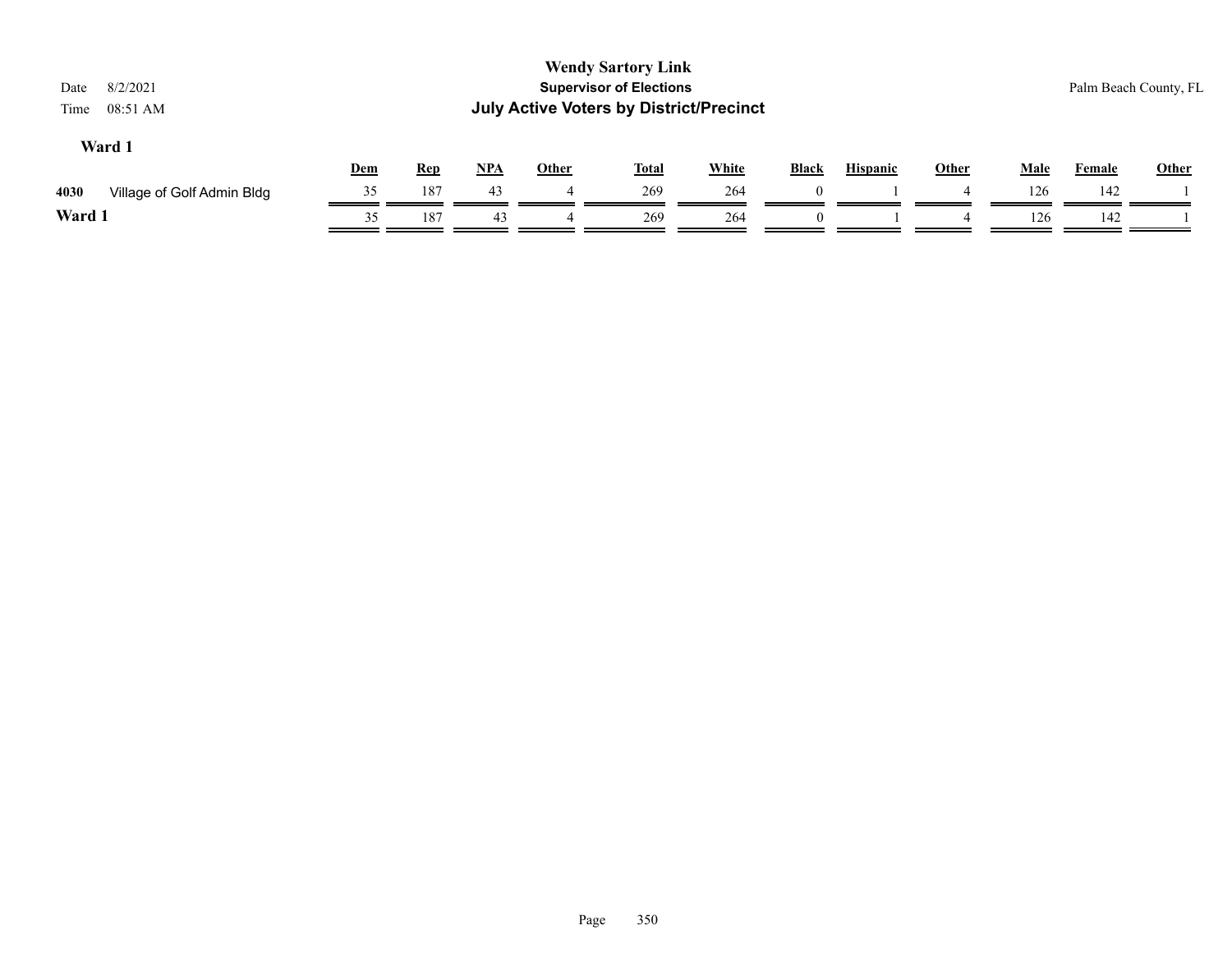**Wendy Sartory Link**
**Supervisor of Elections**
**July Active Voters by District/Precinct**

Date 8/2/2021
Time 08:51 AM

Palm Beach County, FL

### Ward 1

| | | Dem | Rep | NPA | Other | Total | White | Black | Hispanic | Other | Male | Female | Other |
|---|---|---|---|---|---|---|---|---|---|---|---|---|---|
| 4030 | Village of Golf Admin Bldg | 35 | 187 | 43 | 4 | 269 | 264 | 0 | 1 | 4 | 126 | 142 | 1 |
| **Ward 1** | | 35 | 187 | 43 | 4 | 269 | 264 | 0 | 1 | 4 | 126 | 142 | 1 |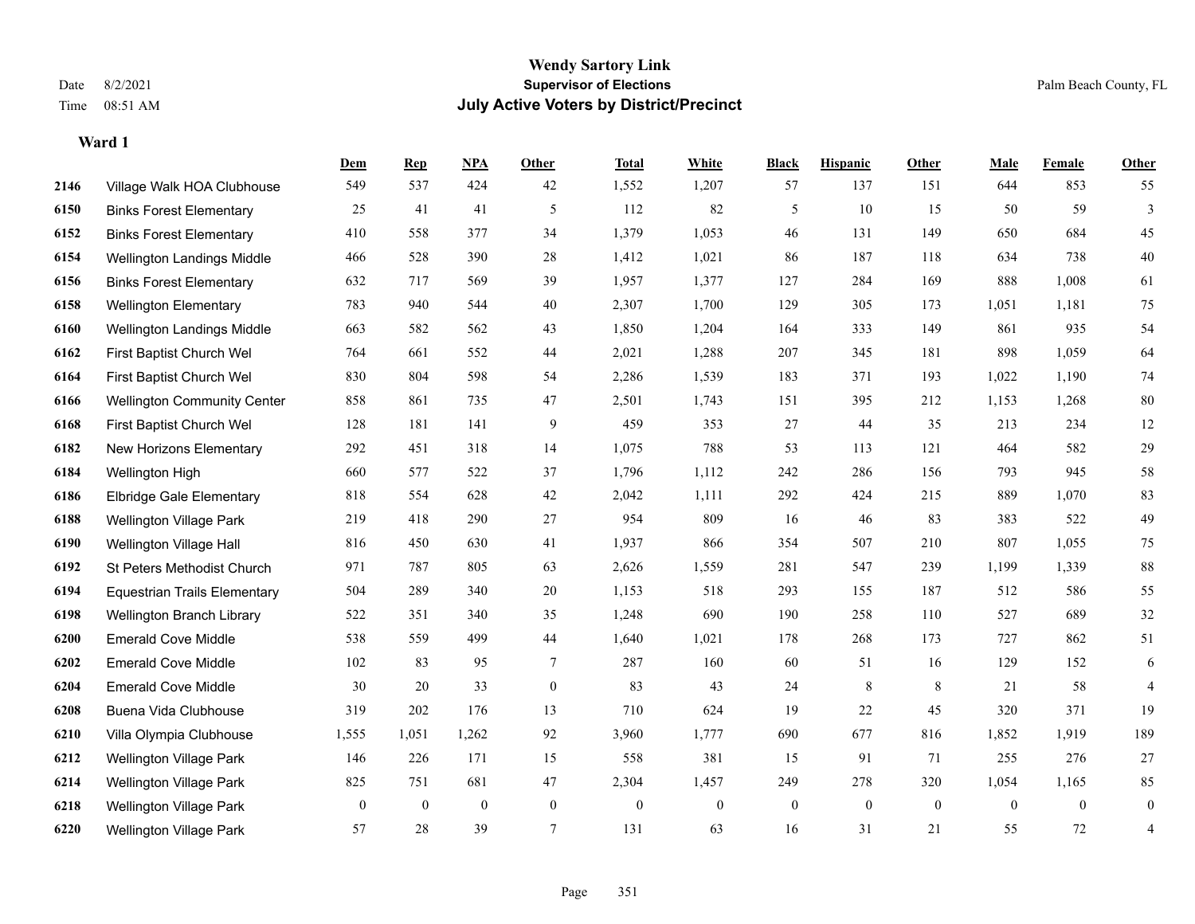**Wendy Sartory Link**
**Supervisor of Elections**
**July Active Voters by District/Precinct**

Date 8/2/2021
Time 08:51 AM

Palm Beach County, FL

### Ward 1

| | | Dem | Rep | NPA | Other | Total | White | Black | Hispanic | Other | Male | Female | Other |
|---|---|---|---|---|---|---|---|---|---|---|---|---|---|
| 2146 | Village Walk HOA Clubhouse | 549 | 537 | 424 | 42 | 1,552 | 1,207 | 57 | 137 | 151 | 644 | 853 | 55 |
| 6150 | Binks Forest Elementary | 25 | 41 | 41 | 5 | 112 | 82 | 5 | 10 | 15 | 50 | 59 | 3 |
| 6152 | Binks Forest Elementary | 410 | 558 | 377 | 34 | 1,379 | 1,053 | 46 | 131 | 149 | 650 | 684 | 45 |
| 6154 | Wellington Landings Middle | 466 | 528 | 390 | 28 | 1,412 | 1,021 | 86 | 187 | 118 | 634 | 738 | 40 |
| 6156 | Binks Forest Elementary | 632 | 717 | 569 | 39 | 1,957 | 1,377 | 127 | 284 | 169 | 888 | 1,008 | 61 |
| 6158 | Wellington Elementary | 783 | 940 | 544 | 40 | 2,307 | 1,700 | 129 | 305 | 173 | 1,051 | 1,181 | 75 |
| 6160 | Wellington Landings Middle | 663 | 582 | 562 | 43 | 1,850 | 1,204 | 164 | 333 | 149 | 861 | 935 | 54 |
| 6162 | First Baptist Church Wel | 764 | 661 | 552 | 44 | 2,021 | 1,288 | 207 | 345 | 181 | 898 | 1,059 | 64 |
| 6164 | First Baptist Church Wel | 830 | 804 | 598 | 54 | 2,286 | 1,539 | 183 | 371 | 193 | 1,022 | 1,190 | 74 |
| 6166 | Wellington Community Center | 858 | 861 | 735 | 47 | 2,501 | 1,743 | 151 | 395 | 212 | 1,153 | 1,268 | 80 |
| 6168 | First Baptist Church Wel | 128 | 181 | 141 | 9 | 459 | 353 | 27 | 44 | 35 | 213 | 234 | 12 |
| 6182 | New Horizons Elementary | 292 | 451 | 318 | 14 | 1,075 | 788 | 53 | 113 | 121 | 464 | 582 | 29 |
| 6184 | Wellington High | 660 | 577 | 522 | 37 | 1,796 | 1,112 | 242 | 286 | 156 | 793 | 945 | 58 |
| 6186 | Elbridge Gale Elementary | 818 | 554 | 628 | 42 | 2,042 | 1,111 | 292 | 424 | 215 | 889 | 1,070 | 83 |
| 6188 | Wellington Village Park | 219 | 418 | 290 | 27 | 954 | 809 | 16 | 46 | 83 | 383 | 522 | 49 |
| 6190 | Wellington Village Hall | 816 | 450 | 630 | 41 | 1,937 | 866 | 354 | 507 | 210 | 807 | 1,055 | 75 |
| 6192 | St Peters Methodist Church | 971 | 787 | 805 | 63 | 2,626 | 1,559 | 281 | 547 | 239 | 1,199 | 1,339 | 88 |
| 6194 | Equestrian Trails Elementary | 504 | 289 | 340 | 20 | 1,153 | 518 | 293 | 155 | 187 | 512 | 586 | 55 |
| 6198 | Wellington Branch Library | 522 | 351 | 340 | 35 | 1,248 | 690 | 190 | 258 | 110 | 527 | 689 | 32 |
| 6200 | Emerald Cove Middle | 538 | 559 | 499 | 44 | 1,640 | 1,021 | 178 | 268 | 173 | 727 | 862 | 51 |
| 6202 | Emerald Cove Middle | 102 | 83 | 95 | 7 | 287 | 160 | 60 | 51 | 16 | 129 | 152 | 6 |
| 6204 | Emerald Cove Middle | 30 | 20 | 33 | 0 | 83 | 43 | 24 | 8 | 8 | 21 | 58 | 4 |
| 6208 | Buena Vida Clubhouse | 319 | 202 | 176 | 13 | 710 | 624 | 19 | 22 | 45 | 320 | 371 | 19 |
| 6210 | Villa Olympia Clubhouse | 1,555 | 1,051 | 1,262 | 92 | 3,960 | 1,777 | 690 | 677 | 816 | 1,852 | 1,919 | 189 |
| 6212 | Wellington Village Park | 146 | 226 | 171 | 15 | 558 | 381 | 15 | 91 | 71 | 255 | 276 | 27 |
| 6214 | Wellington Village Park | 825 | 751 | 681 | 47 | 2,304 | 1,457 | 249 | 278 | 320 | 1,054 | 1,165 | 85 |
| 6218 | Wellington Village Park | 0 | 0 | 0 | 0 | 0 | 0 | 0 | 0 | 0 | 0 | 0 | 0 |
| 6220 | Wellington Village Park | 57 | 28 | 39 | 7 | 131 | 63 | 16 | 31 | 21 | 55 | 72 | 4 |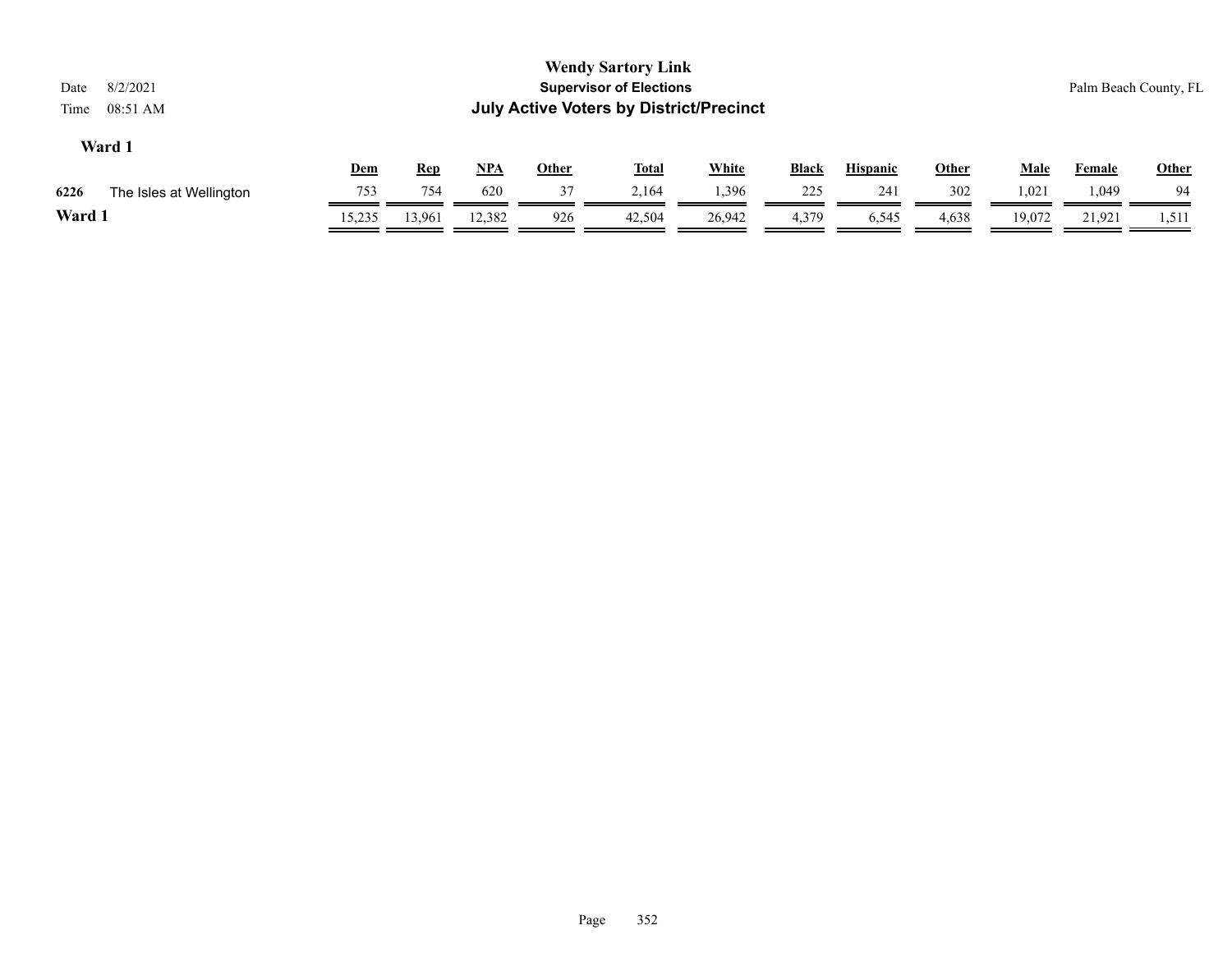**Wendy Sartory Link**
**Supervisor of Elections**
**July Active Voters by District/Precinct**

Date 8/2/2021
Time 08:51 AM

Palm Beach County, FL

### Ward 1

| | | Dem | Rep | NPA | Other | Total | White | Black | Hispanic | Other | Male | Female | Other |
|---|---|---|---|---|---|---|---|---|---|---|---|---|---|
| 6226 | The Isles at Wellington | 753 | 754 | 620 | 37 | 2,164 | 1,396 | 225 | 241 | 302 | 1,021 | 1,049 | 94 |
| **Ward 1** | | 15,235 | 13,961 | 12,382 | 926 | 42,504 | 26,942 | 4,379 | 6,545 | 4,638 | 19,072 | 21,921 | 1,511 |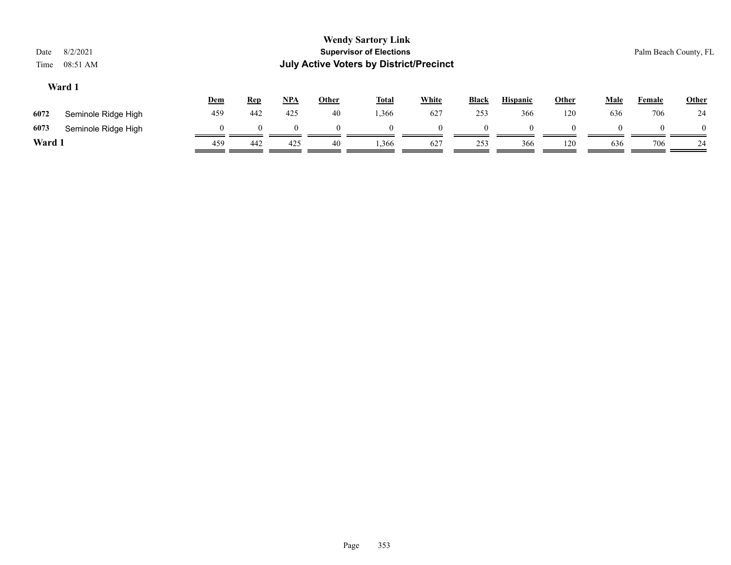# Wendy Sartory Link

## Supervisor of Elections

## July Active Voters by District/Precinct

Date 8/2/2021
Time 08:51 AM

Palm Beach County, FL

### Ward 1

| | | Dem | Rep | NPA | Other | Total | White | Black | Hispanic | Other | Male | Female | Other |
|---|---|---|---|---|---|---|---|---|---|---|---|---|---|
| 6072 | Seminole Ridge High | 459 | 442 | 425 | 40 | 1,366 | 627 | 253 | 366 | 120 | 636 | 706 | 24 |
| 6073 | Seminole Ridge High | 0 | 0 | 0 | 0 | 0 | 0 | 0 | 0 | 0 | 0 | 0 | 0 |
| **Ward 1** | | 459 | 442 | 425 | 40 | 1,366 | 627 | 253 | 366 | 120 | 636 | 706 | 24 |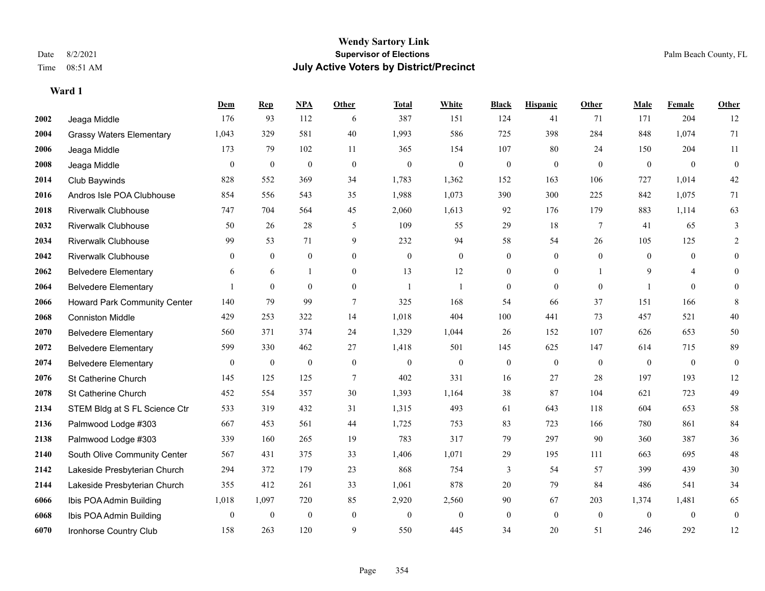# Wendy Sartory Link
## Supervisor of Elections
## July Active Voters by District/Precinct

Date 8/2/2021
Time 08:51 AM

Palm Beach County, FL

### Ward 1

| | | Dem | Rep | NPA | Other | Total | White | Black | Hispanic | Other | Male | Female | Other |
|---|---|---|---|---|---|---|---|---|---|---|---|---|---|
| 2002 | Jeaga Middle | 176 | 93 | 112 | 6 | 387 | 151 | 124 | 41 | 71 | 171 | 204 | 12 |
| 2004 | Grassy Waters Elementary | 1,043 | 329 | 581 | 40 | 1,993 | 586 | 725 | 398 | 284 | 848 | 1,074 | 71 |
| 2006 | Jeaga Middle | 173 | 79 | 102 | 11 | 365 | 154 | 107 | 80 | 24 | 150 | 204 | 11 |
| 2008 | Jeaga Middle | 0 | 0 | 0 | 0 | 0 | 0 | 0 | 0 | 0 | 0 | 0 | 0 |
| 2014 | Club Baywinds | 828 | 552 | 369 | 34 | 1,783 | 1,362 | 152 | 163 | 106 | 727 | 1,014 | 42 |
| 2016 | Andros Isle POA Clubhouse | 854 | 556 | 543 | 35 | 1,988 | 1,073 | 390 | 300 | 225 | 842 | 1,075 | 71 |
| 2018 | Riverwalk Clubhouse | 747 | 704 | 564 | 45 | 2,060 | 1,613 | 92 | 176 | 179 | 883 | 1,114 | 63 |
| 2032 | Riverwalk Clubhouse | 50 | 26 | 28 | 5 | 109 | 55 | 29 | 18 | 7 | 41 | 65 | 3 |
| 2034 | Riverwalk Clubhouse | 99 | 53 | 71 | 9 | 232 | 94 | 58 | 54 | 26 | 105 | 125 | 2 |
| 2042 | Riverwalk Clubhouse | 0 | 0 | 0 | 0 | 0 | 0 | 0 | 0 | 0 | 0 | 0 | 0 |
| 2062 | Belvedere Elementary | 6 | 6 | 1 | 0 | 13 | 12 | 0 | 0 | 1 | 9 | 4 | 0 |
| 2064 | Belvedere Elementary | 1 | 0 | 0 | 0 | 1 | 1 | 0 | 0 | 0 | 1 | 0 | 0 |
| 2066 | Howard Park Community Center | 140 | 79 | 99 | 7 | 325 | 168 | 54 | 66 | 37 | 151 | 166 | 8 |
| 2068 | Conniston Middle | 429 | 253 | 322 | 14 | 1,018 | 404 | 100 | 441 | 73 | 457 | 521 | 40 |
| 2070 | Belvedere Elementary | 560 | 371 | 374 | 24 | 1,329 | 1,044 | 26 | 152 | 107 | 626 | 653 | 50 |
| 2072 | Belvedere Elementary | 599 | 330 | 462 | 27 | 1,418 | 501 | 145 | 625 | 147 | 614 | 715 | 89 |
| 2074 | Belvedere Elementary | 0 | 0 | 0 | 0 | 0 | 0 | 0 | 0 | 0 | 0 | 0 | 0 |
| 2076 | St Catherine Church | 145 | 125 | 125 | 7 | 402 | 331 | 16 | 27 | 28 | 197 | 193 | 12 |
| 2078 | St Catherine Church | 452 | 554 | 357 | 30 | 1,393 | 1,164 | 38 | 87 | 104 | 621 | 723 | 49 |
| 2134 | STEM Bldg at S FL Science Ctr | 533 | 319 | 432 | 31 | 1,315 | 493 | 61 | 643 | 118 | 604 | 653 | 58 |
| 2136 | Palmwood Lodge #303 | 667 | 453 | 561 | 44 | 1,725 | 753 | 83 | 723 | 166 | 780 | 861 | 84 |
| 2138 | Palmwood Lodge #303 | 339 | 160 | 265 | 19 | 783 | 317 | 79 | 297 | 90 | 360 | 387 | 36 |
| 2140 | South Olive Community Center | 567 | 431 | 375 | 33 | 1,406 | 1,071 | 29 | 195 | 111 | 663 | 695 | 48 |
| 2142 | Lakeside Presbyterian Church | 294 | 372 | 179 | 23 | 868 | 754 | 3 | 54 | 57 | 399 | 439 | 30 |
| 2144 | Lakeside Presbyterian Church | 355 | 412 | 261 | 33 | 1,061 | 878 | 20 | 79 | 84 | 486 | 541 | 34 |
| 6066 | Ibis POA Admin Building | 1,018 | 1,097 | 720 | 85 | 2,920 | 2,560 | 90 | 67 | 203 | 1,374 | 1,481 | 65 |
| 6068 | Ibis POA Admin Building | 0 | 0 | 0 | 0 | 0 | 0 | 0 | 0 | 0 | 0 | 0 | 0 |
| 6070 | Ironhorse Country Club | 158 | 263 | 120 | 9 | 550 | 445 | 34 | 20 | 51 | 246 | 292 | 12 |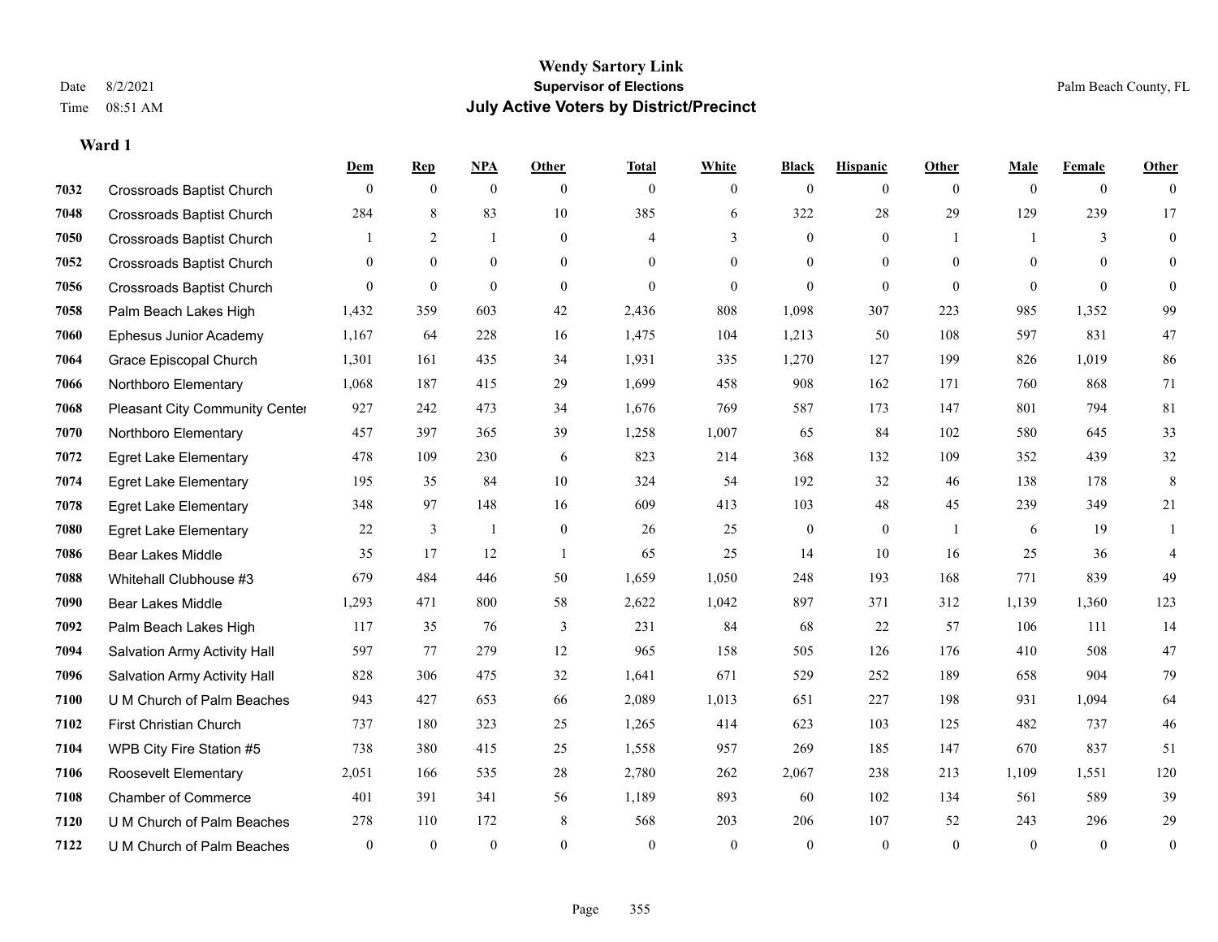# Wendy Sartory Link

## Supervisor of Elections

## July Active Voters by District/Precinct

Date 8/2/2021
Time 08:51 AM

Palm Beach County, FL

### Ward 1

| | | Dem | Rep | NPA | Other | Total | White | Black | Hispanic | Other | Male | Female | Other |
|---|---|---|---|---|---|---|---|---|---|---|---|---|---|
| 7032 | Crossroads Baptist Church | 0 | 0 | 0 | 0 | 0 | 0 | 0 | 0 | 0 | 0 | 0 | 0 |
| 7048 | Crossroads Baptist Church | 284 | 8 | 83 | 10 | 385 | 6 | 322 | 28 | 29 | 129 | 239 | 17 |
| 7050 | Crossroads Baptist Church | 1 | 2 | 1 | 0 | 4 | 3 | 0 | 0 | 1 | 1 | 3 | 0 |
| 7052 | Crossroads Baptist Church | 0 | 0 | 0 | 0 | 0 | 0 | 0 | 0 | 0 | 0 | 0 | 0 |
| 7056 | Crossroads Baptist Church | 0 | 0 | 0 | 0 | 0 | 0 | 0 | 0 | 0 | 0 | 0 | 0 |
| 7058 | Palm Beach Lakes High | 1,432 | 359 | 603 | 42 | 2,436 | 808 | 1,098 | 307 | 223 | 985 | 1,352 | 99 |
| 7060 | Ephesus Junior Academy | 1,167 | 64 | 228 | 16 | 1,475 | 104 | 1,213 | 50 | 108 | 597 | 831 | 47 |
| 7064 | Grace Episcopal Church | 1,301 | 161 | 435 | 34 | 1,931 | 335 | 1,270 | 127 | 199 | 826 | 1,019 | 86 |
| 7066 | Northboro Elementary | 1,068 | 187 | 415 | 29 | 1,699 | 458 | 908 | 162 | 171 | 760 | 868 | 71 |
| 7068 | Pleasant City Community Center | 927 | 242 | 473 | 34 | 1,676 | 769 | 587 | 173 | 147 | 801 | 794 | 81 |
| 7070 | Northboro Elementary | 457 | 397 | 365 | 39 | 1,258 | 1,007 | 65 | 84 | 102 | 580 | 645 | 33 |
| 7072 | Egret Lake Elementary | 478 | 109 | 230 | 6 | 823 | 214 | 368 | 132 | 109 | 352 | 439 | 32 |
| 7074 | Egret Lake Elementary | 195 | 35 | 84 | 10 | 324 | 54 | 192 | 32 | 46 | 138 | 178 | 8 |
| 7078 | Egret Lake Elementary | 348 | 97 | 148 | 16 | 609 | 413 | 103 | 48 | 45 | 239 | 349 | 21 |
| 7080 | Egret Lake Elementary | 22 | 3 | 1 | 0 | 26 | 25 | 0 | 0 | 1 | 6 | 19 | 1 |
| 7086 | Bear Lakes Middle | 35 | 17 | 12 | 1 | 65 | 25 | 14 | 10 | 16 | 25 | 36 | 4 |
| 7088 | Whitehall Clubhouse #3 | 679 | 484 | 446 | 50 | 1,659 | 1,050 | 248 | 193 | 168 | 771 | 839 | 49 |
| 7090 | Bear Lakes Middle | 1,293 | 471 | 800 | 58 | 2,622 | 1,042 | 897 | 371 | 312 | 1,139 | 1,360 | 123 |
| 7092 | Palm Beach Lakes High | 117 | 35 | 76 | 3 | 231 | 84 | 68 | 22 | 57 | 106 | 111 | 14 |
| 7094 | Salvation Army Activity Hall | 597 | 77 | 279 | 12 | 965 | 158 | 505 | 126 | 176 | 410 | 508 | 47 |
| 7096 | Salvation Army Activity Hall | 828 | 306 | 475 | 32 | 1,641 | 671 | 529 | 252 | 189 | 658 | 904 | 79 |
| 7100 | U M Church of Palm Beaches | 943 | 427 | 653 | 66 | 2,089 | 1,013 | 651 | 227 | 198 | 931 | 1,094 | 64 |
| 7102 | First Christian Church | 737 | 180 | 323 | 25 | 1,265 | 414 | 623 | 103 | 125 | 482 | 737 | 46 |
| 7104 | WPB City Fire Station #5 | 738 | 380 | 415 | 25 | 1,558 | 957 | 269 | 185 | 147 | 670 | 837 | 51 |
| 7106 | Roosevelt Elementary | 2,051 | 166 | 535 | 28 | 2,780 | 262 | 2,067 | 238 | 213 | 1,109 | 1,551 | 120 |
| 7108 | Chamber of Commerce | 401 | 391 | 341 | 56 | 1,189 | 893 | 60 | 102 | 134 | 561 | 589 | 39 |
| 7120 | U M Church of Palm Beaches | 278 | 110 | 172 | 8 | 568 | 203 | 206 | 107 | 52 | 243 | 296 | 29 |
| 7122 | U M Church of Palm Beaches | 0 | 0 | 0 | 0 | 0 | 0 | 0 | 0 | 0 | 0 | 0 | 0 |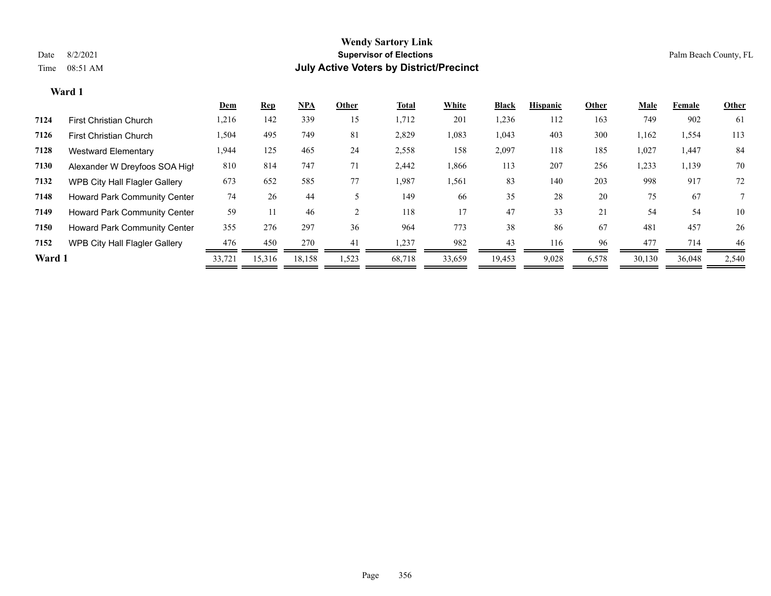**Wendy Sartory Link**
**Supervisor of Elections**
**July Active Voters by District/Precinct**

Date 8/2/2021
Time 08:51 AM

Palm Beach County, FL

**Ward 1**

| | | Dem | Rep | NPA | Other | Total | White | Black | Hispanic | Other | Male | Female | Other |
|---|---|---|---|---|---|---|---|---|---|---|---|---|---|
| 7124 | First Christian Church | 1,216 | 142 | 339 | 15 | 1,712 | 201 | 1,236 | 112 | 163 | 749 | 902 | 61 |
| 7126 | First Christian Church | 1,504 | 495 | 749 | 81 | 2,829 | 1,083 | 1,043 | 403 | 300 | 1,162 | 1,554 | 113 |
| 7128 | Westward Elementary | 1,944 | 125 | 465 | 24 | 2,558 | 158 | 2,097 | 118 | 185 | 1,027 | 1,447 | 84 |
| 7130 | Alexander W Dreyfoos SOA High | 810 | 814 | 747 | 71 | 2,442 | 1,866 | 113 | 207 | 256 | 1,233 | 1,139 | 70 |
| 7132 | WPB City Hall Flagler Gallery | 673 | 652 | 585 | 77 | 1,987 | 1,561 | 83 | 140 | 203 | 998 | 917 | 72 |
| 7148 | Howard Park Community Center | 74 | 26 | 44 | 5 | 149 | 66 | 35 | 28 | 20 | 75 | 67 | 7 |
| 7149 | Howard Park Community Center | 59 | 11 | 46 | 2 | 118 | 17 | 47 | 33 | 21 | 54 | 54 | 10 |
| 7150 | Howard Park Community Center | 355 | 276 | 297 | 36 | 964 | 773 | 38 | 86 | 67 | 481 | 457 | 26 |
| 7152 | WPB City Hall Flagler Gallery | 476 | 450 | 270 | 41 | 1,237 | 982 | 43 | 116 | 96 | 477 | 714 | 46 |
| **Ward 1** | | 33,721 | 15,316 | 18,158 | 1,523 | 68,718 | 33,659 | 19,453 | 9,028 | 6,578 | 30,130 | 36,048 | 2,540 |